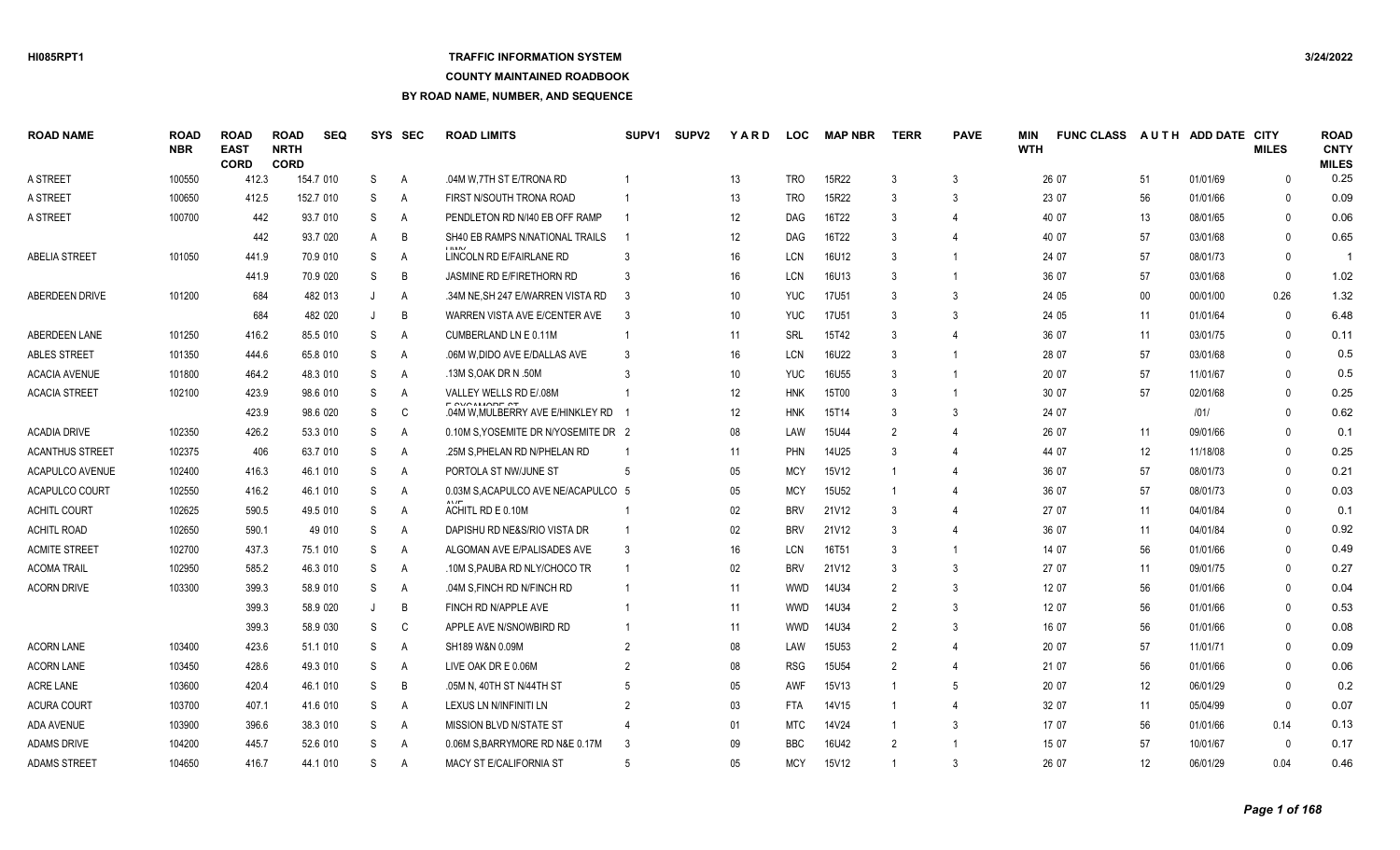**HI085RPT1**

# TRAFFIC INFORMATION SYSTEM

## COUNTY MAINTAINED ROADBOOK

### BY ROAD NAME, NUMBER, AND SEQUENCE

3/24/2022

| ROAD NAME | ROAD NBR | ROAD EAST CORD | ROAD NRTH CORD | SEQ | SYS | SEC | ROAD LIMITS | SUPV1 | SUPV2 | YARD | LOC | MAP NBR | TERR | PAVE | MIN WTH | FUNC CLASS | AUTH | ADD DATE | CITY MILES | ROAD CNTY MILES |
|---|---|---|---|---|---|---|---|---|---|---|---|---|---|---|---|---|---|---|---|---|
| A STREET | 100550 | 412.3 | 154.7 | 010 | S | A | .04M W,7TH ST E/TRONA RD | 1 | | 13 | TRO | 15R22 | 3 | 3 | 26 | 07 | 51 | 01/01/69 | 0 | 0.25 |
| A STREET | 100650 | 412.5 | 152.7 | 010 | S | A | FIRST N/SOUTH TRONA ROAD | 1 | | 13 | TRO | 15R22 | 3 | 3 | 23 | 07 | 56 | 01/01/66 | 0 | 0.09 |
| A STREET | 100700 | 442 | 93.7 | 010 | S | A | PENDLETON RD N/I40 EB OFF RAMP | 1 | | 12 | DAG | 16T22 | 3 | 4 | 40 | 07 | 13 | 08/01/65 | 0 | 0.06 |
| | | 442 | 93.7 | 020 | A | B | SH40 EB RAMPS N/NATIONAL TRAILS HWY | 1 | | 12 | DAG | 16T22 | 3 | 4 | 40 | 07 | 57 | 03/01/68 | 0 | 0.65 |
| ABELIA STREET | 101050 | 441.9 | 70.9 | 010 | S | A | LINCOLN RD E/FAIRLANE RD | 3 | | 16 | LCN | 16U12 | 3 | 1 | 24 | 07 | 57 | 08/01/73 | 0 | 1 |
| | | 441.9 | 70.9 | 020 | S | B | JASMINE RD E/FIRETHORN RD | 3 | | 16 | LCN | 16U13 | 3 | 1 | 36 | 07 | 57 | 03/01/68 | 0 | 1.02 |
| ABERDEEN DRIVE | 101200 | 684 | 482 | 013 | J | A | .34M NE,SH 247 E/WARREN VISTA RD | 3 | | 10 | YUC | 17U51 | 3 | 3 | 24 | 05 | 00 | 00/01/00 | 0.26 | 1.32 |
| | | 684 | 482 | 020 | J | B | WARREN VISTA AVE E/CENTER AVE | 3 | | 10 | YUC | 17U51 | 3 | 3 | 24 | 05 | 11 | 01/01/64 | 0 | 6.48 |
| ABERDEEN LANE | 101250 | 416.2 | 85.5 | 010 | S | A | CUMBERLAND LN E 0.11M | 1 | | 11 | SRL | 15T42 | 3 | 4 | 36 | 07 | 11 | 03/01/75 | 0 | 0.11 |
| ABLES STREET | 101350 | 444.6 | 65.8 | 010 | S | A | .06M W,DIDO AVE E/DALLAS AVE | 3 | | 16 | LCN | 16U22 | 3 | 1 | 28 | 07 | 57 | 03/01/68 | 0 | 0.5 |
| ACACIA AVENUE | 101800 | 464.2 | 48.3 | 010 | S | A | .13M S,OAK DR N .50M | 3 | | 10 | YUC | 16U55 | 3 | 1 | 20 | 07 | 57 | 11/01/67 | 0 | 0.5 |
| ACACIA STREET | 102100 | 423.9 | 98.6 | 010 | S | A | VALLEY WELLS RD E/.08M E,SYCAMORE ST | 1 | | 12 | HNK | 15T00 | 3 | 1 | 30 | 07 | 57 | 02/01/68 | 0 | 0.25 |
| | | 423.9 | 98.6 | 020 | S | C | .04M W,MULBERRY AVE E/HINKLEY RD | 1 | | 12 | HNK | 15T14 | 3 | 3 | 24 | 07 | | /01/ | 0 | 0.62 |
| ACADIA DRIVE | 102350 | 426.2 | 53.3 | 010 | S | A | 0.10M S,YOSEMITE DR N/YOSEMITE DR | 2 | | 08 | LAW | 15U44 | 2 | 4 | 26 | 07 | 11 | 09/01/66 | 0 | 0.1 |
| ACANTHUS STREET | 102375 | 406 | 63.7 | 010 | S | A | .25M S,PHELAN RD N/PHELAN RD | 1 | | 11 | PHN | 14U25 | 3 | 4 | 44 | 07 | 12 | 11/18/08 | 0 | 0.25 |
| ACAPULCO AVENUE | 102400 | 416.3 | 46.1 | 010 | S | A | PORTOLA ST NW/JUNE ST | 5 | | 05 | MCY | 15V12 | 1 | 4 | 36 | 07 | 57 | 08/01/73 | 0 | 0.21 |
| ACAPULCO COURT | 102550 | 416.2 | 46.1 | 010 | S | A | 0.03M S,ACAPULCO AVE NE/ACAPULCO AVE | 5 | | 05 | MCY | 15U52 | 1 | 4 | 36 | 07 | 57 | 08/01/73 | 0 | 0.03 |
| ACHITL COURT | 102625 | 590.5 | 49.5 | 010 | S | A | ACHITL RD E 0.10M | 1 | | 02 | BRV | 21V12 | 3 | 4 | 27 | 07 | 11 | 04/01/84 | 0 | 0.1 |
| ACHITL ROAD | 102650 | 590.1 | 49 | 010 | S | A | DAPISHU RD NE&S/RIO VISTA DR | 1 | | 02 | BRV | 21V12 | 3 | 4 | 36 | 07 | 11 | 04/01/84 | 0 | 0.92 |
| ACMITE STREET | 102700 | 437.3 | 75.1 | 010 | S | A | ALGOMAN AVE E/PALISADES AVE | 3 | | 16 | LCN | 16T51 | 3 | 1 | 14 | 07 | 56 | 01/01/66 | 0 | 0.49 |
| ACOMA TRAIL | 102950 | 585.2 | 46.3 | 010 | S | A | .10M S,PAUBA RD NLY/CHOCO TR | 1 | | 02 | BRV | 21V12 | 3 | 3 | 27 | 07 | 11 | 09/01/75 | 0 | 0.27 |
| ACORN DRIVE | 103300 | 399.3 | 58.9 | 010 | S | A | .04M S,FINCH RD N/FINCH RD | 1 | | 11 | WWD | 14U34 | 2 | 3 | 12 | 07 | 56 | 01/01/66 | 0 | 0.04 |
| | | 399.3 | 58.9 | 020 | J | B | FINCH RD N/APPLE AVE | 1 | | 11 | WWD | 14U34 | 2 | 3 | 12 | 07 | 56 | 01/01/66 | 0 | 0.53 |
| | | 399.3 | 58.9 | 030 | S | C | APPLE AVE N/SNOWBIRD RD | 1 | | 11 | WWD | 14U34 | 2 | 3 | 16 | 07 | 56 | 01/01/66 | 0 | 0.08 |
| ACORN LANE | 103400 | 423.6 | 51.1 | 010 | S | A | SH189 W&N 0.09M | 2 | | 08 | LAW | 15U53 | 2 | 4 | 20 | 07 | 57 | 11/01/71 | 0 | 0.09 |
| ACORN LANE | 103450 | 428.6 | 49.3 | 010 | S | A | LIVE OAK DR E 0.06M | 2 | | 08 | RSG | 15U54 | 2 | 4 | 21 | 07 | 56 | 01/01/66 | 0 | 0.06 |
| ACRE LANE | 103600 | 420.4 | 46.1 | 010 | S | B | .05M N, 40TH ST N/44TH ST | 5 | | 05 | AWF | 15V13 | 1 | 5 | 20 | 07 | 12 | 06/01/29 | 0 | 0.2 |
| ACURA COURT | 103700 | 407.1 | 41.6 | 010 | S | A | LEXUS LN N/INFINITI LN | 2 | | 03 | FTA | 14V15 | 1 | 4 | 32 | 07 | 11 | 05/04/99 | 0 | 0.07 |
| ADA AVENUE | 103900 | 396.6 | 38.3 | 010 | S | A | MISSION BLVD N/STATE ST | 4 | | 01 | MTC | 14V24 | 1 | 3 | 17 | 07 | 56 | 01/01/66 | 0.14 | 0.13 |
| ADAMS DRIVE | 104200 | 445.7 | 52.6 | 010 | S | A | 0.06M S,BARRYMORE RD N&E 0.17M | 3 | | 09 | BBC | 16U42 | 2 | 1 | 15 | 07 | 57 | 10/01/67 | 0 | 0.17 |
| ADAMS STREET | 104650 | 416.7 | 44.1 | 010 | S | A | MACY ST E/CALIFORNIA ST | 5 | | 05 | MCY | 15V12 | 1 | 3 | 26 | 07 | 12 | 06/01/29 | 0.04 | 0.46 |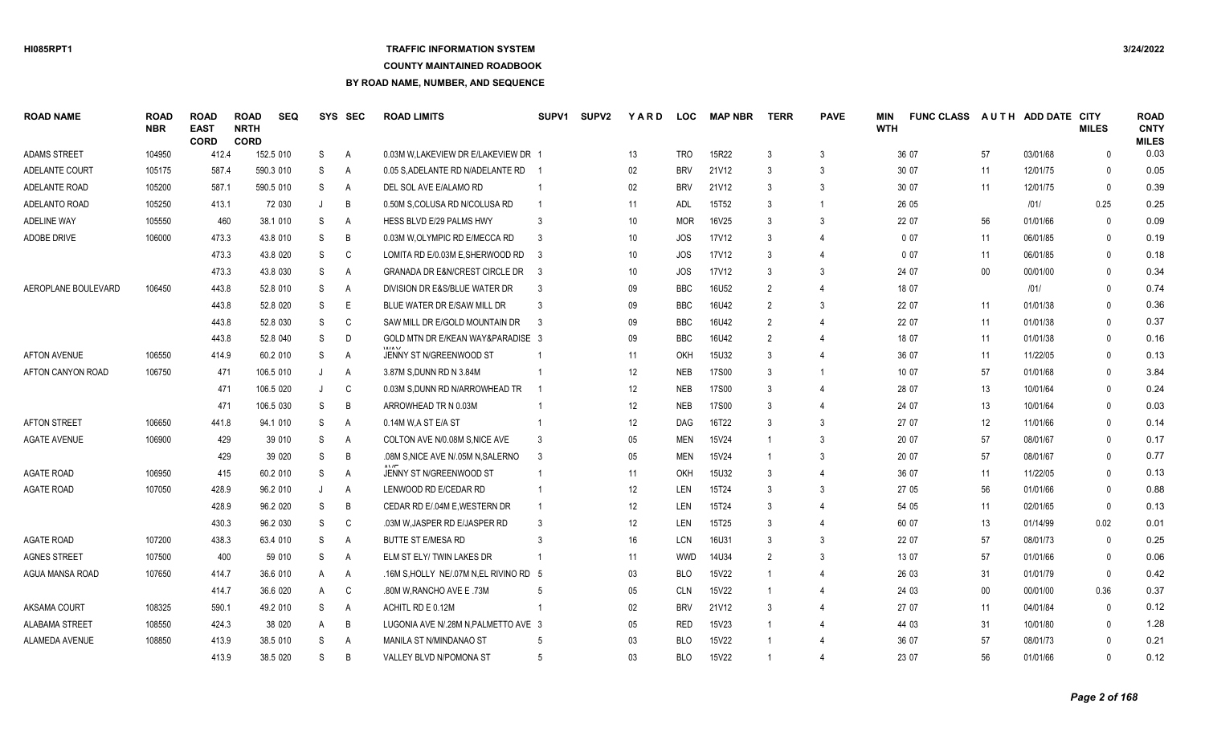# TRAFFIC INFORMATION SYSTEM

## COUNTY MAINTAINED ROADBOOK

### BY ROAD NAME, NUMBER, AND SEQUENCE

| ROAD NAME | ROAD NBR | ROAD EAST CORD | ROAD NRTH CORD | SEQ | SYS | SEC | ROAD LIMITS | SUPV1 | SUPV2 | YARD | LOC | MAP NBR | TERR | PAVE | MIN WTH | FUNC CLASS | AUTH | ADD DATE | CITY MILES | ROAD CNTY MILES |
|---|---|---|---|---|---|---|---|---|---|---|---|---|---|---|---|---|---|---|---|---|
| ADAMS STREET | 104950 | 412.4 | 152.5 | 010 | S | A | 0.03M W,LAKEVIEW DR E/LAKEVIEW DR | 1 | | 13 | TRO | 15R22 | 3 | 3 | 36 | 07 | 57 | 03/01/68 | 0 | 0.03 |
| ADELANTE COURT | 105175 | 587.4 | 590.3 | 010 | S | A | 0.05 S,ADELANTE RD N/ADELANTE RD | 1 | | 02 | BRV | 21V12 | 3 | 3 | 30 | 07 | 11 | 12/01/75 | 0 | 0.05 |
| ADELANTE ROAD | 105200 | 587.1 | 590.5 | 010 | S | A | DEL SOL AVE E/ALAMO RD | 1 | | 02 | BRV | 21V12 | 3 | 3 | 30 | 07 | 11 | 12/01/75 | 0 | 0.39 |
| ADELANTO ROAD | 105250 | 413.1 | 72 | 030 | J | B | 0.50M S,COLUSA RD N/COLUSA RD | 1 | | 11 | ADL | 15T52 | 3 | 1 | 26 | 05 | | /01/ | 0.25 | 0.25 |
| ADELINE WAY | 105550 | 460 | 38.1 | 010 | S | A | HESS BLVD E/29 PALMS HWY | 3 | | 10 | MOR | 16V25 | 3 | 3 | 22 | 07 | 56 | 01/01/66 | 0 | 0.09 |
| ADOBE DRIVE | 106000 | 473.3 | 43.8 | 010 | S | B | 0.03M W,OLYMPIC RD E/MECCA RD | 3 | | 10 | JOS | 17V12 | 3 | 4 | 0 | 07 | 11 | 06/01/85 | 0 | 0.19 |
| | | 473.3 | 43.8 | 020 | S | C | LOMITA RD E/0.03M E,SHERWOOD RD | 3 | | 10 | JOS | 17V12 | 3 | 4 | 0 | 07 | 11 | 06/01/85 | 0 | 0.18 |
| | | 473.3 | 43.8 | 030 | S | A | GRANADA DR E&N/CREST CIRCLE DR | 3 | | 10 | JOS | 17V12 | 3 | 3 | 24 | 07 | 00 | 00/01/00 | 0 | 0.34 |
| AEROPLANE BOULEVARD | 106450 | 443.8 | 52.8 | 010 | S | A | DIVISION DR E&S/BLUE WATER DR | 3 | | 09 | BBC | 16U52 | 2 | 4 | 18 | 07 | | /01/ | 0 | 0.74 |
| | | 443.8 | 52.8 | 020 | S | E | BLUE WATER DR E/SAW MILL DR | 3 | | 09 | BBC | 16U42 | 2 | 3 | 22 | 07 | 11 | 01/01/38 | 0 | 0.36 |
| | | 443.8 | 52.8 | 030 | S | C | SAW MILL DR E/GOLD MOUNTAIN DR | 3 | | 09 | BBC | 16U42 | 2 | 4 | 22 | 07 | 11 | 01/01/38 | 0 | 0.37 |
| | | 443.8 | 52.8 | 040 | S | D | GOLD MTN DR E/KEAN WAY&PARADISE WAY | 3 | | 09 | BBC | 16U42 | 2 | 4 | 18 | 07 | 11 | 01/01/38 | 0 | 0.16 |
| AFTON AVENUE | 106550 | 414.9 | 60.2 | 010 | S | A | JENNY ST N/GREENWOOD ST | 1 | | 11 | OKH | 15U32 | 3 | 4 | 36 | 07 | 11 | 11/22/05 | 0 | 0.13 |
| AFTON CANYON ROAD | 106750 | 471 | 106.5 | 010 | J | A | 3.87M S,DUNN RD N 3.84M | 1 | | 12 | NEB | 17S00 | 3 | 1 | 10 | 07 | 57 | 01/01/68 | 0 | 3.84 |
| | | 471 | 106.5 | 020 | J | C | 0.03M S,DUNN RD N/ARROWHEAD TR | 1 | | 12 | NEB | 17S00 | 3 | 4 | 28 | 07 | 13 | 10/01/64 | 0 | 0.24 |
| | | 471 | 106.5 | 030 | S | B | ARROWHEAD TR N 0.03M | 1 | | 12 | NEB | 17S00 | 3 | 4 | 24 | 07 | 13 | 10/01/64 | 0 | 0.03 |
| AFTON STREET | 106650 | 441.8 | 94.1 | 010 | S | A | 0.14M W,A ST E/A ST | 1 | | 12 | DAG | 16T22 | 3 | 3 | 27 | 07 | 12 | 11/01/66 | 0 | 0.14 |
| AGATE AVENUE | 106900 | 429 | 39 | 010 | S | A | COLTON AVE N/0.08M S,NICE AVE | 3 | | 05 | MEN | 15V24 | 1 | 3 | 20 | 07 | 57 | 08/01/67 | 0 | 0.17 |
| | | 429 | 39 | 020 | S | B | .08M S,NICE AVE N/.05M N,SALERNO AVE | 3 | | 05 | MEN | 15V24 | 1 | 3 | 20 | 07 | 57 | 08/01/67 | 0 | 0.77 |
| AGATE ROAD | 106950 | 415 | 60.2 | 010 | S | A | JENNY ST N/GREENWOOD ST | 1 | | 11 | OKH | 15U32 | 3 | 4 | 36 | 07 | 11 | 11/22/05 | 0 | 0.13 |
| AGATE ROAD | 107050 | 428.9 | 96.2 | 010 | J | A | LENWOOD RD E/CEDAR RD | 1 | | 12 | LEN | 15T24 | 3 | 3 | 27 | 05 | 56 | 01/01/66 | 0 | 0.88 |
| | | 428.9 | 96.2 | 020 | S | B | CEDAR RD E/.04M E,WESTERN DR | 1 | | 12 | LEN | 15T24 | 3 | 4 | 54 | 05 | 11 | 02/01/65 | 0 | 0.13 |
| | | 430.3 | 96.2 | 030 | S | C | .03M W,JASPER RD E/JASPER RD | 3 | | 12 | LEN | 15T25 | 3 | 4 | 60 | 07 | 13 | 01/14/99 | 0.02 | 0.01 |
| AGATE ROAD | 107200 | 438.3 | 63.4 | 010 | S | A | BUTTE ST E/MESA RD | 3 | | 16 | LCN | 16U31 | 3 | 3 | 22 | 07 | 57 | 08/01/73 | 0 | 0.25 |
| AGNES STREET | 107500 | 400 | 59 | 010 | S | A | ELM ST ELY/ TWIN LAKES DR | 1 | | 11 | WWD | 14U34 | 2 | 3 | 13 | 07 | 57 | 01/01/66 | 0 | 0.06 |
| AGUA MANSA ROAD | 107650 | 414.7 | 36.6 | 010 | A | A | .16M S,HOLLY NE/.07M N,EL RIVINO RD | 5 | | 03 | BLO | 15V22 | 1 | 4 | 26 | 03 | 31 | 01/01/79 | 0 | 0.42 |
| | | 414.7 | 36.6 | 020 | A | C | .80M W,RANCHO AVE E .73M | 5 | | 05 | CLN | 15V22 | 1 | 4 | 24 | 03 | 00 | 00/01/00 | 0.36 | 0.37 |
| AKSAMA COURT | 108325 | 590.1 | 49.2 | 010 | S | A | ACHITL RD E 0.12M | 1 | | 02 | BRV | 21V12 | 3 | 4 | 27 | 07 | 11 | 04/01/84 | 0 | 0.12 |
| ALABAMA STREET | 108550 | 424.3 | 38 | 020 | A | B | LUGONIA AVE N/.28M N,PALMETTO AVE | 3 | | 05 | RED | 15V23 | 1 | 4 | 44 | 03 | 31 | 10/01/80 | 0 | 1.28 |
| ALAMEDA AVENUE | 108850 | 413.9 | 38.5 | 010 | S | A | MANILA ST N/MINDANAO ST | 5 | | 03 | BLO | 15V22 | 1 | 4 | 36 | 07 | 57 | 08/01/73 | 0 | 0.21 |
| | | 413.9 | 38.5 | 020 | S | B | VALLEY BLVD N/POMONA ST | 5 | | 03 | BLO | 15V22 | 1 | 4 | 23 | 07 | 56 | 01/01/66 | 0 | 0.12 |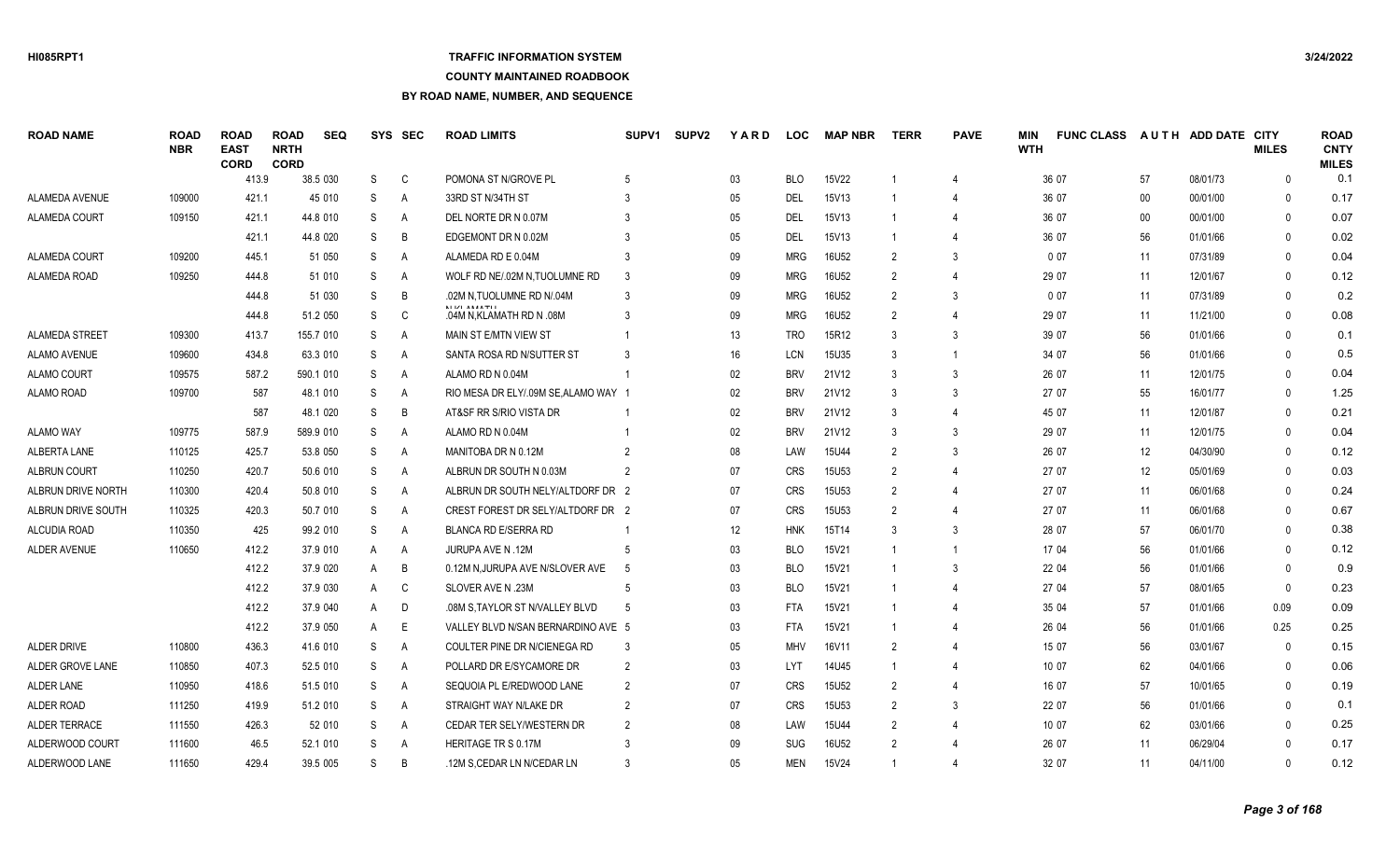**TRAFFIC INFORMATION SYSTEM**

**COUNTY MAINTAINED ROADBOOK**

**BY ROAD NAME, NUMBER, AND SEQUENCE**

HI085RPT1 3/24/2022

| ROAD NAME | ROAD NBR | ROAD EAST CORD | ROAD NRTH CORD | SEQ | SYS | SEC | ROAD LIMITS | SUPV1 | SUPV2 | YARD | LOC | MAP NBR | TERR | PAVE | MIN WTH | FUNC CLASS | AUTH | ADD DATE | CITY MILES | ROAD CNTY MILES |
|---|---|---|---|---|---|---|---|---|---|---|---|---|---|---|---|---|---|---|---|---|
| | | 413.9 | 38.5 | 030 | S | C | POMONA ST N/GROVE PL | 5 | | 03 | BLO | 15V22 | 1 | 4 | 36 | 07 | 57 | 08/01/73 | 0 | 0.1 |
| ALAMEDA AVENUE | 109000 | 421.1 | 45 | 010 | S | A | 33RD ST N/34TH ST | 3 | | 05 | DEL | 15V13 | 1 | 4 | 36 | 07 | 00 | 00/01/00 | 0 | 0.17 |
| ALAMEDA COURT | 109150 | 421.1 | 44.8 | 010 | S | A | DEL NORTE DR N 0.07M | 3 | | 05 | DEL | 15V13 | 1 | 4 | 36 | 07 | 00 | 00/01/00 | 0 | 0.07 |
| | | 421.1 | 44.8 | 020 | S | B | EDGEMONT DR N 0.02M | 3 | | 05 | DEL | 15V13 | 1 | 4 | 36 | 07 | 56 | 01/01/66 | 0 | 0.02 |
| ALAMEDA COURT | 109200 | 445.1 | 51 | 050 | S | A | ALAMEDA RD E 0.04M | 3 | | 09 | MRG | 16U52 | 2 | 3 | 0 | 07 | 11 | 07/31/89 | 0 | 0.04 |
| ALAMEDA ROAD | 109250 | 444.8 | 51 | 010 | S | A | WOLF RD NE/.02M N,TUOLUMNE RD | 3 | | 09 | MRG | 16U52 | 2 | 4 | 29 | 07 | 11 | 12/01/67 | 0 | 0.12 |
| | | 444.8 | 51 | 030 | S | B | .02M N,TUOLUMNE RD N/.04M | 3 | | 09 | MRG | 16U52 | 2 | 3 | 0 | 07 | 11 | 07/31/89 | 0 | 0.2 |
| | | 444.8 | 51.2 | 050 | S | C | .04M N,KLAMATH RD N .08M | 3 | | 09 | MRG | 16U52 | 2 | 4 | 29 | 07 | 11 | 11/21/00 | 0 | 0.08 |
| ALAMEDA STREET | 109300 | 413.7 | 155.7 | 010 | S | A | MAIN ST E/MTN VIEW ST | 1 | | 13 | TRO | 15R12 | 3 | 3 | 39 | 07 | 56 | 01/01/66 | 0 | 0.1 |
| ALAMO AVENUE | 109600 | 434.8 | 63.3 | 010 | S | A | SANTA ROSA RD N/SUTTER ST | 3 | | 16 | LCN | 15U35 | 3 | 1 | 34 | 07 | 56 | 01/01/66 | 0 | 0.5 |
| ALAMO COURT | 109575 | 587.2 | 590.1 | 010 | S | A | ALAMO RD N 0.04M | 1 | | 02 | BRV | 21V12 | 3 | 3 | 26 | 07 | 11 | 12/01/75 | 0 | 0.04 |
| ALAMO ROAD | 109700 | 587 | 48.1 | 010 | S | A | RIO MESA DR ELY/.09M SE,ALAMO WAY | 1 | | 02 | BRV | 21V12 | 3 | 3 | 27 | 07 | 55 | 16/01/77 | 0 | 1.25 |
| | | 587 | 48.1 | 020 | S | B | AT&SF RR S/RIO VISTA DR | 1 | | 02 | BRV | 21V12 | 3 | 4 | 45 | 07 | 11 | 12/01/87 | 0 | 0.21 |
| ALAMO WAY | 109775 | 587.9 | 589.9 | 010 | S | A | ALAMO RD N 0.04M | 1 | | 02 | BRV | 21V12 | 3 | 3 | 29 | 07 | 11 | 12/01/75 | 0 | 0.04 |
| ALBERTA LANE | 110125 | 425.7 | 53.8 | 050 | S | A | MANITOBA DR N 0.12M | 2 | | 08 | LAW | 15U44 | 2 | 3 | 26 | 07 | 12 | 04/30/90 | 0 | 0.12 |
| ALBRUN COURT | 110250 | 420.7 | 50.6 | 010 | S | A | ALBRUN DR SOUTH N 0.03M | 2 | | 07 | CRS | 15U53 | 2 | 4 | 27 | 07 | 12 | 05/01/69 | 0 | 0.03 |
| ALBRUN DRIVE NORTH | 110300 | 420.4 | 50.8 | 010 | S | A | ALBRUN DR SOUTH NELY/ALTDORF DR | 2 | | 07 | CRS | 15U53 | 2 | 4 | 27 | 07 | 11 | 06/01/68 | 0 | 0.24 |
| ALBRUN DRIVE SOUTH | 110325 | 420.3 | 50.7 | 010 | S | A | CREST FOREST DR SELY/ALTDORF DR | 2 | | 07 | CRS | 15U53 | 2 | 4 | 27 | 07 | 11 | 06/01/68 | 0 | 0.67 |
| ALCUDIA ROAD | 110350 | 425 | 99.2 | 010 | S | A | BLANCA RD E/SERRA RD | 1 | | 12 | HNK | 15T14 | 3 | 3 | 28 | 07 | 57 | 06/01/70 | 0 | 0.38 |
| ALDER AVENUE | 110650 | 412.2 | 37.9 | 010 | A | A | JURUPA AVE N .12M | 5 | | 03 | BLO | 15V21 | 1 | 1 | 17 | 04 | 56 | 01/01/66 | 0 | 0.12 |
| | | 412.2 | 37.9 | 020 | A | B | 0.12M N,JURUPA AVE N/SLOVER AVE | 5 | | 03 | BLO | 15V21 | 1 | 3 | 22 | 04 | 56 | 01/01/66 | 0 | 0.9 |
| | | 412.2 | 37.9 | 030 | A | C | SLOVER AVE N .23M | 5 | | 03 | BLO | 15V21 | 1 | 4 | 27 | 04 | 57 | 08/01/65 | 0 | 0.23 |
| | | 412.2 | 37.9 | 040 | A | D | .08M S,TAYLOR ST N/VALLEY BLVD | 5 | | 03 | FTA | 15V21 | 1 | 4 | 35 | 04 | 57 | 01/01/66 | 0.09 | 0.09 |
| | | 412.2 | 37.9 | 050 | A | E | VALLEY BLVD N/SAN BERNARDINO AVE | 5 | | 03 | FTA | 15V21 | 1 | 4 | 26 | 04 | 56 | 01/01/66 | 0.25 | 0.25 |
| ALDER DRIVE | 110800 | 436.3 | 41.6 | 010 | S | A | COULTER PINE DR N/CIENEGA RD | 3 | | 05 | MHV | 16V11 | 2 | 4 | 15 | 07 | 56 | 03/01/67 | 0 | 0.15 |
| ALDER GROVE LANE | 110850 | 407.3 | 52.5 | 010 | S | A | POLLARD DR E/SYCAMORE DR | 2 | | 03 | LYT | 14U45 | 1 | 4 | 10 | 07 | 62 | 04/01/66 | 0 | 0.06 |
| ALDER LANE | 110950 | 418.6 | 51.5 | 010 | S | A | SEQUOIA PL E/REDWOOD LANE | 2 | | 07 | CRS | 15U52 | 2 | 4 | 16 | 07 | 57 | 10/01/65 | 0 | 0.19 |
| ALDER ROAD | 111250 | 419.9 | 51.2 | 010 | S | A | STRAIGHT WAY N/LAKE DR | 2 | | 07 | CRS | 15U53 | 2 | 3 | 22 | 07 | 56 | 01/01/66 | 0 | 0.1 |
| ALDER TERRACE | 111550 | 426.3 | 52 | 010 | S | A | CEDAR TER SELY/WESTERN DR | 2 | | 08 | LAW | 15U44 | 2 | 4 | 10 | 07 | 62 | 03/01/66 | 0 | 0.25 |
| ALDERWOOD COURT | 111600 | 46.5 | 52.1 | 010 | S | A | HERITAGE TR S 0.17M | 3 | | 09 | SUG | 16U52 | 2 | 4 | 26 | 07 | 11 | 06/29/04 | 0 | 0.17 |
| ALDERWOOD LANE | 111650 | 429.4 | 39.5 | 005 | S | B | .12M S,CEDAR LN N/CEDAR LN | 3 | | 05 | MEN | 15V24 | 1 | 4 | 32 | 07 | 11 | 04/11/00 | 0 | 0.12 |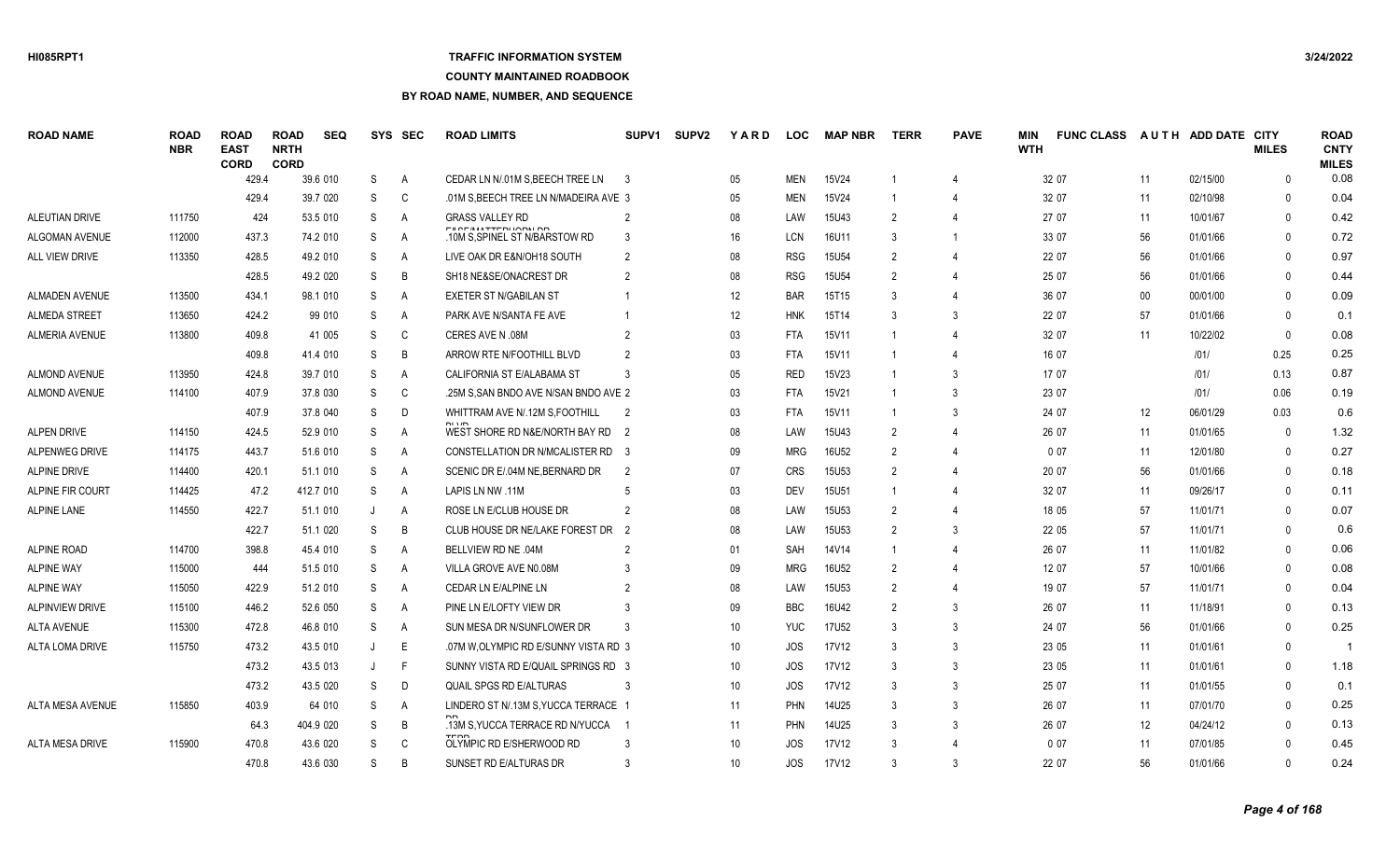**TRAFFIC INFORMATION SYSTEM**

**COUNTY MAINTAINED ROADBOOK**

**BY ROAD NAME, NUMBER, AND SEQUENCE**

HI085RPT1 3/24/2022

| ROAD NAME | ROAD NBR | ROAD EAST CORD | ROAD NRTH CORD | SEQ | SYS | SEC | ROAD LIMITS | SUPV1 | SUPV2 | YARD | LOC | MAP NBR | TERR | PAVE | MIN WTH | FUNC CLASS | AUTH | ADD DATE | CITY MILES | ROAD CNTY MILES |
|---|---|---|---|---|---|---|---|---|---|---|---|---|---|---|---|---|---|---|---|---|
| | | 429.4 | 39.6 | 010 | S | A | CEDAR LN N/.01M S,BEECH TREE LN | 3 | | 05 | MEN | 15V24 | 1 | 4 | 32 | 07 | 11 | 02/15/00 | 0 | 0.08 |
| | | 429.4 | 39.7 | 020 | S | C | .01M S,BEECH TREE LN N/MADEIRA AVE | 3 | | 05 | MEN | 15V24 | 1 | 4 | 32 | 07 | 11 | 02/10/98 | 0 | 0.04 |
| ALEUTIAN DRIVE | 111750 | 424 | 53.5 | 010 | S | A | GRASS VALLEY RD | 2 | | 08 | LAW | 15U43 | 2 | 4 | 27 | 07 | 11 | 10/01/67 | 0 | 0.42 |
| ALGOMAN AVENUE | 112000 | 437.3 | 74.2 | 010 | S | A | .10M S,SPINEL ST N/BARSTOW RD | 3 | | 16 | LCN | 16U11 | 3 | 1 | 33 | 07 | 56 | 01/01/66 | 0 | 0.72 |
| ALL VIEW DRIVE | 113350 | 428.5 | 49.2 | 010 | S | A | LIVE OAK DR E&N/OH18 SOUTH | 2 | | 08 | RSG | 15U54 | 2 | 4 | 22 | 07 | 56 | 01/01/66 | 0 | 0.97 |
| | | 428.5 | 49.2 | 020 | S | B | SH18 NE&SE/ONACREST DR | 2 | | 08 | RSG | 15U54 | 2 | 4 | 25 | 07 | 56 | 01/01/66 | 0 | 0.44 |
| ALMADEN AVENUE | 113500 | 434.1 | 98.1 | 010 | S | A | EXETER ST N/GABILAN ST | 1 | | 12 | BAR | 15T15 | 3 | 4 | 36 | 07 | 00 | 00/01/00 | 0 | 0.09 |
| ALMEDA STREET | 113650 | 424.2 | 99 | 010 | S | A | PARK AVE N/SANTA FE AVE | 1 | | 12 | HNK | 15T14 | 3 | 3 | 22 | 07 | 57 | 01/01/66 | 0 | 0.1 |
| ALMERIA AVENUE | 113800 | 409.8 | 41 | 005 | S | C | CERES AVE N .08M | 2 | | 03 | FTA | 15V11 | 1 | 4 | 32 | 07 | 11 | 10/22/02 | 0 | 0.08 |
| | | 409.8 | 41.4 | 010 | S | B | ARROW RTE N/FOOTHILL BLVD | 2 | | 03 | FTA | 15V11 | 1 | 4 | 16 | 07 | | /01/ | 0.25 | 0.25 |
| ALMOND AVENUE | 113950 | 424.8 | 39.7 | 010 | S | A | CALIFORNIA ST E/ALABAMA ST | 3 | | 05 | RED | 15V23 | 1 | 3 | 17 | 07 | | /01/ | 0.13 | 0.87 |
| ALMOND AVENUE | 114100 | 407.9 | 37.8 | 030 | S | C | .25M S,SAN BNDO AVE N/SAN BNDO AVE | 2 | | 03 | FTA | 15V21 | 1 | 3 | 23 | 07 | | /01/ | 0.06 | 0.19 |
| | | 407.9 | 37.8 | 040 | S | D | WHITTRAM AVE N/.12M S,FOOTHILL | 2 | | 03 | FTA | 15V11 | 1 | 3 | 24 | 07 | 12 | 06/01/29 | 0.03 | 0.6 |
| ALPEN DRIVE | 114150 | 424.5 | 52.9 | 010 | S | A | WEST SHORE RD N&E/NORTH BAY RD | 2 | | 08 | LAW | 15U43 | 2 | 4 | 26 | 07 | 11 | 01/01/65 | 0 | 1.32 |
| ALPENWEG DRIVE | 114175 | 443.7 | 51.6 | 010 | S | A | CONSTELLATION DR N/MCALISTER RD | 3 | | 09 | MRG | 16U52 | 2 | 4 | 0 | 07 | 11 | 12/01/80 | 0 | 0.27 |
| ALPINE DRIVE | 114400 | 420.1 | 51.1 | 010 | S | A | SCENIC DR E/.04M NE,BERNARD DR | 2 | | 07 | CRS | 15U53 | 2 | 4 | 20 | 07 | 56 | 01/01/66 | 0 | 0.18 |
| ALPINE FIR COURT | 114425 | 47.2 | 412.7 | 010 | S | A | LAPIS LN NW .11M | 5 | | 03 | DEV | 15U51 | 1 | 4 | 32 | 07 | 11 | 09/26/17 | 0 | 0.11 |
| ALPINE LANE | 114550 | 422.7 | 51.1 | 010 | J | A | ROSE LN E/CLUB HOUSE DR | 2 | | 08 | LAW | 15U53 | 2 | 4 | 18 | 05 | 57 | 11/01/71 | 0 | 0.07 |
| | | 422.7 | 51.1 | 020 | S | B | CLUB HOUSE DR NE/LAKE FOREST DR | 2 | | 08 | LAW | 15U53 | 2 | 3 | 22 | 05 | 57 | 11/01/71 | 0 | 0.6 |
| ALPINE ROAD | 114700 | 398.8 | 45.4 | 010 | S | A | BELLVIEW RD NE .04M | 2 | | 01 | SAH | 14V14 | 1 | 4 | 26 | 07 | 11 | 11/01/82 | 0 | 0.06 |
| ALPINE WAY | 115000 | 444 | 51.5 | 010 | S | A | VILLA GROVE AVE N0.08M | 3 | | 09 | MRG | 16U52 | 2 | 4 | 12 | 07 | 57 | 10/01/66 | 0 | 0.08 |
| ALPINE WAY | 115050 | 422.9 | 51.2 | 010 | S | A | CEDAR LN E/ALPINE LN | 2 | | 08 | LAW | 15U53 | 2 | 4 | 19 | 07 | 57 | 11/01/71 | 0 | 0.04 |
| ALPINVIEW DRIVE | 115100 | 446.2 | 52.6 | 050 | S | A | PINE LN E/LOFTY VIEW DR | 3 | | 09 | BBC | 16U42 | 2 | 3 | 26 | 07 | 11 | 11/18/91 | 0 | 0.13 |
| ALTA AVENUE | 115300 | 472.8 | 46.8 | 010 | S | A | SUN MESA DR N/SUNFLOWER DR | 3 | | 10 | YUC | 17U52 | 3 | 3 | 24 | 07 | 56 | 01/01/66 | 0 | 0.25 |
| ALTA LOMA DRIVE | 115750 | 473.2 | 43.5 | 010 | J | E | .07M W,OLYMPIC RD E/SUNNY VISTA RD | 3 | | 10 | JOS | 17V12 | 3 | 3 | 23 | 05 | 11 | 01/01/61 | 0 | 1 |
| | | 473.2 | 43.5 | 013 | J | F | SUNNY VISTA RD E/QUAIL SPRINGS RD | 3 | | 10 | JOS | 17V12 | 3 | 3 | 23 | 05 | 11 | 01/01/61 | 0 | 1.18 |
| | | 473.2 | 43.5 | 020 | S | D | QUAIL SPGS RD E/ALTURAS | 3 | | 10 | JOS | 17V12 | 3 | 3 | 25 | 07 | 11 | 01/01/55 | 0 | 0.1 |
| ALTA MESA AVENUE | 115850 | 403.9 | 64 | 010 | S | A | LINDERO ST N/.13M S,YUCCA TERRACE | 1 | | 11 | PHN | 14U25 | 3 | 3 | 26 | 07 | 11 | 07/01/70 | 0 | 0.25 |
| | | 64.3 | 404.9 | 020 | S | B | .13M S,YUCCA TERRACE RD N/YUCCA | 1 | | 11 | PHN | 14U25 | 3 | 3 | 26 | 07 | 12 | 04/24/12 | 0 | 0.13 |
| ALTA MESA DRIVE | 115900 | 470.8 | 43.6 | 020 | S | C | OLYMPIC RD E/SHERWOOD RD | 3 | | 10 | JOS | 17V12 | 3 | 4 | 0 | 07 | 11 | 07/01/85 | 0 | 0.45 |
| | | 470.8 | 43.6 | 030 | S | B | SUNSET RD E/ALTURAS DR | 3 | | 10 | JOS | 17V12 | 3 | 3 | 22 | 07 | 56 | 01/01/66 | 0 | 0.24 |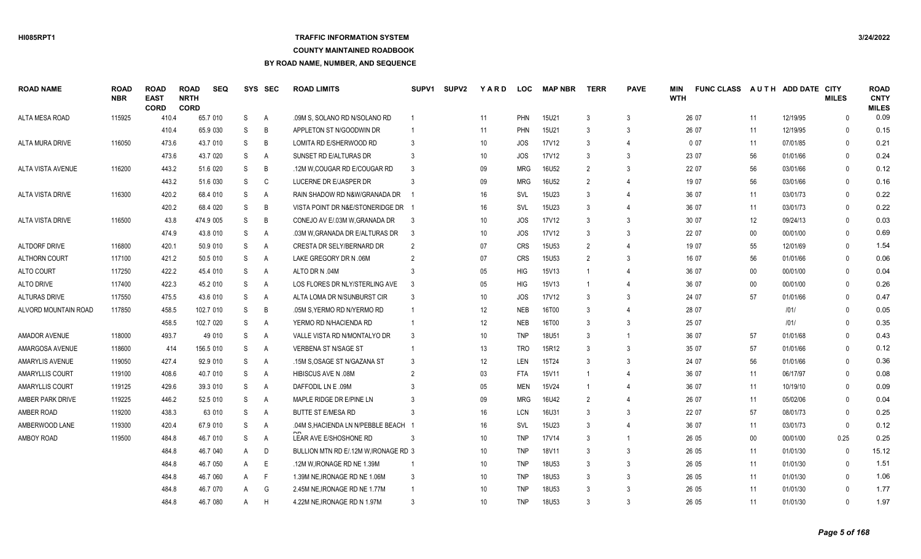# TRAFFIC INFORMATION SYSTEM

## COUNTY MAINTAINED ROADBOOK

### BY ROAD NAME, NUMBER, AND SEQUENCE

HI085RPT1 — 3/24/2022

| ROAD NAME | ROAD NBR | ROAD EAST CORD | ROAD NRTH CORD | SEQ | SYS | SEC | ROAD LIMITS | SUPV1 | SUPV2 | YARD | LOC | MAP NBR | TERR | PAVE | MIN WTH | FUNC CLASS | AUTH | ADD DATE | CITY MILES | ROAD CNTY MILES |
|---|---|---|---|---|---|---|---|---|---|---|---|---|---|---|---|---|---|---|---|---|
| ALTA MESA ROAD | 115925 | 410.4 | 65.7 | 010 | S | A | .09M S, SOLANO RD N/SOLANO RD | 1 | | 11 | PHN | 15U21 | 3 | 3 | 26 | 07 | 11 | 12/19/95 | 0 | 0.09 |
| | | 410.4 | 65.9 | 030 | S | B | APPLETON ST N/GOODWIN DR | 1 | | 11 | PHN | 15U21 | 3 | 3 | 26 | 07 | 11 | 12/19/95 | 0 | 0.15 |
| ALTA MURA DRIVE | 116050 | 473.6 | 43.7 | 010 | S | B | LOMITA RD E/SHERWOOD RD | 3 | | 10 | JOS | 17V12 | 3 | 4 | 0 | 07 | 11 | 07/01/85 | 0 | 0.21 |
| | | 473.6 | 43.7 | 020 | S | A | SUNSET RD E/ALTURAS DR | 3 | | 10 | JOS | 17V12 | 3 | 3 | 23 | 07 | 56 | 01/01/66 | 0 | 0.24 |
| ALTA VISTA AVENUE | 116200 | 443.2 | 51.6 | 020 | S | B | .12M W,COUGAR RD E/COUGAR RD | 3 | | 09 | MRG | 16U52 | 2 | 3 | 22 | 07 | 56 | 03/01/66 | 0 | 0.12 |
| | | 443.2 | 51.6 | 030 | S | C | LUCERNE DR E/JASPER DR | 3 | | 09 | MRG | 16U52 | 2 | 4 | 19 | 07 | 56 | 03/01/66 | 0 | 0.16 |
| ALTA VISTA DRIVE | 116300 | 420.2 | 68.4 | 010 | S | A | RAIN SHADOW RD N&W/GRANADA DR | 1 | | 16 | SVL | 15U23 | 3 | 4 | 36 | 07 | 11 | 03/01/73 | 0 | 0.22 |
| | | 420.2 | 68.4 | 020 | S | B | VISTA POINT DR N&E/STONERIDGE DR | 1 | | 16 | SVL | 15U23 | 3 | 4 | 36 | 07 | 11 | 03/01/73 | 0 | 0.22 |
| ALTA VISTA DRIVE | 116500 | 43.8 | 474.9 | 005 | S | B | CONEJO AV E/.03M W,GRANADA DR | 3 | | 10 | JOS | 17V12 | 3 | 3 | 30 | 07 | 12 | 09/24/13 | 0 | 0.03 |
| | | 474.9 | 43.8 | 010 | S | A | .03M W,GRANADA DR E/ALTURAS DR | 3 | | 10 | JOS | 17V12 | 3 | 3 | 22 | 07 | 00 | 00/01/00 | 0 | 0.69 |
| ALTDORF DRIVE | 116800 | 420.1 | 50.9 | 010 | S | A | CRESTA DR SELY/BERNARD DR | 2 | | 07 | CRS | 15U53 | 2 | 4 | 19 | 07 | 55 | 12/01/69 | 0 | 1.54 |
| ALTHORN COURT | 117100 | 421.2 | 50.5 | 010 | S | A | LAKE GREGORY DR N .06M | 2 | | 07 | CRS | 15U53 | 2 | 3 | 16 | 07 | 56 | 01/01/66 | 0 | 0.06 |
| ALTO COURT | 117250 | 422.2 | 45.4 | 010 | S | A | ALTO DR N .04M | 3 | | 05 | HIG | 15V13 | 1 | 4 | 36 | 07 | 00 | 00/01/00 | 0 | 0.04 |
| ALTO DRIVE | 117400 | 422.3 | 45.2 | 010 | S | A | LOS FLORES DR NLY/STERLING AVE | 3 | | 05 | HIG | 15V13 | 1 | 4 | 36 | 07 | 00 | 00/01/00 | 0 | 0.26 |
| ALTURAS DRIVE | 117550 | 475.5 | 43.6 | 010 | S | A | ALTA LOMA DR N/SUNBURST CIR | 3 | | 10 | JOS | 17V12 | 3 | 3 | 24 | 07 | 57 | 01/01/66 | 0 | 0.47 |
| ALVORD MOUNTAIN ROAD | 117850 | 458.5 | 102.7 | 010 | S | B | .05M S,YERMO RD N/YERMO RD | 1 | | 12 | NEB | 16T00 | 3 | 4 | 28 | 07 | | /01/ | 0 | 0.05 |
| | | 458.5 | 102.7 | 020 | S | A | YERMO RD N/HACIENDA RD | 1 | | 12 | NEB | 16T00 | 3 | 3 | 25 | 07 | | /01/ | 0 | 0.35 |
| AMADOR AVENUE | 118000 | 493.7 | 49 | 010 | S | A | VALLE VISTA RD N/MONTALYO DR | 3 | | 10 | TNP | 18U51 | 3 | 1 | 36 | 07 | 57 | 01/01/68 | 0 | 0.43 |
| AMARGOSA AVENUE | 118600 | 414 | 156.5 | 010 | S | A | VERBENA ST N/SAGE ST | 1 | | 13 | TRO | 15R12 | 3 | 3 | 35 | 07 | 57 | 01/01/66 | 0 | 0.12 |
| AMARYLIS AVENUE | 119050 | 427.4 | 92.9 | 010 | S | A | .15M S,OSAGE ST N/GAZANA ST | 3 | | 12 | LEN | 15T24 | 3 | 3 | 24 | 07 | 56 | 01/01/66 | 0 | 0.36 |
| AMARYLLIS COURT | 119100 | 408.6 | 40.7 | 010 | S | A | HIBISCUS AVE N .08M | 2 | | 03 | FTA | 15V11 | 1 | 4 | 36 | 07 | 11 | 06/17/97 | 0 | 0.08 |
| AMARYLLIS COURT | 119125 | 429.6 | 39.3 | 010 | S | A | DAFFODIL LN E .09M | 3 | | 05 | MEN | 15V24 | 1 | 4 | 36 | 07 | 11 | 10/19/10 | 0 | 0.09 |
| AMBER PARK DRIVE | 119225 | 446.2 | 52.5 | 010 | S | A | MAPLE RIDGE DR E/PINE LN | 3 | | 09 | MRG | 16U42 | 2 | 4 | 26 | 07 | 11 | 05/02/06 | 0 | 0.04 |
| AMBER ROAD | 119200 | 438.3 | 63 | 010 | S | A | BUTTE ST E/MESA RD | 3 | | 16 | LCN | 16U31 | 3 | 3 | 22 | 07 | 57 | 08/01/73 | 0 | 0.25 |
| AMBERWOOD LANE | 119300 | 420.4 | 67.9 | 010 | S | A | .04M S,HACIENDA LN N/PEBBLE BEACH DR | 1 | | 16 | SVL | 15U23 | 3 | 4 | 36 | 07 | 11 | 03/01/73 | 0 | 0.12 |
| AMBOY ROAD | 119500 | 484.8 | 46.7 | 010 | S | A | LEAR AVE E/SHOSHONE RD | 3 | | 10 | TNP | 17V14 | 3 | 1 | 26 | 05 | 00 | 00/01/00 | 0.25 | 0.25 |
| | | 484.8 | 46.7 | 040 | A | D | BULLION MTN RD E/.12M W,IRONAGE RD | 3 | | 10 | TNP | 18V11 | 3 | 3 | 26 | 05 | 11 | 01/01/30 | 0 | 15.12 |
| | | 484.8 | 46.7 | 050 | A | E | .12M W,IRONAGE RD NE 1.39M | 1 | | 10 | TNP | 18U53 | 3 | 3 | 26 | 05 | 11 | 01/01/30 | 0 | 1.51 |
| | | 484.8 | 46.7 | 060 | A | F | 1.39M NE,IRONAGE RD NE 1.06M | 3 | | 10 | TNP | 18U53 | 3 | 3 | 26 | 05 | 11 | 01/01/30 | 0 | 1.06 |
| | | 484.8 | 46.7 | 070 | A | G | 2.45M NE,IRONAGE RD NE 1.77M | 1 | | 10 | TNP | 18U53 | 3 | 3 | 26 | 05 | 11 | 01/01/30 | 0 | 1.77 |
| | | 484.8 | 46.7 | 080 | A | H | 4.22M NE,IRONAGE RD N 1.97M | 3 | | 10 | TNP | 18U53 | 3 | 3 | 26 | 05 | 11 | 01/01/30 | 0 | 1.97 |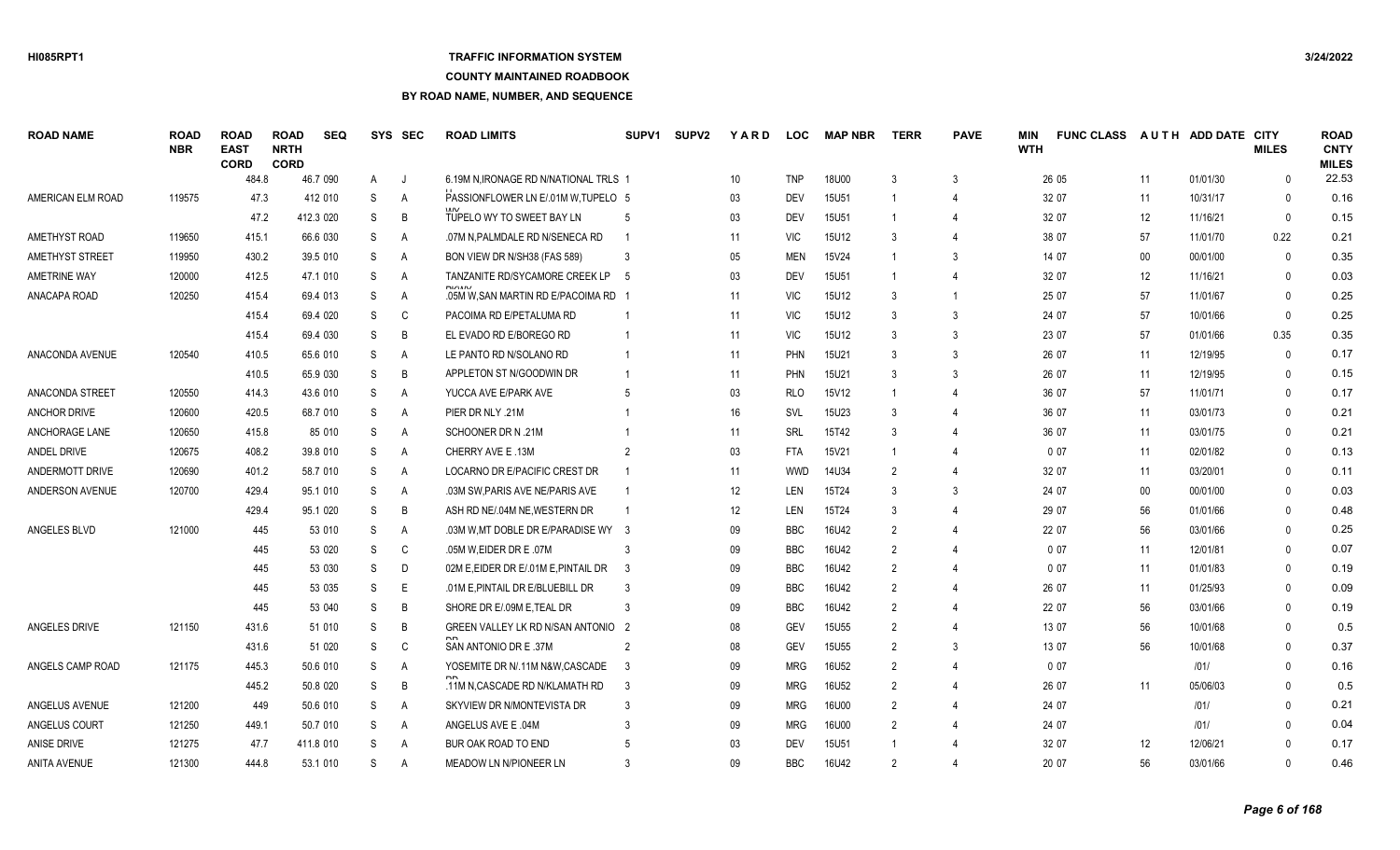**HI085RPT1**

**TRAFFIC INFORMATION SYSTEM**

**COUNTY MAINTAINED ROADBOOK**

**BY ROAD NAME, NUMBER, AND SEQUENCE**

3/24/2022

| ROAD NAME | ROAD NBR | ROAD EAST CORD | ROAD NRTH CORD | SEQ | SYS | SEC | ROAD LIMITS | SUPV1 | SUPV2 | YARD | LOC | MAP NBR | TERR | PAVE | MIN WTH | FUNC CLASS | AUTH | ADD DATE | CITY MILES | ROAD CNTY MILES |
|---|---|---|---|---|---|---|---|---|---|---|---|---|---|---|---|---|---|---|---|---|
| | | 484.8 | 46.7 | 090 | A | J | 6.19M N,IRONAGE RD N/NATIONAL TRLS | 1 | | 10 | TNP | 18U00 | 3 | 3 | 26 | 05 | 11 | 01/01/30 | 0 | 22.53 |
| AMERICAN ELM ROAD | 119575 | 47.3 | 412 | 010 | S | A | PASSIONFLOWER LN E/.01M W,TUPELO | 5 | | 03 | DEV | 15U51 | 1 | 4 | 32 | 07 | 11 | 10/31/17 | 0 | 0.16 |
| | | 47.2 | 412.3 | 020 | S | B | TUPELO WY TO SWEET BAY LN | 5 | | 03 | DEV | 15U51 | 1 | 4 | 32 | 07 | 12 | 11/16/21 | 0 | 0.15 |
| AMETHYST ROAD | 119650 | 415.1 | 66.6 | 030 | S | A | .07M N,PALMDALE RD N/SENECA RD | 1 | | 11 | VIC | 15U12 | 3 | 4 | 38 | 07 | 57 | 11/01/70 | 0.22 | 0.21 |
| AMETHYST STREET | 119950 | 430.2 | 39.5 | 010 | S | A | BON VIEW DR N/SH38 (FAS 589) | 3 | | 05 | MEN | 15V24 | 1 | 3 | 14 | 07 | 00 | 00/01/00 | 0 | 0.35 |
| AMETRINE WAY | 120000 | 412.5 | 47.1 | 010 | S | A | TANZANITE RD/SYCAMORE CREEK LP | 5 | | 03 | DEV | 15U51 | 1 | 4 | 32 | 07 | 12 | 11/16/21 | 0 | 0.03 |
| ANACAPA ROAD | 120250 | 415.4 | 69.4 | 010 | S | A | .05M W,SAN MARTIN RD E/PACOIMA RD | 1 | | 11 | VIC | 15U12 | 3 | 1 | 25 | 07 | 57 | 11/01/67 | 0 | 0.25 |
| | | 415.4 | 69.4 | 020 | S | C | PACOIMA RD E/PETALUMA RD | 1 | | 11 | VIC | 15U12 | 3 | 3 | 24 | 07 | 57 | 10/01/66 | 0 | 0.25 |
| | | 415.4 | 69.4 | 030 | S | B | EL EVADO RD E/BOREGO RD | 1 | | 11 | VIC | 15U12 | 3 | 3 | 23 | 07 | 57 | 01/01/66 | 0.35 | 0.35 |
| ANACONDA AVENUE | 120540 | 410.5 | 65.6 | 010 | S | A | LE PANTO RD N/SOLANO RD | 1 | | 11 | PHN | 15U21 | 3 | 3 | 26 | 07 | 11 | 12/19/95 | 0 | 0.17 |
| | | 410.5 | 65.9 | 030 | S | B | APPLETON ST N/GOODWIN DR | 1 | | 11 | PHN | 15U21 | 3 | 3 | 26 | 07 | 11 | 12/19/95 | 0 | 0.15 |
| ANACONDA STREET | 120550 | 414.3 | 43.6 | 010 | S | A | YUCCA AVE E/PARK AVE | 5 | | 03 | RLO | 15V12 | 1 | 4 | 36 | 07 | 57 | 11/01/71 | 0 | 0.17 |
| ANCHOR DRIVE | 120600 | 420.5 | 68.7 | 010 | S | A | PIER DR NLY .21M | 1 | | 16 | SVL | 15U23 | 3 | 4 | 36 | 07 | 11 | 03/01/73 | 0 | 0.21 |
| ANCHORAGE LANE | 120650 | 415.8 | 85 | 010 | S | A | SCHOONER DR N .21M | 1 | | 11 | SRL | 15T42 | 3 | 4 | 36 | 07 | 11 | 03/01/75 | 0 | 0.21 |
| ANDEL DRIVE | 120675 | 408.2 | 39.8 | 010 | S | A | CHERRY AVE E .13M | 2 | | 03 | FTA | 15V21 | 1 | 4 | 0 | 07 | 11 | 02/01/82 | 0 | 0.13 |
| ANDERMOTT DRIVE | 120690 | 401.2 | 58.7 | 010 | S | A | LOCARNO DR E/PACIFIC CREST DR | 1 | | 11 | WWD | 14U34 | 2 | 4 | 32 | 07 | 11 | 03/20/01 | 0 | 0.11 |
| ANDERSON AVENUE | 120700 | 429.4 | 95.1 | 010 | S | A | .03M SW,PARIS AVE NE/PARIS AVE | 1 | | 12 | LEN | 15T24 | 3 | 3 | 24 | 07 | 00 | 00/01/00 | 0 | 0.03 |
| | | 429.4 | 95.1 | 020 | S | B | ASH RD NE/.04M NE,WESTERN DR | 1 | | 12 | LEN | 15T24 | 3 | 4 | 29 | 07 | 56 | 01/01/66 | 0 | 0.48 |
| ANGELES BLVD | 121000 | 445 | 53 | 010 | S | A | .03M W,MT DOBLE DR E/PARADISE WY | 3 | | 09 | BBC | 16U42 | 2 | 4 | 22 | 07 | 56 | 03/01/66 | 0 | 0.25 |
| | | 445 | 53 | 020 | S | C | .05M W,EIDER DR E .07M | 3 | | 09 | BBC | 16U42 | 2 | 4 | 0 | 07 | 11 | 12/01/81 | 0 | 0.07 |
| | | 445 | 53 | 030 | S | D | 02M E,EIDER DR E/.01M E,PINTAIL DR | 3 | | 09 | BBC | 16U42 | 2 | 4 | 0 | 07 | 11 | 01/01/83 | 0 | 0.19 |
| | | 445 | 53 | 035 | S | E | .01M E,PINTAIL DR E/BLUEBILL DR | 3 | | 09 | BBC | 16U42 | 2 | 4 | 26 | 07 | 11 | 01/25/93 | 0 | 0.09 |
| | | 445 | 53 | 040 | S | B | SHORE DR E/.09M E,TEAL DR | 3 | | 09 | BBC | 16U42 | 2 | 4 | 22 | 07 | 56 | 03/01/66 | 0 | 0.19 |
| ANGELES DRIVE | 121150 | 431.6 | 51 | 010 | S | B | GREEN VALLEY LK RD N/SAN ANTONIO DR | 2 | | 08 | GEV | 15U55 | 2 | 4 | 13 | 07 | 56 | 10/01/68 | 0 | 0.5 |
| | | 431.6 | 51 | 020 | S | C | SAN ANTONIO DR E .37M | 2 | | 08 | GEV | 15U55 | 2 | 3 | 13 | 07 | 56 | 10/01/68 | 0 | 0.37 |
| ANGELS CAMP ROAD | 121175 | 445.3 | 50.6 | 010 | S | A | YOSEMITE DR N/.11M N&W,CASCADE RD | 3 | | 09 | MRG | 16U52 | 2 | 4 | 0 | 07 | | /01/ | 0 | 0.16 |
| | | 445.2 | 50.8 | 020 | S | B | .11M N,CASCADE RD N/KLAMATH RD | 3 | | 09 | MRG | 16U52 | 2 | 4 | 26 | 07 | 11 | 05/06/03 | 0 | 0.5 |
| ANGELUS AVENUE | 121200 | 449 | 50.6 | 010 | S | A | SKYVIEW DR N/MONTEVISTA DR | 3 | | 09 | MRG | 16U00 | 2 | 4 | 24 | 07 | | /01/ | 0 | 0.21 |
| ANGELUS COURT | 121250 | 449.1 | 50.7 | 010 | S | A | ANGELUS AVE E .04M | 3 | | 09 | MRG | 16U00 | 2 | 4 | 24 | 07 | | /01/ | 0 | 0.04 |
| ANISE DRIVE | 121275 | 47.7 | 411.8 | 010 | S | A | BUR OAK ROAD TO END | 5 | | 03 | DEV | 15U51 | 1 | 4 | 32 | 07 | 12 | 12/06/21 | 0 | 0.17 |
| ANITA AVENUE | 121300 | 444.8 | 53.1 | 010 | S | A | MEADOW LN N/PIONEER LN | 3 | | 09 | BBC | 16U42 | 2 | 4 | 20 | 07 | 56 | 03/01/66 | 0 | 0.46 |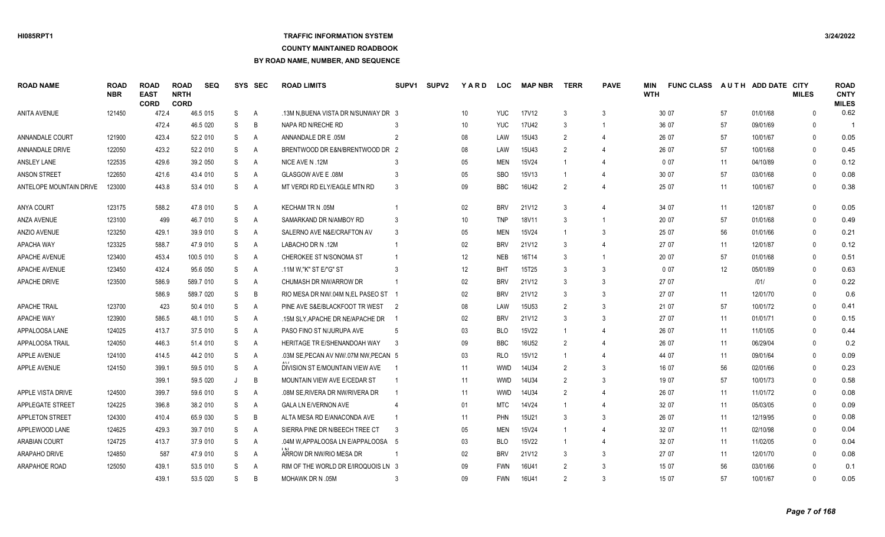# TRAFFIC INFORMATION SYSTEM

## COUNTY MAINTAINED ROADBOOK

### BY ROAD NAME, NUMBER, AND SEQUENCE

HI085RPT1 — 3/24/2022

| ROAD NAME | ROAD NBR | ROAD EAST CORD | ROAD NRTH CORD | SEQ | SYS | SEC | ROAD LIMITS | SUPV1 | SUPV2 | YARD | LOC | MAP NBR | TERR | PAVE | MIN WTH | FUNC CLASS | AUTH | ADD DATE | CITY MILES | ROAD CNTY MILES |
|---|---|---|---|---|---|---|---|---|---|---|---|---|---|---|---|---|---|---|---|---|
| ANITA AVENUE | 121450 | 472.4 | 46.5 | 015 | S | A | .13M N,BUENA VISTA DR N/SUNWAY DR | 3 | | 10 | YUC | 17V12 | 3 | 3 | 30 | 07 | 57 | 01/01/68 | 0 | 0.62 |
| | | 472.4 | 46.5 | 020 | S | B | NAPA RD N/RECHE RD | 3 | | 10 | YUC | 17U42 | 3 | 1 | 36 | 07 | 57 | 09/01/69 | 0 | 1 |
| ANNANDALE COURT | 121900 | 423.4 | 52.2 | 010 | S | A | ANNANDALE DR E .05M | 2 | | 08 | LAW | 15U43 | 2 | 4 | 26 | 07 | 57 | 10/01/67 | 0 | 0.05 |
| ANNANDALE DRIVE | 122050 | 423.2 | 52.2 | 010 | S | A | BRENTWOOD DR E&N/BRENTWOOD DR | 2 | | 08 | LAW | 15U43 | 2 | 4 | 26 | 07 | 57 | 10/01/68 | 0 | 0.45 |
| ANSLEY LANE | 122535 | 429.6 | 39.2 | 050 | S | A | NICE AVE N .12M | 3 | | 05 | MEN | 15V24 | 1 | 4 | 0 | 07 | 11 | 04/10/89 | 0 | 0.12 |
| ANSON STREET | 122650 | 421.6 | 43.4 | 010 | S | A | GLASGOW AVE E .08M | 3 | | 05 | SBO | 15V13 | 1 | 4 | 30 | 07 | 57 | 03/01/68 | 0 | 0.08 |
| ANTELOPE MOUNTAIN DRIVE | 123000 | 443.8 | 53.4 | 010 | S | A | MT VERDI RD ELY/EAGLE MTN RD | 3 | | 09 | BBC | 16U42 | 2 | 4 | 25 | 07 | 11 | 10/01/67 | 0 | 0.38 |
| ANYA COURT | 123175 | 588.2 | 47.8 | 010 | S | A | KECHAM TR N .05M | 1 | | 02 | BRV | 21V12 | 3 | 4 | 34 | 07 | 11 | 12/01/87 | 0 | 0.05 |
| ANZA AVENUE | 123100 | 499 | 46.7 | 010 | S | A | SAMARKAND DR N/AMBOY RD | 3 | | 10 | TNP | 18V11 | 3 | 1 | 20 | 07 | 57 | 01/01/68 | 0 | 0.49 |
| ANZIO AVENUE | 123250 | 429.1 | 39.9 | 010 | S | A | SALERNO AVE N&E/CRAFTON AV | 3 | | 05 | MEN | 15V24 | 1 | 3 | 25 | 07 | 56 | 01/01/66 | 0 | 0.21 |
| APACHA WAY | 123325 | 588.7 | 47.9 | 010 | S | A | LABACHO DR N .12M | 1 | | 02 | BRV | 21V12 | 3 | 4 | 27 | 07 | 11 | 12/01/87 | 0 | 0.12 |
| APACHE AVENUE | 123400 | 453.4 | 100.5 | 010 | S | A | CHEROKEE ST N/SONOMA ST | 1 | | 12 | NEB | 16T14 | 3 | 1 | 20 | 07 | 57 | 01/01/68 | 0 | 0.51 |
| APACHE AVENUE | 123450 | 432.4 | 95.6 | 050 | S | A | .11M W,"K" ST E/"G" ST | 3 | | 12 | BHT | 15T25 | 3 | 3 | 0 | 07 | 12 | 05/01/89 | 0 | 0.63 |
| APACHE DRIVE | 123500 | 586.9 | 589.7 | 010 | S | A | CHUMASH DR NW/ARROW DR | 1 | | 02 | BRV | 21V12 | 3 | 3 | 27 | 07 | | /01/ | 0 | 0.22 |
| | | 586.9 | 589.7 | 020 | S | B | RIO MESA DR NW/.04M N,EL PASEO ST | 1 | | 02 | BRV | 21V12 | 3 | 3 | 27 | 07 | 11 | 12/01/70 | 0 | 0.6 |
| APACHE TRAIL | 123700 | 423 | 50.4 | 010 | S | A | PINE AVE S&E/BLACKFOOT TR WEST | 2 | | 08 | LAW | 15U53 | 2 | 3 | 21 | 07 | 57 | 10/01/72 | 0 | 0.41 |
| APACHE WAY | 123900 | 586.5 | 48.1 | 010 | S | A | .15M SLY,APACHE DR NE/APACHE DR | 1 | | 02 | BRV | 21V12 | 3 | 3 | 27 | 07 | 11 | 01/01/71 | 0 | 0.15 |
| APPALOOSA LANE | 124025 | 413.7 | 37.5 | 010 | S | A | PASO FINO ST N/JURUPA AVE | 5 | | 03 | BLO | 15V22 | 1 | 4 | 26 | 07 | 11 | 11/01/05 | 0 | 0.44 |
| APPALOOSA TRAIL | 124050 | 446.3 | 51.4 | 010 | S | A | HERITAGE TR E/SHENANDOAH WAY | 3 | | 09 | BBC | 16U52 | 2 | 4 | 26 | 07 | 11 | 06/29/04 | 0 | 0.2 |
| APPLE AVENUE | 124100 | 414.5 | 44.2 | 010 | S | A | .03M SE,PECAN AV NW/.07M NW,PECAN | 5 | | 03 | RLO | 15V12 | 1 | 4 | 44 | 07 | 11 | 09/01/64 | 0 | 0.09 |
| APPLE AVENUE | 124150 | 399.1 | 59.5 | 010 | S | A | DIVISION ST E/MOUNTAIN VIEW AVE | 1 | | 11 | WWD | 14U34 | 2 | 3 | 16 | 07 | 56 | 02/01/66 | 0 | 0.23 |
| | | 399.1 | 59.5 | 020 | J | B | MOUNTAIN VIEW AVE E/CEDAR ST | 1 | | 11 | WWD | 14U34 | 2 | 3 | 19 | 07 | 57 | 10/01/73 | 0 | 0.58 |
| APPLE VISTA DRIVE | 124500 | 399.7 | 59.6 | 010 | S | A | .08M SE,RIVERA DR NW/RIVERA DR | 1 | | 11 | WWD | 14U34 | 2 | 4 | 26 | 07 | 11 | 11/01/72 | 0 | 0.08 |
| APPLEGATE STREET | 124225 | 396.8 | 38.2 | 010 | S | A | GALA LN E/VERNON AVE | 4 | | 01 | MTC | 14V24 | 1 | 4 | 32 | 07 | 11 | 05/03/05 | 0 | 0.09 |
| APPLETON STREET | 124300 | 410.4 | 65.9 | 030 | S | B | ALTA MESA RD E/ANACONDA AVE | 1 | | 11 | PHN | 15U21 | 3 | 3 | 26 | 07 | 11 | 12/19/95 | 0 | 0.08 |
| APPLEWOOD LANE | 124625 | 429.3 | 39.7 | 010 | S | A | SIERRA PINE DR N/BEECH TREE CT | 3 | | 05 | MEN | 15V24 | 1 | 4 | 32 | 07 | 11 | 02/10/98 | 0 | 0.04 |
| ARABIAN COURT | 124725 | 413.7 | 37.9 | 010 | S | A | .04M W,APPALOOSA LN E/APPALOOSA | 5 | | 03 | BLO | 15V22 | 1 | 4 | 32 | 07 | 11 | 11/02/05 | 0 | 0.04 |
| ARAPAHO DRIVE | 124850 | 587 | 47.9 | 010 | S | A | ARROW DR NW/RIO MESA DR | 1 | | 02 | BRV | 21V12 | 3 | 3 | 27 | 07 | 11 | 12/01/70 | 0 | 0.08 |
| ARAPAHOE ROAD | 125050 | 439.1 | 53.5 | 010 | S | A | RIM OF THE WORLD DR E/IROQUOIS LN | 3 | | 09 | FWN | 16U41 | 2 | 3 | 15 | 07 | 56 | 03/01/66 | 0 | 0.1 |
| | | 439.1 | 53.5 | 020 | S | B | MOHAWK DR N .05M | 3 | | 09 | FWN | 16U41 | 2 | 3 | 15 | 07 | 57 | 10/01/67 | 0 | 0.05 |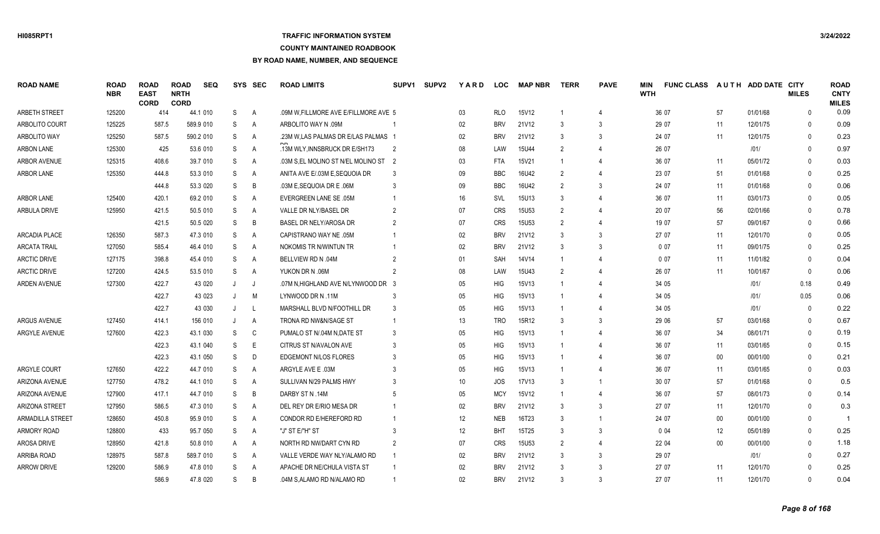HI085RPT1

# TRAFFIC INFORMATION SYSTEM

## COUNTY MAINTAINED ROADBOOK

## BY ROAD NAME, NUMBER, AND SEQUENCE

3/24/2022

| ROAD NAME | ROAD NBR | ROAD EAST CORD | ROAD NRTH CORD | SEQ | SYS | SEC | ROAD LIMITS | SUPV1 | SUPV2 | YARD | LOC | MAP NBR | TERR | PAVE | MIN WTH | FUNC CLASS | AUTH | ADD DATE | CITY MILES | ROAD CNTY MILES |
|---|---|---|---|---|---|---|---|---|---|---|---|---|---|---|---|---|---|---|---|---|
| ARBETH STREET | 125200 | 414 | 44.1 | 010 | S | A | .09M W,FILLMORE AVE E/FILLMORE AVE | 5 | | 03 | RLO | 15V12 | 1 | 4 | 36 | 07 | 57 | 01/01/68 | 0 | 0.09 |
| ARBOLITO COURT | 125225 | 587.5 | 589.9 | 010 | S | A | ARBOLITO WAY N .09M | 1 | | 02 | BRV | 21V12 | 3 | 3 | 29 | 07 | 11 | 12/01/75 | 0 | 0.09 |
| ARBOLITO WAY | 125250 | 587.5 | 590.2 | 010 | S | A | .23M W,LAS PALMAS DR E/LAS PALMAS DR | 1 | | 02 | BRV | 21V12 | 3 | 3 | 24 | 07 | 11 | 12/01/75 | 0 | 0.23 |
| ARBON LANE | 125300 | 425 | 53.6 | 010 | S | A | .13M WLY,INNSBRUCK DR E/SH173 | 2 | | 08 | LAW | 15U44 | 2 | 4 | 26 | 07 | | /01/ | 0 | 0.97 |
| ARBOR AVENUE | 125315 | 408.6 | 39.7 | 010 | S | A | .03M S,EL MOLINO ST N/EL MOLINO ST | 2 | | 03 | FTA | 15V21 | 1 | 4 | 36 | 07 | 11 | 05/01/72 | 0 | 0.03 |
| ARBOR LANE | 125350 | 444.8 | 53.3 | 010 | S | A | ANITA AVE E/.03M E,SEQUOIA DR | 3 | | 09 | BBC | 16U42 | 2 | 4 | 23 | 07 | 51 | 01/01/68 | 0 | 0.25 |
| | | 444.8 | 53.3 | 020 | S | B | .03M E,SEQUOIA DR E .06M | 3 | | 09 | BBC | 16U42 | 2 | 3 | 24 | 07 | 11 | 01/01/68 | 0 | 0.06 |
| ARBOR LANE | 125400 | 420.1 | 69.2 | 010 | S | A | EVERGREEN LANE SE .05M | 1 | | 16 | SVL | 15U13 | 3 | 4 | 36 | 07 | 11 | 03/01/73 | 0 | 0.05 |
| ARBULA DRIVE | 125950 | 421.5 | 50.5 | 010 | S | A | VALLE DR NLY/BASEL DR | 2 | | 07 | CRS | 15U53 | 2 | 4 | 20 | 07 | 56 | 02/01/66 | 0 | 0.78 |
| | | 421.5 | 50.5 | 020 | S | B | BASEL DR NELY/AROSA DR | 2 | | 07 | CRS | 15U53 | 2 | 4 | 19 | 07 | 57 | 09/01/67 | 0 | 0.66 |
| ARCADIA PLACE | 126350 | 587.3 | 47.3 | 010 | S | A | CAPISTRANO WAY NE .05M | 1 | | 02 | BRV | 21V12 | 3 | 3 | 27 | 07 | 11 | 12/01/70 | 0 | 0.05 |
| ARCATA TRAIL | 127050 | 585.4 | 46.4 | 010 | S | A | NOKOMIS TR N/WINTUN TR | 1 | | 02 | BRV | 21V12 | 3 | 3 | 0 | 07 | 11 | 09/01/75 | 0 | 0.25 |
| ARCTIC DRIVE | 127175 | 398.8 | 45.4 | 010 | S | A | BELLVIEW RD N .04M | 2 | | 01 | SAH | 14V14 | 1 | 4 | 0 | 07 | 11 | 11/01/82 | 0 | 0.04 |
| ARCTIC DRIVE | 127200 | 424.5 | 53.5 | 010 | S | A | YUKON DR N .06M | 2 | | 08 | LAW | 15U43 | 2 | 4 | 26 | 07 | 11 | 10/01/67 | 0 | 0.06 |
| ARDEN AVENUE | 127300 | 422.7 | 43 | 020 | J | J | .07M N,HIGHLAND AVE N/LYNWOOD DR | 3 | | 05 | HIG | 15V13 | 1 | 4 | 34 | 05 | | /01/ | 0.18 | 0.49 |
| | | 422.7 | 43 | 023 | J | M | LYNWOOD DR N .11M | 3 | | 05 | HIG | 15V13 | 1 | 4 | 34 | 05 | | /01/ | 0.05 | 0.06 |
| | | 422.7 | 43 | 030 | J | L | MARSHALL BLVD N/FOOTHILL DR | 3 | | 05 | HIG | 15V13 | 1 | 4 | 34 | 05 | | /01/ | 0 | 0.22 |
| ARGUS AVENUE | 127450 | 414.1 | 156 | 010 | J | A | TRONA RD NW&N/SAGE ST | 1 | | 13 | TRO | 15R12 | 3 | 3 | 29 | 06 | 57 | 03/01/68 | 0 | 0.67 |
| ARGYLE AVENUE | 127600 | 422.3 | 43.1 | 030 | S | C | PUMALO ST N/.04M N,DATE ST | 3 | | 05 | HIG | 15V13 | 1 | 4 | 36 | 07 | 34 | 08/01/71 | 0 | 0.19 |
| | | 422.3 | 43.1 | 040 | S | E | CITRUS ST N/AVALON AVE | 3 | | 05 | HIG | 15V13 | 1 | 4 | 36 | 07 | 11 | 03/01/65 | 0 | 0.15 |
| | | 422.3 | 43.1 | 050 | S | D | EDGEMONT N/LOS FLORES | 3 | | 05 | HIG | 15V13 | 1 | 4 | 36 | 07 | 00 | 00/01/00 | 0 | 0.21 |
| ARGYLE COURT | 127650 | 422.2 | 44.7 | 010 | S | A | ARGYLE AVE E .03M | 3 | | 05 | HIG | 15V13 | 1 | 4 | 36 | 07 | 11 | 03/01/65 | 0 | 0.03 |
| ARIZONA AVENUE | 127750 | 478.2 | 44.1 | 010 | S | A | SULLIVAN N/29 PALMS HWY | 3 | | 10 | JOS | 17V13 | 3 | 1 | 30 | 07 | 57 | 01/01/68 | 0 | 0.5 |
| ARIZONA AVENUE | 127900 | 417.1 | 44.7 | 010 | S | B | DARBY ST N .14M | 5 | | 05 | MCY | 15V12 | 1 | 4 | 36 | 07 | 57 | 08/01/73 | 0 | 0.14 |
| ARIZONA STREET | 127950 | 586.5 | 47.3 | 010 | S | A | DEL REY DR E/RIO MESA DR | 1 | | 02 | BRV | 21V12 | 3 | 3 | 27 | 07 | 11 | 12/01/70 | 0 | 0.3 |
| ARMADILLA STREET | 128650 | 450.8 | 95.9 | 010 | S | A | CONDOR RD E/HEREFORD RD | 1 | | 12 | NEB | 16T23 | 3 | 1 | 24 | 07 | 00 | 00/01/00 | 0 | 1 |
| ARMORY ROAD | 128800 | 433 | 95.7 | 050 | S | A | "J" ST E/"H" ST | 3 | | 12 | BHT | 15T25 | 3 | 3 | 0 | 04 | 12 | 05/01/89 | 0 | 0.25 |
| AROSA DRIVE | 128950 | 421.8 | 50.8 | 010 | A | A | NORTH RD NW/DART CYN RD | 2 | | 07 | CRS | 15U53 | 2 | 4 | 22 | 04 | 00 | 00/01/00 | 0 | 1.18 |
| ARRIBA ROAD | 128975 | 587.8 | 589.7 | 010 | S | A | VALLE VERDE WAY NLY/ALAMO RD | 1 | | 02 | BRV | 21V12 | 3 | 3 | 29 | 07 | | /01/ | 0 | 0.27 |
| ARROW DRIVE | 129200 | 586.9 | 47.8 | 010 | S | A | APACHE DR NE/CHULA VISTA ST | 1 | | 02 | BRV | 21V12 | 3 | 3 | 27 | 07 | 11 | 12/01/70 | 0 | 0.25 |
| | | 586.9 | 47.8 | 020 | S | B | .04M S,ALAMO RD N/ALAMO RD | 1 | | 02 | BRV | 21V12 | 3 | 3 | 27 | 07 | 11 | 12/01/70 | 0 | 0.04 |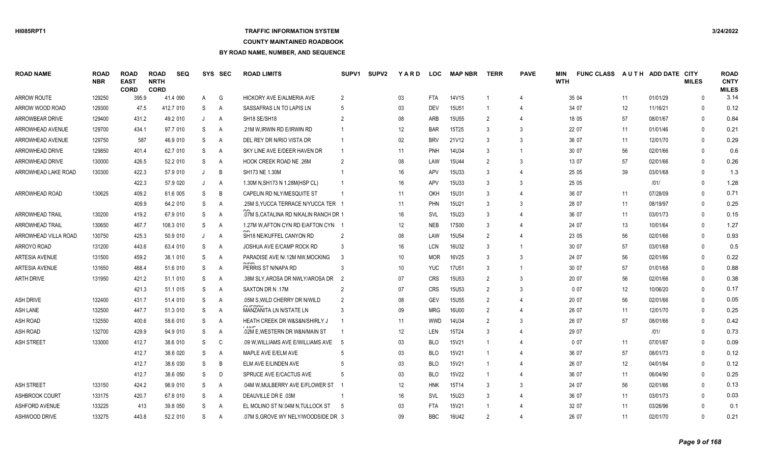HI085RPT1

# TRAFFIC INFORMATION SYSTEM

## COUNTY MAINTAINED ROADBOOK

### BY ROAD NAME, NUMBER, AND SEQUENCE

3/24/2022

| ROAD NAME | ROAD NBR | ROAD EAST CORD | ROAD NRTH CORD | SEQ | SYS | SEC | ROAD LIMITS | SUPV1 | SUPV2 | YARD | LOC | MAP NBR | TERR | PAVE | MIN WTH | FUNC CLASS | AUTH | ADD DATE | CITY MILES | ROAD CNTY MILES |
|---|---|---|---|---|---|---|---|---|---|---|---|---|---|---|---|---|---|---|---|---|
| ARROW ROUTE | 129250 | 395.9 | 41.4 | 090 | A | G | HICKORY AVE E/ALMERIA AVE | 2 | | 03 | FTA | 14V15 | 1 | 4 | 35 | 04 | 11 | 01/01/29 | 0 | 3.14 |
| ARROW WOOD ROAD | 129300 | 47.5 | 412.7 | 010 | S | A | SASSAFRAS LN TO LAPIS LN | 5 | | 03 | DEV | 15U51 | 1 | 4 | 34 | 07 | 12 | 11/16/21 | 0 | 0.12 |
| ARROWBEAR DRIVE | 129400 | 431.2 | 49.2 | 010 | J | A | SH18 SE/SH18 | 2 | | 08 | ARB | 15U55 | 2 | 4 | 18 | 05 | 57 | 08/01/67 | 0 | 0.84 |
| ARROWHEAD AVENUE | 129700 | 434.1 | 97.7 | 010 | S | A | .21M W,IRWIN RD E/IRWIN RD | 1 | | 12 | BAR | 15T25 | 3 | 3 | 22 | 07 | 11 | 01/01/46 | 0 | 0.21 |
| ARROWHEAD AVENUE | 129750 | 587 | 46.9 | 010 | S | A | DEL REY DR N/RIO VISTA DR | 1 | | 02 | BRV | 21V12 | 3 | 3 | 36 | 07 | 11 | 12/01/70 | 0 | 0.29 |
| ARROWHEAD DRIVE | 129850 | 401.4 | 62.7 | 010 | S | A | SKY LINE AVE E/DEER HAVEN DR | 1 | | 11 | PNH | 14U34 | 3 | 1 | 30 | 07 | 56 | 02/01/66 | 0 | 0.6 |
| ARROWHEAD DRIVE | 130000 | 426.5 | 52.2 | 010 | S | A | HOOK CREEK ROAD NE .26M | 2 | | 08 | LAW | 15U44 | 2 | 3 | 13 | 07 | 57 | 02/01/66 | 0 | 0.26 |
| ARROWHEAD LAKE ROAD | 130300 | 422.3 | 57.9 | 010 | J | B | SH173 NE 1.30M | 1 | | 16 | APV | 15U33 | 3 | 4 | 25 | 05 | 39 | 03/01/68 | 0 | 1.3 |
| | | 422.3 | 57.9 | 020 | J | A | 1.30M N,SH173 N 1.28M(HSP CL) | 1 | | 16 | APV | 15U33 | 3 | 3 | 25 | 05 | | /01/ | 0 | 1.28 |
| ARROWHEAD ROAD | 130625 | 409.2 | 61.6 | 005 | S | B | CAPELIN RD NLY/MESQUITE ST | 1 | | 11 | OKH | 15U31 | 3 | 4 | 36 | 07 | 11 | 07/28/09 | 0 | 0.71 |
| | | 409.9 | 64.2 | 010 | S | A | .25M S,YUCCA TERRACE N/YUCCA TER | 1 | | 11 | PHN | 15U21 | 3 | 3 | 28 | 07 | 11 | 08/19/97 | 0 | 0.25 |
| ARROWHEAD TRAIL | 130200 | 419.2 | 67.9 | 010 | S | A | .07M S,CATALINA RD N/KALIN RANCH DR | 1 | | 16 | SVL | 15U23 | 3 | 4 | 36 | 07 | 11 | 03/01/73 | 0 | 0.15 |
| ARROWHEAD TRAIL | 130650 | 467.7 | 108.3 | 010 | S | A | 1.27M W,AFTON CYN RD E/AFTON CYN RD | 1 | | 12 | NEB | 17S00 | 3 | 4 | 24 | 07 | 13 | 10/01/64 | 0 | 1.27 |
| ARROWHEAD VILLA ROAD | 130750 | 425.3 | 50.9 | 010 | J | A | SH18 NE/KUFFEL CANYON RD | 2 | | 08 | LAW | 15U54 | 2 | 4 | 23 | 05 | 56 | 02/01/66 | 0 | 0.93 |
| ARROYO ROAD | 131200 | 443.6 | 63.4 | 010 | S | A | JOSHUA AVE E/CAMP ROCK RD | 3 | | 16 | LCN | 16U32 | 3 | 1 | 30 | 07 | 57 | 03/01/68 | 0 | 0.5 |
| ARTESIA AVENUE | 131500 | 459.2 | 38.1 | 010 | S | A | PARADISE AVE N/.12M NW,MOCKING BIRD | 3 | | 10 | MOR | 16V25 | 3 | 3 | 24 | 07 | 56 | 02/01/66 | 0 | 0.22 |
| ARTESIA AVENUE | 131650 | 468.4 | 51.6 | 010 | S | A | PERRIS ST N/NAPA RD | 3 | | 10 | YUC | 17U51 | 3 | 1 | 30 | 07 | 57 | 01/01/68 | 0 | 0.88 |
| ARTH DRIVE | 131950 | 421.2 | 51.1 | 010 | S | A | .38M SLY,AROSA DR NWLY/AROSA DR | 2 | | 07 | CRS | 15U53 | 2 | 3 | 20 | 07 | 56 | 02/01/66 | 0 | 0.38 |
| | | 421.3 | 51.1 | 015 | S | A | SAXTON DR N .17M | 2 | | 07 | CRS | 15U53 | 2 | 3 | 0 | 07 | 12 | 10/06/20 | 0 | 0.17 |
| ASH DRIVE | 132400 | 431.7 | 51.4 | 010 | S | A | .05M S,WILD CHERRY DR N/WILD CHERRY | 2 | | 08 | GEV | 15U55 | 2 | 4 | 20 | 07 | 56 | 02/01/66 | 0 | 0.05 |
| ASH LANE | 132500 | 447.7 | 51.3 | 010 | S | A | MANZANITA LN N/STATE LN | 3 | | 09 | MRG | 16U00 | 2 | 4 | 26 | 07 | 11 | 12/01/70 | 0 | 0.25 |
| ASH ROAD | 132550 | 400.6 | 58.6 | 010 | S | A | HEATH CREEK DR W&S&N/SHIRLY J LANE | 1 | | 11 | WWD | 14U34 | 2 | 3 | 26 | 07 | 57 | 08/01/66 | 0 | 0.42 |
| ASH ROAD | 132700 | 429.9 | 94.9 | 010 | S | A | .02M E,WESTERN DR W&N/MAIN ST | 1 | | 12 | LEN | 15T24 | 3 | 4 | 29 | 07 | | /01/ | 0 | 0.73 |
| ASH STREET | 133000 | 412.7 | 38.6 | 010 | S | C | .09 W,WILLIAMS AVE E/WILLIAMS AVE | 5 | | 03 | BLO | 15V21 | 1 | 4 | 0 | 07 | 11 | 07/01/87 | 0 | 0.09 |
| | | 412.7 | 38.6 | 020 | S | A | MAPLE AVE E/ELM AVE | 5 | | 03 | BLO | 15V21 | 1 | 4 | 36 | 07 | 57 | 08/01/73 | 0 | 0.12 |
| | | 412.7 | 38.6 | 030 | S | B | ELM AVE E/LINDEN AVE | 5 | | 03 | BLO | 15V21 | 1 | 4 | 26 | 07 | 12 | 04/01/84 | 0 | 0.12 |
| | | 412.7 | 38.6 | 050 | S | D | SPRUCE AVE E/CACTUS AVE | 5 | | 03 | BLO | 15V22 | 1 | 4 | 36 | 07 | 11 | 06/04/90 | 0 | 0.25 |
| ASH STREET | 133150 | 424.2 | 98.9 | 010 | S | A | .04M W,MULBERRY AVE E/FLOWER ST | 1 | | 12 | HNK | 15T14 | 3 | 3 | 24 | 07 | 56 | 02/01/66 | 0 | 0.13 |
| ASHBROOK COURT | 133175 | 420.7 | 67.8 | 010 | S | A | DEAUVILLE DR E .03M | 1 | | 16 | SVL | 15U23 | 3 | 4 | 36 | 07 | 11 | 03/01/73 | 0 | 0.03 |
| ASHFORD AVENUE | 133225 | 413 | 39.8 | 050 | S | A | EL MOLINO ST N/.04M N,TULLOCK ST | 5 | | 03 | FTA | 15V21 | 1 | 4 | 32 | 07 | 11 | 03/26/96 | 0 | 0.1 |
| ASHWOOD DRIVE | 133275 | 443.8 | 52.2 | 010 | S | A | .07M S,GROVE WY NELY/WOODSIDE DR | 3 | | 09 | BBC | 16U42 | 2 | 4 | 26 | 07 | 11 | 02/01/70 | 0 | 0.21 |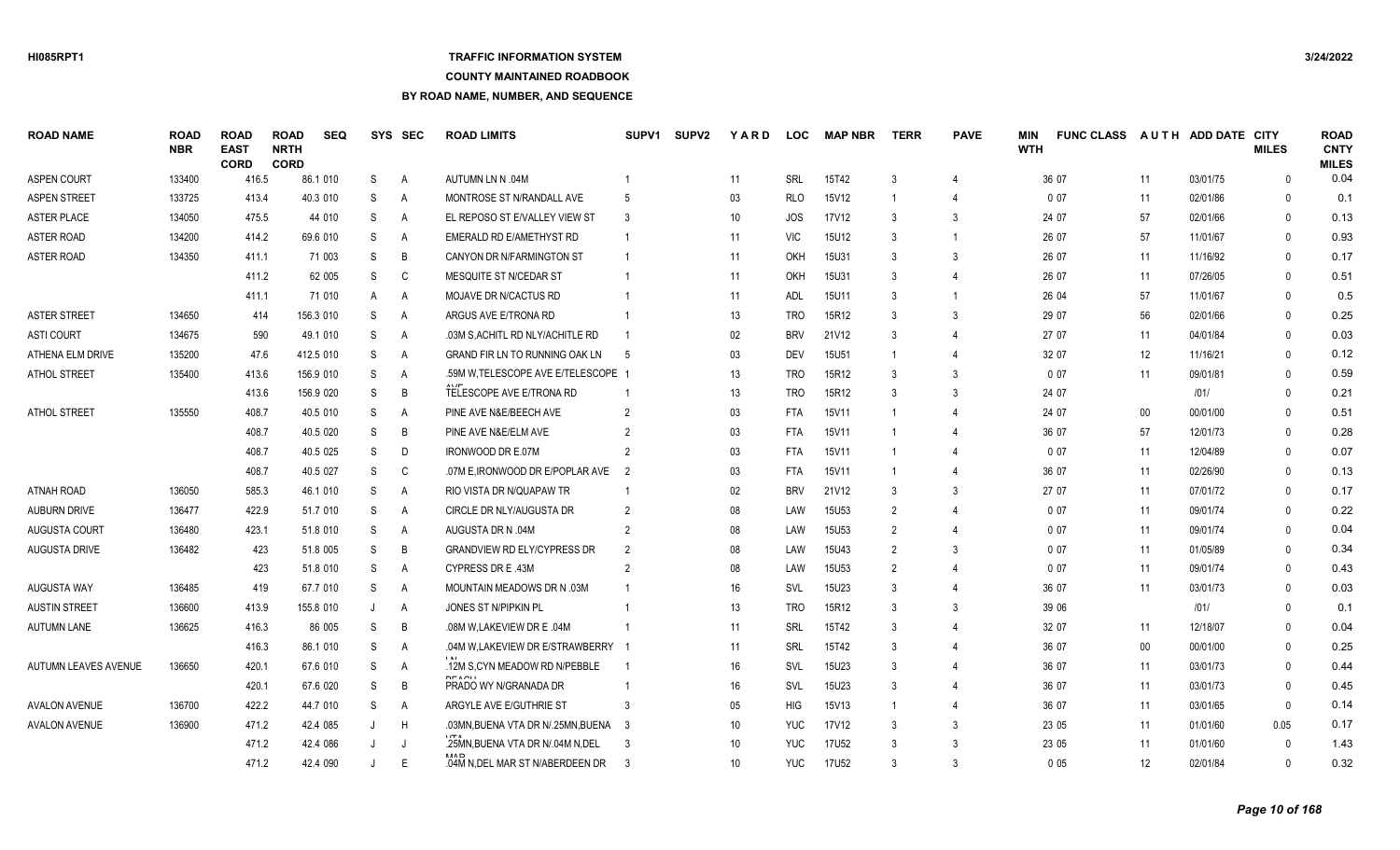**TRAFFIC INFORMATION SYSTEM**

**COUNTY MAINTAINED ROADBOOK**

**BY ROAD NAME, NUMBER, AND SEQUENCE**

HI085RPT1 3/24/2022

| ROAD NAME | ROAD NBR | ROAD EAST CORD | ROAD NRTH CORD | SEQ | SYS | SEC | ROAD LIMITS | SUPV1 | SUPV2 | YARD | LOC | MAP NBR | TERR | PAVE | MIN WTH | FUNC CLASS | AUTH | ADD DATE | CITY MILES | ROAD CNTY MILES |
|---|---|---|---|---|---|---|---|---|---|---|---|---|---|---|---|---|---|---|---|---|
| ASPEN COURT | 133400 | 416.5 | 86.1 | 010 | S | A | AUTUMN LN N .04M | 1 | | 11 | SRL | 15T42 | 3 | 4 | 36 | 07 | 11 | 03/01/75 | 0 | 0.04 |
| ASPEN STREET | 133725 | 413.4 | 40.3 | 010 | S | A | MONTROSE ST N/RANDALL AVE | 5 | | 03 | RLO | 15V12 | 1 | 4 | 0 | 07 | 11 | 02/01/86 | 0 | 0.1 |
| ASTER PLACE | 134050 | 475.5 | 44 | 010 | S | A | EL REPOSO ST E/VALLEY VIEW ST | 3 | | 10 | JOS | 17V12 | 3 | 3 | 24 | 07 | 57 | 02/01/66 | 0 | 0.13 |
| ASTER ROAD | 134200 | 414.2 | 69.6 | 010 | S | A | EMERALD RD E/AMETHYST RD | 1 | | 11 | VIC | 15U12 | 3 | 1 | 26 | 07 | 57 | 11/01/67 | 0 | 0.93 |
| ASTER ROAD | 134350 | 411.1 | 71 | 003 | S | B | CANYON DR N/FARMINGTON ST | 1 | | 11 | OKH | 15U31 | 3 | 3 | 26 | 07 | 11 | 11/16/92 | 0 | 0.17 |
| | | 411.2 | 62 | 005 | S | C | MESQUITE ST N/CEDAR ST | 1 | | 11 | OKH | 15U31 | 3 | 4 | 26 | 07 | 11 | 07/26/05 | 0 | 0.51 |
| | | 411.1 | 71 | 010 | A | A | MOJAVE DR N/CACTUS RD | 1 | | 11 | ADL | 15U11 | 3 | 1 | 26 | 04 | 57 | 11/01/67 | 0 | 0.5 |
| ASTER STREET | 134650 | 414 | 156.3 | 010 | S | A | ARGUS AVE E/TRONA RD | 1 | | 13 | TRO | 15R12 | 3 | 3 | 29 | 07 | 56 | 02/01/66 | 0 | 0.25 |
| ASTI COURT | 134675 | 590 | 49.1 | 010 | S | A | .03M S,ACHITL RD NLY/ACHITLE RD | 1 | | 02 | BRV | 21V12 | 3 | 4 | 27 | 07 | 11 | 04/01/84 | 0 | 0.03 |
| ATHENA ELM DRIVE | 135200 | 47.6 | 412.5 | 010 | S | A | GRAND FIR LN TO RUNNING OAK LN | 5 | | 03 | DEV | 15U51 | 1 | 4 | 32 | 07 | 12 | 11/16/21 | 0 | 0.12 |
| ATHOL STREET | 135400 | 413.6 | 156.9 | 010 | S | A | .59M W,TELESCOPE AVE E/TELESCOPE AVE | 1 | | 13 | TRO | 15R12 | 3 | 3 | 0 | 07 | 11 | 09/01/81 | 0 | 0.59 |
| | | 413.6 | 156.9 | 020 | S | B | TELESCOPE AVE E/TRONA RD | 1 | | 13 | TRO | 15R12 | 3 | 3 | 24 | 07 | | /01/ | 0 | 0.21 |
| ATHOL STREET | 135550 | 408.7 | 40.5 | 010 | S | A | PINE AVE N&E/BEECH AVE | 2 | | 03 | FTA | 15V11 | 1 | 4 | 24 | 07 | 00 | 00/01/00 | 0 | 0.51 |
| | | 408.7 | 40.5 | 020 | S | B | PINE AVE N&E/ELM AVE | 2 | | 03 | FTA | 15V11 | 1 | 4 | 36 | 07 | 57 | 12/01/73 | 0 | 0.28 |
| | | 408.7 | 40.5 | 025 | S | D | IRONWOOD DR E.07M | 2 | | 03 | FTA | 15V11 | 1 | 4 | 0 | 07 | 11 | 12/04/89 | 0 | 0.07 |
| | | 408.7 | 40.5 | 027 | S | C | .07M E,IRONWOOD DR E/POPLAR AVE | 2 | | 03 | FTA | 15V11 | 1 | 4 | 36 | 07 | 11 | 02/26/90 | 0 | 0.13 |
| ATNAH ROAD | 136050 | 585.3 | 46.1 | 010 | S | A | RIO VISTA DR N/QUAPAW TR | 1 | | 02 | BRV | 21V12 | 3 | 3 | 27 | 07 | 11 | 07/01/72 | 0 | 0.17 |
| AUBURN DRIVE | 136477 | 422.9 | 51.7 | 010 | S | A | CIRCLE DR NLY/AUGUSTA DR | 2 | | 08 | LAW | 15U53 | 2 | 4 | 0 | 07 | 11 | 09/01/74 | 0 | 0.22 |
| AUGUSTA COURT | 136480 | 423.1 | 51.8 | 010 | S | A | AUGUSTA DR N .04M | 2 | | 08 | LAW | 15U53 | 2 | 4 | 0 | 07 | 11 | 09/01/74 | 0 | 0.04 |
| AUGUSTA DRIVE | 136482 | 423 | 51.8 | 005 | S | B | GRANDVIEW RD ELY/CYPRESS DR | 2 | | 08 | LAW | 15U43 | 2 | 3 | 0 | 07 | 11 | 01/05/89 | 0 | 0.34 |
| | | 423 | 51.8 | 010 | S | A | CYPRESS DR E .43M | 2 | | 08 | LAW | 15U53 | 2 | 4 | 0 | 07 | 11 | 09/01/74 | 0 | 0.43 |
| AUGUSTA WAY | 136485 | 419 | 67.7 | 010 | S | A | MOUNTAIN MEADOWS DR N .03M | 1 | | 16 | SVL | 15U23 | 3 | 4 | 36 | 07 | 11 | 03/01/73 | 0 | 0.03 |
| AUSTIN STREET | 136600 | 413.9 | 155.8 | 010 | J | A | JONES ST N/PIPKIN PL | 1 | | 13 | TRO | 15R12 | 3 | 3 | 39 | 06 | | /01/ | 0 | 0.1 |
| AUTUMN LANE | 136625 | 416.3 | 86 | 005 | S | B | .08M W,LAKEVIEW DR E .04M | 1 | | 11 | SRL | 15T42 | 3 | 4 | 32 | 07 | 11 | 12/18/07 | 0 | 0.04 |
| | | 416.3 | 86.1 | 010 | S | A | .04M W,LAKEVIEW DR E/STRAWBERRY LN | 1 | | 11 | SRL | 15T42 | 3 | 4 | 36 | 07 | 00 | 00/01/00 | 0 | 0.25 |
| AUTUMN LEAVES AVENUE | 136650 | 420.1 | 67.6 | 010 | S | A | .12M S,CYN MEADOW RD N/PEBBLE BEACH | 1 | | 16 | SVL | 15U23 | 3 | 4 | 36 | 07 | 11 | 03/01/73 | 0 | 0.44 |
| | | 420.1 | 67.6 | 020 | S | B | PRADO WY N/GRANADA DR | 1 | | 16 | SVL | 15U23 | 3 | 4 | 36 | 07 | 11 | 03/01/73 | 0 | 0.45 |
| AVALON AVENUE | 136700 | 422.2 | 44.7 | 010 | S | A | ARGYLE AVE E/GUTHRIE ST | 3 | | 05 | HIG | 15V13 | 1 | 4 | 36 | 07 | 11 | 03/01/65 | 0 | 0.14 |
| AVALON AVENUE | 136900 | 471.2 | 42.4 | 085 | J | H | .03MN,BUENA VTA DR N/.25MN,BUENA VTA | 3 | | 10 | YUC | 17V12 | 3 | 3 | 23 | 05 | 11 | 01/01/60 | 0.05 | 0.17 |
| | | 471.2 | 42.4 | 086 | J | J | .25MN,BUENA VTA DR N/.04M N,DEL MAR | 3 | | 10 | YUC | 17U52 | 3 | 3 | 23 | 05 | 11 | 01/01/60 | 0 | 1.43 |
| | | 471.2 | 42.4 | 090 | J | E | .04M N,DEL MAR ST N/ABERDEEN DR | 3 | | 10 | YUC | 17U52 | 3 | 3 | 0 | 05 | 12 | 02/01/84 | 0 | 0.32 |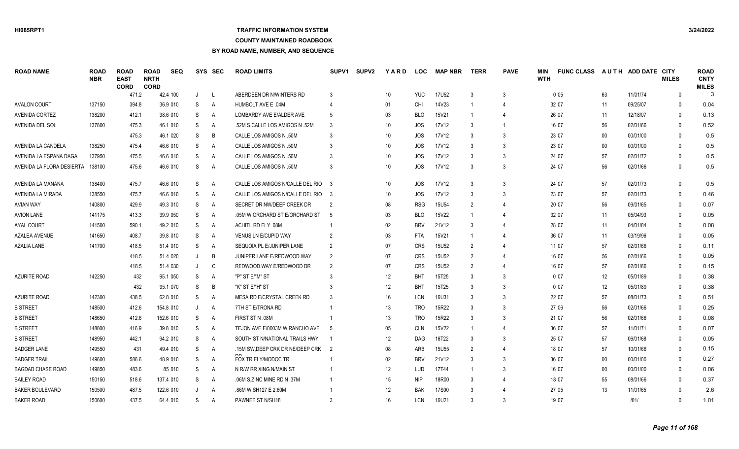**HI085RPT1** **TRAFFIC INFORMATION SYSTEM** **3/24/2022**

**COUNTY MAINTAINED ROADBOOK**

**BY ROAD NAME, NUMBER, AND SEQUENCE**

| ROAD NAME | ROAD NBR | ROAD EAST CORD | ROAD NRTH CORD | SEQ | SYS | SEC | ROAD LIMITS | SUPV1 | SUPV2 | YARD | LOC | MAP NBR | TERR | PAVE | MIN WTH | FUNC CLASS | AUTH | ADD DATE | CITY MILES | ROAD CNTY MILES |
|---|---|---|---|---|---|---|---|---|---|---|---|---|---|---|---|---|---|---|---|---|
| | | 471.2 | 42.4 | 100 | J | L | ABERDEEN DR N/WINTERS RD | 3 | | 10 | YUC | 17U52 | 3 | 3 | 0 | 05 | 63 | 11/01/74 | 0 | 3 |
| AVALON COURT | 137150 | 394.8 | 36.9 | 010 | S | A | HUMBOLT AVE E .04M | 4 | | 01 | CHI | 14V23 | 1 | 4 | 32 | 07 | 11 | 09/25/07 | 0 | 0.04 |
| AVENIDA CORTEZ | 138200 | 412.1 | 38.6 | 010 | S | A | LOMBARDY AVE E/ALDER AVE | 5 | | 03 | BLO | 15V21 | 1 | 4 | 26 | 07 | 11 | 12/18/07 | 0 | 0.13 |
| AVENIDA DEL SOL | 137800 | 475.3 | 46.1 | 010 | S | A | .52M S,CALLE LOS AMIGOS N .52M | 3 | | 10 | JOS | 17V12 | 3 | 1 | 16 | 07 | 56 | 02/01/66 | 0 | 0.52 |
| | | 475.3 | 46.1 | 020 | S | B | CALLE LOS AMIGOS N .50M | 3 | | 10 | JOS | 17V12 | 3 | 3 | 23 | 07 | 00 | 00/01/00 | 0 | 0.5 |
| AVENIDA LA CANDELA | 138250 | 475.4 | 46.6 | 010 | S | A | CALLE LOS AMIGOS N .50M | 3 | | 10 | JOS | 17V12 | 3 | 3 | 23 | 07 | 00 | 00/01/00 | 0 | 0.5 |
| AVENIDA LA ESPANA DAGA | 137950 | 475.5 | 46.6 | 010 | S | A | CALLE LOS AMIGOS N .50M | 3 | | 10 | JOS | 17V12 | 3 | 3 | 24 | 07 | 57 | 02/01/72 | 0 | 0.5 |
| AVENIDA LA FLORA DESIERTA | 138100 | 475.6 | 46.6 | 010 | S | A | CALLE LOS AMIGOS N .50M | 3 | | 10 | JOS | 17V12 | 3 | 3 | 24 | 07 | 56 | 02/01/66 | 0 | 0.5 |
| AVENIDA LA MANANA | 138400 | 475.7 | 46.6 | 010 | S | A | CALLE LOS AMIGOS N/CALLE DEL RIO | 3 | | 10 | JOS | 17V12 | 3 | 3 | 24 | 07 | 57 | 02/01/73 | 0 | 0.5 |
| AVENIDA LA MIRADA | 138550 | 475.7 | 46.6 | 010 | S | A | CALLE LOS AMIGOS N/CALLE DEL RIO | 3 | | 10 | JOS | 17V12 | 3 | 3 | 23 | 07 | 57 | 02/01/73 | 0 | 0.46 |
| AVIAN WAY | 140800 | 429.9 | 49.3 | 010 | S | A | SECRET DR NW/DEEP CREEK DR | 2 | | 08 | RSG | 15U54 | 2 | 4 | 20 | 07 | 56 | 09/01/65 | 0 | 0.07 |
| AVION LANE | 141175 | 413.3 | 39.9 | 050 | S | A | .05M W,ORCHARD ST E/ORCHARD ST | 5 | | 03 | BLO | 15V22 | 1 | 4 | 32 | 07 | 11 | 05/04/93 | 0 | 0.05 |
| AYAL COURT | 141500 | 590.1 | 49.2 | 010 | S | A | ACHITL RD ELY .08M | 1 | | 02 | BRV | 21V12 | 3 | 4 | 28 | 07 | 11 | 04/01/84 | 0 | 0.08 |
| AZALEA AVENUE | 141650 | 408.7 | 39.8 | 010 | S | A | VENUS LN E/CUPID WAY | 2 | | 03 | FTA | 15V21 | 1 | 4 | 36 | 07 | 11 | 03/19/96 | 0 | 0.05 |
| AZALIA LANE | 141700 | 418.5 | 51.4 | 010 | S | A | SEQUOIA PL E/JUNIPER LANE | 2 | | 07 | CRS | 15U52 | 2 | 4 | 11 | 07 | 57 | 02/01/66 | 0 | 0.11 |
| | | 418.5 | 51.4 | 020 | J | B | JUNIPER LANE E/REDWOOD WAY | 2 | | 07 | CRS | 15U52 | 2 | 4 | 16 | 07 | 56 | 02/01/66 | 0 | 0.05 |
| | | 418.5 | 51.4 | 030 | J | C | REDWOOD WAY E/REDWOOD DR | 2 | | 07 | CRS | 15U52 | 2 | 4 | 16 | 07 | 57 | 02/01/66 | 0 | 0.15 |
| AZURITE ROAD | 142250 | 432 | 95.1 | 050 | S | A | "P" ST E/"M" ST | 3 | | 12 | BHT | 15T25 | 3 | 3 | 0 | 07 | 12 | 05/01/89 | 0 | 0.38 |
| | | 432 | 95.1 | 070 | S | B | "K" ST E/"H" ST | 3 | | 12 | BHT | 15T25 | 3 | 3 | 0 | 07 | 12 | 05/01/89 | 0 | 0.38 |
| AZURITE ROAD | 142300 | 438.5 | 62.8 | 010 | S | A | MESA RD E/CRYSTAL CREEK RD | 3 | | 16 | LCN | 16U31 | 3 | 3 | 22 | 07 | 57 | 08/01/73 | 0 | 0.51 |
| B STREET | 148500 | 412.6 | 154.8 | 010 | J | A | 7TH ST E/TRONA RD | 1 | | 13 | TRO | 15R22 | 3 | 3 | 27 | 06 | 56 | 02/01/66 | 0 | 0.25 |
| B STREET | 148650 | 412.6 | 152.6 | 010 | S | A | FIRST ST N .08M | 1 | | 13 | TRO | 15R22 | 3 | 3 | 21 | 07 | 56 | 02/01/66 | 0 | 0.08 |
| B STREET | 148800 | 416.9 | 39.8 | 010 | S | A | TEJON AVE E/0003M W,RANCHO AVE | 5 | | 05 | CLN | 15V22 | 1 | 4 | 36 | 07 | 57 | 11/01/71 | 0 | 0.07 |
| B STREET | 148950 | 442.1 | 94.2 | 010 | S | A | SOUTH ST N/NATIONAL TRAILS HWY | 1 | | 12 | DAG | 16T22 | 3 | 3 | 25 | 07 | 57 | 06/01/68 | 0 | 0.05 |
| BADGER LANE | 149550 | 431 | 49.4 | 010 | S | A | .15M SW,DEEP CRK DR NE/DEEP CRK DR | 2 | | 08 | ARB | 15U55 | 2 | 4 | 18 | 07 | 57 | 10/01/66 | 0 | 0.15 |
| BADGER TRAIL | 149600 | 586.6 | 48.9 | 010 | S | A | FOX TR ELY/MODOC TR | 1 | | 02 | BRV | 21V12 | 3 | 3 | 36 | 07 | 00 | 00/01/00 | 0 | 0.27 |
| BAGDAD CHASE ROAD | 149850 | 483.6 | 85 | 010 | S | A | N R/W RR XING N/MAIN ST | 1 | | 12 | LUD | 17T44 | 1 | 3 | 16 | 07 | 00 | 00/01/00 | 0 | 0.06 |
| BAILEY ROAD | 150150 | 518.6 | 137.4 | 010 | S | A | .06M S,ZINC MINE RD N .37M | 1 | | 15 | NIP | 18R00 | 3 | 4 | 18 | 07 | 55 | 08/01/66 | 0 | 0.37 |
| BAKER BOULEVARD | 150500 | 487.5 | 122.6 | 010 | J | A | .86M W,SH127 E 2.60M | 1 | | 12 | BAK | 17S00 | 3 | 4 | 27 | 05 | 13 | 11/01/65 | 0 | 2.6 |
| BAKER ROAD | 150600 | 437.5 | 64.4 | 010 | S | A | PAWNEE ST N/SH18 | 3 | | 16 | LCN | 16U21 | 3 | 3 | 19 | 07 | | /01/ | 0 | 1.01 |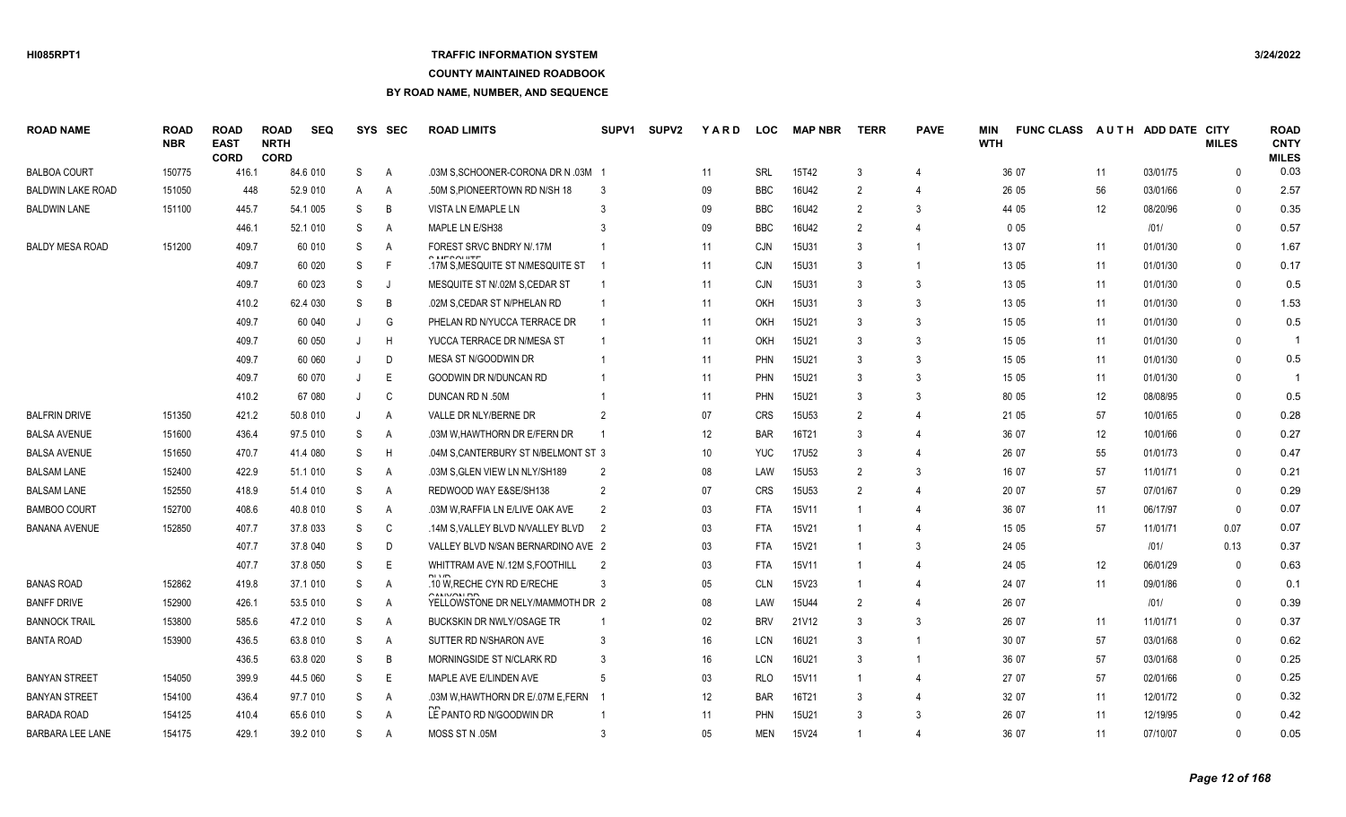**TRAFFIC INFORMATION SYSTEM**

**COUNTY MAINTAINED ROADBOOK**

**BY ROAD NAME, NUMBER, AND SEQUENCE**

HI085RPT1 3/24/2022

| ROAD NAME | ROAD NBR | ROAD EAST CORD | ROAD NRTH CORD | SEQ | SYS | SEC | ROAD LIMITS | SUPV1 | SUPV2 | YARD | LOC | MAP NBR | TERR | PAVE | MIN WTH | FUNC CLASS | AUTH | ADD DATE | CITY MILES | ROAD CNTY MILES |
|---|---|---|---|---|---|---|---|---|---|---|---|---|---|---|---|---|---|---|---|---|
| BALBOA COURT | 150775 | 416.1 | 84.6 | 010 | S | A | .03M S,SCHOONER-CORONA DR N .03M | 1 | | 11 | SRL | 15T42 | 3 | 4 | 36 | 07 | 11 | 03/01/75 | 0 | 0.03 |
| BALDWIN LAKE ROAD | 151050 | 448 | 52.9 | 010 | A | A | .50M S,PIONEERTOWN RD N/SH 18 | 3 | | 09 | BBC | 16U42 | 2 | 4 | 26 | 05 | 56 | 03/01/66 | 0 | 2.57 |
| BALDWIN LANE | 151100 | 445.7 | 54.1 | 005 | S | B | VISTA LN E/MAPLE LN | 3 | | 09 | BBC | 16U42 | 2 | 3 | 44 | 05 | 12 | 08/20/96 | 0 | 0.35 |
| | | 446.1 | 52.1 | 010 | S | A | MAPLE LN E/SH38 | 3 | | 09 | BBC | 16U42 | 2 | 4 | 0 | 05 | | /01/ | 0 | 0.57 |
| BALDY MESA ROAD | 151200 | 409.7 | 60 | 010 | S | A | FOREST SRVC BNDRY N/.17M | 1 | | 11 | CJN | 15U31 | 3 | 1 | 13 | 07 | 11 | 01/01/30 | 0 | 1.67 |
| | | 409.7 | 60 | 020 | S | F | .17M S,MESQUITE ST N/MESQUITE ST | 1 | | 11 | CJN | 15U31 | 3 | 1 | 13 | 05 | 11 | 01/01/30 | 0 | 0.17 |
| | | 409.7 | 60 | 023 | S | J | MESQUITE ST N/.02M S,CEDAR ST | 1 | | 11 | CJN | 15U31 | 3 | 3 | 13 | 05 | 11 | 01/01/30 | 0 | 0.5 |
| | | 410.2 | 62.4 | 030 | S | B | .02M S,CEDAR ST N/PHELAN RD | 1 | | 11 | OKH | 15U31 | 3 | 3 | 13 | 05 | 11 | 01/01/30 | 0 | 1.53 |
| | | 409.7 | 60 | 040 | J | G | PHELAN RD N/YUCCA TERRACE DR | 1 | | 11 | OKH | 15U21 | 3 | 3 | 15 | 05 | 11 | 01/01/30 | 0 | 0.5 |
| | | 409.7 | 60 | 050 | J | H | YUCCA TERRACE DR N/MESA ST | 1 | | 11 | OKH | 15U21 | 3 | 3 | 15 | 05 | 11 | 01/01/30 | 0 | 1 |
| | | 409.7 | 60 | 060 | J | D | MESA ST N/GOODWIN DR | 1 | | 11 | PHN | 15U21 | 3 | 3 | 15 | 05 | 11 | 01/01/30 | 0 | 0.5 |
| | | 409.7 | 60 | 070 | J | E | GOODWIN DR N/DUNCAN RD | 1 | | 11 | PHN | 15U21 | 3 | 3 | 15 | 05 | 11 | 01/01/30 | 0 | 1 |
| | | 410.2 | 67 | 080 | J | C | DUNCAN RD N .50M | 1 | | 11 | PHN | 15U21 | 3 | 3 | 80 | 05 | 12 | 08/08/95 | 0 | 0.5 |
| BALFRIN DRIVE | 151350 | 421.2 | 50.8 | 010 | J | A | VALLE DR NLY/BERNE DR | 2 | | 07 | CRS | 15U53 | 2 | 4 | 21 | 05 | 57 | 10/01/65 | 0 | 0.28 |
| BALSA AVENUE | 151600 | 436.4 | 97.5 | 010 | S | A | .03M W,HAWTHORN DR E/FERN DR | 1 | | 12 | BAR | 16T21 | 3 | 4 | 36 | 07 | 12 | 10/01/66 | 0 | 0.27 |
| BALSA AVENUE | 151650 | 470.7 | 41.4 | 080 | S | H | .04M S,CANTERBURY ST N/BELMONT ST | 3 | | 10 | YUC | 17U52 | 3 | 4 | 26 | 07 | 55 | 01/01/73 | 0 | 0.47 |
| BALSAM LANE | 152400 | 422.9 | 51.1 | 010 | S | A | .03M S,GLEN VIEW LN NLY/SH189 | 2 | | 08 | LAW | 15U53 | 2 | 3 | 16 | 07 | 57 | 11/01/71 | 0 | 0.21 |
| BALSAM LANE | 152550 | 418.9 | 51.4 | 010 | S | A | REDWOOD WAY E&SE/SH138 | 2 | | 07 | CRS | 15U53 | 2 | 4 | 20 | 07 | 57 | 07/01/67 | 0 | 0.29 |
| BAMBOO COURT | 152700 | 408.6 | 40.8 | 010 | S | A | .03M W,RAFFIA LN E/LIVE OAK AVE | 2 | | 03 | FTA | 15V11 | 1 | 4 | 36 | 07 | 11 | 06/17/97 | 0 | 0.07 |
| BANANA AVENUE | 152850 | 407.7 | 37.8 | 033 | S | C | .14M S,VALLEY BLVD N/VALLEY BLVD | 2 | | 03 | FTA | 15V21 | 1 | 4 | 15 | 05 | 57 | 11/01/71 | 0.07 | 0.07 |
| | | 407.7 | 37.8 | 040 | S | D | VALLEY BLVD N/SAN BERNARDINO AVE | 2 | | 03 | FTA | 15V21 | 1 | 3 | 24 | 05 | | /01/ | 0.13 | 0.37 |
| | | 407.7 | 37.8 | 050 | S | E | WHITTRAM AVE N/.12M S,FOOTHILL | 2 | | 03 | FTA | 15V11 | 1 | 4 | 24 | 05 | 12 | 06/01/29 | 0 | 0.63 |
| BANAS ROAD | 152862 | 419.8 | 37.1 | 010 | S | A | .10 W,RECHE CYN RD E/RECHE | 3 | | 05 | CLN | 15V23 | 1 | 4 | 24 | 07 | 11 | 09/01/86 | 0 | 0.1 |
| BANFF DRIVE | 152900 | 426.1 | 53.5 | 010 | S | A | YELLOWSTONE DR NELY/MAMMOTH DR | 2 | | 08 | LAW | 15U44 | 2 | 4 | 26 | 07 | | /01/ | 0 | 0.39 |
| BANNOCK TRAIL | 153800 | 585.6 | 47.2 | 010 | S | A | BUCKSKIN DR NWLY/OSAGE TR | 1 | | 02 | BRV | 21V12 | 3 | 3 | 26 | 07 | 11 | 11/01/71 | 0 | 0.37 |
| BANTA ROAD | 153900 | 436.5 | 63.8 | 010 | S | A | SUTTER RD N/SHARON AVE | 3 | | 16 | LCN | 16U21 | 3 | 1 | 30 | 07 | 57 | 03/01/68 | 0 | 0.62 |
| | | 436.5 | 63.8 | 020 | S | B | MORNINGSIDE ST N/CLARK RD | 3 | | 16 | LCN | 16U21 | 3 | 1 | 36 | 07 | 57 | 03/01/68 | 0 | 0.25 |
| BANYAN STREET | 154050 | 399.9 | 44.5 | 060 | S | E | MAPLE AVE E/LINDEN AVE | 5 | | 03 | RLO | 15V11 | 1 | 4 | 27 | 07 | 57 | 02/01/66 | 0 | 0.25 |
| BANYAN STREET | 154100 | 436.4 | 97.7 | 010 | S | A | .03M W,HAWTHORN DR E/.07M E,FERN | 1 | | 12 | BAR | 16T21 | 3 | 4 | 32 | 07 | 11 | 12/01/72 | 0 | 0.32 |
| BARADA ROAD | 154125 | 410.4 | 65.6 | 010 | S | A | LE PANTO RD N/GOODWIN DR | 1 | | 11 | PHN | 15U21 | 3 | 3 | 26 | 07 | 11 | 12/19/95 | 0 | 0.42 |
| BARBARA LEE LANE | 154175 | 429.1 | 39.2 | 010 | S | A | MOSS ST N .05M | 3 | | 05 | MEN | 15V24 | 1 | 4 | 36 | 07 | 11 | 07/10/07 | 0 | 0.05 |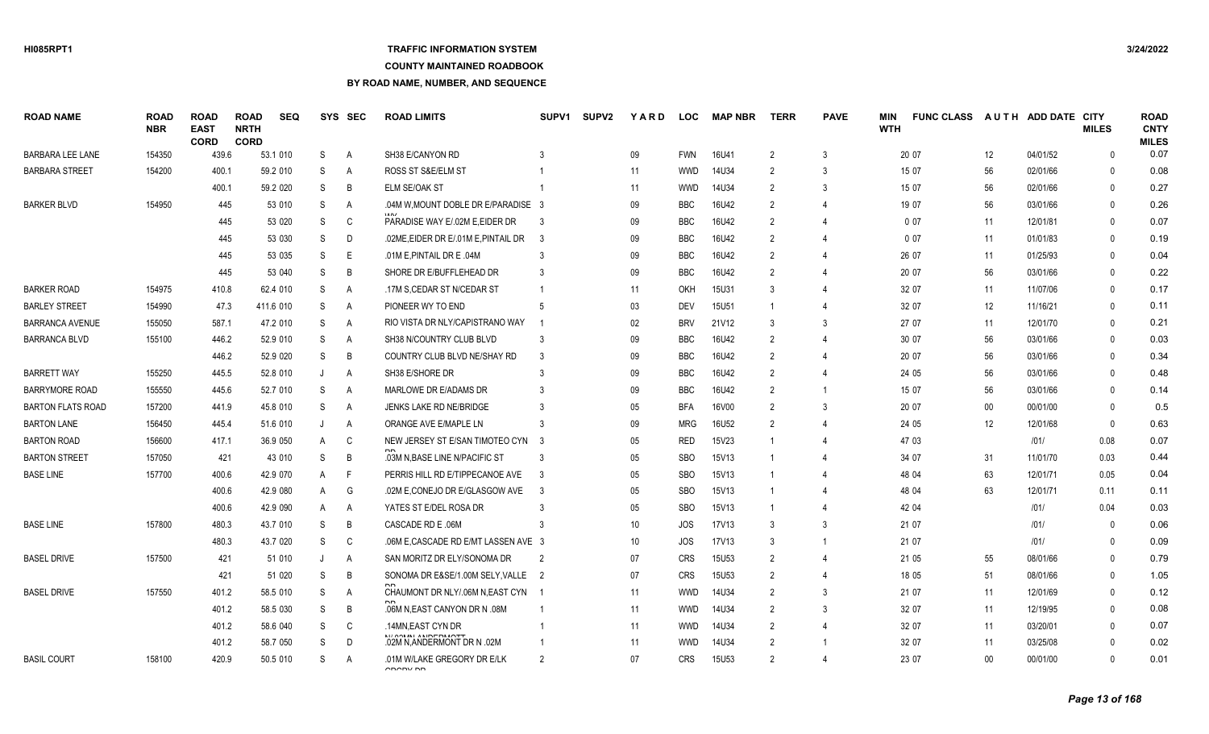HI085RPT1

**TRAFFIC INFORMATION SYSTEM**

**COUNTY MAINTAINED ROADBOOK**

**BY ROAD NAME, NUMBER, AND SEQUENCE**

3/24/2022

| ROAD NAME | ROAD NBR | ROAD EAST CORD | ROAD NRTH CORD | SEQ | SYS | SEC | ROAD LIMITS | SUPV1 | SUPV2 | YARD | LOC | MAP NBR | TERR | PAVE | MIN WTH | FUNC CLASS | AUTH | ADD DATE | CITY MILES | ROAD CNTY MILES |
|---|---|---|---|---|---|---|---|---|---|---|---|---|---|---|---|---|---|---|---|---|
| BARBARA LEE LANE | 154350 | 439.6 | 53.1 | 010 | S | A | SH38 E/CANYON RD | 3 | | 09 | FWN | 16U41 | 2 | 3 | 20 | 07 | 12 | 04/01/52 | 0 | 0.07 |
| BARBARA STREET | 154200 | 400.1 | 59.2 | 010 | S | A | ROSS ST S&E/ELM ST | 1 | | 11 | WWD | 14U34 | 2 | 3 | 15 | 07 | 56 | 02/01/66 | 0 | 0.08 |
| | | 400.1 | 59.2 | 020 | S | B | ELM SE/OAK ST | 1 | | 11 | WWD | 14U34 | 2 | 3 | 15 | 07 | 56 | 02/01/66 | 0 | 0.27 |
| BARKER BLVD | 154950 | 445 | 53 | 010 | S | A | .04M W,MOUNT DOBLE DR E/PARADISE WY | 3 | | 09 | BBC | 16U42 | 2 | 4 | 19 | 07 | 56 | 03/01/66 | 0 | 0.26 |
| | | 445 | 53 | 020 | S | C | PARADISE WAY E/.02M E,EIDER DR | 3 | | 09 | BBC | 16U42 | 2 | 4 | 0 | 07 | 11 | 12/01/81 | 0 | 0.07 |
| | | 445 | 53 | 030 | S | D | .02ME,EIDER DR E/.01M E,PINTAIL DR | 3 | | 09 | BBC | 16U42 | 2 | 4 | 0 | 07 | 11 | 01/01/83 | 0 | 0.19 |
| | | 445 | 53 | 035 | S | E | .01M E,PINTAIL DR E .04M | 3 | | 09 | BBC | 16U42 | 2 | 4 | 26 | 07 | 11 | 01/25/93 | 0 | 0.04 |
| | | 445 | 53 | 040 | S | B | SHORE DR E/BUFFLEHEAD DR | 3 | | 09 | BBC | 16U42 | 2 | 4 | 20 | 07 | 56 | 03/01/66 | 0 | 0.22 |
| BARKER ROAD | 154975 | 410.8 | 62.4 | 010 | S | A | .17M S,CEDAR ST N/CEDAR ST | 1 | | 11 | OKH | 15U31 | 3 | 4 | 32 | 07 | 11 | 11/07/06 | 0 | 0.17 |
| BARLEY STREET | 154990 | 47.3 | 411.6 | 010 | S | A | PIONEER WY TO END | 5 | | 03 | DEV | 15U51 | 1 | 4 | 32 | 07 | 12 | 11/16/21 | 0 | 0.11 |
| BARRANCA AVENUE | 155050 | 587.1 | 47.2 | 010 | S | A | RIO VISTA DR NLY/CAPISTRANO WAY | 1 | | 02 | BRV | 21V12 | 3 | 3 | 27 | 07 | 11 | 12/01/70 | 0 | 0.21 |
| BARRANCA BLVD | 155100 | 446.2 | 52.9 | 010 | S | A | SH38 N/COUNTRY CLUB BLVD | 3 | | 09 | BBC | 16U42 | 2 | 4 | 30 | 07 | 56 | 03/01/66 | 0 | 0.03 |
| | | 446.2 | 52.9 | 020 | S | B | COUNTRY CLUB BLVD NE/SHAY RD | 3 | | 09 | BBC | 16U42 | 2 | 4 | 20 | 07 | 56 | 03/01/66 | 0 | 0.34 |
| BARRETT WAY | 155250 | 445.5 | 52.8 | 010 | J | A | SH38 E/SHORE DR | 3 | | 09 | BBC | 16U42 | 2 | 4 | 24 | 05 | 56 | 03/01/66 | 0 | 0.48 |
| BARRYMORE ROAD | 155550 | 445.6 | 52.7 | 010 | S | A | MARLOWE DR E/ADAMS DR | 3 | | 09 | BBC | 16U42 | 2 | 1 | 15 | 07 | 56 | 03/01/66 | 0 | 0.14 |
| BARTON FLATS ROAD | 157200 | 441.9 | 45.8 | 010 | S | A | JENKS LAKE RD NE/BRIDGE | 3 | | 05 | BFA | 16V00 | 2 | 3 | 20 | 07 | 00 | 00/01/00 | 0 | 0.5 |
| BARTON LANE | 156450 | 445.4 | 51.6 | 010 | J | A | ORANGE AVE E/MAPLE LN | 3 | | 09 | MRG | 16U52 | 2 | 4 | 24 | 05 | 12 | 12/01/68 | 0 | 0.63 |
| BARTON ROAD | 156600 | 417.1 | 36.9 | 050 | A | C | NEW JERSEY ST E/SAN TIMOTEO CYN RD | 3 | | 05 | RED | 15V23 | 1 | 4 | 47 | 03 | | /01/ | 0.08 | 0.07 |
| BARTON STREET | 157050 | 421 | 43 | 010 | S | B | .03M N,BASE LINE N/PACIFIC ST | 3 | | 05 | SBO | 15V13 | 1 | 4 | 34 | 07 | 31 | 11/01/70 | 0.03 | 0.44 |
| BASE LINE | 157700 | 400.6 | 42.9 | 070 | A | F | PERRIS HILL RD E/TIPPECANOE AVE | 3 | | 05 | SBO | 15V13 | 1 | 4 | 48 | 04 | 63 | 12/01/71 | 0.05 | 0.04 |
| | | 400.6 | 42.9 | 080 | A | G | .02M E,CONEJO DR E/GLASGOW AVE | 3 | | 05 | SBO | 15V13 | 1 | 4 | 48 | 04 | 63 | 12/01/71 | 0.11 | 0.11 |
| | | 400.6 | 42.9 | 090 | A | A | YATES ST E/DEL ROSA DR | 3 | | 05 | SBO | 15V13 | 1 | 4 | 42 | 04 | | /01/ | 0.04 | 0.03 |
| BASE LINE | 157800 | 480.3 | 43.7 | 010 | S | B | CASCADE RD E .06M | 3 | | 10 | JOS | 17V13 | 3 | 3 | 21 | 07 | | /01/ | 0 | 0.06 |
| | | 480.3 | 43.7 | 020 | S | C | .06M E,CASCADE RD E/MT LASSEN AVE | 3 | | 10 | JOS | 17V13 | 3 | 1 | 21 | 07 | | /01/ | 0 | 0.09 |
| BASEL DRIVE | 157500 | 421 | 51 | 010 | J | A | SAN MORITZ DR ELY/SONOMA DR | 2 | | 07 | CRS | 15U53 | 2 | 4 | 21 | 05 | 55 | 08/01/66 | 0 | 0.79 |
| | | 421 | 51 | 020 | S | B | SONOMA DR E&SE/1.00M SELY,VALLE DR | 2 | | 07 | CRS | 15U53 | 2 | 4 | 18 | 05 | 51 | 08/01/66 | 0 | 1.05 |
| BASEL DRIVE | 157550 | 401.2 | 58.5 | 010 | S | A | CHAUMONT DR NLY/.06M N,EAST CYN DR | 1 | | 11 | WWD | 14U34 | 2 | 3 | 21 | 07 | 11 | 12/01/69 | 0 | 0.12 |
| | | 401.2 | 58.5 | 030 | S | B | .06M N,EAST CANYON DR N .08M | 1 | | 11 | WWD | 14U34 | 2 | 3 | 32 | 07 | 11 | 12/19/95 | 0 | 0.08 |
| | | 401.2 | 58.6 | 040 | S | C | .14MN,EAST CYN DR | 1 | | 11 | WWD | 14U34 | 2 | 4 | 32 | 07 | 11 | 03/20/01 | 0 | 0.07 |
| | | 401.2 | 58.7 | 050 | S | D | .02M N,ANDERMONT DR N .02M | 1 | | 11 | WWD | 14U34 | 2 | 1 | 32 | 07 | 11 | 03/25/08 | 0 | 0.02 |
| BASIL COURT | 158100 | 420.9 | 50.5 | 010 | S | A | .01M W/LAKE GREGORY DR E/LK GRGRY DR | 2 | | 07 | CRS | 15U53 | 2 | 4 | 23 | 07 | 00 | 00/01/00 | 0 | 0.01 |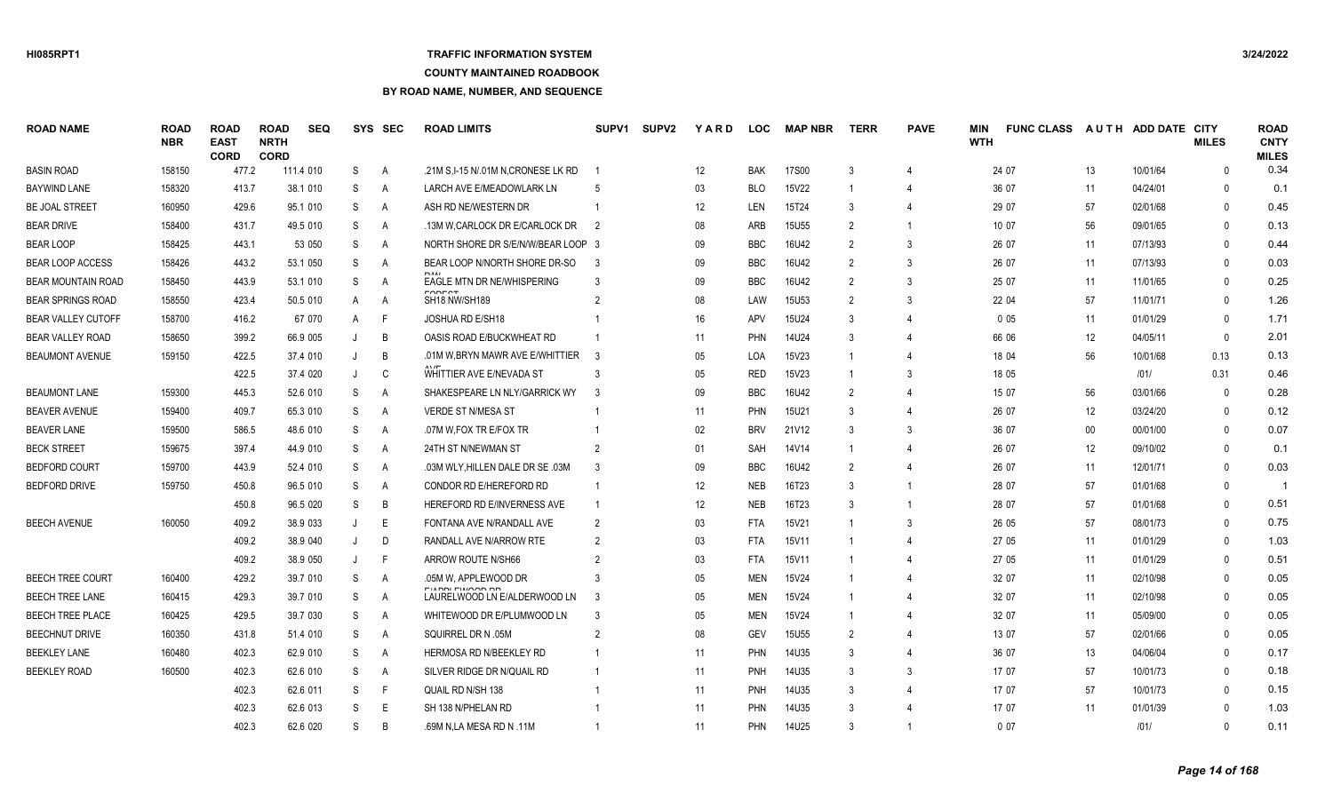# TRAFFIC INFORMATION SYSTEM

## COUNTY MAINTAINED ROADBOOK

### BY ROAD NAME, NUMBER, AND SEQUENCE

HI085RPT1 3/24/2022

| ROAD NAME | ROAD NBR | ROAD EAST CORD | ROAD NRTH CORD | SEQ | SYS | SEC | ROAD LIMITS | SUPV1 | SUPV2 | YARD | LOC | MAP NBR | TERR | PAVE | MIN WTH | FUNC CLASS | AUTH | ADD DATE | CITY MILES | ROAD CNTY MILES |
|---|---|---|---|---|---|---|---|---|---|---|---|---|---|---|---|---|---|---|---|---|
| BASIN ROAD | 158150 | 477.2 | 111.4 | 010 | S | A | .21M S,I-15 N/.01M N,CRONESE LK RD | 1 | | 12 | BAK | 17S00 | 3 | 4 | 24 | 07 | 13 | 10/01/64 | 0 | 0.34 |
| BAYWIND LANE | 158320 | 413.7 | 38.1 | 010 | S | A | LARCH AVE E/MEADOWLARK LN | 5 | | 03 | BLO | 15V22 | 1 | 4 | 36 | 07 | 11 | 04/24/01 | 0 | 0.1 |
| BE JOAL STREET | 160950 | 429.6 | 95.1 | 010 | S | A | ASH RD NE/WESTERN DR | 1 | | 12 | LEN | 15T24 | 3 | 4 | 29 | 07 | 57 | 02/01/68 | 0 | 0.45 |
| BEAR DRIVE | 158400 | 431.7 | 49.5 | 010 | S | A | .13M W,CARLOCK DR E/CARLOCK DR | 2 | | 08 | ARB | 15U55 | 2 | 1 | 10 | 07 | 56 | 09/01/65 | 0 | 0.13 |
| BEAR LOOP | 158425 | 443.1 | 53 | 050 | S | A | NORTH SHORE DR S/E/N/W/BEAR LOOP | 3 | | 09 | BBC | 16U42 | 2 | 3 | 26 | 07 | 11 | 07/13/93 | 0 | 0.44 |
| BEAR LOOP ACCESS | 158426 | 443.2 | 53.1 | 050 | S | A | BEAR LOOP N/NORTH SHORE DR-SO | 3 | | 09 | BBC | 16U42 | 2 | 3 | 26 | 07 | 11 | 07/13/93 | 0 | 0.03 |
| BEAR MOUNTAIN ROAD | 158450 | 443.9 | 53.1 | 010 | S | A | EAGLE MTN DR NE/WHISPERING | 3 | | 09 | BBC | 16U42 | 2 | 3 | 25 | 07 | 11 | 11/01/65 | 0 | 0.25 |
| BEAR SPRINGS ROAD | 158550 | 423.4 | 50.5 | 010 | A | A | SH18 NW/SH189 | 2 | | 08 | LAW | 15U53 | 2 | 3 | 22 | 04 | 57 | 11/01/71 | 0 | 1.26 |
| BEAR VALLEY CUTOFF | 158700 | 416.2 | 67 | 070 | A | F | JOSHUA RD E/SH18 | 1 | | 16 | APV | 15U24 | 3 | 4 | 0 | 05 | 11 | 01/01/29 | 0 | 1.71 |
| BEAR VALLEY ROAD | 158650 | 399.2 | 66.9 | 005 | J | B | OASIS ROAD E/BUCKWHEAT RD | 1 | | 11 | PHN | 14U24 | 3 | 4 | 66 | 06 | 12 | 04/05/11 | 0 | 2.01 |
| BEAUMONT AVENUE | 159150 | 422.5 | 37.4 | 010 | J | B | .01M W,BRYN MAWR AVE E/WHITTIER | 3 | | 05 | LOA | 15V23 | 1 | 4 | 18 | 04 | 56 | 10/01/68 | 0.13 | 0.13 |
| | | 422.5 | 37.4 | 020 | J | C | WHITTIER AVE E/NEVADA ST | 3 | | 05 | RED | 15V23 | 1 | 3 | 18 | 05 | | /01/ | 0.31 | 0.46 |
| BEAUMONT LANE | 159300 | 445.3 | 52.6 | 010 | S | A | SHAKESPEARE LN NLY/GARRICK WY | 3 | | 09 | BBC | 16U42 | 2 | 4 | 15 | 07 | 56 | 03/01/66 | 0 | 0.28 |
| BEAVER AVENUE | 159400 | 409.7 | 65.3 | 010 | S | A | VERDE ST N/MESA ST | 1 | | 11 | PHN | 15U21 | 3 | 4 | 26 | 07 | 12 | 03/24/20 | 0 | 0.12 |
| BEAVER LANE | 159500 | 586.5 | 48.6 | 010 | S | A | .07M W,FOX TR E/FOX TR | 1 | | 02 | BRV | 21V12 | 3 | 3 | 36 | 07 | 00 | 00/01/00 | 0 | 0.07 |
| BECK STREET | 159675 | 397.4 | 44.9 | 010 | S | A | 24TH ST N/NEWMAN ST | 2 | | 01 | SAH | 14V14 | 1 | 4 | 26 | 07 | 12 | 09/10/02 | 0 | 0.1 |
| BEDFORD COURT | 159700 | 443.9 | 52.4 | 010 | S | A | .03M WLY,HILLEN DALE DR SE .03M | 3 | | 09 | BBC | 16U42 | 2 | 4 | 26 | 07 | 11 | 12/01/71 | 0 | 0.03 |
| BEDFORD DRIVE | 159750 | 450.8 | 96.5 | 010 | S | A | CONDOR RD E/HEREFORD RD | 1 | | 12 | NEB | 16T23 | 3 | 1 | 28 | 07 | 57 | 01/01/68 | 0 | 1 |
| | | 450.8 | 96.5 | 020 | S | B | HEREFORD RD E/INVERNESS AVE | 1 | | 12 | NEB | 16T23 | 3 | 1 | 28 | 07 | 57 | 01/01/68 | 0 | 0.51 |
| BEECH AVENUE | 160050 | 409.2 | 38.9 | 033 | J | E | FONTANA AVE N/RANDALL AVE | 2 | | 03 | FTA | 15V21 | 1 | 3 | 26 | 05 | 57 | 08/01/73 | 0 | 0.75 |
| | | 409.2 | 38.9 | 040 | J | D | RANDALL AVE N/ARROW RTE | 2 | | 03 | FTA | 15V11 | 1 | 4 | 27 | 05 | 11 | 01/01/29 | 0 | 1.03 |
| | | 409.2 | 38.9 | 050 | J | F | ARROW ROUTE N/SH66 | 2 | | 03 | FTA | 15V11 | 1 | 4 | 27 | 05 | 11 | 01/01/29 | 0 | 0.51 |
| BEECH TREE COURT | 160400 | 429.2 | 39.7 | 010 | S | A | .05M W, APPLEWOOD DR | 3 | | 05 | MEN | 15V24 | 1 | 4 | 32 | 07 | 11 | 02/10/98 | 0 | 0.05 |
| BEECH TREE LANE | 160415 | 429.3 | 39.7 | 010 | S | A | LAURELWOOD LN E/ALDERWOOD LN | 3 | | 05 | MEN | 15V24 | 1 | 4 | 32 | 07 | 11 | 02/10/98 | 0 | 0.05 |
| BEECH TREE PLACE | 160425 | 429.5 | 39.7 | 030 | S | A | WHITEWOOD DR E/PLUMWOOD LN | 3 | | 05 | MEN | 15V24 | 1 | 4 | 32 | 07 | 11 | 05/09/00 | 0 | 0.05 |
| BEECHNUT DRIVE | 160350 | 431.8 | 51.4 | 010 | S | A | SQUIRREL DR N .05M | 2 | | 08 | GEV | 15U55 | 2 | 4 | 13 | 07 | 57 | 02/01/66 | 0 | 0.05 |
| BEEKLEY LANE | 160480 | 402.3 | 62.9 | 010 | S | A | HERMOSA RD N/BEEKLEY RD | 1 | | 11 | PHN | 14U35 | 3 | 4 | 36 | 07 | 13 | 04/06/04 | 0 | 0.17 |
| BEEKLEY ROAD | 160500 | 402.3 | 62.6 | 010 | S | A | SILVER RIDGE DR N/QUAIL RD | 1 | | 11 | PNH | 14U35 | 3 | 3 | 17 | 07 | 57 | 10/01/73 | 0 | 0.18 |
| | | 402.3 | 62.6 | 011 | S | F | QUAIL RD N/SH 138 | 1 | | 11 | PNH | 14U35 | 3 | 4 | 17 | 07 | 57 | 10/01/73 | 0 | 0.15 |
| | | 402.3 | 62.6 | 013 | S | E | SH 138 N/PHELAN RD | 1 | | 11 | PHN | 14U35 | 3 | 4 | 17 | 07 | 11 | 01/01/39 | 0 | 1.03 |
| | | 402.3 | 62.6 | 020 | S | B | .69M N,LA MESA RD N .11M | 1 | | 11 | PHN | 14U25 | 3 | 1 | 0 | 07 | | /01/ | 0 | 0.11 |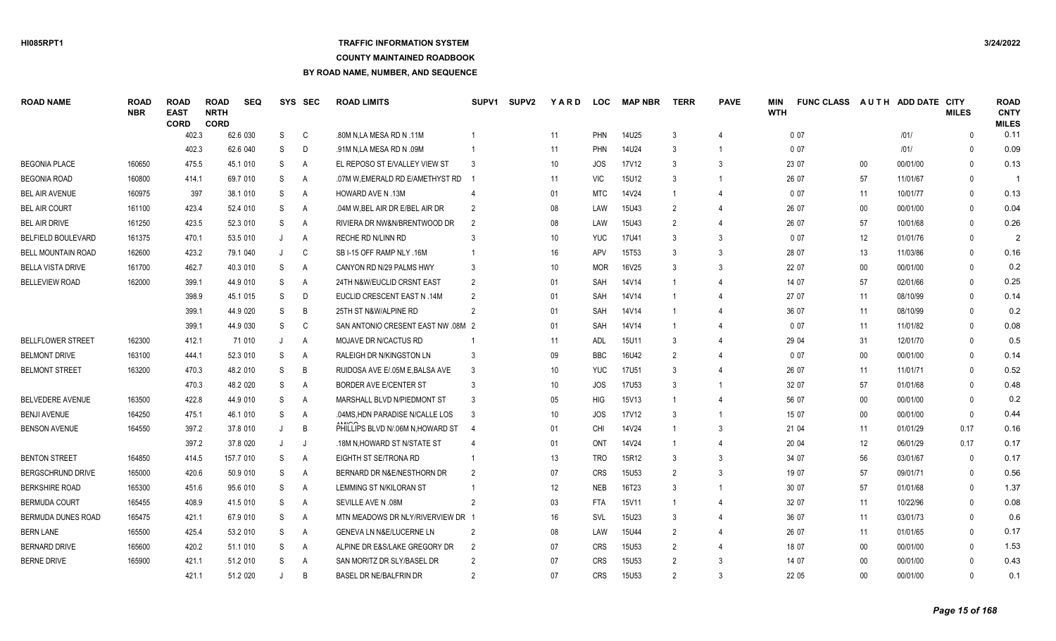# TRAFFIC INFORMATION SYSTEM

## COUNTY MAINTAINED ROADBOOK

### BY ROAD NAME, NUMBER, AND SEQUENCE

| ROAD NAME | ROAD NBR | ROAD EAST CORD | ROAD NRTH CORD | SEQ | SYS | SEC | ROAD LIMITS | SUPV1 | SUPV2 | YARD | LOC | MAP NBR | TERR | PAVE | MIN WTH | FUNC CLASS | AUTH | ADD DATE | CITY MILES | ROAD CNTY MILES |
|---|---|---|---|---|---|---|---|---|---|---|---|---|---|---|---|---|---|---|---|---|
| | | 402.3 | 62.6 | 030 | S | C | .80M N,LA MESA RD N .11M | 1 | | 11 | PHN | 14U25 | 3 | 4 | 0 | 07 | | /01/ | 0 | 0.11 |
| | | 402.3 | 62.6 | 040 | S | D | .91M N,LA MESA RD N .09M | 1 | | 11 | PHN | 14U24 | 3 | 1 | 0 | 07 | | /01/ | 0 | 0.09 |
| BEGONIA PLACE | 160650 | 475.5 | 45.1 | 010 | S | A | EL REPOSO ST E/VALLEY VIEW ST | 3 | | 10 | JOS | 17V12 | 3 | 3 | 23 | 07 | 00 | 00/01/00 | 0 | 0.13 |
| BEGONIA ROAD | 160800 | 414.1 | 69.7 | 010 | S | A | .07M W,EMERALD RD E/AMETHYST RD | 1 | | 11 | VIC | 15U12 | 3 | 1 | 26 | 07 | 57 | 11/01/67 | 0 | 1 |
| BEL AIR AVENUE | 160975 | 397 | 38.1 | 010 | S | A | HOWARD AVE N .13M | 4 | | 01 | MTC | 14V24 | 1 | 4 | 0 | 07 | 11 | 10/01/77 | 0 | 0.13 |
| BEL AIR COURT | 161100 | 423.4 | 52.4 | 010 | S | A | .04M W,BEL AIR DR E/BEL AIR DR | 2 | | 08 | LAW | 15U43 | 2 | 4 | 26 | 07 | 00 | 00/01/00 | 0 | 0.04 |
| BEL AIR DRIVE | 161250 | 423.5 | 52.3 | 010 | S | A | RIVIERA DR NW&N/BRENTWOOD DR | 2 | | 08 | LAW | 15U43 | 2 | 4 | 26 | 07 | 57 | 10/01/68 | 0 | 0.26 |
| BELFIELD BOULEVARD | 161375 | 470.1 | 53.5 | 010 | J | A | RECHE RD N/LINN RD | 3 | | 10 | YUC | 17U41 | 3 | 3 | 0 | 07 | 12 | 01/01/76 | 0 | 2 |
| BELL MOUNTAIN ROAD | 162600 | 423.2 | 79.1 | 040 | J | C | SB I-15 OFF RAMP NLY .16M | 1 | | 16 | APV | 15T53 | 3 | 3 | 28 | 07 | 13 | 11/03/86 | 0 | 0.16 |
| BELLA VISTA DRIVE | 161700 | 462.7 | 40.3 | 010 | S | A | CANYON RD N/29 PALMS HWY | 3 | | 10 | MOR | 16V25 | 3 | 3 | 22 | 07 | 00 | 00/01/00 | 0 | 0.2 |
| BELLEVIEW ROAD | 162000 | 399.1 | 44.9 | 010 | S | A | 24TH N&W/EUCLID CRSNT EAST | 2 | | 01 | SAH | 14V14 | 1 | 4 | 14 | 07 | 57 | 02/01/66 | 0 | 0.25 |
| | | 398.9 | 45.1 | 015 | S | D | EUCLID CRESCENT EAST N .14M | 2 | | 01 | SAH | 14V14 | 1 | 4 | 27 | 07 | 11 | 08/10/99 | 0 | 0.14 |
| | | 399.1 | 44.9 | 020 | S | B | 25TH ST N&W/ALPINE RD | 2 | | 01 | SAH | 14V14 | 1 | 4 | 36 | 07 | 11 | 08/10/99 | 0 | 0.2 |
| | | 399.1 | 44.9 | 030 | S | C | SAN ANTONIO CRESENT EAST NW .08M | 2 | | 01 | SAH | 14V14 | 1 | 4 | 0 | 07 | 11 | 11/01/82 | 0 | 0.08 |
| BELLFLOWER STREET | 162300 | 412.1 | 71 | 010 | J | A | MOJAVE DR N/CACTUS RD | 1 | | 11 | ADL | 15U11 | 3 | 4 | 29 | 04 | 31 | 12/01/70 | 0 | 0.5 |
| BELMONT DRIVE | 163100 | 444.1 | 52.3 | 010 | S | A | RALEIGH DR N/KINGSTON LN | 3 | | 09 | BBC | 16U42 | 2 | 4 | 0 | 07 | 00 | 00/01/00 | 0 | 0.14 |
| BELMONT STREET | 163200 | 470.3 | 48.2 | 010 | S | B | RUIDOSA AVE E/.05M E,BALSA AVE | 3 | | 10 | YUC | 17U51 | 3 | 4 | 26 | 07 | 11 | 11/01/71 | 0 | 0.52 |
| | | 470.3 | 48.2 | 020 | S | A | BORDER AVE E/CENTER ST | 3 | | 10 | JOS | 17U53 | 3 | 1 | 32 | 07 | 57 | 01/01/68 | 0 | 0.48 |
| BELVEDERE AVENUE | 163500 | 422.8 | 44.9 | 010 | S | A | MARSHALL BLVD N/PIEDMONT ST | 3 | | 05 | HIG | 15V13 | 1 | 4 | 56 | 07 | 00 | 00/01/00 | 0 | 0.2 |
| BENJI AVENUE | 164250 | 475.1 | 46.1 | 010 | S | A | .04MS,HDN PARADISE N/CALLE LOS AMIGO | 3 | | 10 | JOS | 17V12 | 3 | 1 | 15 | 07 | 00 | 00/01/00 | 0 | 0.44 |
| BENSON AVENUE | 164550 | 397.2 | 37.8 | 010 | J | B | PHILLIPS BLVD N/.06M N,HOWARD ST | 4 | | 01 | CHI | 14V24 | 1 | 3 | 21 | 04 | 11 | 01/01/29 | 0.17 | 0.16 |
| | | 397.2 | 37.8 | 020 | J | J | .18M N,HOWARD ST N/STATE ST | 4 | | 01 | ONT | 14V24 | 1 | 4 | 20 | 04 | 12 | 06/01/29 | 0.17 | 0.17 |
| BENTON STREET | 164850 | 414.5 | 157.7 | 010 | S | A | EIGHTH ST SE/TRONA RD | 1 | | 13 | TRO | 15R12 | 3 | 3 | 34 | 07 | 56 | 03/01/67 | 0 | 0.17 |
| BERGSCHRUND DRIVE | 165000 | 420.6 | 50.9 | 010 | S | A | BERNARD DR N&E/NESTHORN DR | 2 | | 07 | CRS | 15U53 | 2 | 3 | 19 | 07 | 57 | 09/01/71 | 0 | 0.56 |
| BERKSHIRE ROAD | 165300 | 451.6 | 95.6 | 010 | S | A | LEMMING ST N/KILORAN ST | 1 | | 12 | NEB | 16T23 | 3 | 1 | 30 | 07 | 57 | 01/01/68 | 0 | 1.37 |
| BERMUDA COURT | 165455 | 408.9 | 41.5 | 010 | S | A | SEVILLE AVE N .08M | 2 | | 03 | FTA | 15V11 | 1 | 4 | 32 | 07 | 11 | 10/22/96 | 0 | 0.08 |
| BERMUDA DUNES ROAD | 165475 | 421.1 | 67.9 | 010 | S | A | MTN MEADOWS DR NLY/RIVERVIEW DR | 1 | | 16 | SVL | 15U23 | 3 | 4 | 36 | 07 | 11 | 03/01/73 | 0 | 0.6 |
| BERN LANE | 165500 | 425.4 | 53.2 | 010 | S | A | GENEVA LN N&E/LUCERNE LN | 2 | | 08 | LAW | 15U44 | 2 | 4 | 26 | 07 | 11 | 01/01/65 | 0 | 0.17 |
| BERNARD DRIVE | 165600 | 420.2 | 51.1 | 010 | S | A | ALPINE DR E&S/LAKE GREGORY DR | 2 | | 07 | CRS | 15U53 | 2 | 4 | 18 | 07 | 00 | 00/01/00 | 0 | 1.53 |
| BERNE DRIVE | 165900 | 421.1 | 51.2 | 010 | S | A | SAN MORITZ DR SLY/BASEL DR | 2 | | 07 | CRS | 15U53 | 2 | 3 | 14 | 07 | 00 | 00/01/00 | 0 | 0.43 |
| | | 421.1 | 51.2 | 020 | J | B | BASEL DR NE/BALFRIN DR | 2 | | 07 | CRS | 15U53 | 2 | 3 | 22 | 05 | 00 | 00/01/00 | 0 | 0.1 |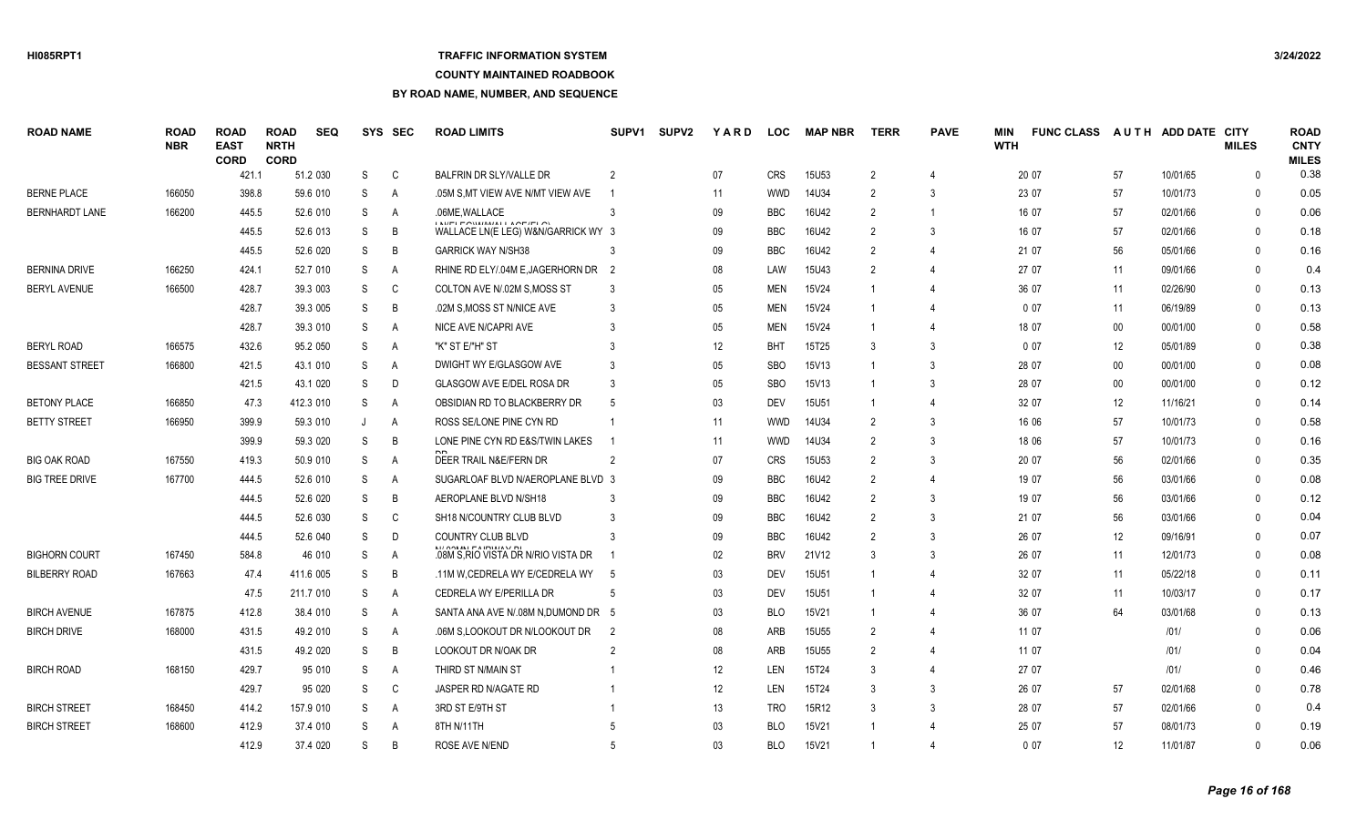**HI085RPT1** — **TRAFFIC INFORMATION SYSTEM** — 3/24/2022

**COUNTY MAINTAINED ROADBOOK**

**BY ROAD NAME, NUMBER, AND SEQUENCE**

| ROAD NAME | ROAD NBR | ROAD EAST CORD | ROAD NRTH CORD | SEQ | SYS | SEC | ROAD LIMITS | SUPV1 | SUPV2 | YARD | LOC | MAP NBR | TERR | PAVE | MIN WTH | FUNC CLASS | AUTH | ADD DATE | CITY MILES | ROAD CNTY MILES |
|---|---|---|---|---|---|---|---|---|---|---|---|---|---|---|---|---|---|---|---|---|
| | | 421.1 | 51.2 | 030 | S | C | BALFRIN DR SLY/VALLE DR | 2 | | 07 | CRS | 15U53 | 2 | 4 | 20 | 07 | 57 | 10/01/65 | 0 | 0.38 |
| BERNE PLACE | 166050 | 398.8 | 59.6 | 010 | S | A | .05M S,MT VIEW AVE N/MT VIEW AVE | 1 | | 11 | WWD | 14U34 | 2 | 3 | 23 | 07 | 57 | 10/01/73 | 0 | 0.05 |
| BERNHARDT LANE | 166200 | 445.5 | 52.6 | 010 | S | A | .06ME,WALLACE | 3 | | 09 | BBC | 16U42 | 2 | 1 | 16 | 07 | 57 | 02/01/66 | 0 | 0.06 |
| | | 445.5 | 52.6 | 013 | S | B | WALLACE LN(E LEG) W&N/GARRICK WY | 3 | | 09 | BBC | 16U42 | 2 | 3 | 16 | 07 | 57 | 02/01/66 | 0 | 0.18 |
| | | 445.5 | 52.6 | 020 | S | B | GARRICK WAY N/SH38 | 3 | | 09 | BBC | 16U42 | 2 | 4 | 21 | 07 | 56 | 05/01/66 | 0 | 0.16 |
| BERNINA DRIVE | 166250 | 424.1 | 52.7 | 010 | S | A | RHINE RD ELY/.04M E,JAGERHORN DR | 2 | | 08 | LAW | 15U43 | 2 | 4 | 27 | 07 | 11 | 09/01/66 | 0 | 0.4 |
| BERYL AVENUE | 166500 | 428.7 | 39.3 | 003 | S | C | COLTON AVE N/.02M S,MOSS ST | 3 | | 05 | MEN | 15V24 | 1 | 4 | 36 | 07 | 11 | 02/26/90 | 0 | 0.13 |
| | | 428.7 | 39.3 | 005 | S | B | .02M S,MOSS ST N/NICE AVE | 3 | | 05 | MEN | 15V24 | 1 | 4 | 0 | 07 | 11 | 06/19/89 | 0 | 0.13 |
| | | 428.7 | 39.3 | 010 | S | A | NICE AVE N/CAPRI AVE | 3 | | 05 | MEN | 15V24 | 1 | 4 | 18 | 07 | 00 | 00/01/00 | 0 | 0.58 |
| BERYL ROAD | 166575 | 432.6 | 95.2 | 050 | S | A | "K" ST E/"H" ST | 3 | | 12 | BHT | 15T25 | 3 | 3 | 0 | 07 | 12 | 05/01/89 | 0 | 0.38 |
| BESSANT STREET | 166800 | 421.5 | 43.1 | 010 | S | A | DWIGHT WY E/GLASGOW AVE | 3 | | 05 | SBO | 15V13 | 1 | 3 | 28 | 07 | 00 | 00/01/00 | 0 | 0.08 |
| | | 421.5 | 43.1 | 020 | S | D | GLASGOW AVE E/DEL ROSA DR | 3 | | 05 | SBO | 15V13 | 1 | 3 | 28 | 07 | 00 | 00/01/00 | 0 | 0.12 |
| BETONY PLACE | 166850 | 47.3 | 412.3 | 010 | S | A | OBSIDIAN RD TO BLACKBERRY DR | 5 | | 03 | DEV | 15U51 | 1 | 4 | 32 | 07 | 12 | 11/16/21 | 0 | 0.14 |
| BETTY STREET | 166950 | 399.9 | 59.3 | 010 | J | A | ROSS SE/LONE PINE CYN RD | 1 | | 11 | WWD | 14U34 | 2 | 3 | 16 | 06 | 57 | 10/01/73 | 0 | 0.58 |
| | | 399.9 | 59.3 | 020 | S | B | LONE PINE CYN RD E&S/TWIN LAKES DR | 1 | | 11 | WWD | 14U34 | 2 | 3 | 18 | 06 | 57 | 10/01/73 | 0 | 0.16 |
| BIG OAK ROAD | 167550 | 419.3 | 50.9 | 010 | S | A | DEER TRAIL N&E/FERN DR | 2 | | 07 | CRS | 15U53 | 2 | 3 | 20 | 07 | 56 | 02/01/66 | 0 | 0.35 |
| BIG TREE DRIVE | 167700 | 444.5 | 52.6 | 010 | S | A | SUGARLOAF BLVD N/AEROPLANE BLVD | 3 | | 09 | BBC | 16U42 | 2 | 4 | 19 | 07 | 56 | 03/01/66 | 0 | 0.08 |
| | | 444.5 | 52.6 | 020 | S | B | AEROPLANE BLVD N/SH18 | 3 | | 09 | BBC | 16U42 | 2 | 3 | 19 | 07 | 56 | 03/01/66 | 0 | 0.12 |
| | | 444.5 | 52.6 | 030 | S | C | SH18 N/COUNTRY CLUB BLVD | 3 | | 09 | BBC | 16U42 | 2 | 3 | 21 | 07 | 56 | 03/01/66 | 0 | 0.04 |
| | | 444.5 | 52.6 | 040 | S | D | COUNTRY CLUB BLVD | 3 | | 09 | BBC | 16U42 | 2 | 3 | 26 | 07 | 12 | 09/16/91 | 0 | 0.07 |
| BIGHORN COURT | 167450 | 584.8 | 46 | 010 | S | A | .08M S,RIO VISTA DR N/RIO VISTA DR | 1 | | 02 | BRV | 21V12 | 3 | 3 | 26 | 07 | 11 | 12/01/73 | 0 | 0.08 |
| BILBERRY ROAD | 167663 | 47.4 | 411.6 | 005 | S | B | .11M W,CEDRELA WY E/CEDRELA WY | 5 | | 03 | DEV | 15U51 | 1 | 4 | 32 | 07 | 11 | 05/22/18 | 0 | 0.11 |
| | | 47.5 | 211.7 | 010 | S | A | CEDRELA WY E/PERILLA DR | 5 | | 03 | DEV | 15U51 | 1 | 4 | 32 | 07 | 11 | 10/03/17 | 0 | 0.17 |
| BIRCH AVENUE | 167875 | 412.8 | 38.4 | 010 | S | A | SANTA ANA AVE N/.08M N,DUMOND DR | 5 | | 03 | BLO | 15V21 | 1 | 4 | 36 | 07 | 64 | 03/01/68 | 0 | 0.13 |
| BIRCH DRIVE | 168000 | 431.5 | 49.2 | 010 | S | A | .06M S,LOOKOUT DR N/LOOKOUT DR | 2 | | 08 | ARB | 15U55 | 2 | 4 | 11 | 07 | | /01/ | 0 | 0.06 |
| | | 431.5 | 49.2 | 020 | S | B | LOOKOUT DR N/OAK DR | 2 | | 08 | ARB | 15U55 | 2 | 4 | 11 | 07 | | /01/ | 0 | 0.04 |
| BIRCH ROAD | 168150 | 429.7 | 95 | 010 | S | A | THIRD ST N/MAIN ST | 1 | | 12 | LEN | 15T24 | 3 | 4 | 27 | 07 | | /01/ | 0 | 0.46 |
| | | 429.7 | 95 | 020 | S | C | JASPER RD N/AGATE RD | 1 | | 12 | LEN | 15T24 | 3 | 3 | 26 | 07 | 57 | 02/01/68 | 0 | 0.78 |
| BIRCH STREET | 168450 | 414.2 | 157.9 | 010 | S | A | 3RD ST E/9TH ST | 1 | | 13 | TRO | 15R12 | 3 | 3 | 28 | 07 | 57 | 02/01/66 | 0 | 0.4 |
| BIRCH STREET | 168600 | 412.9 | 37.4 | 010 | S | A | 8TH N/11TH | 5 | | 03 | BLO | 15V21 | 1 | 4 | 25 | 07 | 57 | 08/01/73 | 0 | 0.19 |
| | | 412.9 | 37.4 | 020 | S | B | ROSE AVE N/END | 5 | | 03 | BLO | 15V21 | 1 | 4 | 0 | 07 | 12 | 11/01/87 | 0 | 0.06 |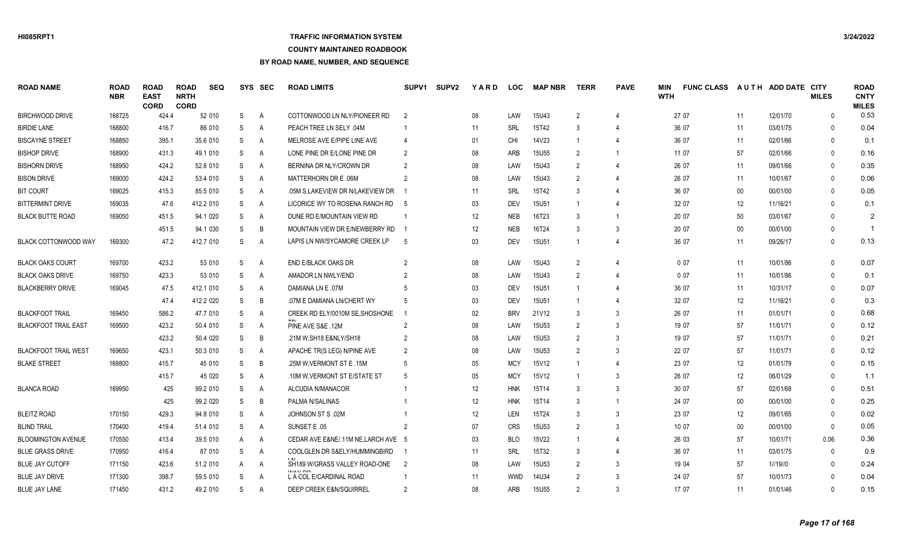HI085RPT1 **TRAFFIC INFORMATION SYSTEM** 3/24/2022

**COUNTY MAINTAINED ROADBOOK**

**BY ROAD NAME, NUMBER, AND SEQUENCE**

| ROAD NAME | ROAD NBR | ROAD EAST CORD | ROAD NRTH CORD | SEQ | SYS | SEC | ROAD LIMITS | SUPV1 | SUPV2 | YARD | LOC | MAP NBR | TERR | PAVE | MIN WTH | FUNC CLASS | AUTH | ADD DATE | CITY MILES | ROAD CNTY MILES |
|---|---|---|---|---|---|---|---|---|---|---|---|---|---|---|---|---|---|---|---|---|
| BIRCHWOOD DRIVE | 168725 | 424.4 | 52 | 010 | S | A | COTTONWOOD LN NLY/PIONEER RD | 2 | | 08 | LAW | 15U43 | 2 | 4 | 27 | 07 | 11 | 12/01/70 | 0 | 0.53 |
| BIRDIE LANE | 168800 | 416.7 | 86 | 010 | S | A | PEACH TREE LN SELY .04M | 1 | | 11 | SRL | 15T42 | 3 | 4 | 36 | 07 | 11 | 03/01/75 | 0 | 0.04 |
| BISCAYNE STREET | 168850 | 395.1 | 35.6 | 010 | S | A | MELROSE AVE E/PIPE LINE AVE | 4 | | 01 | CHI | 14V23 | 1 | 4 | 36 | 07 | 11 | 02/01/66 | 0 | 0.1 |
| BISHOP DRIVE | 168900 | 431.3 | 49.1 | 010 | S | A | LONE PINE DR E/LONE PINE DR | 2 | | 08 | ARB | 15U55 | 2 | 1 | 11 | 07 | 57 | 02/01/66 | 0 | 0.16 |
| BISHORN DRIVE | 168950 | 424.2 | 52.8 | 010 | S | A | BERNINA DR NLY/CROWN DR | 2 | | 08 | LAW | 15U43 | 2 | 4 | 26 | 07 | 11 | 09/01/66 | 0 | 0.35 |
| BISON DRIVE | 169000 | 424.2 | 53.4 | 010 | S | A | MATTERHORN DR E .06M | 2 | | 08 | LAW | 15U43 | 2 | 4 | 26 | 07 | 11 | 10/01/67 | 0 | 0.06 |
| BIT COURT | 169025 | 415.3 | 85.5 | 010 | S | A | .05M S,LAKEVIEW DR N/LAKEVIEW DR | 1 | | 11 | SRL | 15T42 | 3 | 4 | 36 | 07 | 00 | 00/01/00 | 0 | 0.05 |
| BITTERMINT DRIVE | 169035 | 47.6 | 412.2 | 010 | S | A | LICORICE WY TO ROSENA RANCH RD | 5 | | 03 | DEV | 15U51 | 1 | 4 | 32 | 07 | 12 | 11/16/21 | 0 | 0.1 |
| BLACK BUTTE ROAD | 169050 | 451.5 | 94.1 | 020 | S | A | DUNE RD E/MOUNTAIN VIEW RD | 1 | | 12 | NEB | 16T23 | 3 | 1 | 20 | 07 | 50 | 03/01/67 | 0 | 2 |
| | | 451.5 | 94.1 | 030 | S | B | MOUNTAIN VIEW DR E/NEWBERRY RD | 1 | | 12 | NEB | 16T24 | 3 | 3 | 20 | 07 | 00 | 00/01/00 | 0 | 1 |
| BLACK COTTONWOOD WAY | 169300 | 47.2 | 412.7 | 010 | S | A | LAPIS LN NW/SYCAMORE CREEK LP | 5 | | 03 | DEV | 15U51 | 1 | 4 | 36 | 07 | 11 | 09/26/17 | 0 | 0.13 |
| BLACK OAKS COURT | 169700 | 423.2 | 53 | 010 | S | A | END E/BLACK OAKS DR | 2 | | 08 | LAW | 15U43 | 2 | 4 | 0 | 07 | 11 | 10/01/86 | 0 | 0.07 |
| BLACK OAKS DRIVE | 169750 | 423.3 | 53 | 010 | S | A | AMADOR LN NWLY/END | 2 | | 08 | LAW | 15U43 | 2 | 4 | 0 | 07 | 11 | 10/01/86 | 0 | 0.1 |
| BLACKBERRY DRIVE | 169045 | 47.5 | 412.1 | 010 | S | A | DAMIANA LN E .07M | 5 | | 03 | DEV | 15U51 | 1 | 4 | 36 | 07 | 11 | 10/31/17 | 0 | 0.07 |
| | | 47.4 | 412.2 | 020 | S | B | .07M E DAMIANA LN/CHERT WY | 5 | | 03 | DEV | 15U51 | 1 | 4 | 32 | 07 | 12 | 11/16/21 | 0 | 0.3 |
| BLACKFOOT TRAIL | 169450 | 586.2 | 47.7 | 010 | S | A | CREEK RD ELY/0010M SE,SHOSHONE | 1 | | 02 | BRV | 21V12 | 3 | 3 | 26 | 07 | 11 | 01/01/71 | 0 | 0.68 |
| BLACKFOOT TRAIL EAST | 169500 | 423.2 | 50.4 | 010 | S | A | PINE AVE S&E .12M | 2 | | 08 | LAW | 15U53 | 2 | 3 | 19 | 07 | 57 | 11/01/71 | 0 | 0.12 |
| | | 423.2 | 50.4 | 020 | S | B | .21M W,SH18 E&NLY/SH18 | 2 | | 08 | LAW | 15U53 | 2 | 3 | 19 | 07 | 57 | 11/01/71 | 0 | 0.21 |
| BLACKFOOT TRAIL WEST | 169650 | 423.1 | 50.3 | 010 | S | A | APACHE TR(S LEG) N/PINE AVE | 2 | | 08 | LAW | 15U53 | 2 | 3 | 22 | 07 | 57 | 11/01/71 | 0 | 0.12 |
| BLAKE STREET | 169800 | 415.7 | 45 | 010 | S | B | .25M W,VERMONT ST E .15M | 5 | | 05 | MCY | 15V12 | 1 | 4 | 23 | 07 | 12 | 01/01/79 | 0 | 0.15 |
| | | 415.7 | 45 | 020 | S | A | .10M W,VERMONT ST E/STATE ST | 5 | | 05 | MCY | 15V12 | 1 | 3 | 26 | 07 | 12 | 06/01/29 | 0 | 1.1 |
| BLANCA ROAD | 169950 | 425 | 99.2 | 010 | S | A | ALCUDIA N/MANACOR | 1 | | 12 | HNK | 15T14 | 3 | 3 | 30 | 07 | 57 | 02/01/68 | 0 | 0.51 |
| | | 425 | 99.2 | 020 | S | B | PALMA N/SALINAS | 1 | | 12 | HNK | 15T14 | 3 | 1 | 24 | 07 | 00 | 00/01/00 | 0 | 0.25 |
| BLEITZ ROAD | 170150 | 429.3 | 94.8 | 010 | S | A | JOHNSON ST S .02M | 1 | | 12 | LEN | 15T24 | 3 | 3 | 23 | 07 | 12 | 09/01/65 | 0 | 0.02 |
| BLIND TRAIL | 170400 | 419.4 | 51.4 | 010 | S | A | SUNSET E .05 | 2 | | 07 | CRS | 15U53 | 2 | 3 | 10 | 07 | 00 | 00/01/00 | 0 | 0.05 |
| BLOOMINGTON AVENUE | 170550 | 413.4 | 39.5 | 010 | A | A | CEDAR AVE E&NE/.11M NE,LARCH AVE | 5 | | 03 | BLO | 15V22 | 1 | 4 | 26 | 03 | 57 | 10/01/71 | 0.06 | 0.36 |
| BLUE GRASS DRIVE | 170950 | 416.4 | 87 | 010 | S | A | COOLGLEN DR S&ELY/HUMMINGBIRD | 1 | | 11 | SRL | 15T32 | 3 | 4 | 36 | 07 | 11 | 03/01/75 | 0 | 0.9 |
| BLUE JAY CUTOFF | 171150 | 423.6 | 51.2 | 010 | A | A | SH189 W/GRASS VALLEY ROAD-ONE | 2 | | 08 | LAW | 15U53 | 2 | 3 | 19 | 04 | 57 | 1//19//0 | 0 | 0.24 |
| BLUE JAY DRIVE | 171300 | 398.7 | 59.5 | 010 | S | A | L A COL E/CARDINAL ROAD | 1 | | 11 | WWD | 14U34 | 2 | 3 | 24 | 07 | 57 | 10/01/73 | 0 | 0.04 |
| BLUE JAY LANE | 171450 | 431.2 | 49.2 | 010 | S | A | DEEP CREEK E&N/SQUIRREL | 2 | | 08 | ARB | 15U55 | 2 | 3 | 17 | 07 | 11 | 01/01/46 | 0 | 0.15 |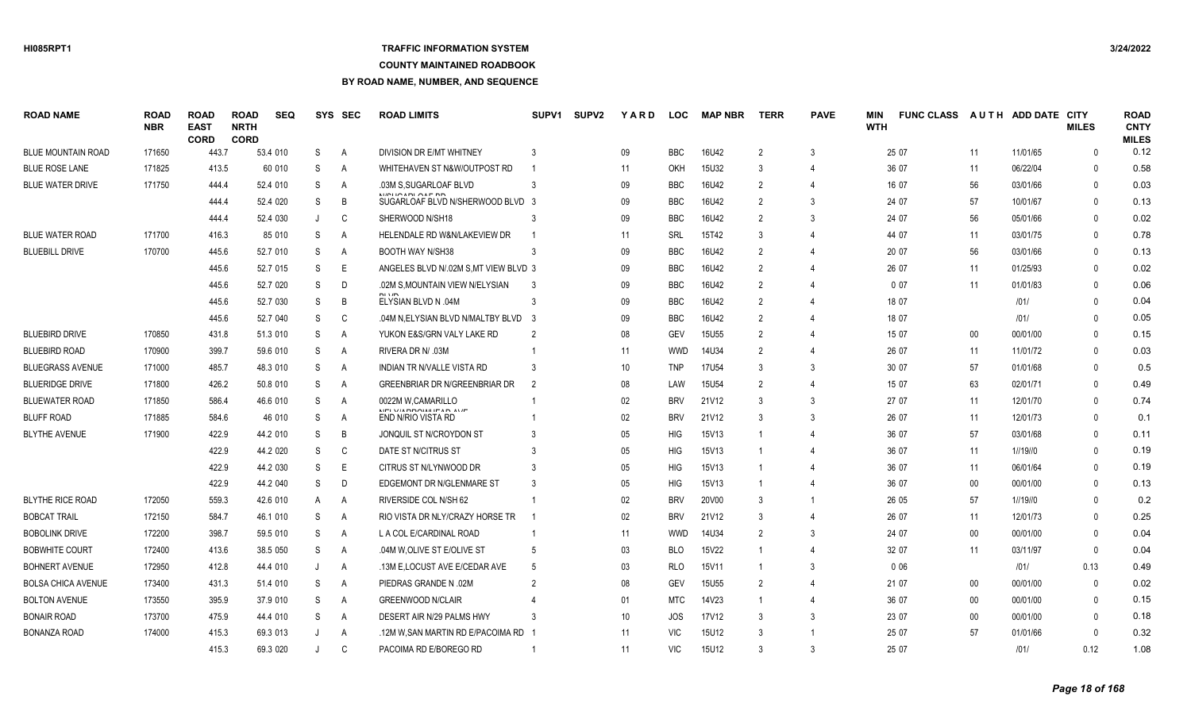**TRAFFIC INFORMATION SYSTEM**

**COUNTY MAINTAINED ROADBOOK**

**BY ROAD NAME, NUMBER, AND SEQUENCE**

HI085RPT1 — 3/24/2022

| ROAD NAME | ROAD NBR | ROAD EAST CORD | ROAD NRTH CORD | SEQ | SYS | SEC | ROAD LIMITS | SUPV1 | SUPV2 | YARD | LOC | MAP NBR | TERR | PAVE | MIN WTH | FUNC CLASS | AUTH | ADD DATE | CITY MILES | ROAD CNTY MILES |
|---|---|---|---|---|---|---|---|---|---|---|---|---|---|---|---|---|---|---|---|---|
| BLUE MOUNTAIN ROAD | 171650 | 443.7 | 53.4 | 010 | S | A | DIVISION DR E/MT WHITNEY | 3 | | 09 | BBC | 16U42 | 2 | 3 | 25 | 07 | 11 | 11/01/65 | 0 | 0.12 |
| BLUE ROSE LANE | 171825 | 413.5 | 60 | 010 | S | A | WHITEHAVEN ST N&W/OUTPOST RD | 1 | | 11 | OKH | 15U32 | 3 | 4 | 36 | 07 | 11 | 06/22/04 | 0 | 0.58 |
| BLUE WATER DRIVE | 171750 | 444.4 | 52.4 | 010 | S | A | .03M S,SUGARLOAF BLVD | 3 | | 09 | BBC | 16U42 | 2 | 4 | 16 | 07 | 56 | 03/01/66 | 0 | 0.03 |
| | | 444.4 | 52.4 | 020 | S | B | SUGARLOAF BLVD N/SHERWOOD BLVD | 3 | | 09 | BBC | 16U42 | 2 | 3 | 24 | 07 | 57 | 10/01/67 | 0 | 0.13 |
| | | 444.4 | 52.4 | 030 | J | C | SHERWOOD N/SH18 | 3 | | 09 | BBC | 16U42 | 2 | 3 | 24 | 07 | 56 | 05/01/66 | 0 | 0.02 |
| BLUE WATER ROAD | 171700 | 416.3 | 85 | 010 | S | A | HELENDALE RD W&N/LAKEVIEW DR | 1 | | 11 | SRL | 15T42 | 3 | 4 | 44 | 07 | 11 | 03/01/75 | 0 | 0.78 |
| BLUEBILL DRIVE | 170700 | 445.6 | 52.7 | 010 | S | A | BOOTH WAY N/SH38 | 3 | | 09 | BBC | 16U42 | 2 | 4 | 20 | 07 | 56 | 03/01/66 | 0 | 0.13 |
| | | 445.6 | 52.7 | 015 | S | E | ANGELES BLVD N/.02M S,MT VIEW BLVD | 3 | | 09 | BBC | 16U42 | 2 | 4 | 26 | 07 | 11 | 01/25/93 | 0 | 0.02 |
| | | 445.6 | 52.7 | 020 | S | D | .02M S,MOUNTAIN VIEW N/ELYSIAN | 3 | | 09 | BBC | 16U42 | 2 | 4 | 0 | 07 | 11 | 01/01/83 | 0 | 0.06 |
| | | 445.6 | 52.7 | 030 | S | B | ELYSIAN BLVD N .04M | 3 | | 09 | BBC | 16U42 | 2 | 4 | 18 | 07 | | /01/ | 0 | 0.04 |
| | | 445.6 | 52.7 | 040 | S | C | .04M N,ELYSIAN BLVD N/MALTBY BLVD | 3 | | 09 | BBC | 16U42 | 2 | 4 | 18 | 07 | | /01/ | 0 | 0.05 |
| BLUEBIRD DRIVE | 170850 | 431.8 | 51.3 | 010 | S | A | YUKON E&S/GRN VALY LAKE RD | 2 | | 08 | GEV | 15U55 | 2 | 4 | 15 | 07 | 00 | 00/01/00 | 0 | 0.15 |
| BLUEBIRD ROAD | 170900 | 399.7 | 59.6 | 010 | S | A | RIVERA DR N/ .03M | 1 | | 11 | WWD | 14U34 | 2 | 4 | 26 | 07 | 11 | 11/01/72 | 0 | 0.03 |
| BLUEGRASS AVENUE | 171000 | 485.7 | 48.3 | 010 | S | A | INDIAN TR N/VALLE VISTA RD | 3 | | 10 | TNP | 17U54 | 3 | 3 | 30 | 07 | 57 | 01/01/68 | 0 | 0.5 |
| BLUERIDGE DRIVE | 171800 | 426.2 | 50.8 | 010 | S | A | GREENBRIAR DR N/GREENBRIAR DR | 2 | | 08 | LAW | 15U54 | 2 | 4 | 15 | 07 | 63 | 02/01/71 | 0 | 0.49 |
| BLUEWATER ROAD | 171850 | 586.4 | 46.6 | 010 | S | A | 0022M W,CAMARILLO | 1 | | 02 | BRV | 21V12 | 3 | 3 | 27 | 07 | 11 | 12/01/70 | 0 | 0.74 |
| BLUFF ROAD | 171885 | 584.6 | 46 | 010 | S | A | END N/RIO VISTA RD | 1 | | 02 | BRV | 21V12 | 3 | 3 | 26 | 07 | 11 | 12/01/73 | 0 | 0.1 |
| BLYTHE AVENUE | 171900 | 422.9 | 44.2 | 010 | S | B | JONQUIL ST N/CROYDON ST | 3 | | 05 | HIG | 15V13 | 1 | 4 | 36 | 07 | 57 | 03/01/68 | 0 | 0.11 |
| | | 422.9 | 44.2 | 020 | S | C | DATE ST N/CITRUS ST | 3 | | 05 | HIG | 15V13 | 1 | 4 | 36 | 07 | 11 | 1//19//0 | 0 | 0.19 |
| | | 422.9 | 44.2 | 030 | S | E | CITRUS ST N/LYNWOOD DR | 3 | | 05 | HIG | 15V13 | 1 | 4 | 36 | 07 | 11 | 06/01/64 | 0 | 0.19 |
| | | 422.9 | 44.2 | 040 | S | D | EDGEMONT DR N/GLENMARE ST | 3 | | 05 | HIG | 15V13 | 1 | 4 | 36 | 07 | 00 | 00/01/00 | 0 | 0.13 |
| BLYTHE RICE ROAD | 172050 | 559.3 | 42.6 | 010 | A | A | RIVERSIDE COL N/SH 62 | 1 | | 02 | BRV | 20V00 | 3 | 1 | 26 | 05 | 57 | 1//19//0 | 0 | 0.2 |
| BOBCAT TRAIL | 172150 | 584.7 | 46.1 | 010 | S | A | RIO VISTA DR NLY/CRAZY HORSE TR | 1 | | 02 | BRV | 21V12 | 3 | 4 | 26 | 07 | 11 | 12/01/73 | 0 | 0.25 |
| BOBOLINK DRIVE | 172200 | 398.7 | 59.5 | 010 | S | A | L A COL E/CARDINAL ROAD | 1 | | 11 | WWD | 14U34 | 2 | 3 | 24 | 07 | 00 | 00/01/00 | 0 | 0.04 |
| BOBWHITE COURT | 172400 | 413.6 | 38.5 | 050 | S | A | .04M W,OLIVE ST E/OLIVE ST | 5 | | 03 | BLO | 15V22 | 1 | 4 | 32 | 07 | 11 | 03/11/97 | 0 | 0.04 |
| BOHNERT AVENUE | 172950 | 412.8 | 44.4 | 010 | J | A | .13M E,LOCUST AVE E/CEDAR AVE | 5 | | 03 | RLO | 15V11 | 1 | 3 | 0 | 06 | | /01/ | 0.13 | 0.49 |
| BOLSA CHICA AVENUE | 173400 | 431.3 | 51.4 | 010 | S | A | PIEDRAS GRANDE N .02M | 2 | | 08 | GEV | 15U55 | 2 | 4 | 21 | 07 | 00 | 00/01/00 | 0 | 0.02 |
| BOLTON AVENUE | 173550 | 395.9 | 37.9 | 010 | S | A | GREENWOOD N/CLAIR | 4 | | 01 | MTC | 14V23 | 1 | 4 | 36 | 07 | 00 | 00/01/00 | 0 | 0.15 |
| BONAIR ROAD | 173700 | 475.9 | 44.4 | 010 | S | A | DESERT AIR N/29 PALMS HWY | 3 | | 10 | JOS | 17V12 | 3 | 3 | 23 | 07 | 00 | 00/01/00 | 0 | 0.18 |
| BONANZA ROAD | 174000 | 415.3 | 69.3 | 013 | J | A | .12M W,SAN MARTIN RD E/PACOIMA RD | 1 | | 11 | VIC | 15U12 | 3 | 1 | 25 | 07 | 57 | 01/01/66 | 0 | 0.32 |
| | | 415.3 | 69.3 | 020 | J | C | PACOIMA RD E/BOREGO RD | 1 | | 11 | VIC | 15U12 | 3 | 3 | 25 | 07 | | /01/ | 0.12 | 1.08 |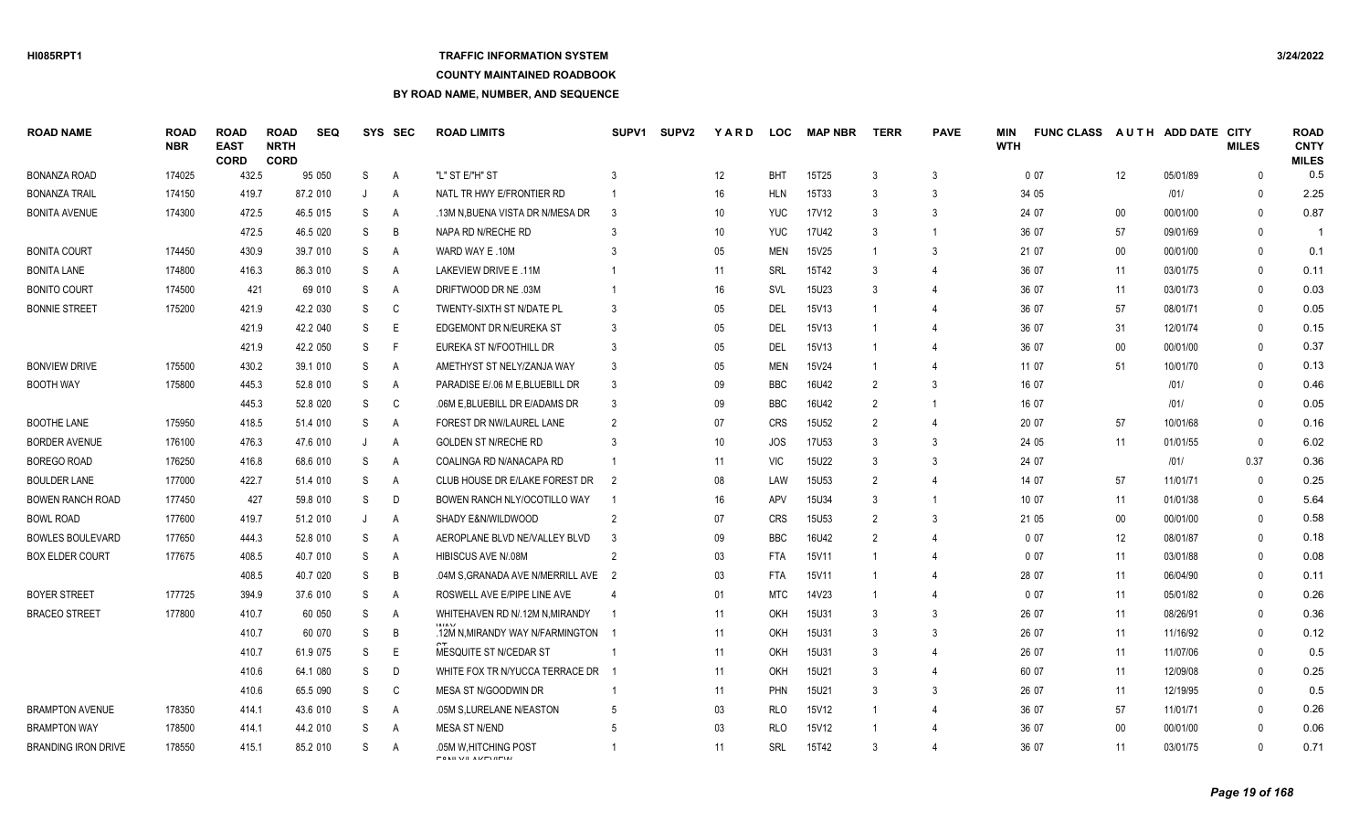**HI085RPT1** **TRAFFIC INFORMATION SYSTEM** **3/24/2022**

**COUNTY MAINTAINED ROADBOOK**

**BY ROAD NAME, NUMBER, AND SEQUENCE**

| ROAD NAME | ROAD NBR | ROAD EAST CORD | ROAD NRTH CORD | SEQ | SYS | SEC | ROAD LIMITS | SUPV1 | SUPV2 | YARD | LOC | MAP NBR | TERR | PAVE | MIN WTH | FUNC CLASS | AUTH | ADD DATE | CITY MILES | ROAD CNTY MILES |
|---|---|---|---|---|---|---|---|---|---|---|---|---|---|---|---|---|---|---|---|---|
| BONANZA ROAD | 174025 | 432.5 | 95 | 050 | S | A | "L" ST E/"H" ST | 3 | | 12 | BHT | 15T25 | 3 | 3 | 0 | 07 | 12 | 05/01/89 | 0 | 0.5 |
| BONANZA TRAIL | 174150 | 419.7 | 87.2 | 010 | J | A | NATL TR HWY E/FRONTIER RD | 1 | | 16 | HLN | 15T33 | 3 | 3 | 34 | 05 | | /01/ | 0 | 2.25 |
| BONITA AVENUE | 174300 | 472.5 | 46.5 | 015 | S | A | .13M N,BUENA VISTA DR N/MESA DR | 3 | | 10 | YUC | 17V12 | 3 | 3 | 24 | 07 | 00 | 00/01/00 | 0 | 0.87 |
| | | 472.5 | 46.5 | 020 | S | B | NAPA RD N/RECHE RD | 3 | | 10 | YUC | 17U42 | 3 | 1 | 36 | 07 | 57 | 09/01/69 | 0 | 1 |
| BONITA COURT | 174450 | 430.9 | 39.7 | 010 | S | A | WARD WAY E .10M | 3 | | 05 | MEN | 15V25 | 1 | 3 | 21 | 07 | 00 | 00/01/00 | 0 | 0.1 |
| BONITA LANE | 174800 | 416.3 | 86.3 | 010 | S | A | LAKEVIEW DRIVE E .11M | 1 | | 11 | SRL | 15T42 | 3 | 4 | 36 | 07 | 11 | 03/01/75 | 0 | 0.11 |
| BONITO COURT | 174500 | 421 | 69 | 010 | S | A | DRIFTWOOD DR NE .03M | 1 | | 16 | SVL | 15U23 | 3 | 4 | 36 | 07 | 11 | 03/01/73 | 0 | 0.03 |
| BONNIE STREET | 175200 | 421.9 | 42.2 | 030 | S | C | TWENTY-SIXTH ST N/DATE PL | 3 | | 05 | DEL | 15V13 | 1 | 4 | 36 | 07 | 57 | 08/01/71 | 0 | 0.05 |
| | | 421.9 | 42.2 | 040 | S | E | EDGEMONT DR N/EUREKA ST | 3 | | 05 | DEL | 15V13 | 1 | 4 | 36 | 07 | 31 | 12/01/74 | 0 | 0.15 |
| | | 421.9 | 42.2 | 050 | S | F | EUREKA ST N/FOOTHILL DR | 3 | | 05 | DEL | 15V13 | 1 | 4 | 36 | 07 | 00 | 00/01/00 | 0 | 0.37 |
| BONVIEW DRIVE | 175500 | 430.2 | 39.1 | 010 | S | A | AMETHYST ST NELY/ZANJA WAY | 3 | | 05 | MEN | 15V24 | 1 | 4 | 11 | 07 | 51 | 10/01/70 | 0 | 0.13 |
| BOOTH WAY | 175800 | 445.3 | 52.8 | 010 | S | A | PARADISE E/.06 M E,BLUEBILL DR | 3 | | 09 | BBC | 16U42 | 2 | 3 | 16 | 07 | | /01/ | 0 | 0.46 |
| | | 445.3 | 52.8 | 020 | S | C | .06M E,BLUEBILL DR E/ADAMS DR | 3 | | 09 | BBC | 16U42 | 2 | 1 | 16 | 07 | | /01/ | 0 | 0.05 |
| BOOTHE LANE | 175950 | 418.5 | 51.4 | 010 | S | A | FOREST DR NW/LAUREL LANE | 2 | | 07 | CRS | 15U52 | 2 | 4 | 20 | 07 | 57 | 10/01/68 | 0 | 0.16 |
| BORDER AVENUE | 176100 | 476.3 | 47.6 | 010 | J | A | GOLDEN ST N/RECHE RD | 3 | | 10 | JOS | 17U53 | 3 | 3 | 24 | 05 | 11 | 01/01/55 | 0 | 6.02 |
| BOREGO ROAD | 176250 | 416.8 | 68.6 | 010 | S | A | COALINGA RD N/ANACAPA RD | 1 | | 11 | VIC | 15U22 | 3 | 3 | 24 | 07 | | /01/ | 0.37 | 0.36 |
| BOULDER LANE | 177000 | 422.7 | 51.4 | 010 | S | A | CLUB HOUSE DR E/LAKE FOREST DR | 2 | | 08 | LAW | 15U53 | 2 | 4 | 14 | 07 | 57 | 11/01/71 | 0 | 0.25 |
| BOWEN RANCH ROAD | 177450 | 427 | 59.8 | 010 | S | D | BOWEN RANCH NLY/OCOTILLO WAY | 1 | | 16 | APV | 15U34 | 3 | 1 | 10 | 07 | 11 | 01/01/38 | 0 | 5.64 |
| BOWL ROAD | 177600 | 419.7 | 51.2 | 010 | J | A | SHADY E&N/WILDWOOD | 2 | | 07 | CRS | 15U53 | 2 | 3 | 21 | 05 | 00 | 00/01/00 | 0 | 0.58 |
| BOWLES BOULEVARD | 177650 | 444.3 | 52.8 | 010 | S | A | AEROPLANE BLVD NE/VALLEY BLVD | 3 | | 09 | BBC | 16U42 | 2 | 4 | 0 | 07 | 12 | 08/01/87 | 0 | 0.18 |
| BOX ELDER COURT | 177675 | 408.5 | 40.7 | 010 | S | A | HIBISCUS AVE N/.08M | 2 | | 03 | FTA | 15V11 | 1 | 4 | 0 | 07 | 11 | 03/01/88 | 0 | 0.08 |
| | | 408.5 | 40.7 | 020 | S | B | .04M S,GRANADA AVE N/MERRILL AVE | 2 | | 03 | FTA | 15V11 | 1 | 4 | 28 | 07 | 11 | 06/04/90 | 0 | 0.11 |
| BOYER STREET | 177725 | 394.9 | 37.6 | 010 | S | A | ROSWELL AVE E/PIPE LINE AVE | 4 | | 01 | MTC | 14V23 | 1 | 4 | 0 | 07 | 11 | 05/01/82 | 0 | 0.26 |
| BRACEO STREET | 177800 | 410.7 | 60 | 050 | S | A | WHITEHAVEN RD N/.12M N,MIRANDY WAY | 1 | | 11 | OKH | 15U31 | 3 | 3 | 26 | 07 | 11 | 08/26/91 | 0 | 0.36 |
| | | 410.7 | 60 | 070 | S | B | .12M N,MIRANDY WAY N/FARMINGTON CT | 1 | | 11 | OKH | 15U31 | 3 | 3 | 26 | 07 | 11 | 11/16/92 | 0 | 0.12 |
| | | 410.7 | 61.9 | 075 | S | E | MESQUITE ST N/CEDAR ST | 1 | | 11 | OKH | 15U31 | 3 | 4 | 26 | 07 | 11 | 11/07/06 | 0 | 0.5 |
| | | 410.6 | 64.1 | 080 | S | D | WHITE FOX TR N/YUCCA TERRACE DR | 1 | | 11 | OKH | 15U21 | 3 | 4 | 60 | 07 | 11 | 12/09/08 | 0 | 0.25 |
| | | 410.6 | 65.5 | 090 | S | C | MESA ST N/GOODWIN DR | 1 | | 11 | PHN | 15U21 | 3 | 3 | 26 | 07 | 11 | 12/19/95 | 0 | 0.5 |
| BRAMPTON AVENUE | 178350 | 414.1 | 43.6 | 010 | S | A | .05M S,LURELANE N/EASTON | 5 | | 03 | RLO | 15V12 | 1 | 4 | 36 | 07 | 57 | 11/01/71 | 0 | 0.26 |
| BRAMPTON WAY | 178500 | 414.1 | 44.2 | 010 | S | A | MESA ST N/END | 5 | | 03 | RLO | 15V12 | 1 | 4 | 36 | 07 | 00 | 00/01/00 | 0 | 0.06 |
| BRANDING IRON DRIVE | 178550 | 415.1 | 85.2 | 010 | S | A | .05M W,HITCHING POST E&N/LAKEVIEW | 1 | | 11 | SRL | 15T42 | 3 | 4 | 36 | 07 | 11 | 03/01/75 | 0 | 0.71 |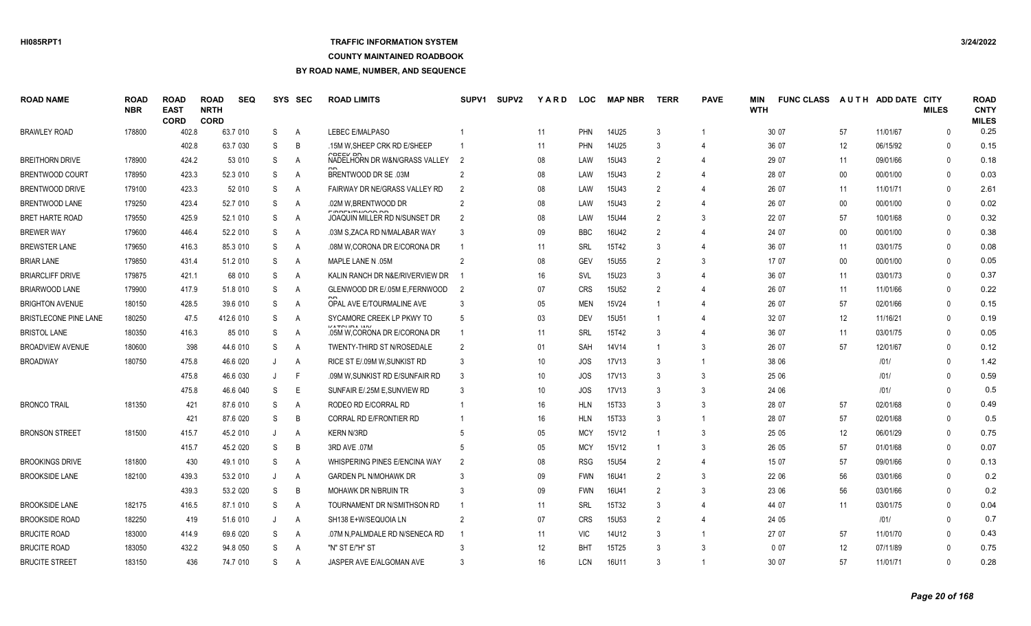**HI085RPT1**

# TRAFFIC INFORMATION SYSTEM

## COUNTY MAINTAINED ROADBOOK

### BY ROAD NAME, NUMBER, AND SEQUENCE

3/24/2022

| ROAD NAME | ROAD NBR | ROAD EAST CORD | ROAD NRTH CORD | SEQ | SYS | SEC | ROAD LIMITS | SUPV1 | SUPV2 | YARD | LOC | MAP NBR | TERR | PAVE | MIN WTH | FUNC CLASS | AUTH | ADD DATE | CITY MILES | ROAD CNTY MILES |
|---|---|---|---|---|---|---|---|---|---|---|---|---|---|---|---|---|---|---|---|---|
| BRAWLEY ROAD | 178800 | 402.8 | 63.7 | 010 | S | A | LEBEC E/MALPASO | 1 | | 11 | PHN | 14U25 | 3 | 1 | 30 | 07 | 57 | 11/01/67 | 0 | 0.25 |
| | | 402.8 | 63.7 | 030 | S | B | .15M W,SHEEP CRK RD E/SHEEP CREEK RD | 1 | | 11 | PHN | 14U25 | 3 | 4 | 36 | 07 | 12 | 06/15/92 | 0 | 0.15 |
| BREITHORN DRIVE | 178900 | 424.2 | 53 | 010 | S | A | NADELHORN DR N&E/GRASS VALLEY RD | 2 | | 08 | LAW | 15U43 | 2 | 4 | 29 | 07 | 11 | 09/01/66 | 0 | 0.18 |
| BRENTWOOD COURT | 178950 | 423.3 | 52.3 | 010 | S | A | BRENTWOOD DR SE .03M | 2 | | 08 | LAW | 15U43 | 2 | 4 | 28 | 07 | 00 | 00/01/00 | 0 | 0.03 |
| BRENTWOOD DRIVE | 179100 | 423.3 | 52 | 010 | S | A | FAIRWAY DR NE/GRASS VALLEY RD | 2 | | 08 | LAW | 15U43 | 2 | 4 | 26 | 07 | 11 | 11/01/71 | 0 | 2.61 |
| BRENTWOOD LANE | 179250 | 423.4 | 52.7 | 010 | S | A | .02M W,BRENTWOOD DR | 2 | | 08 | LAW | 15U43 | 2 | 4 | 26 | 07 | 00 | 00/01/00 | 0 | 0.02 |
| BRET HARTE ROAD | 179550 | 425.9 | 52.1 | 010 | S | A | JOAQUIN MILLER RD N/SUNSET DR | 2 | | 08 | LAW | 15U44 | 2 | 3 | 22 | 07 | 57 | 10/01/68 | 0 | 0.32 |
| BREWER WAY | 179600 | 446.4 | 52.2 | 010 | S | A | .03M S,ZACA RD N/MALABAR WAY | 3 | | 09 | BBC | 16U42 | 2 | 4 | 24 | 07 | 00 | 00/01/00 | 0 | 0.38 |
| BREWSTER LANE | 179650 | 416.3 | 85.3 | 010 | S | A | .08M W,CORONA DR E/CORONA DR | 1 | | 11 | SRL | 15T42 | 3 | 4 | 36 | 07 | 11 | 03/01/75 | 0 | 0.08 |
| BRIAR LANE | 179850 | 431.4 | 51.2 | 010 | S | A | MAPLE LANE N .05M | 2 | | 08 | GEV | 15U55 | 2 | 3 | 17 | 07 | 00 | 00/01/00 | 0 | 0.05 |
| BRIARCLIFF DRIVE | 179875 | 421.1 | 68 | 010 | S | A | KALIN RANCH DR N&E/RIVERVIEW DR | 1 | | 16 | SVL | 15U23 | 3 | 4 | 36 | 07 | 11 | 03/01/73 | 0 | 0.37 |
| BRIARWOOD LANE | 179900 | 417.9 | 51.8 | 010 | S | A | GLENWOOD DR E/.05M E,FERNWOOD DR | 2 | | 07 | CRS | 15U52 | 2 | 4 | 26 | 07 | 11 | 11/01/66 | 0 | 0.22 |
| BRIGHTON AVENUE | 180150 | 428.5 | 39.6 | 010 | S | A | OPAL AVE E/TOURMALINE AVE | 3 | | 05 | MEN | 15V24 | 1 | 4 | 26 | 07 | 57 | 02/01/66 | 0 | 0.15 |
| BRISTLECONE PINE LANE | 180250 | 47.5 | 412.6 | 010 | S | A | SYCAMORE CREEK LP PKWY TO | 5 | | 03 | DEV | 15U51 | 1 | 4 | 32 | 07 | 12 | 11/16/21 | 0 | 0.19 |
| BRISTOL LANE | 180350 | 416.3 | 85 | 010 | S | A | .05M W,CORONA DR E/CORONA DR | 1 | | 11 | SRL | 15T42 | 3 | 4 | 36 | 07 | 11 | 03/01/75 | 0 | 0.05 |
| BROADVIEW AVENUE | 180600 | 398 | 44.6 | 010 | S | A | TWENTY-THIRD ST N/ROSEDALE | 2 | | 01 | SAH | 14V14 | 1 | 3 | 26 | 07 | 57 | 12/01/67 | 0 | 0.12 |
| BROADWAY | 180750 | 475.8 | 46.6 | 020 | J | A | RICE ST E/.09M W,SUNKIST RD | 3 | | 10 | JOS | 17V13 | 3 | 1 | 38 | 06 | | /01/ | 0 | 1.42 |
| | | 475.8 | 46.6 | 030 | J | F | .09M W,SUNKIST RD E/SUNFAIR RD | 3 | | 10 | JOS | 17V13 | 3 | 3 | 25 | 06 | | /01/ | 0 | 0.59 |
| | | 475.8 | 46.6 | 040 | S | E | SUNFAIR E/.25M E,SUNVIEW RD | 3 | | 10 | JOS | 17V13 | 3 | 3 | 24 | 06 | | /01/ | 0 | 0.5 |
| BRONCO TRAIL | 181350 | 421 | 87.6 | 010 | S | A | RODEO RD E/CORRAL RD | 1 | | 16 | HLN | 15T33 | 3 | 3 | 28 | 07 | 57 | 02/01/68 | 0 | 0.49 |
| | | 421 | 87.6 | 020 | S | B | CORRAL RD E/FRONTIER RD | 1 | | 16 | HLN | 15T33 | 3 | 1 | 28 | 07 | 57 | 02/01/68 | 0 | 0.5 |
| BRONSON STREET | 181500 | 415.7 | 45.2 | 010 | J | A | KERN N/3RD | 5 | | 05 | MCY | 15V12 | 1 | 3 | 25 | 05 | 12 | 06/01/29 | 0 | 0.75 |
| | | 415.7 | 45.2 | 020 | S | B | 3RD AVE .07M | 5 | | 05 | MCY | 15V12 | 1 | 3 | 26 | 05 | 57 | 01/01/68 | 0 | 0.07 |
| BROOKINGS DRIVE | 181800 | 430 | 49.1 | 010 | S | A | WHISPERING PINES E/ENCINA WAY | 2 | | 08 | RSG | 15U54 | 2 | 4 | 15 | 07 | 57 | 09/01/66 | 0 | 0.13 |
| BROOKSIDE LANE | 182100 | 439.3 | 53.2 | 010 | J | A | GARDEN PL N/MOHAWK DR | 3 | | 09 | FWN | 16U41 | 2 | 3 | 22 | 06 | 56 | 03/01/66 | 0 | 0.2 |
| | | 439.3 | 53.2 | 020 | S | B | MOHAWK DR N/BRUIN TR | 3 | | 09 | FWN | 16U41 | 2 | 3 | 23 | 06 | 56 | 03/01/66 | 0 | 0.2 |
| BROOKSIDE LANE | 182175 | 416.5 | 87.1 | 010 | S | A | TOURNAMENT DR N/SMITHSON RD | 1 | | 11 | SRL | 15T32 | 3 | 4 | 44 | 07 | 11 | 03/01/75 | 0 | 0.04 |
| BROOKSIDE ROAD | 182250 | 419 | 51.6 | 010 | J | A | SH138 E+W/SEQUOIA LN | 2 | | 07 | CRS | 15U53 | 2 | 4 | 24 | 05 | | /01/ | 0 | 0.7 |
| BRUCITE ROAD | 183000 | 414.9 | 69.6 | 020 | S | A | .07M N,PALMDALE RD N/SENECA RD | 1 | | 11 | VIC | 14U12 | 3 | 1 | 27 | 07 | 57 | 11/01/70 | 0 | 0.43 |
| BRUCITE ROAD | 183050 | 432.2 | 94.8 | 050 | S | A | "N" ST E/"H" ST | 3 | | 12 | BHT | 15T25 | 3 | 3 | 0 | 07 | 12 | 07/11/89 | 0 | 0.75 |
| BRUCITE STREET | 183150 | 436 | 74.7 | 010 | S | A | JASPER AVE E/ALGOMAN AVE | 3 | | 16 | LCN | 16U11 | 3 | 1 | 30 | 07 | 57 | 11/01/71 | 0 | 0.28 |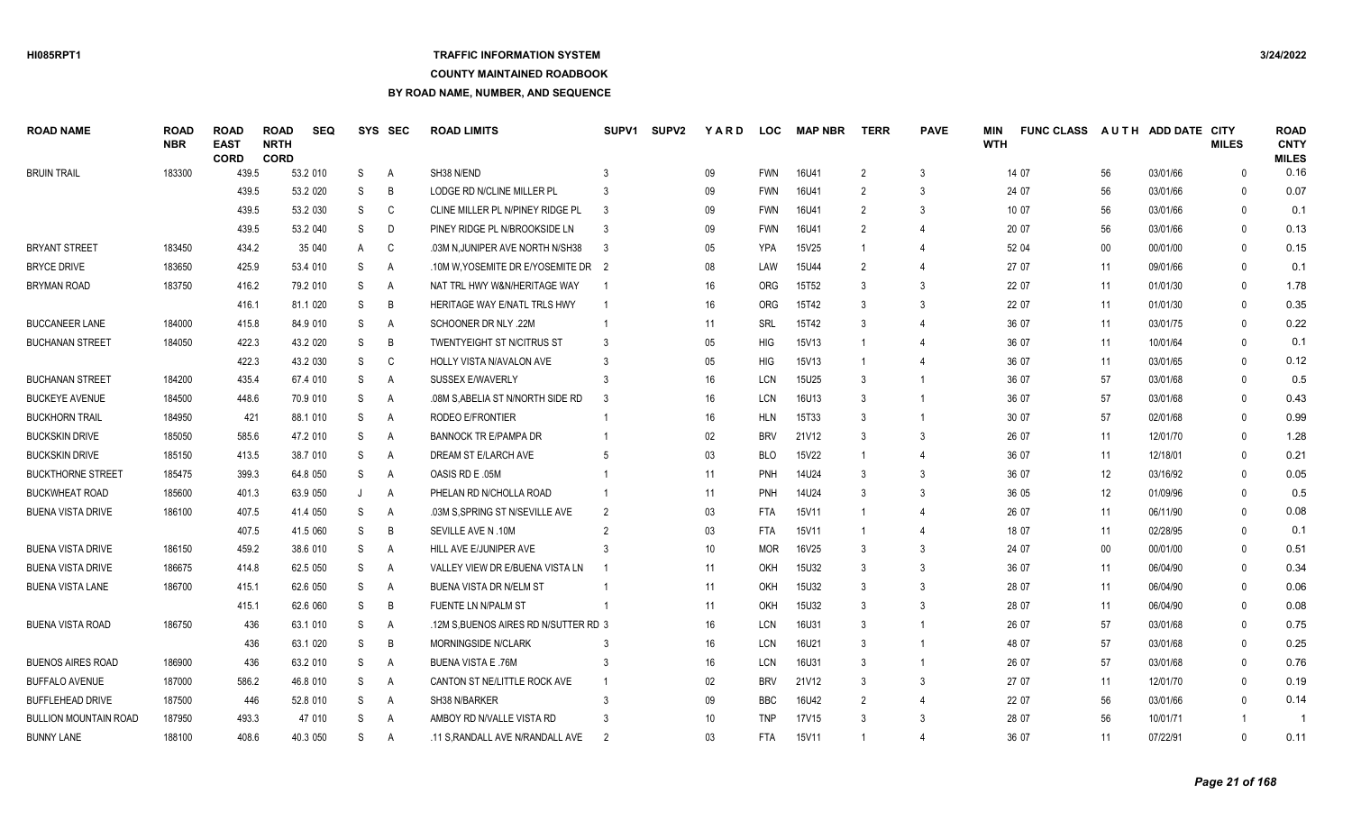# TRAFFIC INFORMATION SYSTEM

## COUNTY MAINTAINED ROADBOOK

### BY ROAD NAME, NUMBER, AND SEQUENCE

| ROAD NAME | ROAD NBR | ROAD EAST CORD | ROAD NRTH CORD | SEQ | SYS | SEC | ROAD LIMITS | SUPV1 | SUPV2 | YARD | LOC | MAP NBR | TERR | PAVE | MIN WTH | FUNC CLASS | AUTH | ADD DATE | CITY MILES | ROAD CNTY MILES |
|---|---|---|---|---|---|---|---|---|---|---|---|---|---|---|---|---|---|---|---|---|
| BRUIN TRAIL | 183300 | 439.5 | 53.2 | 010 | S | A | SH38 N/END | 3 | | 09 | FWN | 16U41 | 2 | 3 | 14 | 07 | 56 | 03/01/66 | 0 | 0.16 |
| | | 439.5 | 53.2 | 020 | S | B | LODGE RD N/CLINE MILLER PL | 3 | | 09 | FWN | 16U41 | 2 | 3 | 24 | 07 | 56 | 03/01/66 | 0 | 0.07 |
| | | 439.5 | 53.2 | 030 | S | C | CLINE MILLER PL N/PINEY RIDGE PL | 3 | | 09 | FWN | 16U41 | 2 | 3 | 10 | 07 | 56 | 03/01/66 | 0 | 0.1 |
| | | 439.5 | 53.2 | 040 | S | D | PINEY RIDGE PL N/BROOKSIDE LN | 3 | | 09 | FWN | 16U41 | 2 | 4 | 20 | 07 | 56 | 03/01/66 | 0 | 0.13 |
| BRYANT STREET | 183450 | 434.2 | 35 | 040 | A | C | .03M N,JUNIPER AVE NORTH N/SH38 | 3 | | 05 | YPA | 15V25 | 1 | 4 | 52 | 04 | 00 | 00/01/00 | 0 | 0.15 |
| BRYCE DRIVE | 183650 | 425.9 | 53.4 | 010 | S | A | .10M W,YOSEMITE DR E/YOSEMITE DR | 2 | | 08 | LAW | 15U44 | 2 | 4 | 27 | 07 | 11 | 09/01/66 | 0 | 0.1 |
| BRYMAN ROAD | 183750 | 416.2 | 79.2 | 010 | S | A | NAT TRL HWY W&N/HERITAGE WAY | 1 | | 16 | ORG | 15T52 | 3 | 3 | 22 | 07 | 11 | 01/01/30 | 0 | 1.78 |
| | | 416.1 | 81.1 | 020 | S | B | HERITAGE WAY E/NATL TRLS HWY | 1 | | 16 | ORG | 15T42 | 3 | 3 | 22 | 07 | 11 | 01/01/30 | 0 | 0.35 |
| BUCCANEER LANE | 184000 | 415.8 | 84.9 | 010 | S | A | SCHOONER DR NLY .22M | 1 | | 11 | SRL | 15T42 | 3 | 4 | 36 | 07 | 11 | 03/01/75 | 0 | 0.22 |
| BUCHANAN STREET | 184050 | 422.3 | 43.2 | 020 | S | B | TWENTYEIGHT ST N/CITRUS ST | 3 | | 05 | HIG | 15V13 | 1 | 4 | 36 | 07 | 11 | 10/01/64 | 0 | 0.1 |
| | | 422.3 | 43.2 | 030 | S | C | HOLLY VISTA N/AVALON AVE | 3 | | 05 | HIG | 15V13 | 1 | 4 | 36 | 07 | 11 | 03/01/65 | 0 | 0.12 |
| BUCHANAN STREET | 184200 | 435.4 | 67.4 | 010 | S | A | SUSSEX E/WAVERLY | 3 | | 16 | LCN | 15U25 | 3 | 1 | 36 | 07 | 57 | 03/01/68 | 0 | 0.5 |
| BUCKEYE AVENUE | 184500 | 448.6 | 70.9 | 010 | S | A | .08M S,ABELIA ST N/NORTH SIDE RD | 3 | | 16 | LCN | 16U13 | 3 | 1 | 36 | 07 | 57 | 03/01/68 | 0 | 0.43 |
| BUCKHORN TRAIL | 184950 | 421 | 88.1 | 010 | S | A | RODEO E/FRONTIER | 1 | | 16 | HLN | 15T33 | 3 | 1 | 30 | 07 | 57 | 02/01/68 | 0 | 0.99 |
| BUCKSKIN DRIVE | 185050 | 585.6 | 47.2 | 010 | S | A | BANNOCK TR E/PAMPA DR | 1 | | 02 | BRV | 21V12 | 3 | 3 | 26 | 07 | 11 | 12/01/70 | 0 | 1.28 |
| BUCKSKIN DRIVE | 185150 | 413.5 | 38.7 | 010 | S | A | DREAM ST E/LARCH AVE | 5 | | 03 | BLO | 15V22 | 1 | 4 | 36 | 07 | 11 | 12/18/01 | 0 | 0.21 |
| BUCKTHORNE STREET | 185475 | 399.3 | 64.8 | 050 | S | A | OASIS RD E .05M | 1 | | 11 | PNH | 14U24 | 3 | 3 | 36 | 07 | 12 | 03/16/92 | 0 | 0.05 |
| BUCKWHEAT ROAD | 185600 | 401.3 | 63.9 | 050 | J | A | PHELAN RD N/CHOLLA ROAD | 1 | | 11 | PNH | 14U24 | 3 | 3 | 36 | 05 | 12 | 01/09/96 | 0 | 0.5 |
| BUENA VISTA DRIVE | 186100 | 407.5 | 41.4 | 050 | S | A | .03M S,SPRING ST N/SEVILLE AVE | 2 | | 03 | FTA | 15V11 | 1 | 4 | 26 | 07 | 11 | 06/11/90 | 0 | 0.08 |
| | | 407.5 | 41.5 | 060 | S | B | SEVILLE AVE N .10M | 2 | | 03 | FTA | 15V11 | 1 | 4 | 18 | 07 | 11 | 02/28/95 | 0 | 0.1 |
| BUENA VISTA DRIVE | 186150 | 459.2 | 38.6 | 010 | S | A | HILL AVE E/JUNIPER AVE | 3 | | 10 | MOR | 16V25 | 3 | 3 | 24 | 07 | 00 | 00/01/00 | 0 | 0.51 |
| BUENA VISTA DRIVE | 186675 | 414.8 | 62.5 | 050 | S | A | VALLEY VIEW DR E/BUENA VISTA LN | 1 | | 11 | OKH | 15U32 | 3 | 3 | 36 | 07 | 11 | 06/04/90 | 0 | 0.34 |
| BUENA VISTA LANE | 186700 | 415.1 | 62.6 | 050 | S | A | BUENA VISTA DR N/ELM ST | 1 | | 11 | OKH | 15U32 | 3 | 3 | 28 | 07 | 11 | 06/04/90 | 0 | 0.06 |
| | | 415.1 | 62.6 | 060 | S | B | FUENTE LN N/PALM ST | 1 | | 11 | OKH | 15U32 | 3 | 3 | 28 | 07 | 11 | 06/04/90 | 0 | 0.08 |
| BUENA VISTA ROAD | 186750 | 436 | 63.1 | 010 | S | A | .12M S,BUENOS AIRES RD N/SUTTER RD | 3 | | 16 | LCN | 16U31 | 3 | 1 | 26 | 07 | 57 | 03/01/68 | 0 | 0.75 |
| | | 436 | 63.1 | 020 | S | B | MORNINGSIDE N/CLARK | 3 | | 16 | LCN | 16U21 | 3 | 1 | 48 | 07 | 57 | 03/01/68 | 0 | 0.25 |
| BUENOS AIRES ROAD | 186900 | 436 | 63.2 | 010 | S | A | BUENA VISTA E .76M | 3 | | 16 | LCN | 16U31 | 3 | 1 | 26 | 07 | 57 | 03/01/68 | 0 | 0.76 |
| BUFFALO AVENUE | 187000 | 586.2 | 46.8 | 010 | S | A | CANTON ST NE/LITTLE ROCK AVE | 1 | | 02 | BRV | 21V12 | 3 | 3 | 27 | 07 | 11 | 12/01/70 | 0 | 0.19 |
| BUFFLEHEAD DRIVE | 187500 | 446 | 52.8 | 010 | S | A | SH38 N/BARKER | 3 | | 09 | BBC | 16U42 | 2 | 4 | 22 | 07 | 56 | 03/01/66 | 0 | 0.14 |
| BULLION MOUNTAIN ROAD | 187950 | 493.3 | 47 | 010 | S | A | AMBOY RD N/VALLE VISTA RD | 3 | | 10 | TNP | 17V15 | 3 | 3 | 28 | 07 | 56 | 10/01/71 | 1 | 1 |
| BUNNY LANE | 188100 | 408.6 | 40.3 | 050 | S | A | .11 S,RANDALL AVE N/RANDALL AVE | 2 | | 03 | FTA | 15V11 | 1 | 4 | 36 | 07 | 11 | 07/22/91 | 0 | 0.11 |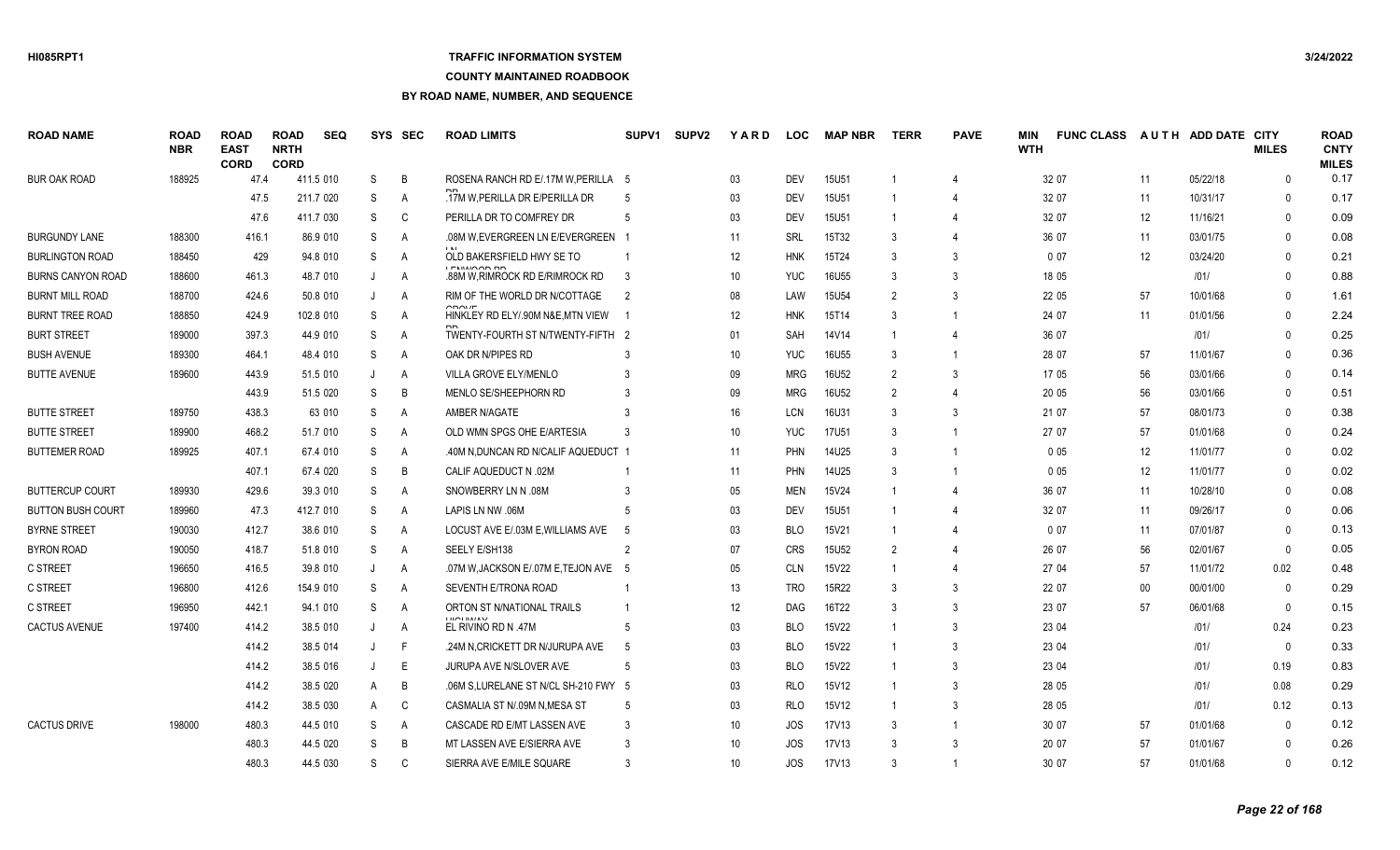HI085RPT1

**TRAFFIC INFORMATION SYSTEM**

**COUNTY MAINTAINED ROADBOOK**

**BY ROAD NAME, NUMBER, AND SEQUENCE**

3/24/2022

| ROAD NAME | ROAD NBR | ROAD EAST CORD | ROAD NRTH CORD | SEQ | SYS | SEC | ROAD LIMITS | SUPV1 | SUPV2 | YARD | LOC | MAP NBR | TERR | PAVE | MIN WTH | FUNC CLASS | AUTH | ADD DATE | CITY MILES | ROAD CNTY MILES |
|---|---|---|---|---|---|---|---|---|---|---|---|---|---|---|---|---|---|---|---|---|
| BUR OAK ROAD | 188925 | 47.4 | 411.5 | 010 | S | B | ROSENA RANCH RD E/.17M W,PERILLA DR | 5 | | 03 | DEV | 15U51 | 1 | 4 | 32 | 07 | 11 | 05/22/18 | 0 | 0.17 |
| | | 47.5 | 211.7 | 020 | S | A | .17M W,PERILLA DR E/PERILLA DR | 5 | | 03 | DEV | 15U51 | 1 | 4 | 32 | 07 | 11 | 10/31/17 | 0 | 0.17 |
| | | 47.6 | 411.7 | 030 | S | C | PERILLA DR TO COMFREY DR | 5 | | 03 | DEV | 15U51 | 1 | 4 | 32 | 07 | 12 | 11/16/21 | 0 | 0.09 |
| BURGUNDY LANE | 188300 | 416.1 | 86.9 | 010 | S | A | .08M W,EVERGREEN LN E/EVERGREEN LN | 1 | | 11 | SRL | 15T32 | 3 | 4 | 36 | 07 | 11 | 03/01/75 | 0 | 0.08 |
| BURLINGTON ROAD | 188450 | 429 | 94.8 | 010 | S | A | OLD BAKERSFIELD HWY SE TO LENWOOD RD | 1 | | 12 | HNK | 15T24 | 3 | 3 | 0 | 07 | 12 | 03/24/20 | 0 | 0.21 |
| BURNS CANYON ROAD | 188600 | 461.3 | 48.7 | 010 | J | A | .88M W,RIMROCK RD E/RIMROCK RD | 3 | | 10 | YUC | 16U55 | 3 | 3 | 18 | 05 | | /01/ | 0 | 0.88 |
| BURNT MILL ROAD | 188700 | 424.6 | 50.8 | 010 | J | A | RIM OF THE WORLD DR N/COTTAGE GROVE | 2 | | 08 | LAW | 15U54 | 2 | 3 | 22 | 05 | 57 | 10/01/68 | 0 | 1.61 |
| BURNT TREE ROAD | 188850 | 424.9 | 102.8 | 010 | S | A | HINKLEY RD ELY/.90M N&E,MTN VIEW RD | 1 | | 12 | HNK | 15T14 | 3 | 1 | 24 | 07 | 11 | 01/01/56 | 0 | 2.24 |
| BURT STREET | 189000 | 397.3 | 44.9 | 010 | S | A | TWENTY-FOURTH ST N/TWENTY-FIFTH | 2 | | 01 | SAH | 14V14 | 1 | 4 | 36 | 07 | | /01/ | 0 | 0.25 |
| BUSH AVENUE | 189300 | 464.1 | 48.4 | 010 | S | A | OAK DR N/PIPES RD | 3 | | 10 | YUC | 16U55 | 3 | 1 | 28 | 07 | 57 | 11/01/67 | 0 | 0.36 |
| BUTTE AVENUE | 189600 | 443.9 | 51.5 | 010 | J | A | VILLA GROVE ELY/MENLO | 3 | | 09 | MRG | 16U52 | 2 | 3 | 17 | 05 | 56 | 03/01/66 | 0 | 0.14 |
| | | 443.9 | 51.5 | 020 | S | B | MENLO SE/SHEEPHORN RD | 3 | | 09 | MRG | 16U52 | 2 | 4 | 20 | 05 | 56 | 03/01/66 | 0 | 0.51 |
| BUTTE STREET | 189750 | 438.3 | 63 | 010 | S | A | AMBER N/AGATE | 3 | | 16 | LCN | 16U31 | 3 | 3 | 21 | 07 | 57 | 08/01/73 | 0 | 0.38 |
| BUTTE STREET | 189900 | 468.2 | 51.7 | 010 | S | A | OLD WMN SPGS OHE E/ARTESIA | 3 | | 10 | YUC | 17U51 | 3 | 1 | 27 | 07 | 57 | 01/01/68 | 0 | 0.24 |
| BUTTEMER ROAD | 189925 | 407.1 | 67.4 | 010 | S | A | .40M N,DUNCAN RD N/CALIF AQUEDUCT | 1 | | 11 | PHN | 14U25 | 3 | 1 | 0 | 05 | 12 | 11/01/77 | 0 | 0.02 |
| | | 407.1 | 67.4 | 020 | S | B | CALIF AQUEDUCT N .02M | 1 | | 11 | PHN | 14U25 | 3 | 1 | 0 | 05 | 12 | 11/01/77 | 0 | 0.02 |
| BUTTERCUP COURT | 189930 | 429.6 | 39.3 | 010 | S | A | SNOWBERRY LN N .08M | 3 | | 05 | MEN | 15V24 | 1 | 4 | 36 | 07 | 11 | 10/28/10 | 0 | 0.08 |
| BUTTON BUSH COURT | 189960 | 47.3 | 412.7 | 010 | S | A | LAPIS LN NW .06M | 5 | | 03 | DEV | 15U51 | 1 | 4 | 32 | 07 | 11 | 09/26/17 | 0 | 0.06 |
| BYRNE STREET | 190030 | 412.7 | 38.6 | 010 | S | A | LOCUST AVE E/.03M E,WILLIAMS AVE | 5 | | 03 | BLO | 15V21 | 1 | 4 | 0 | 07 | 11 | 07/01/87 | 0 | 0.13 |
| BYRON ROAD | 190050 | 418.7 | 51.8 | 010 | S | A | SEELY E/SH138 | 2 | | 07 | CRS | 15U52 | 2 | 4 | 26 | 07 | 56 | 02/01/67 | 0 | 0.05 |
| C STREET | 196650 | 416.5 | 39.8 | 010 | J | A | .07M W,JACKSON E/.07M E,TEJON AVE | 5 | | 05 | CLN | 15V22 | 1 | 4 | 27 | 04 | 57 | 11/01/72 | 0.02 | 0.48 |
| C STREET | 196800 | 412.6 | 154.9 | 010 | S | A | SEVENTH E/TRONA ROAD | 1 | | 13 | TRO | 15R22 | 3 | 3 | 22 | 07 | 00 | 00/01/00 | 0 | 0.29 |
| C STREET | 196950 | 442.1 | 94.1 | 010 | S | A | ORTON ST N/NATIONAL TRAILS HIGHWAY | 1 | | 12 | DAG | 16T22 | 3 | 3 | 23 | 07 | 57 | 06/01/68 | 0 | 0.15 |
| CACTUS AVENUE | 197400 | 414.2 | 38.5 | 010 | J | A | EL RIVINO RD N .47M | 5 | | 03 | BLO | 15V22 | 1 | 3 | 23 | 04 | | /01/ | 0.24 | 0.23 |
| | | 414.2 | 38.5 | 014 | J | F | .24M N,CRICKETT DR N/JURUPA AVE | 5 | | 03 | BLO | 15V22 | 1 | 3 | 23 | 04 | | /01/ | 0 | 0.33 |
| | | 414.2 | 38.5 | 016 | J | E | JURUPA AVE N/SLOVER AVE | 5 | | 03 | BLO | 15V22 | 1 | 3 | 23 | 04 | | /01/ | 0.19 | 0.83 |
| | | 414.2 | 38.5 | 020 | A | B | .06M S,LURELANE ST N/CL SH-210 FWY | 5 | | 03 | RLO | 15V12 | 1 | 3 | 28 | 05 | | /01/ | 0.08 | 0.29 |
| | | 414.2 | 38.5 | 030 | A | C | CASMALIA ST N/.09M N,MESA ST | 5 | | 03 | RLO | 15V12 | 1 | 3 | 28 | 05 | | /01/ | 0.12 | 0.13 |
| CACTUS DRIVE | 198000 | 480.3 | 44.5 | 010 | S | A | CASCADE RD E/MT LASSEN AVE | 3 | | 10 | JOS | 17V13 | 3 | 1 | 30 | 07 | 57 | 01/01/68 | 0 | 0.12 |
| | | 480.3 | 44.5 | 020 | S | B | MT LASSEN AVE E/SIERRA AVE | 3 | | 10 | JOS | 17V13 | 3 | 3 | 20 | 07 | 57 | 01/01/67 | 0 | 0.26 |
| | | 480.3 | 44.5 | 030 | S | C | SIERRA AVE E/MILE SQUARE | 3 | | 10 | JOS | 17V13 | 3 | 1 | 30 | 07 | 57 | 01/01/68 | 0 | 0.12 |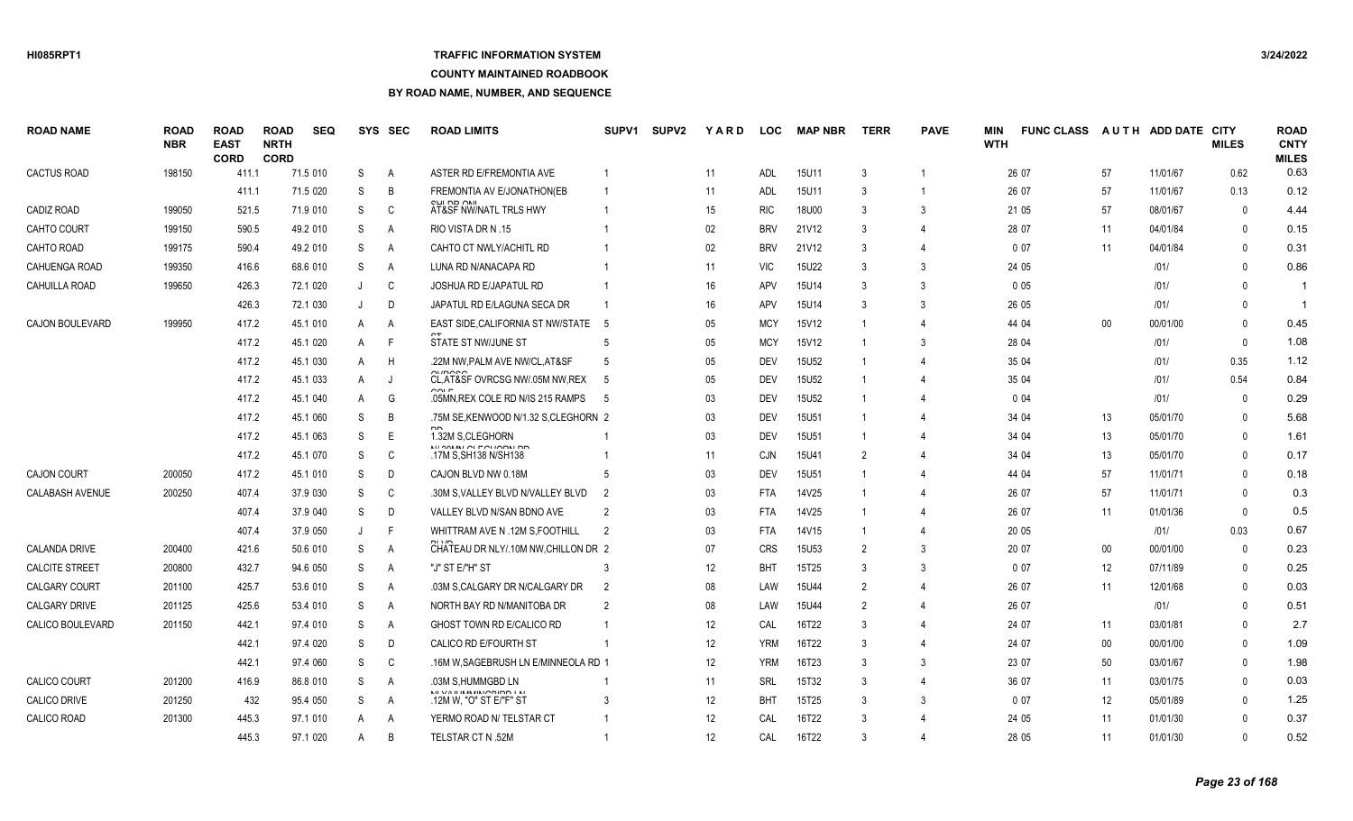HI085RPT1

**TRAFFIC INFORMATION SYSTEM**

**COUNTY MAINTAINED ROADBOOK**

**BY ROAD NAME, NUMBER, AND SEQUENCE**

3/24/2022

| ROAD NAME | ROAD NBR | ROAD EAST CORD | ROAD NRTH CORD | SEQ | SYS | SEC | ROAD LIMITS | SUPV1 | SUPV2 | YARD | LOC | MAP NBR | TERR | PAVE | MIN WTH | FUNC CLASS | AUTH | ADD DATE | CITY MILES | ROAD CNTY MILES |
|---|---|---|---|---|---|---|---|---|---|---|---|---|---|---|---|---|---|---|---|---|
| CACTUS ROAD | 198150 | 411.1 | 71.5 | 010 | S | A | ASTER RD E/FREMONTIA AVE | 1 | | 11 | ADL | 15U11 | 3 | 1 | 26 | 07 | 57 | 11/01/67 | 0.62 | 0.63 |
| | | 411.1 | 71.5 | 020 | S | B | FREMONTIA AV E/JONATHON(EB | 1 | | 11 | ADL | 15U11 | 3 | 1 | 26 | 07 | 57 | 11/01/67 | 0.13 | 0.12 |
| CADIZ ROAD | 199050 | 521.5 | 71.9 | 010 | S | C | AT&SF NW/NATL TRLS HWY | 1 | | 15 | RIC | 18U00 | 3 | 3 | 21 | 05 | 57 | 08/01/67 | 0 | 4.44 |
| CAHTO COURT | 199150 | 590.5 | 49.2 | 010 | S | A | RIO VISTA DR N .15 | 1 | | 02 | BRV | 21V12 | 3 | 4 | 28 | 07 | 11 | 04/01/84 | 0 | 0.15 |
| CAHTO ROAD | 199175 | 590.4 | 49.2 | 010 | S | A | CAHTO CT NWLY/ACHITL RD | 1 | | 02 | BRV | 21V12 | 3 | 4 | 0 | 07 | 11 | 04/01/84 | 0 | 0.31 |
| CAHUENGA ROAD | 199350 | 416.6 | 68.6 | 010 | S | A | LUNA RD N/ANACAPA RD | 1 | | 11 | VIC | 15U22 | 3 | 3 | 24 | 05 | | /01/ | 0 | 0.86 |
| CAHUILLA ROAD | 199650 | 426.3 | 72.1 | 020 | J | C | JOSHUA RD E/JAPATUL RD | 1 | | 16 | APV | 15U14 | 3 | 3 | 0 | 05 | | /01/ | 0 | 1 |
| | | 426.3 | 72.1 | 030 | J | D | JAPATUL RD E/LAGUNA SECA DR | 1 | | 16 | APV | 15U14 | 3 | 3 | 26 | 05 | | /01/ | 0 | 1 |
| CAJON BOULEVARD | 199950 | 417.2 | 45.1 | 010 | A | A | EAST SIDE,CALIFORNIA ST NW/STATE | 5 | | 05 | MCY | 15V12 | 1 | 4 | 44 | 04 | 00 | 00/01/00 | 0 | 0.45 |
| | | 417.2 | 45.1 | 020 | A | F | STATE ST NW/JUNE ST | 5 | | 05 | MCY | 15V12 | 1 | 3 | 28 | 04 | | /01/ | 0 | 1.08 |
| | | 417.2 | 45.1 | 030 | A | H | .22M NW,PALM AVE NW/CL,AT&SF | 5 | | 05 | DEV | 15U52 | 1 | 4 | 35 | 04 | | /01/ | 0.35 | 1.12 |
| | | 417.2 | 45.1 | 033 | A | J | CL,AT&SF OVRCSG NW/.05M NW,REX | 5 | | 05 | DEV | 15U52 | 1 | 4 | 35 | 04 | | /01/ | 0.54 | 0.84 |
| | | 417.2 | 45.1 | 040 | A | G | .05MN,REX COLE RD N/IS 215 RAMPS | 5 | | 03 | DEV | 15U52 | 1 | 4 | 0 | 04 | | /01/ | 0 | 0.29 |
| | | 417.2 | 45.1 | 060 | S | B | .75M SE,KENWOOD N/1.32 S,CLEGHORN | 2 | | 03 | DEV | 15U51 | 1 | 4 | 34 | 04 | 13 | 05/01/70 | 0 | 5.68 |
| | | 417.2 | 45.1 | 063 | S | E | 1.32M S,CLEGHORN | 1 | | 03 | DEV | 15U51 | 1 | 4 | 34 | 04 | 13 | 05/01/70 | 0 | 1.61 |
| | | 417.2 | 45.1 | 070 | S | C | .17M S,SH138 N/SH138 | 1 | | 11 | CJN | 15U41 | 2 | 4 | 34 | 04 | 13 | 05/01/70 | 0 | 0.17 |
| CAJON COURT | 200050 | 417.2 | 45.1 | 010 | S | D | CAJON BLVD NW 0.18M | 5 | | 03 | DEV | 15U51 | 1 | 4 | 44 | 04 | 57 | 11/01/71 | 0 | 0.18 |
| CALABASH AVENUE | 200250 | 407.4 | 37.9 | 030 | S | C | .30M S,VALLEY BLVD N/VALLEY BLVD | 2 | | 03 | FTA | 14V25 | 1 | 4 | 26 | 07 | 57 | 11/01/71 | 0 | 0.3 |
| | | 407.4 | 37.9 | 040 | S | D | VALLEY BLVD N/SAN BDNO AVE | 2 | | 03 | FTA | 14V25 | 1 | 4 | 26 | 07 | 11 | 01/01/36 | 0 | 0.5 |
| | | 407.4 | 37.9 | 050 | J | F | WHITTRAM AVE N .12M S,FOOTHILL | 2 | | 03 | FTA | 14V15 | 1 | 4 | 20 | 05 | | /01/ | 0.03 | 0.67 |
| CALANDA DRIVE | 200400 | 421.6 | 50.6 | 010 | S | A | CHATEAU DR NLY/.10M NW,CHILLON DR | 2 | | 07 | CRS | 15U53 | 2 | 3 | 20 | 07 | 00 | 00/01/00 | 0 | 0.23 |
| CALCITE STREET | 200800 | 432.7 | 94.6 | 050 | S | A | "J" ST E/"H" ST | 3 | | 12 | BHT | 15T25 | 3 | 3 | 0 | 07 | 12 | 07/11/89 | 0 | 0.25 |
| CALGARY COURT | 201100 | 425.7 | 53.6 | 010 | S | A | .03M S,CALGARY DR N/CALGARY DR | 2 | | 08 | LAW | 15U44 | 2 | 4 | 26 | 07 | 11 | 12/01/68 | 0 | 0.03 |
| CALGARY DRIVE | 201125 | 425.6 | 53.4 | 010 | S | A | NORTH BAY RD N/MANITOBA DR | 2 | | 08 | LAW | 15U44 | 2 | 4 | 26 | 07 | | /01/ | 0 | 0.51 |
| CALICO BOULEVARD | 201150 | 442.1 | 97.4 | 010 | S | A | GHOST TOWN RD E/CALICO RD | 1 | | 12 | CAL | 16T22 | 3 | 4 | 24 | 07 | 11 | 03/01/81 | 0 | 2.7 |
| | | 442.1 | 97.4 | 020 | S | D | CALICO RD E/FOURTH ST | 1 | | 12 | YRM | 16T22 | 3 | 4 | 24 | 07 | 00 | 00/01/00 | 0 | 1.09 |
| | | 442.1 | 97.4 | 060 | S | C | .16M W,SAGEBRUSH LN E/MINNEOLA RD | 1 | | 12 | YRM | 16T23 | 3 | 3 | 23 | 07 | 50 | 03/01/67 | 0 | 1.98 |
| CALICO COURT | 201200 | 416.9 | 86.8 | 010 | S | A | .03M S,HUMMGBD LN | 1 | | 11 | SRL | 15T32 | 3 | 4 | 36 | 07 | 11 | 03/01/75 | 0 | 0.03 |
| CALICO DRIVE | 201250 | 432 | 95.4 | 050 | S | A | .12M W, "O" ST E/"F" ST | 3 | | 12 | BHT | 15T25 | 3 | 3 | 0 | 07 | 12 | 05/01/89 | 0 | 1.25 |
| CALICO ROAD | 201300 | 445.3 | 97.1 | 010 | A | A | YERMO ROAD N/ TELSTAR CT | 1 | | 12 | CAL | 16T22 | 3 | 4 | 24 | 05 | 11 | 01/01/30 | 0 | 0.37 |
| | | 445.3 | 97.1 | 020 | A | B | TELSTAR CT N .52M | 1 | | 12 | CAL | 16T22 | 3 | 4 | 28 | 05 | 11 | 01/01/30 | 0 | 0.52 |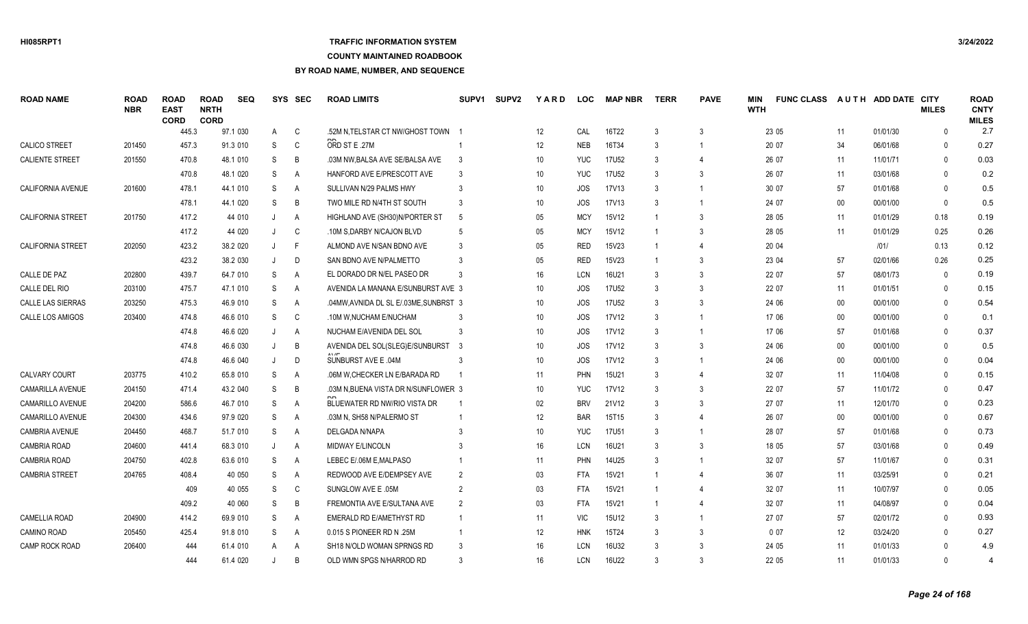**HI085RPT1** **TRAFFIC INFORMATION SYSTEM** **3/24/2022**

**COUNTY MAINTAINED ROADBOOK**

**BY ROAD NAME, NUMBER, AND SEQUENCE**

| ROAD NAME | ROAD NBR | ROAD EAST CORD | ROAD NRTH CORD | SEQ | SYS | SEC | ROAD LIMITS | SUPV1 | SUPV2 | YARD | LOC | MAP NBR | TERR | PAVE | MIN WTH | FUNC CLASS | AUTH | ADD DATE | CITY MILES | ROAD CNTY MILES |
|---|---|---|---|---|---|---|---|---|---|---|---|---|---|---|---|---|---|---|---|---|
| | | 445.3 | 97.1 | 030 | A | C | .52M N,TELSTAR CT NW/GHOST TOWN RD | 1 | | 12 | CAL | 16T22 | 3 | 3 | 23 | 05 | 11 | 01/01/30 | 0 | 2.7 |
| CALICO STREET | 201450 | 457.3 | 91.3 | 010 | S | C | ORD ST E .27M | 1 | | 12 | NEB | 16T34 | 3 | 1 | 20 | 07 | 34 | 06/01/68 | 0 | 0.27 |
| CALIENTE STREET | 201550 | 470.8 | 48.1 | 010 | S | B | .03M NW,BALSA AVE SE/BALSA AVE | 3 | | 10 | YUC | 17U52 | 3 | 4 | 26 | 07 | 11 | 11/01/71 | 0 | 0.03 |
| | | 470.8 | 48.1 | 020 | S | A | HANFORD AVE E/PRESCOTT AVE | 3 | | 10 | YUC | 17U52 | 3 | 3 | 26 | 07 | 11 | 03/01/68 | 0 | 0.2 |
| CALIFORNIA AVENUE | 201600 | 478.1 | 44.1 | 010 | S | A | SULLIVAN N/29 PALMS HWY | 3 | | 10 | JOS | 17V13 | 3 | 1 | 30 | 07 | 57 | 01/01/68 | 0 | 0.5 |
| | | 478.1 | 44.1 | 020 | S | B | TWO MILE RD N/4TH ST SOUTH | 3 | | 10 | JOS | 17V13 | 3 | 1 | 24 | 07 | 00 | 00/01/00 | 0 | 0.5 |
| CALIFORNIA STREET | 201750 | 417.2 | 44 | 010 | J | A | HIGHLAND AVE (SH30)N/PORTER ST | 5 | | 05 | MCY | 15V12 | 1 | 3 | 28 | 05 | 11 | 01/01/29 | 0.18 | 0.19 |
| | | 417.2 | 44 | 020 | J | C | .10M S,DARBY N/CAJON BLVD | 5 | | 05 | MCY | 15V12 | 1 | 3 | 28 | 05 | 11 | 01/01/29 | 0.25 | 0.26 |
| CALIFORNIA STREET | 202050 | 423.2 | 38.2 | 020 | J | F | ALMOND AVE N/SAN BDNO AVE | 3 | | 05 | RED | 15V23 | 1 | 4 | 20 | 04 | | /01/ | 0.13 | 0.12 |
| | | 423.2 | 38.2 | 030 | J | D | SAN BDNO AVE N/PALMETTO | 3 | | 05 | RED | 15V23 | 1 | 3 | 23 | 04 | 57 | 02/01/66 | 0.26 | 0.25 |
| CALLE DE PAZ | 202800 | 439.7 | 64.7 | 010 | S | A | EL DORADO DR N/EL PASEO DR | 3 | | 16 | LCN | 16U21 | 3 | 3 | 22 | 07 | 57 | 08/01/73 | 0 | 0.19 |
| CALLE DEL RIO | 203100 | 475.7 | 47.1 | 010 | S | A | AVENIDA LA MANANA E/SUNBURST AVE | 3 | | 10 | JOS | 17U52 | 3 | 3 | 22 | 07 | 11 | 01/01/51 | 0 | 0.15 |
| CALLE LAS SIERRAS | 203250 | 475.3 | 46.9 | 010 | S | A | .04MW,AVNIDA DL SL E/.03ME,SUNBRST | 3 | | 10 | JOS | 17U52 | 3 | 3 | 24 | 06 | 00 | 00/01/00 | 0 | 0.54 |
| CALLE LOS AMIGOS | 203400 | 474.8 | 46.6 | 010 | S | C | .10M W,NUCHAM E/NUCHAM | 3 | | 10 | JOS | 17V12 | 3 | 1 | 17 | 06 | 00 | 00/01/00 | 0 | 0.1 |
| | | 474.8 | 46.6 | 020 | J | A | NUCHAM E/AVENIDA DEL SOL | 3 | | 10 | JOS | 17V12 | 3 | 1 | 17 | 06 | 57 | 01/01/68 | 0 | 0.37 |
| | | 474.8 | 46.6 | 030 | J | B | AVENIDA DEL SOL(SLEG)E/SUNBURST AVE | 3 | | 10 | JOS | 17V12 | 3 | 3 | 24 | 06 | 00 | 00/01/00 | 0 | 0.5 |
| | | 474.8 | 46.6 | 040 | J | D | SUNBURST AVE E .04M | 3 | | 10 | JOS | 17V12 | 3 | 1 | 24 | 06 | 00 | 00/01/00 | 0 | 0.04 |
| CALVARY COURT | 203775 | 410.2 | 65.8 | 010 | S | A | .06M W,CHECKER LN E/BARADA RD | 1 | | 11 | PHN | 15U21 | 3 | 4 | 32 | 07 | 11 | 11/04/08 | 0 | 0.15 |
| CAMARILLA AVENUE | 204150 | 471.4 | 43.2 | 040 | S | B | .03M N,BUENA VISTA DR N/SUNFLOWER RD | 3 | | 10 | YUC | 17V12 | 3 | 3 | 22 | 07 | 57 | 11/01/72 | 0 | 0.47 |
| CAMARILLO AVENUE | 204200 | 586.6 | 46.7 | 010 | S | A | BLUEWATER RD NW/RIO VISTA DR | 1 | | 02 | BRV | 21V12 | 3 | 3 | 27 | 07 | 11 | 12/01/70 | 0 | 0.23 |
| CAMARILLO AVENUE | 204300 | 434.6 | 97.9 | 020 | S | A | .03M N, SH58 N/PALERMO ST | 1 | | 12 | BAR | 15T15 | 3 | 4 | 26 | 07 | 00 | 00/01/00 | 0 | 0.67 |
| CAMBRIA AVENUE | 204450 | 468.7 | 51.7 | 010 | S | A | DELGADA N/NAPA | 3 | | 10 | YUC | 17U51 | 3 | 1 | 28 | 07 | 57 | 01/01/68 | 0 | 0.73 |
| CAMBRIA ROAD | 204600 | 441.4 | 68.3 | 010 | J | A | MIDWAY E/LINCOLN | 3 | | 16 | LCN | 16U21 | 3 | 3 | 18 | 05 | 57 | 03/01/68 | 0 | 0.49 |
| CAMBRIA ROAD | 204750 | 402.8 | 63.6 | 010 | S | A | LEBEC E/.06M E,MALPASO | 1 | | 11 | PHN | 14U25 | 3 | 1 | 32 | 07 | 57 | 11/01/67 | 0 | 0.31 |
| CAMBRIA STREET | 204765 | 408.4 | 40 | 050 | S | A | REDWOOD AVE E/DEMPSEY AVE | 2 | | 03 | FTA | 15V21 | 1 | 4 | 36 | 07 | 11 | 03/25/91 | 0 | 0.21 |
| | | 409 | 40 | 055 | S | C | SUNGLOW AVE E .05M | 2 | | 03 | FTA | 15V21 | 1 | 4 | 32 | 07 | 11 | 10/07/97 | 0 | 0.05 |
| | | 409.2 | 40 | 060 | S | B | FREMONTIA AVE E/SULTANA AVE | 2 | | 03 | FTA | 15V21 | 1 | 4 | 32 | 07 | 11 | 04/08/97 | 0 | 0.04 |
| CAMELLIA ROAD | 204900 | 414.2 | 69.9 | 010 | S | A | EMERALD RD E/AMETHYST RD | 1 | | 11 | VIC | 15U12 | 3 | 1 | 27 | 07 | 57 | 02/01/72 | 0 | 0.93 |
| CAMINO ROAD | 205450 | 425.4 | 91.8 | 010 | S | A | 0.015 S PIONEER RD N .25M | 1 | | 12 | HNK | 15T24 | 3 | 3 | 0 | 07 | 12 | 03/24/20 | 0 | 0.27 |
| CAMP ROCK ROAD | 206400 | 444 | 61.4 | 010 | A | A | SH18 N/OLD WOMAN SPRNGS RD | 3 | | 16 | LCN | 16U32 | 3 | 3 | 24 | 05 | 11 | 01/01/33 | 0 | 4.9 |
| | | 444 | 61.4 | 020 | J | B | OLD WMN SPGS N/HARROD RD | 3 | | 16 | LCN | 16U22 | 3 | 3 | 22 | 05 | 11 | 01/01/33 | 0 | 4 |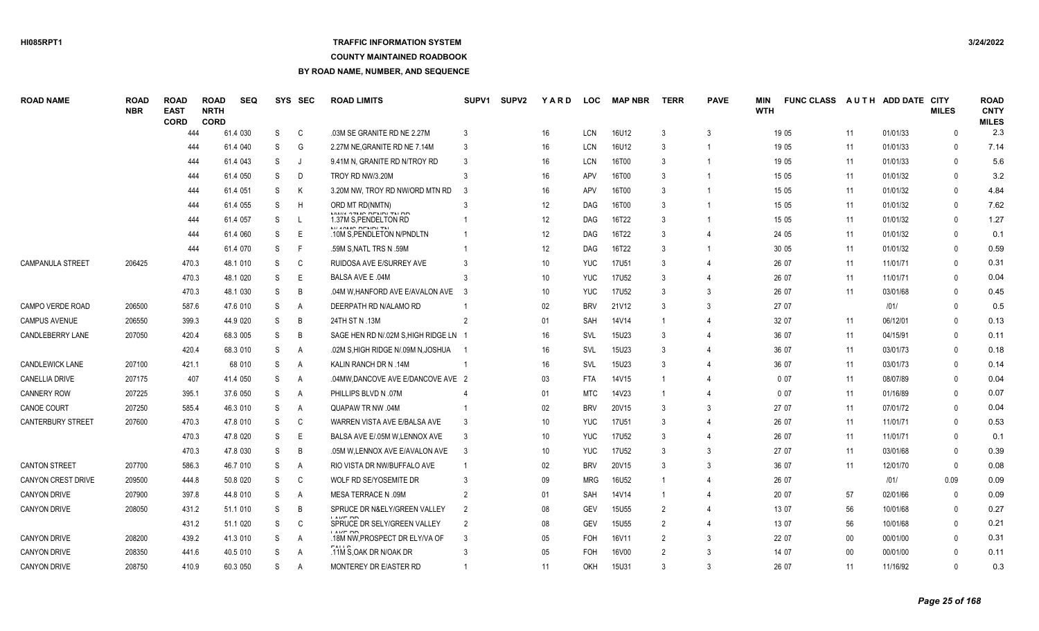HI085RPT1

**TRAFFIC INFORMATION SYSTEM**

**COUNTY MAINTAINED ROADBOOK**

**BY ROAD NAME, NUMBER, AND SEQUENCE**

3/24/2022

| ROAD NAME | ROAD NBR | ROAD EAST CORD | ROAD NRTH CORD | SEQ | SYS | SEC | ROAD LIMITS | SUPV1 | SUPV2 | YARD | LOC | MAP NBR | TERR | PAVE | MIN WTH | FUNC CLASS | AUTH | ADD DATE | CITY MILES | ROAD CNTY MILES |
|---|---|---|---|---|---|---|---|---|---|---|---|---|---|---|---|---|---|---|---|---|
| | | 444 | 61.4 | 030 | S | C | .03M SE GRANITE RD NE 2.27M | 3 | | 16 | LCN | 16U12 | 3 | 3 | 19 | 05 | 11 | 01/01/33 | 0 | 2.3 |
| | | 444 | 61.4 | 040 | S | G | 2.27M NE,GRANITE RD NE 7.14M | 3 | | 16 | LCN | 16U12 | 3 | 1 | 19 | 05 | 11 | 01/01/33 | 0 | 7.14 |
| | | 444 | 61.4 | 043 | S | J | 9.41M N, GRANITE RD N/TROY RD | 3 | | 16 | LCN | 16T00 | 3 | 1 | 19 | 05 | 11 | 01/01/33 | 0 | 5.6 |
| | | 444 | 61.4 | 050 | S | D | TROY RD NW/3.20M | 3 | | 16 | APV | 16T00 | 3 | 1 | 15 | 05 | 11 | 01/01/32 | 0 | 3.2 |
| | | 444 | 61.4 | 051 | S | K | 3.20M NW, TROY RD NW/ORD MTN RD | 3 | | 16 | APV | 16T00 | 3 | 1 | 15 | 05 | 11 | 01/01/32 | 0 | 4.84 |
| | | 444 | 61.4 | 055 | S | H | ORD MT RD(NMTN) | 3 | | 12 | DAG | 16T00 | 3 | 1 | 15 | 05 | 11 | 01/01/32 | 0 | 7.62 |
| | | 444 | 61.4 | 057 | S | L | 1.37M S,PENDELTON RD | 1 | | 12 | DAG | 16T22 | 3 | 1 | 15 | 05 | 11 | 01/01/32 | 0 | 1.27 |
| | | 444 | 61.4 | 060 | S | E | .10M S,PENDLETON N/PNDLTN | 1 | | 12 | DAG | 16T22 | 3 | 4 | 24 | 05 | 11 | 01/01/32 | 0 | 0.1 |
| | | 444 | 61.4 | 070 | S | F | .59M S,NATL TRS N .59M | 1 | | 12 | DAG | 16T22 | 3 | 1 | 30 | 05 | 11 | 01/01/32 | 0 | 0.59 |
| CAMPANULA STREET | 206425 | 470.3 | 48.1 | 010 | S | C | RUIDOSA AVE E/SURREY AVE | 3 | | 10 | YUC | 17U51 | 3 | 4 | 26 | 07 | 11 | 11/01/71 | 0 | 0.31 |
| | | 470.3 | 48.1 | 020 | S | E | BALSA AVE E .04M | 3 | | 10 | YUC | 17U52 | 3 | 4 | 26 | 07 | 11 | 11/01/71 | 0 | 0.04 |
| | | 470.3 | 48.1 | 030 | S | B | .04M W,HANFORD AVE E/AVALON AVE | 3 | | 10 | YUC | 17U52 | 3 | 3 | 26 | 07 | 11 | 03/01/68 | 0 | 0.45 |
| CAMPO VERDE ROAD | 206500 | 587.6 | 47.6 | 010 | S | A | DEERPATH RD N/ALAMO RD | 1 | | 02 | BRV | 21V12 | 3 | 3 | 27 | 07 | | /01/ | 0 | 0.5 |
| CAMPUS AVENUE | 206550 | 399.3 | 44.9 | 020 | S | B | 24TH ST N .13M | 2 | | 01 | SAH | 14V14 | 1 | 4 | 32 | 07 | 11 | 06/12/01 | 0 | 0.13 |
| CANDLEBERRY LANE | 207050 | 420.4 | 68.3 | 005 | S | B | SAGE HEN RD N/.02M S,HIGH RIDGE LN | 1 | | 16 | SVL | 15U23 | 3 | 4 | 36 | 07 | 11 | 04/15/91 | 0 | 0.11 |
| | | 420.4 | 68.3 | 010 | S | A | .02M S,HIGH RIDGE N/.09M N,JOSHUA | 1 | | 16 | SVL | 15U23 | 3 | 4 | 36 | 07 | 11 | 03/01/73 | 0 | 0.18 |
| CANDLEWICK LANE | 207100 | 421.1 | 68 | 010 | S | A | KALIN RANCH DR N .14M | 1 | | 16 | SVL | 15U23 | 3 | 4 | 36 | 07 | 11 | 03/01/73 | 0 | 0.14 |
| CANELLIA DRIVE | 207175 | 407 | 41.4 | 050 | S | A | .04MW,DANCOVE AVE E/DANCOVE AVE | 2 | | 03 | FTA | 14V15 | 1 | 4 | 0 | 07 | 11 | 08/07/89 | 0 | 0.04 |
| CANNERY ROW | 207225 | 395.1 | 37.6 | 050 | S | A | PHILLIPS BLVD N .07M | 4 | | 01 | MTC | 14V23 | 1 | 4 | 0 | 07 | 11 | 01/16/89 | 0 | 0.07 |
| CANOE COURT | 207250 | 585.4 | 46.3 | 010 | S | A | QUAPAW TR NW .04M | 1 | | 02 | BRV | 20V15 | 3 | 3 | 27 | 07 | 11 | 07/01/72 | 0 | 0.04 |
| CANTERBURY STREET | 207600 | 470.3 | 47.8 | 010 | S | C | WARREN VISTA AVE E/BALSA AVE | 3 | | 10 | YUC | 17U51 | 3 | 4 | 26 | 07 | 11 | 11/01/71 | 0 | 0.53 |
| | | 470.3 | 47.8 | 020 | S | E | BALSA AVE E/.05M W,LENNOX AVE | 3 | | 10 | YUC | 17U52 | 3 | 4 | 26 | 07 | 11 | 11/01/71 | 0 | 0.1 |
| | | 470.3 | 47.8 | 030 | S | B | .05M W,LENNOX AVE E/AVALON AVE | 3 | | 10 | YUC | 17U52 | 3 | 3 | 27 | 07 | 11 | 03/01/68 | 0 | 0.39 |
| CANTON STREET | 207700 | 586.3 | 46.7 | 010 | S | A | RIO VISTA DR NW/BUFFALO AVE | 1 | | 02 | BRV | 20V15 | 3 | 3 | 36 | 07 | 11 | 12/01/70 | 0 | 0.08 |
| CANYON CREST DRIVE | 209500 | 444.8 | 50.8 | 020 | S | C | WOLF RD SE/YOSEMITE DR | 3 | | 09 | MRG | 16U52 | 1 | 4 | 26 | 07 | | /01/ | 0.09 | 0.09 |
| CANYON DRIVE | 207900 | 397.8 | 44.8 | 010 | S | A | MESA TERRACE N .09M | 2 | | 01 | SAH | 14V14 | 1 | 4 | 20 | 07 | 57 | 02/01/66 | 0 | 0.09 |
| CANYON DRIVE | 208050 | 431.2 | 51.1 | 010 | S | B | SPRUCE DR N&ELY/GREEN VALLEY | 2 | | 08 | GEV | 15U55 | 2 | 4 | 13 | 07 | 56 | 10/01/68 | 0 | 0.27 |
| | | 431.2 | 51.1 | 020 | S | C | SPRUCE DR SELY/GREEN VALLEY | 2 | | 08 | GEV | 15U55 | 2 | 4 | 13 | 07 | 56 | 10/01/68 | 0 | 0.21 |
| CANYON DRIVE | 208200 | 439.2 | 41.3 | 010 | S | A | .18M NW,PROSPECT DR ELY/VA OF | 3 | | 05 | FOH | 16V11 | 2 | 3 | 22 | 07 | 00 | 00/01/00 | 0 | 0.31 |
| CANYON DRIVE | 208350 | 441.6 | 40.5 | 010 | S | A | .11M S,OAK DR N/OAK DR | 3 | | 05 | FOH | 16V00 | 2 | 3 | 14 | 07 | 00 | 00/01/00 | 0 | 0.11 |
| CANYON DRIVE | 208750 | 410.9 | 60.3 | 050 | S | A | MONTEREY DR E/ASTER RD | 1 | | 11 | OKH | 15U31 | 3 | 3 | 26 | 07 | 11 | 11/16/92 | 0 | 0.3 |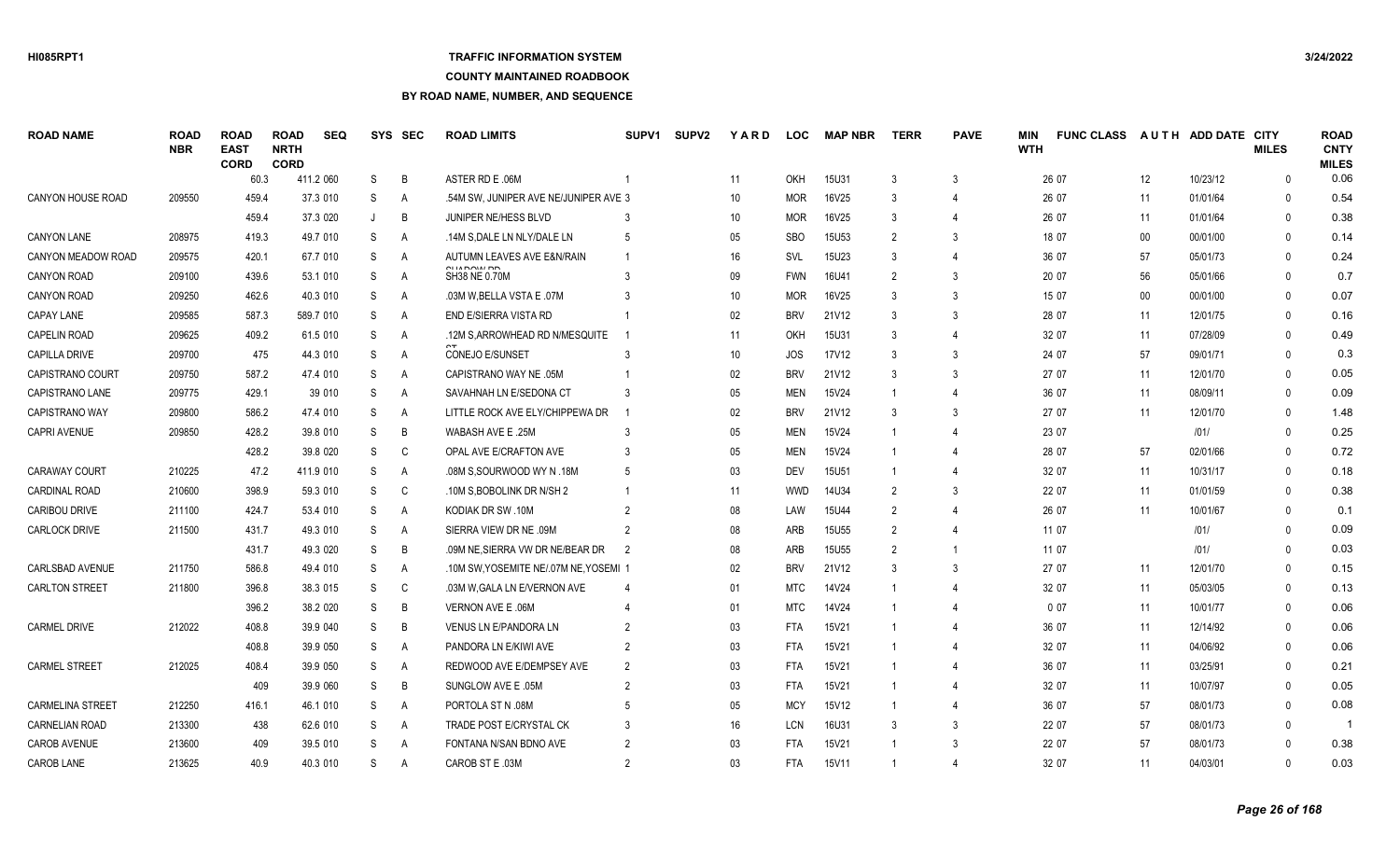**TRAFFIC INFORMATION SYSTEM**

**COUNTY MAINTAINED ROADBOOK**

**BY ROAD NAME, NUMBER, AND SEQUENCE**

| ROAD NAME | ROAD NBR | ROAD EAST CORD | ROAD NRTH CORD | SEQ | SYS | SEC | ROAD LIMITS | SUPV1 | SUPV2 | YARD | LOC | MAP NBR | TERR | PAVE | MIN WTH | FUNC CLASS | AUTH | ADD DATE | CITY MILES | ROAD CNTY MILES |
|---|---|---|---|---|---|---|---|---|---|---|---|---|---|---|---|---|---|---|---|---|
| | | 60.3 | 411.2 | 060 | S | B | ASTER RD E .06M | 1 | | 11 | OKH | 15U31 | 3 | 3 | 26 | 07 | 12 | 10/23/12 | 0 | 0.06 |
| CANYON HOUSE ROAD | 209550 | 459.4 | 37.3 | 010 | S | A | .54M SW, JUNIPER AVE NE/JUNIPER AVE | 3 | | 10 | MOR | 16V25 | 3 | 4 | 26 | 07 | 11 | 01/01/64 | 0 | 0.54 |
| | | 459.4 | 37.3 | 020 | J | B | JUNIPER NE/HESS BLVD | 3 | | 10 | MOR | 16V25 | 3 | 4 | 26 | 07 | 11 | 01/01/64 | 0 | 0.38 |
| CANYON LANE | 208975 | 419.3 | 49.7 | 010 | S | A | .14M S,DALE LN NLY/DALE LN | 5 | | 05 | SBO | 15U53 | 2 | 3 | 18 | 07 | 00 | 00/01/00 | 0 | 0.14 |
| CANYON MEADOW ROAD | 209575 | 420.1 | 67.7 | 010 | S | A | AUTUMN LEAVES AVE E&N/RAIN | 1 | | 16 | SVL | 15U23 | 3 | 4 | 36 | 07 | 57 | 05/01/73 | 0 | 0.24 |
| CANYON ROAD | 209100 | 439.6 | 53.1 | 010 | S | A | SH38 NE 0.70M | 3 | | 09 | FWN | 16U41 | 2 | 3 | 20 | 07 | 56 | 05/01/66 | 0 | 0.7 |
| CANYON ROAD | 209250 | 462.6 | 40.3 | 010 | S | A | .03M W,BELLA VSTA E .07M | 3 | | 10 | MOR | 16V25 | 3 | 3 | 15 | 07 | 00 | 00/01/00 | 0 | 0.07 |
| CAPAY LANE | 209585 | 587.3 | 589.7 | 010 | S | A | END E/SIERRA VISTA RD | 1 | | 02 | BRV | 21V12 | 3 | 3 | 28 | 07 | 11 | 12/01/75 | 0 | 0.16 |
| CAPELIN ROAD | 209625 | 409.2 | 61.5 | 010 | S | A | .12M S,ARROWHEAD RD N/MESQUITE | 1 | | 11 | OKH | 15U31 | 3 | 4 | 32 | 07 | 11 | 07/28/09 | 0 | 0.49 |
| CAPILLA DRIVE | 209700 | 475 | 44.3 | 010 | S | A | CONEJO E/SUNSET | 3 | | 10 | JOS | 17V12 | 3 | 3 | 24 | 07 | 57 | 09/01/71 | 0 | 0.3 |
| CAPISTRANO COURT | 209750 | 587.2 | 47.4 | 010 | S | A | CAPISTRANO WAY NE .05M | 1 | | 02 | BRV | 21V12 | 3 | 3 | 27 | 07 | 11 | 12/01/70 | 0 | 0.05 |
| CAPISTRANO LANE | 209775 | 429.1 | 39 | 010 | S | A | SAVAHNAH LN E/SEDONA CT | 3 | | 05 | MEN | 15V24 | 1 | 4 | 36 | 07 | 11 | 08/09/11 | 0 | 0.09 |
| CAPISTRANO WAY | 209800 | 586.2 | 47.4 | 010 | S | A | LITTLE ROCK AVE ELY/CHIPPEWA DR | 1 | | 02 | BRV | 21V12 | 3 | 3 | 27 | 07 | 11 | 12/01/70 | 0 | 1.48 |
| CAPRI AVENUE | 209850 | 428.2 | 39.8 | 010 | S | B | WABASH AVE E .25M | 3 | | 05 | MEN | 15V24 | 1 | 4 | 23 | 07 | | /01/ | 0 | 0.25 |
| | | 428.2 | 39.8 | 020 | S | C | OPAL AVE E/CRAFTON AVE | 3 | | 05 | MEN | 15V24 | 1 | 4 | 28 | 07 | 57 | 02/01/66 | 0 | 0.72 |
| CARAWAY COURT | 210225 | 47.2 | 411.9 | 010 | S | A | .08M S,SOURWOOD WY N .18M | 5 | | 03 | DEV | 15U51 | 1 | 4 | 32 | 07 | 11 | 10/31/17 | 0 | 0.18 |
| CARDINAL ROAD | 210600 | 398.9 | 59.3 | 010 | S | C | .10M S,BOBOLINK DR N/SH 2 | 1 | | 11 | WWD | 14U34 | 2 | 3 | 22 | 07 | 11 | 01/01/59 | 0 | 0.38 |
| CARIBOU DRIVE | 211100 | 424.7 | 53.4 | 010 | S | A | KODIAK DR SW .10M | 2 | | 08 | LAW | 15U44 | 2 | 4 | 26 | 07 | 11 | 10/01/67 | 0 | 0.1 |
| CARLOCK DRIVE | 211500 | 431.7 | 49.3 | 010 | S | A | SIERRA VIEW DR NE .09M | 2 | | 08 | ARB | 15U55 | 2 | 4 | 11 | 07 | | /01/ | 0 | 0.09 |
| | | 431.7 | 49.3 | 020 | S | B | .09M NE,SIERRA VW DR NE/BEAR DR | 2 | | 08 | ARB | 15U55 | 2 | 1 | 11 | 07 | | /01/ | 0 | 0.03 |
| CARLSBAD AVENUE | 211750 | 586.8 | 49.4 | 010 | S | A | .10M SW,YOSEMITE NE/.07M NE,YOSEMI | 1 | | 02 | BRV | 21V12 | 3 | 3 | 27 | 07 | 11 | 12/01/70 | 0 | 0.15 |
| CARLTON STREET | 211800 | 396.8 | 38.3 | 015 | S | C | .03M W,GALA LN E/VERNON AVE | 4 | | 01 | MTC | 14V24 | 1 | 4 | 32 | 07 | 11 | 05/03/05 | 0 | 0.13 |
| | | 396.2 | 38.2 | 020 | S | B | VERNON AVE E .06M | 4 | | 01 | MTC | 14V24 | 1 | 4 | 0 | 07 | 11 | 10/01/77 | 0 | 0.06 |
| CARMEL DRIVE | 212022 | 408.8 | 39.9 | 040 | S | B | VENUS LN E/PANDORA LN | 2 | | 03 | FTA | 15V21 | 1 | 4 | 36 | 07 | 11 | 12/14/92 | 0 | 0.06 |
| | | 408.8 | 39.9 | 050 | S | A | PANDORA LN E/KIWI AVE | 2 | | 03 | FTA | 15V21 | 1 | 4 | 32 | 07 | 11 | 04/06/92 | 0 | 0.06 |
| CARMEL STREET | 212025 | 408.4 | 39.9 | 050 | S | A | REDWOOD AVE E/DEMPSEY AVE | 2 | | 03 | FTA | 15V21 | 1 | 4 | 36 | 07 | 11 | 03/25/91 | 0 | 0.21 |
| | | 409 | 39.9 | 060 | S | B | SUNGLOW AVE E .05M | 2 | | 03 | FTA | 15V21 | 1 | 4 | 32 | 07 | 11 | 10/07/97 | 0 | 0.05 |
| CARMELINA STREET | 212250 | 416.1 | 46.1 | 010 | S | A | PORTOLA ST N .08M | 5 | | 05 | MCY | 15V12 | 1 | 4 | 36 | 07 | 57 | 08/01/73 | 0 | 0.08 |
| CARNELIAN ROAD | 213300 | 438 | 62.6 | 010 | S | A | TRADE POST E/CRYSTAL CK | 3 | | 16 | LCN | 16U31 | 3 | 3 | 22 | 07 | 57 | 08/01/73 | 0 | 1 |
| CAROB AVENUE | 213600 | 409 | 39.5 | 010 | S | A | FONTANA N/SAN BDNO AVE | 2 | | 03 | FTA | 15V21 | 1 | 3 | 22 | 07 | 57 | 08/01/73 | 0 | 0.38 |
| CAROB LANE | 213625 | 40.9 | 40.3 | 010 | S | A | CAROB ST E .03M | 2 | | 03 | FTA | 15V11 | 1 | 4 | 32 | 07 | 11 | 04/03/01 | 0 | 0.03 |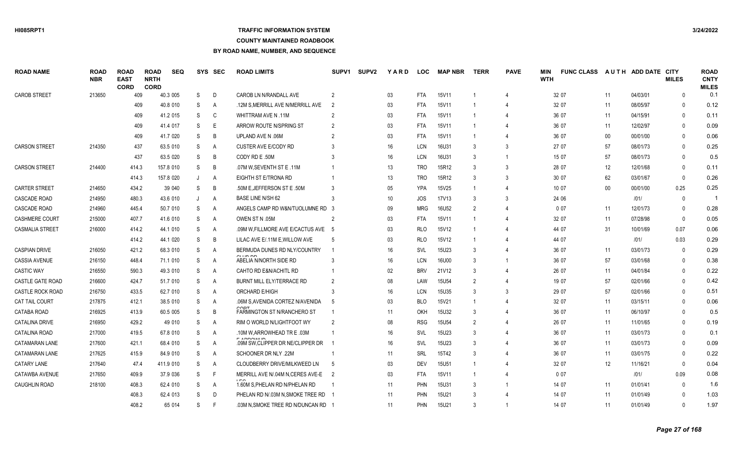**HI085RPT1**

**TRAFFIC INFORMATION SYSTEM**

**COUNTY MAINTAINED ROADBOOK**

**BY ROAD NAME, NUMBER, AND SEQUENCE**

3/24/2022

| ROAD NAME | ROAD NBR | ROAD EAST CORD | ROAD NRTH CORD | SEQ | SYS | SEC | ROAD LIMITS | SUPV1 | SUPV2 | YARD | LOC | MAP NBR | TERR | PAVE | MIN WTH | FUNC CLASS | AUTH | ADD DATE | CITY MILES | ROAD CNTY MILES |
|---|---|---|---|---|---|---|---|---|---|---|---|---|---|---|---|---|---|---|---|---|
| CAROB STREET | 213650 | 409 | 40.3 | 005 | S | D | CAROB LN N/RANDALL AVE | 2 | | 03 | FTA | 15V11 | 1 | 4 | 32 | 07 | 11 | 04/03/01 | 0 | 0.1 |
| | | 409 | 40.8 | 010 | S | A | .12M S,MERRILL AVE N/MERRILL AVE | 2 | | 03 | FTA | 15V11 | 1 | 4 | 32 | 07 | 11 | 08/05/97 | 0 | 0.12 |
| | | 409 | 41.2 | 015 | S | C | WHITTRAM AVE N .11M | 2 | | 03 | FTA | 15V11 | 1 | 4 | 36 | 07 | 11 | 04/15/91 | 0 | 0.11 |
| | | 409 | 41.4 | 017 | S | E | ARROW ROUTE N/SPRING ST | 2 | | 03 | FTA | 15V11 | 1 | 4 | 36 | 07 | 11 | 12/02/97 | 0 | 0.09 |
| | | 409 | 41.7 | 020 | S | B | UPLAND AVE N .06M | 2 | | 03 | FTA | 15V11 | 1 | 4 | 36 | 07 | 00 | 00/01/00 | 0 | 0.06 |
| CARSON STREET | 214350 | 437 | 63.5 | 010 | S | A | CUSTER AVE E/CODY RD | 3 | | 16 | LCN | 16U31 | 3 | 3 | 27 | 07 | 57 | 08/01/73 | 0 | 0.25 |
| | | 437 | 63.5 | 020 | S | B | CODY RD E .50M | 3 | | 16 | LCN | 16U31 | 3 | 1 | 15 | 07 | 57 | 08/01/73 | 0 | 0.5 |
| CARSON STREET | 214400 | 414.3 | 157.8 | 010 | S | B | .07M W,SEVENTH ST E .11M | 1 | | 13 | TRO | 15R12 | 3 | 3 | 28 | 07 | 12 | 12/01/68 | 0 | 0.11 |
| | | 414.3 | 157.8 | 020 | J | A | EIGHTH ST E/TRONA RD | 1 | | 13 | TRO | 15R12 | 3 | 3 | 30 | 07 | 62 | 03/01/67 | 0 | 0.26 |
| CARTER STREET | 214650 | 434.2 | 39 | 040 | S | B | .50M E,JEFFERSON ST E .50M | 3 | | 05 | YPA | 15V25 | 1 | 4 | 10 | 07 | 00 | 00/01/00 | 0.25 | 0.25 |
| CASCADE ROAD | 214950 | 480.3 | 43.6 | 010 | J | A | BASE LINE N/SH 62 | 3 | | 10 | JOS | 17V13 | 3 | 3 | 24 | 06 | | /01/ | 0 | 1 |
| CASCADE ROAD | 214960 | 445.4 | 50.7 | 010 | S | A | ANGELS CAMP RD W&N/TUOLUMNE RD | 3 | | 09 | MRG | 16U52 | 2 | 4 | 0 | 07 | 11 | 12/01/73 | 0 | 0.28 |
| CASHMERE COURT | 215000 | 407.7 | 41.6 | 010 | S | A | OWEN ST N .05M | 2 | | 03 | FTA | 15V11 | 1 | 4 | 32 | 07 | 11 | 07/28/98 | 0 | 0.05 |
| CASMALIA STREET | 216000 | 414.2 | 44.1 | 010 | S | A | .09M W,FILLMORE AVE E/CACTUS AVE | 5 | | 03 | RLO | 15V12 | 1 | 4 | 44 | 07 | 31 | 10/01/69 | 0.07 | 0.06 |
| | | 414.2 | 44.1 | 020 | S | B | LILAC AVE E/.11M E,WILLOW AVE | 5 | | 03 | RLO | 15V12 | 1 | 4 | 44 | 07 | | /01/ | 0.03 | 0.29 |
| CASPIAN DRIVE | 216050 | 421.2 | 68.3 | 010 | S | A | BERMUDA DUNES RD NLY/COUNTRY CLUB DR | 1 | | 16 | SVL | 15U23 | 3 | 4 | 36 | 07 | 11 | 03/01/73 | 0 | 0.29 |
| CASSIA AVENUE | 216150 | 448.4 | 71.1 | 010 | S | A | ABELIA N/NORTH SIDE RD | 3 | | 16 | LCN | 16U00 | 3 | 1 | 36 | 07 | 57 | 03/01/68 | 0 | 0.38 |
| CASTIC WAY | 216550 | 590.3 | 49.3 | 010 | S | A | CAHTO RD E&N/ACHITL RD | 1 | | 02 | BRV | 21V12 | 3 | 4 | 26 | 07 | 11 | 04/01/84 | 0 | 0.22 |
| CASTLE GATE ROAD | 216600 | 424.7 | 51.7 | 010 | S | A | BURNT MILL ELY/TERRACE RD | 2 | | 08 | LAW | 15U54 | 2 | 4 | 19 | 07 | 57 | 02/01/66 | 0 | 0.42 |
| CASTLE ROCK ROAD | 216750 | 433.5 | 62.7 | 010 | S | A | ORCHARD E/HIGH | 3 | | 16 | LCN | 15U35 | 3 | 3 | 29 | 07 | 57 | 02/01/66 | 0 | 0.51 |
| CAT TAIL COURT | 217875 | 412.1 | 38.5 | 010 | S | A | .06M S,AVENIDA CORTEZ N/AVENIDA CORT | 5 | | 03 | BLO | 15V21 | 1 | 4 | 32 | 07 | 11 | 03/15/11 | 0 | 0.06 |
| CATABA ROAD | 216925 | 413.9 | 60.5 | 005 | S | B | FARMINGTON ST N/RANCHERO ST | 1 | | 11 | OKH | 15U32 | 3 | 4 | 36 | 07 | 11 | 06/10/97 | 0 | 0.5 |
| CATALINA DRIVE | 216950 | 429.2 | 49 | 010 | S | A | RIM O WORLD N/LIGHTFOOT WY | 2 | | 08 | RSG | 15U54 | 2 | 4 | 26 | 07 | 11 | 11/01/65 | 0 | 0.19 |
| CATALINA ROAD | 217000 | 419.5 | 67.8 | 010 | S | A | .10M W,ARROWHEAD TR E .03M E ARROWHD | 1 | | 16 | SVL | 15U23 | 3 | 4 | 36 | 07 | 11 | 03/01/73 | 0 | 0.1 |
| CATAMARAN LANE | 217600 | 421.1 | 68.4 | 010 | S | A | .09M SW,CLIPPER DR NE/CLIPPER DR | 1 | | 16 | SVL | 15U23 | 3 | 4 | 36 | 07 | 11 | 03/01/73 | 0 | 0.09 |
| CATAMARAN LANE | 217625 | 415.9 | 84.9 | 010 | S | A | SCHOONER DR NLY .22M | 1 | | 11 | SRL | 15T42 | 3 | 4 | 36 | 07 | 11 | 03/01/75 | 0 | 0.22 |
| CATARY LANE | 217640 | 47.4 | 411.9 | 010 | S | A | CLOUDBERRY DRIVE/MILKWEED LN | 5 | | 03 | DEV | 15U51 | 1 | 4 | 32 | 07 | 12 | 11/16/21 | 0 | 0.04 |
| CATAWBA AVENUE | 217650 | 409.9 | 37.9 | 036 | S | F | MERRILL AVE N/.04M N,CERES AVE-E LEG | 2 | | 03 | FTA | 15V11 | 1 | 4 | 0 | 07 | | /01/ | 0.09 | 0.08 |
| CAUGHLIN ROAD | 218100 | 408.3 | 62.4 | 010 | S | A | 1.60M S,PHELAN RD N/PHELAN RD | 1 | | 11 | PHN | 15U31 | 3 | 1 | 14 | 07 | 11 | 01/01/41 | 0 | 1.6 |
| | | 408.3 | 62.4 | 013 | S | D | PHELAN RD N/.03M N,SMOKE TREE RD | 1 | | 11 | PHN | 15U21 | 3 | 4 | 14 | 07 | 11 | 01/01/49 | 0 | 1.03 |
| | | 408.2 | 65 | 014 | S | F | .03M N,SMOKE TREE RD N/DUNCAN RD | 1 | | 11 | PHN | 15U21 | 3 | 1 | 14 | 07 | 11 | 01/01/49 | 0 | 1.97 |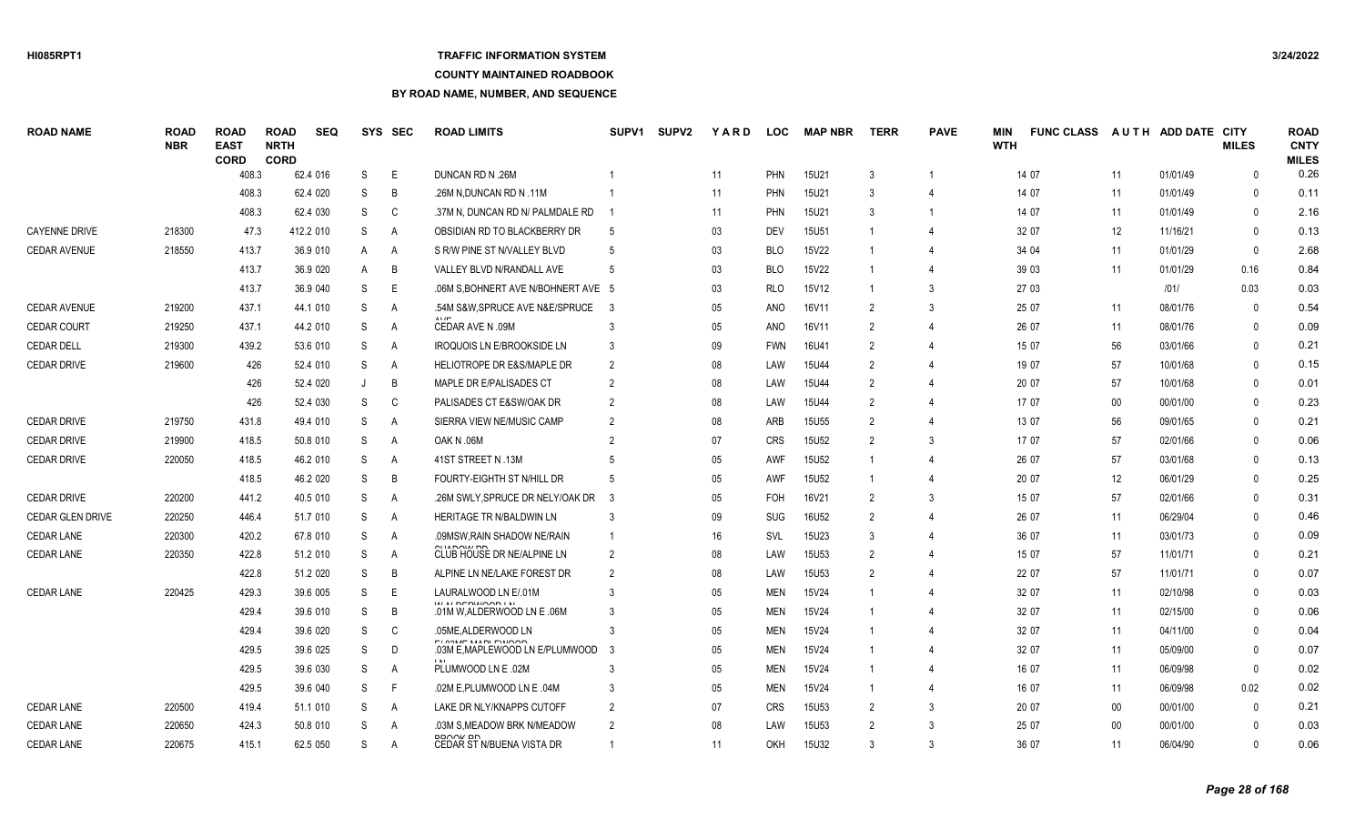# TRAFFIC INFORMATION SYSTEM

## COUNTY MAINTAINED ROADBOOK

### BY ROAD NAME, NUMBER, AND SEQUENCE

HI085RPT1 3/24/2022

| ROAD NAME | ROAD NBR | ROAD EAST CORD | ROAD NRTH CORD | SEQ | SYS | SEC | ROAD LIMITS | SUPV1 | SUPV2 | YARD | LOC | MAP NBR | TERR | PAVE | MIN WTH | FUNC CLASS | AUTH | ADD DATE | CITY MILES | ROAD CNTY MILES |
|---|---|---|---|---|---|---|---|---|---|---|---|---|---|---|---|---|---|---|---|---|
| | | 408.3 | 62.4 | 016 | S | E | DUNCAN RD N .26M | 1 | | 11 | PHN | 15U21 | 3 | 1 | 14 | 07 | 11 | 01/01/49 | 0 | 0.26 |
| | | 408.3 | 62.4 | 020 | S | B | .26M N,DUNCAN RD N .11M | 1 | | 11 | PHN | 15U21 | 3 | 4 | 14 | 07 | 11 | 01/01/49 | 0 | 0.11 |
| | | 408.3 | 62.4 | 030 | S | C | .37M N, DUNCAN RD N/ PALMDALE RD | 1 | | 11 | PHN | 15U21 | 3 | 1 | 14 | 07 | 11 | 01/01/49 | 0 | 2.16 |
| CAYENNE DRIVE | 218300 | 47.3 | 412.2 | 010 | S | A | OBSIDIAN RD TO BLACKBERRY DR | 5 | | 03 | DEV | 15U51 | 1 | 4 | 32 | 07 | 12 | 11/16/21 | 0 | 0.13 |
| CEDAR AVENUE | 218550 | 413.7 | 36.9 | 010 | A | A | S R/W PINE ST N/VALLEY BLVD | 5 | | 03 | BLO | 15V22 | 1 | 4 | 34 | 04 | 11 | 01/01/29 | 0 | 2.68 |
| | | 413.7 | 36.9 | 020 | A | B | VALLEY BLVD N/RANDALL AVE | 5 | | 03 | BLO | 15V22 | 1 | 4 | 39 | 03 | 11 | 01/01/29 | 0.16 | 0.84 |
| | | 413.7 | 36.9 | 040 | S | E | .06M S,BOHNERT AVE N/BOHNERT AVE | 5 | | 03 | RLO | 15V12 | 1 | 3 | 27 | 03 | | /01/ | 0.03 | 0.03 |
| CEDAR AVENUE | 219200 | 437.1 | 44.1 | 010 | S | A | .54M S&W,SPRUCE AVE N&E/SPRUCE AVE | 3 | | 05 | ANO | 16V11 | 2 | 3 | 25 | 07 | 11 | 08/01/76 | 0 | 0.54 |
| CEDAR COURT | 219250 | 437.1 | 44.2 | 010 | S | A | CEDAR AVE N .09M | 3 | | 05 | ANO | 16V11 | 2 | 4 | 26 | 07 | 11 | 08/01/76 | 0 | 0.09 |
| CEDAR DELL | 219300 | 439.2 | 53.6 | 010 | S | A | IROQUOIS LN E/BROOKSIDE LN | 3 | | 09 | FWN | 16U41 | 2 | 4 | 15 | 07 | 56 | 03/01/66 | 0 | 0.21 |
| CEDAR DRIVE | 219600 | 426 | 52.4 | 010 | S | A | HELIOTROPE DR E&S/MAPLE DR | 2 | | 08 | LAW | 15U44 | 2 | 4 | 19 | 07 | 57 | 10/01/68 | 0 | 0.15 |
| | | 426 | 52.4 | 020 | J | B | MAPLE DR E/PALISADES CT | 2 | | 08 | LAW | 15U44 | 2 | 4 | 20 | 07 | 57 | 10/01/68 | 0 | 0.01 |
| | | 426 | 52.4 | 030 | S | C | PALISADES CT E&SW/OAK DR | 2 | | 08 | LAW | 15U44 | 2 | 4 | 17 | 07 | 00 | 00/01/00 | 0 | 0.23 |
| CEDAR DRIVE | 219750 | 431.8 | 49.4 | 010 | S | A | SIERRA VIEW NE/MUSIC CAMP | 2 | | 08 | ARB | 15U55 | 2 | 4 | 13 | 07 | 56 | 09/01/65 | 0 | 0.21 |
| CEDAR DRIVE | 219900 | 418.5 | 50.8 | 010 | S | A | OAK N .06M | 2 | | 07 | CRS | 15U52 | 2 | 3 | 17 | 07 | 57 | 02/01/66 | 0 | 0.06 |
| CEDAR DRIVE | 220050 | 418.5 | 46.2 | 010 | S | A | 41ST STREET N .13M | 5 | | 05 | AWF | 15U52 | 1 | 4 | 26 | 07 | 57 | 03/01/68 | 0 | 0.13 |
| | | 418.5 | 46.2 | 020 | S | B | FOURTY-EIGHTH ST N/HILL DR | 5 | | 05 | AWF | 15U52 | 1 | 4 | 20 | 07 | 12 | 06/01/29 | 0 | 0.25 |
| CEDAR DRIVE | 220200 | 441.2 | 40.5 | 010 | S | A | .26M SWLY,SPRUCE DR NELY/OAK DR | 3 | | 05 | FOH | 16V21 | 2 | 3 | 15 | 07 | 57 | 02/01/66 | 0 | 0.31 |
| CEDAR GLEN DRIVE | 220250 | 446.4 | 51.7 | 010 | S | A | HERITAGE TR N/BALDWIN LN | 3 | | 09 | SUG | 16U52 | 2 | 4 | 26 | 07 | 11 | 06/29/04 | 0 | 0.46 |
| CEDAR LANE | 220300 | 420.2 | 67.8 | 010 | S | A | .09MSW,RAIN SHADOW NE/RAIN SHADOW RD | 1 | | 16 | SVL | 15U23 | 3 | 4 | 36 | 07 | 11 | 03/01/73 | 0 | 0.09 |
| CEDAR LANE | 220350 | 422.8 | 51.2 | 010 | S | A | CLUB HOUSE DR NE/ALPINE LN | 2 | | 08 | LAW | 15U53 | 2 | 4 | 15 | 07 | 57 | 11/01/71 | 0 | 0.21 |
| | | 422.8 | 51.2 | 020 | S | B | ALPINE LN NE/LAKE FOREST DR | 2 | | 08 | LAW | 15U53 | 2 | 4 | 22 | 07 | 57 | 11/01/71 | 0 | 0.07 |
| CEDAR LANE | 220425 | 429.3 | 39.6 | 005 | S | E | LAURALWOOD LN E/.01M W ALDERWOOD LN | 3 | | 05 | MEN | 15V24 | 1 | 4 | 32 | 07 | 11 | 02/10/98 | 0 | 0.03 |
| | | 429.4 | 39.6 | 010 | S | B | .01M W,ALDERWOOD LN E .06M | 3 | | 05 | MEN | 15V24 | 1 | 4 | 32 | 07 | 11 | 02/15/00 | 0 | 0.06 |
| | | 429.4 | 39.6 | 020 | S | C | .05ME,ALDERWOOD LN E/.03ME MAPLEWOOD | 3 | | 05 | MEN | 15V24 | 1 | 4 | 32 | 07 | 11 | 04/11/00 | 0 | 0.04 |
| | | 429.5 | 39.6 | 025 | S | D | .03M E,MAPLEWOOD LN E/PLUMWOOD LN | 3 | | 05 | MEN | 15V24 | 1 | 4 | 32 | 07 | 11 | 05/09/00 | 0 | 0.07 |
| | | 429.5 | 39.6 | 030 | S | A | PLUMWOOD LN E .02M | 3 | | 05 | MEN | 15V24 | 1 | 4 | 16 | 07 | 11 | 06/09/98 | 0 | 0.02 |
| | | 429.5 | 39.6 | 040 | S | F | .02M E,PLUMWOOD LN E .04M | 3 | | 05 | MEN | 15V24 | 1 | 4 | 16 | 07 | 11 | 06/09/98 | 0.02 | 0.02 |
| CEDAR LANE | 220500 | 419.4 | 51.1 | 010 | S | A | LAKE DR NLY/KNAPPS CUTOFF | 2 | | 07 | CRS | 15U53 | 2 | 3 | 20 | 07 | 00 | 00/01/00 | 0 | 0.21 |
| CEDAR LANE | 220650 | 424.3 | 50.8 | 010 | S | A | .03M S,MEADOW BRK N/MEADOW BROOK RD | 2 | | 08 | LAW | 15U53 | 2 | 3 | 25 | 07 | 00 | 00/01/00 | 0 | 0.03 |
| CEDAR LANE | 220675 | 415.1 | 62.5 | 050 | S | A | CEDAR ST N/BUENA VISTA DR | 1 | | 11 | OKH | 15U32 | 3 | 3 | 36 | 07 | 11 | 06/04/90 | 0 | 0.06 |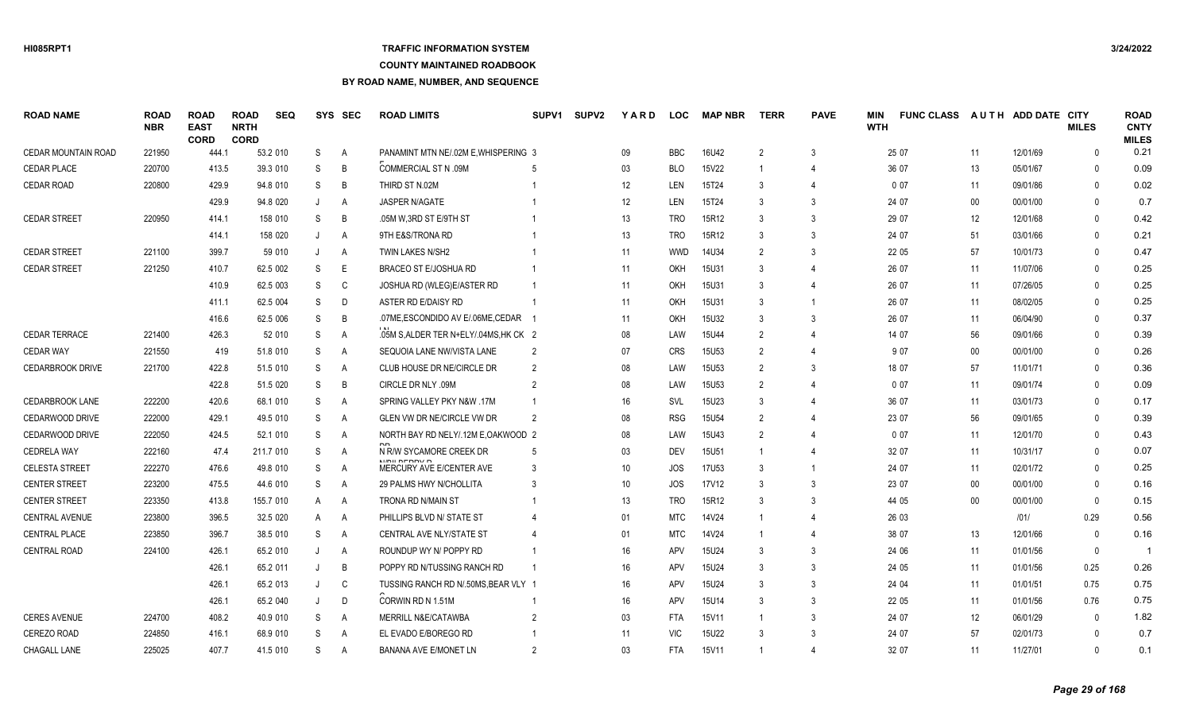# TRAFFIC INFORMATION SYSTEM

## COUNTY MAINTAINED ROADBOOK

### BY ROAD NAME, NUMBER, AND SEQUENCE

HI085RPT1 — 3/24/2022

| ROAD NAME | ROAD NBR | ROAD EAST CORD | ROAD NRTH CORD | SEQ | SYS | SEC | ROAD LIMITS | SUPV1 | SUPV2 | YARD | LOC | MAP NBR | TERR | PAVE | MIN WTH | FUNC CLASS | AUTH | ADD DATE | CITY MILES | ROAD CNTY MILES |
|---|---|---|---|---|---|---|---|---|---|---|---|---|---|---|---|---|---|---|---|---|
| CEDAR MOUNTAIN ROAD | 221950 | 444.1 | 53.2 | 010 | S | A | PANAMINT MTN NE/.02M E,WHISPERING | 3 | | 09 | BBC | 16U42 | 2 | 3 | 25 | 07 | 11 | 12/01/69 | 0 | 0.21 |
| CEDAR PLACE | 220700 | 413.5 | 39.3 | 010 | S | B | COMMERCIAL ST N .09M | 5 | | 03 | BLO | 15V22 | 1 | 4 | 36 | 07 | 13 | 05/01/67 | 0 | 0.09 |
| CEDAR ROAD | 220800 | 429.9 | 94.8 | 010 | S | B | THIRD ST N.02M | 1 | | 12 | LEN | 15T24 | 3 | 4 | 0 | 07 | 11 | 09/01/86 | 0 | 0.02 |
| | | 429.9 | 94.8 | 020 | J | A | JASPER N/AGATE | 1 | | 12 | LEN | 15T24 | 3 | 3 | 24 | 07 | 00 | 00/01/00 | 0 | 0.7 |
| CEDAR STREET | 220950 | 414.1 | 158 | 010 | S | B | .05M W,3RD ST E/9TH ST | 1 | | 13 | TRO | 15R12 | 3 | 3 | 29 | 07 | 12 | 12/01/68 | 0 | 0.42 |
| | | 414.1 | 158 | 020 | J | A | 9TH E&S/TRONA RD | 1 | | 13 | TRO | 15R12 | 3 | 3 | 24 | 07 | 51 | 03/01/66 | 0 | 0.21 |
| CEDAR STREET | 221100 | 399.7 | 59 | 010 | J | A | TWIN LAKES N/SH2 | 1 | | 11 | WWD | 14U34 | 2 | 3 | 22 | 05 | 57 | 10/01/73 | 0 | 0.47 |
| CEDAR STREET | 221250 | 410.7 | 62.5 | 002 | S | E | BRACEO ST E/JOSHUA RD | 1 | | 11 | OKH | 15U31 | 3 | 4 | 26 | 07 | 11 | 11/07/06 | 0 | 0.25 |
| | | 410.9 | 62.5 | 003 | S | C | JOSHUA RD (WLEG)E/ASTER RD | 1 | | 11 | OKH | 15U31 | 3 | 4 | 26 | 07 | 11 | 07/26/05 | 0 | 0.25 |
| | | 411.1 | 62.5 | 004 | S | D | ASTER RD E/DAISY RD | 1 | | 11 | OKH | 15U31 | 3 | 1 | 26 | 07 | 11 | 08/02/05 | 0 | 0.25 |
| | | 416.6 | 62.5 | 006 | S | B | .07ME,ESCONDIDO AV E/.06ME,CEDAR | 1 | | 11 | OKH | 15U32 | 3 | 3 | 26 | 07 | 11 | 06/04/90 | 0 | 0.37 |
| CEDAR TERRACE | 221400 | 426.3 | 52 | 010 | S | A | .05M S,ALDER TER N+ELY/.04MS,HK CK | 2 | | 08 | LAW | 15U44 | 2 | 4 | 14 | 07 | 56 | 09/01/66 | 0 | 0.39 |
| CEDAR WAY | 221550 | 419 | 51.8 | 010 | S | A | SEQUOIA LANE NW/VISTA LANE | 2 | | 07 | CRS | 15U53 | 2 | 4 | 9 | 07 | 00 | 00/01/00 | 0 | 0.26 |
| CEDARBROOK DRIVE | 221700 | 422.8 | 51.5 | 010 | S | A | CLUB HOUSE DR NE/CIRCLE DR | 2 | | 08 | LAW | 15U53 | 2 | 3 | 18 | 07 | 57 | 11/01/71 | 0 | 0.36 |
| | | 422.8 | 51.5 | 020 | S | B | CIRCLE DR NLY .09M | 2 | | 08 | LAW | 15U53 | 2 | 4 | 0 | 07 | 11 | 09/01/74 | 0 | 0.09 |
| CEDARBROOK LANE | 222200 | 420.6 | 68.1 | 010 | S | A | SPRING VALLEY PKY N&W .17M | 1 | | 16 | SVL | 15U23 | 3 | 4 | 36 | 07 | 11 | 03/01/73 | 0 | 0.17 |
| CEDARWOOD DRIVE | 222000 | 429.1 | 49.5 | 010 | S | A | GLEN VW DR NE/CIRCLE VW DR | 2 | | 08 | RSG | 15U54 | 2 | 4 | 23 | 07 | 56 | 09/01/65 | 0 | 0.39 |
| CEDARWOOD DRIVE | 222050 | 424.5 | 52.1 | 010 | S | A | NORTH BAY RD NELY/.12M E,OAKWOOD | 2 | | 08 | LAW | 15U43 | 2 | 4 | 0 | 07 | 11 | 12/01/70 | 0 | 0.43 |
| CEDRELA WAY | 222160 | 47.4 | 211.7 | 010 | S | A | N R/W SYCAMORE CREEK DR | 5 | | 03 | DEV | 15U51 | 1 | 4 | 32 | 07 | 11 | 10/31/17 | 0 | 0.07 |
| CELESTA STREET | 222270 | 476.6 | 49.8 | 010 | S | A | MERCURY AVE E/CENTER AVE | 3 | | 10 | JOS | 17U53 | 3 | 1 | 24 | 07 | 11 | 02/01/72 | 0 | 0.25 |
| CENTER STREET | 223200 | 475.5 | 44.6 | 010 | S | A | 29 PALMS HWY N/CHOLLITA | 3 | | 10 | JOS | 17V12 | 3 | 3 | 23 | 07 | 00 | 00/01/00 | 0 | 0.16 |
| CENTER STREET | 223350 | 413.8 | 155.7 | 010 | A | A | TRONA RD N/MAIN ST | 1 | | 13 | TRO | 15R12 | 3 | 3 | 44 | 05 | 00 | 00/01/00 | 0 | 0.15 |
| CENTRAL AVENUE | 223800 | 396.5 | 32.5 | 020 | A | A | PHILLIPS BLVD N/ STATE ST | 4 | | 01 | MTC | 14V24 | 1 | 4 | 26 | 03 | | /01/ | 0.29 | 0.56 |
| CENTRAL PLACE | 223850 | 396.7 | 38.5 | 010 | S | A | CENTRAL AVE NLY/STATE ST | 4 | | 01 | MTC | 14V24 | 1 | 4 | 38 | 07 | 13 | 12/01/66 | 0 | 0.16 |
| CENTRAL ROAD | 224100 | 426.1 | 65.2 | 010 | J | A | ROUNDUP WY N/ POPPY RD | 1 | | 16 | APV | 15U24 | 3 | 3 | 24 | 06 | 11 | 01/01/56 | 0 | 1 |
| | | 426.1 | 65.2 | 011 | J | B | POPPY RD N/TUSSING RANCH RD | 1 | | 16 | APV | 15U24 | 3 | 3 | 24 | 05 | 11 | 01/01/56 | 0.25 | 0.26 |
| | | 426.1 | 65.2 | 013 | J | C | TUSSING RANCH RD N/.50MS,BEAR VLY | 1 | | 16 | APV | 15U24 | 3 | 3 | 24 | 04 | 11 | 01/01/51 | 0.75 | 0.75 |
| | | 426.1 | 65.2 | 040 | J | D | CORWIN RD N 1.51M | 1 | | 16 | APV | 15U14 | 3 | 3 | 22 | 05 | 11 | 01/01/56 | 0.76 | 0.75 |
| CERES AVENUE | 224700 | 408.2 | 40.9 | 010 | S | A | MERRILL N&E/CATAWBA | 2 | | 03 | FTA | 15V11 | 1 | 3 | 24 | 07 | 12 | 06/01/29 | 0 | 1.82 |
| CEREZO ROAD | 224850 | 416.1 | 68.9 | 010 | S | A | EL EVADO E/BOREGO RD | 1 | | 11 | VIC | 15U22 | 3 | 3 | 24 | 07 | 57 | 02/01/73 | 0 | 0.7 |
| CHAGALL LANE | 225025 | 407.7 | 41.5 | 010 | S | A | BANANA AVE E/MONET LN | 2 | | 03 | FTA | 15V11 | 1 | 4 | 32 | 07 | 11 | 11/27/01 | 0 | 0.1 |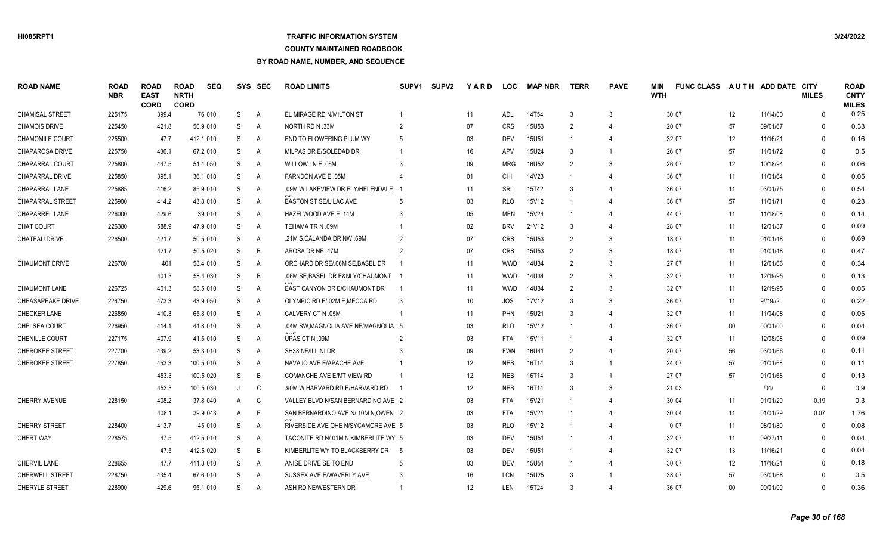# TRAFFIC INFORMATION SYSTEM

## COUNTY MAINTAINED ROADBOOK

### BY ROAD NAME, NUMBER, AND SEQUENCE

| ROAD NAME | ROAD NBR | ROAD EAST CORD | ROAD NRTH CORD | SEQ | SYS | SEC | ROAD LIMITS | SUPV1 | SUPV2 | YARD | LOC | MAP NBR | TERR | PAVE | MIN WTH | FUNC CLASS | AUTH | ADD DATE | CITY MILES | ROAD CNTY MILES |
|---|---|---|---|---|---|---|---|---|---|---|---|---|---|---|---|---|---|---|---|---|
| CHAMISAL STREET | 225175 | 399.4 | 76 | 010 | S | A | EL MIRAGE RD N/MILTON ST | 1 | | 11 | ADL | 14T54 | 3 | 3 | 30 | 07 | 12 | 11/14/00 | 0 | 0.25 |
| CHAMOIS DRIVE | 225450 | 421.8 | 50.9 | 010 | S | A | NORTH RD N .33M | 2 | | 07 | CRS | 15U53 | 2 | 4 | 20 | 07 | 57 | 09/01/67 | 0 | 0.33 |
| CHAMOMILE COURT | 225500 | 47.7 | 412.1 | 010 | S | A | END TO FLOWERING PLUM WY | 5 | | 03 | DEV | 15U51 | 1 | 4 | 32 | 07 | 12 | 11/16/21 | 0 | 0.16 |
| CHAPAROSA DRIVE | 225750 | 430.1 | 67.2 | 010 | S | A | MILPAS DR E/SOLEDAD DR | 1 | | 16 | APV | 15U24 | 3 | 1 | 26 | 07 | 57 | 11/01/72 | 0 | 0.5 |
| CHAPARRAL COURT | 225800 | 447.5 | 51.4 | 050 | S | A | WILLOW LN E .06M | 3 | | 09 | MRG | 16U52 | 2 | 3 | 26 | 07 | 12 | 10/18/94 | 0 | 0.06 |
| CHAPARRAL DRIVE | 225850 | 395.1 | 36.1 | 010 | S | A | FARNDON AVE E .05M | 4 | | 01 | CHI | 14V23 | 1 | 4 | 36 | 07 | 11 | 11/01/64 | 0 | 0.05 |
| CHAPARRAL LANE | 225885 | 416.2 | 85.9 | 010 | S | A | .09M W,LAKEVIEW DR ELY/HELENDALE RD | 1 | | 11 | SRL | 15T42 | 3 | 4 | 36 | 07 | 11 | 03/01/75 | 0 | 0.54 |
| CHAPARRAL STREET | 225900 | 414.2 | 43.8 | 010 | S | A | EASTON ST SE/LILAC AVE | 5 | | 03 | RLO | 15V12 | 1 | 4 | 36 | 07 | 57 | 11/01/71 | 0 | 0.23 |
| CHAPARREL LANE | 226000 | 429.6 | 39 | 010 | S | A | HAZELWOOD AVE E .14M | 3 | | 05 | MEN | 15V24 | 1 | 4 | 44 | 07 | 11 | 11/18/08 | 0 | 0.14 |
| CHAT COURT | 226380 | 588.9 | 47.9 | 010 | S | A | TEHAMA TR N .09M | 1 | | 02 | BRV | 21V12 | 3 | 4 | 28 | 07 | 11 | 12/01/87 | 0 | 0.09 |
| CHATEAU DRIVE | 226500 | 421.7 | 50.5 | 010 | S | A | .21M S,CALANDA DR NW .69M | 2 | | 07 | CRS | 15U53 | 2 | 3 | 18 | 07 | 11 | 01/01/48 | 0 | 0.69 |
| | | 421.7 | 50.5 | 020 | S | B | AROSA DR NE .47M | 2 | | 07 | CRS | 15U53 | 2 | 3 | 18 | 07 | 11 | 01/01/48 | 0 | 0.47 |
| CHAUMONT DRIVE | 226700 | 401 | 58.4 | 010 | S | A | ORCHARD DR SE/.06M SE,BASEL DR | 1 | | 11 | WWD | 14U34 | 2 | 3 | 27 | 07 | 11 | 12/01/66 | 0 | 0.34 |
| | | 401.3 | 58.4 | 030 | S | B | .06M SE,BASEL DR E&NLY/CHAUMONT LN | 1 | | 11 | WWD | 14U34 | 2 | 3 | 32 | 07 | 11 | 12/19/95 | 0 | 0.13 |
| CHAUMONT LANE | 226725 | 401.3 | 58.5 | 010 | S | A | EAST CANYON DR E/CHAUMONT DR | 1 | | 11 | WWD | 14U34 | 2 | 3 | 32 | 07 | 11 | 12/19/95 | 0 | 0.05 |
| CHEASAPEAKE DRIVE | 226750 | 473.3 | 43.9 | 050 | S | A | OLYMPIC RD E/.02M E,MECCA RD | 3 | | 10 | JOS | 17V12 | 3 | 3 | 36 | 07 | 11 | 9//19//2 | 0 | 0.22 |
| CHECKER LANE | 226850 | 410.3 | 65.8 | 010 | S | A | CALVERY CT N .05M | 1 | | 11 | PHN | 15U21 | 3 | 4 | 32 | 07 | 11 | 11/04/08 | 0 | 0.05 |
| CHELSEA COURT | 226950 | 414.1 | 44.8 | 010 | S | A | .04M SW,MAGNOLIA AVE NE/MAGNOLIA AVE | 5 | | 03 | RLO | 15V12 | 1 | 4 | 36 | 07 | 00 | 00/01/00 | 0 | 0.04 |
| CHENILLE COURT | 227175 | 407.9 | 41.5 | 010 | S | A | UPAS CT N .09M | 2 | | 03 | FTA | 15V11 | 1 | 4 | 32 | 07 | 11 | 12/08/98 | 0 | 0.09 |
| CHEROKEE STREET | 227700 | 439.2 | 53.3 | 010 | S | A | SH38 NE/ILLINI DR | 3 | | 09 | FWN | 16U41 | 2 | 4 | 20 | 07 | 56 | 03/01/66 | 0 | 0.11 |
| CHEROKEE STREET | 227850 | 453.3 | 100.5 | 010 | S | A | NAVAJO AVE E/APACHE AVE | 1 | | 12 | NEB | 16T14 | 3 | 1 | 24 | 07 | 57 | 01/01/68 | 0 | 0.11 |
| | | 453.3 | 100.5 | 020 | S | B | COMANCHE AVE E/MT VIEW RD | 1 | | 12 | NEB | 16T14 | 3 | 1 | 27 | 07 | 57 | 01/01/68 | 0 | 0.13 |
| | | 453.3 | 100.5 | 030 | J | C | .90M W,HARVARD RD E/HARVARD RD | 1 | | 12 | NEB | 16T14 | 3 | 3 | 21 | 03 | | /01/ | 0 | 0.9 |
| CHERRY AVENUE | 228150 | 408.2 | 37.8 | 040 | A | C | VALLEY BLVD N/SAN BERNARDINO AVE | 2 | | 03 | FTA | 15V21 | 1 | 4 | 30 | 04 | 11 | 01/01/29 | 0.19 | 0.3 |
| | | 408.1 | 39.9 | 043 | A | E | SAN BERNARDINO AVE N/.10M N,OWEN ST | 2 | | 03 | FTA | 15V21 | 1 | 4 | 30 | 04 | 11 | 01/01/29 | 0.07 | 1.76 |
| CHERRY STREET | 228400 | 413.7 | 45 | 010 | S | A | RIVERSIDE AVE OHE N/SYCAMORE AVE | 5 | | 03 | RLO | 15V12 | 1 | 4 | 0 | 07 | 11 | 08/01/80 | 0 | 0.08 |
| CHERT WAY | 228575 | 47.5 | 412.5 | 010 | S | A | TACONITE RD N/.01M N,KIMBERLITE WY | 5 | | 03 | DEV | 15U51 | 1 | 4 | 32 | 07 | 11 | 09/27/11 | 0 | 0.04 |
| | | 47.5 | 412.5 | 020 | S | B | KIMBERLITE WY TO BLACKBERRY DR | 5 | | 03 | DEV | 15U51 | 1 | 4 | 32 | 07 | 13 | 11/16/21 | 0 | 0.04 |
| CHERVIL LANE | 228655 | 47.7 | 411.8 | 010 | S | A | ANISE DRIVE SE TO END | 5 | | 03 | DEV | 15U51 | 1 | 4 | 30 | 07 | 12 | 11/16/21 | 0 | 0.18 |
| CHERWELL STREET | 228750 | 435.4 | 67.6 | 010 | S | A | SUSSEX AVE E/WAVERLY AVE | 3 | | 16 | LCN | 15U25 | 3 | 1 | 38 | 07 | 57 | 03/01/68 | 0 | 0.5 |
| CHERYLE STREET | 228900 | 429.6 | 95.1 | 010 | S | A | ASH RD NE/WESTERN DR | 1 | | 12 | LEN | 15T24 | 3 | 4 | 36 | 07 | 00 | 00/01/00 | 0 | 0.36 |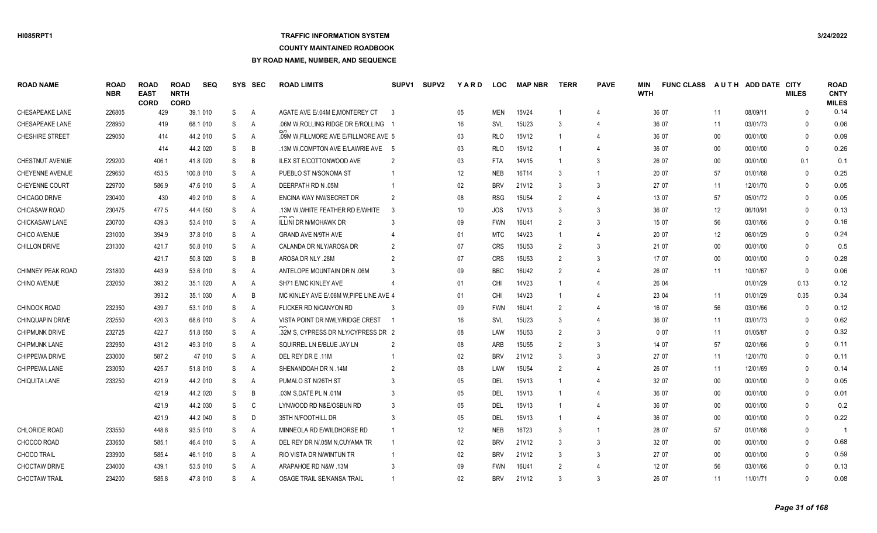# TRAFFIC INFORMATION SYSTEM

## COUNTY MAINTAINED ROADBOOK

### BY ROAD NAME, NUMBER, AND SEQUENCE

HI085RPT1 3/24/2022

| ROAD NAME | ROAD NBR | ROAD EAST CORD | ROAD NRTH CORD | SEQ | SYS | SEC | ROAD LIMITS | SUPV1 | SUPV2 | YARD | LOC | MAP NBR | TERR | PAVE | MIN WTH | FUNC CLASS | AUTH | ADD DATE | CITY MILES | ROAD CNTY MILES |
|---|---|---|---|---|---|---|---|---|---|---|---|---|---|---|---|---|---|---|---|---|
| CHESAPEAKE LANE | 226805 | 429 | 39.1 | 010 | S | A | AGATE AVE E/.04M E,MONTEREY CT | 3 | | 05 | MEN | 15V24 | 1 | 4 | 36 | 07 | 11 | 08/09/11 | 0 | 0.14 |
| CHESAPEAKE LANE | 228950 | 419 | 68.1 | 010 | S | A | .06M W,ROLLING RIDGE DR E/ROLLING | 1 | | 16 | SVL | 15U23 | 3 | 4 | 36 | 07 | 11 | 03/01/73 | 0 | 0.06 |
| CHESHIRE STREET | 229050 | 414 | 44.2 | 010 | S | A | .09M W,FILLMORE AVE E/FILLMORE AVE | 5 | | 03 | RLO | 15V12 | 1 | 4 | 36 | 07 | 00 | 00/01/00 | 0 | 0.09 |
| | | 414 | 44.2 | 020 | S | B | .13M W,COMPTON AVE E/LAWRIE AVE | 5 | | 03 | RLO | 15V12 | 1 | 4 | 36 | 07 | 00 | 00/01/00 | 0 | 0.26 |
| CHESTNUT AVENUE | 229200 | 406.1 | 41.8 | 020 | S | B | ILEX ST E/COTTONWOOD AVE | 2 | | 03 | FTA | 14V15 | 1 | 3 | 26 | 07 | 00 | 00/01/00 | 0.1 | 0.1 |
| CHEYENNE AVENUE | 229650 | 453.5 | 100.8 | 010 | S | A | PUEBLO ST N/SONOMA ST | 1 | | 12 | NEB | 16T14 | 3 | 1 | 20 | 07 | 57 | 01/01/68 | 0 | 0.25 |
| CHEYENNE COURT | 229700 | 586.9 | 47.6 | 010 | S | A | DEERPATH RD N .05M | 1 | | 02 | BRV | 21V12 | 3 | 3 | 27 | 07 | 11 | 12/01/70 | 0 | 0.05 |
| CHICAGO DRIVE | 230400 | 430 | 49.2 | 010 | S | A | ENCINA WAY NW/SECRET DR | 2 | | 08 | RSG | 15U54 | 2 | 4 | 13 | 07 | 57 | 05/01/72 | 0 | 0.05 |
| CHICASAW ROAD | 230475 | 477.5 | 44.4 | 050 | S | A | .13M W,WHITE FEATHER RD E/WHITE | 3 | | 10 | JOS | 17V13 | 3 | 3 | 36 | 07 | 12 | 06/10/91 | 0 | 0.13 |
| CHICKASAW LANE | 230700 | 439.3 | 53.4 | 010 | S | A | ILLINI DR N/MOHAWK DR | 3 | | 09 | FWN | 16U41 | 2 | 3 | 15 | 07 | 56 | 03/01/66 | 0 | 0.16 |
| CHICO AVENUE | 231000 | 394.9 | 37.8 | 010 | S | A | GRAND AVE N/9TH AVE | 4 | | 01 | MTC | 14V23 | 1 | 4 | 20 | 07 | 12 | 06/01/29 | 0 | 0.24 |
| CHILLON DRIVE | 231300 | 421.7 | 50.8 | 010 | S | A | CALANDA DR NLY/AROSA DR | 2 | | 07 | CRS | 15U53 | 2 | 3 | 21 | 07 | 00 | 00/01/00 | 0 | 0.5 |
| | | 421.7 | 50.8 | 020 | S | B | AROSA DR NLY .28M | 2 | | 07 | CRS | 15U53 | 2 | 3 | 17 | 07 | 00 | 00/01/00 | 0 | 0.28 |
| CHIMNEY PEAK ROAD | 231800 | 443.9 | 53.6 | 010 | S | A | ANTELOPE MOUNTAIN DR N .06M | 3 | | 09 | BBC | 16U42 | 2 | 4 | 26 | 07 | 11 | 10/01/67 | 0 | 0.06 |
| CHINO AVENUE | 232050 | 393.2 | 35.1 | 020 | A | A | SH71 E/MC KINLEY AVE | 4 | | 01 | CHI | 14V23 | 1 | 4 | 26 | 04 | | 01/01/29 | 0.13 | 0.12 |
| | | 393.2 | 35.1 | 030 | A | B | MC KINLEY AVE E/.06M W,PIPE LINE AVE | 4 | | 01 | CHI | 14V23 | 1 | 4 | 23 | 04 | 11 | 01/01/29 | 0.35 | 0.34 |
| CHINOOK ROAD | 232350 | 439.7 | 53.1 | 010 | S | A | FLICKER RD N/CANYON RD | 3 | | 09 | FWN | 16U41 | 2 | 4 | 16 | 07 | 56 | 03/01/66 | 0 | 0.12 |
| CHINQUAPIN DRIVE | 232550 | 420.3 | 68.6 | 010 | S | A | VISTA POINT DR NWLY/RIDGE CREST | 1 | | 16 | SVL | 15U23 | 3 | 4 | 36 | 07 | 11 | 03/01/73 | 0 | 0.62 |
| CHIPMUNK DRIVE | 232725 | 422.7 | 51.8 | 050 | S | A | .32M S, CYPRESS DR NLY/CYPRESS DR | 2 | | 08 | LAW | 15U53 | 2 | 3 | 0 | 07 | 11 | 01/05/87 | 0 | 0.32 |
| CHIPMUNK LANE | 232950 | 431.2 | 49.3 | 010 | S | A | SQUIRREL LN E/BLUE JAY LN | 2 | | 08 | ARB | 15U55 | 2 | 3 | 14 | 07 | 57 | 02/01/66 | 0 | 0.11 |
| CHIPPEWA DRIVE | 233000 | 587.2 | 47 | 010 | S | A | DEL REY DR E .11M | 1 | | 02 | BRV | 21V12 | 3 | 3 | 27 | 07 | 11 | 12/01/70 | 0 | 0.11 |
| CHIPPEWA LANE | 233050 | 425.7 | 51.8 | 010 | S | A | SHENANDOAH DR N .14M | 2 | | 08 | LAW | 15U54 | 2 | 4 | 26 | 07 | 11 | 12/01/69 | 0 | 0.14 |
| CHIQUITA LANE | 233250 | 421.9 | 44.2 | 010 | S | A | PUMALO ST N/26TH ST | 3 | | 05 | DEL | 15V13 | 1 | 4 | 32 | 07 | 00 | 00/01/00 | 0 | 0.05 |
| | | 421.9 | 44.2 | 020 | S | B | .03M S,DATE PL N .01M | 3 | | 05 | DEL | 15V13 | 1 | 4 | 36 | 07 | 00 | 00/01/00 | 0 | 0.01 |
| | | 421.9 | 44.2 | 030 | S | C | LYNWOOD RD N&E/OSBUN RD | 3 | | 05 | DEL | 15V13 | 1 | 4 | 36 | 07 | 00 | 00/01/00 | 0 | 0.2 |
| | | 421.9 | 44.2 | 040 | S | D | 35TH N/FOOTHILL DR | 3 | | 05 | DEL | 15V13 | 1 | 4 | 36 | 07 | 00 | 00/01/00 | 0 | 0.22 |
| CHLORIDE ROAD | 233550 | 448.8 | 93.5 | 010 | S | A | MINNEOLA RD E/WILDHORSE RD | 1 | | 12 | NEB | 16T23 | 3 | 1 | 28 | 07 | 57 | 01/01/68 | 0 | 1 |
| CHOCCO ROAD | 233650 | 585.1 | 46.4 | 010 | S | A | DEL REY DR N/.05M N,CUYAMA TR | 1 | | 02 | BRV | 21V12 | 3 | 3 | 32 | 07 | 00 | 00/01/00 | 0 | 0.68 |
| CHOCO TRAIL | 233900 | 585.4 | 46.1 | 010 | S | A | RIO VISTA DR N/WINTUN TR | 1 | | 02 | BRV | 21V12 | 3 | 3 | 27 | 07 | 00 | 00/01/00 | 0 | 0.59 |
| CHOCTAW DRIVE | 234000 | 439.1 | 53.5 | 010 | S | A | ARAPAHOE RD N&W .13M | 3 | | 09 | FWN | 16U41 | 2 | 4 | 12 | 07 | 56 | 03/01/66 | 0 | 0.13 |
| CHOCTAW TRAIL | 234200 | 585.8 | 47.8 | 010 | S | A | OSAGE TRAIL SE/KANSA TRAIL | 1 | | 02 | BRV | 21V12 | 3 | 3 | 26 | 07 | 11 | 11/01/71 | 0 | 0.08 |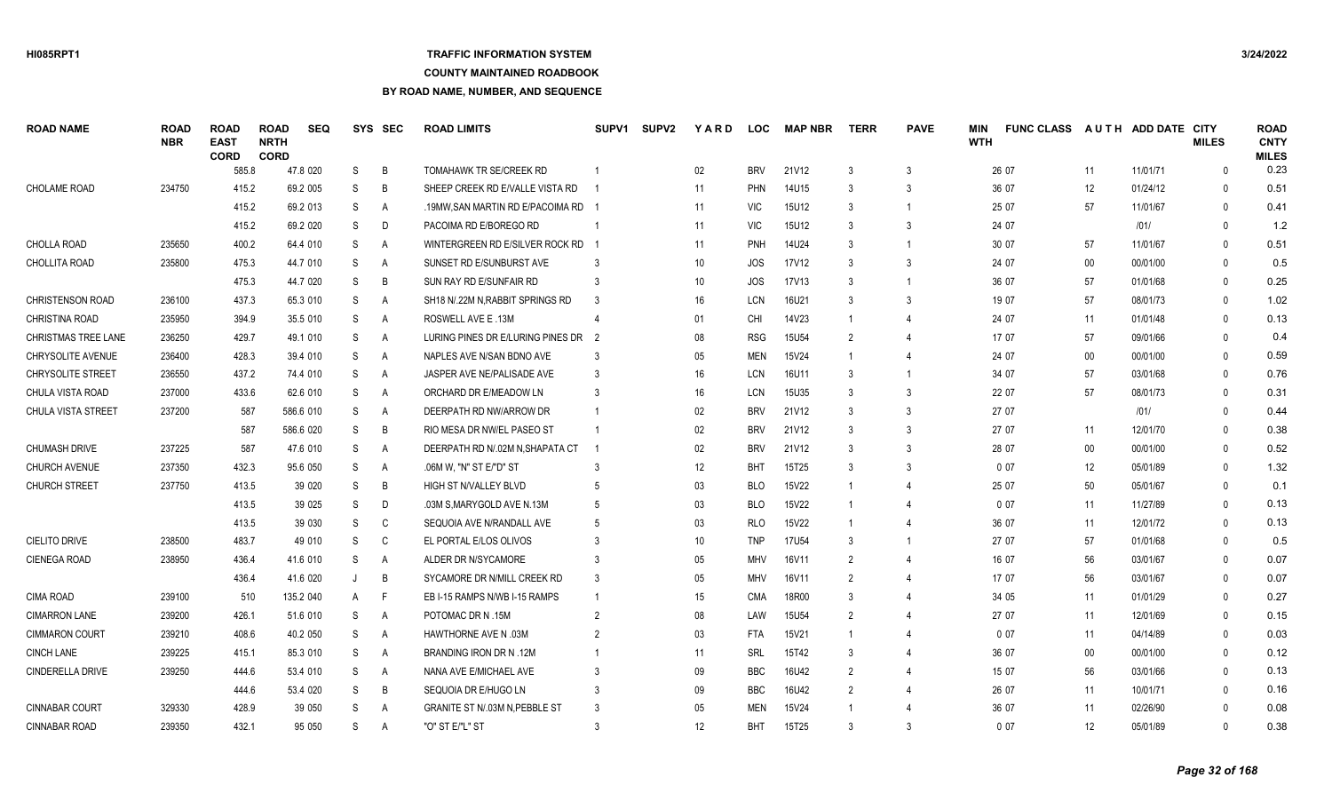# TRAFFIC INFORMATION SYSTEM

## COUNTY MAINTAINED ROADBOOK

### BY ROAD NAME, NUMBER, AND SEQUENCE

HI085RPT1 3/24/2022

| ROAD NAME | ROAD NBR | ROAD EAST CORD | ROAD NRTH CORD | SEQ | SYS | SEC | ROAD LIMITS | SUPV1 | SUPV2 | YARD | LOC | MAP NBR | TERR | PAVE | MIN WTH | FUNC CLASS | AUTH | ADD DATE | CITY MILES | ROAD CNTY MILES |
|---|---|---|---|---|---|---|---|---|---|---|---|---|---|---|---|---|---|---|---|---|
| | | 585.8 | 47.8 | 020 | S | B | TOMAHAWK TR SE/CREEK RD | 1 | | 02 | BRV | 21V12 | 3 | 3 | 26 | 07 | 11 | 11/01/71 | 0 | 0.23 |
| CHOLAME ROAD | 234750 | 415.2 | 69.2 | 005 | S | B | SHEEP CREEK RD E/VALLE VISTA RD | 1 | | 11 | PHN | 14U15 | 3 | 3 | 36 | 07 | 12 | 01/24/12 | 0 | 0.51 |
| | | 415.2 | 69.2 | 013 | S | A | .19MW,SAN MARTIN RD E/PACOIMA RD | 1 | | 11 | VIC | 15U12 | 3 | 1 | 25 | 07 | 57 | 11/01/67 | 0 | 0.41 |
| | | 415.2 | 69.2 | 020 | S | D | PACOIMA RD E/BOREGO RD | 1 | | 11 | VIC | 15U12 | 3 | 3 | 24 | 07 | | /01/ | 0 | 1.2 |
| CHOLLA ROAD | 235650 | 400.2 | 64.4 | 010 | S | A | WINTERGREEN RD E/SILVER ROCK RD | 1 | | 11 | PNH | 14U24 | 3 | 1 | 30 | 07 | 57 | 11/01/67 | 0 | 0.51 |
| CHOLLITA ROAD | 235800 | 475.3 | 44.7 | 010 | S | A | SUNSET RD E/SUNBURST AVE | 3 | | 10 | JOS | 17V12 | 3 | 3 | 24 | 07 | 00 | 00/01/00 | 0 | 0.5 |
| | | 475.3 | 44.7 | 020 | S | B | SUN RAY RD E/SUNFAIR RD | 3 | | 10 | JOS | 17V13 | 3 | 1 | 36 | 07 | 57 | 01/01/68 | 0 | 0.25 |
| CHRISTENSON ROAD | 236100 | 437.3 | 65.3 | 010 | S | A | SH18 N/.22M N,RABBIT SPRINGS RD | 3 | | 16 | LCN | 16U21 | 3 | 3 | 19 | 07 | 57 | 08/01/73 | 0 | 1.02 |
| CHRISTINA ROAD | 235950 | 394.9 | 35.5 | 010 | S | A | ROSWELL AVE E .13M | 4 | | 01 | CHI | 14V23 | 1 | 4 | 24 | 07 | 11 | 01/01/48 | 0 | 0.13 |
| CHRISTMAS TREE LANE | 236250 | 429.7 | 49.1 | 010 | S | A | LURING PINES DR E/LURING PINES DR | 2 | | 08 | RSG | 15U54 | 2 | 4 | 17 | 07 | 57 | 09/01/66 | 0 | 0.4 |
| CHRYSOLITE AVENUE | 236400 | 428.3 | 39.4 | 010 | S | A | NAPLES AVE N/SAN BDNO AVE | 3 | | 05 | MEN | 15V24 | 1 | 4 | 24 | 07 | 00 | 00/01/00 | 0 | 0.59 |
| CHRYSOLITE STREET | 236550 | 437.2 | 74.4 | 010 | S | A | JASPER AVE NE/PALISADE AVE | 3 | | 16 | LCN | 16U11 | 3 | 1 | 34 | 07 | 57 | 03/01/68 | 0 | 0.76 |
| CHULA VISTA ROAD | 237000 | 433.6 | 62.6 | 010 | S | A | ORCHARD DR E/MEADOW LN | 3 | | 16 | LCN | 15U35 | 3 | 3 | 22 | 07 | 57 | 08/01/73 | 0 | 0.31 |
| CHULA VISTA STREET | 237200 | 587 | 586.6 | 010 | S | A | DEERPATH RD NW/ARROW DR | 1 | | 02 | BRV | 21V12 | 3 | 3 | 27 | 07 | | /01/ | 0 | 0.44 |
| | | 587 | 586.6 | 020 | S | B | RIO MESA DR NW/EL PASEO ST | 1 | | 02 | BRV | 21V12 | 3 | 3 | 27 | 07 | 11 | 12/01/70 | 0 | 0.38 |
| CHUMASH DRIVE | 237225 | 587 | 47.6 | 010 | S | A | DEERPATH RD N/.02M N,SHAPATA CT | 1 | | 02 | BRV | 21V12 | 3 | 3 | 28 | 07 | 00 | 00/01/00 | 0 | 0.52 |
| CHURCH AVENUE | 237350 | 432.3 | 95.6 | 050 | S | A | .06M W, "N" ST E/"D" ST | 3 | | 12 | BHT | 15T25 | 3 | 3 | 0 | 07 | 12 | 05/01/89 | 0 | 1.32 |
| CHURCH STREET | 237750 | 413.5 | 39 | 020 | S | B | HIGH ST N/VALLEY BLVD | 5 | | 03 | BLO | 15V22 | 1 | 4 | 25 | 07 | 50 | 05/01/67 | 0 | 0.1 |
| | | 413.5 | 39 | 025 | S | D | .03M S,MARYGOLD AVE N.13M | 5 | | 03 | BLO | 15V22 | 1 | 4 | 0 | 07 | 11 | 11/27/89 | 0 | 0.13 |
| | | 413.5 | 39 | 030 | S | C | SEQUOIA AVE N/RANDALL AVE | 5 | | 03 | RLO | 15V22 | 1 | 4 | 36 | 07 | 11 | 12/01/72 | 0 | 0.13 |
| CIELITO DRIVE | 238500 | 483.7 | 49 | 010 | S | C | EL PORTAL E/LOS OLIVOS | 3 | | 10 | TNP | 17U54 | 3 | 1 | 27 | 07 | 57 | 01/01/68 | 0 | 0.5 |
| CIENEGA ROAD | 238950 | 436.4 | 41.6 | 010 | S | A | ALDER DR N/SYCAMORE | 3 | | 05 | MHV | 16V11 | 2 | 4 | 16 | 07 | 56 | 03/01/67 | 0 | 0.07 |
| | | 436.4 | 41.6 | 020 | J | B | SYCAMORE DR N/MILL CREEK RD | 3 | | 05 | MHV | 16V11 | 2 | 4 | 17 | 07 | 56 | 03/01/67 | 0 | 0.07 |
| CIMA ROAD | 239100 | 510 | 135.2 | 040 | A | F | EB I-15 RAMPS N/WB I-15 RAMPS | 1 | | 15 | CMA | 18R00 | 3 | 4 | 34 | 05 | 11 | 01/01/29 | 0 | 0.27 |
| CIMARRON LANE | 239200 | 426.1 | 51.6 | 010 | S | A | POTOMAC DR N .15M | 2 | | 08 | LAW | 15U54 | 2 | 4 | 27 | 07 | 11 | 12/01/69 | 0 | 0.15 |
| CIMMARON COURT | 239210 | 408.6 | 40.2 | 050 | S | A | HAWTHORNE AVE N .03M | 2 | | 03 | FTA | 15V21 | 1 | 4 | 0 | 07 | 11 | 04/14/89 | 0 | 0.03 |
| CINCH LANE | 239225 | 415.1 | 85.3 | 010 | S | A | BRANDING IRON DR N .12M | 1 | | 11 | SRL | 15T42 | 3 | 4 | 36 | 07 | 00 | 00/01/00 | 0 | 0.12 |
| CINDERELLA DRIVE | 239250 | 444.6 | 53.4 | 010 | S | A | NANA AVE E/MICHAEL AVE | 3 | | 09 | BBC | 16U42 | 2 | 4 | 15 | 07 | 56 | 03/01/66 | 0 | 0.13 |
| | | 444.6 | 53.4 | 020 | S | B | SEQUOIA DR E/HUGO LN | 3 | | 09 | BBC | 16U42 | 2 | 4 | 26 | 07 | 11 | 10/01/71 | 0 | 0.16 |
| CINNABAR COURT | 329330 | 428.9 | 39 | 050 | S | A | GRANITE ST N/.03M N,PEBBLE ST | 3 | | 05 | MEN | 15V24 | 1 | 4 | 36 | 07 | 11 | 02/26/90 | 0 | 0.08 |
| CINNABAR ROAD | 239350 | 432.1 | 95 | 050 | S | A | "O" ST E/"L" ST | 3 | | 12 | BHT | 15T25 | 3 | 3 | 0 | 07 | 12 | 05/01/89 | 0 | 0.38 |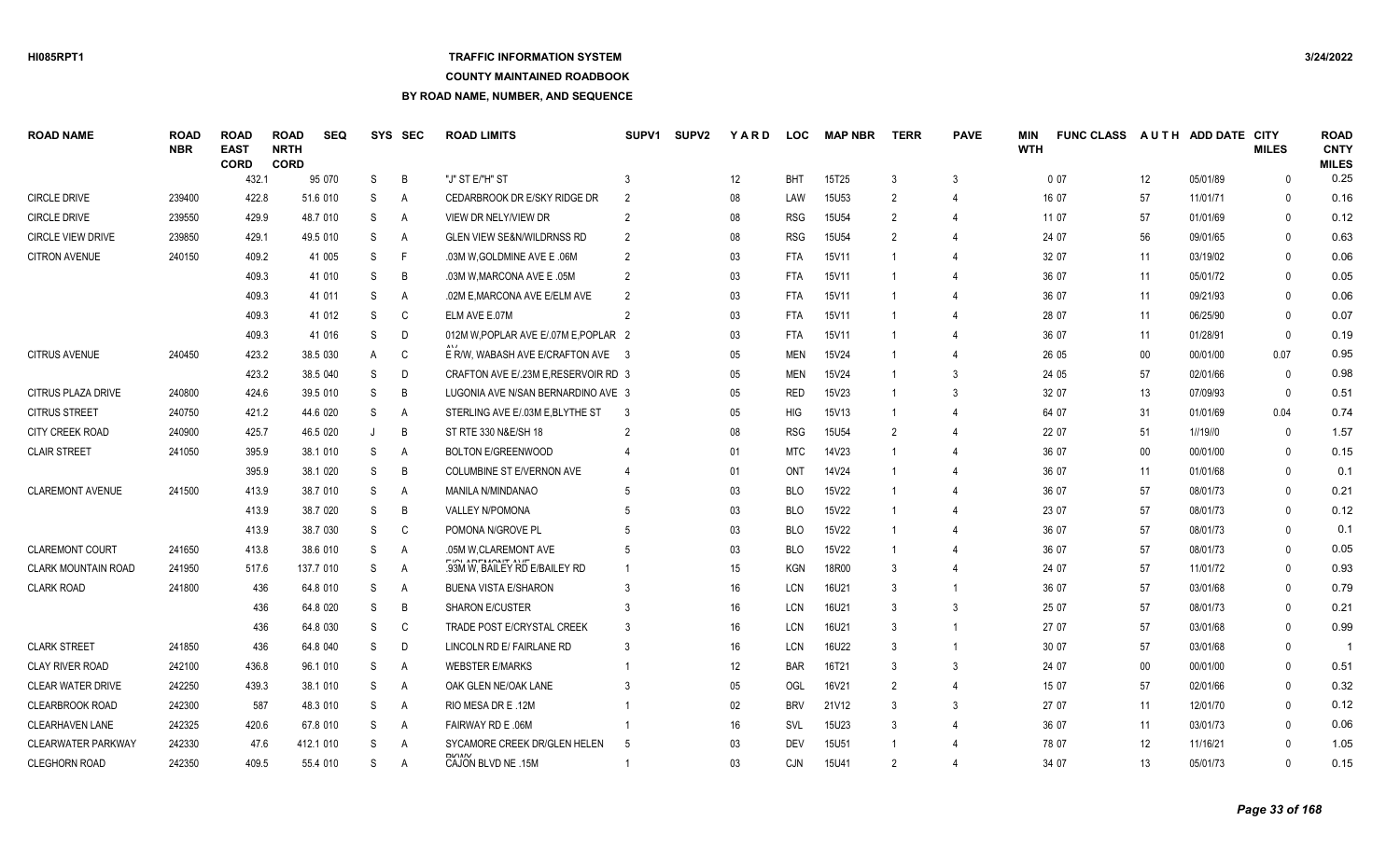**HI085RPT1**

**TRAFFIC INFORMATION SYSTEM**

**COUNTY MAINTAINED ROADBOOK**

**BY ROAD NAME, NUMBER, AND SEQUENCE**

3/24/2022

| ROAD NAME | ROAD NBR | ROAD EAST CORD | ROAD NRTH CORD | SEQ | SYS | SEC | ROAD LIMITS | SUPV1 | SUPV2 | YARD | LOC | MAP NBR | TERR | PAVE | MIN WTH | FUNC CLASS | AUTH | ADD DATE | CITY MILES | ROAD CNTY MILES |
|---|---|---|---|---|---|---|---|---|---|---|---|---|---|---|---|---|---|---|---|---|
| | | 432.1 | 95 | 070 | S | B | "J" ST E/"H" ST | 3 | | 12 | BHT | 15T25 | 3 | 3 | 0 | 07 | 12 | 05/01/89 | 0 | 0.25 |
| CIRCLE DRIVE | 239400 | 422.8 | 51.6 | 010 | S | A | CEDARBROOK DR E/SKY RIDGE DR | 2 | | 08 | LAW | 15U53 | 2 | 4 | 16 | 07 | 57 | 11/01/71 | 0 | 0.16 |
| CIRCLE DRIVE | 239550 | 429.9 | 48.7 | 010 | S | A | VIEW DR NELY/VIEW DR | 2 | | 08 | RSG | 15U54 | 2 | 4 | 11 | 07 | 57 | 01/01/69 | 0 | 0.12 |
| CIRCLE VIEW DRIVE | 239850 | 429.1 | 49.5 | 010 | S | A | GLEN VIEW SE&N/WILDRNSS RD | 2 | | 08 | RSG | 15U54 | 2 | 4 | 24 | 07 | 56 | 09/01/65 | 0 | 0.63 |
| CITRON AVENUE | 240150 | 409.2 | 41 | 005 | S | F | .03M W,GOLDMINE AVE E .06M | 2 | | 03 | FTA | 15V11 | 1 | 4 | 32 | 07 | 11 | 03/19/02 | 0 | 0.06 |
| | | 409.3 | 41 | 010 | S | B | .03M W,MARCONA AVE E .05M | 2 | | 03 | FTA | 15V11 | 1 | 4 | 36 | 07 | 11 | 05/01/72 | 0 | 0.05 |
| | | 409.3 | 41 | 011 | S | A | .02M E,MARCONA AVE E/ELM AVE | 2 | | 03 | FTA | 15V11 | 1 | 4 | 36 | 07 | 11 | 09/21/93 | 0 | 0.06 |
| | | 409.3 | 41 | 012 | S | C | ELM AVE E.07M | 2 | | 03 | FTA | 15V11 | 1 | 4 | 28 | 07 | 11 | 06/25/90 | 0 | 0.07 |
| | | 409.3 | 41 | 016 | S | D | 012M W,POPLAR AVE E/.07M E,POPLAR AV | 2 | | 03 | FTA | 15V11 | 1 | 4 | 36 | 07 | 11 | 01/28/91 | 0 | 0.19 |
| CITRUS AVENUE | 240450 | 423.2 | 38.5 | 030 | A | C | E R/W, WABASH AVE E/CRAFTON AVE | 3 | | 05 | MEN | 15V24 | 1 | 4 | 26 | 05 | 00 | 00/01/00 | 0.07 | 0.95 |
| | | 423.2 | 38.5 | 040 | S | D | CRAFTON AVE E/.23M E,RESERVOIR RD | 3 | | 05 | MEN | 15V24 | 1 | 3 | 24 | 05 | 57 | 02/01/66 | 0 | 0.98 |
| CITRUS PLAZA DRIVE | 240800 | 424.6 | 39.5 | 010 | S | B | LUGONIA AVE N/SAN BERNARDINO AVE | 3 | | 05 | RED | 15V23 | 1 | 3 | 32 | 07 | 13 | 07/09/93 | 0 | 0.51 |
| CITRUS STREET | 240750 | 421.2 | 44.6 | 020 | S | A | STERLING AVE E/.03M E,BLYTHE ST | 3 | | 05 | HIG | 15V13 | 1 | 4 | 64 | 07 | 31 | 01/01/69 | 0.04 | 0.74 |
| CITY CREEK ROAD | 240900 | 425.7 | 46.5 | 020 | J | B | ST RTE 330 N&E/SH 18 | 2 | | 08 | RSG | 15U54 | 2 | 4 | 22 | 07 | 51 | 1//19//0 | 0 | 1.57 |
| CLAIR STREET | 241050 | 395.9 | 38.1 | 010 | S | A | BOLTON E/GREENWOOD | 4 | | 01 | MTC | 14V23 | 1 | 4 | 36 | 07 | 00 | 00/01/00 | 0 | 0.15 |
| | | 395.9 | 38.1 | 020 | S | B | COLUMBINE ST E/VERNON AVE | 4 | | 01 | ONT | 14V24 | 1 | 4 | 36 | 07 | 11 | 01/01/68 | 0 | 0.1 |
| CLAREMONT AVENUE | 241500 | 413.9 | 38.7 | 010 | S | A | MANILA N/MINDANAO | 5 | | 03 | BLO | 15V22 | 1 | 4 | 36 | 07 | 57 | 08/01/73 | 0 | 0.21 |
| | | 413.9 | 38.7 | 020 | S | B | VALLEY N/POMONA | 5 | | 03 | BLO | 15V22 | 1 | 4 | 23 | 07 | 57 | 08/01/73 | 0 | 0.12 |
| | | 413.9 | 38.7 | 030 | S | C | POMONA N/GROVE PL | 5 | | 03 | BLO | 15V22 | 1 | 4 | 36 | 07 | 57 | 08/01/73 | 0 | 0.1 |
| CLAREMONT COURT | 241650 | 413.8 | 38.6 | 010 | S | A | .05M W,CLAREMONT AVE E/CLAREMONT AVE | 5 | | 03 | BLO | 15V22 | 1 | 4 | 36 | 07 | 57 | 08/01/73 | 0 | 0.05 |
| CLARK MOUNTAIN ROAD | 241950 | 517.6 | 137.7 | 010 | S | A | .93M W, BAILEY RD E/BAILEY RD | 1 | | 15 | KGN | 18R00 | 3 | 4 | 24 | 07 | 57 | 11/01/72 | 0 | 0.93 |
| CLARK ROAD | 241800 | 436 | 64.8 | 010 | S | A | BUENA VISTA E/SHARON | 3 | | 16 | LCN | 16U21 | 3 | 1 | 36 | 07 | 57 | 03/01/68 | 0 | 0.79 |
| | | 436 | 64.8 | 020 | S | B | SHARON E/CUSTER | 3 | | 16 | LCN | 16U21 | 3 | 3 | 25 | 07 | 57 | 08/01/73 | 0 | 0.21 |
| | | 436 | 64.8 | 030 | S | C | TRADE POST E/CRYSTAL CREEK | 3 | | 16 | LCN | 16U21 | 3 | 1 | 27 | 07 | 57 | 03/01/68 | 0 | 0.99 |
| CLARK STREET | 241850 | 436 | 64.8 | 040 | S | D | LINCOLN RD E/ FAIRLANE RD | 3 | | 16 | LCN | 16U22 | 3 | 1 | 30 | 07 | 57 | 03/01/68 | 0 | 1 |
| CLAY RIVER ROAD | 242100 | 436.8 | 96.1 | 010 | S | A | WEBSTER E/MARKS | 1 | | 12 | BAR | 16T21 | 3 | 3 | 24 | 07 | 00 | 00/01/00 | 0 | 0.51 |
| CLEAR WATER DRIVE | 242250 | 439.3 | 38.1 | 010 | S | A | OAK GLEN NE/OAK LANE | 3 | | 05 | OGL | 16V21 | 2 | 4 | 15 | 07 | 57 | 02/01/66 | 0 | 0.32 |
| CLEARBROOK ROAD | 242300 | 587 | 48.3 | 010 | S | A | RIO MESA DR E .12M | 1 | | 02 | BRV | 21V12 | 3 | 3 | 27 | 07 | 11 | 12/01/70 | 0 | 0.12 |
| CLEARHAVEN LANE | 242325 | 420.6 | 67.8 | 010 | S | A | FAIRWAY RD E .06M | 1 | | 16 | SVL | 15U23 | 3 | 4 | 36 | 07 | 11 | 03/01/73 | 0 | 0.06 |
| CLEARWATER PARKWAY | 242330 | 47.6 | 412.1 | 010 | S | A | SYCAMORE CREEK DR/GLEN HELEN PKWY | 5 | | 03 | DEV | 15U51 | 1 | 4 | 78 | 07 | 12 | 11/16/21 | 0 | 1.05 |
| CLEGHORN ROAD | 242350 | 409.5 | 55.4 | 010 | S | A | CAJON BLVD NE .15M | 1 | | 03 | CJN | 15U41 | 2 | 4 | 34 | 07 | 13 | 05/01/73 | 0 | 0.15 |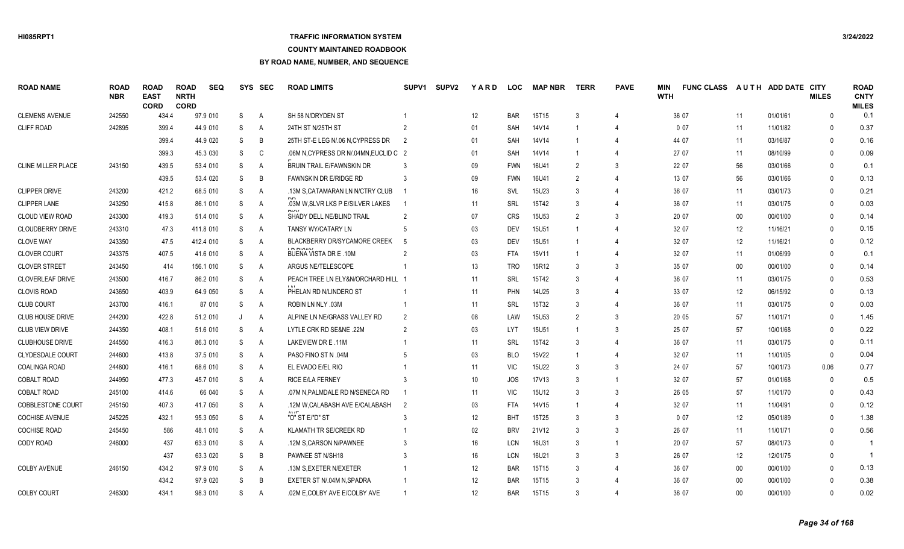**TRAFFIC INFORMATION SYSTEM**

**COUNTY MAINTAINED ROADBOOK**

**BY ROAD NAME, NUMBER, AND SEQUENCE**

| ROAD NAME | ROAD NBR | ROAD EAST CORD | ROAD NRTH CORD | SEQ | SYS | SEC | ROAD LIMITS | SUPV1 | SUPV2 | YARD | LOC | MAP NBR | TERR | PAVE | MIN WTH | FUNC CLASS | AUTH | ADD DATE | CITY MILES | ROAD CNTY MILES |
|---|---|---|---|---|---|---|---|---|---|---|---|---|---|---|---|---|---|---|---|---|
| CLEMENS AVENUE | 242550 | 434.4 | 97.9 | 010 | S | A | SH 58 N/DRYDEN ST | 1 | | 12 | BAR | 15T15 | 3 | 4 | 36 | 07 | 11 | 01/01/61 | 0 | 0.1 |
| CLIFF ROAD | 242895 | 399.4 | 44.9 | 010 | S | A | 24TH ST N/25TH ST | 2 | | 01 | SAH | 14V14 | 1 | 4 | 0 | 07 | 11 | 11/01/82 | 0 | 0.37 |
| | | 399.4 | 44.9 | 020 | S | B | 25TH ST-E LEG N/.06 N,CYPRESS DR | 2 | | 01 | SAH | 14V14 | 1 | 4 | 44 | 07 | 11 | 03/16/87 | 0 | 0.16 |
| | | 399.3 | 45.3 | 030 | S | C | .06M N,CYPRESS DR N/.04MN,EUCLID C | 2 | | 01 | SAH | 14V14 | 1 | 4 | 27 | 07 | 11 | 08/10/99 | 0 | 0.09 |
| CLINE MILLER PLACE | 243150 | 439.5 | 53.4 | 010 | S | A | BRUIN TRAIL E/FAWNSKIN DR | 3 | | 09 | FWN | 16U41 | 2 | 3 | 22 | 07 | 56 | 03/01/66 | 0 | 0.1 |
| | | 439.5 | 53.4 | 020 | S | B | FAWNSKIN DR E/RIDGE RD | 3 | | 09 | FWN | 16U41 | 2 | 4 | 13 | 07 | 56 | 03/01/66 | 0 | 0.13 |
| CLIPPER DRIVE | 243200 | 421.2 | 68.5 | 010 | S | A | .13M S,CATAMARAN LN N/CTRY CLUB | 1 | | 16 | SVL | 15U23 | 3 | 4 | 36 | 07 | 11 | 03/01/73 | 0 | 0.21 |
| CLIPPER LANE | 243250 | 415.8 | 86.1 | 010 | S | A | .03M W,SLVR LKS P E/SILVER LAKES | 1 | | 11 | SRL | 15T42 | 3 | 4 | 36 | 07 | 11 | 03/01/75 | 0 | 0.03 |
| CLOUD VIEW ROAD | 243300 | 419.3 | 51.4 | 010 | S | A | SHADY DELL NE/BLIND TRAIL | 2 | | 07 | CRS | 15U53 | 2 | 3 | 20 | 07 | 00 | 00/01/00 | 0 | 0.14 |
| CLOUDBERRY DRIVE | 243310 | 47.3 | 411.8 | 010 | S | A | TANSY WY/CATARY LN | 5 | | 03 | DEV | 15U51 | 1 | 4 | 32 | 07 | 12 | 11/16/21 | 0 | 0.15 |
| CLOVE WAY | 243350 | 47.5 | 412.4 | 010 | S | A | BLACKBERRY DR/SYCAMORE CREEK | 5 | | 03 | DEV | 15U51 | 1 | 4 | 32 | 07 | 12 | 11/16/21 | 0 | 0.12 |
| CLOVER COURT | 243375 | 407.5 | 41.6 | 010 | S | A | BUENA VISTA DR E .10M | 2 | | 03 | FTA | 15V11 | 1 | 4 | 32 | 07 | 11 | 01/06/99 | 0 | 0.1 |
| CLOVER STREET | 243450 | 414 | 156.1 | 010 | S | A | ARGUS NE/TELESCOPE | 1 | | 13 | TRO | 15R12 | 3 | 3 | 35 | 07 | 00 | 00/01/00 | 0 | 0.14 |
| CLOVERLEAF DRIVE | 243500 | 416.7 | 86.2 | 010 | S | A | PEACH TREE LN ELY&N/ORCHARD HILL | 1 | | 11 | SRL | 15T42 | 3 | 4 | 36 | 07 | 11 | 03/01/75 | 0 | 0.53 |
| CLOVIS ROAD | 243650 | 403.9 | 64.9 | 050 | S | A | PHELAN RD N/LINDERO ST | 1 | | 11 | PHN | 14U25 | 3 | 4 | 33 | 07 | 12 | 06/15/92 | 0 | 0.13 |
| CLUB COURT | 243700 | 416.1 | 87 | 010 | S | A | ROBIN LN NLY .03M | 1 | | 11 | SRL | 15T32 | 3 | 4 | 36 | 07 | 11 | 03/01/75 | 0 | 0.03 |
| CLUB HOUSE DRIVE | 244200 | 422.8 | 51.2 | 010 | J | A | ALPINE LN NE/GRASS VALLEY RD | 2 | | 08 | LAW | 15U53 | 2 | 3 | 20 | 05 | 57 | 11/01/71 | 0 | 1.45 |
| CLUB VIEW DRIVE | 244350 | 408.1 | 51.6 | 010 | S | A | LYTLE CRK RD SE&NE .22M | 2 | | 03 | LYT | 15U51 | 1 | 3 | 25 | 07 | 57 | 10/01/68 | 0 | 0.22 |
| CLUBHOUSE DRIVE | 244550 | 416.3 | 86.3 | 010 | S | A | LAKEVIEW DR E .11M | 1 | | 11 | SRL | 15T42 | 3 | 4 | 36 | 07 | 11 | 03/01/75 | 0 | 0.11 |
| CLYDESDALE COURT | 244600 | 413.8 | 37.5 | 010 | S | A | PASO FINO ST N .04M | 5 | | 03 | BLO | 15V22 | 1 | 4 | 32 | 07 | 11 | 11/01/05 | 0 | 0.04 |
| COALINGA ROAD | 244800 | 416.1 | 68.6 | 010 | S | A | EL EVADO E/EL RIO | 1 | | 11 | VIC | 15U22 | 3 | 3 | 24 | 07 | 57 | 10/01/73 | 0.06 | 0.77 |
| COBALT ROAD | 244950 | 477.3 | 45.7 | 010 | S | A | RICE E/LA FERNEY | 3 | | 10 | JOS | 17V13 | 3 | 1 | 32 | 07 | 57 | 01/01/68 | 0 | 0.5 |
| COBALT ROAD | 245100 | 414.6 | 66 | 040 | S | A | .07M N,PALMDALE RD N/SENECA RD | 1 | | 11 | VIC | 15U12 | 3 | 3 | 26 | 05 | 57 | 11/01/70 | 0 | 0.43 |
| COBBLESTONE COURT | 245150 | 407.3 | 41.7 | 050 | S | A | .12M W,CALABASH AVE E/CALABASH | 2 | | 03 | FTA | 14V15 | 1 | 4 | 32 | 07 | 11 | 11/04/91 | 0 | 0.12 |
| COCHISE AVENUE | 245225 | 432.1 | 95.3 | 050 | S | A | "O" ST E/"D" ST | 3 | | 12 | BHT | 15T25 | 3 | 3 | 0 | 07 | 12 | 05/01/89 | 0 | 1.38 |
| COCHISE ROAD | 245450 | 586 | 48.1 | 010 | S | A | KLAMATH TR SE/CREEK RD | 1 | | 02 | BRV | 21V12 | 3 | 3 | 26 | 07 | 11 | 11/01/71 | 0 | 0.56 |
| CODY ROAD | 246000 | 437 | 63.3 | 010 | S | A | .12M S,CARSON N/PAWNEE | 3 | | 16 | LCN | 16U31 | 3 | 1 | 20 | 07 | 57 | 08/01/73 | 0 | 1 |
| | | 437 | 63.3 | 020 | S | B | PAWNEE ST N/SH18 | 3 | | 16 | LCN | 16U21 | 3 | 3 | 26 | 07 | 12 | 12/01/75 | 0 | 1 |
| COLBY AVENUE | 246150 | 434.2 | 97.9 | 010 | S | A | .13M S,EXETER N/EXETER | 1 | | 12 | BAR | 15T15 | 3 | 4 | 36 | 07 | 00 | 00/01/00 | 0 | 0.13 |
| | | 434.2 | 97.9 | 020 | S | B | EXETER ST N/.04M N,SPADRA | 1 | | 12 | BAR | 15T15 | 3 | 4 | 36 | 07 | 00 | 00/01/00 | 0 | 0.38 |
| COLBY COURT | 246300 | 434.1 | 98.3 | 010 | S | A | .02M E,COLBY AVE E/COLBY AVE | 1 | | 12 | BAR | 15T15 | 3 | 4 | 36 | 07 | 00 | 00/01/00 | 0 | 0.02 |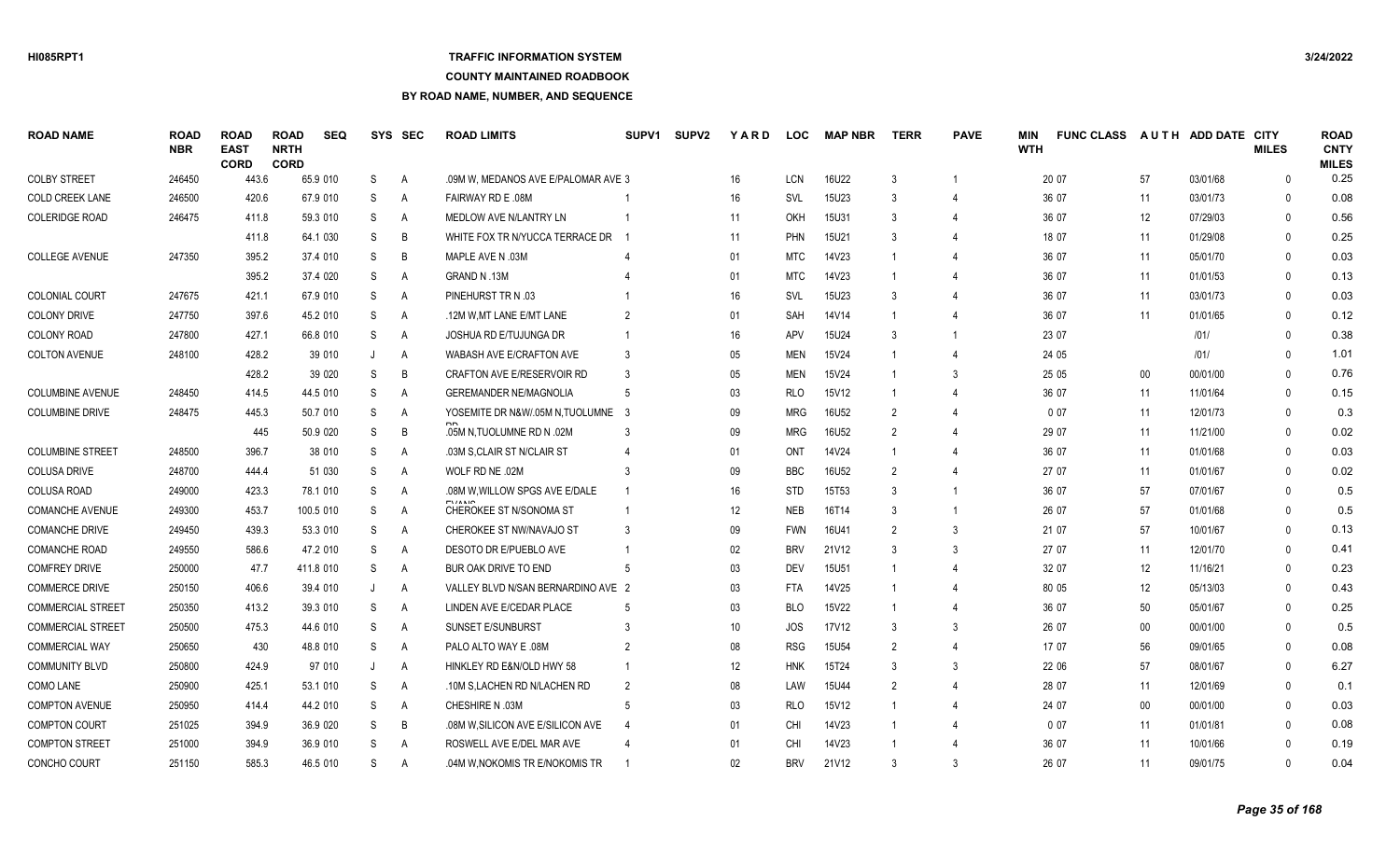HI085RPT1

**TRAFFIC INFORMATION SYSTEM**

**COUNTY MAINTAINED ROADBOOK**

**BY ROAD NAME, NUMBER, AND SEQUENCE**

3/24/2022

| ROAD NAME | ROAD NBR | ROAD EAST CORD | ROAD NRTH CORD | SEQ | SYS | SEC | ROAD LIMITS | SUPV1 | SUPV2 | YARD | LOC | MAP NBR | TERR | PAVE | MIN WTH | FUNC CLASS | AUTH | ADD DATE | CITY MILES | ROAD CNTY MILES |
|---|---|---|---|---|---|---|---|---|---|---|---|---|---|---|---|---|---|---|---|---|
| COLBY STREET | 246450 | 443.6 | 65.9 | 010 | S | A | .09M W, MEDANOS AVE E/PALOMAR AVE | 3 | | 16 | LCN | 16U22 | 3 | 1 | 20 | 07 | 57 | 03/01/68 | 0 | 0.25 |
| COLD CREEK LANE | 246500 | 420.6 | 67.9 | 010 | S | A | FAIRWAY RD E .08M | 1 | | 16 | SVL | 15U23 | 3 | 4 | 36 | 07 | 11 | 03/01/73 | 0 | 0.08 |
| COLERIDGE ROAD | 246475 | 411.8 | 59.3 | 010 | S | A | MEDLOW AVE N/LANTRY LN | 1 | | 11 | OKH | 15U31 | 3 | 4 | 36 | 07 | 12 | 07/29/03 | 0 | 0.56 |
| | | 411.8 | 64.1 | 030 | S | B | WHITE FOX TR N/YUCCA TERRACE DR | 1 | | 11 | PHN | 15U21 | 3 | 4 | 18 | 07 | 11 | 01/29/08 | 0 | 0.25 |
| COLLEGE AVENUE | 247350 | 395.2 | 37.4 | 010 | S | B | MAPLE AVE N .03M | 4 | | 01 | MTC | 14V23 | 1 | 4 | 36 | 07 | 11 | 05/01/70 | 0 | 0.03 |
| | | 395.2 | 37.4 | 020 | S | A | GRAND N .13M | 4 | | 01 | MTC | 14V23 | 1 | 4 | 36 | 07 | 11 | 01/01/53 | 0 | 0.13 |
| COLONIAL COURT | 247675 | 421.1 | 67.9 | 010 | S | A | PINEHURST TR N .03 | 1 | | 16 | SVL | 15U23 | 3 | 4 | 36 | 07 | 11 | 03/01/73 | 0 | 0.03 |
| COLONY DRIVE | 247750 | 397.6 | 45.2 | 010 | S | A | .12M W,MT LANE E/MT LANE | 2 | | 01 | SAH | 14V14 | 1 | 4 | 36 | 07 | 11 | 01/01/65 | 0 | 0.12 |
| COLONY ROAD | 247800 | 427.1 | 66.8 | 010 | S | A | JOSHUA RD E/TUJUNGA DR | 1 | | 16 | APV | 15U24 | 3 | 1 | 23 | 07 | | /01/ | 0 | 0.38 |
| COLTON AVENUE | 248100 | 428.2 | 39 | 010 | J | A | WABASH AVE E/CRAFTON AVE | 3 | | 05 | MEN | 15V24 | 1 | 4 | 24 | 05 | | /01/ | 0 | 1.01 |
| | | 428.2 | 39 | 020 | S | B | CRAFTON AVE E/RESERVOIR RD | 3 | | 05 | MEN | 15V24 | 1 | 3 | 25 | 05 | 00 | 00/01/00 | 0 | 0.76 |
| COLUMBINE AVENUE | 248450 | 414.5 | 44.5 | 010 | S | A | GEREMANDER NE/MAGNOLIA | 5 | | 03 | RLO | 15V12 | 1 | 4 | 36 | 07 | 11 | 11/01/64 | 0 | 0.15 |
| COLUMBINE DRIVE | 248475 | 445.3 | 50.7 | 010 | S | A | YOSEMITE DR N&W/.05M N,TUOLUMNE RD | 3 | | 09 | MRG | 16U52 | 2 | 4 | 0 | 07 | 11 | 12/01/73 | 0 | 0.3 |
| | | 445 | 50.9 | 020 | S | B | .05M N,TUOLUMNE RD N .02M | 3 | | 09 | MRG | 16U52 | 2 | 4 | 29 | 07 | 11 | 11/21/00 | 0 | 0.02 |
| COLUMBINE STREET | 248500 | 396.7 | 38 | 010 | S | A | .03M S,CLAIR ST N/CLAIR ST | 4 | | 01 | ONT | 14V24 | 1 | 4 | 36 | 07 | 11 | 01/01/68 | 0 | 0.03 |
| COLUSA DRIVE | 248700 | 444.4 | 51 | 030 | S | A | WOLF RD NE .02M | 3 | | 09 | BBC | 16U52 | 2 | 4 | 27 | 07 | 11 | 01/01/67 | 0 | 0.02 |
| COLUSA ROAD | 249000 | 423.3 | 78.1 | 010 | S | A | .08M W,WILLOW SPGS AVE E/DALE EVANS | 1 | | 16 | STD | 15T53 | 3 | 1 | 36 | 07 | 57 | 07/01/67 | 0 | 0.5 |
| COMANCHE AVENUE | 249300 | 453.7 | 100.5 | 010 | S | A | CHEROKEE ST N/SONOMA ST | 1 | | 12 | NEB | 16T14 | 3 | 1 | 26 | 07 | 57 | 01/01/68 | 0 | 0.5 |
| COMANCHE DRIVE | 249450 | 439.3 | 53.3 | 010 | S | A | CHEROKEE ST NW/NAVAJO ST | 3 | | 09 | FWN | 16U41 | 2 | 3 | 21 | 07 | 57 | 10/01/67 | 0 | 0.13 |
| COMANCHE ROAD | 249550 | 586.6 | 47.2 | 010 | S | A | DESOTO DR E/PUEBLO AVE | 1 | | 02 | BRV | 21V12 | 3 | 3 | 27 | 07 | 11 | 12/01/70 | 0 | 0.41 |
| COMFREY DRIVE | 250000 | 47.7 | 411.8 | 010 | S | A | BUR OAK DRIVE TO END | 5 | | 03 | DEV | 15U51 | 1 | 4 | 32 | 07 | 12 | 11/16/21 | 0 | 0.23 |
| COMMERCE DRIVE | 250150 | 406.6 | 39.4 | 010 | J | A | VALLEY BLVD N/SAN BERNARDINO AVE | 2 | | 03 | FTA | 14V25 | 1 | 4 | 80 | 05 | 12 | 05/13/03 | 0 | 0.43 |
| COMMERCIAL STREET | 250350 | 413.2 | 39.3 | 010 | S | A | LINDEN AVE E/CEDAR PLACE | 5 | | 03 | BLO | 15V22 | 1 | 4 | 36 | 07 | 50 | 05/01/67 | 0 | 0.25 |
| COMMERCIAL STREET | 250500 | 475.3 | 44.6 | 010 | S | A | SUNSET E/SUNBURST | 3 | | 10 | JOS | 17V12 | 3 | 3 | 26 | 07 | 00 | 00/01/00 | 0 | 0.5 |
| COMMERCIAL WAY | 250650 | 430 | 48.8 | 010 | S | A | PALO ALTO WAY E .08M | 2 | | 08 | RSG | 15U54 | 2 | 4 | 17 | 07 | 56 | 09/01/65 | 0 | 0.08 |
| COMMUNITY BLVD | 250800 | 424.9 | 97 | 010 | J | A | HINKLEY RD E&N/OLD HWY 58 | 1 | | 12 | HNK | 15T24 | 3 | 3 | 22 | 06 | 57 | 08/01/67 | 0 | 6.27 |
| COMO LANE | 250900 | 425.1 | 53.1 | 010 | S | A | .10M S,LACHEN RD N/LACHEN RD | 2 | | 08 | LAW | 15U44 | 2 | 4 | 28 | 07 | 11 | 12/01/69 | 0 | 0.1 |
| COMPTON AVENUE | 250950 | 414.4 | 44.2 | 010 | S | A | CHESHIRE N .03M | 5 | | 03 | RLO | 15V12 | 1 | 4 | 24 | 07 | 00 | 00/01/00 | 0 | 0.03 |
| COMPTON COURT | 251025 | 394.9 | 36.9 | 020 | S | B | .08M W,SILICON AVE E/SILICON AVE | 4 | | 01 | CHI | 14V23 | 1 | 4 | 0 | 07 | 11 | 01/01/81 | 0 | 0.08 |
| COMPTON STREET | 251000 | 394.9 | 36.9 | 010 | S | A | ROSWELL AVE E/DEL MAR AVE | 4 | | 01 | CHI | 14V23 | 1 | 4 | 36 | 07 | 11 | 10/01/66 | 0 | 0.19 |
| CONCHO COURT | 251150 | 585.3 | 46.5 | 010 | S | A | .04M W,NOKOMIS TR E/NOKOMIS TR | 1 | | 02 | BRV | 21V12 | 3 | 3 | 26 | 07 | 11 | 09/01/75 | 0 | 0.04 |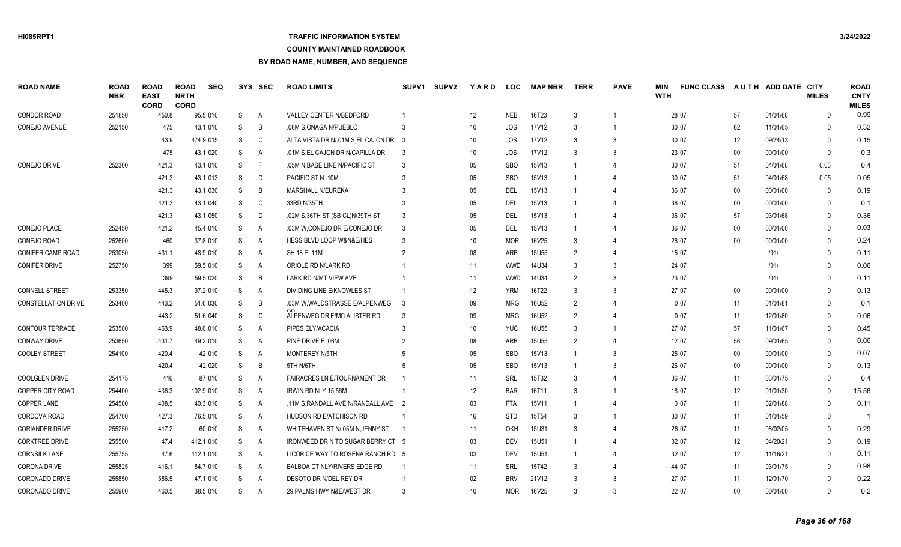HI085RPT1

**TRAFFIC INFORMATION SYSTEM**

**COUNTY MAINTAINED ROADBOOK**

**BY ROAD NAME, NUMBER, AND SEQUENCE**

3/24/2022

| ROAD NAME | ROAD NBR | ROAD EAST CORD | ROAD NRTH CORD | SEQ | SYS | SEC | ROAD LIMITS | SUPV1 | SUPV2 | YARD | LOC | MAP NBR | TERR | PAVE | MIN WTH | FUNC CLASS | AUTH | ADD DATE | CITY MILES | ROAD CNTY MILES |
|---|---|---|---|---|---|---|---|---|---|---|---|---|---|---|---|---|---|---|---|---|
| CONDOR ROAD | 251850 | 450.8 | 95.5 | 010 | S | A | VALLEY CENTER N/BEDFORD | 1 | | 12 | NEB | 16T23 | 3 | 1 | 28 | 07 | 57 | 01/01/68 | 0 | 0.99 |
| CONEJO AVENUE | 252150 | 475 | 43.1 | 010 | S | B | .06M S,ONAGA N/PUEBLO | 3 | | 10 | JOS | 17V12 | 3 | 1 | 30 | 07 | 62 | 11/01/65 | 0 | 0.32 |
| | | 43.9 | 474.9 | 015 | S | C | ALTA VISTA DR N/.01M S,EL CAJON DR | 3 | | 10 | JOS | 17V12 | 3 | 3 | 30 | 07 | 12 | 09/24/13 | 0 | 0.15 |
| | | 475 | 43.1 | 020 | S | A | .01M S,EL CAJON DR N/CAPILLA DR | 3 | | 10 | JOS | 17V12 | 3 | 3 | 23 | 07 | 00 | 00/01/00 | 0 | 0.3 |
| CONEJO DRIVE | 252300 | 421.3 | 43.1 | 010 | S | F | .05M N,BASE LINE N/PACIFIC ST | 3 | | 05 | SBO | 15V13 | 1 | 4 | 30 | 07 | 51 | 04/01/68 | 0.03 | 0.4 |
| | | 421.3 | 43.1 | 013 | S | D | PACIFIC ST N .10M | 3 | | 05 | SBO | 15V13 | 1 | 4 | 30 | 07 | 51 | 04/01/68 | 0.05 | 0.05 |
| | | 421.3 | 43.1 | 030 | S | B | MARSHALL N/EUREKA | 3 | | 05 | DEL | 15V13 | 1 | 4 | 36 | 07 | 00 | 00/01/00 | 0 | 0.19 |
| | | 421.3 | 43.1 | 040 | S | C | 33RD N/35TH | 3 | | 05 | DEL | 15V13 | 1 | 4 | 36 | 07 | 00 | 00/01/00 | 0 | 0.1 |
| | | 421.3 | 43.1 | 050 | S | D | .02M S,36TH ST (SB CL)N/39TH ST | 3 | | 05 | DEL | 15V13 | 1 | 4 | 36 | 07 | 57 | 03/01/68 | 0 | 0.36 |
| CONEJO PLACE | 252450 | 421.2 | 45.4 | 010 | S | A | .03M W,CONEJO DR E/CONEJO DR | 3 | | 05 | DEL | 15V13 | 1 | 4 | 36 | 07 | 00 | 00/01/00 | 0 | 0.03 |
| CONEJO ROAD | 252600 | 460 | 37.8 | 010 | S | A | HESS BLVD LOOP W&N&E/HES | 3 | | 10 | MOR | 16V25 | 3 | 4 | 26 | 07 | 00 | 00/01/00 | 0 | 0.24 |
| CONIFER CAMP ROAD | 253050 | 431.1 | 48.9 | 010 | S | A | SH 18 E .11M | 2 | | 08 | ARB | 15U55 | 2 | 4 | 15 | 07 | | /01/ | 0 | 0.11 |
| CONIFER DRIVE | 252750 | 399 | 59.5 | 010 | S | A | ORIOLE RD N/LARK RD | 1 | | 11 | WWD | 14U34 | 3 | 3 | 24 | 07 | | /01/ | 0 | 0.06 |
| | | 399 | 59.5 | 020 | S | B | LARK RD N/MT VIEW AVE | 1 | | 11 | WWD | 14U34 | 2 | 3 | 23 | 07 | | /01/ | 0 | 0.11 |
| CONNELL STREET | 253350 | 445.3 | 97.2 | 010 | S | A | DIVIDING LINE E/KNOWLES ST | 1 | | 12 | YRM | 16T22 | 3 | 3 | 27 | 07 | 00 | 00/01/00 | 0 | 0.13 |
| CONSTELLATION DRIVE | 253400 | 443.2 | 51.6 | 030 | S | B | .03M W,WALDSTRASSE E/ALPENWEG DR | 3 | | 09 | MRG | 16U52 | 2 | 4 | 0 | 07 | 11 | 01/01/81 | 0 | 0.1 |
| | | 443.2 | 51.6 | 040 | S | C | ALPENWEG DR E/MC ALISTER RD | 3 | | 09 | MRG | 16U52 | 2 | 4 | 0 | 07 | 11 | 12/01/80 | 0 | 0.06 |
| CONTOUR TERRACE | 253500 | 463.9 | 48.6 | 010 | S | A | PIPES ELY/ACACIA | 3 | | 10 | YUC | 16U55 | 3 | 1 | 27 | 07 | 57 | 11/01/67 | 0 | 0.45 |
| CONWAY DRIVE | 253650 | 431.7 | 49.2 | 010 | S | A | PINE DRIVE E .06M | 2 | | 08 | ARB | 15U55 | 2 | 4 | 12 | 07 | 56 | 09/01/65 | 0 | 0.06 |
| COOLEY STREET | 254100 | 420.4 | 42 | 010 | S | A | MONTEREY N/5TH | 5 | | 05 | SBO | 15V13 | 1 | 3 | 25 | 07 | 00 | 00/01/00 | 0 | 0.07 |
| | | 420.4 | 42 | 020 | S | B | 5TH N/6TH | 5 | | 05 | SBO | 15V13 | 1 | 3 | 26 | 07 | 00 | 00/01/00 | 0 | 0.13 |
| COOLGLEN DRIVE | 254175 | 416 | 87 | 010 | S | A | FAIRACRES LN E/TOURNAMENT DR | 1 | | 11 | SRL | 15T32 | 3 | 4 | 36 | 07 | 11 | 03/01/75 | 0 | 0.4 |
| COPPER CITY ROAD | 254400 | 436.3 | 102.9 | 010 | S | A | IRWIN RD NLY 15.56M | 1 | | 12 | BAR | 16T11 | 3 | 1 | 18 | 07 | 12 | 01/01/30 | 0 | 15.56 |
| COPPER LANE | 254500 | 408.5 | 40.3 | 010 | S | A | .11M S,RANDALL AVE N/RANDALL AVE | 2 | | 03 | FTA | 15V11 | 1 | 4 | 0 | 07 | 11 | 02/01/88 | 0 | 0.11 |
| CORDOVA ROAD | 254700 | 427.3 | 76.5 | 010 | S | A | HUDSON RD E/ATCHISON RD | 1 | | 16 | STD | 15T54 | 3 | 4 | 30 | 07 | 11 | 01/01/59 | 0 | 1 |
| CORIANDER DRIVE | 255250 | 417.2 | 60 | 010 | S | A | WHITEHAVEN ST N/.05M N,JENNY ST | 1 | | 11 | OKH | 15U31 | 3 | 4 | 26 | 07 | 11 | 08/02/05 | 0 | 0.29 |
| CORKTREE DRIVE | 255500 | 47.4 | 412.1 | 010 | S | A | IRONWEED DR N TO SUGAR BERRY CT | 5 | | 03 | DEV | 15U51 | 1 | 4 | 32 | 07 | 12 | 04/20/21 | 0 | 0.19 |
| CORNSILK LANE | 255755 | 47.6 | 412.1 | 010 | S | A | LICORICE WAY TO ROSENA RANCH RD | 5 | | 03 | DEV | 15U51 | 1 | 4 | 32 | 07 | 12 | 11/16/21 | 0 | 0.11 |
| CORONA DRIVE | 255825 | 416.1 | 84.7 | 010 | S | A | BALBOA CT NLY/RIVERS EDGE RD | 1 | | 11 | SRL | 15T42 | 3 | 4 | 44 | 07 | 11 | 03/01/75 | 0 | 0.98 |
| CORONADO DRIVE | 255850 | 586.5 | 47.1 | 010 | S | A | DESOTO DR N/DEL REY DR | 1 | | 02 | BRV | 21V12 | 3 | 3 | 27 | 07 | 11 | 12/01/70 | 0 | 0.22 |
| CORONADO DRIVE | 255900 | 460.5 | 38.5 | 010 | S | A | 29 PALMS HWY N&E/WEST DR | 3 | | 10 | MOR | 16V25 | 3 | 3 | 22 | 07 | 00 | 00/01/00 | 0 | 0.2 |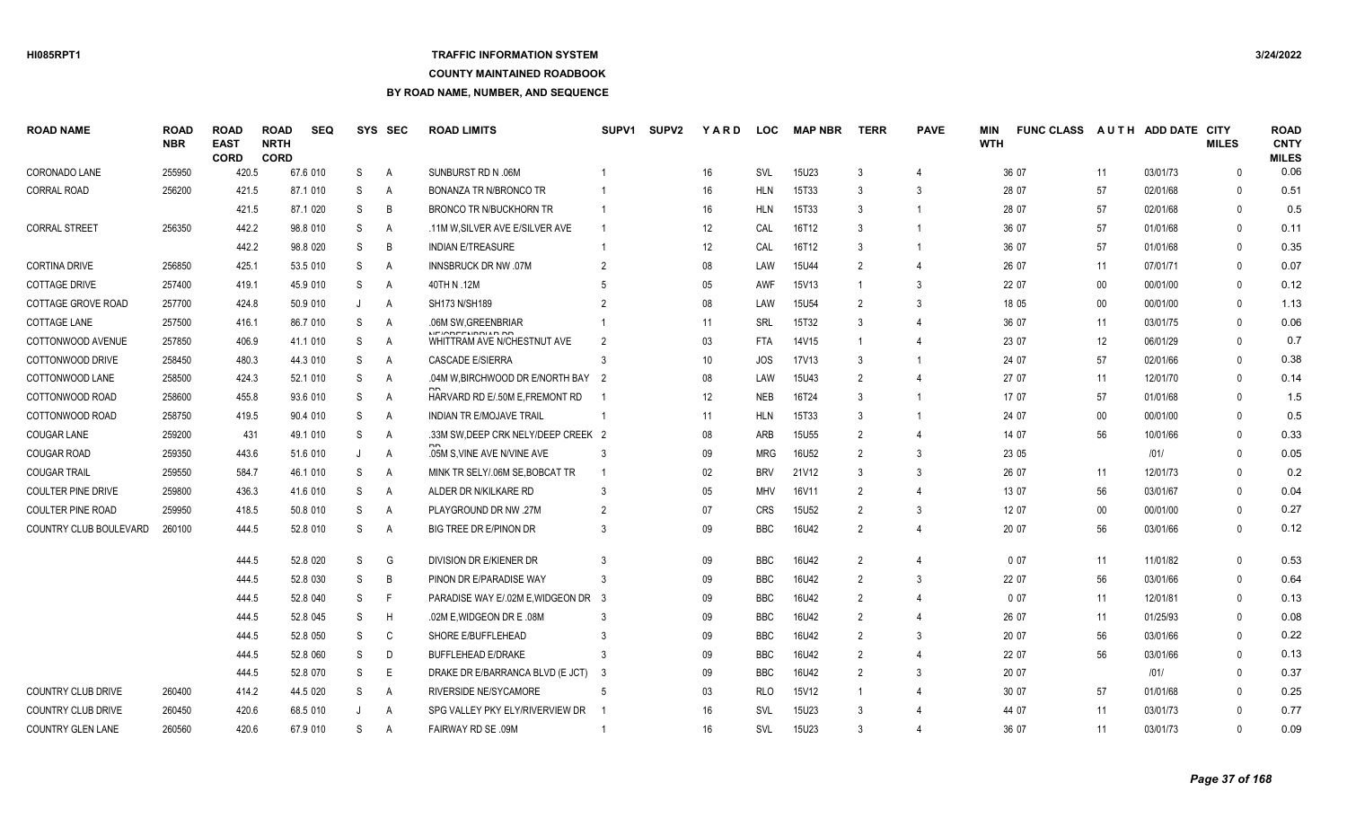**HI085RPT1** | **TRAFFIC INFORMATION SYSTEM** | **3/24/2022**

**COUNTY MAINTAINED ROADBOOK**

**BY ROAD NAME, NUMBER, AND SEQUENCE**

| ROAD NAME | ROAD NBR | ROAD EAST CORD | ROAD NRTH CORD | SEQ | SYS | SEC | ROAD LIMITS | SUPV1 | SUPV2 | YARD | LOC | MAP NBR | TERR | PAVE | MIN WTH | FUNC CLASS | AUTH | ADD DATE | CITY MILES | ROAD CNTY MILES |
|---|---|---|---|---|---|---|---|---|---|---|---|---|---|---|---|---|---|---|---|---|
| CORONADO LANE | 255950 | 420.5 | 67.6 | 010 | S | A | SUNBURST RD N .06M | 1 | | 16 | SVL | 15U23 | 3 | 4 | 36 | 07 | 11 | 03/01/73 | 0 | 0.06 |
| CORRAL ROAD | 256200 | 421.5 | 87.1 | 010 | S | A | BONANZA TR N/BRONCO TR | 1 | | 16 | HLN | 15T33 | 3 | 3 | 28 | 07 | 57 | 02/01/68 | 0 | 0.51 |
| | | 421.5 | 87.1 | 020 | S | B | BRONCO TR N/BUCKHORN TR | 1 | | 16 | HLN | 15T33 | 3 | 1 | 28 | 07 | 57 | 02/01/68 | 0 | 0.5 |
| CORRAL STREET | 256350 | 442.2 | 98.8 | 010 | S | A | .11M W,SILVER AVE E/SILVER AVE | 1 | | 12 | CAL | 16T12 | 3 | 1 | 36 | 07 | 57 | 01/01/68 | 0 | 0.11 |
| | | 442.2 | 98.8 | 020 | S | B | INDIAN E/TREASURE | 1 | | 12 | CAL | 16T12 | 3 | 1 | 36 | 07 | 57 | 01/01/68 | 0 | 0.35 |
| CORTINA DRIVE | 256850 | 425.1 | 53.5 | 010 | S | A | INNSBRUCK DR NW .07M | 2 | | 08 | LAW | 15U44 | 2 | 4 | 26 | 07 | 11 | 07/01/71 | 0 | 0.07 |
| COTTAGE DRIVE | 257400 | 419.1 | 45.9 | 010 | S | A | 40TH N .12M | 5 | | 05 | AWF | 15V13 | 1 | 3 | 22 | 07 | 00 | 00/01/00 | 0 | 0.12 |
| COTTAGE GROVE ROAD | 257700 | 424.8 | 50.9 | 010 | J | A | SH173 N/SH189 | 2 | | 08 | LAW | 15U54 | 2 | 3 | 18 | 05 | 00 | 00/01/00 | 0 | 1.13 |
| COTTAGE LANE | 257500 | 416.1 | 86.7 | 010 | S | A | .06M SW,GREENBRIAR | 1 | | 11 | SRL | 15T32 | 3 | 4 | 36 | 07 | 11 | 03/01/75 | 0 | 0.06 |
| COTTONWOOD AVENUE | 257850 | 406.9 | 41.1 | 010 | S | A | WHITTRAM AVE N/CHESTNUT AVE | 2 | | 03 | FTA | 14V15 | 1 | 4 | 23 | 07 | 12 | 06/01/29 | 0 | 0.7 |
| COTTONWOOD DRIVE | 258450 | 480.3 | 44.3 | 010 | S | A | CASCADE E/SIERRA | 3 | | 10 | JOS | 17V13 | 3 | 1 | 24 | 07 | 57 | 02/01/66 | 0 | 0.38 |
| COTTONWOOD LANE | 258500 | 424.3 | 52.1 | 010 | S | A | .04M W,BIRCHWOOD DR E/NORTH BAY | 2 | | 08 | LAW | 15U43 | 2 | 4 | 27 | 07 | 11 | 12/01/70 | 0 | 0.14 |
| COTTONWOOD ROAD | 258600 | 455.8 | 93.6 | 010 | S | A | HARVARD RD E/.50M E,FREMONT RD | 1 | | 12 | NEB | 16T24 | 3 | 1 | 17 | 07 | 57 | 01/01/68 | 0 | 1.5 |
| COTTONWOOD ROAD | 258750 | 419.5 | 90.4 | 010 | S | A | INDIAN TR E/MOJAVE TRAIL | 1 | | 11 | HLN | 15T33 | 3 | 1 | 24 | 07 | 00 | 00/01/00 | 0 | 0.5 |
| COUGAR LANE | 259200 | 431 | 49.1 | 010 | S | A | .33M SW,DEEP CRK NELY/DEEP CREEK | 2 | | 08 | ARB | 15U55 | 2 | 4 | 14 | 07 | 56 | 10/01/66 | 0 | 0.33 |
| COUGAR ROAD | 259350 | 443.6 | 51.6 | 010 | J | A | .05M S,VINE AVE N/VINE AVE | 3 | | 09 | MRG | 16U52 | 2 | 3 | 23 | 05 | | /01/ | 0 | 0.05 |
| COUGAR TRAIL | 259550 | 584.7 | 46.1 | 010 | S | A | MINK TR SELY/.06M SE,BOBCAT TR | 1 | | 02 | BRV | 21V12 | 3 | 3 | 26 | 07 | 11 | 12/01/73 | 0 | 0.2 |
| COULTER PINE DRIVE | 259800 | 436.3 | 41.6 | 010 | S | A | ALDER DR N/KILKARE RD | 3 | | 05 | MHV | 16V11 | 2 | 4 | 13 | 07 | 56 | 03/01/67 | 0 | 0.04 |
| COULTER PINE ROAD | 259950 | 418.5 | 50.8 | 010 | S | A | PLAYGROUND DR NW .27M | 2 | | 07 | CRS | 15U52 | 2 | 3 | 12 | 07 | 00 | 00/01/00 | 0 | 0.27 |
| COUNTRY CLUB BOULEVARD | 260100 | 444.5 | 52.8 | 010 | S | A | BIG TREE DR E/PINON DR | 3 | | 09 | BBC | 16U42 | 2 | 4 | 20 | 07 | 56 | 03/01/66 | 0 | 0.12 |
| | | 444.5 | 52.8 | 020 | S | G | DIVISION DR E/KIENER DR | 3 | | 09 | BBC | 16U42 | 2 | 4 | 0 | 07 | 11 | 11/01/82 | 0 | 0.53 |
| | | 444.5 | 52.8 | 030 | S | B | PINON DR E/PARADISE WAY | 3 | | 09 | BBC | 16U42 | 2 | 3 | 22 | 07 | 56 | 03/01/66 | 0 | 0.64 |
| | | 444.5 | 52.8 | 040 | S | F | PARADISE WAY E/.02M E,WIDGEON DR | 3 | | 09 | BBC | 16U42 | 2 | 4 | 0 | 07 | 11 | 12/01/81 | 0 | 0.13 |
| | | 444.5 | 52.8 | 045 | S | H | .02M E,WIDGEON DR E .08M | 3 | | 09 | BBC | 16U42 | 2 | 4 | 26 | 07 | 11 | 01/25/93 | 0 | 0.08 |
| | | 444.5 | 52.8 | 050 | S | C | SHORE E/BUFFLEHEAD | 3 | | 09 | BBC | 16U42 | 2 | 3 | 20 | 07 | 56 | 03/01/66 | 0 | 0.22 |
| | | 444.5 | 52.8 | 060 | S | D | BUFFLEHEAD E/DRAKE | 3 | | 09 | BBC | 16U42 | 2 | 4 | 22 | 07 | 56 | 03/01/66 | 0 | 0.13 |
| | | 444.5 | 52.8 | 070 | S | E | DRAKE DR E/BARRANCA BLVD (E JCT) | 3 | | 09 | BBC | 16U42 | 2 | 3 | 20 | 07 | | /01/ | 0 | 0.37 |
| COUNTRY CLUB DRIVE | 260400 | 414.2 | 44.5 | 020 | S | A | RIVERSIDE NE/SYCAMORE | 5 | | 03 | RLO | 15V12 | 1 | 4 | 30 | 07 | 57 | 01/01/68 | 0 | 0.25 |
| COUNTRY CLUB DRIVE | 260450 | 420.6 | 68.5 | 010 | J | A | SPG VALLEY PKY ELY/RIVERVIEW DR | 1 | | 16 | SVL | 15U23 | 3 | 4 | 44 | 07 | 11 | 03/01/73 | 0 | 0.77 |
| COUNTRY GLEN LANE | 260560 | 420.6 | 67.9 | 010 | S | A | FAIRWAY RD SE .09M | 1 | | 16 | SVL | 15U23 | 3 | 4 | 36 | 07 | 11 | 03/01/73 | 0 | 0.09 |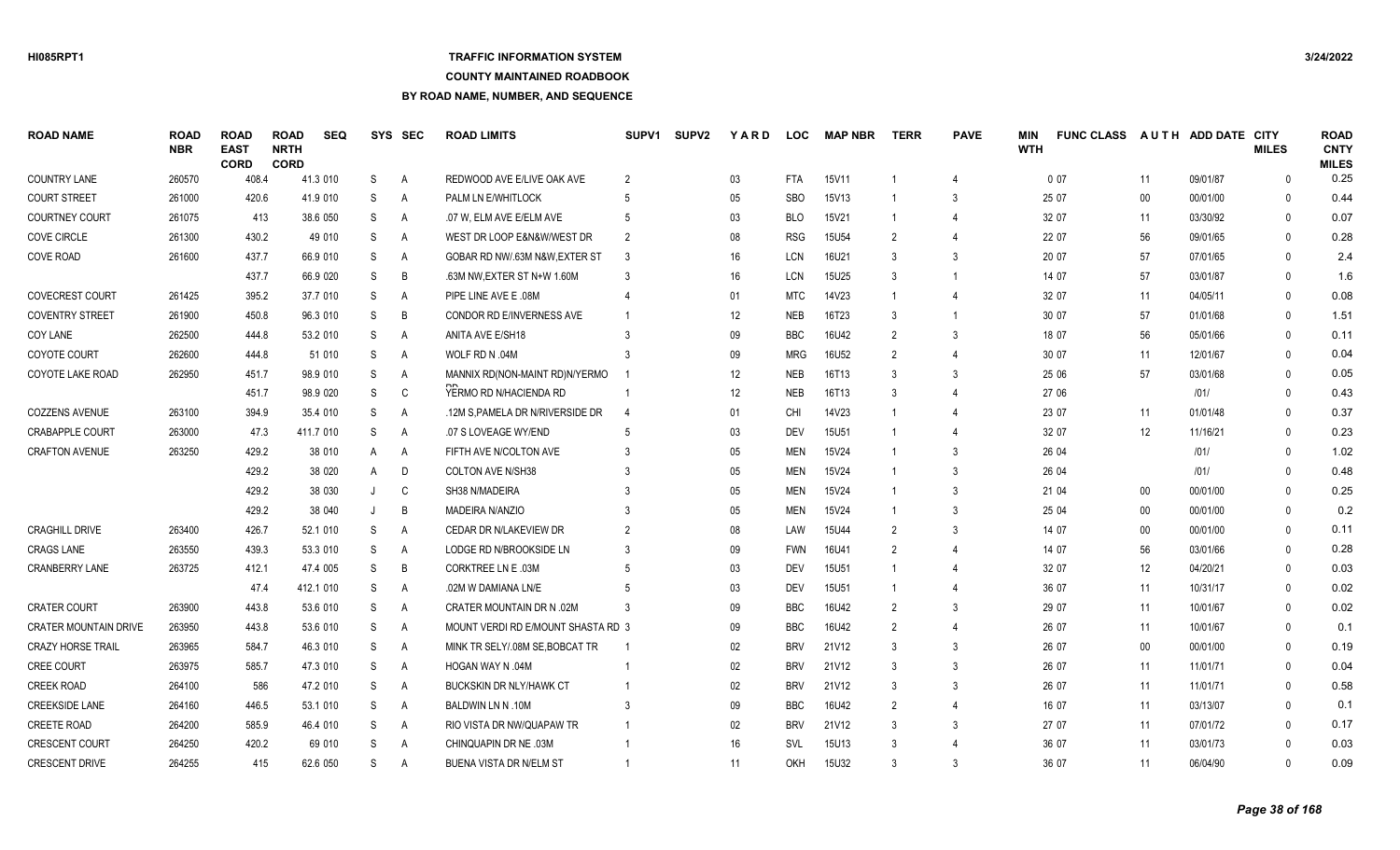**HI085RPT1** **TRAFFIC INFORMATION SYSTEM** **3/24/2022**

**COUNTY MAINTAINED ROADBOOK**

**BY ROAD NAME, NUMBER, AND SEQUENCE**

| ROAD NAME | ROAD NBR | ROAD EAST CORD | ROAD NRTH CORD | SEQ | SYS | SEC | ROAD LIMITS | SUPV1 | SUPV2 | YARD | LOC | MAP NBR | TERR | PAVE | MIN WTH | FUNC CLASS | AUTH | ADD DATE | CITY MILES | ROAD CNTY MILES |
|---|---|---|---|---|---|---|---|---|---|---|---|---|---|---|---|---|---|---|---|---|
| COUNTRY LANE | 260570 | 408.4 | 41.3 | 010 | S | A | REDWOOD AVE E/LIVE OAK AVE | 2 | | 03 | FTA | 15V11 | 1 | 4 | 0 | 07 | 11 | 09/01/87 | 0 | 0.25 |
| COURT STREET | 261000 | 420.6 | 41.9 | 010 | S | A | PALM LN E/WHITLOCK | 5 | | 05 | SBO | 15V13 | 1 | 3 | 25 | 07 | 00 | 00/01/00 | 0 | 0.44 |
| COURTNEY COURT | 261075 | 413 | 38.6 | 050 | S | A | .07 W, ELM AVE E/ELM AVE | 5 | | 03 | BLO | 15V21 | 1 | 4 | 32 | 07 | 11 | 03/30/92 | 0 | 0.07 |
| COVE CIRCLE | 261300 | 430.2 | 49 | 010 | S | A | WEST DR LOOP E&N&W/WEST DR | 2 | | 08 | RSG | 15U54 | 2 | 4 | 22 | 07 | 56 | 09/01/65 | 0 | 0.28 |
| COVE ROAD | 261600 | 437.7 | 66.9 | 010 | S | A | GOBAR RD NW/.63M N&W,EXTER ST | 3 | | 16 | LCN | 16U21 | 3 | 3 | 20 | 07 | 57 | 07/01/65 | 0 | 2.4 |
| | | 437.7 | 66.9 | 020 | S | B | .63M NW,EXTER ST N+W 1.60M | 3 | | 16 | LCN | 15U25 | 3 | 1 | 14 | 07 | 57 | 03/01/87 | 0 | 1.6 |
| COVECREST COURT | 261425 | 395.2 | 37.7 | 010 | S | A | PIPE LINE AVE E .08M | 4 | | 01 | MTC | 14V23 | 1 | 4 | 32 | 07 | 11 | 04/05/11 | 0 | 0.08 |
| COVENTRY STREET | 261900 | 450.8 | 96.3 | 010 | S | B | CONDOR RD E/INVERNESS AVE | 1 | | 12 | NEB | 16T23 | 3 | 1 | 30 | 07 | 57 | 01/01/68 | 0 | 1.51 |
| COY LANE | 262500 | 444.8 | 53.2 | 010 | S | A | ANITA AVE E/SH18 | 3 | | 09 | BBC | 16U42 | 2 | 3 | 18 | 07 | 56 | 05/01/66 | 0 | 0.11 |
| COYOTE COURT | 262600 | 444.8 | 51 | 010 | S | A | WOLF RD N .04M | 3 | | 09 | MRG | 16U52 | 2 | 4 | 30 | 07 | 11 | 12/01/67 | 0 | 0.04 |
| COYOTE LAKE ROAD | 262950 | 451.7 | 98.9 | 010 | S | A | MANNIX RD(NON-MAINT RD)N/YERMO RD | 1 | | 12 | NEB | 16T13 | 3 | 3 | 25 | 06 | 57 | 03/01/68 | 0 | 0.05 |
| | | 451.7 | 98.9 | 020 | S | C | YERMO RD N/HACIENDA RD | 1 | | 12 | NEB | 16T13 | 3 | 4 | 27 | 06 | | /01/ | 0 | 0.43 |
| COZZENS AVENUE | 263100 | 394.9 | 35.4 | 010 | S | A | .12M S,PAMELA DR N/RIVERSIDE DR | 4 | | 01 | CHI | 14V23 | 1 | 4 | 23 | 07 | 11 | 01/01/48 | 0 | 0.37 |
| CRABAPPLE COURT | 263000 | 47.3 | 411.7 | 010 | S | A | .07 S LOVEAGE WY/END | 5 | | 03 | DEV | 15U51 | 1 | 4 | 32 | 07 | 12 | 11/16/21 | 0 | 0.23 |
| CRAFTON AVENUE | 263250 | 429.2 | 38 | 010 | A | A | FIFTH AVE N/COLTON AVE | 3 | | 05 | MEN | 15V24 | 1 | 3 | 26 | 04 | | /01/ | 0 | 1.02 |
| | | 429.2 | 38 | 020 | A | D | COLTON AVE N/SH38 | 3 | | 05 | MEN | 15V24 | 1 | 3 | 26 | 04 | | /01/ | 0 | 0.48 |
| | | 429.2 | 38 | 030 | J | C | SH38 N/MADEIRA | 3 | | 05 | MEN | 15V24 | 1 | 3 | 21 | 04 | 00 | 00/01/00 | 0 | 0.25 |
| | | 429.2 | 38 | 040 | J | B | MADEIRA N/ANZIO | 3 | | 05 | MEN | 15V24 | 1 | 3 | 25 | 04 | 00 | 00/01/00 | 0 | 0.2 |
| CRAGHILL DRIVE | 263400 | 426.7 | 52.1 | 010 | S | A | CEDAR DR N/LAKEVIEW DR | 2 | | 08 | LAW | 15U44 | 2 | 3 | 14 | 07 | 00 | 00/01/00 | 0 | 0.11 |
| CRAGS LANE | 263550 | 439.3 | 53.3 | 010 | S | A | LODGE RD N/BROOKSIDE LN | 3 | | 09 | FWN | 16U41 | 2 | 4 | 14 | 07 | 56 | 03/01/66 | 0 | 0.28 |
| CRANBERRY LANE | 263725 | 412.1 | 47.4 | 005 | S | B | CORKTREE LN E .03M | 5 | | 03 | DEV | 15U51 | 1 | 4 | 32 | 07 | 12 | 04/20/21 | 0 | 0.03 |
| | | 47.4 | 412.1 | 010 | S | A | .02M W DAMIANA LN/E | 5 | | 03 | DEV | 15U51 | 1 | 4 | 36 | 07 | 11 | 10/31/17 | 0 | 0.02 |
| CRATER COURT | 263900 | 443.8 | 53.6 | 010 | S | A | CRATER MOUNTAIN DR N .02M | 3 | | 09 | BBC | 16U42 | 2 | 3 | 29 | 07 | 11 | 10/01/67 | 0 | 0.02 |
| CRATER MOUNTAIN DRIVE | 263950 | 443.8 | 53.6 | 010 | S | A | MOUNT VERDI RD E/MOUNT SHASTA RD | 3 | | 09 | BBC | 16U42 | 2 | 4 | 26 | 07 | 11 | 10/01/67 | 0 | 0.1 |
| CRAZY HORSE TRAIL | 263965 | 584.7 | 46.3 | 010 | S | A | MINK TR SELY/.08M SE,BOBCAT TR | 1 | | 02 | BRV | 21V12 | 3 | 3 | 26 | 07 | 00 | 00/01/00 | 0 | 0.19 |
| CREE COURT | 263975 | 585.7 | 47.3 | 010 | S | A | HOGAN WAY N .04M | 1 | | 02 | BRV | 21V12 | 3 | 3 | 26 | 07 | 11 | 11/01/71 | 0 | 0.04 |
| CREEK ROAD | 264100 | 586 | 47.2 | 010 | S | A | BUCKSKIN DR NLY/HAWK CT | 1 | | 02 | BRV | 21V12 | 3 | 3 | 26 | 07 | 11 | 11/01/71 | 0 | 0.58 |
| CREEKSIDE LANE | 264160 | 446.5 | 53.1 | 010 | S | A | BALDWIN LN N .10M | 3 | | 09 | BBC | 16U42 | 2 | 4 | 16 | 07 | 11 | 03/13/07 | 0 | 0.1 |
| CREETE ROAD | 264200 | 585.9 | 46.4 | 010 | S | A | RIO VISTA DR NW/QUAPAW TR | 1 | | 02 | BRV | 21V12 | 3 | 3 | 27 | 07 | 11 | 07/01/72 | 0 | 0.17 |
| CRESCENT COURT | 264250 | 420.2 | 69 | 010 | S | A | CHINQUAPIN DR NE .03M | 1 | | 16 | SVL | 15U13 | 3 | 4 | 36 | 07 | 11 | 03/01/73 | 0 | 0.03 |
| CRESCENT DRIVE | 264255 | 415 | 62.6 | 050 | S | A | BUENA VISTA DR N/ELM ST | 1 | | 11 | OKH | 15U32 | 3 | 3 | 36 | 07 | 11 | 06/04/90 | 0 | 0.09 |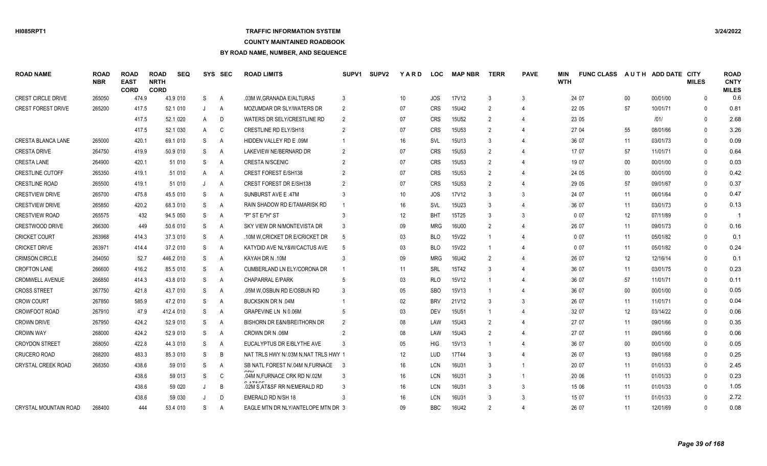**TRAFFIC INFORMATION SYSTEM**

**COUNTY MAINTAINED ROADBOOK**

**BY ROAD NAME, NUMBER, AND SEQUENCE**

HI085RPT1 3/24/2022

| ROAD NAME | ROAD NBR | ROAD EAST CORD | ROAD NRTH CORD | SEQ | SYS | SEC | ROAD LIMITS | SUPV1 | SUPV2 | YARD | LOC | MAP NBR | TERR | PAVE | MIN WTH | FUNC CLASS | AUTH | ADD DATE | CITY MILES | ROAD CNTY MILES |
|---|---|---|---|---|---|---|---|---|---|---|---|---|---|---|---|---|---|---|---|---|
| CREST CIRCLE DRIVE | 265050 | 474.9 | 43.9 | 010 | S | A | .03M W,GRANADA E/ALTURAS | 3 | | 10 | JOS | 17V12 | 3 | 3 | 24 | 07 | 00 | 00/01/00 | 0 | 0.6 |
| CREST FOREST DRIVE | 265200 | 417.5 | 52.1 | 010 | J | A | MOZUMDAR DR SLY/WATERS DR | 2 | | 07 | CRS | 15U42 | 2 | 4 | 22 | 05 | 57 | 10/01/71 | 0 | 0.81 |
| | | 417.5 | 52.1 | 020 | A | D | WATERS DR SELY/CRESTLINE RD | 2 | | 07 | CRS | 15U52 | 2 | 4 | 23 | 05 | | /01/ | 0 | 2.68 |
| | | 417.5 | 52.1 | 030 | A | C | CRESTLINE RD ELY/SH18 | 2 | | 07 | CRS | 15U53 | 2 | 4 | 27 | 04 | 55 | 08/01/66 | 0 | 3.26 |
| CRESTA BLANCA LANE | 265000 | 420.1 | 69.1 | 010 | S | A | HIDDEN VALLEY RD E .09M | 1 | | 16 | SVL | 15U13 | 3 | 4 | 36 | 07 | 11 | 03/01/73 | 0 | 0.09 |
| CRESTA DRIVE | 264750 | 419.9 | 50.9 | 010 | S | A | LAKEVIEW NE/BERNARD DR | 2 | | 07 | CRS | 15U53 | 2 | 4 | 17 | 07 | 57 | 11/01/71 | 0 | 0.64 |
| CRESTA LANE | 264900 | 420.1 | 51 | 010 | S | A | CRESTA N/SCENIC | 2 | | 07 | CRS | 15U53 | 2 | 4 | 19 | 07 | 00 | 00/01/00 | 0 | 0.03 |
| CRESTLINE CUTOFF | 265350 | 419.1 | 51 | 010 | A | A | CREST FOREST E/SH138 | 2 | | 07 | CRS | 15U53 | 2 | 4 | 24 | 05 | 00 | 00/01/00 | 0 | 0.42 |
| CRESTLINE ROAD | 265500 | 419.1 | 51 | 010 | J | A | CREST FOREST DR E/SH138 | 2 | | 07 | CRS | 15U53 | 2 | 4 | 29 | 05 | 57 | 09/01/67 | 0 | 0.37 |
| CRESTVIEW DRIVE | 265700 | 475.8 | 45.5 | 010 | S | A | SUNBURST AVE E .47M | 3 | | 10 | JOS | 17V12 | 3 | 3 | 24 | 07 | 11 | 06/01/64 | 0 | 0.47 |
| CRESTVIEW DRIVE | 265850 | 420.2 | 68.3 | 010 | S | A | RAIN SHADOW RD E/TAMARISK RD | 1 | | 16 | SVL | 15U23 | 3 | 4 | 36 | 07 | 11 | 03/01/73 | 0 | 0.13 |
| CRESTVIEW ROAD | 265575 | 432 | 94.5 | 050 | S | A | "P" ST E/"H" ST | 3 | | 12 | BHT | 15T25 | 3 | 3 | 0 | 07 | 12 | 07/11/89 | 0 | 1 |
| CRESTWOOD DRIVE | 266300 | 449 | 50.6 | 010 | S | A | SKY VIEW DR N/MONTEVISTA DR | 3 | | 09 | MRG | 16U00 | 2 | 4 | 26 | 07 | 11 | 09/01/73 | 0 | 0.16 |
| CRICKET COURT | 263968 | 414.3 | 37.3 | 010 | S | A | .10M W,CRICKET DR E/CRICKET DR | 5 | | 03 | BLO | 15V22 | 1 | 4 | 0 | 07 | 11 | 05/01/82 | 0 | 0.1 |
| CRICKET DRIVE | 263971 | 414.4 | 37.2 | 010 | S | A | KATYDID AVE NLY&W/CACTUS AVE | 5 | | 03 | BLO | 15V22 | 1 | 4 | 0 | 07 | 11 | 05/01/82 | 0 | 0.24 |
| CRIMSON CIRCLE | 264050 | 52.7 | 446.2 | 010 | S | A | KAYAH DR N .10M | 3 | | 09 | MRG | 16U42 | 2 | 4 | 26 | 07 | 12 | 12/16/14 | 0 | 0.1 |
| CROFTON LANE | 266600 | 416.2 | 85.5 | 010 | S | A | CUMBERLAND LN ELY/CORONA DR | 1 | | 11 | SRL | 15T42 | 3 | 4 | 36 | 07 | 11 | 03/01/75 | 0 | 0.23 |
| CROMWELL AVENUE | 266850 | 414.3 | 43.8 | 010 | S | A | CHAPARRAL E/PARK | 5 | | 03 | RLO | 15V12 | 1 | 4 | 36 | 07 | 57 | 11/01/71 | 0 | 0.11 |
| CROSS STREET | 267750 | 421.8 | 43.7 | 010 | S | A | .05M W,OSBUN RD E/OSBUN RD | 3 | | 05 | SBO | 15V13 | 1 | 4 | 36 | 07 | 00 | 00/01/00 | 0 | 0.05 |
| CROW COURT | 267850 | 585.9 | 47.2 | 010 | S | A | BUCKSKIN DR N .04M | 1 | | 02 | BRV | 21V12 | 3 | 3 | 26 | 07 | 11 | 11/01/71 | 0 | 0.04 |
| CROWFOOT ROAD | 267910 | 47.9 | 412.4 | 010 | S | A | GRAPEVINE LN N 0.06M | 5 | | 03 | DEV | 15U51 | 1 | 4 | 32 | 07 | 12 | 03/14/22 | 0 | 0.06 |
| CROWN DRIVE | 267950 | 424.2 | 52.9 | 010 | S | A | BISHORN DR E&N/BREITHORN DR | 2 | | 08 | LAW | 15U43 | 2 | 4 | 27 | 07 | 11 | 09/01/66 | 0 | 0.35 |
| CROWN WAY | 268000 | 424.2 | 52.9 | 010 | S | A | CROWN DR N .06M | 2 | | 08 | LAW | 15U43 | 2 | 4 | 27 | 07 | 11 | 09/01/66 | 0 | 0.06 |
| CROYDON STREET | 268050 | 422.8 | 44.3 | 010 | S | A | EUCALYPTUS DR E/BLYTHE AVE | 3 | | 05 | HIG | 15V13 | 1 | 4 | 36 | 07 | 00 | 00/01/00 | 0 | 0.05 |
| CRUCERO ROAD | 268200 | 483.3 | 85.3 | 010 | S | B | NAT TRLS HWY N/.03M N,NAT TRLS HWY | 1 | | 12 | LUD | 17T44 | 3 | 4 | 26 | 07 | 13 | 09/01/68 | 0 | 0.25 |
| CRYSTAL CREEK ROAD | 268350 | 438.6 | 59 | 010 | S | A | SB NATL FOREST N/.04M N,FURNACE CRK | 3 | | 16 | LCN | 16U31 | 3 | 1 | 20 | 07 | 11 | 01/01/33 | 0 | 2.45 |
| | | 438.6 | 59 | 013 | S | C | .04M N,FURNACE CRK RD N/.02M S,AT&SF | 3 | | 16 | LCN | 16U31 | 3 | 1 | 20 | 06 | 11 | 01/01/33 | 0 | 0.23 |
| | | 438.6 | 59 | 020 | J | B | .02M S,AT&SF RR N/EMERALD RD | 3 | | 16 | LCN | 16U31 | 3 | 3 | 15 | 06 | 11 | 01/01/33 | 0 | 1.05 |
| | | 438.6 | 59 | 030 | J | D | EMERALD RD N/SH 18 | 3 | | 16 | LCN | 16U31 | 3 | 3 | 15 | 07 | 11 | 01/01/33 | 0 | 2.72 |
| CRYSTAL MOUNTAIN ROAD | 268400 | 444 | 53.4 | 010 | S | A | EAGLE MTN DR NLY/ANTELOPE MTN DR | 3 | | 09 | BBC | 16U42 | 2 | 4 | 26 | 07 | 11 | 12/01/69 | 0 | 0.08 |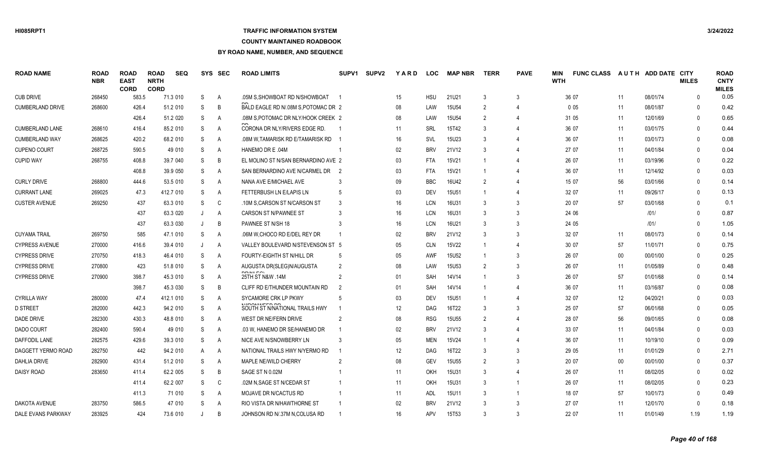HI085RPT1

# TRAFFIC INFORMATION SYSTEM

## COUNTY MAINTAINED ROADBOOK

## BY ROAD NAME, NUMBER, AND SEQUENCE

3/24/2022

| ROAD NAME | ROAD NBR | ROAD EAST CORD | ROAD NRTH CORD | SEQ | SYS | SEC | ROAD LIMITS | SUPV1 | SUPV2 | YARD | LOC | MAP NBR | TERR | PAVE | MIN WTH | FUNC CLASS | AUTH | ADD DATE | CITY MILES | ROAD CNTY MILES |
|---|---|---|---|---|---|---|---|---|---|---|---|---|---|---|---|---|---|---|---|---|
| CUB DRIVE | 268450 | 583.5 | 71.3 | 010 | S | A | .05M S,SHOWBOAT RD N/SHOWBOAT RD | 1 | | 15 | HSU | 21U21 | 3 | 3 | 36 | 07 | 11 | 08/01/74 | 0 | 0.05 |
| CUMBERLAND DRIVE | 268600 | 426.4 | 51.2 | 010 | S | B | BALD EAGLE RD N/.08M S,POTOMAC DR | 2 | | 08 | LAW | 15U54 | 2 | 4 | 0 | 05 | 11 | 08/01/87 | 0 | 0.42 |
| | | 426.4 | 51.2 | 020 | S | A | .08M S,POTOMAC DR NLY/HOOK CREEK RD | 2 | | 08 | LAW | 15U54 | 2 | 4 | 31 | 05 | 11 | 12/01/69 | 0 | 0.65 |
| CUMBERLAND LANE | 268610 | 416.4 | 85.2 | 010 | S | A | CORONA DR NLY/RIVERS EDGE RD. | 1 | | 11 | SRL | 15T42 | 3 | 4 | 36 | 07 | 11 | 03/01/75 | 0 | 0.44 |
| CUMBERLAND WAY | 268625 | 420.2 | 68.2 | 010 | S | A | .08M W,TAMARISK RD E/TAMARISK RD | 1 | | 16 | SVL | 15U23 | 3 | 4 | 36 | 07 | 11 | 03/01/73 | 0 | 0.08 |
| CUPENO COURT | 268725 | 590.5 | 49 | 010 | S | A | HANEMO DR E .04M | 1 | | 02 | BRV | 21V12 | 3 | 4 | 27 | 07 | 11 | 04/01/84 | 0 | 0.04 |
| CUPID WAY | 268755 | 408.8 | 39.7 | 040 | S | B | EL MOLINO ST N/SAN BERNARDINO AVE | 2 | | 03 | FTA | 15V21 | 1 | 4 | 26 | 07 | 11 | 03/19/96 | 0 | 0.22 |
| | | 408.8 | 39.9 | 050 | S | A | SAN BERNARDINO AVE N/CARMEL DR | 2 | | 03 | FTA | 15V21 | 1 | 4 | 36 | 07 | 11 | 12/14/92 | 0 | 0.03 |
| CURLY DRIVE | 268800 | 444.6 | 53.5 | 010 | S | A | NANA AVE E/MICHAEL AVE | 3 | | 09 | BBC | 16U42 | 2 | 4 | 15 | 07 | 56 | 03/01/66 | 0 | 0.14 |
| CURRANT LANE | 269025 | 47.3 | 412.7 | 010 | S | A | FETTERBUSH LN E/LAPIS LN | 5 | | 03 | DEV | 15U51 | 1 | 4 | 32 | 07 | 11 | 09/26/17 | 0 | 0.13 |
| CUSTER AVENUE | 269250 | 437 | 63.3 | 010 | S | C | .10M S,CARSON ST N/CARSON ST | 3 | | 16 | LCN | 16U31 | 3 | 3 | 20 | 07 | 57 | 03/01/68 | 0 | 0.1 |
| | | 437 | 63.3 | 020 | J | A | CARSON ST N/PAWNEE ST | 3 | | 16 | LCN | 16U31 | 3 | 3 | 24 | 06 | | /01/ | 0 | 0.87 |
| | | 437 | 63.3 | 030 | J | B | PAWNEE ST N/SH 18 | 3 | | 16 | LCN | 16U21 | 3 | 3 | 24 | 05 | | /01/ | 0 | 1.05 |
| CUYAMA TRAIL | 269750 | 585 | 47.1 | 010 | S | A | .06M W,CHOCO RD E/DEL REY DR | 1 | | 02 | BRV | 21V12 | 3 | 3 | 32 | 07 | 11 | 08/01/73 | 0 | 0.14 |
| CYPRESS AVENUE | 270000 | 416.6 | 39.4 | 010 | J | A | VALLEY BOULEVARD N/STEVENSON ST | 5 | | 05 | CLN | 15V22 | 1 | 4 | 30 | 07 | 57 | 11/01/71 | 0 | 0.75 |
| CYPRESS DRIVE | 270750 | 418.3 | 46.4 | 010 | S | A | FOURTY-EIGHTH ST N/HILL DR | 5 | | 05 | AWF | 15U52 | 1 | 3 | 26 | 07 | 00 | 00/01/00 | 0 | 0.25 |
| CYPRESS DRIVE | 270800 | 423 | 51.8 | 010 | S | A | AUGUSTA DR(SLEG)N/AUGUSTA DR(NLEG) | 2 | | 08 | LAW | 15U53 | 2 | 3 | 26 | 07 | 11 | 01/05/89 | 0 | 0.48 |
| CYPRESS DRIVE | 270900 | 398.7 | 45.3 | 010 | S | A | 25TH ST N&W .14M | 2 | | 01 | SAH | 14V14 | 1 | 3 | 26 | 07 | 57 | 01/01/68 | 0 | 0.14 |
| | | 398.7 | 45.3 | 030 | S | B | CLIFF RD E/THUNDER MOUNTAIN RD | 2 | | 01 | SAH | 14V14 | 1 | 4 | 36 | 07 | 11 | 03/16/87 | 0 | 0.08 |
| CYRILLA WAY | 280000 | 47.4 | 412.1 | 010 | S | A | SYCAMORE CRK LP PKWY N/DOWNWEED DR | 5 | | 03 | DEV | 15U51 | 1 | 4 | 32 | 07 | 12 | 04/20/21 | 0 | 0.03 |
| D STREET | 282000 | 442.3 | 94.2 | 010 | S | A | SOUTH ST N/NATIONAL TRAILS HWY | 1 | | 12 | DAG | 16T22 | 3 | 3 | 25 | 07 | 57 | 06/01/68 | 0 | 0.05 |
| DADE DRIVE | 282300 | 430.3 | 48.8 | 010 | S | A | WEST DR NE/FERN DRIVE | 2 | | 08 | RSG | 15U55 | 2 | 4 | 28 | 07 | 56 | 09/01/65 | 0 | 0.08 |
| DADO COURT | 282400 | 590.4 | 49 | 010 | S | A | .03 W, HANEMO DR SE/HANEMO DR | 1 | | 02 | BRV | 21V12 | 3 | 4 | 33 | 07 | 11 | 04/01/84 | 0 | 0.03 |
| DAFFODIL LANE | 282575 | 429.6 | 39.3 | 010 | S | A | NICE AVE N/SNOWBERRY LN | 3 | | 05 | MEN | 15V24 | 1 | 4 | 36 | 07 | 11 | 10/19/10 | 0 | 0.09 |
| DAGGETT YERMO ROAD | 282750 | 442 | 94.2 | 010 | A | A | NATIONAL TRAILS HWY N/YERMO RD | 1 | | 12 | DAG | 16T22 | 3 | 3 | 29 | 05 | 11 | 01/01/29 | 0 | 2.71 |
| DAHLIA DRIVE | 282900 | 431.4 | 51.2 | 010 | S | A | MAPLE NE/WILD CHERRY | 2 | | 08 | GEV | 15U55 | 2 | 3 | 20 | 07 | 00 | 00/01/00 | 0 | 0.37 |
| DAISY ROAD | 283650 | 411.4 | 62.2 | 005 | S | B | SAGE ST N 0.02M | 1 | | 11 | OKH | 15U31 | 3 | 4 | 26 | 07 | 11 | 08/02/05 | 0 | 0.02 |
| | | 411.4 | 62.2 | 007 | S | C | .02M N,SAGE ST N/CEDAR ST | 1 | | 11 | OKH | 15U31 | 3 | 1 | 26 | 07 | 11 | 08/02/05 | 0 | 0.23 |
| | | 411.3 | 71 | 010 | S | A | MOJAVE DR N/CACTUS RD | 1 | | 11 | ADL | 15U11 | 3 | 1 | 18 | 07 | 57 | 10/01/73 | 0 | 0.49 |
| DAKOTA AVENUE | 283750 | 586.5 | 47 | 010 | S | A | RIO VISTA DR N/HAWTHORNE ST | 1 | | 02 | BRV | 21V12 | 3 | 3 | 27 | 07 | 11 | 12/01/70 | 0 | 0.18 |
| DALE EVANS PARKWAY | 283925 | 424 | 73.6 | 010 | J | B | JOHNSON RD N/.37M N,COLUSA RD | 1 | | 16 | APV | 15T53 | 3 | 3 | 22 | 07 | 11 | 01/01/49 | 1.19 | 1.19 |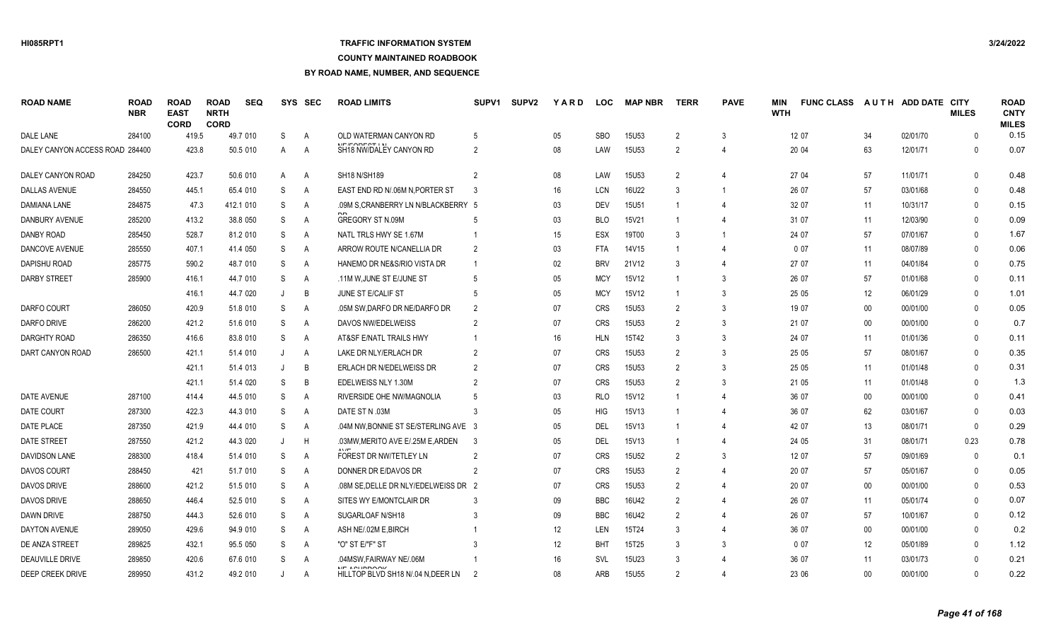**HI085RPT1**

**TRAFFIC INFORMATION SYSTEM**

**COUNTY MAINTAINED ROADBOOK**

**BY ROAD NAME, NUMBER, AND SEQUENCE**

3/24/2022

| ROAD NAME | ROAD NBR | ROAD EAST CORD | ROAD NRTH CORD | SEQ | SYS | SEC | ROAD LIMITS | SUPV1 | SUPV2 | YARD | LOC | MAP NBR | TERR | PAVE | MIN WTH | FUNC CLASS | AUTH | ADD DATE | CITY MILES | ROAD CNTY MILES |
|---|---|---|---|---|---|---|---|---|---|---|---|---|---|---|---|---|---|---|---|---|
| DALE LANE | 284100 | 419.5 | 49.7 | 010 | S | A | OLD WATERMAN CANYON RD | 5 | | 05 | SBO | 15U53 | 2 | 3 | 12 | 07 | 34 | 02/01/70 | 0 | 0.15 |
| DALEY CANYON ACCESS ROAD | 284400 | 423.8 | 50.5 | 010 | A | A | SH18 NW/DALEY CANYON RD | 2 | | 08 | LAW | 15U53 | 2 | 4 | 20 | 04 | 63 | 12/01/71 | 0 | 0.07 |
| DALEY CANYON ROAD | 284250 | 423.7 | 50.6 | 010 | A | A | SH18 N/SH189 | 2 | | 08 | LAW | 15U53 | 2 | 4 | 27 | 04 | 57 | 11/01/71 | 0 | 0.48 |
| DALLAS AVENUE | 284550 | 445.1 | 65.4 | 010 | S | A | EAST END RD N/.06M N,PORTER ST | 3 | | 16 | LCN | 16U22 | 3 | 1 | 26 | 07 | 57 | 03/01/68 | 0 | 0.48 |
| DAMIANA LANE | 284875 | 47.3 | 412.1 | 010 | S | A | .09M S,CRANBERRY LN N/BLACKBERRY | 5 | | 03 | DEV | 15U51 | 1 | 4 | 32 | 07 | 11 | 10/31/17 | 0 | 0.15 |
| DANBURY AVENUE | 285200 | 413.2 | 38.8 | 050 | S | A | GREGORY ST N.09M | 5 | | 03 | BLO | 15V21 | 1 | 4 | 31 | 07 | 11 | 12/03/90 | 0 | 0.09 |
| DANBY ROAD | 285450 | 528.7 | 81.2 | 010 | S | A | NATL TRLS HWY SE 1.67M | 1 | | 15 | ESX | 19T00 | 3 | 1 | 24 | 07 | 57 | 07/01/67 | 0 | 1.67 |
| DANCOVE AVENUE | 285550 | 407.1 | 41.4 | 050 | S | A | ARROW ROUTE N/CANELLIA DR | 2 | | 03 | FTA | 14V15 | 1 | 4 | 0 | 07 | 11 | 08/07/89 | 0 | 0.06 |
| DAPISHU ROAD | 285775 | 590.2 | 48.7 | 010 | S | A | HANEMO DR NE&S/RIO VISTA DR | 1 | | 02 | BRV | 21V12 | 3 | 4 | 27 | 07 | 11 | 04/01/84 | 0 | 0.75 |
| DARBY STREET | 285900 | 416.1 | 44.7 | 010 | S | A | .11M W,JUNE ST E/JUNE ST | 5 | | 05 | MCY | 15V12 | 1 | 3 | 26 | 07 | 57 | 01/01/68 | 0 | 0.11 |
| | | 416.1 | 44.7 | 020 | J | B | JUNE ST E/CALIF ST | 5 | | 05 | MCY | 15V12 | 1 | 3 | 25 | 05 | 12 | 06/01/29 | 0 | 1.01 |
| DARFO COURT | 286050 | 420.9 | 51.8 | 010 | S | A | .05M SW,DARFO DR NE/DARFO DR | 2 | | 07 | CRS | 15U53 | 2 | 3 | 19 | 07 | 00 | 00/01/00 | 0 | 0.05 |
| DARFO DRIVE | 286200 | 421.2 | 51.6 | 010 | S | A | DAVOS NW/EDELWEISS | 2 | | 07 | CRS | 15U53 | 2 | 3 | 21 | 07 | 00 | 00/01/00 | 0 | 0.7 |
| DARGHTY ROAD | 286350 | 416.6 | 83.8 | 010 | S | A | AT&SF E/NATL TRAILS HWY | 1 | | 16 | HLN | 15T42 | 3 | 3 | 24 | 07 | 11 | 01/01/36 | 0 | 0.11 |
| DART CANYON ROAD | 286500 | 421.1 | 51.4 | 010 | J | A | LAKE DR NLY/ERLACH DR | 2 | | 07 | CRS | 15U53 | 2 | 3 | 25 | 05 | 57 | 08/01/67 | 0 | 0.35 |
| | | 421.1 | 51.4 | 013 | J | B | ERLACH DR N/EDELWEISS DR | 2 | | 07 | CRS | 15U53 | 2 | 3 | 25 | 05 | 11 | 01/01/48 | 0 | 0.31 |
| | | 421.1 | 51.4 | 020 | S | B | EDELWEISS NLY 1.30M | 2 | | 07 | CRS | 15U53 | 2 | 3 | 21 | 05 | 11 | 01/01/48 | 0 | 1.3 |
| DATE AVENUE | 287100 | 414.4 | 44.5 | 010 | S | A | RIVERSIDE OHE NW/MAGNOLIA | 5 | | 03 | RLO | 15V12 | 1 | 4 | 36 | 07 | 00 | 00/01/00 | 0 | 0.41 |
| DATE COURT | 287300 | 422.3 | 44.3 | 010 | S | A | DATE ST N .03M | 3 | | 05 | HIG | 15V13 | 1 | 4 | 36 | 07 | 62 | 03/01/67 | 0 | 0.03 |
| DATE PLACE | 287350 | 421.9 | 44.4 | 010 | S | A | .04M NW,BONNIE ST SE/STERLING AVE | 3 | | 05 | DEL | 15V13 | 1 | 4 | 42 | 07 | 13 | 08/01/71 | 0 | 0.29 |
| DATE STREET | 287550 | 421.2 | 44.3 | 020 | J | H | .03MW,MERITO AVE E/.25M E,ARDEN | 3 | | 05 | DEL | 15V13 | 1 | 4 | 24 | 05 | 31 | 08/01/71 | 0.23 | 0.78 |
| DAVIDSON LANE | 288300 | 418.4 | 51.4 | 010 | S | A | FOREST DR NW/TETLEY LN | 2 | | 07 | CRS | 15U52 | 2 | 3 | 12 | 07 | 57 | 09/01/69 | 0 | 0.1 |
| DAVOS COURT | 288450 | 421 | 51.7 | 010 | S | A | DONNER DR E/DAVOS DR | 2 | | 07 | CRS | 15U53 | 2 | 4 | 20 | 07 | 57 | 05/01/67 | 0 | 0.05 |
| DAVOS DRIVE | 288600 | 421.2 | 51.5 | 010 | S | A | .08M SE,DELLE DR NLY/EDELWEISS DR | 2 | | 07 | CRS | 15U53 | 2 | 4 | 20 | 07 | 00 | 00/01/00 | 0 | 0.53 |
| DAVOS DRIVE | 288650 | 446.4 | 52.5 | 010 | S | A | SITES WY E/MONTCLAIR DR | 3 | | 09 | BBC | 16U42 | 2 | 4 | 26 | 07 | 11 | 05/01/74 | 0 | 0.07 |
| DAWN DRIVE | 288750 | 444.3 | 52.6 | 010 | S | A | SUGARLOAF N/SH18 | 3 | | 09 | BBC | 16U42 | 2 | 4 | 26 | 07 | 57 | 10/01/67 | 0 | 0.12 |
| DAYTON AVENUE | 289050 | 429.6 | 94.9 | 010 | S | A | ASH NE/.02M E,BIRCH | 1 | | 12 | LEN | 15T24 | 3 | 4 | 36 | 07 | 00 | 00/01/00 | 0 | 0.2 |
| DE ANZA STREET | 289825 | 432.1 | 95.5 | 050 | S | A | "O" ST E/"F" ST | 3 | | 12 | BHT | 15T25 | 3 | 3 | 0 | 07 | 12 | 05/01/89 | 0 | 1.12 |
| DEAUVILLE DRIVE | 289850 | 420.6 | 67.6 | 010 | S | A | .04MSW,FAIRWAY NE/.06M | 1 | | 16 | SVL | 15U23 | 3 | 4 | 36 | 07 | 11 | 03/01/73 | 0 | 0.21 |
| DEEP CREEK DRIVE | 289950 | 431.2 | 49.2 | 010 | J | A | HILLTOP BLVD SH18 N/.04 N,DEER LN | 2 | | 08 | ARB | 15U55 | 2 | 4 | 23 | 06 | 00 | 00/01/00 | 0 | 0.22 |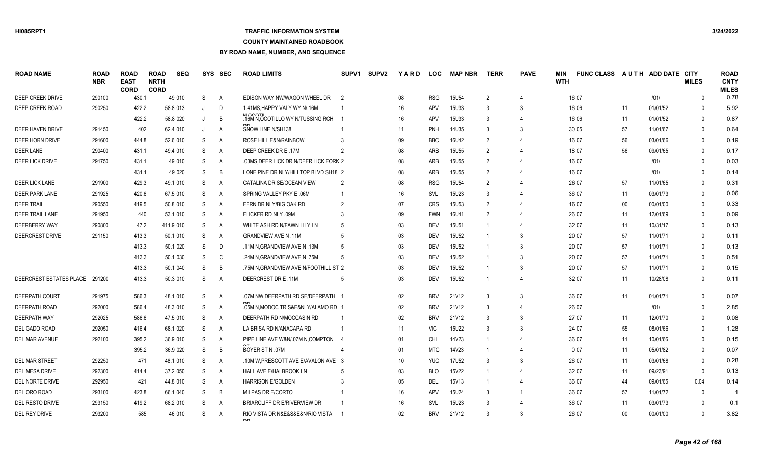**TRAFFIC INFORMATION SYSTEM**

**COUNTY MAINTAINED ROADBOOK**

**BY ROAD NAME, NUMBER, AND SEQUENCE**

HI085RPT1 3/24/2022

| ROAD NAME | ROAD NBR | ROAD EAST CORD | ROAD NRTH CORD | SEQ | SYS | SEC | ROAD LIMITS | SUPV1 | SUPV2 | YARD | LOC | MAP NBR | TERR | PAVE | MIN WTH | FUNC CLASS | AUTH | ADD DATE | CITY MILES | ROAD CNTY MILES |
|---|---|---|---|---|---|---|---|---|---|---|---|---|---|---|---|---|---|---|---|---|
| DEEP CREEK DRIVE | 290100 | 430.1 | 49 | 010 | S | A | EDISON WAY NW/WAGON WHEEL DR | 2 | | 08 | RSG | 15U54 | 2 | 4 | 16 | 07 | | /01/ | 0 | 0.78 |
| DEEP CREEK ROAD | 290250 | 422.2 | 58.8 | 013 | J | D | 1.41MS,HAPPY VALY WY N/.16M N OCOTILL | 1 | | 16 | APV | 15U33 | 3 | 3 | 16 | 06 | 11 | 01/01/52 | 0 | 5.92 |
| | | 422.2 | 58.8 | 020 | J | B | .16M N,OCOTILLO WY N/TUSSING RCH RD | 1 | | 16 | APV | 15U33 | 3 | 4 | 16 | 06 | 11 | 01/01/52 | 0 | 0.87 |
| DEER HAVEN DRIVE | 291450 | 402 | 62.4 | 010 | J | A | SNOW LINE N/SH138 | 1 | | 11 | PNH | 14U35 | 3 | 3 | 30 | 05 | 57 | 11/01/67 | 0 | 0.64 |
| DEER HORN DRIVE | 291600 | 444.8 | 52.6 | 010 | S | A | ROSE HILL E&N/RAINBOW | 3 | | 09 | BBC | 16U42 | 2 | 4 | 16 | 07 | 56 | 03/01/66 | 0 | 0.19 |
| DEER LANE | 290400 | 431.1 | 49.4 | 010 | S | A | DEEP CREEK DR E .17M | 2 | | 08 | ARB | 15U55 | 2 | 4 | 18 | 07 | 56 | 09/01/65 | 0 | 0.17 |
| DEER LICK DRIVE | 291750 | 431.1 | 49 | 010 | S | A | .03MS,DEER LICK DR N/DEER LICK FORK 2 | | | 08 | ARB | 15U55 | 2 | 4 | 16 | 07 | | /01/ | 0 | 0.03 |
| | | 431.1 | 49 | 020 | S | B | LONE PINE DR NLY/HILLTOP BLVD SH18 2 | | | 08 | ARB | 15U55 | 2 | 4 | 16 | 07 | | /01/ | 0 | 0.14 |
| DEER LICK LANE | 291900 | 429.3 | 49.1 | 010 | S | A | CATALINA DR SE/OCEAN VIEW | 2 | | 08 | RSG | 15U54 | 2 | 4 | 26 | 07 | 57 | 11/01/65 | 0 | 0.31 |
| DEER PARK LANE | 291925 | 420.6 | 67.5 | 010 | S | A | SPRING VALLEY PKY E .06M | 1 | | 16 | SVL | 15U23 | 3 | 4 | 36 | 07 | 11 | 03/01/73 | 0 | 0.06 |
| DEER TRAIL | 290550 | 419.5 | 50.8 | 010 | S | A | FERN DR NLY/BIG OAK RD | 2 | | 07 | CRS | 15U53 | 2 | 4 | 16 | 07 | 00 | 00/01/00 | 0 | 0.33 |
| DEER TRAIL LANE | 291950 | 440 | 53.1 | 010 | S | A | FLICKER RD NLY .09M | 3 | | 09 | FWN | 16U41 | 2 | 4 | 26 | 07 | 11 | 12/01/69 | 0 | 0.09 |
| DEERBERRY WAY | 290800 | 47.2 | 411.9 | 010 | S | A | WHITE ASH RD N/FAWN LILY LN | 5 | | 03 | DEV | 15U51 | 1 | 4 | 32 | 07 | 11 | 10/31/17 | 0 | 0.13 |
| DEERCREST DRIVE | 291150 | 413.3 | 50.1 | 010 | S | A | GRANDVIEW AVE N .11M | 5 | | 03 | DEV | 15U52 | 1 | 3 | 20 | 07 | 57 | 11/01/71 | 0 | 0.11 |
| | | 413.3 | 50.1 | 020 | S | D | .11M N,GRANDVIEW AVE N .13M | 5 | | 03 | DEV | 15U52 | 1 | 3 | 20 | 07 | 57 | 11/01/71 | 0 | 0.13 |
| | | 413.3 | 50.1 | 030 | S | C | .24M N,GRANDVIEW AVE N .75M | 5 | | 03 | DEV | 15U52 | 1 | 3 | 20 | 07 | 57 | 11/01/71 | 0 | 0.51 |
| | | 413.3 | 50.1 | 040 | S | B | .75M N,GRANDVIEW AVE N/FOOTHILL ST 2 | | | 03 | DEV | 15U52 | 1 | 3 | 20 | 07 | 57 | 11/01/71 | 0 | 0.15 |
| DEERCREST ESTATES PLACE | 291200 | 413.3 | 50.3 | 010 | S | A | DEERCREST DR E .11M | 5 | | 03 | DEV | 15U52 | 1 | 4 | 32 | 07 | 11 | 10/28/08 | 0 | 0.11 |
| DEERPATH COURT | 291975 | 586.3 | 48.1 | 010 | S | A | .07M NW,DEERPATH RD SE/DEERPATH RD | 1 | | 02 | BRV | 21V12 | 3 | 3 | 36 | 07 | 11 | 01/01/71 | 0 | 0.07 |
| DEERPATH ROAD | 292000 | 586.4 | 48.3 | 010 | S | A | .05M N,MODOC TR S&E&NLY/ALAMO RD | 1 | | 02 | BRV | 21V12 | 3 | 4 | 26 | 07 | | /01/ | 0 | 2.85 |
| DEERPATH WAY | 292025 | 586.6 | 47.5 | 010 | S | A | DEERPATH RD N/MOCCASIN RD | 1 | | 02 | BRV | 21V12 | 3 | 3 | 27 | 07 | 11 | 12/01/70 | 0 | 0.08 |
| DEL GADO ROAD | 292050 | 416.4 | 68.1 | 020 | S | A | LA BRISA RD N/ANACAPA RD | 1 | | 11 | VIC | 15U22 | 3 | 3 | 24 | 07 | 55 | 08/01/66 | 0 | 1.28 |
| DEL MAR AVENUE | 292100 | 395.2 | 36.9 | 010 | S | A | PIPE LINE AVE W&N/.07M N,COMPTON ST | 4 | | 01 | CHI | 14V23 | 1 | 4 | 36 | 07 | 11 | 10/01/66 | 0 | 0.15 |
| | | 395.2 | 36.9 | 020 | S | B | BOYER ST N .07M | 4 | | 01 | MTC | 14V23 | 1 | 4 | 0 | 07 | 11 | 05/01/82 | 0 | 0.07 |
| DEL MAR STREET | 292250 | 471 | 48.1 | 010 | S | A | .10M W,PRESCOTT AVE E/AVALON AVE | 3 | | 10 | YUC | 17U52 | 3 | 3 | 26 | 07 | 11 | 03/01/68 | 0 | 0.28 |
| DEL MESA DRIVE | 292300 | 414.4 | 37.2 | 050 | S | A | HALL AVE E/HALBROOK LN | 5 | | 03 | BLO | 15V22 | 1 | 4 | 32 | 07 | 11 | 09/23/91 | 0 | 0.13 |
| DEL NORTE DRIVE | 292950 | 421 | 44.8 | 010 | S | A | HARRISON E/GOLDEN | 3 | | 05 | DEL | 15V13 | 1 | 4 | 36 | 07 | 44 | 09/01/65 | 0.04 | 0.14 |
| DEL ORO ROAD | 293100 | 423.8 | 66.1 | 040 | S | B | MILPAS DR E/CORTO | 1 | | 16 | APV | 15U24 | 3 | 1 | 36 | 07 | 57 | 11/01/72 | 0 | 1 |
| DEL RESTO DRIVE | 293150 | 419.2 | 68.2 | 010 | S | A | BRIARCLIFF DR E/RIVERVIEW DR | 1 | | 16 | SVL | 15U23 | 3 | 4 | 36 | 07 | 11 | 03/01/73 | 0 | 0.1 |
| DEL REY DRIVE | 293200 | 585 | 46 | 010 | S | A | RIO VISTA DR N&E&S&E&N/RIO VISTA DR | 1 | | 02 | BRV | 21V12 | 3 | 3 | 26 | 07 | 00 | 00/01/00 | 0 | 3.82 |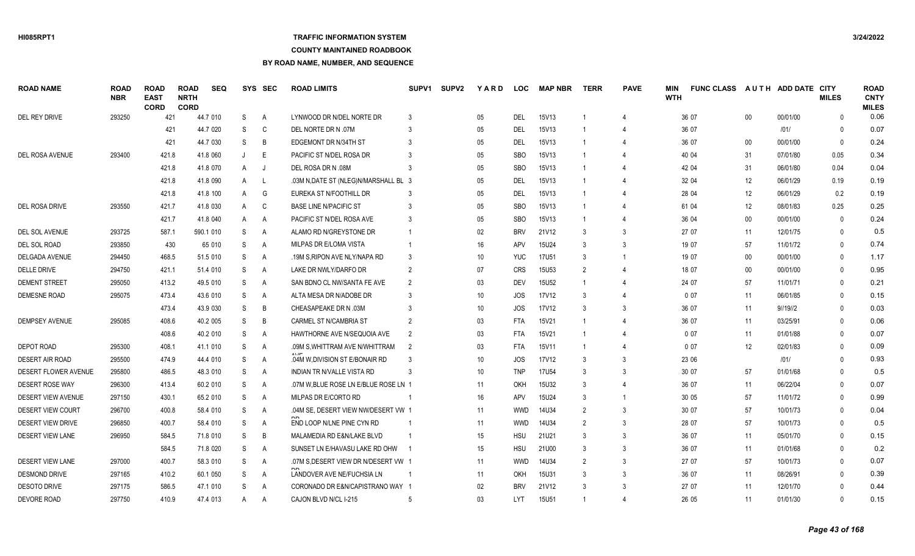**TRAFFIC INFORMATION SYSTEM**

**COUNTY MAINTAINED ROADBOOK**

**BY ROAD NAME, NUMBER, AND SEQUENCE**

HI085RPT1 3/24/2022

| ROAD NAME | ROAD NBR | ROAD EAST CORD | ROAD NRTH CORD | SEQ | SYS | SEC | ROAD LIMITS | SUPV1 | SUPV2 | YARD | LOC | MAP NBR | TERR | PAVE | MIN WTH | FUNC CLASS | AUTH | ADD DATE | CITY MILES | ROAD CNTY MILES |
|---|---|---|---|---|---|---|---|---|---|---|---|---|---|---|---|---|---|---|---|---|
| DEL REY DRIVE | 293250 | 421 | 44.7 | 010 | S | A | LYNWOOD DR N/DEL NORTE DR | 3 | | 05 | DEL | 15V13 | 1 | 4 | 36 | 07 | 00 | 00/01/00 | 0 | 0.06 |
| | | 421 | 44.7 | 020 | S | C | DEL NORTE DR N .07M | 3 | | 05 | DEL | 15V13 | 1 | 4 | 36 | 07 | | /01/ | 0 | 0.07 |
| | | 421 | 44.7 | 030 | S | B | EDGEMONT DR N/34TH ST | 3 | | 05 | DEL | 15V13 | 1 | 4 | 36 | 07 | 00 | 00/01/00 | 0 | 0.24 |
| DEL ROSA AVENUE | 293400 | 421.8 | 41.8 | 060 | J | E | PACIFIC ST N/DEL ROSA DR | 3 | | 05 | SBO | 15V13 | 1 | 4 | 40 | 04 | 31 | 07/01/80 | 0.05 | 0.34 |
| | | 421.8 | 41.8 | 070 | A | J | DEL ROSA DR N .08M | 3 | | 05 | SBO | 15V13 | 1 | 4 | 42 | 04 | 31 | 06/01/80 | 0.04 | 0.04 |
| | | 421.8 | 41.8 | 090 | A | L | .03M N,DATE ST (NLEG)N/MARSHALL BL | 3 | | 05 | DEL | 15V13 | 1 | 4 | 32 | 04 | 12 | 06/01/29 | 0.19 | 0.19 |
| | | 421.8 | 41.8 | 100 | A | G | EUREKA ST N/FOOTHILL DR | 3 | | 05 | DEL | 15V13 | 1 | 4 | 28 | 04 | 12 | 06/01/29 | 0.2 | 0.19 |
| DEL ROSA DRIVE | 293550 | 421.7 | 41.8 | 030 | A | C | BASE LINE N/PACIFIC ST | 3 | | 05 | SBO | 15V13 | 1 | 4 | 61 | 04 | 12 | 08/01/83 | 0.25 | 0.25 |
| | | 421.7 | 41.8 | 040 | A | A | PACIFIC ST N/DEL ROSA AVE | 3 | | 05 | SBO | 15V13 | 1 | 4 | 36 | 04 | 00 | 00/01/00 | 0 | 0.24 |
| DEL SOL AVENUE | 293725 | 587.1 | 590.1 | 010 | S | A | ALAMO RD N/GREYSTONE DR | 1 | | 02 | BRV | 21V12 | 3 | 3 | 27 | 07 | 11 | 12/01/75 | 0 | 0.5 |
| DEL SOL ROAD | 293850 | 430 | 65 | 010 | S | A | MILPAS DR E/LOMA VISTA | 1 | | 16 | APV | 15U24 | 3 | 3 | 19 | 07 | 57 | 11/01/72 | 0 | 0.74 |
| DELGADA AVENUE | 294450 | 468.5 | 51.5 | 010 | S | A | .19M S,RIPON AVE NLY/NAPA RD | 3 | | 10 | YUC | 17U51 | 3 | 1 | 19 | 07 | 00 | 00/01/00 | 0 | 1.17 |
| DELLE DRIVE | 294750 | 421.1 | 51.4 | 010 | S | A | LAKE DR NWLY/DARFO DR | 2 | | 07 | CRS | 15U53 | 2 | 4 | 18 | 07 | 00 | 00/01/00 | 0 | 0.95 |
| DEMENT STREET | 295050 | 413.2 | 49.5 | 010 | S | A | SAN BDNO CL NW/SANTA FE AVE | 2 | | 03 | DEV | 15U52 | 1 | 4 | 24 | 07 | 57 | 11/01/71 | 0 | 0.21 |
| DEMESNE ROAD | 295075 | 473.4 | 43.6 | 010 | S | A | ALTA MESA DR N/ADOBE DR | 3 | | 10 | JOS | 17V12 | 3 | 4 | 0 | 07 | 11 | 06/01/85 | 0 | 0.15 |
| | | 473.4 | 43.9 | 030 | S | B | CHEASAPEAKE DR N .03M | 3 | | 10 | JOS | 17V12 | 3 | 3 | 36 | 07 | 11 | 9//19//2 | 0 | 0.03 |
| DEMPSEY AVENUE | 295085 | 408.6 | 40.2 | 005 | S | B | CARMEL ST N/CAMBRIA ST | 2 | | 03 | FTA | 15V21 | 1 | 4 | 36 | 07 | 11 | 03/25/91 | 0 | 0.06 |
| | | 408.6 | 40.2 | 010 | S | A | HAWTHORNE AVE N/SEQUOIA AVE | 2 | | 03 | FTA | 15V21 | 1 | 4 | 0 | 07 | 11 | 01/01/88 | 0 | 0.07 |
| DEPOT ROAD | 295300 | 408.1 | 41.1 | 010 | S | A | .09M S,WHITTRAM AVE N/WHITTRAM AVE | 2 | | 03 | FTA | 15V11 | 1 | 4 | 0 | 07 | 12 | 02/01/83 | 0 | 0.09 |
| DESERT AIR ROAD | 295500 | 474.9 | 44.4 | 010 | S | A | .04M W,DIVISION ST E/BONAIR RD | 3 | | 10 | JOS | 17V12 | 3 | 3 | 23 | 06 | | /01/ | 0 | 0.93 |
| DESERT FLOWER AVENUE | 295800 | 486.5 | 48.3 | 010 | S | A | INDIAN TR N/VALLE VISTA RD | 3 | | 10 | TNP | 17U54 | 3 | 3 | 30 | 07 | 57 | 01/01/68 | 0 | 0.5 |
| DESERT ROSE WAY | 296300 | 413.4 | 60.2 | 010 | S | A | .07M W,BLUE ROSE LN E/BLUE ROSE LN | 1 | | 11 | OKH | 15U32 | 3 | 4 | 36 | 07 | 11 | 06/22/04 | 0 | 0.07 |
| DESERT VIEW AVENUE | 297150 | 430.1 | 65.2 | 010 | S | A | MILPAS DR E/CORTO RD | 1 | | 16 | APV | 15U24 | 3 | 1 | 30 | 05 | 57 | 11/01/72 | 0 | 0.99 |
| DESERT VIEW COURT | 296700 | 400.8 | 58.4 | 010 | S | A | .04M SE, DESERT VIEW NW/DESERT VW DR | 1 | | 11 | WWD | 14U34 | 2 | 3 | 30 | 07 | 57 | 10/01/73 | 0 | 0.04 |
| DESERT VIEW DRIVE | 296850 | 400.7 | 58.4 | 010 | S | A | END LOOP N/LNE PINE CYN RD | 1 | | 11 | WWD | 14U34 | 2 | 3 | 28 | 07 | 57 | 10/01/73 | 0 | 0.5 |
| DESERT VIEW LANE | 296950 | 584.5 | 71.8 | 010 | S | B | MALAMEDIA RD E&N/LAKE BLVD | 1 | | 15 | HSU | 21U21 | 3 | 3 | 36 | 07 | 11 | 05/01/70 | 0 | 0.15 |
| | | 584.5 | 71.8 | 020 | S | A | SUNSET LN E/HAVASU LAKE RD OHW | 1 | | 15 | HSU | 21U00 | 3 | 3 | 36 | 07 | 11 | 01/01/68 | 0 | 0.2 |
| DESERT VIEW LANE | 297000 | 400.7 | 58.3 | 010 | S | A | .07M S,DESERT VIEW DR N/DESERT VW DR | 1 | | 11 | WWD | 14U34 | 2 | 3 | 27 | 07 | 57 | 10/01/73 | 0 | 0.07 |
| DESMOND DRIVE | 297165 | 410.2 | 60.1 | 050 | S | A | LANDOVER AVE NE/FUCHSIA LN | 1 | | 11 | OKH | 15U31 | 3 | 3 | 36 | 07 | 11 | 08/26/91 | 0 | 0.39 |
| DESOTO DRIVE | 297175 | 586.5 | 47.1 | 010 | S | A | CORONADO DR E&N/CAPISTRANO WAY | 1 | | 02 | BRV | 21V12 | 3 | 3 | 27 | 07 | 11 | 12/01/70 | 0 | 0.44 |
| DEVORE ROAD | 297750 | 410.9 | 47.4 | 013 | A | A | CAJON BLVD N/CL I-215 | 5 | | 03 | LYT | 15U51 | 1 | 4 | 26 | 05 | 11 | 01/01/30 | 0 | 0.15 |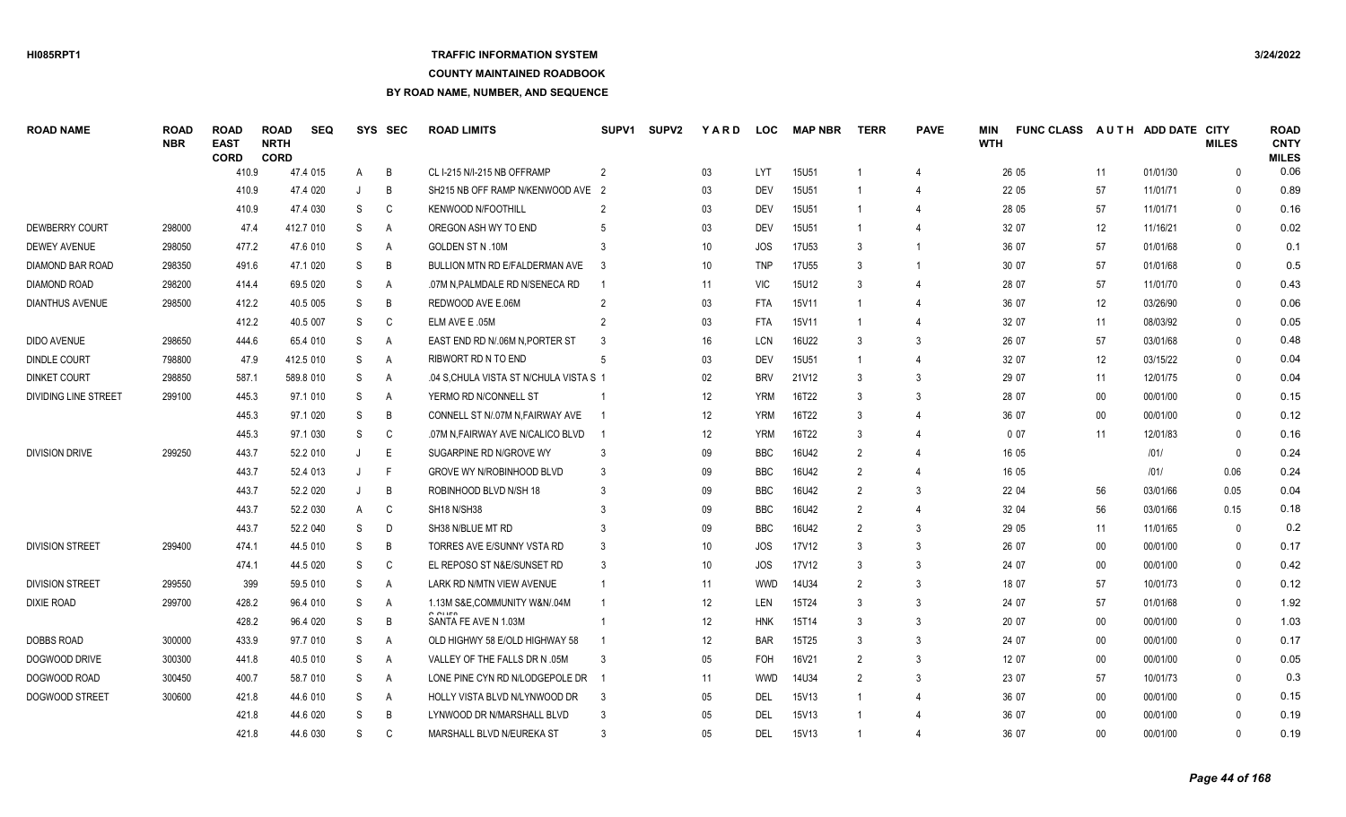# TRAFFIC INFORMATION SYSTEM

## COUNTY MAINTAINED ROADBOOK

### BY ROAD NAME, NUMBER, AND SEQUENCE

| ROAD NAME | ROAD NBR | ROAD EAST CORD | ROAD NRTH CORD | SEQ | SYS | SEC | ROAD LIMITS | SUPV1 | SUPV2 | YARD | LOC | MAP NBR | TERR | PAVE | MIN WTH | FUNC CLASS | AUTH | ADD DATE | CITY MILES | ROAD CNTY MILES |
|---|---|---|---|---|---|---|---|---|---|---|---|---|---|---|---|---|---|---|---|---|
| | | 410.9 | 47.4 | 015 | A | B | CL I-215 N/I-215 NB OFFRAMP | 2 | | 03 | LYT | 15U51 | 1 | 4 | 26 | 05 | 11 | 01/01/30 | 0 | 0.06 |
| | | 410.9 | 47.4 | 020 | J | B | SH215 NB OFF RAMP N/KENWOOD AVE | 2 | | 03 | DEV | 15U51 | 1 | 4 | 22 | 05 | 57 | 11/01/71 | 0 | 0.89 |
| | | 410.9 | 47.4 | 030 | S | C | KENWOOD N/FOOTHILL | 2 | | 03 | DEV | 15U51 | 1 | 4 | 28 | 05 | 57 | 11/01/71 | 0 | 0.16 |
| DEWBERRY COURT | 298000 | 47.4 | 412.7 | 010 | S | A | OREGON ASH WY TO END | 5 | | 03 | DEV | 15U51 | 1 | 4 | 32 | 07 | 12 | 11/16/21 | 0 | 0.02 |
| DEWEY AVENUE | 298050 | 477.2 | 47.6 | 010 | S | A | GOLDEN ST N .10M | 3 | | 10 | JOS | 17U53 | 3 | 1 | 36 | 07 | 57 | 01/01/68 | 0 | 0.1 |
| DIAMOND BAR ROAD | 298350 | 491.6 | 47.1 | 020 | S | B | BULLION MTN RD E/FALDERMAN AVE | 3 | | 10 | TNP | 17U55 | 3 | 1 | 30 | 07 | 57 | 01/01/68 | 0 | 0.5 |
| DIAMOND ROAD | 298200 | 414.4 | 69.5 | 020 | S | A | .07M N,PALMDALE RD N/SENECA RD | 1 | | 11 | VIC | 15U12 | 3 | 4 | 28 | 07 | 57 | 11/01/70 | 0 | 0.43 |
| DIANTHUS AVENUE | 298500 | 412.2 | 40.5 | 005 | S | B | REDWOOD AVE E.06M | 2 | | 03 | FTA | 15V11 | 1 | 4 | 36 | 07 | 12 | 03/26/90 | 0 | 0.06 |
| | | 412.2 | 40.5 | 007 | S | C | ELM AVE E .05M | 2 | | 03 | FTA | 15V11 | 1 | 4 | 32 | 07 | 11 | 08/03/92 | 0 | 0.05 |
| DIDO AVENUE | 298650 | 444.6 | 65.4 | 010 | S | A | EAST END RD N/.06M N,PORTER ST | 3 | | 16 | LCN | 16U22 | 3 | 3 | 26 | 07 | 57 | 03/01/68 | 0 | 0.48 |
| DINDLE COURT | 798800 | 47.9 | 412.5 | 010 | S | A | RIBWORT RD N TO END | 5 | | 03 | DEV | 15U51 | 1 | 4 | 32 | 07 | 12 | 03/15/22 | 0 | 0.04 |
| DINKET COURT | 298850 | 587.1 | 589.8 | 010 | S | A | .04 S,CHULA VISTA ST N/CHULA VISTA S | 1 | | 02 | BRV | 21V12 | 3 | 3 | 29 | 07 | 11 | 12/01/75 | 0 | 0.04 |
| DIVIDING LINE STREET | 299100 | 445.3 | 97.1 | 010 | S | A | YERMO RD N/CONNELL ST | 1 | | 12 | YRM | 16T22 | 3 | 3 | 28 | 07 | 00 | 00/01/00 | 0 | 0.15 |
| | | 445.3 | 97.1 | 020 | S | B | CONNELL ST N/.07M N,FAIRWAY AVE | 1 | | 12 | YRM | 16T22 | 3 | 4 | 36 | 07 | 00 | 00/01/00 | 0 | 0.12 |
| | | 445.3 | 97.1 | 030 | S | C | .07M N,FAIRWAY AVE N/CALICO BLVD | 1 | | 12 | YRM | 16T22 | 3 | 4 | 0 | 07 | 11 | 12/01/83 | 0 | 0.16 |
| DIVISION DRIVE | 299250 | 443.7 | 52.2 | 010 | J | E | SUGARPINE RD N/GROVE WY | 3 | | 09 | BBC | 16U42 | 2 | 4 | 16 | 05 | | /01/ | 0 | 0.24 |
| | | 443.7 | 52.4 | 013 | J | F | GROVE WY N/ROBINHOOD BLVD | 3 | | 09 | BBC | 16U42 | 2 | 4 | 16 | 05 | | /01/ | 0.06 | 0.24 |
| | | 443.7 | 52.2 | 020 | J | B | ROBINHOOD BLVD N/SH 18 | 3 | | 09 | BBC | 16U42 | 2 | 3 | 22 | 04 | 56 | 03/01/66 | 0.05 | 0.04 |
| | | 443.7 | 52.2 | 030 | A | C | SH18 N/SH38 | 3 | | 09 | BBC | 16U42 | 2 | 4 | 32 | 04 | 56 | 03/01/66 | 0.15 | 0.18 |
| | | 443.7 | 52.2 | 040 | S | D | SH38 N/BLUE MT RD | 3 | | 09 | BBC | 16U42 | 2 | 3 | 29 | 05 | 11 | 11/01/65 | 0 | 0.2 |
| DIVISION STREET | 299400 | 474.1 | 44.5 | 010 | S | B | TORRES AVE E/SUNNY VSTA RD | 3 | | 10 | JOS | 17V12 | 3 | 3 | 26 | 07 | 00 | 00/01/00 | 0 | 0.17 |
| | | 474.1 | 44.5 | 020 | S | C | EL REPOSO ST N&E/SUNSET RD | 3 | | 10 | JOS | 17V12 | 3 | 3 | 24 | 07 | 00 | 00/01/00 | 0 | 0.42 |
| DIVISION STREET | 299550 | 399 | 59.5 | 010 | S | A | LARK RD N/MTN VIEW AVENUE | 1 | | 11 | WWD | 14U34 | 2 | 3 | 18 | 07 | 57 | 10/01/73 | 0 | 0.12 |
| DIXIE ROAD | 299700 | 428.2 | 96.4 | 010 | S | A | 1.13M S&E,COMMUNITY W&N/.04M | 1 | | 12 | LEN | 15T24 | 3 | 3 | 24 | 07 | 57 | 01/01/68 | 0 | 1.92 |
| | | 428.2 | 96.4 | 020 | S | B | SANTA FE AVE N 1.03M | 1 | | 12 | HNK | 15T14 | 3 | 3 | 20 | 07 | 00 | 00/01/00 | 0 | 1.03 |
| DOBBS ROAD | 300000 | 433.9 | 97.7 | 010 | S | A | OLD HIGHWY 58 E/OLD HIGHWAY 58 | 1 | | 12 | BAR | 15T25 | 3 | 3 | 24 | 07 | 00 | 00/01/00 | 0 | 0.17 |
| DOGWOOD DRIVE | 300300 | 441.8 | 40.5 | 010 | S | A | VALLEY OF THE FALLS DR N .05M | 3 | | 05 | FOH | 16V21 | 2 | 3 | 12 | 07 | 00 | 00/01/00 | 0 | 0.05 |
| DOGWOOD ROAD | 300450 | 400.7 | 58.7 | 010 | S | A | LONE PINE CYN RD N/LODGEPOLE DR | 1 | | 11 | WWD | 14U34 | 2 | 3 | 23 | 07 | 57 | 10/01/73 | 0 | 0.3 |
| DOGWOOD STREET | 300600 | 421.8 | 44.6 | 010 | S | A | HOLLY VISTA BLVD N/LYNWOOD DR | 3 | | 05 | DEL | 15V13 | 1 | 4 | 36 | 07 | 00 | 00/01/00 | 0 | 0.15 |
| | | 421.8 | 44.6 | 020 | S | B | LYNWOOD DR N/MARSHALL BLVD | 3 | | 05 | DEL | 15V13 | 1 | 4 | 36 | 07 | 00 | 00/01/00 | 0 | 0.19 |
| | | 421.8 | 44.6 | 030 | S | C | MARSHALL BLVD N/EUREKA ST | 3 | | 05 | DEL | 15V13 | 1 | 4 | 36 | 07 | 00 | 00/01/00 | 0 | 0.19 |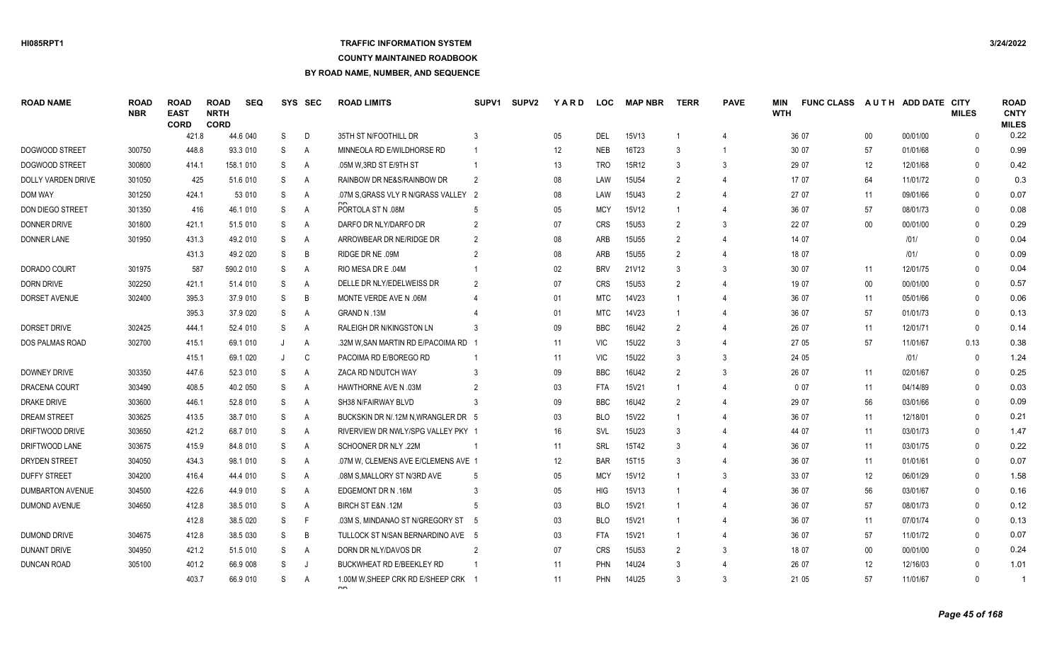**HI085RPT1** **TRAFFIC INFORMATION SYSTEM** **3/24/2022**

**COUNTY MAINTAINED ROADBOOK**

**BY ROAD NAME, NUMBER, AND SEQUENCE**

| ROAD NAME | ROAD NBR | ROAD EAST CORD | ROAD NRTH CORD | SEQ | SYS | SEC | ROAD LIMITS | SUPV1 | SUPV2 | YARD | LOC | MAP NBR | TERR | PAVE | MIN WTH | FUNC CLASS | AUTH | ADD DATE | CITY MILES | ROAD CNTY MILES |
|---|---|---|---|---|---|---|---|---|---|---|---|---|---|---|---|---|---|---|---|---|
| | | 421.8 | 44.6 | 040 | S | D | 35TH ST N/FOOTHILL DR | 3 | | 05 | DEL | 15V13 | 1 | 4 | 36 | 07 | 00 | 00/01/00 | 0 | 0.22 |
| DOGWOOD STREET | 300750 | 448.8 | 93.3 | 010 | S | A | MINNEOLA RD E/WILDHORSE RD | 1 | | 12 | NEB | 16T23 | 3 | 1 | 30 | 07 | 57 | 01/01/68 | 0 | 0.99 |
| DOGWOOD STREET | 300800 | 414.1 | 158.1 | 010 | S | A | .05M W,3RD ST E/9TH ST | 1 | | 13 | TRO | 15R12 | 3 | 3 | 29 | 07 | 12 | 12/01/68 | 0 | 0.42 |
| DOLLY VARDEN DRIVE | 301050 | 425 | 51.6 | 010 | S | A | RAINBOW DR NE&S/RAINBOW DR | 2 | | 08 | LAW | 15U54 | 2 | 4 | 17 | 07 | 64 | 11/01/72 | 0 | 0.3 |
| DOM WAY | 301250 | 424.1 | 53 | 010 | S | A | .07M S,GRASS VLY R N/GRASS VALLEY RD | 2 | | 08 | LAW | 15U43 | 2 | 4 | 27 | 07 | 11 | 09/01/66 | 0 | 0.07 |
| DON DIEGO STREET | 301350 | 416 | 46.1 | 010 | S | A | PORTOLA ST N .08M | 5 | | 05 | MCY | 15V12 | 1 | 4 | 36 | 07 | 57 | 08/01/73 | 0 | 0.08 |
| DONNER DRIVE | 301800 | 421.1 | 51.5 | 010 | S | A | DARFO DR NLY/DARFO DR | 2 | | 07 | CRS | 15U53 | 2 | 3 | 22 | 07 | 00 | 00/01/00 | 0 | 0.29 |
| DONNER LANE | 301950 | 431.3 | 49.2 | 010 | S | A | ARROWBEAR DR NE/RIDGE DR | 2 | | 08 | ARB | 15U55 | 2 | 4 | 14 | 07 | | /01/ | 0 | 0.04 |
| | | 431.3 | 49.2 | 020 | S | B | RIDGE DR NE .09M | 2 | | 08 | ARB | 15U55 | 2 | 4 | 18 | 07 | | /01/ | 0 | 0.09 |
| DORADO COURT | 301975 | 587 | 590.2 | 010 | S | A | RIO MESA DR E .04M | 1 | | 02 | BRV | 21V12 | 3 | 3 | 30 | 07 | 11 | 12/01/75 | 0 | 0.04 |
| DORN DRIVE | 302250 | 421.1 | 51.4 | 010 | S | A | DELLE DR NLY/EDELWEISS DR | 2 | | 07 | CRS | 15U53 | 2 | 4 | 19 | 07 | 00 | 00/01/00 | 0 | 0.57 |
| DORSET AVENUE | 302400 | 395.3 | 37.9 | 010 | S | B | MONTE VERDE AVE N .06M | 4 | | 01 | MTC | 14V23 | 1 | 4 | 36 | 07 | 11 | 05/01/66 | 0 | 0.06 |
| | | 395.3 | 37.9 | 020 | S | A | GRAND N .13M | 4 | | 01 | MTC | 14V23 | 1 | 4 | 36 | 07 | 57 | 01/01/73 | 0 | 0.13 |
| DORSET DRIVE | 302425 | 444.1 | 52.4 | 010 | S | A | RALEIGH DR N/KINGSTON LN | 3 | | 09 | BBC | 16U42 | 2 | 4 | 26 | 07 | 11 | 12/01/71 | 0 | 0.14 |
| DOS PALMAS ROAD | 302700 | 415.1 | 69.1 | 010 | J | A | .32M W,SAN MARTIN RD E/PACOIMA RD | 1 | | 11 | VIC | 15U22 | 3 | 4 | 27 | 05 | 57 | 11/01/67 | 0.13 | 0.38 |
| | | 415.1 | 69.1 | 020 | J | C | PACOIMA RD E/BOREGO RD | 1 | | 11 | VIC | 15U22 | 3 | 3 | 24 | 05 | | /01/ | 0 | 1.24 |
| DOWNEY DRIVE | 303350 | 447.6 | 52.3 | 010 | S | A | ZACA RD N/DUTCH WAY | 3 | | 09 | BBC | 16U42 | 2 | 3 | 26 | 07 | 11 | 02/01/67 | 0 | 0.25 |
| DRACENA COURT | 303490 | 408.5 | 40.2 | 050 | S | A | HAWTHORNE AVE N .03M | 2 | | 03 | FTA | 15V21 | 1 | 4 | 0 | 07 | 11 | 04/14/89 | 0 | 0.03 |
| DRAKE DRIVE | 303600 | 446.1 | 52.8 | 010 | S | A | SH38 N/FAIRWAY BLVD | 3 | | 09 | BBC | 16U42 | 2 | 4 | 29 | 07 | 56 | 03/01/66 | 0 | 0.09 |
| DREAM STREET | 303625 | 413.5 | 38.7 | 010 | S | A | BUCKSKIN DR N/.12M N,WRANGLER DR | 5 | | 03 | BLO | 15V22 | 1 | 4 | 36 | 07 | 11 | 12/18/01 | 0 | 0.21 |
| DRIFTWOOD DRIVE | 303650 | 421.2 | 68.7 | 010 | S | A | RIVERVIEW DR NWLY/SPG VALLEY PKY | 1 | | 16 | SVL | 15U23 | 3 | 4 | 44 | 07 | 11 | 03/01/73 | 0 | 1.47 |
| DRIFTWOOD LANE | 303675 | 415.9 | 84.8 | 010 | S | A | SCHOONER DR NLY .22M | 1 | | 11 | SRL | 15T42 | 3 | 4 | 36 | 07 | 11 | 03/01/75 | 0 | 0.22 |
| DRYDEN STREET | 304050 | 434.3 | 98.1 | 010 | S | A | .07M W, CLEMENS AVE E/CLEMENS AVE | 1 | | 12 | BAR | 15T15 | 3 | 4 | 36 | 07 | 11 | 01/01/61 | 0 | 0.07 |
| DUFFY STREET | 304200 | 416.4 | 44.4 | 010 | S | A | .08M S,MALLORY ST N/3RD AVE | 5 | | 05 | MCY | 15V12 | 1 | 3 | 33 | 07 | 12 | 06/01/29 | 0 | 1.58 |
| DUMBARTON AVENUE | 304500 | 422.6 | 44.9 | 010 | S | A | EDGEMONT DR N .16M | 3 | | 05 | HIG | 15V13 | 1 | 4 | 36 | 07 | 56 | 03/01/67 | 0 | 0.16 |
| DUMOND AVENUE | 304650 | 412.8 | 38.5 | 010 | S | A | BIRCH ST E&N .12M | 5 | | 03 | BLO | 15V21 | 1 | 4 | 36 | 07 | 57 | 08/01/73 | 0 | 0.12 |
| | | 412.8 | 38.5 | 020 | S | F | .03M S, MINDANAO ST N/GREGORY ST | 5 | | 03 | BLO | 15V21 | 1 | 4 | 36 | 07 | 11 | 07/01/74 | 0 | 0.13 |
| DUMOND DRIVE | 304675 | 412.8 | 38.5 | 030 | S | B | TULLOCK ST N/SAN BERNARDINO AVE | 5 | | 03 | FTA | 15V21 | 1 | 4 | 36 | 07 | 57 | 11/01/72 | 0 | 0.07 |
| DUNANT DRIVE | 304950 | 421.2 | 51.5 | 010 | S | A | DORN DR NLY/DAVOS DR | 2 | | 07 | CRS | 15U53 | 2 | 3 | 18 | 07 | 00 | 00/01/00 | 0 | 0.24 |
| DUNCAN ROAD | 305100 | 401.2 | 66.9 | 008 | S | J | BUCKWHEAT RD E/BEEKLEY RD | 1 | | 11 | PHN | 14U24 | 3 | 4 | 26 | 07 | 12 | 12/16/03 | 0 | 1.01 |
| | | 403.7 | 66.9 | 010 | S | A | 1.00M W,SHEEP CRK RD E/SHEEP CRK RD | 1 | | 11 | PHN | 14U25 | 3 | 3 | 21 | 05 | 57 | 11/01/67 | 0 | 1 |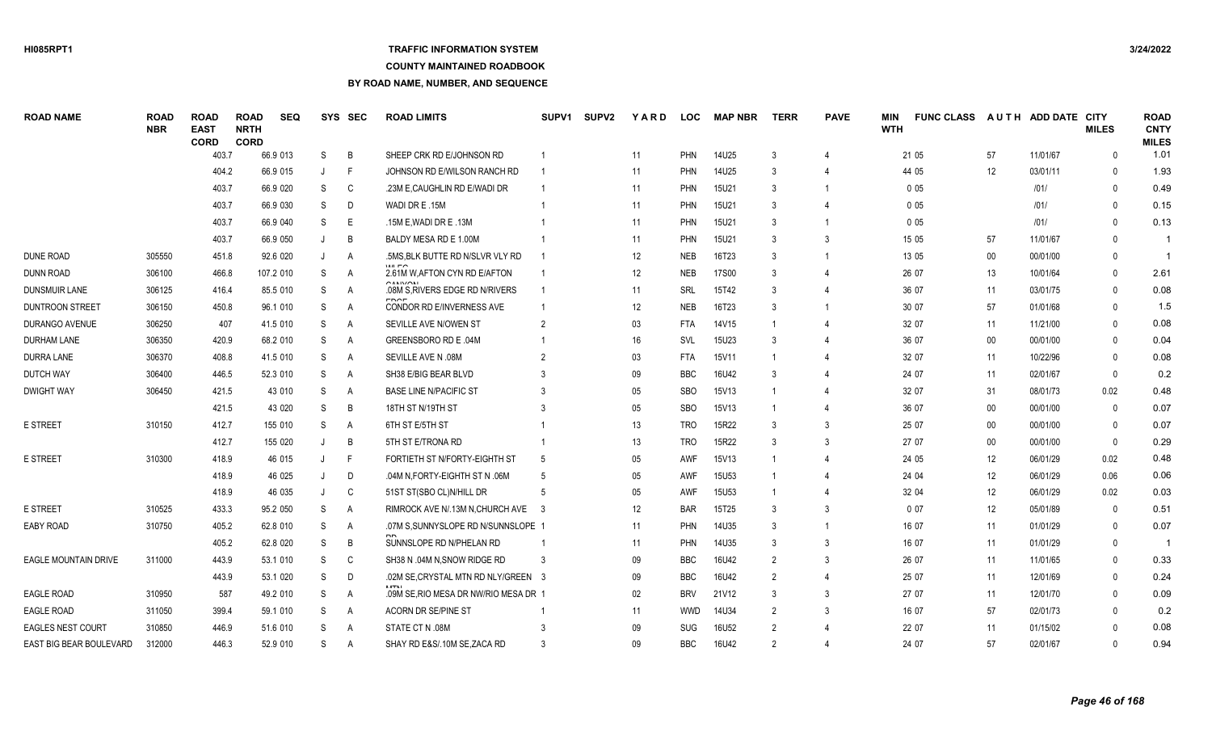**TRAFFIC INFORMATION SYSTEM**

**COUNTY MAINTAINED ROADBOOK**

**BY ROAD NAME, NUMBER, AND SEQUENCE**

| ROAD NAME | ROAD NBR | ROAD EAST CORD | ROAD NRTH CORD | SEQ | SYS | SEC | ROAD LIMITS | SUPV1 | SUPV2 | YARD | LOC | MAP NBR | TERR | PAVE | MIN WTH | FUNC CLASS | AUTH | ADD DATE | CITY MILES | ROAD CNTY MILES |
|---|---|---|---|---|---|---|---|---|---|---|---|---|---|---|---|---|---|---|---|---|
| | | 403.7 | 66.9 | 013 | S | B | SHEEP CRK RD E/JOHNSON RD | 1 | | 11 | PHN | 14U25 | 3 | 4 | 21 | 05 | 57 | 11/01/67 | 0 | 1.01 |
| | | 404.2 | 66.9 | 015 | J | F | JOHNSON RD E/WILSON RANCH RD | 1 | | 11 | PHN | 14U25 | 3 | 4 | 44 | 05 | 12 | 03/01/11 | 0 | 1.93 |
| | | 403.7 | 66.9 | 020 | S | C | .23M E,CAUGHLIN RD E/WADI DR | 1 | | 11 | PHN | 15U21 | 3 | 1 | 0 | 05 | | /01/ | 0 | 0.49 |
| | | 403.7 | 66.9 | 030 | S | D | WADI DR E .15M | 1 | | 11 | PHN | 15U21 | 3 | 4 | 0 | 05 | | /01/ | 0 | 0.15 |
| | | 403.7 | 66.9 | 040 | S | E | .15M E,WADI DR E .13M | 1 | | 11 | PHN | 15U21 | 3 | 1 | 0 | 05 | | /01/ | 0 | 0.13 |
| | | 403.7 | 66.9 | 050 | J | B | BALDY MESA RD E 1.00M | 1 | | 11 | PHN | 15U21 | 3 | 3 | 15 | 05 | 57 | 11/01/67 | 0 | 1 |
| DUNE ROAD | 305550 | 451.8 | 92.6 | 020 | J | A | .5MS,BLK BUTTE RD N/SLVR VLY RD | 1 | | 12 | NEB | 16T23 | 3 | 1 | 13 | 05 | 00 | 00/01/00 | 0 | 1 |
| DUNN ROAD | 306100 | 466.8 | 107.2 | 010 | S | A | 2.61M W,AFTON CYN RD E/AFTON | 1 | | 12 | NEB | 17S00 | 3 | 4 | 26 | 07 | 13 | 10/01/64 | 0 | 2.61 |
| DUNSMUIR LANE | 306125 | 416.4 | 85.5 | 010 | S | A | .08M S,RIVERS EDGE RD N/RIVERS | 1 | | 11 | SRL | 15T42 | 3 | 4 | 36 | 07 | 11 | 03/01/75 | 0 | 0.08 |
| DUNTROON STREET | 306150 | 450.8 | 96.1 | 010 | S | A | CONDOR RD E/INVERNESS AVE | 1 | | 12 | NEB | 16T23 | 3 | 1 | 30 | 07 | 57 | 01/01/68 | 0 | 1.5 |
| DURANGO AVENUE | 306250 | 407 | 41.5 | 010 | S | A | SEVILLE AVE N/OWEN ST | 2 | | 03 | FTA | 14V15 | 1 | 4 | 32 | 07 | 11 | 11/21/00 | 0 | 0.08 |
| DURHAM LANE | 306350 | 420.9 | 68.2 | 010 | S | A | GREENSBORO RD E .04M | 1 | | 16 | SVL | 15U23 | 3 | 4 | 36 | 07 | 00 | 00/01/00 | 0 | 0.04 |
| DURRA LANE | 306370 | 408.8 | 41.5 | 010 | S | A | SEVILLE AVE N .08M | 2 | | 03 | FTA | 15V11 | 1 | 4 | 32 | 07 | 11 | 10/22/96 | 0 | 0.08 |
| DUTCH WAY | 306400 | 446.5 | 52.3 | 010 | S | A | SH38 E/BIG BEAR BLVD | 3 | | 09 | BBC | 16U42 | 3 | 4 | 24 | 07 | 11 | 02/01/67 | 0 | 0.2 |
| DWIGHT WAY | 306450 | 421.5 | 43 | 010 | S | A | BASE LINE N/PACIFIC ST | 3 | | 05 | SBO | 15V13 | 1 | 4 | 32 | 07 | 31 | 08/01/73 | 0.02 | 0.48 |
| | | 421.5 | 43 | 020 | S | B | 18TH ST N/19TH ST | 3 | | 05 | SBO | 15V13 | 1 | 4 | 36 | 07 | 00 | 00/01/00 | 0 | 0.07 |
| E STREET | 310150 | 412.7 | 155 | 010 | S | A | 6TH ST E/5TH ST | 1 | | 13 | TRO | 15R22 | 3 | 3 | 25 | 07 | 00 | 00/01/00 | 0 | 0.07 |
| | | 412.7 | 155 | 020 | J | B | 5TH ST E/TRONA RD | 1 | | 13 | TRO | 15R22 | 3 | 3 | 27 | 07 | 00 | 00/01/00 | 0 | 0.29 |
| E STREET | 310300 | 418.9 | 46 | 015 | J | F | FORTIETH ST N/FORTY-EIGHTH ST | 5 | | 05 | AWF | 15V13 | 1 | 4 | 24 | 05 | 12 | 06/01/29 | 0.02 | 0.48 |
| | | 418.9 | 46 | 025 | J | D | .04M N,FORTY-EIGHTH ST N .06M | 5 | | 05 | AWF | 15U53 | 1 | 4 | 24 | 04 | 12 | 06/01/29 | 0.06 | 0.06 |
| | | 418.9 | 46 | 035 | J | C | 51ST ST(SBO CL)N/HILL DR | 5 | | 05 | AWF | 15U53 | 1 | 4 | 32 | 04 | 12 | 06/01/29 | 0.02 | 0.03 |
| E STREET | 310525 | 433.3 | 95.2 | 050 | S | A | RIMROCK AVE N/.13M N,CHURCH AVE | 3 | | 12 | BAR | 15T25 | 3 | 3 | 0 | 07 | 12 | 05/01/89 | 0 | 0.51 |
| EABY ROAD | 310750 | 405.2 | 62.8 | 010 | S | A | .07M S,SUNNYSLOPE RD N/SUNNSLOPE | 1 | | 11 | PHN | 14U35 | 3 | 1 | 16 | 07 | 11 | 01/01/29 | 0 | 0.07 |
| | | 405.2 | 62.8 | 020 | S | B | SUNNSLOPE RD N/PHELAN RD | 1 | | 11 | PHN | 14U35 | 3 | 3 | 16 | 07 | 11 | 01/01/29 | 0 | 1 |
| EAGLE MOUNTAIN DRIVE | 311000 | 443.9 | 53.1 | 010 | S | C | SH38 N .04M N,SNOW RIDGE RD | 3 | | 09 | BBC | 16U42 | 2 | 3 | 26 | 07 | 11 | 11/01/65 | 0 | 0.33 |
| | | 443.9 | 53.1 | 020 | S | D | .02M SE,CRYSTAL MTN RD NLY/GREEN | 3 | | 09 | BBC | 16U42 | 2 | 4 | 25 | 07 | 11 | 12/01/69 | 0 | 0.24 |
| EAGLE ROAD | 310950 | 587 | 49.2 | 010 | S | A | .09M SE,RIO MESA DR NW/RIO MESA DR | 1 | | 02 | BRV | 21V12 | 3 | 3 | 27 | 07 | 11 | 12/01/70 | 0 | 0.09 |
| EAGLE ROAD | 311050 | 399.4 | 59.1 | 010 | S | A | ACORN DR SE/PINE ST | 1 | | 11 | WWD | 14U34 | 2 | 3 | 16 | 07 | 57 | 02/01/73 | 0 | 0.2 |
| EAGLES NEST COURT | 310850 | 446.9 | 51.6 | 010 | S | A | STATE CT N .08M | 3 | | 09 | SUG | 16U52 | 2 | 4 | 22 | 07 | 11 | 01/15/02 | 0 | 0.08 |
| EAST BIG BEAR BOULEVARD | 312000 | 446.3 | 52.9 | 010 | S | A | SHAY RD E&S/.10M SE,ZACA RD | 3 | | 09 | BBC | 16U42 | 2 | 4 | 24 | 07 | 57 | 02/01/67 | 0 | 0.94 |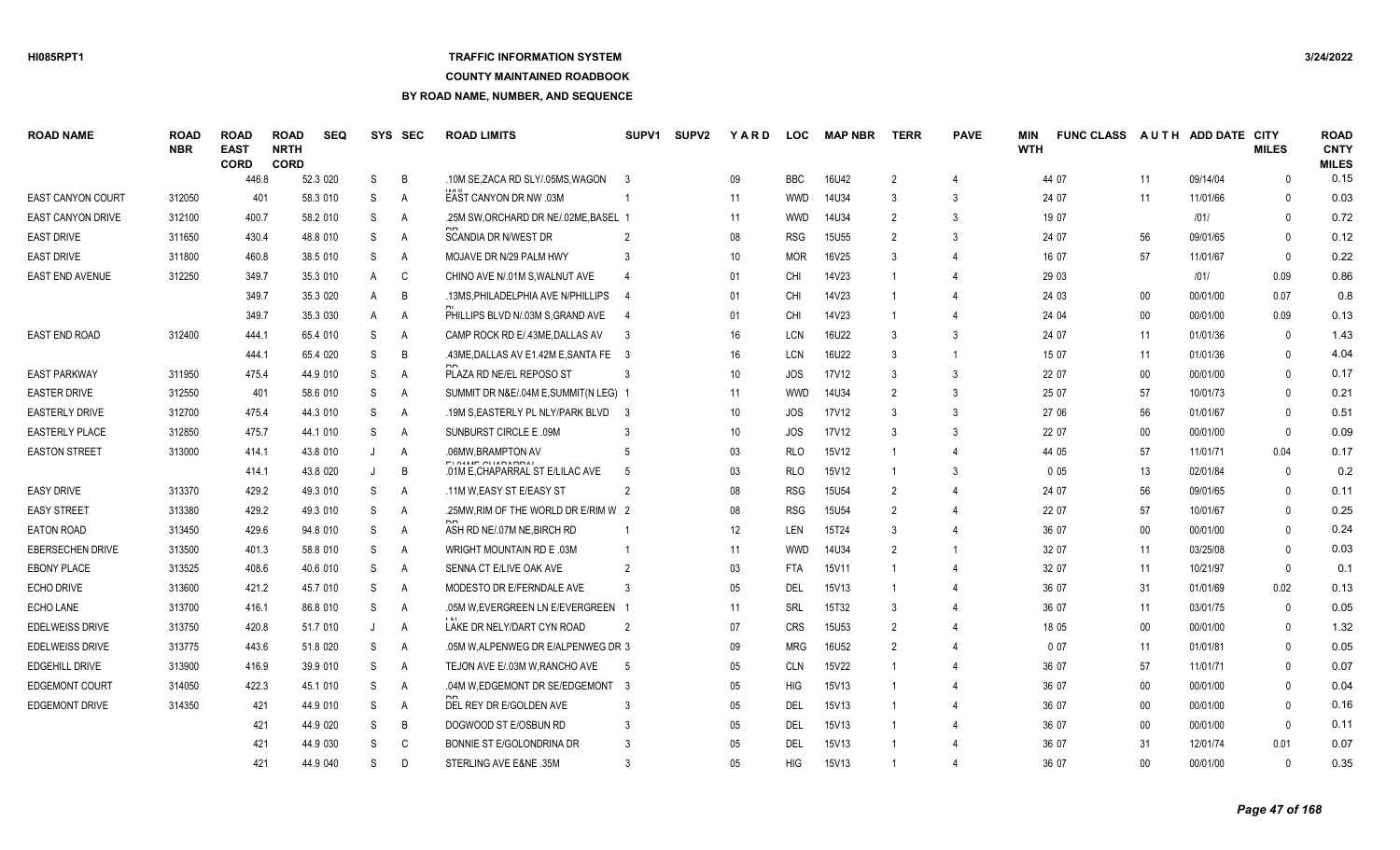**TRAFFIC INFORMATION SYSTEM**

**COUNTY MAINTAINED ROADBOOK**

**BY ROAD NAME, NUMBER, AND SEQUENCE**

HI085RPT1 3/24/2022

| ROAD NAME | ROAD NBR | ROAD EAST CORD | ROAD NRTH CORD | SEQ | SYS | SEC | ROAD LIMITS | SUPV1 | SUPV2 | YARD | LOC | MAP NBR | TERR | PAVE | MIN WTH | FUNC CLASS | AUTH | ADD DATE | CITY MILES | ROAD CNTY MILES |
|---|---|---|---|---|---|---|---|---|---|---|---|---|---|---|---|---|---|---|---|---|
| | | 446.8 | 52.3 | 020 | S | B | .10M SE,ZACA RD SLY/.05MS,WAGON | 3 | | 09 | BBC | 16U42 | 2 | 4 | 44 | 07 | 11 | 09/14/04 | 0 | 0.15 |
| EAST CANYON COURT | 312050 | 401 | 58.3 | 010 | S | A | EAST CANYON DR NW .03M | 1 | | 11 | WWD | 14U34 | 3 | 3 | 24 | 07 | 11 | 11/01/66 | 0 | 0.03 |
| EAST CANYON DRIVE | 312100 | 400.7 | 58.2 | 010 | S | A | .25M SW,ORCHARD DR NE/.02ME,BASEL | 1 | | 11 | WWD | 14U34 | 2 | 3 | 19 | 07 | | /01/ | 0 | 0.72 |
| EAST DRIVE | 311650 | 430.4 | 48.8 | 010 | S | A | SCANDIA DR N/WEST DR | 2 | | 08 | RSG | 15U55 | 2 | 3 | 24 | 07 | 56 | 09/01/65 | 0 | 0.12 |
| EAST DRIVE | 311800 | 460.8 | 38.5 | 010 | S | A | MOJAVE DR N/29 PALM HWY | 3 | | 10 | MOR | 16V25 | 3 | 4 | 16 | 07 | 57 | 11/01/67 | 0 | 0.22 |
| EAST END AVENUE | 312250 | 349.7 | 35.3 | 010 | A | C | CHINO AVE N/.01M S,WALNUT AVE | 4 | | 01 | CHI | 14V23 | 1 | 4 | 29 | 03 | | /01/ | 0.09 | 0.86 |
| | | 349.7 | 35.3 | 020 | A | B | .13MS,PHILADELPHIA AVE N/PHILLIPS | 4 | | 01 | CHI | 14V23 | 1 | 4 | 24 | 03 | 00 | 00/01/00 | 0.07 | 0.8 |
| | | 349.7 | 35.3 | 030 | A | A | PHILLIPS BLVD N/.03M S,GRAND AVE | 4 | | 01 | CHI | 14V23 | 1 | 4 | 24 | 04 | 00 | 00/01/00 | 0.09 | 0.13 |
| EAST END ROAD | 312400 | 444.1 | 65.4 | 010 | S | A | CAMP ROCK RD E/.43ME,DALLAS AV | 3 | | 16 | LCN | 16U22 | 3 | 3 | 24 | 07 | 11 | 01/01/36 | 0 | 1.43 |
| | | 444.1 | 65.4 | 020 | S | B | .43ME,DALLAS AV E1.42M E,SANTA FE | 3 | | 16 | LCN | 16U22 | 3 | 1 | 15 | 07 | 11 | 01/01/36 | 0 | 4.04 |
| EAST PARKWAY | 311950 | 475.4 | 44.9 | 010 | S | A | PLAZA RD NE/EL REPOSO ST | 3 | | 10 | JOS | 17V12 | 3 | 3 | 22 | 07 | 00 | 00/01/00 | 0 | 0.17 |
| EASTER DRIVE | 312550 | 401 | 58.6 | 010 | S | A | SUMMIT DR N&E/.04M E,SUMMIT(N LEG) | 1 | | 11 | WWD | 14U34 | 2 | 3 | 25 | 07 | 57 | 10/01/73 | 0 | 0.21 |
| EASTERLY DRIVE | 312700 | 475.4 | 44.3 | 010 | S | A | .19M S,EASTERLY PL NLY/PARK BLVD | 3 | | 10 | JOS | 17V12 | 3 | 3 | 27 | 06 | 56 | 01/01/67 | 0 | 0.51 |
| EASTERLY PLACE | 312850 | 475.7 | 44.1 | 010 | S | A | SUNBURST CIRCLE E .09M | 3 | | 10 | JOS | 17V12 | 3 | 3 | 22 | 07 | 00 | 00/01/00 | 0 | 0.09 |
| EASTON STREET | 313000 | 414.1 | 43.8 | 010 | J | A | .06MW,BRAMPTON AV | 5 | | 03 | RLO | 15V12 | 1 | 4 | 44 | 05 | 57 | 11/01/71 | 0.04 | 0.17 |
| | | 414.1 | 43.8 | 020 | J | B | .01M E,CHAPARRAL ST E/LILAC AVE | 5 | | 03 | RLO | 15V12 | 1 | 3 | 0 | 05 | 13 | 02/01/84 | 0 | 0.2 |
| EASY DRIVE | 313370 | 429.2 | 49.3 | 010 | S | A | .11M W,EASY ST E/EASY ST | 2 | | 08 | RSG | 15U54 | 2 | 4 | 24 | 07 | 56 | 09/01/65 | 0 | 0.11 |
| EASY STREET | 313380 | 429.2 | 49.3 | 010 | S | A | .25MW,RIM OF THE WORLD DR E/RIM W | 2 | | 08 | RSG | 15U54 | 2 | 4 | 22 | 07 | 57 | 10/01/67 | 0 | 0.25 |
| EATON ROAD | 313450 | 429.6 | 94.8 | 010 | S | A | ASH RD NE/.07M NE,BIRCH RD | 1 | | 12 | LEN | 15T24 | 3 | 4 | 36 | 07 | 00 | 00/01/00 | 0 | 0.24 |
| EBERSECHEN DRIVE | 313500 | 401.3 | 58.8 | 010 | S | A | WRIGHT MOUNTAIN RD E .03M | 1 | | 11 | WWD | 14U34 | 2 | 1 | 32 | 07 | 11 | 03/25/08 | 0 | 0.03 |
| EBONY PLACE | 313525 | 408.6 | 40.6 | 010 | S | A | SENNA CT E/LIVE OAK AVE | 2 | | 03 | FTA | 15V11 | 1 | 4 | 32 | 07 | 11 | 10/21/97 | 0 | 0.1 |
| ECHO DRIVE | 313600 | 421.2 | 45.7 | 010 | S | A | MODESTO DR E/FERNDALE AVE | 3 | | 05 | DEL | 15V13 | 1 | 4 | 36 | 07 | 31 | 01/01/69 | 0.02 | 0.13 |
| ECHO LANE | 313700 | 416.1 | 86.8 | 010 | S | A | .05M W,EVERGREEN LN E/EVERGREEN | 1 | | 11 | SRL | 15T32 | 3 | 4 | 36 | 07 | 11 | 03/01/75 | 0 | 0.05 |
| EDELWEISS DRIVE | 313750 | 420.8 | 51.7 | 010 | J | A | LAKE DR NELY/DART CYN ROAD | 2 | | 07 | CRS | 15U53 | 2 | 4 | 18 | 05 | 00 | 00/01/00 | 0 | 1.32 |
| EDELWEISS DRIVE | 313775 | 443.6 | 51.8 | 020 | S | A | .05M W,ALPENWEG DR E/ALPENWEG DR | 3 | | 09 | MRG | 16U52 | 2 | 4 | 0 | 07 | 11 | 01/01/81 | 0 | 0.05 |
| EDGEHILL DRIVE | 313900 | 416.9 | 39.9 | 010 | S | A | TEJON AVE E/.03M W,RANCHO AVE | 5 | | 05 | CLN | 15V22 | 1 | 4 | 36 | 07 | 57 | 11/01/71 | 0 | 0.07 |
| EDGEMONT COURT | 314050 | 422.3 | 45.1 | 010 | S | A | .04M W,EDGEMONT DR SE/EDGEMONT | 3 | | 05 | HIG | 15V13 | 1 | 4 | 36 | 07 | 00 | 00/01/00 | 0 | 0.04 |
| EDGEMONT DRIVE | 314350 | 421 | 44.9 | 010 | S | A | DEL REY DR E/GOLDEN AVE | 3 | | 05 | DEL | 15V13 | 1 | 4 | 36 | 07 | 00 | 00/01/00 | 0 | 0.16 |
| | | 421 | 44.9 | 020 | S | B | DOGWOOD ST E/OSBUN RD | 3 | | 05 | DEL | 15V13 | 1 | 4 | 36 | 07 | 00 | 00/01/00 | 0 | 0.11 |
| | | 421 | 44.9 | 030 | S | C | BONNIE ST E/GOLONDRINA DR | 3 | | 05 | DEL | 15V13 | 1 | 4 | 36 | 07 | 31 | 12/01/74 | 0.01 | 0.07 |
| | | 421 | 44.9 | 040 | S | D | STERLING AVE E&NE .35M | 3 | | 05 | HIG | 15V13 | 1 | 4 | 36 | 07 | 00 | 00/01/00 | 0 | 0.35 |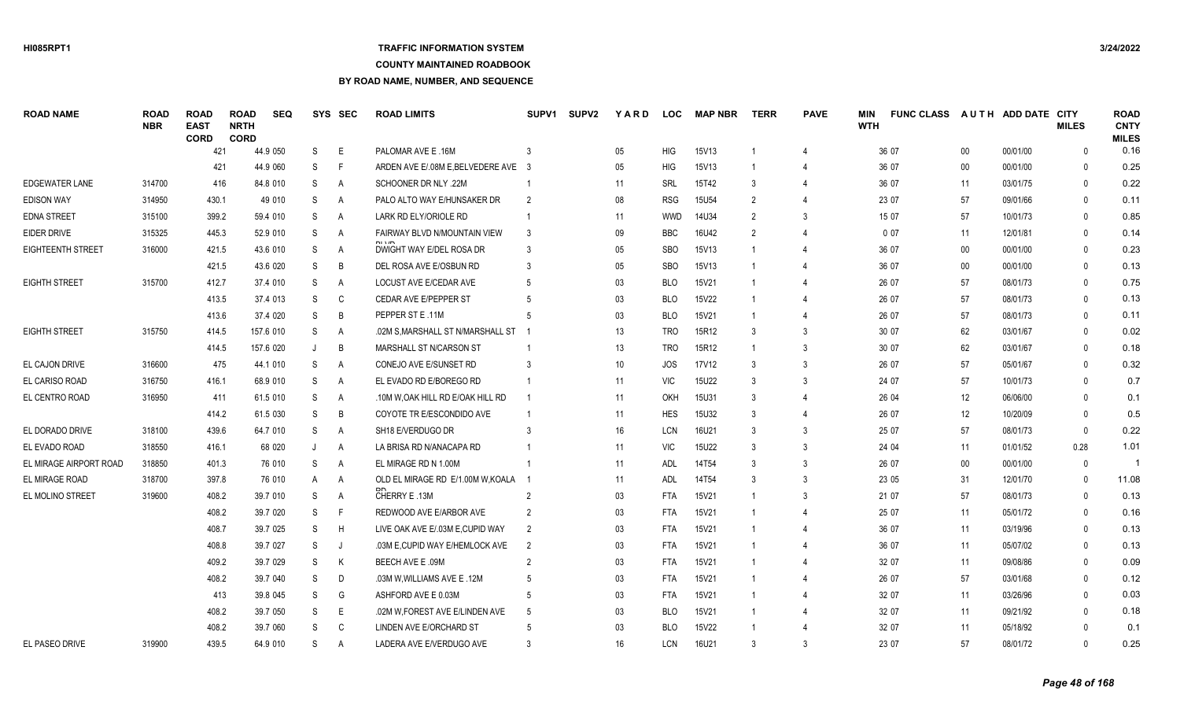# TRAFFIC INFORMATION SYSTEM

## COUNTY MAINTAINED ROADBOOK

### BY ROAD NAME, NUMBER, AND SEQUENCE

HI085RPT1 3/24/2022

| ROAD NAME | ROAD NBR | ROAD EAST CORD | ROAD NRTH CORD | SEQ | SYS | SEC | ROAD LIMITS | SUPV1 | SUPV2 | YARD | LOC | MAP NBR | TERR | PAVE | MIN WTH | FUNC CLASS | AUTH | ADD DATE | CITY MILES | ROAD CNTY MILES |
|---|---|---|---|---|---|---|---|---|---|---|---|---|---|---|---|---|---|---|---|---|
| | | 421 | 44.9 | 050 | S | E | PALOMAR AVE E .16M | 3 | | 05 | HIG | 15V13 | 1 | 4 | 36 | 07 | 00 | 00/01/00 | 0 | 0.16 |
| | | 421 | 44.9 | 060 | S | F | ARDEN AVE E/.08M E,BELVEDERE AVE | 3 | | 05 | HIG | 15V13 | 1 | 4 | 36 | 07 | 00 | 00/01/00 | 0 | 0.25 |
| EDGEWATER LANE | 314700 | 416 | 84.8 | 010 | S | A | SCHOONER DR NLY .22M | 1 | | 11 | SRL | 15T42 | 3 | 4 | 36 | 07 | 11 | 03/01/75 | 0 | 0.22 |
| EDISON WAY | 314950 | 430.1 | 49 | 010 | S | A | PALO ALTO WAY E/HUNSAKER DR | 2 | | 08 | RSG | 15U54 | 2 | 4 | 23 | 07 | 57 | 09/01/66 | 0 | 0.11 |
| EDNA STREET | 315100 | 399.2 | 59.4 | 010 | S | A | LARK RD ELY/ORIOLE RD | 1 | | 11 | WWD | 14U34 | 2 | 3 | 15 | 07 | 57 | 10/01/73 | 0 | 0.85 |
| EIDER DRIVE | 315325 | 445.3 | 52.9 | 010 | S | A | FAIRWAY BLVD N/MOUNTAIN VIEW BLVD | 3 | | 09 | BBC | 16U42 | 2 | 4 | 0 | 07 | 11 | 12/01/81 | 0 | 0.14 |
| EIGHTEENTH STREET | 316000 | 421.5 | 43.6 | 010 | S | A | DWIGHT WAY E/DEL ROSA DR | 3 | | 05 | SBO | 15V13 | 1 | 4 | 36 | 07 | 00 | 00/01/00 | 0 | 0.23 |
| | | 421.5 | 43.6 | 020 | S | B | DEL ROSA AVE E/OSBUN RD | 3 | | 05 | SBO | 15V13 | 1 | 4 | 36 | 07 | 00 | 00/01/00 | 0 | 0.13 |
| EIGHTH STREET | 315700 | 412.7 | 37.4 | 010 | S | A | LOCUST AVE E/CEDAR AVE | 5 | | 03 | BLO | 15V21 | 1 | 4 | 26 | 07 | 57 | 08/01/73 | 0 | 0.75 |
| | | 413.5 | 37.4 | 013 | S | C | CEDAR AVE E/PEPPER ST | 5 | | 03 | BLO | 15V22 | 1 | 4 | 26 | 07 | 57 | 08/01/73 | 0 | 0.13 |
| | | 413.6 | 37.4 | 020 | S | B | PEPPER ST E .11M | 5 | | 03 | BLO | 15V21 | 1 | 4 | 26 | 07 | 57 | 08/01/73 | 0 | 0.11 |
| EIGHTH STREET | 315750 | 414.5 | 157.6 | 010 | S | A | .02M S,MARSHALL ST N/MARSHALL ST | 1 | | 13 | TRO | 15R12 | 3 | 3 | 30 | 07 | 62 | 03/01/67 | 0 | 0.02 |
| | | 414.5 | 157.6 | 020 | J | B | MARSHALL ST N/CARSON ST | 1 | | 13 | TRO | 15R12 | 1 | 3 | 30 | 07 | 62 | 03/01/67 | 0 | 0.18 |
| EL CAJON DRIVE | 316600 | 475 | 44.1 | 010 | S | A | CONEJO AVE E/SUNSET RD | 3 | | 10 | JOS | 17V12 | 3 | 3 | 26 | 07 | 57 | 05/01/67 | 0 | 0.32 |
| EL CARISO ROAD | 316750 | 416.1 | 68.9 | 010 | S | A | EL EVADO RD E/BOREGO RD | 1 | | 11 | VIC | 15U22 | 3 | 3 | 24 | 07 | 57 | 10/01/73 | 0 | 0.7 |
| EL CENTRO ROAD | 316950 | 411 | 61.5 | 010 | S | A | .10M W,OAK HILL RD E/OAK HILL RD | 1 | | 11 | OKH | 15U31 | 3 | 4 | 26 | 04 | 12 | 06/06/00 | 0 | 0.1 |
| | | 414.2 | 61.5 | 030 | S | B | COYOTE TR E/ESCONDIDO AVE | 1 | | 11 | HES | 15U32 | 3 | 4 | 26 | 07 | 12 | 10/20/09 | 0 | 0.5 |
| EL DORADO DRIVE | 318100 | 439.6 | 64.7 | 010 | S | A | SH18 E/VERDUGO DR | 3 | | 16 | LCN | 16U21 | 3 | 3 | 25 | 07 | 57 | 08/01/73 | 0 | 0.22 |
| EL EVADO ROAD | 318550 | 416.1 | 68 | 020 | J | A | LA BRISA RD N/ANACAPA RD | 1 | | 11 | VIC | 15U22 | 3 | 3 | 24 | 04 | 11 | 01/01/52 | 0.28 | 1.01 |
| EL MIRAGE AIRPORT ROAD | 318850 | 401.3 | 76 | 010 | S | A | EL MIRAGE RD N 1.00M | 1 | | 11 | ADL | 14T54 | 3 | 3 | 26 | 07 | 00 | 00/01/00 | 0 | 1 |
| EL MIRAGE ROAD | 318700 | 397.8 | 76 | 010 | A | A | OLD EL MIRAGE RD E/1.00M W,KOALA RD | 1 | | 11 | ADL | 14T54 | 3 | 3 | 23 | 05 | 31 | 12/01/70 | 0 | 11.08 |
| EL MOLINO STREET | 319600 | 408.2 | 39.7 | 010 | S | A | CHERRY E .13M | 2 | | 03 | FTA | 15V21 | 1 | 3 | 21 | 07 | 57 | 08/01/73 | 0 | 0.13 |
| | | 408.2 | 39.7 | 020 | S | F | REDWOOD AVE E/ARBOR AVE | 2 | | 03 | FTA | 15V21 | 1 | 4 | 25 | 07 | 11 | 05/01/72 | 0 | 0.16 |
| | | 408.7 | 39.7 | 025 | S | H | LIVE OAK AVE E/.03M E,CUPID WAY | 2 | | 03 | FTA | 15V21 | 1 | 4 | 36 | 07 | 11 | 03/19/96 | 0 | 0.13 |
| | | 408.8 | 39.7 | 027 | S | J | .03M E,CUPID WAY E/HEMLOCK AVE | 2 | | 03 | FTA | 15V21 | 1 | 4 | 36 | 07 | 11 | 05/07/02 | 0 | 0.13 |
| | | 409.2 | 39.7 | 029 | S | K | BEECH AVE E .09M | 2 | | 03 | FTA | 15V21 | 1 | 4 | 32 | 07 | 11 | 09/08/86 | 0 | 0.09 |
| | | 408.2 | 39.7 | 040 | S | D | .03M W,WILLIAMS AVE E .12M | 5 | | 03 | FTA | 15V21 | 1 | 4 | 26 | 07 | 57 | 03/01/68 | 0 | 0.12 |
| | | 413 | 39.8 | 045 | S | G | ASHFORD AVE E 0.03M | 5 | | 03 | FTA | 15V21 | 1 | 4 | 32 | 07 | 11 | 03/26/96 | 0 | 0.03 |
| | | 408.2 | 39.7 | 050 | S | E | .02M W,FOREST AVE E/LINDEN AVE | 5 | | 03 | BLO | 15V21 | 1 | 4 | 32 | 07 | 11 | 09/21/92 | 0 | 0.18 |
| | | 408.2 | 39.7 | 060 | S | C | LINDEN AVE E/ORCHARD ST | 5 | | 03 | BLO | 15V22 | 1 | 4 | 32 | 07 | 11 | 05/18/92 | 0 | 0.1 |
| EL PASEO DRIVE | 319900 | 439.5 | 64.9 | 010 | S | A | LADERA AVE E/VERDUGO AVE | 3 | | 16 | LCN | 16U21 | 3 | 3 | 23 | 07 | 57 | 08/01/72 | 0 | 0.25 |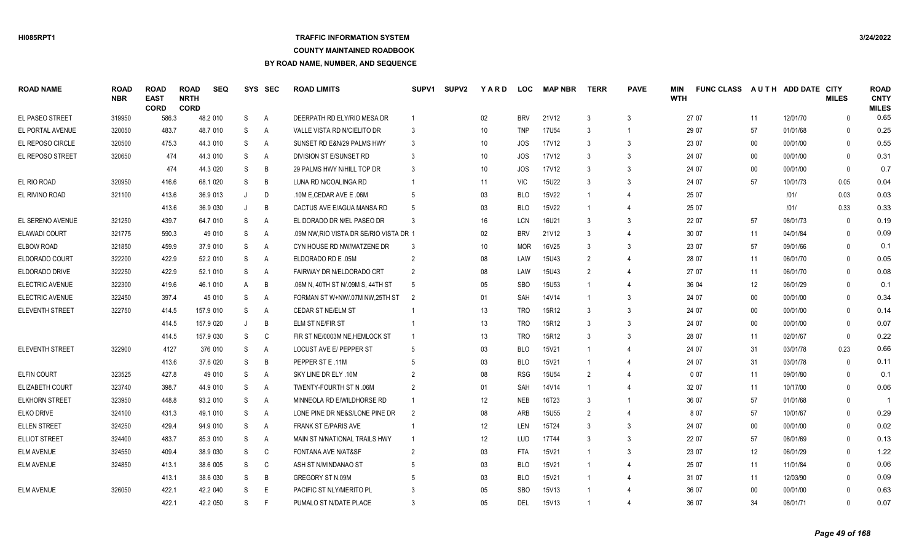**TRAFFIC INFORMATION SYSTEM**

**COUNTY MAINTAINED ROADBOOK**

**BY ROAD NAME, NUMBER, AND SEQUENCE**

| ROAD NAME | ROAD NBR | ROAD EAST CORD | ROAD NRTH CORD | SEQ | SYS | SEC | ROAD LIMITS | SUPV1 | SUPV2 | YARD | LOC | MAP NBR | TERR | PAVE | MIN WTH | FUNC CLASS | AUTH | ADD DATE | CITY MILES | ROAD CNTY MILES |
|---|---|---|---|---|---|---|---|---|---|---|---|---|---|---|---|---|---|---|---|---|
| EL PASEO STREET | 319950 | 586.3 | 48.2 | 010 | S | A | DEERPATH RD ELY/RIO MESA DR | 1 | | 02 | BRV | 21V12 | 3 | 3 | 27 | 07 | 11 | 12/01/70 | 0 | 0.65 |
| EL PORTAL AVENUE | 320050 | 483.7 | 48.7 | 010 | S | A | VALLE VISTA RD N/CIELITO DR | 3 | | 10 | TNP | 17U54 | 3 | 1 | 29 | 07 | 57 | 01/01/68 | 0 | 0.25 |
| EL REPOSO CIRCLE | 320500 | 475.3 | 44.3 | 010 | S | A | SUNSET RD E&N/29 PALMS HWY | 3 | | 10 | JOS | 17V12 | 3 | 3 | 23 | 07 | 00 | 00/01/00 | 0 | 0.55 |
| EL REPOSO STREET | 320650 | 474 | 44.3 | 010 | S | A | DIVISION ST E/SUNSET RD | 3 | | 10 | JOS | 17V12 | 3 | 3 | 24 | 07 | 00 | 00/01/00 | 0 | 0.31 |
| | | 474 | 44.3 | 020 | S | B | 29 PALMS HWY N/HILL TOP DR | 3 | | 10 | JOS | 17V12 | 3 | 3 | 24 | 07 | 00 | 00/01/00 | 0 | 0.7 |
| EL RIO ROAD | 320950 | 416.6 | 68.1 | 020 | S | B | LUNA RD N/COALINGA RD | 1 | | 11 | VIC | 15U22 | 3 | 3 | 24 | 07 | 57 | 10/01/73 | 0.05 | 0.04 |
| EL RIVINO ROAD | 321100 | 413.6 | 36.9 | 013 | J | D | .10M E,CEDAR AVE E .06M | 5 | | 03 | BLO | 15V22 | 1 | 4 | 25 | 07 | | /01/ | 0.03 | 0.03 |
| | | 413.6 | 36.9 | 030 | J | B | CACTUS AVE E/AGUA MANSA RD | 5 | | 03 | BLO | 15V22 | 1 | 4 | 25 | 07 | | /01/ | 0.33 | 0.33 |
| EL SERENO AVENUE | 321250 | 439.7 | 64.7 | 010 | S | A | EL DORADO DR N/EL PASEO DR | 3 | | 16 | LCN | 16U21 | 3 | 3 | 22 | 07 | 57 | 08/01/73 | 0 | 0.19 |
| ELAWADI COURT | 321775 | 590.3 | 49 | 010 | S | A | .09M NW,RIO VISTA DR SE/RIO VISTA DR | 1 | | 02 | BRV | 21V12 | 3 | 4 | 30 | 07 | 11 | 04/01/84 | 0 | 0.09 |
| ELBOW ROAD | 321850 | 459.9 | 37.9 | 010 | S | A | CYN HOUSE RD NW/MATZENE DR | 3 | | 10 | MOR | 16V25 | 3 | 3 | 23 | 07 | 57 | 09/01/66 | 0 | 0.1 |
| ELDORADO COURT | 322200 | 422.9 | 52.2 | 010 | S | A | ELDORADO RD E .05M | 2 | | 08 | LAW | 15U43 | 2 | 4 | 28 | 07 | 11 | 06/01/70 | 0 | 0.05 |
| ELDORADO DRIVE | 322250 | 422.9 | 52.1 | 010 | S | A | FAIRWAY DR N/ELDORADO CRT | 2 | | 08 | LAW | 15U43 | 2 | 4 | 27 | 07 | 11 | 06/01/70 | 0 | 0.08 |
| ELECTRIC AVENUE | 322300 | 419.6 | 46.1 | 010 | A | B | .06M N, 40TH ST N/.09M S, 44TH ST | 5 | | 05 | SBO | 15U53 | 1 | 4 | 36 | 04 | 12 | 06/01/29 | 0 | 0.1 |
| ELECTRIC AVENUE | 322450 | 397.4 | 45 | 010 | S | A | FORMAN ST W+NW/.07M NW,25TH ST | 2 | | 01 | SAH | 14V14 | 1 | 3 | 24 | 07 | 00 | 00/01/00 | 0 | 0.34 |
| ELEVENTH STREET | 322750 | 414.5 | 157.9 | 010 | S | A | CEDAR ST NE/ELM ST | 1 | | 13 | TRO | 15R12 | 3 | 3 | 24 | 07 | 00 | 00/01/00 | 0 | 0.14 |
| | | 414.5 | 157.9 | 020 | J | B | ELM ST NE/FIR ST | 1 | | 13 | TRO | 15R12 | 3 | 3 | 24 | 07 | 00 | 00/01/00 | 0 | 0.07 |
| | | 414.5 | 157.9 | 030 | S | C | FIR ST NE/0003M NE,HEMLOCK ST | 1 | | 13 | TRO | 15R12 | 3 | 3 | 28 | 07 | 11 | 02/01/67 | 0 | 0.22 |
| ELEVENTH STREET | 322900 | 4127 | 376 | 010 | S | A | LOCUST AVE E/ PEPPER ST | 5 | | 03 | BLO | 15V21 | 1 | 4 | 24 | 07 | 31 | 03/01/78 | 0.23 | 0.66 |
| | | 413.6 | 37.6 | 020 | S | B | PEPPER ST E .11M | 5 | | 03 | BLO | 15V21 | 1 | 4 | 24 | 07 | 31 | 03/01/78 | 0 | 0.11 |
| ELFIN COURT | 323525 | 427.8 | 49 | 010 | S | A | SKY LINE DR ELY .10M | 2 | | 08 | RSG | 15U54 | 2 | 4 | 0 | 07 | 11 | 09/01/80 | 0 | 0.1 |
| ELIZABETH COURT | 323740 | 398.7 | 44.9 | 010 | S | A | TWENTY-FOURTH ST N .06M | 2 | | 01 | SAH | 14V14 | 1 | 4 | 32 | 07 | 11 | 10/17/00 | 0 | 0.06 |
| ELKHORN STREET | 323950 | 448.8 | 93.2 | 010 | S | A | MINNEOLA RD E/WILDHORSE RD | 1 | | 12 | NEB | 16T23 | 3 | 1 | 36 | 07 | 57 | 01/01/68 | 0 | 1 |
| ELKO DRIVE | 324100 | 431.3 | 49.1 | 010 | S | A | LONE PINE DR NE&S/LONE PINE DR | 2 | | 08 | ARB | 15U55 | 2 | 4 | 8 | 07 | 57 | 10/01/67 | 0 | 0.29 |
| ELLEN STREET | 324250 | 429.4 | 94.9 | 010 | S | A | FRANK ST E/PARIS AVE | 1 | | 12 | LEN | 15T24 | 3 | 3 | 24 | 07 | 00 | 00/01/00 | 0 | 0.02 |
| ELLIOT STREET | 324400 | 483.7 | 85.3 | 010 | S | A | MAIN ST N/NATIONAL TRAILS HWY | 1 | | 12 | LUD | 17T44 | 3 | 3 | 22 | 07 | 57 | 08/01/69 | 0 | 0.13 |
| ELM AVENUE | 324550 | 409.4 | 38.9 | 030 | S | C | FONTANA AVE N/AT&SF | 2 | | 03 | FTA | 15V21 | 1 | 3 | 23 | 07 | 12 | 06/01/29 | 0 | 1.22 |
| ELM AVENUE | 324850 | 413.1 | 38.6 | 005 | S | C | ASH ST N/MINDANAO ST | 5 | | 03 | BLO | 15V21 | 1 | 4 | 25 | 07 | 11 | 11/01/84 | 0 | 0.06 |
| | | 413.1 | 38.6 | 030 | S | B | GREGORY ST N.09M | 5 | | 03 | BLO | 15V21 | 1 | 4 | 31 | 07 | 11 | 12/03/90 | 0 | 0.09 |
| ELM AVENUE | 326050 | 422.1 | 42.2 | 040 | S | E | PACIFIC ST NLY/MERITO PL | 3 | | 05 | SBO | 15V13 | 1 | 4 | 36 | 07 | 00 | 00/01/00 | 0 | 0.63 |
| | | 422.1 | 42.2 | 050 | S | F | PUMALO ST N/DATE PLACE | 3 | | 05 | DEL | 15V13 | 1 | 4 | 36 | 07 | 34 | 08/01/71 | 0 | 0.07 |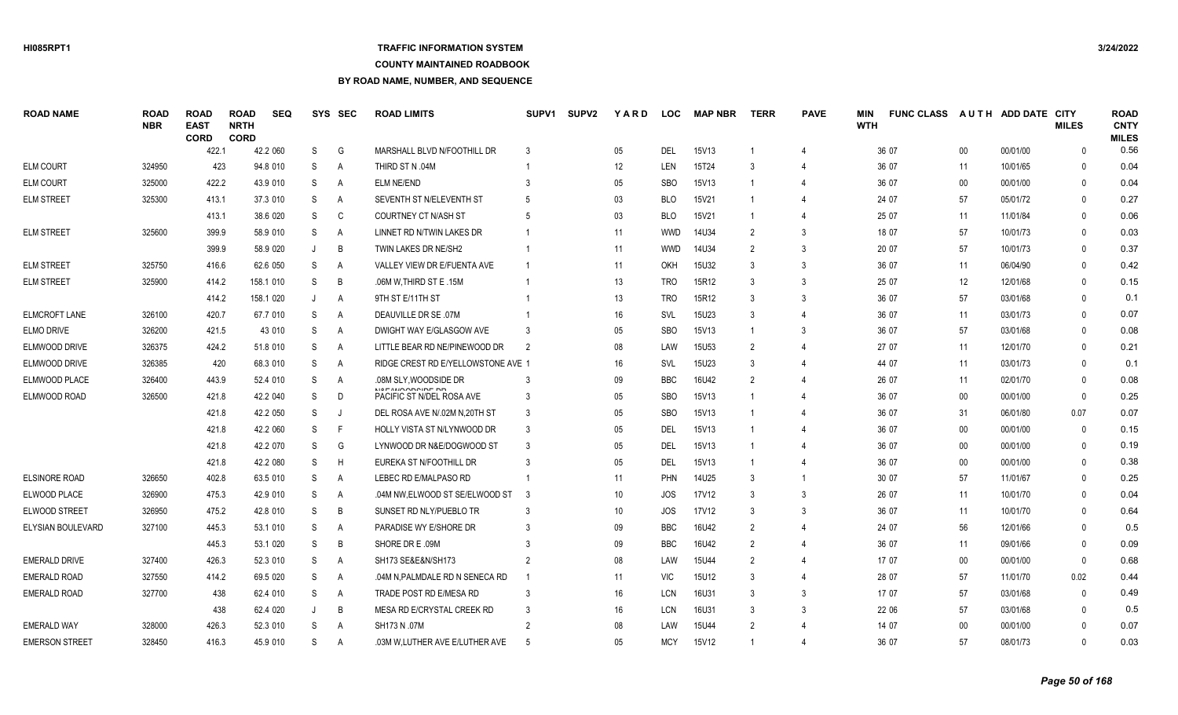# TRAFFIC INFORMATION SYSTEM

## COUNTY MAINTAINED ROADBOOK

### BY ROAD NAME, NUMBER, AND SEQUENCE

| ROAD NAME | ROAD NBR | ROAD EAST CORD | ROAD NRTH CORD | SEQ | SYS | SEC | ROAD LIMITS | SUPV1 | SUPV2 | YARD | LOC | MAP NBR | TERR | PAVE | MIN WTH | FUNC CLASS | AUTH | ADD DATE | CITY MILES | ROAD CNTY MILES |
|---|---|---|---|---|---|---|---|---|---|---|---|---|---|---|---|---|---|---|---|---|
| | | 422.1 | 42.2 | 060 | S | G | MARSHALL BLVD N/FOOTHILL DR | 3 | | 05 | DEL | 15V13 | 1 | 4 | 36 | 07 | 00 | 00/01/00 | 0 | 0.56 |
| ELM COURT | 324950 | 423 | 94.8 | 010 | S | A | THIRD ST N .04M | 1 | | 12 | LEN | 15T24 | 3 | 4 | 36 | 07 | 11 | 10/01/65 | 0 | 0.04 |
| ELM COURT | 325000 | 422.2 | 43.9 | 010 | S | A | ELM NE/END | 3 | | 05 | SBO | 15V13 | 1 | 4 | 36 | 07 | 00 | 00/01/00 | 0 | 0.04 |
| ELM STREET | 325300 | 413.1 | 37.3 | 010 | S | A | SEVENTH ST N/ELEVENTH ST | 5 | | 03 | BLO | 15V21 | 1 | 4 | 24 | 07 | 57 | 05/01/72 | 0 | 0.27 |
| | | 413.1 | 38.6 | 020 | S | C | COURTNEY CT N/ASH ST | 5 | | 03 | BLO | 15V21 | 1 | 4 | 25 | 07 | 11 | 11/01/84 | 0 | 0.06 |
| ELM STREET | 325600 | 399.9 | 58.9 | 010 | S | A | LINNET RD N/TWIN LAKES DR | 1 | | 11 | WWD | 14U34 | 2 | 3 | 18 | 07 | 57 | 10/01/73 | 0 | 0.03 |
| | | 399.9 | 58.9 | 020 | J | B | TWIN LAKES DR NE/SH2 | 1 | | 11 | WWD | 14U34 | 2 | 3 | 20 | 07 | 57 | 10/01/73 | 0 | 0.37 |
| ELM STREET | 325750 | 416.6 | 62.6 | 050 | S | A | VALLEY VIEW DR E/FUENTA AVE | 1 | | 11 | OKH | 15U32 | 3 | 3 | 36 | 07 | 11 | 06/04/90 | 0 | 0.42 |
| ELM STREET | 325900 | 414.2 | 158.1 | 010 | S | B | .06M W,THIRD ST E .15M | 1 | | 13 | TRO | 15R12 | 3 | 3 | 25 | 07 | 12 | 12/01/68 | 0 | 0.15 |
| | | 414.2 | 158.1 | 020 | J | A | 9TH ST E/11TH ST | 1 | | 13 | TRO | 15R12 | 3 | 3 | 36 | 07 | 57 | 03/01/68 | 0 | 0.1 |
| ELMCROFT LANE | 326100 | 420.7 | 67.7 | 010 | S | A | DEAUVILLE DR SE .07M | 1 | | 16 | SVL | 15U23 | 3 | 4 | 36 | 07 | 11 | 03/01/73 | 0 | 0.07 |
| ELMO DRIVE | 326200 | 421.5 | 43 | 010 | S | A | DWIGHT WAY E/GLASGOW AVE | 3 | | 05 | SBO | 15V13 | 1 | 3 | 36 | 07 | 57 | 03/01/68 | 0 | 0.08 |
| ELMWOOD DRIVE | 326375 | 424.2 | 51.8 | 010 | S | A | LITTLE BEAR RD NE/PINEWOOD DR | 2 | | 08 | LAW | 15U53 | 2 | 4 | 27 | 07 | 11 | 12/01/70 | 0 | 0.21 |
| ELMWOOD DRIVE | 326385 | 420 | 68.3 | 010 | S | A | RIDGE CREST RD E/YELLOWSTONE AVE | 1 | | 16 | SVL | 15U23 | 3 | 4 | 44 | 07 | 11 | 03/01/73 | 0 | 0.1 |
| ELMWOOD PLACE | 326400 | 443.9 | 52.4 | 010 | S | A | .08M SLY,WOODSIDE DR | 3 | | 09 | BBC | 16U42 | 2 | 4 | 26 | 07 | 11 | 02/01/70 | 0 | 0.08 |
| ELMWOOD ROAD | 326500 | 421.8 | 42.2 | 040 | S | D | PACIFIC ST N/DEL ROSA AVE | 3 | | 05 | SBO | 15V13 | 1 | 4 | 36 | 07 | 00 | 00/01/00 | 0 | 0.25 |
| | | 421.8 | 42.2 | 050 | S | J | DEL ROSA AVE N/.02M N,20TH ST | 3 | | 05 | SBO | 15V13 | 1 | 4 | 36 | 07 | 31 | 06/01/80 | 0.07 | 0.07 |
| | | 421.8 | 42.2 | 060 | S | F | HOLLY VISTA ST N/LYNWOOD DR | 3 | | 05 | DEL | 15V13 | 1 | 4 | 36 | 07 | 00 | 00/01/00 | 0 | 0.15 |
| | | 421.8 | 42.2 | 070 | S | G | LYNWOOD DR N&E/DOGWOOD ST | 3 | | 05 | DEL | 15V13 | 1 | 4 | 36 | 07 | 00 | 00/01/00 | 0 | 0.19 |
| | | 421.8 | 42.2 | 080 | S | H | EUREKA ST N/FOOTHILL DR | 3 | | 05 | DEL | 15V13 | 1 | 4 | 36 | 07 | 00 | 00/01/00 | 0 | 0.38 |
| ELSINORE ROAD | 326650 | 402.8 | 63.5 | 010 | S | A | LEBEC RD E/MALPASO RD | 1 | | 11 | PHN | 14U25 | 3 | 1 | 30 | 07 | 57 | 11/01/67 | 0 | 0.25 |
| ELWOOD PLACE | 326900 | 475.3 | 42.9 | 010 | S | A | .04M NW,ELWOOD ST SE/ELWOOD ST | 3 | | 10 | JOS | 17V12 | 3 | 3 | 26 | 07 | 11 | 10/01/70 | 0 | 0.04 |
| ELWOOD STREET | 326950 | 475.2 | 42.8 | 010 | S | B | SUNSET RD NLY/PUEBLO TR | 3 | | 10 | JOS | 17V12 | 3 | 3 | 36 | 07 | 11 | 10/01/70 | 0 | 0.64 |
| ELYSIAN BOULEVARD | 327100 | 445.3 | 53.1 | 010 | S | A | PARADISE WY E/SHORE DR | 3 | | 09 | BBC | 16U42 | 2 | 4 | 24 | 07 | 56 | 12/01/66 | 0 | 0.5 |
| | | 445.3 | 53.1 | 020 | S | B | SHORE DR E .09M | 3 | | 09 | BBC | 16U42 | 2 | 4 | 36 | 07 | 11 | 09/01/66 | 0 | 0.09 |
| EMERALD DRIVE | 327400 | 426.3 | 52.3 | 010 | S | A | SH173 SE&E&N/SH173 | 2 | | 08 | LAW | 15U44 | 2 | 4 | 17 | 07 | 00 | 00/01/00 | 0 | 0.68 |
| EMERALD ROAD | 327550 | 414.2 | 69.5 | 020 | S | A | .04M N,PALMDALE RD N SENECA RD | 1 | | 11 | VIC | 15U12 | 3 | 4 | 28 | 07 | 57 | 11/01/70 | 0.02 | 0.44 |
| EMERALD ROAD | 327700 | 438 | 62.4 | 010 | S | A | TRADE POST RD E/MESA RD | 3 | | 16 | LCN | 16U31 | 3 | 3 | 17 | 07 | 57 | 03/01/68 | 0 | 0.49 |
| | | 438 | 62.4 | 020 | J | B | MESA RD E/CRYSTAL CREEK RD | 3 | | 16 | LCN | 16U31 | 3 | 3 | 22 | 06 | 57 | 03/01/68 | 0 | 0.5 |
| EMERALD WAY | 328000 | 426.3 | 52.3 | 010 | S | A | SH173 N .07M | 2 | | 08 | LAW | 15U44 | 2 | 4 | 14 | 07 | 00 | 00/01/00 | 0 | 0.07 |
| EMERSON STREET | 328450 | 416.3 | 45.9 | 010 | S | A | .03M W,LUTHER AVE E/LUTHER AVE | 5 | | 05 | MCY | 15V12 | 1 | 4 | 36 | 07 | 57 | 08/01/73 | 0 | 0.03 |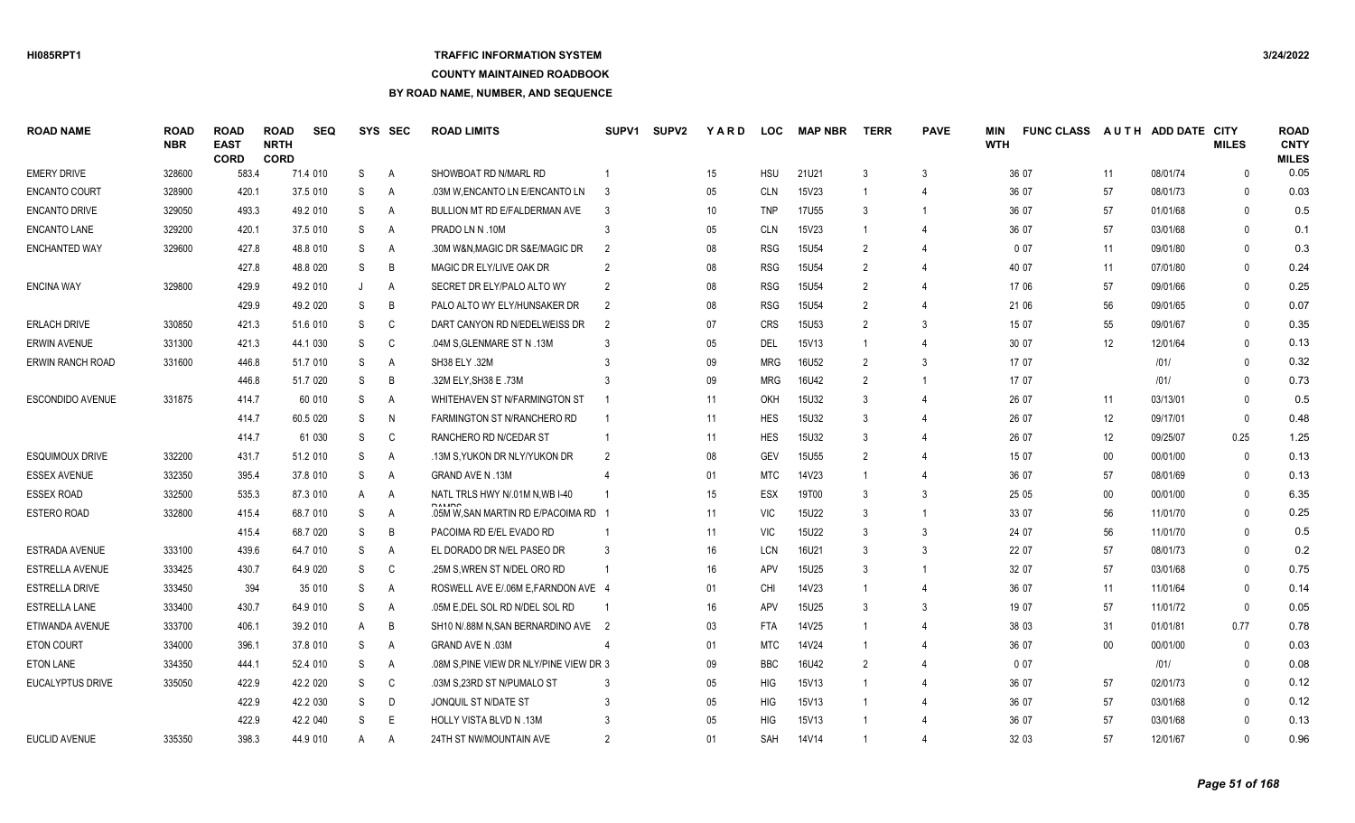**HI085RPT1** — **TRAFFIC INFORMATION SYSTEM** — 3/24/2022

**COUNTY MAINTAINED ROADBOOK**

**BY ROAD NAME, NUMBER, AND SEQUENCE**

| ROAD NAME | ROAD NBR | ROAD EAST CORD | ROAD NRTH CORD | SEQ | SYS | SEC | ROAD LIMITS | SUPV1 | SUPV2 | YARD | LOC | MAP NBR | TERR | PAVE | MIN WTH | FUNC CLASS | AUTH | ADD DATE | CITY MILES | ROAD CNTY MILES |
|---|---|---|---|---|---|---|---|---|---|---|---|---|---|---|---|---|---|---|---|---|
| EMERY DRIVE | 328600 | 583.4 | 71.4 | 010 | S | A | SHOWBOAT RD N/MARL RD | 1 | | 15 | HSU | 21U21 | 3 | 3 | 36 | 07 | 11 | 08/01/74 | 0 | 0.05 |
| ENCANTO COURT | 328900 | 420.1 | 37.5 | 010 | S | A | .03M W,ENCANTO LN E/ENCANTO LN | 3 | | 05 | CLN | 15V23 | 1 | 4 | 36 | 07 | 57 | 08/01/73 | 0 | 0.03 |
| ENCANTO DRIVE | 329050 | 493.3 | 49.2 | 010 | S | A | BULLION MT RD E/FALDERMAN AVE | 3 | | 10 | TNP | 17U55 | 3 | 1 | 36 | 07 | 57 | 01/01/68 | 0 | 0.5 |
| ENCANTO LANE | 329200 | 420.1 | 37.5 | 010 | S | A | PRADO LN N .10M | 3 | | 05 | CLN | 15V23 | 1 | 4 | 36 | 07 | 57 | 03/01/68 | 0 | 0.1 |
| ENCHANTED WAY | 329600 | 427.8 | 48.8 | 010 | S | A | .30M W&N,MAGIC DR S&E/MAGIC DR | 2 | | 08 | RSG | 15U54 | 2 | 4 | 0 | 07 | 11 | 09/01/80 | 0 | 0.3 |
| | | 427.8 | 48.8 | 020 | S | B | MAGIC DR ELY/LIVE OAK DR | 2 | | 08 | RSG | 15U54 | 2 | 4 | 40 | 07 | 11 | 07/01/80 | 0 | 0.24 |
| ENCINA WAY | 329800 | 429.9 | 49.2 | 010 | J | A | SECRET DR ELY/PALO ALTO WY | 2 | | 08 | RSG | 15U54 | 2 | 4 | 17 | 06 | 57 | 09/01/66 | 0 | 0.25 |
| | | 429.9 | 49.2 | 020 | S | B | PALO ALTO WY ELY/HUNSAKER DR | 2 | | 08 | RSG | 15U54 | 2 | 4 | 21 | 06 | 56 | 09/01/65 | 0 | 0.07 |
| ERLACH DRIVE | 330850 | 421.3 | 51.6 | 010 | S | C | DART CANYON RD N/EDELWEISS DR | 2 | | 07 | CRS | 15U53 | 2 | 3 | 15 | 07 | 55 | 09/01/67 | 0 | 0.35 |
| ERWIN AVENUE | 331300 | 421.3 | 44.1 | 030 | S | C | .04M S,GLENMARE ST N .13M | 3 | | 05 | DEL | 15V13 | 1 | 4 | 30 | 07 | 12 | 12/01/64 | 0 | 0.13 |
| ERWIN RANCH ROAD | 331600 | 446.8 | 51.7 | 010 | S | A | SH38 ELY .32M | 3 | | 09 | MRG | 16U52 | 2 | 3 | 17 | 07 | | /01/ | 0 | 0.32 |
| | | 446.8 | 51.7 | 020 | S | B | .32M ELY,SH38 E .73M | 3 | | 09 | MRG | 16U42 | 2 | 1 | 17 | 07 | | /01/ | 0 | 0.73 |
| ESCONDIDO AVENUE | 331875 | 414.7 | 60 | 010 | S | A | WHITEHAVEN ST N/FARMINGTON ST | 1 | | 11 | OKH | 15U32 | 3 | 4 | 26 | 07 | 11 | 03/13/01 | 0 | 0.5 |
| | | 414.7 | 60.5 | 020 | S | N | FARMINGTON ST N/RANCHERO RD | 1 | | 11 | HES | 15U32 | 3 | 4 | 26 | 07 | 12 | 09/17/01 | 0 | 0.48 |
| | | 414.7 | 61 | 030 | S | C | RANCHERO RD N/CEDAR ST | 1 | | 11 | HES | 15U32 | 3 | 4 | 26 | 07 | 12 | 09/25/07 | 0.25 | 1.25 |
| ESQUIMOUX DRIVE | 332200 | 431.7 | 51.2 | 010 | S | A | .13M S,YUKON DR NLY/YUKON DR | 2 | | 08 | GEV | 15U55 | 2 | 4 | 15 | 07 | 00 | 00/01/00 | 0 | 0.13 |
| ESSEX AVENUE | 332350 | 395.4 | 37.8 | 010 | S | A | GRAND AVE N .13M | 4 | | 01 | MTC | 14V23 | 1 | 4 | 36 | 07 | 57 | 08/01/69 | 0 | 0.13 |
| ESSEX ROAD | 332500 | 535.3 | 87.3 | 010 | A | A | NATL TRLS HWY N/.01M N,WB I-40 | 1 | | 15 | ESX | 19T00 | 3 | 3 | 25 | 05 | 00 | 00/01/00 | 0 | 6.35 |
| ESTERO ROAD | 332800 | 415.4 | 68.7 | 010 | S | A | .05M W,SAN MARTIN RD E/PACOIMA RD | 1 | | 11 | VIC | 15U22 | 3 | 1 | 33 | 07 | 56 | 11/01/70 | 0 | 0.25 |
| | | 415.4 | 68.7 | 020 | S | B | PACOIMA RD E/EL EVADO RD | 1 | | 11 | VIC | 15U22 | 3 | 3 | 24 | 07 | 56 | 11/01/70 | 0 | 0.5 |
| ESTRADA AVENUE | 333100 | 439.6 | 64.7 | 010 | S | A | EL DORADO DR N/EL PASEO DR | 3 | | 16 | LCN | 16U21 | 3 | 3 | 22 | 07 | 57 | 08/01/73 | 0 | 0.2 |
| ESTRELLA AVENUE | 333425 | 430.7 | 64.9 | 020 | S | C | .25M S,WREN ST N/DEL ORO RD | 1 | | 16 | APV | 15U25 | 3 | 1 | 32 | 07 | 57 | 03/01/68 | 0 | 0.75 |
| ESTRELLA DRIVE | 333450 | 394 | 35 | 010 | S | A | ROSWELL AVE E/.06M E,FARNDON AVE | 4 | | 01 | CHI | 14V23 | 1 | 4 | 36 | 07 | 11 | 11/01/64 | 0 | 0.14 |
| ESTRELLA LANE | 333400 | 430.7 | 64.9 | 010 | S | A | .05M E,DEL SOL RD N/DEL SOL RD | 1 | | 16 | APV | 15U25 | 3 | 3 | 19 | 07 | 57 | 11/01/72 | 0 | 0.05 |
| ETIWANDA AVENUE | 333700 | 406.1 | 39.2 | 010 | A | B | SH10 N/.88M N,SAN BERNARDINO AVE | 2 | | 03 | FTA | 14V25 | 1 | 4 | 38 | 03 | 31 | 01/01/81 | 0.77 | 0.78 |
| ETON COURT | 334000 | 396.1 | 37.8 | 010 | S | A | GRAND AVE N .03M | 4 | | 01 | MTC | 14V24 | 1 | 4 | 36 | 07 | 00 | 00/01/00 | 0 | 0.03 |
| ETON LANE | 334350 | 444.1 | 52.4 | 010 | S | A | .08M S,PINE VIEW DR NLY/PINE VIEW DR | 3 | | 09 | BBC | 16U42 | 2 | 4 | 0 | 07 | | /01/ | 0 | 0.08 |
| EUCALYPTUS DRIVE | 335050 | 422.9 | 42.2 | 020 | S | C | .03M S,23RD ST N/PUMALO ST | 3 | | 05 | HIG | 15V13 | 1 | 4 | 36 | 07 | 57 | 02/01/73 | 0 | 0.12 |
| | | 422.9 | 42.2 | 030 | S | D | JONQUIL ST N/DATE ST | 3 | | 05 | HIG | 15V13 | 1 | 4 | 36 | 07 | 57 | 03/01/68 | 0 | 0.12 |
| | | 422.9 | 42.2 | 040 | S | E | HOLLY VISTA BLVD N .13M | 3 | | 05 | HIG | 15V13 | 1 | 4 | 36 | 07 | 57 | 03/01/68 | 0 | 0.13 |
| EUCLID AVENUE | 335350 | 398.3 | 44.9 | 010 | A | A | 24TH ST NW/MOUNTAIN AVE | 2 | | 01 | SAH | 14V14 | 1 | 4 | 32 | 03 | 57 | 12/01/67 | 0 | 0.96 |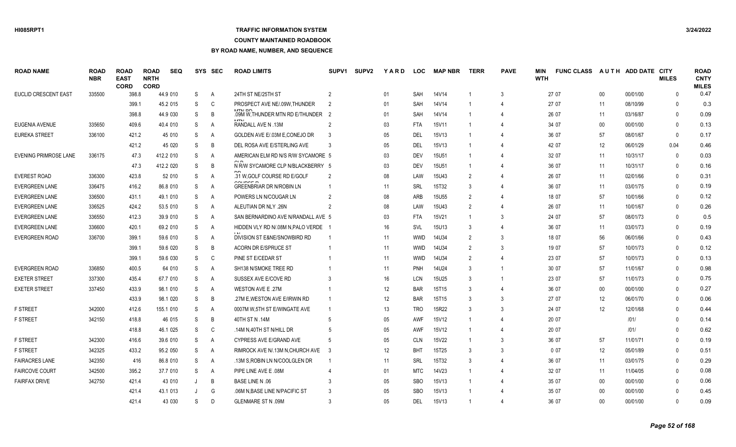HI085RPT1

**TRAFFIC INFORMATION SYSTEM**

**COUNTY MAINTAINED ROADBOOK**

**BY ROAD NAME, NUMBER, AND SEQUENCE**

3/24/2022

| ROAD NAME | ROAD NBR | ROAD EAST CORD | ROAD NRTH CORD | SEQ | SYS | SEC | ROAD LIMITS | SUPV1 | SUPV2 | YARD | LOC | MAP NBR | TERR | PAVE | MIN WTH | FUNC CLASS | AUTH | ADD DATE | CITY MILES | ROAD CNTY MILES |
|---|---|---|---|---|---|---|---|---|---|---|---|---|---|---|---|---|---|---|---|---|
| EUCLID CRESCENT EAST | 335500 | 398.8 | 44.9 | 010 | S | A | 24TH ST NE/25TH ST | 2 | | 01 | SAH | 14V14 | 1 | 3 | 27 | 07 | 00 | 00/01/00 | 0 | 0.47 |
| | | 399.1 | 45.2 | 015 | S | C | PROSPECT AVE NE/.09W,THUNDER MTN RD | 2 | | 01 | SAH | 14V14 | 1 | 4 | 27 | 07 | 11 | 08/10/99 | 0 | 0.3 |
| | | 398.8 | 44.9 | 030 | S | B | .09M W,THUNDER MTN RD E/THUNDER MTN | 2 | | 01 | SAH | 14V14 | 1 | 4 | 26 | 07 | 11 | 03/16/87 | 0 | 0.09 |
| EUGENIA AVENUE | 335650 | 409.6 | 40.4 | 010 | S | A | RANDALL AVE N .13M | 2 | | 03 | FTA | 15V11 | 1 | 4 | 34 | 07 | 00 | 00/01/00 | 0 | 0.13 |
| EUREKA STREET | 336100 | 421.2 | 45 | 010 | S | A | GOLDEN AVE E/.03M E,CONEJO DR | 3 | | 05 | DEL | 15V13 | 1 | 4 | 36 | 07 | 57 | 08/01/67 | 0 | 0.17 |
| | | 421.2 | 45 | 020 | S | B | DEL ROSA AVE E/STERLING AVE | 3 | | 05 | DEL | 15V13 | 1 | 4 | 42 | 07 | 12 | 06/01/29 | 0.04 | 0.46 |
| EVENING PRIMROSE LANE | 336175 | 47.3 | 412.2 | 010 | S | A | AMERICAN ELM RD N/S R/W SYCAMORE CLP | 5 | | 03 | DEV | 15U51 | 1 | 4 | 32 | 07 | 11 | 10/31/17 | 0 | 0.03 |
| | | 47.3 | 412.2 | 020 | S | B | N R/W SYCAMORE CLP N/BLACKBERRY DR | 5 | | 03 | DEV | 15U51 | 1 | 4 | 36 | 07 | 11 | 10/31/17 | 0 | 0.16 |
| EVEREST ROAD | 336300 | 423.8 | 52 | 010 | S | A | .31 W,GOLF COURSE RD E/GOLF COURSE R | 2 | | 08 | LAW | 15U43 | 2 | 4 | 26 | 07 | 11 | 02/01/66 | 0 | 0.31 |
| EVERGREEN LANE | 336475 | 416.2 | 86.8 | 010 | S | A | GREENBRIAR DR N/ROBIN LN | 1 | | 11 | SRL | 15T32 | 3 | 4 | 36 | 07 | 11 | 03/01/75 | 0 | 0.19 |
| EVERGREEN LANE | 336500 | 431.1 | 49.1 | 010 | S | A | POWERS LN N/COUGAR LN | 2 | | 08 | ARB | 15U55 | 2 | 4 | 18 | 07 | 57 | 10/01/66 | 0 | 0.12 |
| EVERGREEN LANE | 336525 | 424.2 | 53.5 | 010 | S | A | ALEUTIAN DR NLY .26N | 2 | | 08 | LAW | 15U43 | 2 | 4 | 26 | 07 | 11 | 10/01/67 | 0 | 0.26 |
| EVERGREEN LANE | 336550 | 412.3 | 39.9 | 010 | S | A | SAN BERNARDINO AVE N/RANDALL AVE | 5 | | 03 | FTA | 15V21 | 1 | 3 | 24 | 07 | 57 | 08/01/73 | 0 | 0.5 |
| EVERGREEN LANE | 336600 | 420.1 | 69.2 | 010 | S | A | HIDDEN VLY RD N/.08M N,PALO VERDE LN | 1 | | 16 | SVL | 15U13 | 3 | 4 | 36 | 07 | 11 | 03/01/73 | 0 | 0.19 |
| EVERGREEN ROAD | 336700 | 399.1 | 59.6 | 010 | S | A | DIVISION ST E&NE/SNOWBIRD RD | 1 | | 11 | WWD | 14U34 | 2 | 3 | 18 | 07 | 56 | 06/01/66 | 0 | 0.43 |
| | | 399.1 | 59.6 | 020 | S | B | ACORN DR E/SPRUCE ST | 1 | | 11 | WWD | 14U34 | 2 | 3 | 19 | 07 | 57 | 10/01/73 | 0 | 0.12 |
| | | 399.1 | 59.6 | 030 | S | C | PINE ST E/CEDAR ST | 1 | | 11 | WWD | 14U34 | 2 | 4 | 23 | 07 | 57 | 10/01/73 | 0 | 0.13 |
| EVERGREEN ROAD | 336850 | 400.5 | 64 | 010 | S | A | SH138 N/SMOKE TREE RD | 1 | | 11 | PNH | 14U24 | 3 | 1 | 30 | 07 | 57 | 11/01/67 | 0 | 0.98 |
| EXETER STREET | 337300 | 435.4 | 67.7 | 010 | S | A | SUSSEX AVE E/COVE RD | 3 | | 16 | LCN | 15U25 | 3 | 1 | 23 | 07 | 57 | 11/01/73 | 0 | 0.75 |
| EXETER STREET | 337450 | 433.9 | 98.1 | 010 | S | A | WESTON AVE E .27M | 1 | | 12 | BAR | 15T15 | 3 | 4 | 36 | 07 | 00 | 00/01/00 | 0 | 0.27 |
| | | 433.9 | 98.1 | 020 | S | B | .27M E,WESTON AVE E/IRWIN RD | 1 | | 12 | BAR | 15T15 | 3 | 3 | 27 | 07 | 12 | 06/01/70 | 0 | 0.06 |
| F STREET | 342000 | 412.6 | 155.1 | 010 | S | A | 0007M W,5TH ST E/WINGATE AVE | 1 | | 13 | TRO | 15R22 | 3 | 3 | 24 | 07 | 12 | 12/01/68 | 0 | 0.44 |
| F STREET | 342150 | 418.8 | 46 | 015 | S | B | 40TH ST N .14M | 5 | | 05 | AWF | 15V12 | 1 | 4 | 20 | 07 | | /01/ | 0 | 0.14 |
| | | 418.8 | 46.1 | 025 | S | C | .14M N,40TH ST N/HILL DR | 5 | | 05 | AWF | 15V12 | 1 | 4 | 20 | 07 | | /01/ | 0 | 0.62 |
| F STREET | 342300 | 416.6 | 39.6 | 010 | S | A | CYPRESS AVE E/GRAND AVE | 5 | | 05 | CLN | 15V22 | 1 | 3 | 36 | 07 | 57 | 11/01/71 | 0 | 0.19 |
| F STREET | 342325 | 433.2 | 95.2 | 050 | S | A | RIMROCK AVE N/.13M N,CHURCH AVE | 3 | | 12 | BHT | 15T25 | 3 | 3 | 0 | 07 | 12 | 05/01/89 | 0 | 0.51 |
| FAIRACRES LANE | 342350 | 416 | 86.8 | 010 | S | A | .13M S,ROBIN LN N/COOLGLEN DR | 1 | | 11 | SRL | 15T32 | 3 | 4 | 36 | 07 | 11 | 03/01/75 | 0 | 0.29 |
| FAIRCOVE COURT | 342500 | 395.2 | 37.7 | 010 | S | A | PIPE LINE AVE E .08M | 4 | | 01 | MTC | 14V23 | 1 | 4 | 32 | 07 | 11 | 11/04/05 | 0 | 0.08 |
| FAIRFAX DRIVE | 342750 | 421.4 | 43 | 010 | J | B | BASE LINE N .06 | 3 | | 05 | SBO | 15V13 | 1 | 4 | 35 | 07 | 00 | 00/01/00 | 0 | 0.06 |
| | | 421.4 | 43.1 | 013 | J | G | .06M N,BASE LINE N/PACIFIC ST | 3 | | 05 | SBO | 15V13 | 1 | 4 | 35 | 07 | 00 | 00/01/00 | 0 | 0.45 |
| | | 421.4 | 43 | 030 | S | D | GLENMARE ST N .09M | 3 | | 05 | DEL | 15V13 | 1 | 4 | 36 | 07 | 00 | 00/01/00 | 0 | 0.09 |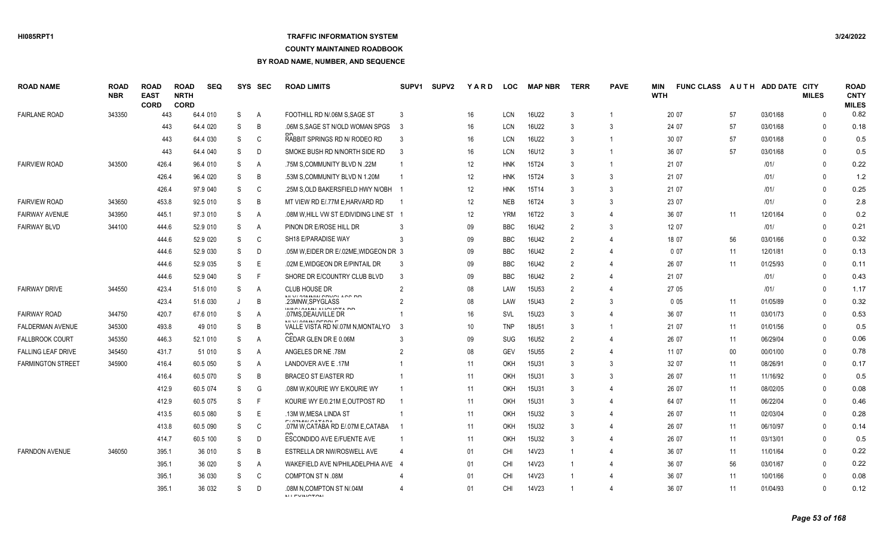HI085RPT1

# TRAFFIC INFORMATION SYSTEM

## COUNTY MAINTAINED ROADBOOK

### BY ROAD NAME, NUMBER, AND SEQUENCE

3/24/2022

| ROAD NAME | ROAD NBR | ROAD EAST CORD | ROAD NRTH CORD | SEQ | SYS | SEC | ROAD LIMITS | SUPV1 | SUPV2 | YARD | LOC | MAP NBR | TERR | PAVE | MIN WTH | FUNC CLASS | AUTH | ADD DATE | CITY MILES | ROAD CNTY MILES |
|---|---|---|---|---|---|---|---|---|---|---|---|---|---|---|---|---|---|---|---|---|
| FAIRLANE ROAD | 343350 | 443 | 64.4 | 010 | S | A | FOOTHILL RD N/.06M S,SAGE ST | 3 | | 16 | LCN | 16U22 | 3 | 1 | 20 | 07 | 57 | 03/01/68 | 0 | 0.82 |
| | | 443 | 64.4 | 020 | S | B | .06M S,SAGE ST N/OLD WOMAN SPGS RD | 3 | | 16 | LCN | 16U22 | 3 | 3 | 24 | 07 | 57 | 03/01/68 | 0 | 0.18 |
| | | 443 | 64.4 | 030 | S | C | RABBIT SPRINGS RD N/ RODEO RD | 3 | | 16 | LCN | 16U22 | 3 | 1 | 30 | 07 | 57 | 03/01/68 | 0 | 0.5 |
| | | 443 | 64.4 | 040 | S | D | SMOKE BUSH RD N/NORTH SIDE RD | 3 | | 16 | LCN | 16U12 | 3 | 1 | 36 | 07 | 57 | 03/01/68 | 0 | 0.5 |
| FAIRVIEW ROAD | 343500 | 426.4 | 96.4 | 010 | S | A | .75M S,COMMUNITY BLVD N .22M | 1 | | 12 | HNK | 15T24 | 3 | 1 | 21 | 07 | | /01/ | 0 | 0.22 |
| | | 426.4 | 96.4 | 020 | S | B | .53M S,COMMUNITY BLVD N 1.20M | 1 | | 12 | HNK | 15T24 | 3 | 3 | 21 | 07 | | /01/ | 0 | 1.2 |
| | | 426.4 | 97.9 | 040 | S | C | .25M S,OLD BAKERSFIELD HWY N/OBH | 1 | | 12 | HNK | 15T14 | 3 | 3 | 21 | 07 | | /01/ | 0 | 0.25 |
| FAIRVIEW ROAD | 343650 | 453.8 | 92.5 | 010 | S | B | MT VIEW RD E/.77M E,HARVARD RD | 1 | | 12 | NEB | 16T24 | 3 | 3 | 23 | 07 | | /01/ | 0 | 2.8 |
| FAIRWAY AVENUE | 343950 | 445.1 | 97.3 | 010 | S | A | .08M W,HILL VW ST E/DIVIDING LINE ST | 1 | | 12 | YRM | 16T22 | 3 | 4 | 36 | 07 | 11 | 12/01/64 | 0 | 0.2 |
| FAIRWAY BLVD | 344100 | 444.6 | 52.9 | 010 | S | A | PINON DR E/ROSE HILL DR | 3 | | 09 | BBC | 16U42 | 2 | 3 | 12 | 07 | | /01/ | 0 | 0.21 |
| | | 444.6 | 52.9 | 020 | S | C | SH18 E/PARADISE WAY | 3 | | 09 | BBC | 16U42 | 2 | 4 | 18 | 07 | 56 | 03/01/66 | 0 | 0.32 |
| | | 444.6 | 52.9 | 030 | S | D | .05M W,EIDER DR E/.02ME,WIDGEON DR | 3 | | 09 | BBC | 16U42 | 2 | 4 | 0 | 07 | 11 | 12/01/81 | 0 | 0.13 |
| | | 444.6 | 52.9 | 035 | S | E | .02M E,WIDGEON DR E/PINTAIL DR | 3 | | 09 | BBC | 16U42 | 2 | 4 | 26 | 07 | 11 | 01/25/93 | 0 | 0.11 |
| | | 444.6 | 52.9 | 040 | S | F | SHORE DR E/COUNTRY CLUB BLVD | 3 | | 09 | BBC | 16U42 | 2 | 4 | 21 | 07 | | /01/ | 0 | 0.43 |
| FAIRWAY DRIVE | 344550 | 423.4 | 51.6 | 010 | S | A | CLUB HOUSE DR | 2 | | 08 | LAW | 15U53 | 2 | 4 | 27 | 05 | | /01/ | 0 | 1.17 |
| | | 423.4 | 51.6 | 030 | J | B | .23MNW,SPYGLASS | 2 | | 08 | LAW | 15U43 | 2 | 3 | 0 | 05 | 11 | 01/05/89 | 0 | 0.32 |
| FAIRWAY ROAD | 344750 | 420.7 | 67.6 | 010 | S | A | .07MS,DEAUVILLE DR | 1 | | 16 | SVL | 15U23 | 3 | 4 | 36 | 07 | 11 | 03/01/73 | 0 | 0.53 |
| FALDERMAN AVENUE | 345300 | 493.8 | 49 | 010 | S | B | VALLE VISTA RD N/.07M N,MONTALYO | 3 | | 10 | TNP | 18U51 | 3 | 1 | 21 | 07 | 11 | 01/01/56 | 0 | 0.5 |
| FALLBROOK COURT | 345350 | 446.3 | 52.1 | 010 | S | A | CEDAR GLEN DR E 0.06M | 3 | | 09 | SUG | 16U52 | 2 | 4 | 26 | 07 | 11 | 06/29/04 | 0 | 0.06 |
| FALLING LEAF DRIVE | 345450 | 431.7 | 51 | 010 | S | A | ANGELES DR NE .78M | 2 | | 08 | GEV | 15U55 | 2 | 4 | 11 | 07 | 00 | 00/01/00 | 0 | 0.78 |
| FARMINGTON STREET | 345900 | 416.4 | 60.5 | 050 | S | A | LANDOVER AVE E .17M | 1 | | 11 | OKH | 15U31 | 3 | 3 | 32 | 07 | 11 | 08/26/91 | 0 | 0.17 |
| | | 416.4 | 60.5 | 070 | S | B | BRACEO ST E/ASTER RD | 1 | | 11 | OKH | 15U31 | 3 | 3 | 26 | 07 | 11 | 11/16/92 | 0 | 0.5 |
| | | 412.9 | 60.5 | 074 | S | G | .08M W,KOURIE WY E/KOURIE WY | 1 | | 11 | OKH | 15U31 | 3 | 4 | 26 | 07 | 11 | 08/02/05 | 0 | 0.08 |
| | | 412.9 | 60.5 | 075 | S | F | KOURIE WY E/0.21M E,OUTPOST RD | 1 | | 11 | OKH | 15U31 | 3 | 4 | 64 | 07 | 11 | 06/22/04 | 0 | 0.46 |
| | | 413.5 | 60.5 | 080 | S | E | .13M W,MESA LINDA ST | 1 | | 11 | OKH | 15U32 | 3 | 4 | 26 | 07 | 11 | 02/03/04 | 0 | 0.28 |
| | | 413.8 | 60.5 | 090 | S | C | .07M W,CATABA RD E/.07M E,CATABA | 1 | | 11 | OKH | 15U32 | 3 | 4 | 26 | 07 | 11 | 06/10/97 | 0 | 0.14 |
| | | 414.7 | 60.5 | 100 | S | D | ESCONDIDO AVE E/FUENTE AVE | 1 | | 11 | OKH | 15U32 | 3 | 4 | 26 | 07 | 11 | 03/13/01 | 0 | 0.5 |
| FARNDON AVENUE | 346050 | 395.1 | 36 | 010 | S | B | ESTRELLA DR NW/ROSWELL AVE | 4 | | 01 | CHI | 14V23 | 1 | 4 | 36 | 07 | 11 | 11/01/64 | 0 | 0.22 |
| | | 395.1 | 36 | 020 | S | A | WAKEFIELD AVE N/PHILADELPHIA AVE | 4 | | 01 | CHI | 14V23 | 1 | 4 | 36 | 07 | 56 | 03/01/67 | 0 | 0.22 |
| | | 395.1 | 36 | 030 | S | C | COMPTON ST N .08M | 4 | | 01 | CHI | 14V23 | 1 | 4 | 36 | 07 | 11 | 10/01/66 | 0 | 0.08 |
| | | 395.1 | 36 | 032 | S | D | .08M N,COMPTON ST N/.04M | 4 | | 01 | CHI | 14V23 | 1 | 4 | 36 | 07 | 11 | 01/04/93 | 0 | 0.12 |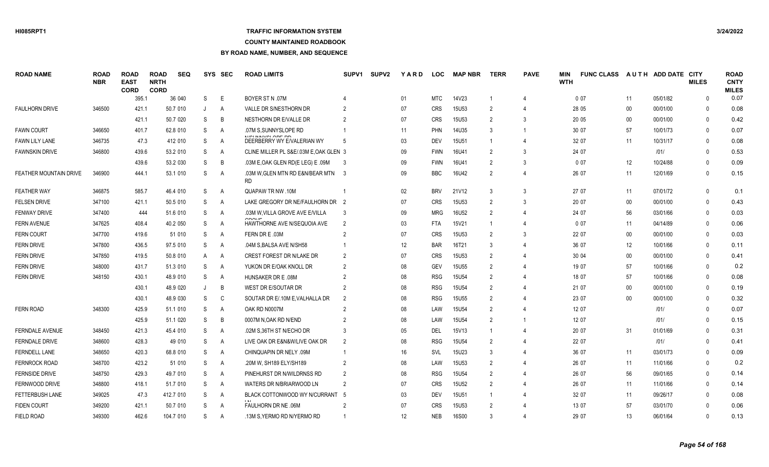**HI085RPT1** **TRAFFIC INFORMATION SYSTEM** **3/24/2022**

**COUNTY MAINTAINED ROADBOOK**

**BY ROAD NAME, NUMBER, AND SEQUENCE**

| ROAD NAME | ROAD NBR | ROAD EAST CORD | ROAD NRTH CORD | SEQ | SYS | SEC | ROAD LIMITS | SUPV1 | SUPV2 | YARD | LOC | MAP NBR | TERR | PAVE | MIN WTH | FUNC CLASS | AUTH | ADD DATE | CITY MILES | ROAD CNTY MILES |
|---|---|---|---|---|---|---|---|---|---|---|---|---|---|---|---|---|---|---|---|---|
| | | 395.1 | 36 | 040 | S | E | BOYER ST N .07M | 4 | | 01 | MTC | 14V23 | 1 | 4 | 0 | 07 | 11 | 05/01/82 | 0 | 0.07 |
| FAULHORN DRIVE | 346500 | 421.1 | 50.7 | 010 | J | A | VALLE DR S/NESTHORN DR | 2 | | 07 | CRS | 15U53 | 2 | 4 | 28 | 05 | 00 | 00/01/00 | 0 | 0.08 |
| | | 421.1 | 50.7 | 020 | S | B | NESTHORN DR E/VALLE DR | 2 | | 07 | CRS | 15U53 | 2 | 3 | 20 | 05 | 00 | 00/01/00 | 0 | 0.42 |
| FAWN COURT | 346650 | 401.7 | 62.8 | 010 | S | A | .07M S,SUNNYSLOPE RD | 1 | | 11 | PHN | 14U35 | 3 | 1 | 30 | 07 | 57 | 10/01/73 | 0 | 0.07 |
| FAWN LILY LANE | 346735 | 47.3 | 412 | 010 | S | A | DEERBERRY WY E/VALERIAN WY | 5 | | 03 | DEV | 15U51 | 1 | 4 | 32 | 07 | 11 | 10/31/17 | 0 | 0.08 |
| FAWNSKIN DRIVE | 346800 | 439.6 | 53.2 | 010 | S | A | CLINE MILLER PL S&E/.03M E,OAK GLEN | 3 | | 09 | FWN | 16U41 | 2 | 3 | 24 | 07 | | /01/ | 0 | 0.53 |
| | | 439.6 | 53.2 | 030 | S | B | .03M E,OAK GLEN RD(E LEG) E .09M | 3 | | 09 | FWN | 16U41 | 2 | 3 | 0 | 07 | 12 | 10/24/88 | 0 | 0.09 |
| FEATHER MOUNTAIN DRIVE | 346900 | 444.1 | 53.1 | 010 | S | A | .03M W,GLEN MTN RD E&N/BEAR MTN RD | 3 | | 09 | BBC | 16U42 | 2 | 4 | 26 | 07 | 11 | 12/01/69 | 0 | 0.15 |
| FEATHER WAY | 346875 | 585.7 | 46.4 | 010 | S | A | QUAPAW TR NW .10M | 1 | | 02 | BRV | 21V12 | 3 | 3 | 27 | 07 | 11 | 07/01/72 | 0 | 0.1 |
| FELSEN DRIVE | 347100 | 421.1 | 50.5 | 010 | S | A | LAKE GREGORY DR NE/FAULHORN DR | 2 | | 07 | CRS | 15U53 | 2 | 3 | 20 | 07 | 00 | 00/01/00 | 0 | 0.43 |
| FENWAY DRIVE | 347400 | 444 | 51.6 | 010 | S | A | .03M W,VILLA GROVE AVE E/VILLA GROVE | 3 | | 09 | MRG | 16U52 | 2 | 4 | 24 | 07 | 56 | 03/01/66 | 0 | 0.03 |
| FERN AVENUE | 347625 | 408.4 | 40.2 | 050 | S | A | HAWTHORNE AVE N/SEQUOIA AVE | 2 | | 03 | FTA | 15V21 | 1 | 4 | 0 | 07 | 11 | 04/14/89 | 0 | 0.06 |
| FERN COURT | 347700 | 419.6 | 51 | 010 | S | A | FERN DR E .03M | 2 | | 07 | CRS | 15U53 | 2 | 3 | 22 | 07 | 00 | 00/01/00 | 0 | 0.03 |
| FERN DRIVE | 347800 | 436.5 | 97.5 | 010 | S | A | .04M S,BALSA AVE N/SH58 | 1 | | 12 | BAR | 16T21 | 3 | 4 | 36 | 07 | 12 | 10/01/66 | 0 | 0.11 |
| FERN DRIVE | 347850 | 419.5 | 50.8 | 010 | A | A | CREST FOREST DR N/LAKE DR | 2 | | 07 | CRS | 15U53 | 2 | 4 | 30 | 04 | 00 | 00/01/00 | 0 | 0.41 |
| FERN DRIVE | 348000 | 431.7 | 51.3 | 010 | S | A | YUKON DR E/OAK KNOLL DR | 2 | | 08 | GEV | 15U55 | 2 | 4 | 19 | 07 | 57 | 10/01/66 | 0 | 0.2 |
| FERN DRIVE | 348150 | 430.1 | 48.9 | 010 | S | A | HUNSAKER DR E .08M | 2 | | 08 | RSG | 15U54 | 2 | 4 | 18 | 07 | 57 | 10/01/66 | 0 | 0.08 |
| | | 430.1 | 48.9 | 020 | J | B | WEST DR E/SOUTAR DR | 2 | | 08 | RSG | 15U54 | 2 | 4 | 21 | 07 | 00 | 00/01/00 | 0 | 0.19 |
| | | 430.1 | 48.9 | 030 | S | C | SOUTAR DR E/.10M E,VALHALLA DR | 2 | | 08 | RSG | 15U55 | 2 | 4 | 23 | 07 | 00 | 00/01/00 | 0 | 0.32 |
| FERN ROAD | 348300 | 425.9 | 51.1 | 010 | S | A | OAK RD N0007M | 2 | | 08 | LAW | 15U54 | 2 | 4 | 12 | 07 | | /01/ | 0 | 0.07 |
| | | 425.9 | 51.1 | 020 | S | B | 0007M N,OAK RD N/END | 2 | | 08 | LAW | 15U54 | 2 | 1 | 12 | 07 | | /01/ | 0 | 0.15 |
| FERNDALE AVENUE | 348450 | 421.3 | 45.4 | 010 | S | A | .02M S,36TH ST N/ECHO DR | 3 | | 05 | DEL | 15V13 | 1 | 4 | 20 | 07 | 31 | 01/01/69 | 0 | 0.31 |
| FERNDALE DRIVE | 348600 | 428.3 | 49 | 010 | S | A | LIVE OAK DR E&N&W/LIVE OAK DR | 2 | | 08 | RSG | 15U54 | 2 | 4 | 22 | 07 | | /01/ | 0 | 0.41 |
| FERNDELL LANE | 348650 | 420.3 | 68.8 | 010 | S | A | CHINQUAPIN DR NELY .09M | 1 | | 16 | SVL | 15U23 | 3 | 4 | 36 | 07 | 11 | 03/01/73 | 0 | 0.09 |
| FERNROCK ROAD | 348700 | 423.2 | 51 | 010 | S | A | .20M W, SH189 ELY/SH189 | 2 | | 08 | LAW | 15U53 | 2 | 4 | 26 | 07 | 11 | 11/01/66 | 0 | 0.2 |
| FERNSIDE DRIVE | 348750 | 429.3 | 49.7 | 010 | S | A | PINEHURST DR N/WILDRNSS RD | 2 | | 08 | RSG | 15U54 | 2 | 4 | 26 | 07 | 56 | 09/01/65 | 0 | 0.14 |
| FERNWOOD DRIVE | 348800 | 418.1 | 51.7 | 010 | S | A | WATERS DR N/BRIARWOOD LN | 2 | | 07 | CRS | 15U52 | 2 | 4 | 26 | 07 | 11 | 11/01/66 | 0 | 0.14 |
| FETTERBUSH LANE | 349025 | 47.3 | 412.7 | 010 | S | A | BLACK COTTONWOOD WY N/CURRANT LN | 5 | | 03 | DEV | 15U51 | 1 | 4 | 32 | 07 | 11 | 09/26/17 | 0 | 0.08 |
| FIDEN COURT | 349200 | 421.1 | 50.7 | 010 | S | A | FAULHORN DR NE .06M | 2 | | 07 | CRS | 15U53 | 2 | 4 | 13 | 07 | 57 | 03/01/70 | 0 | 0.06 |
| FIELD ROAD | 349300 | 462.6 | 104.7 | 010 | S | A | .13M S,YERMO RD N/YERMO RD | 1 | | 12 | NEB | 16S00 | 3 | 4 | 29 | 07 | 13 | 06/01/64 | 0 | 0.13 |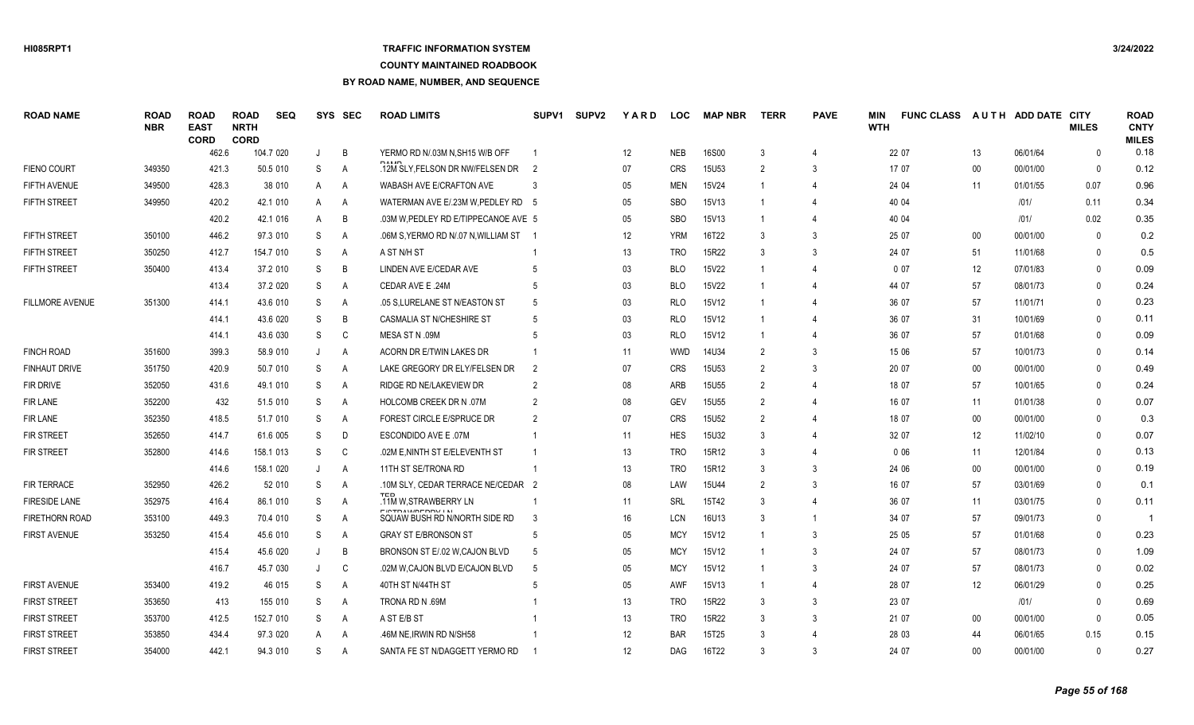**HI085RPT1**

**TRAFFIC INFORMATION SYSTEM**

**COUNTY MAINTAINED ROADBOOK**

**BY ROAD NAME, NUMBER, AND SEQUENCE**

3/24/2022

| ROAD NAME | ROAD NBR | ROAD EAST CORD | ROAD NRTH CORD | SEQ | SYS | SEC | ROAD LIMITS | SUPV1 | SUPV2 | YARD | LOC | MAP NBR | TERR | PAVE | MIN WTH | FUNC CLASS | AUTH | ADD DATE | CITY MILES | ROAD CNTY MILES |
|---|---|---|---|---|---|---|---|---|---|---|---|---|---|---|---|---|---|---|---|---|
| | | 462.6 | 104.7 | 020 | J | B | YERMO RD N/.03M N,SH15 W/B OFF | 1 | | 12 | NEB | 16S00 | 3 | 4 | 22 | 07 | 13 | 06/01/64 | 0 | 0.18 |
| FIENO COURT | 349350 | 421.3 | 50.5 | 010 | S | A | .12M SLY,FELSON DR NW/FELSEN DR | 2 | | 07 | CRS | 15U53 | 2 | 3 | 17 | 07 | 00 | 00/01/00 | 0 | 0.12 |
| FIFTH AVENUE | 349500 | 428.3 | 38 | 010 | A | A | WABASH AVE E/CRAFTON AVE | 3 | | 05 | MEN | 15V24 | 1 | 4 | 24 | 04 | 11 | 01/01/55 | 0.07 | 0.96 |
| FIFTH STREET | 349950 | 420.2 | 42.1 | 010 | A | A | WATERMAN AVE E/.23M W,PEDLEY RD | 5 | | 05 | SBO | 15V13 | 1 | 4 | 40 | 04 | | /01/ | 0.11 | 0.34 |
| | | 420.2 | 42.1 | 016 | A | B | .03M W,PEDLEY RD E/TIPPECANOE AVE | 5 | | 05 | SBO | 15V13 | 1 | 4 | 40 | 04 | | /01/ | 0.02 | 0.35 |
| FIFTH STREET | 350100 | 446.2 | 97.3 | 010 | S | A | .06M S,YERMO RD N/.07 N,WILLIAM ST | 1 | | 12 | YRM | 16T22 | 3 | 3 | 25 | 07 | 00 | 00/01/00 | 0 | 0.2 |
| FIFTH STREET | 350250 | 412.7 | 154.7 | 010 | S | A | A ST N/H ST | 1 | | 13 | TRO | 15R22 | 3 | 3 | 24 | 07 | 51 | 11/01/68 | 0 | 0.5 |
| FIFTH STREET | 350400 | 413.4 | 37.2 | 010 | S | B | LINDEN AVE E/CEDAR AVE | 5 | | 03 | BLO | 15V22 | 1 | 4 | 0 | 07 | 12 | 07/01/83 | 0 | 0.09 |
| | | 413.4 | 37.2 | 020 | S | A | CEDAR AVE E .24M | 5 | | 03 | BLO | 15V22 | 1 | 4 | 44 | 07 | 57 | 08/01/73 | 0 | 0.24 |
| FILLMORE AVENUE | 351300 | 414.1 | 43.6 | 010 | S | A | .05 S,LURELANE ST N/EASTON ST | 5 | | 03 | RLO | 15V12 | 1 | 4 | 36 | 07 | 57 | 11/01/71 | 0 | 0.23 |
| | | 414.1 | 43.6 | 020 | S | B | CASMALIA ST N/CHESHIRE ST | 5 | | 03 | RLO | 15V12 | 1 | 4 | 36 | 07 | 31 | 10/01/69 | 0 | 0.11 |
| | | 414.1 | 43.6 | 030 | S | C | MESA ST N .09M | 5 | | 03 | RLO | 15V12 | 1 | 4 | 36 | 07 | 57 | 01/01/68 | 0 | 0.09 |
| FINCH ROAD | 351600 | 399.3 | 58.9 | 010 | J | A | ACORN DR E/TWIN LAKES DR | 1 | | 11 | WWD | 14U34 | 2 | 3 | 15 | 06 | 57 | 10/01/73 | 0 | 0.14 |
| FINHAUT DRIVE | 351750 | 420.9 | 50.7 | 010 | S | A | LAKE GREGORY DR ELY/FELSEN DR | 2 | | 07 | CRS | 15U53 | 2 | 3 | 20 | 07 | 00 | 00/01/00 | 0 | 0.49 |
| FIR DRIVE | 352050 | 431.6 | 49.1 | 010 | S | A | RIDGE RD NE/LAKEVIEW DR | 2 | | 08 | ARB | 15U55 | 2 | 4 | 18 | 07 | 57 | 10/01/65 | 0 | 0.24 |
| FIR LANE | 352200 | 432 | 51.5 | 010 | S | A | HOLCOMB CREEK DR N .07M | 2 | | 08 | GEV | 15U55 | 2 | 4 | 16 | 07 | 11 | 01/01/38 | 0 | 0.07 |
| FIR LANE | 352350 | 418.5 | 51.7 | 010 | S | A | FOREST CIRCLE E/SPRUCE DR | 2 | | 07 | CRS | 15U52 | 2 | 4 | 18 | 07 | 00 | 00/01/00 | 0 | 0.3 |
| FIR STREET | 352650 | 414.7 | 61.6 | 005 | S | D | ESCONDIDO AVE E .07M | 1 | | 11 | HES | 15U32 | 3 | 4 | 32 | 07 | 12 | 11/02/10 | 0 | 0.07 |
| FIR STREET | 352800 | 414.6 | 158.1 | 010 | S | C | .02M E,NINTH ST E/ELEVENTH ST | 1 | | 13 | TRO | 15R12 | 3 | 4 | 0 | 06 | 11 | 12/01/84 | 0 | 0.13 |
| | | 414.6 | 158.1 | 020 | J | A | 11TH ST SE/TRONA RD | 1 | | 13 | TRO | 15R12 | 3 | 3 | 24 | 06 | 00 | 00/01/00 | 0 | 0.19 |
| FIR TERRACE | 352950 | 426.2 | 52 | 010 | S | A | .10M SLY, CEDAR TERRACE NE/CEDAR | 2 | | 08 | LAW | 15U44 | 2 | 3 | 16 | 07 | 57 | 03/01/69 | 0 | 0.1 |
| FIRESIDE LANE | 352975 | 416.4 | 86.1 | 010 | S | A | .11M W,STRAWBERRY LN | 1 | | 11 | SRL | 15T42 | 3 | 4 | 36 | 07 | 11 | 03/01/75 | 0 | 0.11 |
| FIRETHORN ROAD | 353100 | 449.3 | 70.4 | 010 | S | A | SQUAW BUSH RD N/NORTH SIDE RD | 3 | | 16 | LCN | 16U13 | 3 | 1 | 34 | 07 | 57 | 09/01/73 | 0 | 1 |
| FIRST AVENUE | 353250 | 415.4 | 45.6 | 010 | S | A | GRAY ST E/BRONSON ST | 5 | | 05 | MCY | 15V12 | 1 | 3 | 25 | 05 | 57 | 01/01/68 | 0 | 0.23 |
| | | 415.4 | 45.6 | 020 | J | B | BRONSON ST E/.02 W,CAJON BLVD | 5 | | 05 | MCY | 15V12 | 1 | 3 | 24 | 07 | 57 | 08/01/73 | 0 | 1.09 |
| | | 416.7 | 45.7 | 030 | J | C | .02M W,CAJON BLVD E/CAJON BLVD | 5 | | 05 | MCY | 15V12 | 1 | 3 | 24 | 07 | 57 | 08/01/73 | 0 | 0.02 |
| FIRST AVENUE | 353400 | 419.2 | 46 | 015 | S | A | 40TH ST N/44TH ST | 5 | | 05 | AWF | 15V13 | 1 | 4 | 28 | 07 | 12 | 06/01/29 | 0 | 0.25 |
| FIRST STREET | 353650 | 413 | 155 | 010 | S | A | TRONA RD N .69M | 1 | | 13 | TRO | 15R22 | 3 | 3 | 23 | 07 | | /01/ | 0 | 0.69 |
| FIRST STREET | 353700 | 412.5 | 152.7 | 010 | S | A | A ST E/B ST | 1 | | 13 | TRO | 15R22 | 3 | 3 | 21 | 07 | 00 | 00/01/00 | 0 | 0.05 |
| FIRST STREET | 353850 | 434.4 | 97.3 | 020 | A | A | .46M NE,IRWIN RD N/SH58 | 1 | | 12 | BAR | 15T25 | 3 | 4 | 28 | 03 | 44 | 06/01/65 | 0.15 | 0.15 |
| FIRST STREET | 354000 | 442.1 | 94.3 | 010 | S | A | SANTA FE ST N/DAGGETT YERMO RD | 1 | | 12 | DAG | 16T22 | 3 | 3 | 24 | 07 | 00 | 00/01/00 | 0 | 0.27 |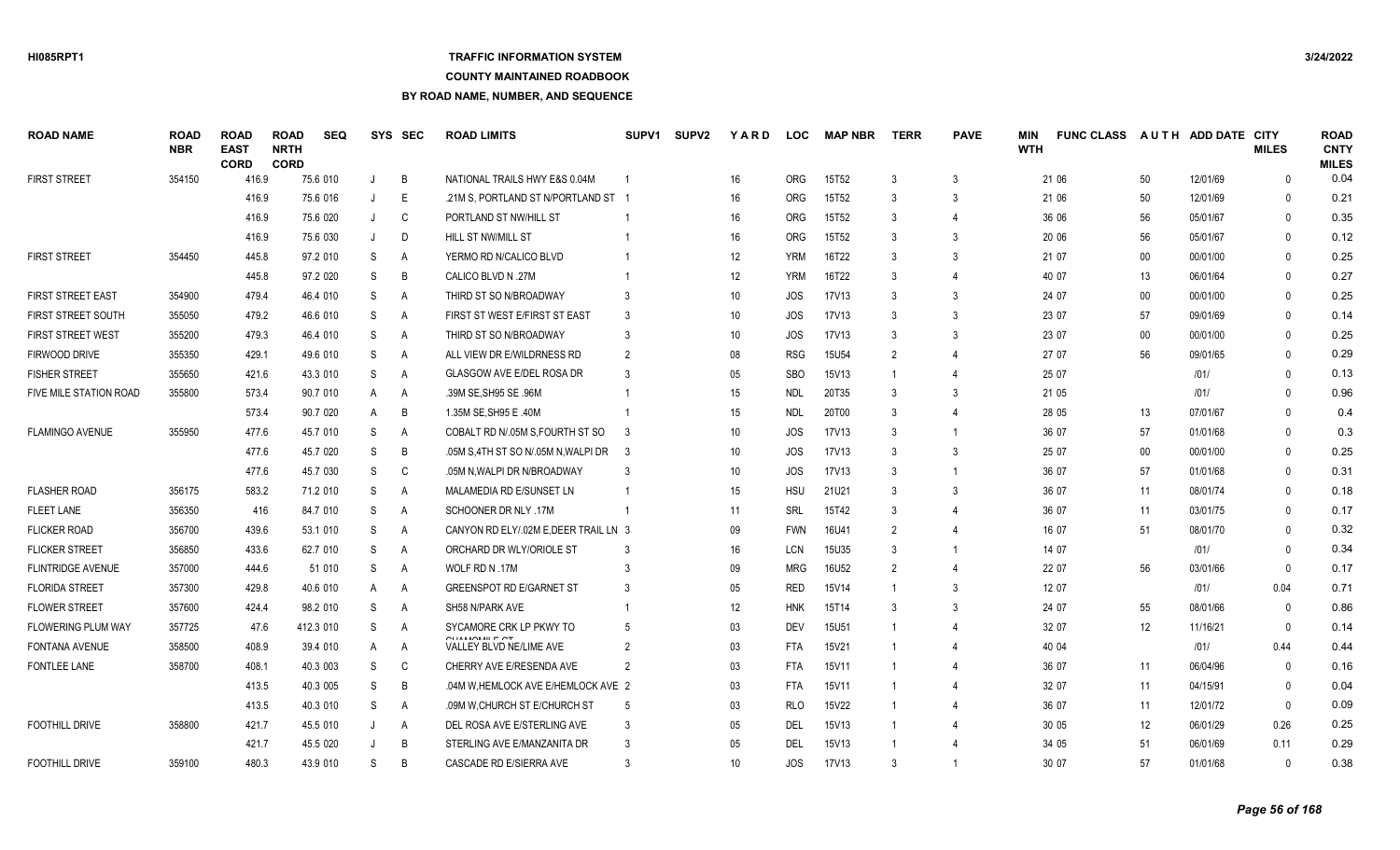**TRAFFIC INFORMATION SYSTEM**

**COUNTY MAINTAINED ROADBOOK**

**BY ROAD NAME, NUMBER, AND SEQUENCE**

| ROAD NAME | ROAD NBR | ROAD EAST CORD | ROAD NRTH CORD | SEQ | SYS | SEC | ROAD LIMITS | SUPV1 | SUPV2 | YARD | LOC | MAP NBR | TERR | PAVE | MIN WTH | FUNC CLASS | AUTH | ADD DATE | CITY MILES | ROAD CNTY MILES |
|---|---|---|---|---|---|---|---|---|---|---|---|---|---|---|---|---|---|---|---|---|
| FIRST STREET | 354150 | 416.9 | 75.6 | 010 | J | B | NATIONAL TRAILS HWY E&S 0.04M | 1 | | 16 | ORG | 15T52 | 3 | 3 | | 21 06 | 50 | 12/01/69 | 0 | 0.04 |
| | | 416.9 | 75.6 | 016 | J | E | .21M S, PORTLAND ST N/PORTLAND ST | 1 | | 16 | ORG | 15T52 | 3 | 3 | | 21 06 | 50 | 12/01/69 | 0 | 0.21 |
| | | 416.9 | 75.6 | 020 | J | C | PORTLAND ST NW/HILL ST | 1 | | 16 | ORG | 15T52 | 3 | 4 | | 36 06 | 56 | 05/01/67 | 0 | 0.35 |
| | | 416.9 | 75.6 | 030 | J | D | HILL ST NW/MILL ST | 1 | | 16 | ORG | 15T52 | 3 | 3 | | 20 06 | 56 | 05/01/67 | 0 | 0.12 |
| FIRST STREET | 354450 | 445.8 | 97.2 | 010 | S | A | YERMO RD N/CALICO BLVD | 1 | | 12 | YRM | 16T22 | 3 | 3 | | 21 07 | 00 | 00/01/00 | 0 | 0.25 |
| | | 445.8 | 97.2 | 020 | S | B | CALICO BLVD N .27M | 1 | | 12 | YRM | 16T22 | 3 | 4 | | 40 07 | 13 | 06/01/64 | 0 | 0.27 |
| FIRST STREET EAST | 354900 | 479.4 | 46.4 | 010 | S | A | THIRD ST SO N/BROADWAY | 3 | | 10 | JOS | 17V13 | 3 | 3 | | 24 07 | 00 | 00/01/00 | 0 | 0.25 |
| FIRST STREET SOUTH | 355050 | 479.2 | 46.6 | 010 | S | A | FIRST ST WEST E/FIRST ST EAST | 3 | | 10 | JOS | 17V13 | 3 | 3 | | 23 07 | 57 | 09/01/69 | 0 | 0.14 |
| FIRST STREET WEST | 355200 | 479.3 | 46.4 | 010 | S | A | THIRD ST SO N/BROADWAY | 3 | | 10 | JOS | 17V13 | 3 | 3 | | 23 07 | 00 | 00/01/00 | 0 | 0.25 |
| FIRWOOD DRIVE | 355350 | 429.1 | 49.6 | 010 | S | A | ALL VIEW DR E/WILDRNESS RD | 2 | | 08 | RSG | 15U54 | 2 | 4 | | 27 07 | 56 | 09/01/65 | 0 | 0.29 |
| FISHER STREET | 355650 | 421.6 | 43.3 | 010 | S | A | GLASGOW AVE E/DEL ROSA DR | 3 | | 05 | SBO | 15V13 | 1 | 4 | | 25 07 | | /01/ | 0 | 0.13 |
| FIVE MILE STATION ROAD | 355800 | 573.4 | 90.7 | 010 | A | A | .39M SE,SH95 SE .96M | 1 | | 15 | NDL | 20T35 | 3 | 3 | | 21 05 | | /01/ | 0 | 0.96 |
| | | 573.4 | 90.7 | 020 | A | B | 1.35M SE,SH95 E .40M | 1 | | 15 | NDL | 20T00 | 3 | 4 | | 28 05 | 13 | 07/01/67 | 0 | 0.4 |
| FLAMINGO AVENUE | 355950 | 477.6 | 45.7 | 010 | S | A | COBALT RD N/.05M S,FOURTH ST SO | 3 | | 10 | JOS | 17V13 | 3 | 1 | | 36 07 | 57 | 01/01/68 | 0 | 0.3 |
| | | 477.6 | 45.7 | 020 | S | B | .05M S,4TH ST SO N/.05M N,WALPI DR | 3 | | 10 | JOS | 17V13 | 3 | 3 | | 25 07 | 00 | 00/01/00 | 0 | 0.25 |
| | | 477.6 | 45.7 | 030 | S | C | .05M N,WALPI DR N/BROADWAY | 3 | | 10 | JOS | 17V13 | 3 | 1 | | 36 07 | 57 | 01/01/68 | 0 | 0.31 |
| FLASHER ROAD | 356175 | 583.2 | 71.2 | 010 | S | A | MALAMEDIA RD E/SUNSET LN | 1 | | 15 | HSU | 21U21 | 3 | 3 | | 36 07 | 11 | 08/01/74 | 0 | 0.18 |
| FLEET LANE | 356350 | 416 | 84.7 | 010 | S | A | SCHOONER DR NLY .17M | 1 | | 11 | SRL | 15T42 | 3 | 4 | | 36 07 | 11 | 03/01/75 | 0 | 0.17 |
| FLICKER ROAD | 356700 | 439.6 | 53.1 | 010 | S | A | CANYON RD ELY/.02M E,DEER TRAIL LN | 3 | | 09 | FWN | 16U41 | 2 | 4 | | 16 07 | 51 | 08/01/70 | 0 | 0.32 |
| FLICKER STREET | 356850 | 433.6 | 62.7 | 010 | S | A | ORCHARD DR WLY/ORIOLE ST | 3 | | 16 | LCN | 15U35 | 3 | 1 | | 14 07 | | /01/ | 0 | 0.34 |
| FLINTRIDGE AVENUE | 357000 | 444.6 | 51 | 010 | S | A | WOLF RD N .17M | 3 | | 09 | MRG | 16U52 | 2 | 4 | | 22 07 | 56 | 03/01/66 | 0 | 0.17 |
| FLORIDA STREET | 357300 | 429.8 | 40.6 | 010 | A | A | GREENSPOT RD E/GARNET ST | 3 | | 05 | RED | 15V14 | 1 | 3 | | 12 07 | | /01/ | 0.04 | 0.71 |
| FLOWER STREET | 357600 | 424.4 | 98.2 | 010 | S | A | SH58 N/PARK AVE | 1 | | 12 | HNK | 15T14 | 3 | 3 | | 24 07 | 55 | 08/01/66 | 0 | 0.86 |
| FLOWERING PLUM WAY | 357725 | 47.6 | 412.3 | 010 | S | A | SYCAMORE CRK LP PKWY TO CHAMOMILE CT | 5 | | 03 | DEV | 15U51 | 1 | 4 | | 32 07 | 12 | 11/16/21 | 0 | 0.14 |
| FONTANA AVENUE | 358500 | 408.9 | 39.4 | 010 | A | A | VALLEY BLVD NE/LIME AVE | 2 | | 03 | FTA | 15V21 | 1 | 4 | | 40 04 | | /01/ | 0.44 | 0.44 |
| FONTLEE LANE | 358700 | 408.1 | 40.3 | 003 | S | C | CHERRY AVE E/RESENDA AVE | 2 | | 03 | FTA | 15V11 | 1 | 4 | | 36 07 | 11 | 06/04/96 | 0 | 0.16 |
| | | 413.5 | 40.3 | 005 | S | B | .04M W,HEMLOCK AVE E/HEMLOCK AVE | 2 | | 03 | FTA | 15V11 | 1 | 4 | | 32 07 | 11 | 04/15/91 | 0 | 0.04 |
| | | 413.5 | 40.3 | 010 | S | A | .09M W,CHURCH ST E/CHURCH ST | 5 | | 03 | RLO | 15V22 | 1 | 4 | | 36 07 | 11 | 12/01/72 | 0 | 0.09 |
| FOOTHILL DRIVE | 358800 | 421.7 | 45.5 | 010 | J | A | DEL ROSA AVE E/STERLING AVE | 3 | | 05 | DEL | 15V13 | 1 | 4 | | 30 05 | 12 | 06/01/29 | 0.26 | 0.25 |
| | | 421.7 | 45.5 | 020 | J | B | STERLING AVE E/MANZANITA DR | 3 | | 05 | DEL | 15V13 | 1 | 4 | | 34 05 | 51 | 06/01/69 | 0.11 | 0.29 |
| FOOTHILL DRIVE | 359100 | 480.3 | 43.9 | 010 | S | B | CASCADE RD E/SIERRA AVE | 3 | | 10 | JOS | 17V13 | 3 | 1 | | 30 07 | 57 | 01/01/68 | 0 | 0.38 |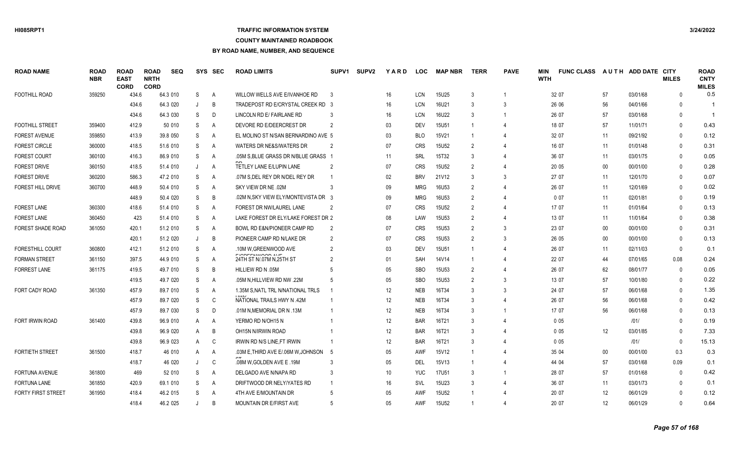**TRAFFIC INFORMATION SYSTEM**

**COUNTY MAINTAINED ROADBOOK**

**BY ROAD NAME, NUMBER, AND SEQUENCE**

HI085RPT1 3/24/2022

| ROAD NAME | ROAD NBR | ROAD EAST CORD | ROAD NRTH CORD | SEQ | SYS | SEC | ROAD LIMITS | SUPV1 | SUPV2 | YARD | LOC | MAP NBR | TERR | PAVE | MIN WTH | FUNC CLASS | AUTH | ADD DATE | CITY MILES | ROAD CNTY MILES |
|---|---|---|---|---|---|---|---|---|---|---|---|---|---|---|---|---|---|---|---|---|
| FOOTHILL ROAD | 359250 | 434.6 | 64.3 | 010 | S | A | WILLOW WELLS AVE E/IVANHOE RD | 3 | | 16 | LCN | 15U25 | 3 | 1 | 32 | 07 | 57 | 03/01/68 | 0 | 0.5 |
| | | 434.6 | 64.3 | 020 | J | B | TRADEPOST RD E/CRYSTAL CREEK RD | 3 | | 16 | LCN | 16U21 | 3 | 3 | 26 | 06 | 56 | 04/01/66 | 0 | 1 |
| | | 434.6 | 64.3 | 030 | S | D | LINCOLN RD E/ FAIRLANE RD | 3 | | 16 | LCN | 16U22 | 3 | 1 | 26 | 07 | 57 | 03/01/68 | 0 | 1 |
| FOOTHILL STREET | 359400 | 412.9 | 50 | 010 | S | A | DEVORE RD E/DEERCREST DR | 2 | | 03 | DEV | 15U51 | 1 | 4 | 18 | 07 | 57 | 11/01/71 | 0 | 0.43 |
| FOREST AVENUE | 359850 | 413.9 | 39.8 | 050 | S | A | EL MOLINO ST N/SAN BERNARDINO AVE | 5 | | 03 | BLO | 15V21 | 1 | 4 | 32 | 07 | 11 | 09/21/92 | 0 | 0.12 |
| FOREST CIRCLE | 360000 | 418.5 | 51.6 | 010 | S | A | WATERS DR NE&S/WATERS DR | 2 | | 07 | CRS | 15U52 | 2 | 4 | 16 | 07 | 11 | 01/01/48 | 0 | 0.31 |
| FOREST COURT | 360100 | 416.3 | 86.9 | 010 | S | A | .05M S,BLUE GRASS DR N/BLUE GRASS DR | 1 | | 11 | SRL | 15T32 | 3 | 4 | 36 | 07 | 11 | 03/01/75 | 0 | 0.05 |
| FOREST DRIVE | 360150 | 418.5 | 51.4 | 010 | J | A | TETLEY LANE E/LUPIN LANE | 2 | | 07 | CRS | 15U52 | 2 | 4 | 20 | 05 | 00 | 00/01/00 | 0 | 0.28 |
| FOREST DRIVE | 360200 | 586.3 | 47.2 | 010 | S | A | .07M S,DEL REY DR N/DEL REY DR | 1 | | 02 | BRV | 21V12 | 3 | 3 | 27 | 07 | 11 | 12/01/70 | 0 | 0.07 |
| FOREST HILL DRIVE | 360700 | 448.9 | 50.4 | 010 | S | A | SKY VIEW DR NE .02M | 3 | | 09 | MRG | 16U53 | 2 | 4 | 26 | 07 | 11 | 12/01/69 | 0 | 0.02 |
| | | 448.9 | 50.4 | 020 | S | B | .02M N,SKY VIEW ELY/MONTEVISTA DR | 3 | | 09 | MRG | 16U53 | 2 | 4 | 0 | 07 | 11 | 02/01/81 | 0 | 0.19 |
| FOREST LANE | 360300 | 418.6 | 51.4 | 010 | S | A | FOREST DR NW/LAUREL LANE | 2 | | 07 | CRS | 15U52 | 2 | 4 | 17 | 07 | 11 | 01/01/64 | 0 | 0.13 |
| FOREST LANE | 360450 | 423 | 51.4 | 010 | S | A | LAKE FOREST DR ELY/LAKE FOREST DR | 2 | | 08 | LAW | 15U53 | 2 | 4 | 13 | 07 | 11 | 11/01/64 | 0 | 0.38 |
| FOREST SHADE ROAD | 361050 | 420.1 | 51.2 | 010 | S | A | BOWL RD E&N/PIONEER CAMP RD | 2 | | 07 | CRS | 15U53 | 2 | 3 | 23 | 07 | 00 | 00/01/00 | 0 | 0.31 |
| | | 420.1 | 51.2 | 020 | J | B | PIONEER CAMP RD N/LAKE DR | 2 | | 07 | CRS | 15U53 | 2 | 3 | 26 | 05 | 00 | 00/01/00 | 0 | 0.13 |
| FORESTHILL COURT | 360800 | 412.1 | 51.2 | 010 | S | A | .10M W,GREENWOOD AVE E/GREENWOOD AVE | 2 | | 03 | DEV | 15U51 | 1 | 4 | 26 | 07 | 11 | 02/11/03 | 0 | 0.1 |
| FORMAN STREET | 361150 | 397.5 | 44.9 | 010 | S | A | 24TH ST N/.07M N,25TH ST | 2 | | 01 | SAH | 14V14 | 1 | 4 | 22 | 07 | 44 | 07/01/65 | 0.08 | 0.24 |
| FORREST LANE | 361175 | 419.5 | 49.7 | 010 | S | B | HILLIEW RD N .05M | 5 | | 05 | SBO | 15U53 | 2 | 4 | 26 | 07 | 62 | 08/01/77 | 0 | 0.05 |
| | | 419.5 | 49.7 | 020 | S | A | .05M N,HILLVIEW RD NW .22M | 5 | | 05 | SBO | 15U53 | 2 | 3 | 13 | 07 | 57 | 10/01/80 | 0 | 0.22 |
| FORT CADY ROAD | 361350 | 457.9 | 89.7 | 010 | S | A | 1.35M S,NATL TRL N/NATIONAL TRLS HWY | 1 | | 12 | NEB | 16T34 | 3 | 3 | 24 | 07 | 57 | 06/01/68 | 0 | 1.35 |
| | | 457.9 | 89.7 | 020 | S | C | NATIONAL TRAILS HWY N .42M | 1 | | 12 | NEB | 16T34 | 3 | 4 | 26 | 07 | 56 | 06/01/68 | 0 | 0.42 |
| | | 457.9 | 89.7 | 030 | S | D | .01M N,MEMORIAL DR N .13M | 1 | | 12 | NEB | 16T34 | 3 | 1 | 17 | 07 | 56 | 06/01/68 | 0 | 0.13 |
| FORT IRWIN ROAD | 361400 | 439.8 | 96.9 | 010 | A | A | YERMO RD N/OH15 N | 1 | | 12 | BAR | 16T21 | 3 | 4 | 0 | 05 | | /01/ | 0 | 0.19 |
| | | 439.8 | 96.9 | 020 | A | B | OH15N N/IRWIN ROAD | 1 | | 12 | BAR | 16T21 | 3 | 4 | 0 | 05 | 12 | 03/01/85 | 0 | 7.33 |
| | | 439.8 | 96.9 | 023 | A | C | IRWIN RD N/S LINE,FT IRWIN | 1 | | 12 | BAR | 16T21 | 3 | 4 | 0 | 05 | | /01/ | 0 | 15.13 |
| FORTIETH STREET | 361500 | 418.7 | 46 | 010 | A | A | .03M E,THIRD AVE E/.06M W,JOHNSON CT | 5 | | 05 | AWF | 15V12 | 1 | 4 | 35 | 04 | 00 | 00/01/00 | 0.3 | 0.3 |
| | | 418.7 | 46 | 020 | J | C | .08M W,GOLDEN AVE E .19M | 3 | | 05 | DEL | 15V13 | 1 | 4 | 44 | 04 | 57 | 03/01/68 | 0.09 | 0.1 |
| FORTUNA AVENUE | 361800 | 469 | 52 | 010 | S | A | DELGADO AVE N/NAPA RD | 3 | | 10 | YUC | 17U51 | 3 | 1 | 28 | 07 | 57 | 01/01/68 | 0 | 0.42 |
| FORTUNA LANE | 361850 | 420.9 | 69.1 | 010 | S | A | DRIFTWOOD DR NELY/YATES RD | 1 | | 16 | SVL | 15U23 | 3 | 4 | 36 | 07 | 11 | 03/01/73 | 0 | 0.1 |
| FORTY FIRST STREET | 361950 | 418.4 | 46.2 | 015 | S | A | 4TH AVE E/MOUNTAIN DR | 5 | | 05 | AWF | 15U52 | 1 | 4 | 20 | 07 | 12 | 06/01/29 | 0 | 0.12 |
| | | 418.4 | 46.2 | 025 | J | B | MOUNTAIN DR E/FIRST AVE | 5 | | 05 | AWF | 15U52 | 1 | 4 | 20 | 07 | 12 | 06/01/29 | 0 | 0.64 |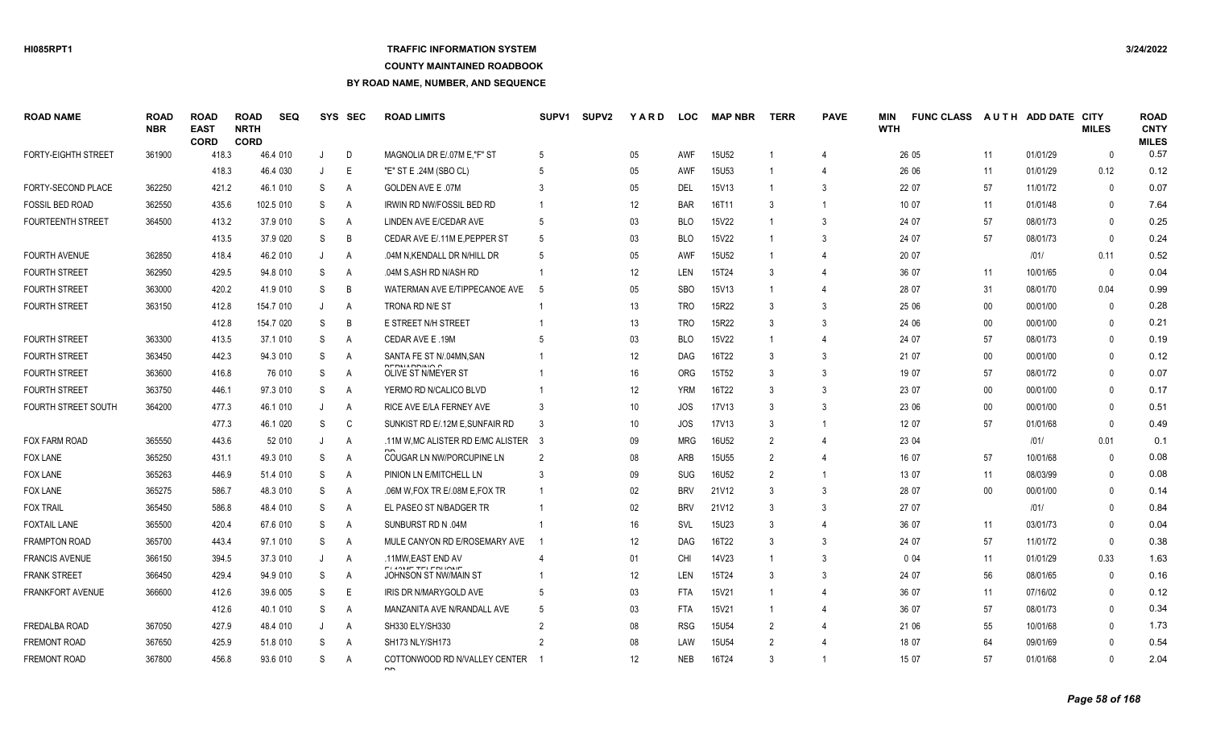HI085RPT1

**TRAFFIC INFORMATION SYSTEM**

**COUNTY MAINTAINED ROADBOOK**

**BY ROAD NAME, NUMBER, AND SEQUENCE**

3/24/2022

| ROAD NAME | ROAD NBR | ROAD EAST CORD | ROAD NRTH CORD | SEQ | SYS | SEC | ROAD LIMITS | SUPV1 | SUPV2 | YARD | LOC | MAP NBR | TERR | PAVE | MIN WTH | FUNC CLASS | AUTH | ADD DATE | CITY MILES | ROAD CNTY MILES |
|---|---|---|---|---|---|---|---|---|---|---|---|---|---|---|---|---|---|---|---|---|
| FORTY-EIGHTH STREET | 361900 | 418.3 | 46.4 | 010 | J | D | MAGNOLIA DR E/.07M E,"F" ST | 5 | | 05 | AWF | 15U52 | 1 | 4 | 26 | 05 | 11 | 01/01/29 | 0 | 0.57 |
| | | 418.3 | 46.4 | 030 | J | E | "E" ST E .24M (SBO CL) | 5 | | 05 | AWF | 15U53 | 1 | 4 | 26 | 06 | 11 | 01/01/29 | 0.12 | 0.12 |
| FORTY-SECOND PLACE | 362250 | 421.2 | 46.1 | 010 | S | A | GOLDEN AVE E .07M | 3 | | 05 | DEL | 15V13 | 1 | 3 | 22 | 07 | 57 | 11/01/72 | 0 | 0.07 |
| FOSSIL BED ROAD | 362550 | 435.6 | 102.5 | 010 | S | A | IRWIN RD NW/FOSSIL BED RD | 1 | | 12 | BAR | 16T11 | 3 | 1 | 10 | 07 | 11 | 01/01/48 | 0 | 7.64 |
| FOURTEENTH STREET | 364500 | 413.2 | 37.9 | 010 | S | A | LINDEN AVE E/CEDAR AVE | 5 | | 03 | BLO | 15V22 | 1 | 3 | 24 | 07 | 57 | 08/01/73 | 0 | 0.25 |
| | | 413.5 | 37.9 | 020 | S | B | CEDAR AVE E/.11M E,PEPPER ST | 5 | | 03 | BLO | 15V22 | 1 | 3 | 24 | 07 | 57 | 08/01/73 | 0 | 0.24 |
| FOURTH AVENUE | 362850 | 418.4 | 46.2 | 010 | J | A | .04M N,KENDALL DR N/HILL DR | 5 | | 05 | AWF | 15U52 | 1 | 4 | 20 | 07 | | /01/ | 0.11 | 0.52 |
| FOURTH STREET | 362950 | 429.5 | 94.8 | 010 | S | A | .04M S,ASH RD N/ASH RD | 1 | | 12 | LEN | 15T24 | 3 | 4 | 36 | 07 | 11 | 10/01/65 | 0 | 0.04 |
| FOURTH STREET | 363000 | 420.2 | 41.9 | 010 | S | B | WATERMAN AVE E/TIPPECANOE AVE | 5 | | 05 | SBO | 15V13 | 1 | 4 | 28 | 07 | 31 | 08/01/70 | 0.04 | 0.99 |
| FOURTH STREET | 363150 | 412.8 | 154.7 | 010 | J | A | TRONA RD N/E ST | 1 | | 13 | TRO | 15R22 | 3 | 3 | 25 | 06 | 00 | 00/01/00 | 0 | 0.28 |
| | | 412.8 | 154.7 | 020 | S | B | E STREET N/H STREET | 1 | | 13 | TRO | 15R22 | 3 | 3 | 24 | 06 | 00 | 00/01/00 | 0 | 0.21 |
| FOURTH STREET | 363300 | 413.5 | 37.1 | 010 | S | A | CEDAR AVE E .19M | 5 | | 03 | BLO | 15V22 | 1 | 4 | 24 | 07 | 57 | 08/01/73 | 0 | 0.19 |
| FOURTH STREET | 363450 | 442.3 | 94.3 | 010 | S | A | SANTA FE ST N/.04MN,SAN BERNARDINO C | 1 | | 12 | DAG | 16T22 | 3 | 3 | 21 | 07 | 00 | 00/01/00 | 0 | 0.12 |
| FOURTH STREET | 363600 | 416.8 | 76 | 010 | S | A | OLIVE ST N/MEYER ST | 1 | | 16 | ORG | 15T52 | 3 | 3 | 19 | 07 | 57 | 08/01/72 | 0 | 0.07 |
| FOURTH STREET | 363750 | 446.1 | 97.3 | 010 | S | A | YERMO RD N/CALICO BLVD | 1 | | 12 | YRM | 16T22 | 3 | 3 | 23 | 07 | 00 | 00/01/00 | 0 | 0.17 |
| FOURTH STREET SOUTH | 364200 | 477.3 | 46.1 | 010 | J | A | RICE AVE E/LA FERNEY AVE | 3 | | 10 | JOS | 17V13 | 3 | 3 | 23 | 06 | 00 | 00/01/00 | 0 | 0.51 |
| | | 477.3 | 46.1 | 020 | S | C | SUNKIST RD E/.12M E,SUNFAIR RD | 3 | | 10 | JOS | 17V13 | 3 | 1 | 12 | 07 | 57 | 01/01/68 | 0 | 0.49 |
| FOX FARM ROAD | 365550 | 443.6 | 52 | 010 | J | A | .11M W,MC ALISTER RD E/MC ALISTER RD | 3 | | 09 | MRG | 16U52 | 2 | 4 | 23 | 04 | | /01/ | 0.01 | 0.1 |
| FOX LANE | 365250 | 431.1 | 49.3 | 010 | S | A | COUGAR LN NW/PORCUPINE LN | 2 | | 08 | ARB | 15U55 | 2 | 4 | 16 | 07 | 57 | 10/01/68 | 0 | 0.08 |
| FOX LANE | 365263 | 446.9 | 51.4 | 010 | S | A | PINION LN E/MITCHELL LN | 3 | | 09 | SUG | 16U52 | 2 | 1 | 13 | 07 | 11 | 08/03/99 | 0 | 0.08 |
| FOX LANE | 365275 | 586.7 | 48.3 | 010 | S | A | .06M W,FOX TR E/.08M E,FOX TR | 1 | | 02 | BRV | 21V12 | 3 | 3 | 28 | 07 | 00 | 00/01/00 | 0 | 0.14 |
| FOX TRAIL | 365450 | 586.8 | 48.4 | 010 | S | A | EL PASEO ST N/BADGER TR | 1 | | 02 | BRV | 21V12 | 3 | 3 | 27 | 07 | | /01/ | 0 | 0.84 |
| FOXTAIL LANE | 365500 | 420.4 | 67.6 | 010 | S | A | SUNBURST RD N .04M | 1 | | 16 | SVL | 15U23 | 3 | 4 | 36 | 07 | 11 | 03/01/73 | 0 | 0.04 |
| FRAMPTON ROAD | 365700 | 443.4 | 97.1 | 010 | S | A | MULE CANYON RD E/ROSEMARY AVE | 1 | | 12 | DAG | 16T22 | 3 | 3 | 24 | 07 | 57 | 11/01/72 | 0 | 0.38 |
| FRANCIS AVENUE | 366150 | 394.5 | 37.3 | 010 | J | A | .11MW,EAST END AV E/.13ME,TELEPHONE | 4 | | 01 | CHI | 14V23 | 1 | 3 | 0 | 04 | 11 | 01/01/29 | 0.33 | 1.63 |
| FRANK STREET | 366450 | 429.4 | 94.9 | 010 | S | A | JOHNSON ST NW/MAIN ST | 1 | | 12 | LEN | 15T24 | 3 | 3 | 24 | 07 | 56 | 08/01/65 | 0 | 0.16 |
| FRANKFORT AVENUE | 366600 | 412.6 | 39.6 | 005 | S | E | IRIS DR N/MARYGOLD AVE | 5 | | 03 | FTA | 15V21 | 1 | 4 | 36 | 07 | 11 | 07/16/02 | 0 | 0.12 |
| | | 412.6 | 40.1 | 010 | S | A | MANZANITA AVE N/RANDALL AVE | 5 | | 03 | FTA | 15V21 | 1 | 4 | 36 | 07 | 57 | 08/01/73 | 0 | 0.34 |
| FREDALBA ROAD | 367050 | 427.9 | 48.4 | 010 | J | A | SH330 ELY/SH330 | 2 | | 08 | RSG | 15U54 | 2 | 4 | 21 | 06 | 55 | 10/01/68 | 0 | 1.73 |
| FREMONT ROAD | 367650 | 425.9 | 51.8 | 010 | S | A | SH173 NLY/SH173 | 2 | | 08 | LAW | 15U54 | 2 | 4 | 18 | 07 | 64 | 09/01/69 | 0 | 0.54 |
| FREMONT ROAD | 367800 | 456.8 | 93.6 | 010 | S | A | COTTONWOOD RD N/VALLEY CENTER RD | 1 | | 12 | NEB | 16T24 | 3 | 1 | 15 | 07 | 57 | 01/01/68 | 0 | 2.04 |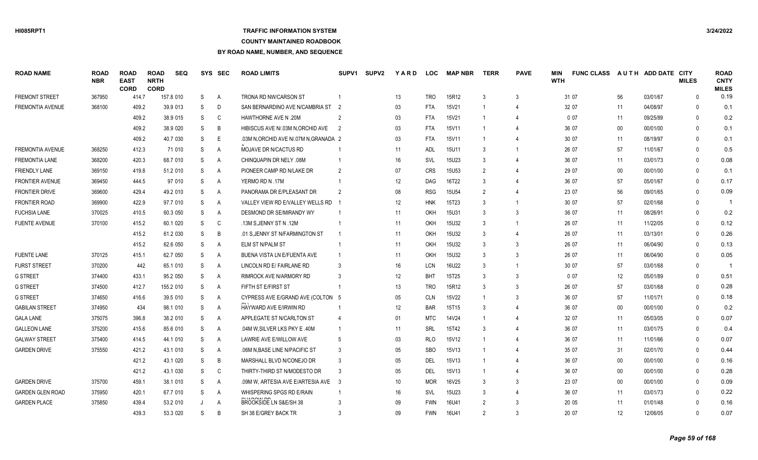# TRAFFIC INFORMATION SYSTEM

## COUNTY MAINTAINED ROADBOOK

### BY ROAD NAME, NUMBER, AND SEQUENCE

HI085RPT1 3/24/2022

| ROAD NAME | ROAD NBR | ROAD EAST CORD | ROAD NRTH CORD | SEQ | SYS | SEC | ROAD LIMITS | SUPV1 | SUPV2 | YARD | LOC | MAP NBR | TERR | PAVE | MIN WTH | FUNC CLASS | AUTH | ADD DATE | CITY MILES | ROAD CNTY MILES |
|---|---|---|---|---|---|---|---|---|---|---|---|---|---|---|---|---|---|---|---|---|
| FREMONT STREET | 367950 | 414.7 | 157.8 | 010 | S | A | TRONA RD NW/CARSON ST | 1 | | 13 | TRO | 15R12 | 3 | 3 | 31 | 07 | 56 | 03/01/67 | 0 | 0.19 |
| FREMONTIA AVENUE | 368100 | 409.2 | 39.9 | 013 | S | D | SAN BERNARDINO AVE N/CAMBRIA ST | 2 | | 03 | FTA | 15V21 | 1 | 4 | 32 | 07 | 11 | 04/08/97 | 0 | 0.1 |
| | | 409.2 | 38.9 | 015 | S | C | HAWTHORNE AVE N .20M | 2 | | 03 | FTA | 15V21 | 1 | 4 | 0 | 07 | 11 | 09/25/89 | 0 | 0.2 |
| | | 409.2 | 38.9 | 020 | S | B | HIBISCUS AVE N/.03M N,ORCHID AVE | 2 | | 03 | FTA | 15V11 | 1 | 4 | 36 | 07 | 00 | 00/01/00 | 0 | 0.1 |
| | | 409.2 | 40.7 | 030 | S | E | .03M N,ORCHID AVE N/.07M N,GRANADA A | 2 | | 03 | FTA | 15V11 | 1 | 4 | 30 | 07 | 11 | 08/19/97 | 0 | 0.1 |
| FREMONTIA AVENUE | 368250 | 412.3 | 71 | 010 | S | A | MOJAVE DR N/CACTUS RD | 1 | | 11 | ADL | 15U11 | 3 | 1 | 26 | 07 | 57 | 11/01/67 | 0 | 0.5 |
| FREMONTIA LANE | 368200 | 420.3 | 68.7 | 010 | S | A | CHINQUAPIN DR NELY .08M | 1 | | 16 | SVL | 15U23 | 3 | 4 | 36 | 07 | 11 | 03/01/73 | 0 | 0.08 |
| FRIENDLY LANE | 369150 | 419.8 | 51.2 | 010 | S | A | PIONEER CAMP RD N/LAKE DR | 2 | | 07 | CRS | 15U53 | 2 | 4 | 29 | 07 | 00 | 00/01/00 | 0 | 0.1 |
| FRONTIER AVENUE | 369450 | 444.5 | 97 | 010 | S | A | YERMO RD N .17M | 1 | | 12 | DAG | 16T22 | 3 | 4 | 36 | 07 | 57 | 05/01/67 | 0 | 0.17 |
| FRONTIER DRIVE | 369600 | 429.4 | 49.2 | 010 | S | A | PANORAMA DR E/PLEASANT DR | 2 | | 08 | RSG | 15U54 | 2 | 4 | 23 | 07 | 56 | 09/01/65 | 0 | 0.09 |
| FRONTIER ROAD | 369900 | 422.9 | 97.7 | 010 | S | A | VALLEY VIEW RD E/VALLEY WELLS RD | 1 | | 12 | HNK | 15T23 | 3 | 1 | 30 | 07 | 57 | 02/01/68 | 0 | 1 |
| FUCHSIA LANE | 370025 | 410.5 | 60.3 | 050 | S | A | DESMOND DR SE/MIRANDY WY | 1 | | 11 | OKH | 15U31 | 3 | 3 | 36 | 07 | 11 | 08/26/91 | 0 | 0.2 |
| FUENTE AVENUE | 370100 | 415.2 | 60.1 | 020 | S | C | .13M S,JENNY ST N .12M | 1 | | 11 | OKH | 15U32 | 3 | 1 | 26 | 07 | 11 | 11/22/05 | 0 | 0.12 |
| | | 415.2 | 61.2 | 030 | S | B | .01 S,JENNY ST N/FARMINGTON ST | 1 | | 11 | OKH | 15U32 | 3 | 4 | 26 | 07 | 11 | 03/13/01 | 0 | 0.26 |
| | | 415.2 | 62.6 | 050 | S | A | ELM ST N/PALM ST | 1 | | 11 | OKH | 15U32 | 3 | 3 | 26 | 07 | 11 | 06/04/90 | 0 | 0.13 |
| FUENTE LANE | 370125 | 415.1 | 62.7 | 050 | S | A | BUENA VISTA LN E/FUENTA AVE | 1 | | 11 | OKH | 15U32 | 3 | 3 | 26 | 07 | 11 | 06/04/90 | 0 | 0.05 |
| FURST STREET | 370200 | 442 | 65.1 | 010 | S | A | LINCOLN RD E/ FAIRLANE RD | 3 | | 16 | LCN | 16U22 | 3 | 1 | 30 | 07 | 57 | 03/01/68 | 0 | 1 |
| G STREET | 374400 | 433.1 | 95.2 | 050 | S | A | RIMROCK AVE N/ARMORY RD | 3 | | 12 | BHT | 15T25 | 3 | 3 | 0 | 07 | 12 | 05/01/89 | 0 | 0.51 |
| G STREET | 374500 | 412.7 | 155.2 | 010 | S | A | FIFTH ST E/FIRST ST | 1 | | 13 | TRO | 15R12 | 3 | 3 | 26 | 07 | 57 | 03/01/68 | 0 | 0.28 |
| G STREET | 374650 | 416.6 | 39.5 | 010 | S | A | CYPRESS AVE E/GRAND AVE (COLTON CL) | 5 | | 05 | CLN | 15V22 | 1 | 3 | 36 | 07 | 57 | 11/01/71 | 0 | 0.18 |
| GABILAN STREET | 374950 | 434 | 98.1 | 010 | S | A | HAYWARD AVE E/IRWIN RD | 1 | | 12 | BAR | 15T15 | 3 | 4 | 36 | 07 | 00 | 00/01/00 | 0 | 0.2 |
| GALA LANE | 375075 | 396.8 | 38.2 | 010 | S | A | APPLEGATE ST N/CARLTON ST | 4 | | 01 | MTC | 14V24 | 1 | 4 | 32 | 07 | 11 | 05/03/05 | 0 | 0.07 |
| GALLEON LANE | 375200 | 415.6 | 85.6 | 010 | S | A | .04M W,SILVER LKS PKY E .40M | 1 | | 11 | SRL | 15T42 | 3 | 4 | 36 | 07 | 11 | 03/01/75 | 0 | 0.4 |
| GALWAY STREET | 375400 | 414.5 | 44.1 | 010 | S | A | LAWRIE AVE E/WILLOW AVE | 5 | | 03 | RLO | 15V12 | 1 | 4 | 36 | 07 | 11 | 11/01/66 | 0 | 0.07 |
| GARDEN DRIVE | 375550 | 421.2 | 43.1 | 010 | S | A | .06M N,BASE LINE N/PACIFIC ST | 3 | | 05 | SBO | 15V13 | 1 | 4 | 35 | 07 | 31 | 02/01/70 | 0 | 0.44 |
| | | 421.2 | 43.1 | 020 | S | B | MARSHALL BLVD N/CONEJO DR | 3 | | 05 | DEL | 15V13 | 1 | 4 | 36 | 07 | 00 | 00/01/00 | 0 | 0.16 |
| | | 421.2 | 43.1 | 030 | S | C | THIRTY-THIRD ST N/MODESTO DR | 3 | | 05 | DEL | 15V13 | 1 | 4 | 36 | 07 | 00 | 00/01/00 | 0 | 0.28 |
| GARDEN DRIVE | 375700 | 459.1 | 38.1 | 010 | S | A | .09M W, ARTESIA AVE E/ARTESIA AVE | 3 | | 10 | MOR | 16V25 | 3 | 3 | 23 | 07 | 00 | 00/01/00 | 0 | 0.09 |
| GARDEN GLEN ROAD | 375950 | 420.1 | 67.7 | 010 | S | A | WHISPERING SPGS RD E/RAIN SHADOW RD | 1 | | 16 | SVL | 15U23 | 3 | 4 | 36 | 07 | 11 | 03/01/73 | 0 | 0.22 |
| GARDEN PLACE | 375850 | 439.4 | 53.2 | 010 | J | A | BROOKSIDE LN S&E/SH 38 | 3 | | 09 | FWN | 16U41 | 2 | 3 | 20 | 05 | 11 | 01/01/48 | 0 | 0.16 |
| | | 439.3 | 53.3 | 020 | S | B | SH 38 E/GREY BACK TR | 3 | | 09 | FWN | 16U41 | 2 | 3 | 20 | 07 | 12 | 12/06/05 | 0 | 0.07 |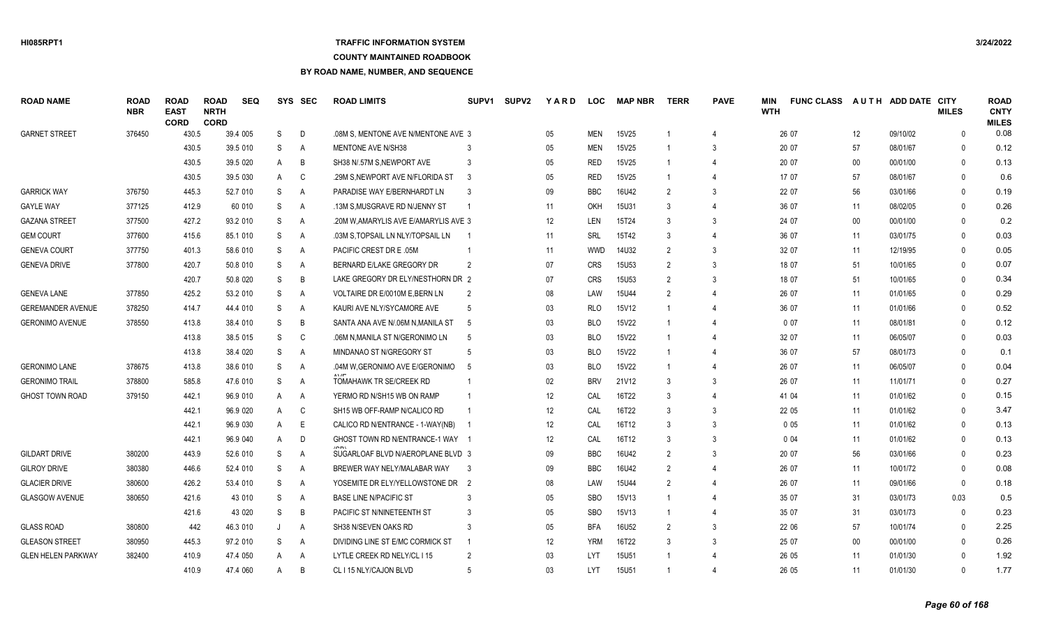**TRAFFIC INFORMATION SYSTEM**

**COUNTY MAINTAINED ROADBOOK**

**BY ROAD NAME, NUMBER, AND SEQUENCE**

HI085RPT1 3/24/2022

| ROAD NAME | ROAD NBR | ROAD EAST CORD | ROAD NRTH CORD | SEQ | SYS | SEC | ROAD LIMITS | SUPV1 | SUPV2 | YARD | LOC | MAP NBR | TERR | PAVE | MIN WTH | FUNC CLASS | AUTH | ADD DATE | CITY MILES | ROAD CNTY MILES |
|---|---|---|---|---|---|---|---|---|---|---|---|---|---|---|---|---|---|---|---|---|
| GARNET STREET | 376450 | 430.5 | 39.4 | 005 | S | D | .08M S, MENTONE AVE N/MENTONE AVE | 3 | | 05 | MEN | 15V25 | 1 | 4 | 26 | 07 | 12 | 09/10/02 | 0 | 0.08 |
| | | 430.5 | 39.5 | 010 | S | A | MENTONE AVE N/SH38 | 3 | | 05 | MEN | 15V25 | 1 | 3 | 20 | 07 | 57 | 08/01/67 | 0 | 0.12 |
| | | 430.5 | 39.5 | 020 | A | B | SH38 N/.57M S,NEWPORT AVE | 3 | | 05 | RED | 15V25 | 1 | 4 | 20 | 07 | 00 | 00/01/00 | 0 | 0.13 |
| | | 430.5 | 39.5 | 030 | A | C | .29M S,NEWPORT AVE N/FLORIDA ST | 3 | | 05 | RED | 15V25 | 1 | 4 | 17 | 07 | 57 | 08/01/67 | 0 | 0.6 |
| GARRICK WAY | 376750 | 445.3 | 52.7 | 010 | S | A | PARADISE WAY E/BERNHARDT LN | 3 | | 09 | BBC | 16U42 | 2 | 3 | 22 | 07 | 56 | 03/01/66 | 0 | 0.19 |
| GAYLE WAY | 377125 | 412.9 | 60 | 010 | S | A | .13M S,MUSGRAVE RD N/JENNY ST | 1 | | 11 | OKH | 15U31 | 3 | 4 | 36 | 07 | 11 | 08/02/05 | 0 | 0.26 |
| GAZANA STREET | 377500 | 427.2 | 93.2 | 010 | S | A | .20M W,AMARYLIS AVE E/AMARYLIS AVE | 3 | | 12 | LEN | 15T24 | 3 | 3 | 24 | 07 | 00 | 00/01/00 | 0 | 0.2 |
| GEM COURT | 377600 | 415.6 | 85.1 | 010 | S | A | .03M S,TOPSAIL LN NLY/TOPSAIL LN | 1 | | 11 | SRL | 15T42 | 3 | 4 | 36 | 07 | 11 | 03/01/75 | 0 | 0.03 |
| GENEVA COURT | 377750 | 401.3 | 58.6 | 010 | S | A | PACIFIC CREST DR E .05M | 1 | | 11 | WWD | 14U32 | 2 | 3 | 32 | 07 | 11 | 12/19/95 | 0 | 0.05 |
| GENEVA DRIVE | 377800 | 420.7 | 50.8 | 010 | S | A | BERNARD E/LAKE GREGORY DR | 2 | | 07 | CRS | 15U53 | 2 | 3 | 18 | 07 | 51 | 10/01/65 | 0 | 0.07 |
| | | 420.7 | 50.8 | 020 | S | B | LAKE GREGORY DR ELY/NESTHORN DR | 2 | | 07 | CRS | 15U53 | 2 | 3 | 18 | 07 | 51 | 10/01/65 | 0 | 0.34 |
| GENEVA LANE | 377850 | 425.2 | 53.2 | 010 | S | A | VOLTAIRE DR E/0010M E,BERN LN | 2 | | 08 | LAW | 15U44 | 2 | 4 | 26 | 07 | 11 | 01/01/65 | 0 | 0.29 |
| GEREMANDER AVENUE | 378250 | 414.7 | 44.4 | 010 | S | A | KAURI AVE NLY/SYCAMORE AVE | 5 | | 03 | RLO | 15V12 | 1 | 4 | 36 | 07 | 11 | 01/01/66 | 0 | 0.52 |
| GERONIMO AVENUE | 378550 | 413.8 | 38.4 | 010 | S | B | SANTA ANA AVE N/.06M N,MANILA ST | 5 | | 03 | BLO | 15V22 | 1 | 4 | 0 | 07 | 11 | 08/01/81 | 0 | 0.12 |
| | | 413.8 | 38.5 | 015 | S | C | .06M N,MANILA ST N/GERONIMO LN | 5 | | 03 | BLO | 15V22 | 1 | 4 | 32 | 07 | 11 | 06/05/07 | 0 | 0.03 |
| | | 413.8 | 38.4 | 020 | S | A | MINDANAO ST N/GREGORY ST | 5 | | 03 | BLO | 15V22 | 1 | 4 | 36 | 07 | 57 | 08/01/73 | 0 | 0.1 |
| GERONIMO LANE | 378675 | 413.8 | 38.6 | 010 | S | A | .04M W,GERONIMO AVE E/GERONIMO AVE | 5 | | 03 | BLO | 15V22 | 1 | 4 | 26 | 07 | 11 | 06/05/07 | 0 | 0.04 |
| GERONIMO TRAIL | 378800 | 585.8 | 47.6 | 010 | S | A | TOMAHAWK TR SE/CREEK RD | 1 | | 02 | BRV | 21V12 | 3 | 3 | 26 | 07 | 11 | 11/01/71 | 0 | 0.27 |
| GHOST TOWN ROAD | 379150 | 442.1 | 96.9 | 010 | A | A | YERMO RD N/SH15 WB ON RAMP | 1 | | 12 | CAL | 16T22 | 3 | 4 | 41 | 04 | 11 | 01/01/62 | 0 | 0.15 |
| | | 442.1 | 96.9 | 020 | A | C | SH15 WB OFF-RAMP N/CALICO RD | 1 | | 12 | CAL | 16T22 | 3 | 3 | 22 | 05 | 11 | 01/01/62 | 0 | 3.47 |
| | | 442.1 | 96.9 | 030 | A | E | CALICO RD N/ENTRANCE - 1-WAY(NB) | 1 | | 12 | CAL | 16T12 | 3 | 3 | 0 | 05 | 11 | 01/01/62 | 0 | 0.13 |
| | | 442.1 | 96.9 | 040 | A | D | GHOST TOWN RD N/ENTRANCE-1 WAY (SB) | 1 | | 12 | CAL | 16T12 | 3 | 3 | 0 | 04 | 11 | 01/01/62 | 0 | 0.13 |
| GILDART DRIVE | 380200 | 443.9 | 52.6 | 010 | S | A | SUGARLOAF BLVD N/AEROPLANE BLVD | 3 | | 09 | BBC | 16U42 | 2 | 3 | 20 | 07 | 56 | 03/01/66 | 0 | 0.23 |
| GILROY DRIVE | 380380 | 446.6 | 52.4 | 010 | S | A | BREWER WAY NELY/MALABAR WAY | 3 | | 09 | BBC | 16U42 | 2 | 4 | 26 | 07 | 11 | 10/01/72 | 0 | 0.08 |
| GLACIER DRIVE | 380600 | 426.2 | 53.4 | 010 | S | A | YOSEMITE DR ELY/YELLOWSTONE DR | 2 | | 08 | LAW | 15U44 | 2 | 4 | 26 | 07 | 11 | 09/01/66 | 0 | 0.18 |
| GLASGOW AVENUE | 380650 | 421.6 | 43 | 010 | S | A | BASE LINE N/PACIFIC ST | 3 | | 05 | SBO | 15V13 | 1 | 4 | 35 | 07 | 31 | 03/01/73 | 0.03 | 0.5 |
| | | 421.6 | 43 | 020 | S | B | PACIFIC ST N/NINETEENTH ST | 3 | | 05 | SBO | 15V13 | 1 | 4 | 35 | 07 | 31 | 03/01/73 | 0 | 0.23 |
| GLASS ROAD | 380800 | 442 | 46.3 | 010 | J | A | SH38 N/SEVEN OAKS RD | 3 | | 05 | BFA | 16U52 | 2 | 3 | 22 | 06 | 57 | 10/01/74 | 0 | 2.25 |
| GLEASON STREET | 380950 | 445.3 | 97.2 | 010 | S | A | DIVIDING LINE ST E/MC CORMICK ST | 1 | | 12 | YRM | 16T22 | 3 | 3 | 25 | 07 | 00 | 00/01/00 | 0 | 0.26 |
| GLEN HELEN PARKWAY | 382400 | 410.9 | 47.4 | 050 | A | A | LYTLE CREEK RD NELY/CL I 15 | 2 | | 03 | LYT | 15U51 | 1 | 4 | 26 | 05 | 11 | 01/01/30 | 0 | 1.92 |
| | | 410.9 | 47.4 | 060 | A | B | CL I 15 NLY/CAJON BLVD | 5 | | 03 | LYT | 15U51 | 1 | 4 | 26 | 05 | 11 | 01/01/30 | 0 | 1.77 |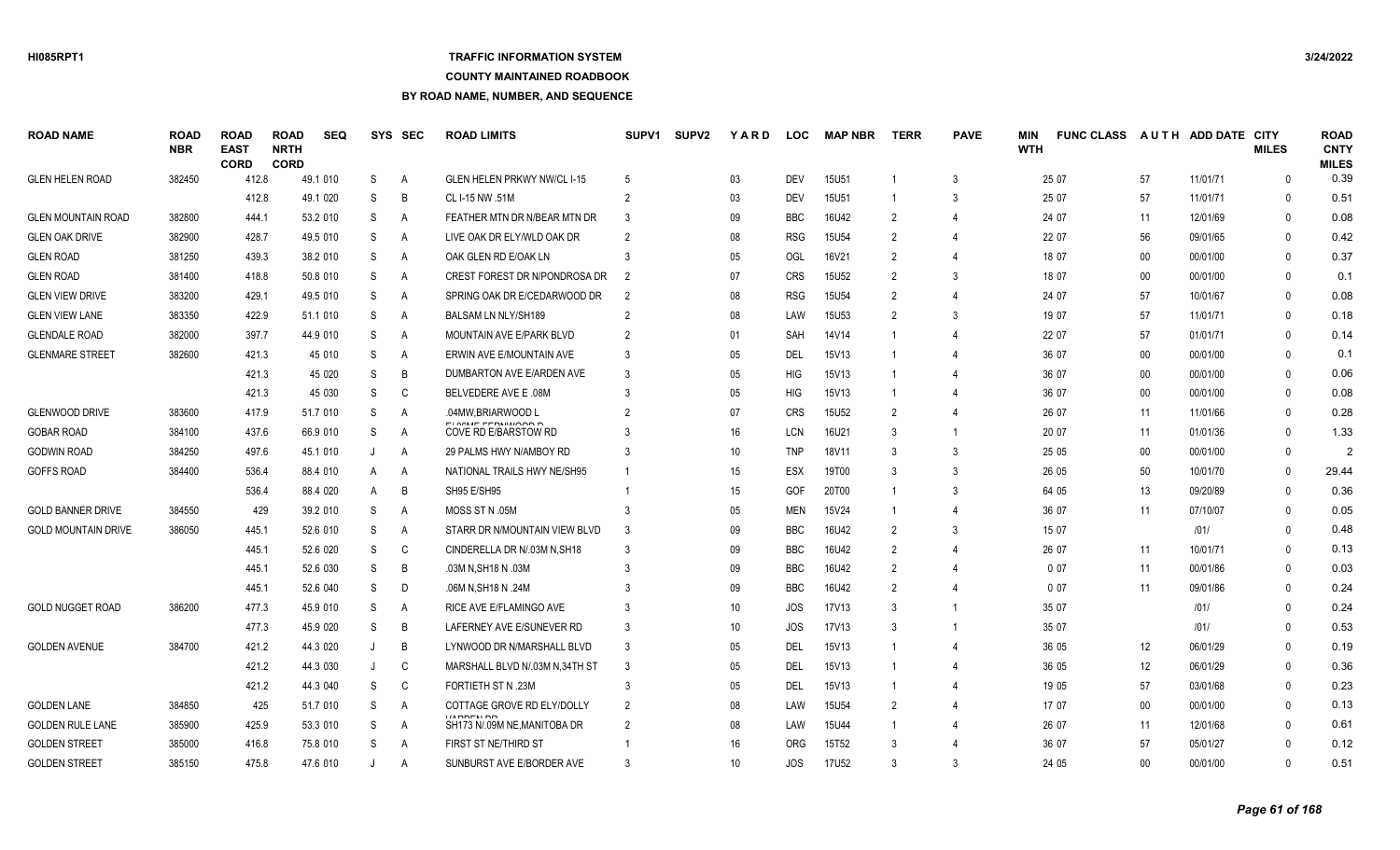HI085RPT1

# TRAFFIC INFORMATION SYSTEM

## COUNTY MAINTAINED ROADBOOK

### BY ROAD NAME, NUMBER, AND SEQUENCE

3/24/2022

| ROAD NAME | ROAD NBR | ROAD EAST CORD | ROAD NRTH CORD | SEQ | SYS | SEC | ROAD LIMITS | SUPV1 | SUPV2 | YARD | LOC | MAP NBR | TERR | PAVE | MIN WTH | FUNC CLASS | AUTH | ADD DATE | CITY MILES | ROAD CNTY MILES |
|---|---|---|---|---|---|---|---|---|---|---|---|---|---|---|---|---|---|---|---|---|
| GLEN HELEN ROAD | 382450 | 412.8 | 49.1 | 010 | S | A | GLEN HELEN PRKWY NW/CL I-15 | 5 | | 03 | DEV | 15U51 | 1 | 3 | 25 | 07 | 57 | 11/01/71 | 0 | 0.39 |
| | | 412.8 | 49.1 | 020 | S | B | CL I-15 NW .51M | 2 | | 03 | DEV | 15U51 | 1 | 3 | 25 | 07 | 57 | 11/01/71 | 0 | 0.51 |
| GLEN MOUNTAIN ROAD | 382800 | 444.1 | 53.2 | 010 | S | A | FEATHER MTN DR N/BEAR MTN DR | 3 | | 09 | BBC | 16U42 | 2 | 4 | 24 | 07 | 11 | 12/01/69 | 0 | 0.08 |
| GLEN OAK DRIVE | 382900 | 428.7 | 49.5 | 010 | S | A | LIVE OAK DR ELY/WLD OAK DR | 2 | | 08 | RSG | 15U54 | 2 | 4 | 22 | 07 | 56 | 09/01/65 | 0 | 0.42 |
| GLEN ROAD | 381250 | 439.3 | 38.2 | 010 | S | A | OAK GLEN RD E/OAK LN | 3 | | 05 | OGL | 16V21 | 2 | 4 | 18 | 07 | 00 | 00/01/00 | 0 | 0.37 |
| GLEN ROAD | 381400 | 418.8 | 50.8 | 010 | S | A | CREST FOREST DR N/PONDROSA DR | 2 | | 07 | CRS | 15U52 | 2 | 3 | 18 | 07 | 00 | 00/01/00 | 0 | 0.1 |
| GLEN VIEW DRIVE | 383200 | 429.1 | 49.5 | 010 | S | A | SPRING OAK DR E/CEDARWOOD DR | 2 | | 08 | RSG | 15U54 | 2 | 4 | 24 | 07 | 57 | 10/01/67 | 0 | 0.08 |
| GLEN VIEW LANE | 383350 | 422.9 | 51.1 | 010 | S | A | BALSAM LN NLY/SH189 | 2 | | 08 | LAW | 15U53 | 2 | 3 | 19 | 07 | 57 | 11/01/71 | 0 | 0.18 |
| GLENDALE ROAD | 382000 | 397.7 | 44.9 | 010 | S | A | MOUNTAIN AVE E/PARK BLVD | 2 | | 01 | SAH | 14V14 | 1 | 4 | 22 | 07 | 57 | 01/01/71 | 0 | 0.14 |
| GLENMARE STREET | 382600 | 421.3 | 45 | 010 | S | A | ERWIN AVE E/MOUNTAIN AVE | 3 | | 05 | DEL | 15V13 | 1 | 4 | 36 | 07 | 00 | 00/01/00 | 0 | 0.1 |
| | | 421.3 | 45 | 020 | S | B | DUMBARTON AVE E/ARDEN AVE | 3 | | 05 | HIG | 15V13 | 1 | 4 | 36 | 07 | 00 | 00/01/00 | 0 | 0.06 |
| | | 421.3 | 45 | 030 | S | C | BELVEDERE AVE E .08M | 3 | | 05 | HIG | 15V13 | 1 | 4 | 36 | 07 | 00 | 00/01/00 | 0 | 0.08 |
| GLENWOOD DRIVE | 383600 | 417.9 | 51.7 | 010 | S | A | .04MW,BRIARWOOD L | 2 | | 07 | CRS | 15U52 | 2 | 4 | 26 | 07 | 11 | 11/01/66 | 0 | 0.28 |
| GOBAR ROAD | 384100 | 437.6 | 66.9 | 010 | S | A | COVE RD E/BARSTOW RD | 3 | | 16 | LCN | 16U21 | 3 | 1 | 20 | 07 | 11 | 01/01/36 | 0 | 1.33 |
| GODWIN ROAD | 384250 | 497.6 | 45.1 | 010 | J | A | 29 PALMS HWY N/AMBOY RD | 3 | | 10 | TNP | 18V11 | 3 | 3 | 25 | 05 | 00 | 00/01/00 | 0 | 2 |
| GOFFS ROAD | 384400 | 536.4 | 88.4 | 010 | A | A | NATIONAL TRAILS HWY NE/SH95 | 1 | | 15 | ESX | 19T00 | 3 | 3 | 26 | 05 | 50 | 10/01/70 | 0 | 29.44 |
| | | 536.4 | 88.4 | 020 | A | B | SH95 E/SH95 | 1 | | 15 | GOF | 20T00 | 1 | 3 | 64 | 05 | 13 | 09/20/89 | 0 | 0.36 |
| GOLD BANNER DRIVE | 384550 | 429 | 39.2 | 010 | S | A | MOSS ST N .05M | 3 | | 05 | MEN | 15V24 | 1 | 4 | 36 | 07 | 11 | 07/10/07 | 0 | 0.05 |
| GOLD MOUNTAIN DRIVE | 386050 | 445.1 | 52.6 | 010 | S | A | STARR DR N/MOUNTAIN VIEW BLVD | 3 | | 09 | BBC | 16U42 | 2 | 3 | 15 | 07 | | /01/ | 0 | 0.48 |
| | | 445.1 | 52.6 | 020 | S | C | CINDERELLA DR N/.03M N,SH18 | 3 | | 09 | BBC | 16U42 | 2 | 4 | 26 | 07 | 11 | 10/01/71 | 0 | 0.13 |
| | | 445.1 | 52.6 | 030 | S | B | .03M N,SH18 N .03M | 3 | | 09 | BBC | 16U42 | 2 | 4 | 0 | 07 | 11 | 00/01/86 | 0 | 0.03 |
| | | 445.1 | 52.6 | 040 | S | D | .06M N,SH18 N .24M | 3 | | 09 | BBC | 16U42 | 2 | 4 | 0 | 07 | 11 | 09/01/86 | 0 | 0.24 |
| GOLD NUGGET ROAD | 386200 | 477.3 | 45.9 | 010 | S | A | RICE AVE E/FLAMINGO AVE | 3 | | 10 | JOS | 17V13 | 3 | 1 | 35 | 07 | | /01/ | 0 | 0.24 |
| | | 477.3 | 45.9 | 020 | S | B | LAFERNEY AVE E/SUNEVER RD | 3 | | 10 | JOS | 17V13 | 3 | 1 | 35 | 07 | | /01/ | 0 | 0.53 |
| GOLDEN AVENUE | 384700 | 421.2 | 44.3 | 020 | J | B | LYNWOOD DR N/MARSHALL BLVD | 3 | | 05 | DEL | 15V13 | 1 | 4 | 36 | 05 | 12 | 06/01/29 | 0 | 0.19 |
| | | 421.2 | 44.3 | 030 | J | C | MARSHALL BLVD N/.03M N,34TH ST | 3 | | 05 | DEL | 15V13 | 1 | 4 | 36 | 05 | 12 | 06/01/29 | 0 | 0.36 |
| | | 421.2 | 44.3 | 040 | S | C | FORTIETH ST N .23M | 3 | | 05 | DEL | 15V13 | 1 | 4 | 19 | 05 | 57 | 03/01/68 | 0 | 0.23 |
| GOLDEN LANE | 384850 | 425 | 51.7 | 010 | S | A | COTTAGE GROVE RD ELY/DOLLY | 2 | | 08 | LAW | 15U54 | 2 | 4 | 17 | 07 | 00 | 00/01/00 | 0 | 0.13 |
| GOLDEN RULE LANE | 385900 | 425.9 | 53.3 | 010 | S | A | SH173 N/.09M NE,MANITOBA DR | 2 | | 08 | LAW | 15U44 | 1 | 4 | 26 | 07 | 11 | 12/01/68 | 0 | 0.61 |
| GOLDEN STREET | 385000 | 416.8 | 75.8 | 010 | S | A | FIRST ST NE/THIRD ST | 1 | | 16 | ORG | 15T52 | 3 | 4 | 36 | 07 | 57 | 05/01/27 | 0 | 0.12 |
| GOLDEN STREET | 385150 | 475.8 | 47.6 | 010 | J | A | SUNBURST AVE E/BORDER AVE | 3 | | 10 | JOS | 17U52 | 3 | 3 | 24 | 05 | 00 | 00/01/00 | 0 | 0.51 |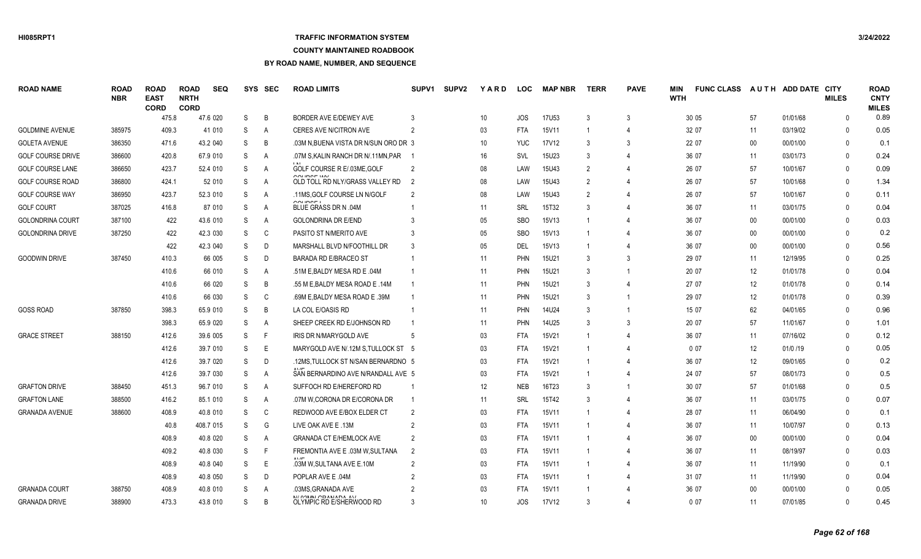HI085RPT1

**TRAFFIC INFORMATION SYSTEM**

**COUNTY MAINTAINED ROADBOOK**

**BY ROAD NAME, NUMBER, AND SEQUENCE**

3/24/2022

| ROAD NAME | ROAD NBR | ROAD EAST CORD | ROAD NRTH CORD | SEQ | SYS | SEC | ROAD LIMITS | SUPV1 | SUPV2 | YARD | LOC | MAP NBR | TERR | PAVE | MIN WTH | FUNC CLASS | AUTH | ADD DATE | CITY MILES | ROAD CNTY MILES |
|---|---|---|---|---|---|---|---|---|---|---|---|---|---|---|---|---|---|---|---|---|
| | | 475.8 | 47.6 | 020 | S | B | BORDER AVE E/DEWEY AVE | 3 | | 10 | JOS | 17U53 | 3 | 3 | 30 | 05 | 57 | 01/01/68 | 0 | 0.89 |
| GOLDMINE AVENUE | 385975 | 409.3 | 41 | 010 | S | A | CERES AVE N/CITRON AVE | 2 | | 03 | FTA | 15V11 | 1 | 4 | 32 | 07 | 11 | 03/19/02 | 0 | 0.05 |
| GOLETA AVENUE | 386350 | 471.6 | 43.2 | 040 | S | B | .03M N,BUENA VISTA DR N/SUN ORO DR | 3 | | 10 | YUC | 17V12 | 3 | 3 | 22 | 07 | 00 | 00/01/00 | 0 | 0.1 |
| GOLF COURSE DRIVE | 386600 | 420.8 | 67.9 | 010 | S | A | .07M S,KALIN RANCH DR N/.11MN,PAR | 1 | | 16 | SVL | 15U23 | 3 | 4 | 36 | 07 | 11 | 03/01/73 | 0 | 0.24 |
| GOLF COURSE LANE | 386650 | 423.7 | 52.4 | 010 | S | A | GOLF COURSE R E/.03ME,GOLF | 2 | | 08 | LAW | 15U43 | 2 | 4 | 26 | 07 | 57 | 10/01/67 | 0 | 0.09 |
| GOLF COURSE ROAD | 386800 | 424.1 | 52 | 010 | S | A | OLD TOLL RD NLY/GRASS VALLEY RD | 2 | | 08 | LAW | 15U43 | 2 | 4 | 26 | 07 | 57 | 10/01/68 | 0 | 1.34 |
| GOLF COURSE WAY | 386950 | 423.7 | 52.3 | 010 | S | A | .11MS,GOLF COURSE LN N/GOLF | 2 | | 08 | LAW | 15U43 | 2 | 4 | 26 | 07 | 57 | 10/01/67 | 0 | 0.11 |
| GOLF COURT | 387025 | 416.8 | 87 | 010 | S | A | BLUE GRASS DR N .04M | 1 | | 11 | SRL | 15T32 | 3 | 4 | 36 | 07 | 11 | 03/01/75 | 0 | 0.04 |
| GOLONDRINA COURT | 387100 | 422 | 43.6 | 010 | S | A | GOLONDRINA DR E/END | 3 | | 05 | SBO | 15V13 | 1 | 4 | 36 | 07 | 00 | 00/01/00 | 0 | 0.03 |
| GOLONDRINA DRIVE | 387250 | 422 | 42.3 | 030 | S | C | PASITO ST N/MERITO AVE | 3 | | 05 | SBO | 15V13 | 1 | 4 | 36 | 07 | 00 | 00/01/00 | 0 | 0.2 |
| | | 422 | 42.3 | 040 | S | D | MARSHALL BLVD N/FOOTHILL DR | 3 | | 05 | DEL | 15V13 | 1 | 4 | 36 | 07 | 00 | 00/01/00 | 0 | 0.56 |
| GOODWIN DRIVE | 387450 | 410.3 | 66 | 005 | S | D | BARADA RD E/BRACEO ST | 1 | | 11 | PHN | 15U21 | 3 | 3 | 29 | 07 | 11 | 12/19/95 | 0 | 0.25 |
| | | 410.6 | 66 | 010 | S | A | .51M E,BALDY MESA RD E .04M | 1 | | 11 | PHN | 15U21 | 3 | 1 | 20 | 07 | 12 | 01/01/78 | 0 | 0.04 |
| | | 410.6 | 66 | 020 | S | B | .55 M E,BALDY MESA ROAD E .14M | 1 | | 11 | PHN | 15U21 | 3 | 4 | 27 | 07 | 12 | 01/01/78 | 0 | 0.14 |
| | | 410.6 | 66 | 030 | S | C | .69M E,BALDY MESA ROAD E .39M | 1 | | 11 | PHN | 15U21 | 3 | 1 | 29 | 07 | 12 | 01/01/78 | 0 | 0.39 |
| GOSS ROAD | 387850 | 398.3 | 65.9 | 010 | S | B | LA COL E/OASIS RD | 1 | | 11 | PHN | 14U24 | 3 | 1 | 15 | 07 | 62 | 04/01/65 | 0 | 0.96 |
| | | 398.3 | 65.9 | 020 | S | A | SHEEP CREEK RD E/JOHNSON RD | 1 | | 11 | PHN | 14U25 | 3 | 3 | 20 | 07 | 57 | 11/01/67 | 0 | 1.01 |
| GRACE STREET | 388150 | 412.6 | 39.6 | 005 | S | F | IRIS DR N/MARYGOLD AVE | 5 | | 03 | FTA | 15V21 | 1 | 4 | 36 | 07 | 11 | 07/16/02 | 0 | 0.12 |
| | | 412.6 | 39.7 | 010 | S | E | MARYGOLD AVE N/.12M S,TULLOCK ST | 5 | | 03 | FTA | 15V21 | 1 | 4 | 0 | 07 | 12 | 01/0 /19 | 0 | 0.05 |
| | | 412.6 | 39.7 | 020 | S | D | .12MS,TULLOCK ST N/SAN BERNARDNO | 5 | | 03 | FTA | 15V21 | 1 | 4 | 36 | 07 | 12 | 09/01/65 | 0 | 0.2 |
| | | 412.6 | 39.7 | 030 | S | A | SAN BERNARDINO AVE N/RANDALL AVE | 5 | | 03 | FTA | 15V21 | 1 | 4 | 24 | 07 | 57 | 08/01/73 | 0 | 0.5 |
| GRAFTON DRIVE | 388450 | 451.3 | 96.7 | 010 | S | A | SUFFOCH RD E/HEREFORD RD | 1 | | 12 | NEB | 16T23 | 3 | 1 | 30 | 07 | 57 | 01/01/68 | 0 | 0.5 |
| GRAFTON LANE | 388500 | 416.2 | 85.1 | 010 | S | A | .07M W,CORONA DR E/CORONA DR | 1 | | 11 | SRL | 15T42 | 3 | 4 | 36 | 07 | 11 | 03/01/75 | 0 | 0.07 |
| GRANADA AVENUE | 388600 | 408.9 | 40.8 | 010 | S | C | REDWOOD AVE E/BOX ELDER CT | 2 | | 03 | FTA | 15V11 | 1 | 4 | 28 | 07 | 11 | 06/04/90 | 0 | 0.1 |
| | | 40.8 | 408.7 | 015 | S | G | LIVE OAK AVE E .13M | 2 | | 03 | FTA | 15V11 | 1 | 4 | 36 | 07 | 11 | 10/07/97 | 0 | 0.13 |
| | | 408.9 | 40.8 | 020 | S | A | GRANADA CT E/HEMLOCK AVE | 2 | | 03 | FTA | 15V11 | 1 | 4 | 36 | 07 | 00 | 00/01/00 | 0 | 0.04 |
| | | 409.2 | 40.8 | 030 | S | F | FREMONTIA AVE E .03M W,SULTANA | 2 | | 03 | FTA | 15V11 | 1 | 4 | 36 | 07 | 11 | 08/19/97 | 0 | 0.03 |
| | | 408.9 | 40.8 | 040 | S | E | .03M W,SULTANA AVE E.10M | 2 | | 03 | FTA | 15V11 | 1 | 4 | 36 | 07 | 11 | 11/19/90 | 0 | 0.1 |
| | | 408.9 | 40.8 | 050 | S | D | POPLAR AVE E .04M | 2 | | 03 | FTA | 15V11 | 1 | 4 | 31 | 07 | 11 | 11/19/90 | 0 | 0.04 |
| GRANADA COURT | 388750 | 408.9 | 40.8 | 010 | S | A | .03MS,GRANADA AVE | 2 | | 03 | FTA | 15V11 | 1 | 4 | 36 | 07 | 00 | 00/01/00 | 0 | 0.05 |
| GRANADA DRIVE | 388900 | 473.3 | 43.8 | 010 | S | B | OLYMPIC RD E/SHERWOOD RD | 3 | | 10 | JOS | 17V12 | 3 | 4 | 0 | 07 | 11 | 07/01/85 | 0 | 0.45 |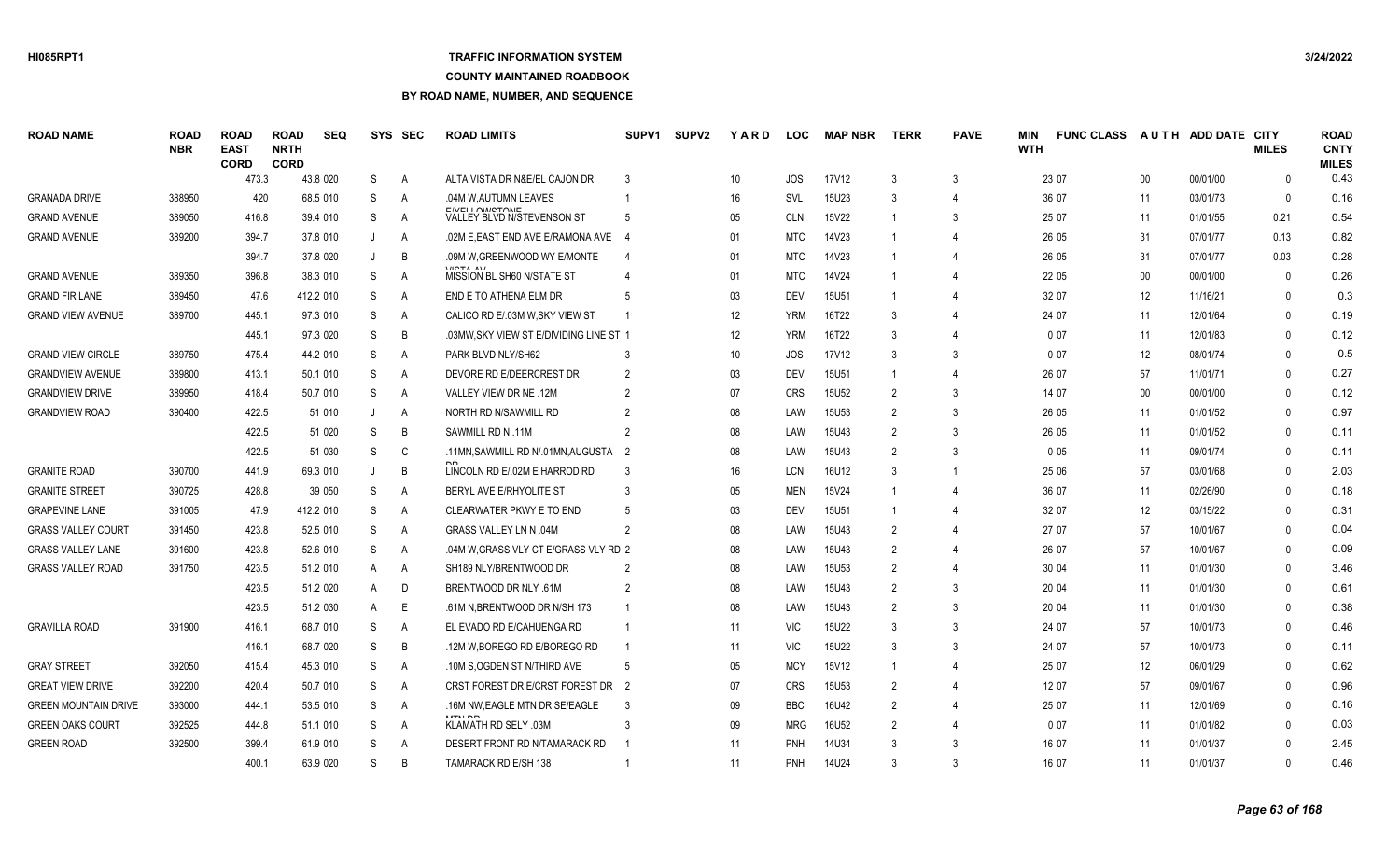# TRAFFIC INFORMATION SYSTEM

## COUNTY MAINTAINED ROADBOOK

### BY ROAD NAME, NUMBER, AND SEQUENCE

HI085RPT1 3/24/2022

| ROAD NAME | ROAD NBR | ROAD EAST CORD | ROAD NRTH CORD | SEQ | SYS | SEC | ROAD LIMITS | SUPV1 | SUPV2 | YARD | LOC | MAP NBR | TERR | PAVE | MIN WTH | FUNC CLASS | AUTH | ADD DATE | CITY MILES | ROAD CNTY MILES |
|---|---|---|---|---|---|---|---|---|---|---|---|---|---|---|---|---|---|---|---|---|
| | | 473.3 | 43.8 | 020 | S | A | ALTA VISTA DR N&E/EL CAJON DR | 3 | | 10 | JOS | 17V12 | 3 | 3 | 23 | 07 | 00 | 00/01/00 | 0 | 0.43 |
| GRANADA DRIVE | 388950 | 420 | 68.5 | 010 | S | A | .04M W,AUTUMN LEAVES | 1 | | 16 | SVL | 15U23 | 3 | 4 | 36 | 07 | 11 | 03/01/73 | 0 | 0.16 |
| GRAND AVENUE | 389050 | 416.8 | 39.4 | 010 | S | A | E/VELLOWSTONE VALLEY BLVD N/STEVENSON ST | 5 | | 05 | CLN | 15V22 | 1 | 3 | 25 | 07 | 11 | 01/01/55 | 0.21 | 0.54 |
| GRAND AVENUE | 389200 | 394.7 | 37.8 | 010 | J | A | .02M E,EAST END AVE E/RAMONA AVE | 4 | | 01 | MTC | 14V23 | 1 | 4 | 26 | 05 | 31 | 07/01/77 | 0.13 | 0.82 |
| | | 394.7 | 37.8 | 020 | J | B | .09M W,GREENWOOD WY E/MONTE VISTA AV | 4 | | 01 | MTC | 14V23 | 1 | 4 | 26 | 05 | 31 | 07/01/77 | 0.03 | 0.28 |
| GRAND AVENUE | 389350 | 396.8 | 38.3 | 010 | S | A | MISSION BL SH60 N/STATE ST | 4 | | 01 | MTC | 14V24 | 1 | 4 | 22 | 05 | 00 | 00/01/00 | 0 | 0.26 |
| GRAND FIR LANE | 389450 | 47.6 | 412.2 | 010 | S | A | END E TO ATHENA ELM DR | 5 | | 03 | DEV | 15U51 | 1 | 4 | 32 | 07 | 12 | 11/16/21 | 0 | 0.3 |
| GRAND VIEW AVENUE | 389700 | 445.1 | 97.3 | 010 | S | A | CALICO RD E/.03M W,SKY VIEW ST | 1 | | 12 | YRM | 16T22 | 3 | 4 | 24 | 07 | 11 | 12/01/64 | 0 | 0.19 |
| | | 445.1 | 97.3 | 020 | S | B | .03MW,SKY VIEW ST E/DIVIDING LINE ST | 1 | | 12 | YRM | 16T22 | 3 | 4 | 0 | 07 | 11 | 12/01/83 | 0 | 0.12 |
| GRAND VIEW CIRCLE | 389750 | 475.4 | 44.2 | 010 | S | A | PARK BLVD NLY/SH62 | 3 | | 10 | JOS | 17V12 | 3 | 3 | 0 | 07 | 12 | 08/01/74 | 0 | 0.5 |
| GRANDVIEW AVENUE | 389800 | 413.1 | 50.1 | 010 | S | A | DEVORE RD E/DEERCREST DR | 2 | | 03 | DEV | 15U51 | 1 | 4 | 26 | 07 | 57 | 11/01/71 | 0 | 0.27 |
| GRANDVIEW DRIVE | 389950 | 418.4 | 50.7 | 010 | S | A | VALLEY VIEW DR NE .12M | 2 | | 07 | CRS | 15U52 | 2 | 3 | 14 | 07 | 00 | 00/01/00 | 0 | 0.12 |
| GRANDVIEW ROAD | 390400 | 422.5 | 51 | 010 | J | A | NORTH RD N/SAWMILL RD | 2 | | 08 | LAW | 15U53 | 2 | 3 | 26 | 05 | 11 | 01/01/52 | 0 | 0.97 |
| | | 422.5 | 51 | 020 | S | B | SAWMILL RD N .11M | 2 | | 08 | LAW | 15U43 | 2 | 3 | 26 | 05 | 11 | 01/01/52 | 0 | 0.11 |
| | | 422.5 | 51 | 030 | S | C | .11MN,SAWMILL RD N/.01MN,AUGUSTA DR | 2 | | 08 | LAW | 15U43 | 2 | 3 | 0 | 05 | 11 | 09/01/74 | 0 | 0.11 |
| GRANITE ROAD | 390700 | 441.9 | 69.3 | 010 | J | B | LINCOLN RD E/.02M E HARROD RD | 3 | | 16 | LCN | 16U12 | 3 | 1 | 25 | 06 | 57 | 03/01/68 | 0 | 2.03 |
| GRANITE STREET | 390725 | 428.8 | 39 | 050 | S | A | BERYL AVE E/RHYOLITE ST | 3 | | 05 | MEN | 15V24 | 1 | 4 | 36 | 07 | 11 | 02/26/90 | 0 | 0.18 |
| GRAPEVINE LANE | 391005 | 47.9 | 412.2 | 010 | S | A | CLEARWATER PKWY E TO END | 5 | | 03 | DEV | 15U51 | 1 | 4 | 32 | 07 | 12 | 03/15/22 | 0 | 0.31 |
| GRASS VALLEY COURT | 391450 | 423.8 | 52.5 | 010 | S | A | GRASS VALLEY LN N .04M | 2 | | 08 | LAW | 15U43 | 2 | 4 | 27 | 07 | 57 | 10/01/67 | 0 | 0.04 |
| GRASS VALLEY LANE | 391600 | 423.8 | 52.6 | 010 | S | A | .04M W,GRASS VLY CT E/GRASS VLY RD | 2 | | 08 | LAW | 15U43 | 2 | 4 | 26 | 07 | 57 | 10/01/67 | 0 | 0.09 |
| GRASS VALLEY ROAD | 391750 | 423.5 | 51.2 | 010 | A | A | SH189 NLY/BRENTWOOD DR | 2 | | 08 | LAW | 15U53 | 2 | 4 | 30 | 04 | 11 | 01/01/30 | 0 | 3.46 |
| | | 423.5 | 51.2 | 020 | A | D | BRENTWOOD DR NLY .61M | 2 | | 08 | LAW | 15U43 | 2 | 3 | 20 | 04 | 11 | 01/01/30 | 0 | 0.61 |
| | | 423.5 | 51.2 | 030 | A | E | .61M N,BRENTWOOD DR N/SH 173 | 1 | | 08 | LAW | 15U43 | 2 | 3 | 20 | 04 | 11 | 01/01/30 | 0 | 0.38 |
| GRAVILLA ROAD | 391900 | 416.1 | 68.7 | 010 | S | A | EL EVADO RD E/CAHUENGA RD | 1 | | 11 | VIC | 15U22 | 3 | 3 | 24 | 07 | 57 | 10/01/73 | 0 | 0.46 |
| | | 416.1 | 68.7 | 020 | S | B | .12M W,BOREGO RD E/BOREGO RD | 1 | | 11 | VIC | 15U22 | 3 | 3 | 24 | 07 | 57 | 10/01/73 | 0 | 0.11 |
| GRAY STREET | 392050 | 415.4 | 45.3 | 010 | S | A | .10M S,OGDEN ST N/THIRD AVE | 5 | | 05 | MCY | 15V12 | 1 | 4 | 25 | 07 | 12 | 06/01/29 | 0 | 0.62 |
| GREAT VIEW DRIVE | 392200 | 420.4 | 50.7 | 010 | S | A | CRST FOREST DR E/CRST FOREST DR | 2 | | 07 | CRS | 15U53 | 2 | 4 | 12 | 07 | 57 | 09/01/67 | 0 | 0.96 |
| GREEN MOUNTAIN DRIVE | 393000 | 444.1 | 53.5 | 010 | S | A | .16M NW,EAGLE MTN DR SE/EAGLE MTN DR | 3 | | 09 | BBC | 16U42 | 2 | 4 | 25 | 07 | 11 | 12/01/69 | 0 | 0.16 |
| GREEN OAKS COURT | 392525 | 444.8 | 51.1 | 010 | S | A | KLAMATH RD SELY .03M | 3 | | 09 | MRG | 16U52 | 2 | 4 | 0 | 07 | 11 | 01/01/82 | 0 | 0.03 |
| GREEN ROAD | 392500 | 399.4 | 61.9 | 010 | S | A | DESERT FRONT RD N/TAMARACK RD | 1 | | 11 | PNH | 14U34 | 3 | 3 | 16 | 07 | 11 | 01/01/37 | 0 | 2.45 |
| | | 400.1 | 63.9 | 020 | S | B | TAMARACK RD E/SH 138 | 1 | | 11 | PNH | 14U24 | 3 | 3 | 16 | 07 | 11 | 01/01/37 | 0 | 0.46 |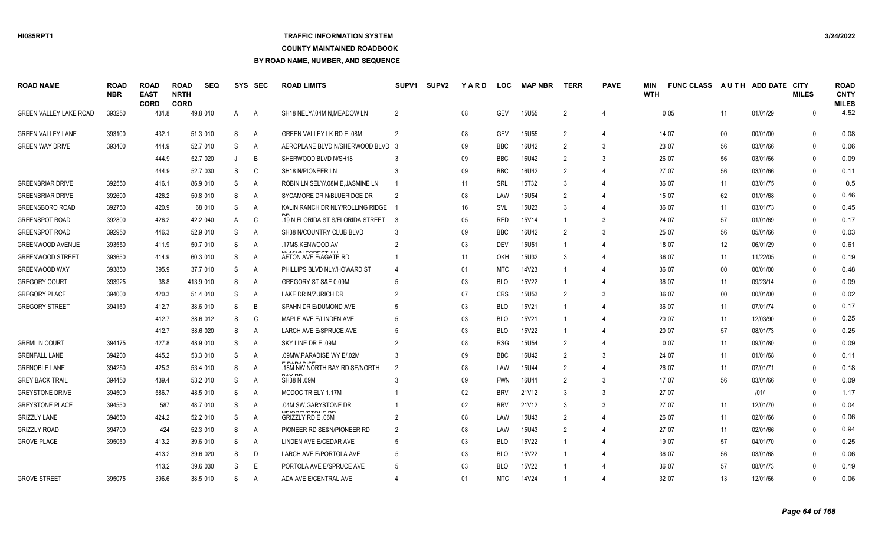**TRAFFIC INFORMATION SYSTEM**

**COUNTY MAINTAINED ROADBOOK**

**BY ROAD NAME, NUMBER, AND SEQUENCE**

| ROAD NAME | ROAD NBR | ROAD EAST CORD | ROAD NRTH CORD | SEQ | SYS | SEC | ROAD LIMITS | SUPV1 | SUPV2 | YARD | LOC | MAP NBR | TERR | PAVE | MIN WTH | FUNC CLASS | AUTH | ADD DATE | CITY MILES | ROAD CNTY MILES |
|---|---|---|---|---|---|---|---|---|---|---|---|---|---|---|---|---|---|---|---|---|
| GREEN VALLEY LAKE ROAD | 393250 | 431.8 | 49.8 | 010 | A | A | SH18 NELY/.04M N,MEADOW LN | 2 | | 08 | GEV | 15U55 | 2 | 4 | 0 | 05 | 11 | 01/01/29 | 0 | 4.52 |
| GREEN VALLEY LANE | 393100 | 432.1 | 51.3 | 010 | S | A | GREEN VALLEY LK RD E .08M | 2 | | 08 | GEV | 15U55 | 2 | 4 | 14 | 07 | 00 | 00/01/00 | 0 | 0.08 |
| GREEN WAY DRIVE | 393400 | 444.9 | 52.7 | 010 | S | A | AEROPLANE BLVD N/SHERWOOD BLVD | 3 | | 09 | BBC | 16U42 | 2 | 3 | 23 | 07 | 56 | 03/01/66 | 0 | 0.06 |
| | | 444.9 | 52.7 | 020 | J | B | SHERWOOD BLVD N/SH18 | 3 | | 09 | BBC | 16U42 | 2 | 3 | 26 | 07 | 56 | 03/01/66 | 0 | 0.09 |
| | | 444.9 | 52.7 | 030 | S | C | SH18 N/PIONEER LN | 3 | | 09 | BBC | 16U42 | 2 | 4 | 27 | 07 | 56 | 03/01/66 | 0 | 0.11 |
| GREENBRIAR DRIVE | 392550 | 416.1 | 86.9 | 010 | S | A | ROBIN LN SELY/.08M E,JASMINE LN | 1 | | 11 | SRL | 15T32 | 3 | 4 | 36 | 07 | 11 | 03/01/75 | 0 | 0.5 |
| GREENBRIAR DRIVE | 392600 | 426.2 | 50.8 | 010 | S | A | SYCAMORE DR N/BLUERIDGE DR | 2 | | 08 | LAW | 15U54 | 2 | 4 | 15 | 07 | 62 | 01/01/68 | 0 | 0.46 |
| GREENSBORO ROAD | 392750 | 420.9 | 68 | 010 | S | A | KALIN RANCH DR NLY/ROLLING RIDGE DR | 1 | | 16 | SVL | 15U23 | 3 | 4 | 36 | 07 | 11 | 03/01/73 | 0 | 0.45 |
| GREENSPOT ROAD | 392800 | 426.2 | 42.2 | 040 | A | C | .19 N,FLORIDA ST S/FLORIDA STREET | 3 | | 05 | RED | 15V14 | 1 | 3 | 24 | 07 | 57 | 01/01/69 | 0 | 0.17 |
| GREENSPOT ROAD | 392950 | 446.3 | 52.9 | 010 | S | A | SH38 N/COUNTRY CLUB BLVD | 3 | | 09 | BBC | 16U42 | 2 | 3 | 25 | 07 | 56 | 05/01/66 | 0 | 0.03 |
| GREENWOOD AVENUE | 393550 | 411.9 | 50.7 | 010 | S | A | .17MS,KENWOOD AV N/.15MN,FORESTHILL | 2 | | 03 | DEV | 15U51 | 1 | 4 | 18 | 07 | 12 | 06/01/29 | 0 | 0.61 |
| GREENWOOD STREET | 393650 | 414.9 | 60.3 | 010 | S | A | AFTON AVE E/AGATE RD | 1 | | 11 | OKH | 15U32 | 3 | 4 | 36 | 07 | 11 | 11/22/05 | 0 | 0.19 |
| GREENWOOD WAY | 393850 | 395.9 | 37.7 | 010 | S | A | PHILLIPS BLVD NLY/HOWARD ST | 4 | | 01 | MTC | 14V23 | 1 | 4 | 36 | 07 | 00 | 00/01/00 | 0 | 0.48 |
| GREGORY COURT | 393925 | 38.8 | 413.9 | 010 | S | A | GREGORY ST S&E 0.09M | 5 | | 03 | BLO | 15V22 | 1 | 4 | 36 | 07 | 11 | 09/23/14 | 0 | 0.09 |
| GREGORY PLACE | 394000 | 420.3 | 51.4 | 010 | S | A | LAKE DR N/ZURICH DR | 2 | | 07 | CRS | 15U53 | 2 | 3 | 36 | 07 | 00 | 00/01/00 | 0 | 0.02 |
| GREGORY STREET | 394150 | 412.7 | 38.6 | 010 | S | B | SPAHN DR E/DUMOND AVE | 5 | | 03 | BLO | 15V21 | 1 | 4 | 36 | 07 | 11 | 07/01/74 | 0 | 0.17 |
| | | 412.7 | 38.6 | 012 | S | C | MAPLE AVE E/LINDEN AVE | 5 | | 03 | BLO | 15V21 | 1 | 4 | 20 | 07 | 11 | 12/03/90 | 0 | 0.25 |
| | | 412.7 | 38.6 | 020 | S | A | LARCH AVE E/SPRUCE AVE | 5 | | 03 | BLO | 15V22 | 1 | 4 | 20 | 07 | 57 | 08/01/73 | 0 | 0.25 |
| GREMLIN COURT | 394175 | 427.8 | 48.9 | 010 | S | A | SKY LINE DR E .09M | 2 | | 08 | RSG | 15U54 | 2 | 4 | 0 | 07 | 11 | 09/01/80 | 0 | 0.09 |
| GRENFALL LANE | 394200 | 445.2 | 53.3 | 010 | S | A | .09MW,PARADISE WY E/.02M E,PARADISE | 3 | | 09 | BBC | 16U42 | 2 | 3 | 24 | 07 | 11 | 01/01/68 | 0 | 0.11 |
| GRENOBLE LANE | 394250 | 425.3 | 53.4 | 010 | S | A | .18M NW,NORTH BAY RD SE/NORTH BAY RD | 2 | | 08 | LAW | 15U44 | 2 | 4 | 26 | 07 | 11 | 07/01/71 | 0 | 0.18 |
| GREY BACK TRAIL | 394450 | 439.4 | 53.2 | 010 | S | A | SH38 N .09M | 3 | | 09 | FWN | 16U41 | 2 | 3 | 17 | 07 | 56 | 03/01/66 | 0 | 0.09 |
| GREYSTONE DRIVE | 394500 | 586.7 | 48.5 | 010 | S | A | MODOC TR ELY 1.17M | 1 | | 02 | BRV | 21V12 | 3 | 3 | 27 | 07 | | /01/ | 0 | 1.17 |
| GREYSTONE PLACE | 394550 | 587 | 48.7 | 010 | S | A | .04M SW,GARYSTONE DR NE/GREYSTONE DR | 1 | | 02 | BRV | 21V12 | 3 | 3 | 27 | 07 | 11 | 12/01/70 | 0 | 0.04 |
| GRIZZLY LANE | 394650 | 424.2 | 52.2 | 010 | S | A | GRIZZLY RD E .06M | 2 | | 08 | LAW | 15U43 | 2 | 4 | 26 | 07 | 11 | 02/01/66 | 0 | 0.06 |
| GRIZZLY ROAD | 394700 | 424 | 52.3 | 010 | S | A | PIONEER RD SE&N/PIONEER RD | 2 | | 08 | LAW | 15U43 | 2 | 4 | 27 | 07 | 11 | 02/01/66 | 0 | 0.94 |
| GROVE PLACE | 395050 | 413.2 | 39.6 | 010 | S | A | LINDEN AVE E/CEDAR AVE | 5 | | 03 | BLO | 15V22 | 1 | 4 | 19 | 07 | 57 | 04/01/70 | 0 | 0.25 |
| | | 413.2 | 39.6 | 020 | S | D | LARCH AVE E/PORTOLA AVE | 5 | | 03 | BLO | 15V22 | 1 | 4 | 36 | 07 | 56 | 03/01/68 | 0 | 0.06 |
| | | 413.2 | 39.6 | 030 | S | E | PORTOLA AVE E/SPRUCE AVE | 5 | | 03 | BLO | 15V22 | 1 | 4 | 36 | 07 | 57 | 08/01/73 | 0 | 0.19 |
| GROVE STREET | 395075 | 396.6 | 38.5 | 010 | S | A | ADA AVE E/CENTRAL AVE | 4 | | 01 | MTC | 14V24 | 1 | 4 | 32 | 07 | 13 | 12/01/66 | 0 | 0.06 |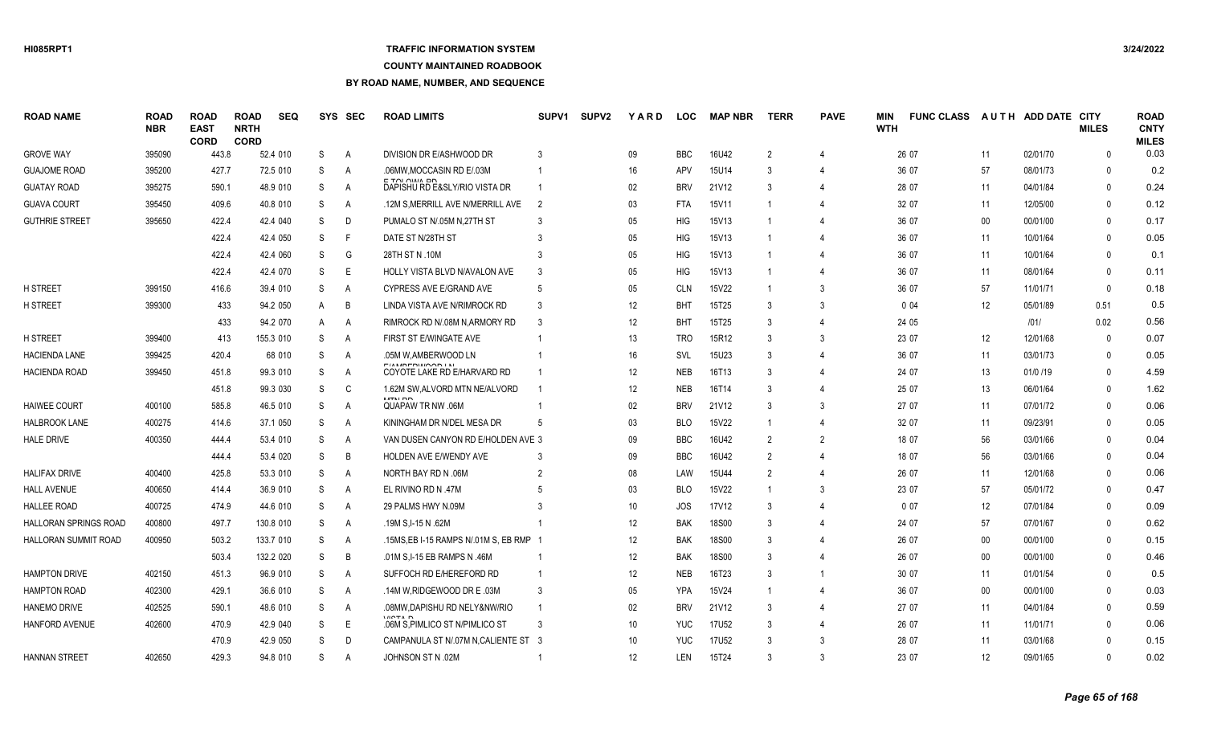HI085RPT1

**TRAFFIC INFORMATION SYSTEM**

**COUNTY MAINTAINED ROADBOOK**

**BY ROAD NAME, NUMBER, AND SEQUENCE**

3/24/2022

| ROAD NAME | ROAD NBR | ROAD EAST CORD | ROAD NRTH CORD | SEQ | SYS | SEC | ROAD LIMITS | SUPV1 | SUPV2 | YARD | LOC | MAP NBR | TERR | PAVE | MIN WTH | FUNC CLASS | AUTH | ADD DATE | CITY MILES | ROAD CNTY MILES |
|---|---|---|---|---|---|---|---|---|---|---|---|---|---|---|---|---|---|---|---|---|
| GROVE WAY | 395090 | 443.8 | 52.4 | 010 | S | A | DIVISION DR E/ASHWOOD DR | 3 | | 09 | BBC | 16U42 | 2 | 4 | 26 | 07 | 11 | 02/01/70 | 0 | 0.03 |
| GUAJOME ROAD | 395200 | 427.7 | 72.5 | 010 | S | A | .06MW,MOCCASIN RD E/.03M | 1 | | 16 | APV | 15U14 | 3 | 4 | 36 | 07 | 57 | 08/01/73 | 0 | 0.2 |
| GUATAY ROAD | 395275 | 590.1 | 48.9 | 010 | S | A | DAPISHU RD E&SLY/RIO VISTA DR | 1 | | 02 | BRV | 21V12 | 3 | 4 | 28 | 07 | 11 | 04/01/84 | 0 | 0.24 |
| GUAVA COURT | 395450 | 409.6 | 40.8 | 010 | S | A | .12M S,MERRILL AVE N/MERRILL AVE | 2 | | 03 | FTA | 15V11 | 1 | 4 | 32 | 07 | 11 | 12/05/00 | 0 | 0.12 |
| GUTHRIE STREET | 395650 | 422.4 | 42.4 | 040 | S | D | PUMALO ST N/.05M N,27TH ST | 3 | | 05 | HIG | 15V13 | 1 | 4 | 36 | 07 | 00 | 00/01/00 | 0 | 0.17 |
| | | 422.4 | 42.4 | 050 | S | F | DATE ST N/28TH ST | 3 | | 05 | HIG | 15V13 | 1 | 4 | 36 | 07 | 11 | 10/01/64 | 0 | 0.05 |
| | | 422.4 | 42.4 | 060 | S | G | 28TH ST N .10M | 3 | | 05 | HIG | 15V13 | 1 | 4 | 36 | 07 | 11 | 10/01/64 | 0 | 0.1 |
| | | 422.4 | 42.4 | 070 | S | E | HOLLY VISTA BLVD N/AVALON AVE | 3 | | 05 | HIG | 15V13 | 1 | 4 | 36 | 07 | 11 | 08/01/64 | 0 | 0.11 |
| H STREET | 399150 | 416.6 | 39.4 | 010 | S | A | CYPRESS AVE E/GRAND AVE | 5 | | 05 | CLN | 15V22 | 1 | 3 | 36 | 07 | 57 | 11/01/71 | 0 | 0.18 |
| H STREET | 399300 | 433 | 94.2 | 050 | A | B | LINDA VISTA AVE N/RIMROCK RD | 3 | | 12 | BHT | 15T25 | 3 | 3 | 0 | 04 | 12 | 05/01/89 | 0.51 | 0.5 |
| | | 433 | 94.2 | 070 | A | A | RIMROCK RD N/.08M N,ARMORY RD | 3 | | 12 | BHT | 15T25 | 3 | 4 | 24 | 05 | | /01/ | 0.02 | 0.56 |
| H STREET | 399400 | 413 | 155.3 | 010 | S | A | FIRST ST E/WINGATE AVE | 1 | | 13 | TRO | 15R12 | 3 | 3 | 23 | 07 | 12 | 12/01/68 | 0 | 0.07 |
| HACIENDA LANE | 399425 | 420.4 | 68 | 010 | S | A | .05M W,AMBERWOOD LN | 1 | | 16 | SVL | 15U23 | 3 | 4 | 36 | 07 | 11 | 03/01/73 | 0 | 0.05 |
| HACIENDA ROAD | 399450 | 451.8 | 99.3 | 010 | S | A | COYOTE LAKE RD E/HARVARD RD | 1 | | 12 | NEB | 16T13 | 3 | 4 | 24 | 07 | 13 | 01/0 /19 | 0 | 4.59 |
| | | 451.8 | 99.3 | 030 | S | C | 1.62M SW,ALVORD MTN NE/ALVORD | 1 | | 12 | NEB | 16T14 | 3 | 4 | 25 | 07 | 13 | 06/01/64 | 0 | 1.62 |
| HAIWEE COURT | 400100 | 585.8 | 46.5 | 010 | S | A | QUAPAW TR NW .06M | 1 | | 02 | BRV | 21V12 | 3 | 3 | 27 | 07 | 11 | 07/01/72 | 0 | 0.06 |
| HALBROOK LANE | 400275 | 414.6 | 37.1 | 050 | S | A | KININGHAM DR N/DEL MESA DR | 5 | | 03 | BLO | 15V22 | 1 | 4 | 32 | 07 | 11 | 09/23/91 | 0 | 0.05 |
| HALE DRIVE | 400350 | 444.4 | 53.4 | 010 | S | A | VAN DUSEN CANYON RD E/HOLDEN AVE | 3 | | 09 | BBC | 16U42 | 2 | 2 | 18 | 07 | 56 | 03/01/66 | 0 | 0.04 |
| | | 444.4 | 53.4 | 020 | S | B | HOLDEN AVE E/WENDY AVE | 3 | | 09 | BBC | 16U42 | 2 | 4 | 18 | 07 | 56 | 03/01/66 | 0 | 0.04 |
| HALIFAX DRIVE | 400400 | 425.8 | 53.3 | 010 | S | A | NORTH BAY RD N .06M | 2 | | 08 | LAW | 15U44 | 2 | 4 | 26 | 07 | 11 | 12/01/68 | 0 | 0.06 |
| HALL AVENUE | 400650 | 414.4 | 36.9 | 010 | S | A | EL RIVINO RD N .47M | 5 | | 03 | BLO | 15V22 | 1 | 3 | 23 | 07 | 57 | 05/01/72 | 0 | 0.47 |
| HALLEE ROAD | 400725 | 474.9 | 44.6 | 010 | S | A | 29 PALMS HWY N.09M | 3 | | 10 | JOS | 17V12 | 3 | 4 | 0 | 07 | 12 | 07/01/84 | 0 | 0.09 |
| HALLORAN SPRINGS ROAD | 400800 | 497.7 | 130.8 | 010 | S | A | .19M S,I-15 N .62M | 1 | | 12 | BAK | 18S00 | 3 | 4 | 24 | 07 | 57 | 07/01/67 | 0 | 0.62 |
| HALLORAN SUMMIT ROAD | 400950 | 503.2 | 133.7 | 010 | S | A | .15MS,EB I-15 RAMPS N/.01M S, EB RMP | 1 | | 12 | BAK | 18S00 | 3 | 4 | 26 | 07 | 00 | 00/01/00 | 0 | 0.15 |
| | | 503.4 | 132.2 | 020 | S | B | .01M S,I-15 EB RAMPS N .46M | 1 | | 12 | BAK | 18S00 | 3 | 4 | 26 | 07 | 00 | 00/01/00 | 0 | 0.46 |
| HAMPTON DRIVE | 402150 | 451.3 | 96.9 | 010 | S | A | SUFFOCH RD E/HEREFORD RD | 1 | | 12 | NEB | 16T23 | 3 | 1 | 30 | 07 | 11 | 01/01/54 | 0 | 0.5 |
| HAMPTON ROAD | 402300 | 429.1 | 36.6 | 010 | S | A | .14M W,RIDGEWOOD DR E .03M | 3 | | 05 | YPA | 15V24 | 1 | 4 | 36 | 07 | 00 | 00/01/00 | 0 | 0.03 |
| HANEMO DRIVE | 402525 | 590.1 | 48.6 | 010 | S | A | .08MW,DAPISHU RD NELY&NW/RIO | 1 | | 02 | BRV | 21V12 | 3 | 4 | 27 | 07 | 11 | 04/01/84 | 0 | 0.59 |
| HANFORD AVENUE | 402600 | 470.9 | 42.9 | 040 | S | E | .06M S,PIMLICO ST N/PIMLICO ST | 3 | | 10 | YUC | 17U52 | 3 | 4 | 26 | 07 | 11 | 11/01/71 | 0 | 0.06 |
| | | 470.9 | 42.9 | 050 | S | D | CAMPANULA ST N/.07M N,CALIENTE ST | 3 | | 10 | YUC | 17U52 | 3 | 3 | 28 | 07 | 11 | 03/01/68 | 0 | 0.15 |
| HANNAN STREET | 402650 | 429.3 | 94.8 | 010 | S | A | JOHNSON ST N .02M | 1 | | 12 | LEN | 15T24 | 3 | 3 | 23 | 07 | 12 | 09/01/65 | 0 | 0.02 |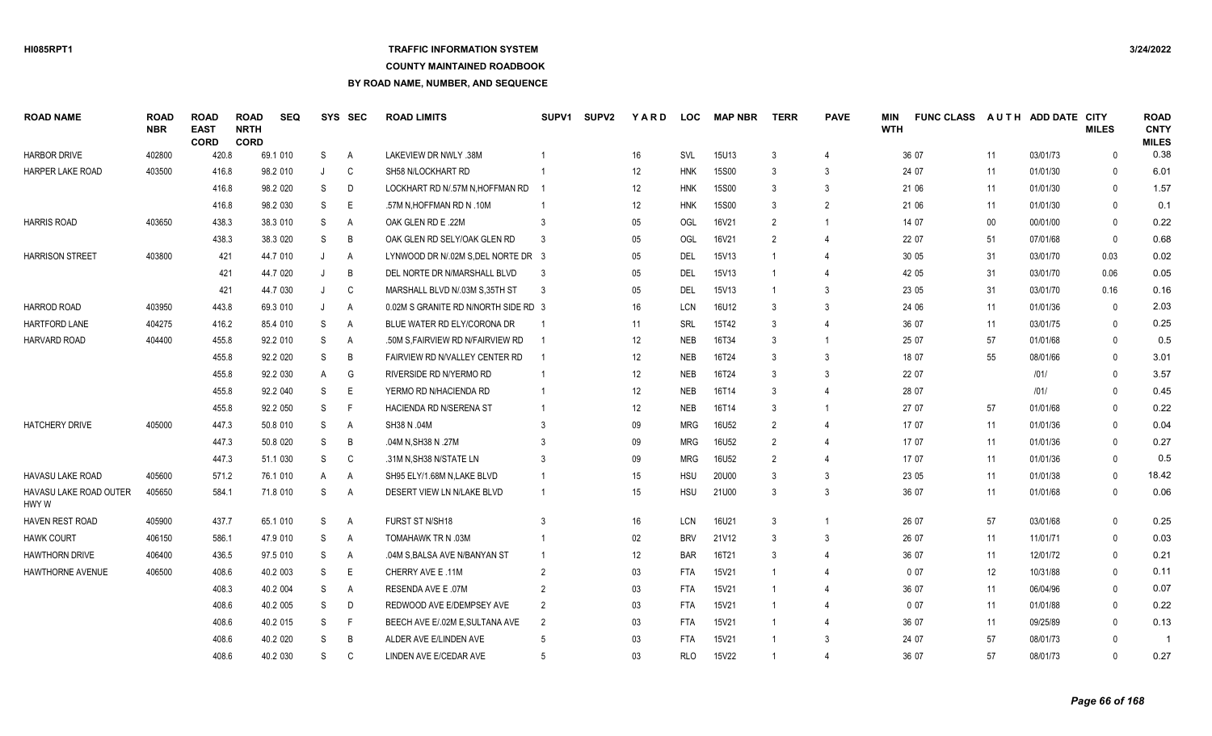**HI085RPT1**

**TRAFFIC INFORMATION SYSTEM**

**COUNTY MAINTAINED ROADBOOK**

**BY ROAD NAME, NUMBER, AND SEQUENCE**

3/24/2022

| ROAD NAME | ROAD NBR | ROAD EAST CORD | ROAD NRTH CORD | SEQ | SYS | SEC | ROAD LIMITS | SUPV1 | SUPV2 | YARD | LOC | MAP NBR | TERR | PAVE | MIN WTH | FUNC CLASS | AUTH | ADD DATE | CITY MILES | ROAD CNTY MILES |
|---|---|---|---|---|---|---|---|---|---|---|---|---|---|---|---|---|---|---|---|---|
| HARBOR DRIVE | 402800 | 420.8 | 69.1 | 010 | S | A | LAKEVIEW DR NWLY .38M | 1 | | 16 | SVL | 15U13 | 3 | 4 | 36 | 07 | 11 | 03/01/73 | 0 | 0.38 |
| HARPER LAKE ROAD | 403500 | 416.8 | 98.2 | 010 | J | C | SH58 N/LOCKHART RD | 1 | | 12 | HNK | 15S00 | 3 | 3 | 24 | 07 | 11 | 01/01/30 | 0 | 6.01 |
| | | 416.8 | 98.2 | 020 | S | D | LOCKHART RD N/.57M N,HOFFMAN RD | 1 | | 12 | HNK | 15S00 | 3 | 3 | 21 | 06 | 11 | 01/01/30 | 0 | 1.57 |
| | | 416.8 | 98.2 | 030 | S | E | .57M N,HOFFMAN RD N .10M | 1 | | 12 | HNK | 15S00 | 3 | 2 | 21 | 06 | 11 | 01/01/30 | 0 | 0.1 |
| HARRIS ROAD | 403650 | 438.3 | 38.3 | 010 | S | A | OAK GLEN RD E .22M | 3 | | 05 | OGL | 16V21 | 2 | 1 | 14 | 07 | 00 | 00/01/00 | 0 | 0.22 |
| | | 438.3 | 38.3 | 020 | S | B | OAK GLEN RD SELY/OAK GLEN RD | 3 | | 05 | OGL | 16V21 | 2 | 4 | 22 | 07 | 51 | 07/01/68 | 0 | 0.68 |
| HARRISON STREET | 403800 | 421 | 44.7 | 010 | J | A | LYNWOOD DR N/.02M S,DEL NORTE DR | 3 | | 05 | DEL | 15V13 | 1 | 4 | 30 | 05 | 31 | 03/01/70 | 0.03 | 0.02 |
| | | 421 | 44.7 | 020 | J | B | DEL NORTE DR N/MARSHALL BLVD | 3 | | 05 | DEL | 15V13 | 1 | 4 | 42 | 05 | 31 | 03/01/70 | 0.06 | 0.05 |
| | | 421 | 44.7 | 030 | J | C | MARSHALL BLVD N/.03M S,35TH ST | 3 | | 05 | DEL | 15V13 | 1 | 3 | 23 | 05 | 31 | 03/01/70 | 0.16 | 0.16 |
| HARROD ROAD | 403950 | 443.8 | 69.3 | 010 | J | A | 0.02M S GRANITE RD N/NORTH SIDE RD | 3 | | 16 | LCN | 16U12 | 3 | 3 | 24 | 06 | 11 | 01/01/36 | 0 | 2.03 |
| HARTFORD LANE | 404275 | 416.2 | 85.4 | 010 | S | A | BLUE WATER RD ELY/CORONA DR | 1 | | 11 | SRL | 15T42 | 3 | 4 | 36 | 07 | 11 | 03/01/75 | 0 | 0.25 |
| HARVARD ROAD | 404400 | 455.8 | 92.2 | 010 | S | A | .50M S,FAIRVIEW RD N/FAIRVIEW RD | 1 | | 12 | NEB | 16T34 | 3 | 1 | 25 | 07 | 57 | 01/01/68 | 0 | 0.5 |
| | | 455.8 | 92.2 | 020 | S | B | FAIRVIEW RD N/VALLEY CENTER RD | 1 | | 12 | NEB | 16T24 | 3 | 3 | 18 | 07 | 55 | 08/01/66 | 0 | 3.01 |
| | | 455.8 | 92.2 | 030 | A | G | RIVERSIDE RD N/YERMO RD | 1 | | 12 | NEB | 16T24 | 3 | 3 | 22 | 07 | | /01/ | 0 | 3.57 |
| | | 455.8 | 92.2 | 040 | S | E | YERMO RD N/HACIENDA RD | 1 | | 12 | NEB | 16T14 | 3 | 4 | 28 | 07 | | /01/ | 0 | 0.45 |
| | | 455.8 | 92.2 | 050 | S | F | HACIENDA RD N/SERENA ST | 1 | | 12 | NEB | 16T14 | 3 | 1 | 27 | 07 | 57 | 01/01/68 | 0 | 0.22 |
| HATCHERY DRIVE | 405000 | 447.3 | 50.8 | 010 | S | A | SH38 N .04M | 3 | | 09 | MRG | 16U52 | 2 | 4 | 17 | 07 | 11 | 01/01/36 | 0 | 0.04 |
| | | 447.3 | 50.8 | 020 | S | B | .04M N,SH38 N .27M | 3 | | 09 | MRG | 16U52 | 2 | 4 | 17 | 07 | 11 | 01/01/36 | 0 | 0.27 |
| | | 447.3 | 51.1 | 030 | S | C | .31M N,SH38 N/STATE LN | 3 | | 09 | MRG | 16U52 | 2 | 4 | 17 | 07 | 11 | 01/01/36 | 0 | 0.5 |
| HAVASU LAKE ROAD | 405600 | 571.2 | 76.1 | 010 | A | A | SH95 ELY/1.68M N,LAKE BLVD | 1 | | 15 | HSU | 20U00 | 3 | 3 | 23 | 05 | 11 | 01/01/38 | 0 | 18.42 |
| HAVASU LAKE ROAD OUTER HWY W | 405650 | 584.1 | 71.8 | 010 | S | A | DESERT VIEW LN N/LAKE BLVD | 1 | | 15 | HSU | 21U00 | 3 | 3 | 36 | 07 | 11 | 01/01/68 | 0 | 0.06 |
| HAVEN REST ROAD | 405900 | 437.7 | 65.1 | 010 | S | A | FURST ST N/SH18 | 3 | | 16 | LCN | 16U21 | 3 | 1 | 26 | 07 | 57 | 03/01/68 | 0 | 0.25 |
| HAWK COURT | 406150 | 586.1 | 47.9 | 010 | S | A | TOMAHAWK TR N .03M | 1 | | 02 | BRV | 21V12 | 3 | 3 | 26 | 07 | 11 | 11/01/71 | 0 | 0.03 |
| HAWTHORN DRIVE | 406400 | 436.5 | 97.5 | 010 | S | A | .04M S,BALSA AVE N/BANYAN ST | 1 | | 12 | BAR | 16T21 | 3 | 4 | 36 | 07 | 11 | 12/01/72 | 0 | 0.21 |
| HAWTHORNE AVENUE | 406500 | 408.6 | 40.2 | 003 | S | E | CHERRY AVE E .11M | 2 | | 03 | FTA | 15V21 | 1 | 4 | 0 | 07 | 12 | 10/31/88 | 0 | 0.11 |
| | | 408.3 | 40.2 | 004 | S | A | RESENDA AVE E .07M | 2 | | 03 | FTA | 15V21 | 1 | 4 | 36 | 07 | 11 | 06/04/96 | 0 | 0.07 |
| | | 408.6 | 40.2 | 005 | S | D | REDWOOD AVE E/DEMPSEY AVE | 2 | | 03 | FTA | 15V21 | 1 | 4 | 0 | 07 | 11 | 01/01/88 | 0 | 0.22 |
| | | 408.6 | 40.2 | 015 | S | F | BEECH AVE E/.02M E,SULTANA AVE | 2 | | 03 | FTA | 15V21 | 1 | 4 | 36 | 07 | 11 | 09/25/89 | 0 | 0.13 |
| | | 408.6 | 40.2 | 020 | S | B | ALDER AVE E/LINDEN AVE | 5 | | 03 | FTA | 15V21 | 1 | 3 | 24 | 07 | 57 | 08/01/73 | 0 | 1 |
| | | 408.6 | 40.2 | 030 | S | C | LINDEN AVE E/CEDAR AVE | 5 | | 03 | RLO | 15V22 | 1 | 4 | 36 | 07 | 57 | 08/01/73 | 0 | 0.27 |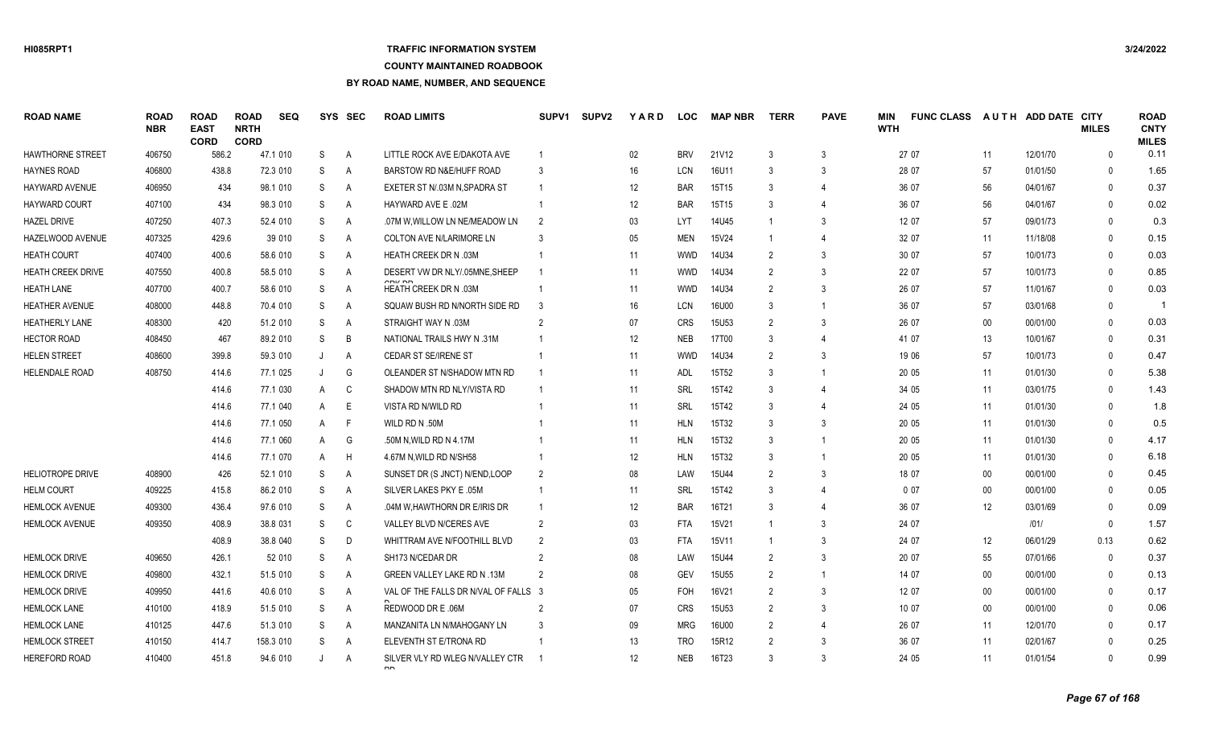# TRAFFIC INFORMATION SYSTEM

## COUNTY MAINTAINED ROADBOOK

### BY ROAD NAME, NUMBER, AND SEQUENCE

HI085RPT1 3/24/2022

| ROAD NAME | ROAD NBR | ROAD EAST CORD | ROAD NRTH CORD | SEQ | SYS | SEC | ROAD LIMITS | SUPV1 | SUPV2 | YARD | LOC | MAP NBR | TERR | PAVE | MIN WTH | FUNC CLASS | AUTH | ADD DATE | CITY MILES | ROAD CNTY MILES |
|---|---|---|---|---|---|---|---|---|---|---|---|---|---|---|---|---|---|---|---|---|
| HAWTHORNE STREET | 406750 | 586.2 | 47.1 | 010 | S | A | LITTLE ROCK AVE E/DAKOTA AVE | 1 | | 02 | BRV | 21V12 | 3 | 3 | 27 | 07 | 11 | 12/01/70 | 0 | 0.11 |
| HAYNES ROAD | 406800 | 438.8 | 72.3 | 010 | S | A | BARSTOW RD N&E/HUFF ROAD | 3 | | 16 | LCN | 16U11 | 3 | 3 | 28 | 07 | 57 | 01/01/50 | 0 | 1.65 |
| HAYWARD AVENUE | 406950 | 434 | 98.1 | 010 | S | A | EXETER ST N/.03M N,SPADRA ST | 1 | | 12 | BAR | 15T15 | 3 | 4 | 36 | 07 | 56 | 04/01/67 | 0 | 0.37 |
| HAYWARD COURT | 407100 | 434 | 98.3 | 010 | S | A | HAYWARD AVE E .02M | 1 | | 12 | BAR | 15T15 | 3 | 4 | 36 | 07 | 56 | 04/01/67 | 0 | 0.02 |
| HAZEL DRIVE | 407250 | 407.3 | 52.4 | 010 | S | A | .07M W,WILLOW LN NE/MEADOW LN | 2 | | 03 | LYT | 14U45 | 1 | 3 | 12 | 07 | 57 | 09/01/73 | 0 | 0.3 |
| HAZELWOOD AVENUE | 407325 | 429.6 | 39 | 010 | S | A | COLTON AVE N/LARIMORE LN | 3 | | 05 | MEN | 15V24 | 1 | 4 | 32 | 07 | 11 | 11/18/08 | 0 | 0.15 |
| HEATH COURT | 407400 | 400.6 | 58.6 | 010 | S | A | HEATH CREEK DR N .03M | 1 | | 11 | WWD | 14U34 | 2 | 3 | 30 | 07 | 57 | 10/01/73 | 0 | 0.03 |
| HEATH CREEK DRIVE | 407550 | 400.8 | 58.5 | 010 | S | A | DESERT VW DR NLY/.05MNE,SHEEP CRK RD | 1 | | 11 | WWD | 14U34 | 2 | 3 | 22 | 07 | 57 | 10/01/73 | 0 | 0.85 |
| HEATH LANE | 407700 | 400.7 | 58.6 | 010 | S | A | HEATH CREEK DR N .03M | 1 | | 11 | WWD | 14U34 | 2 | 3 | 26 | 07 | 57 | 11/01/67 | 0 | 0.03 |
| HEATHER AVENUE | 408000 | 448.8 | 70.4 | 010 | S | A | SQUAW BUSH RD N/NORTH SIDE RD | 3 | | 16 | LCN | 16U00 | 3 | 1 | 36 | 07 | 57 | 03/01/68 | 0 | 1 |
| HEATHERLY LANE | 408300 | 420 | 51.2 | 010 | S | A | STRAIGHT WAY N .03M | 2 | | 07 | CRS | 15U53 | 2 | 3 | 26 | 07 | 00 | 00/01/00 | 0 | 0.03 |
| HECTOR ROAD | 408450 | 467 | 89.2 | 010 | S | B | NATIONAL TRAILS HWY N .31M | 1 | | 12 | NEB | 17T00 | 3 | 4 | 41 | 07 | 13 | 10/01/67 | 0 | 0.31 |
| HELEN STREET | 408600 | 399.8 | 59.3 | 010 | J | A | CEDAR ST SE/IRENE ST | 1 | | 11 | WWD | 14U34 | 2 | 3 | 19 | 06 | 57 | 10/01/73 | 0 | 0.47 |
| HELENDALE ROAD | 408750 | 414.6 | 77.1 | 025 | J | G | OLEANDER ST N/SHADOW MTN RD | 1 | | 11 | ADL | 15T52 | 3 | 1 | 20 | 05 | 11 | 01/01/30 | 0 | 5.38 |
| | | 414.6 | 77.1 | 030 | A | C | SHADOW MTN RD NLY/VISTA RD | 1 | | 11 | SRL | 15T42 | 3 | 4 | 34 | 05 | 11 | 03/01/75 | 0 | 1.43 |
| | | 414.6 | 77.1 | 040 | A | E | VISTA RD N/WILD RD | 1 | | 11 | SRL | 15T42 | 3 | 4 | 24 | 05 | 11 | 01/01/30 | 0 | 1.8 |
| | | 414.6 | 77.1 | 050 | A | F | WILD RD N .50M | 1 | | 11 | HLN | 15T32 | 3 | 3 | 20 | 05 | 11 | 01/01/30 | 0 | 0.5 |
| | | 414.6 | 77.1 | 060 | A | G | .50M N,WILD RD N 4.17M | 1 | | 11 | HLN | 15T32 | 3 | 1 | 20 | 05 | 11 | 01/01/30 | 0 | 4.17 |
| | | 414.6 | 77.1 | 070 | A | H | 4.67M N,WILD RD N/SH58 | 1 | | 12 | HLN | 15T32 | 3 | 1 | 20 | 05 | 11 | 01/01/30 | 0 | 6.18 |
| HELIOTROPE DRIVE | 408900 | 426 | 52.1 | 010 | S | A | SUNSET DR (S JNCT) N/END,LOOP | 2 | | 08 | LAW | 15U44 | 2 | 3 | 18 | 07 | 00 | 00/01/00 | 0 | 0.45 |
| HELM COURT | 409225 | 415.8 | 86.2 | 010 | S | A | SILVER LAKES PKY E .05M | 1 | | 11 | SRL | 15T42 | 3 | 4 | 0 | 07 | 00 | 00/01/00 | 0 | 0.05 |
| HEMLOCK AVENUE | 409300 | 436.4 | 97.6 | 010 | S | A | .04M W,HAWTHORN DR E/IRIS DR | 1 | | 12 | BAR | 16T21 | 3 | 4 | 36 | 07 | 12 | 03/01/69 | 0 | 0.09 |
| HEMLOCK AVENUE | 409350 | 408.9 | 38.8 | 031 | S | C | VALLEY BLVD N/CERES AVE | 2 | | 03 | FTA | 15V21 | 1 | 3 | 24 | 07 | | /01/ | 0 | 1.57 |
| | | 408.9 | 38.8 | 040 | S | D | WHITTRAM AVE N/FOOTHILL BLVD | 2 | | 03 | FTA | 15V11 | 1 | 3 | 24 | 07 | 12 | 06/01/29 | 0.13 | 0.62 |
| HEMLOCK DRIVE | 409650 | 426.1 | 52 | 010 | S | A | SH173 N/CEDAR DR | 2 | | 08 | LAW | 15U44 | 2 | 3 | 20 | 07 | 55 | 07/01/66 | 0 | 0.37 |
| HEMLOCK DRIVE | 409800 | 432.1 | 51.5 | 010 | S | A | GREEN VALLEY LAKE RD N .13M | 2 | | 08 | GEV | 15U55 | 2 | 1 | 14 | 07 | 00 | 00/01/00 | 0 | 0.13 |
| HEMLOCK DRIVE | 409950 | 441.6 | 40.6 | 010 | S | A | VAL OF THE FALLS DR N/VAL OF FALLS D | 3 | | 05 | FOH | 16V21 | 2 | 3 | 12 | 07 | 00 | 00/01/00 | 0 | 0.17 |
| HEMLOCK LANE | 410100 | 418.9 | 51.5 | 010 | S | A | REDWOOD DR E .06M | 2 | | 07 | CRS | 15U53 | 2 | 3 | 10 | 07 | 00 | 00/01/00 | 0 | 0.06 |
| HEMLOCK LANE | 410125 | 447.6 | 51.3 | 010 | S | A | MANZANITA LN N/MAHOGANY LN | 3 | | 09 | MRG | 16U00 | 2 | 4 | 26 | 07 | 11 | 12/01/70 | 0 | 0.17 |
| HEMLOCK STREET | 410150 | 414.7 | 158.3 | 010 | S | A | ELEVENTH ST E/TRONA RD | 1 | | 13 | TRO | 15R12 | 2 | 3 | 36 | 07 | 11 | 02/01/67 | 0 | 0.25 |
| HEREFORD ROAD | 410400 | 451.8 | 94.6 | 010 | J | A | SILVER VLY RD WLEG N/VALLEY CTR RD | 1 | | 12 | NEB | 16T23 | 3 | 3 | 24 | 05 | 11 | 01/01/54 | 0 | 0.99 |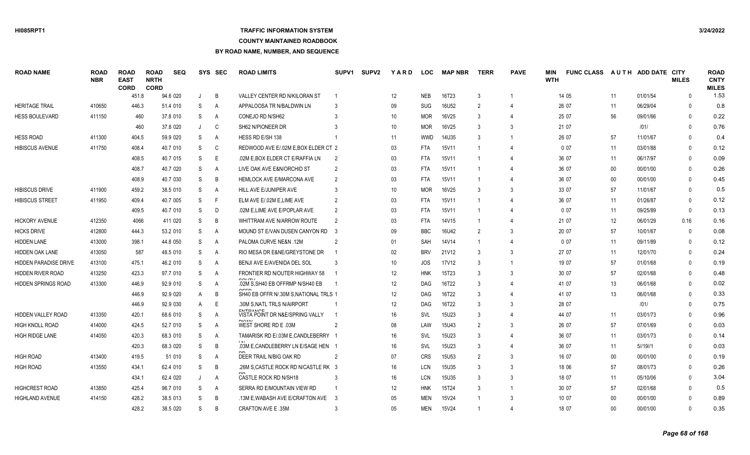HI085RPT1

# TRAFFIC INFORMATION SYSTEM

## COUNTY MAINTAINED ROADBOOK

### BY ROAD NAME, NUMBER, AND SEQUENCE

3/24/2022

| ROAD NAME | ROAD NBR | ROAD EAST CORD | ROAD NRTH CORD | SEQ | SYS | SEC | ROAD LIMITS | SUPV1 | SUPV2 | YARD | LOC | MAP NBR | TERR | PAVE | MIN WTH | FUNC CLASS | AUTH | ADD DATE | CITY MILES | ROAD CNTY MILES |
|---|---|---|---|---|---|---|---|---|---|---|---|---|---|---|---|---|---|---|---|---|
| | | 451.8 | 94.6 | 020 | J | B | VALLEY CENTER RD N/KILORAN ST | 1 | | 12 | NEB | 16T23 | 3 | 1 | 14 | 05 | 11 | 01/01/54 | 0 | 1.53 |
| HERITAGE TRAIL | 410650 | 446.3 | 51.4 | 010 | S | A | APPALOOSA TR N/BALDWIN LN | 3 | | 09 | SUG | 16U52 | 2 | 4 | 26 | 07 | 11 | 06/29/04 | 0 | 0.8 |
| HESS BOULEVARD | 411150 | 460 | 37.8 | 010 | S | A | CONEJO RD N/SH62 | 3 | | 10 | MOR | 16V25 | 3 | 4 | 25 | 07 | 56 | 09/01/66 | 0 | 0.22 |
| | | 460 | 37.8 | 020 | J | C | SH62 N/PIONEER DR | 3 | | 10 | MOR | 16V25 | 3 | 3 | 21 | 07 | | /01/ | 0 | 0.76 |
| HESS ROAD | 411300 | 404.5 | 59.9 | 020 | S | A | HESS RD E/SH 138 | 1 | | 11 | WWD | 14U35 | 3 | 1 | 26 | 07 | 57 | 11/01/67 | 0 | 0.4 |
| HIBISCUS AVENUE | 411750 | 408.4 | 40.7 | 010 | S | C | REDWOOD AVE E/.02M E,BOX ELDER CT | 2 | | 03 | FTA | 15V11 | 1 | 4 | 0 | 07 | 11 | 03/01/88 | 0 | 0.12 |
| | | 408.5 | 40.7 | 015 | S | E | .02M E,BOX ELDER CT E/RAFFIA LN | 2 | | 03 | FTA | 15V11 | 1 | 4 | 36 | 07 | 11 | 06/17/97 | 0 | 0.09 |
| | | 408.7 | 40.7 | 020 | S | A | LIVE OAK AVE E&N/ORCHID ST | 2 | | 03 | FTA | 15V11 | 1 | 4 | 36 | 07 | 00 | 00/01/00 | 0 | 0.26 |
| | | 408.9 | 40.7 | 030 | S | B | HEMLOCK AVE E/MARCONA AVE | 2 | | 03 | FTA | 15V11 | 1 | 4 | 36 | 07 | 00 | 00/01/00 | 0 | 0.45 |
| HIBISCUS DRIVE | 411900 | 459.2 | 38.5 | 010 | S | A | HILL AVE E/JUNIPER AVE | 3 | | 10 | MOR | 16V25 | 3 | 3 | 33 | 07 | 57 | 11/01/67 | 0 | 0.5 |
| HIBISCUS STREET | 411950 | 409.4 | 40.7 | 005 | S | F | ELM AVE E/.02M E,LIME AVE | 2 | | 03 | FTA | 15V11 | 1 | 4 | 36 | 07 | 11 | 01/26/87 | 0 | 0.12 |
| | | 409.5 | 40.7 | 010 | S | D | .02M E,LIME AVE E/POPLAR AVE | 2 | | 03 | FTA | 15V11 | 1 | 4 | 0 | 07 | 11 | 09/25/89 | 0 | 0.13 |
| HICKORY AVENUE | 412350 | 4066 | 411 | 020 | S | B | WHITTRAM AVE N/ARROW ROUTE | 2 | | 03 | FTA | 14V15 | 1 | 4 | 21 | 07 | 12 | 06/01/29 | 0.16 | 0.16 |
| HICKS DRIVE | 412800 | 444.3 | 53.2 | 010 | S | A | MOUND ST E/VAN DUSEN CANYON RD | 3 | | 09 | BBC | 16U42 | 2 | 3 | 20 | 07 | 57 | 10/01/67 | 0 | 0.08 |
| HIDDEN LANE | 413000 | 398.1 | 44.8 | 050 | S | A | PALOMA CURVE NE&N .12M | 2 | | 01 | SAH | 14V14 | 1 | 4 | 0 | 07 | 11 | 09/11/89 | 0 | 0.12 |
| HIDDEN OAK LANE | 413050 | 587 | 48.5 | 010 | S | A | RIO MESA DR E&NE/GREYSTONE DR | 1 | | 02 | BRV | 21V12 | 3 | 3 | 27 | 07 | 11 | 12/01/70 | 0 | 0.24 |
| HIDDEN PARADISE DRIVE | 413100 | 475.1 | 46.2 | 010 | S | A | BENJI AVE E/AVENIDA DEL SOL | 3 | | 10 | JOS | 17V12 | 3 | 1 | 19 | 07 | 57 | 01/01/68 | 0 | 0.19 |
| HIDDEN RIVER ROAD | 413250 | 423.3 | 97.7 | 010 | S | A | FRONTIER RD N/OUTER HIGHWAY 58 | 1 | | 12 | HNK | 15T23 | 3 | 3 | 30 | 07 | 57 | 02/01/68 | 0 | 0.48 |
| HIDDEN SPRINGS ROAD | 413300 | 446.9 | 92.9 | 010 | S | A | .02M S,SH40 EB OFFRMP N/SH40 EB | 1 | | 12 | DAG | 16T22 | 3 | 4 | 41 | 07 | 13 | 06/01/68 | 0 | 0.02 |
| | | 446.9 | 92.9 | 020 | A | B | SH40 EB OFFR N/.30M S,NATIONAL TRLS | 1 | | 12 | DAG | 16T22 | 3 | 4 | 41 | 07 | 13 | 06/01/68 | 0 | 0.33 |
| | | 446.9 | 92.9 | 030 | A | E | .30M S,NATL TRLS N/AIRPORT | 1 | | 12 | DAG | 16T22 | 3 | 3 | 28 | 07 | | /01/ | 0 | 0.75 |
| HIDDEN VALLEY ROAD | 413350 | 420.1 | 68.6 | 010 | S | A | VISTA POINT DR N&E/SPRING VALLY | 1 | | 16 | SVL | 15U23 | 3 | 4 | 44 | 07 | 11 | 03/01/73 | 0 | 0.96 |
| HIGH KNOLL ROAD | 414000 | 424.5 | 52.7 | 010 | S | A | WEST SHORE RD E .03M | 2 | | 08 | LAW | 15U43 | 2 | 3 | 26 | 07 | 57 | 07/01/69 | 0 | 0.03 |
| HIGH RIDGE LANE | 414050 | 420.3 | 68.3 | 010 | S | A | TAMARISK RD E/.03M E,CANDLEBERRY | 1 | | 16 | SVL | 15U23 | 3 | 4 | 36 | 07 | 11 | 03/01/73 | 0 | 0.14 |
| | | 420.3 | 68.3 | 020 | S | B | .03M E,CANDLEBERRY LN E/SAGE HEN | 1 | | 16 | SVL | 15U23 | 3 | 4 | 36 | 07 | 11 | 5//19//1 | 0 | 0.03 |
| HIGH ROAD | 413400 | 419.5 | 51 | 010 | S | A | DEER TRAIL N/BIG OAK RD | 2 | | 07 | CRS | 15U53 | 2 | 3 | 16 | 07 | 00 | 00/01/00 | 0 | 0.19 |
| HIGH ROAD | 413550 | 434.1 | 62.4 | 010 | S | B | .26M S,CASTLE ROCK RD N/CASTLE RK | 3 | | 16 | LCN | 15U35 | 3 | 3 | 18 | 06 | 57 | 08/01/73 | 0 | 0.26 |
| | | 434.1 | 62.4 | 020 | J | A | CASTLE ROCK RD N/SH18 | 3 | | 16 | LCN | 15U35 | 3 | 3 | 18 | 07 | 11 | 05/10/06 | 0 | 3.04 |
| HIGHCREST ROAD | 413850 | 425.4 | 96.7 | 010 | S | A | SERRA RD E/MOUNTAIN VIEW RD | 1 | | 12 | HNK | 15T24 | 3 | 1 | 30 | 07 | 57 | 02/01/68 | 0 | 0.5 |
| HIGHLAND AVENUE | 414150 | 428.2 | 38.5 | 013 | S | B | .13M E,WABASH AVE E/CRAFTON AVE | 3 | | 05 | MEN | 15V24 | 1 | 3 | 10 | 07 | 00 | 00/01/00 | 0 | 0.89 |
| | | 428.2 | 38.5 | 020 | S | B | CRAFTON AVE E .35M | 3 | | 05 | MEN | 15V24 | 1 | 4 | 18 | 07 | 00 | 00/01/00 | 0 | 0.35 |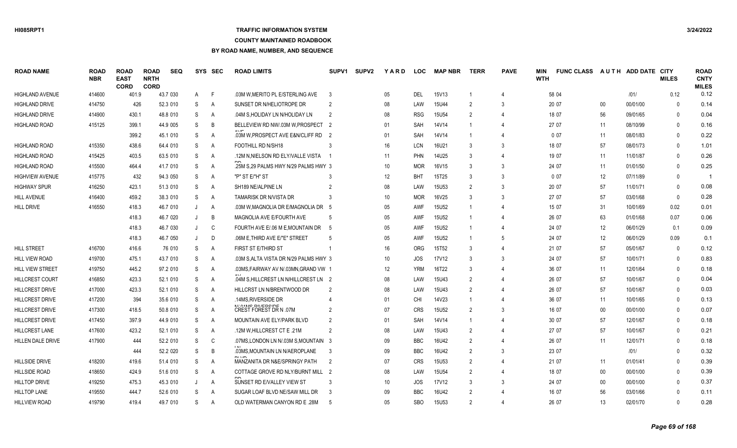**HI085RPT1** — **TRAFFIC INFORMATION SYSTEM** — 3/24/2022

**COUNTY MAINTAINED ROADBOOK**

**BY ROAD NAME, NUMBER, AND SEQUENCE**

| ROAD NAME | ROAD NBR | ROAD EAST CORD | ROAD NRTH CORD | SEQ | SYS | SEC | ROAD LIMITS | SUPV1 | SUPV2 | YARD | LOC | MAP NBR | TERR | PAVE | MIN WTH | FUNC CLASS | AUTH | ADD DATE | CITY MILES | ROAD CNTY MILES |
|---|---|---|---|---|---|---|---|---|---|---|---|---|---|---|---|---|---|---|---|---|
| HIGHLAND AVENUE | 414600 | 401.9 | 43.7 | 030 | A | F | .03M W,MERITO PL E/STERLING AVE | 3 | | 05 | DEL | 15V13 | 1 | 4 | 58 | 04 | | /01/ | 0.12 | 0.12 |
| HIGHLAND DRIVE | 414750 | 426 | 52.3 | 010 | S | A | SUNSET DR N/HELIOTROPE DR | 2 | | 08 | LAW | 15U44 | 2 | 3 | 20 | 07 | 00 | 00/01/00 | 0 | 0.14 |
| HIGHLAND DRIVE | 414900 | 430.1 | 48.8 | 010 | S | A | .04M S,HOLIDAY LN N/HOLIDAY LN | 2 | | 08 | RSG | 15U54 | 2 | 4 | 18 | 07 | 56 | 09/01/65 | 0 | 0.04 |
| HIGHLAND ROAD | 415125 | 399.1 | 44.9 | 005 | S | B | BELLEVIEW RD NW/.03M W,PROSPECT | 2 | | 01 | SAH | 14V14 | 1 | 4 | 27 | 07 | 11 | 08/10/99 | 0 | 0.16 |
| | | 399.2 | 45.1 | 010 | S | A | .03M W,PROSPECT AVE E&N/CLIFF RD | 2 | | 01 | SAH | 14V14 | 1 | 4 | 0 | 07 | 11 | 08/01/83 | 0 | 0.22 |
| HIGHLAND ROAD | 415350 | 438.6 | 64.4 | 010 | S | A | FOOTHILL RD N/SH18 | 3 | | 16 | LCN | 16U21 | 3 | 3 | 18 | 07 | 57 | 08/01/73 | 0 | 1.01 |
| HIGHLAND ROAD | 415425 | 403.5 | 63.5 | 010 | S | A | .12M N,NIELSON RD ELY/VALLE VISTA | 1 | | 11 | PHN | 14U25 | 3 | 4 | 19 | 07 | 11 | 11/01/87 | 0 | 0.26 |
| HIGHLAND ROAD | 415500 | 464.4 | 41.7 | 010 | S | A | .25M S,29 PALMS HWY N/29 PALMS HWY | 3 | | 10 | MOR | 16V15 | 3 | 3 | 24 | 07 | 11 | 01/01/50 | 0 | 0.25 |
| HIGHVIEW AVENUE | 415775 | 432 | 94.3 | 050 | S | A | "P" ST E/"H" ST | 3 | | 12 | BHT | 15T25 | 3 | 3 | 0 | 07 | 12 | 07/11/89 | 0 | 1 |
| HIGHWAY SPUR | 416250 | 423.1 | 51.3 | 010 | S | A | SH189 NE/ALPINE LN | 2 | | 08 | LAW | 15U53 | 2 | 3 | 20 | 07 | 57 | 11/01/71 | 0 | 0.08 |
| HILL AVENUE | 416400 | 459.2 | 38.3 | 010 | S | A | TAMARISK DR N/VISTA DR | 3 | | 10 | MOR | 16V25 | 3 | 3 | 27 | 07 | 57 | 03/01/68 | 0 | 0.28 |
| HILL DRIVE | 416550 | 418.3 | 46.7 | 010 | J | A | .03M W,MAGNOLIA DR E/MAGNOLIA DR | 5 | | 05 | AWF | 15U52 | 1 | 4 | 15 | 07 | 31 | 10/01/69 | 0.02 | 0.01 |
| | | 418.3 | 46.7 | 020 | J | B | MAGNOLIA AVE E/FOURTH AVE | 5 | | 05 | AWF | 15U52 | 1 | 4 | 26 | 07 | 63 | 01/01/68 | 0.07 | 0.06 |
| | | 418.3 | 46.7 | 030 | J | C | FOURTH AVE E/.06 M E,MOUNTAIN DR | 5 | | 05 | AWF | 15U52 | 1 | 4 | 24 | 07 | 12 | 06/01/29 | 0.1 | 0.09 |
| | | 418.3 | 46.7 | 050 | J | D | .06M E,THIRD AVE E/"E" STREET | 5 | | 05 | AWF | 15U52 | 1 | 5 | 24 | 07 | 12 | 06/01/29 | 0.09 | 0.1 |
| HILL STREET | 416700 | 416.6 | 76 | 010 | S | A | FIRST ST E/THIRD ST | 1 | | 16 | ORG | 15T52 | 3 | 4 | 21 | 07 | 57 | 05/01/67 | 0 | 0.12 |
| HILL VIEW ROAD | 419700 | 475.1 | 43.7 | 010 | S | A | .03M S,ALTA VISTA DR N/29 PALMS HWY | 3 | | 10 | JOS | 17V12 | 3 | 3 | 24 | 07 | 57 | 10/01/71 | 0 | 0.83 |
| HILL VIEW STREET | 419750 | 445.2 | 97.2 | 010 | S | A | .03MS,FAIRWAY AV N/.03MN,GRAND VW | 1 | | 12 | YRM | 16T22 | 3 | 4 | 36 | 07 | 11 | 12/01/64 | 0 | 0.18 |
| HILLCREST COURT | 416850 | 423.3 | 52.1 | 010 | S | A | .04M S,HILLCREST LN N/HILLCREST LN | 2 | | 08 | LAW | 15U43 | 2 | 4 | 26 | 07 | 57 | 10/01/67 | 0 | 0.04 |
| HILLCREST DRIVE | 417000 | 423.3 | 52.1 | 010 | S | A | HILLCRST LN N/BRENTWOOD DR | 2 | | 08 | LAW | 15U43 | 2 | 4 | 26 | 07 | 57 | 10/01/67 | 0 | 0.03 |
| HILLCREST DRIVE | 417200 | 394 | 35.6 | 010 | S | A | .14MS,RIVERSIDE DR | 4 | | 01 | CHI | 14V23 | 1 | 4 | 36 | 07 | 11 | 10/01/65 | 0 | 0.13 |
| HILLCREST DRIVE | 417300 | 418.5 | 50.8 | 010 | S | A | CREST FOREST DR N .07M | 2 | | 07 | CRS | 15U52 | 2 | 3 | 16 | 07 | 00 | 00/01/00 | 0 | 0.07 |
| HILLCREST DRIVE | 417450 | 397.9 | 44.9 | 010 | S | A | MOUNTAIN AVE ELY/PARK BLVD | 2 | | 01 | SAH | 14V14 | 1 | 4 | 30 | 07 | 57 | 12/01/67 | 0 | 0.18 |
| HILLCREST LANE | 417600 | 423.2 | 52.1 | 010 | S | A | .12M W,HILLCREST CT E .21M | 2 | | 08 | LAW | 15U43 | 2 | 4 | 27 | 07 | 57 | 10/01/67 | 0 | 0.21 |
| HILLEN DALE DRIVE | 417900 | 444 | 52.2 | 010 | S | C | .07MS,LONDON LN N/.03M S,MOUNTAIN | 3 | | 09 | BBC | 16U42 | 2 | 4 | 26 | 07 | 11 | 12/01/71 | 0 | 0.18 |
| | | 444 | 52.2 | 020 | S | B | .03MS,MOUNTAIN LN N/AEROPLANE | 3 | | 09 | BBC | 16U42 | 2 | 3 | 23 | 07 | | /01/ | 0 | 0.32 |
| HILLSIDE DRIVE | 418200 | 419.6 | 51.4 | 010 | S | A | MANZANITA DR N&E/SPRINGY PATH | 2 | | 07 | CRS | 15U53 | 2 | 4 | 21 | 07 | 11 | 01/01/41 | 0 | 0.39 |
| HILLSIDE ROAD | 418650 | 424.9 | 51.6 | 010 | S | A | COTTAGE GROVE RD NLY/BURNT MILL | 2 | | 08 | LAW | 15U54 | 2 | 4 | 18 | 07 | 00 | 00/01/00 | 0 | 0.39 |
| HILLTOP DRIVE | 419250 | 475.3 | 45.3 | 010 | J | A | SUNSET RD E/VALLEY VIEW ST | 3 | | 10 | JOS | 17V12 | 3 | 3 | 24 | 07 | 00 | 00/01/00 | 0 | 0.37 |
| HILLTOP LANE | 419550 | 444.7 | 52.6 | 010 | S | A | SUGAR LOAF BLVD NE/SAW MILL DR | 3 | | 09 | BBC | 16U42 | 2 | 4 | 16 | 07 | 56 | 03/01/66 | 0 | 0.11 |
| HILLVIEW ROAD | 419790 | 419.4 | 49.7 | 010 | S | A | OLD WATERMAN CANYON RD E .28M | 5 | | 05 | SBO | 15U53 | 2 | 4 | 26 | 07 | 13 | 02/01/70 | 0 | 0.28 |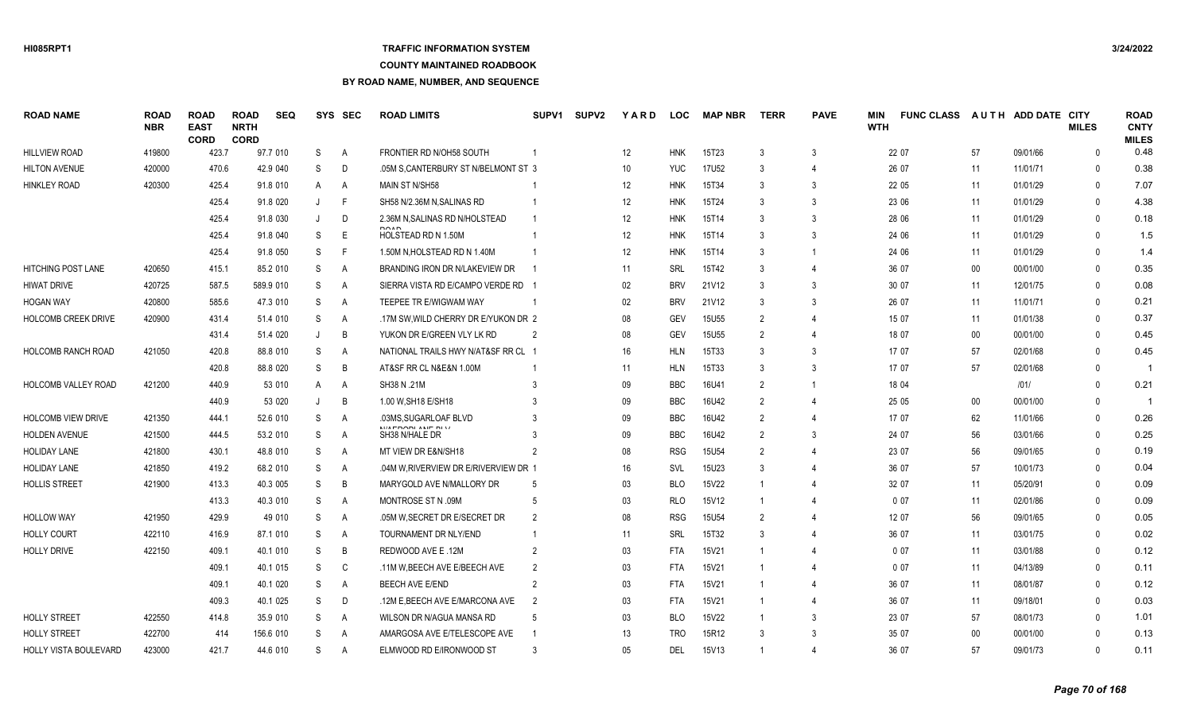**TRAFFIC INFORMATION SYSTEM**

**COUNTY MAINTAINED ROADBOOK**

**BY ROAD NAME, NUMBER, AND SEQUENCE**

| ROAD NAME | ROAD NBR | ROAD EAST CORD | ROAD NRTH CORD | SEQ | SYS | SEC | ROAD LIMITS | SUPV1 | SUPV2 | YARD | LOC | MAP NBR | TERR | PAVE | MIN WTH | FUNC CLASS | AUTH | ADD DATE | CITY MILES | ROAD CNTY MILES |
|---|---|---|---|---|---|---|---|---|---|---|---|---|---|---|---|---|---|---|---|---|
| HILLVIEW ROAD | 419800 | 423.7 | 97.7 | 010 | S | A | FRONTIER RD N/OH58 SOUTH | 1 | | 12 | HNK | 15T23 | 3 | 3 | 22 | 07 | 57 | 09/01/66 | 0 | 0.48 |
| HILTON AVENUE | 420000 | 470.6 | 42.9 | 040 | S | D | .05M S,CANTERBURY ST N/BELMONT ST | 3 | | 10 | YUC | 17U52 | 3 | 4 | 26 | 07 | 11 | 11/01/71 | 0 | 0.38 |
| HINKLEY ROAD | 420300 | 425.4 | 91.8 | 010 | A | A | MAIN ST N/SH58 | 1 | | 12 | HNK | 15T34 | 3 | 3 | 22 | 05 | 11 | 01/01/29 | 0 | 7.07 |
| | | 425.4 | 91.8 | 020 | J | F | SH58 N/2.36M N,SALINAS RD | 1 | | 12 | HNK | 15T24 | 3 | 3 | 23 | 06 | 11 | 01/01/29 | 0 | 4.38 |
| | | 425.4 | 91.8 | 030 | J | D | 2.36M N,SALINAS RD N/HOLSTEAD ROAD | 1 | | 12 | HNK | 15T14 | 3 | 3 | 28 | 06 | 11 | 01/01/29 | 0 | 0.18 |
| | | 425.4 | 91.8 | 040 | S | E | HOLSTEAD RD N 1.50M | 1 | | 12 | HNK | 15T14 | 3 | 3 | 24 | 06 | 11 | 01/01/29 | 0 | 1.5 |
| | | 425.4 | 91.8 | 050 | S | F | 1.50M N,HOLSTEAD RD N 1.40M | 1 | | 12 | HNK | 15T14 | 3 | 1 | 24 | 06 | 11 | 01/01/29 | 0 | 1.4 |
| HITCHING POST LANE | 420650 | 415.1 | 85.2 | 010 | S | A | BRANDING IRON DR N/LAKEVIEW DR | 1 | | 11 | SRL | 15T42 | 3 | 4 | 36 | 07 | 00 | 00/01/00 | 0 | 0.35 |
| HIWAT DRIVE | 420725 | 587.5 | 589.9 | 010 | S | A | SIERRA VISTA RD E/CAMPO VERDE RD | 1 | | 02 | BRV | 21V12 | 3 | 3 | 30 | 07 | 11 | 12/01/75 | 0 | 0.08 |
| HOGAN WAY | 420800 | 585.6 | 47.3 | 010 | S | A | TEEPEE TR E/WIGWAM WAY | 1 | | 02 | BRV | 21V12 | 3 | 3 | 26 | 07 | 11 | 11/01/71 | 0 | 0.21 |
| HOLCOMB CREEK DRIVE | 420900 | 431.4 | 51.4 | 010 | S | A | .17M SW,WILD CHERRY DR E/YUKON DR | 2 | | 08 | GEV | 15U55 | 2 | 4 | 15 | 07 | 11 | 01/01/38 | 0 | 0.37 |
| | | 431.4 | 51.4 | 020 | J | B | YUKON DR E/GREEN VLY LK RD | 2 | | 08 | GEV | 15U55 | 2 | 4 | 18 | 07 | 00 | 00/01/00 | 0 | 0.45 |
| HOLCOMB RANCH ROAD | 421050 | 420.8 | 88.8 | 010 | S | A | NATIONAL TRAILS HWY N/AT&SF RR CL | 1 | | 16 | HLN | 15T33 | 3 | 3 | 17 | 07 | 57 | 02/01/68 | 0 | 0.45 |
| | | 420.8 | 88.8 | 020 | S | B | AT&SF RR CL N&E&N 1.00M | 1 | | 11 | HLN | 15T33 | 3 | 3 | 17 | 07 | 57 | 02/01/68 | 0 | 1 |
| HOLCOMB VALLEY ROAD | 421200 | 440.9 | 53 | 010 | A | A | SH38 N .21M | 3 | | 09 | BBC | 16U41 | 2 | 1 | 18 | 04 | | /01/ | 0 | 0.21 |
| | | 440.9 | 53 | 020 | J | B | 1.00 W,SH18 E/SH18 | 3 | | 09 | BBC | 16U42 | 2 | 4 | 25 | 05 | 00 | 00/01/00 | 0 | 1 |
| HOLCOMB VIEW DRIVE | 421350 | 444.1 | 52.6 | 010 | S | A | .03MS,SUGARLOAF BLVD N/AERODLANE BLV | 3 | | 09 | BBC | 16U42 | 2 | 4 | 17 | 07 | 62 | 11/01/66 | 0 | 0.26 |
| HOLDEN AVENUE | 421500 | 444.5 | 53.2 | 010 | S | A | SH38 N/HALE DR | 3 | | 09 | BBC | 16U42 | 2 | 3 | 24 | 07 | 56 | 03/01/66 | 0 | 0.25 |
| HOLIDAY LANE | 421800 | 430.1 | 48.8 | 010 | S | A | MT VIEW DR E&N/SH18 | 2 | | 08 | RSG | 15U54 | 2 | 4 | 23 | 07 | 56 | 09/01/65 | 0 | 0.19 |
| HOLIDAY LANE | 421850 | 419.2 | 68.2 | 010 | S | A | .04M W,RIVERVIEW DR E/RIVERVIEW DR | 1 | | 16 | SVL | 15U23 | 3 | 4 | 36 | 07 | 57 | 10/01/73 | 0 | 0.04 |
| HOLLIS STREET | 421900 | 413.3 | 40.3 | 005 | S | B | MARYGOLD AVE N/MALLORY DR | 5 | | 03 | BLO | 15V22 | 1 | 4 | 32 | 07 | 11 | 05/20/91 | 0 | 0.09 |
| | | 413.3 | 40.3 | 010 | S | A | MONTROSE ST N .09M | 5 | | 03 | RLO | 15V12 | 1 | 4 | 0 | 07 | 11 | 02/01/86 | 0 | 0.09 |
| HOLLOW WAY | 421950 | 429.9 | 49 | 010 | S | A | .05M W,SECRET DR E/SECRET DR | 2 | | 08 | RSG | 15U54 | 2 | 4 | 12 | 07 | 56 | 09/01/65 | 0 | 0.05 |
| HOLLY COURT | 422110 | 416.9 | 87.1 | 010 | S | A | TOURNAMENT DR NLY/END | 1 | | 11 | SRL | 15T32 | 3 | 4 | 36 | 07 | 11 | 03/01/75 | 0 | 0.02 |
| HOLLY DRIVE | 422150 | 409.1 | 40.1 | 010 | S | B | REDWOOD AVE E .12M | 2 | | 03 | FTA | 15V21 | 1 | 4 | 0 | 07 | 11 | 03/01/88 | 0 | 0.12 |
| | | 409.1 | 40.1 | 015 | S | C | .11M W,BEECH AVE E/BEECH AVE | 2 | | 03 | FTA | 15V21 | 1 | 4 | 0 | 07 | 11 | 04/13/89 | 0 | 0.11 |
| | | 409.1 | 40.1 | 020 | S | A | BEECH AVE E/END | 2 | | 03 | FTA | 15V21 | 1 | 4 | 36 | 07 | 11 | 08/01/87 | 0 | 0.12 |
| | | 409.3 | 40.1 | 025 | S | D | .12M E,BEECH AVE E/MARCONA AVE | 2 | | 03 | FTA | 15V21 | 1 | 4 | 36 | 07 | 11 | 09/18/01 | 0 | 0.03 |
| HOLLY STREET | 422550 | 414.8 | 35.9 | 010 | S | A | WILSON DR N/AGUA MANSA RD | 5 | | 03 | BLO | 15V22 | 1 | 3 | 23 | 07 | 57 | 08/01/73 | 0 | 1.01 |
| HOLLY STREET | 422700 | 414 | 156.6 | 010 | S | A | AMARGOSA AVE E/TELESCOPE AVE | 1 | | 13 | TRO | 15R12 | 3 | 3 | 35 | 07 | 00 | 00/01/00 | 0 | 0.13 |
| HOLLY VISTA BOULEVARD | 423000 | 421.7 | 44.6 | 010 | S | A | ELMWOOD RD E/IRONWOOD ST | 3 | | 05 | DEL | 15V13 | 1 | 4 | 36 | 07 | 57 | 09/01/73 | 0 | 0.11 |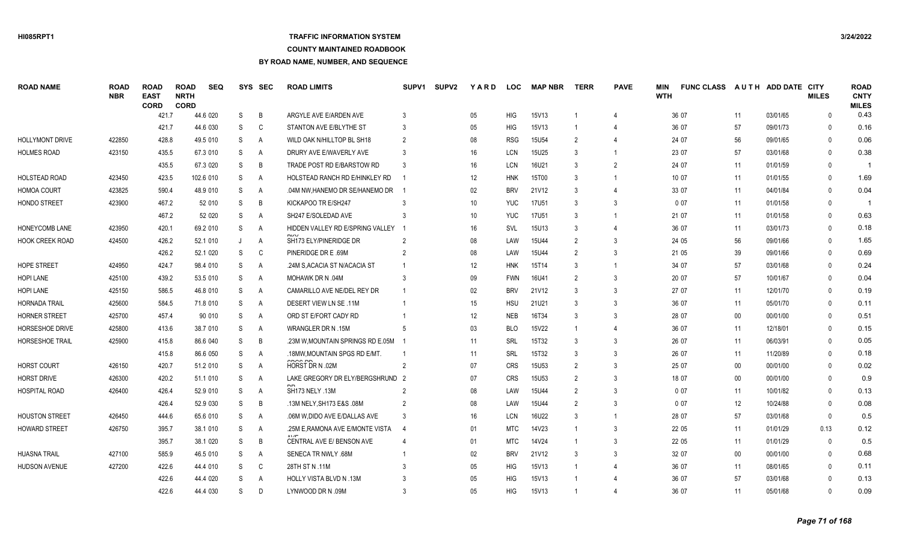# TRAFFIC INFORMATION SYSTEM

## COUNTY MAINTAINED ROADBOOK

### BY ROAD NAME, NUMBER, AND SEQUENCE

| ROAD NAME | ROAD NBR | ROAD EAST CORD | ROAD NRTH CORD | SEQ | SYS | SEC | ROAD LIMITS | SUPV1 | SUPV2 | YARD | LOC | MAP NBR | TERR | PAVE | MIN WTH | FUNC CLASS | AUTH | ADD DATE | CITY MILES | ROAD CNTY MILES |
|---|---|---|---|---|---|---|---|---|---|---|---|---|---|---|---|---|---|---|---|---|
| | | 421.7 | 44.6 | 020 | S | B | ARGYLE AVE E/ARDEN AVE | 3 | | 05 | HIG | 15V13 | 1 | 4 | 36 | 07 | 11 | 03/01/65 | 0 | 0.43 |
| | | 421.7 | 44.6 | 030 | S | C | STANTON AVE E/BLYTHE ST | 3 | | 05 | HIG | 15V13 | 1 | 4 | 36 | 07 | 57 | 09/01/73 | 0 | 0.16 |
| HOLLYMONT DRIVE | 422850 | 428.8 | 49.5 | 010 | S | A | WILD OAK N/HILLTOP BL SH18 | 2 | | 08 | RSG | 15U54 | 2 | 4 | 24 | 07 | 56 | 09/01/65 | 0 | 0.06 |
| HOLMES ROAD | 423150 | 435.5 | 67.3 | 010 | S | A | DRURY AVE E/WAVERLY AVE | 3 | | 16 | LCN | 15U25 | 3 | 1 | 23 | 07 | 57 | 03/01/68 | 0 | 0.38 |
| | | 435.5 | 67.3 | 020 | S | B | TRADE POST RD E/BARSTOW RD | 3 | | 16 | LCN | 16U21 | 3 | 2 | 24 | 07 | 11 | 01/01/59 | 0 | 1 |
| HOLSTEAD ROAD | 423450 | 423.5 | 102.6 | 010 | S | A | HOLSTEAD RANCH RD E/HINKLEY RD | 1 | | 12 | HNK | 15T00 | 3 | 1 | 10 | 07 | 11 | 01/01/55 | 0 | 1.69 |
| HOMOA COURT | 423825 | 590.4 | 48.9 | 010 | S | A | .04M NW,HANEMO DR SE/HANEMO DR | 1 | | 02 | BRV | 21V12 | 3 | 4 | 33 | 07 | 11 | 04/01/84 | 0 | 0.04 |
| HONDO STREET | 423900 | 467.2 | 52 | 010 | S | B | KICKAPOO TR E/SH247 | 3 | | 10 | YUC | 17U51 | 3 | 3 | 0 | 07 | 11 | 01/01/58 | 0 | 1 |
| | | 467.2 | 52 | 020 | S | A | SH247 E/SOLEDAD AVE | 3 | | 10 | YUC | 17U51 | 3 | 1 | 21 | 07 | 11 | 01/01/58 | 0 | 0.63 |
| HONEYCOMB LANE | 423950 | 420.1 | 69.2 | 010 | S | A | HIDDEN VALLEY RD E/SPRING VALLEY PKY | 1 | | 16 | SVL | 15U13 | 3 | 4 | 36 | 07 | 11 | 03/01/73 | 0 | 0.18 |
| HOOK CREEK ROAD | 424500 | 426.2 | 52.1 | 010 | J | A | SH173 ELY/PINERIDGE DR | 2 | | 08 | LAW | 15U44 | 2 | 3 | 24 | 05 | 56 | 09/01/66 | 0 | 1.65 |
| | | 426.2 | 52.1 | 020 | S | C | PINERIDGE DR E .69M | 2 | | 08 | LAW | 15U44 | 2 | 3 | 21 | 05 | 39 | 09/01/66 | 0 | 0.69 |
| HOPE STREET | 424950 | 424.7 | 98.4 | 010 | S | A | .24M S,ACACIA ST N/ACACIA ST | 1 | | 12 | HNK | 15T14 | 3 | 1 | 34 | 07 | 57 | 03/01/68 | 0 | 0.24 |
| HOPI LANE | 425100 | 439.2 | 53.5 | 010 | S | A | MOHAWK DR N .04M | 3 | | 09 | FWN | 16U41 | 2 | 3 | 20 | 07 | 57 | 10/01/67 | 0 | 0.04 |
| HOPI LANE | 425150 | 586.5 | 46.8 | 010 | S | A | CAMARILLO AVE NE/DEL REY DR | 1 | | 02 | BRV | 21V12 | 3 | 3 | 27 | 07 | 11 | 12/01/70 | 0 | 0.19 |
| HORNADA TRAIL | 425600 | 584.5 | 71.8 | 010 | S | A | DESERT VIEW LN SE .11M | 1 | | 15 | HSU | 21U21 | 3 | 3 | 36 | 07 | 11 | 05/01/70 | 0 | 0.11 |
| HORNER STREET | 425700 | 457.4 | 90 | 010 | S | A | ORD ST E/FORT CADY RD | 1 | | 12 | NEB | 16T34 | 3 | 3 | 28 | 07 | 00 | 00/01/00 | 0 | 0.51 |
| HORSESHOE DRIVE | 425800 | 413.6 | 38.7 | 010 | S | A | WRANGLER DR N .15M | 5 | | 03 | BLO | 15V22 | 1 | 4 | 36 | 07 | 11 | 12/18/01 | 0 | 0.15 |
| HORSESHOE TRAIL | 425900 | 415.8 | 86.6 | 040 | S | B | .23M W,MOUNTAIN SPRINGS RD E.05M | 1 | | 11 | SRL | 15T32 | 3 | 3 | 26 | 07 | 11 | 06/03/91 | 0 | 0.05 |
| | | 415.8 | 86.6 | 050 | S | A | .18MW,MOUNTAIN SPGS RD E/MT. SPGS RD | 1 | | 11 | SRL | 15T32 | 3 | 3 | 26 | 07 | 11 | 11/20/89 | 0 | 0.18 |
| HORST COURT | 426150 | 420.7 | 51.2 | 010 | S | A | HORST DR N .02M | 2 | | 07 | CRS | 15U53 | 2 | 3 | 25 | 07 | 00 | 00/01/00 | 0 | 0.02 |
| HORST DRIVE | 426300 | 420.2 | 51.1 | 010 | S | A | LAKE GREGORY DR ELY/BERGSHRUND RD | 2 | | 07 | CRS | 15U53 | 2 | 3 | 18 | 07 | 00 | 00/01/00 | 0 | 0.9 |
| HOSPITAL ROAD | 426400 | 426.4 | 52.9 | 010 | S | A | SH173 NELY .13M | 2 | | 08 | LAW | 15U44 | 2 | 3 | 0 | 07 | 11 | 10/01/82 | 0 | 0.13 |
| | | 426.4 | 52.9 | 030 | S | B | .13M NELY,SH173 E&S .08M | 2 | | 08 | LAW | 15U44 | 2 | 3 | 0 | 07 | 12 | 10/24/88 | 0 | 0.08 |
| HOUSTON STREET | 426450 | 444.6 | 65.6 | 010 | S | A | .06M W,DIDO AVE E/DALLAS AVE | 3 | | 16 | LCN | 16U22 | 3 | 1 | 28 | 07 | 57 | 03/01/68 | 0 | 0.5 |
| HOWARD STREET | 426750 | 395.7 | 38.1 | 010 | S | A | .25M E,RAMONA AVE E/MONTE VISTA AVE | 4 | | 01 | MTC | 14V23 | 1 | 3 | 22 | 05 | 11 | 01/01/29 | 0.13 | 0.12 |
| | | 395.7 | 38.1 | 020 | S | B | CENTRAL AVE E/ BENSON AVE | 4 | | 01 | MTC | 14V24 | 1 | 3 | 22 | 05 | 11 | 01/01/29 | 0 | 0.5 |
| HUASNA TRAIL | 427100 | 585.9 | 46.5 | 010 | S | A | SENECA TR NWLY .68M | 1 | | 02 | BRV | 21V12 | 3 | 3 | 32 | 07 | 00 | 00/01/00 | 0 | 0.68 |
| HUDSON AVENUE | 427200 | 422.6 | 44.4 | 010 | S | C | 28TH ST N .11M | 3 | | 05 | HIG | 15V13 | 1 | 4 | 36 | 07 | 11 | 08/01/65 | 0 | 0.11 |
| | | 422.6 | 44.4 | 020 | S | A | HOLLY VISTA BLVD N .13M | 3 | | 05 | HIG | 15V13 | 1 | 4 | 36 | 07 | 57 | 03/01/68 | 0 | 0.13 |
| | | 422.6 | 44.4 | 030 | S | D | LYNWOOD DR N .09M | 3 | | 05 | HIG | 15V13 | 1 | 4 | 36 | 07 | 11 | 05/01/68 | 0 | 0.09 |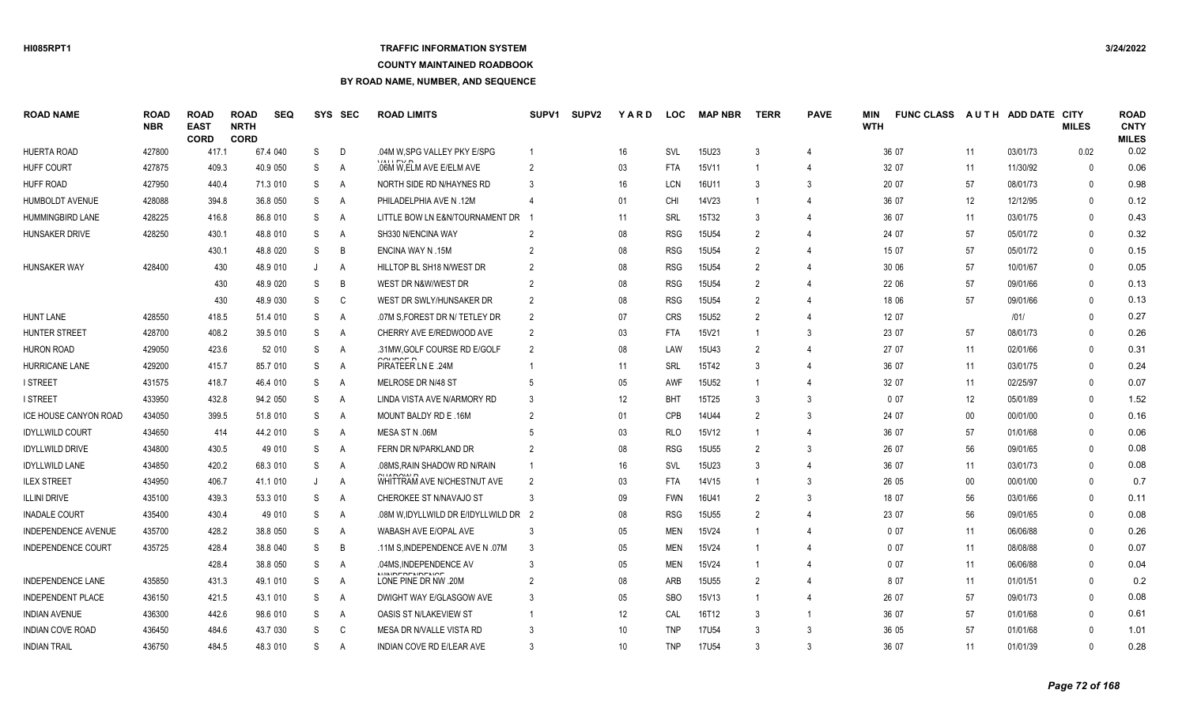# TRAFFIC INFORMATION SYSTEM

## COUNTY MAINTAINED ROADBOOK

### BY ROAD NAME, NUMBER, AND SEQUENCE

HI085RPT1 3/24/2022

| ROAD NAME | ROAD NBR | ROAD EAST CORD | ROAD NRTH CORD | SEQ | SYS | SEC | ROAD LIMITS | SUPV1 | SUPV2 | YARD | LOC | MAP NBR | TERR | PAVE | MIN WTH | FUNC CLASS | AUTH | ADD DATE | CITY MILES | ROAD CNTY MILES |
|---|---|---|---|---|---|---|---|---|---|---|---|---|---|---|---|---|---|---|---|---|
| HUERTA ROAD | 427800 | 417.1 | 67.4 | 040 | S | D | .04M W,SPG VALLEY PKY E/SPG VALLEY P | 1 | | 16 | SVL | 15U23 | 3 | 4 | 36 | 07 | 11 | 03/01/73 | 0.02 | 0.02 |
| HUFF COURT | 427875 | 409.3 | 40.9 | 050 | S | A | .06M W,ELM AVE E/ELM AVE | 2 | | 03 | FTA | 15V11 | 1 | 4 | 32 | 07 | 11 | 11/30/92 | 0 | 0.06 |
| HUFF ROAD | 427950 | 440.4 | 71.3 | 010 | S | A | NORTH SIDE RD N/HAYNES RD | 3 | | 16 | LCN | 16U11 | 3 | 3 | 20 | 07 | 57 | 08/01/73 | 0 | 0.98 |
| HUMBOLDT AVENUE | 428088 | 394.8 | 36.8 | 050 | S | A | PHILADELPHIA AVE N .12M | 4 | | 01 | CHI | 14V23 | 1 | 4 | 36 | 07 | 12 | 12/12/95 | 0 | 0.12 |
| HUMMINGBIRD LANE | 428225 | 416.8 | 86.8 | 010 | S | A | LITTLE BOW LN E&N/TOURNAMENT DR | 1 | | 11 | SRL | 15T32 | 3 | 4 | 36 | 07 | 11 | 03/01/75 | 0 | 0.43 |
| HUNSAKER DRIVE | 428250 | 430.1 | 48.8 | 010 | S | A | SH330 N/ENCINA WAY | 2 | | 08 | RSG | 15U54 | 2 | 4 | 24 | 07 | 57 | 05/01/72 | 0 | 0.32 |
| | | 430.1 | 48.8 | 020 | S | B | ENCINA WAY N .15M | 2 | | 08 | RSG | 15U54 | 2 | 4 | 15 | 07 | 57 | 05/01/72 | 0 | 0.15 |
| HUNSAKER WAY | 428400 | 430 | 48.9 | 010 | J | A | HILLTOP BL SH18 N/WEST DR | 2 | | 08 | RSG | 15U54 | 2 | 4 | 30 | 06 | 57 | 10/01/67 | 0 | 0.05 |
| | | 430 | 48.9 | 020 | S | B | WEST DR N&W/WEST DR | 2 | | 08 | RSG | 15U54 | 2 | 4 | 22 | 06 | 57 | 09/01/66 | 0 | 0.13 |
| | | 430 | 48.9 | 030 | S | C | WEST DR SWLY/HUNSAKER DR | 2 | | 08 | RSG | 15U54 | 2 | 4 | 18 | 06 | 57 | 09/01/66 | 0 | 0.13 |
| HUNT LANE | 428550 | 418.5 | 51.4 | 010 | S | A | .07M S,FOREST DR N/ TETLEY DR | 2 | | 07 | CRS | 15U52 | 2 | 4 | 12 | 07 | | /01/ | 0 | 0.27 |
| HUNTER STREET | 428700 | 408.2 | 39.5 | 010 | S | A | CHERRY AVE E/REDWOOD AVE | 2 | | 03 | FTA | 15V21 | 1 | 3 | 23 | 07 | 57 | 08/01/73 | 0 | 0.26 |
| HURON ROAD | 429050 | 423.6 | 52 | 010 | S | A | .31MW,GOLF COURSE RD E/GOLF COURSE R | 2 | | 08 | LAW | 15U43 | 2 | 4 | 27 | 07 | 11 | 02/01/66 | 0 | 0.31 |
| HURRICANE LANE | 429200 | 415.7 | 85.7 | 010 | S | A | PIRATEER LN E .24M | 1 | | 11 | SRL | 15T42 | 3 | 4 | 36 | 07 | 11 | 03/01/75 | 0 | 0.24 |
| I STREET | 431575 | 418.7 | 46.4 | 010 | S | A | MELROSE DR N/48 ST | 5 | | 05 | AWF | 15U52 | 1 | 4 | 32 | 07 | 11 | 02/25/97 | 0 | 0.07 |
| I STREET | 433950 | 432.8 | 94.2 | 050 | S | A | LINDA VISTA AVE N/ARMORY RD | 3 | | 12 | BHT | 15T25 | 3 | 3 | 0 | 07 | 12 | 05/01/89 | 0 | 1.52 |
| ICE HOUSE CANYON ROAD | 434050 | 399.5 | 51.8 | 010 | S | A | MOUNT BALDY RD E .16M | 2 | | 01 | CPB | 14U44 | 2 | 3 | 24 | 07 | 00 | 00/01/00 | 0 | 0.16 |
| IDYLLWILD COURT | 434650 | 414 | 44.2 | 010 | S | A | MESA ST N .06M | 5 | | 03 | RLO | 15V12 | 1 | 4 | 36 | 07 | 57 | 01/01/68 | 0 | 0.06 |
| IDYLLWILD DRIVE | 434800 | 430.5 | 49 | 010 | S | A | FERN DR N/PARKLAND DR | 2 | | 08 | RSG | 15U55 | 2 | 3 | 26 | 07 | 56 | 09/01/65 | 0 | 0.08 |
| IDYLLWILD LANE | 434850 | 420.2 | 68.3 | 010 | S | A | .08MS,RAIN SHADOW RD N/RAIN SHADOW D | 1 | | 16 | SVL | 15U23 | 3 | 4 | 36 | 07 | 11 | 03/01/73 | 0 | 0.08 |
| ILEX STREET | 434950 | 406.7 | 41.1 | 010 | J | A | WHITTRAM AVE N/CHESTNUT AVE | 2 | | 03 | FTA | 14V15 | 1 | 3 | 26 | 05 | 00 | 00/01/00 | 0 | 0.7 |
| ILLINI DRIVE | 435100 | 439.3 | 53.3 | 010 | S | A | CHEROKEE ST N/NAVAJO ST | 3 | | 09 | FWN | 16U41 | 2 | 3 | 18 | 07 | 56 | 03/01/66 | 0 | 0.11 |
| INADALE COURT | 435400 | 430.4 | 49 | 010 | S | A | .08M W,IDYLLWILD DR E/IDYLLWILD DR | 2 | | 08 | RSG | 15U55 | 2 | 4 | 23 | 07 | 56 | 09/01/65 | 0 | 0.08 |
| INDEPENDENCE AVENUE | 435700 | 428.2 | 38.8 | 050 | S | A | WABASH AVE E/OPAL AVE | 3 | | 05 | MEN | 15V24 | 1 | 4 | 0 | 07 | 11 | 06/06/88 | 0 | 0.26 |
| INDEPENDENCE COURT | 435725 | 428.4 | 38.8 | 040 | S | B | .11M S,INDEPENDENCE AVE N .07M | 3 | | 05 | MEN | 15V24 | 1 | 4 | 0 | 07 | 11 | 08/08/88 | 0 | 0.07 |
| | | 428.4 | 38.8 | 050 | S | A | .04MS,INDEPENDENCE AV N/INDEPENDENCE | 3 | | 05 | MEN | 15V24 | 1 | 4 | 0 | 07 | 11 | 06/06/88 | 0 | 0.04 |
| INDEPENDENCE LANE | 435850 | 431.3 | 49.1 | 010 | S | A | LONE PINE DR NW .20M | 2 | | 08 | ARB | 15U55 | 2 | 4 | 8 | 07 | 11 | 01/01/51 | 0 | 0.2 |
| INDEPENDENT PLACE | 436150 | 421.5 | 43.1 | 010 | S | A | DWIGHT WAY E/GLASGOW AVE | 3 | | 05 | SBO | 15V13 | 1 | 4 | 26 | 07 | 57 | 09/01/73 | 0 | 0.08 |
| INDIAN AVENUE | 436300 | 442.6 | 98.6 | 010 | S | A | OASIS ST N/LAKEVIEW ST | 1 | | 12 | CAL | 16T12 | 3 | 1 | 36 | 07 | 57 | 01/01/68 | 0 | 0.61 |
| INDIAN COVE ROAD | 436450 | 484.6 | 43.7 | 030 | S | C | MESA DR N/VALLE VISTA RD | 3 | | 10 | TNP | 17U54 | 3 | 3 | 36 | 05 | 57 | 01/01/68 | 0 | 1.01 |
| INDIAN TRAIL | 436750 | 484.5 | 48.3 | 010 | S | A | INDIAN COVE RD E/LEAR AVE | 3 | | 10 | TNP | 17U54 | 3 | 3 | 36 | 07 | 11 | 01/01/39 | 0 | 0.28 |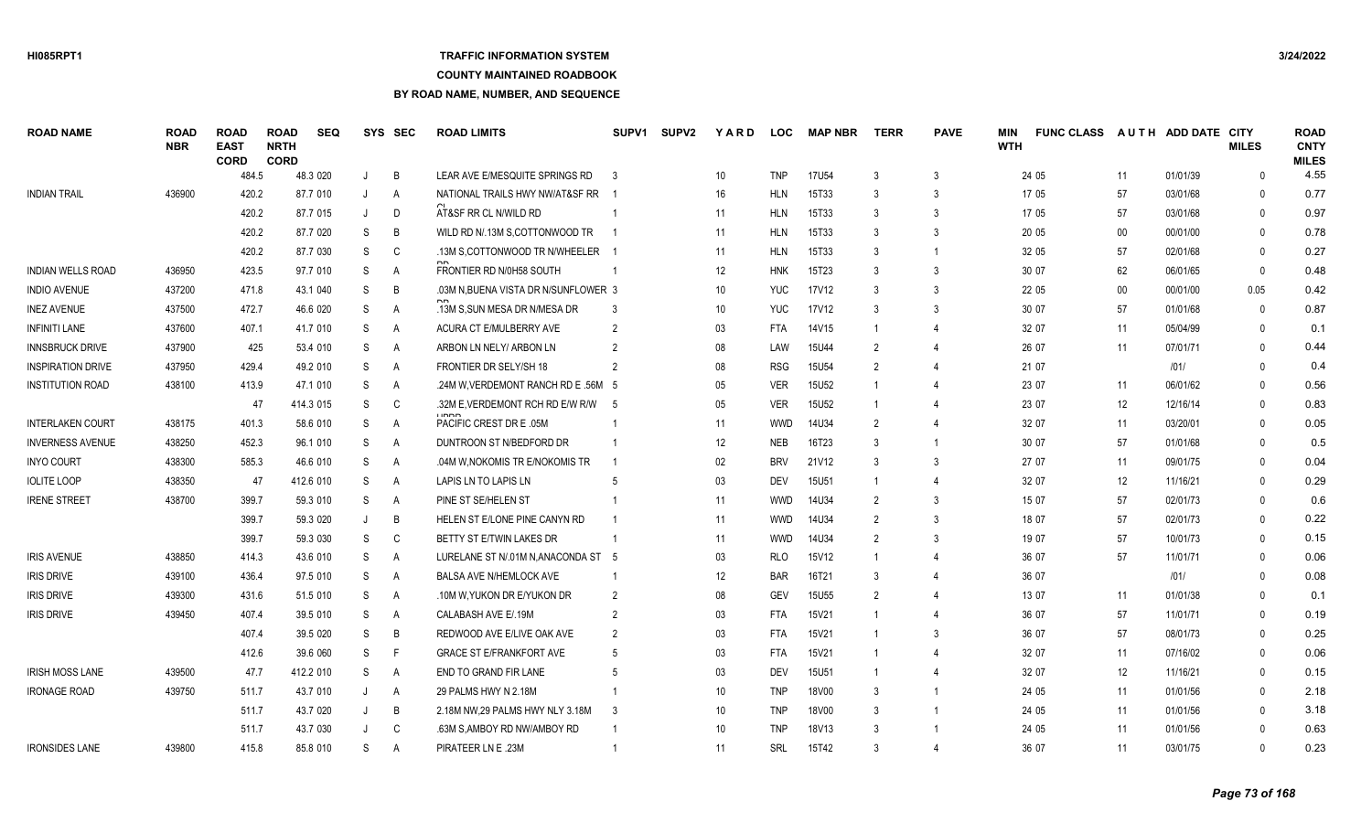HI085RPT1

**TRAFFIC INFORMATION SYSTEM**

**COUNTY MAINTAINED ROADBOOK**

**BY ROAD NAME, NUMBER, AND SEQUENCE**

3/24/2022

| ROAD NAME | ROAD NBR | ROAD EAST CORD | ROAD NRTH CORD | SEQ | SYS | SEC | ROAD LIMITS | SUPV1 | SUPV2 | YARD | LOC | MAP NBR | TERR | PAVE | MIN WTH | FUNC CLASS | AUTH | ADD DATE | CITY MILES | ROAD CNTY MILES |
|---|---|---|---|---|---|---|---|---|---|---|---|---|---|---|---|---|---|---|---|---|
| | | 484.5 | 48.3 | 020 | J | B | LEAR AVE E/MESQUITE SPRINGS RD | 3 | | 10 | TNP | 17U54 | 3 | 3 | 24 | 05 | 11 | 01/01/39 | 0 | 4.55 |
| INDIAN TRAIL | 436900 | 420.2 | 87.7 | 010 | J | A | NATIONAL TRAILS HWY NW/AT&SF RR CL | 1 | | 16 | HLN | 15T33 | 3 | 3 | 17 | 05 | 57 | 03/01/68 | 0 | 0.77 |
| | | 420.2 | 87.7 | 015 | J | D | AT&SF RR CL N/WILD RD | 1 | | 11 | HLN | 15T33 | 3 | 3 | 17 | 05 | 57 | 03/01/68 | 0 | 0.97 |
| | | 420.2 | 87.7 | 020 | S | B | WILD RD N/.13M S,COTTONWOOD TR | 1 | | 11 | HLN | 15T33 | 3 | 3 | 20 | 05 | 00 | 00/01/00 | 0 | 0.78 |
| | | 420.2 | 87.7 | 030 | S | C | .13M S,COTTONWOOD TR N/WHEELER RD | 1 | | 11 | HLN | 15T33 | 3 | 1 | 32 | 05 | 57 | 02/01/68 | 0 | 0.27 |
| INDIAN WELLS ROAD | 436950 | 423.5 | 97.7 | 010 | S | A | FRONTIER RD N/0H58 SOUTH | 1 | | 12 | HNK | 15T23 | 3 | 3 | 30 | 07 | 62 | 06/01/65 | 0 | 0.48 |
| INDIO AVENUE | 437200 | 471.8 | 43.1 | 040 | S | B | .03M N,BUENA VISTA DR N/SUNFLOWER RD | 3 | | 10 | YUC | 17V12 | 3 | 3 | 22 | 05 | 00 | 00/01/00 | 0.05 | 0.42 |
| INEZ AVENUE | 437500 | 472.7 | 46.6 | 020 | S | A | .13M S,SUN MESA DR N/MESA DR | 3 | | 10 | YUC | 17V12 | 3 | 3 | 30 | 07 | 57 | 01/01/68 | 0 | 0.87 |
| INFINITI LANE | 437600 | 407.1 | 41.7 | 010 | S | A | ACURA CT E/MULBERRY AVE | 2 | | 03 | FTA | 14V15 | 1 | 4 | 32 | 07 | 11 | 05/04/99 | 0 | 0.1 |
| INNSBRUCK DRIVE | 437900 | 425 | 53.4 | 010 | S | A | ARBON LN NELY/ ARBON LN | 2 | | 08 | LAW | 15U44 | 2 | 4 | 26 | 07 | 11 | 07/01/71 | 0 | 0.44 |
| INSPIRATION DRIVE | 437950 | 429.4 | 49.2 | 010 | S | A | FRONTIER DR SELY/SH 18 | 2 | | 08 | RSG | 15U54 | 2 | 4 | 21 | 07 | | /01/ | 0 | 0.4 |
| INSTITUTION ROAD | 438100 | 413.9 | 47.1 | 010 | S | A | .24M W,VERDEMONT RANCH RD E .56M | 5 | | 05 | VER | 15U52 | 1 | 4 | 23 | 07 | 11 | 06/01/62 | 0 | 0.56 |
| | | 47 | 414.3 | 015 | S | C | .32M E,VERDEMONT RCH RD E/W R/W LINE | 5 | | 05 | VER | 15U52 | 1 | 4 | 23 | 07 | 12 | 12/16/14 | 0 | 0.83 |
| INTERLAKEN COURT | 438175 | 401.3 | 58.6 | 010 | S | A | PACIFIC CREST DR E .05M | 1 | | 11 | WWD | 14U34 | 2 | 4 | 32 | 07 | 11 | 03/20/01 | 0 | 0.05 |
| INVERNESS AVENUE | 438250 | 452.3 | 96.1 | 010 | S | A | DUNTROON ST N/BEDFORD DR | 1 | | 12 | NEB | 16T23 | 3 | 1 | 30 | 07 | 57 | 01/01/68 | 0 | 0.5 |
| INYO COURT | 438300 | 585.3 | 46.6 | 010 | S | A | .04M W,NOKOMIS TR E/NOKOMIS TR | 1 | | 02 | BRV | 21V12 | 3 | 3 | 27 | 07 | 11 | 09/01/75 | 0 | 0.04 |
| IOLITE LOOP | 438350 | 47 | 412.6 | 010 | S | A | LAPIS LN TO LAPIS LN | 5 | | 03 | DEV | 15U51 | 1 | 4 | 32 | 07 | 12 | 11/16/21 | 0 | 0.29 |
| IRENE STREET | 438700 | 399.7 | 59.3 | 010 | S | A | PINE ST SE/HELEN ST | 1 | | 11 | WWD | 14U34 | 2 | 3 | 15 | 07 | 57 | 02/01/73 | 0 | 0.6 |
| | | 399.7 | 59.3 | 020 | J | B | HELEN ST E/LONE PINE CANYN RD | 1 | | 11 | WWD | 14U34 | 2 | 3 | 18 | 07 | 57 | 02/01/73 | 0 | 0.22 |
| | | 399.7 | 59.3 | 030 | S | C | BETTY ST E/TWIN LAKES DR | 1 | | 11 | WWD | 14U34 | 2 | 3 | 19 | 07 | 57 | 10/01/73 | 0 | 0.15 |
| IRIS AVENUE | 438850 | 414.3 | 43.6 | 010 | S | A | LURELANE ST N/.01M N,ANACONDA ST | 5 | | 03 | RLO | 15V12 | 1 | 4 | 36 | 07 | 57 | 11/01/71 | 0 | 0.06 |
| IRIS DRIVE | 439100 | 436.4 | 97.5 | 010 | S | A | BALSA AVE N/HEMLOCK AVE | 1 | | 12 | BAR | 16T21 | 3 | 4 | 36 | 07 | | /01/ | 0 | 0.08 |
| IRIS DRIVE | 439300 | 431.6 | 51.5 | 010 | S | A | .10M W,YUKON DR E/YUKON DR | 2 | | 08 | GEV | 15U55 | 2 | 4 | 13 | 07 | 11 | 01/01/38 | 0 | 0.1 |
| IRIS DRIVE | 439450 | 407.4 | 39.5 | 010 | S | A | CALABASH AVE E/.19M | 2 | | 03 | FTA | 15V21 | 1 | 4 | 36 | 07 | 57 | 11/01/71 | 0 | 0.19 |
| | | 407.4 | 39.5 | 020 | S | B | REDWOOD AVE E/LIVE OAK AVE | 2 | | 03 | FTA | 15V21 | 1 | 3 | 36 | 07 | 57 | 08/01/73 | 0 | 0.25 |
| | | 412.6 | 39.6 | 060 | S | F | GRACE ST E/FRANKFORT AVE | 5 | | 03 | FTA | 15V21 | 1 | 4 | 32 | 07 | 11 | 07/16/02 | 0 | 0.06 |
| IRISH MOSS LANE | 439500 | 47.7 | 412.2 | 010 | S | A | END TO GRAND FIR LANE | 5 | | 03 | DEV | 15U51 | 1 | 4 | 32 | 07 | 12 | 11/16/21 | 0 | 0.15 |
| IRONAGE ROAD | 439750 | 511.7 | 43.7 | 010 | J | A | 29 PALMS HWY N 2.18M | 1 | | 10 | TNP | 18V00 | 3 | 1 | 24 | 05 | 11 | 01/01/56 | 0 | 2.18 |
| | | 511.7 | 43.7 | 020 | J | B | 2.18M NW,29 PALMS HWY NLY 3.18M | 3 | | 10 | TNP | 18V00 | 3 | 1 | 24 | 05 | 11 | 01/01/56 | 0 | 3.18 |
| | | 511.7 | 43.7 | 030 | J | C | .63M S,AMBOY RD NW/AMBOY RD | 1 | | 10 | TNP | 18V13 | 3 | 1 | 24 | 05 | 11 | 01/01/56 | 0 | 0.63 |
| IRONSIDES LANE | 439800 | 415.8 | 85.8 | 010 | S | A | PIRATEER LN E .23M | 1 | | 11 | SRL | 15T42 | 3 | 4 | 36 | 07 | 11 | 03/01/75 | 0 | 0.23 |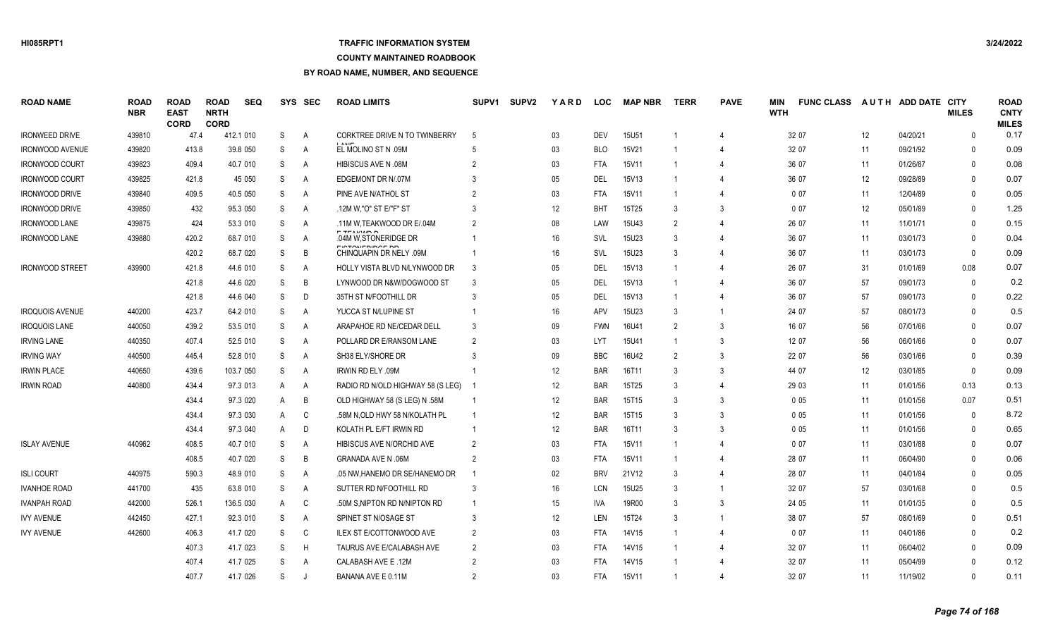**HI085RPT1**

# TRAFFIC INFORMATION SYSTEM

## COUNTY MAINTAINED ROADBOOK

### BY ROAD NAME, NUMBER, AND SEQUENCE

3/24/2022

| ROAD NAME | ROAD NBR | ROAD EAST CORD | ROAD NRTH CORD | SEQ | SYS | SEC | ROAD LIMITS | SUPV1 | SUPV2 | YARD | LOC | MAP NBR | TERR | PAVE | MIN WTH | FUNC CLASS | AUTH | ADD DATE | CITY MILES | ROAD CNTY MILES |
|---|---|---|---|---|---|---|---|---|---|---|---|---|---|---|---|---|---|---|---|---|
| IRONWEED DRIVE | 439810 | 47.4 | 412.1 | 010 | S | A | CORKTREE DRIVE N TO TWINBERRY LANE | 5 | | 03 | DEV | 15U51 | 1 | 4 | 32 | 07 | 12 | 04/20/21 | 0 | 0.17 |
| IRONWOOD AVENUE | 439820 | 413.8 | 39.8 | 050 | S | A | EL MOLINO ST N .09M | 5 | | 03 | BLO | 15V21 | 1 | 4 | 32 | 07 | 11 | 09/21/92 | 0 | 0.09 |
| IRONWOOD COURT | 439823 | 409.4 | 40.7 | 010 | S | A | HIBISCUS AVE N .08M | 2 | | 03 | FTA | 15V11 | 1 | 4 | 36 | 07 | 11 | 01/26/87 | 0 | 0.08 |
| IRONWOOD COURT | 439825 | 421.8 | 45 | 050 | S | A | EDGEMONT DR N/.07M | 3 | | 05 | DEL | 15V13 | 1 | 4 | 36 | 07 | 12 | 09/28/89 | 0 | 0.07 |
| IRONWOOD DRIVE | 439840 | 409.5 | 40.5 | 050 | S | A | PINE AVE N/ATHOL ST | 2 | | 03 | FTA | 15V11 | 1 | 4 | 0 | 07 | 11 | 12/04/89 | 0 | 0.05 |
| IRONWOOD DRIVE | 439850 | 432 | 95.3 | 050 | S | A | .12M W,"O" ST E/"F" ST | 3 | | 12 | BHT | 15T25 | 3 | 3 | 0 | 07 | 12 | 05/01/89 | 0 | 1.25 |
| IRONWOOD LANE | 439875 | 424 | 53.3 | 010 | S | A | .11M W,TEAKWOOD DR E/.04M E,TEAKWOOD D | 2 | | 08 | LAW | 15U43 | 2 | 4 | 26 | 07 | 11 | 11/01/71 | 0 | 0.15 |
| IRONWOOD LANE | 439880 | 420.2 | 68.7 | 010 | S | A | .04M W,STONERIDGE DR E/STONERIDGE DR | 1 | | 16 | SVL | 15U23 | 3 | 4 | 36 | 07 | 11 | 03/01/73 | 0 | 0.04 |
| | | 420.2 | 68.7 | 020 | S | B | CHINQUAPIN DR NELY .09M | 1 | | 16 | SVL | 15U23 | 3 | 4 | 36 | 07 | 11 | 03/01/73 | 0 | 0.09 |
| IRONWOOD STREET | 439900 | 421.8 | 44.6 | 010 | S | A | HOLLY VISTA BLVD N/LYNWOOD DR | 3 | | 05 | DEL | 15V13 | 1 | 4 | 26 | 07 | 31 | 01/01/69 | 0.08 | 0.07 |
| | | 421.8 | 44.6 | 020 | S | B | LYNWOOD DR N&W/DOGWOOD ST | 3 | | 05 | DEL | 15V13 | 1 | 4 | 36 | 07 | 57 | 09/01/73 | 0 | 0.2 |
| | | 421.8 | 44.6 | 040 | S | D | 35TH ST N/FOOTHILL DR | 3 | | 05 | DEL | 15V13 | 1 | 4 | 36 | 07 | 57 | 09/01/73 | 0 | 0.22 |
| IROQUOIS AVENUE | 440200 | 423.7 | 64.2 | 010 | S | A | YUCCA ST N/LUPINE ST | 1 | | 16 | APV | 15U23 | 3 | 1 | 24 | 07 | 57 | 08/01/73 | 0 | 0.5 |
| IROQUOIS LANE | 440050 | 439.2 | 53.5 | 010 | S | A | ARAPAHOE RD NE/CEDAR DELL | 3 | | 09 | FWN | 16U41 | 2 | 3 | 16 | 07 | 56 | 07/01/66 | 0 | 0.07 |
| IRVING LANE | 440350 | 407.4 | 52.5 | 010 | S | A | POLLARD DR E/RANSOM LANE | 2 | | 03 | LYT | 15U41 | 1 | 3 | 12 | 07 | 56 | 06/01/66 | 0 | 0.07 |
| IRVING WAY | 440500 | 445.4 | 52.8 | 010 | S | A | SH38 ELY/SHORE DR | 3 | | 09 | BBC | 16U42 | 2 | 3 | 22 | 07 | 56 | 03/01/66 | 0 | 0.39 |
| IRWIN PLACE | 440650 | 439.6 | 103.7 | 050 | S | A | IRWIN RD ELY .09M | 1 | | 12 | BAR | 16T11 | 3 | 3 | 44 | 07 | 12 | 03/01/85 | 0 | 0.09 |
| IRWIN ROAD | 440800 | 434.4 | 97.3 | 013 | A | A | RADIO RD N/OLD HIGHWAY 58 (S LEG) | 1 | | 12 | BAR | 15T25 | 3 | 4 | 29 | 03 | 11 | 01/01/56 | 0.13 | 0.13 |
| | | 434.4 | 97.3 | 020 | A | B | OLD HIGHWAY 58 (S LEG) N .58M | 1 | | 12 | BAR | 15T15 | 3 | 3 | 0 | 05 | 11 | 01/01/56 | 0.07 | 0.51 |
| | | 434.4 | 97.3 | 030 | A | C | .58M N,OLD HWY 58 N/KOLATH PL | 1 | | 12 | BAR | 15T15 | 3 | 3 | 0 | 05 | 11 | 01/01/56 | 0 | 8.72 |
| | | 434.4 | 97.3 | 040 | A | D | KOLATH PL E/FT IRWIN RD | 1 | | 12 | BAR | 16T11 | 3 | 3 | 0 | 05 | 11 | 01/01/56 | 0 | 0.65 |
| ISLAY AVENUE | 440962 | 408.5 | 40.7 | 010 | S | A | HIBISCUS AVE N/ORCHID AVE | 2 | | 03 | FTA | 15V11 | 1 | 4 | 0 | 07 | 11 | 03/01/88 | 0 | 0.07 |
| | | 408.5 | 40.7 | 020 | S | B | GRANADA AVE N .06M | 2 | | 03 | FTA | 15V11 | 1 | 4 | 28 | 07 | 11 | 06/04/90 | 0 | 0.06 |
| ISLI COURT | 440975 | 590.3 | 48.9 | 010 | S | A | .05 NW,HANEMO DR SE/HANEMO DR | 1 | | 02 | BRV | 21V12 | 3 | 4 | 28 | 07 | 11 | 04/01/84 | 0 | 0.05 |
| IVANHOE ROAD | 441700 | 435 | 63.8 | 010 | S | A | SUTTER RD N/FOOTHILL RD | 3 | | 16 | LCN | 15U25 | 3 | 1 | 32 | 07 | 57 | 03/01/68 | 0 | 0.5 |
| IVANPAH ROAD | 442000 | 526.1 | 136.5 | 030 | A | C | .50M S,NIPTON RD N/NIPTON RD | 1 | | 15 | IVA | 19R00 | 3 | 3 | 24 | 05 | 11 | 01/01/35 | 0 | 0.5 |
| IVY AVENUE | 442450 | 427.1 | 92.3 | 010 | S | A | SPINET ST N/OSAGE ST | 3 | | 12 | LEN | 15T24 | 3 | 1 | 38 | 07 | 57 | 08/01/69 | 0 | 0.51 |
| IVY AVENUE | 442600 | 406.3 | 41.7 | 020 | S | C | ILEX ST E/COTTONWOOD AVE | 2 | | 03 | FTA | 14V15 | 1 | 4 | 0 | 07 | 11 | 04/01/86 | 0 | 0.2 |
| | | 407.3 | 41.7 | 023 | S | H | TAURUS AVE E/CALABASH AVE | 2 | | 03 | FTA | 14V15 | 1 | 4 | 32 | 07 | 11 | 06/04/02 | 0 | 0.09 |
| | | 407.4 | 41.7 | 025 | S | A | CALABASH AVE E .12M | 2 | | 03 | FTA | 14V15 | 1 | 4 | 32 | 07 | 11 | 05/04/99 | 0 | 0.12 |
| | | 407.7 | 41.7 | 026 | S | J | BANANA AVE E 0.11M | 2 | | 03 | FTA | 15V11 | 1 | 4 | 32 | 07 | 11 | 11/19/02 | 0 | 0.11 |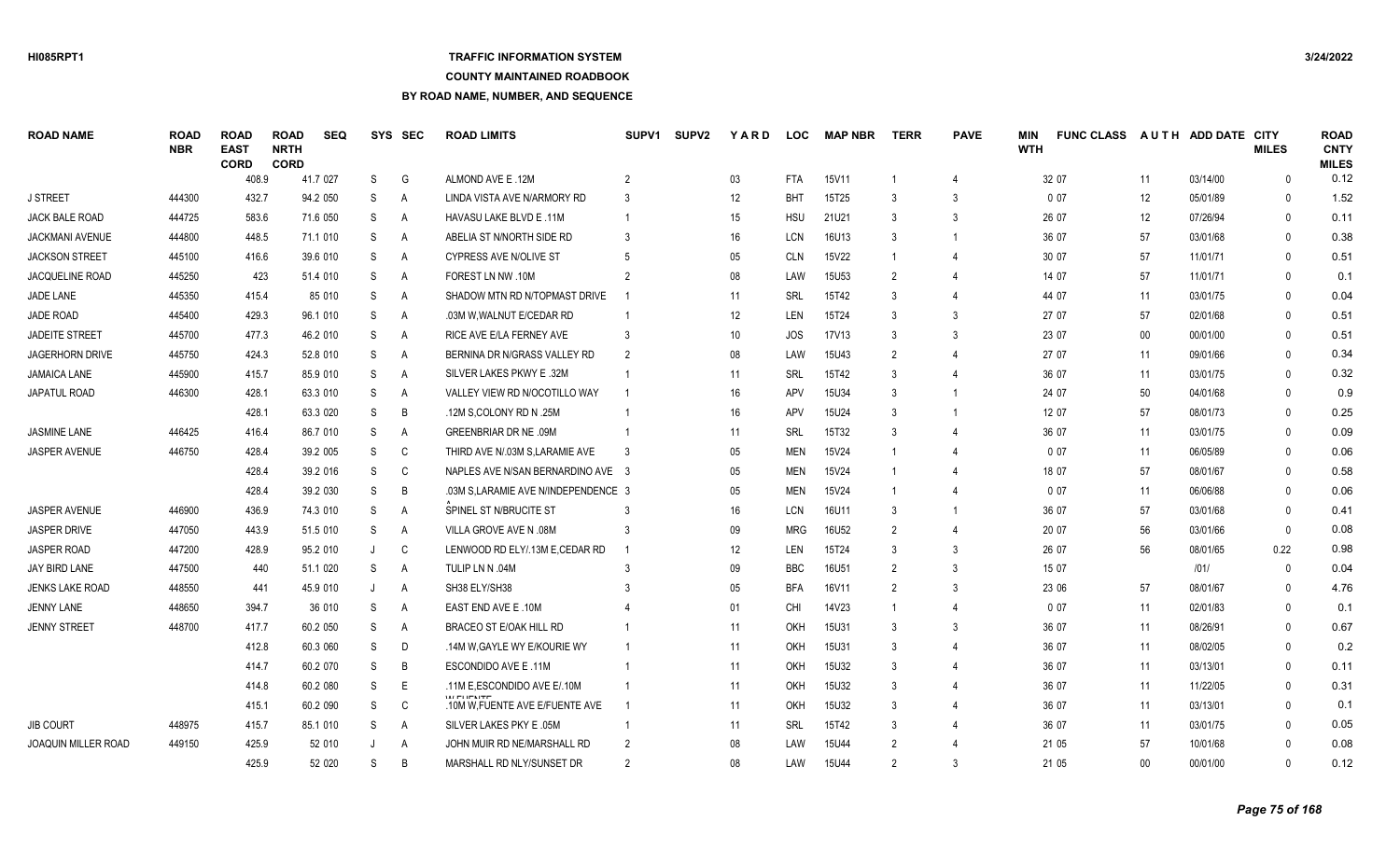HI085RPT1

# TRAFFIC INFORMATION SYSTEM

## COUNTY MAINTAINED ROADBOOK

### BY ROAD NAME, NUMBER, AND SEQUENCE

3/24/2022

| ROAD NAME | ROAD NBR | ROAD EAST CORD | ROAD NRTH CORD | SEQ | SYS | SEC | ROAD LIMITS | SUPV1 | SUPV2 | YARD | LOC | MAP NBR | TERR | PAVE | MIN WTH | FUNC CLASS | AUTH | ADD DATE | CITY MILES | ROAD CNTY MILES |
|---|---|---|---|---|---|---|---|---|---|---|---|---|---|---|---|---|---|---|---|---|
| | | 408.9 | 41.7 | 027 | S | G | ALMOND AVE E .12M | 2 | | 03 | FTA | 15V11 | 1 | 4 | 32 | 07 | 11 | 03/14/00 | 0 | 0.12 |
| J STREET | 444300 | 432.7 | 94.2 | 050 | S | A | LINDA VISTA AVE N/ARMORY RD | 3 | | 12 | BHT | 15T25 | 3 | 3 | 0 | 07 | 12 | 05/01/89 | 0 | 1.52 |
| JACK BALE ROAD | 444725 | 583.6 | 71.6 | 050 | S | A | HAVASU LAKE BLVD E .11M | 1 | | 15 | HSU | 21U21 | 3 | 3 | 26 | 07 | 12 | 07/26/94 | 0 | 0.11 |
| JACKMANI AVENUE | 444800 | 448.5 | 71.1 | 010 | S | A | ABELIA ST N/NORTH SIDE RD | 3 | | 16 | LCN | 16U13 | 3 | 1 | 36 | 07 | 57 | 03/01/68 | 0 | 0.38 |
| JACKSON STREET | 445100 | 416.6 | 39.6 | 010 | S | A | CYPRESS AVE N/OLIVE ST | 5 | | 05 | CLN | 15V22 | 1 | 4 | 30 | 07 | 57 | 11/01/71 | 0 | 0.51 |
| JACQUELINE ROAD | 445250 | 423 | 51.4 | 010 | S | A | FOREST LN NW .10M | 2 | | 08 | LAW | 15U53 | 2 | 4 | 14 | 07 | 57 | 11/01/71 | 0 | 0.1 |
| JADE LANE | 445350 | 415.4 | 85 | 010 | S | A | SHADOW MTN RD N/TOPMAST DRIVE | 1 | | 11 | SRL | 15T42 | 3 | 4 | 44 | 07 | 11 | 03/01/75 | 0 | 0.04 |
| JADE ROAD | 445400 | 429.3 | 96.1 | 010 | S | A | .03M W,WALNUT E/CEDAR RD | 1 | | 12 | LEN | 15T24 | 3 | 3 | 27 | 07 | 57 | 02/01/68 | 0 | 0.51 |
| JADEITE STREET | 445700 | 477.3 | 46.2 | 010 | S | A | RICE AVE E/LA FERNEY AVE | 3 | | 10 | JOS | 17V13 | 3 | 3 | 23 | 07 | 00 | 00/01/00 | 0 | 0.51 |
| JAGERHORN DRIVE | 445750 | 424.3 | 52.8 | 010 | S | A | BERNINA DR N/GRASS VALLEY RD | 2 | | 08 | LAW | 15U43 | 2 | 4 | 27 | 07 | 11 | 09/01/66 | 0 | 0.34 |
| JAMAICA LANE | 445900 | 415.7 | 85.9 | 010 | S | A | SILVER LAKES PKWY E .32M | 1 | | 11 | SRL | 15T42 | 3 | 4 | 36 | 07 | 11 | 03/01/75 | 0 | 0.32 |
| JAPATUL ROAD | 446300 | 428.1 | 63.3 | 010 | S | A | VALLEY VIEW RD N/OCOTILLO WAY | 1 | | 16 | APV | 15U34 | 3 | 1 | 24 | 07 | 50 | 04/01/68 | 0 | 0.9 |
| | | 428.1 | 63.3 | 020 | S | B | .12M S,COLONY RD N .25M | 1 | | 16 | APV | 15U24 | 3 | 1 | 12 | 07 | 57 | 08/01/73 | 0 | 0.25 |
| JASMINE LANE | 446425 | 416.4 | 86.7 | 010 | S | A | GREENBRIAR DR NE .09M | 1 | | 11 | SRL | 15T32 | 3 | 4 | 36 | 07 | 11 | 03/01/75 | 0 | 0.09 |
| JASPER AVENUE | 446750 | 428.4 | 39.2 | 005 | S | C | THIRD AVE N/.03M S,LARAMIE AVE | 3 | | 05 | MEN | 15V24 | 1 | 4 | 0 | 07 | 11 | 06/05/89 | 0 | 0.06 |
| | | 428.4 | 39.2 | 016 | S | C | NAPLES AVE N/SAN BERNARDINO AVE | 3 | | 05 | MEN | 15V24 | 1 | 4 | 18 | 07 | 57 | 08/01/67 | 0 | 0.58 |
| | | 428.4 | 39.2 | 030 | S | B | .03M S,LARAMIE AVE N/INDEPENDENCE | 3 | | 05 | MEN | 15V24 | 1 | 4 | 0 | 07 | 11 | 06/06/88 | 0 | 0.06 |
| JASPER AVENUE | 446900 | 436.9 | 74.3 | 010 | S | A | SPINEL ST N/BRUCITE ST | 3 | | 16 | LCN | 16U11 | 3 | 1 | 36 | 07 | 57 | 03/01/68 | 0 | 0.41 |
| JASPER DRIVE | 447050 | 443.9 | 51.5 | 010 | S | A | VILLA GROVE AVE N .08M | 3 | | 09 | MRG | 16U52 | 2 | 4 | 20 | 07 | 56 | 03/01/66 | 0 | 0.08 |
| JASPER ROAD | 447200 | 428.9 | 95.2 | 010 | J | C | LENWOOD RD ELY/.13M E,CEDAR RD | 1 | | 12 | LEN | 15T24 | 3 | 3 | 26 | 07 | 56 | 08/01/65 | 0.22 | 0.98 |
| JAY BIRD LANE | 447500 | 440 | 51.1 | 020 | S | A | TULIP LN N .04M | 3 | | 09 | BBC | 16U51 | 2 | 3 | 15 | 07 | | /01/ | 0 | 0.04 |
| JENKS LAKE ROAD | 448550 | 441 | 45.9 | 010 | J | A | SH38 ELY/SH38 | 3 | | 05 | BFA | 16V11 | 2 | 3 | 23 | 06 | 57 | 08/01/67 | 0 | 4.76 |
| JENNY LANE | 448650 | 394.7 | 36 | 010 | S | A | EAST END AVE E .10M | 4 | | 01 | CHI | 14V23 | 1 | 4 | 0 | 07 | 11 | 02/01/83 | 0 | 0.1 |
| JENNY STREET | 448700 | 417.7 | 60.2 | 050 | S | A | BRACEO ST E/OAK HILL RD | 1 | | 11 | OKH | 15U31 | 3 | 3 | 36 | 07 | 11 | 08/26/91 | 0 | 0.67 |
| | | 412.8 | 60.3 | 060 | S | D | .14M W,GAYLE WY E/KOURIE WY | 1 | | 11 | OKH | 15U31 | 3 | 4 | 36 | 07 | 11 | 08/02/05 | 0 | 0.2 |
| | | 414.7 | 60.2 | 070 | S | B | ESCONDIDO AVE E .11M | 1 | | 11 | OKH | 15U32 | 3 | 4 | 36 | 07 | 11 | 03/13/01 | 0 | 0.11 |
| | | 414.8 | 60.2 | 080 | S | E | .11M E,ESCONDIDO AVE E/.10M W,FUENTE | 1 | | 11 | OKH | 15U32 | 3 | 4 | 36 | 07 | 11 | 11/22/05 | 0 | 0.31 |
| | | 415.1 | 60.2 | 090 | S | C | .10M W,FUENTE AVE E/FUENTE AVE | 1 | | 11 | OKH | 15U32 | 3 | 4 | 36 | 07 | 11 | 03/13/01 | 0 | 0.1 |
| JIB COURT | 448975 | 415.7 | 85.1 | 010 | S | A | SILVER LAKES PKY E .05M | 1 | | 11 | SRL | 15T42 | 3 | 4 | 36 | 07 | 11 | 03/01/75 | 0 | 0.05 |
| JOAQUIN MILLER ROAD | 449150 | 425.9 | 52 | 010 | J | A | JOHN MUIR RD NE/MARSHALL RD | 2 | | 08 | LAW | 15U44 | 2 | 4 | 21 | 05 | 57 | 10/01/68 | 0 | 0.08 |
| | | 425.9 | 52 | 020 | S | B | MARSHALL RD NLY/SUNSET DR | 2 | | 08 | LAW | 15U44 | 2 | 3 | 21 | 05 | 00 | 00/01/00 | 0 | 0.12 |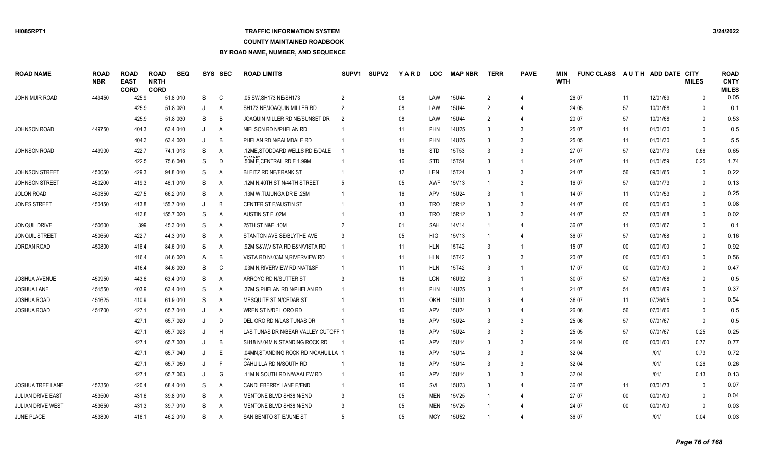**HI085RPT1** **TRAFFIC INFORMATION SYSTEM** **3/24/2022**

**COUNTY MAINTAINED ROADBOOK**

**BY ROAD NAME, NUMBER, AND SEQUENCE**

| ROAD NAME | ROAD NBR | ROAD EAST CORD | ROAD NRTH CORD | SEQ | SYS | SEC | ROAD LIMITS | SUPV1 | SUPV2 | YARD | LOC | MAP NBR | TERR | PAVE | MIN WTH | FUNC CLASS | AUTH | ADD DATE | CITY MILES | ROAD CNTY MILES |
|---|---|---|---|---|---|---|---|---|---|---|---|---|---|---|---|---|---|---|---|---|
| JOHN MUIR ROAD | 449450 | 425.9 | 51.8 | 010 | S | C | .05 SW,SH173 NE/SH173 | 2 | | 08 | LAW | 15U44 | 2 | 4 | 26 | 07 | 11 | 12/01/69 | 0 | 0.05 |
| | | 425.9 | 51.8 | 020 | J | A | SH173 NE/JOAQUIN MILLER RD | 2 | | 08 | LAW | 15U44 | 2 | 4 | 24 | 05 | 57 | 10/01/68 | 0 | 0.1 |
| | | 425.9 | 51.8 | 030 | S | B | JOAQUIN MILLER RD NE/SUNSET DR | 2 | | 08 | LAW | 15U44 | 2 | 4 | 20 | 07 | 57 | 10/01/68 | 0 | 0.53 |
| JOHNSON ROAD | 449750 | 404.3 | 63.4 | 010 | J | A | NIELSON RD N/PHELAN RD | 1 | | 11 | PHN | 14U25 | 3 | 3 | 25 | 07 | 11 | 01/01/30 | 0 | 0.5 |
| | | 404.3 | 63.4 | 020 | J | B | PHELAN RD N/PALMDALE RD | 1 | | 11 | PHN | 14U25 | 3 | 3 | 25 | 05 | 11 | 01/01/30 | 0 | 5.5 |
| JOHNSON ROAD | 449900 | 422.7 | 74.1 | 013 | S | A | .12ME,STODDARD WELLS RD E/DALE EVANS | 1 | | 16 | STD | 15T53 | 3 | 3 | 27 | 07 | 57 | 02/01/73 | 0.66 | 0.65 |
| | | 422.5 | 75.6 | 040 | S | D | .50M E,CENTRAL RD E 1.99M | 1 | | 16 | STD | 15T54 | 3 | 1 | 24 | 07 | 11 | 01/01/59 | 0.25 | 1.74 |
| JOHNSON STREET | 450050 | 429.3 | 94.8 | 010 | S | A | BLEITZ RD NE/FRANK ST | 1 | | 12 | LEN | 15T24 | 3 | 3 | 24 | 07 | 56 | 09/01/65 | 0 | 0.22 |
| JOHNSON STREET | 450200 | 419.3 | 46.1 | 010 | S | A | .12M N,40TH ST N/44TH STREET | 5 | | 05 | AWF | 15V13 | 1 | 3 | 16 | 07 | 57 | 09/01/73 | 0 | 0.13 |
| JOLON ROAD | 450350 | 427.5 | 66.2 | 010 | S | A | .13M W,TUJUNGA DR E .25M | 1 | | 16 | APV | 15U24 | 3 | 1 | 14 | 07 | 11 | 01/01/53 | 0 | 0.25 |
| JONES STREET | 450450 | 413.8 | 155.7 | 010 | J | B | CENTER ST E/AUSTIN ST | 1 | | 13 | TRO | 15R12 | 3 | 3 | 44 | 07 | 00 | 00/01/00 | 0 | 0.08 |
| | | 413.8 | 155.7 | 020 | S | A | AUSTIN ST E .02M | 1 | | 13 | TRO | 15R12 | 3 | 3 | 44 | 07 | 57 | 03/01/68 | 0 | 0.02 |
| JONQUIL DRIVE | 450600 | 399 | 45.3 | 010 | S | A | 25TH ST N&E .10M | 2 | | 01 | SAH | 14V14 | 1 | 4 | 36 | 07 | 11 | 02/01/67 | 0 | 0.1 |
| JONQUIL STREET | 450650 | 422.7 | 44.3 | 010 | S | A | STANTON AVE SE/BLYTHE AVE | 3 | | 05 | HIG | 15V13 | 1 | 4 | 36 | 07 | 57 | 03/01/68 | 0 | 0.16 |
| JORDAN ROAD | 450800 | 416.4 | 84.6 | 010 | S | A | .92M S&W,VISTA RD E&N/VISTA RD | 1 | | 11 | HLN | 15T42 | 3 | 1 | 15 | 07 | 00 | 00/01/00 | 0 | 0.92 |
| | | 416.4 | 84.6 | 020 | A | B | VISTA RD N/.03M N,RIVERVIEW RD | 1 | | 11 | HLN | 15T42 | 3 | 3 | 20 | 07 | 00 | 00/01/00 | 0 | 0.56 |
| | | 416.4 | 84.6 | 030 | S | C | .03M N,RIVERVIEW RD N/AT&SF | 1 | | 11 | HLN | 15T42 | 3 | 1 | 17 | 07 | 00 | 00/01/00 | 0 | 0.47 |
| JOSHUA AVENUE | 450950 | 443.6 | 63.4 | 010 | S | A | ARROYO RD N/SUTTER ST | 3 | | 16 | LCN | 16U32 | 3 | 1 | 30 | 07 | 57 | 03/01/68 | 0 | 0.5 |
| JOSHUA LANE | 451550 | 403.9 | 63.4 | 010 | S | A | .37M S,PHELAN RD N/PHELAN RD | 1 | | 11 | PHN | 14U25 | 3 | 1 | 21 | 07 | 51 | 08/01/69 | 0 | 0.37 |
| JOSHUA ROAD | 451625 | 410.9 | 61.9 | 010 | S | A | MESQUITE ST N/CEDAR ST | 1 | | 11 | OKH | 15U31 | 3 | 4 | 36 | 07 | 11 | 07/26/05 | 0 | 0.54 |
| JOSHUA ROAD | 451700 | 427.1 | 65.7 | 010 | J | A | WREN ST N/DEL ORO RD | 1 | | 16 | APV | 15U24 | 3 | 4 | 26 | 06 | 56 | 07/01/66 | 0 | 0.5 |
| | | 427.1 | 65.7 | 020 | J | D | DEL ORO RD N/LAS TUNAS DR | 1 | | 16 | APV | 15U24 | 3 | 3 | 25 | 06 | 57 | 07/01/67 | 0 | 0.5 |
| | | 427.1 | 65.7 | 023 | J | H | LAS TUNAS DR N/BEAR VALLEY CUTOFF | 1 | | 16 | APV | 15U24 | 3 | 3 | 25 | 05 | 57 | 07/01/67 | 0.25 | 0.25 |
| | | 427.1 | 65.7 | 030 | J | B | SH18 N/.04M N,STANDING ROCK RD | 1 | | 16 | APV | 15U14 | 3 | 3 | 26 | 04 | 00 | 00/01/00 | 0.77 | 0.77 |
| | | 427.1 | 65.7 | 040 | J | E | .04MN,STANDING ROCK RD N/CAHUILLA RD | 1 | | 16 | APV | 15U14 | 3 | 3 | 32 | 04 | | /01/ | 0.73 | 0.72 |
| | | 427.1 | 65.7 | 050 | J | F | CAHUILLA RD N/SOUTH RD | 1 | | 16 | APV | 15U14 | 3 | 3 | 32 | 04 | | /01/ | 0.26 | 0.26 |
| | | 427.1 | 65.7 | 063 | J | G | .11M N,SOUTH RD N/WAALEW RD | 1 | | 16 | APV | 15U14 | 3 | 3 | 32 | 04 | | /01/ | 0.13 | 0.13 |
| JOSHUA TREE LANE | 452350 | 420.4 | 68.4 | 010 | S | A | CANDLEBERRY LANE E/END | 1 | | 16 | SVL | 15U23 | 3 | 4 | 36 | 07 | 11 | 03/01/73 | 0 | 0.07 |
| JULIAN DRIVE EAST | 453500 | 431.6 | 39.8 | 010 | S | A | MENTONE BLVD SH38 N/END | 3 | | 05 | MEN | 15V25 | 1 | 4 | 27 | 07 | 00 | 00/01/00 | 0 | 0.04 |
| JULIAN DRIVE WEST | 453650 | 431.3 | 39.7 | 010 | S | A | MENTONE BLVD SH38 N/END | 3 | | 05 | MEN | 15V25 | 1 | 4 | 24 | 07 | 00 | 00/01/00 | 0 | 0.03 |
| JUNE PLACE | 453800 | 416.1 | 46.2 | 010 | S | A | SAN BENITO ST E/JUNE ST | 5 | | 05 | MCY | 15U52 | 1 | 4 | 36 | 07 | | /01/ | 0.04 | 0.03 |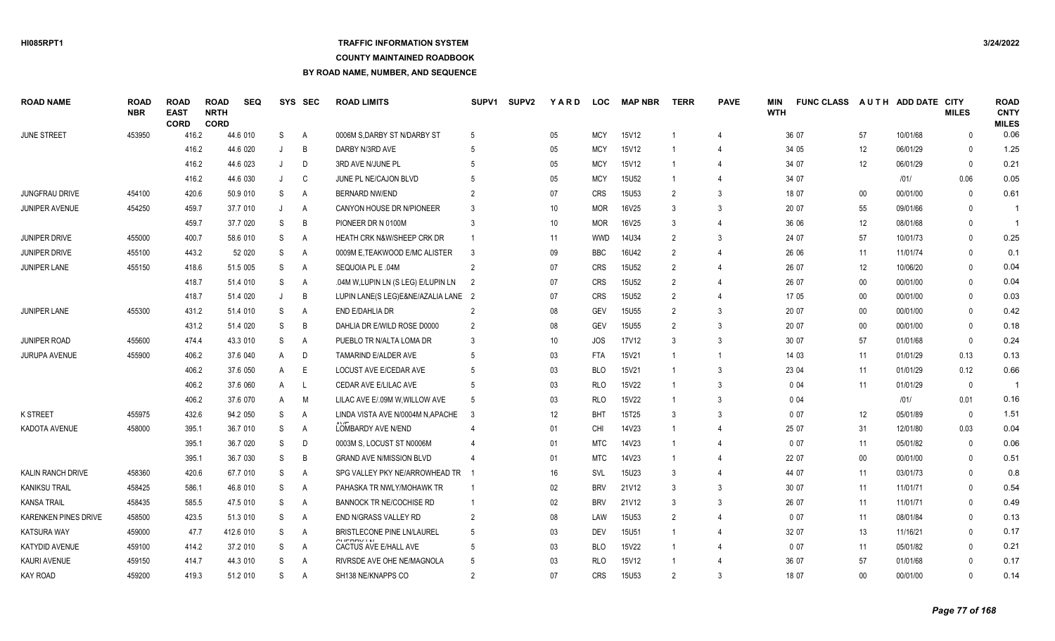**TRAFFIC INFORMATION SYSTEM**

**COUNTY MAINTAINED ROADBOOK**

**BY ROAD NAME, NUMBER, AND SEQUENCE**

HI085RPT1 3/24/2022

| ROAD NAME | ROAD NBR | ROAD EAST CORD | ROAD NRTH CORD | SEQ | SYS | SEC | ROAD LIMITS | SUPV1 | SUPV2 | YARD | LOC | MAP NBR | TERR | PAVE | MIN WTH | FUNC CLASS | AUTH | ADD DATE | CITY MILES | ROAD CNTY MILES |
|---|---|---|---|---|---|---|---|---|---|---|---|---|---|---|---|---|---|---|---|---|
| JUNE STREET | 453950 | 416.2 | 44.6 | 010 | S | A | 0006M S,DARBY ST N/DARBY ST | 5 | | 05 | MCY | 15V12 | 1 | 4 | 36 | 07 | 57 | 10/01/68 | 0 | 0.06 |
| | | 416.2 | 44.6 | 020 | J | B | DARBY N/3RD AVE | 5 | | 05 | MCY | 15V12 | 1 | 4 | 34 | 05 | 12 | 06/01/29 | 0 | 1.25 |
| | | 416.2 | 44.6 | 023 | J | D | 3RD AVE N/JUNE PL | 5 | | 05 | MCY | 15V12 | 1 | 4 | 34 | 07 | 12 | 06/01/29 | 0 | 0.21 |
| | | 416.2 | 44.6 | 030 | J | C | JUNE PL NE/CAJON BLVD | 5 | | 05 | MCY | 15U52 | 1 | 4 | 34 | 07 | | /01/ | 0.06 | 0.05 |
| JUNGFRAU DRIVE | 454100 | 420.6 | 50.9 | 010 | S | A | BERNARD NW/END | 2 | | 07 | CRS | 15U53 | 2 | 3 | 18 | 07 | 00 | 00/01/00 | 0 | 0.61 |
| JUNIPER AVENUE | 454250 | 459.7 | 37.7 | 010 | J | A | CANYON HOUSE DR N/PIONEER | 3 | | 10 | MOR | 16V25 | 3 | 3 | 20 | 07 | 55 | 09/01/66 | 0 | 1 |
| | | 459.7 | 37.7 | 020 | S | B | PIONEER DR N 0100M | 3 | | 10 | MOR | 16V25 | 3 | 4 | 36 | 06 | 12 | 08/01/68 | 0 | 1 |
| JUNIPER DRIVE | 455000 | 400.7 | 58.6 | 010 | S | A | HEATH CRK N&W/SHEEP CRK DR | 1 | | 11 | WWD | 14U34 | 2 | 3 | 24 | 07 | 57 | 10/01/73 | 0 | 0.25 |
| JUNIPER DRIVE | 455100 | 443.2 | 52 | 020 | S | A | 0009M E,TEAKWOOD E/MC ALISTER | 3 | | 09 | BBC | 16U42 | 2 | 4 | 26 | 06 | 11 | 11/01/74 | 0 | 0.1 |
| JUNIPER LANE | 455150 | 418.6 | 51.5 | 005 | S | A | SEQUOIA PL E .04M | 2 | | 07 | CRS | 15U52 | 2 | 4 | 26 | 07 | 12 | 10/06/20 | 0 | 0.04 |
| | | 418.7 | 51.4 | 010 | S | A | .04M W,LUPIN LN (S LEG) E/LUPIN LN | 2 | | 07 | CRS | 15U52 | 2 | 4 | 26 | 07 | 00 | 00/01/00 | 0 | 0.04 |
| | | 418.7 | 51.4 | 020 | J | B | LUPIN LANE(S LEG)E&NE/AZALIA LANE | 2 | | 07 | CRS | 15U52 | 2 | 4 | 17 | 05 | 00 | 00/01/00 | 0 | 0.03 |
| JUNIPER LANE | 455300 | 431.2 | 51.4 | 010 | S | A | END E/DAHLIA DR | 2 | | 08 | GEV | 15U55 | 2 | 3 | 20 | 07 | 00 | 00/01/00 | 0 | 0.42 |
| | | 431.2 | 51.4 | 020 | S | B | DAHLIA DR E/WILD ROSE D0000 | 2 | | 08 | GEV | 15U55 | 2 | 3 | 20 | 07 | 00 | 00/01/00 | 0 | 0.18 |
| JUNIPER ROAD | 455600 | 474.4 | 43.3 | 010 | S | A | PUEBLO TR N/ALTA LOMA DR | 3 | | 10 | JOS | 17V12 | 3 | 3 | 30 | 07 | 57 | 01/01/68 | 0 | 0.24 |
| JURUPA AVENUE | 455900 | 406.2 | 37.6 | 040 | A | D | TAMARIND E/ALDER AVE | 5 | | 03 | FTA | 15V21 | 1 | 1 | 14 | 03 | 11 | 01/01/29 | 0.13 | 0.13 |
| | | 406.2 | 37.6 | 050 | A | E | LOCUST AVE E/CEDAR AVE | 5 | | 03 | BLO | 15V21 | 1 | 3 | 23 | 04 | 11 | 01/01/29 | 0.12 | 0.66 |
| | | 406.2 | 37.6 | 060 | A | L | CEDAR AVE E/LILAC AVE | 5 | | 03 | RLO | 15V22 | 1 | 3 | 0 | 04 | 11 | 01/01/29 | 0 | 1 |
| | | 406.2 | 37.6 | 070 | A | M | LILAC AVE E/.09M W,WILLOW AVE | 5 | | 03 | RLO | 15V22 | 1 | 3 | 0 | 04 | | /01/ | 0.01 | 0.16 |
| K STREET | 455975 | 432.6 | 94.2 | 050 | S | A | LINDA VISTA AVE N/0004M N,APACHE AVE | 3 | | 12 | BHT | 15T25 | 3 | 3 | 0 | 07 | 12 | 05/01/89 | 0 | 1.51 |
| KADOTA AVENUE | 458000 | 395.1 | 36.7 | 010 | S | A | LOMBARDY AVE N/END | 4 | | 01 | CHI | 14V23 | 1 | 4 | 25 | 07 | 31 | 12/01/80 | 0.03 | 0.04 |
| | | 395.1 | 36.7 | 020 | S | D | 0003M S, LOCUST ST N0006M | 4 | | 01 | MTC | 14V23 | 1 | 4 | 0 | 07 | 11 | 05/01/82 | 0 | 0.06 |
| | | 395.1 | 36.7 | 030 | S | B | GRAND AVE N/MISSION BLVD | 4 | | 01 | MTC | 14V23 | 1 | 4 | 22 | 07 | 00 | 00/01/00 | 0 | 0.51 |
| KALIN RANCH DRIVE | 458360 | 420.6 | 67.7 | 010 | S | A | SPG VALLEY PKY NE/ARROWHEAD TR | 1 | | 16 | SVL | 15U23 | 3 | 4 | 44 | 07 | 11 | 03/01/73 | 0 | 0.8 |
| KANIKSU TRAIL | 458425 | 586.1 | 46.8 | 010 | S | A | PAHASKA TR NWLY/MOHAWK TR | 1 | | 02 | BRV | 21V12 | 3 | 3 | 30 | 07 | 11 | 11/01/71 | 0 | 0.54 |
| KANSA TRAIL | 458435 | 585.5 | 47.5 | 010 | S | A | BANNOCK TR NE/COCHISE RD | 1 | | 02 | BRV | 21V12 | 3 | 3 | 26 | 07 | 11 | 11/01/71 | 0 | 0.49 |
| KARENKEN PINES DRIVE | 458500 | 423.5 | 51.3 | 010 | S | A | END N/GRASS VALLEY RD | 2 | | 08 | LAW | 15U53 | 2 | 4 | 0 | 07 | 11 | 08/01/84 | 0 | 0.13 |
| KATSURA WAY | 459000 | 47.7 | 412.6 | 010 | S | A | BRISTLECONE PINE LN/LAUREL CHERRY LN | 5 | | 03 | DEV | 15U51 | 1 | 4 | 32 | 07 | 13 | 11/16/21 | 0 | 0.17 |
| KATYDID AVENUE | 459100 | 414.2 | 37.2 | 010 | S | A | CACTUS AVE E/HALL AVE | 5 | | 03 | BLO | 15V22 | 1 | 4 | 0 | 07 | 11 | 05/01/82 | 0 | 0.21 |
| KAURI AVENUE | 459150 | 414.7 | 44.3 | 010 | S | A | RIVRSDE AVE OHE NE/MAGNOLA | 5 | | 03 | RLO | 15V12 | 1 | 4 | 36 | 07 | 57 | 01/01/68 | 0 | 0.17 |
| KAY ROAD | 459200 | 419.3 | 51.2 | 010 | S | A | SH138 NE/KNAPPS CO | 2 | | 07 | CRS | 15U53 | 2 | 3 | 18 | 07 | 00 | 00/01/00 | 0 | 0.14 |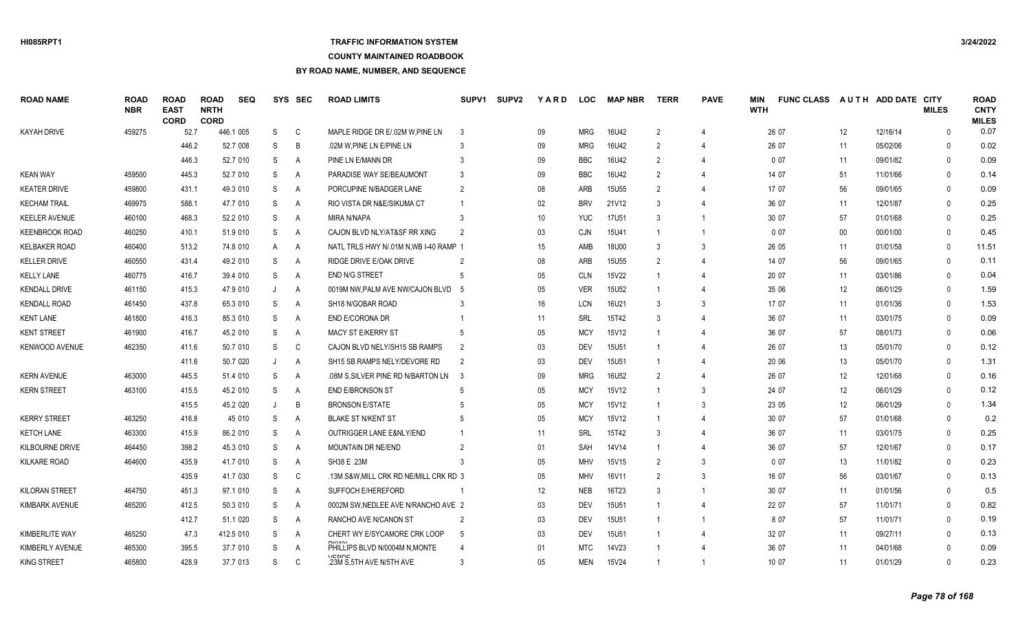# TRAFFIC INFORMATION SYSTEM

## COUNTY MAINTAINED ROADBOOK

### BY ROAD NAME, NUMBER, AND SEQUENCE

| ROAD NAME | ROAD NBR | ROAD EAST CORD | ROAD NRTH CORD | SEQ | SYS | SEC | ROAD LIMITS | SUPV1 | SUPV2 | YARD | LOC | MAP NBR | TERR | PAVE | MIN WTH | FUNC CLASS | AUTH | ADD DATE | CITY MILES | ROAD CNTY MILES |
|---|---|---|---|---|---|---|---|---|---|---|---|---|---|---|---|---|---|---|---|---|
| KAYAH DRIVE | 459275 | 52.7 | 446.1 | 005 | S | C | MAPLE RIDGE DR E/.02M W,PINE LN | 3 | | 09 | MRG | 16U42 | 2 | 4 | 26 | 07 | 12 | 12/16/14 | 0 | 0.07 |
| | | 446.2 | 52.7 | 008 | S | B | .02M W,PINE LN E/PINE LN | 3 | | 09 | MRG | 16U42 | 2 | 4 | 26 | 07 | 11 | 05/02/06 | 0 | 0.02 |
| | | 446.3 | 52.7 | 010 | S | A | PINE LN E/MANN DR | 3 | | 09 | BBC | 16U42 | 2 | 4 | 0 | 07 | 11 | 09/01/82 | 0 | 0.09 |
| KEAN WAY | 459500 | 445.3 | 52.7 | 010 | S | A | PARADISE WAY SE/BEAUMONT | 3 | | 09 | BBC | 16U42 | 2 | 4 | 14 | 07 | 51 | 11/01/66 | 0 | 0.14 |
| KEATER DRIVE | 459800 | 431.1 | 49.3 | 010 | S | A | PORCUPINE N/BADGER LANE | 2 | | 08 | ARB | 15U55 | 2 | 4 | 17 | 07 | 56 | 09/01/65 | 0 | 0.09 |
| KECHAM TRAIL | 469975 | 588.1 | 47.7 | 010 | S | A | RIO VISTA DR N&E/SIKUMA CT | 1 | | 02 | BRV | 21V12 | 3 | 4 | 36 | 07 | 11 | 12/01/87 | 0 | 0.25 |
| KEELER AVENUE | 460100 | 468.3 | 52.2 | 010 | S | A | MIRA N/NAPA | 3 | | 10 | YUC | 17U51 | 3 | 1 | 30 | 07 | 57 | 01/01/68 | 0 | 0.25 |
| KEENBROOK ROAD | 460250 | 410.1 | 51.9 | 010 | S | A | CAJON BLVD NLY/AT&SF RR XING | 2 | | 03 | CJN | 15U41 | 1 | 1 | 0 | 07 | 00 | 00/01/00 | 0 | 0.45 |
| KELBAKER ROAD | 460400 | 513.2 | 74.8 | 010 | A | A | NATL TRLS HWY N/.01M N,WB I-40 RAMP | 1 | | 15 | AMB | 18U00 | 3 | 3 | 26 | 05 | 11 | 01/01/58 | 0 | 11.51 |
| KELLER DRIVE | 460550 | 431.4 | 49.2 | 010 | S | A | RIDGE DRIVE E/OAK DRIVE | 2 | | 08 | ARB | 15U55 | 2 | 4 | 14 | 07 | 56 | 09/01/65 | 0 | 0.11 |
| KELLY LANE | 460775 | 416.7 | 39.4 | 010 | S | A | END N/G STREET | 5 | | 05 | CLN | 15V22 | 1 | 4 | 20 | 07 | 11 | 03/01/86 | 0 | 0.04 |
| KENDALL DRIVE | 461150 | 415.3 | 47.9 | 010 | J | A | 0019M NW,PALM AVE NW/CAJON BLVD | 5 | | 05 | VER | 15U52 | 1 | 4 | 35 | 06 | 12 | 06/01/29 | 0 | 1.59 |
| KENDALL ROAD | 461450 | 437.8 | 65.3 | 010 | S | A | SH18 N/GOBAR ROAD | 3 | | 16 | LCN | 16U21 | 3 | 3 | 17 | 07 | 11 | 01/01/36 | 0 | 1.53 |
| KENT LANE | 461800 | 416.3 | 85.3 | 010 | S | A | END E/CORONA DR | 1 | | 11 | SRL | 15T42 | 3 | 4 | 36 | 07 | 11 | 03/01/75 | 0 | 0.09 |
| KENT STREET | 461900 | 416.7 | 45.2 | 010 | S | A | MACY ST E/KERRY ST | 5 | | 05 | MCY | 15V12 | 1 | 4 | 36 | 07 | 57 | 08/01/73 | 0 | 0.06 |
| KENWOOD AVENUE | 462350 | 411.6 | 50.7 | 010 | S | C | CAJON BLVD NELY/SH15 SB RAMPS | 2 | | 03 | DEV | 15U51 | 1 | 4 | 26 | 07 | 13 | 05/01/70 | 0 | 0.12 |
| | | 411.6 | 50.7 | 020 | J | A | SH15 SB RAMPS NELY/DEVORE RD | 2 | | 03 | DEV | 15U51 | 1 | 4 | 20 | 06 | 13 | 05/01/70 | 0 | 1.31 |
| KERN AVENUE | 463000 | 445.5 | 51.4 | 010 | S | A | .08M S,SILVER PINE RD N/BARTON LN | 3 | | 09 | MRG | 16U52 | 2 | 4 | 26 | 07 | 12 | 12/01/68 | 0 | 0.16 |
| KERN STREET | 463100 | 415.5 | 45.2 | 010 | S | A | END E/BRONSON ST | 5 | | 05 | MCY | 15V12 | 1 | 3 | 24 | 07 | 12 | 06/01/29 | 0 | 0.12 |
| | | 415.5 | 45.2 | 020 | J | B | BRONSON E/STATE | 5 | | 05 | MCY | 15V12 | 1 | 3 | 23 | 05 | 12 | 06/01/29 | 0 | 1.34 |
| KERRY STREET | 463250 | 416.8 | 45 | 010 | S | A | BLAKE ST N/KENT ST | 5 | | 05 | MCY | 15V12 | 1 | 4 | 30 | 07 | 57 | 01/01/68 | 0 | 0.2 |
| KETCH LANE | 463300 | 415.9 | 86.2 | 010 | S | A | OUTRIGGER LANE E&NLY/END | 1 | | 11 | SRL | 15T42 | 3 | 4 | 36 | 07 | 11 | 03/01/75 | 0 | 0.25 |
| KILBOURNE DRIVE | 464450 | 398.2 | 45.3 | 010 | S | A | MOUNTAIN DR NE/END | 2 | | 01 | SAH | 14V14 | 1 | 4 | 36 | 07 | 57 | 12/01/67 | 0 | 0.17 |
| KILKARE ROAD | 464600 | 435.9 | 41.7 | 010 | S | A | SH38 E .23M | 3 | | 05 | MHV | 15V15 | 2 | 3 | 0 | 07 | 13 | 11/01/82 | 0 | 0.23 |
| | | 435.9 | 41.7 | 030 | S | C | .13M S&W,MILL CRK RD NE/MILL CRK RD | 3 | | 05 | MHV | 16V11 | 2 | 3 | 16 | 07 | 56 | 03/01/67 | 0 | 0.13 |
| KILORAN STREET | 464750 | 451.3 | 97.1 | 010 | S | A | SUFFOCH E/HEREFORD | 1 | | 12 | NEB | 16T23 | 3 | 1 | 30 | 07 | 11 | 01/01/56 | 0 | 0.5 |
| KIMBARK AVENUE | 465200 | 412.5 | 50.3 | 010 | S | A | 0002M SW,NEDLEE AVE N/RANCHO AVE | 2 | | 03 | DEV | 15U51 | 1 | 4 | 22 | 07 | 57 | 11/01/71 | 0 | 0.82 |
| | | 412.7 | 51.1 | 020 | S | A | RANCHO AVE N/CANON ST | 2 | | 03 | DEV | 15U51 | 1 | 1 | 8 | 07 | 57 | 11/01/71 | 0 | 0.19 |
| KIMBERLITE WAY | 465250 | 47.3 | 412.5 | 010 | S | A | CHERT WY E/SYCAMORE CRK LOOP | 5 | | 03 | DEV | 15U51 | 1 | 4 | 32 | 07 | 11 | 09/27/11 | 0 | 0.13 |
| KIMBERLY AVENUE | 465300 | 395.5 | 37.7 | 010 | S | A | PHILLIPS BLVD N/0004M N,MONTE VERDE | 4 | | 01 | MTC | 14V23 | 1 | 4 | 36 | 07 | 11 | 04/01/68 | 0 | 0.09 |
| KING STREET | 465800 | 428.9 | 37.7 | 013 | S | C | .23M S,5TH AVE N/5TH AVE | 3 | | 05 | MEN | 15V24 | 1 | 1 | 10 | 07 | 11 | 01/01/29 | 0 | 0.23 |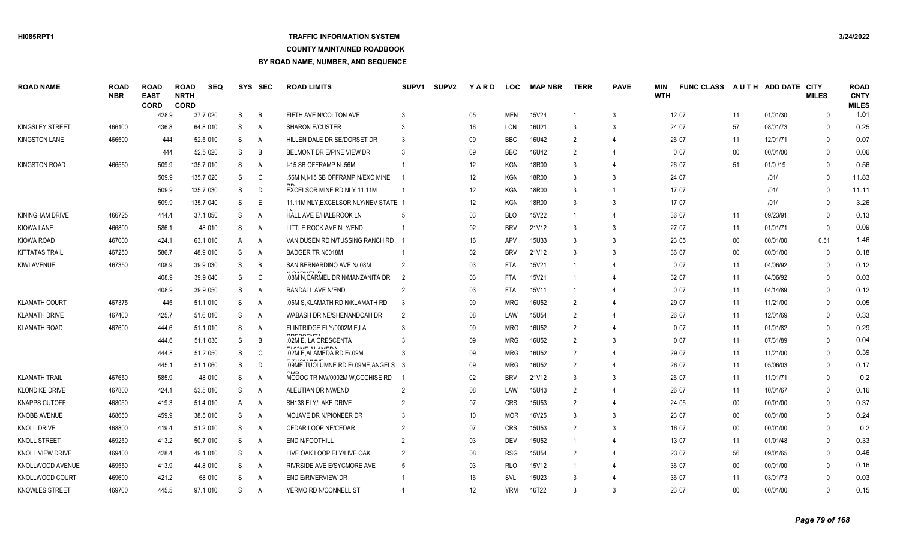# TRAFFIC INFORMATION SYSTEM

## COUNTY MAINTAINED ROADBOOK

### BY ROAD NAME, NUMBER, AND SEQUENCE

HI085RPT1 — 3/24/2022

| ROAD NAME | ROAD NBR | ROAD EAST CORD | ROAD NRTH CORD | SEQ | SYS | SEC | ROAD LIMITS | SUPV1 | SUPV2 | YARD | LOC | MAP NBR | TERR | PAVE | MIN WTH | FUNC CLASS | AUTH | ADD DATE | CITY MILES | ROAD CNTY MILES |
|---|---|---|---|---|---|---|---|---|---|---|---|---|---|---|---|---|---|---|---|---|
| | | 428.9 | 37.7 | 020 | S | B | FIFTH AVE N/COLTON AVE | 3 | | 05 | MEN | 15V24 | 1 | 3 | 12 | 07 | 11 | 01/01/30 | 0 | 1.01 |
| KINGSLEY STREET | 466100 | 436.8 | 64.8 | 010 | S | A | SHARON E/CUSTER | 3 | | 16 | LCN | 16U21 | 3 | 3 | 24 | 07 | 57 | 08/01/73 | 0 | 0.25 |
| KINGSTON LANE | 466500 | 444 | 52.5 | 010 | S | A | HILLEN DALE DR SE/DORSET DR | 3 | | 09 | BBC | 16U42 | 2 | 4 | 26 | 07 | 11 | 12/01/71 | 0 | 0.07 |
| | | 444 | 52.5 | 020 | S | B | BELMONT DR E/PINE VIEW DR | 3 | | 09 | BBC | 16U42 | 2 | 4 | 0 | 07 | 00 | 00/01/00 | 0 | 0.06 |
| KINGSTON ROAD | 466550 | 509.9 | 135.7 | 010 | S | A | I-15 SB OFFRAMP N .56M | 1 | | 12 | KGN | 18R00 | 3 | 4 | 26 | 07 | 51 | 01/0 /19 | 0 | 0.56 |
| | | 509.9 | 135.7 | 020 | S | C | .56M N,I-15 SB OFFRAMP N/EXC MINE RD | 1 | | 12 | KGN | 18R00 | 3 | 3 | 24 | 07 | | /01/ | 0 | 11.83 |
| | | 509.9 | 135.7 | 030 | S | D | EXCELSOR MINE RD NLY 11.11M | 1 | | 12 | KGN | 18R00 | 3 | 1 | 17 | 07 | | /01/ | 0 | 11.11 |
| | | 509.9 | 135.7 | 040 | S | E | 11.11M NLY,EXCELSOR NLY/NEV STATE LN | 1 | | 12 | KGN | 18R00 | 3 | 3 | 17 | 07 | | /01/ | 0 | 3.26 |
| KININGHAM DRIVE | 466725 | 414.4 | 37.1 | 050 | S | A | HALL AVE E/HALBROOK LN | 5 | | 03 | BLO | 15V22 | 1 | 4 | 36 | 07 | 11 | 09/23/91 | 0 | 0.13 |
| KIOWA LANE | 466800 | 586.1 | 48 | 010 | S | A | LITTLE ROCK AVE NLY/END | 1 | | 02 | BRV | 21V12 | 3 | 3 | 27 | 07 | 11 | 01/01/71 | 0 | 0.09 |
| KIOWA ROAD | 467000 | 424.1 | 63.1 | 010 | A | A | VAN DUSEN RD N/TUSSING RANCH RD | 1 | | 16 | APV | 15U33 | 3 | 3 | 23 | 05 | 00 | 00/01/00 | 0.51 | 1.46 |
| KITTATAS TRAIL | 467250 | 586.7 | 48.9 | 010 | S | A | BADGER TR N0018M | 1 | | 02 | BRV | 21V12 | 3 | 3 | 36 | 07 | 00 | 00/01/00 | 0 | 0.18 |
| KIWI AVENUE | 467350 | 408.9 | 39.9 | 030 | S | B | SAN BERNARDINO AVE N/.08M | 2 | | 03 | FTA | 15V21 | 1 | 4 | 0 | 07 | 11 | 04/06/92 | 0 | 0.12 |
| | | 408.9 | 39.9 | 040 | S | C | .08M N,CARMEL DR N/MANZANITA DR | 2 | | 03 | FTA | 15V21 | 1 | 4 | 32 | 07 | 11 | 04/06/92 | 0 | 0.03 |
| | | 408.9 | 39.9 | 050 | S | A | RANDALL AVE N/END | 2 | | 03 | FTA | 15V11 | 1 | 4 | 0 | 07 | 11 | 04/14/89 | 0 | 0.12 |
| KLAMATH COURT | 467375 | 445 | 51.1 | 010 | S | A | .05M S,KLAMATH RD N/KLAMATH RD | 3 | | 09 | MRG | 16U52 | 2 | 4 | 29 | 07 | 11 | 11/21/00 | 0 | 0.05 |
| KLAMATH DRIVE | 467400 | 425.7 | 51.6 | 010 | S | A | WABASH DR NE/SHENANDOAH DR | 2 | | 08 | LAW | 15U54 | 2 | 4 | 26 | 07 | 11 | 12/01/69 | 0 | 0.33 |
| KLAMATH ROAD | 467600 | 444.6 | 51.1 | 010 | S | A | FLINTRIDGE ELY/0002M E,LA CRESCENTA | 3 | | 09 | MRG | 16U52 | 2 | 4 | 0 | 07 | 11 | 01/01/82 | 0 | 0.29 |
| | | 444.6 | 51.1 | 030 | S | B | .02M E, LA CRESCENTA E/.02ME,ALAMEDA | 3 | | 09 | MRG | 16U52 | 2 | 3 | 0 | 07 | 11 | 07/31/89 | 0 | 0.04 |
| | | 444.8 | 51.2 | 050 | S | C | .02M E,ALAMEDA RD E/.09M E,TUOLUMNE | 3 | | 09 | MRG | 16U52 | 2 | 4 | 29 | 07 | 11 | 11/21/00 | 0 | 0.39 |
| | | 445.1 | 51.1 | 060 | S | D | .09ME,TUOLUMNE RD E/.09ME,ANGELS CMP | 3 | | 09 | MRG | 16U52 | 2 | 4 | 26 | 07 | 11 | 05/06/03 | 0 | 0.17 |
| KLAMATH TRAIL | 467650 | 585.9 | 48 | 010 | S | A | MODOC TR NW/0002M W,COCHISE RD | 1 | | 02 | BRV | 21V12 | 3 | 3 | 26 | 07 | 11 | 11/01/71 | 0 | 0.2 |
| KLONDIKE DRIVE | 467800 | 424.1 | 53.5 | 010 | S | A | ALEUTIAN DR NW/END | 2 | | 08 | LAW | 15U43 | 2 | 4 | 26 | 07 | 11 | 10/01/67 | 0 | 0.16 |
| KNAPPS CUTOFF | 468050 | 419.3 | 51.4 | 010 | A | A | SH138 ELY/LAKE DRIVE | 2 | | 07 | CRS | 15U53 | 2 | 4 | 24 | 05 | 00 | 00/01/00 | 0 | 0.37 |
| KNOBB AVENUE | 468650 | 459.9 | 38.5 | 010 | S | A | MOJAVE DR N/PIONEER DR | 3 | | 10 | MOR | 16V25 | 3 | 3 | 23 | 07 | 00 | 00/01/00 | 0 | 0.24 |
| KNOLL DRIVE | 468800 | 419.4 | 51.2 | 010 | S | A | CEDAR LOOP NE/CEDAR | 2 | | 07 | CRS | 15U53 | 2 | 3 | 16 | 07 | 00 | 00/01/00 | 0 | 0.2 |
| KNOLL STREET | 469250 | 413.2 | 50.7 | 010 | S | A | END N/FOOTHILL | 2 | | 03 | DEV | 15U52 | 1 | 4 | 13 | 07 | 11 | 01/01/48 | 0 | 0.33 |
| KNOLL VIEW DRIVE | 469400 | 428.4 | 49.1 | 010 | S | A | LIVE OAK LOOP ELY/LIVE OAK | 2 | | 08 | RSG | 15U54 | 2 | 4 | 23 | 07 | 56 | 09/01/65 | 0 | 0.46 |
| KNOLLWOOD AVENUE | 469550 | 413.9 | 44.8 | 010 | S | A | RIVRSIDE AVE E/SYCMORE AVE | 5 | | 03 | RLO | 15V12 | 1 | 4 | 36 | 07 | 00 | 00/01/00 | 0 | 0.16 |
| KNOLLWOOD COURT | 469600 | 421.2 | 68 | 010 | S | A | END E/RIVERVIEW DR | 1 | | 16 | SVL | 15U23 | 3 | 4 | 36 | 07 | 11 | 03/01/73 | 0 | 0.03 |
| KNOWLES STREET | 469700 | 445.5 | 97.1 | 010 | S | A | YERMO RD N/CONNELL ST | 1 | | 12 | YRM | 16T22 | 3 | 3 | 23 | 07 | 00 | 00/01/00 | 0 | 0.15 |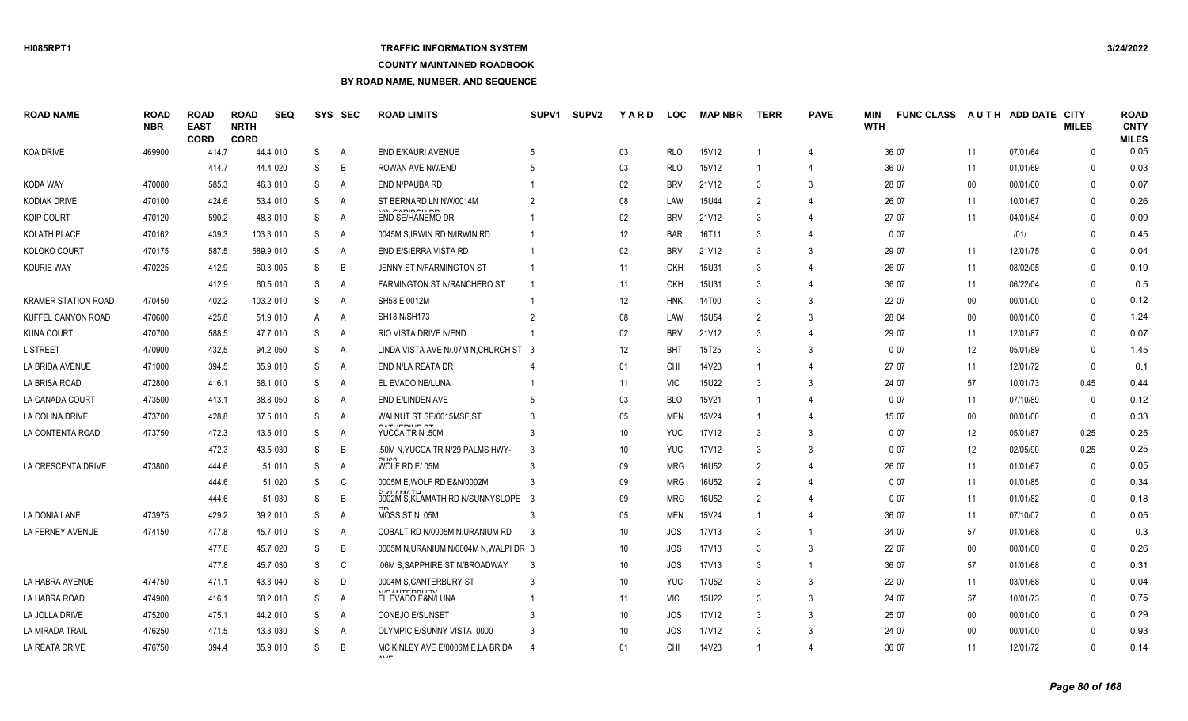**TRAFFIC INFORMATION SYSTEM**

**COUNTY MAINTAINED ROADBOOK**

**BY ROAD NAME, NUMBER, AND SEQUENCE**

HI085RPT1 3/24/2022

| ROAD NAME | ROAD NBR | ROAD EAST CORD | ROAD NRTH CORD | SEQ | SYS | SEC | ROAD LIMITS | SUPV1 | SUPV2 | YARD | LOC | MAP NBR | TERR | PAVE | MIN WTH | FUNC CLASS | AUTH | ADD DATE | CITY MILES | ROAD CNTY MILES |
|---|---|---|---|---|---|---|---|---|---|---|---|---|---|---|---|---|---|---|---|---|
| KOA DRIVE | 469900 | 414.7 | 44.4 | 010 | S | A | END E/KAURI AVENUE | 5 | | 03 | RLO | 15V12 | 1 | 4 | 36 | 07 | 11 | 07/01/64 | 0 | 0.05 |
| | | 414.7 | 44.4 | 020 | S | B | ROWAN AVE NW/END | 5 | | 03 | RLO | 15V12 | 1 | 4 | 36 | 07 | 11 | 01/01/69 | 0 | 0.03 |
| KODA WAY | 470080 | 585.3 | 46.3 | 010 | S | A | END N/PAUBA RD | 1 | | 02 | BRV | 21V12 | 3 | 3 | 28 | 07 | 00 | 00/01/00 | 0 | 0.07 |
| KODIAK DRIVE | 470100 | 424.6 | 53.4 | 010 | S | A | ST BERNARD LN NW/0014M | 2 | | 08 | LAW | 15U44 | 2 | 4 | 26 | 07 | 11 | 10/01/67 | 0 | 0.26 |
| KOIP COURT | 470120 | 590.2 | 48.8 | 010 | S | A | END SE/HANEMO DR | 1 | | 02 | BRV | 21V12 | 3 | 4 | 27 | 07 | 11 | 04/01/84 | 0 | 0.09 |
| KOLATH PLACE | 470162 | 439.3 | 103.3 | 010 | S | A | 0045M S,IRWIN RD N/IRWIN RD | 1 | | 12 | BAR | 16T11 | 3 | 4 | 0 | 07 | | /01/ | 0 | 0.45 |
| KOLOKO COURT | 470175 | 587.5 | 589.9 | 010 | S | A | END E/SIERRA VISTA RD | 1 | | 02 | BRV | 21V12 | 3 | 3 | 29 | 07 | 11 | 12/01/75 | 0 | 0.04 |
| KOURIE WAY | 470225 | 412.9 | 60.3 | 005 | S | B | JENNY ST N/FARMINGTON ST | 1 | | 11 | OKH | 15U31 | 3 | 4 | 26 | 07 | 11 | 08/02/05 | 0 | 0.19 |
| | | 412.9 | 60.5 | 010 | S | A | FARMINGTON ST N/RANCHERO ST | 1 | | 11 | OKH | 15U31 | 3 | 4 | 36 | 07 | 11 | 06/22/04 | 0 | 0.5 |
| KRAMER STATION ROAD | 470450 | 402.2 | 103.2 | 010 | S | A | SH58 E 0012M | 1 | | 12 | HNK | 14T00 | 3 | 3 | 22 | 07 | 00 | 00/01/00 | 0 | 0.12 |
| KUFFEL CANYON ROAD | 470600 | 425.8 | 51.9 | 010 | A | A | SH18 N/SH173 | 2 | | 08 | LAW | 15U54 | 2 | 3 | 28 | 04 | 00 | 00/01/00 | 0 | 1.24 |
| KUNA COURT | 470700 | 588.5 | 47.7 | 010 | S | A | RIO VISTA DRIVE N/END | 1 | | 02 | BRV | 21V12 | 3 | 4 | 29 | 07 | 11 | 12/01/87 | 0 | 0.07 |
| L STREET | 470900 | 432.5 | 94.2 | 050 | S | A | LINDA VISTA AVE N/.07M N,CHURCH ST | 3 | | 12 | BHT | 15T25 | 3 | 3 | 0 | 07 | 12 | 05/01/89 | 0 | 1.45 |
| LA BRIDA AVENUE | 471000 | 394.5 | 35.9 | 010 | S | A | END N/LA REATA DR | 4 | | 01 | CHI | 14V23 | 1 | 4 | 27 | 07 | 11 | 12/01/72 | 0 | 0.1 |
| LA BRISA ROAD | 472800 | 416.1 | 68.1 | 010 | S | A | EL EVADO NE/LUNA | 1 | | 11 | VIC | 15U22 | 3 | 3 | 24 | 07 | 57 | 10/01/73 | 0.45 | 0.44 |
| LA CANADA COURT | 473500 | 413.1 | 38.8 | 050 | S | A | END E/LINDEN AVE | 5 | | 03 | BLO | 15V21 | 1 | 4 | 0 | 07 | 11 | 07/10/89 | 0 | 0.12 |
| LA COLINA DRIVE | 473700 | 428.8 | 37.5 | 010 | S | A | WALNUT ST SE/0015MSE,ST CATHERINE ST | 3 | | 05 | MEN | 15V24 | 1 | 4 | 15 | 07 | 00 | 00/01/00 | 0 | 0.33 |
| LA CONTENTA ROAD | 473750 | 472.3 | 43.5 | 010 | S | A | YUCCA TR N .50M | 3 | | 10 | YUC | 17V12 | 3 | 3 | 0 | 07 | 12 | 05/01/87 | 0.25 | 0.25 |
| | | 472.3 | 43.5 | 030 | S | B | .50M N,YUCCA TR N/29 PALMS HWY-SH62 | 3 | | 10 | YUC | 17V12 | 3 | 3 | 0 | 07 | 12 | 02/05/90 | 0.25 | 0.25 |
| LA CRESCENTA DRIVE | 473800 | 444.6 | 51 | 010 | S | A | WOLF RD E/.05M | 3 | | 09 | MRG | 16U52 | 2 | 4 | 26 | 07 | 11 | 01/01/67 | 0 | 0.05 |
| | | 444.6 | 51 | 020 | S | C | 0005M E,WOLF RD E&N/0002M S,KLAMATH | 3 | | 09 | MRG | 16U52 | 2 | 4 | 0 | 07 | 11 | 01/01/85 | 0 | 0.34 |
| | | 444.6 | 51 | 030 | S | B | 0002M S,KLAMATH RD N/SUNNYSLOPE DR | 3 | | 09 | MRG | 16U52 | 2 | 4 | 0 | 07 | 11 | 01/01/82 | 0 | 0.18 |
| LA DONIA LANE | 473975 | 429.2 | 39.2 | 010 | S | A | MOSS ST N .05M | 3 | | 05 | MEN | 15V24 | 1 | 4 | 36 | 07 | 11 | 07/10/07 | 0 | 0.05 |
| LA FERNEY AVENUE | 474150 | 477.8 | 45.7 | 010 | S | A | COBALT RD N/0005M N,URANIUM RD | 3 | | 10 | JOS | 17V13 | 3 | 1 | 34 | 07 | 57 | 01/01/68 | 0 | 0.3 |
| | | 477.8 | 45.7 | 020 | S | B | 0005M N,URANIUM N/0004M N,WALPI DR | 3 | | 10 | JOS | 17V13 | 3 | 3 | 22 | 07 | 00 | 00/01/00 | 0 | 0.26 |
| | | 477.8 | 45.7 | 030 | S | C | .06M S,SAPPHIRE ST N/BROADWAY | 3 | | 10 | JOS | 17V13 | 3 | 1 | 36 | 07 | 57 | 01/01/68 | 0 | 0.31 |
| LA HABRA AVENUE | 474750 | 471.1 | 43.3 | 040 | S | D | 0004M S,CANTERBURY ST N/CANTERBURY | 3 | | 10 | YUC | 17U52 | 3 | 3 | 22 | 07 | 11 | 03/01/68 | 0 | 0.04 |
| LA HABRA ROAD | 474900 | 416.1 | 68.2 | 010 | S | A | EL EVADO E&N/LUNA | 1 | | 11 | VIC | 15U22 | 3 | 3 | 24 | 07 | 57 | 10/01/73 | 0 | 0.75 |
| LA JOLLA DRIVE | 475200 | 475.1 | 44.2 | 010 | S | A | CONEJO E/SUNSET | 3 | | 10 | JOS | 17V12 | 3 | 3 | 25 | 07 | 00 | 00/01/00 | 0 | 0.29 |
| LA MIRADA TRAIL | 476250 | 471.5 | 43.3 | 030 | S | A | OLYMPIC E/SUNNY VISTA 0000 | 3 | | 10 | JOS | 17V12 | 3 | 3 | 24 | 07 | 00 | 00/01/00 | 0 | 0.93 |
| LA REATA DRIVE | 476750 | 394.4 | 35.9 | 010 | S | B | MC KINLEY AVE E/0006M E,LA BRIDA AVE | 4 | | 01 | CHI | 14V23 | 1 | 4 | 36 | 07 | 11 | 12/01/72 | 0 | 0.14 |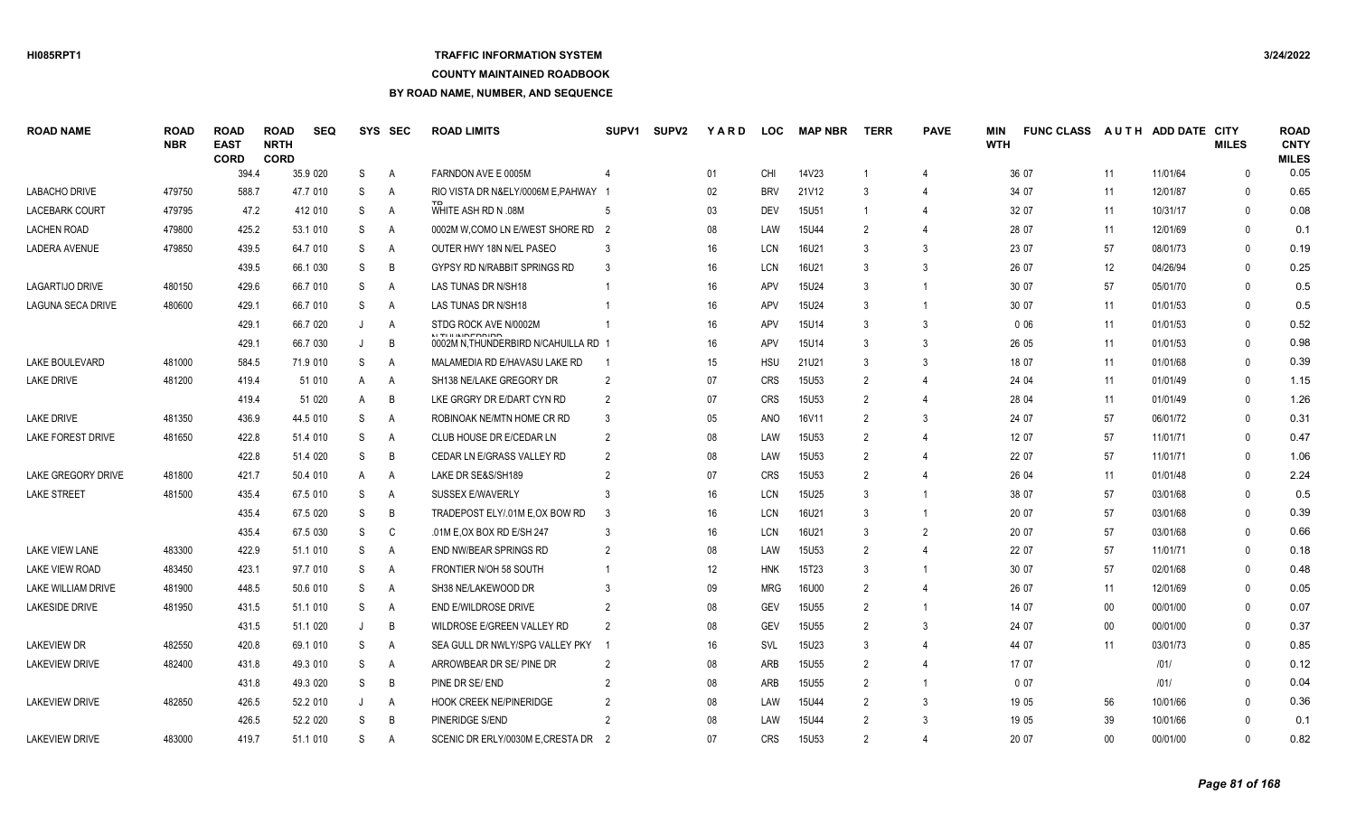| ROAD NAME | ROAD NBR | ROAD EAST CORD | ROAD NRTH CORD | SEQ | SYS | SEC | ROAD LIMITS | SUPV1 | SUPV2 | YARD | LOC | MAP NBR | TERR | PAVE | MIN WTH | FUNC CLASS | AUTH | ADD DATE | CITY MILES | ROAD CNTY MILES |
|---|---|---|---|---|---|---|---|---|---|---|---|---|---|---|---|---|---|---|---|---|
| | | 394.4 | 35.9 | 020 | S | A | FARNDON AVE E 0005M | 4 | | 01 | CHI | 14V23 | 1 | 4 | 36 | 07 | 11 | 11/01/64 | 0 | 0.05 |
| LABACHO DRIVE | 479750 | 588.7 | 47.7 | 010 | S | A | RIO VISTA DR N&ELY/0006M E,PAHWAY | 1 | | 02 | BRV | 21V12 | 3 | 4 | 34 | 07 | 11 | 12/01/87 | 0 | 0.65 |
| LACEBARK COURT | 479795 | 47.2 | 412 | 010 | S | A | WHITE ASH RD N .08M | 5 | | 03 | DEV | 15U51 | 1 | 4 | 32 | 07 | 11 | 10/31/17 | 0 | 0.08 |
| LACHEN ROAD | 479800 | 425.2 | 53.1 | 010 | S | A | 0002M W,COMO LN E/WEST SHORE RD | 2 | | 08 | LAW | 15U44 | 2 | 4 | 28 | 07 | 11 | 12/01/69 | 0 | 0.1 |
| LADERA AVENUE | 479850 | 439.5 | 64.7 | 010 | S | A | OUTER HWY 18N N/EL PASEO | 3 | | 16 | LCN | 16U21 | 3 | 3 | 23 | 07 | 57 | 08/01/73 | 0 | 0.19 |
| | | 439.5 | 66.1 | 030 | S | B | GYPSY RD N/RABBIT SPRINGS RD | 3 | | 16 | LCN | 16U21 | 3 | 3 | 26 | 07 | 12 | 04/26/94 | 0 | 0.25 |
| LAGARTIJO DRIVE | 480150 | 429.6 | 66.7 | 010 | S | A | LAS TUNAS DR N/SH18 | 1 | | 16 | APV | 15U24 | 3 | 1 | 30 | 07 | 57 | 05/01/70 | 0 | 0.5 |
| LAGUNA SECA DRIVE | 480600 | 429.1 | 66.7 | 010 | S | A | LAS TUNAS DR N/SH18 | 1 | | 16 | APV | 15U24 | 3 | 1 | 30 | 07 | 11 | 01/01/53 | 0 | 0.5 |
| | | 429.1 | 66.7 | 020 | J | A | STDG ROCK AVE N/0002M | 1 | | 16 | APV | 15U14 | 3 | 3 | 0 | 06 | 11 | 01/01/53 | 0 | 0.52 |
| | | 429.1 | 66.7 | 030 | J | B | 0002M N,THUNDERBIRD N/CAHUILLA RD | 1 | | 16 | APV | 15U14 | 3 | 3 | 26 | 05 | 11 | 01/01/53 | 0 | 0.98 |
| LAKE BOULEVARD | 481000 | 584.5 | 71.9 | 010 | S | A | MALAMEDIA RD E/HAVASU LAKE RD | 1 | | 15 | HSU | 21U21 | 3 | 3 | 18 | 07 | 11 | 01/01/68 | 0 | 0.39 |
| LAKE DRIVE | 481200 | 419.4 | 51 | 010 | A | A | SH138 NE/LAKE GREGORY DR | 2 | | 07 | CRS | 15U53 | 2 | 4 | 24 | 04 | 11 | 01/01/49 | 0 | 1.15 |
| | | 419.4 | 51 | 020 | A | B | LKE GRGRY DR E/DART CYN RD | 2 | | 07 | CRS | 15U53 | 2 | 4 | 28 | 04 | 11 | 01/01/49 | 0 | 1.26 |
| LAKE DRIVE | 481350 | 436.9 | 44.5 | 010 | S | A | ROBINOAK NE/MTN HOME CR RD | 3 | | 05 | ANO | 16V11 | 2 | 3 | 24 | 07 | 57 | 06/01/72 | 0 | 0.31 |
| LAKE FOREST DRIVE | 481650 | 422.8 | 51.4 | 010 | S | A | CLUB HOUSE DR E/CEDAR LN | 2 | | 08 | LAW | 15U53 | 2 | 4 | 12 | 07 | 57 | 11/01/71 | 0 | 0.47 |
| | | 422.8 | 51.4 | 020 | S | B | CEDAR LN E/GRASS VALLEY RD | 2 | | 08 | LAW | 15U53 | 2 | 4 | 22 | 07 | 57 | 11/01/71 | 0 | 1.06 |
| LAKE GREGORY DRIVE | 481800 | 421.7 | 50.4 | 010 | A | A | LAKE DR SE&S/SH189 | 2 | | 07 | CRS | 15U53 | 2 | 4 | 26 | 04 | 11 | 01/01/48 | 0 | 2.24 |
| LAKE STREET | 481500 | 435.4 | 67.5 | 010 | S | A | SUSSEX E/WAVERLY | 3 | | 16 | LCN | 15U25 | 3 | 1 | 38 | 07 | 57 | 03/01/68 | 0 | 0.5 |
| | | 435.4 | 67.5 | 020 | S | B | TRADEPOST ELY/.01M E,OX BOW RD | 3 | | 16 | LCN | 16U21 | 3 | 1 | 20 | 07 | 57 | 03/01/68 | 0 | 0.39 |
| | | 435.4 | 67.5 | 030 | S | C | .01M E,OX BOX RD E/SH 247 | 3 | | 16 | LCN | 16U21 | 3 | 2 | 20 | 07 | 57 | 03/01/68 | 0 | 0.66 |
| LAKE VIEW LANE | 483300 | 422.9 | 51.1 | 010 | S | A | END NW/BEAR SPRINGS RD | 2 | | 08 | LAW | 15U53 | 2 | 4 | 22 | 07 | 57 | 11/01/71 | 0 | 0.18 |
| LAKE VIEW ROAD | 483450 | 423.1 | 97.7 | 010 | S | A | FRONTIER N/OH 58 SOUTH | 1 | | 12 | HNK | 15T23 | 3 | 1 | 30 | 07 | 57 | 02/01/68 | 0 | 0.48 |
| LAKE WILLIAM DRIVE | 481900 | 448.5 | 50.6 | 010 | S | A | SH38 NE/LAKEWOOD DR | 3 | | 09 | MRG | 16U00 | 2 | 4 | 26 | 07 | 11 | 12/01/69 | 0 | 0.05 |
| LAKESIDE DRIVE | 481950 | 431.5 | 51.1 | 010 | S | A | END E/WILDROSE DRIVE | 2 | | 08 | GEV | 15U55 | 2 | 1 | 14 | 07 | 00 | 00/01/00 | 0 | 0.07 |
| | | 431.5 | 51.1 | 020 | J | B | WILDROSE E/GREEN VALLEY RD | 2 | | 08 | GEV | 15U55 | 2 | 3 | 24 | 07 | 00 | 00/01/00 | 0 | 0.37 |
| LAKEVIEW DR | 482550 | 420.8 | 69.1 | 010 | S | A | SEA GULL DR NWLY/SPG VALLEY PKY | 1 | | 16 | SVL | 15U23 | 3 | 4 | 44 | 07 | 11 | 03/01/73 | 0 | 0.85 |
| LAKEVIEW DRIVE | 482400 | 431.8 | 49.3 | 010 | S | A | ARROWBEAR DR SE/ PINE DR | 2 | | 08 | ARB | 15U55 | 2 | 4 | 17 | 07 | | /01/ | 0 | 0.12 |
| | | 431.8 | 49.3 | 020 | S | B | PINE DR SE/ END | 2 | | 08 | ARB | 15U55 | 2 | 1 | 0 | 07 | | /01/ | 0 | 0.04 |
| LAKEVIEW DRIVE | 482850 | 426.5 | 52.2 | 010 | J | A | HOOK CREEK NE/PINERIDGE | 2 | | 08 | LAW | 15U44 | 2 | 3 | 19 | 05 | 56 | 10/01/66 | 0 | 0.36 |
| | | 426.5 | 52.2 | 020 | S | B | PINERIDGE S/END | 2 | | 08 | LAW | 15U44 | 2 | 3 | 19 | 05 | 39 | 10/01/66 | 0 | 0.1 |
| LAKEVIEW DRIVE | 483000 | 419.7 | 51.1 | 010 | S | A | SCENIC DR ERLY/0030M E,CRESTA DR | 2 | | 07 | CRS | 15U53 | 2 | 4 | 20 | 07 | 00 | 00/01/00 | 0 | 0.82 |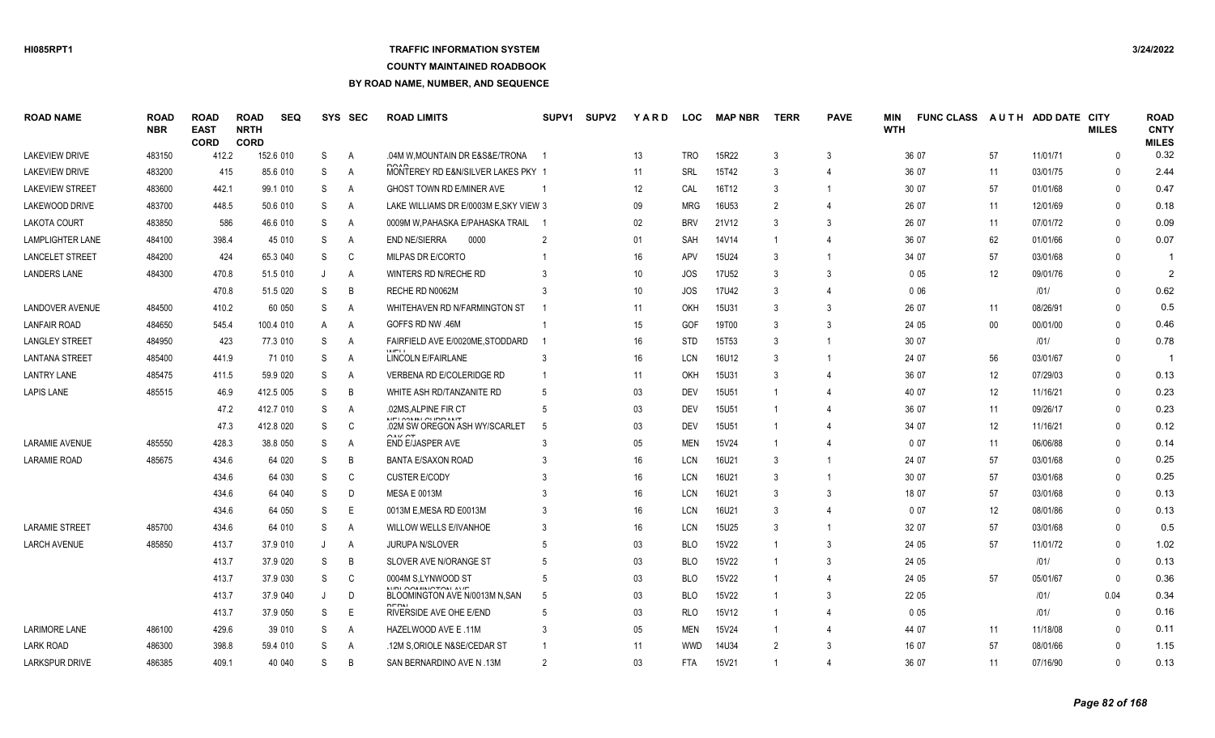HI085RPT1

**TRAFFIC INFORMATION SYSTEM**

**COUNTY MAINTAINED ROADBOOK**

**BY ROAD NAME, NUMBER, AND SEQUENCE**

3/24/2022

| ROAD NAME | ROAD NBR | ROAD EAST CORD | ROAD NRTH CORD | SEQ | SYS | SEC | ROAD LIMITS | SUPV1 | SUPV2 | YARD | LOC | MAP NBR | TERR | PAVE | MIN WTH | FUNC CLASS | AUTH | ADD DATE | CITY MILES | ROAD CNTY MILES |
|---|---|---|---|---|---|---|---|---|---|---|---|---|---|---|---|---|---|---|---|---|
| LAKEVIEW DRIVE | 483150 | 412.2 | 152.6 | 010 | S | A | .04M W,MOUNTAIN DR E&S&E/TRONA ROAD | 1 | | 13 | TRO | 15R22 | 3 | 3 | 36 | 07 | 57 | 11/01/71 | 0 | 0.32 |
| LAKEVIEW DRIVE | 483200 | 415 | 85.6 | 010 | S | A | MONTEREY RD E&N/SILVER LAKES PKY | 1 | | 11 | SRL | 15T42 | 3 | 4 | 36 | 07 | 11 | 03/01/75 | 0 | 2.44 |
| LAKEVIEW STREET | 483600 | 442.1 | 99.1 | 010 | S | A | GHOST TOWN RD E/MINER AVE | 1 | | 12 | CAL | 16T12 | 3 | 1 | 30 | 07 | 57 | 01/01/68 | 0 | 0.47 |
| LAKEWOOD DRIVE | 483700 | 448.5 | 50.6 | 010 | S | A | LAKE WILLIAMS DR E/0003M E,SKY VIEW | 3 | | 09 | MRG | 16U53 | 2 | 4 | 26 | 07 | 11 | 12/01/69 | 0 | 0.18 |
| LAKOTA COURT | 483850 | 586 | 46.6 | 010 | S | A | 0009M W,PAHASKA E/PAHASKA TRAIL | 1 | | 02 | BRV | 21V12 | 3 | 3 | 26 | 07 | 11 | 07/01/72 | 0 | 0.09 |
| LAMPLIGHTER LANE | 484100 | 398.4 | 45 | 010 | S | A | END NE/SIERRA 0000 | 2 | | 01 | SAH | 14V14 | 1 | 4 | 36 | 07 | 62 | 01/01/66 | 0 | 0.07 |
| LANCELET STREET | 484200 | 424 | 65.3 | 040 | S | C | MILPAS DR E/CORTO | 1 | | 16 | APV | 15U24 | 3 | 1 | 34 | 07 | 57 | 03/01/68 | 0 | 1 |
| LANDERS LANE | 484300 | 470.8 | 51.5 | 010 | J | A | WINTERS RD N/RECHE RD | 3 | | 10 | JOS | 17U52 | 3 | 3 | 0 | 05 | 12 | 09/01/76 | 0 | 2 |
| | | 470.8 | 51.5 | 020 | S | B | RECHE RD N0062M | 3 | | 10 | JOS | 17U42 | 3 | 4 | 0 | 06 | | /01/ | 0 | 0.62 |
| LANDOVER AVENUE | 484500 | 410.2 | 60 | 050 | S | A | WHITEHAVEN RD N/FARMINGTON ST | 1 | | 11 | OKH | 15U31 | 3 | 3 | 26 | 07 | 11 | 08/26/91 | 0 | 0.5 |
| LANFAIR ROAD | 484650 | 545.4 | 100.4 | 010 | A | A | GOFFS RD NW .46M | 1 | | 15 | GOF | 19T00 | 3 | 3 | 24 | 05 | 00 | 00/01/00 | 0 | 0.46 |
| LANGLEY STREET | 484950 | 423 | 77.3 | 010 | S | A | FAIRFIELD AVE E/0020ME,STODDARD WELL | 1 | | 16 | STD | 15T53 | 3 | 1 | 30 | 07 | | /01/ | 0 | 0.78 |
| LANTANA STREET | 485400 | 441.9 | 71 | 010 | S | A | LINCOLN E/FAIRLANE | 3 | | 16 | LCN | 16U12 | 3 | 1 | 24 | 07 | 56 | 03/01/67 | 0 | 1 |
| LANTRY LANE | 485475 | 411.5 | 59.9 | 020 | S | A | VERBENA RD E/COLERIDGE RD | 1 | | 11 | OKH | 15U31 | 3 | 4 | 36 | 07 | 12 | 07/29/03 | 0 | 0.13 |
| LAPIS LANE | 485515 | 46.9 | 412.5 | 005 | S | B | WHITE ASH RD/TANZANITE RD | 5 | | 03 | DEV | 15U51 | 1 | 4 | 40 | 07 | 12 | 11/16/21 | 0 | 0.23 |
| | | 47.2 | 412.7 | 010 | S | A | .02MS,ALPINE FIR CT | 5 | | 03 | DEV | 15U51 | 1 | 4 | 36 | 07 | 11 | 09/26/17 | 0 | 0.23 |
| | | 47.3 | 412.8 | 020 | S | C | .02M SW OREGON ASH WY/SCARLET OAK CT | 5 | | 03 | DEV | 15U51 | 1 | 4 | 34 | 07 | 12 | 11/16/21 | 0 | 0.12 |
| LARAMIE AVENUE | 485550 | 428.3 | 38.8 | 050 | S | A | END E/JASPER AVE | 3 | | 05 | MEN | 15V24 | 1 | 4 | 0 | 07 | 11 | 06/06/88 | 0 | 0.14 |
| LARAMIE ROAD | 485675 | 434.6 | 64 | 020 | S | B | BANTA E/SAXON ROAD | 3 | | 16 | LCN | 16U21 | 3 | 1 | 24 | 07 | 57 | 03/01/68 | 0 | 0.25 |
| | | 434.6 | 64 | 030 | S | C | CUSTER E/CODY | 3 | | 16 | LCN | 16U21 | 3 | 1 | 30 | 07 | 57 | 03/01/68 | 0 | 0.25 |
| | | 434.6 | 64 | 040 | S | D | MESA E 0013M | 3 | | 16 | LCN | 16U21 | 3 | 3 | 18 | 07 | 57 | 03/01/68 | 0 | 0.13 |
| | | 434.6 | 64 | 050 | S | E | 0013M E,MESA RD E0013M | 3 | | 16 | LCN | 16U21 | 3 | 4 | 0 | 07 | 12 | 08/01/86 | 0 | 0.13 |
| LARAMIE STREET | 485700 | 434.6 | 64 | 010 | S | A | WILLOW WELLS E/IVANHOE | 3 | | 16 | LCN | 15U25 | 3 | 1 | 32 | 07 | 57 | 03/01/68 | 0 | 0.5 |
| LARCH AVENUE | 485850 | 413.7 | 37.9 | 010 | J | A | JURUPA N/SLOVER | 5 | | 03 | BLO | 15V22 | 1 | 3 | 24 | 05 | 57 | 11/01/72 | 0 | 1.02 |
| | | 413.7 | 37.9 | 020 | S | B | SLOVER AVE N/ORANGE ST | 5 | | 03 | BLO | 15V22 | 1 | 3 | 24 | 05 | | /01/ | 0 | 0.13 |
| | | 413.7 | 37.9 | 030 | S | C | 0004M S,LYNWOOD ST | 5 | | 03 | BLO | 15V22 | 1 | 4 | 24 | 05 | 57 | 05/01/67 | 0 | 0.36 |
| | | 413.7 | 37.9 | 040 | J | D | N/BLOOMINGTON AVE BLOOMINGTON AVE N/0013M N,SAN BERN | 5 | | 03 | BLO | 15V22 | 1 | 3 | 22 | 05 | | /01/ | 0.04 | 0.34 |
| | | 413.7 | 37.9 | 050 | S | E | RIVERSIDE AVE OHE E/END | 5 | | 03 | RLO | 15V12 | 1 | 4 | 0 | 05 | | /01/ | 0 | 0.16 |
| LARIMORE LANE | 486100 | 429.6 | 39 | 010 | S | A | HAZELWOOD AVE E .11M | 3 | | 05 | MEN | 15V24 | 1 | 4 | 44 | 07 | 11 | 11/18/08 | 0 | 0.11 |
| LARK ROAD | 486300 | 398.8 | 59.4 | 010 | S | A | .12M S,ORIOLE N&SE/CEDAR ST | 1 | | 11 | WWD | 14U34 | 2 | 3 | 16 | 07 | 57 | 08/01/66 | 0 | 1.15 |
| LARKSPUR DRIVE | 486385 | 409.1 | 40 | 040 | S | B | SAN BERNARDINO AVE N .13M | 2 | | 03 | FTA | 15V21 | 1 | 4 | 36 | 07 | 11 | 07/16/90 | 0 | 0.13 |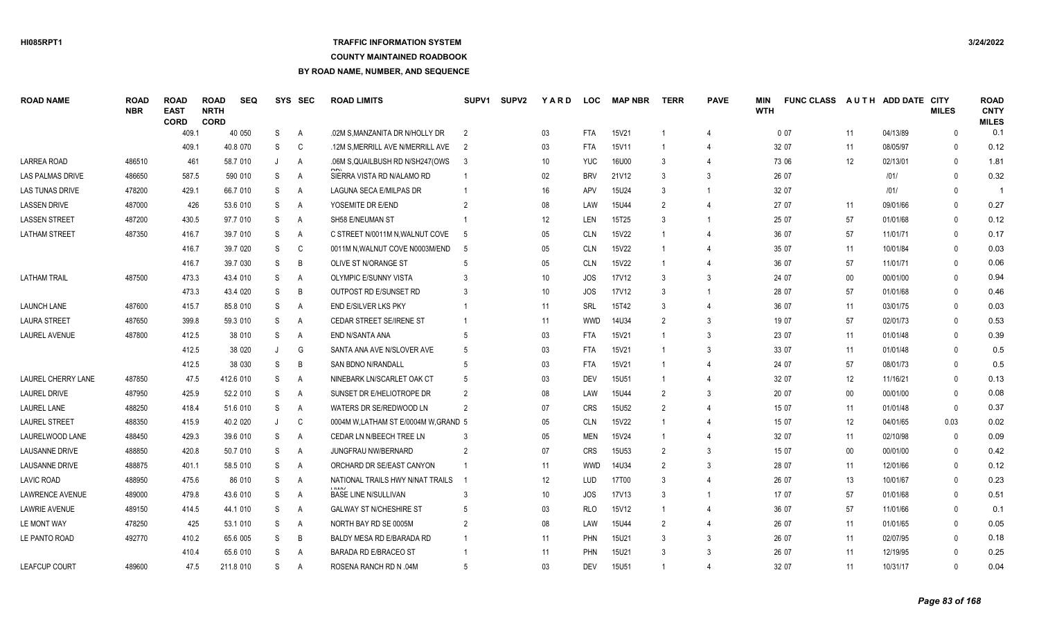**HI085RPT1**

**TRAFFIC INFORMATION SYSTEM**

**COUNTY MAINTAINED ROADBOOK**

**BY ROAD NAME, NUMBER, AND SEQUENCE**

3/24/2022

| ROAD NAME | ROAD NBR | ROAD EAST CORD | ROAD NRTH CORD | SEQ | SYS | SEC | ROAD LIMITS | SUPV1 | SUPV2 | YARD | LOC | MAP NBR | TERR | PAVE | MIN WTH | FUNC CLASS | AUTH | ADD DATE | CITY MILES | ROAD CNTY MILES |
|---|---|---|---|---|---|---|---|---|---|---|---|---|---|---|---|---|---|---|---|---|
| | | 409.1 | 40 | 050 | S | A | .02M S,MANZANITA DR N/HOLLY DR | 2 | | 03 | FTA | 15V21 | 1 | 4 | 0 | 07 | 11 | 04/13/89 | 0 | 0.1 |
| | | 409.1 | 40.8 | 070 | S | C | .12M S,MERRILL AVE N/MERRILL AVE | 2 | | 03 | FTA | 15V11 | 1 | 4 | 32 | 07 | 11 | 08/05/97 | 0 | 0.12 |
| LARREA ROAD | 486510 | 461 | 58.7 | 010 | J | A | .06M S,QUAILBUSH RD N/SH247(OWS RD) | 3 | | 10 | YUC | 16U00 | 3 | 4 | 73 | 06 | 12 | 02/13/01 | 0 | 1.81 |
| LAS PALMAS DRIVE | 486650 | 587.5 | 590 | 010 | S | A | SIERRA VISTA RD N/ALAMO RD | 1 | | 02 | BRV | 21V12 | 3 | 3 | 26 | 07 | | /01/ | 0 | 0.32 |
| LAS TUNAS DRIVE | 478200 | 429.1 | 66.7 | 010 | S | A | LAGUNA SECA E/MILPAS DR | 1 | | 16 | APV | 15U24 | 3 | 1 | 32 | 07 | | /01/ | 0 | 1 |
| LASSEN DRIVE | 487000 | 426 | 53.6 | 010 | S | A | YOSEMITE DR E/END | 2 | | 08 | LAW | 15U44 | 2 | 4 | 27 | 07 | 11 | 09/01/66 | 0 | 0.27 |
| LASSEN STREET | 487200 | 430.5 | 97.7 | 010 | S | A | SH58 E/NEUMAN ST | 1 | | 12 | LEN | 15T25 | 3 | 1 | 25 | 07 | 57 | 01/01/68 | 0 | 0.12 |
| LATHAM STREET | 487350 | 416.7 | 39.7 | 010 | S | A | C STREET N/0011M N,WALNUT COVE | 5 | | 05 | CLN | 15V22 | 1 | 4 | 36 | 07 | 57 | 11/01/71 | 0 | 0.17 |
| | | 416.7 | 39.7 | 020 | S | C | 0011M N,WALNUT COVE N0003M/END | 5 | | 05 | CLN | 15V22 | 1 | 4 | 35 | 07 | 11 | 10/01/84 | 0 | 0.03 |
| | | 416.7 | 39.7 | 030 | S | B | OLIVE ST N/ORANGE ST | 5 | | 05 | CLN | 15V22 | 1 | 4 | 36 | 07 | 57 | 11/01/71 | 0 | 0.06 |
| LATHAM TRAIL | 487500 | 473.3 | 43.4 | 010 | S | A | OLYMPIC E/SUNNY VISTA | 3 | | 10 | JOS | 17V12 | 3 | 3 | 24 | 07 | 00 | 00/01/00 | 0 | 0.94 |
| | | 473.3 | 43.4 | 020 | S | B | OUTPOST RD E/SUNSET RD | 3 | | 10 | JOS | 17V12 | 3 | 1 | 28 | 07 | 57 | 01/01/68 | 0 | 0.46 |
| LAUNCH LANE | 487600 | 415.7 | 85.8 | 010 | S | A | END E/SILVER LKS PKY | 1 | | 11 | SRL | 15T42 | 3 | 4 | 36 | 07 | 11 | 03/01/75 | 0 | 0.03 |
| LAURA STREET | 487650 | 399.8 | 59.3 | 010 | S | A | CEDAR STREET SE/IRENE ST | 1 | | 11 | WWD | 14U34 | 2 | 3 | 19 | 07 | 57 | 02/01/73 | 0 | 0.53 |
| LAUREL AVENUE | 487800 | 412.5 | 38 | 010 | S | A | END N/SANTA ANA | 5 | | 03 | FTA | 15V21 | 1 | 3 | 23 | 07 | 11 | 01/01/48 | 0 | 0.39 |
| | | 412.5 | 38 | 020 | J | G | SANTA ANA AVE N/SLOVER AVE | 5 | | 03 | FTA | 15V21 | 1 | 3 | 33 | 07 | 11 | 01/01/48 | 0 | 0.5 |
| | | 412.5 | 38 | 030 | S | B | SAN BDNO N/RANDALL | 5 | | 03 | FTA | 15V21 | 1 | 4 | 24 | 07 | 57 | 08/01/73 | 0 | 0.5 |
| LAUREL CHERRY LANE | 487850 | 47.5 | 412.6 | 010 | S | A | NINEBARK LN/SCARLET OAK CT | 5 | | 03 | DEV | 15U51 | 1 | 4 | 32 | 07 | 12 | 11/16/21 | 0 | 0.13 |
| LAUREL DRIVE | 487950 | 425.9 | 52.2 | 010 | S | A | SUNSET DR E/HELIOTROPE DR | 2 | | 08 | LAW | 15U44 | 2 | 3 | 20 | 07 | 00 | 00/01/00 | 0 | 0.08 |
| LAUREL LANE | 488250 | 418.4 | 51.6 | 010 | S | A | WATERS DR SE/REDWOOD LN | 2 | | 07 | CRS | 15U52 | 2 | 4 | 15 | 07 | 11 | 01/01/48 | 0 | 0.37 |
| LAUREL STREET | 488350 | 415.9 | 40.2 | 020 | J | C | 0004M W,LATHAM ST E/0004M W,GRAND | 5 | | 05 | CLN | 15V22 | 1 | 4 | 15 | 07 | 12 | 04/01/65 | 0.03 | 0.02 |
| LAURELWOOD LANE | 488450 | 429.3 | 39.6 | 010 | S | A | CEDAR LN N/BEECH TREE LN | 3 | | 05 | MEN | 15V24 | 1 | 4 | 32 | 07 | 11 | 02/10/98 | 0 | 0.09 |
| LAUSANNE DRIVE | 488850 | 420.8 | 50.7 | 010 | S | A | JUNGFRAU NW/BERNARD | 2 | | 07 | CRS | 15U53 | 2 | 3 | 15 | 07 | 00 | 00/01/00 | 0 | 0.42 |
| LAUSANNE DRIVE | 488875 | 401.1 | 58.5 | 010 | S | A | ORCHARD DR SE/EAST CANYON | 1 | | 11 | WWD | 14U34 | 2 | 3 | 28 | 07 | 11 | 12/01/66 | 0 | 0.12 |
| LAVIC ROAD | 488950 | 475.6 | 86 | 010 | S | A | NATIONAL TRAILS HWY N/NAT TRAILS HWY | 1 | | 12 | LUD | 17T00 | 3 | 4 | 26 | 07 | 13 | 10/01/67 | 0 | 0.23 |
| LAWRENCE AVENUE | 489000 | 479.8 | 43.6 | 010 | S | A | BASE LINE N/SULLIVAN | 3 | | 10 | JOS | 17V13 | 3 | 1 | 17 | 07 | 57 | 01/01/68 | 0 | 0.51 |
| LAWRIE AVENUE | 489150 | 414.5 | 44.1 | 010 | S | A | GALWAY ST N/CHESHIRE ST | 5 | | 03 | RLO | 15V12 | 1 | 4 | 36 | 07 | 57 | 11/01/66 | 0 | 0.1 |
| LE MONT WAY | 478250 | 425 | 53.1 | 010 | S | A | NORTH BAY RD SE 0005M | 2 | | 08 | LAW | 15U44 | 2 | 4 | 26 | 07 | 11 | 01/01/65 | 0 | 0.05 |
| LE PANTO ROAD | 492770 | 410.2 | 65.6 | 005 | S | B | BALDY MESA RD E/BARADA RD | 1 | | 11 | PHN | 15U21 | 3 | 3 | 26 | 07 | 11 | 02/07/95 | 0 | 0.18 |
| | | 410.4 | 65.6 | 010 | S | A | BARADA RD E/BRACEO ST | 1 | | 11 | PHN | 15U21 | 3 | 3 | 26 | 07 | 11 | 12/19/95 | 0 | 0.25 |
| LEAFCUP COURT | 489600 | 47.5 | 211.8 | 010 | S | A | ROSENA RANCH RD N .04M | 5 | | 03 | DEV | 15U51 | 1 | 4 | 32 | 07 | 11 | 10/31/17 | 0 | 0.04 |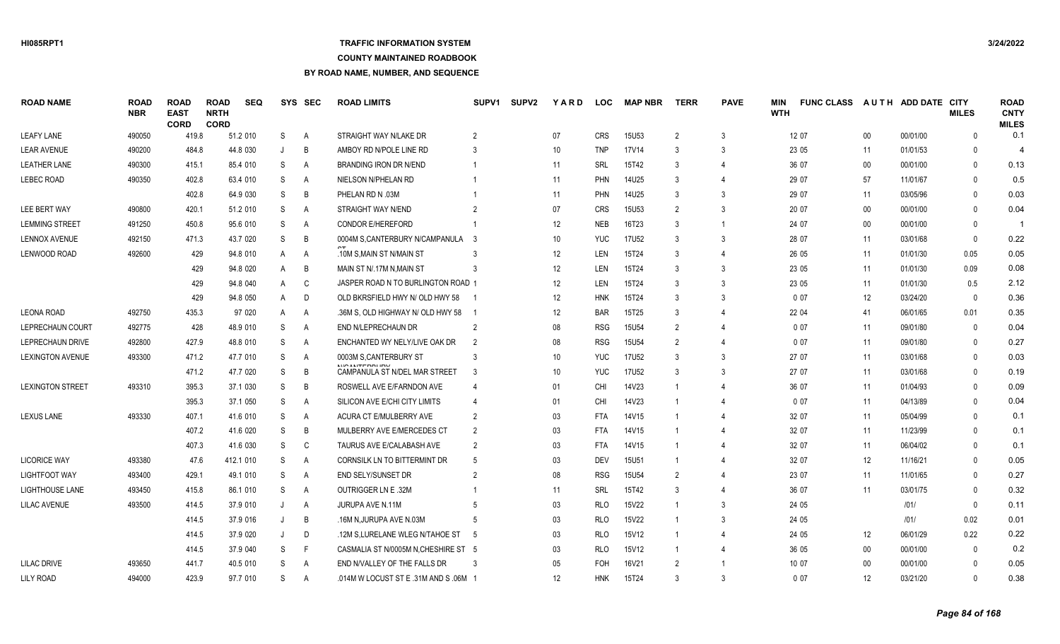**HI085RPT1**

**TRAFFIC INFORMATION SYSTEM**

**COUNTY MAINTAINED ROADBOOK**

**BY ROAD NAME, NUMBER, AND SEQUENCE**

3/24/2022

| ROAD NAME | ROAD NBR | ROAD EAST CORD | ROAD NRTH CORD | SEQ | SYS | SEC | ROAD LIMITS | SUPV1 | SUPV2 | YARD | LOC | MAP NBR | TERR | PAVE | MIN WTH | FUNC CLASS | AUTH | ADD DATE | CITY MILES | ROAD CNTY MILES |
|---|---|---|---|---|---|---|---|---|---|---|---|---|---|---|---|---|---|---|---|---|
| LEAFY LANE | 490050 | 419.8 | 51.2 | 010 | S | A | STRAIGHT WAY N/LAKE DR | 2 | | 07 | CRS | 15U53 | 2 | 3 | 12 | 07 | 00 | 00/01/00 | 0 | 0.1 |
| LEAR AVENUE | 490200 | 484.8 | 44.8 | 030 | J | B | AMBOY RD N/POLE LINE RD | 3 | | 10 | TNP | 17V14 | 3 | 3 | 23 | 05 | 11 | 01/01/53 | 0 | 4 |
| LEATHER LANE | 490300 | 415.1 | 85.4 | 010 | S | A | BRANDING IRON DR N/END | 1 | | 11 | SRL | 15T42 | 3 | 4 | 36 | 07 | 00 | 00/01/00 | 0 | 0.13 |
| LEBEC ROAD | 490350 | 402.8 | 63.4 | 010 | S | A | NIELSON N/PHELAN RD | 1 | | 11 | PHN | 14U25 | 3 | 4 | 29 | 07 | 57 | 11/01/67 | 0 | 0.5 |
| | | 402.8 | 64.9 | 030 | S | B | PHELAN RD N .03M | 1 | | 11 | PHN | 14U25 | 3 | 3 | 29 | 07 | 11 | 03/05/96 | 0 | 0.03 |
| LEE BERT WAY | 490800 | 420.1 | 51.2 | 010 | S | A | STRAIGHT WAY N/END | 2 | | 07 | CRS | 15U53 | 2 | 3 | 20 | 07 | 00 | 00/01/00 | 0 | 0.04 |
| LEMMING STREET | 491250 | 450.8 | 95.6 | 010 | S | A | CONDOR E/HEREFORD | 1 | | 12 | NEB | 16T23 | 3 | 1 | 24 | 07 | 00 | 00/01/00 | 0 | 1 |
| LENNOX AVENUE | 492150 | 471.3 | 43.7 | 020 | S | B | 0004M S,CANTERBURY N/CAMPANULA ST | 3 | | 10 | YUC | 17U52 | 3 | 3 | 28 | 07 | 11 | 03/01/68 | 0 | 0.22 |
| LENWOOD ROAD | 492600 | 429 | 94.8 | 010 | A | A | .10M S,MAIN ST N/MAIN ST | 3 | | 12 | LEN | 15T24 | 3 | 4 | 26 | 05 | 11 | 01/01/30 | 0.05 | 0.05 |
| | | 429 | 94.8 | 020 | A | B | MAIN ST N/.17M N,MAIN ST | 3 | | 12 | LEN | 15T24 | 3 | 3 | 23 | 05 | 11 | 01/01/30 | 0.09 | 0.08 |
| | | 429 | 94.8 | 040 | A | C | JASPER ROAD N TO BURLINGTON ROAD | 1 | | 12 | LEN | 15T24 | 3 | 3 | 23 | 05 | 11 | 01/01/30 | 0.5 | 2.12 |
| | | 429 | 94.8 | 050 | A | D | OLD BKRSFIELD HWY N/ OLD HWY 58 | 1 | | 12 | HNK | 15T24 | 3 | 3 | 0 | 07 | 12 | 03/24/20 | 0 | 0.36 |
| LEONA ROAD | 492750 | 435.3 | 97 | 020 | A | A | .36M S, OLD HIGHWAY N/ OLD HWY 58 | 1 | | 12 | BAR | 15T25 | 3 | 4 | 22 | 04 | 41 | 06/01/65 | 0.01 | 0.35 |
| LEPRECHAUN COURT | 492775 | 428 | 48.9 | 010 | S | A | END N/LEPRECHAUN DR | 2 | | 08 | RSG | 15U54 | 2 | 4 | 0 | 07 | 11 | 09/01/80 | 0 | 0.04 |
| LEPRECHAUN DRIVE | 492800 | 427.9 | 48.8 | 010 | S | A | ENCHANTED WY NELY/LIVE OAK DR | 2 | | 08 | RSG | 15U54 | 2 | 4 | 0 | 07 | 11 | 09/01/80 | 0 | 0.27 |
| LEXINGTON AVENUE | 493300 | 471.2 | 47.7 | 010 | S | A | 0003M S,CANTERBURY ST | 3 | | 10 | YUC | 17U52 | 3 | 3 | 27 | 07 | 11 | 03/01/68 | 0 | 0.03 |
| | | 471.2 | 47.7 | 020 | S | B | N/CANTERBURY CAMPANULA ST N/DEL MAR STREET | 3 | | 10 | YUC | 17U52 | 3 | 3 | 27 | 07 | 11 | 03/01/68 | 0 | 0.19 |
| LEXINGTON STREET | 493310 | 395.3 | 37.1 | 030 | S | B | ROSWELL AVE E/FARNDON AVE | 4 | | 01 | CHI | 14V23 | 1 | 4 | 36 | 07 | 11 | 01/04/93 | 0 | 0.09 |
| | | 395.3 | 37.1 | 050 | S | A | SILICON AVE E/CHI CITY LIMITS | 4 | | 01 | CHI | 14V23 | 1 | 4 | 0 | 07 | 11 | 04/13/89 | 0 | 0.04 |
| LEXUS LANE | 493330 | 407.1 | 41.6 | 010 | S | A | ACURA CT E/MULBERRY AVE | 2 | | 03 | FTA | 14V15 | 1 | 4 | 32 | 07 | 11 | 05/04/99 | 0 | 0.1 |
| | | 407.2 | 41.6 | 020 | S | B | MULBERRY AVE E/MERCEDES CT | 2 | | 03 | FTA | 14V15 | 1 | 4 | 32 | 07 | 11 | 11/23/99 | 0 | 0.1 |
| | | 407.3 | 41.6 | 030 | S | C | TAURUS AVE E/CALABASH AVE | 2 | | 03 | FTA | 14V15 | 1 | 4 | 32 | 07 | 11 | 06/04/02 | 0 | 0.1 |
| LICORICE WAY | 493380 | 47.6 | 412.1 | 010 | S | A | CORNSILK LN TO BITTERMINT DR | 5 | | 03 | DEV | 15U51 | 1 | 4 | 32 | 07 | 12 | 11/16/21 | 0 | 0.05 |
| LIGHTFOOT WAY | 493400 | 429.1 | 49.1 | 010 | S | A | END SELY/SUNSET DR | 2 | | 08 | RSG | 15U54 | 2 | 4 | 23 | 07 | 11 | 11/01/65 | 0 | 0.27 |
| LIGHTHOUSE LANE | 493450 | 415.8 | 86.1 | 010 | S | A | OUTRIGGER LN E .32M | 1 | | 11 | SRL | 15T42 | 3 | 4 | 36 | 07 | 11 | 03/01/75 | 0 | 0.32 |
| LILAC AVENUE | 493500 | 414.5 | 37.9 | 010 | J | A | JURUPA AVE N.11M | 5 | | 03 | RLO | 15V22 | 1 | 3 | 24 | 05 | | /01/ | 0 | 0.11 |
| | | 414.5 | 37.9 | 016 | J | B | .16M N,JURUPA AVE N.03M | 5 | | 03 | RLO | 15V22 | 1 | 3 | 24 | 05 | | /01/ | 0.02 | 0.01 |
| | | 414.5 | 37.9 | 020 | J | D | .12M S,LURELANE WLEG N/TAHOE ST | 5 | | 03 | RLO | 15V12 | 1 | 4 | 24 | 05 | 12 | 06/01/29 | 0.22 | 0.22 |
| | | 414.5 | 37.9 | 040 | S | F | CASMALIA ST N/0005M N,CHESHIRE ST | 5 | | 03 | RLO | 15V12 | 1 | 4 | 36 | 05 | 00 | 00/01/00 | 0 | 0.2 |
| LILAC DRIVE | 493650 | 441.7 | 40.5 | 010 | S | A | END N/VALLEY OF THE FALLS DR | 3 | | 05 | FOH | 16V21 | 2 | 1 | 10 | 07 | 00 | 00/01/00 | 0 | 0.05 |
| LILY ROAD | 494000 | 423.9 | 97.7 | 010 | S | A | .014M W LOCUST ST E .31M AND S .06M | 1 | | 12 | HNK | 15T24 | 3 | 3 | 0 | 07 | 12 | 03/21/20 | 0 | 0.38 |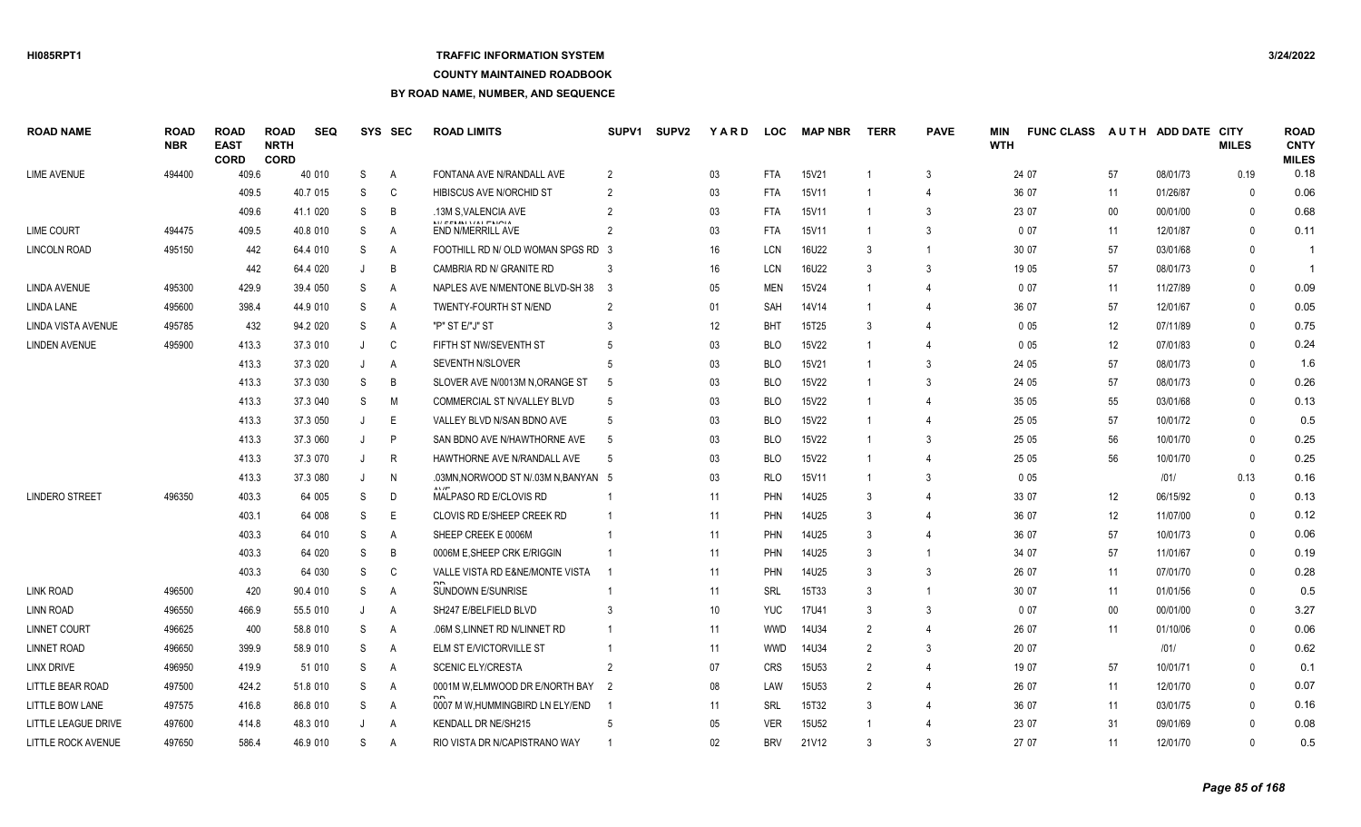**TRAFFIC INFORMATION SYSTEM**

**COUNTY MAINTAINED ROADBOOK**

**BY ROAD NAME, NUMBER, AND SEQUENCE**

| ROAD NAME | ROAD NBR | ROAD EAST CORD | ROAD NRTH CORD | SEQ | SYS | SEC | ROAD LIMITS | SUPV1 | SUPV2 | YARD | LOC | MAP NBR | TERR | PAVE | MIN WTH | FUNC CLASS | AUTH | ADD DATE | CITY MILES | ROAD CNTY MILES |
|---|---|---|---|---|---|---|---|---|---|---|---|---|---|---|---|---|---|---|---|---|
| LIME AVENUE | 494400 | 409.6 | 40 | 010 | S | A | FONTANA AVE N/RANDALL AVE | 2 | | 03 | FTA | 15V21 | 1 | 3 | 24 | 07 | 57 | 08/01/73 | 0.19 | 0.18 |
| | | 409.5 | 40.7 | 015 | S | C | HIBISCUS AVE N/ORCHID ST | 2 | | 03 | FTA | 15V11 | 1 | 4 | 36 | 07 | 11 | 01/26/87 | 0 | 0.06 |
| | | 409.6 | 41.1 | 020 | S | B | .13M S,VALENCIA AVE | 2 | | 03 | FTA | 15V11 | 1 | 3 | 23 | 07 | 00 | 00/01/00 | 0 | 0.68 |
| LIME COURT | 494475 | 409.5 | 40.8 | 010 | S | A | END N/MERRILL AVE | 2 | | 03 | FTA | 15V11 | 1 | 3 | 0 | 07 | 11 | 12/01/87 | 0 | 0.11 |
| LINCOLN ROAD | 495150 | 442 | 64.4 | 010 | S | A | FOOTHILL RD N/ OLD WOMAN SPGS RD | 3 | | 16 | LCN | 16U22 | 3 | 1 | 30 | 07 | 57 | 03/01/68 | 0 | 1 |
| | | 442 | 64.4 | 020 | J | B | CAMBRIA RD N/ GRANITE RD | 3 | | 16 | LCN | 16U22 | 3 | 3 | 19 | 05 | 57 | 08/01/73 | 0 | 1 |
| LINDA AVENUE | 495300 | 429.9 | 39.4 | 050 | S | A | NAPLES AVE N/MENTONE BLVD-SH 38 | 3 | | 05 | MEN | 15V24 | 1 | 4 | 0 | 07 | 11 | 11/27/89 | 0 | 0.09 |
| LINDA LANE | 495600 | 398.4 | 44.9 | 010 | S | A | TWENTY-FOURTH ST N/END | 2 | | 01 | SAH | 14V14 | 1 | 4 | 36 | 07 | 57 | 12/01/67 | 0 | 0.05 |
| LINDA VISTA AVENUE | 495785 | 432 | 94.2 | 020 | S | A | "P" ST E/"J" ST | 3 | | 12 | BHT | 15T25 | 3 | 4 | 0 | 05 | 12 | 07/11/89 | 0 | 0.75 |
| LINDEN AVENUE | 495900 | 413.3 | 37.3 | 010 | J | C | FIFTH ST NW/SEVENTH ST | 5 | | 03 | BLO | 15V22 | 1 | 4 | 0 | 05 | 12 | 07/01/83 | 0 | 0.24 |
| | | 413.3 | 37.3 | 020 | J | A | SEVENTH N/SLOVER | 5 | | 03 | BLO | 15V21 | 1 | 3 | 24 | 05 | 57 | 08/01/73 | 0 | 1.6 |
| | | 413.3 | 37.3 | 030 | S | B | SLOVER AVE N/0013M N,ORANGE ST | 5 | | 03 | BLO | 15V22 | 1 | 3 | 24 | 05 | 57 | 08/01/73 | 0 | 0.26 |
| | | 413.3 | 37.3 | 040 | S | M | COMMERCIAL ST N/VALLEY BLVD | 5 | | 03 | BLO | 15V22 | 1 | 4 | 35 | 05 | 55 | 03/01/68 | 0 | 0.13 |
| | | 413.3 | 37.3 | 050 | J | E | VALLEY BLVD N/SAN BDNO AVE | 5 | | 03 | BLO | 15V22 | 1 | 4 | 25 | 05 | 57 | 10/01/72 | 0 | 0.5 |
| | | 413.3 | 37.3 | 060 | J | P | SAN BDNO AVE N/HAWTHORNE AVE | 5 | | 03 | BLO | 15V22 | 1 | 3 | 25 | 05 | 56 | 10/01/70 | 0 | 0.25 |
| | | 413.3 | 37.3 | 070 | J | R | HAWTHORNE AVE N/RANDALL AVE | 5 | | 03 | BLO | 15V22 | 1 | 4 | 25 | 05 | 56 | 10/01/70 | 0 | 0.25 |
| | | 413.3 | 37.3 | 080 | J | N | .03MN,NORWOOD ST N/.03M N,BANYAN AVE | 5 | | 03 | RLO | 15V11 | 1 | 3 | 0 | 05 | | /01/ | 0.13 | 0.16 |
| LINDERO STREET | 496350 | 403.3 | 64 | 005 | S | D | MALPASO RD E/CLOVIS RD | 1 | | 11 | PHN | 14U25 | 3 | 4 | 33 | 07 | 12 | 06/15/92 | 0 | 0.13 |
| | | 403.1 | 64 | 008 | S | E | CLOVIS RD E/SHEEP CREEK RD | 1 | | 11 | PHN | 14U25 | 3 | 4 | 36 | 07 | 12 | 11/07/00 | 0 | 0.12 |
| | | 403.3 | 64 | 010 | S | A | SHEEP CREEK E 0006M | 1 | | 11 | PHN | 14U25 | 3 | 4 | 36 | 07 | 57 | 10/01/73 | 0 | 0.06 |
| | | 403.3 | 64 | 020 | S | B | 0006M E,SHEEP CRK E/RIGGIN | 1 | | 11 | PHN | 14U25 | 3 | 1 | 34 | 07 | 57 | 11/01/67 | 0 | 0.19 |
| | | 403.3 | 64 | 030 | S | C | VALLE VISTA RD E&NE/MONTE VISTA RD | 1 | | 11 | PHN | 14U25 | 3 | 3 | 26 | 07 | 11 | 07/01/70 | 0 | 0.28 |
| LINK ROAD | 496500 | 420 | 90.4 | 010 | S | A | SUNDOWN E/SUNRISE | 1 | | 11 | SRL | 15T33 | 3 | 1 | 30 | 07 | 11 | 01/01/56 | 0 | 0.5 |
| LINN ROAD | 496550 | 466.9 | 55.5 | 010 | J | A | SH247 E/BELFIELD BLVD | 3 | | 10 | YUC | 17U41 | 3 | 3 | 0 | 07 | 00 | 00/01/00 | 0 | 3.27 |
| LINNET COURT | 496625 | 400 | 58.8 | 010 | S | A | .06M S,LINNET RD N/LINNET RD | 1 | | 11 | WWD | 14U34 | 2 | 4 | 26 | 07 | 11 | 01/10/06 | 0 | 0.06 |
| LINNET ROAD | 496650 | 399.9 | 58.9 | 010 | S | A | ELM ST E/VICTORVILLE ST | 1 | | 11 | WWD | 14U34 | 2 | 3 | 20 | 07 | | /01/ | 0 | 0.62 |
| LINX DRIVE | 496950 | 419.9 | 51 | 010 | S | A | SCENIC ELY/CRESTA | 2 | | 07 | CRS | 15U53 | 2 | 4 | 19 | 07 | 57 | 10/01/71 | 0 | 0.1 |
| LITTLE BEAR ROAD | 497500 | 424.2 | 51.8 | 010 | S | A | 0001M W,ELMWOOD DR E/NORTH BAY RD | 2 | | 08 | LAW | 15U53 | 2 | 4 | 26 | 07 | 11 | 12/01/70 | 0 | 0.07 |
| LITTLE BOW LANE | 497575 | 416.8 | 86.8 | 010 | S | A | 0007 M W,HUMMINGBIRD LN ELY/END | 1 | | 11 | SRL | 15T32 | 3 | 4 | 36 | 07 | 11 | 03/01/75 | 0 | 0.16 |
| LITTLE LEAGUE DRIVE | 497600 | 414.8 | 48.3 | 010 | J | A | KENDALL DR NE/SH215 | 5 | | 05 | VER | 15U52 | 1 | 4 | 23 | 07 | 31 | 09/01/69 | 0 | 0.08 |
| LITTLE ROCK AVENUE | 497650 | 586.4 | 46.9 | 010 | S | A | RIO VISTA DR N/CAPISTRANO WAY | 1 | | 02 | BRV | 21V12 | 3 | 3 | 27 | 07 | 11 | 12/01/70 | 0 | 0.5 |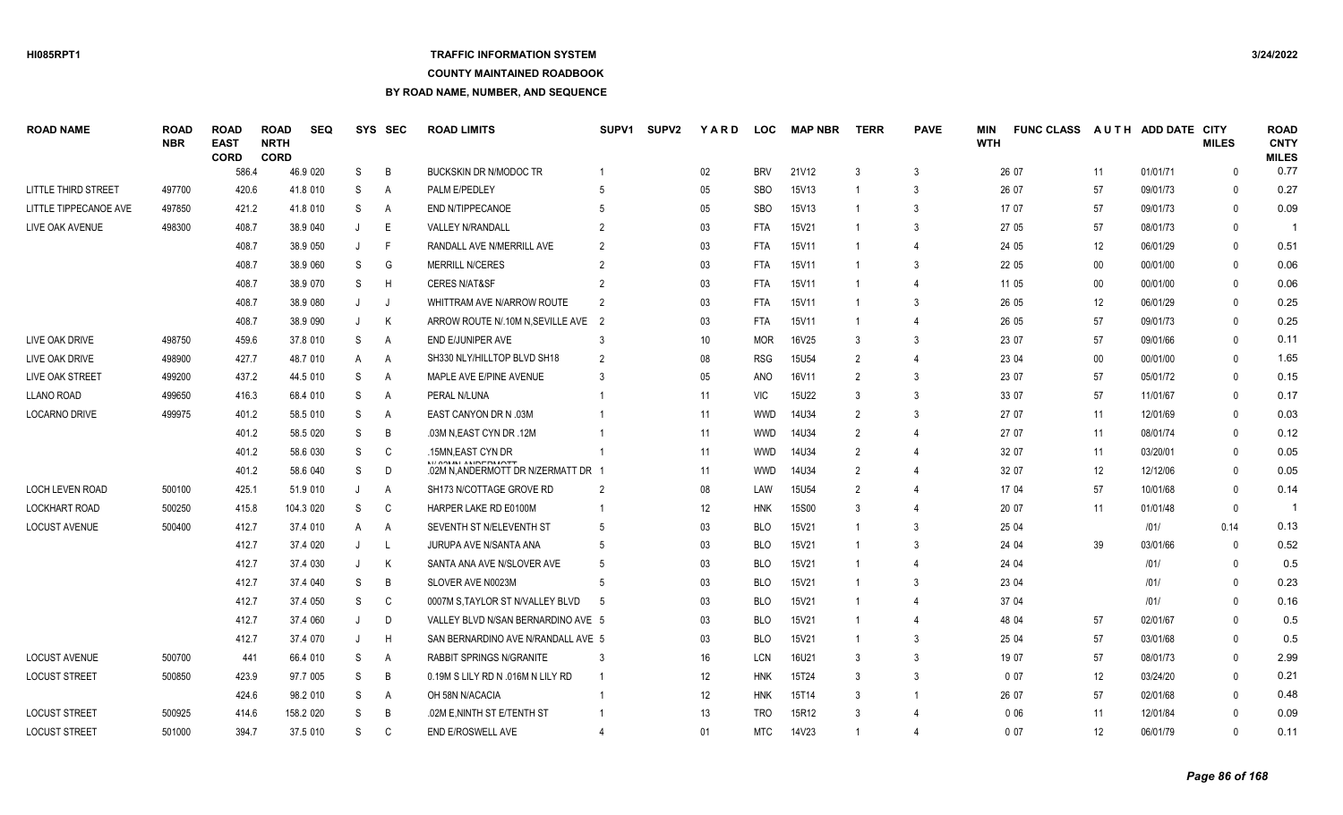**HI085RPT1**

# TRAFFIC INFORMATION SYSTEM

## COUNTY MAINTAINED ROADBOOK

### BY ROAD NAME, NUMBER, AND SEQUENCE

3/24/2022

| ROAD NAME | ROAD NBR | ROAD EAST CORD | ROAD NRTH CORD | SEQ | SYS | SEC | ROAD LIMITS | SUPV1 | SUPV2 | YARD | LOC | MAP NBR | TERR | PAVE | MIN WTH | FUNC CLASS | AUTH | ADD DATE | CITY MILES | ROAD CNTY MILES |
|---|---|---|---|---|---|---|---|---|---|---|---|---|---|---|---|---|---|---|---|---|
| | | 586.4 | 46.9 | 020 | S | B | BUCKSKIN DR N/MODOC TR | 1 | | 02 | BRV | 21V12 | 3 | 3 | 26 | 07 | 11 | 01/01/71 | 0 | 0.77 |
| LITTLE THIRD STREET | 497700 | 420.6 | 41.8 | 010 | S | A | PALM E/PEDLEY | 5 | | 05 | SBO | 15V13 | 1 | 3 | 26 | 07 | 57 | 09/01/73 | 0 | 0.27 |
| LITTLE TIPPECANOE AVE | 497850 | 421.2 | 41.8 | 010 | S | A | END N/TIPPECANOE | 5 | | 05 | SBO | 15V13 | 1 | 3 | 17 | 07 | 57 | 09/01/73 | 0 | 0.09 |
| LIVE OAK AVENUE | 498300 | 408.7 | 38.9 | 040 | J | E | VALLEY N/RANDALL | 2 | | 03 | FTA | 15V21 | 1 | 3 | 27 | 05 | 57 | 08/01/73 | 0 | 1 |
| | | 408.7 | 38.9 | 050 | J | F | RANDALL AVE N/MERRILL AVE | 2 | | 03 | FTA | 15V11 | 1 | 4 | 24 | 05 | 12 | 06/01/29 | 0 | 0.51 |
| | | 408.7 | 38.9 | 060 | S | G | MERRILL N/CERES | 2 | | 03 | FTA | 15V11 | 1 | 3 | 22 | 05 | 00 | 00/01/00 | 0 | 0.06 |
| | | 408.7 | 38.9 | 070 | S | H | CERES N/AT&SF | 2 | | 03 | FTA | 15V11 | 1 | 4 | 11 | 05 | 00 | 00/01/00 | 0 | 0.06 |
| | | 408.7 | 38.9 | 080 | J | J | WHITTRAM AVE N/ARROW ROUTE | 2 | | 03 | FTA | 15V11 | 1 | 3 | 26 | 05 | 12 | 06/01/29 | 0 | 0.25 |
| | | 408.7 | 38.9 | 090 | J | K | ARROW ROUTE N/.10M N,SEVILLE AVE | 2 | | 03 | FTA | 15V11 | 1 | 4 | 26 | 05 | 57 | 09/01/73 | 0 | 0.25 |
| LIVE OAK DRIVE | 498750 | 459.6 | 37.8 | 010 | S | A | END E/JUNIPER AVE | 3 | | 10 | MOR | 16V25 | 3 | 3 | 23 | 07 | 57 | 09/01/66 | 0 | 0.11 |
| LIVE OAK DRIVE | 498900 | 427.7 | 48.7 | 010 | A | A | SH330 NLY/HILLTOP BLVD SH18 | 2 | | 08 | RSG | 15U54 | 2 | 4 | 23 | 04 | 00 | 00/01/00 | 0 | 1.65 |
| LIVE OAK STREET | 499200 | 437.2 | 44.5 | 010 | S | A | MAPLE AVE E/PINE AVENUE | 3 | | 05 | ANO | 16V11 | 2 | 3 | 23 | 07 | 57 | 05/01/72 | 0 | 0.15 |
| LLANO ROAD | 499650 | 416.3 | 68.4 | 010 | S | A | PERAL N/LUNA | 1 | | 11 | VIC | 15U22 | 3 | 3 | 33 | 07 | 57 | 11/01/67 | 0 | 0.17 |
| LOCARNO DRIVE | 499975 | 401.2 | 58.5 | 010 | S | A | EAST CANYON DR N .03M | 1 | | 11 | WWD | 14U34 | 2 | 3 | 27 | 07 | 11 | 12/01/69 | 0 | 0.03 |
| | | 401.2 | 58.5 | 020 | S | B | .03M N,EAST CYN DR .12M | 1 | | 11 | WWD | 14U34 | 2 | 4 | 27 | 07 | 11 | 08/01/74 | 0 | 0.12 |
| | | 401.2 | 58.6 | 030 | S | C | .15MN,EAST CYN DR | 1 | | 11 | WWD | 14U34 | 2 | 4 | 32 | 07 | 11 | 03/20/01 | 0 | 0.05 |
| | | 401.2 | 58.6 | 040 | S | D | .02M N,ANDERMOTT DR N/ZERMATT DR | 1 | | 11 | WWD | 14U34 | 2 | 4 | 32 | 07 | 12 | 12/12/06 | 0 | 0.05 |
| LOCH LEVEN ROAD | 500100 | 425.1 | 51.9 | 010 | J | A | SH173 N/COTTAGE GROVE RD | 2 | | 08 | LAW | 15U54 | 2 | 4 | 17 | 04 | 57 | 10/01/68 | 0 | 0.14 |
| LOCKHART ROAD | 500250 | 415.8 | 104.3 | 020 | S | C | HARPER LAKE RD E0100M | 1 | | 12 | HNK | 15S00 | 3 | 4 | 20 | 07 | 11 | 01/01/48 | 0 | 1 |
| LOCUST AVENUE | 500400 | 412.7 | 37.4 | 010 | A | A | SEVENTH ST N/ELEVENTH ST | 5 | | 03 | BLO | 15V21 | 1 | 3 | 25 | 04 | | /01/ | 0.14 | 0.13 |
| | | 412.7 | 37.4 | 020 | J | L | JURUPA AVE N/SANTA ANA | 5 | | 03 | BLO | 15V21 | 1 | 3 | 24 | 04 | 39 | 03/01/66 | 0 | 0.52 |
| | | 412.7 | 37.4 | 030 | J | K | SANTA ANA AVE N/SLOVER AVE | 5 | | 03 | BLO | 15V21 | 1 | 4 | 24 | 04 | | /01/ | 0 | 0.5 |
| | | 412.7 | 37.4 | 040 | S | B | SLOVER AVE N0023M | 5 | | 03 | BLO | 15V21 | 1 | 3 | 23 | 04 | | /01/ | 0 | 0.23 |
| | | 412.7 | 37.4 | 050 | S | C | 0007M S,TAYLOR ST N/VALLEY BLVD | 5 | | 03 | BLO | 15V21 | 1 | 4 | 37 | 04 | | /01/ | 0 | 0.16 |
| | | 412.7 | 37.4 | 060 | J | D | VALLEY BLVD N/SAN BERNARDINO AVE | 5 | | 03 | BLO | 15V21 | 1 | 4 | 48 | 04 | 57 | 02/01/67 | 0 | 0.5 |
| | | 412.7 | 37.4 | 070 | J | H | SAN BERNARDINO AVE N/RANDALL AVE | 5 | | 03 | BLO | 15V21 | 1 | 3 | 25 | 04 | 57 | 03/01/68 | 0 | 0.5 |
| LOCUST AVENUE | 500700 | 441 | 66.4 | 010 | S | A | RABBIT SPRINGS N/GRANITE | 3 | | 16 | LCN | 16U21 | 3 | 3 | 19 | 07 | 57 | 08/01/73 | 0 | 2.99 |
| LOCUST STREET | 500850 | 423.9 | 97.7 | 005 | S | B | 0.19M S LILY RD N .016M N LILY RD | 1 | | 12 | HNK | 15T24 | 3 | 3 | 0 | 07 | 12 | 03/24/20 | 0 | 0.21 |
| | | 424.6 | 98.2 | 010 | S | A | OH 58N N/ACACIA | 1 | | 12 | HNK | 15T14 | 3 | 1 | 26 | 07 | 57 | 02/01/68 | 0 | 0.48 |
| LOCUST STREET | 500925 | 414.6 | 158.2 | 020 | S | B | .02M E,NINTH ST E/TENTH ST | 1 | | 13 | TRO | 15R12 | 3 | 4 | 0 | 06 | 11 | 12/01/84 | 0 | 0.09 |
| LOCUST STREET | 501000 | 394.7 | 37.5 | 010 | S | C | END E/ROSWELL AVE | 4 | | 01 | MTC | 14V23 | 1 | 4 | 0 | 07 | 12 | 06/01/79 | 0 | 0.11 |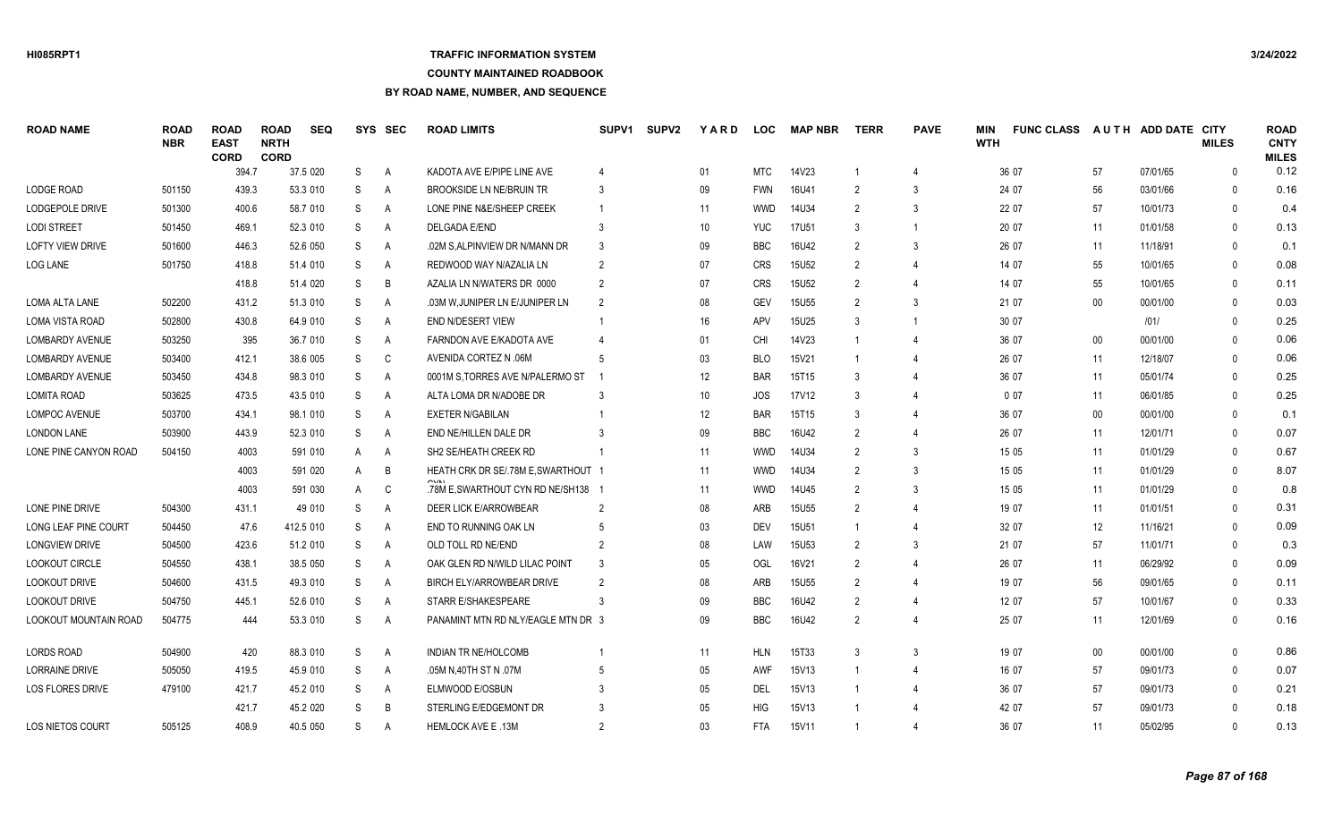HI085RPT1

# TRAFFIC INFORMATION SYSTEM

## COUNTY MAINTAINED ROADBOOK

## BY ROAD NAME, NUMBER, AND SEQUENCE

3/24/2022

| ROAD NAME | ROAD NBR | ROAD EAST CORD | ROAD NRTH CORD | SEQ | SYS | SEC | ROAD LIMITS | SUPV1 | SUPV2 | YARD | LOC | MAP NBR | TERR | PAVE | MIN WTH | FUNC CLASS | AUTH | ADD DATE | CITY MILES | ROAD CNTY MILES |
|---|---|---|---|---|---|---|---|---|---|---|---|---|---|---|---|---|---|---|---|---|
| | | 394.7 | 37.5 | 020 | S | A | KADOTA AVE E/PIPE LINE AVE | 4 | | 01 | MTC | 14V23 | 1 | 4 | 36 | 07 | 57 | 07/01/65 | 0 | 0.12 |
| LODGE ROAD | 501150 | 439.3 | 53.3 | 010 | S | A | BROOKSIDE LN NE/BRUIN TR | 3 | | 09 | FWN | 16U41 | 2 | 3 | 24 | 07 | 56 | 03/01/66 | 0 | 0.16 |
| LODGEPOLE DRIVE | 501300 | 400.6 | 58.7 | 010 | S | A | LONE PINE N&E/SHEEP CREEK | 1 | | 11 | WWD | 14U34 | 2 | 3 | 22 | 07 | 57 | 10/01/73 | 0 | 0.4 |
| LODI STREET | 501450 | 469.1 | 52.3 | 010 | S | A | DELGADA E/END | 3 | | 10 | YUC | 17U51 | 3 | 1 | 20 | 07 | 11 | 01/01/58 | 0 | 0.13 |
| LOFTY VIEW DRIVE | 501600 | 446.3 | 52.6 | 050 | S | A | .02M S,ALPINVIEW DR N/MANN DR | 3 | | 09 | BBC | 16U42 | 2 | 3 | 26 | 07 | 11 | 11/18/91 | 0 | 0.1 |
| LOG LANE | 501750 | 418.8 | 51.4 | 010 | S | A | REDWOOD WAY N/AZALIA LN | 2 | | 07 | CRS | 15U52 | 2 | 4 | 14 | 07 | 55 | 10/01/65 | 0 | 0.08 |
| | | 418.8 | 51.4 | 020 | S | B | AZALIA LN N/WATERS DR 0000 | 2 | | 07 | CRS | 15U52 | 2 | 4 | 14 | 07 | 55 | 10/01/65 | 0 | 0.11 |
| LOMA ALTA LANE | 502200 | 431.2 | 51.3 | 010 | S | A | .03M W,JUNIPER LN E/JUNIPER LN | 2 | | 08 | GEV | 15U55 | 2 | 3 | 21 | 07 | 00 | 00/01/00 | 0 | 0.03 |
| LOMA VISTA ROAD | 502800 | 430.8 | 64.9 | 010 | S | A | END N/DESERT VIEW | 1 | | 16 | APV | 15U25 | 3 | 1 | 30 | 07 | | /01/ | 0 | 0.25 |
| LOMBARDY AVENUE | 503250 | 395 | 36.7 | 010 | S | A | FARNDON AVE E/KADOTA AVE | 4 | | 01 | CHI | 14V23 | 1 | 4 | 36 | 07 | 00 | 00/01/00 | 0 | 0.06 |
| LOMBARDY AVENUE | 503400 | 412.1 | 38.6 | 005 | S | C | AVENIDA CORTEZ N .06M | 5 | | 03 | BLO | 15V21 | 1 | 4 | 26 | 07 | 11 | 12/18/07 | 0 | 0.06 |
| LOMBARDY AVENUE | 503450 | 434.8 | 98.3 | 010 | S | A | 0001M S,TORRES AVE N/PALERMO ST | 1 | | 12 | BAR | 15T15 | 3 | 4 | 36 | 07 | 11 | 05/01/74 | 0 | 0.25 |
| LOMITA ROAD | 503625 | 473.5 | 43.5 | 010 | S | A | ALTA LOMA DR N/ADOBE DR | 3 | | 10 | JOS | 17V12 | 3 | 4 | 0 | 07 | 11 | 06/01/85 | 0 | 0.25 |
| LOMPOC AVENUE | 503700 | 434.1 | 98.1 | 010 | S | A | EXETER N/GABILAN | 1 | | 12 | BAR | 15T15 | 3 | 4 | 36 | 07 | 00 | 00/01/00 | 0 | 0.1 |
| LONDON LANE | 503900 | 443.9 | 52.3 | 010 | S | A | END NE/HILLEN DALE DR | 3 | | 09 | BBC | 16U42 | 2 | 4 | 26 | 07 | 11 | 12/01/71 | 0 | 0.07 |
| LONE PINE CANYON ROAD | 504150 | 4003 | 591 | 010 | A | A | SH2 SE/HEATH CREEK RD | 1 | | 11 | WWD | 14U34 | 2 | 3 | 15 | 05 | 11 | 01/01/29 | 0 | 0.67 |
| | | 4003 | 591 | 020 | A | B | HEATH CRK DR SE/.78M E,SWARTHOUT CYN | 1 | | 11 | WWD | 14U34 | 2 | 3 | 15 | 05 | 11 | 01/01/29 | 0 | 8.07 |
| | | 4003 | 591 | 030 | A | C | .78M E,SWARTHOUT CYN RD NE/SH138 | 1 | | 11 | WWD | 14U45 | 2 | 3 | 15 | 05 | 11 | 01/01/29 | 0 | 0.8 |
| LONE PINE DRIVE | 504300 | 431.1 | 49 | 010 | S | A | DEER LICK E/ARROWBEAR | 2 | | 08 | ARB | 15U55 | 2 | 4 | 19 | 07 | 11 | 01/01/51 | 0 | 0.31 |
| LONG LEAF PINE COURT | 504450 | 47.6 | 412.5 | 010 | S | A | END TO RUNNING OAK LN | 5 | | 03 | DEV | 15U51 | 1 | 4 | 32 | 07 | 12 | 11/16/21 | 0 | 0.09 |
| LONGVIEW DRIVE | 504500 | 423.6 | 51.2 | 010 | S | A | OLD TOLL RD NE/END | 2 | | 08 | LAW | 15U53 | 2 | 3 | 21 | 07 | 57 | 11/01/71 | 0 | 0.3 |
| LOOKOUT CIRCLE | 504550 | 438.1 | 38.5 | 050 | S | A | OAK GLEN RD N/WILD LILAC POINT | 3 | | 05 | OGL | 16V21 | 2 | 4 | 26 | 07 | 11 | 06/29/92 | 0 | 0.09 |
| LOOKOUT DRIVE | 504600 | 431.5 | 49.3 | 010 | S | A | BIRCH ELY/ARROWBEAR DRIVE | 2 | | 08 | ARB | 15U55 | 2 | 4 | 19 | 07 | 56 | 09/01/65 | 0 | 0.11 |
| LOOKOUT DRIVE | 504750 | 445.1 | 52.6 | 010 | S | A | STARR E/SHAKESPEARE | 3 | | 09 | BBC | 16U42 | 2 | 4 | 12 | 07 | 57 | 10/01/67 | 0 | 0.33 |
| LOOKOUT MOUNTAIN ROAD | 504775 | 444 | 53.3 | 010 | S | A | PANAMINT MTN RD NLY/EAGLE MTN DR | 3 | | 09 | BBC | 16U42 | 2 | 4 | 25 | 07 | 11 | 12/01/69 | 0 | 0.16 |
| LORDS ROAD | 504900 | 420 | 88.3 | 010 | S | A | INDIAN TR NE/HOLCOMB | 1 | | 11 | HLN | 15T33 | 3 | 3 | 19 | 07 | 00 | 00/01/00 | 0 | 0.86 |
| LORRAINE DRIVE | 505050 | 419.5 | 45.9 | 010 | S | A | .05M N,40TH ST N .07M | 5 | | 05 | AWF | 15V13 | 1 | 4 | 16 | 07 | 57 | 09/01/73 | 0 | 0.07 |
| LOS FLORES DRIVE | 479100 | 421.7 | 45.2 | 010 | S | A | ELMWOOD E/OSBUN | 3 | | 05 | DEL | 15V13 | 1 | 4 | 36 | 07 | 57 | 09/01/73 | 0 | 0.21 |
| | | 421.7 | 45.2 | 020 | S | B | STERLING E/EDGEMONT DR | 3 | | 05 | HIG | 15V13 | 1 | 4 | 42 | 07 | 57 | 09/01/73 | 0 | 0.18 |
| LOS NIETOS COURT | 505125 | 408.9 | 40.5 | 050 | S | A | HEMLOCK AVE E .13M | 2 | | 03 | FTA | 15V11 | 1 | 4 | 36 | 07 | 11 | 05/02/95 | 0 | 0.13 |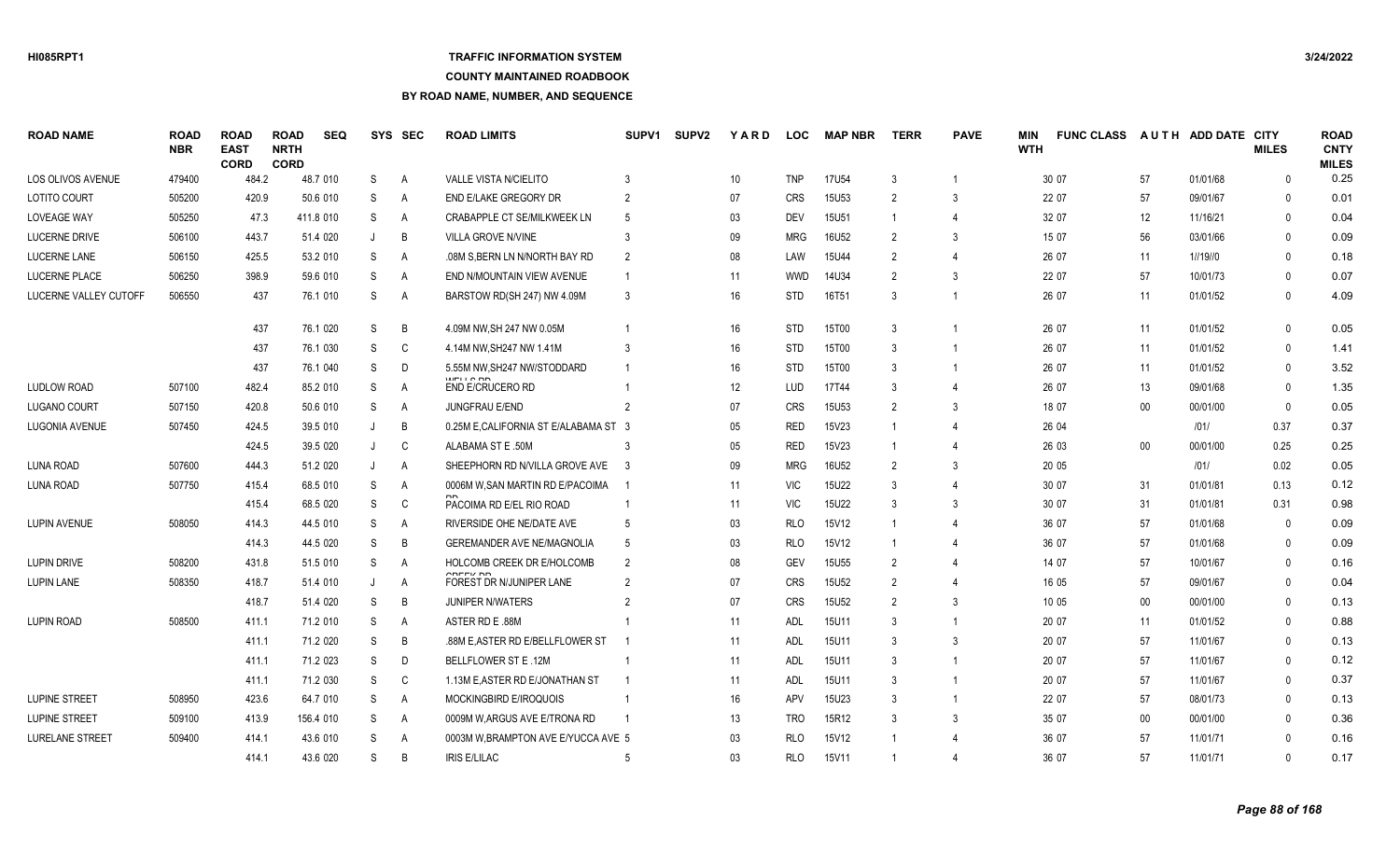**TRAFFIC INFORMATION SYSTEM**

**COUNTY MAINTAINED ROADBOOK**

**BY ROAD NAME, NUMBER, AND SEQUENCE**

| ROAD NAME | ROAD NBR | ROAD EAST CORD | ROAD NRTH CORD | SEQ | SYS | SEC | ROAD LIMITS | SUPV1 | SUPV2 | YARD | LOC | MAP NBR | TERR | PAVE | MIN WTH | FUNC CLASS | AUTH | ADD DATE | CITY MILES | ROAD CNTY MILES |
|---|---|---|---|---|---|---|---|---|---|---|---|---|---|---|---|---|---|---|---|---|
| LOS OLIVOS AVENUE | 479400 | 484.2 | 48.7 | 010 | S | A | VALLE VISTA N/CIELITO | 3 | | 10 | TNP | 17U54 | 3 | 1 | 30 | 07 | 57 | 01/01/68 | 0 | 0.25 |
| LOTITO COURT | 505200 | 420.9 | 50.6 | 010 | S | A | END E/LAKE GREGORY DR | 2 | | 07 | CRS | 15U53 | 2 | 3 | 22 | 07 | 57 | 09/01/67 | 0 | 0.01 |
| LOVEAGE WAY | 505250 | 47.3 | 411.8 | 010 | S | A | CRABAPPLE CT SE/MILKWEEK LN | 5 | | 03 | DEV | 15U51 | 1 | 4 | 32 | 07 | 12 | 11/16/21 | 0 | 0.04 |
| LUCERNE DRIVE | 506100 | 443.7 | 51.4 | 020 | J | B | VILLA GROVE N/VINE | 3 | | 09 | MRG | 16U52 | 2 | 3 | 15 | 07 | 56 | 03/01/66 | 0 | 0.09 |
| LUCERNE LANE | 506150 | 425.5 | 53.2 | 010 | S | A | .08M S,BERN LN N/NORTH BAY RD | 2 | | 08 | LAW | 15U44 | 2 | 4 | 26 | 07 | 11 | 1//19//0 | 0 | 0.18 |
| LUCERNE PLACE | 506250 | 398.9 | 59.6 | 010 | S | A | END N/MOUNTAIN VIEW AVENUE | 1 | | 11 | WWD | 14U34 | 2 | 3 | 22 | 07 | 57 | 10/01/73 | 0 | 0.07 |
| LUCERNE VALLEY CUTOFF | 506550 | 437 | 76.1 | 010 | S | A | BARSTOW RD(SH 247) NW 4.09M | 3 | | 16 | STD | 16T51 | 3 | 1 | 26 | 07 | 11 | 01/01/52 | 0 | 4.09 |
| | | 437 | 76.1 | 020 | S | B | 4.09M NW,SH 247 NW 0.05M | 1 | | 16 | STD | 15T00 | 3 | 1 | 26 | 07 | 11 | 01/01/52 | 0 | 0.05 |
| | | 437 | 76.1 | 030 | S | C | 4.14M NW,SH247 NW 1.41M | 3 | | 16 | STD | 15T00 | 3 | 1 | 26 | 07 | 11 | 01/01/52 | 0 | 1.41 |
| | | 437 | 76.1 | 040 | S | D | 5.55M NW,SH247 NW/STODDARD WELLS RD | 1 | | 16 | STD | 15T00 | 3 | 1 | 26 | 07 | 11 | 01/01/52 | 0 | 3.52 |
| LUDLOW ROAD | 507100 | 482.4 | 85.2 | 010 | S | A | END E/CRUCERO RD | 1 | | 12 | LUD | 17T44 | 3 | 4 | 26 | 07 | 13 | 09/01/68 | 0 | 1.35 |
| LUGANO COURT | 507150 | 420.8 | 50.6 | 010 | S | A | JUNGFRAU E/END | 2 | | 07 | CRS | 15U53 | 2 | 3 | 18 | 07 | 00 | 00/01/00 | 0 | 0.05 |
| LUGONIA AVENUE | 507450 | 424.5 | 39.5 | 010 | J | B | 0.25M E,CALIFORNIA ST E/ALABAMA ST | 3 | | 05 | RED | 15V23 | 1 | 4 | 26 | 04 | | /01/ | 0.37 | 0.37 |
| | | 424.5 | 39.5 | 020 | J | C | ALABAMA ST E .50M | 3 | | 05 | RED | 15V23 | 1 | 4 | 26 | 03 | 00 | 00/01/00 | 0.25 | 0.25 |
| LUNA ROAD | 507600 | 444.3 | 51.2 | 020 | J | A | SHEEPHORN RD N/VILLA GROVE AVE | 3 | | 09 | MRG | 16U52 | 2 | 3 | 20 | 05 | | /01/ | 0.02 | 0.05 |
| LUNA ROAD | 507750 | 415.4 | 68.5 | 010 | S | A | 0006M W,SAN MARTIN RD E/PACOIMA RD | 1 | | 11 | VIC | 15U22 | 3 | 4 | 30 | 07 | 31 | 01/01/81 | 0.13 | 0.12 |
| | | 415.4 | 68.5 | 020 | S | C | PACOIMA RD E/EL RIO ROAD | 1 | | 11 | VIC | 15U22 | 3 | 3 | 30 | 07 | 31 | 01/01/81 | 0.31 | 0.98 |
| LUPIN AVENUE | 508050 | 414.3 | 44.5 | 010 | S | A | RIVERSIDE OHE NE/DATE AVE | 5 | | 03 | RLO | 15V12 | 1 | 4 | 36 | 07 | 57 | 01/01/68 | 0 | 0.09 |
| | | 414.3 | 44.5 | 020 | S | B | GEREMANDER AVE NE/MAGNOLIA | 5 | | 03 | RLO | 15V12 | 1 | 4 | 36 | 07 | 57 | 01/01/68 | 0 | 0.09 |
| LUPIN DRIVE | 508200 | 431.8 | 51.5 | 010 | S | A | HOLCOMB CREEK DR E/HOLCOMB CREEK DR | 2 | | 08 | GEV | 15U55 | 2 | 4 | 14 | 07 | 57 | 10/01/67 | 0 | 0.16 |
| LUPIN LANE | 508350 | 418.7 | 51.4 | 010 | J | A | FOREST DR N/JUNIPER LANE | 2 | | 07 | CRS | 15U52 | 2 | 4 | 16 | 05 | 57 | 09/01/67 | 0 | 0.04 |
| | | 418.7 | 51.4 | 020 | S | B | JUNIPER N/WATERS | 2 | | 07 | CRS | 15U52 | 2 | 3 | 10 | 05 | 00 | 00/01/00 | 0 | 0.13 |
| LUPIN ROAD | 508500 | 411.1 | 71.2 | 010 | S | A | ASTER RD E .88M | 1 | | 11 | ADL | 15U11 | 3 | 1 | 20 | 07 | 11 | 01/01/52 | 0 | 0.88 |
| | | 411.1 | 71.2 | 020 | S | B | .88M E,ASTER RD E/BELLFLOWER ST | 1 | | 11 | ADL | 15U11 | 3 | 3 | 20 | 07 | 57 | 11/01/67 | 0 | 0.13 |
| | | 411.1 | 71.2 | 023 | S | D | BELLFLOWER ST E .12M | 1 | | 11 | ADL | 15U11 | 3 | 1 | 20 | 07 | 57 | 11/01/67 | 0 | 0.12 |
| | | 411.1 | 71.2 | 030 | S | C | 1.13M E,ASTER RD E/JONATHAN ST | 1 | | 11 | ADL | 15U11 | 3 | 1 | 20 | 07 | 57 | 11/01/67 | 0 | 0.37 |
| LUPINE STREET | 508950 | 423.6 | 64.7 | 010 | S | A | MOCKINGBIRD E/IROQUOIS | 1 | | 16 | APV | 15U23 | 3 | 1 | 22 | 07 | 57 | 08/01/73 | 0 | 0.13 |
| LUPINE STREET | 509100 | 413.9 | 156.4 | 010 | S | A | 0009M W,ARGUS AVE E/TRONA RD | 1 | | 13 | TRO | 15R12 | 3 | 3 | 35 | 07 | 00 | 00/01/00 | 0 | 0.36 |
| LURELANE STREET | 509400 | 414.1 | 43.6 | 010 | S | A | 0003M W,BRAMPTON AVE E/YUCCA AVE | 5 | | 03 | RLO | 15V12 | 1 | 4 | 36 | 07 | 57 | 11/01/71 | 0 | 0.16 |
| | | 414.1 | 43.6 | 020 | S | B | IRIS E/LILAC | 5 | | 03 | RLO | 15V11 | 1 | 4 | 36 | 07 | 57 | 11/01/71 | 0 | 0.17 |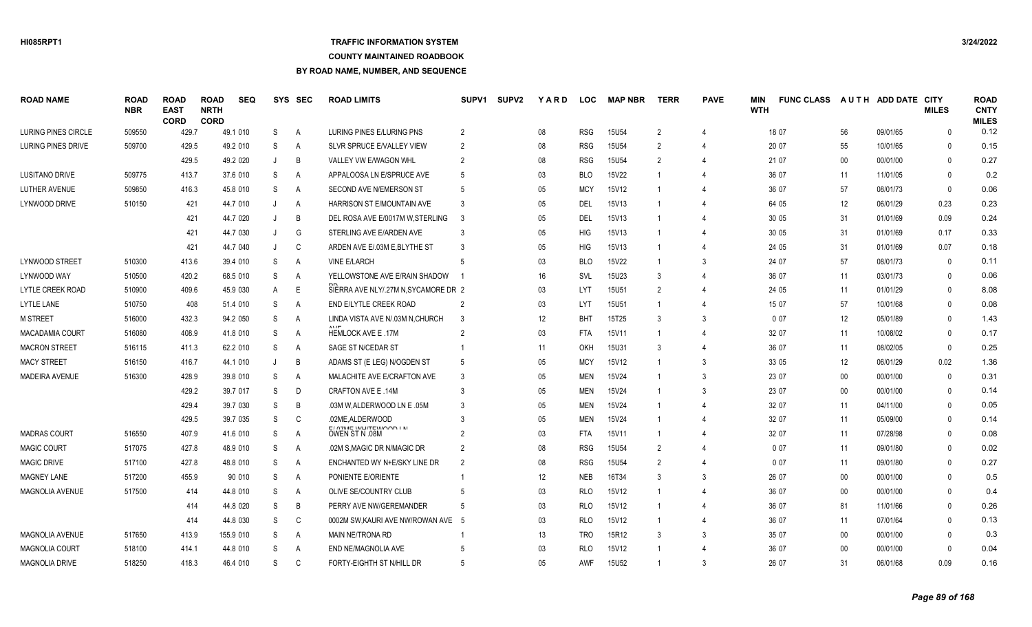HI085RPT1

# TRAFFIC INFORMATION SYSTEM

## COUNTY MAINTAINED ROADBOOK

### BY ROAD NAME, NUMBER, AND SEQUENCE

3/24/2022

| ROAD NAME | ROAD NBR | ROAD EAST CORD | ROAD NRTH CORD | SEQ | SYS | SEC | ROAD LIMITS | SUPV1 | SUPV2 | YARD | LOC | MAP NBR | TERR | PAVE | MIN WTH | FUNC CLASS | AUTH | ADD DATE | CITY MILES | ROAD CNTY MILES |
|---|---|---|---|---|---|---|---|---|---|---|---|---|---|---|---|---|---|---|---|---|
| LURING PINES CIRCLE | 509550 | 429.7 | 49.1 | 010 | S | A | LURING PINES E/LURING PNS | 2 | | 08 | RSG | 15U54 | 2 | 4 | 18 | 07 | 56 | 09/01/65 | 0 | 0.12 |
| LURING PINES DRIVE | 509700 | 429.5 | 49.2 | 010 | S | A | SLVR SPRUCE E/VALLEY VIEW | 2 | | 08 | RSG | 15U54 | 2 | 4 | 20 | 07 | 55 | 10/01/65 | 0 | 0.15 |
| | | 429.5 | 49.2 | 020 | J | B | VALLEY VW E/WAGON WHL | 2 | | 08 | RSG | 15U54 | 2 | 4 | 21 | 07 | 00 | 00/01/00 | 0 | 0.27 |
| LUSITANO DRIVE | 509775 | 413.7 | 37.6 | 010 | S | A | APPALOOSA LN E/SPRUCE AVE | 5 | | 03 | BLO | 15V22 | 1 | 4 | 36 | 07 | 11 | 11/01/05 | 0 | 0.2 |
| LUTHER AVENUE | 509850 | 416.3 | 45.8 | 010 | S | A | SECOND AVE N/EMERSON ST | 5 | | 05 | MCY | 15V12 | 1 | 4 | 36 | 07 | 57 | 08/01/73 | 0 | 0.06 |
| LYNWOOD DRIVE | 510150 | 421 | 44.7 | 010 | J | A | HARRISON ST E/MOUNTAIN AVE | 3 | | 05 | DEL | 15V13 | 1 | 4 | 64 | 05 | 12 | 06/01/29 | 0.23 | 0.23 |
| | | 421 | 44.7 | 020 | J | B | DEL ROSA AVE E/0017M W,STERLING | 3 | | 05 | DEL | 15V13 | 1 | 4 | 30 | 05 | 31 | 01/01/69 | 0.09 | 0.24 |
| | | 421 | 44.7 | 030 | J | G | STERLING AVE E/ARDEN AVE | 3 | | 05 | HIG | 15V13 | 1 | 4 | 30 | 05 | 31 | 01/01/69 | 0.17 | 0.33 |
| | | 421 | 44.7 | 040 | J | C | ARDEN AVE E/.03M E,BLYTHE ST | 3 | | 05 | HIG | 15V13 | 1 | 4 | 24 | 05 | 31 | 01/01/69 | 0.07 | 0.18 |
| LYNWOOD STREET | 510300 | 413.6 | 39.4 | 010 | S | A | VINE E/LARCH | 5 | | 03 | BLO | 15V22 | 1 | 3 | 24 | 07 | 57 | 08/01/73 | 0 | 0.11 |
| LYNWOOD WAY | 510500 | 420.2 | 68.5 | 010 | S | A | YELLOWSTONE AVE E/RAIN SHADOW RD | 1 | | 16 | SVL | 15U23 | 3 | 4 | 36 | 07 | 11 | 03/01/73 | 0 | 0.06 |
| LYTLE CREEK ROAD | 510900 | 409.6 | 45.9 | 030 | A | E | SIERRA AVE NLY/.27M N,SYCAMORE DR | 2 | | 03 | LYT | 15U51 | 2 | 4 | 24 | 05 | 11 | 01/01/29 | 0 | 8.08 |
| LYTLE LANE | 510750 | 408 | 51.4 | 010 | S | A | END E/LYTLE CREEK ROAD | 2 | | 03 | LYT | 15U51 | 1 | 4 | 15 | 07 | 57 | 10/01/68 | 0 | 0.08 |
| M STREET | 516000 | 432.3 | 94.2 | 050 | S | A | LINDA VISTA AVE N/.03M N,CHURCH | 3 | | 12 | BHT | 15T25 | 3 | 3 | 0 | 07 | 12 | 05/01/89 | 0 | 1.43 |
| MACADAMIA COURT | 516080 | 408.9 | 41.8 | 010 | S | A | AVE HEMLOCK AVE E .17M | 2 | | 03 | FTA | 15V11 | 1 | 4 | 32 | 07 | 11 | 10/08/02 | 0 | 0.17 |
| MACRON STREET | 516115 | 411.3 | 62.2 | 010 | S | A | SAGE ST N/CEDAR ST | 1 | | 11 | OKH | 15U31 | 3 | 4 | 36 | 07 | 11 | 08/02/05 | 0 | 0.25 |
| MACY STREET | 516150 | 416.7 | 44.1 | 010 | J | B | ADAMS ST (E LEG) N/OGDEN ST | 5 | | 05 | MCY | 15V12 | 1 | 3 | 33 | 05 | 12 | 06/01/29 | 0.02 | 1.36 |
| MADEIRA AVENUE | 516300 | 428.9 | 39.8 | 010 | S | A | MALACHITE AVE E/CRAFTON AVE | 3 | | 05 | MEN | 15V24 | 1 | 3 | 23 | 07 | 00 | 00/01/00 | 0 | 0.31 |
| | | 429.2 | 39.7 | 017 | S | D | CRAFTON AVE E .14M | 3 | | 05 | MEN | 15V24 | 1 | 3 | 23 | 07 | 00 | 00/01/00 | 0 | 0.14 |
| | | 429.4 | 39.7 | 030 | S | B | .03M W,ALDERWOOD LN E .05M | 3 | | 05 | MEN | 15V24 | 1 | 4 | 32 | 07 | 11 | 04/11/00 | 0 | 0.05 |
| | | 429.5 | 39.7 | 035 | S | C | .02ME,ALDERWOOD E/.07ME WHITEWOOD LN | 3 | | 05 | MEN | 15V24 | 1 | 4 | 32 | 07 | 11 | 05/09/00 | 0 | 0.14 |
| MADRAS COURT | 516550 | 407.9 | 41.6 | 010 | S | A | OWEN ST N .08M | 2 | | 03 | FTA | 15V11 | 1 | 4 | 32 | 07 | 11 | 07/28/98 | 0 | 0.08 |
| MAGIC COURT | 517075 | 427.8 | 48.9 | 010 | S | A | .02M S,MAGIC DR N/MAGIC DR | 2 | | 08 | RSG | 15U54 | 2 | 4 | 0 | 07 | 11 | 09/01/80 | 0 | 0.02 |
| MAGIC DRIVE | 517100 | 427.8 | 48.8 | 010 | S | A | ENCHANTED WY N+E/SKY LINE DR | 2 | | 08 | RSG | 15U54 | 2 | 4 | 0 | 07 | 11 | 09/01/80 | 0 | 0.27 |
| MAGNEY LANE | 517200 | 455.9 | 90 | 010 | S | A | PONIENTE E/ORIENTE | 1 | | 12 | NEB | 16T34 | 3 | 3 | 26 | 07 | 00 | 00/01/00 | 0 | 0.5 |
| MAGNOLIA AVENUE | 517500 | 414 | 44.8 | 010 | S | A | OLIVE SE/COUNTRY CLUB | 5 | | 03 | RLO | 15V12 | 1 | 4 | 36 | 07 | 00 | 00/01/00 | 0 | 0.4 |
| | | 414 | 44.8 | 020 | S | B | PERRY AVE NW/GEREMANDER | 5 | | 03 | RLO | 15V12 | 1 | 4 | 36 | 07 | 81 | 11/01/66 | 0 | 0.26 |
| | | 414 | 44.8 | 030 | S | C | 0002M SW,KAURI AVE NW/ROWAN AVE | 5 | | 03 | RLO | 15V12 | 1 | 4 | 36 | 07 | 11 | 07/01/64 | 0 | 0.13 |
| MAGNOLIA AVENUE | 517650 | 413.9 | 155.9 | 010 | S | A | MAIN NE/TRONA RD | 1 | | 13 | TRO | 15R12 | 3 | 3 | 35 | 07 | 00 | 00/01/00 | 0 | 0.3 |
| MAGNOLIA COURT | 518100 | 414.1 | 44.8 | 010 | S | A | END NE/MAGNOLIA AVE | 5 | | 03 | RLO | 15V12 | 1 | 4 | 36 | 07 | 00 | 00/01/00 | 0 | 0.04 |
| MAGNOLIA DRIVE | 518250 | 418.3 | 46.4 | 010 | S | C | FORTY-EIGHTH ST N/HILL DR | 5 | | 05 | AWF | 15U52 | 1 | 3 | 26 | 07 | 31 | 06/01/68 | 0.09 | 0.16 |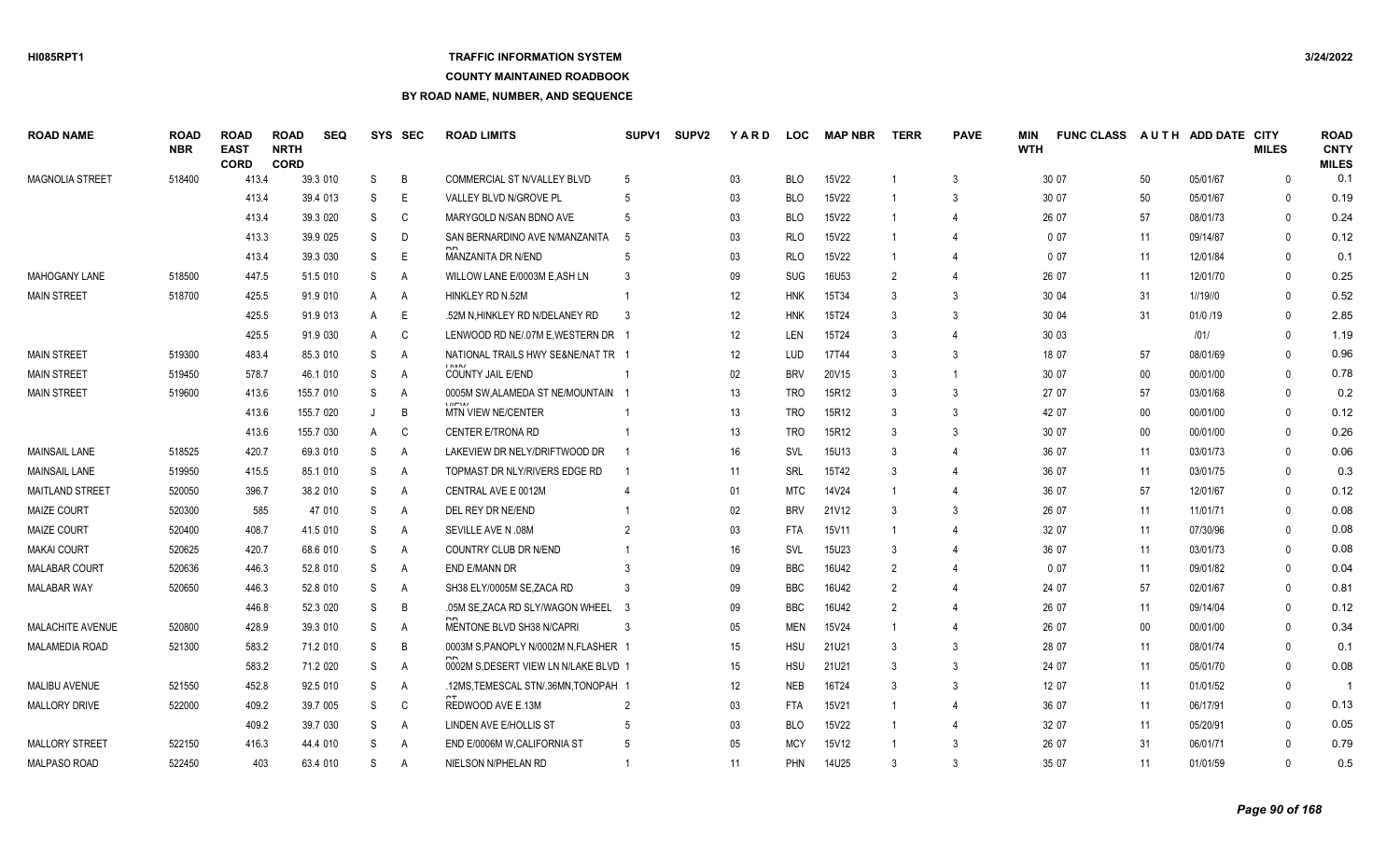HI085RPT1

**TRAFFIC INFORMATION SYSTEM**

**COUNTY MAINTAINED ROADBOOK**

**BY ROAD NAME, NUMBER, AND SEQUENCE**

3/24/2022

| ROAD NAME | ROAD NBR | ROAD EAST CORD | ROAD NRTH CORD | SEQ | SYS | SEC | ROAD LIMITS | SUPV1 | SUPV2 | YARD | LOC | MAP NBR | TERR | PAVE | MIN WTH | FUNC CLASS | AUTH | ADD DATE | CITY MILES | ROAD CNTY MILES |
|---|---|---|---|---|---|---|---|---|---|---|---|---|---|---|---|---|---|---|---|---|
| MAGNOLIA STREET | 518400 | 413.4 | 39.3 | 010 | S | B | COMMERCIAL ST N/VALLEY BLVD | 5 | | 03 | BLO | 15V22 | 1 | 3 | 30 | 07 | 50 | 05/01/67 | 0 | 0.1 |
| | | 413.4 | 39.4 | 013 | S | E | VALLEY BLVD N/GROVE PL | 5 | | 03 | BLO | 15V22 | 1 | 3 | 30 | 07 | 50 | 05/01/67 | 0 | 0.19 |
| | | 413.4 | 39.3 | 020 | S | C | MARYGOLD N/SAN BDNO AVE | 5 | | 03 | BLO | 15V22 | 1 | 4 | 26 | 07 | 57 | 08/01/73 | 0 | 0.24 |
| | | 413.3 | 39.9 | 025 | S | D | SAN BERNARDINO AVE N/MANZANITA DR | 5 | | 03 | RLO | 15V22 | 1 | 4 | 0 | 07 | 11 | 09/14/87 | 0 | 0.12 |
| | | 413.4 | 39.3 | 030 | S | E | MANZANITA DR N/END | 5 | | 03 | RLO | 15V22 | 1 | 4 | 0 | 07 | 11 | 12/01/84 | 0 | 0.1 |
| MAHOGANY LANE | 518500 | 447.5 | 51.5 | 010 | S | A | WILLOW LANE E/0003M E,ASH LN | 3 | | 09 | SUG | 16U53 | 2 | 4 | 26 | 07 | 11 | 12/01/70 | 0 | 0.25 |
| MAIN STREET | 518700 | 425.5 | 91.9 | 010 | A | A | HINKLEY RD N.52M | 1 | | 12 | HNK | 15T34 | 3 | 3 | 30 | 04 | 31 | 1//19//0 | 0 | 0.52 |
| | | 425.5 | 91.9 | 013 | A | E | .52M N,HINKLEY RD N/DELANEY RD | 3 | | 12 | HNK | 15T24 | 3 | 3 | 30 | 04 | 31 | 01/0 /19 | 0 | 2.85 |
| | | 425.5 | 91.9 | 030 | A | C | LENWOOD RD NE/.07M E,WESTERN DR | 1 | | 12 | LEN | 15T24 | 3 | 4 | 30 | 03 | | /01/ | 0 | 1.19 |
| MAIN STREET | 519300 | 483.4 | 85.3 | 010 | S | A | NATIONAL TRAILS HWY SE&NE/NAT TR HWY | 1 | | 12 | LUD | 17T44 | 3 | 3 | 18 | 07 | 57 | 08/01/69 | 0 | 0.96 |
| MAIN STREET | 519450 | 578.7 | 46.1 | 010 | S | A | COUNTY JAIL E/END | 1 | | 02 | BRV | 20V15 | 3 | 1 | 30 | 07 | 00 | 00/01/00 | 0 | 0.78 |
| MAIN STREET | 519600 | 413.6 | 155.7 | 010 | S | A | 0005M SW,ALAMEDA ST NE/MOUNTAIN VIEW | 1 | | 13 | TRO | 15R12 | 3 | 3 | 27 | 07 | 57 | 03/01/68 | 0 | 0.2 |
| | | 413.6 | 155.7 | 020 | J | B | MTN VIEW NE/CENTER | 1 | | 13 | TRO | 15R12 | 3 | 3 | 42 | 07 | 00 | 00/01/00 | 0 | 0.12 |
| | | 413.6 | 155.7 | 030 | A | C | CENTER E/TRONA RD | 1 | | 13 | TRO | 15R12 | 3 | 3 | 30 | 07 | 00 | 00/01/00 | 0 | 0.26 |
| MAINSAIL LANE | 518525 | 420.7 | 69.3 | 010 | S | A | LAKEVIEW DR NELY/DRIFTWOOD DR | 1 | | 16 | SVL | 15U13 | 3 | 4 | 36 | 07 | 11 | 03/01/73 | 0 | 0.06 |
| MAINSAIL LANE | 519950 | 415.5 | 85.1 | 010 | S | A | TOPMAST DR NLY/RIVERS EDGE RD | 1 | | 11 | SRL | 15T42 | 3 | 4 | 36 | 07 | 11 | 03/01/75 | 0 | 0.3 |
| MAITLAND STREET | 520050 | 396.7 | 38.2 | 010 | S | A | CENTRAL AVE E 0012M | 4 | | 01 | MTC | 14V24 | 1 | 4 | 36 | 07 | 57 | 12/01/67 | 0 | 0.12 |
| MAIZE COURT | 520300 | 585 | 47 | 010 | S | A | DEL REY DR NE/END | 1 | | 02 | BRV | 21V12 | 3 | 3 | 26 | 07 | 11 | 11/01/71 | 0 | 0.08 |
| MAIZE COURT | 520400 | 408.7 | 41.5 | 010 | S | A | SEVILLE AVE N .08M | 2 | | 03 | FTA | 15V11 | 1 | 4 | 32 | 07 | 11 | 07/30/96 | 0 | 0.08 |
| MAKAI COURT | 520625 | 420.7 | 68.6 | 010 | S | A | COUNTRY CLUB DR N/END | 1 | | 16 | SVL | 15U23 | 3 | 4 | 36 | 07 | 11 | 03/01/73 | 0 | 0.08 |
| MALABAR COURT | 520636 | 446.3 | 52.8 | 010 | S | A | END E/MANN DR | 3 | | 09 | BBC | 16U42 | 2 | 4 | 0 | 07 | 11 | 09/01/82 | 0 | 0.04 |
| MALABAR WAY | 520650 | 446.3 | 52.8 | 010 | S | A | SH38 ELY/0005M SE,ZACA RD | 3 | | 09 | BBC | 16U42 | 2 | 4 | 24 | 07 | 57 | 02/01/67 | 0 | 0.81 |
| | | 446.8 | 52.3 | 020 | S | B | .05M SE,ZACA RD SLY/WAGON WHEEL RD | 3 | | 09 | BBC | 16U42 | 2 | 4 | 26 | 07 | 11 | 09/14/04 | 0 | 0.12 |
| MALACHITE AVENUE | 520800 | 428.9 | 39.3 | 010 | S | A | MENTONE BLVD SH38 N/CAPRI | 3 | | 05 | MEN | 15V24 | 1 | 4 | 26 | 07 | 00 | 00/01/00 | 0 | 0.34 |
| MALAMEDIA ROAD | 521300 | 583.2 | 71.2 | 010 | S | B | 0003M S,PANOPLY N/0002M N,FLASHER RD | 1 | | 15 | HSU | 21U21 | 3 | 3 | 28 | 07 | 11 | 08/01/74 | 0 | 0.1 |
| | | 583.2 | 71.2 | 020 | S | A | 0002M S,DESERT VIEW LN N/LAKE BLVD | 1 | | 15 | HSU | 21U21 | 3 | 3 | 24 | 07 | 11 | 05/01/70 | 0 | 0.08 |
| MALIBU AVENUE | 521550 | 452.8 | 92.5 | 010 | S | A | .12MS,TEMESCAL STN/.36MN,TONOPAH ST | 1 | | 12 | NEB | 16T24 | 3 | 3 | 12 | 07 | 11 | 01/01/52 | 0 | 1 |
| MALLORY DRIVE | 522000 | 409.2 | 39.7 | 005 | S | C | REDWOOD AVE E.13M | 2 | | 03 | FTA | 15V21 | 1 | 4 | 36 | 07 | 11 | 06/17/91 | 0 | 0.13 |
| | | 409.2 | 39.7 | 030 | S | A | LINDEN AVE E/HOLLIS ST | 5 | | 03 | BLO | 15V22 | 1 | 4 | 32 | 07 | 11 | 05/20/91 | 0 | 0.05 |
| MALLORY STREET | 522150 | 416.3 | 44.4 | 010 | S | A | END E/0006M W,CALIFORNIA ST | 5 | | 05 | MCY | 15V12 | 1 | 3 | 26 | 07 | 31 | 06/01/71 | 0 | 0.79 |
| MALPASO ROAD | 522450 | 403 | 63.4 | 010 | S | A | NIELSON N/PHELAN RD | 1 | | 11 | PHN | 14U25 | 3 | 3 | 35 | 07 | 11 | 01/01/59 | 0 | 0.5 |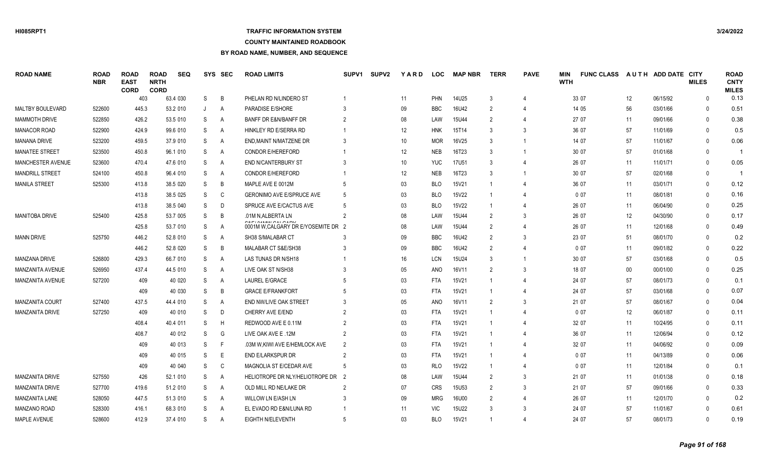HI085RPT1

**TRAFFIC INFORMATION SYSTEM**

**COUNTY MAINTAINED ROADBOOK**

**BY ROAD NAME, NUMBER, AND SEQUENCE**

3/24/2022

| ROAD NAME | ROAD NBR | ROAD EAST CORD | ROAD NRTH CORD | SEQ | SYS | SEC | ROAD LIMITS | SUPV1 | SUPV2 | YARD | LOC | MAP NBR | TERR | PAVE | MIN WTH | FUNC CLASS | AUTH | ADD DATE | CITY MILES | ROAD CNTY MILES |
|---|---|---|---|---|---|---|---|---|---|---|---|---|---|---|---|---|---|---|---|---|
| | | 403 | 63.4 | 030 | S | B | PHELAN RD N/LINDERO ST | 1 | | 11 | PHN | 14U25 | 3 | 4 | 33 | 07 | 12 | 06/15/92 | 0 | 0.13 |
| MALTBY BOULEVARD | 522600 | 445.3 | 53.2 | 010 | J | A | PARADISE E/SHORE | 3 | | 09 | BBC | 16U42 | 2 | 4 | 14 | 05 | 56 | 03/01/66 | 0 | 0.51 |
| MAMMOTH DRIVE | 522850 | 426.2 | 53.5 | 010 | S | A | BANFF DR E&N/BANFF DR | 2 | | 08 | LAW | 15U44 | 2 | 4 | 27 | 07 | 11 | 09/01/66 | 0 | 0.38 |
| MANACOR ROAD | 522900 | 424.9 | 99.6 | 010 | S | A | HINKLEY RD E/SERRA RD | 1 | | 12 | HNK | 15T14 | 3 | 3 | 36 | 07 | 57 | 11/01/69 | 0 | 0.5 |
| MANANA DRIVE | 523200 | 459.5 | 37.9 | 010 | S | A | END,MAINT N/MATZENE DR | 3 | | 10 | MOR | 16V25 | 3 | 1 | 14 | 07 | 57 | 11/01/67 | 0 | 0.06 |
| MANATEE STREET | 523500 | 450.8 | 96.1 | 010 | S | A | CONDOR E/HEREFORD | 1 | | 12 | NEB | 16T23 | 3 | 1 | 30 | 07 | 57 | 01/01/68 | 0 | 1 |
| MANCHESTER AVENUE | 523600 | 470.4 | 47.6 | 010 | S | A | END N/CANTERBURY ST | 3 | | 10 | YUC | 17U51 | 3 | 4 | 26 | 07 | 11 | 11/01/71 | 0 | 0.05 |
| MANDRILL STREET | 524100 | 450.8 | 96.4 | 010 | S | A | CONDOR E/HEREFORD | 1 | | 12 | NEB | 16T23 | 3 | 1 | 30 | 07 | 57 | 02/01/68 | 0 | 1 |
| MANILA STREET | 525300 | 413.8 | 38.5 | 020 | S | B | MAPLE AVE E 0012M | 5 | | 03 | BLO | 15V21 | 1 | 4 | 36 | 07 | 11 | 03/01/71 | 0 | 0.12 |
| | | 413.8 | 38.5 | 025 | S | C | GERONIMO AVE E/SPRUCE AVE | 5 | | 03 | BLO | 15V22 | 1 | 4 | 0 | 07 | 11 | 08/01/81 | 0 | 0.16 |
| | | 413.8 | 38.5 | 040 | S | D | SPRUCE AVE E/CACTUS AVE | 5 | | 03 | BLO | 15V22 | 1 | 4 | 26 | 07 | 11 | 06/04/90 | 0 | 0.25 |
| MANITOBA DRIVE | 525400 | 425.8 | 53.7 | 005 | S | B | .01M N,ALBERTA LN | 2 | | 08 | LAW | 15U44 | 2 | 3 | 26 | 07 | 12 | 04/30/90 | 0 | 0.17 |
| | | 425.8 | 53.7 | 010 | S | A | 0001M W,CALGARY DR E/YOSEMITE DR | 2 | | 08 | LAW | 15U44 | 2 | 4 | 26 | 07 | 11 | 12/01/68 | 0 | 0.49 |
| MANN DRIVE | 525750 | 446.2 | 52.8 | 010 | S | A | SH38 S/MALABAR CT | 3 | | 09 | BBC | 16U42 | 2 | 3 | 23 | 07 | 51 | 08/01/70 | 0 | 0.2 |
| | | 446.2 | 52.8 | 020 | S | B | MALABAR CT S&E/SH38 | 3 | | 09 | BBC | 16U42 | 2 | 4 | 0 | 07 | 11 | 09/01/82 | 0 | 0.22 |
| MANZANA DRIVE | 526800 | 429.3 | 66.7 | 010 | S | A | LAS TUNAS DR N/SH18 | 1 | | 16 | LCN | 15U24 | 3 | 1 | 30 | 07 | 57 | 03/01/68 | 0 | 0.5 |
| MANZANITA AVENUE | 526950 | 437.4 | 44.5 | 010 | S | A | LIVE OAK ST N/SH38 | 3 | | 05 | ANO | 16V11 | 2 | 3 | 18 | 07 | 00 | 00/01/00 | 0 | 0.25 |
| MANZANITA AVENUE | 527200 | 409 | 40 | 020 | S | A | LAUREL E/GRACE | 5 | | 03 | FTA | 15V21 | 1 | 4 | 24 | 07 | 57 | 08/01/73 | 0 | 0.1 |
| | | 409 | 40 | 030 | S | B | GRACE E/FRANKFORT | 5 | | 03 | FTA | 15V21 | 1 | 4 | 24 | 07 | 57 | 03/01/68 | 0 | 0.07 |
| MANZANITA COURT | 527400 | 437.5 | 44.4 | 010 | S | A | END NW/LIVE OAK STREET | 3 | | 05 | ANO | 16V11 | 2 | 3 | 21 | 07 | 57 | 08/01/67 | 0 | 0.04 |
| MANZANITA DRIVE | 527250 | 409 | 40 | 010 | S | D | CHERRY AVE E/END | 2 | | 03 | FTA | 15V21 | 1 | 4 | 0 | 07 | 12 | 06/01/87 | 0 | 0.11 |
| | | 408.4 | 40.4 | 011 | S | H | REDWOOD AVE E 0.11M | 2 | | 03 | FTA | 15V21 | 1 | 4 | 32 | 07 | 11 | 10/24/95 | 0 | 0.11 |
| | | 408.7 | 40 | 012 | S | G | LIVE OAK AVE E .12M | 2 | | 03 | FTA | 15V21 | 1 | 4 | 36 | 07 | 11 | 12/06/94 | 0 | 0.12 |
| | | 409 | 40 | 013 | S | F | .03M W,KIWI AVE E/HEMLOCK AVE | 2 | | 03 | FTA | 15V21 | 1 | 4 | 32 | 07 | 11 | 04/06/92 | 0 | 0.09 |
| | | 409 | 40 | 015 | S | E | END E/LARKSPUR DR | 2 | | 03 | FTA | 15V21 | 1 | 4 | 0 | 07 | 11 | 04/13/89 | 0 | 0.06 |
| | | 409 | 40 | 040 | S | C | MAGNOLIA ST E/CEDAR AVE | 5 | | 03 | RLO | 15V22 | 1 | 4 | 0 | 07 | 11 | 12/01/84 | 0 | 0.1 |
| MANZANITA DRIVE | 527550 | 426 | 52.1 | 010 | S | A | HELIOTROPE DR NLY/HELIOTROPE DR | 2 | | 08 | LAW | 15U44 | 2 | 3 | 21 | 07 | 11 | 01/01/38 | 0 | 0.18 |
| MANZANITA DRIVE | 527700 | 419.6 | 51.2 | 010 | S | A | OLD MILL RD NE/LAKE DR | 2 | | 07 | CRS | 15U53 | 2 | 3 | 21 | 07 | 57 | 09/01/66 | 0 | 0.33 |
| MANZANITA LANE | 528050 | 447.5 | 51.3 | 010 | S | A | WILLOW LN E/ASH LN | 3 | | 09 | MRG | 16U00 | 2 | 4 | 26 | 07 | 11 | 12/01/70 | 0 | 0.2 |
| MANZANO ROAD | 528300 | 416.1 | 68.3 | 010 | S | A | EL EVADO RD E&N/LUNA RD | 1 | | 11 | VIC | 15U22 | 3 | 3 | 24 | 07 | 57 | 11/01/67 | 0 | 0.61 |
| MAPLE AVENUE | 528600 | 412.9 | 37.4 | 010 | S | A | EIGHTH N/ELEVENTH | 5 | | 03 | BLO | 15V21 | 1 | 4 | 24 | 07 | 57 | 08/01/73 | 0 | 0.19 |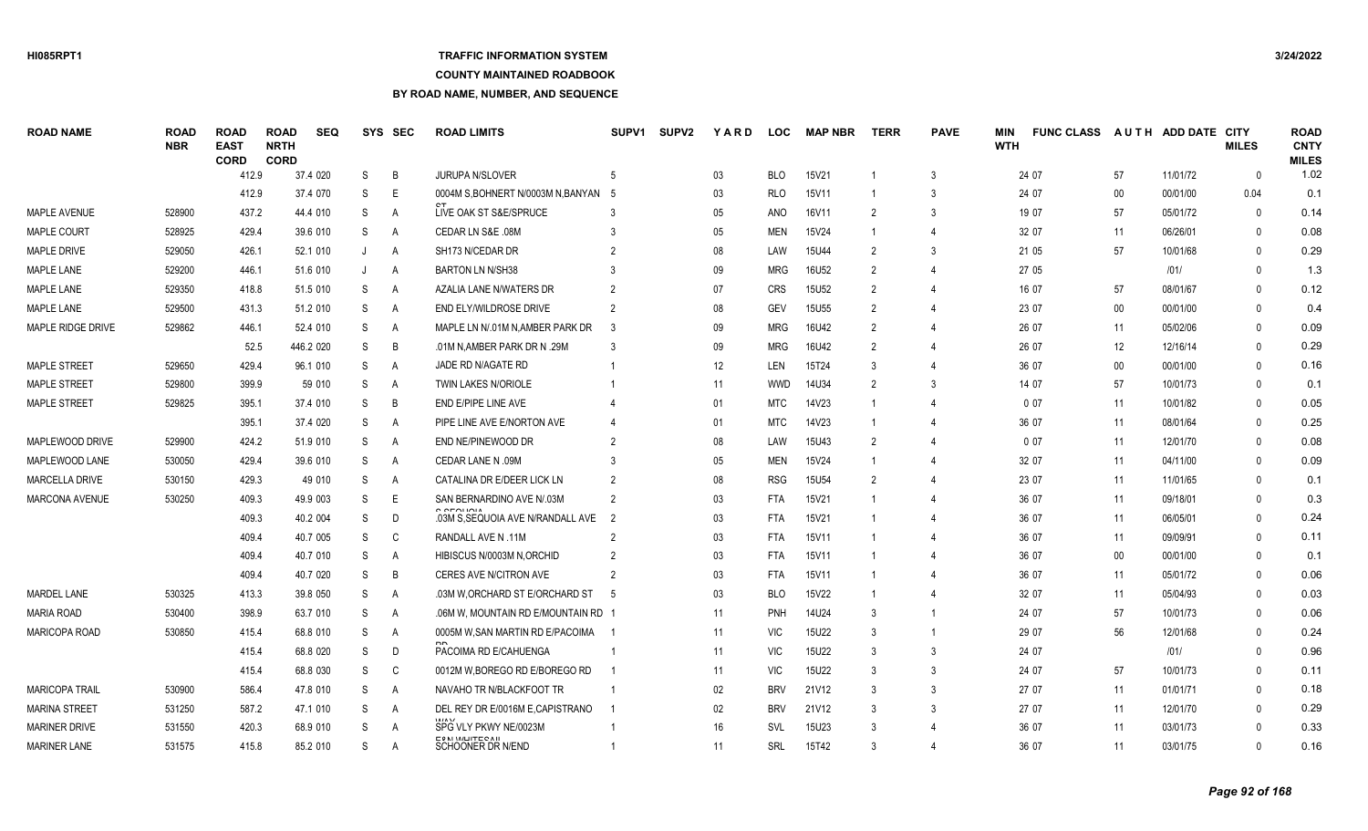# TRAFFIC INFORMATION SYSTEM

## COUNTY MAINTAINED ROADBOOK

### BY ROAD NAME, NUMBER, AND SEQUENCE

HI085RPT1 3/24/2022

| ROAD NAME | ROAD NBR | ROAD EAST CORD | ROAD NRTH CORD | SEQ | SYS | SEC | ROAD LIMITS | SUPV1 | SUPV2 | YARD | LOC | MAP NBR | TERR | PAVE | MIN WTH | FUNC CLASS | AUTH | ADD DATE | CITY MILES | ROAD CNTY MILES |
|---|---|---|---|---|---|---|---|---|---|---|---|---|---|---|---|---|---|---|---|---|
| | | 412.9 | 37.4 | 020 | S | B | JURUPA N/SLOVER | 5 | | 03 | BLO | 15V21 | 1 | 3 | 24 | 07 | 57 | 11/01/72 | 0 | 1.02 |
| | | 412.9 | 37.4 | 070 | S | E | 0004M S,BOHNERT N/0003M N,BANYAN ST | 5 | | 03 | RLO | 15V11 | 1 | 3 | 24 | 07 | 00 | 00/01/00 | 0.04 | 0.1 |
| MAPLE AVENUE | 528900 | 437.2 | 44.4 | 010 | S | A | LIVE OAK ST S&E/SPRUCE | 3 | | 05 | ANO | 16V11 | 2 | 3 | 19 | 07 | 57 | 05/01/72 | 0 | 0.14 |
| MAPLE COURT | 528925 | 429.4 | 39.6 | 010 | S | A | CEDAR LN S&E .08M | 3 | | 05 | MEN | 15V24 | 1 | 4 | 32 | 07 | 11 | 06/26/01 | 0 | 0.08 |
| MAPLE DRIVE | 529050 | 426.1 | 52.1 | 010 | J | A | SH173 N/CEDAR DR | 2 | | 08 | LAW | 15U44 | 2 | 3 | 21 | 05 | 57 | 10/01/68 | 0 | 0.29 |
| MAPLE LANE | 529200 | 446.1 | 51.6 | 010 | J | A | BARTON LN N/SH38 | 3 | | 09 | MRG | 16U52 | 2 | 4 | 27 | 05 | | /01/ | 0 | 1.3 |
| MAPLE LANE | 529350 | 418.8 | 51.5 | 010 | S | A | AZALIA LANE N/WATERS DR | 2 | | 07 | CRS | 15U52 | 2 | 4 | 16 | 07 | 57 | 08/01/67 | 0 | 0.12 |
| MAPLE LANE | 529500 | 431.3 | 51.2 | 010 | S | A | END ELY/WILDROSE DRIVE | 2 | | 08 | GEV | 15U55 | 2 | 4 | 23 | 07 | 00 | 00/01/00 | 0 | 0.4 |
| MAPLE RIDGE DRIVE | 529862 | 446.1 | 52.4 | 010 | S | A | MAPLE LN N/.01M N,AMBER PARK DR | 3 | | 09 | MRG | 16U42 | 2 | 4 | 26 | 07 | 11 | 05/02/06 | 0 | 0.09 |
| | | 52.5 | 446.2 | 020 | S | B | .01M N,AMBER PARK DR N .29M | 3 | | 09 | MRG | 16U42 | 2 | 4 | 26 | 07 | 12 | 12/16/14 | 0 | 0.29 |
| MAPLE STREET | 529650 | 429.4 | 96.1 | 010 | S | A | JADE RD N/AGATE RD | 1 | | 12 | LEN | 15T24 | 3 | 4 | 36 | 07 | 00 | 00/01/00 | 0 | 0.16 |
| MAPLE STREET | 529800 | 399.9 | 59 | 010 | S | A | TWIN LAKES N/ORIOLE | 1 | | 11 | WWD | 14U34 | 2 | 3 | 14 | 07 | 57 | 10/01/73 | 0 | 0.1 |
| MAPLE STREET | 529825 | 395.1 | 37.4 | 010 | S | B | END E/PIPE LINE AVE | 4 | | 01 | MTC | 14V23 | 1 | 4 | 0 | 07 | 11 | 10/01/82 | 0 | 0.05 |
| | | 395.1 | 37.4 | 020 | S | A | PIPE LINE AVE E/NORTON AVE | 4 | | 01 | MTC | 14V23 | 1 | 4 | 36 | 07 | 11 | 08/01/64 | 0 | 0.25 |
| MAPLEWOOD DRIVE | 529900 | 424.2 | 51.9 | 010 | S | A | END NE/PINEWOOD DR | 2 | | 08 | LAW | 15U43 | 2 | 4 | 0 | 07 | 11 | 12/01/70 | 0 | 0.08 |
| MAPLEWOOD LANE | 530050 | 429.4 | 39.6 | 010 | S | A | CEDAR LANE N .09M | 3 | | 05 | MEN | 15V24 | 1 | 4 | 32 | 07 | 11 | 04/11/00 | 0 | 0.09 |
| MARCELLA DRIVE | 530150 | 429.3 | 49 | 010 | S | A | CATALINA DR E/DEER LICK LN | 2 | | 08 | RSG | 15U54 | 2 | 4 | 23 | 07 | 11 | 11/01/65 | 0 | 0.1 |
| MARCONA AVENUE | 530250 | 409.3 | 49.9 | 003 | S | E | SAN BERNARDINO AVE N/.03M S,SEQUOIA | 2 | | 03 | FTA | 15V21 | 1 | 4 | 36 | 07 | 11 | 09/18/01 | 0 | 0.3 |
| | | 409.3 | 40.2 | 004 | S | D | .03M S,SEQUOIA AVE N/RANDALL AVE | 2 | | 03 | FTA | 15V21 | 1 | 4 | 36 | 07 | 11 | 06/05/01 | 0 | 0.24 |
| | | 409.4 | 40.7 | 005 | S | C | RANDALL AVE N .11M | 2 | | 03 | FTA | 15V11 | 1 | 4 | 36 | 07 | 11 | 09/09/91 | 0 | 0.11 |
| | | 409.4 | 40.7 | 010 | S | A | HIBISCUS N/0003M N,ORCHID | 2 | | 03 | FTA | 15V11 | 1 | 4 | 36 | 07 | 00 | 00/01/00 | 0 | 0.1 |
| | | 409.4 | 40.7 | 020 | S | B | CERES AVE N/CITRON AVE | 2 | | 03 | FTA | 15V11 | 1 | 4 | 36 | 07 | 11 | 05/01/72 | 0 | 0.06 |
| MARDEL LANE | 530325 | 413.3 | 39.8 | 050 | S | A | .03M W,ORCHARD ST E/ORCHARD ST | 5 | | 03 | BLO | 15V22 | 1 | 4 | 32 | 07 | 11 | 05/04/93 | 0 | 0.03 |
| MARIA ROAD | 530400 | 398.9 | 63.7 | 010 | S | A | .06M W, MOUNTAIN RD E/MOUNTAIN RD | 1 | | 11 | PNH | 14U24 | 3 | 1 | 24 | 07 | 57 | 10/01/73 | 0 | 0.06 |
| MARICOPA ROAD | 530850 | 415.4 | 68.8 | 010 | S | A | 0005M W,SAN MARTIN RD E/PACOIMA RD | 1 | | 11 | VIC | 15U22 | 3 | 1 | 29 | 07 | 56 | 12/01/68 | 0 | 0.24 |
| | | 415.4 | 68.8 | 020 | S | D | PACOIMA RD E/CAHUENGA | 1 | | 11 | VIC | 15U22 | 3 | 3 | 24 | 07 | | /01/ | 0 | 0.96 |
| | | 415.4 | 68.8 | 030 | S | C | 0012M W,BOREGO RD E/BOREGO RD | 1 | | 11 | VIC | 15U22 | 3 | 3 | 24 | 07 | 57 | 10/01/73 | 0 | 0.11 |
| MARICOPA TRAIL | 530900 | 586.4 | 47.8 | 010 | S | A | NAVAHO TR N/BLACKFOOT TR | 1 | | 02 | BRV | 21V12 | 3 | 3 | 27 | 07 | 11 | 01/01/71 | 0 | 0.18 |
| MARINA STREET | 531250 | 587.2 | 47.1 | 010 | S | A | DEL REY DR E/0016M E,CAPISTRANO | 1 | | 02 | BRV | 21V12 | 3 | 3 | 27 | 07 | 11 | 12/01/70 | 0 | 0.29 |
| MARINER DRIVE | 531550 | 420.3 | 68.9 | 010 | S | A | SPG VLY PKWY NE/0023M E&N,WHITESAIL | 1 | | 16 | SVL | 15U23 | 3 | 4 | 36 | 07 | 11 | 03/01/73 | 0 | 0.33 |
| MARINER LANE | 531575 | 415.8 | 85.2 | 010 | S | A | SCHOONER DR N/END | 1 | | 11 | SRL | 15T42 | 3 | 4 | 36 | 07 | 11 | 03/01/75 | 0 | 0.16 |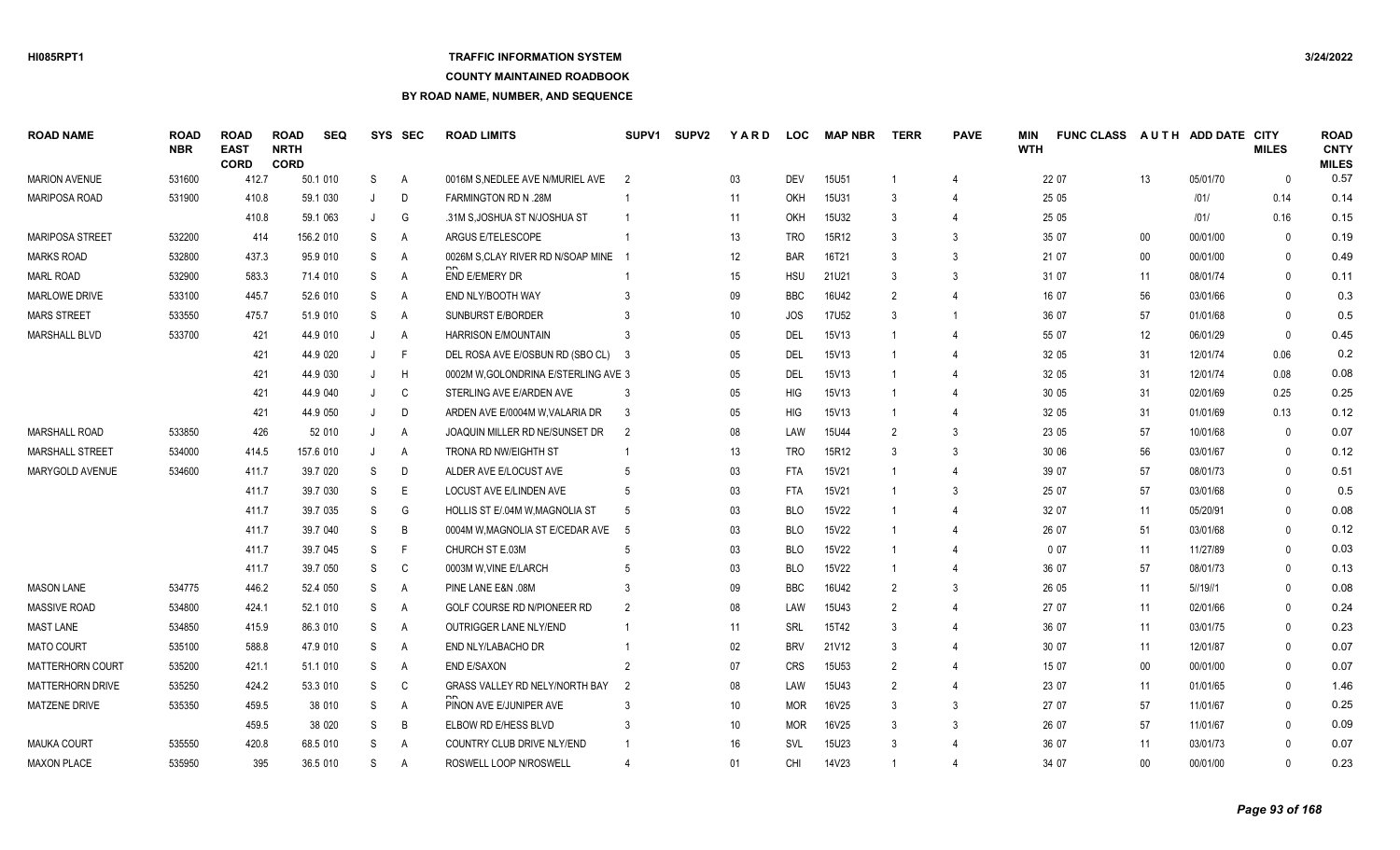**TRAFFIC INFORMATION SYSTEM**

**COUNTY MAINTAINED ROADBOOK**

**BY ROAD NAME, NUMBER, AND SEQUENCE**

| ROAD NAME | ROAD NBR | ROAD EAST CORD | ROAD NRTH CORD | SEQ | SYS | SEC | ROAD LIMITS | SUPV1 | SUPV2 | YARD | LOC | MAP NBR | TERR | PAVE | MIN WTH | FUNC CLASS | AUTH | ADD DATE | CITY MILES | ROAD CNTY MILES |
|---|---|---|---|---|---|---|---|---|---|---|---|---|---|---|---|---|---|---|---|---|
| MARION AVENUE | 531600 | 412.7 | 50.1 | 010 | S | A | 0016M S,NEDLEE AVE N/MURIEL AVE | 2 | | 03 | DEV | 15U51 | 1 | 4 | 22 | 07 | 13 | 05/01/70 | 0 | 0.57 |
| MARIPOSA ROAD | 531900 | 410.8 | 59.1 | 030 | J | D | FARMINGTON RD N .28M | 1 | | 11 | OKH | 15U31 | 3 | 4 | 25 | 05 | | /01/ | 0.14 | 0.14 |
| | | 410.8 | 59.1 | 063 | J | G | .31M S,JOSHUA ST N/JOSHUA ST | 1 | | 11 | OKH | 15U32 | 3 | 4 | 25 | 05 | | /01/ | 0.16 | 0.15 |
| MARIPOSA STREET | 532200 | 414 | 156.2 | 010 | S | A | ARGUS E/TELESCOPE | 1 | | 13 | TRO | 15R12 | 3 | 3 | 35 | 07 | 00 | 00/01/00 | 0 | 0.19 |
| MARKS ROAD | 532800 | 437.3 | 95.9 | 010 | S | A | 0026M S,CLAY RIVER RD N/SOAP MINE RD | 1 | | 12 | BAR | 16T21 | 3 | 3 | 21 | 07 | 00 | 00/01/00 | 0 | 0.49 |
| MARL ROAD | 532900 | 583.3 | 71.4 | 010 | S | A | END E/EMERY DR | 1 | | 15 | HSU | 21U21 | 3 | 3 | 31 | 07 | 11 | 08/01/74 | 0 | 0.11 |
| MARLOWE DRIVE | 533100 | 445.7 | 52.6 | 010 | S | A | END NLY/BOOTH WAY | 3 | | 09 | BBC | 16U42 | 2 | 4 | 16 | 07 | 56 | 03/01/66 | 0 | 0.3 |
| MARS STREET | 533550 | 475.7 | 51.9 | 010 | S | A | SUNBURST E/BORDER | 3 | | 10 | JOS | 17U52 | 3 | 1 | 36 | 07 | 57 | 01/01/68 | 0 | 0.5 |
| MARSHALL BLVD | 533700 | 421 | 44.9 | 010 | J | A | HARRISON E/MOUNTAIN | 3 | | 05 | DEL | 15V13 | 1 | 4 | 55 | 07 | 12 | 06/01/29 | 0 | 0.45 |
| | | 421 | 44.9 | 020 | J | F | DEL ROSA AVE E/OSBUN RD (SBO CL) | 3 | | 05 | DEL | 15V13 | 1 | 4 | 32 | 05 | 31 | 12/01/74 | 0.06 | 0.2 |
| | | 421 | 44.9 | 030 | J | H | 0002M W,GOLONDRINA E/STERLING AVE | 3 | | 05 | DEL | 15V13 | 1 | 4 | 32 | 05 | 31 | 12/01/74 | 0.08 | 0.08 |
| | | 421 | 44.9 | 040 | J | C | STERLING AVE E/ARDEN AVE | 3 | | 05 | HIG | 15V13 | 1 | 4 | 30 | 05 | 31 | 02/01/69 | 0.25 | 0.25 |
| | | 421 | 44.9 | 050 | J | D | ARDEN AVE E/0004M W,VALARIA DR | 3 | | 05 | HIG | 15V13 | 1 | 4 | 32 | 05 | 31 | 01/01/69 | 0.13 | 0.12 |
| MARSHALL ROAD | 533850 | 426 | 52 | 010 | J | A | JOAQUIN MILLER RD NE/SUNSET DR | 2 | | 08 | LAW | 15U44 | 2 | 3 | 23 | 05 | 57 | 10/01/68 | 0 | 0.07 |
| MARSHALL STREET | 534000 | 414.5 | 157.6 | 010 | J | A | TRONA RD NW/EIGHTH ST | 1 | | 13 | TRO | 15R12 | 3 | 3 | 30 | 06 | 56 | 03/01/67 | 0 | 0.12 |
| MARYGOLD AVENUE | 534600 | 411.7 | 39.7 | 020 | S | D | ALDER AVE E/LOCUST AVE | 5 | | 03 | FTA | 15V21 | 1 | 4 | 39 | 07 | 57 | 08/01/73 | 0 | 0.51 |
| | | 411.7 | 39.7 | 030 | S | E | LOCUST AVE E/LINDEN AVE | 5 | | 03 | FTA | 15V21 | 1 | 3 | 25 | 07 | 57 | 03/01/68 | 0 | 0.5 |
| | | 411.7 | 39.7 | 035 | S | G | HOLLIS ST E/.04M W,MAGNOLIA ST | 5 | | 03 | BLO | 15V22 | 1 | 4 | 32 | 07 | 11 | 05/20/91 | 0 | 0.08 |
| | | 411.7 | 39.7 | 040 | S | B | 0004M W,MAGNOLIA ST E/CEDAR AVE | 5 | | 03 | BLO | 15V22 | 1 | 4 | 26 | 07 | 51 | 03/01/68 | 0 | 0.12 |
| | | 411.7 | 39.7 | 045 | S | F | CHURCH ST E.03M | 5 | | 03 | BLO | 15V22 | 1 | 4 | 0 | 07 | 11 | 11/27/89 | 0 | 0.03 |
| | | 411.7 | 39.7 | 050 | S | C | 0003M W,VINE E/LARCH | 5 | | 03 | BLO | 15V22 | 1 | 4 | 36 | 07 | 57 | 08/01/73 | 0 | 0.13 |
| MASON LANE | 534775 | 446.2 | 52.4 | 050 | S | A | PINE LANE E&N .08M | 3 | | 09 | BBC | 16U42 | 2 | 3 | 26 | 05 | 11 | 5//19//1 | 0 | 0.08 |
| MASSIVE ROAD | 534800 | 424.1 | 52.1 | 010 | S | A | GOLF COURSE RD N/PIONEER RD | 2 | | 08 | LAW | 15U43 | 2 | 4 | 27 | 07 | 11 | 02/01/66 | 0 | 0.24 |
| MAST LANE | 534850 | 415.9 | 86.3 | 010 | S | A | OUTRIGGER LANE NLY/END | 1 | | 11 | SRL | 15T42 | 3 | 4 | 36 | 07 | 11 | 03/01/75 | 0 | 0.23 |
| MATO COURT | 535100 | 588.8 | 47.9 | 010 | S | A | END NLY/LABACHO DR | 1 | | 02 | BRV | 21V12 | 3 | 4 | 30 | 07 | 11 | 12/01/87 | 0 | 0.07 |
| MATTERHORN COURT | 535200 | 421.1 | 51.1 | 010 | S | A | END E/SAXON | 2 | | 07 | CRS | 15U53 | 2 | 4 | 15 | 07 | 00 | 00/01/00 | 0 | 0.07 |
| MATTERHORN DRIVE | 535250 | 424.2 | 53.3 | 010 | S | C | GRASS VALLEY RD NELY/NORTH BAY RD | 2 | | 08 | LAW | 15U43 | 2 | 4 | 23 | 07 | 11 | 01/01/65 | 0 | 1.46 |
| MATZENE DRIVE | 535350 | 459.5 | 38 | 010 | S | A | PINON AVE E/JUNIPER AVE | 3 | | 10 | MOR | 16V25 | 3 | 3 | 27 | 07 | 57 | 11/01/67 | 0 | 0.25 |
| | | 459.5 | 38 | 020 | S | B | ELBOW RD E/HESS BLVD | 3 | | 10 | MOR | 16V25 | 3 | 3 | 26 | 07 | 57 | 11/01/67 | 0 | 0.09 |
| MAUKA COURT | 535550 | 420.8 | 68.5 | 010 | S | A | COUNTRY CLUB DRIVE NLY/END | 1 | | 16 | SVL | 15U23 | 3 | 4 | 36 | 07 | 11 | 03/01/73 | 0 | 0.07 |
| MAXON PLACE | 535950 | 395 | 36.5 | 010 | S | A | ROSWELL LOOP N/ROSWELL | 4 | | 01 | CHI | 14V23 | 1 | 4 | 34 | 07 | 00 | 00/01/00 | 0 | 0.23 |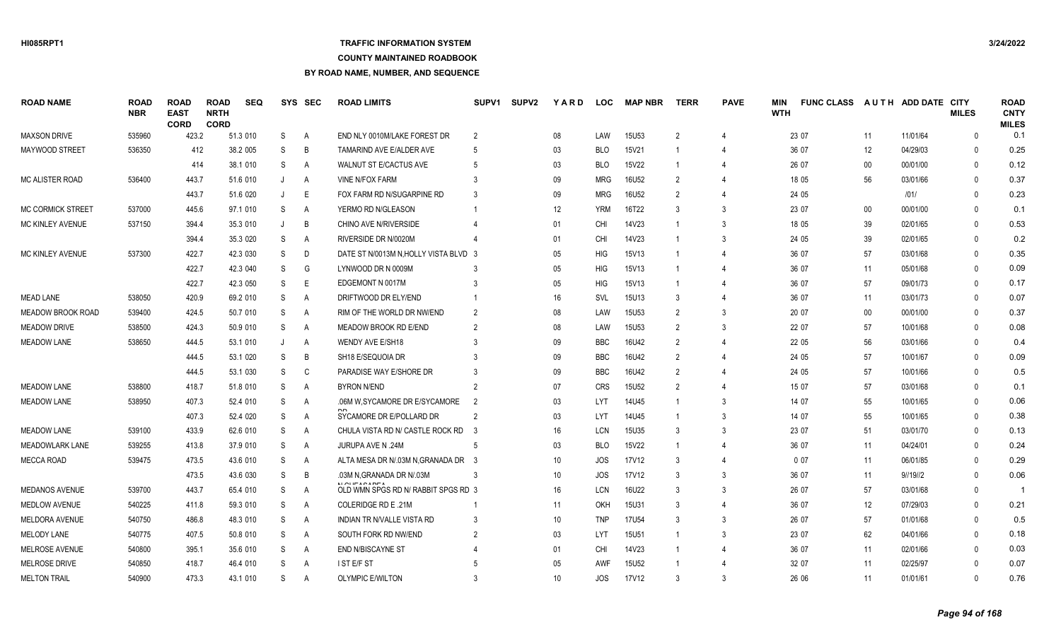**HI085RPT1**

# TRAFFIC INFORMATION SYSTEM

## COUNTY MAINTAINED ROADBOOK

### BY ROAD NAME, NUMBER, AND SEQUENCE

3/24/2022

| ROAD NAME | ROAD NBR | ROAD EAST CORD | ROAD NRTH CORD | SEQ | SYS | SEC | ROAD LIMITS | SUPV1 | SUPV2 | YARD | LOC | MAP NBR | TERR | PAVE | MIN WTH | FUNC CLASS | AUTH | ADD DATE | CITY MILES | ROAD CNTY MILES |
|---|---|---|---|---|---|---|---|---|---|---|---|---|---|---|---|---|---|---|---|---|
| MAXSON DRIVE | 535960 | 423.2 | 51.3 | 010 | S | A | END NLY 0010M/LAKE FOREST DR | 2 | | 08 | LAW | 15U53 | 2 | 4 | 23 | 07 | 11 | 11/01/64 | 0 | 0.1 |
| MAYWOOD STREET | 536350 | 412 | 38.2 | 005 | S | B | TAMARIND AVE E/ALDER AVE | 5 | | 03 | BLO | 15V21 | 1 | 4 | 36 | 07 | 12 | 04/29/03 | 0 | 0.25 |
| | | 414 | 38.1 | 010 | S | A | WALNUT ST E/CACTUS AVE | 5 | | 03 | BLO | 15V22 | 1 | 4 | 26 | 07 | 00 | 00/01/00 | 0 | 0.12 |
| MC ALISTER ROAD | 536400 | 443.7 | 51.6 | 010 | J | A | VINE N/FOX FARM | 3 | | 09 | MRG | 16U52 | 2 | 4 | 18 | 05 | 56 | 03/01/66 | 0 | 0.37 |
| | | 443.7 | 51.6 | 020 | J | E | FOX FARM RD N/SUGARPINE RD | 3 | | 09 | MRG | 16U52 | 2 | 4 | 24 | 05 | | /01/ | 0 | 0.23 |
| MC CORMICK STREET | 537000 | 445.6 | 97.1 | 010 | S | A | YERMO RD N/GLEASON | 1 | | 12 | YRM | 16T22 | 3 | 3 | 23 | 07 | 00 | 00/01/00 | 0 | 0.1 |
| MC KINLEY AVENUE | 537150 | 394.4 | 35.3 | 010 | J | B | CHINO AVE N/RIVERSIDE | 4 | | 01 | CHI | 14V23 | 1 | 3 | 18 | 05 | 39 | 02/01/65 | 0 | 0.53 |
| | | 394.4 | 35.3 | 020 | S | A | RIVERSIDE DR N/0020M | 4 | | 01 | CHI | 14V23 | 1 | 3 | 24 | 05 | 39 | 02/01/65 | 0 | 0.2 |
| MC KINLEY AVENUE | 537300 | 422.7 | 42.3 | 030 | S | D | DATE ST N/0013M N,HOLLY VISTA BLVD | 3 | | 05 | HIG | 15V13 | 1 | 4 | 36 | 07 | 57 | 03/01/68 | 0 | 0.35 |
| | | 422.7 | 42.3 | 040 | S | G | LYNWOOD DR N 0009M | 3 | | 05 | HIG | 15V13 | 1 | 4 | 36 | 07 | 11 | 05/01/68 | 0 | 0.09 |
| | | 422.7 | 42.3 | 050 | S | E | EDGEMONT N 0017M | 3 | | 05 | HIG | 15V13 | 1 | 4 | 36 | 07 | 57 | 09/01/73 | 0 | 0.17 |
| MEAD LANE | 538050 | 420.9 | 69.2 | 010 | S | A | DRIFTWOOD DR ELY/END | 1 | | 16 | SVL | 15U13 | 3 | 4 | 36 | 07 | 11 | 03/01/73 | 0 | 0.07 |
| MEADOW BROOK ROAD | 539400 | 424.5 | 50.7 | 010 | S | A | RIM OF THE WORLD DR NW/END | 2 | | 08 | LAW | 15U53 | 2 | 3 | 20 | 07 | 00 | 00/01/00 | 0 | 0.37 |
| MEADOW DRIVE | 538500 | 424.3 | 50.9 | 010 | S | A | MEADOW BROOK RD E/END | 2 | | 08 | LAW | 15U53 | 2 | 3 | 22 | 07 | 57 | 10/01/68 | 0 | 0.08 |
| MEADOW LANE | 538650 | 444.5 | 53.1 | 010 | J | A | WENDY AVE E/SH18 | 3 | | 09 | BBC | 16U42 | 2 | 4 | 22 | 05 | 56 | 03/01/66 | 0 | 0.4 |
| | | 444.5 | 53.1 | 020 | S | B | SH18 E/SEQUOIA DR | 3 | | 09 | BBC | 16U42 | 2 | 4 | 24 | 05 | 57 | 10/01/67 | 0 | 0.09 |
| | | 444.5 | 53.1 | 030 | S | C | PARADISE WAY E/SHORE DR | 3 | | 09 | BBC | 16U42 | 2 | 4 | 24 | 05 | 57 | 10/01/66 | 0 | 0.5 |
| MEADOW LANE | 538800 | 418.7 | 51.8 | 010 | S | A | BYRON N/END | 2 | | 07 | CRS | 15U52 | 2 | 4 | 15 | 07 | 57 | 03/01/68 | 0 | 0.1 |
| MEADOW LANE | 538950 | 407.3 | 52.4 | 010 | S | A | .06M W,SYCAMORE DR E/SYCAMORE DR | 2 | | 03 | LYT | 14U45 | 1 | 3 | 14 | 07 | 55 | 10/01/65 | 0 | 0.06 |
| | | 407.3 | 52.4 | 020 | S | A | SYCAMORE DR E/POLLARD DR | 2 | | 03 | LYT | 14U45 | 1 | 3 | 14 | 07 | 55 | 10/01/65 | 0 | 0.38 |
| MEADOW LANE | 539100 | 433.9 | 62.6 | 010 | S | A | CHULA VISTA RD N/ CASTLE ROCK RD | 3 | | 16 | LCN | 15U35 | 3 | 3 | 23 | 07 | 51 | 03/01/70 | 0 | 0.13 |
| MEADOWLARK LANE | 539255 | 413.8 | 37.9 | 010 | S | A | JURUPA AVE N .24M | 5 | | 03 | BLO | 15V22 | 1 | 4 | 36 | 07 | 11 | 04/24/01 | 0 | 0.24 |
| MECCA ROAD | 539475 | 473.5 | 43.6 | 010 | S | A | ALTA MESA DR N/.03M N,GRANADA DR | 3 | | 10 | JOS | 17V12 | 3 | 4 | 0 | 07 | 11 | 06/01/85 | 0 | 0.29 |
| | | 473.5 | 43.6 | 030 | S | B | .03M N,GRANADA DR N/.03M N,CHEASAPEA | 3 | | 10 | JOS | 17V12 | 3 | 3 | 36 | 07 | 11 | 9//19//2 | 0 | 0.06 |
| MEDANOS AVENUE | 539700 | 443.7 | 65.4 | 010 | S | A | OLD WMN SPGS RD N/ RABBIT SPGS RD | 3 | | 16 | LCN | 16U22 | 3 | 3 | 26 | 07 | 57 | 03/01/68 | 0 | 1 |
| MEDLOW AVENUE | 540225 | 411.8 | 59.3 | 010 | S | A | COLERIDGE RD E .21M | 1 | | 11 | OKH | 15U31 | 3 | 4 | 36 | 07 | 12 | 07/29/03 | 0 | 0.21 |
| MELDORA AVENUE | 540750 | 486.8 | 48.3 | 010 | S | A | INDIAN TR N/VALLE VISTA RD | 3 | | 10 | TNP | 17U54 | 3 | 3 | 26 | 07 | 57 | 01/01/68 | 0 | 0.5 |
| MELODY LANE | 540775 | 407.5 | 50.8 | 010 | S | A | SOUTH FORK RD NW/END | 2 | | 03 | LYT | 15U51 | 1 | 3 | 23 | 07 | 62 | 04/01/66 | 0 | 0.18 |
| MELROSE AVENUE | 540800 | 395.1 | 35.6 | 010 | S | A | END N/BISCAYNE ST | 4 | | 01 | CHI | 14V23 | 1 | 4 | 36 | 07 | 11 | 02/01/66 | 0 | 0.03 |
| MELROSE DRIVE | 540850 | 418.7 | 46.4 | 010 | S | A | I ST E/F ST | 5 | | 05 | AWF | 15U52 | 1 | 4 | 32 | 07 | 11 | 02/25/97 | 0 | 0.07 |
| MELTON TRAIL | 540900 | 473.3 | 43.1 | 010 | S | A | OLYMPIC E/WILTON | 3 | | 10 | JOS | 17V12 | 3 | 3 | 26 | 06 | 11 | 01/01/61 | 0 | 0.76 |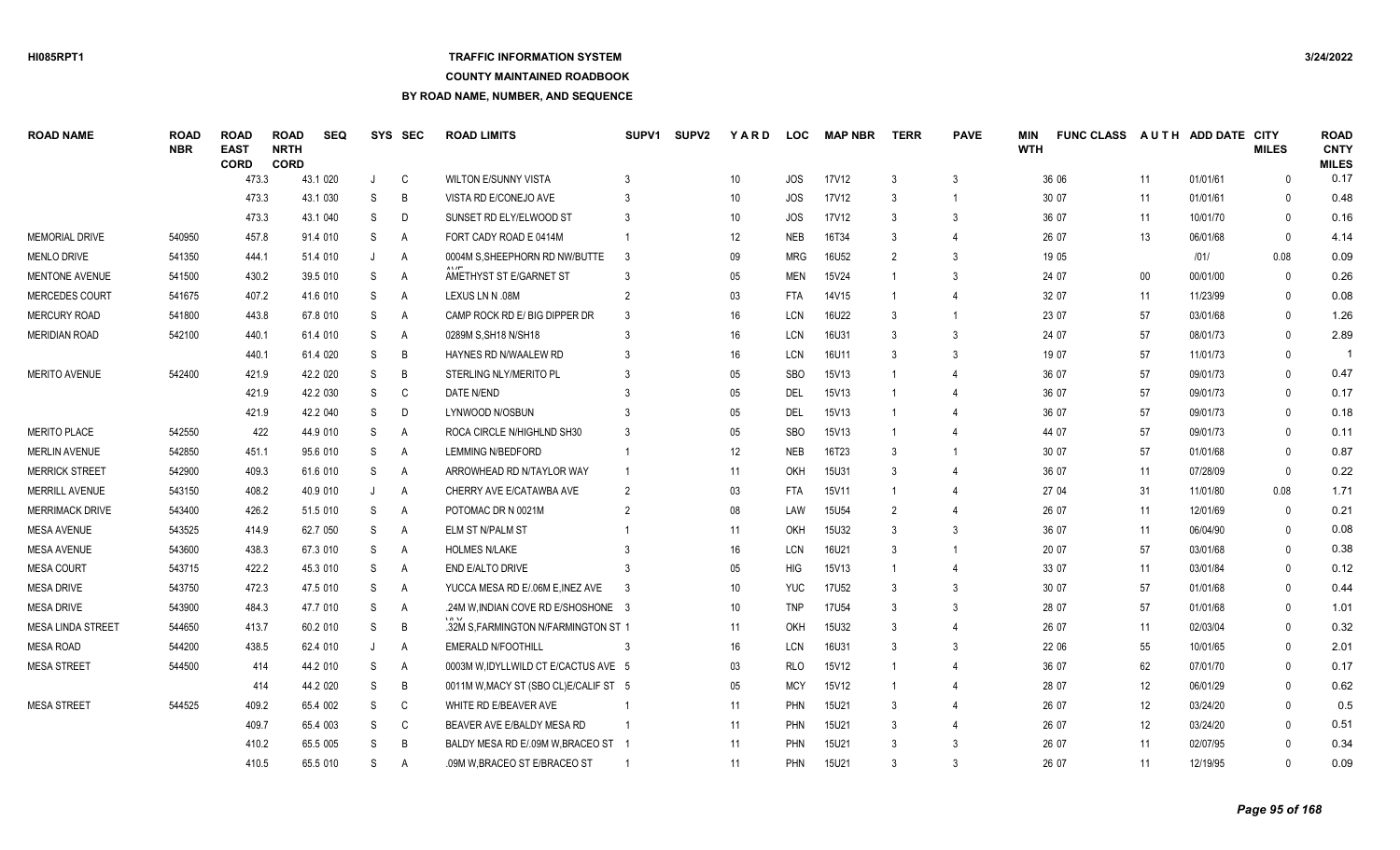**HI085RPT1**

**TRAFFIC INFORMATION SYSTEM**

**COUNTY MAINTAINED ROADBOOK**

**BY ROAD NAME, NUMBER, AND SEQUENCE**

3/24/2022

| ROAD NAME | ROAD NBR | ROAD EAST CORD | ROAD NRTH CORD | SEQ | SYS | SEC | ROAD LIMITS | SUPV1 | SUPV2 | YARD | LOC | MAP NBR | TERR | PAVE | MIN WTH | FUNC CLASS | AUTH | ADD DATE | CITY MILES | ROAD CNTY MILES |
|---|---|---|---|---|---|---|---|---|---|---|---|---|---|---|---|---|---|---|---|---|
| | | 473.3 | 43.1 | 020 | J | C | WILTON E/SUNNY VISTA | 3 | | 10 | JOS | 17V12 | 3 | 3 | 36 | 06 | 11 | 01/01/61 | 0 | 0.17 |
| | | 473.3 | 43.1 | 030 | S | B | VISTA RD E/CONEJO AVE | 3 | | 10 | JOS | 17V12 | 3 | 1 | 30 | 07 | 11 | 01/01/61 | 0 | 0.48 |
| | | 473.3 | 43.1 | 040 | S | D | SUNSET RD ELY/ELWOOD ST | 3 | | 10 | JOS | 17V12 | 3 | 3 | 36 | 07 | 11 | 10/01/70 | 0 | 0.16 |
| MEMORIAL DRIVE | 540950 | 457.8 | 91.4 | 010 | S | A | FORT CADY ROAD E 0414M | 1 | | 12 | NEB | 16T34 | 3 | 4 | 26 | 07 | 13 | 06/01/68 | 0 | 4.14 |
| MENLO DRIVE | 541350 | 444.1 | 51.4 | 010 | J | A | 0004M S,SHEEPHORN RD NW/BUTTE AVE | 3 | | 09 | MRG | 16U52 | 2 | 3 | 19 | 05 | | /01/ | 0.08 | 0.09 |
| MENTONE AVENUE | 541500 | 430.2 | 39.5 | 010 | S | A | AMETHYST ST E/GARNET ST | 3 | | 05 | MEN | 15V24 | 1 | 3 | 24 | 07 | 00 | 00/01/00 | 0 | 0.26 |
| MERCEDES COURT | 541675 | 407.2 | 41.6 | 010 | S | A | LEXUS LN N .08M | 2 | | 03 | FTA | 14V15 | 1 | 4 | 32 | 07 | 11 | 11/23/99 | 0 | 0.08 |
| MERCURY ROAD | 541800 | 443.8 | 67.8 | 010 | S | A | CAMP ROCK RD E/ BIG DIPPER DR | 3 | | 16 | LCN | 16U22 | 3 | 1 | 23 | 07 | 57 | 03/01/68 | 0 | 1.26 |
| MERIDIAN ROAD | 542100 | 440.1 | 61.4 | 010 | S | A | 0289M S,SH18 N/SH18 | 3 | | 16 | LCN | 16U31 | 3 | 3 | 24 | 07 | 57 | 08/01/73 | 0 | 2.89 |
| | | 440.1 | 61.4 | 020 | S | B | HAYNES RD N/WAALEW RD | 3 | | 16 | LCN | 16U11 | 3 | 3 | 19 | 07 | 57 | 11/01/73 | 0 | 1 |
| MERITO AVENUE | 542400 | 421.9 | 42.2 | 020 | S | B | STERLING NLY/MERITO PL | 3 | | 05 | SBO | 15V13 | 1 | 4 | 36 | 07 | 57 | 09/01/73 | 0 | 0.47 |
| | | 421.9 | 42.2 | 030 | S | C | DATE N/END | 3 | | 05 | DEL | 15V13 | 1 | 4 | 36 | 07 | 57 | 09/01/73 | 0 | 0.17 |
| | | 421.9 | 42.2 | 040 | S | D | LYNWOOD N/OSBUN | 3 | | 05 | DEL | 15V13 | 1 | 4 | 36 | 07 | 57 | 09/01/73 | 0 | 0.18 |
| MERITO PLACE | 542550 | 422 | 44.9 | 010 | S | A | ROCA CIRCLE N/HIGHLND SH30 | 3 | | 05 | SBO | 15V13 | 1 | 4 | 44 | 07 | 57 | 09/01/73 | 0 | 0.11 |
| MERLIN AVENUE | 542850 | 451.1 | 95.6 | 010 | S | A | LEMMING N/BEDFORD | 1 | | 12 | NEB | 16T23 | 3 | 1 | 30 | 07 | 57 | 01/01/68 | 0 | 0.87 |
| MERRICK STREET | 542900 | 409.3 | 61.6 | 010 | S | A | ARROWHEAD RD N/TAYLOR WAY | 1 | | 11 | OKH | 15U31 | 3 | 4 | 36 | 07 | 11 | 07/28/09 | 0 | 0.22 |
| MERRILL AVENUE | 543150 | 408.2 | 40.9 | 010 | J | A | CHERRY AVE E/CATAWBA AVE | 2 | | 03 | FTA | 15V11 | 1 | 4 | 27 | 04 | 31 | 11/01/80 | 0.08 | 1.71 |
| MERRIMACK DRIVE | 543400 | 426.2 | 51.5 | 010 | S | A | POTOMAC DR N 0021M | 2 | | 08 | LAW | 15U54 | 2 | 4 | 26 | 07 | 11 | 12/01/69 | 0 | 0.21 |
| MESA AVENUE | 543525 | 414.9 | 62.7 | 050 | S | A | ELM ST N/PALM ST | 1 | | 11 | OKH | 15U32 | 3 | 3 | 36 | 07 | 11 | 06/04/90 | 0 | 0.08 |
| MESA AVENUE | 543600 | 438.3 | 67.3 | 010 | S | A | HOLMES N/LAKE | 3 | | 16 | LCN | 16U21 | 3 | 1 | 20 | 07 | 57 | 03/01/68 | 0 | 0.38 |
| MESA COURT | 543715 | 422.2 | 45.3 | 010 | S | A | END E/ALTO DRIVE | 3 | | 05 | HIG | 15V13 | 1 | 4 | 33 | 07 | 11 | 03/01/84 | 0 | 0.12 |
| MESA DRIVE | 543750 | 472.3 | 47.5 | 010 | S | A | YUCCA MESA RD E/.06M E,INEZ AVE | 3 | | 10 | YUC | 17U52 | 3 | 3 | 30 | 07 | 57 | 01/01/68 | 0 | 0.44 |
| MESA DRIVE | 543900 | 484.3 | 47.7 | 010 | S | A | .24M W,INDIAN COVE RD E/SHOSHONE VLY | 3 | | 10 | TNP | 17U54 | 3 | 3 | 28 | 07 | 57 | 01/01/68 | 0 | 1.01 |
| MESA LINDA STREET | 544650 | 413.7 | 60.2 | 010 | S | B | .32M S,FARMINGTON N/FARMINGTON ST | 1 | | 11 | OKH | 15U32 | 3 | 4 | 26 | 07 | 11 | 02/03/04 | 0 | 0.32 |
| MESA ROAD | 544200 | 438.5 | 62.4 | 010 | J | A | EMERALD N/FOOTHILL | 3 | | 16 | LCN | 16U31 | 3 | 3 | 22 | 06 | 55 | 10/01/65 | 0 | 2.01 |
| MESA STREET | 544500 | 414 | 44.2 | 010 | S | A | 0003M W,IDYLLWILD CT E/CACTUS AVE | 5 | | 03 | RLO | 15V12 | 1 | 4 | 36 | 07 | 62 | 07/01/70 | 0 | 0.17 |
| | | 414 | 44.2 | 020 | S | B | 0011M W,MACY ST (SBO CL)E/CALIF ST | 5 | | 05 | MCY | 15V12 | 1 | 4 | 28 | 07 | 12 | 06/01/29 | 0 | 0.62 |
| MESA STREET | 544525 | 409.2 | 65.4 | 002 | S | C | WHITE RD E/BEAVER AVE | 1 | | 11 | PHN | 15U21 | 3 | 4 | 26 | 07 | 12 | 03/24/20 | 0 | 0.5 |
| | | 409.7 | 65.4 | 003 | S | C | BEAVER AVE E/BALDY MESA RD | 1 | | 11 | PHN | 15U21 | 3 | 4 | 26 | 07 | 12 | 03/24/20 | 0 | 0.51 |
| | | 410.2 | 65.5 | 005 | S | B | BALDY MESA RD E/.09M W,BRACEO ST | 1 | | 11 | PHN | 15U21 | 3 | 3 | 26 | 07 | 11 | 02/07/95 | 0 | 0.34 |
| | | 410.5 | 65.5 | 010 | S | A | .09M W,BRACEO ST E/BRACEO ST | 1 | | 11 | PHN | 15U21 | 3 | 3 | 26 | 07 | 11 | 12/19/95 | 0 | 0.09 |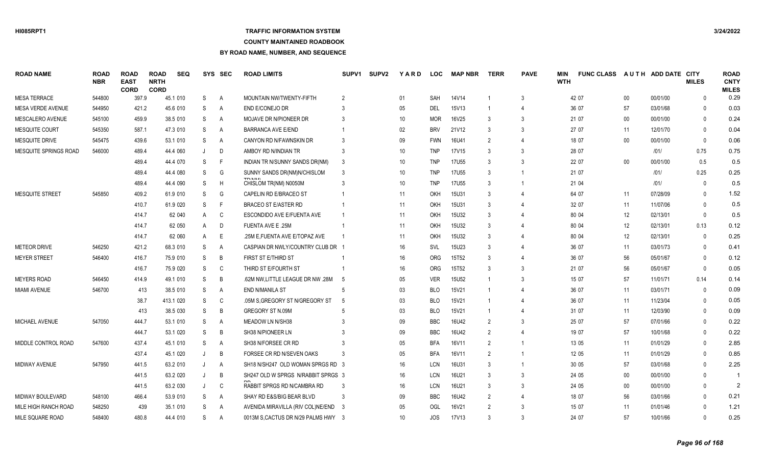**TRAFFIC INFORMATION SYSTEM**

**COUNTY MAINTAINED ROADBOOK**

**BY ROAD NAME, NUMBER, AND SEQUENCE**

| ROAD NAME | ROAD NBR | ROAD EAST CORD | ROAD NRTH CORD | SEQ | SYS | SEC | ROAD LIMITS | SUPV1 | SUPV2 | YARD | LOC | MAP NBR | TERR | PAVE | MIN WTH | FUNC CLASS | AUTH | ADD DATE | CITY MILES | ROAD CNTY MILES |
|---|---|---|---|---|---|---|---|---|---|---|---|---|---|---|---|---|---|---|---|---|
| MESA TERRACE | 544800 | 397.9 | 45.1 | 010 | S | A | MOUNTAIN NW/TWENTY-FIFTH | 2 | | 01 | SAH | 14V14 | 1 | 3 | 42 | 07 | 00 | 00/01/00 | 0 | 0.29 |
| MESA VERDE AVENUE | 544950 | 421.2 | 45.6 | 010 | S | A | END E/CONEJO DR | 3 | | 05 | DEL | 15V13 | 1 | 4 | 36 | 07 | 57 | 03/01/68 | 0 | 0.03 |
| MESCALERO AVENUE | 545100 | 459.9 | 38.5 | 010 | S | A | MOJAVE DR N/PIONEER DR | 3 | | 10 | MOR | 16V25 | 3 | 3 | 21 | 07 | 00 | 00/01/00 | 0 | 0.24 |
| MESQUITE COURT | 545350 | 587.1 | 47.3 | 010 | S | A | BARRANCA AVE E/END | 1 | | 02 | BRV | 21V12 | 3 | 3 | 27 | 07 | 11 | 12/01/70 | 0 | 0.04 |
| MESQUITE DRIVE | 545475 | 439.6 | 53.1 | 010 | S | A | CANYON RD N/FAWNSKIN DR | 3 | | 09 | FWN | 16U41 | 2 | 4 | 18 | 07 | 00 | 00/01/00 | 0 | 0.06 |
| MESQUITE SPRINGS ROAD | 546000 | 489.4 | 44.4 | 060 | J | D | AMBOY RD N/INDIAN TR | 3 | | 10 | TNP | 17V15 | 3 | 3 | 28 | 07 | | /01/ | 0.75 | 0.75 |
| | | 489.4 | 44.4 | 070 | S | F | INDIAN TR N/SUNNY SANDS DR(NM) | 3 | | 10 | TNP | 17U55 | 3 | 3 | 22 | 07 | 00 | 00/01/00 | 0.5 | 0.5 |
| | | 489.4 | 44.4 | 080 | S | G | SUNNY SANDS DR(NM)N/CHISLOM TR(NM) | 3 | | 10 | TNP | 17U55 | 3 | 1 | 21 | 07 | | /01/ | 0.25 | 0.25 |
| | | 489.4 | 44.4 | 090 | S | H | CHISLOM TR(NM) N0050M | 3 | | 10 | TNP | 17U55 | 3 | 1 | 21 | 04 | | /01/ | 0 | 0.5 |
| MESQUITE STREET | 545850 | 409.2 | 61.9 | 010 | S | G | CAPELIN RD E/BRACEO ST | 1 | | 11 | OKH | 15U31 | 3 | 4 | 64 | 07 | 11 | 07/28/09 | 0 | 1.52 |
| | | 410.7 | 61.9 | 020 | S | F | BRACEO ST E/ASTER RD | 1 | | 11 | OKH | 15U31 | 3 | 4 | 32 | 07 | 11 | 11/07/06 | 0 | 0.5 |
| | | 414.7 | 62 | 040 | A | C | ESCONDIDO AVE E/FUENTA AVE | 1 | | 11 | OKH | 15U32 | 3 | 4 | 80 | 04 | 12 | 02/13/01 | 0 | 0.5 |
| | | 414.7 | 62 | 050 | A | D | FUENTA AVE E .25M | 1 | | 11 | OKH | 15U32 | 3 | 4 | 80 | 04 | 12 | 02/13/01 | 0.13 | 0.12 |
| | | 414.7 | 62 | 060 | A | E | .25M E,FUENTA AVE E/TOPAZ AVE | 1 | | 11 | OKH | 15U32 | 3 | 4 | 80 | 04 | 12 | 02/13/01 | 0 | 0.25 |
| METEOR DRIVE | 546250 | 421.2 | 68.3 | 010 | S | A | CASPIAN DR NWLY/COUNTRY CLUB DR | 1 | | 16 | SVL | 15U23 | 3 | 4 | 36 | 07 | 11 | 03/01/73 | 0 | 0.41 |
| MEYER STREET | 546400 | 416.7 | 75.9 | 010 | S | B | FIRST ST E/THIRD ST | 1 | | 16 | ORG | 15T52 | 3 | 4 | 36 | 07 | 56 | 05/01/67 | 0 | 0.12 |
| | | 416.7 | 75.9 | 020 | S | C | THIRD ST E/FOURTH ST | 1 | | 16 | ORG | 15T52 | 3 | 3 | 21 | 07 | 56 | 05/01/67 | 0 | 0.05 |
| MEYERS ROAD | 546450 | 414.9 | 49.1 | 010 | S | B | .62M NW,LITTLE LEAGUE DR NW .28M | 5 | | 05 | VER | 15U52 | 1 | 3 | 15 | 07 | 57 | 11/01/71 | 0.14 | 0.14 |
| MIAMI AVENUE | 546700 | 413 | 38.5 | 010 | S | A | END N/MANILA ST | 5 | | 03 | BLO | 15V21 | 1 | 4 | 36 | 07 | 11 | 03/01/71 | 0 | 0.09 |
| | | 38.7 | 413.1 | 020 | S | C | .05M S,GREGORY ST N/GREGORY ST | 5 | | 03 | BLO | 15V21 | 1 | 4 | 36 | 07 | 11 | 11/23/04 | 0 | 0.05 |
| | | 413 | 38.5 | 030 | S | B | GREGORY ST N.09M | 5 | | 03 | BLO | 15V21 | 1 | 4 | 31 | 07 | 11 | 12/03/90 | 0 | 0.09 |
| MICHAEL AVENUE | 547050 | 444.7 | 53.1 | 010 | S | A | MEADOW LN N/SH38 | 3 | | 09 | BBC | 16U42 | 2 | 3 | 25 | 07 | 57 | 07/01/66 | 0 | 0.22 |
| | | 444.7 | 53.1 | 020 | S | B | SH38 N/PIONEER LN | 3 | | 09 | BBC | 16U42 | 2 | 4 | 19 | 07 | 57 | 10/01/68 | 0 | 0.22 |
| MIDDLE CONTROL ROAD | 547600 | 437.4 | 45.1 | 010 | S | A | SH38 N/FORSEE CR RD | 3 | | 05 | BFA | 16V11 | 2 | 1 | 13 | 05 | 11 | 01/01/29 | 0 | 2.85 |
| | | 437.4 | 45.1 | 020 | J | B | FORSEE CR RD N/SEVEN OAKS | 3 | | 05 | BFA | 16V11 | 2 | 1 | 12 | 05 | 11 | 01/01/29 | 0 | 0.85 |
| MIDWAY AVENUE | 547950 | 441.5 | 63.2 | 010 | J | A | SH18 N/SH247 OLD WOMAN SPRGS RD | 3 | | 16 | LCN | 16U31 | 3 | 1 | 30 | 05 | 57 | 03/01/68 | 0 | 2.25 |
| | | 441.5 | 63.2 | 020 | J | B | SH247 OLD W SPRGS N/RABBIT SPRGS RD | 3 | | 16 | LCN | 16U21 | 3 | 3 | 24 | 05 | 00 | 00/01/00 | 0 | 1 |
| | | 441.5 | 63.2 | 030 | J | C | RABBIT SPRGS RD N/CAMBRA RD | 3 | | 16 | LCN | 16U21 | 3 | 3 | 24 | 05 | 00 | 00/01/00 | 0 | 2 |
| MIDWAY BOULEVARD | 548100 | 466.4 | 53.9 | 010 | S | A | SHAY RD E&S/BIG BEAR BLVD | 3 | | 09 | BBC | 16U42 | 2 | 4 | 18 | 07 | 56 | 03/01/66 | 0 | 0.21 |
| MILE HIGH RANCH ROAD | 548250 | 439 | 35.1 | 010 | S | A | AVENIDA MIRAVILLA (RIV COL)NE/END | 3 | | 05 | OGL | 16V21 | 2 | 3 | 15 | 07 | 11 | 01/01/46 | 0 | 1.21 |
| MILE SQUARE ROAD | 548400 | 480.8 | 44.4 | 010 | S | A | 0013M S,CACTUS DR N/29 PALMS HWY | 3 | | 10 | JOS | 17V13 | 3 | 3 | 24 | 07 | 57 | 10/01/66 | 0 | 0.25 |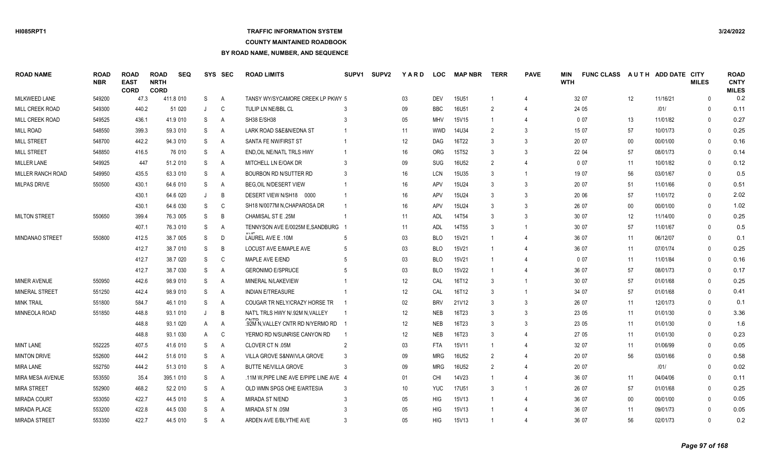**HI085RPT1** **TRAFFIC INFORMATION SYSTEM** **3/24/2022**

**COUNTY MAINTAINED ROADBOOK**

**BY ROAD NAME, NUMBER, AND SEQUENCE**

| ROAD NAME | ROAD NBR | ROAD EAST CORD | ROAD NRTH CORD | SEQ | SYS | SEC | ROAD LIMITS | SUPV1 | SUPV2 | YARD | LOC | MAP NBR | TERR | PAVE | MIN WTH | FUNC CLASS | AUTH | ADD DATE | CITY MILES | ROAD CNTY MILES |
|---|---|---|---|---|---|---|---|---|---|---|---|---|---|---|---|---|---|---|---|---|
| MILKWEED LANE | 549200 | 47.3 | 411.8 | 010 | S | A | TANSY WY/SYCAMORE CREEK LP PKWY | 5 | | 03 | DEV | 15U51 | 1 | 4 | 32 | 07 | 12 | 11/16/21 | 0 | 0.2 |
| MILL CREEK ROAD | 549300 | 440.2 | 51 | 020 | J | C | TULIP LN NE/BBL CL | 3 | | 09 | BBC | 16U51 | 2 | 4 | 24 | 05 | | /01/ | 0 | 0.11 |
| MILL CREEK ROAD | 549525 | 436.1 | 41.9 | 010 | S | A | SH38 E/SH38 | 3 | | 05 | MHV | 15V15 | 1 | 4 | 0 | 07 | 13 | 11/01/82 | 0 | 0.27 |
| MILL ROAD | 548550 | 399.3 | 59.3 | 010 | S | A | LARK ROAD S&E&N/EDNA ST | 1 | | 11 | WWD | 14U34 | 2 | 3 | 15 | 07 | 57 | 10/01/73 | 0 | 0.25 |
| MILL STREET | 548700 | 442.2 | 94.3 | 010 | S | A | SANTA FE NW/FIRST ST | 1 | | 12 | DAG | 16T22 | 3 | 3 | 20 | 07 | 00 | 00/01/00 | 0 | 0.16 |
| MILL STREET | 548850 | 416.5 | 76 | 010 | S | A | END,OIL NE/NATL TRLS HWY | 1 | | 16 | ORG | 15T52 | 3 | 3 | 22 | 04 | 57 | 08/01/73 | 0 | 0.14 |
| MILLER LANE | 549925 | 447 | 51.2 | 010 | S | A | MITCHELL LN E/OAK DR | 3 | | 09 | SUG | 16U52 | 2 | 4 | 0 | 07 | 11 | 10/01/82 | 0 | 0.12 |
| MILLER RANCH ROAD | 549950 | 435.5 | 63.3 | 010 | S | A | BOURBON RD N/SUTTER RD | 3 | | 16 | LCN | 15U35 | 3 | 1 | 19 | 07 | 56 | 03/01/67 | 0 | 0.5 |
| MILPAS DRIVE | 550500 | 430.1 | 64.6 | 010 | S | A | BEG,OIL N/DESERT VIEW | 1 | | 16 | APV | 15U24 | 3 | 3 | 20 | 07 | 51 | 11/01/66 | 0 | 0.51 |
| | | 430.1 | 64.6 | 020 | J | B | DESERT VIEW N/SH18 0000 | 1 | | 16 | APV | 15U24 | 3 | 3 | 20 | 06 | 57 | 11/01/72 | 0 | 2.02 |
| | | 430.1 | 64.6 | 030 | S | C | SH18 N/0077M N,CHAPAROSA DR | 1 | | 16 | APV | 15U24 | 3 | 3 | 26 | 07 | 00 | 00/01/00 | 0 | 1.02 |
| MILTON STREET | 550650 | 399.4 | 76.3 | 005 | S | B | CHAMISAL ST E .25M | 1 | | 11 | ADL | 14T54 | 3 | 3 | 30 | 07 | 12 | 11/14/00 | 0 | 0.25 |
| | | 407.1 | 76.3 | 010 | S | A | TENNYSON AVE E/0025M E,SANDBURG AVE | 1 | | 11 | ADL | 14T55 | 3 | 1 | 30 | 07 | 57 | 11/01/67 | 0 | 0.5 |
| MINDANAO STREET | 550800 | 412.5 | 38.7 | 005 | S | D | LAUREL AVE E .10M | 5 | | 03 | BLO | 15V21 | 1 | 4 | 36 | 07 | 11 | 06/12/07 | 0 | 0.1 |
| | | 412.7 | 38.7 | 010 | S | B | LOCUST AVE E/MAPLE AVE | 5 | | 03 | BLO | 15V21 | 1 | 4 | 36 | 07 | 11 | 07/01/74 | 0 | 0.25 |
| | | 412.7 | 38.7 | 020 | S | C | MAPLE AVE E/END | 5 | | 03 | BLO | 15V21 | 1 | 4 | 0 | 07 | 11 | 11/01/84 | 0 | 0.16 |
| | | 412.7 | 38.7 | 030 | S | A | GERONIMO E/SPRUCE | 5 | | 03 | BLO | 15V22 | 1 | 4 | 36 | 07 | 57 | 08/01/73 | 0 | 0.17 |
| MINER AVENUE | 550950 | 442.6 | 98.9 | 010 | S | A | MINERAL N/LAKEVIEW | 1 | | 12 | CAL | 16T12 | 3 | 1 | 30 | 07 | 57 | 01/01/68 | 0 | 0.25 |
| MINERAL STREET | 551250 | 442.4 | 98.9 | 010 | S | A | INDIAN E/TREASURE | 1 | | 12 | CAL | 16T12 | 3 | 1 | 34 | 07 | 57 | 01/01/68 | 0 | 0.41 |
| MINK TRAIL | 551800 | 584.7 | 46.1 | 010 | S | A | COUGAR TR NELY/CRAZY HORSE TR | 1 | | 02 | BRV | 21V12 | 3 | 3 | 26 | 07 | 11 | 12/01/73 | 0 | 0.1 |
| MINNEOLA ROAD | 551850 | 448.8 | 93.1 | 010 | J | B | NAT'L TRLS HWY N/.92M N,VALLEY CNTR | 1 | | 12 | NEB | 16T23 | 3 | 3 | 23 | 05 | 11 | 01/01/30 | 0 | 3.36 |
| | | 448.8 | 93.1 | 020 | A | A | .92M N,VALLEY CNTR RD N/YERMO RD | 1 | | 12 | NEB | 16T23 | 3 | 3 | 23 | 05 | 11 | 01/01/30 | 0 | 1.6 |
| | | 448.8 | 93.1 | 030 | A | C | YERMO RD N/SUNRISE CANYON RD | 1 | | 12 | NEB | 16T23 | 3 | 4 | 27 | 05 | 11 | 01/01/30 | 0 | 0.23 |
| MINT LANE | 552225 | 407.5 | 41.6 | 010 | S | A | CLOVER CT N .05M | 2 | | 03 | FTA | 15V11 | 1 | 4 | 32 | 07 | 11 | 01/06/99 | 0 | 0.05 |
| MINTON DRIVE | 552600 | 444.2 | 51.6 | 010 | S | A | VILLA GROVE S&NW/VLA GROVE | 3 | | 09 | MRG | 16U52 | 2 | 4 | 20 | 07 | 56 | 03/01/66 | 0 | 0.58 |
| MIRA LANE | 552750 | 444.2 | 51.3 | 010 | S | A | BUTTE NE/VILLA GROVE | 3 | | 09 | MRG | 16U52 | 2 | 4 | 20 | 07 | | /01/ | 0 | 0.02 |
| MIRA MESA AVENUE | 553550 | 35.4 | 395.1 | 010 | S | A | .11M W,PIPE LINE AVE E/PIPE LINE AVE | 4 | | 01 | CHI | 14V23 | 1 | 4 | 36 | 07 | 11 | 04/04/06 | 0 | 0.11 |
| MIRA STREET | 552900 | 468.2 | 52.2 | 010 | S | A | OLD WMN SPGS OHE E/ARTESIA | 3 | | 10 | YUC | 17U51 | 3 | 1 | 26 | 07 | 57 | 01/01/68 | 0 | 0.25 |
| MIRADA COURT | 553050 | 422.7 | 44.5 | 010 | S | A | MIRADA ST N/END | 3 | | 05 | HIG | 15V13 | 1 | 4 | 36 | 07 | 00 | 00/01/00 | 0 | 0.05 |
| MIRADA PLACE | 553200 | 422.8 | 44.5 | 030 | S | A | MIRADA ST N .05M | 3 | | 05 | HIG | 15V13 | 1 | 4 | 36 | 07 | 11 | 09/01/73 | 0 | 0.05 |
| MIRADA STREET | 553350 | 422.7 | 44.5 | 010 | S | A | ARDEN AVE E/BLYTHE AVE | 3 | | 05 | HIG | 15V13 | 1 | 4 | 36 | 07 | 56 | 02/01/73 | 0 | 0.2 |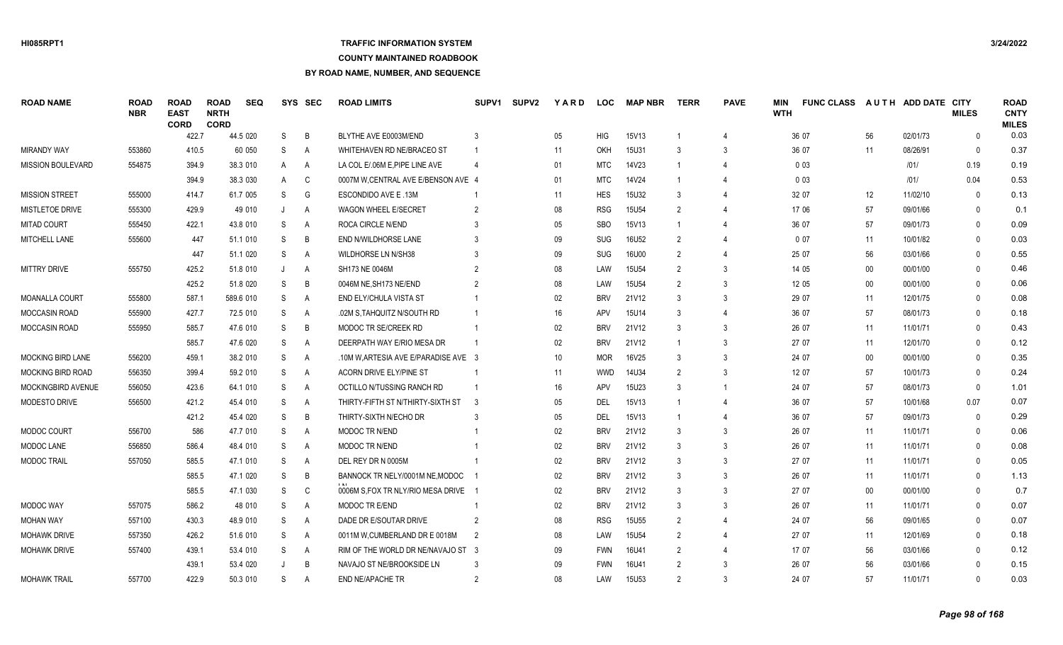**TRAFFIC INFORMATION SYSTEM**

**COUNTY MAINTAINED ROADBOOK**

**BY ROAD NAME, NUMBER, AND SEQUENCE**

HI085RPT1 3/24/2022

| ROAD NAME | ROAD NBR | ROAD EAST CORD | ROAD NRTH CORD | SEQ | SYS | SEC | ROAD LIMITS | SUPV1 | SUPV2 | YARD | LOC | MAP NBR | TERR | PAVE | MIN WTH | FUNC CLASS | AUTH | ADD DATE | CITY MILES | ROAD CNTY MILES |
|---|---|---|---|---|---|---|---|---|---|---|---|---|---|---|---|---|---|---|---|---|
| | | 422.7 | 44.5 | 020 | S | B | BLYTHE AVE E0003M/END | 3 | | 05 | HIG | 15V13 | 1 | 4 | 36 | 07 | 56 | 02/01/73 | 0 | 0.03 |
| MIRANDY WAY | 553860 | 410.5 | 60 | 050 | S | A | WHITEHAVEN RD NE/BRACEO ST | 1 | | 11 | OKH | 15U31 | 3 | 3 | 36 | 07 | 11 | 08/26/91 | 0 | 0.37 |
| MISSION BOULEVARD | 554875 | 394.9 | 38.3 | 010 | A | A | LA COL E/.06M E,PIPE LINE AVE | 4 | | 01 | MTC | 14V23 | 1 | 4 | 0 | 03 | | /01/ | 0.19 | 0.19 |
| | | 394.9 | 38.3 | 030 | A | C | 0007M W,CENTRAL AVE E/BENSON AVE | 4 | | 01 | MTC | 14V24 | 1 | 4 | 0 | 03 | | /01/ | 0.04 | 0.53 |
| MISSION STREET | 555000 | 414.7 | 61.7 | 005 | S | G | ESCONDIDO AVE E .13M | 1 | | 11 | HES | 15U32 | 3 | 4 | 32 | 07 | 12 | 11/02/10 | 0 | 0.13 |
| MISTLETOE DRIVE | 555300 | 429.9 | 49 | 010 | J | A | WAGON WHEEL E/SECRET | 2 | | 08 | RSG | 15U54 | 2 | 4 | 17 | 06 | 57 | 09/01/66 | 0 | 0.1 |
| MITAD COURT | 555450 | 422.1 | 43.8 | 010 | S | A | ROCA CIRCLE N/END | 3 | | 05 | SBO | 15V13 | 1 | 4 | 36 | 07 | 57 | 09/01/73 | 0 | 0.09 |
| MITCHELL LANE | 555600 | 447 | 51.1 | 010 | S | B | END N/WILDHORSE LANE | 3 | | 09 | SUG | 16U52 | 2 | 4 | 0 | 07 | 11 | 10/01/82 | 0 | 0.03 |
| | | 447 | 51.1 | 020 | S | A | WILDHORSE LN N/SH38 | 3 | | 09 | SUG | 16U00 | 2 | 4 | 25 | 07 | 56 | 03/01/66 | 0 | 0.55 |
| MITTRY DRIVE | 555750 | 425.2 | 51.8 | 010 | J | A | SH173 NE 0046M | 2 | | 08 | LAW | 15U54 | 2 | 3 | 14 | 05 | 00 | 00/01/00 | 0 | 0.46 |
| | | 425.2 | 51.8 | 020 | S | B | 0046M NE,SH173 NE/END | 2 | | 08 | LAW | 15U54 | 2 | 3 | 12 | 05 | 00 | 00/01/00 | 0 | 0.06 |
| MOANALLA COURT | 555800 | 587.1 | 589.6 | 010 | S | A | END ELY/CHULA VISTA ST | 1 | | 02 | BRV | 21V12 | 3 | 3 | 29 | 07 | 11 | 12/01/75 | 0 | 0.08 |
| MOCCASIN ROAD | 555900 | 427.7 | 72.5 | 010 | S | A | .02M S,TAHQUITZ N/SOUTH RD | 1 | | 16 | APV | 15U14 | 3 | 4 | 36 | 07 | 57 | 08/01/73 | 0 | 0.18 |
| MOCCASIN ROAD | 555950 | 585.7 | 47.6 | 010 | S | B | MODOC TR SE/CREEK RD | 1 | | 02 | BRV | 21V12 | 3 | 3 | 26 | 07 | 11 | 11/01/71 | 0 | 0.43 |
| | | 585.7 | 47.6 | 020 | S | A | DEERPATH WAY E/RIO MESA DR | 1 | | 02 | BRV | 21V12 | 1 | 3 | 27 | 07 | 11 | 12/01/70 | 0 | 0.12 |
| MOCKING BIRD LANE | 556200 | 459.1 | 38.2 | 010 | S | A | .10M W,ARTESIA AVE E/PARADISE AVE | 3 | | 10 | MOR | 16V25 | 3 | 3 | 24 | 07 | 00 | 00/01/00 | 0 | 0.35 |
| MOCKING BIRD ROAD | 556350 | 399.4 | 59.2 | 010 | S | A | ACORN DRIVE ELY/PINE ST | 1 | | 11 | WWD | 14U34 | 2 | 3 | 12 | 07 | 57 | 10/01/73 | 0 | 0.24 |
| MOCKINGBIRD AVENUE | 556050 | 423.6 | 64.1 | 010 | S | A | OCTILLO N/TUSSING RANCH RD | 1 | | 16 | APV | 15U23 | 3 | 1 | 24 | 07 | 57 | 08/01/73 | 0 | 1.01 |
| MODESTO DRIVE | 556500 | 421.2 | 45.4 | 010 | S | A | THIRTY-FIFTH ST N/THIRTY-SIXTH ST | 3 | | 05 | DEL | 15V13 | 1 | 4 | 36 | 07 | 57 | 10/01/68 | 0.07 | 0.07 |
| | | 421.2 | 45.4 | 020 | S | B | THIRTY-SIXTH N/ECHO DR | 3 | | 05 | DEL | 15V13 | 1 | 4 | 36 | 07 | 57 | 09/01/73 | 0 | 0.29 |
| MODOC COURT | 556700 | 586 | 47.7 | 010 | S | A | MODOC TR N/END | 1 | | 02 | BRV | 21V12 | 3 | 3 | 26 | 07 | 11 | 11/01/71 | 0 | 0.06 |
| MODOC LANE | 556850 | 586.4 | 48.4 | 010 | S | A | MODOC TR N/END | 1 | | 02 | BRV | 21V12 | 3 | 3 | 26 | 07 | 11 | 11/01/71 | 0 | 0.08 |
| MODOC TRAIL | 557050 | 585.5 | 47.1 | 010 | S | A | DEL REY DR N 0005M | 1 | | 02 | BRV | 21V12 | 3 | 3 | 27 | 07 | 11 | 11/01/71 | 0 | 0.05 |
| | | 585.5 | 47.1 | 020 | S | B | BANNOCK TR NELY/0001M NE,MODOC | 1 | | 02 | BRV | 21V12 | 3 | 3 | 26 | 07 | 11 | 11/01/71 | 0 | 1.13 |
| | | 585.5 | 47.1 | 030 | S | C | 0006M S,FOX TR NLY/RIO MESA DRIVE | 1 | | 02 | BRV | 21V12 | 3 | 3 | 27 | 07 | 00 | 00/01/00 | 0 | 0.7 |
| MODOC WAY | 557075 | 586.2 | 48 | 010 | S | A | MODOC TR E/END | 1 | | 02 | BRV | 21V12 | 3 | 3 | 26 | 07 | 11 | 11/01/71 | 0 | 0.07 |
| MOHAN WAY | 557100 | 430.3 | 48.9 | 010 | S | A | DADE DR E/SOUTAR DRIVE | 2 | | 08 | RSG | 15U55 | 2 | 4 | 24 | 07 | 56 | 09/01/65 | 0 | 0.07 |
| MOHAWK DRIVE | 557350 | 426.2 | 51.6 | 010 | S | A | 0011M W,CUMBERLAND DR E 0018M | 2 | | 08 | LAW | 15U54 | 2 | 4 | 27 | 07 | 11 | 12/01/69 | 0 | 0.18 |
| MOHAWK DRIVE | 557400 | 439.1 | 53.4 | 010 | S | A | RIM OF THE WORLD DR NE/NAVAJO ST | 3 | | 09 | FWN | 16U41 | 2 | 4 | 17 | 07 | 56 | 03/01/66 | 0 | 0.12 |
| | | 439.1 | 53.4 | 020 | J | B | NAVAJO ST NE/BROOKSIDE LN | 3 | | 09 | FWN | 16U41 | 2 | 3 | 26 | 07 | 56 | 03/01/66 | 0 | 0.15 |
| MOHAWK TRAIL | 557700 | 422.9 | 50.3 | 010 | S | A | END NE/APACHE TR | 2 | | 08 | LAW | 15U53 | 2 | 3 | 24 | 07 | 57 | 11/01/71 | 0 | 0.03 |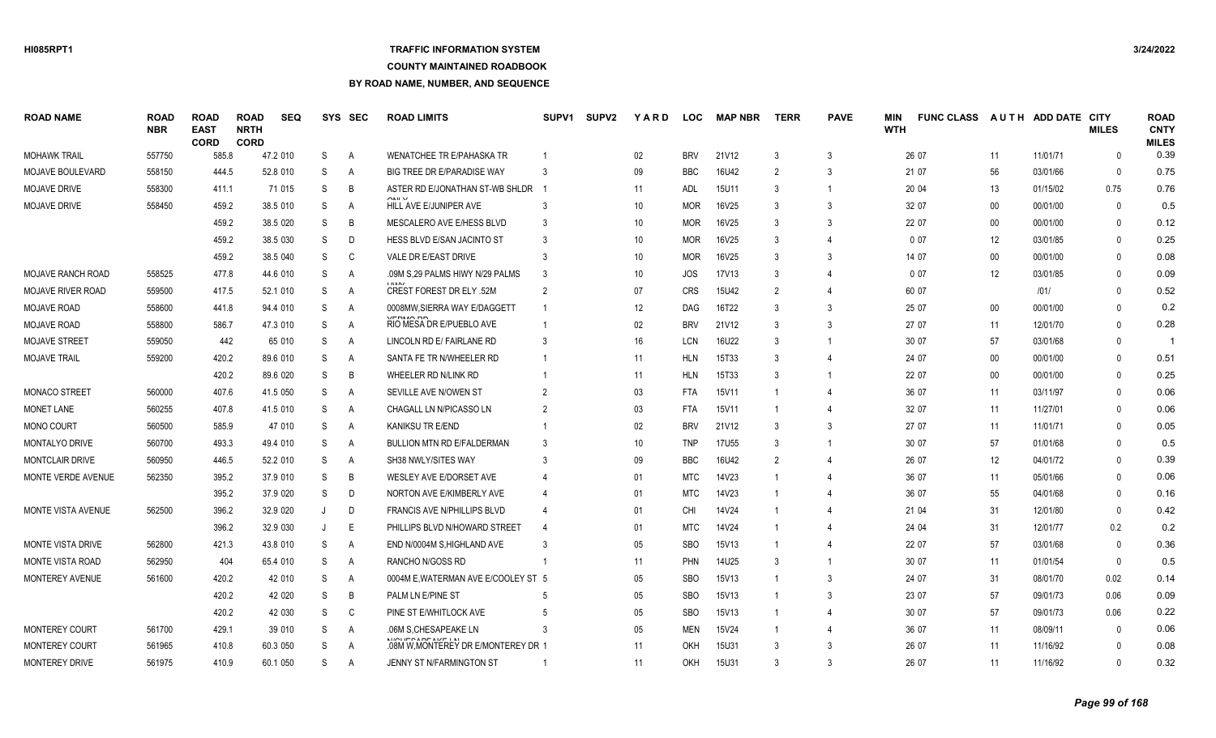# TRAFFIC INFORMATION SYSTEM

## COUNTY MAINTAINED ROADBOOK

### BY ROAD NAME, NUMBER, AND SEQUENCE

| ROAD NAME | ROAD NBR | ROAD EAST CORD | ROAD NRTH CORD | SEQ | SYS | SEC | ROAD LIMITS | SUPV1 | SUPV2 | YARD | LOC | MAP NBR | TERR | PAVE | MIN WTH | FUNC CLASS | AUTH | ADD DATE | CITY MILES | ROAD CNTY MILES |
|---|---|---|---|---|---|---|---|---|---|---|---|---|---|---|---|---|---|---|---|---|
| MOHAWK TRAIL | 557750 | 585.8 | 47.2 | 010 | S | A | WENATCHEE TR E/PAHASKA TR | 1 | | 02 | BRV | 21V12 | 3 | 3 | 26 | 07 | 11 | 11/01/71 | 0 | 0.39 |
| MOJAVE BOULEVARD | 558150 | 444.5 | 52.8 | 010 | S | A | BIG TREE DR E/PARADISE WAY | 3 | | 09 | BBC | 16U42 | 2 | 3 | 21 | 07 | 56 | 03/01/66 | 0 | 0.75 |
| MOJAVE DRIVE | 558300 | 411.1 | 71 | 015 | S | B | ASTER RD E/JONATHAN ST-WB SHLDR | 1 | | 11 | ADL | 15U11 | 3 | 1 | 20 | 04 | 13 | 01/15/02 | 0.75 | 0.76 |
| MOJAVE DRIVE | 558450 | 459.2 | 38.5 | 010 | S | A | HILL AVE E/JUNIPER AVE | 3 | | 10 | MOR | 16V25 | 3 | 3 | 32 | 07 | 00 | 00/01/00 | 0 | 0.5 |
| | | 459.2 | 38.5 | 020 | S | B | MESCALERO AVE E/HESS BLVD | 3 | | 10 | MOR | 16V25 | 3 | 3 | 22 | 07 | 00 | 00/01/00 | 0 | 0.12 |
| | | 459.2 | 38.5 | 030 | S | D | HESS BLVD E/SAN JACINTO ST | 3 | | 10 | MOR | 16V25 | 3 | 4 | 0 | 07 | 12 | 03/01/85 | 0 | 0.25 |
| | | 459.2 | 38.5 | 040 | S | C | VALE DR E/EAST DRIVE | 3 | | 10 | MOR | 16V25 | 3 | 3 | 14 | 07 | 00 | 00/01/00 | 0 | 0.08 |
| MOJAVE RANCH ROAD | 558525 | 477.8 | 44.6 | 010 | S | A | .09M S,29 PALMS HIWY N/29 PALMS | 3 | | 10 | JOS | 17V13 | 3 | 4 | 0 | 07 | 12 | 03/01/85 | 0 | 0.09 |
| MOJAVE RIVER ROAD | 559500 | 417.5 | 52.1 | 010 | S | A | CREST FOREST DR ELY .52M | 2 | | 07 | CRS | 15U42 | 2 | 4 | 60 | 07 | | /01/ | 0 | 0.52 |
| MOJAVE ROAD | 558600 | 441.8 | 94.4 | 010 | S | A | 0008MW,SIERRA WAY E/DAGGETT | 1 | | 12 | DAG | 16T22 | 3 | 3 | 25 | 07 | 00 | 00/01/00 | 0 | 0.2 |
| MOJAVE ROAD | 558800 | 586.7 | 47.3 | 010 | S | A | RIO MESA DR E/PUEBLO AVE | 1 | | 02 | BRV | 21V12 | 3 | 3 | 27 | 07 | 11 | 12/01/70 | 0 | 0.28 |
| MOJAVE STREET | 559050 | 442 | 65 | 010 | S | A | LINCOLN RD E/ FAIRLANE RD | 3 | | 16 | LCN | 16U22 | 3 | 1 | 30 | 07 | 57 | 03/01/68 | 0 | 1 |
| MOJAVE TRAIL | 559200 | 420.2 | 89.6 | 010 | S | A | SANTA FE TR N/WHEELER RD | 1 | | 11 | HLN | 15T33 | 3 | 4 | 24 | 07 | 00 | 00/01/00 | 0 | 0.51 |
| | | 420.2 | 89.6 | 020 | S | B | WHEELER RD N/LINK RD | 1 | | 11 | HLN | 15T33 | 3 | 1 | 22 | 07 | 00 | 00/01/00 | 0 | 0.25 |
| MONACO STREET | 560000 | 407.6 | 41.5 | 050 | S | A | SEVILLE AVE N/OWEN ST | 2 | | 03 | FTA | 15V11 | 1 | 4 | 36 | 07 | 11 | 03/11/97 | 0 | 0.06 |
| MONET LANE | 560255 | 407.8 | 41.5 | 010 | S | A | CHAGALL LN N/PICASSO LN | 2 | | 03 | FTA | 15V11 | 1 | 4 | 32 | 07 | 11 | 11/27/01 | 0 | 0.06 |
| MONO COURT | 560500 | 585.9 | 47 | 010 | S | A | KANIKSU TR E/END | 1 | | 02 | BRV | 21V12 | 3 | 3 | 27 | 07 | 11 | 11/01/71 | 0 | 0.05 |
| MONTALYO DRIVE | 560700 | 493.3 | 49.4 | 010 | S | A | BULLION MTN RD E/FALDERMAN | 3 | | 10 | TNP | 17U55 | 3 | 1 | 30 | 07 | 57 | 01/01/68 | 0 | 0.5 |
| MONTCLAIR DRIVE | 560950 | 446.5 | 52.2 | 010 | S | A | SH38 NWLY/SITES WAY | 3 | | 09 | BBC | 16U42 | 2 | 4 | 26 | 07 | 12 | 04/01/72 | 0 | 0.39 |
| MONTE VERDE AVENUE | 562350 | 395.2 | 37.9 | 010 | S | B | WESLEY AVE E/DORSET AVE | 4 | | 01 | MTC | 14V23 | 1 | 4 | 36 | 07 | 11 | 05/01/66 | 0 | 0.06 |
| | | 395.2 | 37.9 | 020 | S | D | NORTON AVE E/KIMBERLY AVE | 4 | | 01 | MTC | 14V23 | 1 | 4 | 36 | 07 | 55 | 04/01/68 | 0 | 0.16 |
| MONTE VISTA AVENUE | 562500 | 396.2 | 32.9 | 020 | J | D | FRANCIS AVE N/PHILLIPS BLVD | 4 | | 01 | CHI | 14V24 | 1 | 4 | 21 | 04 | 31 | 12/01/80 | 0 | 0.42 |
| | | 396.2 | 32.9 | 030 | J | E | PHILLIPS BLVD N/HOWARD STREET | 4 | | 01 | MTC | 14V24 | 1 | 4 | 24 | 04 | 31 | 12/01/77 | 0.2 | 0.2 |
| MONTE VISTA DRIVE | 562800 | 421.3 | 43.8 | 010 | S | A | END N/0004M S,HIGHLAND AVE | 3 | | 05 | SBO | 15V13 | 1 | 4 | 22 | 07 | 57 | 03/01/68 | 0 | 0.36 |
| MONTE VISTA ROAD | 562950 | 404 | 65.4 | 010 | S | A | RANCHO N/GOSS RD | 1 | | 11 | PHN | 14U25 | 3 | 1 | 30 | 07 | 11 | 01/01/54 | 0 | 0.5 |
| MONTEREY AVENUE | 561600 | 420.2 | 42 | 010 | S | A | 0004M E,WATERMAN AVE E/COOLEY ST | 5 | | 05 | SBO | 15V13 | 1 | 3 | 24 | 07 | 31 | 08/01/70 | 0.02 | 0.14 |
| | | 420.2 | 42 | 020 | S | B | PALM LN E/PINE ST | 5 | | 05 | SBO | 15V13 | 1 | 3 | 23 | 07 | 57 | 09/01/73 | 0.06 | 0.09 |
| | | 420.2 | 42 | 030 | S | C | PINE ST E/WHITLOCK AVE | 5 | | 05 | SBO | 15V13 | 1 | 4 | 30 | 07 | 57 | 09/01/73 | 0.06 | 0.22 |
| MONTEREY COURT | 561700 | 429.1 | 39 | 010 | S | A | .06M S,CHESAPEAKE LN | 3 | | 05 | MEN | 15V24 | 1 | 4 | 36 | 07 | 11 | 08/09/11 | 0 | 0.06 |
| MONTEREY COURT | 561965 | 410.8 | 60.3 | 050 | S | A | .08M W,MONTEREY DR E/MONTEREY DR | 1 | | 11 | OKH | 15U31 | 3 | 3 | 26 | 07 | 11 | 11/16/92 | 0 | 0.08 |
| MONTEREY DRIVE | 561975 | 410.9 | 60.1 | 050 | S | A | JENNY ST N/FARMINGTON ST | 1 | | 11 | OKH | 15U31 | 3 | 3 | 26 | 07 | 11 | 11/16/92 | 0 | 0.32 |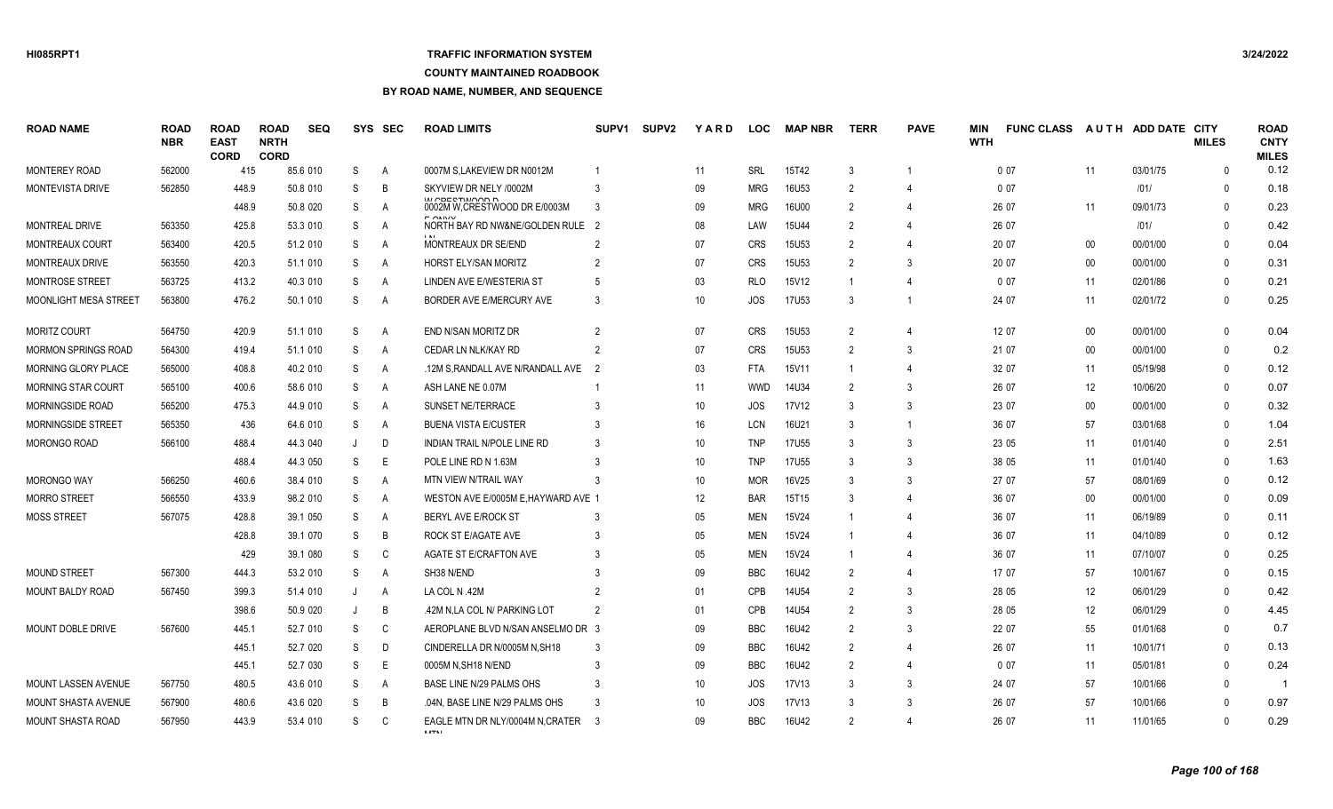HI085RPT1

**TRAFFIC INFORMATION SYSTEM**

**COUNTY MAINTAINED ROADBOOK**

**BY ROAD NAME, NUMBER, AND SEQUENCE**

3/24/2022

| ROAD NAME | ROAD NBR | ROAD EAST CORD | ROAD NRTH CORD | SEQ | SYS | SEC | ROAD LIMITS | SUPV1 | SUPV2 | YARD | LOC | MAP NBR | TERR | PAVE | MIN WTH | FUNC CLASS | AUTH | ADD DATE | CITY MILES | ROAD CNTY MILES |
|---|---|---|---|---|---|---|---|---|---|---|---|---|---|---|---|---|---|---|---|---|
| MONTEREY ROAD | 562000 | 415 | 85.6 | 010 | S | A | 0007M S,LAKEVIEW DR N0012M | 1 | | 11 | SRL | 15T42 | 3 | 1 | 0 | 07 | 11 | 03/01/75 | 0 | 0.12 |
| MONTEVISTA DRIVE | 562850 | 448.9 | 50.8 | 010 | S | B | SKYVIEW DR NELY /0002M | 3 | | 09 | MRG | 16U53 | 2 | 4 | 0 | 07 | | /01/ | 0 | 0.18 |
| | | 448.9 | 50.8 | 020 | S | A | W CRESTWOOD D 0002M W,CRESTWOOD DR E/0003M | 3 | | 09 | MRG | 16U00 | 2 | 4 | 26 | 07 | 11 | 09/01/73 | 0 | 0.23 |
| MONTREAL DRIVE | 563350 | 425.8 | 53.3 | 010 | S | A | E ONLY NORTH BAY RD NW&NE/GOLDEN RULE | 2 | | 08 | LAW | 15U44 | 2 | 4 | 26 | 07 | | /01/ | 0 | 0.42 |
| MONTREAUX COURT | 563400 | 420.5 | 51.2 | 010 | S | A | LN MONTREAUX DR SE/END | 2 | | 07 | CRS | 15U53 | 2 | 4 | 20 | 07 | 00 | 00/01/00 | 0 | 0.04 |
| MONTREAUX DRIVE | 563550 | 420.3 | 51.1 | 010 | S | A | HORST ELY/SAN MORITZ | 2 | | 07 | CRS | 15U53 | 2 | 3 | 20 | 07 | 00 | 00/01/00 | 0 | 0.31 |
| MONTROSE STREET | 563725 | 413.2 | 40.3 | 010 | S | A | LINDEN AVE E/WESTERIA ST | 5 | | 03 | RLO | 15V12 | 1 | 4 | 0 | 07 | 11 | 02/01/86 | 0 | 0.21 |
| MOONLIGHT MESA STREET | 563800 | 476.2 | 50.1 | 010 | S | A | BORDER AVE E/MERCURY AVE | 3 | | 10 | JOS | 17U53 | 3 | 1 | 24 | 07 | 11 | 02/01/72 | 0 | 0.25 |
| MORITZ COURT | 564750 | 420.9 | 51.1 | 010 | S | A | END N/SAN MORITZ DR | 2 | | 07 | CRS | 15U53 | 2 | 4 | 12 | 07 | 00 | 00/01/00 | 0 | 0.04 |
| MORMON SPRINGS ROAD | 564300 | 419.4 | 51.1 | 010 | S | A | CEDAR LN NLK/KAY RD | 2 | | 07 | CRS | 15U53 | 2 | 3 | 21 | 07 | 00 | 00/01/00 | 0 | 0.2 |
| MORNING GLORY PLACE | 565000 | 408.8 | 40.2 | 010 | S | A | .12M S,RANDALL AVE N/RANDALL AVE | 2 | | 03 | FTA | 15V11 | 1 | 4 | 32 | 07 | 11 | 05/19/98 | 0 | 0.12 |
| MORNING STAR COURT | 565100 | 400.6 | 58.6 | 010 | S | A | ASH LANE NE 0.07M | 1 | | 11 | WWD | 14U34 | 2 | 3 | 26 | 07 | 12 | 10/06/20 | 0 | 0.07 |
| MORNINGSIDE ROAD | 565200 | 475.3 | 44.9 | 010 | S | A | SUNSET NE/TERRACE | 3 | | 10 | JOS | 17V12 | 3 | 3 | 23 | 07 | 00 | 00/01/00 | 0 | 0.32 |
| MORNINGSIDE STREET | 565350 | 436 | 64.6 | 010 | S | A | BUENA VISTA E/CUSTER | 3 | | 16 | LCN | 16U21 | 3 | 1 | 36 | 07 | 57 | 03/01/68 | 0 | 1.04 |
| MORONGO ROAD | 566100 | 488.4 | 44.3 | 040 | J | D | INDIAN TRAIL N/POLE LINE RD | 3 | | 10 | TNP | 17U55 | 3 | 3 | 23 | 05 | 11 | 01/01/40 | 0 | 2.51 |
| | | 488.4 | 44.3 | 050 | S | E | POLE LINE RD N 1.63M | 3 | | 10 | TNP | 17U55 | 3 | 3 | 38 | 05 | 11 | 01/01/40 | 0 | 1.63 |
| MORONGO WAY | 566250 | 460.6 | 38.4 | 010 | S | A | MTN VIEW N/TRAIL WAY | 3 | | 10 | MOR | 16V25 | 3 | 3 | 27 | 07 | 57 | 08/01/69 | 0 | 0.12 |
| MORRO STREET | 566550 | 433.9 | 98.2 | 010 | S | A | WESTON AVE E/0005M E,HAYWARD AVE | 1 | | 12 | BAR | 15T15 | 3 | 4 | 36 | 07 | 00 | 00/01/00 | 0 | 0.09 |
| MOSS STREET | 567075 | 428.8 | 39.1 | 050 | S | A | BERYL AVE E/ROCK ST | 3 | | 05 | MEN | 15V24 | 1 | 4 | 36 | 07 | 11 | 06/19/89 | 0 | 0.11 |
| | | 428.8 | 39.1 | 070 | S | B | ROCK ST E/AGATE AVE | 3 | | 05 | MEN | 15V24 | 1 | 4 | 36 | 07 | 11 | 04/10/89 | 0 | 0.12 |
| | | 429 | 39.1 | 080 | S | C | AGATE ST E/CRAFTON AVE | 3 | | 05 | MEN | 15V24 | 1 | 4 | 36 | 07 | 11 | 07/10/07 | 0 | 0.25 |
| MOUND STREET | 567300 | 444.3 | 53.2 | 010 | S | A | SH38 N/END | 3 | | 09 | BBC | 16U42 | 2 | 4 | 17 | 07 | 57 | 10/01/67 | 0 | 0.15 |
| MOUNT BALDY ROAD | 567450 | 399.3 | 51.4 | 010 | J | A | LA COL N .42M | 2 | | 01 | CPB | 14U54 | 2 | 3 | 28 | 05 | 12 | 06/01/29 | 0 | 0.42 |
| | | 398.6 | 50.9 | 020 | J | B | .42M N,LA COL N/ PARKING LOT | 2 | | 01 | CPB | 14U54 | 2 | 3 | 28 | 05 | 12 | 06/01/29 | 0 | 4.45 |
| MOUNT DOBLE DRIVE | 567600 | 445.1 | 52.7 | 010 | S | C | AEROPLANE BLVD N/SAN ANSELMO DR | 3 | | 09 | BBC | 16U42 | 2 | 3 | 22 | 07 | 55 | 01/01/68 | 0 | 0.7 |
| | | 445.1 | 52.7 | 020 | S | D | CINDERELLA DR N/0005M N,SH18 | 3 | | 09 | BBC | 16U42 | 2 | 4 | 26 | 07 | 11 | 10/01/71 | 0 | 0.13 |
| | | 445.1 | 52.7 | 030 | S | E | 0005M N,SH18 N/END | 3 | | 09 | BBC | 16U42 | 2 | 4 | 0 | 07 | 11 | 05/01/81 | 0 | 0.24 |
| MOUNT LASSEN AVENUE | 567750 | 480.5 | 43.6 | 010 | S | A | BASE LINE N/29 PALMS OHS | 3 | | 10 | JOS | 17V13 | 3 | 3 | 24 | 07 | 57 | 10/01/66 | 0 | 1 |
| MOUNT SHASTA AVENUE | 567900 | 480.6 | 43.6 | 020 | S | B | .04N, BASE LINE N/29 PALMS OHS | 3 | | 10 | JOS | 17V13 | 3 | 3 | 26 | 07 | 57 | 10/01/66 | 0 | 0.97 |
| MOUNT SHASTA ROAD | 567950 | 443.9 | 53.4 | 010 | S | C | EAGLE MTN DR NLY/0004M N,CRATER MTN | 3 | | 09 | BBC | 16U42 | 2 | 4 | 26 | 07 | 11 | 11/01/65 | 0 | 0.29 |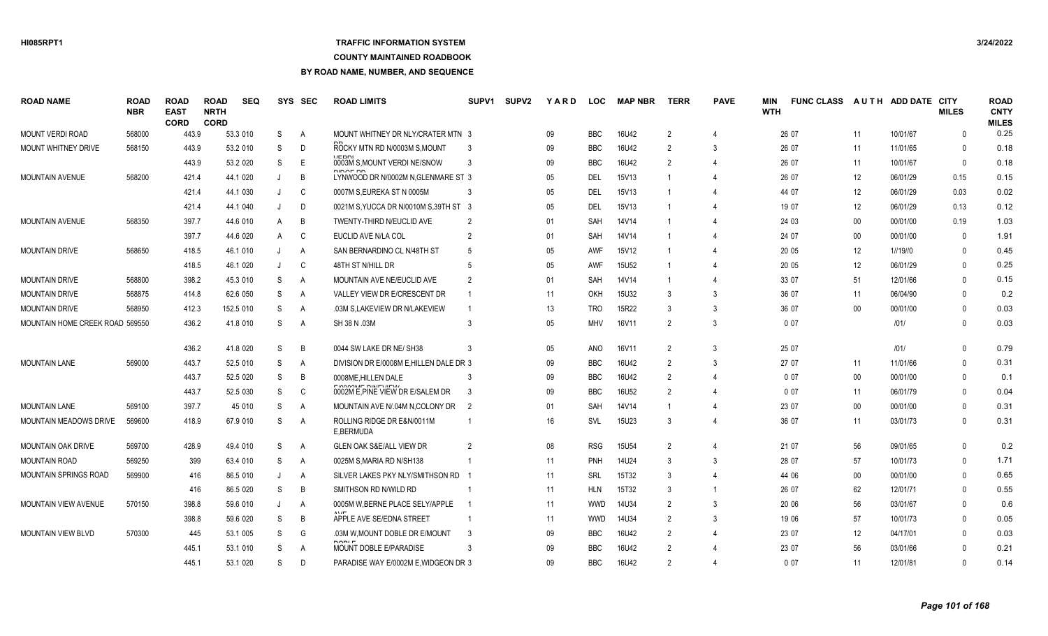**TRAFFIC INFORMATION SYSTEM**

**COUNTY MAINTAINED ROADBOOK**

**BY ROAD NAME, NUMBER, AND SEQUENCE**

| ROAD NAME | ROAD NBR | ROAD EAST CORD | ROAD NRTH CORD | SEQ | SYS | SEC | ROAD LIMITS | SUPV1 | SUPV2 | YARD | LOC | MAP NBR | TERR | PAVE | MIN WTH | FUNC CLASS | AUTH | ADD DATE | CITY MILES | ROAD CNTY MILES |
|---|---|---|---|---|---|---|---|---|---|---|---|---|---|---|---|---|---|---|---|---|
| MOUNT VERDI ROAD | 568000 | 443.9 | 53.3 | 010 | S | A | MOUNT WHITNEY DR NLY/CRATER MTN | 3 | | 09 | BBC | 16U42 | 2 | 4 | 26 | 07 | 11 | 10/01/67 | 0 | 0.25 |
| MOUNT WHITNEY DRIVE | 568150 | 443.9 | 53.2 | 010 | S | D | ROCKY MTN RD N/0003M S,MOUNT | 3 | | 09 | BBC | 16U42 | 2 | 3 | 26 | 07 | 11 | 11/01/65 | 0 | 0.18 |
| | | 443.9 | 53.2 | 020 | S | E | 0003M S,MOUNT VERDI NE/SNOW | 3 | | 09 | BBC | 16U42 | 2 | 4 | 26 | 07 | 11 | 10/01/67 | 0 | 0.18 |
| MOUNTAIN AVENUE | 568200 | 421.4 | 44.1 | 020 | J | B | LYNWOOD DR N/0002M N,GLENMARE ST | 3 | | 05 | DEL | 15V13 | 1 | 4 | 26 | 07 | 12 | 06/01/29 | 0.15 | 0.15 |
| | | 421.4 | 44.1 | 030 | J | C | 0007M S,EUREKA ST N 0005M | 3 | | 05 | DEL | 15V13 | 1 | 4 | 44 | 07 | 12 | 06/01/29 | 0.03 | 0.02 |
| | | 421.4 | 44.1 | 040 | J | D | 0021M S,YUCCA DR N/0010M S,39TH ST | 3 | | 05 | DEL | 15V13 | 1 | 4 | 19 | 07 | 12 | 06/01/29 | 0.13 | 0.12 |
| MOUNTAIN AVENUE | 568350 | 397.7 | 44.6 | 010 | A | B | TWENTY-THIRD N/EUCLID AVE | 2 | | 01 | SAH | 14V14 | 1 | 4 | 24 | 03 | 00 | 00/01/00 | 0.19 | 1.03 |
| | | 397.7 | 44.6 | 020 | A | C | EUCLID AVE N/LA COL | 2 | | 01 | SAH | 14V14 | 1 | 4 | 24 | 07 | 00 | 00/01/00 | 0 | 1.91 |
| MOUNTAIN DRIVE | 568650 | 418.5 | 46.1 | 010 | J | A | SAN BERNARDINO CL N/48TH ST | 5 | | 05 | AWF | 15V12 | 1 | 4 | 20 | 05 | 12 | 1//19//0 | 0 | 0.45 |
| | | 418.5 | 46.1 | 020 | J | C | 48TH ST N/HILL DR | 5 | | 05 | AWF | 15U52 | 1 | 4 | 20 | 05 | 12 | 06/01/29 | 0 | 0.25 |
| MOUNTAIN DRIVE | 568800 | 398.2 | 45.3 | 010 | S | A | MOUNTAIN AVE NE/EUCLID AVE | 2 | | 01 | SAH | 14V14 | 1 | 4 | 33 | 07 | 51 | 12/01/66 | 0 | 0.15 |
| MOUNTAIN DRIVE | 568875 | 414.8 | 62.6 | 050 | S | A | VALLEY VIEW DR E/CRESCENT DR | 1 | | 11 | OKH | 15U32 | 3 | 3 | 36 | 07 | 11 | 06/04/90 | 0 | 0.2 |
| MOUNTAIN DRIVE | 568950 | 412.3 | 152.5 | 010 | S | A | .03M S,LAKEVIEW DR N/LAKEVIEW | 1 | | 13 | TRO | 15R22 | 3 | 3 | 36 | 07 | 00 | 00/01/00 | 0 | 0.03 |
| MOUNTAIN HOME CREEK ROAD | 569550 | 436.2 | 41.8 | 010 | S | A | SH 38 N .03M | 3 | | 05 | MHV | 16V11 | 2 | 3 | 0 | 07 | | /01/ | 0 | 0.03 |
| | | 436.2 | 41.8 | 020 | S | B | 0044 SW LAKE DR NE/ SH38 | 3 | | 05 | ANO | 16V11 | 2 | 3 | 25 | 07 | | /01/ | 0 | 0.79 |
| MOUNTAIN LANE | 569000 | 443.7 | 52.5 | 010 | S | A | DIVISION DR E/0008M E,HILLEN DALE DR | 3 | | 09 | BBC | 16U42 | 2 | 3 | 27 | 07 | 11 | 11/01/66 | 0 | 0.31 |
| | | 443.7 | 52.5 | 020 | S | B | 0008ME,HILLEN DALE | 3 | | 09 | BBC | 16U42 | 2 | 4 | 0 | 07 | 00 | 00/01/00 | 0 | 0.1 |
| | | 443.7 | 52.5 | 030 | S | C | 0002M E,PINE VIEW DR E/SALEM DR | 3 | | 09 | BBC | 16U52 | 2 | 4 | 0 | 07 | 11 | 06/01/79 | 0 | 0.04 |
| MOUNTAIN LANE | 569100 | 397.7 | 45 | 010 | S | A | MOUNTAIN AVE N/.04M N,COLONY DR | 2 | | 01 | SAH | 14V14 | 1 | 4 | 23 | 07 | 00 | 00/01/00 | 0 | 0.31 |
| MOUNTAIN MEADOWS DRIVE | 569600 | 418.9 | 67.9 | 010 | S | A | ROLLING RIDGE DR E&N/0011M E,BERMUDA | 1 | | 16 | SVL | 15U23 | 3 | 4 | 36 | 07 | 11 | 03/01/73 | 0 | 0.31 |
| MOUNTAIN OAK DRIVE | 569700 | 428.9 | 49.4 | 010 | S | A | GLEN OAK S&E/ALL VIEW DR | 2 | | 08 | RSG | 15U54 | 2 | 4 | 21 | 07 | 56 | 09/01/65 | 0 | 0.2 |
| MOUNTAIN ROAD | 569250 | 399 | 63.4 | 010 | S | A | 0025M S,MARIA RD N/SH138 | 1 | | 11 | PNH | 14U24 | 3 | 3 | 28 | 07 | 57 | 10/01/73 | 0 | 1.71 |
| MOUNTAIN SPRINGS ROAD | 569900 | 416 | 86.5 | 010 | J | A | SILVER LAKES PKY NLY/SMITHSON RD | 1 | | 11 | SRL | 15T32 | 3 | 4 | 44 | 06 | 00 | 00/01/00 | 0 | 0.65 |
| | | 416 | 86.5 | 020 | S | B | SMITHSON RD N/WILD RD | 1 | | 11 | HLN | 15T32 | 3 | 1 | 26 | 07 | 62 | 12/01/71 | 0 | 0.55 |
| MOUNTAIN VIEW AVENUE | 570150 | 398.8 | 59.6 | 010 | J | A | 0005M W,BERNE PLACE SELY/APPLE | 1 | | 11 | WWD | 14U34 | 2 | 3 | 20 | 06 | 56 | 03/01/67 | 0 | 0.6 |
| | | 398.8 | 59.6 | 020 | S | B | APPLE AVE SE/EDNA STREET | 1 | | 11 | WWD | 14U34 | 2 | 3 | 19 | 06 | 57 | 10/01/73 | 0 | 0.05 |
| MOUNTAIN VIEW BLVD | 570300 | 445 | 53.1 | 005 | S | G | .03M W,MOUNT DOBLE DR E/MOUNT | 3 | | 09 | BBC | 16U42 | 2 | 4 | 23 | 07 | 12 | 04/17/01 | 0 | 0.03 |
| | | 445.1 | 53.1 | 010 | S | A | MOUNT DOBLE E/PARADISE | 3 | | 09 | BBC | 16U42 | 2 | 4 | 23 | 07 | 56 | 03/01/66 | 0 | 0.21 |
| | | 445.1 | 53.1 | 020 | S | D | PARADISE WAY E/0002M E,WIDGEON DR | 3 | | 09 | BBC | 16U42 | 2 | 4 | 0 | 07 | 11 | 12/01/81 | 0 | 0.14 |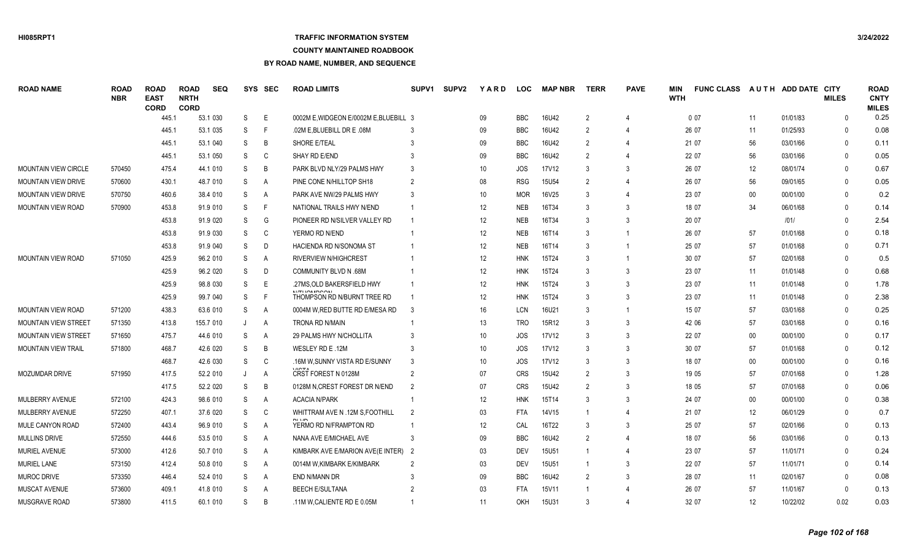**HI085RPT1**

**TRAFFIC INFORMATION SYSTEM**

**COUNTY MAINTAINED ROADBOOK**

**BY ROAD NAME, NUMBER, AND SEQUENCE**

3/24/2022

| ROAD NAME | ROAD NBR | ROAD EAST CORD | ROAD NRTH CORD | SEQ | SYS | SEC | ROAD LIMITS | SUPV1 | SUPV2 | YARD | LOC | MAP NBR | TERR | PAVE | MIN WTH | FUNC CLASS | AUTH | ADD DATE | CITY MILES | ROAD CNTY MILES |
|---|---|---|---|---|---|---|---|---|---|---|---|---|---|---|---|---|---|---|---|---|
| | | 445.1 | 53.1 | 030 | S | E | 0002M E,WIDGEON E/0002M E,BLUEBILL | 3 | | 09 | BBC | 16U42 | 2 | 4 | 0 | 07 | 11 | 01/01/83 | 0 | 0.25 |
| | | 445.1 | 53.1 | 035 | S | F | .02M E,BLUEBILL DR E .08M | 3 | | 09 | BBC | 16U42 | 2 | 4 | 26 | 07 | 11 | 01/25/93 | 0 | 0.08 |
| | | 445.1 | 53.1 | 040 | S | B | SHORE E/TEAL | 3 | | 09 | BBC | 16U42 | 2 | 4 | 21 | 07 | 56 | 03/01/66 | 0 | 0.11 |
| | | 445.1 | 53.1 | 050 | S | C | SHAY RD E/END | 3 | | 09 | BBC | 16U42 | 2 | 4 | 22 | 07 | 56 | 03/01/66 | 0 | 0.05 |
| MOUNTAIN VIEW CIRCLE | 570450 | 475.4 | 44.1 | 010 | S | B | PARK BLVD NLY/29 PALMS HWY | 3 | | 10 | JOS | 17V12 | 3 | 3 | 26 | 07 | 12 | 08/01/74 | 0 | 0.67 |
| MOUNTAIN VIEW DRIVE | 570600 | 430.1 | 48.7 | 010 | S | A | PINE CONE N/HILLTOP SH18 | 2 | | 08 | RSG | 15U54 | 2 | 4 | 26 | 07 | 56 | 09/01/65 | 0 | 0.05 |
| MOUNTAIN VIEW DRIVE | 570750 | 460.6 | 38.4 | 010 | S | A | PARK AVE NW/29 PALMS HWY | 3 | | 10 | MOR | 16V25 | 3 | 4 | 23 | 07 | 00 | 00/01/00 | 0 | 0.2 |
| MOUNTAIN VIEW ROAD | 570900 | 453.8 | 91.9 | 010 | S | F | NATIONAL TRAILS HWY N/END | 1 | | 12 | NEB | 16T34 | 3 | 3 | 18 | 07 | 34 | 06/01/68 | 0 | 0.14 |
| | | 453.8 | 91.9 | 020 | S | G | PIONEER RD N/SILVER VALLEY RD | 1 | | 12 | NEB | 16T34 | 3 | 3 | 20 | 07 | | /01/ | 0 | 2.54 |
| | | 453.8 | 91.9 | 030 | S | C | YERMO RD N/END | 1 | | 12 | NEB | 16T14 | 3 | 1 | 26 | 07 | 57 | 01/01/68 | 0 | 0.18 |
| | | 453.8 | 91.9 | 040 | S | D | HACIENDA RD N/SONOMA ST | 1 | | 12 | NEB | 16T14 | 3 | 1 | 25 | 07 | 57 | 01/01/68 | 0 | 0.71 |
| MOUNTAIN VIEW ROAD | 571050 | 425.9 | 96.2 | 010 | S | A | RIVERVIEW N/HIGHCREST | 1 | | 12 | HNK | 15T24 | 3 | 1 | 30 | 07 | 57 | 02/01/68 | 0 | 0.5 |
| | | 425.9 | 96.2 | 020 | S | D | COMMUNITY BLVD N .68M | 1 | | 12 | HNK | 15T24 | 3 | 3 | 23 | 07 | 11 | 01/01/48 | 0 | 0.68 |
| | | 425.9 | 98.8 | 030 | S | E | .27MS,OLD BAKERSFIELD HWY N/THOMPSON | 1 | | 12 | HNK | 15T24 | 3 | 3 | 23 | 07 | 11 | 01/01/48 | 0 | 1.78 |
| | | 425.9 | 99.7 | 040 | S | F | THOMPSON RD N/BURNT TREE RD | 1 | | 12 | HNK | 15T24 | 3 | 3 | 23 | 07 | 11 | 01/01/48 | 0 | 2.38 |
| MOUNTAIN VIEW ROAD | 571200 | 438.3 | 63.6 | 010 | S | A | 0004M W,RED BUTTE RD E/MESA RD | 3 | | 16 | LCN | 16U21 | 3 | 1 | 15 | 07 | 57 | 03/01/68 | 0 | 0.25 |
| MOUNTAIN VIEW STREET | 571350 | 413.8 | 155.7 | 010 | J | A | TRONA RD N/MAIN | 1 | | 13 | TRO | 15R12 | 3 | 3 | 42 | 06 | 57 | 03/01/68 | 0 | 0.16 |
| MOUNTAIN VIEW STREET | 571650 | 475.7 | 44.6 | 010 | S | A | 29 PALMS HWY N/CHOLLITA | 3 | | 10 | JOS | 17V12 | 3 | 3 | 22 | 07 | 00 | 00/01/00 | 0 | 0.17 |
| MOUNTAIN VIEW TRAIL | 571800 | 468.7 | 42.6 | 010 | S | B | WESLEY RD E .12M | 3 | | 10 | JOS | 17V12 | 3 | 3 | 30 | 07 | 57 | 01/01/68 | 0 | 0.12 |
| | | 468.7 | 42.6 | 030 | S | C | .16M W,SUNNY VISTA RD E/SUNNY VISTA | 3 | | 10 | JOS | 17V12 | 3 | 3 | 18 | 07 | 00 | 00/01/00 | 0 | 0.16 |
| MOZUMDAR DRIVE | 571950 | 417.5 | 52.2 | 010 | J | A | CRST FOREST N 0128M | 2 | | 07 | CRS | 15U42 | 2 | 3 | 19 | 05 | 57 | 07/01/68 | 0 | 1.28 |
| | | 417.5 | 52.2 | 020 | S | B | 0128M N,CREST FOREST DR N/END | 2 | | 07 | CRS | 15U42 | 2 | 3 | 18 | 05 | 57 | 07/01/68 | 0 | 0.06 |
| MULBERRY AVENUE | 572100 | 424.3 | 98.6 | 010 | S | A | ACACIA N/PARK | 1 | | 12 | HNK | 15T14 | 3 | 3 | 24 | 07 | 00 | 00/01/00 | 0 | 0.38 |
| MULBERRY AVENUE | 572250 | 407.1 | 37.6 | 020 | S | C | WHITTRAM AVE N .12M S,FOOTHILL BLVD | 2 | | 03 | FTA | 14V15 | 1 | 4 | 21 | 07 | 12 | 06/01/29 | 0 | 0.7 |
| MULE CANYON ROAD | 572400 | 443.4 | 96.9 | 010 | S | A | YERMO RD N/FRAMPTON RD | 1 | | 12 | CAL | 16T22 | 3 | 3 | 25 | 07 | 57 | 02/01/66 | 0 | 0.13 |
| MULLINS DRIVE | 572550 | 444.6 | 53.5 | 010 | S | A | NANA AVE E/MICHAEL AVE | 3 | | 09 | BBC | 16U42 | 2 | 4 | 18 | 07 | 56 | 03/01/66 | 0 | 0.13 |
| MURIEL AVENUE | 573000 | 412.6 | 50.7 | 010 | S | A | KIMBARK AVE E/MARION AVE(E INTER) | 2 | | 03 | DEV | 15U51 | 1 | 4 | 23 | 07 | 57 | 11/01/71 | 0 | 0.24 |
| MURIEL LANE | 573150 | 412.4 | 50.8 | 010 | S | A | 0014M W,KIMBARK E/KIMBARK | 2 | | 03 | DEV | 15U51 | 1 | 3 | 22 | 07 | 57 | 11/01/71 | 0 | 0.14 |
| MUROC DRIVE | 573350 | 446.4 | 52.4 | 010 | S | A | END N/MANN DR | 3 | | 09 | BBC | 16U42 | 2 | 3 | 28 | 07 | 11 | 02/01/67 | 0 | 0.08 |
| MUSCAT AVENUE | 573600 | 409.1 | 41.8 | 010 | S | A | BEECH E/SULTANA | 2 | | 03 | FTA | 15V11 | 1 | 4 | 26 | 07 | 57 | 11/01/67 | 0 | 0.13 |
| MUSGRAVE ROAD | 573800 | 411.5 | 60.1 | 010 | S | B | .11M W,CALIENTE RD E 0.05M | 1 | | 11 | OKH | 15U31 | 3 | 4 | 32 | 07 | 12 | 10/22/02 | 0.02 | 0.03 |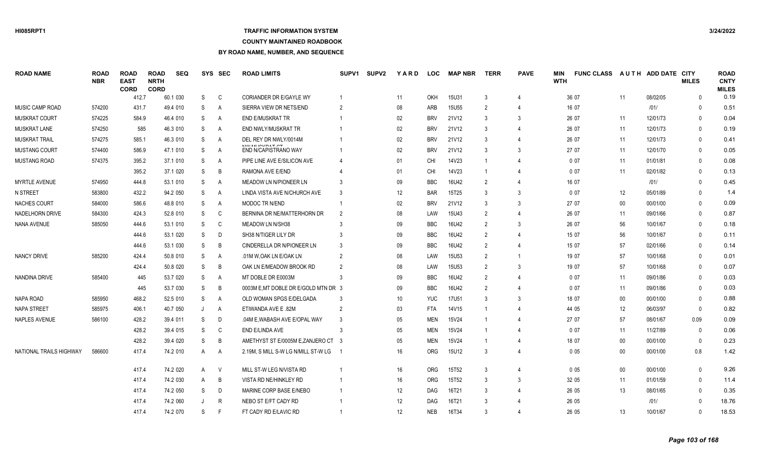**TRAFFIC INFORMATION SYSTEM**

**COUNTY MAINTAINED ROADBOOK**

**BY ROAD NAME, NUMBER, AND SEQUENCE**

| ROAD NAME | ROAD NBR | ROAD EAST CORD | ROAD NRTH CORD | SEQ | SYS | SEC | ROAD LIMITS | SUPV1 | SUPV2 | YARD | LOC | MAP NBR | TERR | PAVE | MIN WTH | FUNC CLASS | AUTH | ADD DATE | CITY MILES | ROAD CNTY MILES |
|---|---|---|---|---|---|---|---|---|---|---|---|---|---|---|---|---|---|---|---|---|
| | | 412.7 | 60.1 | 030 | S | C | CORIANDER DR E/GAYLE WY | 1 | | 11 | OKH | 15U31 | 3 | 4 | 36 | 07 | 11 | 08/02/05 | 0 | 0.19 |
| MUSIC CAMP ROAD | 574200 | 431.7 | 49.4 | 010 | S | A | SIERRA VIEW DR NETS/END | 2 | | 08 | ARB | 15U55 | 2 | 4 | 16 | 07 | | /01/ | 0 | 0.51 |
| MUSKRAT COURT | 574225 | 584.9 | 46.4 | 010 | S | A | END E/MUSKRAT TR | 1 | | 02 | BRV | 21V12 | 3 | 3 | 26 | 07 | 11 | 12/01/73 | 0 | 0.04 |
| MUSKRAT LANE | 574250 | 585 | 46.3 | 010 | S | A | END NWLY/MUSKRAT TR | 1 | | 02 | BRV | 21V12 | 3 | 4 | 26 | 07 | 11 | 12/01/73 | 0 | 0.19 |
| MUSKRAT TRAIL | 574275 | 585.1 | 46.3 | 010 | S | A | DEL REY DR NWLY/0014M | 1 | | 02 | BRV | 21V12 | 3 | 4 | 26 | 07 | 11 | 12/01/73 | 0 | 0.41 |
| MUSTANG COURT | 574400 | 586.9 | 47.1 | 010 | S | A | END N/CAPISTRANO WAY | 1 | | 02 | BRV | 21V12 | 3 | 3 | 27 | 07 | 11 | 12/01/70 | 0 | 0.05 |
| MUSTANG ROAD | 574375 | 395.2 | 37.1 | 010 | S | A | PIPE LINE AVE E/SILICON AVE | 4 | | 01 | CHI | 14V23 | 1 | 4 | 0 | 07 | 11 | 01/01/81 | 0 | 0.08 |
| | | 395.2 | 37.1 | 020 | S | B | RAMONA AVE E/END | 4 | | 01 | CHI | 14V23 | 1 | 4 | 0 | 07 | 11 | 02/01/82 | 0 | 0.13 |
| MYRTLE AVENUE | 574950 | 444.8 | 53.1 | 010 | S | A | MEADOW LN N/PIONEER LN | 3 | | 09 | BBC | 16U42 | 2 | 4 | 16 | 07 | | /01/ | 0 | 0.45 |
| N STREET | 583800 | 432.2 | 94.2 | 050 | S | A | LINDA VISTA AVE N/CHURCH AVE | 3 | | 12 | BAR | 15T25 | 3 | 3 | 0 | 07 | 12 | 05/01/89 | 0 | 1.4 |
| NACHES COURT | 584000 | 586.6 | 48.8 | 010 | S | A | MODOC TR N/END | 1 | | 02 | BRV | 21V12 | 3 | 3 | 27 | 07 | 00 | 00/01/00 | 0 | 0.09 |
| NADELHORN DRIVE | 584300 | 424.3 | 52.8 | 010 | S | C | BERNINA DR NE/MATTERHORN DR | 2 | | 08 | LAW | 15U43 | 2 | 4 | 26 | 07 | 11 | 09/01/66 | 0 | 0.87 |
| NANA AVENUE | 585050 | 444.6 | 53.1 | 010 | S | C | MEADOW LN N/SH38 | 3 | | 09 | BBC | 16U42 | 2 | 3 | 26 | 07 | 56 | 10/01/67 | 0 | 0.18 |
| | | 444.6 | 53.1 | 020 | S | D | SH38 N/TIGER LILY DR | 3 | | 09 | BBC | 16U42 | 2 | 4 | 15 | 07 | 56 | 10/01/67 | 0 | 0.11 |
| | | 444.6 | 53.1 | 030 | S | B | CINDERELLA DR N/PIONEER LN | 3 | | 09 | BBC | 16U42 | 2 | 4 | 15 | 07 | 57 | 02/01/66 | 0 | 0.14 |
| NANCY DRIVE | 585200 | 424.4 | 50.8 | 010 | S | A | .01M W,OAK LN E/OAK LN | 2 | | 08 | LAW | 15U53 | 2 | 1 | 19 | 07 | 57 | 10/01/68 | 0 | 0.01 |
| | | 424.4 | 50.8 | 020 | S | B | OAK LN E/MEADOW BROOK RD | 2 | | 08 | LAW | 15U53 | 2 | 3 | 19 | 07 | 57 | 10/01/68 | 0 | 0.07 |
| NANDINA DRIVE | 585400 | 445 | 53.7 | 020 | S | A | MT DOBLE DR E0003M | 3 | | 09 | BBC | 16U42 | 2 | 4 | 0 | 07 | 11 | 09/01/86 | 0 | 0.03 |
| | | 445 | 53.7 | 030 | S | B | 0003M E,MT DOBLE DR E/GOLD MTN DR | 3 | | 09 | BBC | 16U42 | 2 | 4 | 0 | 07 | 11 | 09/01/86 | 0 | 0.03 |
| NAPA ROAD | 585950 | 468.2 | 52.5 | 010 | S | A | OLD WOMAN SPGS E/DELGADA | 3 | | 10 | YUC | 17U51 | 3 | 3 | 18 | 07 | 00 | 00/01/00 | 0 | 0.88 |
| NAPA STREET | 585975 | 406.1 | 40.7 | 050 | J | A | ETIWANDA AVE E .82M | 2 | | 03 | FTA | 14V15 | 1 | 4 | 44 | 05 | 12 | 06/03/97 | 0 | 0.82 |
| NAPLES AVENUE | 586100 | 428.2 | 39.4 | 011 | S | D | .04M E,WABASH AVE E/OPAL WAY | 3 | | 05 | MEN | 15V24 | 1 | 4 | 27 | 07 | 57 | 08/01/67 | 0.09 | 0.09 |
| | | 428.2 | 39.4 | 015 | S | C | END E/LINDA AVE | 3 | | 05 | MEN | 15V24 | 1 | 4 | 0 | 07 | 11 | 11/27/89 | 0 | 0.06 |
| | | 428.2 | 39.4 | 020 | S | B | AMETHYST ST E/0005M E,ZANJERO CT | 3 | | 05 | MEN | 15V24 | 1 | 4 | 18 | 07 | 00 | 00/01/00 | 0 | 0.23 |
| NATIONAL TRAILS HIGHWAY | 586600 | 417.4 | 74.2 | 010 | A | A | 2.19M, S MILL S-W LG N/MILL ST-W LG | 1 | | 16 | ORG | 15U12 | 3 | 4 | 0 | 05 | 00 | 00/01/00 | 0.8 | 1.42 |
| | | 417.4 | 74.2 | 020 | A | V | MILL ST-W LEG N/VISTA RD | 1 | | 16 | ORG | 15T52 | 3 | 4 | 0 | 05 | 00 | 00/01/00 | 0 | 9.26 |
| | | 417.4 | 74.2 | 030 | A | B | VISTA RD NE/HINKLEY RD | 1 | | 16 | ORG | 15T52 | 3 | 3 | 32 | 05 | 11 | 01/01/59 | 0 | 11.4 |
| | | 417.4 | 74.2 | 050 | S | D | MARINE CORP BASE E/NEBO | 1 | | 12 | DAG | 16T21 | 3 | 4 | 26 | 05 | 13 | 08/01/65 | 0 | 0.35 |
| | | 417.4 | 74.2 | 060 | J | R | NEBO ST E/FT CADY RD | 1 | | 12 | DAG | 16T21 | 3 | 4 | 26 | 05 | | /01/ | 0 | 18.76 |
| | | 417.4 | 74.2 | 070 | S | F | FT CADY RD E/LAVIC RD | 1 | | 12 | NEB | 16T34 | 3 | 4 | 26 | 05 | 13 | 10/01/67 | 0 | 18.53 |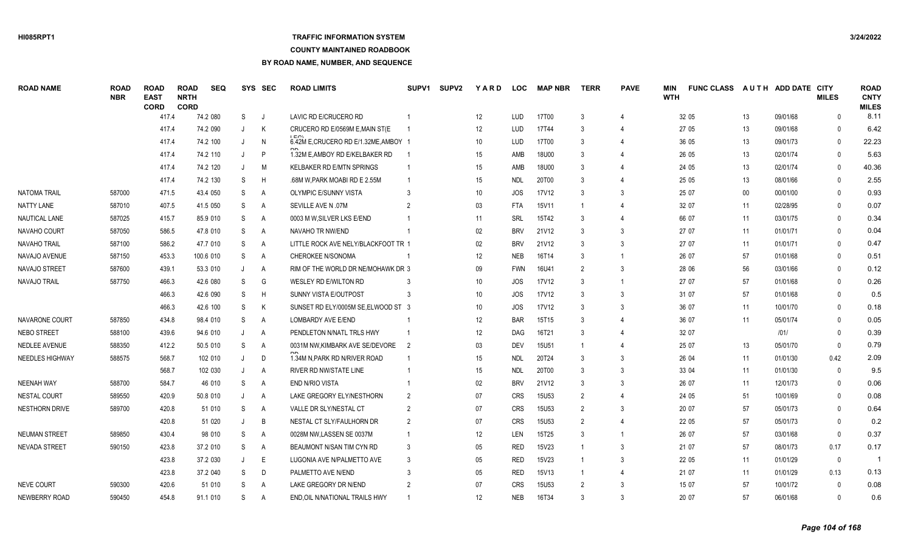# TRAFFIC INFORMATION SYSTEM

## COUNTY MAINTAINED ROADBOOK

### BY ROAD NAME, NUMBER, AND SEQUENCE

| ROAD NAME | ROAD NBR | ROAD EAST CORD | ROAD NRTH CORD | SEQ | SYS | SEC | ROAD LIMITS | SUPV1 | SUPV2 | YARD | LOC | MAP NBR | TERR | PAVE | MIN WTH | FUNC CLASS | AUTH | ADD DATE | CITY MILES | ROAD CNTY MILES |
|---|---|---|---|---|---|---|---|---|---|---|---|---|---|---|---|---|---|---|---|---|
| | | 417.4 | 74.2 | 080 | S | J | LAVIC RD E/CRUCERO RD | 1 | | 12 | LUD | 17T00 | 3 | 4 | 32 | 05 | 13 | 09/01/68 | 0 | 8.11 |
| | | 417.4 | 74.2 | 090 | J | K | CRUCERO RD E/0569M E,MAIN ST(E | 1 | | 12 | LUD | 17T44 | 3 | 4 | 27 | 05 | 13 | 09/01/68 | 0 | 6.42 |
| | | 417.4 | 74.2 | 100 | J | N | 6.42M E,CRUCERO RD E/1.32ME,AMBOY | 1 | | 10 | LUD | 17T00 | 3 | 4 | 36 | 05 | 13 | 09/01/73 | 0 | 22.23 |
| | | 417.4 | 74.2 | 110 | J | P | 1.32M E,AMBOY RD E/KELBAKER RD | 1 | | 15 | AMB | 18U00 | 3 | 4 | 26 | 05 | 13 | 02/01/74 | 0 | 5.63 |
| | | 417.4 | 74.2 | 120 | J | M | KELBAKER RD E/MTN SPRINGS | 1 | | 15 | AMB | 18U00 | 3 | 4 | 24 | 05 | 13 | 02/01/74 | 0 | 40.36 |
| | | 417.4 | 74.2 | 130 | S | H | .68M W,PARK MOABI RD E 2.55M | 1 | | 15 | NDL | 20T00 | 3 | 4 | 25 | 05 | 13 | 08/01/66 | 0 | 2.55 |
| NATOMA TRAIL | 587000 | 471.5 | 43.4 | 050 | S | A | OLYMPIC E/SUNNY VISTA | 3 | | 10 | JOS | 17V12 | 3 | 3 | 25 | 07 | 00 | 00/01/00 | 0 | 0.93 |
| NATTY LANE | 587010 | 407.5 | 41.5 | 050 | S | A | SEVILLE AVE N .07M | 2 | | 03 | FTA | 15V11 | 1 | 4 | 32 | 07 | 11 | 02/28/95 | 0 | 0.07 |
| NAUTICAL LANE | 587025 | 415.7 | 85.9 | 010 | S | A | 0003 M W,SILVER LKS E/END | 1 | | 11 | SRL | 15T42 | 3 | 4 | 66 | 07 | 11 | 03/01/75 | 0 | 0.34 |
| NAVAHO COURT | 587050 | 586.5 | 47.8 | 010 | S | A | NAVAHO TR NW/END | 1 | | 02 | BRV | 21V12 | 3 | 3 | 27 | 07 | 11 | 01/01/71 | 0 | 0.04 |
| NAVAHO TRAIL | 587100 | 586.2 | 47.7 | 010 | S | A | LITTLE ROCK AVE NELY/BLACKFOOT TR | 1 | | 02 | BRV | 21V12 | 3 | 3 | 27 | 07 | 11 | 01/01/71 | 0 | 0.47 |
| NAVAJO AVENUE | 587150 | 453.3 | 100.6 | 010 | S | A | CHEROKEE N/SONOMA | 1 | | 12 | NEB | 16T14 | 3 | 1 | 26 | 07 | 57 | 01/01/68 | 0 | 0.51 |
| NAVAJO STREET | 587600 | 439.1 | 53.3 | 010 | J | A | RIM OF THE WORLD DR NE/MOHAWK DR | 3 | | 09 | FWN | 16U41 | 2 | 3 | 28 | 06 | 56 | 03/01/66 | 0 | 0.12 |
| NAVAJO TRAIL | 587750 | 466.3 | 42.6 | 080 | S | G | WESLEY RD E/WILTON RD | 3 | | 10 | JOS | 17V12 | 3 | 1 | 27 | 07 | 57 | 01/01/68 | 0 | 0.26 |
| | | 466.3 | 42.6 | 090 | S | H | SUNNY VISTA E/OUTPOST | 3 | | 10 | JOS | 17V12 | 3 | 3 | 31 | 07 | 57 | 01/01/68 | 0 | 0.5 |
| | | 466.3 | 42.6 | 100 | S | K | SUNSET RD ELY/0005M SE,ELWOOD ST | 3 | | 10 | JOS | 17V12 | 3 | 3 | 36 | 07 | 11 | 10/01/70 | 0 | 0.18 |
| NAVARONE COURT | 587850 | 434.8 | 98.4 | 010 | S | A | LOMBARDY AVE E/END | 1 | | 12 | BAR | 15T15 | 3 | 4 | 36 | 07 | 11 | 05/01/74 | 0 | 0.05 |
| NEBO STREET | 588100 | 439.6 | 94.6 | 010 | J | A | PENDLETON N/NATL TRLS HWY | 1 | | 12 | DAG | 16T21 | 3 | 4 | 32 | 07 | | /01/ | 0 | 0.39 |
| NEDLEE AVENUE | 588350 | 412.2 | 50.5 | 010 | S | A | 0031M NW,KIMBARK AVE SE/DEVORE | 2 | | 03 | DEV | 15U51 | 1 | 4 | 25 | 07 | 13 | 05/01/70 | 0 | 0.79 |
| NEEDLES HIGHWAY | 588575 | 568.7 | 102 | 010 | J | D | 1.34M N,PARK RD N/RIVER ROAD | 1 | | 15 | NDL | 20T24 | 3 | 3 | 26 | 04 | 11 | 01/01/30 | 0.42 | 2.09 |
| | | 568.7 | 102 | 030 | J | A | RIVER RD NW/STATE LINE | 1 | | 15 | NDL | 20T00 | 3 | 3 | 33 | 04 | 11 | 01/01/30 | 0 | 9.5 |
| NEENAH WAY | 588700 | 584.7 | 46 | 010 | S | A | END N/RIO VISTA | 1 | | 02 | BRV | 21V12 | 3 | 3 | 26 | 07 | 11 | 12/01/73 | 0 | 0.06 |
| NESTAL COURT | 589550 | 420.9 | 50.8 | 010 | J | A | LAKE GREGORY ELY/NESTHORN | 2 | | 07 | CRS | 15U53 | 2 | 4 | 24 | 05 | 51 | 10/01/69 | 0 | 0.08 |
| NESTHORN DRIVE | 589700 | 420.8 | 51 | 010 | S | A | VALLE DR SLY/NESTAL CT | 2 | | 07 | CRS | 15U53 | 2 | 3 | 20 | 07 | 57 | 05/01/73 | 0 | 0.64 |
| | | 420.8 | 51 | 020 | J | B | NESTAL CT SLY/FAULHORN DR | 2 | | 07 | CRS | 15U53 | 2 | 4 | 22 | 05 | 57 | 05/01/73 | 0 | 0.2 |
| NEUMAN STREET | 589850 | 430.4 | 98 | 010 | S | A | 0028M NW,LASSEN SE 0037M | 1 | | 12 | LEN | 15T25 | 3 | 1 | 26 | 07 | 57 | 03/01/68 | 0 | 0.37 |
| NEVADA STREET | 590150 | 423.8 | 37.2 | 010 | S | A | BEAUMONT N/SAN TIM CYN RD | 3 | | 05 | RED | 15V23 | 1 | 3 | 21 | 07 | 57 | 08/01/73 | 0.17 | 0.17 |
| | | 423.8 | 37.2 | 030 | J | E | LUGONIA AVE N/PALMETTO AVE | 3 | | 05 | RED | 15V23 | 1 | 3 | 22 | 05 | 11 | 01/01/29 | 0 | 1 |
| | | 423.8 | 37.2 | 040 | S | D | PALMETTO AVE N/END | 3 | | 05 | RED | 15V13 | 1 | 4 | 21 | 07 | 11 | 01/01/29 | 0.13 | 0.13 |
| NEVE COURT | 590300 | 420.6 | 51 | 010 | S | A | LAKE GREGORY DR N/END | 2 | | 07 | CRS | 15U53 | 2 | 3 | 15 | 07 | 57 | 10/01/72 | 0 | 0.08 |
| NEWBERRY ROAD | 590450 | 454.8 | 91.1 | 010 | S | A | END,OIL N/NATIONAL TRAILS HWY | 1 | | 12 | NEB | 16T34 | 3 | 3 | 20 | 07 | 57 | 06/01/68 | 0 | 0.6 |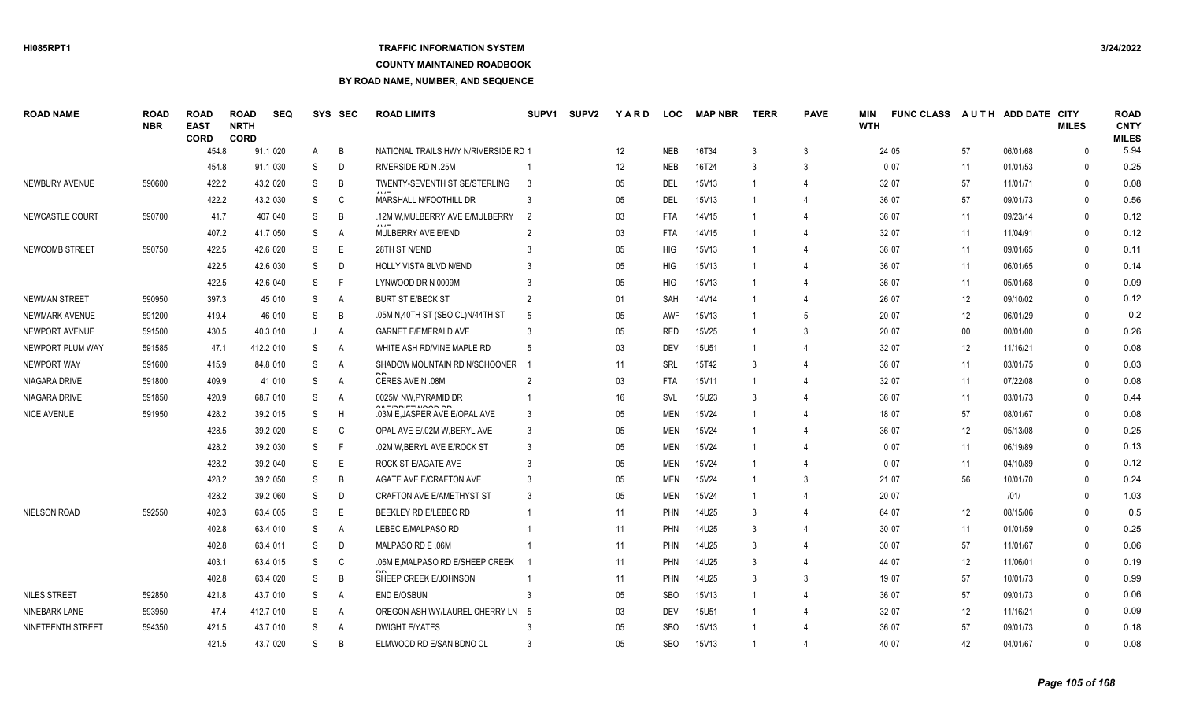# TRAFFIC INFORMATION SYSTEM

## COUNTY MAINTAINED ROADBOOK

### BY ROAD NAME, NUMBER, AND SEQUENCE

HI085RPT1 3/24/2022

| ROAD NAME | ROAD NBR | ROAD EAST CORD | ROAD NRTH CORD | SEQ | SYS | SEC | ROAD LIMITS | SUPV1 | SUPV2 | YARD | LOC | MAP NBR | TERR | PAVE | MIN WTH | FUNC CLASS | AUTH | ADD DATE | CITY MILES | ROAD CNTY MILES |
|---|---|---|---|---|---|---|---|---|---|---|---|---|---|---|---|---|---|---|---|---|
| | | 454.8 | 91.1 | 020 | A | B | NATIONAL TRAILS HWY N/RIVERSIDE RD | 1 | | 12 | NEB | 16T34 | 3 | 3 | 24 | 05 | 57 | 06/01/68 | 0 | 5.94 |
| | | 454.8 | 91.1 | 030 | S | D | RIVERSIDE RD N .25M | 1 | | 12 | NEB | 16T24 | 3 | 3 | 0 | 07 | 11 | 01/01/53 | 0 | 0.25 |
| NEWBURY AVENUE | 590600 | 422.2 | 43.2 | 020 | S | B | TWENTY-SEVENTH ST SE/STERLING AVE | 3 | | 05 | DEL | 15V13 | 1 | 4 | 32 | 07 | 57 | 11/01/71 | 0 | 0.08 |
| | | 422.2 | 43.2 | 030 | S | C | MARSHALL N/FOOTHILL DR | 3 | | 05 | DEL | 15V13 | 1 | 4 | 36 | 07 | 57 | 09/01/73 | 0 | 0.56 |
| NEWCASTLE COURT | 590700 | 41.7 | 407 | 040 | S | B | .12M W,MULBERRY AVE E/MULBERRY AVE | 2 | | 03 | FTA | 14V15 | 1 | 4 | 36 | 07 | 11 | 09/23/14 | 0 | 0.12 |
| | | 407.2 | 41.7 | 050 | S | A | MULBERRY AVE E/END | 2 | | 03 | FTA | 14V15 | 1 | 4 | 32 | 07 | 11 | 11/04/91 | 0 | 0.12 |
| NEWCOMB STREET | 590750 | 422.5 | 42.6 | 020 | S | E | 28TH ST N/END | 3 | | 05 | HIG | 15V13 | 1 | 4 | 36 | 07 | 11 | 09/01/65 | 0 | 0.11 |
| | | 422.5 | 42.6 | 030 | S | D | HOLLY VISTA BLVD N/END | 3 | | 05 | HIG | 15V13 | 1 | 4 | 36 | 07 | 11 | 06/01/65 | 0 | 0.14 |
| | | 422.5 | 42.6 | 040 | S | F | LYNWOOD DR N 0009M | 3 | | 05 | HIG | 15V13 | 1 | 4 | 36 | 07 | 11 | 05/01/68 | 0 | 0.09 |
| NEWMAN STREET | 590950 | 397.3 | 45 | 010 | S | A | BURT ST E/BECK ST | 2 | | 01 | SAH | 14V14 | 1 | 4 | 26 | 07 | 12 | 09/10/02 | 0 | 0.12 |
| NEWMARK AVENUE | 591200 | 419.4 | 46 | 010 | S | B | .05M N,40TH ST (SBO CL)N/44TH ST | 5 | | 05 | AWF | 15V13 | 1 | 5 | 20 | 07 | 12 | 06/01/29 | 0 | 0.2 |
| NEWPORT AVENUE | 591500 | 430.5 | 40.3 | 010 | J | A | GARNET E/EMERALD AVE | 3 | | 05 | RED | 15V25 | 1 | 3 | 20 | 07 | 00 | 00/01/00 | 0 | 0.26 |
| NEWPORT PLUM WAY | 591585 | 47.1 | 412.2 | 010 | S | A | WHITE ASH RD/VINE MAPLE RD | 5 | | 03 | DEV | 15U51 | 1 | 4 | 32 | 07 | 12 | 11/16/21 | 0 | 0.08 |
| NEWPORT WAY | 591600 | 415.9 | 84.8 | 010 | S | A | SHADOW MOUNTAIN RD N/SCHOONER DR | 1 | | 11 | SRL | 15T42 | 3 | 4 | 36 | 07 | 11 | 03/01/75 | 0 | 0.03 |
| NIAGARA DRIVE | 591800 | 409.9 | 41 | 010 | S | A | CERES AVE N .08M | 2 | | 03 | FTA | 15V11 | 1 | 4 | 32 | 07 | 11 | 07/22/08 | 0 | 0.08 |
| NIAGARA DRIVE | 591850 | 420.9 | 68.7 | 010 | S | A | 0025M NW,PYRAMID DR SE/DRIFTWOOD DR | 1 | | 16 | SVL | 15U23 | 3 | 4 | 36 | 07 | 11 | 03/01/73 | 0 | 0.44 |
| NICE AVENUE | 591950 | 428.2 | 39.2 | 015 | S | H | .03M E,JASPER AVE E/OPAL AVE | 3 | | 05 | MEN | 15V24 | 1 | 4 | 18 | 07 | 57 | 08/01/67 | 0 | 0.08 |
| | | 428.5 | 39.2 | 020 | S | C | OPAL AVE E/.02M W,BERYL AVE | 3 | | 05 | MEN | 15V24 | 1 | 4 | 36 | 07 | 12 | 05/13/08 | 0 | 0.25 |
| | | 428.2 | 39.2 | 030 | S | F | .02M W,BERYL AVE E/ROCK ST | 3 | | 05 | MEN | 15V24 | 1 | 4 | 0 | 07 | 11 | 06/19/89 | 0 | 0.13 |
| | | 428.2 | 39.2 | 040 | S | E | ROCK ST E/AGATE AVE | 3 | | 05 | MEN | 15V24 | 1 | 4 | 0 | 07 | 11 | 04/10/89 | 0 | 0.12 |
| | | 428.2 | 39.2 | 050 | S | B | AGATE AVE E/CRAFTON AVE | 3 | | 05 | MEN | 15V24 | 1 | 3 | 21 | 07 | 56 | 10/01/70 | 0 | 0.24 |
| | | 428.2 | 39.2 | 060 | S | D | CRAFTON AVE E/AMETHYST ST | 3 | | 05 | MEN | 15V24 | 1 | 4 | 20 | 07 | | /01/ | 0 | 1.03 |
| NIELSON ROAD | 592550 | 402.3 | 63.4 | 005 | S | E | BEEKLEY RD E/LEBEC RD | 1 | | 11 | PHN | 14U25 | 3 | 4 | 64 | 07 | 12 | 08/15/06 | 0 | 0.5 |
| | | 402.8 | 63.4 | 010 | S | A | LEBEC E/MALPASO RD | 1 | | 11 | PHN | 14U25 | 3 | 4 | 30 | 07 | 11 | 01/01/59 | 0 | 0.25 |
| | | 402.8 | 63.4 | 011 | S | D | MALPASO RD E .06M | 1 | | 11 | PHN | 14U25 | 3 | 4 | 30 | 07 | 57 | 11/01/67 | 0 | 0.06 |
| | | 403.1 | 63.4 | 015 | S | C | .06M E,MALPASO RD E/SHEEP CREEK RD | 1 | | 11 | PHN | 14U25 | 3 | 4 | 44 | 07 | 12 | 11/06/01 | 0 | 0.19 |
| | | 402.8 | 63.4 | 020 | S | B | SHEEP CREEK E/JOHNSON | 1 | | 11 | PHN | 14U25 | 3 | 3 | 19 | 07 | 57 | 10/01/73 | 0 | 0.99 |
| NILES STREET | 592850 | 421.8 | 43.7 | 010 | S | A | END E/OSBUN | 3 | | 05 | SBO | 15V13 | 1 | 4 | 36 | 07 | 57 | 09/01/73 | 0 | 0.06 |
| NINEBARK LANE | 593950 | 47.4 | 412.7 | 010 | S | A | OREGON ASH WY/LAUREL CHERRY LN | 5 | | 03 | DEV | 15U51 | 1 | 4 | 32 | 07 | 12 | 11/16/21 | 0 | 0.09 |
| NINETEENTH STREET | 594350 | 421.5 | 43.7 | 010 | S | A | DWIGHT E/YATES | 3 | | 05 | SBO | 15V13 | 1 | 4 | 36 | 07 | 57 | 09/01/73 | 0 | 0.18 |
| | | 421.5 | 43.7 | 020 | S | B | ELMWOOD RD E/SAN BDNO CL | 3 | | 05 | SBO | 15V13 | 1 | 4 | 40 | 07 | 42 | 04/01/67 | 0 | 0.08 |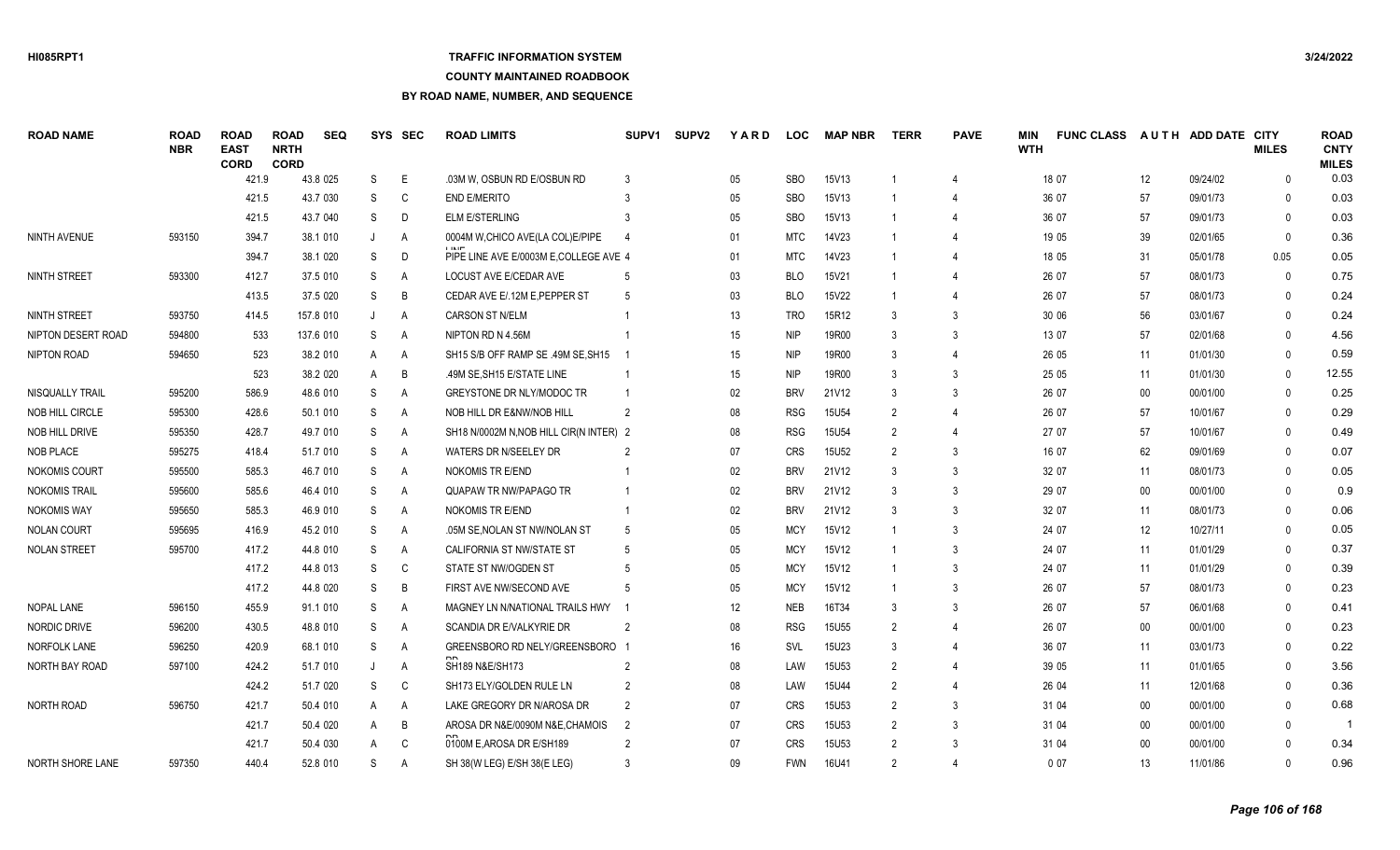HI085RPT1

# TRAFFIC INFORMATION SYSTEM

## COUNTY MAINTAINED ROADBOOK

### BY ROAD NAME, NUMBER, AND SEQUENCE

3/24/2022

| ROAD NAME | ROAD NBR | ROAD EAST CORD | ROAD NRTH CORD | SEQ | SYS | SEC | ROAD LIMITS | SUPV1 | SUPV2 | YARD | LOC | MAP NBR | TERR | PAVE | MIN WTH | FUNC CLASS | AUTH | ADD DATE | CITY MILES | ROAD CNTY MILES |
|---|---|---|---|---|---|---|---|---|---|---|---|---|---|---|---|---|---|---|---|---|
| | | 421.9 | 43.8 | 025 | S | E | .03M W, OSBUN RD E/OSBUN RD | 3 | | 05 | SBO | 15V13 | 1 | 4 | 18 | 07 | 12 | 09/24/02 | 0 | 0.03 |
| | | 421.5 | 43.7 | 030 | S | C | END E/MERITO | 3 | | 05 | SBO | 15V13 | 1 | 4 | 36 | 07 | 57 | 09/01/73 | 0 | 0.03 |
| | | 421.5 | 43.7 | 040 | S | D | ELM E/STERLING | 3 | | 05 | SBO | 15V13 | 1 | 4 | 36 | 07 | 57 | 09/01/73 | 0 | 0.03 |
| NINTH AVENUE | 593150 | 394.7 | 38.1 | 010 | J | A | 0004M W,CHICO AVE(LA COL)E/PIPE LINE | 4 | | 01 | MTC | 14V23 | 1 | 4 | 19 | 05 | 39 | 02/01/65 | 0 | 0.36 |
| | | 394.7 | 38.1 | 020 | S | D | PIPE LINE AVE E/0003M E,COLLEGE AVE | 4 | | 01 | MTC | 14V23 | 1 | 4 | 18 | 05 | 31 | 05/01/78 | 0.05 | 0.05 |
| NINTH STREET | 593300 | 412.7 | 37.5 | 010 | S | A | LOCUST AVE E/CEDAR AVE | 5 | | 03 | BLO | 15V21 | 1 | 4 | 26 | 07 | 57 | 08/01/73 | 0 | 0.75 |
| | | 413.5 | 37.5 | 020 | S | B | CEDAR AVE E/.12M E,PEPPER ST | 5 | | 03 | BLO | 15V22 | 1 | 4 | 26 | 07 | 57 | 08/01/73 | 0 | 0.24 |
| NINTH STREET | 593750 | 414.5 | 157.8 | 010 | J | A | CARSON ST N/ELM | 1 | | 13 | TRO | 15R12 | 3 | 3 | 30 | 06 | 56 | 03/01/67 | 0 | 0.24 |
| NIPTON DESERT ROAD | 594800 | 533 | 137.6 | 010 | S | A | NIPTON RD N 4.56M | 1 | | 15 | NIP | 19R00 | 3 | 3 | 13 | 07 | 57 | 02/01/68 | 0 | 4.56 |
| NIPTON ROAD | 594650 | 523 | 38.2 | 010 | A | A | SH15 S/B OFF RAMP SE .49M SE,SH15 | 1 | | 15 | NIP | 19R00 | 3 | 4 | 26 | 05 | 11 | 01/01/30 | 0 | 0.59 |
| | | 523 | 38.2 | 020 | A | B | .49M SE,SH15 E/STATE LINE | 1 | | 15 | NIP | 19R00 | 3 | 3 | 25 | 05 | 11 | 01/01/30 | 0 | 12.55 |
| NISQUALLY TRAIL | 595200 | 586.9 | 48.6 | 010 | S | A | GREYSTONE DR NLY/MODOC TR | 1 | | 02 | BRV | 21V12 | 3 | 3 | 26 | 07 | 00 | 00/01/00 | 0 | 0.25 |
| NOB HILL CIRCLE | 595300 | 428.6 | 50.1 | 010 | S | A | NOB HILL DR E&NW/NOB HILL | 2 | | 08 | RSG | 15U54 | 2 | 4 | 26 | 07 | 57 | 10/01/67 | 0 | 0.29 |
| NOB HILL DRIVE | 595350 | 428.7 | 49.7 | 010 | S | A | SH18 N/0002M N,NOB HILL CIR(N INTER) | 2 | | 08 | RSG | 15U54 | 2 | 4 | 27 | 07 | 57 | 10/01/67 | 0 | 0.49 |
| NOB PLACE | 595275 | 418.4 | 51.7 | 010 | S | A | WATERS DR N/SEELEY DR | 2 | | 07 | CRS | 15U52 | 2 | 3 | 16 | 07 | 62 | 09/01/69 | 0 | 0.07 |
| NOKOMIS COURT | 595500 | 585.3 | 46.7 | 010 | S | A | NOKOMIS TR E/END | 1 | | 02 | BRV | 21V12 | 3 | 3 | 32 | 07 | 11 | 08/01/73 | 0 | 0.05 |
| NOKOMIS TRAIL | 595600 | 585.6 | 46.4 | 010 | S | A | QUAPAW TR NW/PAPAGO TR | 1 | | 02 | BRV | 21V12 | 3 | 3 | 29 | 07 | 00 | 00/01/00 | 0 | 0.9 |
| NOKOMIS WAY | 595650 | 585.3 | 46.9 | 010 | S | A | NOKOMIS TR E/END | 1 | | 02 | BRV | 21V12 | 3 | 3 | 32 | 07 | 11 | 08/01/73 | 0 | 0.06 |
| NOLAN COURT | 595695 | 416.9 | 45.2 | 010 | S | A | .05M SE,NOLAN ST NW/NOLAN ST | 5 | | 05 | MCY | 15V12 | 1 | 3 | 24 | 07 | 12 | 10/27/11 | 0 | 0.05 |
| NOLAN STREET | 595700 | 417.2 | 44.8 | 010 | S | A | CALIFORNIA ST NW/STATE ST | 5 | | 05 | MCY | 15V12 | 1 | 3 | 24 | 07 | 11 | 01/01/29 | 0 | 0.37 |
| | | 417.2 | 44.8 | 013 | S | C | STATE ST NW/OGDEN ST | 5 | | 05 | MCY | 15V12 | 1 | 3 | 24 | 07 | 11 | 01/01/29 | 0 | 0.39 |
| | | 417.2 | 44.8 | 020 | S | B | FIRST AVE NW/SECOND AVE | 5 | | 05 | MCY | 15V12 | 1 | 3 | 26 | 07 | 57 | 08/01/73 | 0 | 0.23 |
| NOPAL LANE | 596150 | 455.9 | 91.1 | 010 | S | A | MAGNEY LN N/NATIONAL TRAILS HWY | 1 | | 12 | NEB | 16T34 | 3 | 3 | 26 | 07 | 57 | 06/01/68 | 0 | 0.41 |
| NORDIC DRIVE | 596200 | 430.5 | 48.8 | 010 | S | A | SCANDIA DR E/VALKYRIE DR | 2 | | 08 | RSG | 15U55 | 2 | 4 | 26 | 07 | 00 | 00/01/00 | 0 | 0.23 |
| NORFOLK LANE | 596250 | 420.9 | 68.1 | 010 | S | A | GREENSBORO RD NELY/GREENSBORO RD | 1 | | 16 | SVL | 15U23 | 3 | 4 | 36 | 07 | 11 | 03/01/73 | 0 | 0.22 |
| NORTH BAY ROAD | 597100 | 424.2 | 51.7 | 010 | J | A | SH189 N&E/SH173 | 2 | | 08 | LAW | 15U53 | 2 | 4 | 39 | 05 | 11 | 01/01/65 | 0 | 3.56 |
| | | 424.2 | 51.7 | 020 | S | C | SH173 ELY/GOLDEN RULE LN | 2 | | 08 | LAW | 15U44 | 2 | 4 | 26 | 04 | 11 | 12/01/68 | 0 | 0.36 |
| NORTH ROAD | 596750 | 421.7 | 50.4 | 010 | A | A | LAKE GREGORY DR N/AROSA DR | 2 | | 07 | CRS | 15U53 | 2 | 3 | 31 | 04 | 00 | 00/01/00 | 0 | 0.68 |
| | | 421.7 | 50.4 | 020 | A | B | AROSA DR N&E/0090M N&E,CHAMOIS RD | 2 | | 07 | CRS | 15U53 | 2 | 3 | 31 | 04 | 00 | 00/01/00 | 0 | 1 |
| | | 421.7 | 50.4 | 030 | A | C | 0100M E,AROSA DR E/SH189 | 2 | | 07 | CRS | 15U53 | 2 | 3 | 31 | 04 | 00 | 00/01/00 | 0 | 0.34 |
| NORTH SHORE LANE | 597350 | 440.4 | 52.8 | 010 | S | A | SH 38(W LEG) E/SH 38(E LEG) | 3 | | 09 | FWN | 16U41 | 2 | 4 | 0 | 07 | 13 | 11/01/86 | 0 | 0.96 |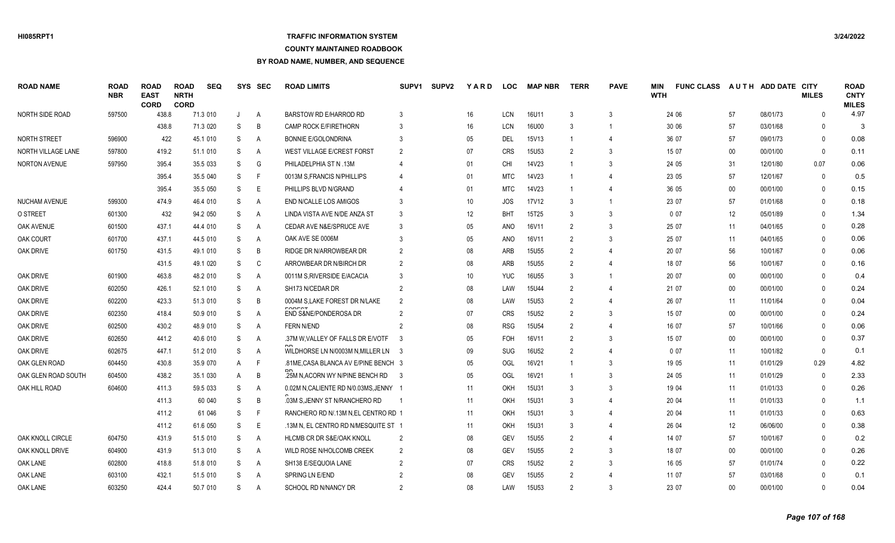**HI085RPT1** **TRAFFIC INFORMATION SYSTEM** **3/24/2022**

**COUNTY MAINTAINED ROADBOOK**

**BY ROAD NAME, NUMBER, AND SEQUENCE**

| ROAD NAME | ROAD NBR | ROAD EAST CORD | ROAD NRTH CORD | SEQ | SYS | SEC | ROAD LIMITS | SUPV1 | SUPV2 | YARD | LOC | MAP NBR | TERR | PAVE | MIN WTH | FUNC CLASS | AUTH | ADD DATE | CITY MILES | ROAD CNTY MILES |
|---|---|---|---|---|---|---|---|---|---|---|---|---|---|---|---|---|---|---|---|---|
| NORTH SIDE ROAD | 597500 | 438.8 | 71.3 | 010 | J | A | BARSTOW RD E/HARROD RD | 3 | | 16 | LCN | 16U11 | 3 | 3 | 24 | 06 | 57 | 08/01/73 | 0 | 4.97 |
| | | 438.8 | 71.3 | 020 | S | B | CAMP ROCK E/FIRETHORN | 3 | | 16 | LCN | 16U00 | 3 | 1 | 30 | 06 | 57 | 03/01/68 | 0 | 3 |
| NORTH STREET | 596900 | 422 | 45.1 | 010 | S | A | BONNIE E/GOLONDRINA | 3 | | 05 | DEL | 15V13 | 1 | 4 | 36 | 07 | 57 | 09/01/73 | 0 | 0.08 |
| NORTH VILLAGE LANE | 597800 | 419.2 | 51.1 | 010 | S | A | WEST VILLAGE E/CREST FORST | 2 | | 07 | CRS | 15U53 | 2 | 3 | 15 | 07 | 00 | 00/01/00 | 0 | 0.11 |
| NORTON AVENUE | 597950 | 395.4 | 35.5 | 033 | S | G | PHILADELPHIA ST N .13M | 4 | | 01 | CHI | 14V23 | 1 | 3 | 24 | 05 | 31 | 12/01/80 | 0.07 | 0.06 |
| | | 395.4 | 35.5 | 040 | S | F | 0013M S,FRANCIS N/PHILLIPS | 4 | | 01 | MTC | 14V23 | 1 | 4 | 23 | 05 | 57 | 12/01/67 | 0 | 0.5 |
| | | 395.4 | 35.5 | 050 | S | E | PHILLIPS BLVD N/GRAND | 4 | | 01 | MTC | 14V23 | 1 | 4 | 36 | 05 | 00 | 00/01/00 | 0 | 0.15 |
| NUCHAM AVENUE | 599300 | 474.9 | 46.4 | 010 | S | A | END N/CALLE LOS AMIGOS | 3 | | 10 | JOS | 17V12 | 3 | 1 | 23 | 07 | 57 | 01/01/68 | 0 | 0.18 |
| O STREET | 601300 | 432 | 94.2 | 050 | S | A | LINDA VISTA AVE N/DE ANZA ST | 3 | | 12 | BHT | 15T25 | 3 | 3 | 0 | 07 | 12 | 05/01/89 | 0 | 1.34 |
| OAK AVENUE | 601500 | 437.1 | 44.4 | 010 | S | A | CEDAR AVE N&E/SPRUCE AVE | 3 | | 05 | ANO | 16V11 | 2 | 3 | 25 | 07 | 11 | 04/01/65 | 0 | 0.28 |
| OAK COURT | 601700 | 437.1 | 44.5 | 010 | S | A | OAK AVE SE 0006M | 3 | | 05 | ANO | 16V11 | 2 | 3 | 25 | 07 | 11 | 04/01/65 | 0 | 0.06 |
| OAK DRIVE | 601750 | 431.5 | 49.1 | 010 | S | B | RIDGE DR N/ARROWBEAR DR | 2 | | 08 | ARB | 15U55 | 2 | 4 | 20 | 07 | 56 | 10/01/67 | 0 | 0.06 |
| | | 431.5 | 49.1 | 020 | S | C | ARROWBEAR DR N/BIRCH DR | 2 | | 08 | ARB | 15U55 | 2 | 4 | 18 | 07 | 56 | 10/01/67 | 0 | 0.16 |
| OAK DRIVE | 601900 | 463.8 | 48.2 | 010 | S | A | 0011M S,RIVERSIDE E/ACACIA | 3 | | 10 | YUC | 16U55 | 3 | 1 | 20 | 07 | 00 | 00/01/00 | 0 | 0.4 |
| OAK DRIVE | 602050 | 426.1 | 52.1 | 010 | S | A | SH173 N/CEDAR DR | 2 | | 08 | LAW | 15U44 | 2 | 4 | 21 | 07 | 00 | 00/01/00 | 0 | 0.24 |
| OAK DRIVE | 602200 | 423.3 | 51.3 | 010 | S | B | 0004M S,LAKE FOREST DR N/LAKE FOREST | 2 | | 08 | LAW | 15U53 | 2 | 4 | 26 | 07 | 11 | 11/01/64 | 0 | 0.04 |
| OAK DRIVE | 602350 | 418.4 | 50.9 | 010 | S | A | END S&NE/PONDEROSA DR | 2 | | 07 | CRS | 15U52 | 2 | 3 | 15 | 07 | 00 | 00/01/00 | 0 | 0.24 |
| OAK DRIVE | 602500 | 430.2 | 48.9 | 010 | S | A | FERN N/END | 2 | | 08 | RSG | 15U54 | 2 | 4 | 16 | 07 | 57 | 10/01/66 | 0 | 0.06 |
| OAK DRIVE | 602650 | 441.2 | 40.6 | 010 | S | A | .37M W,VALLEY OF FALLS DR E/VOTF DR | 3 | | 05 | FOH | 16V11 | 2 | 3 | 15 | 07 | 00 | 00/01/00 | 0 | 0.37 |
| OAK DRIVE | 602675 | 447.1 | 51.2 | 010 | S | A | WILDHORSE LN N/0003M N,MILLER LN | 3 | | 09 | SUG | 16U52 | 2 | 4 | 0 | 07 | 11 | 10/01/82 | 0 | 0.1 |
| OAK GLEN ROAD | 604450 | 430.8 | 35.9 | 070 | A | F | .81ME,CASA BLANCA AV E/PINE BENCH RD | 3 | | 05 | OGL | 16V21 | 1 | 3 | 19 | 05 | 11 | 01/01/29 | 0.29 | 4.82 |
| OAK GLEN ROAD SOUTH | 604500 | 438.2 | 35.1 | 030 | A | B | .25M N,ACORN WY N/PINE BENCH RD | 3 | | 05 | OGL | 16V21 | 1 | 3 | 24 | 05 | 11 | 01/01/29 | 0 | 2.33 |
| OAK HILL ROAD | 604600 | 411.3 | 59.5 | 033 | S | A | 0.02M N,CALIENTE RD N/0.03MS,JENNY | 1 | | 11 | OKH | 15U31 | 3 | 3 | 19 | 04 | 11 | 01/01/33 | 0 | 0.26 |
| | | 411.3 | 60 | 040 | S | B | .03M S,JENNY ST N/RANCHERO RD | 1 | | 11 | OKH | 15U31 | 3 | 4 | 20 | 04 | 11 | 01/01/33 | 0 | 1.1 |
| | | 411.2 | 61 | 046 | S | F | RANCHERO RD N/.13M N,EL CENTRO RD | 1 | | 11 | OKH | 15U31 | 3 | 4 | 20 | 04 | 11 | 01/01/33 | 0 | 0.63 |
| | | 411.2 | 61.6 | 050 | S | E | .13M N, EL CENTRO RD N/MESQUITE ST | 1 | | 11 | OKH | 15U31 | 3 | 4 | 26 | 04 | 12 | 06/06/00 | 0 | 0.38 |
| OAK KNOLL CIRCLE | 604750 | 431.9 | 51.5 | 010 | S | A | HLCMB CR DR S&E/OAK KNOLL | 2 | | 08 | GEV | 15U55 | 2 | 4 | 14 | 07 | 57 | 10/01/67 | 0 | 0.2 |
| OAK KNOLL DRIVE | 604900 | 431.9 | 51.3 | 010 | S | A | WILD ROSE N/HOLCOMB CREEK | 2 | | 08 | GEV | 15U55 | 2 | 3 | 18 | 07 | 00 | 00/01/00 | 0 | 0.26 |
| OAK LANE | 602800 | 418.8 | 51.8 | 010 | S | A | SH138 E/SEQUOIA LANE | 2 | | 07 | CRS | 15U52 | 2 | 3 | 16 | 05 | 57 | 01/01/74 | 0 | 0.22 |
| OAK LANE | 603100 | 432.1 | 51.5 | 010 | S | A | SPRING LN E/END | 2 | | 08 | GEV | 15U55 | 2 | 4 | 11 | 07 | 57 | 03/01/68 | 0 | 0.1 |
| OAK LANE | 603250 | 424.4 | 50.7 | 010 | S | A | SCHOOL RD N/NANCY DR | 2 | | 08 | LAW | 15U53 | 2 | 3 | 23 | 07 | 00 | 00/01/00 | 0 | 0.04 |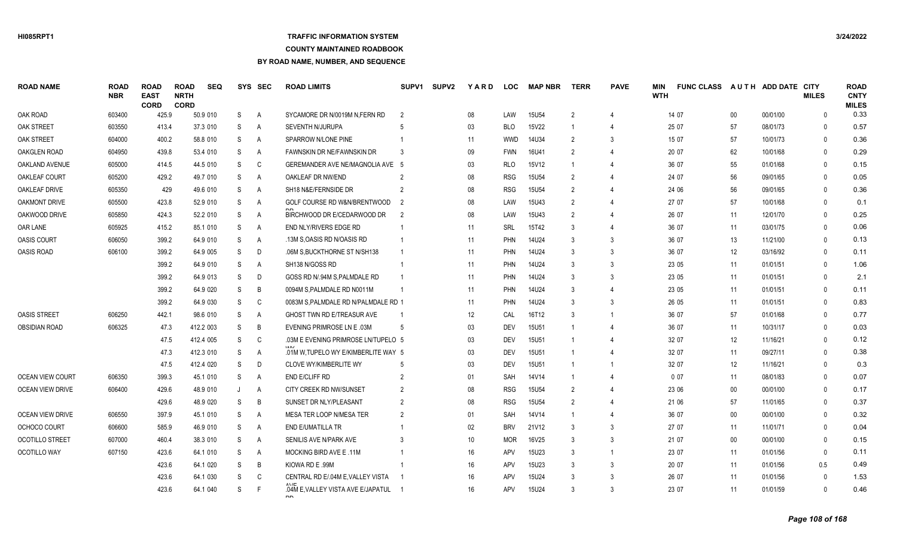**TRAFFIC INFORMATION SYSTEM**

**COUNTY MAINTAINED ROADBOOK**

**BY ROAD NAME, NUMBER, AND SEQUENCE**

HI085RPT1 3/24/2022

| ROAD NAME | ROAD NBR | ROAD EAST CORD | ROAD NRTH CORD | SEQ | SYS | SEC | ROAD LIMITS | SUPV1 | SUPV2 | YARD | LOC | MAP NBR | TERR | PAVE | MIN WTH | FUNC CLASS | AUTH | ADD DATE | CITY MILES | ROAD CNTY MILES |
|---|---|---|---|---|---|---|---|---|---|---|---|---|---|---|---|---|---|---|---|---|
| OAK ROAD | 603400 | 425.9 | 50.9 | 010 | S | A | SYCAMORE DR N/0019M N,FERN RD | 2 | | 08 | LAW | 15U54 | 2 | 4 | 14 | 07 | 00 | 00/01/00 | 0 | 0.33 |
| OAK STREET | 603550 | 413.4 | 37.3 | 010 | S | A | SEVENTH N/JURUPA | 5 | | 03 | BLO | 15V22 | 1 | 4 | 25 | 07 | 57 | 08/01/73 | 0 | 0.57 |
| OAK STREET | 604000 | 400.2 | 58.8 | 010 | S | A | SPARROW N/LONE PINE | 1 | | 11 | WWD | 14U34 | 2 | 3 | 15 | 07 | 57 | 10/01/73 | 0 | 0.36 |
| OAKGLEN ROAD | 604950 | 439.8 | 53.4 | 010 | S | A | FAWNSKIN DR NE/FAWNSKIN DR | 3 | | 09 | FWN | 16U41 | 2 | 4 | 20 | 07 | 62 | 10/01/68 | 0 | 0.29 |
| OAKLAND AVENUE | 605000 | 414.5 | 44.5 | 010 | S | C | GEREMANDER AVE NE/MAGNOLIA AVE | 5 | | 03 | RLO | 15V12 | 1 | 4 | 36 | 07 | 55 | 01/01/68 | 0 | 0.15 |
| OAKLEAF COURT | 605200 | 429.2 | 49.7 | 010 | S | A | OAKLEAF DR NW/END | 2 | | 08 | RSG | 15U54 | 2 | 4 | 24 | 07 | 56 | 09/01/65 | 0 | 0.05 |
| OAKLEAF DRIVE | 605350 | 429 | 49.6 | 010 | S | A | SH18 N&E/FERNSIDE DR | 2 | | 08 | RSG | 15U54 | 2 | 4 | 24 | 06 | 56 | 09/01/65 | 0 | 0.36 |
| OAKMONT DRIVE | 605500 | 423.8 | 52.9 | 010 | S | A | GOLF COURSE RD W&N/BRENTWOOD DR | 2 | | 08 | LAW | 15U43 | 2 | 4 | 27 | 07 | 57 | 10/01/68 | 0 | 0.1 |
| OAKWOOD DRIVE | 605850 | 424.3 | 52.2 | 010 | S | A | BIRCHWOOD DR E/CEDARWOOD DR | 2 | | 08 | LAW | 15U43 | 2 | 4 | 26 | 07 | 11 | 12/01/70 | 0 | 0.25 |
| OAR LANE | 605925 | 415.2 | 85.1 | 010 | S | A | END NLY/RIVERS EDGE RD | 1 | | 11 | SRL | 15T42 | 3 | 4 | 36 | 07 | 11 | 03/01/75 | 0 | 0.06 |
| OASIS COURT | 606050 | 399.2 | 64.9 | 010 | S | A | .13M S,OASIS RD N/OASIS RD | 1 | | 11 | PHN | 14U24 | 3 | 3 | 36 | 07 | 13 | 11/21/00 | 0 | 0.13 |
| OASIS ROAD | 606100 | 399.2 | 64.9 | 005 | S | D | .06M S,BUCKTHORNE ST N/SH138 | 1 | | 11 | PHN | 14U24 | 3 | 3 | 36 | 07 | 12 | 03/16/92 | 0 | 0.11 |
| | | 399.2 | 64.9 | 010 | S | A | SH138 N/GOSS RD | 1 | | 11 | PHN | 14U24 | 3 | 3 | 23 | 05 | 11 | 01/01/51 | 0 | 1.06 |
| | | 399.2 | 64.9 | 013 | S | D | GOSS RD N/.94M S,PALMDALE RD | 1 | | 11 | PHN | 14U24 | 3 | 3 | 23 | 05 | 11 | 01/01/51 | 0 | 2.1 |
| | | 399.2 | 64.9 | 020 | S | B | 0094M S,PALMDALE RD N0011M | 1 | | 11 | PHN | 14U24 | 3 | 4 | 23 | 05 | 11 | 01/01/51 | 0 | 0.11 |
| | | 399.2 | 64.9 | 030 | S | C | 0083M S,PALMDALE RD N/PALMDALE RD | 1 | | 11 | PHN | 14U24 | 3 | 3 | 26 | 05 | 11 | 01/01/51 | 0 | 0.83 |
| OASIS STREET | 606250 | 442.1 | 98.6 | 010 | S | A | GHOST TWN RD E/TREASUR AVE | 1 | | 12 | CAL | 16T12 | 3 | 1 | 36 | 07 | 57 | 01/01/68 | 0 | 0.77 |
| OBSIDIAN ROAD | 606325 | 47.3 | 412.2 | 003 | S | B | EVENING PRIMROSE LN E .03M | 5 | | 03 | DEV | 15U51 | 1 | 4 | 36 | 07 | 11 | 10/31/17 | 0 | 0.03 |
| | | 47.5 | 412.4 | 005 | S | C | .03M E EVENING PRIMROSE LN/TUPELO WY | 5 | | 03 | DEV | 15U51 | 1 | 4 | 32 | 07 | 12 | 11/16/21 | 0 | 0.12 |
| | | 47.3 | 412.3 | 010 | S | A | .01M W,TUPELO WY E/KIMBERLITE WAY | 5 | | 03 | DEV | 15U51 | 1 | 4 | 32 | 07 | 11 | 09/27/11 | 0 | 0.38 |
| | | 47.5 | 412.4 | 020 | S | D | CLOVE WY/KIMBERLITE WY | 5 | | 03 | DEV | 15U51 | 1 | 1 | 32 | 07 | 12 | 11/16/21 | 0 | 0.3 |
| OCEAN VIEW COURT | 606350 | 399.3 | 45.1 | 010 | S | A | END E/CLIFF RD | 2 | | 01 | SAH | 14V14 | 1 | 4 | 0 | 07 | 11 | 08/01/83 | 0 | 0.07 |
| OCEAN VIEW DRIVE | 606400 | 429.6 | 48.9 | 010 | J | A | CITY CREEK RD NW/SUNSET | 2 | | 08 | RSG | 15U54 | 2 | 4 | 23 | 06 | 00 | 00/01/00 | 0 | 0.17 |
| | | 429.6 | 48.9 | 020 | S | B | SUNSET DR NLY/PLEASANT | 2 | | 08 | RSG | 15U54 | 2 | 4 | 21 | 06 | 57 | 11/01/65 | 0 | 0.37 |
| OCEAN VIEW DRIVE | 606550 | 397.9 | 45.1 | 010 | S | A | MESA TER LOOP N/MESA TER | 2 | | 01 | SAH | 14V14 | 1 | 4 | 36 | 07 | 00 | 00/01/00 | 0 | 0.32 |
| OCHOCO COURT | 606600 | 585.9 | 46.9 | 010 | S | A | END E/UMATILLA TR | 1 | | 02 | BRV | 21V12 | 3 | 3 | 27 | 07 | 11 | 11/01/71 | 0 | 0.04 |
| OCOTILLO STREET | 607000 | 460.4 | 38.3 | 010 | S | A | SENILIS AVE N/PARK AVE | 3 | | 10 | MOR | 16V25 | 3 | 3 | 21 | 07 | 00 | 00/01/00 | 0 | 0.15 |
| OCOTILLO WAY | 607150 | 423.6 | 64.1 | 010 | S | A | MOCKING BIRD AVE E .11M | 1 | | 16 | APV | 15U23 | 3 | 1 | 23 | 07 | 11 | 01/01/56 | 0 | 0.11 |
| | | 423.6 | 64.1 | 020 | S | B | KIOWA RD E .99M | 1 | | 16 | APV | 15U23 | 3 | 3 | 20 | 07 | 11 | 01/01/56 | 0.5 | 0.49 |
| | | 423.6 | 64.1 | 030 | S | C | CENTRAL RD E/.04M E,VALLEY VISTA AVE | 1 | | 16 | APV | 15U24 | 3 | 3 | 26 | 07 | 11 | 01/01/56 | 0 | 1.53 |
| | | 423.6 | 64.1 | 040 | S | F | .04M E,VALLEY VISTA AVE E/JAPATUL RD | 1 | | 16 | APV | 15U24 | 3 | 3 | 23 | 07 | 11 | 01/01/59 | 0 | 0.46 |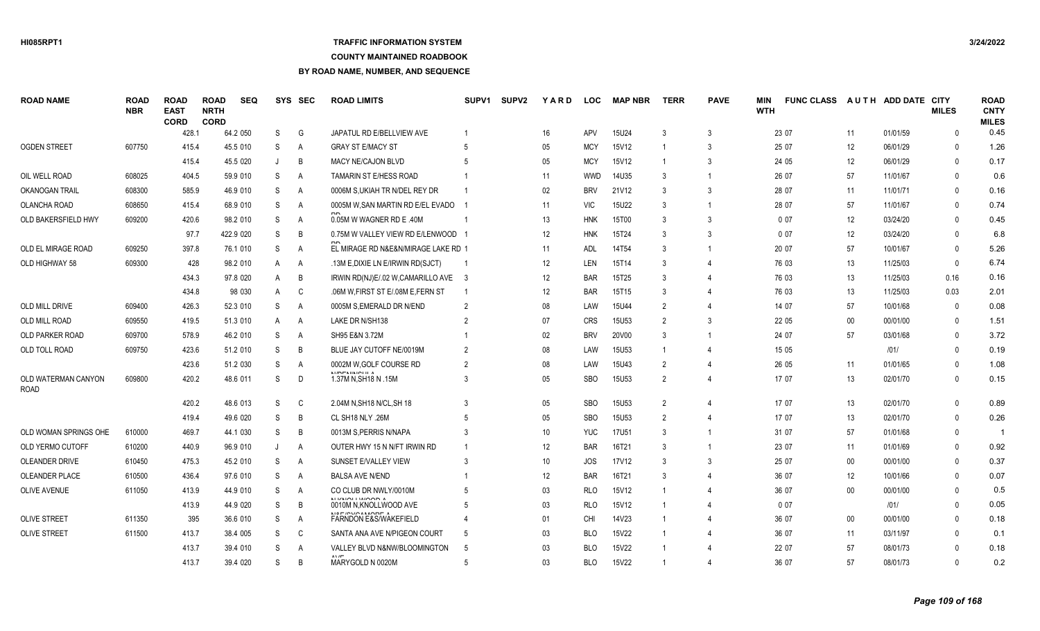**HI085RPT1** — **TRAFFIC INFORMATION SYSTEM** — 3/24/2022

**COUNTY MAINTAINED ROADBOOK**

**BY ROAD NAME, NUMBER, AND SEQUENCE**

| ROAD NAME | ROAD NBR | ROAD EAST CORD | ROAD NRTH CORD | SEQ | SYS | SEC | ROAD LIMITS | SUPV1 | SUPV2 | YARD | LOC | MAP NBR | TERR | PAVE | MIN WTH | FUNC CLASS | AUTH | ADD DATE | CITY MILES | ROAD CNTY MILES |
|---|---|---|---|---|---|---|---|---|---|---|---|---|---|---|---|---|---|---|---|---|
| | | 428.1 | 64.2 | 050 | S | G | JAPATUL RD E/BELLVIEW AVE | 1 | | 16 | APV | 15U24 | 3 | 3 | 23 | 07 | 11 | 01/01/59 | 0 | 0.45 |
| OGDEN STREET | 607750 | 415.4 | 45.5 | 010 | S | A | GRAY ST E/MACY ST | 5 | | 05 | MCY | 15V12 | 1 | 3 | 25 | 07 | 12 | 06/01/29 | 0 | 1.26 |
| | | 415.4 | 45.5 | 020 | J | B | MACY NE/CAJON BLVD | 5 | | 05 | MCY | 15V12 | 1 | 3 | 24 | 05 | 12 | 06/01/29 | 0 | 0.17 |
| OIL WELL ROAD | 608025 | 404.5 | 59.9 | 010 | S | A | TAMARIN ST E/HESS ROAD | 1 | | 11 | WWD | 14U35 | 3 | 1 | 26 | 07 | 57 | 11/01/67 | 0 | 0.6 |
| OKANOGAN TRAIL | 608300 | 585.9 | 46.9 | 010 | S | A | 0006M S,UKIAH TR N/DEL REY DR | 1 | | 02 | BRV | 21V12 | 3 | 3 | 28 | 07 | 11 | 11/01/71 | 0 | 0.16 |
| OLANCHA ROAD | 608650 | 415.4 | 68.9 | 010 | S | A | 0005M W,SAN MARTIN RD E/EL EVADO DR | 1 | | 11 | VIC | 15U22 | 3 | 1 | 28 | 07 | 57 | 11/01/67 | 0 | 0.74 |
| OLD BAKERSFIELD HWY | 609200 | 420.6 | 98.2 | 010 | S | A | 0.05M W WAGNER RD E .40M | 1 | | 13 | HNK | 15T00 | 3 | 3 | 0 | 07 | 12 | 03/24/20 | 0 | 0.45 |
| | | 97.7 | 422.9 | 020 | S | B | 0.75M W VALLEY VIEW RD E/LENWOOD RD | 1 | | 12 | HNK | 15T24 | 3 | 3 | 0 | 07 | 12 | 03/24/20 | 0 | 6.8 |
| OLD EL MIRAGE ROAD | 609250 | 397.8 | 76.1 | 010 | S | A | EL MIRAGE RD N&E&N/MIRAGE LAKE RD | 1 | | 11 | ADL | 14T54 | 3 | 1 | 20 | 07 | 57 | 10/01/67 | 0 | 5.26 |
| OLD HIGHWAY 58 | 609300 | 428 | 98.2 | 010 | A | A | .13M E,DIXIE LN E/IRWIN RD(SJCT) | 1 | | 12 | LEN | 15T14 | 3 | 4 | 76 | 03 | 13 | 11/25/03 | 0 | 6.74 |
| | | 434.3 | 97.8 | 020 | A | B | IRWIN RD(NJ)E/.02 W,CAMARILLO AVE | 3 | | 12 | BAR | 15T25 | 3 | 4 | 76 | 03 | 13 | 11/25/03 | 0.16 | 0.16 |
| | | 434.8 | 98 | 030 | A | C | .06M W,FIRST ST E/.08M E,FERN ST | 1 | | 12 | BAR | 15T15 | 3 | 4 | 76 | 03 | 13 | 11/25/03 | 0.03 | 2.01 |
| OLD MILL DRIVE | 609400 | 426.3 | 52.3 | 010 | S | A | 0005M S,EMERALD DR N/END | 2 | | 08 | LAW | 15U44 | 2 | 4 | 14 | 07 | 57 | 10/01/68 | 0 | 0.08 |
| OLD MILL ROAD | 609550 | 419.5 | 51.3 | 010 | A | A | LAKE DR N/SH138 | 2 | | 07 | CRS | 15U53 | 2 | 3 | 22 | 05 | 00 | 00/01/00 | 0 | 1.51 |
| OLD PARKER ROAD | 609700 | 578.9 | 46.2 | 010 | S | A | SH95 E&N 3.72M | 1 | | 02 | BRV | 20V00 | 3 | 1 | 24 | 07 | 57 | 03/01/68 | 0 | 3.72 |
| OLD TOLL ROAD | 609750 | 423.6 | 51.2 | 010 | S | B | BLUE JAY CUTOFF NE/0019M | 2 | | 08 | LAW | 15U53 | 1 | 4 | 15 | 05 | | /01/ | 0 | 0.19 |
| | | 423.6 | 51.2 | 030 | S | A | 0002M W,GOLF COURSE RD | 2 | | 08 | LAW | 15U43 | 2 | 4 | 26 | 05 | 11 | 01/01/65 | 0 | 1.08 |
| OLD WATERMAN CANYON ROAD | 609800 | 420.2 | 48.6 | 011 | S | D | 1.37M N,SH18 N .15M | 3 | | 05 | SBO | 15U53 | 2 | 4 | 17 | 07 | 13 | 02/01/70 | 0 | 0.15 |
| | | 420.2 | 48.6 | 013 | S | C | 2.04M N,SH18 N/CL,SH 18 | 3 | | 05 | SBO | 15U53 | 2 | 4 | 17 | 07 | 13 | 02/01/70 | 0 | 0.89 |
| | | 419.4 | 49.6 | 020 | S | B | CL SH18 NLY .26M | 5 | | 05 | SBO | 15U53 | 2 | 4 | 17 | 07 | 13 | 02/01/70 | 0 | 0.26 |
| OLD WOMAN SPRINGS OHE | 610000 | 469.7 | 44.1 | 030 | S | B | 0013M S,PERRIS N/NAPA | 3 | | 10 | YUC | 17U51 | 3 | 1 | 31 | 07 | 57 | 01/01/68 | 0 | 1 |
| OLD YERMO CUTOFF | 610200 | 440.9 | 96.9 | 010 | J | A | OUTER HWY 15 N N/FT IRWIN RD | 1 | | 12 | BAR | 16T21 | 3 | 1 | 23 | 07 | 11 | 01/01/69 | 0 | 0.92 |
| OLEANDER DRIVE | 610450 | 475.3 | 45.2 | 010 | S | A | SUNSET E/VALLEY VIEW | 3 | | 10 | JOS | 17V12 | 3 | 3 | 25 | 07 | 00 | 00/01/00 | 0 | 0.37 |
| OLEANDER PLACE | 610500 | 436.4 | 97.6 | 010 | S | A | BALSA AVE N/END | 1 | | 12 | BAR | 16T21 | 3 | 4 | 36 | 07 | 12 | 10/01/66 | 0 | 0.07 |
| OLIVE AVENUE | 611050 | 413.9 | 44.9 | 010 | S | A | CO CLUB DR NWLY/0010M | 5 | | 03 | RLO | 15V12 | 1 | 4 | 36 | 07 | 00 | 00/01/00 | 0 | 0.5 |
| | | 413.9 | 44.9 | 020 | S | B | 0010M N,KNOLLWOOD AVE | 5 | | 03 | RLO | 15V12 | 1 | 4 | 0 | 07 | | /01/ | 0 | 0.05 |
| OLIVE STREET | 611350 | 395 | 36.6 | 010 | S | A | FARNDON E&S/WAKEFIELD | 4 | | 01 | CHI | 14V23 | 1 | 4 | 36 | 07 | 00 | 00/01/00 | 0 | 0.18 |
| OLIVE STREET | 611500 | 413.7 | 38.4 | 005 | S | C | SANTA ANA AVE N/PIGEON COURT | 5 | | 03 | BLO | 15V22 | 1 | 4 | 36 | 07 | 11 | 03/11/97 | 0 | 0.1 |
| | | 413.7 | 39.4 | 010 | S | A | VALLEY BLVD N&NW/BLOOMINGTON AVE | 5 | | 03 | BLO | 15V22 | 1 | 4 | 22 | 07 | 57 | 08/01/73 | 0 | 0.18 |
| | | 413.7 | 39.4 | 020 | S | B | MARYGOLD N 0020M | 5 | | 03 | BLO | 15V22 | 1 | 4 | 36 | 07 | 57 | 08/01/73 | 0 | 0.2 |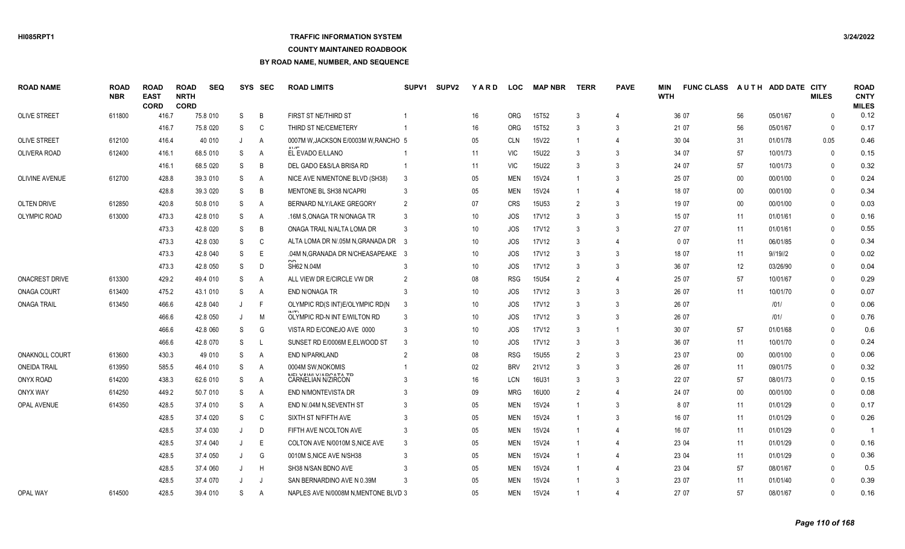# TRAFFIC INFORMATION SYSTEM

## COUNTY MAINTAINED ROADBOOK

### BY ROAD NAME, NUMBER, AND SEQUENCE

| ROAD NAME | ROAD NBR | ROAD EAST CORD | ROAD NRTH CORD | SEQ | SYS | SEC | ROAD LIMITS | SUPV1 | SUPV2 | YARD | LOC | MAP NBR | TERR | PAVE | MIN WTH | FUNC CLASS | AUTH | ADD DATE | CITY MILES | ROAD CNTY MILES |
|---|---|---|---|---|---|---|---|---|---|---|---|---|---|---|---|---|---|---|---|---|
| OLIVE STREET | 611800 | 416.7 | 75.8 | 010 | S | B | FIRST ST NE/THIRD ST | 1 | | 16 | ORG | 15T52 | 3 | 4 | 36 | 07 | 56 | 05/01/67 | 0 | 0.12 |
| | | 416.7 | 75.8 | 020 | S | C | THIRD ST NE/CEMETERY | 1 | | 16 | ORG | 15T52 | 3 | 3 | 21 | 07 | 56 | 05/01/67 | 0 | 0.17 |
| OLIVE STREET | 612100 | 416.4 | 40 | 010 | J | A | 0007M W,JACKSON E/0003M W,RANCHO AVE | 5 | | 05 | CLN | 15V22 | 1 | 4 | 30 | 04 | 31 | 01/01/78 | 0.05 | 0.46 |
| OLIVERA ROAD | 612400 | 416.1 | 68.5 | 010 | S | A | EL EVADO E/LLANO | 1 | | 11 | VIC | 15U22 | 3 | 3 | 34 | 07 | 57 | 10/01/73 | 0 | 0.15 |
| | | 416.1 | 68.5 | 020 | S | B | DEL GADO E&S/LA BRISA RD | 1 | | 11 | VIC | 15U22 | 3 | 3 | 24 | 07 | 57 | 10/01/73 | 0 | 0.32 |
| OLIVINE AVENUE | 612700 | 428.8 | 39.3 | 010 | S | A | NICE AVE N/MENTONE BLVD (SH38) | 3 | | 05 | MEN | 15V24 | 1 | 3 | 25 | 07 | 00 | 00/01/00 | 0 | 0.24 |
| | | 428.8 | 39.3 | 020 | S | B | MENTONE BL SH38 N/CAPRI | 3 | | 05 | MEN | 15V24 | 1 | 4 | 18 | 07 | 00 | 00/01/00 | 0 | 0.34 |
| OLTEN DRIVE | 612850 | 420.8 | 50.8 | 010 | S | A | BERNARD NLY/LAKE GREGORY | 2 | | 07 | CRS | 15U53 | 2 | 3 | 19 | 07 | 00 | 00/01/00 | 0 | 0.03 |
| OLYMPIC ROAD | 613000 | 473.3 | 42.8 | 010 | S | A | .16M S,ONAGA TR N/ONAGA TR | 3 | | 10 | JOS | 17V12 | 3 | 3 | 15 | 07 | 11 | 01/01/61 | 0 | 0.16 |
| | | 473.3 | 42.8 | 020 | S | B | ONAGA TRAIL N/ALTA LOMA DR | 3 | | 10 | JOS | 17V12 | 3 | 3 | 27 | 07 | 11 | 01/01/61 | 0 | 0.55 |
| | | 473.3 | 42.8 | 030 | S | C | ALTA LOMA DR N/.05M N,GRANADA DR | 3 | | 10 | JOS | 17V12 | 3 | 4 | 0 | 07 | 11 | 06/01/85 | 0 | 0.34 |
| | | 473.3 | 42.8 | 040 | S | E | .04M N,GRANADA DR N/CHEASAPEAKE DR | 3 | | 10 | JOS | 17V12 | 3 | 3 | 18 | 07 | 11 | 9//19//2 | 0 | 0.02 |
| | | 473.3 | 42.8 | 050 | S | D | SH62 N.04M | 3 | | 10 | JOS | 17V12 | 3 | 3 | 36 | 07 | 12 | 03/26/90 | 0 | 0.04 |
| ONACREST DRIVE | 613300 | 429.2 | 49.4 | 010 | S | A | ALL VIEW DR E/CIRCLE VW DR | 2 | | 08 | RSG | 15U54 | 2 | 4 | 25 | 07 | 57 | 10/01/67 | 0 | 0.29 |
| ONAGA COURT | 613400 | 475.2 | 43.1 | 010 | S | A | END N/ONAGA TR | 3 | | 10 | JOS | 17V12 | 3 | 3 | 26 | 07 | 11 | 10/01/70 | 0 | 0.07 |
| ONAGA TRAIL | 613450 | 466.6 | 42.8 | 040 | J | F | OLYMPIC RD(S INT)E/OLYMPIC RD(N INT) | 3 | | 10 | JOS | 17V12 | 3 | 3 | 26 | 07 | | /01/ | 0 | 0.06 |
| | | 466.6 | 42.8 | 050 | J | M | OLYMPIC RD-N INT E/WILTON RD | 3 | | 10 | JOS | 17V12 | 3 | 3 | 26 | 07 | | /01/ | 0 | 0.76 |
| | | 466.6 | 42.8 | 060 | S | G | VISTA RD E/CONEJO AVE 0000 | 3 | | 10 | JOS | 17V12 | 3 | 1 | 30 | 07 | 57 | 01/01/68 | 0 | 0.6 |
| | | 466.6 | 42.8 | 070 | S | L | SUNSET RD E/0006M E,ELWOOD ST | 3 | | 10 | JOS | 17V12 | 3 | 3 | 36 | 07 | 11 | 10/01/70 | 0 | 0.24 |
| ONAKNOLL COURT | 613600 | 430.3 | 49 | 010 | S | A | END N/PARKLAND | 2 | | 08 | RSG | 15U55 | 2 | 3 | 23 | 07 | 00 | 00/01/00 | 0 | 0.06 |
| ONEIDA TRAIL | 613950 | 585.5 | 46.4 | 010 | S | A | 0004M SW,NOKOMIS | 1 | | 02 | BRV | 21V12 | 3 | 3 | 26 | 07 | 11 | 09/01/75 | 0 | 0.32 |
| ONYX ROAD | 614200 | 438.3 | 62.6 | 010 | S | A | CARNELIAN N/ZIRCON | 3 | | 16 | LCN | 16U31 | 3 | 3 | 22 | 07 | 57 | 08/01/73 | 0 | 0.15 |
| ONYX WAY | 614250 | 449.2 | 50.7 | 010 | S | A | END N/MONTEVISTA DR | 3 | | 09 | MRG | 16U00 | 2 | 4 | 24 | 07 | 00 | 00/01/00 | 0 | 0.08 |
| OPAL AVENUE | 614350 | 428.5 | 37.4 | 010 | S | A | END N/.04M N,SEVENTH ST | 3 | | 05 | MEN | 15V24 | 1 | 3 | 8 | 07 | 11 | 01/01/29 | 0 | 0.17 |
| | | 428.5 | 37.4 | 020 | S | C | SIXTH ST N/FIFTH AVE | 3 | | 05 | MEN | 15V24 | 1 | 3 | 16 | 07 | 11 | 01/01/29 | 0 | 0.26 |
| | | 428.5 | 37.4 | 030 | J | D | FIFTH AVE N/COLTON AVE | 3 | | 05 | MEN | 15V24 | 1 | 4 | 16 | 07 | 11 | 01/01/29 | 0 | 1 |
| | | 428.5 | 37.4 | 040 | J | E | COLTON AVE N/0010M S,NICE AVE | 3 | | 05 | MEN | 15V24 | 1 | 4 | 23 | 04 | 11 | 01/01/29 | 0 | 0.16 |
| | | 428.5 | 37.4 | 050 | J | G | 0010M S,NICE AVE N/SH38 | 3 | | 05 | MEN | 15V24 | 1 | 4 | 23 | 04 | 11 | 01/01/29 | 0 | 0.36 |
| | | 428.5 | 37.4 | 060 | J | H | SH38 N/SAN BDNO AVE | 3 | | 05 | MEN | 15V24 | 1 | 4 | 23 | 04 | 57 | 08/01/67 | 0 | 0.5 |
| | | 428.5 | 37.4 | 070 | J | J | SAN BERNARDINO AVE N 0.39M | 3 | | 05 | MEN | 15V24 | 1 | 3 | 23 | 07 | 11 | 01/01/40 | 0 | 0.39 |
| OPAL WAY | 614500 | 428.5 | 39.4 | 010 | S | A | NAPLES AVE N/0008M N,MENTONE BLVD | 3 | | 05 | MEN | 15V24 | 1 | 4 | 27 | 07 | 57 | 08/01/67 | 0 | 0.16 |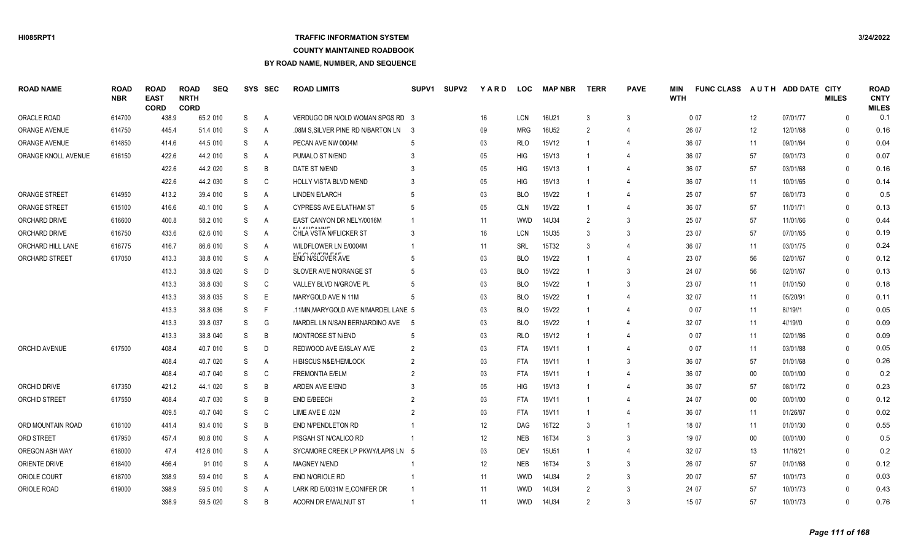**HI085RPT1**

**TRAFFIC INFORMATION SYSTEM**

**COUNTY MAINTAINED ROADBOOK**

**BY ROAD NAME, NUMBER, AND SEQUENCE**

**3/24/2022**

| ROAD NAME | ROAD NBR | ROAD EAST CORD | ROAD NRTH CORD | SEQ | SYS | SEC | ROAD LIMITS | SUPV1 | SUPV2 | YARD | LOC | MAP NBR | TERR | PAVE | MIN WTH | FUNC CLASS | AUTH | ADD DATE | CITY MILES | ROAD CNTY MILES |
|---|---|---|---|---|---|---|---|---|---|---|---|---|---|---|---|---|---|---|---|---|
| ORACLE ROAD | 614700 | 438.9 | 65.2 | 010 | S | A | VERDUGO DR N/OLD WOMAN SPGS RD | 3 | | 16 | LCN | 16U21 | 3 | 3 | 0 | 07 | 12 | 07/01/77 | 0 | 0.1 |
| ORANGE AVENUE | 614750 | 445.4 | 51.4 | 010 | S | A | .08M S,SILVER PINE RD N/BARTON LN | 3 | | 09 | MRG | 16U52 | 2 | 4 | 26 | 07 | 12 | 12/01/68 | 0 | 0.16 |
| ORANGE AVENUE | 614850 | 414.6 | 44.5 | 010 | S | A | PECAN AVE NW 0004M | 5 | | 03 | RLO | 15V12 | 1 | 4 | 36 | 07 | 11 | 09/01/64 | 0 | 0.04 |
| ORANGE KNOLL AVENUE | 616150 | 422.6 | 44.2 | 010 | S | A | PUMALO ST N/END | 3 | | 05 | HIG | 15V13 | 1 | 4 | 36 | 07 | 57 | 09/01/73 | 0 | 0.07 |
| | | 422.6 | 44.2 | 020 | S | B | DATE ST N/END | 3 | | 05 | HIG | 15V13 | 1 | 4 | 36 | 07 | 57 | 03/01/68 | 0 | 0.16 |
| | | 422.6 | 44.2 | 030 | S | C | HOLLY VISTA BLVD N/END | 3 | | 05 | HIG | 15V13 | 1 | 4 | 36 | 07 | 11 | 10/01/65 | 0 | 0.14 |
| ORANGE STREET | 614950 | 413.2 | 39.4 | 010 | S | A | LINDEN E/LARCH | 5 | | 03 | BLO | 15V22 | 1 | 4 | 25 | 07 | 57 | 08/01/73 | 0 | 0.5 |
| ORANGE STREET | 615100 | 416.6 | 40.1 | 010 | S | A | CYPRESS AVE E/LATHAM ST | 5 | | 05 | CLN | 15V22 | 1 | 4 | 36 | 07 | 57 | 11/01/71 | 0 | 0.13 |
| ORCHARD DRIVE | 616600 | 400.8 | 58.2 | 010 | S | A | EAST CANYON DR NELY/0016M | 1 | | 11 | WWD | 14U34 | 2 | 3 | 25 | 07 | 57 | 11/01/66 | 0 | 0.44 |
| ORCHARD DRIVE | 616750 | 433.6 | 62.6 | 010 | S | A | CHLA VSTA N/FLICKER ST | 3 | | 16 | LCN | 15U35 | 3 | 3 | 23 | 07 | 57 | 07/01/65 | 0 | 0.19 |
| ORCHARD HILL LANE | 616775 | 416.7 | 86.6 | 010 | S | A | WILDFLOWER LN E/0004M | 1 | | 11 | SRL | 15T32 | 3 | 4 | 36 | 07 | 11 | 03/01/75 | 0 | 0.24 |
| ORCHARD STREET | 617050 | 413.3 | 38.8 | 010 | S | A | END N/SLOVER AVE | 5 | | 03 | BLO | 15V22 | 1 | 4 | 23 | 07 | 56 | 02/01/67 | 0 | 0.12 |
| | | 413.3 | 38.8 | 020 | S | D | SLOVER AVE N/ORANGE ST | 5 | | 03 | BLO | 15V22 | 1 | 3 | 24 | 07 | 56 | 02/01/67 | 0 | 0.13 |
| | | 413.3 | 38.8 | 030 | S | C | VALLEY BLVD N/GROVE PL | 5 | | 03 | BLO | 15V22 | 1 | 3 | 23 | 07 | 11 | 01/01/50 | 0 | 0.18 |
| | | 413.3 | 38.8 | 035 | S | E | MARYGOLD AVE N 11M | 5 | | 03 | BLO | 15V22 | 1 | 4 | 32 | 07 | 11 | 05/20/91 | 0 | 0.11 |
| | | 413.3 | 38.8 | 036 | S | F | .11MN,MARYGOLD AVE N/MARDEL LANE | 5 | | 03 | BLO | 15V22 | 1 | 4 | 0 | 07 | 11 | 8//19//1 | 0 | 0.05 |
| | | 413.3 | 39.8 | 037 | S | G | MARDEL LN N/SAN BERNARDINO AVE | 5 | | 03 | BLO | 15V22 | 1 | 4 | 32 | 07 | 11 | 4//19//0 | 0 | 0.09 |
| | | 413.3 | 38.8 | 040 | S | B | MONTROSE ST N/END | 5 | | 03 | RLO | 15V12 | 1 | 4 | 0 | 07 | 11 | 02/01/86 | 0 | 0.09 |
| ORCHID AVENUE | 617500 | 408.4 | 40.7 | 010 | S | D | REDWOOD AVE E/ISLAY AVE | 2 | | 03 | FTA | 15V11 | 1 | 4 | 0 | 07 | 11 | 03/01/88 | 0 | 0.05 |
| | | 408.4 | 40.7 | 020 | S | A | HIBISCUS N&E/HEMLOCK | 2 | | 03 | FTA | 15V11 | 1 | 3 | 36 | 07 | 57 | 01/01/68 | 0 | 0.26 |
| | | 408.4 | 40.7 | 040 | S | C | FREMONTIA E/ELM | 2 | | 03 | FTA | 15V11 | 1 | 4 | 36 | 07 | 00 | 00/01/00 | 0 | 0.2 |
| ORCHID DRIVE | 617350 | 421.2 | 44.1 | 020 | S | B | ARDEN AVE E/END | 3 | | 05 | HIG | 15V13 | 1 | 4 | 36 | 07 | 57 | 08/01/72 | 0 | 0.23 |
| ORCHID STREET | 617550 | 408.4 | 40.7 | 030 | S | B | END E/BEECH | 2 | | 03 | FTA | 15V11 | 1 | 4 | 24 | 07 | 00 | 00/01/00 | 0 | 0.12 |
| | | 409.5 | 40.7 | 040 | S | C | LIME AVE E .02M | 2 | | 03 | FTA | 15V11 | 1 | 4 | 36 | 07 | 11 | 01/26/87 | 0 | 0.02 |
| ORD MOUNTAIN ROAD | 618100 | 441.4 | 93.4 | 010 | S | B | END N/PENDLETON RD | 1 | | 12 | DAG | 16T22 | 3 | 1 | 18 | 07 | 11 | 01/01/30 | 0 | 0.55 |
| ORD STREET | 617950 | 457.4 | 90.8 | 010 | S | A | PISGAH ST N/CALICO RD | 1 | | 12 | NEB | 16T34 | 3 | 3 | 19 | 07 | 00 | 00/01/00 | 0 | 0.5 |
| OREGON ASH WAY | 618000 | 47.4 | 412.6 | 010 | S | A | SYCAMORE CREEK LP PKWY/LAPIS LN | 5 | | 03 | DEV | 15U51 | 1 | 4 | 32 | 07 | 13 | 11/16/21 | 0 | 0.2 |
| ORIENTE DRIVE | 618400 | 456.4 | 91 | 010 | S | A | MAGNEY N/END | 1 | | 12 | NEB | 16T34 | 3 | 3 | 26 | 07 | 57 | 01/01/68 | 0 | 0.12 |
| ORIOLE COURT | 618700 | 398.9 | 59.4 | 010 | S | A | END N/ORIOLE RD | 1 | | 11 | WWD | 14U34 | 2 | 3 | 20 | 07 | 57 | 10/01/73 | 0 | 0.03 |
| ORIOLE ROAD | 619000 | 398.9 | 59.5 | 010 | S | A | LARK RD E/0031M E,CONIFER DR | 1 | | 11 | WWD | 14U34 | 2 | 3 | 24 | 07 | 57 | 10/01/73 | 0 | 0.43 |
| | | 398.9 | 59.5 | 020 | S | B | ACORN DR E/WALNUT ST | 1 | | 11 | WWD | 14U34 | 2 | 3 | 15 | 07 | 57 | 10/01/73 | 0 | 0.76 |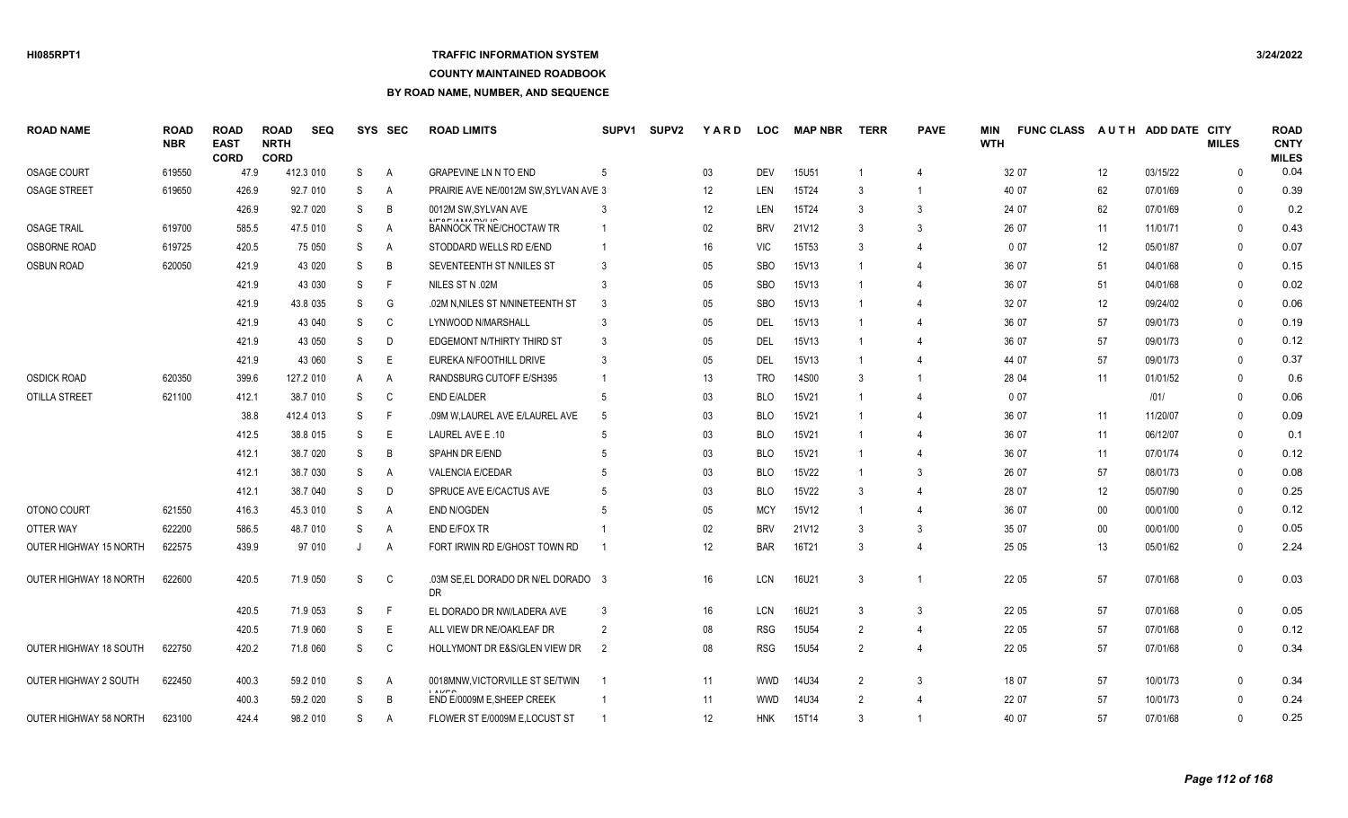# TRAFFIC INFORMATION SYSTEM

## COUNTY MAINTAINED ROADBOOK

### BY ROAD NAME, NUMBER, AND SEQUENCE

| ROAD NAME | ROAD NBR | ROAD EAST CORD | ROAD NRTH CORD | SEQ | SYS | SEC | ROAD LIMITS | SUPV1 | SUPV2 | YARD | LOC | MAP NBR | TERR | PAVE | MIN WTH | FUNC CLASS | AUTH | ADD DATE | CITY MILES | ROAD CNTY MILES |
|---|---|---|---|---|---|---|---|---|---|---|---|---|---|---|---|---|---|---|---|---|
| OSAGE COURT | 619550 | 47.9 | 412.3 | 010 | S | A | GRAPEVINE LN N TO END | 5 | | 03 | DEV | 15U51 | 1 | 4 | 32 | 07 | 12 | 03/15/22 | 0 | 0.04 |
| OSAGE STREET | 619650 | 426.9 | 92.7 | 010 | S | A | PRAIRIE AVE NE/0012M SW,SYLVAN AVE | 3 | | 12 | LEN | 15T24 | 3 | 1 | 40 | 07 | 62 | 07/01/69 | 0 | 0.39 |
| | | 426.9 | 92.7 | 020 | S | B | 0012M SW,SYLVAN AVE | 3 | | 12 | LEN | 15T24 | 3 | 3 | 24 | 07 | 62 | 07/01/69 | 0 | 0.2 |
| OSAGE TRAIL | 619700 | 585.5 | 47.5 | 010 | S | A | BANNOCK TR NE/CHOCTAW TR | 1 | | 02 | BRV | 21V12 | 3 | 3 | 26 | 07 | 11 | 11/01/71 | 0 | 0.43 |
| OSBORNE ROAD | 619725 | 420.5 | 75 | 050 | S | A | STODDARD WELLS RD E/END | 1 | | 16 | VIC | 15T53 | 3 | 4 | 0 | 07 | 12 | 05/01/87 | 0 | 0.07 |
| OSBUN ROAD | 620050 | 421.9 | 43 | 020 | S | B | SEVENTEENTH ST N/NILES ST | 3 | | 05 | SBO | 15V13 | 1 | 4 | 36 | 07 | 51 | 04/01/68 | 0 | 0.15 |
| | | 421.9 | 43 | 030 | S | F | NILES ST N .02M | 3 | | 05 | SBO | 15V13 | 1 | 4 | 36 | 07 | 51 | 04/01/68 | 0 | 0.02 |
| | | 421.9 | 43.8 | 035 | S | G | .02M N,NILES ST N/NINETEENTH ST | 3 | | 05 | SBO | 15V13 | 1 | 4 | 32 | 07 | 12 | 09/24/02 | 0 | 0.06 |
| | | 421.9 | 43 | 040 | S | C | LYNWOOD N/MARSHALL | 3 | | 05 | DEL | 15V13 | 1 | 4 | 36 | 07 | 57 | 09/01/73 | 0 | 0.19 |
| | | 421.9 | 43 | 050 | S | D | EDGEMONT N/THIRTY THIRD ST | 3 | | 05 | DEL | 15V13 | 1 | 4 | 36 | 07 | 57 | 09/01/73 | 0 | 0.12 |
| | | 421.9 | 43 | 060 | S | E | EUREKA N/FOOTHILL DRIVE | 3 | | 05 | DEL | 15V13 | 1 | 4 | 44 | 07 | 57 | 09/01/73 | 0 | 0.37 |
| OSDICK ROAD | 620350 | 399.6 | 127.2 | 010 | A | A | RANDSBURG CUTOFF E/SH395 | 1 | | 13 | TRO | 14S00 | 3 | 1 | 28 | 04 | 11 | 01/01/52 | 0 | 0.6 |
| OTILLA STREET | 621100 | 412.1 | 38.7 | 010 | S | C | END E/ALDER | 5 | | 03 | BLO | 15V21 | 1 | 4 | 0 | 07 | | /01/ | 0 | 0.06 |
| | | 38.8 | 412.4 | 013 | S | F | .09M W,LAUREL AVE E/LAUREL AVE | 5 | | 03 | BLO | 15V21 | 1 | 4 | 36 | 07 | 11 | 11/20/07 | 0 | 0.09 |
| | | 412.5 | 38.8 | 015 | S | E | LAUREL AVE E .10 | 5 | | 03 | BLO | 15V21 | 1 | 4 | 36 | 07 | 11 | 06/12/07 | 0 | 0.1 |
| | | 412.1 | 38.7 | 020 | S | B | SPAHN DR E/END | 5 | | 03 | BLO | 15V21 | 1 | 4 | 36 | 07 | 11 | 07/01/74 | 0 | 0.12 |
| | | 412.1 | 38.7 | 030 | S | A | VALENCIA E/CEDAR | 5 | | 03 | BLO | 15V22 | 1 | 3 | 26 | 07 | 57 | 08/01/73 | 0 | 0.08 |
| | | 412.1 | 38.7 | 040 | S | D | SPRUCE AVE E/CACTUS AVE | 5 | | 03 | BLO | 15V22 | 3 | 4 | 28 | 07 | 12 | 05/07/90 | 0 | 0.25 |
| OTONO COURT | 621550 | 416.3 | 45.3 | 010 | S | A | END N/OGDEN | 5 | | 05 | MCY | 15V12 | 1 | 4 | 36 | 07 | 00 | 00/01/00 | 0 | 0.12 |
| OTTER WAY | 622200 | 586.5 | 48.7 | 010 | S | A | END E/FOX TR | 1 | | 02 | BRV | 21V12 | 3 | 3 | 35 | 07 | 00 | 00/01/00 | 0 | 0.05 |
| OUTER HIGHWAY 15 NORTH | 622575 | 439.9 | 97 | 010 | J | A | FORT IRWIN RD E/GHOST TOWN RD | 1 | | 12 | BAR | 16T21 | 3 | 4 | 25 | 05 | 13 | 05/01/62 | 0 | 2.24 |
| OUTER HIGHWAY 18 NORTH | 622600 | 420.5 | 71.9 | 050 | S | C | .03M SE,EL DORADO DR N/EL DORADO DR | 3 | | 16 | LCN | 16U21 | 3 | 1 | 22 | 05 | 57 | 07/01/68 | 0 | 0.03 |
| | | 420.5 | 71.9 | 053 | S | F | EL DORADO DR NW/LADERA AVE | 3 | | 16 | LCN | 16U21 | 3 | 3 | 22 | 05 | 57 | 07/01/68 | 0 | 0.05 |
| | | 420.5 | 71.9 | 060 | S | E | ALL VIEW DR NE/OAKLEAF DR | 2 | | 08 | RSG | 15U54 | 2 | 4 | 22 | 05 | 57 | 07/01/68 | 0 | 0.12 |
| OUTER HIGHWAY 18 SOUTH | 622750 | 420.2 | 71.8 | 060 | S | C | HOLLYMONT DR E&S/GLEN VIEW DR | 2 | | 08 | RSG | 15U54 | 2 | 4 | 22 | 05 | 57 | 07/01/68 | 0 | 0.34 |
| OUTER HIGHWAY 2 SOUTH | 622450 | 400.3 | 59.2 | 010 | S | A | 0018MNW,VICTORVILLE ST SE/TWIN LAKES | 1 | | 11 | WWD | 14U34 | 2 | 3 | 18 | 07 | 57 | 10/01/73 | 0 | 0.34 |
| | | 400.3 | 59.2 | 020 | S | B | END E/0009M E,SHEEP CREEK | 1 | | 11 | WWD | 14U34 | 2 | 4 | 22 | 07 | 57 | 10/01/73 | 0 | 0.24 |
| OUTER HIGHWAY 58 NORTH | 623100 | 424.4 | 98.2 | 010 | S | A | FLOWER ST E/0009M E,LOCUST ST | 1 | | 12 | HNK | 15T14 | 3 | 1 | 40 | 07 | 57 | 07/01/68 | 0 | 0.25 |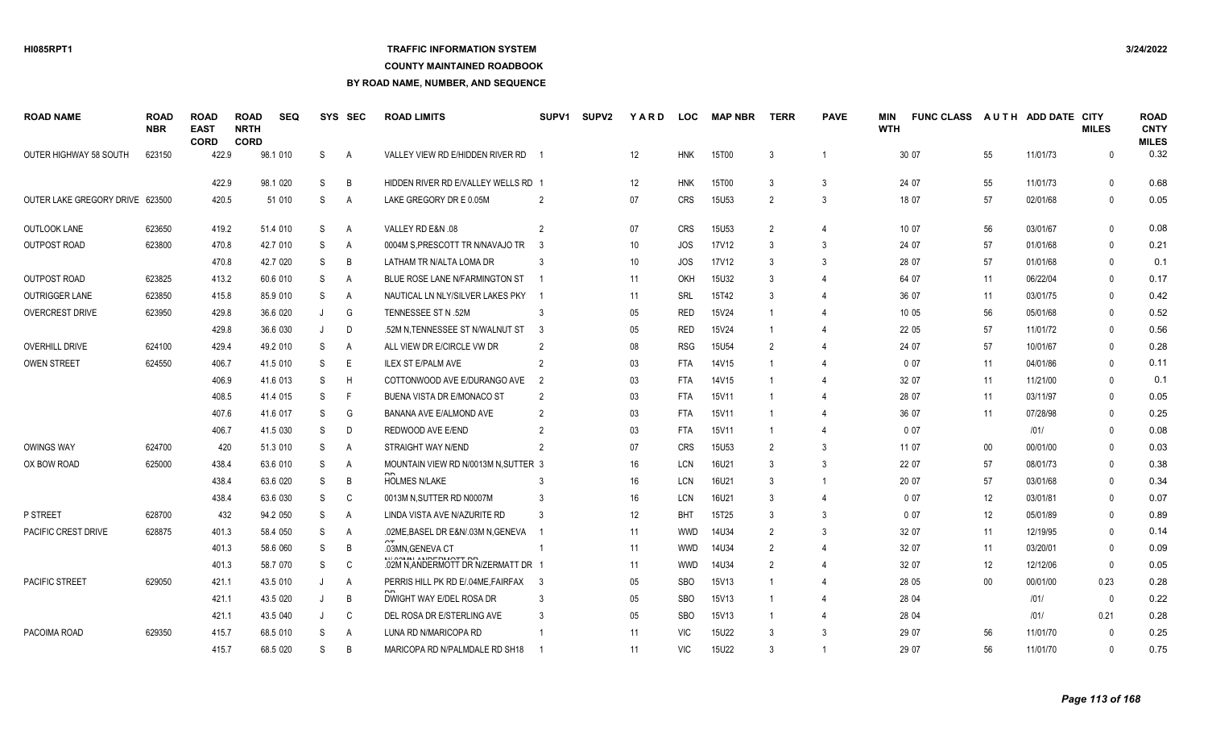**HI085RPT1**

**TRAFFIC INFORMATION SYSTEM**

**COUNTY MAINTAINED ROADBOOK**

**BY ROAD NAME, NUMBER, AND SEQUENCE**

3/24/2022

| ROAD NAME | ROAD NBR | ROAD EAST CORD | ROAD NRTH CORD | SEQ | SYS | SEC | ROAD LIMITS | SUPV1 | SUPV2 | YARD | LOC | MAP NBR | TERR | PAVE | MIN WTH | FUNC CLASS | AUTH | ADD DATE | CITY MILES | ROAD CNTY MILES |
|---|---|---|---|---|---|---|---|---|---|---|---|---|---|---|---|---|---|---|---|---|
| OUTER HIGHWAY 58 SOUTH | 623150 | 422.9 | 98.1 | 010 | S | A | VALLEY VIEW RD E/HIDDEN RIVER RD | 1 | | 12 | HNK | 15T00 | 3 | 1 | 30 | 07 | 55 | 11/01/73 | 0 | 0.32 |
| | | 422.9 | 98.1 | 020 | S | B | HIDDEN RIVER RD E/VALLEY WELLS RD | 1 | | 12 | HNK | 15T00 | 3 | 3 | 24 | 07 | 55 | 11/01/73 | 0 | 0.68 |
| OUTER LAKE GREGORY DRIVE | 623500 | 420.5 | 51 | 010 | S | A | LAKE GREGORY DR E 0.05M | 2 | | 07 | CRS | 15U53 | 2 | 3 | 18 | 07 | 57 | 02/01/68 | 0 | 0.05 |
| OUTLOOK LANE | 623650 | 419.2 | 51.4 | 010 | S | A | VALLEY RD E&N .08 | 2 | | 07 | CRS | 15U53 | 2 | 4 | 10 | 07 | 56 | 03/01/67 | 0 | 0.08 |
| OUTPOST ROAD | 623800 | 470.8 | 42.7 | 010 | S | A | 0004M S,PRESCOTT TR N/NAVAJO TR | 3 | | 10 | JOS | 17V12 | 3 | 3 | 24 | 07 | 57 | 01/01/68 | 0 | 0.21 |
| | | 470.8 | 42.7 | 020 | S | B | LATHAM TR N/ALTA LOMA DR | 3 | | 10 | JOS | 17V12 | 3 | 3 | 28 | 07 | 57 | 01/01/68 | 0 | 0.1 |
| OUTPOST ROAD | 623825 | 413.2 | 60.6 | 010 | S | A | BLUE ROSE LANE N/FARMINGTON ST | 1 | | 11 | OKH | 15U32 | 3 | 4 | 64 | 07 | 11 | 06/22/04 | 0 | 0.17 |
| OUTRIGGER LANE | 623850 | 415.8 | 85.9 | 010 | S | A | NAUTICAL LN NLY/SILVER LAKES PKY | 1 | | 11 | SRL | 15T42 | 3 | 4 | 36 | 07 | 11 | 03/01/75 | 0 | 0.42 |
| OVERCREST DRIVE | 623950 | 429.8 | 36.6 | 020 | J | G | TENNESSEE ST N .52M | 3 | | 05 | RED | 15V24 | 1 | 4 | 10 | 05 | 56 | 05/01/68 | 0 | 0.52 |
| | | 429.8 | 36.6 | 030 | J | D | .52M N,TENNESSEE ST N/WALNUT ST | 3 | | 05 | RED | 15V24 | 1 | 4 | 22 | 05 | 57 | 11/01/72 | 0 | 0.56 |
| OVERHILL DRIVE | 624100 | 429.4 | 49.2 | 010 | S | A | ALL VIEW DR E/CIRCLE VW DR | 2 | | 08 | RSG | 15U54 | 2 | 4 | 24 | 07 | 57 | 10/01/67 | 0 | 0.28 |
| OWEN STREET | 624550 | 406.7 | 41.5 | 010 | S | E | ILEX ST E/PALM AVE | 2 | | 03 | FTA | 14V15 | 1 | 4 | 0 | 07 | 11 | 04/01/86 | 0 | 0.11 |
| | | 406.9 | 41.6 | 013 | S | H | COTTONWOOD AVE E/DURANGO AVE | 2 | | 03 | FTA | 14V15 | 1 | 4 | 32 | 07 | 11 | 11/21/00 | 0 | 0.1 |
| | | 408.5 | 41.4 | 015 | S | F | BUENA VISTA DR E/MONACO ST | 2 | | 03 | FTA | 15V11 | 1 | 4 | 28 | 07 | 11 | 03/11/97 | 0 | 0.05 |
| | | 407.6 | 41.6 | 017 | S | G | BANANA AVE E/ALMOND AVE | 2 | | 03 | FTA | 15V11 | 1 | 4 | 36 | 07 | 11 | 07/28/98 | 0 | 0.25 |
| | | 406.7 | 41.5 | 030 | S | D | REDWOOD AVE E/END | 2 | | 03 | FTA | 15V11 | 1 | 4 | 0 | 07 | | /01/ | 0 | 0.08 |
| OWINGS WAY | 624700 | 420 | 51.3 | 010 | S | A | STRAIGHT WAY N/END | 2 | | 07 | CRS | 15U53 | 2 | 3 | 11 | 07 | 00 | 00/01/00 | 0 | 0.03 |
| OX BOW ROAD | 625000 | 438.4 | 63.6 | 010 | S | A | MOUNTAIN VIEW RD N/0013M N,SUTTER DR | 3 | | 16 | LCN | 16U21 | 3 | 3 | 22 | 07 | 57 | 08/01/73 | 0 | 0.38 |
| | | 438.4 | 63.6 | 020 | S | B | HOLMES N/LAKE | 3 | | 16 | LCN | 16U21 | 3 | 1 | 20 | 07 | 57 | 03/01/68 | 0 | 0.34 |
| | | 438.4 | 63.6 | 030 | S | C | 0013M N,SUTTER RD N0007M | 3 | | 16 | LCN | 16U21 | 3 | 4 | 0 | 07 | 12 | 03/01/81 | 0 | 0.07 |
| P STREET | 628700 | 432 | 94.2 | 050 | S | A | LINDA VISTA AVE N/AZURITE RD | 3 | | 12 | BHT | 15T25 | 3 | 3 | 0 | 07 | 12 | 05/01/89 | 0 | 0.89 |
| PACIFIC CREST DRIVE | 628875 | 401.3 | 58.4 | 050 | S | A | .02ME,BASEL DR E&N/.03M N,GENEVA CT | 1 | | 11 | WWD | 14U34 | 2 | 3 | 32 | 07 | 11 | 12/19/95 | 0 | 0.14 |
| | | 401.3 | 58.6 | 060 | S | B | .03MN,GENEVA CT N/.02MN,ANDERMOTT DR | 1 | | 11 | WWD | 14U34 | 2 | 4 | 32 | 07 | 11 | 03/20/01 | 0 | 0.09 |
| | | 401.3 | 58.7 | 070 | S | C | .02M N,ANDERMOTT DR N/ZERMATT DR | 1 | | 11 | WWD | 14U34 | 2 | 4 | 32 | 07 | 12 | 12/12/06 | 0 | 0.05 |
| PACIFIC STREET | 629050 | 421.1 | 43.5 | 010 | J | A | PERRIS HILL PK RD E/.04ME,FAIRFAX DR | 3 | | 05 | SBO | 15V13 | 1 | 4 | 28 | 05 | 00 | 00/01/00 | 0.23 | 0.28 |
| | | 421.1 | 43.5 | 020 | J | B | DWIGHT WAY E/DEL ROSA DR | 3 | | 05 | SBO | 15V13 | 1 | 4 | 28 | 04 | | /01/ | 0 | 0.22 |
| | | 421.1 | 43.5 | 040 | J | C | DEL ROSA DR E/STERLING AVE | 3 | | 05 | SBO | 15V13 | 1 | 4 | 28 | 04 | | /01/ | 0.21 | 0.28 |
| PACOIMA ROAD | 629350 | 415.7 | 68.5 | 010 | S | A | LUNA RD N/MARICOPA RD | 1 | | 11 | VIC | 15U22 | 3 | 3 | 29 | 07 | 56 | 11/01/70 | 0 | 0.25 |
| | | 415.7 | 68.5 | 020 | S | B | MARICOPA RD N/PALMDALE RD SH18 | 1 | | 11 | VIC | 15U22 | 3 | 1 | 29 | 07 | 56 | 11/01/70 | 0 | 0.75 |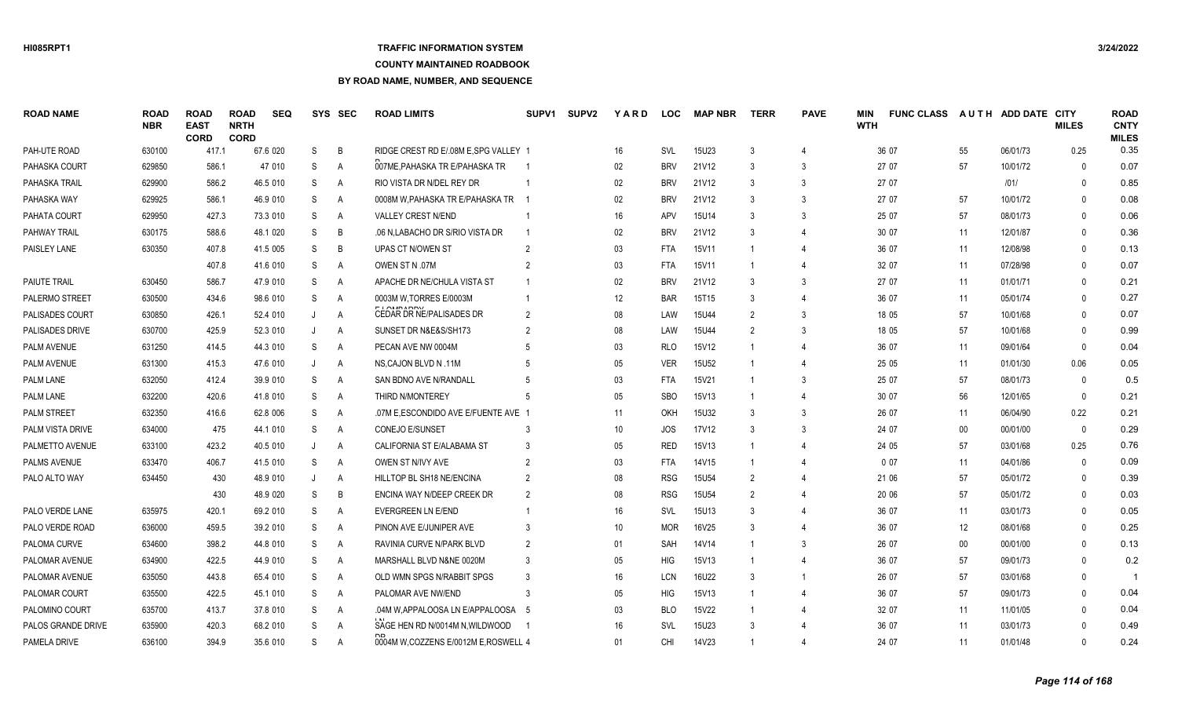# TRAFFIC INFORMATION SYSTEM

## COUNTY MAINTAINED ROADBOOK

### BY ROAD NAME, NUMBER, AND SEQUENCE

| ROAD NAME | ROAD NBR | ROAD EAST CORD | ROAD NRTH CORD | SEQ | SYS | SEC | ROAD LIMITS | SUPV1 | SUPV2 | YARD | LOC | MAP NBR | TERR | PAVE | MIN WTH | FUNC CLASS | AUTH | ADD DATE | CITY MILES | ROAD CNTY MILES |
|---|---|---|---|---|---|---|---|---|---|---|---|---|---|---|---|---|---|---|---|---|
| PAH-UTE ROAD | 630100 | 417.1 | 67.6 | 020 | S | B | RIDGE CREST RD E/.08M E,SPG VALLEY | 1 | | 16 | SVL | 15U23 | 3 | 4 | 36 | 07 | 55 | 06/01/73 | 0.25 | 0.35 |
| PAHASKA COURT | 629850 | 586.1 | 47 | 010 | S | A | 007ME,PAHASKA TR E/PAHASKA TR | 1 | | 02 | BRV | 21V12 | 3 | 3 | 27 | 07 | 57 | 10/01/72 | 0 | 0.07 |
| PAHASKA TRAIL | 629900 | 586.2 | 46.5 | 010 | S | A | RIO VISTA DR N/DEL REY DR | 1 | | 02 | BRV | 21V12 | 3 | 3 | 27 | 07 | | /01/ | 0 | 0.85 |
| PAHASKA WAY | 629925 | 586.1 | 46.9 | 010 | S | A | 0008M W,PAHASKA TR E/PAHASKA TR | 1 | | 02 | BRV | 21V12 | 3 | 3 | 27 | 07 | 57 | 10/01/72 | 0 | 0.08 |
| PAHATA COURT | 629950 | 427.3 | 73.3 | 010 | S | A | VALLEY CREST N/END | 1 | | 16 | APV | 15U14 | 3 | 3 | 25 | 07 | 57 | 08/01/73 | 0 | 0.06 |
| PAHWAY TRAIL | 630175 | 588.6 | 48.1 | 020 | S | B | .06 N,LABACHO DR S/RIO VISTA DR | 1 | | 02 | BRV | 21V12 | 3 | 4 | 30 | 07 | 11 | 12/01/87 | 0 | 0.36 |
| PAISLEY LANE | 630350 | 407.8 | 41.5 | 005 | S | B | UPAS CT N/OWEN ST | 2 | | 03 | FTA | 15V11 | 1 | 4 | 36 | 07 | 11 | 12/08/98 | 0 | 0.13 |
| | | 407.8 | 41.6 | 010 | S | A | OWEN ST N .07M | 2 | | 03 | FTA | 15V11 | 1 | 4 | 32 | 07 | 11 | 07/28/98 | 0 | 0.07 |
| PAIUTE TRAIL | 630450 | 586.7 | 47.9 | 010 | S | A | APACHE DR NE/CHULA VISTA ST | 1 | | 02 | BRV | 21V12 | 3 | 3 | 27 | 07 | 11 | 01/01/71 | 0 | 0.21 |
| PALERMO STREET | 630500 | 434.6 | 98.6 | 010 | S | A | 0003M W,TORRES E/0003M | 1 | | 12 | BAR | 15T15 | 3 | 4 | 36 | 07 | 11 | 05/01/74 | 0 | 0.27 |
| PALISADES COURT | 630850 | 426.1 | 52.4 | 010 | J | A | CEDAR DR NE/PALISADES DR | 2 | | 08 | LAW | 15U44 | 2 | 3 | 18 | 05 | 57 | 10/01/68 | 0 | 0.07 |
| PALISADES DRIVE | 630700 | 425.9 | 52.3 | 010 | J | A | SUNSET DR N&E&S/SH173 | 2 | | 08 | LAW | 15U44 | 2 | 3 | 18 | 05 | 57 | 10/01/68 | 0 | 0.99 |
| PALM AVENUE | 631250 | 414.5 | 44.3 | 010 | S | A | PECAN AVE NW 0004M | 5 | | 03 | RLO | 15V12 | 1 | 4 | 36 | 07 | 11 | 09/01/64 | 0 | 0.04 |
| PALM AVENUE | 631300 | 415.3 | 47.6 | 010 | J | A | NS,CAJON BLVD N .11M | 5 | | 05 | VER | 15U52 | 1 | 4 | 25 | 05 | 11 | 01/01/30 | 0.06 | 0.05 |
| PALM LANE | 632050 | 412.4 | 39.9 | 010 | S | A | SAN BDNO AVE N/RANDALL | 5 | | 03 | FTA | 15V21 | 1 | 3 | 25 | 07 | 57 | 08/01/73 | 0 | 0.5 |
| PALM LANE | 632200 | 420.6 | 41.8 | 010 | S | A | THIRD N/MONTEREY | 5 | | 05 | SBO | 15V13 | 1 | 4 | 30 | 07 | 56 | 12/01/65 | 0 | 0.21 |
| PALM STREET | 632350 | 416.6 | 62.8 | 006 | S | A | .07M E,ESCONDIDO AVE E/FUENTE AVE | 1 | | 11 | OKH | 15U32 | 3 | 3 | 26 | 07 | 11 | 06/04/90 | 0.22 | 0.21 |
| PALM VISTA DRIVE | 634000 | 475 | 44.1 | 010 | S | A | CONEJO E/SUNSET | 3 | | 10 | JOS | 17V12 | 3 | 3 | 24 | 07 | 00 | 00/01/00 | 0 | 0.29 |
| PALMETTO AVENUE | 633100 | 423.2 | 40.5 | 010 | J | A | CALIFORNIA ST E/ALABAMA ST | 3 | | 05 | RED | 15V13 | 1 | 4 | 24 | 05 | 57 | 03/01/68 | 0.25 | 0.76 |
| PALMS AVENUE | 633470 | 406.7 | 41.5 | 010 | S | A | OWEN ST N/IVY AVE | 2 | | 03 | FTA | 14V15 | 1 | 4 | 0 | 07 | 11 | 04/01/86 | 0 | 0.09 |
| PALO ALTO WAY | 634450 | 430 | 48.9 | 010 | J | A | HILLTOP BL SH18 NE/ENCINA | 2 | | 08 | RSG | 15U54 | 2 | 4 | 21 | 06 | 57 | 05/01/72 | 0 | 0.39 |
| | | 430 | 48.9 | 020 | S | B | ENCINA WAY N/DEEP CREEK DR | 2 | | 08 | RSG | 15U54 | 2 | 4 | 20 | 06 | 57 | 05/01/72 | 0 | 0.03 |
| PALO VERDE LANE | 635975 | 420.1 | 69.2 | 010 | S | A | EVERGREEN LN E/END | 1 | | 16 | SVL | 15U13 | 3 | 4 | 36 | 07 | 11 | 03/01/73 | 0 | 0.05 |
| PALO VERDE ROAD | 636000 | 459.5 | 39.2 | 010 | S | A | PINON AVE E/JUNIPER AVE | 3 | | 10 | MOR | 16V25 | 3 | 4 | 36 | 07 | 12 | 08/01/68 | 0 | 0.25 |
| PALOMA CURVE | 634600 | 398.2 | 44.8 | 010 | S | A | RAVINIA CURVE N/PARK BLVD | 2 | | 01 | SAH | 14V14 | 1 | 3 | 26 | 07 | 00 | 00/01/00 | 0 | 0.13 |
| PALOMAR AVENUE | 634900 | 422.5 | 44.9 | 010 | S | A | MARSHALL BLVD N&NE 0020M | 3 | | 05 | HIG | 15V13 | 1 | 4 | 36 | 07 | 57 | 09/01/73 | 0 | 0.2 |
| PALOMAR AVENUE | 635050 | 443.8 | 65.4 | 010 | S | A | OLD WMN SPGS N/RABBIT SPGS | 3 | | 16 | LCN | 16U22 | 3 | 1 | 26 | 07 | 57 | 03/01/68 | 0 | 1 |
| PALOMAR COURT | 635500 | 422.5 | 45.1 | 010 | S | A | PALOMAR AVE NW/END | 3 | | 05 | HIG | 15V13 | 1 | 4 | 36 | 07 | 57 | 09/01/73 | 0 | 0.04 |
| PALOMINO COURT | 635700 | 413.7 | 37.8 | 010 | S | A | .04M W,APPALOOSA LN E/APPALOOSA | 5 | | 03 | BLO | 15V22 | 1 | 4 | 32 | 07 | 11 | 11/01/05 | 0 | 0.04 |
| PALOS GRANDE DRIVE | 635900 | 420.3 | 68.2 | 010 | S | A | SAGE HEN RD N/0014M N,WILDWOOD | 1 | | 16 | SVL | 15U23 | 3 | 4 | 36 | 07 | 11 | 03/01/73 | 0 | 0.49 |
| PAMELA DRIVE | 636100 | 394.9 | 35.6 | 010 | S | A | 0004M W,COZZENS E/0012M E,ROSWELL | 4 | | 01 | CHI | 14V23 | 1 | 4 | 24 | 07 | 11 | 01/01/48 | 0 | 0.24 |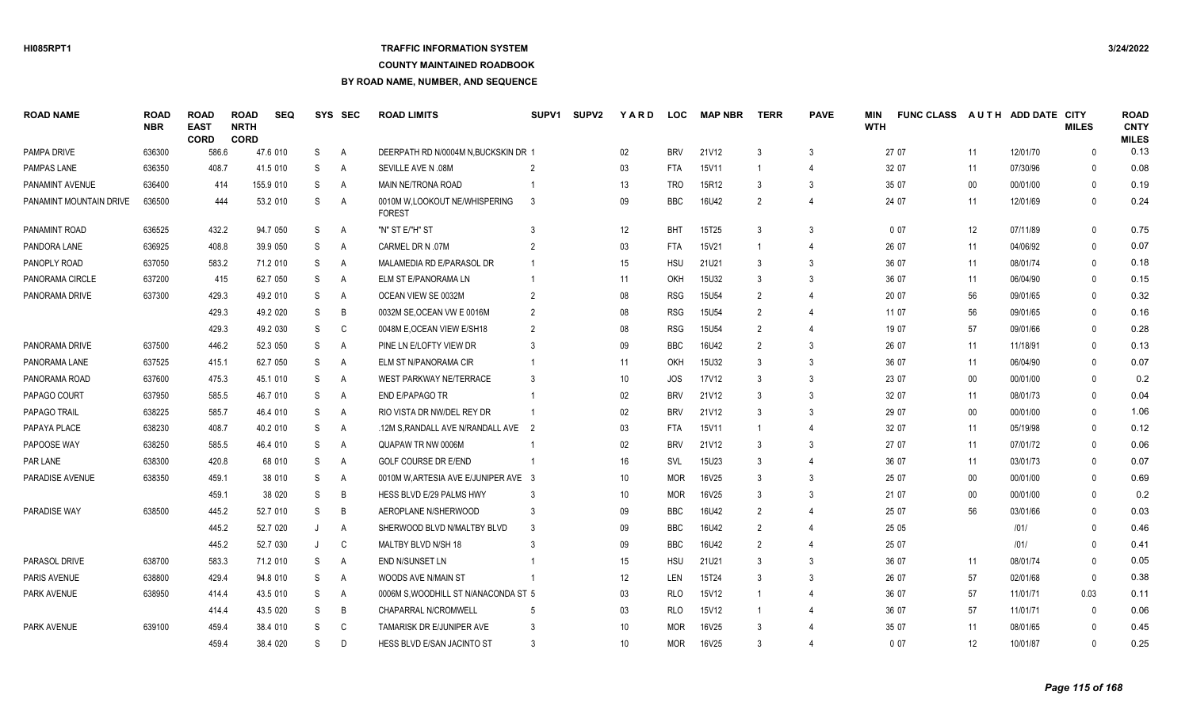**HI085RPT1**

# TRAFFIC INFORMATION SYSTEM

## COUNTY MAINTAINED ROADBOOK

### BY ROAD NAME, NUMBER, AND SEQUENCE

3/24/2022

| ROAD NAME | ROAD NBR | ROAD EAST CORD | ROAD NRTH CORD | SEQ | SYS | SEC | ROAD LIMITS | SUPV1 | SUPV2 | YARD | LOC | MAP NBR | TERR | PAVE | MIN WTH | FUNC CLASS | AUTH | ADD DATE | CITY MILES | ROAD CNTY MILES |
|---|---|---|---|---|---|---|---|---|---|---|---|---|---|---|---|---|---|---|---|---|
| PAMPA DRIVE | 636300 | 586.6 | 47.6 | 010 | S | A | DEERPATH RD N/0004M N,BUCKSKIN DR | 1 | | 02 | BRV | 21V12 | 3 | 3 | 27 | 07 | 11 | 12/01/70 | 0 | 0.13 |
| PAMPAS LANE | 636350 | 408.7 | 41.5 | 010 | S | A | SEVILLE AVE N .08M | 2 | | 03 | FTA | 15V11 | 1 | 4 | 32 | 07 | 11 | 07/30/96 | 0 | 0.08 |
| PANAMINT AVENUE | 636400 | 414 | 155.9 | 010 | S | A | MAIN NE/TRONA ROAD | 1 | | 13 | TRO | 15R12 | 3 | 3 | 35 | 07 | 00 | 00/01/00 | 0 | 0.19 |
| PANAMINT MOUNTAIN DRIVE | 636500 | 444 | 53.2 | 010 | S | A | 0010M W,LOOKOUT NE/WHISPERING FOREST | 3 | | 09 | BBC | 16U42 | 2 | 4 | 24 | 07 | 11 | 12/01/69 | 0 | 0.24 |
| PANAMINT ROAD | 636525 | 432.2 | 94.7 | 050 | S | A | "N" ST E/"H" ST | 3 | | 12 | BHT | 15T25 | 3 | 3 | 0 | 07 | 12 | 07/11/89 | 0 | 0.75 |
| PANDORA LANE | 636925 | 408.8 | 39.9 | 050 | S | A | CARMEL DR N .07M | 2 | | 03 | FTA | 15V21 | 1 | 4 | 26 | 07 | 11 | 04/06/92 | 0 | 0.07 |
| PANOPLY ROAD | 637050 | 583.2 | 71.2 | 010 | S | A | MALAMEDIA RD E/PARASOL DR | 1 | | 15 | HSU | 21U21 | 3 | 3 | 36 | 07 | 11 | 08/01/74 | 0 | 0.18 |
| PANORAMA CIRCLE | 637200 | 415 | 62.7 | 050 | S | A | ELM ST E/PANORAMA LN | 1 | | 11 | OKH | 15U32 | 3 | 3 | 36 | 07 | 11 | 06/04/90 | 0 | 0.15 |
| PANORAMA DRIVE | 637300 | 429.3 | 49.2 | 010 | S | A | OCEAN VIEW SE 0032M | 2 | | 08 | RSG | 15U54 | 2 | 4 | 20 | 07 | 56 | 09/01/65 | 0 | 0.32 |
| | | 429.3 | 49.2 | 020 | S | B | 0032M SE,OCEAN VW E 0016M | 2 | | 08 | RSG | 15U54 | 2 | 4 | 11 | 07 | 56 | 09/01/65 | 0 | 0.16 |
| | | 429.3 | 49.2 | 030 | S | C | 0048M E,OCEAN VIEW E/SH18 | 2 | | 08 | RSG | 15U54 | 2 | 4 | 19 | 07 | 57 | 09/01/66 | 0 | 0.28 |
| PANORAMA DRIVE | 637500 | 446.2 | 52.3 | 050 | S | A | PINE LN E/LOFTY VIEW DR | 3 | | 09 | BBC | 16U42 | 2 | 3 | 26 | 07 | 11 | 11/18/91 | 0 | 0.13 |
| PANORAMA LANE | 637525 | 415.1 | 62.7 | 050 | S | A | ELM ST N/PANORAMA CIR | 1 | | 11 | OKH | 15U32 | 3 | 3 | 36 | 07 | 11 | 06/04/90 | 0 | 0.07 |
| PANORAMA ROAD | 637600 | 475.3 | 45.1 | 010 | S | A | WEST PARKWAY NE/TERRACE | 3 | | 10 | JOS | 17V12 | 3 | 3 | 23 | 07 | 00 | 00/01/00 | 0 | 0.2 |
| PAPAGO COURT | 637950 | 585.5 | 46.7 | 010 | S | A | END E/PAPAGO TR | 1 | | 02 | BRV | 21V12 | 3 | 3 | 32 | 07 | 11 | 08/01/73 | 0 | 0.04 |
| PAPAGO TRAIL | 638225 | 585.7 | 46.4 | 010 | S | A | RIO VISTA DR NW/DEL REY DR | 1 | | 02 | BRV | 21V12 | 3 | 3 | 29 | 07 | 00 | 00/01/00 | 0 | 1.06 |
| PAPAYA PLACE | 638230 | 408.7 | 40.2 | 010 | S | A | .12M S,RANDALL AVE N/RANDALL AVE | 2 | | 03 | FTA | 15V11 | 1 | 4 | 32 | 07 | 11 | 05/19/98 | 0 | 0.12 |
| PAPOOSE WAY | 638250 | 585.5 | 46.4 | 010 | S | A | QUAPAW TR NW 0006M | 1 | | 02 | BRV | 21V12 | 3 | 3 | 27 | 07 | 11 | 07/01/72 | 0 | 0.06 |
| PAR LANE | 638300 | 420.8 | 68 | 010 | S | A | GOLF COURSE DR E/END | 1 | | 16 | SVL | 15U23 | 3 | 4 | 36 | 07 | 11 | 03/01/73 | 0 | 0.07 |
| PARADISE AVENUE | 638350 | 459.1 | 38 | 010 | S | A | 0010M W,ARTESIA AVE E/JUNIPER AVE | 3 | | 10 | MOR | 16V25 | 3 | 3 | 25 | 07 | 00 | 00/01/00 | 0 | 0.69 |
| | | 459.1 | 38 | 020 | S | B | HESS BLVD E/29 PALMS HWY | 3 | | 10 | MOR | 16V25 | 3 | 3 | 21 | 07 | 00 | 00/01/00 | 0 | 0.2 |
| PARADISE WAY | 638500 | 445.2 | 52.7 | 010 | S | B | AEROPLANE N/SHERWOOD | 3 | | 09 | BBC | 16U42 | 2 | 4 | 25 | 07 | 56 | 03/01/66 | 0 | 0.03 |
| | | 445.2 | 52.7 | 020 | J | A | SHERWOOD BLVD N/MALTBY BLVD | 3 | | 09 | BBC | 16U42 | 2 | 4 | 25 | 05 | | /01/ | 0 | 0.46 |
| | | 445.2 | 52.7 | 030 | J | C | MALTBY BLVD N/SH 18 | 3 | | 09 | BBC | 16U42 | 2 | 4 | 25 | 07 | | /01/ | 0 | 0.41 |
| PARASOL DRIVE | 638700 | 583.3 | 71.2 | 010 | S | A | END N/SUNSET LN | 1 | | 15 | HSU | 21U21 | 3 | 3 | 36 | 07 | 11 | 08/01/74 | 0 | 0.05 |
| PARIS AVENUE | 638800 | 429.4 | 94.8 | 010 | S | A | WOODS AVE N/MAIN ST | 1 | | 12 | LEN | 15T24 | 3 | 3 | 26 | 07 | 57 | 02/01/68 | 0 | 0.38 |
| PARK AVENUE | 638950 | 414.4 | 43.5 | 010 | S | A | 0006M S,WOODHILL ST N/ANACONDA ST | 5 | | 03 | RLO | 15V12 | 1 | 4 | 36 | 07 | 57 | 11/01/71 | 0.03 | 0.11 |
| | | 414.4 | 43.5 | 020 | S | B | CHAPARRAL N/CROMWELL | 5 | | 03 | RLO | 15V12 | 1 | 4 | 36 | 07 | 57 | 11/01/71 | 0 | 0.06 |
| PARK AVENUE | 639100 | 459.4 | 38.4 | 010 | S | C | TAMARISK DR E/JUNIPER AVE | 3 | | 10 | MOR | 16V25 | 3 | 4 | 35 | 07 | 11 | 08/01/65 | 0 | 0.45 |
| | | 459.4 | 38.4 | 020 | S | D | HESS BLVD E/SAN JACINTO ST | 3 | | 10 | MOR | 16V25 | 3 | 4 | 0 | 07 | 12 | 10/01/87 | 0 | 0.25 |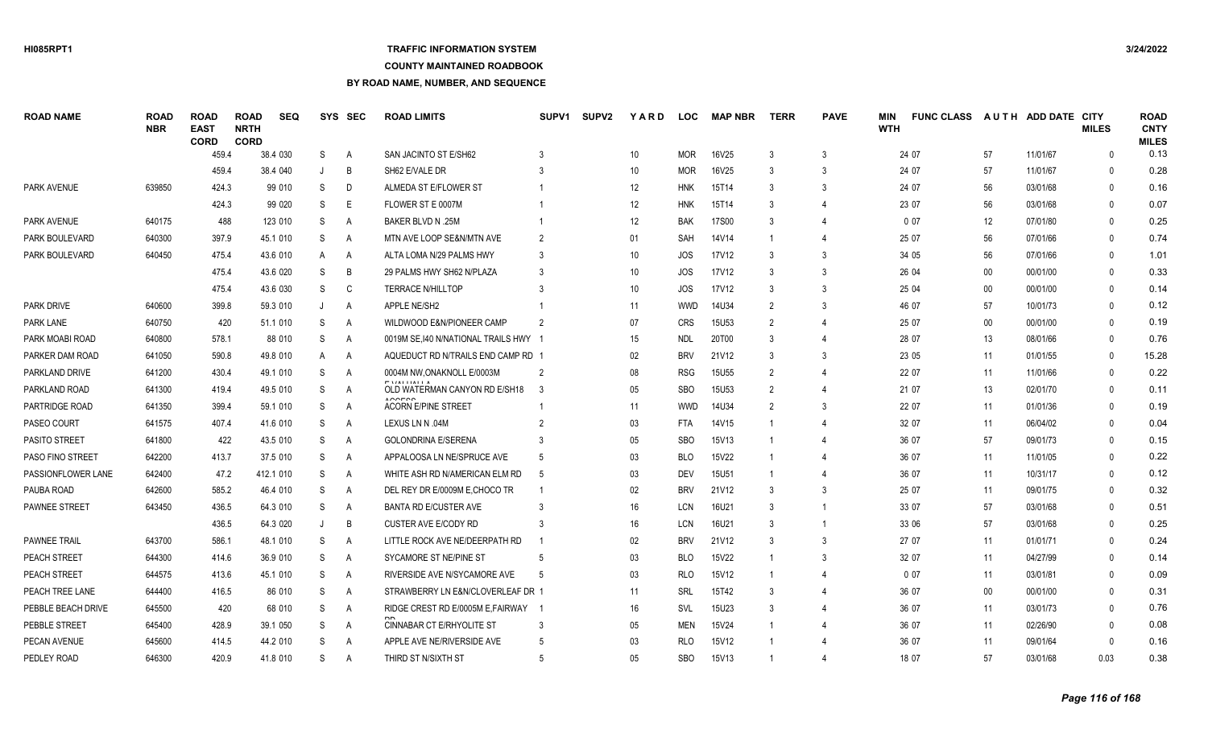HI085RPT1

**TRAFFIC INFORMATION SYSTEM**

**COUNTY MAINTAINED ROADBOOK**

**BY ROAD NAME, NUMBER, AND SEQUENCE**

3/24/2022

| ROAD NAME | ROAD NBR | ROAD EAST CORD | ROAD NRTH CORD | SEQ | SYS | SEC | ROAD LIMITS | SUPV1 | SUPV2 | YARD | LOC | MAP NBR | TERR | PAVE | MIN WTH | FUNC CLASS | AUTH | ADD DATE | CITY MILES | ROAD CNTY MILES |
|---|---|---|---|---|---|---|---|---|---|---|---|---|---|---|---|---|---|---|---|---|
| | | 459.4 | 38.4 | 030 | S | A | SAN JACINTO ST E/SH62 | 3 | | 10 | MOR | 16V25 | 3 | 3 | 24 | 07 | 57 | 11/01/67 | 0 | 0.13 |
| | | 459.4 | 38.4 | 040 | J | B | SH62 E/VALE DR | 3 | | 10 | MOR | 16V25 | 3 | 3 | 24 | 07 | 57 | 11/01/67 | 0 | 0.28 |
| PARK AVENUE | 639850 | 424.3 | 99 | 010 | S | D | ALMEDA ST E/FLOWER ST | 1 | | 12 | HNK | 15T14 | 3 | 3 | 24 | 07 | 56 | 03/01/68 | 0 | 0.16 |
| | | 424.3 | 99 | 020 | S | E | FLOWER ST E 0007M | 1 | | 12 | HNK | 15T14 | 3 | 4 | 23 | 07 | 56 | 03/01/68 | 0 | 0.07 |
| PARK AVENUE | 640175 | 488 | 123 | 010 | S | A | BAKER BLVD N .25M | 1 | | 12 | BAK | 17S00 | 3 | 4 | 0 | 07 | 12 | 07/01/80 | 0 | 0.25 |
| PARK BOULEVARD | 640300 | 397.9 | 45.1 | 010 | S | A | MTN AVE LOOP SE&N/MTN AVE | 2 | | 01 | SAH | 14V14 | 1 | 4 | 25 | 07 | 56 | 07/01/66 | 0 | 0.74 |
| PARK BOULEVARD | 640450 | 475.4 | 43.6 | 010 | A | A | ALTA LOMA N/29 PALMS HWY | 3 | | 10 | JOS | 17V12 | 3 | 3 | 34 | 05 | 56 | 07/01/66 | 0 | 1.01 |
| | | 475.4 | 43.6 | 020 | S | B | 29 PALMS HWY SH62 N/PLAZA | 3 | | 10 | JOS | 17V12 | 3 | 3 | 26 | 04 | 00 | 00/01/00 | 0 | 0.33 |
| | | 475.4 | 43.6 | 030 | S | C | TERRACE N/HILLTOP | 3 | | 10 | JOS | 17V12 | 3 | 3 | 25 | 04 | 00 | 00/01/00 | 0 | 0.14 |
| PARK DRIVE | 640600 | 399.8 | 59.3 | 010 | J | A | APPLE NE/SH2 | 1 | | 11 | WWD | 14U34 | 2 | 3 | 46 | 07 | 57 | 10/01/73 | 0 | 0.12 |
| PARK LANE | 640750 | 420 | 51.1 | 010 | S | A | WILDWOOD E&N/PIONEER CAMP | 2 | | 07 | CRS | 15U53 | 2 | 4 | 25 | 07 | 00 | 00/01/00 | 0 | 0.19 |
| PARK MOABI ROAD | 640800 | 578.1 | 88 | 010 | S | A | 0019M SE,I40 N/NATIONAL TRAILS HWY | 1 | | 15 | NDL | 20T00 | 3 | 4 | 28 | 07 | 13 | 08/01/66 | 0 | 0.76 |
| PARKER DAM ROAD | 641050 | 590.8 | 49.8 | 010 | A | A | AQUEDUCT RD N/TRAILS END CAMP RD | 1 | | 02 | BRV | 21V12 | 3 | 3 | 23 | 05 | 11 | 01/01/55 | 0 | 15.28 |
| PARKLAND DRIVE | 641200 | 430.4 | 49.1 | 010 | S | A | 0004M NW,ONAKNOLL E/0003M | 2 | | 08 | RSG | 15U55 | 2 | 4 | 22 | 07 | 11 | 11/01/66 | 0 | 0.22 |
| PARKLAND ROAD | 641300 | 419.4 | 49.5 | 010 | S | A | E VALLIALLA OLD WATERMAN CANYON RD E/SH18 | 3 | | 05 | SBO | 15U53 | 2 | 4 | 21 | 07 | 13 | 02/01/70 | 0 | 0.11 |
| PARTRIDGE ROAD | 641350 | 399.4 | 59.1 | 010 | S | A | ACCESS ACORN E/PINE STREET | 1 | | 11 | WWD | 14U34 | 2 | 3 | 22 | 07 | 11 | 01/01/36 | 0 | 0.19 |
| PASEO COURT | 641575 | 407.4 | 41.6 | 010 | S | A | LEXUS LN N .04M | 2 | | 03 | FTA | 14V15 | 1 | 4 | 32 | 07 | 11 | 06/04/02 | 0 | 0.04 |
| PASITO STREET | 641800 | 422 | 43.5 | 010 | S | A | GOLONDRINA E/SERENA | 3 | | 05 | SBO | 15V13 | 1 | 4 | 36 | 07 | 57 | 09/01/73 | 0 | 0.15 |
| PASO FINO STREET | 642200 | 413.7 | 37.5 | 010 | S | A | APPALOOSA LN NE/SPRUCE AVE | 5 | | 03 | BLO | 15V22 | 1 | 4 | 36 | 07 | 11 | 11/01/05 | 0 | 0.22 |
| PASSIONFLOWER LANE | 642400 | 47.2 | 412.1 | 010 | S | A | WHITE ASH RD N/AMERICAN ELM RD | 5 | | 03 | DEV | 15U51 | 1 | 4 | 36 | 07 | 11 | 10/31/17 | 0 | 0.12 |
| PAUBA ROAD | 642600 | 585.2 | 46.4 | 010 | S | A | DEL REY DR E/0009M E,CHOCO TR | 1 | | 02 | BRV | 21V12 | 3 | 3 | 25 | 07 | 11 | 09/01/75 | 0 | 0.32 |
| PAWNEE STREET | 643450 | 436.5 | 64.3 | 010 | S | A | BANTA RD E/CUSTER AVE | 3 | | 16 | LCN | 16U21 | 3 | 1 | 33 | 07 | 57 | 03/01/68 | 0 | 0.51 |
| | | 436.5 | 64.3 | 020 | J | B | CUSTER AVE E/CODY RD | 3 | | 16 | LCN | 16U21 | 3 | 1 | 33 | 06 | 57 | 03/01/68 | 0 | 0.25 |
| PAWNEE TRAIL | 643700 | 586.1 | 48.1 | 010 | S | A | LITTLE ROCK AVE NE/DEERPATH RD | 1 | | 02 | BRV | 21V12 | 3 | 3 | 27 | 07 | 11 | 01/01/71 | 0 | 0.24 |
| PEACH STREET | 644300 | 414.6 | 36.9 | 010 | S | A | SYCAMORE ST NE/PINE ST | 5 | | 03 | BLO | 15V22 | 1 | 3 | 32 | 07 | 11 | 04/27/99 | 0 | 0.14 |
| PEACH STREET | 644575 | 413.6 | 45.1 | 010 | S | A | RIVERSIDE AVE N/SYCAMORE AVE | 5 | | 03 | RLO | 15V12 | 1 | 4 | 0 | 07 | 11 | 03/01/81 | 0 | 0.09 |
| PEACH TREE LANE | 644400 | 416.5 | 86 | 010 | S | A | STRAWBERRY LN E&N/CLOVERLEAF DR | 1 | | 11 | SRL | 15T42 | 3 | 4 | 36 | 07 | 00 | 00/01/00 | 0 | 0.31 |
| PEBBLE BEACH DRIVE | 645500 | 420 | 68 | 010 | S | A | RIDGE CREST RD E/0005M E,FAIRWAY DR | 1 | | 16 | SVL | 15U23 | 3 | 4 | 36 | 07 | 11 | 03/01/73 | 0 | 0.76 |
| PEBBLE STREET | 645400 | 428.9 | 39.1 | 050 | S | A | CINNABAR CT E/RHYOLITE ST | 3 | | 05 | MEN | 15V24 | 1 | 4 | 36 | 07 | 11 | 02/26/90 | 0 | 0.08 |
| PECAN AVENUE | 645600 | 414.5 | 44.2 | 010 | S | A | APPLE AVE NE/RIVERSIDE AVE | 5 | | 03 | RLO | 15V12 | 1 | 4 | 36 | 07 | 11 | 09/01/64 | 0 | 0.16 |
| PEDLEY ROAD | 646300 | 420.9 | 41.8 | 010 | S | A | THIRD ST N/SIXTH ST | 5 | | 05 | SBO | 15V13 | 1 | 4 | 18 | 07 | 57 | 03/01/68 | 0.03 | 0.38 |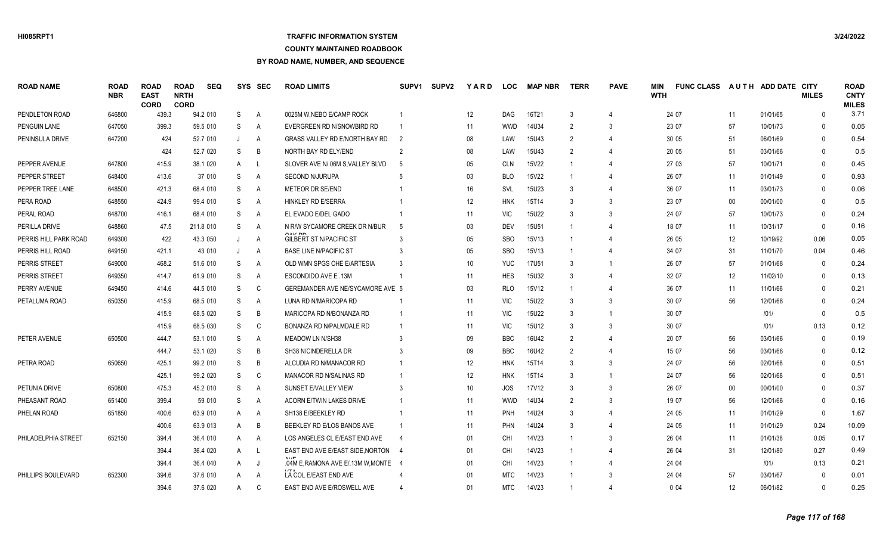**HI085RPT1** — **TRAFFIC INFORMATION SYSTEM** — 3/24/2022

**COUNTY MAINTAINED ROADBOOK**

**BY ROAD NAME, NUMBER, AND SEQUENCE**

| ROAD NAME | ROAD NBR | ROAD EAST CORD | ROAD NRTH CORD | SEQ | SYS | SEC | ROAD LIMITS | SUPV1 | SUPV2 | YARD | LOC | MAP NBR | TERR | PAVE | MIN WTH | FUNC CLASS | AUTH | ADD DATE | CITY MILES | ROAD CNTY MILES |
|---|---|---|---|---|---|---|---|---|---|---|---|---|---|---|---|---|---|---|---|---|
| PENDLETON ROAD | 646800 | 439.3 | 94.2 | 010 | S | A | 0025M W,NEBO E/CAMP ROCK | 1 | | 12 | DAG | 16T21 | 3 | 4 | 24 | 07 | 11 | 01/01/65 | 0 | 3.71 |
| PENGUIN LANE | 647050 | 399.3 | 59.5 | 010 | S | A | EVERGREEN RD N/SNOWBIRD RD | 1 | | 11 | WWD | 14U34 | 2 | 3 | 23 | 07 | 57 | 10/01/73 | 0 | 0.05 |
| PENINSULA DRIVE | 647200 | 424 | 52.7 | 010 | J | A | GRASS VALLEY RD E/NORTH BAY RD | 2 | | 08 | LAW | 15U43 | 2 | 4 | 30 | 05 | 51 | 06/01/69 | 0 | 0.54 |
| | | 424 | 52.7 | 020 | S | B | NORTH BAY RD ELY/END | 2 | | 08 | LAW | 15U43 | 2 | 4 | 20 | 05 | 51 | 03/01/66 | 0 | 0.5 |
| PEPPER AVENUE | 647800 | 415.9 | 38.1 | 020 | A | L | SLOVER AVE N/.06M S,VALLEY BLVD | 5 | | 05 | CLN | 15V22 | 1 | 4 | 27 | 03 | 57 | 10/01/71 | 0 | 0.45 |
| PEPPER STREET | 648400 | 413.6 | 37 | 010 | S | A | SECOND N/JURUPA | 5 | | 03 | BLO | 15V22 | 1 | 4 | 26 | 07 | 11 | 01/01/49 | 0 | 0.93 |
| PEPPER TREE LANE | 648500 | 421.3 | 68.4 | 010 | S | A | METEOR DR SE/END | 1 | | 16 | SVL | 15U23 | 3 | 4 | 36 | 07 | 11 | 03/01/73 | 0 | 0.06 |
| PERA ROAD | 648550 | 424.9 | 99.4 | 010 | S | A | HINKLEY RD E/SERRA | 1 | | 12 | HNK | 15T14 | 3 | 3 | 23 | 07 | 00 | 00/01/00 | 0 | 0.5 |
| PERAL ROAD | 648700 | 416.1 | 68.4 | 010 | S | A | EL EVADO E/DEL GADO | 1 | | 11 | VIC | 15U22 | 3 | 3 | 24 | 07 | 57 | 10/01/73 | 0 | 0.24 |
| PERILLA DRIVE | 648860 | 47.5 | 211.8 | 010 | S | A | N R/W SYCAMORE CREEK DR N/BUR OAK RD | 5 | | 03 | DEV | 15U51 | 1 | 4 | 18 | 07 | 11 | 10/31/17 | 0 | 0.16 |
| PERRIS HILL PARK ROAD | 649300 | 422 | 43.3 | 050 | J | A | GILBERT ST N/PACIFIC ST | 3 | | 05 | SBO | 15V13 | 1 | 4 | 26 | 05 | 12 | 10/19/92 | 0.06 | 0.05 |
| PERRIS HILL ROAD | 649150 | 421.1 | 43 | 010 | J | A | BASE LINE N/PACIFIC ST | 3 | | 05 | SBO | 15V13 | 1 | 4 | 34 | 07 | 31 | 11/01/70 | 0.04 | 0.46 |
| PERRIS STREET | 649000 | 468.2 | 51.6 | 010 | S | A | OLD WMN SPGS OHE E/ARTESIA | 3 | | 10 | YUC | 17U51 | 3 | 1 | 26 | 07 | 57 | 01/01/68 | 0 | 0.24 |
| PERRIS STREET | 649350 | 414.7 | 61.9 | 010 | S | A | ESCONDIDO AVE E .13M | 1 | | 11 | HES | 15U32 | 3 | 4 | 32 | 07 | 12 | 11/02/10 | 0 | 0.13 |
| PERRY AVENUE | 649450 | 414.6 | 44.5 | 010 | S | C | GEREMANDER AVE NE/SYCAMORE AVE | 5 | | 03 | RLO | 15V12 | 1 | 4 | 36 | 07 | 11 | 11/01/66 | 0 | 0.21 |
| PETALUMA ROAD | 650350 | 415.9 | 68.5 | 010 | S | A | LUNA RD N/MARICOPA RD | 1 | | 11 | VIC | 15U22 | 3 | 3 | 30 | 07 | 56 | 12/01/68 | 0 | 0.24 |
| | | 415.9 | 68.5 | 020 | S | B | MARICOPA RD N/BONANZA RD | 1 | | 11 | VIC | 15U22 | 3 | 1 | 30 | 07 | | /01/ | 0 | 0.5 |
| | | 415.9 | 68.5 | 030 | S | C | BONANZA RD N/PALMDALE RD | 1 | | 11 | VIC | 15U12 | 3 | 3 | 30 | 07 | | /01/ | 0.13 | 0.12 |
| PETER AVENUE | 650500 | 444.7 | 53.1 | 010 | S | A | MEADOW LN N/SH38 | 3 | | 09 | BBC | 16U42 | 2 | 4 | 20 | 07 | 56 | 03/01/66 | 0 | 0.19 |
| | | 444.7 | 53.1 | 020 | S | B | SH38 N/CINDERELLA DR | 3 | | 09 | BBC | 16U42 | 2 | 4 | 15 | 07 | 56 | 03/01/66 | 0 | 0.12 |
| PETRA ROAD | 650650 | 425.1 | 99.2 | 010 | S | B | ALCUDIA RD N/MANACOR RD | 1 | | 12 | HNK | 15T14 | 3 | 3 | 24 | 07 | 56 | 02/01/68 | 0 | 0.51 |
| | | 425.1 | 99.2 | 020 | S | C | MANACOR RD N/SALINAS RD | 1 | | 12 | HNK | 15T14 | 3 | 1 | 24 | 07 | 56 | 02/01/68 | 0 | 0.51 |
| PETUNIA DRIVE | 650800 | 475.3 | 45.2 | 010 | S | A | SUNSET E/VALLEY VIEW | 3 | | 10 | JOS | 17V12 | 3 | 3 | 26 | 07 | 00 | 00/01/00 | 0 | 0.37 |
| PHEASANT ROAD | 651400 | 399.4 | 59 | 010 | S | A | ACORN E/TWIN LAKES DRIVE | 1 | | 11 | WWD | 14U34 | 2 | 3 | 19 | 07 | 56 | 12/01/66 | 0 | 0.16 |
| PHELAN ROAD | 651850 | 400.6 | 63.9 | 010 | A | A | SH138 E/BEEKLEY RD | 1 | | 11 | PNH | 14U24 | 3 | 4 | 24 | 05 | 11 | 01/01/29 | 0 | 1.67 |
| | | 400.6 | 63.9 | 013 | A | B | BEEKLEY RD E/LOS BANOS AVE | 1 | | 11 | PHN | 14U24 | 3 | 4 | 24 | 05 | 11 | 01/01/29 | 0.24 | 10.09 |
| PHILADELPHIA STREET | 652150 | 394.4 | 36.4 | 010 | A | A | LOS ANGELES CL E/EAST END AVE | 4 | | 01 | CHI | 14V23 | 1 | 3 | 26 | 04 | 11 | 01/01/38 | 0.05 | 0.17 |
| | | 394.4 | 36.4 | 020 | A | L | EAST END AVE E/EAST SIDE,NORTON AVE | 4 | | 01 | CHI | 14V23 | 1 | 4 | 26 | 04 | 31 | 12/01/80 | 0.27 | 0.49 |
| | | 394.4 | 36.4 | 040 | A | J | .04M E,RAMONA AVE E/.13M W,MONTE VISTA | 4 | | 01 | CHI | 14V23 | 1 | 4 | 24 | 04 | | /01/ | 0.13 | 0.21 |
| PHILLIPS BOULEVARD | 652300 | 394.6 | 37.6 | 010 | A | A | LA COL E/EAST END AVE | 4 | | 01 | MTC | 14V23 | 1 | 3 | 24 | 04 | 57 | 03/01/67 | 0 | 0.01 |
| | | 394.6 | 37.6 | 020 | A | C | EAST END AVE E/ROSWELL AVE | 4 | | 01 | MTC | 14V23 | 1 | 4 | 0 | 04 | 12 | 06/01/82 | 0 | 0.25 |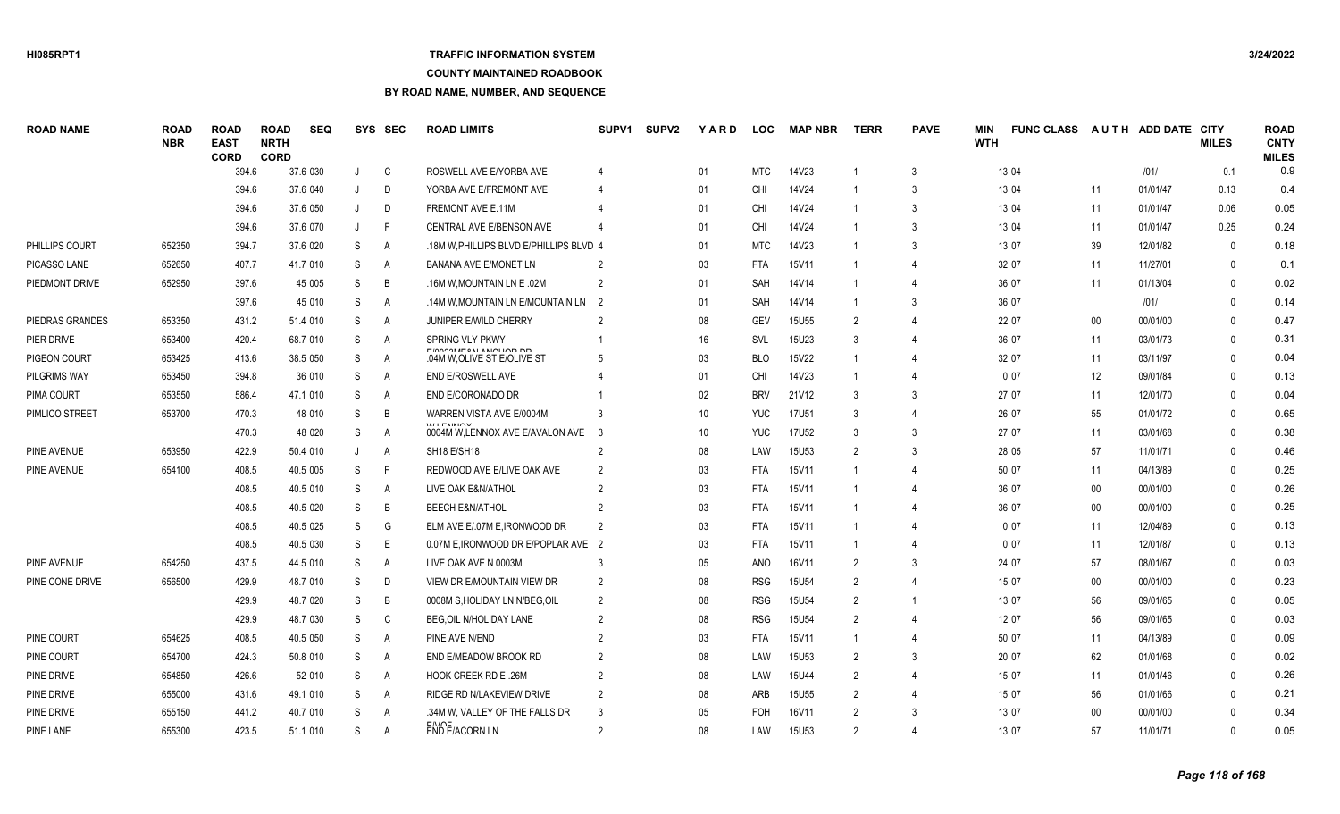**HI085RPT1**

**TRAFFIC INFORMATION SYSTEM**

**COUNTY MAINTAINED ROADBOOK**

**BY ROAD NAME, NUMBER, AND SEQUENCE**

3/24/2022

| ROAD NAME | ROAD NBR | ROAD EAST CORD | ROAD NRTH CORD | SEQ | SYS | SEC | ROAD LIMITS | SUPV1 | SUPV2 | YARD | LOC | MAP NBR | TERR | PAVE | MIN WTH | FUNC CLASS | AUTH | ADD DATE | CITY MILES | ROAD CNTY MILES |
|---|---|---|---|---|---|---|---|---|---|---|---|---|---|---|---|---|---|---|---|---|
| | | 394.6 | 37.6 | 030 | J | C | ROSWELL AVE E/YORBA AVE | 4 | | 01 | MTC | 14V23 | 1 | 3 | 13 | 04 | | /01/ | 0.1 | 0.9 |
| | | 394.6 | 37.6 | 040 | J | D | YORBA AVE E/FREMONT AVE | 4 | | 01 | CHI | 14V24 | 1 | 3 | 13 | 04 | 11 | 01/01/47 | 0.13 | 0.4 |
| | | 394.6 | 37.6 | 050 | J | D | FREMONT AVE E.11M | 4 | | 01 | CHI | 14V24 | 1 | 3 | 13 | 04 | 11 | 01/01/47 | 0.06 | 0.05 |
| | | 394.6 | 37.6 | 070 | J | F | CENTRAL AVE E/BENSON AVE | 4 | | 01 | CHI | 14V24 | 1 | 3 | 13 | 04 | 11 | 01/01/47 | 0.25 | 0.24 |
| PHILLIPS COURT | 652350 | 394.7 | 37.6 | 020 | S | A | .18M W,PHILLIPS BLVD E/PHILLIPS BLVD | 4 | | 01 | MTC | 14V23 | 1 | 3 | 13 | 07 | 39 | 12/01/82 | 0 | 0.18 |
| PICASSO LANE | 652650 | 407.7 | 41.7 | 010 | S | A | BANANA AVE E/MONET LN | 2 | | 03 | FTA | 15V11 | 1 | 4 | 32 | 07 | 11 | 11/27/01 | 0 | 0.1 |
| PIEDMONT DRIVE | 652950 | 397.6 | 45 | 005 | S | B | .16M W,MOUNTAIN LN E .02M | 2 | | 01 | SAH | 14V14 | 1 | 4 | 36 | 07 | 11 | 01/13/04 | 0 | 0.02 |
| | | 397.6 | 45 | 010 | S | A | .14M W,MOUNTAIN LN E/MOUNTAIN LN | 2 | | 01 | SAH | 14V14 | 1 | 3 | 36 | 07 | | /01/ | 0 | 0.14 |
| PIEDRAS GRANDES | 653350 | 431.2 | 51.4 | 010 | S | A | JUNIPER E/WILD CHERRY | 2 | | 08 | GEV | 15U55 | 2 | 4 | 22 | 07 | 00 | 00/01/00 | 0 | 0.47 |
| PIER DRIVE | 653400 | 420.4 | 68.7 | 010 | S | A | SPRING VLY PKWY | 1 | | 16 | SVL | 15U23 | 3 | 4 | 36 | 07 | 11 | 03/01/73 | 0 | 0.31 |
| PIGEON COURT | 653425 | 413.6 | 38.5 | 050 | S | A | .04M W,OLIVE ST E/OLIVE ST | 5 | | 03 | BLO | 15V22 | 1 | 4 | 32 | 07 | 11 | 03/11/97 | 0 | 0.04 |
| PILGRIMS WAY | 653450 | 394.8 | 36 | 010 | S | A | END E/ROSWELL AVE | 4 | | 01 | CHI | 14V23 | 1 | 4 | 0 | 07 | 12 | 09/01/84 | 0 | 0.13 |
| PIMA COURT | 653550 | 586.4 | 47.1 | 010 | S | A | END E/CORONADO DR | 1 | | 02 | BRV | 21V12 | 3 | 3 | 27 | 07 | 11 | 12/01/70 | 0 | 0.04 |
| PIMLICO STREET | 653700 | 470.3 | 48 | 010 | S | B | WARREN VISTA AVE E/0004M | 3 | | 10 | YUC | 17U51 | 3 | 4 | 26 | 07 | 55 | 01/01/72 | 0 | 0.65 |
| | | 470.3 | 48 | 020 | S | A | 0004M W,LENNOX AVE E/AVALON AVE | 3 | | 10 | YUC | 17U52 | 3 | 3 | 27 | 07 | 11 | 03/01/68 | 0 | 0.38 |
| PINE AVENUE | 653950 | 422.9 | 50.4 | 010 | J | A | SH18 E/SH18 | 2 | | 08 | LAW | 15U53 | 2 | 3 | 28 | 05 | 57 | 11/01/71 | 0 | 0.46 |
| PINE AVENUE | 654100 | 408.5 | 40.5 | 005 | S | F | REDWOOD AVE E/LIVE OAK AVE | 2 | | 03 | FTA | 15V11 | 1 | 4 | 50 | 07 | 11 | 04/13/89 | 0 | 0.25 |
| | | 408.5 | 40.5 | 010 | S | A | LIVE OAK E&N/ATHOL | 2 | | 03 | FTA | 15V11 | 1 | 4 | 36 | 07 | 00 | 00/01/00 | 0 | 0.26 |
| | | 408.5 | 40.5 | 020 | S | B | BEECH E&N/ATHOL | 2 | | 03 | FTA | 15V11 | 1 | 4 | 36 | 07 | 00 | 00/01/00 | 0 | 0.25 |
| | | 408.5 | 40.5 | 025 | S | G | ELM AVE E/.07M E,IRONWOOD DR | 2 | | 03 | FTA | 15V11 | 1 | 4 | 0 | 07 | 11 | 12/04/89 | 0 | 0.13 |
| | | 408.5 | 40.5 | 030 | S | E | 0.07M E,IRONWOOD DR E/POPLAR AVE | 2 | | 03 | FTA | 15V11 | 1 | 4 | 0 | 07 | 11 | 12/01/87 | 0 | 0.13 |
| PINE AVENUE | 654250 | 437.5 | 44.5 | 010 | S | A | LIVE OAK AVE N 0003M | 3 | | 05 | ANO | 16V11 | 2 | 3 | 24 | 07 | 57 | 08/01/67 | 0 | 0.03 |
| PINE CONE DRIVE | 656500 | 429.9 | 48.7 | 010 | S | D | VIEW DR E/MOUNTAIN VIEW DR | 2 | | 08 | RSG | 15U54 | 2 | 4 | 15 | 07 | 00 | 00/01/00 | 0 | 0.23 |
| | | 429.9 | 48.7 | 020 | S | B | 0008M S,HOLIDAY LN N/BEG,OIL | 2 | | 08 | RSG | 15U54 | 2 | 1 | 13 | 07 | 56 | 09/01/65 | 0 | 0.05 |
| | | 429.9 | 48.7 | 030 | S | C | BEG,OIL N/HOLIDAY LANE | 2 | | 08 | RSG | 15U54 | 2 | 4 | 12 | 07 | 56 | 09/01/65 | 0 | 0.03 |
| PINE COURT | 654625 | 408.5 | 40.5 | 050 | S | A | PINE AVE N/END | 2 | | 03 | FTA | 15V11 | 1 | 4 | 50 | 07 | 11 | 04/13/89 | 0 | 0.09 |
| PINE COURT | 654700 | 424.3 | 50.8 | 010 | S | A | END E/MEADOW BROOK RD | 2 | | 08 | LAW | 15U53 | 2 | 3 | 20 | 07 | 62 | 01/01/68 | 0 | 0.02 |
| PINE DRIVE | 654850 | 426.6 | 52 | 010 | S | A | HOOK CREEK RD E .26M | 2 | | 08 | LAW | 15U44 | 2 | 4 | 15 | 07 | 11 | 01/01/46 | 0 | 0.26 |
| PINE DRIVE | 655000 | 431.6 | 49.1 | 010 | S | A | RIDGE RD N/LAKEVIEW DRIVE | 2 | | 08 | ARB | 15U55 | 2 | 4 | 15 | 07 | 56 | 01/01/66 | 0 | 0.21 |
| PINE DRIVE | 655150 | 441.2 | 40.7 | 010 | S | A | .34M W, VALLEY OF THE FALLS DR | 3 | | 05 | FOH | 16V11 | 2 | 3 | 13 | 07 | 00 | 00/01/00 | 0 | 0.34 |
| PINE LANE | 655300 | 423.5 | 51.1 | 010 | S | A | END E/ACORN LN | 2 | | 08 | LAW | 15U53 | 2 | 4 | 13 | 07 | 57 | 11/01/71 | 0 | 0.05 |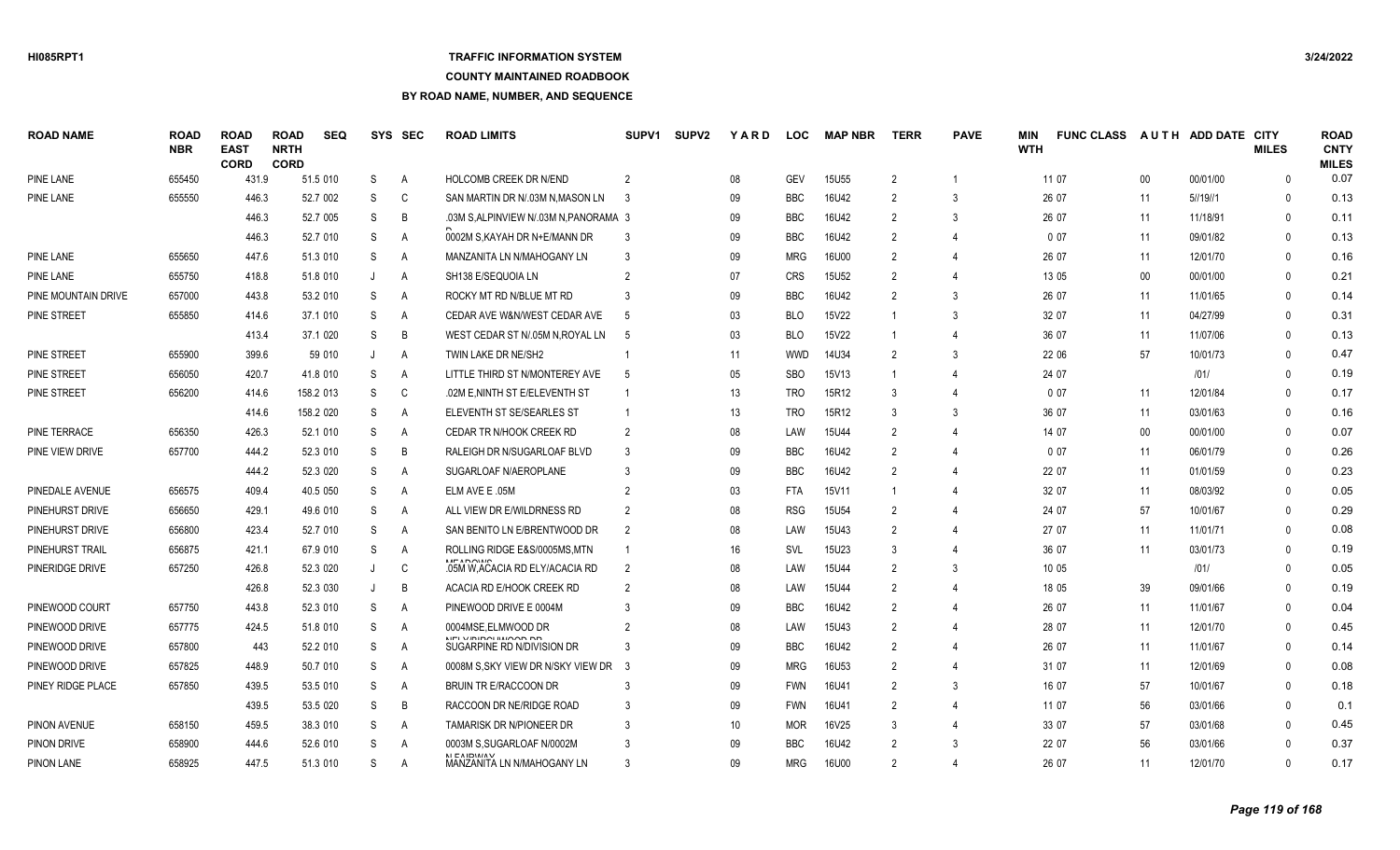**HI085RPT1**

**TRAFFIC INFORMATION SYSTEM**

**COUNTY MAINTAINED ROADBOOK**

**BY ROAD NAME, NUMBER, AND SEQUENCE**

3/24/2022

| ROAD NAME | ROAD NBR | ROAD EAST CORD | ROAD NRTH CORD | SEQ | SYS | SEC | ROAD LIMITS | SUPV1 | SUPV2 | YARD | LOC | MAP NBR | TERR | PAVE | MIN WTH | FUNC CLASS | AUTH | ADD DATE | CITY MILES | ROAD CNTY MILES |
|---|---|---|---|---|---|---|---|---|---|---|---|---|---|---|---|---|---|---|---|---|
| PINE LANE | 655450 | 431.9 | 51.5 | 010 | S | A | HOLCOMB CREEK DR N/END | 2 | | 08 | GEV | 15U55 | 2 | 1 | 11 | 07 | 00 | 00/01/00 | 0 | 0.07 |
| PINE LANE | 655550 | 446.3 | 52.7 | 002 | S | C | SAN MARTIN DR N/.03M N,MASON LN | 3 | | 09 | BBC | 16U42 | 2 | 3 | 26 | 07 | 11 | 5//19//1 | 0 | 0.13 |
| | | 446.3 | 52.7 | 005 | S | B | .03M S,ALPINVIEW N/.03M N,PANORAMA | 3 | | 09 | BBC | 16U42 | 2 | 3 | 26 | 07 | 11 | 11/18/91 | 0 | 0.11 |
| | | 446.3 | 52.7 | 010 | S | A | 0002M S,KAYAH DR N+E/MANN DR | 3 | | 09 | BBC | 16U42 | 2 | 4 | 0 | 07 | 11 | 09/01/82 | 0 | 0.13 |
| PINE LANE | 655650 | 447.6 | 51.3 | 010 | S | A | MANZANITA LN N/MAHOGANY LN | 3 | | 09 | MRG | 16U00 | 2 | 4 | 26 | 07 | 11 | 12/01/70 | 0 | 0.16 |
| PINE LANE | 655750 | 418.8 | 51.8 | 010 | J | A | SH138 E/SEQUOIA LN | 2 | | 07 | CRS | 15U52 | 2 | 4 | 13 | 05 | 00 | 00/01/00 | 0 | 0.21 |
| PINE MOUNTAIN DRIVE | 657000 | 443.8 | 53.2 | 010 | S | A | ROCKY MT RD N/BLUE MT RD | 3 | | 09 | BBC | 16U42 | 2 | 3 | 26 | 07 | 11 | 11/01/65 | 0 | 0.14 |
| PINE STREET | 655850 | 414.6 | 37.1 | 010 | S | A | CEDAR AVE W&N/WEST CEDAR AVE | 5 | | 03 | BLO | 15V22 | 1 | 3 | 32 | 07 | 11 | 04/27/99 | 0 | 0.31 |
| | | 413.4 | 37.1 | 020 | S | B | WEST CEDAR ST N/.05M N,ROYAL LN | 5 | | 03 | BLO | 15V22 | 1 | 4 | 36 | 07 | 11 | 11/07/06 | 0 | 0.13 |
| PINE STREET | 655900 | 399.6 | 59 | 010 | J | A | TWIN LAKE DR NE/SH2 | 1 | | 11 | WWD | 14U34 | 2 | 3 | 22 | 06 | 57 | 10/01/73 | 0 | 0.47 |
| PINE STREET | 656050 | 420.7 | 41.8 | 010 | S | A | LITTLE THIRD ST N/MONTEREY AVE | 5 | | 05 | SBO | 15V13 | 1 | 4 | 24 | 07 | | /01/ | 0 | 0.19 |
| PINE STREET | 656200 | 414.6 | 158.2 | 013 | S | C | .02M E,NINTH ST E/ELEVENTH ST | 1 | | 13 | TRO | 15R12 | 3 | 4 | 0 | 07 | 11 | 12/01/84 | 0 | 0.17 |
| | | 414.6 | 158.2 | 020 | S | A | ELEVENTH ST SE/SEARLES ST | 1 | | 13 | TRO | 15R12 | 3 | 3 | 36 | 07 | 11 | 03/01/63 | 0 | 0.16 |
| PINE TERRACE | 656350 | 426.3 | 52.1 | 010 | S | A | CEDAR TR N/HOOK CREEK RD | 2 | | 08 | LAW | 15U44 | 2 | 4 | 14 | 07 | 00 | 00/01/00 | 0 | 0.07 |
| PINE VIEW DRIVE | 657700 | 444.2 | 52.3 | 010 | S | B | RALEIGH DR N/SUGARLOAF BLVD | 3 | | 09 | BBC | 16U42 | 2 | 4 | 0 | 07 | 11 | 06/01/79 | 0 | 0.26 |
| | | 444.2 | 52.3 | 020 | S | A | SUGARLOAF N/AEROPLANE | 3 | | 09 | BBC | 16U42 | 2 | 4 | 22 | 07 | 11 | 01/01/59 | 0 | 0.23 |
| PINEDALE AVENUE | 656575 | 409.4 | 40.5 | 050 | S | A | ELM AVE E .05M | 2 | | 03 | FTA | 15V11 | 1 | 4 | 32 | 07 | 11 | 08/03/92 | 0 | 0.05 |
| PINEHURST DRIVE | 656650 | 429.1 | 49.6 | 010 | S | A | ALL VIEW DR E/WILDRNESS RD | 2 | | 08 | RSG | 15U54 | 2 | 4 | 24 | 07 | 57 | 10/01/67 | 0 | 0.29 |
| PINEHURST DRIVE | 656800 | 423.4 | 52.7 | 010 | S | A | SAN BENITO LN E/BRENTWOOD DR | 2 | | 08 | LAW | 15U43 | 2 | 4 | 27 | 07 | 11 | 11/01/71 | 0 | 0.08 |
| PINEHURST TRAIL | 656875 | 421.1 | 67.9 | 010 | S | A | ROLLING RIDGE E&S/0005MS,MTN MEADOWS | 1 | | 16 | SVL | 15U23 | 3 | 4 | 36 | 07 | 11 | 03/01/73 | 0 | 0.19 |
| PINERIDGE DRIVE | 657250 | 426.8 | 52.3 | 020 | J | C | .05M W,ACACIA RD ELY/ACACIA RD | 2 | | 08 | LAW | 15U44 | 2 | 3 | 10 | 05 | | /01/ | 0 | 0.05 |
| | | 426.8 | 52.3 | 030 | J | B | ACACIA RD E/HOOK CREEK RD | 2 | | 08 | LAW | 15U44 | 2 | 4 | 18 | 05 | 39 | 09/01/66 | 0 | 0.19 |
| PINEWOOD COURT | 657750 | 443.8 | 52.3 | 010 | S | A | PINEWOOD DRIVE E 0004M | 3 | | 09 | BBC | 16U42 | 2 | 4 | 26 | 07 | 11 | 11/01/67 | 0 | 0.04 |
| PINEWOOD DRIVE | 657775 | 424.5 | 51.8 | 010 | S | A | 0004MSE,ELMWOOD DR NELY/BIRCHWOOD DR | 2 | | 08 | LAW | 15U43 | 2 | 4 | 28 | 07 | 11 | 12/01/70 | 0 | 0.45 |
| PINEWOOD DRIVE | 657800 | 443 | 52.2 | 010 | S | A | SUGARPINE RD N/DIVISION DR | 3 | | 09 | BBC | 16U42 | 2 | 4 | 26 | 07 | 11 | 11/01/67 | 0 | 0.14 |
| PINEWOOD DRIVE | 657825 | 448.9 | 50.7 | 010 | S | A | 0008M S,SKY VIEW DR N/SKY VIEW DR | 3 | | 09 | MRG | 16U53 | 2 | 4 | 31 | 07 | 11 | 12/01/69 | 0 | 0.08 |
| PINEY RIDGE PLACE | 657850 | 439.5 | 53.5 | 010 | S | A | BRUIN TR E/RACCOON DR | 3 | | 09 | FWN | 16U41 | 2 | 3 | 16 | 07 | 57 | 10/01/67 | 0 | 0.18 |
| | | 439.5 | 53.5 | 020 | S | B | RACCOON DR NE/RIDGE ROAD | 3 | | 09 | FWN | 16U41 | 2 | 4 | 11 | 07 | 56 | 03/01/66 | 0 | 0.1 |
| PINON AVENUE | 658150 | 459.5 | 38.3 | 010 | S | A | TAMARISK DR N/PIONEER DR | 3 | | 10 | MOR | 16V25 | 3 | 4 | 33 | 07 | 57 | 03/01/68 | 0 | 0.45 |
| PINON DRIVE | 658900 | 444.6 | 52.6 | 010 | S | A | 0003M S,SUGARLOAF N/0002M N,FAIRWAY | 3 | | 09 | BBC | 16U42 | 2 | 3 | 22 | 07 | 56 | 03/01/66 | 0 | 0.37 |
| PINON LANE | 658925 | 447.5 | 51.3 | 010 | S | A | MANZANITA LN N/MAHOGANY LN | 3 | | 09 | MRG | 16U00 | 2 | 4 | 26 | 07 | 11 | 12/01/70 | 0 | 0.17 |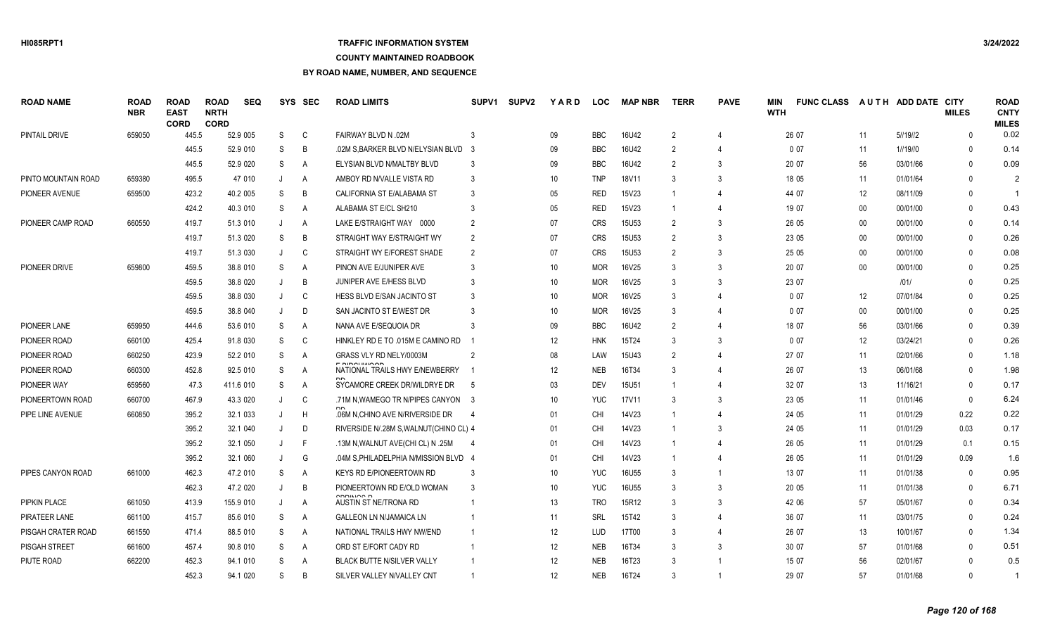HI085RPT1

# TRAFFIC INFORMATION SYSTEM

## COUNTY MAINTAINED ROADBOOK

### BY ROAD NAME, NUMBER, AND SEQUENCE

3/24/2022

| ROAD NAME | ROAD NBR | ROAD EAST CORD | ROAD NRTH CORD | SEQ | SYS | SEC | ROAD LIMITS | SUPV1 | SUPV2 | YARD | LOC | MAP NBR | TERR | PAVE | MIN WTH | FUNC CLASS | AUTH | ADD DATE | CITY MILES | ROAD CNTY MILES |
|---|---|---|---|---|---|---|---|---|---|---|---|---|---|---|---|---|---|---|---|---|
| PINTAIL DRIVE | 659050 | 445.5 | 52.9 | 005 | S | C | FAIRWAY BLVD N .02M | 3 | | 09 | BBC | 16U42 | 2 | 4 | 26 | 07 | 11 | 5//19//2 | 0 | 0.02 |
| | | 445.5 | 52.9 | 010 | S | B | .02M S,BARKER BLVD N/ELYSIAN BLVD | 3 | | 09 | BBC | 16U42 | 2 | 4 | 0 | 07 | 11 | 1//19//0 | 0 | 0.14 |
| | | 445.5 | 52.9 | 020 | S | A | ELYSIAN BLVD N/MALTBY BLVD | 3 | | 09 | BBC | 16U42 | 2 | 3 | 20 | 07 | 56 | 03/01/66 | 0 | 0.09 |
| PINTO MOUNTAIN ROAD | 659380 | 495.5 | 47 | 010 | J | A | AMBOY RD N/VALLE VISTA RD | 3 | | 10 | TNP | 18V11 | 3 | 3 | 18 | 05 | 11 | 01/01/64 | 0 | 2 |
| PIONEER AVENUE | 659500 | 423.2 | 40.2 | 005 | S | B | CALIFORNIA ST E/ALABAMA ST | 3 | | 05 | RED | 15V23 | 1 | 4 | 44 | 07 | 12 | 08/11/09 | 0 | 1 |
| | | 424.2 | 40.3 | 010 | S | A | ALABAMA ST E/CL SH210 | 3 | | 05 | RED | 15V23 | 1 | 4 | 19 | 07 | 00 | 00/01/00 | 0 | 0.43 |
| PIONEER CAMP ROAD | 660550 | 419.7 | 51.3 | 010 | J | A | LAKE E/STRAIGHT WAY 0000 | 2 | | 07 | CRS | 15U53 | 2 | 3 | 26 | 05 | 00 | 00/01/00 | 0 | 0.14 |
| | | 419.7 | 51.3 | 020 | S | B | STRAIGHT WAY E/STRAIGHT WY | 2 | | 07 | CRS | 15U53 | 2 | 3 | 23 | 05 | 00 | 00/01/00 | 0 | 0.26 |
| | | 419.7 | 51.3 | 030 | J | C | STRAIGHT WY E/FOREST SHADE | 2 | | 07 | CRS | 15U53 | 2 | 3 | 25 | 05 | 00 | 00/01/00 | 0 | 0.08 |
| PIONEER DRIVE | 659800 | 459.5 | 38.8 | 010 | S | A | PINON AVE E/JUNIPER AVE | 3 | | 10 | MOR | 16V25 | 3 | 3 | 20 | 07 | 00 | 00/01/00 | 0 | 0.25 |
| | | 459.5 | 38.8 | 020 | J | B | JUNIPER AVE E/HESS BLVD | 3 | | 10 | MOR | 16V25 | 3 | 3 | 23 | 07 | | /01/ | 0 | 0.25 |
| | | 459.5 | 38.8 | 030 | J | C | HESS BLVD E/SAN JACINTO ST | 3 | | 10 | MOR | 16V25 | 3 | 4 | 0 | 07 | 12 | 07/01/84 | 0 | 0.25 |
| | | 459.5 | 38.8 | 040 | J | D | SAN JACINTO ST E/WEST DR | 3 | | 10 | MOR | 16V25 | 3 | 4 | 0 | 07 | 00 | 00/01/00 | 0 | 0.25 |
| PIONEER LANE | 659950 | 444.6 | 53.6 | 010 | S | A | NANA AVE E/SEQUOIA DR | 3 | | 09 | BBC | 16U42 | 2 | 4 | 18 | 07 | 56 | 03/01/66 | 0 | 0.39 |
| PIONEER ROAD | 660100 | 425.4 | 91.8 | 030 | S | C | HINKLEY RD E TO .015M E CAMINO RD | 1 | | 12 | HNK | 15T24 | 3 | 3 | 0 | 07 | 12 | 03/24/21 | 0 | 0.26 |
| PIONEER ROAD | 660250 | 423.9 | 52.2 | 010 | S | A | GRASS VLY RD NELY/0003M | 2 | | 08 | LAW | 15U43 | 2 | 4 | 27 | 07 | 11 | 02/01/66 | 0 | 1.18 |
| PIONEER ROAD | 660300 | 452.8 | 92.5 | 010 | S | A | NATIONAL TRAILS HWY E/NEWBERRY | 1 | | 12 | NEB | 16T34 | 3 | 4 | 26 | 07 | 13 | 06/01/68 | 0 | 1.98 |
| PIONEER WAY | 659560 | 47.3 | 411.6 | 010 | S | A | SYCAMORE CREEK DR/WILDRYE DR | 5 | | 03 | DEV | 15U51 | 1 | 4 | 32 | 07 | 13 | 11/16/21 | 0 | 0.17 |
| PIONEERTOWN ROAD | 660700 | 467.9 | 43.3 | 020 | J | C | .71M N,WAMEGO TR N/PIPES CANYON | 3 | | 10 | YUC | 17V11 | 3 | 3 | 23 | 05 | 11 | 01/01/46 | 0 | 6.24 |
| PIPE LINE AVENUE | 660850 | 395.2 | 32.1 | 033 | J | H | .06M N,CHINO AVE N/RIVERSIDE DR | 4 | | 01 | CHI | 14V23 | 1 | 4 | 24 | 05 | 11 | 01/01/29 | 0.22 | 0.22 |
| | | 395.2 | 32.1 | 040 | J | D | RIVERSIDE N/.28M S,WALNUT(CHINO CL) | 4 | | 01 | CHI | 14V23 | 1 | 3 | 24 | 05 | 11 | 01/01/29 | 0.03 | 0.17 |
| | | 395.2 | 32.1 | 050 | J | F | .13M N,WALNUT AVE(CHI CL) N .25M | 4 | | 01 | CHI | 14V23 | 1 | 4 | 26 | 05 | 11 | 01/01/29 | 0.1 | 0.15 |
| | | 395.2 | 32.1 | 060 | J | G | .04M S,PHILADELPHIA N/MISSION BLVD | 4 | | 01 | CHI | 14V23 | 1 | 4 | 26 | 05 | 11 | 01/01/29 | 0.09 | 1.6 |
| PIPES CANYON ROAD | 661000 | 462.3 | 47.2 | 010 | S | A | KEYS RD E/PIONEERTOWN RD | 3 | | 10 | YUC | 16U55 | 3 | 1 | 13 | 07 | 11 | 01/01/38 | 0 | 0.95 |
| | | 462.3 | 47.2 | 020 | J | B | PIONEERTOWN RD E/OLD WOMAN SPRINGS R | 3 | | 10 | YUC | 16U55 | 3 | 3 | 20 | 05 | 11 | 01/01/38 | 0 | 6.71 |
| PIPKIN PLACE | 661050 | 413.9 | 155.9 | 010 | J | A | AUSTIN ST NE/TRONA RD | 1 | | 13 | TRO | 15R12 | 3 | 3 | 42 | 06 | 57 | 05/01/67 | 0 | 0.34 |
| PIRATEER LANE | 661100 | 415.7 | 85.6 | 010 | S | A | GALLEON LN N/JAMAICA LN | 1 | | 11 | SRL | 15T42 | 3 | 4 | 36 | 07 | 11 | 03/01/75 | 0 | 0.24 |
| PISGAH CRATER ROAD | 661550 | 471.4 | 88.5 | 010 | S | A | NATIONAL TRAILS HWY NW/END | 1 | | 12 | LUD | 17T00 | 3 | 4 | 26 | 07 | 13 | 10/01/67 | 0 | 1.34 |
| PISGAH STREET | 661600 | 457.4 | 90.8 | 010 | S | A | ORD ST E/FORT CADY RD | 1 | | 12 | NEB | 16T34 | 3 | 3 | 30 | 07 | 57 | 01/01/68 | 0 | 0.51 |
| PIUTE ROAD | 662200 | 452.3 | 94.1 | 010 | S | A | BLACK BUTTE N/SILVER VALLY | 1 | | 12 | NEB | 16T23 | 3 | 1 | 15 | 07 | 56 | 02/01/67 | 0 | 0.5 |
| | | 452.3 | 94.1 | 020 | S | B | SILVER VALLEY N/VALLEY CNT | 1 | | 12 | NEB | 16T24 | 3 | 1 | 29 | 07 | 57 | 01/01/68 | 0 | 1 |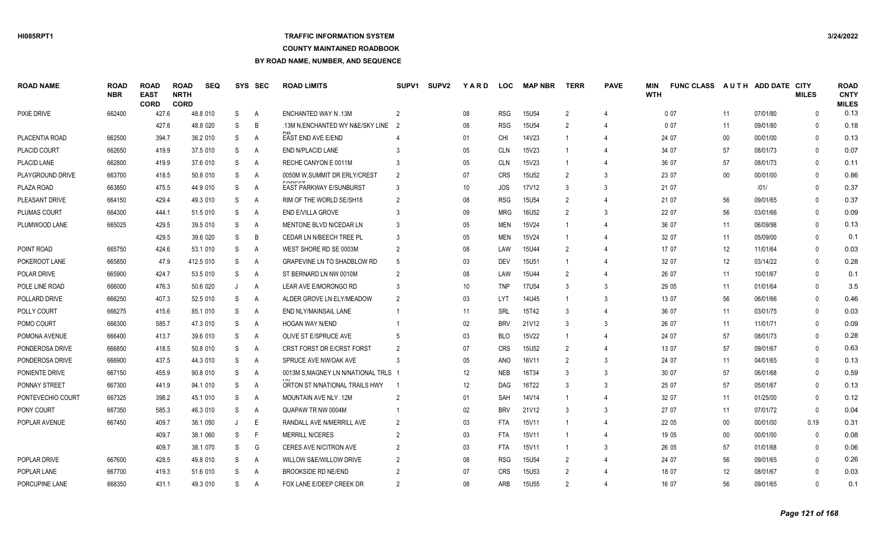**TRAFFIC INFORMATION SYSTEM**

**COUNTY MAINTAINED ROADBOOK**

**BY ROAD NAME, NUMBER, AND SEQUENCE**

HI085RPT1 3/24/2022

| ROAD NAME | ROAD NBR | ROAD EAST CORD | ROAD NRTH CORD | SEQ | SYS | SEC | ROAD LIMITS | SUPV1 | SUPV2 | YARD | LOC | MAP NBR | TERR | PAVE | MIN WTH | FUNC CLASS | AUTH | ADD DATE | CITY MILES | ROAD CNTY MILES |
|---|---|---|---|---|---|---|---|---|---|---|---|---|---|---|---|---|---|---|---|---|
| PIXIE DRIVE | 662400 | 427.6 | 48.8 | 010 | S | A | ENCHANTED WAY N .13M | 2 | | 08 | RSG | 15U54 | 2 | 4 | 0 | 07 | 11 | 07/01/80 | 0 | 0.13 |
| | | 427.6 | 48.8 | 020 | S | B | .13M N,ENCHANTED WY N&E/SKY LINE DR | 2 | | 08 | RSG | 15U54 | 2 | 4 | 0 | 07 | 11 | 09/01/80 | 0 | 0.18 |
| PLACENTIA ROAD | 662500 | 394.7 | 36.2 | 010 | S | A | EAST END AVE E/END | 4 | | 01 | CHI | 14V23 | 1 | 4 | 24 | 07 | 00 | 00/01/00 | 0 | 0.13 |
| PLACID COURT | 662650 | 419.9 | 37.5 | 010 | S | A | END N/PLACID LANE | 3 | | 05 | CLN | 15V23 | 1 | 4 | 34 | 07 | 57 | 08/01/73 | 0 | 0.07 |
| PLACID LANE | 662800 | 419.9 | 37.6 | 010 | S | A | RECHE CANYON E 0011M | 3 | | 05 | CLN | 15V23 | 1 | 4 | 36 | 07 | 57 | 08/01/73 | 0 | 0.11 |
| PLAYGROUND DRIVE | 663700 | 418.5 | 50.8 | 010 | S | A | 0050M W,SUMMIT DR ERLY/CREST FOREST | 2 | | 07 | CRS | 15U52 | 2 | 3 | 23 | 07 | 00 | 00/01/00 | 0 | 0.86 |
| PLAZA ROAD | 663850 | 475.5 | 44.9 | 010 | S | A | EAST PARKWAY E/SUNBURST | 3 | | 10 | JOS | 17V12 | 3 | 3 | 21 | 07 | | /01/ | 0 | 0.37 |
| PLEASANT DRIVE | 664150 | 429.4 | 49.3 | 010 | S | A | RIM OF THE WORLD SE/SH18 | 2 | | 08 | RSG | 15U54 | 2 | 4 | 21 | 07 | 56 | 09/01/65 | 0 | 0.37 |
| PLUMAS COURT | 664300 | 444.1 | 51.5 | 010 | S | A | END E/VILLA GROVE | 3 | | 09 | MRG | 16U52 | 2 | 3 | 22 | 07 | 56 | 03/01/66 | 0 | 0.09 |
| PLUMWOOD LANE | 665025 | 429.5 | 39.5 | 010 | S | A | MENTONE BLVD N/CEDAR LN | 3 | | 05 | MEN | 15V24 | 1 | 4 | 36 | 07 | 11 | 06/09/98 | 0 | 0.13 |
| | | 429.5 | 39.6 | 020 | S | B | CEDAR LN N/BEECH TREE PL | 3 | | 05 | MEN | 15V24 | 1 | 4 | 32 | 07 | 11 | 05/09/00 | 0 | 0.1 |
| POINT ROAD | 665750 | 424.6 | 53.1 | 010 | S | A | WEST SHORE RD SE 0003M | 2 | | 08 | LAW | 15U44 | 2 | 4 | 17 | 07 | 12 | 11/01/64 | 0 | 0.03 |
| POKEROOT LANE | 665850 | 47.9 | 412.5 | 010 | S | A | GRAPEVINE LN TO SHADBLOW RD | 5 | | 03 | DEV | 15U51 | 1 | 4 | 32 | 07 | 12 | 03/14/22 | 0 | 0.28 |
| POLAR DRIVE | 665900 | 424.7 | 53.5 | 010 | S | A | ST BERNARD LN NW 0010M | 2 | | 08 | LAW | 15U44 | 2 | 4 | 26 | 07 | 11 | 10/01/67 | 0 | 0.1 |
| POLE LINE ROAD | 666000 | 476.3 | 50.6 | 020 | J | A | LEAR AVE E/MORONGO RD | 3 | | 10 | TNP | 17U54 | 3 | 3 | 29 | 05 | 11 | 01/01/64 | 0 | 3.5 |
| POLLARD DRIVE | 666250 | 407.3 | 52.5 | 010 | S | A | ALDER GROVE LN ELY/MEADOW | 2 | | 03 | LYT | 14U45 | 1 | 3 | 13 | 07 | 56 | 06/01/66 | 0 | 0.46 |
| POLLY COURT | 666275 | 415.6 | 85.1 | 010 | S | A | END NLY/MAINSAIL LANE | 1 | | 11 | SRL | 15T42 | 3 | 4 | 36 | 07 | 11 | 03/01/75 | 0 | 0.03 |
| POMO COURT | 666300 | 585.7 | 47.3 | 010 | S | A | HOGAN WAY N/END | 1 | | 02 | BRV | 21V12 | 3 | 3 | 26 | 07 | 11 | 11/01/71 | 0 | 0.09 |
| POMONA AVENUE | 666400 | 413.7 | 39.6 | 010 | S | A | OLIVE ST E/SPRUCE AVE | 5 | | 03 | BLO | 15V22 | 1 | 4 | 24 | 07 | 57 | 08/01/73 | 0 | 0.28 |
| PONDEROSA DRIVE | 666850 | 418.5 | 50.8 | 010 | S | A | CRST FORST DR E/CRST FORST | 2 | | 07 | CRS | 15U52 | 2 | 4 | 13 | 07 | 57 | 09/01/67 | 0 | 0.63 |
| PONDEROSA DRIVE | 666900 | 437.5 | 44.3 | 010 | S | A | SPRUCE AVE NW/OAK AVE | 3 | | 05 | ANO | 16V11 | 2 | 3 | 24 | 07 | 11 | 04/01/65 | 0 | 0.13 |
| PONIENTE DRIVE | 667150 | 455.9 | 90.8 | 010 | S | A | 0013M S,MAGNEY LN N/NATIONAL TRLS HW | 1 | | 12 | NEB | 16T34 | 3 | 3 | 30 | 07 | 57 | 06/01/68 | 0 | 0.59 |
| PONNAY STREET | 667300 | 441.9 | 94.1 | 010 | S | A | ORTON ST N/NATIONAL TRAILS HWY | 1 | | 12 | DAG | 16T22 | 3 | 3 | 25 | 07 | 57 | 05/01/67 | 0 | 0.13 |
| PONTEVECHIO COURT | 667325 | 398.2 | 45.1 | 010 | S | A | MOUNTAIN AVE NLY .12M | 2 | | 01 | SAH | 14V14 | 1 | 4 | 32 | 07 | 11 | 01/25/00 | 0 | 0.12 |
| PONY COURT | 667350 | 585.3 | 46.3 | 010 | S | A | QUAPAW TR NW 0004M | 1 | | 02 | BRV | 21V12 | 3 | 3 | 27 | 07 | 11 | 07/01/72 | 0 | 0.04 |
| POPLAR AVENUE | 667450 | 409.7 | 38.1 | 050 | J | E | RANDALL AVE N/MERRILL AVE | 2 | | 03 | FTA | 15V11 | 1 | 4 | 22 | 05 | 00 | 00/01/00 | 0.19 | 0.31 |
| | | 409.7 | 38.1 | 060 | S | F | MERRILL N/CERES | 2 | | 03 | FTA | 15V11 | 1 | 4 | 19 | 05 | 00 | 00/01/00 | 0 | 0.08 |
| | | 409.7 | 38.1 | 070 | S | G | CERES AVE N/CITRON AVE | 2 | | 03 | FTA | 15V11 | 1 | 3 | 26 | 05 | 57 | 01/01/68 | 0 | 0.06 |
| POPLAR DRIVE | 667600 | 428.5 | 49.8 | 010 | S | A | WILLOW S&E/WILLOW DRIVE | 2 | | 08 | RSG | 15U54 | 2 | 4 | 24 | 07 | 56 | 09/01/65 | 0 | 0.26 |
| POPLAR LANE | 667700 | 419.3 | 51.6 | 010 | S | A | BROOKSIDE RD NE/END | 2 | | 07 | CRS | 15U53 | 2 | 4 | 18 | 07 | 12 | 08/01/67 | 0 | 0.03 |
| PORCUPINE LANE | 668350 | 431.1 | 49.3 | 010 | S | A | FOX LANE E/DEEP CREEK DR | 2 | | 08 | ARB | 15U55 | 2 | 4 | 16 | 07 | 56 | 09/01/65 | 0 | 0.1 |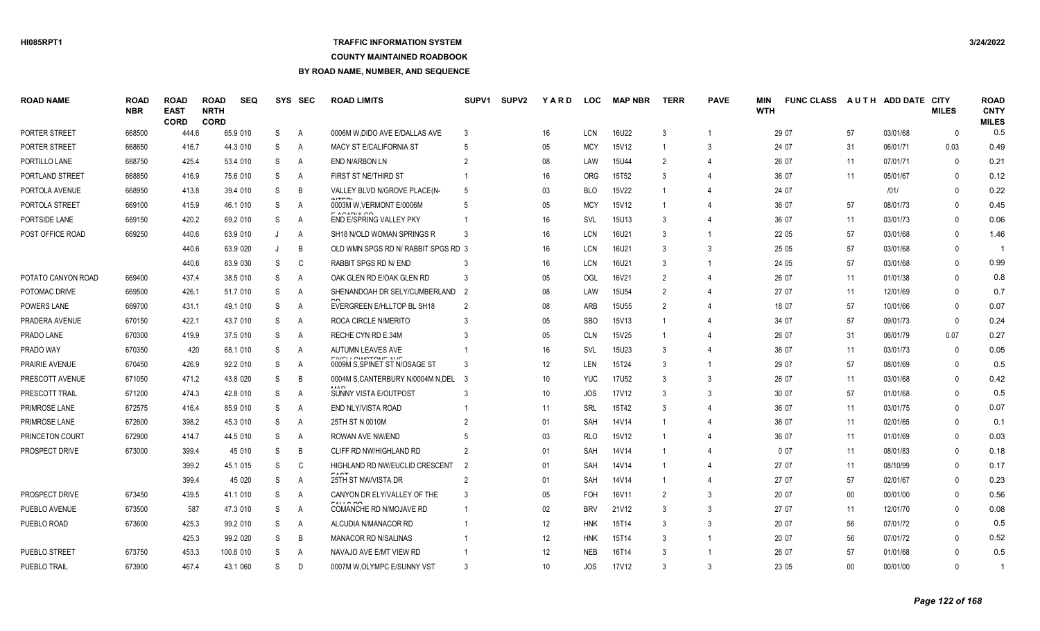HI085RPT1

**TRAFFIC INFORMATION SYSTEM**

**COUNTY MAINTAINED ROADBOOK**

**BY ROAD NAME, NUMBER, AND SEQUENCE**

3/24/2022

| ROAD NAME | ROAD NBR | ROAD EAST CORD | ROAD NRTH CORD | SEQ | SYS | SEC | ROAD LIMITS | SUPV1 | SUPV2 | YARD | LOC | MAP NBR | TERR | PAVE | MIN WTH | FUNC CLASS | AUTH | ADD DATE | CITY MILES | ROAD CNTY MILES |
|---|---|---|---|---|---|---|---|---|---|---|---|---|---|---|---|---|---|---|---|---|
| PORTER STREET | 668500 | 444.6 | 65.9 | 010 | S | A | 0006M W,DIDO AVE E/DALLAS AVE | 3 | | 16 | LCN | 16U22 | 3 | 1 | 29 | 07 | 57 | 03/01/68 | 0 | 0.5 |
| PORTER STREET | 668650 | 416.7 | 44.3 | 010 | S | A | MACY ST E/CALIFORNIA ST | 5 | | 05 | MCY | 15V12 | 1 | 3 | 24 | 07 | 31 | 06/01/71 | 0.03 | 0.49 |
| PORTILLO LANE | 668750 | 425.4 | 53.4 | 010 | S | A | END N/ARBON LN | 2 | | 08 | LAW | 15U44 | 2 | 4 | 26 | 07 | 11 | 07/01/71 | 0 | 0.21 |
| PORTLAND STREET | 668850 | 416.9 | 75.6 | 010 | S | A | FIRST ST NE/THIRD ST | 1 | | 16 | ORG | 15T52 | 3 | 4 | 36 | 07 | 11 | 05/01/67 | 0 | 0.12 |
| PORTOLA AVENUE | 668950 | 413.8 | 39.4 | 010 | S | B | VALLEY BLVD N/GROVE PLACE(N-INTER) | 5 | | 03 | BLO | 15V22 | 1 | 4 | 24 | 07 | | /01/ | 0 | 0.22 |
| PORTOLA STREET | 669100 | 415.9 | 46.1 | 010 | S | A | 0003M W,VERMONT E/0006M | 5 | | 05 | MCY | 15V12 | 1 | 4 | 36 | 07 | 57 | 08/01/73 | 0 | 0.45 |
| PORTSIDE LANE | 669150 | 420.2 | 69.2 | 010 | S | A | END E/SPRING VALLEY PKY | 1 | | 16 | SVL | 15U13 | 3 | 4 | 36 | 07 | 11 | 03/01/73 | 0 | 0.06 |
| POST OFFICE ROAD | 669250 | 440.6 | 63.9 | 010 | J | A | SH18 N/OLD WOMAN SPRINGS R | 3 | | 16 | LCN | 16U21 | 3 | 1 | 22 | 05 | 57 | 03/01/68 | 0 | 1.46 |
| | | 440.6 | 63.9 | 020 | J | B | OLD WMN SPGS RD N/ RABBIT SPGS RD | 3 | | 16 | LCN | 16U21 | 3 | 3 | 25 | 05 | 57 | 03/01/68 | 0 | 1 |
| | | 440.6 | 63.9 | 030 | S | C | RABBIT SPGS RD N/ END | 3 | | 16 | LCN | 16U21 | 3 | 1 | 24 | 05 | 57 | 03/01/68 | 0 | 0.99 |
| POTATO CANYON ROAD | 669400 | 437.4 | 38.5 | 010 | S | A | OAK GLEN RD E/OAK GLEN RD | 3 | | 05 | OGL | 16V21 | 2 | 4 | 26 | 07 | 11 | 01/01/38 | 0 | 0.8 |
| POTOMAC DRIVE | 669500 | 426.1 | 51.7 | 010 | S | A | SHENANDOAH DR SELY/CUMBERLAND DR | 2 | | 08 | LAW | 15U54 | 2 | 4 | 27 | 07 | 11 | 12/01/69 | 0 | 0.7 |
| POWERS LANE | 669700 | 431.1 | 49.1 | 010 | S | A | EVERGREEN E/HLLTOP BL SH18 | 2 | | 08 | ARB | 15U55 | 2 | 4 | 18 | 07 | 57 | 10/01/66 | 0 | 0.07 |
| PRADERA AVENUE | 670150 | 422.1 | 43.7 | 010 | S | A | ROCA CIRCLE N/MERITO | 3 | | 05 | SBO | 15V13 | 1 | 4 | 34 | 07 | 57 | 09/01/73 | 0 | 0.24 |
| PRADO LANE | 670300 | 419.9 | 37.5 | 010 | S | A | RECHE CYN RD E.34M | 3 | | 05 | CLN | 15V25 | 1 | 4 | 26 | 07 | 31 | 06/01/79 | 0.07 | 0.27 |
| PRADO WAY | 670350 | 420 | 68.1 | 010 | S | A | AUTUMN LEAVES AVE E/VELL OWSTONE AVE | 1 | | 16 | SVL | 15U23 | 3 | 4 | 36 | 07 | 11 | 03/01/73 | 0 | 0.05 |
| PRAIRIE AVENUE | 670450 | 426.9 | 92.2 | 010 | S | A | 0009M S,SPINET ST N/OSAGE ST | 3 | | 12 | LEN | 15T24 | 3 | 1 | 29 | 07 | 57 | 08/01/69 | 0 | 0.5 |
| PRESCOTT AVENUE | 671050 | 471.2 | 43.8 | 020 | S | B | 0004M S,CANTERBURY N/0004M N,DEL MAR | 3 | | 10 | YUC | 17U52 | 3 | 3 | 26 | 07 | 11 | 03/01/68 | 0 | 0.42 |
| PRESCOTT TRAIL | 671200 | 474.3 | 42.8 | 010 | S | A | SUNNY VISTA E/OUTPOST | 3 | | 10 | JOS | 17V12 | 3 | 3 | 30 | 07 | 57 | 01/01/68 | 0 | 0.5 |
| PRIMROSE LANE | 672575 | 416.4 | 85.9 | 010 | S | A | END NLY/VISTA ROAD | 1 | | 11 | SRL | 15T42 | 3 | 4 | 36 | 07 | 11 | 03/01/75 | 0 | 0.07 |
| PRIMROSE LANE | 672600 | 398.2 | 45.3 | 010 | S | A | 25TH ST N 0010M | 2 | | 01 | SAH | 14V14 | 1 | 4 | 36 | 07 | 11 | 02/01/65 | 0 | 0.1 |
| PRINCETON COURT | 672900 | 414.7 | 44.5 | 010 | S | A | ROWAN AVE NW/END | 5 | | 03 | RLO | 15V12 | 1 | 4 | 36 | 07 | 11 | 01/01/69 | 0 | 0.03 |
| PROSPECT DRIVE | 673000 | 399.4 | 45 | 010 | S | B | CLIFF RD NW/HIGHLAND RD | 2 | | 01 | SAH | 14V14 | 1 | 4 | 0 | 07 | 11 | 08/01/83 | 0 | 0.18 |
| | | 399.2 | 45.1 | 015 | S | C | HIGHLAND RD NW/EUCLID CRESCENT EAST | 2 | | 01 | SAH | 14V14 | 1 | 4 | 27 | 07 | 11 | 08/10/99 | 0 | 0.17 |
| | | 399.4 | 45 | 020 | S | A | 25TH ST NW/VISTA DR | 2 | | 01 | SAH | 14V14 | 1 | 4 | 27 | 07 | 57 | 02/01/67 | 0 | 0.23 |
| PROSPECT DRIVE | 673450 | 439.5 | 41.1 | 010 | S | A | CANYON DR ELY/VALLEY OF THE FALLS DR | 3 | | 05 | FOH | 16V11 | 2 | 3 | 20 | 07 | 00 | 00/01/00 | 0 | 0.56 |
| PUEBLO AVENUE | 673500 | 587 | 47.3 | 010 | S | A | COMANCHE RD N/MOJAVE RD | 1 | | 02 | BRV | 21V12 | 3 | 3 | 27 | 07 | 11 | 12/01/70 | 0 | 0.08 |
| PUEBLO ROAD | 673600 | 425.3 | 99.2 | 010 | S | A | ALCUDIA N/MANACOR RD | 1 | | 12 | HNK | 15T14 | 3 | 3 | 20 | 07 | 56 | 07/01/72 | 0 | 0.5 |
| | | 425.3 | 99.2 | 020 | S | B | MANACOR RD N/SALINAS | 1 | | 12 | HNK | 15T14 | 3 | 1 | 20 | 07 | 56 | 07/01/72 | 0 | 0.52 |
| PUEBLO STREET | 673750 | 453.3 | 100.8 | 010 | S | A | NAVAJO AVE E/MT VIEW RD | 1 | | 12 | NEB | 16T14 | 3 | 1 | 26 | 07 | 57 | 01/01/68 | 0 | 0.5 |
| PUEBLO TRAIL | 673900 | 467.4 | 43.1 | 060 | S | D | 0007M W,OLYMPC E/SUNNY VST | 3 | | 10 | JOS | 17V12 | 3 | 3 | 23 | 05 | 00 | 00/01/00 | 0 | 1 |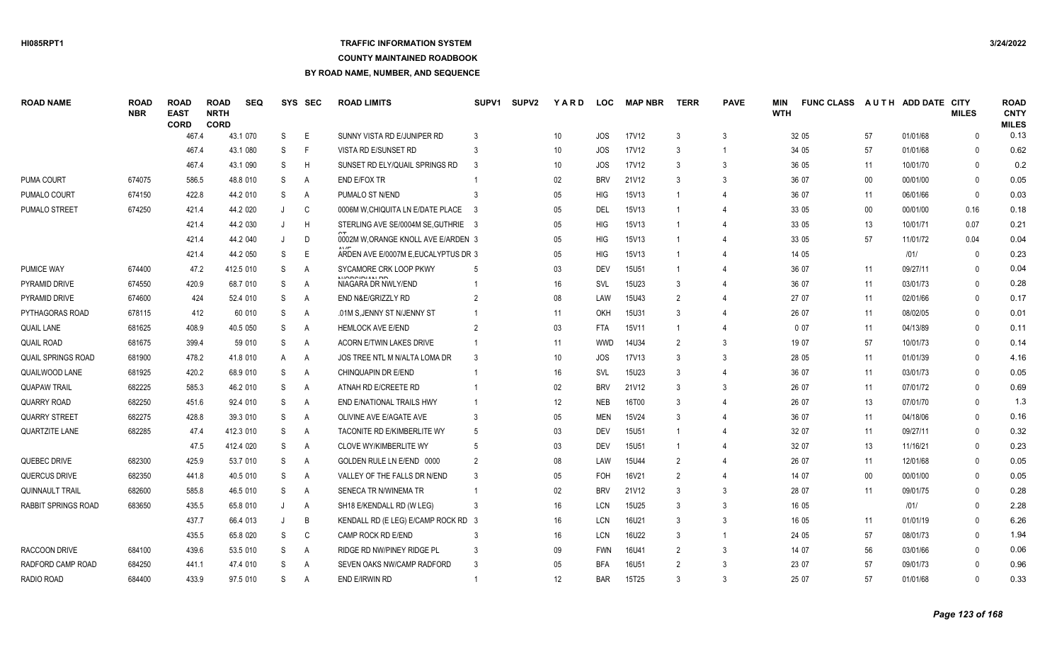HI085RPT1

# TRAFFIC INFORMATION SYSTEM

## COUNTY MAINTAINED ROADBOOK

### BY ROAD NAME, NUMBER, AND SEQUENCE

3/24/2022

| ROAD NAME | ROAD NBR | ROAD EAST CORD | ROAD NRTH CORD | SEQ | SYS | SEC | ROAD LIMITS | SUPV1 | SUPV2 | YARD | LOC | MAP NBR | TERR | PAVE | MIN WTH | FUNC CLASS | AUTH | ADD DATE | CITY MILES | ROAD CNTY MILES |
|---|---|---|---|---|---|---|---|---|---|---|---|---|---|---|---|---|---|---|---|---|
| | | 467.4 | 43.1 | 070 | S | E | SUNNY VISTA RD E/JUNIPER RD | 3 | | 10 | JOS | 17V12 | 3 | 3 | 32 | 05 | 57 | 01/01/68 | 0 | 0.13 |
| | | 467.4 | 43.1 | 080 | S | F | VISTA RD E/SUNSET RD | 3 | | 10 | JOS | 17V12 | 3 | 1 | 34 | 05 | 57 | 01/01/68 | 0 | 0.62 |
| | | 467.4 | 43.1 | 090 | S | H | SUNSET RD ELY/QUAIL SPRINGS RD | 3 | | 10 | JOS | 17V12 | 3 | 3 | 36 | 05 | 11 | 10/01/70 | 0 | 0.2 |
| PUMA COURT | 674075 | 586.5 | 48.8 | 010 | S | A | END E/FOX TR | 1 | | 02 | BRV | 21V12 | 3 | 3 | 36 | 07 | 00 | 00/01/00 | 0 | 0.05 |
| PUMALO COURT | 674150 | 422.8 | 44.2 | 010 | S | A | PUMALO ST N/END | 3 | | 05 | HIG | 15V13 | 1 | 4 | 36 | 07 | 11 | 06/01/66 | 0 | 0.03 |
| PUMALO STREET | 674250 | 421.4 | 44.2 | 020 | J | C | 0006M W,CHIQUITA LN E/DATE PLACE | 3 | | 05 | DEL | 15V13 | 1 | 4 | 33 | 05 | 00 | 00/01/00 | 0.16 | 0.18 |
| | | 421.4 | 44.2 | 030 | J | H | STERLING AVE SE/0004M SE,GUTHRIE ST | 3 | | 05 | HIG | 15V13 | 1 | 4 | 33 | 05 | 13 | 10/01/71 | 0.07 | 0.21 |
| | | 421.4 | 44.2 | 040 | J | D | 0002M W,ORANGE KNOLL AVE E/ARDEN AVE | 3 | | 05 | HIG | 15V13 | 1 | 4 | 33 | 05 | 57 | 11/01/72 | 0.04 | 0.04 |
| | | 421.4 | 44.2 | 050 | S | E | ARDEN AVE E/0007M E,EUCALYPTUS DR | 3 | | 05 | HIG | 15V13 | 1 | 4 | 14 | 05 | | /01/ | 0 | 0.23 |
| PUMICE WAY | 674400 | 47.2 | 412.5 | 010 | S | A | SYCAMORE CRK LOOP PKWY | 5 | | 03 | DEV | 15U51 | 1 | 4 | 36 | 07 | 11 | 09/27/11 | 0 | 0.04 |
| PYRAMID DRIVE | 674550 | 420.9 | 68.7 | 010 | S | A | NIAGARA DR NWLY/END | 1 | | 16 | SVL | 15U23 | 3 | 4 | 36 | 07 | 11 | 03/01/73 | 0 | 0.28 |
| PYRAMID DRIVE | 674600 | 424 | 52.4 | 010 | S | A | END N&E/GRIZZLY RD | 2 | | 08 | LAW | 15U43 | 2 | 4 | 27 | 07 | 11 | 02/01/66 | 0 | 0.17 |
| PYTHAGORAS ROAD | 678115 | 412 | 60 | 010 | S | A | .01M S,JENNY ST N/JENNY ST | 1 | | 11 | OKH | 15U31 | 3 | 4 | 26 | 07 | 11 | 08/02/05 | 0 | 0.01 |
| QUAIL LANE | 681625 | 408.9 | 40.5 | 050 | S | A | HEMLOCK AVE E/END | 2 | | 03 | FTA | 15V11 | 1 | 4 | 0 | 07 | 11 | 04/13/89 | 0 | 0.11 |
| QUAIL ROAD | 681675 | 399.4 | 59 | 010 | S | A | ACORN E/TWIN LAKES DRIVE | 1 | | 11 | WWD | 14U34 | 2 | 3 | 19 | 07 | 57 | 10/01/73 | 0 | 0.14 |
| QUAIL SPRINGS ROAD | 681900 | 478.2 | 41.8 | 010 | A | A | JOS TREE NTL M N/ALTA LOMA DR | 3 | | 10 | JOS | 17V13 | 3 | 3 | 28 | 05 | 11 | 01/01/39 | 0 | 4.16 |
| QUAILWOOD LANE | 681925 | 420.2 | 68.9 | 010 | S | A | CHINQUAPIN DR E/END | 1 | | 16 | SVL | 15U23 | 3 | 4 | 36 | 07 | 11 | 03/01/73 | 0 | 0.05 |
| QUAPAW TRAIL | 682225 | 585.3 | 46.2 | 010 | S | A | ATNAH RD E/CREETE RD | 1 | | 02 | BRV | 21V12 | 3 | 3 | 26 | 07 | 11 | 07/01/72 | 0 | 0.69 |
| QUARRY ROAD | 682250 | 451.6 | 92.4 | 010 | S | A | END E/NATIONAL TRAILS HWY | 1 | | 12 | NEB | 16T00 | 3 | 4 | 26 | 07 | 13 | 07/01/70 | 0 | 1.3 |
| QUARRY STREET | 682275 | 428.8 | 39.3 | 010 | S | A | OLIVINE AVE E/AGATE AVE | 3 | | 05 | MEN | 15V24 | 3 | 4 | 36 | 07 | 11 | 04/18/06 | 0 | 0.16 |
| QUARTZITE LANE | 682285 | 47.4 | 412.3 | 010 | S | A | TACONITE RD E/KIMBERLITE WY | 5 | | 03 | DEV | 15U51 | 1 | 4 | 32 | 07 | 11 | 09/27/11 | 0 | 0.32 |
| | | 47.5 | 412.4 | 020 | S | A | CLOVE WY/KIMBERLITE WY | 5 | | 03 | DEV | 15U51 | 1 | 4 | 32 | 07 | 13 | 11/16/21 | 0 | 0.23 |
| QUEBEC DRIVE | 682300 | 425.9 | 53.7 | 010 | S | A | GOLDEN RULE LN E/END 0000 | 2 | | 08 | LAW | 15U44 | 2 | 4 | 26 | 07 | 11 | 12/01/68 | 0 | 0.05 |
| QUERCUS DRIVE | 682350 | 441.8 | 40.5 | 010 | S | A | VALLEY OF THE FALLS DR N/END | 3 | | 05 | FOH | 16V21 | 2 | 4 | 14 | 07 | 00 | 00/01/00 | 0 | 0.05 |
| QUINNAULT TRAIL | 682600 | 585.8 | 46.5 | 010 | S | A | SENECA TR N/WINEMA TR | 1 | | 02 | BRV | 21V12 | 3 | 3 | 28 | 07 | 11 | 09/01/75 | 0 | 0.28 |
| RABBIT SPRINGS ROAD | 683650 | 435.5 | 65.8 | 010 | J | A | SH18 E/KENDALL RD (W LEG) | 3 | | 16 | LCN | 15U25 | 3 | 3 | 16 | 05 | | /01/ | 0 | 2.28 |
| | | 437.7 | 66.4 | 013 | J | B | KENDALL RD (E LEG) E/CAMP ROCK RD | 3 | | 16 | LCN | 16U21 | 3 | 3 | 16 | 05 | 11 | 01/01/19 | 0 | 6.26 |
| | | 435.5 | 65.8 | 020 | S | C | CAMP ROCK RD E/END | 3 | | 16 | LCN | 16U22 | 3 | 1 | 24 | 05 | 57 | 08/01/73 | 0 | 1.94 |
| RACCOON DRIVE | 684100 | 439.6 | 53.5 | 010 | S | A | RIDGE RD NW/PINEY RIDGE PL | 3 | | 09 | FWN | 16U41 | 2 | 3 | 14 | 07 | 56 | 03/01/66 | 0 | 0.06 |
| RADFORD CAMP ROAD | 684250 | 441.1 | 47.4 | 010 | S | A | SEVEN OAKS NW/CAMP RADFORD | 3 | | 05 | BFA | 16U51 | 2 | 3 | 23 | 07 | 57 | 09/01/73 | 0 | 0.96 |
| RADIO ROAD | 684400 | 433.9 | 97.5 | 010 | S | A | END E/IRWIN RD | 1 | | 12 | BAR | 15T25 | 3 | 3 | 25 | 07 | 57 | 01/01/68 | 0 | 0.33 |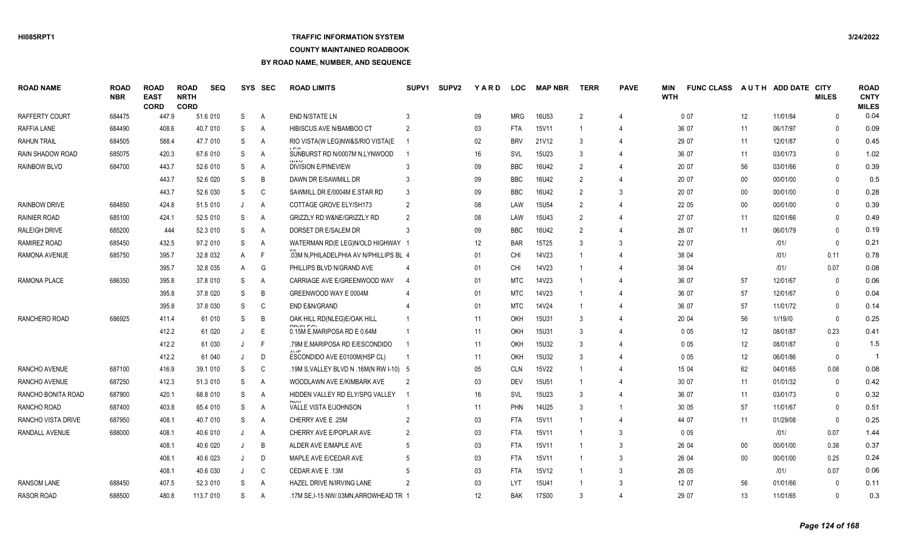**HI085RPT1** | **TRAFFIC INFORMATION SYSTEM** | **3/24/2022**

**COUNTY MAINTAINED ROADBOOK**

**BY ROAD NAME, NUMBER, AND SEQUENCE**

| ROAD NAME | ROAD NBR | ROAD EAST CORD | ROAD NRTH CORD | SEQ | SYS | SEC | ROAD LIMITS | SUPV1 | SUPV2 | YARD | LOC | MAP NBR | TERR | PAVE | MIN WTH | FUNC CLASS | AUTH | ADD DATE | CITY MILES | ROAD CNTY MILES |
|---|---|---|---|---|---|---|---|---|---|---|---|---|---|---|---|---|---|---|---|---|
| RAFFERTY COURT | 684475 | 447.9 | 51.6 | 010 | S | A | END N/STATE LN | 3 | | 09 | MRG | 16U53 | 2 | 4 | 0 | 07 | 12 | 11/01/84 | 0 | 0.04 |
| RAFFIA LANE | 684490 | 408.6 | 40.7 | 010 | S | A | HIBISCUS AVE N/BAMBOO CT | 2 | | 03 | FTA | 15V11 | 1 | 4 | 36 | 07 | 11 | 06/17/97 | 0 | 0.09 |
| RAHUN TRAIL | 684505 | 588.4 | 47.7 | 010 | S | A | RIO VISTA(W LEG)NW&S/RIO VISTA(E LEG) | 1 | | 02 | BRV | 21V12 | 3 | 4 | 29 | 07 | 11 | 12/01/87 | 0 | 0.45 |
| RAIN SHADOW ROAD | 685075 | 420.3 | 67.6 | 010 | S | A | SUNBURST RD N/0007M N,LYNWOOD WAY | 1 | | 16 | SVL | 15U23 | 3 | 4 | 36 | 07 | 11 | 03/01/73 | 0 | 1.02 |
| RAINBOW BLVD | 684700 | 443.7 | 52.6 | 010 | S | A | DIVISION E/PINEVIEW | 3 | | 09 | BBC | 16U42 | 2 | 4 | 20 | 07 | 56 | 03/01/66 | 0 | 0.39 |
| | | 443.7 | 52.6 | 020 | S | B | DAWN DR E/SAWMILL DR | 3 | | 09 | BBC | 16U42 | 2 | 4 | 20 | 07 | 00 | 00/01/00 | 0 | 0.5 |
| | | 443.7 | 52.6 | 030 | S | C | SAWMILL DR E/0004M E,STAR RD | 3 | | 09 | BBC | 16U42 | 2 | 3 | 20 | 07 | 00 | 00/01/00 | 0 | 0.28 |
| RAINBOW DRIVE | 684850 | 424.8 | 51.5 | 010 | J | A | COTTAGE GROVE ELY/SH173 | 2 | | 08 | LAW | 15U54 | 2 | 4 | 22 | 05 | 00 | 00/01/00 | 0 | 0.39 |
| RAINIER ROAD | 685100 | 424.1 | 52.5 | 010 | S | A | GRIZZLY RD W&NE/GRIZZLY RD | 2 | | 08 | LAW | 15U43 | 2 | 4 | 27 | 07 | 11 | 02/01/66 | 0 | 0.49 |
| RALEIGH DRIVE | 685200 | 444 | 52.3 | 010 | S | A | DORSET DR E/SALEM DR | 3 | | 09 | BBC | 16U42 | 2 | 4 | 26 | 07 | 11 | 06/01/79 | 0 | 0.19 |
| RAMIREZ ROAD | 685450 | 432.5 | 97.2 | 010 | S | A | WATERMAN RD(E LEG)N/OLD HIGHWAY 58 | 1 | | 12 | BAR | 15T25 | 3 | 3 | 22 | 07 | | /01/ | 0 | 0.21 |
| RAMONA AVENUE | 685750 | 395.7 | 32.8 | 032 | A | F | .03M N,PHILADELPHIA AV N/PHILLIPS BL | 4 | | 01 | CHI | 14V23 | 1 | 4 | 38 | 04 | | /01/ | 0.11 | 0.78 |
| | | 395.7 | 32.8 | 035 | A | G | PHILLIPS BLVD N/GRAND AVE | 4 | | 01 | CHI | 14V23 | 1 | 4 | 38 | 04 | | /01/ | 0.07 | 0.08 |
| RAMONA PLACE | 686350 | 395.8 | 37.8 | 010 | S | A | CARRIAGE AVE E/GREENWOOD WAY | 4 | | 01 | MTC | 14V23 | 1 | 4 | 36 | 07 | 57 | 12/01/67 | 0 | 0.06 |
| | | 395.8 | 37.8 | 020 | S | B | GREENWOOD WAY E 0004M | 4 | | 01 | MTC | 14V23 | 1 | 4 | 36 | 07 | 57 | 12/01/67 | 0 | 0.04 |
| | | 395.8 | 37.8 | 030 | S | C | END E&N/GRAND | 4 | | 01 | MTC | 14V24 | 1 | 4 | 36 | 07 | 57 | 11/01/72 | 0 | 0.14 |
| RANCHERO ROAD | 686925 | 411.4 | 61 | 010 | S | B | OAK HILL RD(NLEG)E/OAK HILL RD(SLEG) | 1 | | 11 | OKH | 15U31 | 3 | 4 | 20 | 04 | 56 | 1//19//0 | 0 | 0.25 |
| | | 412.2 | 61 | 020 | J | E | 0.15M E,MARIPOSA RD E 0.64M | 1 | | 11 | OKH | 15U31 | 3 | 4 | 0 | 05 | 12 | 08/01/87 | 0.23 | 0.41 |
| | | 412.2 | 61 | 030 | J | F | .79M E,MARIPOSA RD E/ESCONDIDO AVE | 1 | | 11 | OKH | 15U32 | 3 | 4 | 0 | 05 | 12 | 08/01/87 | 0 | 1.5 |
| | | 412.2 | 61 | 040 | J | D | ESCONDIDO AVE E0100M(HSP CL) | 1 | | 11 | OKH | 15U32 | 3 | 4 | 0 | 05 | 12 | 06/01/86 | 0 | 1 |
| RANCHO AVENUE | 687100 | 416.9 | 39.1 | 010 | S | C | .19M S,VALLEY BLVD N .16M(N RW I-10) | 5 | | 05 | CLN | 15V22 | 1 | 4 | 15 | 04 | 62 | 04/01/65 | 0.08 | 0.08 |
| RANCHO AVENUE | 687250 | 412.3 | 51.3 | 010 | S | A | WOODLAWN AVE E/KIMBARK AVE | 2 | | 03 | DEV | 15U51 | 1 | 4 | 30 | 07 | 11 | 01/01/32 | 0 | 0.42 |
| RANCHO BONITA ROAD | 687900 | 420.1 | 68.8 | 010 | S | A | HIDDEN VALLEY RD ELY/SPG VALLEY PKY | 1 | | 16 | SVL | 15U23 | 3 | 4 | 36 | 07 | 11 | 03/01/73 | 0 | 0.32 |
| RANCHO ROAD | 687400 | 403.8 | 65.4 | 010 | S | A | VALLE VISTA E/JOHNSON | 1 | | 11 | PHN | 14U25 | 3 | 1 | 30 | 05 | 57 | 11/01/67 | 0 | 0.51 |
| RANCHO VISTA DRIVE | 687950 | 408.1 | 40.7 | 010 | S | A | CHERRY AVE E .25M | 2 | | 03 | FTA | 15V11 | 1 | 4 | 44 | 07 | 11 | 01/29/08 | 0 | 0.25 |
| RANDALL AVENUE | 688000 | 408.1 | 40.6 | 010 | J | A | CHERRY AVE E/POPLAR AVE | 2 | | 03 | FTA | 15V11 | 1 | 3 | 0 | 05 | | /01/ | 0.07 | 1.44 |
| | | 408.1 | 40.6 | 020 | J | B | ALDER AVE E/MAPLE AVE | 5 | | 03 | FTA | 15V11 | 1 | 3 | 26 | 04 | 00 | 00/01/00 | 0.38 | 0.37 |
| | | 408.1 | 40.6 | 023 | J | D | MAPLE AVE E/CEDAR AVE | 5 | | 03 | FTA | 15V11 | 1 | 3 | 26 | 04 | 00 | 00/01/00 | 0.25 | 0.24 |
| | | 408.1 | 40.6 | 030 | J | C | CEDAR AVE E .13M | 5 | | 03 | FTA | 15V12 | 1 | 3 | 26 | 05 | | /01/ | 0.07 | 0.06 |
| RANSOM LANE | 688450 | 407.5 | 52.3 | 010 | S | A | HAZEL DRIVE N/IRVING LANE | 2 | | 03 | LYT | 15U41 | 1 | 3 | 12 | 07 | 56 | 01/01/66 | 0 | 0.11 |
| RASOR ROAD | 688500 | 480.8 | 113.7 | 010 | S | A | .17M SE,I-15 NW/.03MN,ARROWHEAD TR | 1 | | 12 | BAK | 17S00 | 3 | 4 | 29 | 07 | 13 | 11/01/65 | 0 | 0.3 |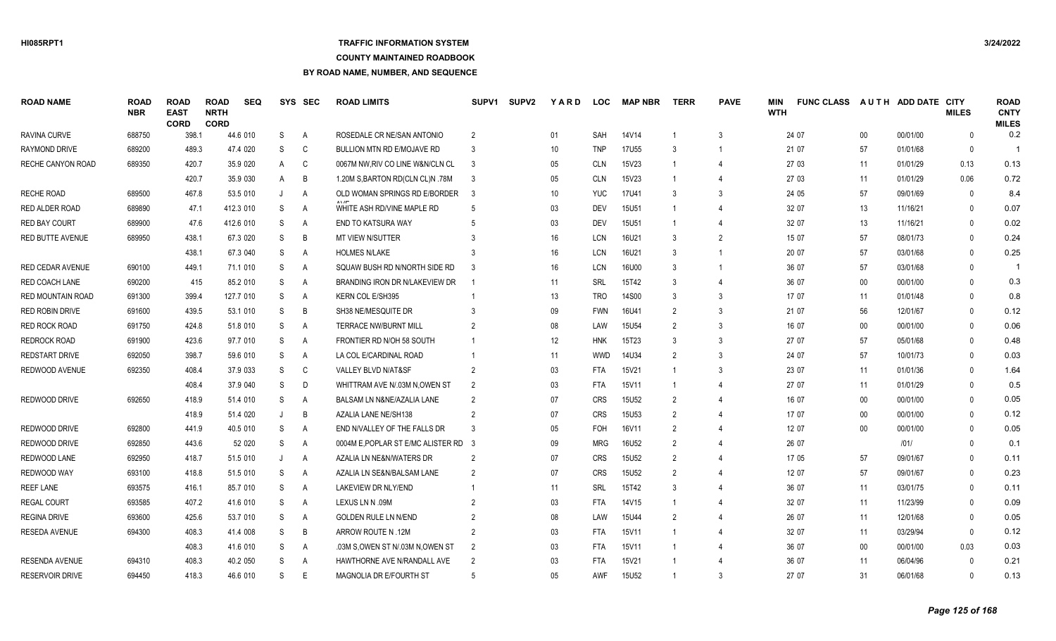**TRAFFIC INFORMATION SYSTEM**

**COUNTY MAINTAINED ROADBOOK**

**BY ROAD NAME, NUMBER, AND SEQUENCE**

| ROAD NAME | ROAD NBR | ROAD EAST CORD | ROAD NRTH CORD | SEQ | SYS | SEC | ROAD LIMITS | SUPV1 | SUPV2 | YARD | LOC | MAP NBR | TERR | PAVE | MIN WTH | FUNC CLASS | AUTH | ADD DATE | CITY MILES | ROAD CNTY MILES |
|---|---|---|---|---|---|---|---|---|---|---|---|---|---|---|---|---|---|---|---|---|
| RAVINA CURVE | 688750 | 398.1 | 44.6 | 010 | S | A | ROSEDALE CR NE/SAN ANTONIO | 2 | | 01 | SAH | 14V14 | 1 | 3 | 24 | 07 | 00 | 00/01/00 | 0 | 0.2 |
| RAYMOND DRIVE | 689200 | 489.3 | 47.4 | 020 | S | C | BULLION MTN RD E/MOJAVE RD | 3 | | 10 | TNP | 17U55 | 3 | 1 | 21 | 07 | 57 | 01/01/68 | 0 | 1 |
| RECHE CANYON ROAD | 689350 | 420.7 | 35.9 | 020 | A | C | 0067M NW,RIV CO LINE W&N/CLN CL | 3 | | 05 | CLN | 15V23 | 1 | 4 | 27 | 03 | 11 | 01/01/29 | 0.13 | 0.13 |
| | | 420.7 | 35.9 | 030 | A | B | 1.20M S,BARTON RD(CLN CL)N .78M | 3 | | 05 | CLN | 15V23 | 1 | 4 | 27 | 03 | 11 | 01/01/29 | 0.06 | 0.72 |
| RECHE ROAD | 689500 | 467.8 | 53.5 | 010 | J | A | OLD WOMAN SPRINGS RD E/BORDER AVE | 3 | | 10 | YUC | 17U41 | 3 | 3 | 24 | 05 | 57 | 09/01/69 | 0 | 8.4 |
| RED ALDER ROAD | 689890 | 47.1 | 412.3 | 010 | S | A | WHITE ASH RD/VINE MAPLE RD | 5 | | 03 | DEV | 15U51 | 1 | 4 | 32 | 07 | 13 | 11/16/21 | 0 | 0.07 |
| RED BAY COURT | 689900 | 47.6 | 412.6 | 010 | S | A | END TO KATSURA WAY | 5 | | 03 | DEV | 15U51 | 1 | 4 | 32 | 07 | 13 | 11/16/21 | 0 | 0.02 |
| RED BUTTE AVENUE | 689950 | 438.1 | 67.3 | 020 | S | B | MT VIEW N/SUTTER | 3 | | 16 | LCN | 16U21 | 3 | 2 | 15 | 07 | 57 | 08/01/73 | 0 | 0.24 |
| | | 438.1 | 67.3 | 040 | S | A | HOLMES N/LAKE | 3 | | 16 | LCN | 16U21 | 3 | 1 | 20 | 07 | 57 | 03/01/68 | 0 | 0.25 |
| RED CEDAR AVENUE | 690100 | 449.1 | 71.1 | 010 | S | A | SQUAW BUSH RD N/NORTH SIDE RD | 3 | | 16 | LCN | 16U00 | 3 | 1 | 36 | 07 | 57 | 03/01/68 | 0 | 1 |
| RED COACH LANE | 690200 | 415 | 85.2 | 010 | S | A | BRANDING IRON DR N/LAKEVIEW DR | 1 | | 11 | SRL | 15T42 | 3 | 4 | 36 | 07 | 00 | 00/01/00 | 0 | 0.3 |
| RED MOUNTAIN ROAD | 691300 | 399.4 | 127.7 | 010 | S | A | KERN COL E/SH395 | 1 | | 13 | TRO | 14S00 | 3 | 3 | 17 | 07 | 11 | 01/01/48 | 0 | 0.8 |
| RED ROBIN DRIVE | 691600 | 439.5 | 53.1 | 010 | S | B | SH38 NE/MESQUITE DR | 3 | | 09 | FWN | 16U41 | 2 | 3 | 21 | 07 | 56 | 12/01/67 | 0 | 0.12 |
| RED ROCK ROAD | 691750 | 424.8 | 51.8 | 010 | S | A | TERRACE NW/BURNT MILL | 2 | | 08 | LAW | 15U54 | 2 | 3 | 16 | 07 | 00 | 00/01/00 | 0 | 0.06 |
| REDROCK ROAD | 691900 | 423.6 | 97.7 | 010 | S | A | FRONTIER RD N/OH 58 SOUTH | 1 | | 12 | HNK | 15T23 | 3 | 3 | 27 | 07 | 57 | 05/01/68 | 0 | 0.48 |
| REDSTART DRIVE | 692050 | 398.7 | 59.6 | 010 | S | A | LA COL E/CARDINAL ROAD | 1 | | 11 | WWD | 14U34 | 2 | 3 | 24 | 07 | 57 | 10/01/73 | 0 | 0.03 |
| REDWOOD AVENUE | 692350 | 408.4 | 37.9 | 033 | S | C | VALLEY BLVD N/AT&SF | 2 | | 03 | FTA | 15V21 | 1 | 3 | 23 | 07 | 11 | 01/01/36 | 0 | 1.64 |
| | | 408.4 | 37.9 | 040 | S | D | WHITTRAM AVE N/.03M N,OWEN ST | 2 | | 03 | FTA | 15V11 | 1 | 4 | 27 | 07 | 11 | 01/01/29 | 0 | 0.5 |
| REDWOOD DRIVE | 692650 | 418.9 | 51.4 | 010 | S | A | BALSAM LN N&NE/AZALIA LANE | 2 | | 07 | CRS | 15U52 | 2 | 4 | 16 | 07 | 00 | 00/01/00 | 0 | 0.05 |
| | | 418.9 | 51.4 | 020 | J | B | AZALIA LANE NE/SH138 | 2 | | 07 | CRS | 15U53 | 2 | 4 | 17 | 07 | 00 | 00/01/00 | 0 | 0.12 |
| REDWOOD DRIVE | 692800 | 441.9 | 40.5 | 010 | S | A | END N/VALLEY OF THE FALLS DR | 3 | | 05 | FOH | 16V11 | 2 | 4 | 12 | 07 | 00 | 00/01/00 | 0 | 0.05 |
| REDWOOD DRIVE | 692850 | 443.6 | 52 | 020 | S | A | 0004M E,POPLAR ST E/MC ALISTER RD | 3 | | 09 | MRG | 16U52 | 2 | 4 | 26 | 07 | | /01/ | 0 | 0.1 |
| REDWOOD LANE | 692950 | 418.7 | 51.5 | 010 | J | A | AZALIA LN NE&N/WATERS DR | 2 | | 07 | CRS | 15U52 | 2 | 4 | 17 | 05 | 57 | 09/01/67 | 0 | 0.11 |
| REDWOOD WAY | 693100 | 418.8 | 51.5 | 010 | S | A | AZALIA LN SE&N/BALSAM LANE | 2 | | 07 | CRS | 15U52 | 2 | 4 | 12 | 07 | 57 | 09/01/67 | 0 | 0.23 |
| REEF LANE | 693575 | 416.1 | 85.7 | 010 | S | A | LAKEVIEW DR NLY/END | 1 | | 11 | SRL | 15T42 | 3 | 4 | 36 | 07 | 11 | 03/01/75 | 0 | 0.11 |
| REGAL COURT | 693585 | 407.2 | 41.6 | 010 | S | A | LEXUS LN N .09M | 2 | | 03 | FTA | 14V15 | 1 | 4 | 32 | 07 | 11 | 11/23/99 | 0 | 0.09 |
| REGINA DRIVE | 693600 | 425.6 | 53.7 | 010 | S | A | GOLDEN RULE LN N/END | 2 | | 08 | LAW | 15U44 | 2 | 4 | 26 | 07 | 11 | 12/01/68 | 0 | 0.05 |
| RESEDA AVENUE | 694300 | 408.3 | 41.4 | 008 | S | B | ARROW ROUTE N .12M | 2 | | 03 | FTA | 15V11 | 1 | 4 | 32 | 07 | 11 | 03/29/94 | 0 | 0.12 |
| | | 408.3 | 41.6 | 010 | S | A | .03M S,OWEN ST N/.03M N,OWEN ST | 2 | | 03 | FTA | 15V11 | 1 | 4 | 36 | 07 | 00 | 00/01/00 | 0.03 | 0.03 |
| RESENDA AVENUE | 694310 | 408.3 | 40.2 | 050 | S | A | HAWTHORNE AVE N/RANDALL AVE | 2 | | 03 | FTA | 15V21 | 1 | 4 | 36 | 07 | 11 | 06/04/96 | 0 | 0.21 |
| RESERVOIR DRIVE | 694450 | 418.3 | 46.6 | 010 | S | E | MAGNOLIA DR E/FOURTH ST | 5 | | 05 | AWF | 15U52 | 1 | 3 | 27 | 07 | 31 | 06/01/68 | 0 | 0.13 |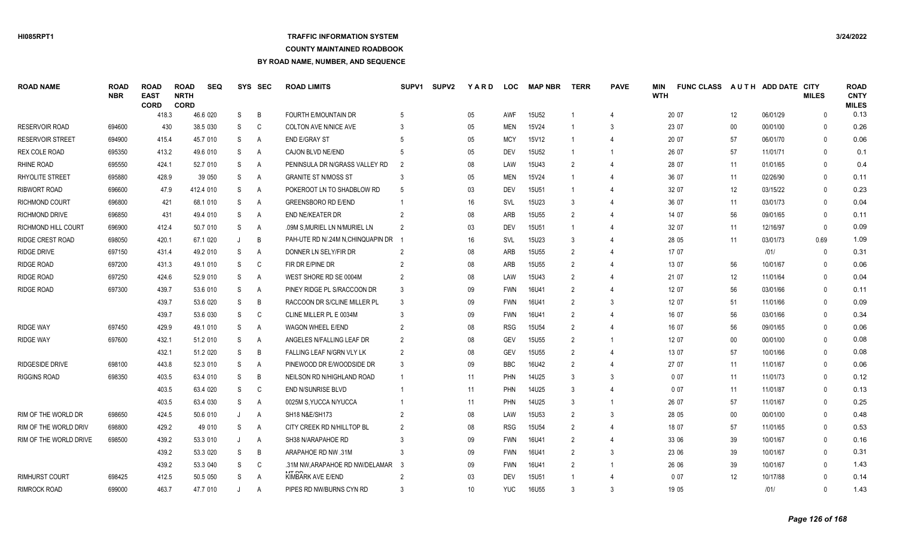**TRAFFIC INFORMATION SYSTEM**

**COUNTY MAINTAINED ROADBOOK**

**BY ROAD NAME, NUMBER, AND SEQUENCE**

| ROAD NAME | ROAD NBR | ROAD EAST CORD | ROAD NRTH CORD | SEQ | SYS | SEC | ROAD LIMITS | SUPV1 | SUPV2 | YARD | LOC | MAP NBR | TERR | PAVE | MIN WTH | FUNC CLASS | AUTH | ADD DATE | CITY MILES | ROAD CNTY MILES |
|---|---|---|---|---|---|---|---|---|---|---|---|---|---|---|---|---|---|---|---|---|
| | | 418.3 | 46.6 | 020 | S | B | FOURTH E/MOUNTAIN DR | 5 | | 05 | AWF | 15U52 | 1 | 4 | 20 | 07 | 12 | 06/01/29 | 0 | 0.13 |
| RESERVOIR ROAD | 694600 | 430 | 38.5 | 030 | S | C | COLTON AVE N/NICE AVE | 3 | | 05 | MEN | 15V24 | 1 | 3 | 23 | 07 | 00 | 00/01/00 | 0 | 0.26 |
| RESERVOIR STREET | 694900 | 415.4 | 45.7 | 010 | S | A | END E/GRAY ST | 5 | | 05 | MCY | 15V12 | 1 | 4 | 20 | 07 | 57 | 06/01/70 | 0 | 0.06 |
| REX COLE ROAD | 695350 | 413.2 | 49.6 | 010 | S | A | CAJON BLVD NE/END | 5 | | 05 | DEV | 15U52 | 1 | 1 | 26 | 07 | 57 | 11/01/71 | 0 | 0.1 |
| RHINE ROAD | 695550 | 424.1 | 52.7 | 010 | S | A | PENINSULA DR N/GRASS VALLEY RD | 2 | | 08 | LAW | 15U43 | 2 | 4 | 28 | 07 | 11 | 01/01/65 | 0 | 0.4 |
| RHYOLITE STREET | 695880 | 428.9 | 39 | 050 | S | A | GRANITE ST N/MOSS ST | 3 | | 05 | MEN | 15V24 | 1 | 4 | 36 | 07 | 11 | 02/26/90 | 0 | 0.11 |
| RIBWORT ROAD | 696600 | 47.9 | 412.4 | 010 | S | A | POKEROOT LN TO SHADBLOW RD | 5 | | 03 | DEV | 15U51 | 1 | 4 | 32 | 07 | 12 | 03/15/22 | 0 | 0.23 |
| RICHMOND COURT | 696800 | 421 | 68.1 | 010 | S | A | GREENSBORO RD E/END | 1 | | 16 | SVL | 15U23 | 3 | 4 | 36 | 07 | 11 | 03/01/73 | 0 | 0.04 |
| RICHMOND DRIVE | 696850 | 431 | 49.4 | 010 | S | A | END NE/KEATER DR | 2 | | 08 | ARB | 15U55 | 2 | 4 | 14 | 07 | 56 | 09/01/65 | 0 | 0.11 |
| RICHMOND HILL COURT | 696900 | 412.4 | 50.7 | 010 | S | A | .09M S,MURIEL LN N/MURIEL LN | 2 | | 03 | DEV | 15U51 | 1 | 4 | 32 | 07 | 11 | 12/16/97 | 0 | 0.09 |
| RIDGE CREST ROAD | 698050 | 420.1 | 67.1 | 020 | J | B | PAH-UTE RD N/.24M N,CHINQUAPIN DR | 1 | | 16 | SVL | 15U23 | 3 | 4 | 28 | 05 | 11 | 03/01/73 | 0.69 | 1.09 |
| RIDGE DRIVE | 697150 | 431.4 | 49.2 | 010 | S | A | DONNER LN SELY/FIR DR | 2 | | 08 | ARB | 15U55 | 2 | 4 | 17 | 07 | | /01/ | 0 | 0.31 |
| RIDGE ROAD | 697200 | 431.3 | 49.1 | 010 | S | C | FIR DR E/PINE DR | 2 | | 08 | ARB | 15U55 | 2 | 4 | 13 | 07 | 56 | 10/01/67 | 0 | 0.06 |
| RIDGE ROAD | 697250 | 424.6 | 52.9 | 010 | S | A | WEST SHORE RD SE 0004M | 2 | | 08 | LAW | 15U43 | 2 | 4 | 21 | 07 | 12 | 11/01/64 | 0 | 0.04 |
| RIDGE ROAD | 697300 | 439.7 | 53.6 | 010 | S | A | PINEY RIDGE PL S/RACCOON DR | 3 | | 09 | FWN | 16U41 | 2 | 4 | 12 | 07 | 56 | 03/01/66 | 0 | 0.11 |
| | | 439.7 | 53.6 | 020 | S | B | RACCOON DR S/CLINE MILLER PL | 3 | | 09 | FWN | 16U41 | 2 | 3 | 12 | 07 | 51 | 11/01/66 | 0 | 0.09 |
| | | 439.7 | 53.6 | 030 | S | C | CLINE MILLER PL E 0034M | 3 | | 09 | FWN | 16U41 | 2 | 4 | 16 | 07 | 56 | 03/01/66 | 0 | 0.34 |
| RIDGE WAY | 697450 | 429.9 | 49.1 | 010 | S | A | WAGON WHEEL E/END | 2 | | 08 | RSG | 15U54 | 2 | 4 | 16 | 07 | 56 | 09/01/65 | 0 | 0.06 |
| RIDGE WAY | 697600 | 432.1 | 51.2 | 010 | S | A | ANGELES N/FALLING LEAF DR | 2 | | 08 | GEV | 15U55 | 2 | 1 | 12 | 07 | 00 | 00/01/00 | 0 | 0.08 |
| | | 432.1 | 51.2 | 020 | S | B | FALLING LEAF N/GRN VLY LK | 2 | | 08 | GEV | 15U55 | 2 | 4 | 13 | 07 | 57 | 10/01/66 | 0 | 0.08 |
| RIDGESIDE DRIVE | 698100 | 443.8 | 52.3 | 010 | S | A | PINEWOOD DR E/WOODSIDE DR | 3 | | 09 | BBC | 16U42 | 2 | 4 | 27 | 07 | 11 | 11/01/67 | 0 | 0.06 |
| RIGGINS ROAD | 698350 | 403.5 | 63.4 | 010 | S | B | NEILSON RD N/HIGHLAND ROAD | 1 | | 11 | PHN | 14U25 | 3 | 3 | 0 | 07 | 11 | 11/01/73 | 0 | 0.12 |
| | | 403.5 | 63.4 | 020 | S | C | END N/SUNRISE BLVD | 1 | | 11 | PHN | 14U25 | 3 | 4 | 0 | 07 | 11 | 11/01/87 | 0 | 0.13 |
| | | 403.5 | 63.4 | 030 | S | A | 0025M S,YUCCA N/YUCCA | 1 | | 11 | PHN | 14U25 | 3 | 1 | 26 | 07 | 57 | 11/01/67 | 0 | 0.25 |
| RIM OF THE WORLD DR | 698650 | 424.5 | 50.6 | 010 | J | A | SH18 N&E/SH173 | 2 | | 08 | LAW | 15U53 | 2 | 3 | 28 | 05 | 00 | 00/01/00 | 0 | 0.48 |
| RIM OF THE WORLD DRIV | 698800 | 429.2 | 49 | 010 | S | A | CITY CREEK RD N/HILLTOP BL | 2 | | 08 | RSG | 15U54 | 2 | 4 | 18 | 07 | 57 | 11/01/65 | 0 | 0.53 |
| RIM OF THE WORLD DRIVE | 698500 | 439.2 | 53.3 | 010 | J | A | SH38 N/ARAPAHOE RD | 3 | | 09 | FWN | 16U41 | 2 | 4 | 33 | 06 | 39 | 10/01/67 | 0 | 0.16 |
| | | 439.2 | 53.3 | 020 | S | B | ARAPAHOE RD NW .31M | 3 | | 09 | FWN | 16U41 | 2 | 3 | 23 | 06 | 39 | 10/01/67 | 0 | 0.31 |
| | | 439.2 | 53.3 | 040 | S | C | .31M NW,ARAPAHOE RD NW/DELAMAR MT RD | 3 | | 09 | FWN | 16U41 | 2 | 1 | 26 | 06 | 39 | 10/01/67 | 0 | 1.43 |
| RIMHURST COURT | 698425 | 412.5 | 50.5 | 050 | S | A | KIMBARK AVE E/END | 2 | | 03 | DEV | 15U51 | 1 | 4 | 0 | 07 | 12 | 10/17/88 | 0 | 0.14 |
| RIMROCK ROAD | 699000 | 463.7 | 47.7 | 010 | J | A | PIPES RD NW/BURNS CYN RD | 3 | | 10 | YUC | 16U55 | 3 | 3 | 19 | 05 | | /01/ | 0 | 1.43 |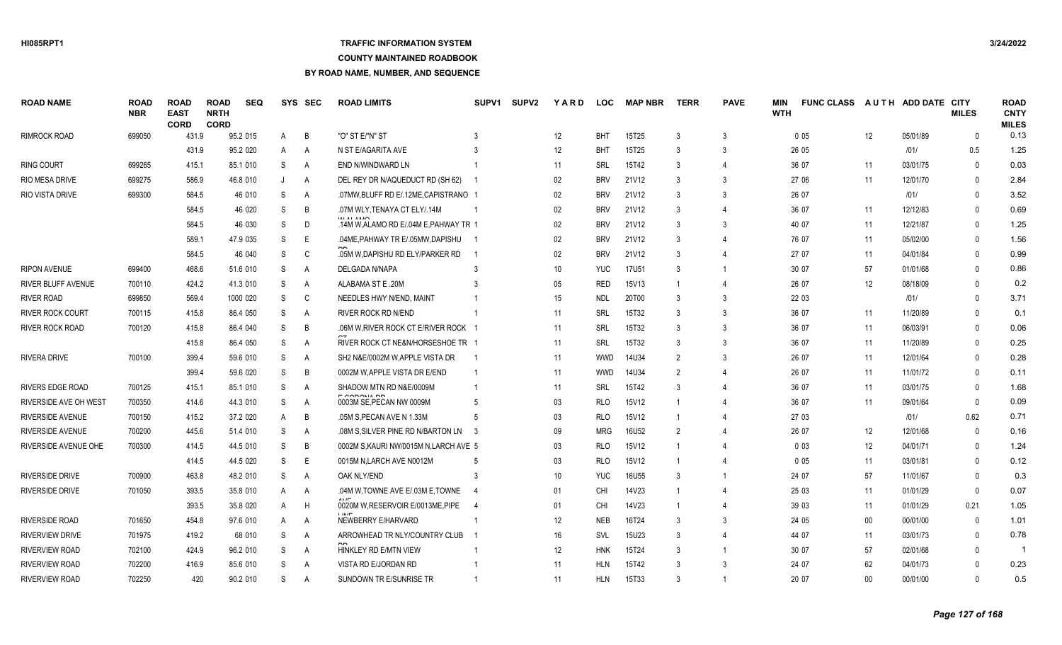**HI085RPT1**

**TRAFFIC INFORMATION SYSTEM**

**COUNTY MAINTAINED ROADBOOK**

**BY ROAD NAME, NUMBER, AND SEQUENCE**

3/24/2022

| ROAD NAME | ROAD NBR | ROAD EAST CORD | ROAD NRTH CORD | SEQ | SYS | SEC | ROAD LIMITS | SUPV1 | SUPV2 | YARD | LOC | MAP NBR | TERR | PAVE | MIN WTH | FUNC CLASS | AUTH | ADD DATE | CITY MILES | ROAD CNTY MILES |
|---|---|---|---|---|---|---|---|---|---|---|---|---|---|---|---|---|---|---|---|---|
| RIMROCK ROAD | 699050 | 431.9 | 95.2 | 015 | A | B | "O" ST E/"N" ST | 3 | | 12 | BHT | 15T25 | 3 | 3 | 0 | 05 | 12 | 05/01/89 | 0 | 0.13 |
| | | 431.9 | 95.2 | 020 | A | A | N ST E/AGARITA AVE | 3 | | 12 | BHT | 15T25 | 3 | 3 | 26 | 05 | | /01/ | 0.5 | 1.25 |
| RING COURT | 699265 | 415.1 | 85.1 | 010 | S | A | END N/WINDWARD LN | 1 | | 11 | SRL | 15T42 | 3 | 4 | 36 | 07 | 11 | 03/01/75 | 0 | 0.03 |
| RIO MESA DRIVE | 699275 | 586.9 | 46.8 | 010 | J | A | DEL REY DR N/AQUEDUCT RD (SH 62) | 1 | | 02 | BRV | 21V12 | 3 | 3 | 27 | 06 | 11 | 12/01/70 | 0 | 2.84 |
| RIO VISTA DRIVE | 699300 | 584.5 | 46 | 010 | S | A | .07MW,BLUFF RD E/.12ME,CAPISTRANO | 1 | | 02 | BRV | 21V12 | 3 | 3 | 26 | 07 | | /01/ | 0 | 3.52 |
| | | 584.5 | 46 | 020 | S | B | .07M WLY,TENAYA CT ELY/.14M | 1 | | 02 | BRV | 21V12 | 3 | 4 | 36 | 07 | 11 | 12/12/83 | 0 | 0.69 |
| | | 584.5 | 46 | 030 | S | D | .14M W,ALAMO RD E/.04M E,PAHWAY TR | 1 | | 02 | BRV | 21V12 | 3 | 3 | 40 | 07 | 11 | 12/21/87 | 0 | 1.25 |
| | | 589.1 | 47.9 | 035 | S | E | .04ME,PAHWAY TR E/.05MW,DAPISHU | 1 | | 02 | BRV | 21V12 | 3 | 4 | 76 | 07 | 11 | 05/02/00 | 0 | 1.56 |
| | | 584.5 | 46 | 040 | S | C | .05M W,DAPISHU RD ELY/PARKER RD | 1 | | 02 | BRV | 21V12 | 3 | 4 | 27 | 07 | 11 | 04/01/84 | 0 | 0.99 |
| RIPON AVENUE | 699400 | 468.6 | 51.6 | 010 | S | A | DELGADA N/NAPA | 3 | | 10 | YUC | 17U51 | 3 | 1 | 30 | 07 | 57 | 01/01/68 | 0 | 0.86 |
| RIVER BLUFF AVENUE | 700110 | 424.2 | 41.3 | 010 | S | A | ALABAMA ST E .20M | 3 | | 05 | RED | 15V13 | 1 | 4 | 26 | 07 | 12 | 08/18/09 | 0 | 0.2 |
| RIVER ROAD | 699850 | 569.4 | 1000 | 020 | S | C | NEEDLES HWY N/END, MAINT | 1 | | 15 | NDL | 20T00 | 3 | 3 | 22 | 03 | | /01/ | 0 | 3.71 |
| RIVER ROCK COURT | 700115 | 415.8 | 86.4 | 050 | S | A | RIVER ROCK RD N/END | 1 | | 11 | SRL | 15T32 | 3 | 3 | 36 | 07 | 11 | 11/20/89 | 0 | 0.1 |
| RIVER ROCK ROAD | 700120 | 415.8 | 86.4 | 040 | S | B | .06M W,RIVER ROCK CT E/RIVER ROCK | 1 | | 11 | SRL | 15T32 | 3 | 3 | 36 | 07 | 11 | 06/03/91 | 0 | 0.06 |
| | | 415.8 | 86.4 | 050 | S | A | RIVER ROCK CT NE&N/HORSESHOE TR | 1 | | 11 | SRL | 15T32 | 3 | 3 | 36 | 07 | 11 | 11/20/89 | 0 | 0.25 |
| RIVERA DRIVE | 700100 | 399.4 | 59.6 | 010 | S | A | SH2 N&E/0002M W,APPLE VISTA DR | 1 | | 11 | WWD | 14U34 | 2 | 3 | 26 | 07 | 11 | 12/01/64 | 0 | 0.28 |
| | | 399.4 | 59.6 | 020 | S | B | 0002M W,APPLE VISTA DR E/END | 1 | | 11 | WWD | 14U34 | 2 | 4 | 26 | 07 | 11 | 11/01/72 | 0 | 0.11 |
| RIVERS EDGE ROAD | 700125 | 415.1 | 85.1 | 010 | S | A | SHADOW MTN RD N&E/0009M | 1 | | 11 | SRL | 15T42 | 3 | 4 | 36 | 07 | 11 | 03/01/75 | 0 | 1.68 |
| RIVERSIDE AVE OH WEST | 700350 | 414.6 | 44.3 | 010 | S | A | 0003M SE,PECAN NW 0009M | 5 | | 03 | RLO | 15V12 | 1 | 4 | 36 | 07 | 11 | 09/01/64 | 0 | 0.09 |
| RIVERSIDE AVENUE | 700150 | 415.2 | 37.2 | 020 | A | B | .05M S,PECAN AVE N 1.33M | 5 | | 03 | RLO | 15V12 | 1 | 4 | 27 | 03 | | /01/ | 0.62 | 0.71 |
| RIVERSIDE AVENUE | 700200 | 445.6 | 51.4 | 010 | S | A | .08M S,SILVER PINE RD N/BARTON LN | 3 | | 09 | MRG | 16U52 | 2 | 4 | 26 | 07 | 12 | 12/01/68 | 0 | 0.16 |
| RIVERSIDE AVENUE OHE | 700300 | 414.5 | 44.5 | 010 | S | B | 0002M S,KAURI NW/0015M N,LARCH AVE | 5 | | 03 | RLO | 15V12 | 1 | 4 | 0 | 03 | 12 | 04/01/71 | 0 | 1.24 |
| | | 414.5 | 44.5 | 020 | S | E | 0015M N,LARCH AVE N0012M | 5 | | 03 | RLO | 15V12 | 1 | 4 | 0 | 05 | 11 | 03/01/81 | 0 | 0.12 |
| RIVERSIDE DRIVE | 700900 | 463.8 | 48.2 | 010 | S | A | OAK NLY/END | 3 | | 10 | YUC | 16U55 | 3 | 1 | 24 | 07 | 57 | 11/01/67 | 0 | 0.3 |
| RIVERSIDE DRIVE | 701050 | 393.5 | 35.8 | 010 | A | A | .04M W,TOWNE AVE E/.03M E,TOWNE | 4 | | 01 | CHI | 14V23 | 1 | 4 | 25 | 03 | 11 | 01/01/29 | 0 | 0.07 |
| | | 393.5 | 35.8 | 020 | A | H | 0020M W,RESERVOIR E/0013ME,PIPE | 4 | | 01 | CHI | 14V23 | 1 | 4 | 39 | 03 | 11 | 01/01/29 | 0.21 | 1.05 |
| RIVERSIDE ROAD | 701650 | 454.8 | 97.6 | 010 | A | A | NEWBERRY E/HARVARD | 1 | | 12 | NEB | 16T24 | 3 | 3 | 24 | 05 | 00 | 00/01/00 | 0 | 1.01 |
| RIVERVIEW DRIVE | 701975 | 419.2 | 68 | 010 | S | A | ARROWHEAD TR NLY/COUNTRY CLUB | 1 | | 16 | SVL | 15U23 | 3 | 4 | 44 | 07 | 11 | 03/01/73 | 0 | 0.78 |
| RIVERVIEW ROAD | 702100 | 424.9 | 96.2 | 010 | S | A | HINKLEY RD E/MTN VIEW | 1 | | 12 | HNK | 15T24 | 3 | 1 | 30 | 07 | 57 | 02/01/68 | 0 | 1 |
| RIVERVIEW ROAD | 702200 | 416.9 | 85.6 | 010 | S | A | VISTA RD E/JORDAN RD | 1 | | 11 | HLN | 15T42 | 3 | 3 | 24 | 07 | 62 | 04/01/73 | 0 | 0.23 |
| RIVERVIEW ROAD | 702250 | 420 | 90.2 | 010 | S | A | SUNDOWN TR E/SUNRISE TR | 1 | | 11 | HLN | 15T33 | 3 | 1 | 20 | 07 | 00 | 00/01/00 | 0 | 0.5 |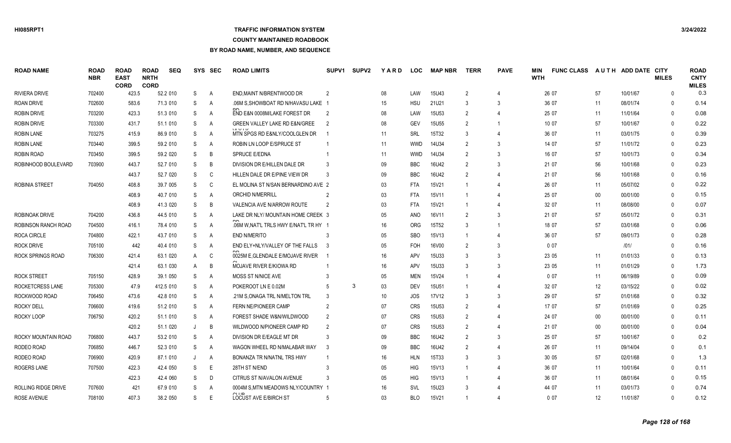# TRAFFIC INFORMATION SYSTEM

**COUNTY MAINTAINED ROADBOOK**

**BY ROAD NAME, NUMBER, AND SEQUENCE**

| ROAD NAME | ROAD NBR | ROAD EAST CORD | ROAD NRTH CORD | SEQ | SYS | SEC | ROAD LIMITS | SUPV1 | SUPV2 | YARD | LOC | MAP NBR | TERR | PAVE | MIN WTH | FUNC CLASS | AUTH | ADD DATE | CITY MILES | ROAD CNTY MILES |
|---|---|---|---|---|---|---|---|---|---|---|---|---|---|---|---|---|---|---|---|---|
| RIVIERA DRIVE | 702400 | 423.5 | 52.2 | 010 | S | A | END,MAINT N/BRENTWOOD DR | 2 | | 08 | LAW | 15U43 | 2 | 4 | 26 | 07 | 57 | 10/01/67 | 0 | 0.3 |
| ROAN DRIVE | 702600 | 583.6 | 71.3 | 010 | S | A | .06M S,SHOWBOAT RD N/HAVASU LAKE RD | 1 | | 15 | HSU | 21U21 | 3 | 3 | 36 | 07 | 11 | 08/01/74 | 0 | 0.14 |
| ROBIN DRIVE | 703200 | 423.3 | 51.3 | 010 | S | A | END E&N 0008M/LAKE FOREST DR | 2 | | 08 | LAW | 15U53 | 2 | 4 | 25 | 07 | 11 | 11/01/64 | 0 | 0.08 |
| ROBIN DRIVE | 703300 | 431.7 | 51.1 | 010 | S | A | GREEN VALLEY LAKE RD E&N/GREEN VLY | 2 | | 08 | GEV | 15U55 | 2 | 1 | 10 | 07 | 57 | 10/01/67 | 0 | 0.22 |
| ROBIN LANE | 703275 | 415.9 | 86.9 | 010 | S | A | MTN SPGS RD E&NLY/COOLGLEN DR | 1 | | 11 | SRL | 15T32 | 3 | 4 | 36 | 07 | 11 | 03/01/75 | 0 | 0.39 |
| ROBIN LANE | 703440 | 399.5 | 59.2 | 010 | S | A | ROBIN LN LOOP E/SPRUCE ST | 1 | | 11 | WWD | 14U34 | 2 | 3 | 14 | 07 | 57 | 11/01/72 | 0 | 0.23 |
| ROBIN ROAD | 703450 | 399.5 | 59.2 | 020 | S | B | SPRUCE E/EDNA | 1 | | 11 | WWD | 14U34 | 2 | 3 | 16 | 07 | 57 | 10/01/73 | 0 | 0.34 |
| ROBINHOOD BOULEVARD | 703900 | 443.7 | 52.7 | 010 | S | B | DIVISION DR E/HILLEN DALE DR | 3 | | 09 | BBC | 16U42 | 2 | 3 | 21 | 07 | 56 | 10/01/68 | 0 | 0.23 |
| | | 443.7 | 52.7 | 020 | S | C | HILLEN DALE DR E/PINE VIEW DR | 3 | | 09 | BBC | 16U42 | 2 | 4 | 21 | 07 | 56 | 10/01/68 | 0 | 0.16 |
| ROBINIA STREET | 704050 | 408.8 | 39.7 | 005 | S | C | EL MOLINA ST N/SAN BERNARDINO AVE | 2 | | 03 | FTA | 15V21 | 1 | 4 | 26 | 07 | 11 | 05/07/02 | 0 | 0.22 |
| | | 408.9 | 40.7 | 010 | S | A | ORCHID N/MERRILL | 2 | | 03 | FTA | 15V11 | 1 | 4 | 25 | 07 | 00 | 00/01/00 | 0 | 0.15 |
| | | 408.9 | 41.3 | 020 | S | B | VALENCIA AVE N/ARROW ROUTE | 2 | | 03 | FTA | 15V21 | 1 | 4 | 32 | 07 | 11 | 08/08/00 | 0 | 0.07 |
| ROBINOAK DRIVE | 704200 | 436.8 | 44.5 | 010 | S | A | LAKE DR NLY/ MOUNTAIN HOME CREEK RD | 3 | | 05 | ANO | 16V11 | 2 | 3 | 21 | 07 | 57 | 05/01/72 | 0 | 0.31 |
| ROBINSON RANCH ROAD | 704500 | 416.1 | 78.4 | 010 | S | A | .06M W,NAT'L TRLS HWY E/NAT'L TR HY | 1 | | 16 | ORG | 15T52 | 3 | 1 | 18 | 07 | 57 | 03/01/68 | 0 | 0.06 |
| ROCA CIRCLE | 704800 | 422.1 | 43.7 | 010 | S | A | END N/MERITO | 3 | | 05 | SBO | 15V13 | 1 | 4 | 36 | 07 | 57 | 09/01/73 | 0 | 0.28 |
| ROCK DRIVE | 705100 | 442 | 40.4 | 010 | S | A | END ELY+NLY/VALLEY OF THE FALLS DR | 3 | | 05 | FOH | 16V00 | 2 | 3 | 0 | 07 | | /01/ | 0 | 0.16 |
| ROCK SPRINGS ROAD | 706300 | 421.4 | 63.1 | 020 | A | C | 0025M E,GLENDALE E/MOJAVE RIVER CL | 1 | | 16 | APV | 15U33 | 3 | 3 | 23 | 05 | 11 | 01/01/33 | 0 | 0.13 |
| | | 421.4 | 63.1 | 030 | A | B | MOJAVE RIVER E/KIOWA RD | 1 | | 16 | APV | 15U33 | 3 | 3 | 23 | 05 | 11 | 01/01/29 | 0 | 1.73 |
| ROCK STREET | 705150 | 428.9 | 39.1 | 050 | S | A | MOSS ST N/NICE AVE | 3 | | 05 | MEN | 15V24 | 1 | 4 | 0 | 07 | 11 | 06/19/89 | 0 | 0.09 |
| ROCKETCRESS LANE | 705300 | 47.9 | 412.5 | 010 | S | A | POKEROOT LN E 0.02M | 5 | 3 | 03 | DEV | 15U51 | 1 | 4 | 32 | 07 | 12 | 03/15/22 | 0 | 0.02 |
| ROCKWOOD ROAD | 706450 | 473.6 | 42.8 | 010 | S | A | .21M S,ONAGA TRL N/MELTON TRL | 3 | | 10 | JOS | 17V12 | 3 | 3 | 29 | 07 | 57 | 01/01/68 | 0 | 0.32 |
| ROCKY DELL | 706600 | 419.6 | 51.2 | 010 | S | A | FERN NE/PIONEER CAMP | 2 | | 07 | CRS | 15U53 | 2 | 4 | 17 | 07 | 57 | 01/01/69 | 0 | 0.25 |
| ROCKY LOOP | 706750 | 420.2 | 51.1 | 010 | S | A | FOREST SHADE W&N/WILDWOOD | 2 | | 07 | CRS | 15U53 | 2 | 4 | 24 | 07 | 00 | 00/01/00 | 0 | 0.11 |
| | | 420.2 | 51.1 | 020 | J | B | WILDWOOD N/PIONEER CAMP RD | 2 | | 07 | CRS | 15U53 | 2 | 4 | 21 | 07 | 00 | 00/01/00 | 0 | 0.04 |
| ROCKY MOUNTAIN ROAD | 706800 | 443.7 | 53.2 | 010 | S | A | DIVISION DR E/EAGLE MT DR | 3 | | 09 | BBC | 16U42 | 2 | 3 | 25 | 07 | 57 | 10/01/67 | 0 | 0.2 |
| RODEO ROAD | 706850 | 446.7 | 52.3 | 010 | S | A | WAGON WHEEL RD N/MALABAR WAY | 3 | | 09 | BBC | 16U42 | 2 | 4 | 26 | 07 | 11 | 09/14/04 | 0 | 0.1 |
| RODEO ROAD | 706900 | 420.9 | 87.1 | 010 | J | A | BONANZA TR N/NATNL TRS HWY | 1 | | 16 | HLN | 15T33 | 3 | 3 | 30 | 05 | 57 | 02/01/68 | 0 | 1.3 |
| ROGERS LANE | 707500 | 422.3 | 42.4 | 050 | S | E | 28TH ST N/END | 3 | | 05 | HIG | 15V13 | 1 | 4 | 36 | 07 | 11 | 10/01/64 | 0 | 0.11 |
| | | 422.3 | 42.4 | 060 | S | D | CITRUS ST N/AVALON AVENUE | 3 | | 05 | HIG | 15V13 | 1 | 4 | 36 | 07 | 11 | 08/01/64 | 0 | 0.15 |
| ROLLING RIDGE DRIVE | 707600 | 421 | 67.9 | 010 | S | A | 0004M S,MTN MEADOWS NLY/COUNTRY CLUB | 1 | | 16 | SVL | 15U23 | 3 | 4 | 44 | 07 | 11 | 03/01/73 | 0 | 0.74 |
| ROSE AVENUE | 708100 | 407.3 | 38.2 | 050 | S | E | LOCUST AVE E/BIRCH ST | 5 | | 03 | BLO | 15V21 | 1 | 4 | 0 | 07 | 12 | 11/01/87 | 0 | 0.12 |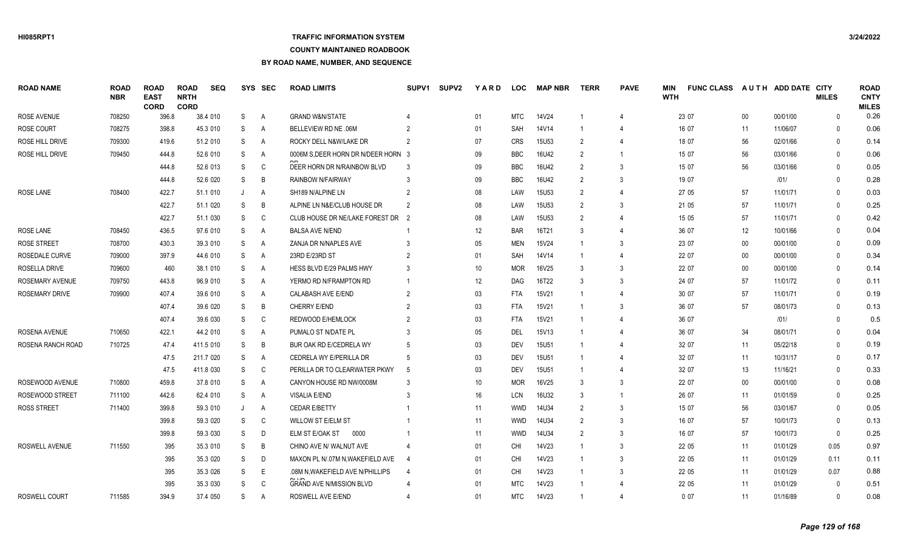**TRAFFIC INFORMATION SYSTEM**

**COUNTY MAINTAINED ROADBOOK**

**BY ROAD NAME, NUMBER, AND SEQUENCE**

HI085RPT1 3/24/2022

| ROAD NAME | ROAD NBR | ROAD EAST CORD | ROAD NRTH CORD | SEQ | SYS | SEC | ROAD LIMITS | SUPV1 | SUPV2 | YARD | LOC | MAP NBR | TERR | PAVE | MIN WTH | FUNC CLASS | AUTH | ADD DATE | CITY MILES | ROAD CNTY MILES |
|---|---|---|---|---|---|---|---|---|---|---|---|---|---|---|---|---|---|---|---|---|
| ROSE AVENUE | 708250 | 396.8 | 38.4 | 010 | S | A | GRAND W&N/STATE | 4 | | 01 | MTC | 14V24 | 1 | 4 | 23 | 07 | 00 | 00/01/00 | 0 | 0.26 |
| ROSE COURT | 708275 | 398.8 | 45.3 | 010 | S | A | BELLEVIEW RD NE .06M | 2 | | 01 | SAH | 14V14 | 1 | 4 | 16 | 07 | 11 | 11/06/07 | 0 | 0.06 |
| ROSE HILL DRIVE | 709300 | 419.6 | 51.2 | 010 | S | A | ROCKY DELL N&W/LAKE DR | 2 | | 07 | CRS | 15U53 | 2 | 4 | 18 | 07 | 56 | 02/01/66 | 0 | 0.14 |
| ROSE HILL DRIVE | 709450 | 444.8 | 52.6 | 010 | S | A | 0006M S,DEER HORN DR N/DEER HORN DR | 3 | | 09 | BBC | 16U42 | 2 | 1 | 15 | 07 | 56 | 03/01/66 | 0 | 0.06 |
| | | 444.8 | 52.6 | 013 | S | C | DEER HORN DR N/RAINBOW BLVD | 3 | | 09 | BBC | 16U42 | 2 | 3 | 15 | 07 | 56 | 03/01/66 | 0 | 0.05 |
| | | 444.8 | 52.6 | 020 | S | B | RAINBOW N/FAIRWAY | 3 | | 09 | BBC | 16U42 | 2 | 3 | 19 | 07 | | /01/ | 0 | 0.28 |
| ROSE LANE | 708400 | 422.7 | 51.1 | 010 | J | A | SH189 N/ALPINE LN | 2 | | 08 | LAW | 15U53 | 2 | 4 | 27 | 05 | 57 | 11/01/71 | 0 | 0.03 |
| | | 422.7 | 51.1 | 020 | S | B | ALPINE LN N&E/CLUB HOUSE DR | 2 | | 08 | LAW | 15U53 | 2 | 3 | 21 | 05 | 57 | 11/01/71 | 0 | 0.25 |
| | | 422.7 | 51.1 | 030 | S | C | CLUB HOUSE DR NE/LAKE FOREST DR | 2 | | 08 | LAW | 15U53 | 2 | 4 | 15 | 05 | 57 | 11/01/71 | 0 | 0.42 |
| ROSE LANE | 708450 | 436.5 | 97.6 | 010 | S | A | BALSA AVE N/END | 1 | | 12 | BAR | 16T21 | 3 | 4 | 36 | 07 | 12 | 10/01/66 | 0 | 0.04 |
| ROSE STREET | 708700 | 430.3 | 39.3 | 010 | S | A | ZANJA DR N/NAPLES AVE | 3 | | 05 | MEN | 15V24 | 1 | 3 | 23 | 07 | 00 | 00/01/00 | 0 | 0.09 |
| ROSEDALE CURVE | 709000 | 397.9 | 44.6 | 010 | S | A | 23RD E/23RD ST | 2 | | 01 | SAH | 14V14 | 1 | 4 | 22 | 07 | 00 | 00/01/00 | 0 | 0.34 |
| ROSELLA DRIVE | 709600 | 460 | 38.1 | 010 | S | A | HESS BLVD E/29 PALMS HWY | 3 | | 10 | MOR | 16V25 | 3 | 3 | 22 | 07 | 00 | 00/01/00 | 0 | 0.14 |
| ROSEMARY AVENUE | 709750 | 443.8 | 96.9 | 010 | S | A | YERMO RD N/FRAMPTON RD | 1 | | 12 | DAG | 16T22 | 3 | 3 | 24 | 07 | 57 | 11/01/72 | 0 | 0.11 |
| ROSEMARY DRIVE | 709900 | 407.4 | 39.6 | 010 | S | A | CALABASH AVE E/END | 2 | | 03 | FTA | 15V21 | 1 | 4 | 30 | 07 | 57 | 11/01/71 | 0 | 0.19 |
| | | 407.4 | 39.6 | 020 | S | B | CHERRY E/END | 2 | | 03 | FTA | 15V21 | 1 | 3 | 36 | 07 | 57 | 08/01/73 | 0 | 0.13 |
| | | 407.4 | 39.6 | 030 | S | C | REDWOOD E/HEMLOCK | 2 | | 03 | FTA | 15V21 | 1 | 4 | 36 | 07 | | /01/ | 0 | 0.5 |
| ROSENA AVENUE | 710650 | 422.1 | 44.2 | 010 | S | A | PUMALO ST N/DATE PL | 3 | | 05 | DEL | 15V13 | 1 | 4 | 36 | 07 | 34 | 08/01/71 | 0 | 0.04 |
| ROSENA RANCH ROAD | 710725 | 47.4 | 411.5 | 010 | S | B | BUR OAK RD E/CEDRELA WY | 5 | | 03 | DEV | 15U51 | 1 | 4 | 32 | 07 | 11 | 05/22/18 | 0 | 0.19 |
| | | 47.5 | 211.7 | 020 | S | A | CEDRELA WY E/PERILLA DR | 5 | | 03 | DEV | 15U51 | 1 | 4 | 32 | 07 | 11 | 10/31/17 | 0 | 0.17 |
| | | 47.5 | 411.8 | 030 | S | C | PERILLA DR TO CLEARWATER PKWY | 5 | | 03 | DEV | 15U51 | 1 | 4 | 32 | 07 | 13 | 11/16/21 | 0 | 0.33 |
| ROSEWOOD AVENUE | 710800 | 459.8 | 37.8 | 010 | S | A | CANYON HOUSE RD NW/0008M | 3 | | 10 | MOR | 16V25 | 3 | 3 | 22 | 07 | 00 | 00/01/00 | 0 | 0.08 |
| ROSEWOOD STREET | 711100 | 442.6 | 62.4 | 010 | S | A | VISALIA E/END | 3 | | 16 | LCN | 16U32 | 3 | 1 | 26 | 07 | 11 | 01/01/59 | 0 | 0.25 |
| ROSS STREET | 711400 | 399.8 | 59.3 | 010 | J | A | CEDAR E/BETTY | 1 | | 11 | WWD | 14U34 | 2 | 3 | 15 | 07 | 56 | 03/01/67 | 0 | 0.05 |
| | | 399.8 | 59.3 | 020 | S | C | WILLOW ST E/ELM ST | 1 | | 11 | WWD | 14U34 | 2 | 3 | 16 | 07 | 57 | 10/01/73 | 0 | 0.13 |
| | | 399.8 | 59.3 | 030 | S | D | ELM ST E/OAK ST 0000 | 1 | | 11 | WWD | 14U34 | 2 | 3 | 16 | 07 | 57 | 10/01/73 | 0 | 0.25 |
| ROSWELL AVENUE | 711550 | 395 | 35.3 | 010 | S | B | CHINO AVE N/ WALNUT AVE | 4 | | 01 | CHI | 14V23 | 1 | 3 | 22 | 05 | 11 | 01/01/29 | 0.05 | 0.97 |
| | | 395 | 35.3 | 020 | S | D | MAXON PL N/.07M N,WAKEFIELD AVE | 4 | | 01 | CHI | 14V23 | 1 | 3 | 22 | 05 | 11 | 01/01/29 | 0.11 | 0.11 |
| | | 395 | 35.3 | 026 | S | E | .08M N,WAKEFIELD AVE N/PHILLIPS BLVD | 4 | | 01 | CHI | 14V23 | 1 | 3 | 22 | 05 | 11 | 01/01/29 | 0.07 | 0.88 |
| | | 395 | 35.3 | 030 | S | C | GRAND AVE N/MISSION BLVD | 4 | | 01 | MTC | 14V23 | 1 | 4 | 22 | 05 | 11 | 01/01/29 | 0 | 0.51 |
| ROSWELL COURT | 711585 | 394.9 | 37.4 | 050 | S | A | ROSWELL AVE E/END | 4 | | 01 | MTC | 14V23 | 1 | 4 | 0 | 07 | 11 | 01/16/89 | 0 | 0.08 |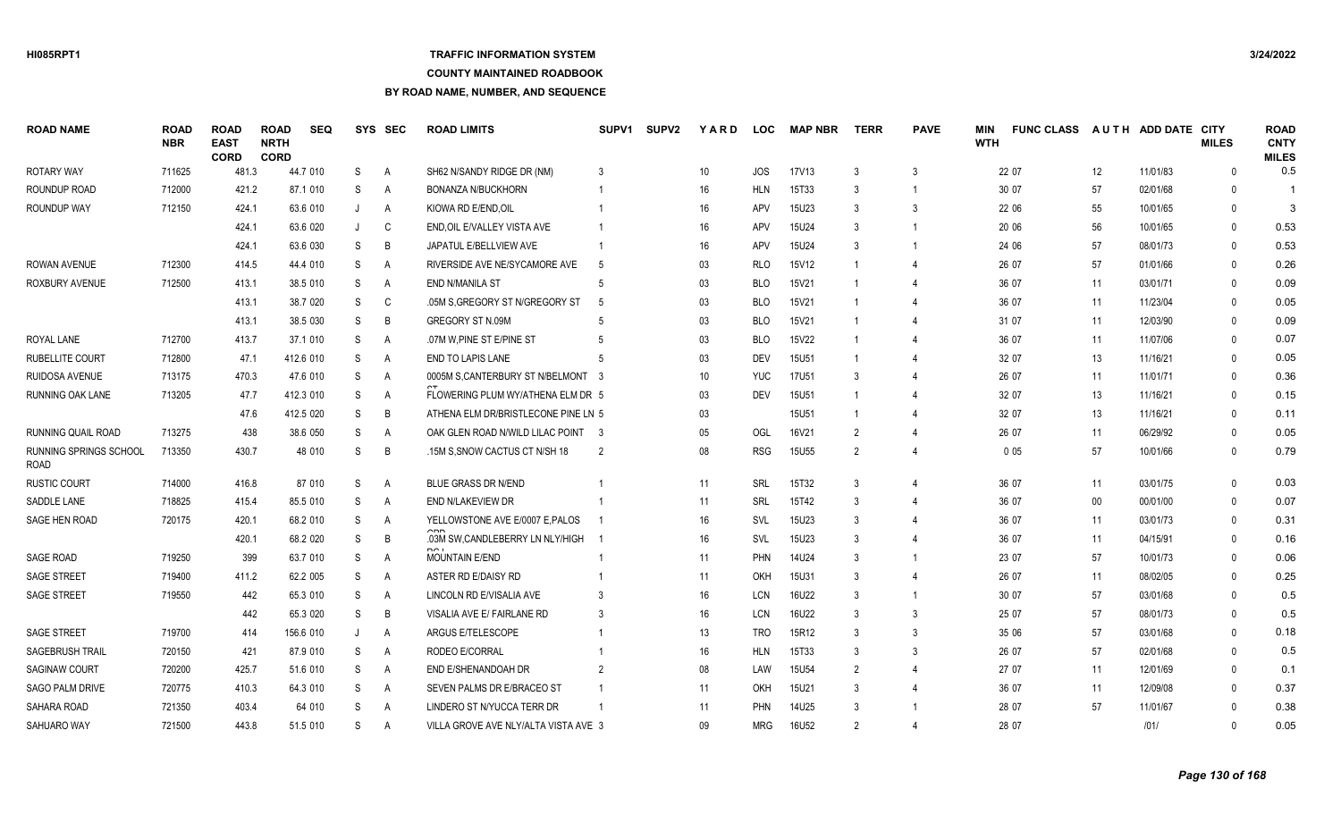**HI085RPT1**

# TRAFFIC INFORMATION SYSTEM

## COUNTY MAINTAINED ROADBOOK

### BY ROAD NAME, NUMBER, AND SEQUENCE

3/24/2022

| ROAD NAME | ROAD NBR | ROAD EAST CORD | ROAD NRTH CORD | SEQ | SYS | SEC | ROAD LIMITS | SUPV1 | SUPV2 | YARD | LOC | MAP NBR | TERR | PAVE | MIN WTH | FUNC CLASS | AUTH | ADD DATE | CITY MILES | ROAD CNTY MILES |
|---|---|---|---|---|---|---|---|---|---|---|---|---|---|---|---|---|---|---|---|---|
| ROTARY WAY | 711625 | 481.3 | 44.7 | 010 | S | A | SH62 N/SANDY RIDGE DR (NM) | 3 | | 10 | JOS | 17V13 | 3 | 3 | 22 | 07 | 12 | 11/01/83 | 0 | 0.5 |
| ROUNDUP ROAD | 712000 | 421.2 | 87.1 | 010 | S | A | BONANZA N/BUCKHORN | 1 | | 16 | HLN | 15T33 | 3 | 1 | 30 | 07 | 57 | 02/01/68 | 0 | 1 |
| ROUNDUP WAY | 712150 | 424.1 | 63.6 | 010 | J | A | KIOWA RD E/END,OIL | 1 | | 16 | APV | 15U23 | 3 | 3 | 22 | 06 | 55 | 10/01/65 | 0 | 3 |
| | | 424.1 | 63.6 | 020 | J | C | END,OIL E/VALLEY VISTA AVE | 1 | | 16 | APV | 15U24 | 3 | 1 | 20 | 06 | 56 | 10/01/65 | 0 | 0.53 |
| | | 424.1 | 63.6 | 030 | S | B | JAPATUL E/BELLVIEW AVE | 1 | | 16 | APV | 15U24 | 3 | 1 | 24 | 06 | 57 | 08/01/73 | 0 | 0.53 |
| ROWAN AVENUE | 712300 | 414.5 | 44.4 | 010 | S | A | RIVERSIDE AVE NE/SYCAMORE AVE | 5 | | 03 | RLO | 15V12 | 1 | 4 | 26 | 07 | 57 | 01/01/66 | 0 | 0.26 |
| ROXBURY AVENUE | 712500 | 413.1 | 38.5 | 010 | S | A | END N/MANILA ST | 5 | | 03 | BLO | 15V21 | 1 | 4 | 36 | 07 | 11 | 03/01/71 | 0 | 0.09 |
| | | 413.1 | 38.7 | 020 | S | C | .05M S,GREGORY ST N/GREGORY ST | 5 | | 03 | BLO | 15V21 | 1 | 4 | 36 | 07 | 11 | 11/23/04 | 0 | 0.05 |
| | | 413.1 | 38.5 | 030 | S | B | GREGORY ST N.09M | 5 | | 03 | BLO | 15V21 | 1 | 4 | 31 | 07 | 11 | 12/03/90 | 0 | 0.09 |
| ROYAL LANE | 712700 | 413.7 | 37.1 | 010 | S | A | .07M W,PINE ST E/PINE ST | 5 | | 03 | BLO | 15V22 | 1 | 4 | 36 | 07 | 11 | 11/07/06 | 0 | 0.07 |
| RUBELLITE COURT | 712800 | 47.1 | 412.6 | 010 | S | A | END TO LAPIS LANE | 5 | | 03 | DEV | 15U51 | 1 | 4 | 32 | 07 | 13 | 11/16/21 | 0 | 0.05 |
| RUIDOSA AVENUE | 713175 | 470.3 | 47.6 | 010 | S | A | 0005M S,CANTERBURY ST N/BELMONT CT | 3 | | 10 | YUC | 17U51 | 3 | 4 | 26 | 07 | 11 | 11/01/71 | 0 | 0.36 |
| RUNNING OAK LANE | 713205 | 47.7 | 412.3 | 010 | S | A | FLOWERING PLUM WY/ATHENA ELM DR | 5 | | 03 | DEV | 15U51 | 1 | 4 | 32 | 07 | 13 | 11/16/21 | 0 | 0.15 |
| | | 47.6 | 412.5 | 020 | S | B | ATHENA ELM DR/BRISTLECONE PINE LN | 5 | | 03 | | 15U51 | 1 | 4 | 32 | 07 | 13 | 11/16/21 | 0 | 0.11 |
| RUNNING QUAIL ROAD | 713275 | 438 | 38.6 | 050 | S | A | OAK GLEN ROAD N/WILD LILAC POINT | 3 | | 05 | OGL | 16V21 | 2 | 4 | 26 | 07 | 11 | 06/29/92 | 0 | 0.05 |
| RUNNING SPRINGS SCHOOL ROAD | 713350 | 430.7 | 48 | 010 | S | B | .15M S,SNOW CACTUS CT N/SH 18 | 2 | | 08 | RSG | 15U55 | 2 | 4 | 0 | 05 | 57 | 10/01/66 | 0 | 0.79 |
| RUSTIC COURT | 714000 | 416.8 | 87 | 010 | S | A | BLUE GRASS DR N/END | 1 | | 11 | SRL | 15T32 | 3 | 4 | 36 | 07 | 11 | 03/01/75 | 0 | 0.03 |
| SADDLE LANE | 718825 | 415.4 | 85.5 | 010 | S | A | END N/LAKEVIEW DR | 1 | | 11 | SRL | 15T42 | 3 | 4 | 36 | 07 | 00 | 00/01/00 | 0 | 0.07 |
| SAGE HEN ROAD | 720175 | 420.1 | 68.2 | 010 | S | A | YELLOWSTONE AVE E/0007 E,PALOS GRD | 1 | | 16 | SVL | 15U23 | 3 | 4 | 36 | 07 | 11 | 03/01/73 | 0 | 0.31 |
| | | 420.1 | 68.2 | 020 | S | B | .03M SW,CANDLEBERRY LN NLY/HIGH DG | 1 | | 16 | SVL | 15U23 | 3 | 4 | 36 | 07 | 11 | 04/15/91 | 0 | 0.16 |
| SAGE ROAD | 719250 | 399 | 63.7 | 010 | S | A | MOUNTAIN E/END | 1 | | 11 | PHN | 14U24 | 3 | 1 | 23 | 07 | 57 | 10/01/73 | 0 | 0.06 |
| SAGE STREET | 719400 | 411.2 | 62.2 | 005 | S | A | ASTER RD E/DAISY RD | 1 | | 11 | OKH | 15U31 | 3 | 4 | 26 | 07 | 11 | 08/02/05 | 0 | 0.25 |
| SAGE STREET | 719550 | 442 | 65.3 | 010 | S | A | LINCOLN RD E/VISALIA AVE | 3 | | 16 | LCN | 16U22 | 3 | 1 | 30 | 07 | 57 | 03/01/68 | 0 | 0.5 |
| | | 442 | 65.3 | 020 | S | B | VISALIA AVE E/ FAIRLANE RD | 3 | | 16 | LCN | 16U22 | 3 | 3 | 25 | 07 | 57 | 08/01/73 | 0 | 0.5 |
| SAGE STREET | 719700 | 414 | 156.6 | 010 | J | A | ARGUS E/TELESCOPE | 1 | | 13 | TRO | 15R12 | 3 | 3 | 35 | 06 | 57 | 03/01/68 | 0 | 0.18 |
| SAGEBRUSH TRAIL | 720150 | 421 | 87.9 | 010 | S | A | RODEO E/CORRAL | 1 | | 16 | HLN | 15T33 | 3 | 3 | 26 | 07 | 57 | 02/01/68 | 0 | 0.5 |
| SAGINAW COURT | 720200 | 425.7 | 51.6 | 010 | S | A | END E/SHENANDOAH DR | 2 | | 08 | LAW | 15U54 | 2 | 4 | 27 | 07 | 11 | 12/01/69 | 0 | 0.1 |
| SAGO PALM DRIVE | 720775 | 410.3 | 64.3 | 010 | S | A | SEVEN PALMS DR E/BRACEO ST | 1 | | 11 | OKH | 15U21 | 3 | 4 | 36 | 07 | 11 | 12/09/08 | 0 | 0.37 |
| SAHARA ROAD | 721350 | 403.4 | 64 | 010 | S | A | LINDERO ST N/YUCCA TERR DR | 1 | | 11 | PHN | 14U25 | 3 | 1 | 28 | 07 | 57 | 11/01/67 | 0 | 0.38 |
| SAHUARO WAY | 721500 | 443.8 | 51.5 | 010 | S | A | VILLA GROVE AVE NLY/ALTA VISTA AVE | 3 | | 09 | MRG | 16U52 | 2 | 4 | 28 | 07 | | /01/ | 0 | 0.05 |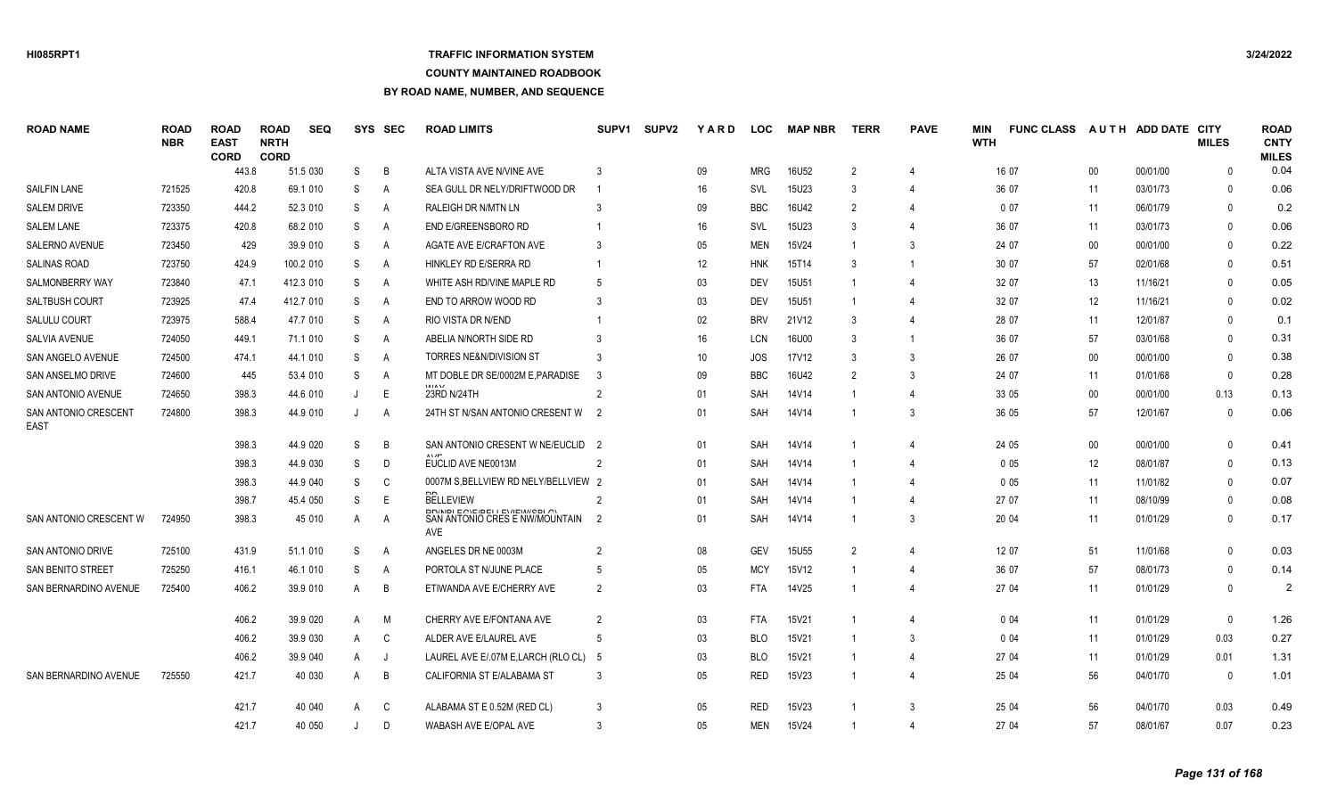**HI085RPT1** **TRAFFIC INFORMATION SYSTEM** **3/24/2022**

**COUNTY MAINTAINED ROADBOOK**

**BY ROAD NAME, NUMBER, AND SEQUENCE**

| ROAD NAME | ROAD NBR | ROAD EAST CORD | ROAD NRTH CORD | SEQ | SYS | SEC | ROAD LIMITS | SUPV1 | SUPV2 | YARD | LOC | MAP NBR | TERR | PAVE | MIN WTH | FUNC CLASS | AUTH | ADD DATE | CITY MILES | ROAD CNTY MILES |
|---|---|---|---|---|---|---|---|---|---|---|---|---|---|---|---|---|---|---|---|---|
| | | 443.8 | 51.5 | 030 | S | B | ALTA VISTA AVE N/VINE AVE | 3 | | 09 | MRG | 16U52 | 2 | 4 | 16 | 07 | 00 | 00/01/00 | 0 | 0.04 |
| SAILFIN LANE | 721525 | 420.8 | 69.1 | 010 | S | A | SEA GULL DR NELY/DRIFTWOOD DR | 1 | | 16 | SVL | 15U23 | 3 | 4 | 36 | 07 | 11 | 03/01/73 | 0 | 0.06 |
| SALEM DRIVE | 723350 | 444.2 | 52.3 | 010 | S | A | RALEIGH DR N/MTN LN | 3 | | 09 | BBC | 16U42 | 2 | 4 | 0 | 07 | 11 | 06/01/79 | 0 | 0.2 |
| SALEM LANE | 723375 | 420.8 | 68.2 | 010 | S | A | END E/GREENSBORO RD | 1 | | 16 | SVL | 15U23 | 3 | 4 | 36 | 07 | 11 | 03/01/73 | 0 | 0.06 |
| SALERNO AVENUE | 723450 | 429 | 39.9 | 010 | S | A | AGATE AVE E/CRAFTON AVE | 3 | | 05 | MEN | 15V24 | 1 | 3 | 24 | 07 | 00 | 00/01/00 | 0 | 0.22 |
| SALINAS ROAD | 723750 | 424.9 | 100.2 | 010 | S | A | HINKLEY RD E/SERRA RD | 1 | | 12 | HNK | 15T14 | 3 | 1 | 30 | 07 | 57 | 02/01/68 | 0 | 0.51 |
| SALMONBERRY WAY | 723840 | 47.1 | 412.3 | 010 | S | A | WHITE ASH RD/VINE MAPLE RD | 5 | | 03 | DEV | 15U51 | 1 | 4 | 32 | 07 | 13 | 11/16/21 | 0 | 0.05 |
| SALTBUSH COURT | 723925 | 47.4 | 412.7 | 010 | S | A | END TO ARROW WOOD RD | 3 | | 03 | DEV | 15U51 | 1 | 4 | 32 | 07 | 12 | 11/16/21 | 0 | 0.02 |
| SALULU COURT | 723975 | 588.4 | 47.7 | 010 | S | A | RIO VISTA DR N/END | 1 | | 02 | BRV | 21V12 | 3 | 4 | 28 | 07 | 11 | 12/01/87 | 0 | 0.1 |
| SALVIA AVENUE | 724050 | 449.1 | 71.1 | 010 | S | A | ABELIA N/NORTH SIDE RD | 3 | | 16 | LCN | 16U00 | 3 | 1 | 36 | 07 | 57 | 03/01/68 | 0 | 0.31 |
| SAN ANGELO AVENUE | 724500 | 474.1 | 44.1 | 010 | S | A | TORRES NE&N/DIVISION ST | 3 | | 10 | JOS | 17V12 | 3 | 3 | 26 | 07 | 00 | 00/01/00 | 0 | 0.38 |
| SAN ANSELMO DRIVE | 724600 | 445 | 53.4 | 010 | S | A | MT DOBLE DR SE/0002M E,PARADISE | 3 | | 09 | BBC | 16U42 | 2 | 3 | 24 | 07 | 11 | 01/01/68 | 0 | 0.28 |
| SAN ANTONIO AVENUE | 724650 | 398.3 | 44.6 | 010 | J | E | 23RD N/24TH | 2 | | 01 | SAH | 14V14 | 1 | 4 | 33 | 05 | 00 | 00/01/00 | 0.13 | 0.13 |
| SAN ANTONIO CRESCENT EAST | 724800 | 398.3 | 44.9 | 010 | J | A | 24TH ST N/SAN ANTONIO CRESENT W | 2 | | 01 | SAH | 14V14 | 1 | 3 | 36 | 05 | 57 | 12/01/67 | 0 | 0.06 |
| | | 398.3 | 44.9 | 020 | S | B | SAN ANTONIO CRESENT W NE/EUCLID AVE | 2 | | 01 | SAH | 14V14 | 1 | 4 | 24 | 05 | 00 | 00/01/00 | 0 | 0.41 |
| | | 398.3 | 44.9 | 030 | S | D | EUCLID AVE NE0013M | 2 | | 01 | SAH | 14V14 | 1 | 4 | 0 | 05 | 12 | 08/01/87 | 0 | 0.13 |
| | | 398.3 | 44.9 | 040 | S | C | 0007M S,BELLVIEW RD NELY/BELLVIEW RD | 2 | | 01 | SAH | 14V14 | 1 | 4 | 0 | 05 | 11 | 11/01/82 | 0 | 0.07 |
| | | 398.7 | 45.4 | 050 | S | E | BELLEVIEW | 2 | | 01 | SAH | 14V14 | 1 | 4 | 27 | 07 | 11 | 08/10/99 | 0 | 0.08 |
| SAN ANTONIO CRESCENT W | 724950 | 398.3 | 45 | 010 | A | A | SAN ANTONIO CRES E NW/MOUNTAIN AVE | 2 | | 01 | SAH | 14V14 | 1 | 3 | 20 | 04 | 11 | 01/01/29 | 0 | 0.17 |
| SAN ANTONIO DRIVE | 725100 | 431.9 | 51.1 | 010 | S | A | ANGELES DR NE 0003M | 2 | | 08 | GEV | 15U55 | 2 | 4 | 12 | 07 | 51 | 11/01/68 | 0 | 0.03 |
| SAN BENITO STREET | 725250 | 416.1 | 46.1 | 010 | S | A | PORTOLA ST N/JUNE PLACE | 5 | | 05 | MCY | 15V12 | 1 | 4 | 36 | 07 | 57 | 08/01/73 | 0 | 0.14 |
| SAN BERNARDINO AVENUE | 725400 | 406.2 | 39.9 | 010 | A | B | ETIWANDA AVE E/CHERRY AVE | 2 | | 03 | FTA | 14V25 | 1 | 4 | 27 | 04 | 11 | 01/01/29 | 0 | 2 |
| | | 406.2 | 39.9 | 020 | A | M | CHERRY AVE E/FONTANA AVE | 2 | | 03 | FTA | 15V21 | 1 | 4 | 0 | 04 | 11 | 01/01/29 | 0 | 1.26 |
| | | 406.2 | 39.9 | 030 | A | C | ALDER AVE E/LAUREL AVE | 5 | | 03 | BLO | 15V21 | 1 | 3 | 0 | 04 | 11 | 01/01/29 | 0.03 | 0.27 |
| | | 406.2 | 39.9 | 040 | A | J | LAUREL AVE E/.07M E,LARCH (RLO CL) | 5 | | 03 | BLO | 15V21 | 1 | 4 | 27 | 04 | 11 | 01/01/29 | 0.01 | 1.31 |
| SAN BERNARDINO AVENUE | 725550 | 421.7 | 40 | 030 | A | B | CALIFORNIA ST E/ALABAMA ST | 3 | | 05 | RED | 15V23 | 1 | 4 | 25 | 04 | 56 | 04/01/70 | 0 | 1.01 |
| | | 421.7 | 40 | 040 | A | C | ALABAMA ST E 0.52M (RED CL) | 3 | | 05 | RED | 15V23 | 1 | 3 | 25 | 04 | 56 | 04/01/70 | 0.03 | 0.49 |
| | | 421.7 | 40 | 050 | J | D | WABASH AVE E/OPAL AVE | 3 | | 05 | MEN | 15V24 | 1 | 4 | 27 | 04 | 57 | 08/01/67 | 0.07 | 0.23 |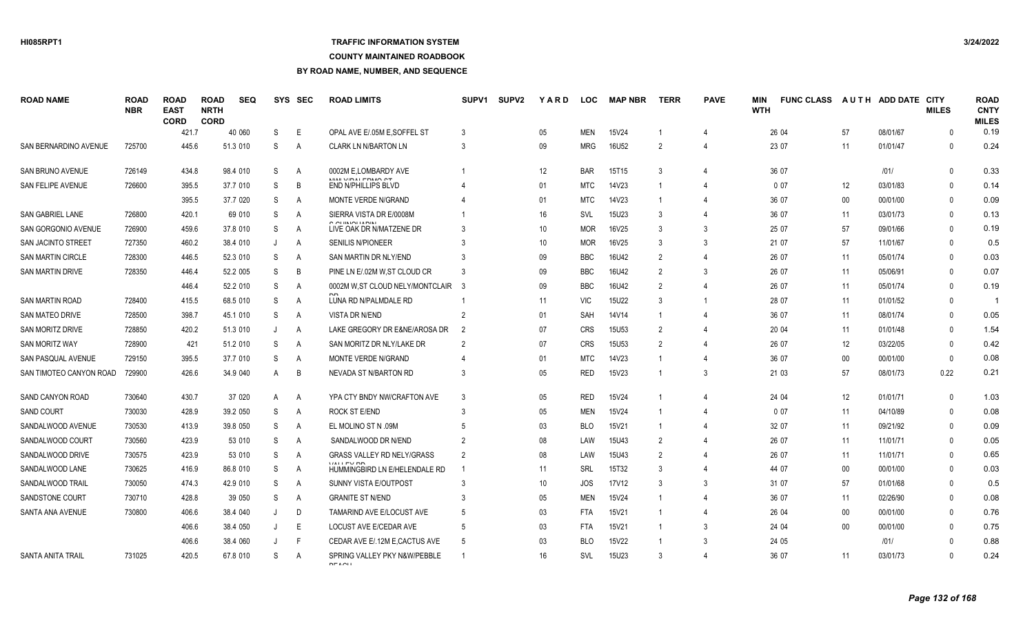**TRAFFIC INFORMATION SYSTEM**

**COUNTY MAINTAINED ROADBOOK**

**BY ROAD NAME, NUMBER, AND SEQUENCE**

| ROAD NAME | ROAD NBR | ROAD EAST CORD | ROAD NRTH CORD | SEQ | SYS | SEC | ROAD LIMITS | SUPV1 | SUPV2 | YARD | LOC | MAP NBR | TERR | PAVE | MIN WTH | FUNC CLASS | AUTH | ADD DATE | CITY MILES | ROAD CNTY MILES |
|---|---|---|---|---|---|---|---|---|---|---|---|---|---|---|---|---|---|---|---|---|
| | | 421.7 | 40 | 060 | S | E | OPAL AVE E/.05M E,SOFFEL ST | 3 | | 05 | MEN | 15V24 | 1 | 4 | 26 | 04 | 57 | 08/01/67 | 0 | 0.19 |
| SAN BERNARDINO AVENUE | 725700 | 445.6 | 51.3 | 010 | S | A | CLARK LN N/BARTON LN | 3 | | 09 | MRG | 16U52 | 2 | 4 | 23 | 07 | 11 | 01/01/47 | 0 | 0.24 |
| SAN BRUNO AVENUE | 726149 | 434.8 | 98.4 | 010 | S | A | 0002M E,LOMBARDY AVE | 1 | | 12 | BAR | 15T15 | 3 | 4 | 36 | 07 | | /01/ | 0 | 0.33 |
| SAN FELIPE AVENUE | 726600 | 395.5 | 37.7 | 010 | S | B | NW VIDAL ERMO ST END N/PHILLIPS BLVD | 4 | | 01 | MTC | 14V23 | 1 | 4 | 0 | 07 | 12 | 03/01/83 | 0 | 0.14 |
| | | 395.5 | 37.7 | 020 | S | A | MONTE VERDE N/GRAND | 4 | | 01 | MTC | 14V23 | 1 | 4 | 36 | 07 | 00 | 00/01/00 | 0 | 0.09 |
| SAN GABRIEL LANE | 726800 | 420.1 | 69 | 010 | S | A | SIERRA VISTA DR E/0008M | 1 | | 16 | SVL | 15U23 | 3 | 4 | 36 | 07 | 11 | 03/01/73 | 0 | 0.13 |
| SAN GORGONIO AVENUE | 726900 | 459.6 | 37.8 | 010 | S | A | S GUINOLIARIN LIVE OAK DR N/MATZENE DR | 3 | | 10 | MOR | 16V25 | 3 | 3 | 25 | 07 | 57 | 09/01/66 | 0 | 0.19 |
| SAN JACINTO STREET | 727350 | 460.2 | 38.4 | 010 | J | A | SENILIS N/PIONEER | 3 | | 10 | MOR | 16V25 | 3 | 3 | 21 | 07 | 57 | 11/01/67 | 0 | 0.5 |
| SAN MARTIN CIRCLE | 728300 | 446.5 | 52.3 | 010 | S | A | SAN MARTIN DR NLY/END | 3 | | 09 | BBC | 16U42 | 2 | 4 | 26 | 07 | 11 | 05/01/74 | 0 | 0.03 |
| SAN MARTIN DRIVE | 728350 | 446.4 | 52.2 | 005 | S | B | PINE LN E/.02M W,ST CLOUD CR | 3 | | 09 | BBC | 16U42 | 2 | 3 | 26 | 07 | 11 | 05/06/91 | 0 | 0.07 |
| | | 446.4 | 52.2 | 010 | S | A | 0002M W,ST CLOUD NELY/MONTCLAIR | 3 | | 09 | BBC | 16U42 | 2 | 4 | 26 | 07 | 11 | 05/01/74 | 0 | 0.19 |
| SAN MARTIN ROAD | 728400 | 415.5 | 68.5 | 010 | S | A | DR LUNA RD N/PALMDALE RD | 1 | | 11 | VIC | 15U22 | 3 | 1 | 28 | 07 | 11 | 01/01/52 | 0 | 1 |
| SAN MATEO DRIVE | 728500 | 398.7 | 45.1 | 010 | S | A | VISTA DR N/END | 2 | | 01 | SAH | 14V14 | 1 | 4 | 36 | 07 | 11 | 08/01/74 | 0 | 0.05 |
| SAN MORITZ DRIVE | 728850 | 420.2 | 51.3 | 010 | J | A | LAKE GREGORY DR E&NE/AROSA DR | 2 | | 07 | CRS | 15U53 | 2 | 4 | 20 | 04 | 11 | 01/01/48 | 0 | 1.54 |
| SAN MORITZ WAY | 728900 | 421 | 51.2 | 010 | S | A | SAN MORITZ DR NLY/LAKE DR | 2 | | 07 | CRS | 15U53 | 2 | 4 | 26 | 07 | 12 | 03/22/05 | 0 | 0.42 |
| SAN PASQUAL AVENUE | 729150 | 395.5 | 37.7 | 010 | S | A | MONTE VERDE N/GRAND | 4 | | 01 | MTC | 14V23 | 1 | 4 | 36 | 07 | 00 | 00/01/00 | 0 | 0.08 |
| SAN TIMOTEO CANYON ROAD | 729900 | 426.6 | 34.9 | 040 | A | B | NEVADA ST N/BARTON RD | 3 | | 05 | RED | 15V23 | 1 | 3 | 21 | 03 | 57 | 08/01/73 | 0.22 | 0.21 |
| SAND CANYON ROAD | 730640 | 430.7 | 37 | 020 | A | A | YPA CTY BNDY NW/CRAFTON AVE | 3 | | 05 | RED | 15V24 | 1 | 4 | 24 | 04 | 12 | 01/01/71 | 0 | 1.03 |
| SAND COURT | 730030 | 428.9 | 39.2 | 050 | S | A | ROCK ST E/END | 3 | | 05 | MEN | 15V24 | 1 | 4 | 0 | 07 | 11 | 04/10/89 | 0 | 0.08 |
| SANDALWOOD AVENUE | 730530 | 413.9 | 39.8 | 050 | S | A | EL MOLINO ST N .09M | 5 | | 03 | BLO | 15V21 | 1 | 4 | 32 | 07 | 11 | 09/21/92 | 0 | 0.09 |
| SANDALWOOD COURT | 730560 | 423.9 | 53 | 010 | S | A | SANDALWOOD DR N/END | 2 | | 08 | LAW | 15U43 | 2 | 4 | 26 | 07 | 11 | 11/01/71 | 0 | 0.05 |
| SANDALWOOD DRIVE | 730575 | 423.9 | 53 | 010 | S | A | GRASS VALLEY RD NELY/GRASS | 2 | | 08 | LAW | 15U43 | 2 | 4 | 26 | 07 | 11 | 11/01/71 | 0 | 0.65 |
| SANDALWOOD LANE | 730625 | 416.9 | 86.8 | 010 | S | A | VALLEY RD HUMMINGBIRD LN E/HELENDALE RD | 1 | | 11 | SRL | 15T32 | 3 | 4 | 44 | 07 | 00 | 00/01/00 | 0 | 0.03 |
| SANDALWOOD TRAIL | 730050 | 474.3 | 42.9 | 010 | S | A | SUNNY VISTA E/OUTPOST | 3 | | 10 | JOS | 17V12 | 3 | 3 | 31 | 07 | 57 | 01/01/68 | 0 | 0.5 |
| SANDSTONE COURT | 730710 | 428.8 | 39 | 050 | S | A | GRANITE ST N/END | 3 | | 05 | MEN | 15V24 | 1 | 4 | 36 | 07 | 11 | 02/26/90 | 0 | 0.08 |
| SANTA ANA AVENUE | 730800 | 406.6 | 38.4 | 040 | J | D | TAMARIND AVE E/LOCUST AVE | 5 | | 03 | FTA | 15V21 | 1 | 4 | 26 | 04 | 00 | 00/01/00 | 0 | 0.76 |
| | | 406.6 | 38.4 | 050 | J | E | LOCUST AVE E/CEDAR AVE | 5 | | 03 | FTA | 15V21 | 1 | 3 | 24 | 04 | 00 | 00/01/00 | 0 | 0.75 |
| | | 406.6 | 38.4 | 060 | J | F | CEDAR AVE E/.12M E,CACTUS AVE | 5 | | 03 | BLO | 15V22 | 1 | 3 | 24 | 05 | | /01/ | 0 | 0.88 |
| SANTA ANITA TRAIL | 731025 | 420.5 | 67.8 | 010 | S | A | SPRING VALLEY PKY N&W/PEBBLE BEACH | 1 | | 16 | SVL | 15U23 | 3 | 4 | 36 | 07 | 11 | 03/01/73 | 0 | 0.24 |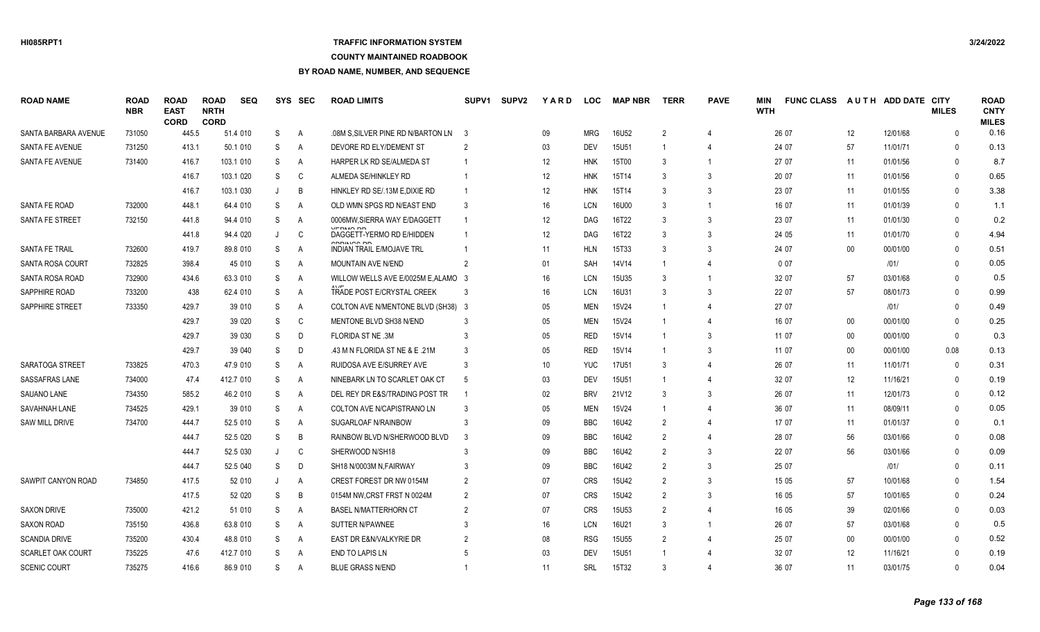**TRAFFIC INFORMATION SYSTEM**

**COUNTY MAINTAINED ROADBOOK**

**BY ROAD NAME, NUMBER, AND SEQUENCE**

| ROAD NAME | ROAD NBR | ROAD EAST CORD | ROAD NRTH CORD | SEQ | SYS | SEC | ROAD LIMITS | SUPV1 | SUPV2 | YARD | LOC | MAP NBR | TERR | PAVE | MIN WTH | FUNC CLASS | AUTH | ADD DATE | CITY MILES | ROAD CNTY MILES |
|---|---|---|---|---|---|---|---|---|---|---|---|---|---|---|---|---|---|---|---|---|
| SANTA BARBARA AVENUE | 731050 | 445.5 | 51.4 | 010 | S | A | .08M S,SILVER PINE RD N/BARTON LN | 3 | | 09 | MRG | 16U52 | 2 | 4 | 26 | 07 | 12 | 12/01/68 | 0 | 0.16 |
| SANTA FE AVENUE | 731250 | 413.1 | 50.1 | 010 | S | A | DEVORE RD ELY/DEMENT ST | 2 | | 03 | DEV | 15U51 | 1 | 4 | 24 | 07 | 57 | 11/01/71 | 0 | 0.13 |
| SANTA FE AVENUE | 731400 | 416.7 | 103.1 | 010 | S | A | HARPER LK RD SE/ALMEDA ST | 1 | | 12 | HNK | 15T00 | 3 | 1 | 27 | 07 | 11 | 01/01/56 | 0 | 8.7 |
| | | 416.7 | 103.1 | 020 | S | C | ALMEDA SE/HINKLEY RD | 1 | | 12 | HNK | 15T14 | 3 | 3 | 20 | 07 | 11 | 01/01/56 | 0 | 0.65 |
| | | 416.7 | 103.1 | 030 | J | B | HINKLEY RD SE/.13M E,DIXIE RD | 1 | | 12 | HNK | 15T14 | 3 | 3 | 23 | 07 | 11 | 01/01/55 | 0 | 3.38 |
| SANTA FE ROAD | 732000 | 448.1 | 64.4 | 010 | S | A | OLD WMN SPGS RD N/EAST END | 3 | | 16 | LCN | 16U00 | 3 | 1 | 16 | 07 | 11 | 01/01/39 | 0 | 1.1 |
| SANTA FE STREET | 732150 | 441.8 | 94.4 | 010 | S | A | 0006MW,SIERRA WAY E/DAGGETT | 1 | | 12 | DAG | 16T22 | 3 | 3 | 23 | 07 | 11 | 01/01/30 | 0 | 0.2 |
| | | 441.8 | 94.4 | 020 | J | C | DAGGETT-YERMO RD E/HIDDEN | 1 | | 12 | DAG | 16T22 | 3 | 3 | 24 | 05 | 11 | 01/01/70 | 0 | 4.94 |
| SANTA FE TRAIL | 732600 | 419.7 | 89.8 | 010 | S | A | INDIAN TRAIL E/MOJAVE TRL | 1 | | 11 | HLN | 15T33 | 3 | 3 | 24 | 07 | 00 | 00/01/00 | 0 | 0.51 |
| SANTA ROSA COURT | 732825 | 398.4 | 45 | 010 | S | A | MOUNTAIN AVE N/END | 2 | | 01 | SAH | 14V14 | 1 | 4 | 0 | 07 | | /01/ | 0 | 0.05 |
| SANTA ROSA ROAD | 732900 | 434.6 | 63.3 | 010 | S | A | WILLOW WELLS AVE E/0025M E,ALAMO | 3 | | 16 | LCN | 15U35 | 3 | 1 | 32 | 07 | 57 | 03/01/68 | 0 | 0.5 |
| SAPPHIRE ROAD | 733200 | 438 | 62.4 | 010 | S | A | TRADE POST E/CRYSTAL CREEK | 3 | | 16 | LCN | 16U31 | 3 | 3 | 22 | 07 | 57 | 08/01/73 | 0 | 0.99 |
| SAPPHIRE STREET | 733350 | 429.7 | 39 | 010 | S | A | COLTON AVE N/MENTONE BLVD (SH38) | 3 | | 05 | MEN | 15V24 | 1 | 4 | 27 | 07 | | /01/ | 0 | 0.49 |
| | | 429.7 | 39 | 020 | S | C | MENTONE BLVD SH38 N/END | 3 | | 05 | MEN | 15V24 | 1 | 4 | 16 | 07 | 00 | 00/01/00 | 0 | 0.25 |
| | | 429.7 | 39 | 030 | S | D | FLORIDA ST NE .3M | 3 | | 05 | RED | 15V14 | 1 | 3 | 11 | 07 | 00 | 00/01/00 | 0 | 0.3 |
| | | 429.7 | 39 | 040 | S | D | .43 M N FLORIDA ST NE & E .21M | 3 | | 05 | RED | 15V14 | 1 | 3 | 11 | 07 | 00 | 00/01/00 | 0.08 | 0.13 |
| SARATOGA STREET | 733825 | 470.3 | 47.9 | 010 | S | A | RUIDOSA AVE E/SURREY AVE | 3 | | 10 | YUC | 17U51 | 3 | 4 | 26 | 07 | 11 | 11/01/71 | 0 | 0.31 |
| SASSAFRAS LANE | 734000 | 47.4 | 412.7 | 010 | S | A | NINEBARK LN TO SCARLET OAK CT | 5 | | 03 | DEV | 15U51 | 1 | 4 | 32 | 07 | 12 | 11/16/21 | 0 | 0.19 |
| SAUANO LANE | 734350 | 585.2 | 46.2 | 010 | S | A | DEL REY DR E&S/TRADING POST TR | 1 | | 02 | BRV | 21V12 | 3 | 3 | 26 | 07 | 11 | 12/01/73 | 0 | 0.12 |
| SAVAHNAH LANE | 734525 | 429.1 | 39 | 010 | S | A | COLTON AVE N/CAPISTRANO LN | 3 | | 05 | MEN | 15V24 | 1 | 4 | 36 | 07 | 11 | 08/09/11 | 0 | 0.05 |
| SAW MILL DRIVE | 734700 | 444.7 | 52.5 | 010 | S | A | SUGARLOAF N/RAINBOW | 3 | | 09 | BBC | 16U42 | 2 | 4 | 17 | 07 | 11 | 01/01/37 | 0 | 0.1 |
| | | 444.7 | 52.5 | 020 | S | B | RAINBOW BLVD N/SHERWOOD BLVD | 3 | | 09 | BBC | 16U42 | 2 | 4 | 28 | 07 | 56 | 03/01/66 | 0 | 0.08 |
| | | 444.7 | 52.5 | 030 | J | C | SHERWOOD N/SH18 | 3 | | 09 | BBC | 16U42 | 2 | 3 | 22 | 07 | 56 | 03/01/66 | 0 | 0.09 |
| | | 444.7 | 52.5 | 040 | S | D | SH18 N/0003M N,FAIRWAY | 3 | | 09 | BBC | 16U42 | 2 | 3 | 25 | 07 | | /01/ | 0 | 0.11 |
| SAWPIT CANYON ROAD | 734850 | 417.5 | 52 | 010 | J | A | CREST FOREST DR NW 0154M | 2 | | 07 | CRS | 15U42 | 2 | 3 | 15 | 05 | 57 | 10/01/68 | 0 | 1.54 |
| | | 417.5 | 52 | 020 | S | B | 0154M NW,CRST FRST N 0024M | 2 | | 07 | CRS | 15U42 | 2 | 3 | 16 | 05 | 57 | 10/01/65 | 0 | 0.24 |
| SAXON DRIVE | 735000 | 421.2 | 51 | 010 | S | A | BASEL N/MATTERHORN CT | 2 | | 07 | CRS | 15U53 | 2 | 4 | 16 | 05 | 39 | 02/01/66 | 0 | 0.03 |
| SAXON ROAD | 735150 | 436.8 | 63.8 | 010 | S | A | SUTTER N/PAWNEE | 3 | | 16 | LCN | 16U21 | 3 | 1 | 26 | 07 | 57 | 03/01/68 | 0 | 0.5 |
| SCANDIA DRIVE | 735200 | 430.4 | 48.8 | 010 | S | A | EAST DR E&N/VALKYRIE DR | 2 | | 08 | RSG | 15U55 | 2 | 4 | 25 | 07 | 00 | 00/01/00 | 0 | 0.52 |
| SCARLET OAK COURT | 735225 | 47.6 | 412.7 | 010 | S | A | END TO LAPIS LN | 5 | | 03 | DEV | 15U51 | 1 | 4 | 32 | 07 | 12 | 11/16/21 | 0 | 0.19 |
| SCENIC COURT | 735275 | 416.6 | 86.9 | 010 | S | A | BLUE GRASS N/END | 1 | | 11 | SRL | 15T32 | 3 | 4 | 36 | 07 | 11 | 03/01/75 | 0 | 0.04 |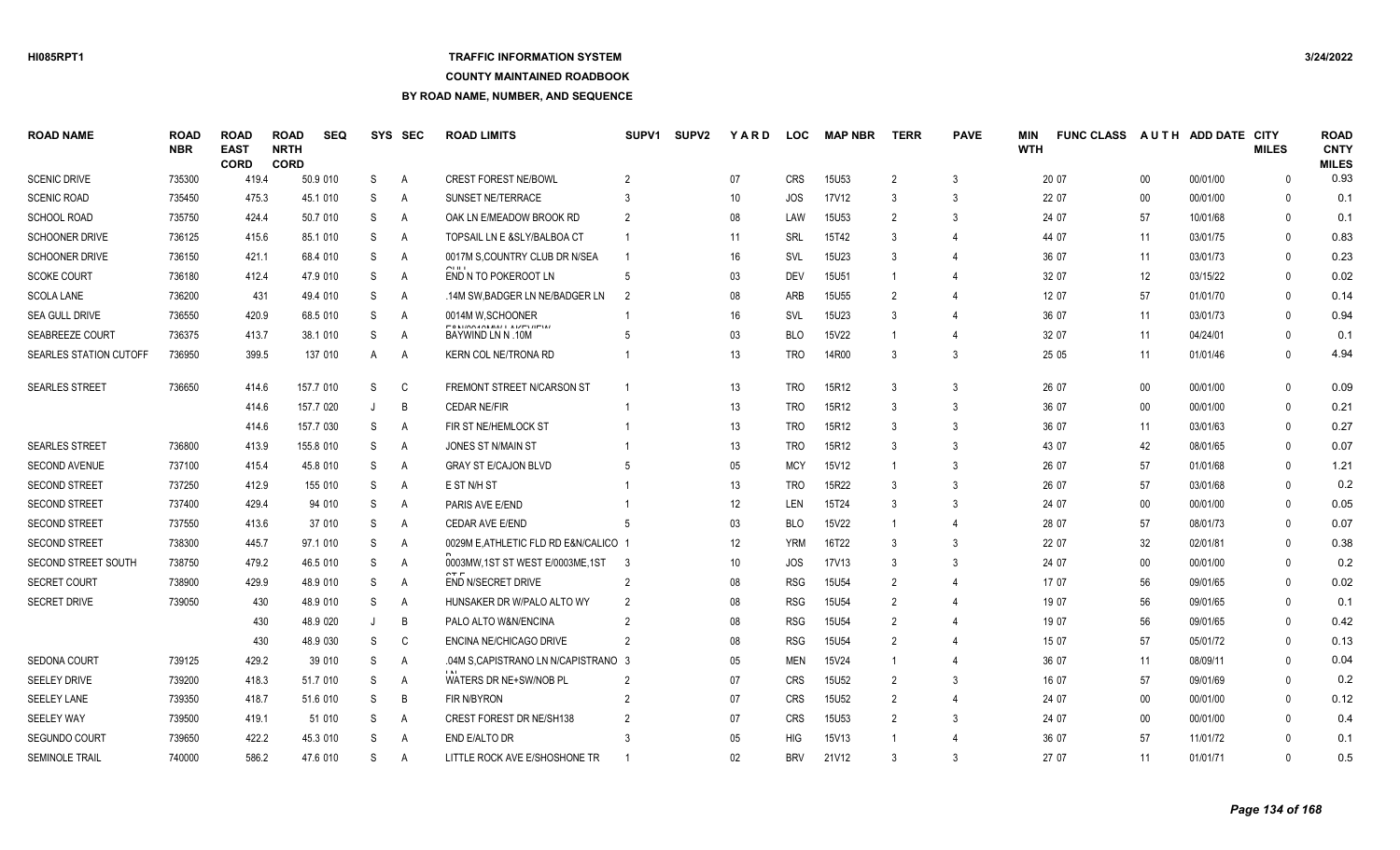**TRAFFIC INFORMATION SYSTEM**

**COUNTY MAINTAINED ROADBOOK**

**BY ROAD NAME, NUMBER, AND SEQUENCE**

HI085RPT1 3/24/2022

| ROAD NAME | ROAD NBR | ROAD EAST CORD | ROAD NRTH CORD | SEQ | SYS | SEC | ROAD LIMITS | SUPV1 | SUPV2 | YARD | LOC | MAP NBR | TERR | PAVE | MIN WTH | FUNC CLASS | AUTH | ADD DATE | CITY MILES | ROAD CNTY MILES |
|---|---|---|---|---|---|---|---|---|---|---|---|---|---|---|---|---|---|---|---|---|
| SCENIC DRIVE | 735300 | 419.4 | 50.9 | 010 | S | A | CREST FOREST NE/BOWL | 2 | | 07 | CRS | 15U53 | 2 | 3 | 20 | 07 | 00 | 00/01/00 | 0 | 0.93 |
| SCENIC ROAD | 735450 | 475.3 | 45.1 | 010 | S | A | SUNSET NE/TERRACE | 3 | | 10 | JOS | 17V12 | 3 | 3 | 22 | 07 | 00 | 00/01/00 | 0 | 0.1 |
| SCHOOL ROAD | 735750 | 424.4 | 50.7 | 010 | S | A | OAK LN E/MEADOW BROOK RD | 2 | | 08 | LAW | 15U53 | 2 | 3 | 24 | 07 | 57 | 10/01/68 | 0 | 0.1 |
| SCHOONER DRIVE | 736125 | 415.6 | 85.1 | 010 | S | A | TOPSAIL LN E &SLY/BALBOA CT | 1 | | 11 | SRL | 15T42 | 3 | 4 | 44 | 07 | 11 | 03/01/75 | 0 | 0.83 |
| SCHOONER DRIVE | 736150 | 421.1 | 68.4 | 010 | S | A | 0017M S,COUNTRY CLUB DR N/SEA | 1 | | 16 | SVL | 15U23 | 3 | 4 | 36 | 07 | 11 | 03/01/73 | 0 | 0.23 |
| SCOKE COURT | 736180 | 412.4 | 47.9 | 010 | S | A | END N TO POKEROOT LN | 5 | | 03 | DEV | 15U51 | 1 | 4 | 32 | 07 | 12 | 03/15/22 | 0 | 0.02 |
| SCOLA LANE | 736200 | 431 | 49.4 | 010 | S | A | .14M SW,BADGER LN NE/BADGER LN | 2 | | 08 | ARB | 15U55 | 2 | 4 | 12 | 07 | 57 | 01/01/70 | 0 | 0.14 |
| SEA GULL DRIVE | 736550 | 420.9 | 68.5 | 010 | S | A | 0014M W,SCHOONER | 1 | | 16 | SVL | 15U23 | 3 | 4 | 36 | 07 | 11 | 03/01/73 | 0 | 0.94 |
| SEABREEZE COURT | 736375 | 413.7 | 38.1 | 010 | S | A | BAYWIND LN N .10M | 5 | | 03 | BLO | 15V22 | 1 | 4 | 32 | 07 | 11 | 04/24/01 | 0 | 0.1 |
| SEARLES STATION CUTOFF | 736950 | 399.5 | 137 | 010 | A | A | KERN COL NE/TRONA RD | 1 | | 13 | TRO | 14R00 | 3 | 3 | 25 | 05 | 11 | 01/01/46 | 0 | 4.94 |
| SEARLES STREET | 736650 | 414.6 | 157.7 | 010 | S | C | FREMONT STREET N/CARSON ST | 1 | | 13 | TRO | 15R12 | 3 | 3 | 26 | 07 | 00 | 00/01/00 | 0 | 0.09 |
| | | 414.6 | 157.7 | 020 | J | B | CEDAR NE/FIR | 1 | | 13 | TRO | 15R12 | 3 | 3 | 36 | 07 | 00 | 00/01/00 | 0 | 0.21 |
| | | 414.6 | 157.7 | 030 | S | A | FIR ST NE/HEMLOCK ST | 1 | | 13 | TRO | 15R12 | 3 | 3 | 36 | 07 | 11 | 03/01/63 | 0 | 0.27 |
| SEARLES STREET | 736800 | 413.9 | 155.8 | 010 | S | A | JONES ST N/MAIN ST | 1 | | 13 | TRO | 15R12 | 3 | 3 | 43 | 07 | 42 | 08/01/65 | 0 | 0.07 |
| SECOND AVENUE | 737100 | 415.4 | 45.8 | 010 | S | A | GRAY ST E/CAJON BLVD | 5 | | 05 | MCY | 15V12 | 1 | 3 | 26 | 07 | 57 | 01/01/68 | 0 | 1.21 |
| SECOND STREET | 737250 | 412.9 | 155 | 010 | S | A | E ST N/H ST | 1 | | 13 | TRO | 15R22 | 3 | 3 | 26 | 07 | 57 | 03/01/68 | 0 | 0.2 |
| SECOND STREET | 737400 | 429.4 | 94 | 010 | S | A | PARIS AVE E/END | 1 | | 12 | LEN | 15T24 | 3 | 3 | 24 | 07 | 00 | 00/01/00 | 0 | 0.05 |
| SECOND STREET | 737550 | 413.6 | 37 | 010 | S | A | CEDAR AVE E/END | 5 | | 03 | BLO | 15V22 | 1 | 4 | 28 | 07 | 57 | 08/01/73 | 0 | 0.07 |
| SECOND STREET | 738300 | 445.7 | 97.1 | 010 | S | A | 0029M E,ATHLETIC FLD RD E&N/CALICO | 1 | | 12 | YRM | 16T22 | 3 | 3 | 22 | 07 | 32 | 02/01/81 | 0 | 0.38 |
| SECOND STREET SOUTH | 738750 | 479.2 | 46.5 | 010 | S | A | 0003MW,1ST ST WEST E/0003ME,1ST | 3 | | 10 | JOS | 17V13 | 3 | 3 | 24 | 07 | 00 | 00/01/00 | 0 | 0.2 |
| SECRET COURT | 738900 | 429.9 | 48.9 | 010 | S | A | END N/SECRET DRIVE | 2 | | 08 | RSG | 15U54 | 2 | 4 | 17 | 07 | 56 | 09/01/65 | 0 | 0.02 |
| SECRET DRIVE | 739050 | 430 | 48.9 | 010 | S | A | HUNSAKER DR W/PALO ALTO WY | 2 | | 08 | RSG | 15U54 | 2 | 4 | 19 | 07 | 56 | 09/01/65 | 0 | 0.1 |
| | | 430 | 48.9 | 020 | J | B | PALO ALTO W&N/ENCINA | 2 | | 08 | RSG | 15U54 | 2 | 4 | 19 | 07 | 56 | 09/01/65 | 0 | 0.42 |
| | | 430 | 48.9 | 030 | S | C | ENCINA NE/CHICAGO DRIVE | 2 | | 08 | RSG | 15U54 | 2 | 4 | 15 | 07 | 57 | 05/01/72 | 0 | 0.13 |
| SEDONA COURT | 739125 | 429.2 | 39 | 010 | S | A | .04M S,CAPISTRANO LN N/CAPISTRANO | 3 | | 05 | MEN | 15V24 | 1 | 4 | 36 | 07 | 11 | 08/09/11 | 0 | 0.04 |
| SEELEY DRIVE | 739200 | 418.3 | 51.7 | 010 | S | A | WATERS DR NE+SW/NOB PL | 2 | | 07 | CRS | 15U52 | 2 | 3 | 16 | 07 | 57 | 09/01/69 | 0 | 0.2 |
| SEELEY LANE | 739350 | 418.7 | 51.6 | 010 | S | B | FIR N/BYRON | 2 | | 07 | CRS | 15U52 | 2 | 4 | 24 | 07 | 00 | 00/01/00 | 0 | 0.12 |
| SEELEY WAY | 739500 | 419.1 | 51 | 010 | S | A | CREST FOREST DR NE/SH138 | 2 | | 07 | CRS | 15U53 | 2 | 3 | 24 | 07 | 00 | 00/01/00 | 0 | 0.4 |
| SEGUNDO COURT | 739650 | 422.2 | 45.3 | 010 | S | A | END E/ALTO DR | 3 | | 05 | HIG | 15V13 | 1 | 4 | 36 | 07 | 57 | 11/01/72 | 0 | 0.1 |
| SEMINOLE TRAIL | 740000 | 586.2 | 47.6 | 010 | S | A | LITTLE ROCK AVE E/SHOSHONE TR | 1 | | 02 | BRV | 21V12 | 3 | 3 | 27 | 07 | 11 | 01/01/71 | 0 | 0.5 |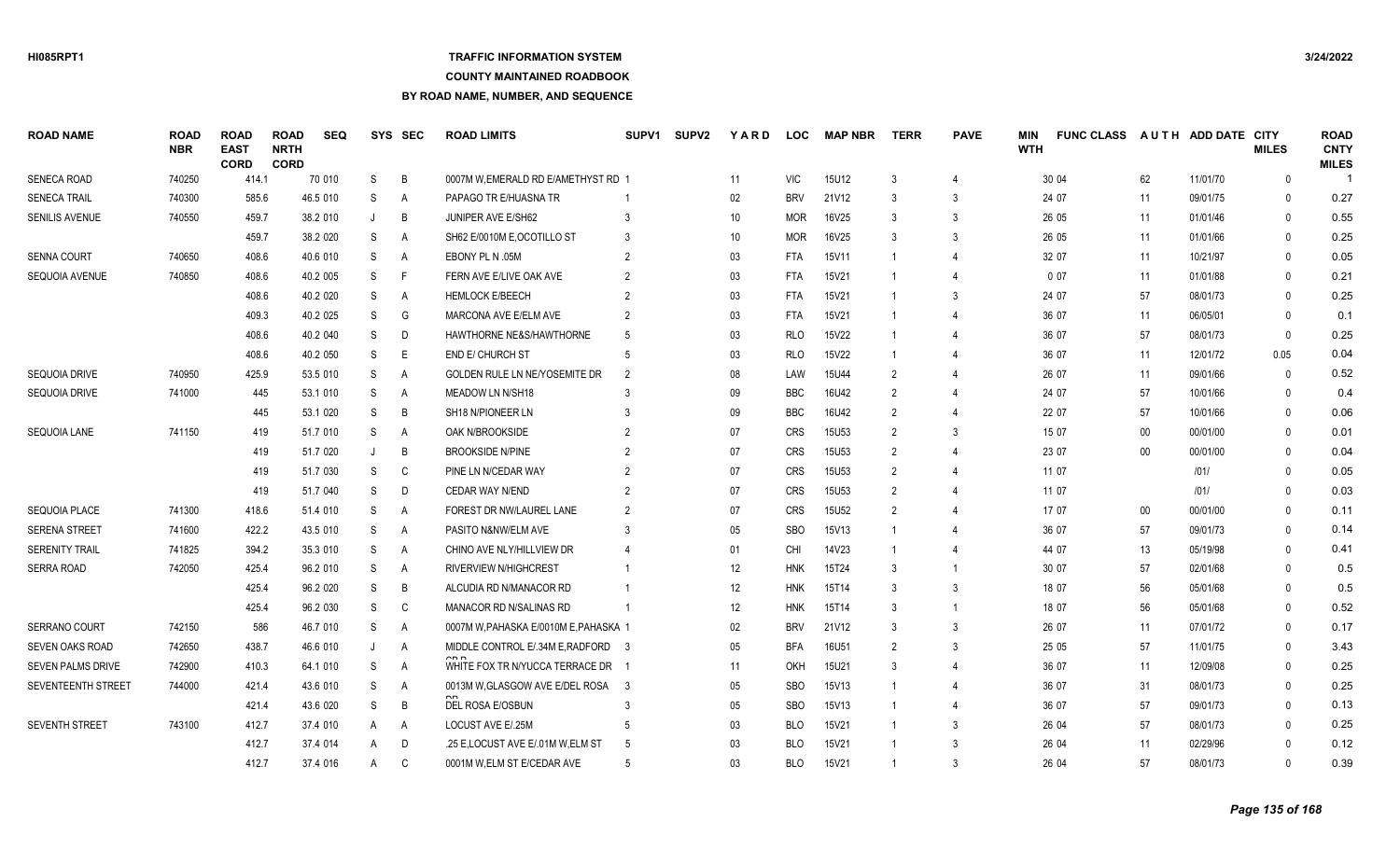**HI085RPT1**

**TRAFFIC INFORMATION SYSTEM**

**COUNTY MAINTAINED ROADBOOK**

**BY ROAD NAME, NUMBER, AND SEQUENCE**

3/24/2022

| ROAD NAME | ROAD NBR | ROAD EAST CORD | ROAD NRTH CORD | SEQ | SYS | SEC | ROAD LIMITS | SUPV1 | SUPV2 | YARD | LOC | MAP NBR | TERR | PAVE | MIN WTH | FUNC CLASS | AUTH | ADD DATE | CITY MILES | ROAD CNTY MILES |
|---|---|---|---|---|---|---|---|---|---|---|---|---|---|---|---|---|---|---|---|---|
| SENECA ROAD | 740250 | 414.1 | 70 | 010 | S | B | 0007M W,EMERALD RD E/AMETHYST RD | 1 | | 11 | VIC | 15U12 | 3 | 4 | 30 | 04 | 62 | 11/01/70 | 0 | 1 |
| SENECA TRAIL | 740300 | 585.6 | 46.5 | 010 | S | A | PAPAGO TR E/HUASNA TR | 1 | | 02 | BRV | 21V12 | 3 | 3 | 24 | 07 | 11 | 09/01/75 | 0 | 0.27 |
| SENILIS AVENUE | 740550 | 459.7 | 38.2 | 010 | J | B | JUNIPER AVE E/SH62 | 3 | | 10 | MOR | 16V25 | 3 | 3 | 26 | 05 | 11 | 01/01/46 | 0 | 0.55 |
| | | 459.7 | 38.2 | 020 | S | A | SH62 E/0010M E,OCOTILLO ST | 3 | | 10 | MOR | 16V25 | 3 | 3 | 26 | 05 | 11 | 01/01/66 | 0 | 0.25 |
| SENNA COURT | 740650 | 408.6 | 40.6 | 010 | S | A | EBONY PL N .05M | 2 | | 03 | FTA | 15V11 | 1 | 4 | 32 | 07 | 11 | 10/21/97 | 0 | 0.05 |
| SEQUOIA AVENUE | 740850 | 408.6 | 40.2 | 005 | S | F | FERN AVE E/LIVE OAK AVE | 2 | | 03 | FTA | 15V21 | 1 | 4 | 0 | 07 | 11 | 01/01/88 | 0 | 0.21 |
| | | 408.6 | 40.2 | 020 | S | A | HEMLOCK E/BEECH | 2 | | 03 | FTA | 15V21 | 1 | 3 | 24 | 07 | 57 | 08/01/73 | 0 | 0.25 |
| | | 409.3 | 40.2 | 025 | S | G | MARCONA AVE E/ELM AVE | 2 | | 03 | FTA | 15V21 | 1 | 4 | 36 | 07 | 11 | 06/05/01 | 0 | 0.1 |
| | | 408.6 | 40.2 | 040 | S | D | HAWTHORNE NE&S/HAWTHORNE | 5 | | 03 | RLO | 15V22 | 1 | 4 | 36 | 07 | 57 | 08/01/73 | 0 | 0.25 |
| | | 408.6 | 40.2 | 050 | S | E | END E/ CHURCH ST | 5 | | 03 | RLO | 15V22 | 1 | 4 | 36 | 07 | 11 | 12/01/72 | 0.05 | 0.04 |
| SEQUOIA DRIVE | 740950 | 425.9 | 53.5 | 010 | S | A | GOLDEN RULE LN NE/YOSEMITE DR | 2 | | 08 | LAW | 15U44 | 2 | 4 | 26 | 07 | 11 | 09/01/66 | 0 | 0.52 |
| SEQUOIA DRIVE | 741000 | 445 | 53.1 | 010 | S | A | MEADOW LN N/SH18 | 3 | | 09 | BBC | 16U42 | 2 | 4 | 24 | 07 | 57 | 10/01/66 | 0 | 0.4 |
| | | 445 | 53.1 | 020 | S | B | SH18 N/PIONEER LN | 3 | | 09 | BBC | 16U42 | 2 | 4 | 22 | 07 | 57 | 10/01/66 | 0 | 0.06 |
| SEQUOIA LANE | 741150 | 419 | 51.7 | 010 | S | A | OAK N/BROOKSIDE | 2 | | 07 | CRS | 15U53 | 2 | 3 | 15 | 07 | 00 | 00/01/00 | 0 | 0.01 |
| | | 419 | 51.7 | 020 | J | B | BROOKSIDE N/PINE | 2 | | 07 | CRS | 15U53 | 2 | 4 | 23 | 07 | 00 | 00/01/00 | 0 | 0.04 |
| | | 419 | 51.7 | 030 | S | C | PINE LN N/CEDAR WAY | 2 | | 07 | CRS | 15U53 | 2 | 4 | 11 | 07 | | /01/ | 0 | 0.05 |
| | | 419 | 51.7 | 040 | S | D | CEDAR WAY N/END | 2 | | 07 | CRS | 15U53 | 2 | 4 | 11 | 07 | | /01/ | 0 | 0.03 |
| SEQUOIA PLACE | 741300 | 418.6 | 51.4 | 010 | S | A | FOREST DR NW/LAUREL LANE | 2 | | 07 | CRS | 15U52 | 2 | 4 | 17 | 07 | 00 | 00/01/00 | 0 | 0.11 |
| SERENA STREET | 741600 | 422.2 | 43.5 | 010 | S | A | PASITO N&NW/ELM AVE | 3 | | 05 | SBO | 15V13 | 1 | 4 | 36 | 07 | 57 | 09/01/73 | 0 | 0.14 |
| SERENITY TRAIL | 741825 | 394.2 | 35.3 | 010 | S | A | CHINO AVE NLY/HILLVIEW DR | 4 | | 01 | CHI | 14V23 | 1 | 4 | 44 | 07 | 13 | 05/19/98 | 0 | 0.41 |
| SERRA ROAD | 742050 | 425.4 | 96.2 | 010 | S | A | RIVERVIEW N/HIGHCREST | 1 | | 12 | HNK | 15T24 | 3 | 1 | 30 | 07 | 57 | 02/01/68 | 0 | 0.5 |
| | | 425.4 | 96.2 | 020 | S | B | ALCUDIA RD N/MANACOR RD | 1 | | 12 | HNK | 15T14 | 3 | 3 | 18 | 07 | 56 | 05/01/68 | 0 | 0.5 |
| | | 425.4 | 96.2 | 030 | S | C | MANACOR RD N/SALINAS RD | 1 | | 12 | HNK | 15T14 | 3 | 1 | 18 | 07 | 56 | 05/01/68 | 0 | 0.52 |
| SERRANO COURT | 742150 | 586 | 46.7 | 010 | S | A | 0007M W,PAHASKA E/0010M E,PAHASKA | 1 | | 02 | BRV | 21V12 | 3 | 3 | 26 | 07 | 11 | 07/01/72 | 0 | 0.17 |
| SEVEN OAKS ROAD | 742650 | 438.7 | 46.6 | 010 | J | A | MIDDLE CONTROL E/.34M E,RADFORD | 3 | | 05 | BFA | 16U51 | 2 | 3 | 25 | 05 | 57 | 11/01/75 | 0 | 3.43 |
| SEVEN PALMS DRIVE | 742900 | 410.3 | 64.1 | 010 | S | A | WHITE FOX TR N/YUCCA TERRACE DR | 1 | | 11 | OKH | 15U21 | 3 | 4 | 36 | 07 | 11 | 12/09/08 | 0 | 0.25 |
| SEVENTEENTH STREET | 744000 | 421.4 | 43.6 | 010 | S | A | 0013M W,GLASGOW AVE E/DEL ROSA | 3 | | 05 | SBO | 15V13 | 1 | 4 | 36 | 07 | 31 | 08/01/73 | 0 | 0.25 |
| | | 421.4 | 43.6 | 020 | S | B | DEL ROSA E/OSBUN | 3 | | 05 | SBO | 15V13 | 1 | 4 | 36 | 07 | 57 | 09/01/73 | 0 | 0.13 |
| SEVENTH STREET | 743100 | 412.7 | 37.4 | 010 | A | A | LOCUST AVE E/.25M | 5 | | 03 | BLO | 15V21 | 1 | 3 | 26 | 04 | 57 | 08/01/73 | 0 | 0.25 |
| | | 412.7 | 37.4 | 014 | A | D | .25 E,LOCUST AVE E/.01M W,ELM ST | 5 | | 03 | BLO | 15V21 | 1 | 3 | 26 | 04 | 11 | 02/29/96 | 0 | 0.12 |
| | | 412.7 | 37.4 | 016 | A | C | 0001M W,ELM ST E/CEDAR AVE | 5 | | 03 | BLO | 15V21 | 1 | 3 | 26 | 04 | 57 | 08/01/73 | 0 | 0.39 |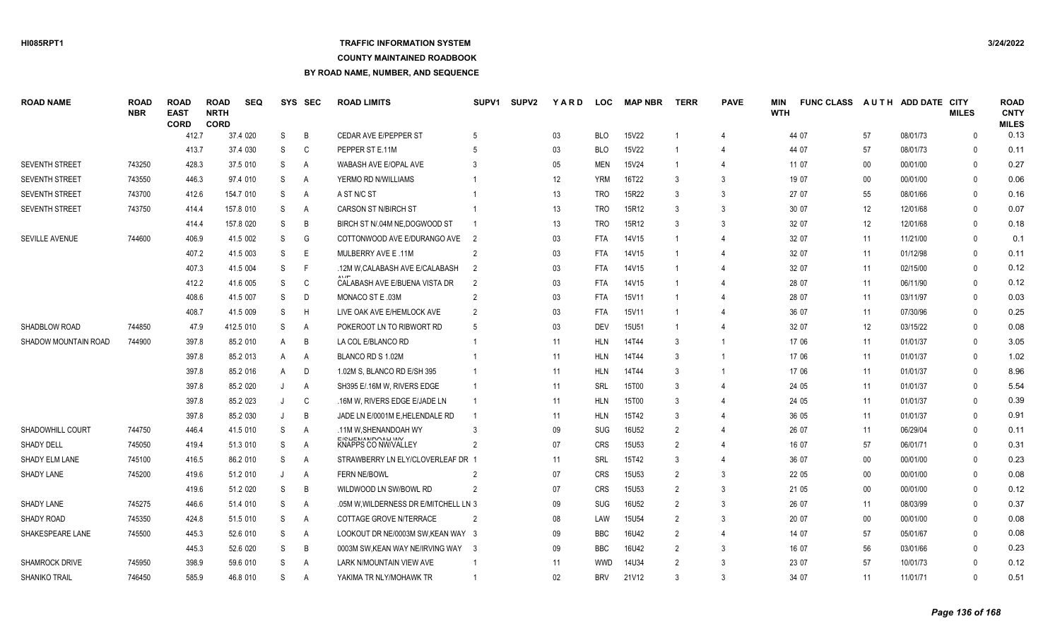**TRAFFIC INFORMATION SYSTEM**

**COUNTY MAINTAINED ROADBOOK**

**BY ROAD NAME, NUMBER, AND SEQUENCE**

| ROAD NAME | ROAD NBR | ROAD EAST CORD | ROAD NRTH CORD | SEQ | SYS | SEC | ROAD LIMITS | SUPV1 | SUPV2 | YARD | LOC | MAP NBR | TERR | PAVE | MIN WTH | FUNC CLASS | AUTH | ADD DATE | CITY MILES | ROAD CNTY MILES |
|---|---|---|---|---|---|---|---|---|---|---|---|---|---|---|---|---|---|---|---|---|
| | | 412.7 | 37.4 | 020 | S | B | CEDAR AVE E/PEPPER ST | 5 | | 03 | BLO | 15V22 | 1 | 4 | 44 | 07 | 57 | 08/01/73 | 0 | 0.13 |
| | | 413.7 | 37.4 | 030 | S | C | PEPPER ST E.11M | 5 | | 03 | BLO | 15V22 | 1 | 4 | 44 | 07 | 57 | 08/01/73 | 0 | 0.11 |
| SEVENTH STREET | 743250 | 428.3 | 37.5 | 010 | S | A | WABASH AVE E/OPAL AVE | 3 | | 05 | MEN | 15V24 | 1 | 4 | 11 | 07 | 00 | 00/01/00 | 0 | 0.27 |
| SEVENTH STREET | 743550 | 446.3 | 97.4 | 010 | S | A | YERMO RD N/WILLIAMS | 1 | | 12 | YRM | 16T22 | 3 | 3 | 19 | 07 | 00 | 00/01/00 | 0 | 0.06 |
| SEVENTH STREET | 743700 | 412.6 | 154.7 | 010 | S | A | A ST N/C ST | 1 | | 13 | TRO | 15R22 | 3 | 3 | 27 | 07 | 55 | 08/01/66 | 0 | 0.16 |
| SEVENTH STREET | 743750 | 414.4 | 157.8 | 010 | S | A | CARSON ST N/BIRCH ST | 1 | | 13 | TRO | 15R12 | 3 | 3 | 30 | 07 | 12 | 12/01/68 | 0 | 0.07 |
| | | 414.4 | 157.8 | 020 | S | B | BIRCH ST N/.04M NE,DOGWOOD ST | 1 | | 13 | TRO | 15R12 | 3 | 3 | 32 | 07 | 12 | 12/01/68 | 0 | 0.18 |
| SEVILLE AVENUE | 744600 | 406.9 | 41.5 | 002 | S | G | COTTONWOOD AVE E/DURANGO AVE | 2 | | 03 | FTA | 14V15 | 1 | 4 | 32 | 07 | 11 | 11/21/00 | 0 | 0.1 |
| | | 407.2 | 41.5 | 003 | S | E | MULBERRY AVE E .11M | 2 | | 03 | FTA | 14V15 | 1 | 4 | 32 | 07 | 11 | 01/12/98 | 0 | 0.11 |
| | | 407.3 | 41.5 | 004 | S | F | .12M W,CALABASH AVE E/CALABASH AVE | 2 | | 03 | FTA | 14V15 | 1 | 4 | 32 | 07 | 11 | 02/15/00 | 0 | 0.12 |
| | | 412.2 | 41.6 | 005 | S | C | CALABASH AVE E/BUENA VISTA DR | 2 | | 03 | FTA | 14V15 | 1 | 4 | 28 | 07 | 11 | 06/11/90 | 0 | 0.12 |
| | | 408.6 | 41.5 | 007 | S | D | MONACO ST E .03M | 2 | | 03 | FTA | 15V11 | 1 | 4 | 28 | 07 | 11 | 03/11/97 | 0 | 0.03 |
| | | 408.7 | 41.5 | 009 | S | H | LIVE OAK AVE E/HEMLOCK AVE | 2 | | 03 | FTA | 15V11 | 1 | 4 | 36 | 07 | 11 | 07/30/96 | 0 | 0.25 |
| SHADBLOW ROAD | 744850 | 47.9 | 412.5 | 010 | S | A | POKEROOT LN TO RIBWORT RD | 5 | | 03 | DEV | 15U51 | 1 | 4 | 32 | 07 | 12 | 03/15/22 | 0 | 0.08 |
| SHADOW MOUNTAIN ROAD | 744900 | 397.8 | 85.2 | 010 | A | B | LA COL E/BLANCO RD | 1 | | 11 | HLN | 14T44 | 3 | 1 | 17 | 06 | 11 | 01/01/37 | 0 | 3.05 |
| | | 397.8 | 85.2 | 013 | A | A | BLANCO RD S 1.02M | 1 | | 11 | HLN | 14T44 | 3 | 1 | 17 | 06 | 11 | 01/01/37 | 0 | 1.02 |
| | | 397.8 | 85.2 | 016 | A | D | 1.02M S, BLANCO RD E/SH 395 | 1 | | 11 | HLN | 14T44 | 3 | 1 | 17 | 06 | 11 | 01/01/37 | 0 | 8.96 |
| | | 397.8 | 85.2 | 020 | J | A | SH395 E/.16M W, RIVERS EDGE | 1 | | 11 | SRL | 15T00 | 3 | 4 | 24 | 05 | 11 | 01/01/37 | 0 | 5.54 |
| | | 397.8 | 85.2 | 023 | J | C | .16M W, RIVERS EDGE E/JADE LN | 1 | | 11 | HLN | 15T00 | 3 | 4 | 24 | 05 | 11 | 01/01/37 | 0 | 0.39 |
| | | 397.8 | 85.2 | 030 | J | B | JADE LN E/0001M E,HELENDALE RD | 1 | | 11 | HLN | 15T42 | 3 | 4 | 36 | 05 | 11 | 01/01/37 | 0 | 0.91 |
| SHADOWHILL COURT | 744750 | 446.4 | 41.5 | 010 | S | A | .11M W,SHENANDOAH WY E/SHENANDOAH WY | 3 | | 09 | SUG | 16U52 | 2 | 4 | 26 | 07 | 11 | 06/29/04 | 0 | 0.11 |
| SHADY DELL | 745050 | 419.4 | 51.3 | 010 | S | A | KNAPPS CO NW/VALLEY | 2 | | 07 | CRS | 15U53 | 2 | 4 | 16 | 07 | 57 | 06/01/71 | 0 | 0.31 |
| SHADY ELM LANE | 745100 | 416.5 | 86.2 | 010 | S | A | STRAWBERRY LN ELY/CLOVERLEAF DR | 1 | | 11 | SRL | 15T42 | 3 | 4 | 36 | 07 | 00 | 00/01/00 | 0 | 0.23 |
| SHADY LANE | 745200 | 419.6 | 51.2 | 010 | J | A | FERN NE/BOWL | 2 | | 07 | CRS | 15U53 | 2 | 3 | 22 | 05 | 00 | 00/01/00 | 0 | 0.08 |
| | | 419.6 | 51.2 | 020 | S | B | WILDWOOD LN SW/BOWL RD | 2 | | 07 | CRS | 15U53 | 2 | 3 | 21 | 05 | 00 | 00/01/00 | 0 | 0.12 |
| SHADY LANE | 745275 | 446.6 | 51.4 | 010 | S | A | .05M W,WILDERNESS DR E/MITCHELL LN | 3 | | 09 | SUG | 16U52 | 2 | 3 | 26 | 07 | 11 | 08/03/99 | 0 | 0.37 |
| SHADY ROAD | 745350 | 424.8 | 51.5 | 010 | S | A | COTTAGE GROVE N/TERRACE | 2 | | 08 | LAW | 15U54 | 2 | 3 | 20 | 07 | 00 | 00/01/00 | 0 | 0.08 |
| SHAKESPEARE LANE | 745500 | 445.3 | 52.6 | 010 | S | A | LOOKOUT DR NE/0003M SW,KEAN WAY | 3 | | 09 | BBC | 16U42 | 2 | 4 | 14 | 07 | 57 | 05/01/67 | 0 | 0.08 |
| | | 445.3 | 52.6 | 020 | S | B | 0003M SW,KEAN WAY NE/IRVING WAY | 3 | | 09 | BBC | 16U42 | 2 | 3 | 16 | 07 | 56 | 03/01/66 | 0 | 0.23 |
| SHAMROCK DRIVE | 745950 | 398.9 | 59.6 | 010 | S | A | LARK N/MOUNTAIN VIEW AVE | 1 | | 11 | WWD | 14U34 | 2 | 3 | 23 | 07 | 57 | 10/01/73 | 0 | 0.12 |
| SHANIKO TRAIL | 746450 | 585.9 | 46.8 | 010 | S | A | YAKIMA TR NLY/MOHAWK TR | 1 | | 02 | BRV | 21V12 | 3 | 3 | 34 | 07 | 11 | 11/01/71 | 0 | 0.51 |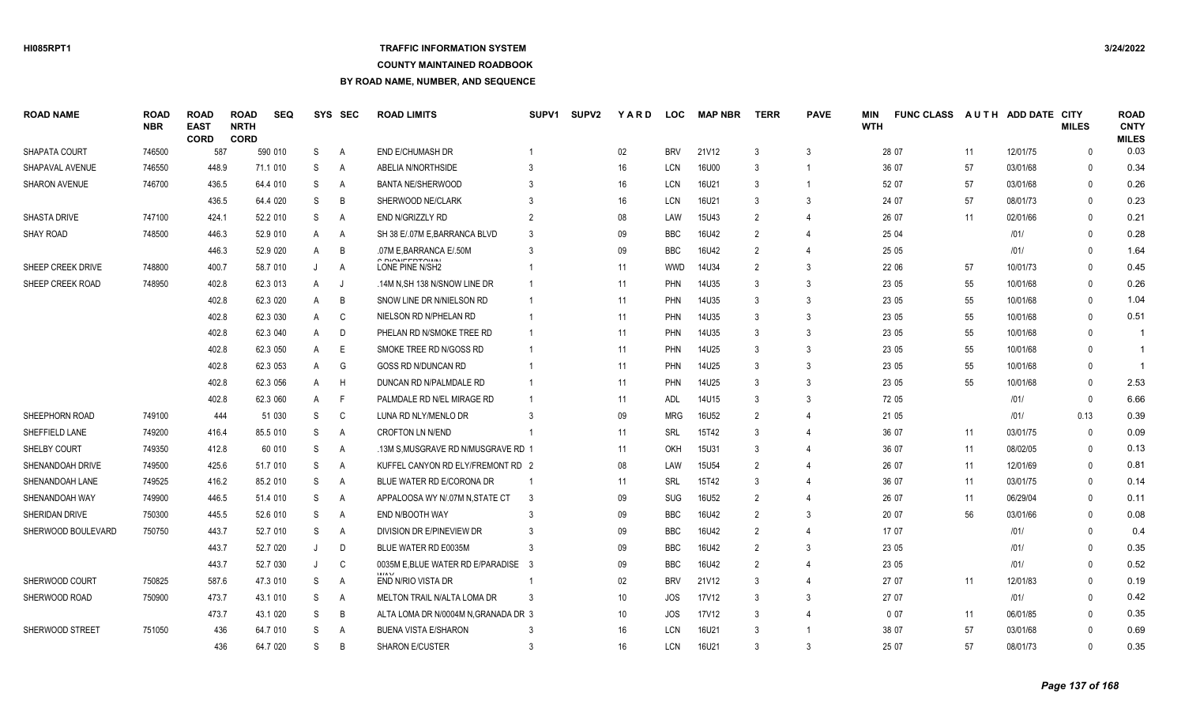**HI085RPT1**

**TRAFFIC INFORMATION SYSTEM**

**COUNTY MAINTAINED ROADBOOK**

**BY ROAD NAME, NUMBER, AND SEQUENCE**

3/24/2022

| ROAD NAME | ROAD NBR | ROAD EAST CORD | ROAD NRTH CORD | SEQ | SYS | SEC | ROAD LIMITS | SUPV1 | SUPV2 | YARD | LOC | MAP NBR | TERR | PAVE | MIN WTH | FUNC CLASS | AUTH | ADD DATE | CITY MILES | ROAD CNTY MILES |
|---|---|---|---|---|---|---|---|---|---|---|---|---|---|---|---|---|---|---|---|---|
| SHAPATA COURT | 746500 | 587 | 590 | 010 | S | A | END E/CHUMASH DR | 1 | | 02 | BRV | 21V12 | 3 | 3 | 28 | 07 | 11 | 12/01/75 | 0 | 0.03 |
| SHAPAVAL AVENUE | 746550 | 448.9 | 71.1 | 010 | S | A | ABELIA N/NORTHSIDE | 3 | | 16 | LCN | 16U00 | 3 | 1 | 36 | 07 | 57 | 03/01/68 | 0 | 0.34 |
| SHARON AVENUE | 746700 | 436.5 | 64.4 | 010 | S | A | BANTA NE/SHERWOOD | 3 | | 16 | LCN | 16U21 | 3 | 1 | 52 | 07 | 57 | 03/01/68 | 0 | 0.26 |
| | | 436.5 | 64.4 | 020 | S | B | SHERWOOD NE/CLARK | 3 | | 16 | LCN | 16U21 | 3 | 3 | 24 | 07 | 57 | 08/01/73 | 0 | 0.23 |
| SHASTA DRIVE | 747100 | 424.1 | 52.2 | 010 | S | A | END N/GRIZZLY RD | 2 | | 08 | LAW | 15U43 | 2 | 4 | 26 | 07 | 11 | 02/01/66 | 0 | 0.21 |
| SHAY ROAD | 748500 | 446.3 | 52.9 | 010 | A | A | SH 38 E/.07M E,BARRANCA BLVD | 3 | | 09 | BBC | 16U42 | 2 | 4 | 25 | 04 | | /01/ | 0 | 0.28 |
| | | 446.3 | 52.9 | 020 | A | B | .07M E,BARRANCA E/.50M | 3 | | 09 | BBC | 16U42 | 2 | 4 | 25 | 05 | | /01/ | 0 | 1.64 |
| SHEEP CREEK DRIVE | 748800 | 400.7 | 58.7 | 010 | J | A | C PIONEERTOWN LONE PINE N/SH2 | 1 | | 11 | WWD | 14U34 | 2 | 3 | 22 | 06 | 57 | 10/01/73 | 0 | 0.45 |
| SHEEP CREEK ROAD | 748950 | 402.8 | 62.3 | 013 | A | J | .14M N,SH 138 N/SNOW LINE DR | 1 | | 11 | PHN | 14U35 | 3 | 3 | 23 | 05 | 55 | 10/01/68 | 0 | 0.26 |
| | | 402.8 | 62.3 | 020 | A | B | SNOW LINE DR N/NIELSON RD | 1 | | 11 | PHN | 14U35 | 3 | 3 | 23 | 05 | 55 | 10/01/68 | 0 | 1.04 |
| | | 402.8 | 62.3 | 030 | A | C | NIELSON RD N/PHELAN RD | 1 | | 11 | PHN | 14U35 | 3 | 3 | 23 | 05 | 55 | 10/01/68 | 0 | 0.51 |
| | | 402.8 | 62.3 | 040 | A | D | PHELAN RD N/SMOKE TREE RD | 1 | | 11 | PHN | 14U35 | 3 | 3 | 23 | 05 | 55 | 10/01/68 | 0 | 1 |
| | | 402.8 | 62.3 | 050 | A | E | SMOKE TREE RD N/GOSS RD | 1 | | 11 | PHN | 14U25 | 3 | 3 | 23 | 05 | 55 | 10/01/68 | 0 | 1 |
| | | 402.8 | 62.3 | 053 | A | G | GOSS RD N/DUNCAN RD | 1 | | 11 | PHN | 14U25 | 3 | 3 | 23 | 05 | 55 | 10/01/68 | 0 | 1 |
| | | 402.8 | 62.3 | 056 | A | H | DUNCAN RD N/PALMDALE RD | 1 | | 11 | PHN | 14U25 | 3 | 3 | 23 | 05 | 55 | 10/01/68 | 0 | 2.53 |
| | | 402.8 | 62.3 | 060 | A | F | PALMDALE RD N/EL MIRAGE RD | 1 | | 11 | ADL | 14U15 | 3 | 3 | 72 | 05 | | /01/ | 0 | 6.66 |
| SHEEPHORN ROAD | 749100 | 444 | 51 | 030 | S | C | LUNA RD NLY/MENLO DR | 3 | | 09 | MRG | 16U52 | 2 | 4 | 21 | 05 | | /01/ | 0.13 | 0.39 |
| SHEFFIELD LANE | 749200 | 416.4 | 85.5 | 010 | S | A | CROFTON LN N/END | 1 | | 11 | SRL | 15T42 | 3 | 4 | 36 | 07 | 11 | 03/01/75 | 0 | 0.09 |
| SHELBY COURT | 749350 | 412.8 | 60 | 010 | S | A | .13M S,MUSGRAVE RD N/MUSGRAVE RD | 1 | | 11 | OKH | 15U31 | 3 | 4 | 36 | 07 | 11 | 08/02/05 | 0 | 0.13 |
| SHENANDOAH DRIVE | 749500 | 425.6 | 51.7 | 010 | S | A | KUFFEL CANYON RD ELY/FREMONT RD | 2 | | 08 | LAW | 15U54 | 2 | 4 | 26 | 07 | 11 | 12/01/69 | 0 | 0.81 |
| SHENANDOAH LANE | 749525 | 416.2 | 85.2 | 010 | S | A | BLUE WATER RD E/CORONA DR | 1 | | 11 | SRL | 15T42 | 3 | 4 | 36 | 07 | 11 | 03/01/75 | 0 | 0.14 |
| SHENANDOAH WAY | 749900 | 446.5 | 51.4 | 010 | S | A | APPALOOSA WY N/.07M N,STATE CT | 3 | | 09 | SUG | 16U52 | 2 | 4 | 26 | 07 | 11 | 06/29/04 | 0 | 0.11 |
| SHERIDAN DRIVE | 750300 | 445.5 | 52.6 | 010 | S | A | END N/BOOTH WAY | 3 | | 09 | BBC | 16U42 | 2 | 3 | 20 | 07 | 56 | 03/01/66 | 0 | 0.08 |
| SHERWOOD BOULEVARD | 750750 | 443.7 | 52.7 | 010 | S | A | DIVISION DR E/PINEVIEW DR | 3 | | 09 | BBC | 16U42 | 2 | 4 | 17 | 07 | | /01/ | 0 | 0.4 |
| | | 443.7 | 52.7 | 020 | J | D | BLUE WATER RD E0035M | 3 | | 09 | BBC | 16U42 | 2 | 3 | 23 | 05 | | /01/ | 0 | 0.35 |
| | | 443.7 | 52.7 | 030 | J | C | 0035M E,BLUE WATER RD E/PARADISE WAY | 3 | | 09 | BBC | 16U42 | 2 | 4 | 23 | 05 | | /01/ | 0 | 0.52 |
| SHERWOOD COURT | 750825 | 587.6 | 47.3 | 010 | S | A | END N/RIO VISTA DR | 1 | | 02 | BRV | 21V12 | 3 | 4 | 27 | 07 | 11 | 12/01/83 | 0 | 0.19 |
| SHERWOOD ROAD | 750900 | 473.7 | 43.1 | 010 | S | A | MELTON TRAIL N/ALTA LOMA DR | 3 | | 10 | JOS | 17V12 | 3 | 3 | 27 | 07 | | /01/ | 0 | 0.42 |
| | | 473.7 | 43.1 | 020 | S | B | ALTA LOMA DR N/0004M N,GRANADA DR | 3 | | 10 | JOS | 17V12 | 3 | 4 | 0 | 07 | 11 | 06/01/85 | 0 | 0.35 |
| SHERWOOD STREET | 751050 | 436 | 64.7 | 010 | S | A | BUENA VISTA E/SHARON | 3 | | 16 | LCN | 16U21 | 3 | 1 | 38 | 07 | 57 | 03/01/68 | 0 | 0.69 |
| | | 436 | 64.7 | 020 | S | B | SHARON E/CUSTER | 3 | | 16 | LCN | 16U21 | 3 | 3 | 25 | 07 | 57 | 08/01/73 | 0 | 0.35 |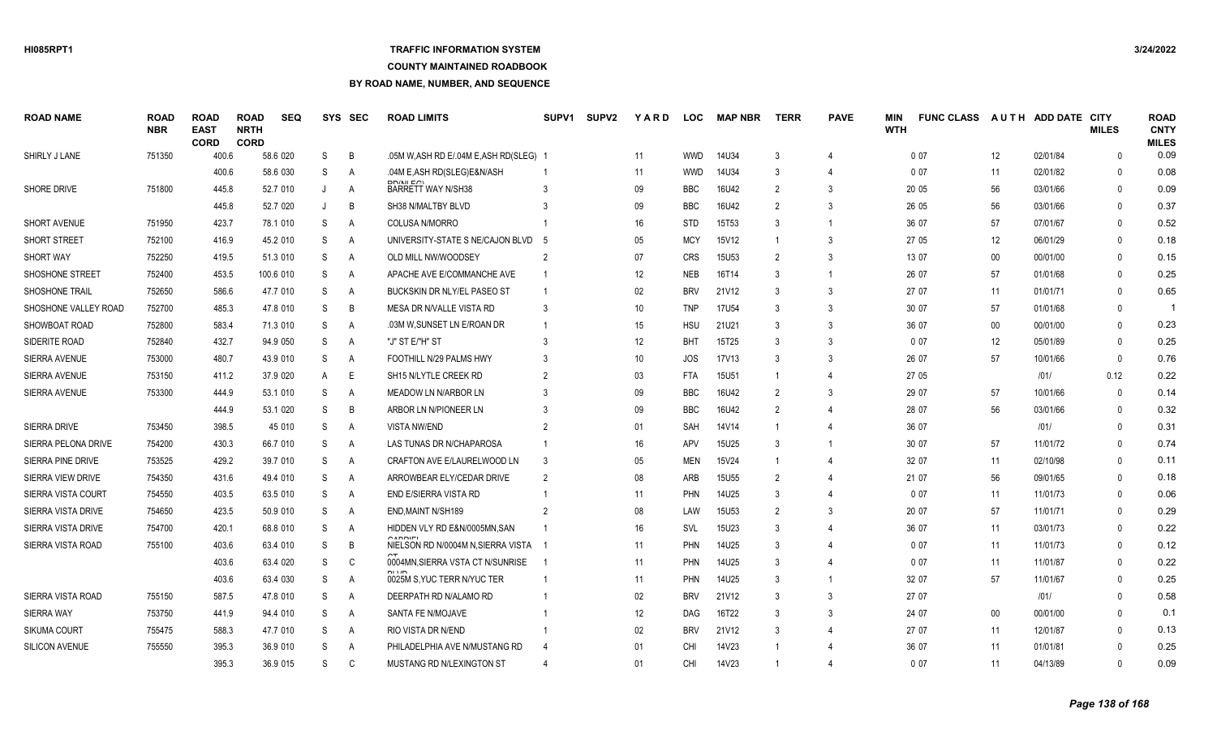**HI085RPT1** | **TRAFFIC INFORMATION SYSTEM** | **3/24/2022**

**COUNTY MAINTAINED ROADBOOK**

**BY ROAD NAME, NUMBER, AND SEQUENCE**

| ROAD NAME | ROAD NBR | ROAD EAST CORD | ROAD NRTH CORD | SEQ | SYS | SEC | ROAD LIMITS | SUPV1 | SUPV2 | YARD | LOC | MAP NBR | TERR | PAVE | MIN WTH | FUNC CLASS | AUTH | ADD DATE | CITY MILES | ROAD CNTY MILES |
|---|---|---|---|---|---|---|---|---|---|---|---|---|---|---|---|---|---|---|---|---|
| SHIRLY J LANE | 751350 | 400.6 | 58.6 | 020 | S | B | .05M W,ASH RD E/.04M E,ASH RD(SLEG) | 1 | | 11 | WWD | 14U34 | 3 | 4 | 0 | 07 | 12 | 02/01/84 | 0 | 0.09 |
| | | 400.6 | 58.6 | 030 | S | A | .04M E,ASH RD(SLEG)E&N/ASH RD(NLEG) | 1 | | 11 | WWD | 14U34 | 3 | 4 | 0 | 07 | 11 | 02/01/82 | 0 | 0.08 |
| SHORE DRIVE | 751800 | 445.8 | 52.7 | 010 | J | A | BARRETT WAY N/SH38 | 3 | | 09 | BBC | 16U42 | 2 | 3 | 20 | 05 | 56 | 03/01/66 | 0 | 0.09 |
| | | 445.8 | 52.7 | 020 | J | B | SH38 N/MALTBY BLVD | 3 | | 09 | BBC | 16U42 | 2 | 3 | 26 | 05 | 56 | 03/01/66 | 0 | 0.37 |
| SHORT AVENUE | 751950 | 423.7 | 78.1 | 010 | S | A | COLUSA N/MORRO | 1 | | 16 | STD | 15T53 | 3 | 1 | 36 | 07 | 57 | 07/01/67 | 0 | 0.52 |
| SHORT STREET | 752100 | 416.9 | 45.2 | 010 | S | A | UNIVERSITY-STATE S NE/CAJON BLVD | 5 | | 05 | MCY | 15V12 | 1 | 3 | 27 | 05 | 12 | 06/01/29 | 0 | 0.18 |
| SHORT WAY | 752250 | 419.5 | 51.3 | 010 | J | A | OLD MILL NW/WOODSEY | 2 | | 07 | CRS | 15U53 | 2 | 3 | 13 | 07 | 00 | 00/01/00 | 0 | 0.15 |
| SHOSHONE STREET | 752400 | 453.5 | 100.6 | 010 | S | A | APACHE AVE E/COMMANCHE AVE | 1 | | 12 | NEB | 16T14 | 3 | 1 | 26 | 07 | 57 | 01/01/68 | 0 | 0.25 |
| SHOSHONE TRAIL | 752650 | 586.6 | 47.7 | 010 | S | A | BUCKSKIN DR NLY/EL PASEO ST | 1 | | 02 | BRV | 21V12 | 3 | 3 | 27 | 07 | 11 | 01/01/71 | 0 | 0.65 |
| SHOSHONE VALLEY ROAD | 752700 | 485.3 | 47.8 | 010 | S | B | MESA DR N/VALLE VISTA RD | 3 | | 10 | TNP | 17U54 | 3 | 3 | 30 | 07 | 57 | 01/01/68 | 0 | 1 |
| SHOWBOAT ROAD | 752800 | 583.4 | 71.3 | 010 | S | A | .03M W,SUNSET LN E/ROAN DR | 1 | | 15 | HSU | 21U21 | 3 | 3 | 36 | 07 | 00 | 00/01/00 | 0 | 0.23 |
| SIDERITE ROAD | 752840 | 432.7 | 94.9 | 050 | S | A | "J" ST E/"H" ST | 3 | | 12 | BHT | 15T25 | 3 | 3 | 0 | 07 | 12 | 05/01/89 | 0 | 0.25 |
| SIERRA AVENUE | 753000 | 480.7 | 43.9 | 010 | S | A | FOOTHILL N/29 PALMS HWY | 3 | | 10 | JOS | 17V13 | 3 | 3 | 26 | 07 | 57 | 10/01/66 | 0 | 0.76 |
| SIERRA AVENUE | 753150 | 411.2 | 37.9 | 020 | A | E | SH15 N/LYTLE CREEK RD | 2 | | 03 | FTA | 15U51 | 1 | 4 | 27 | 05 | | /01/ | 0.12 | 0.22 |
| SIERRA AVENUE | 753300 | 444.9 | 53.1 | 010 | S | A | MEADOW LN N/ARBOR LN | 3 | | 09 | BBC | 16U42 | 2 | 3 | 29 | 07 | 57 | 10/01/66 | 0 | 0.14 |
| | | 444.9 | 53.1 | 020 | S | B | ARBOR LN N/PIONEER LN | 3 | | 09 | BBC | 16U42 | 2 | 4 | 28 | 07 | 56 | 03/01/66 | 0 | 0.32 |
| SIERRA DRIVE | 753450 | 398.5 | 45 | 010 | S | A | VISTA NW/END | 2 | | 01 | SAH | 14V14 | 1 | 4 | 36 | 07 | | /01/ | 0 | 0.31 |
| SIERRA PELONA DRIVE | 754200 | 430.3 | 66.7 | 010 | S | A | LAS TUNAS DR N/CHAPAROSA | 1 | | 16 | APV | 15U25 | 3 | 1 | 30 | 07 | 57 | 11/01/72 | 0 | 0.74 |
| SIERRA PINE DRIVE | 753525 | 429.2 | 39.7 | 010 | S | A | CRAFTON AVE E/LAURELWOOD LN | 3 | | 05 | MEN | 15V24 | 1 | 4 | 32 | 07 | 11 | 02/10/98 | 0 | 0.11 |
| SIERRA VIEW DRIVE | 754350 | 431.6 | 49.4 | 010 | S | A | ARROWBEAR ELY/CEDAR DRIVE | 2 | | 08 | ARB | 15U55 | 2 | 4 | 21 | 07 | 56 | 09/01/65 | 0 | 0.18 |
| SIERRA VISTA COURT | 754550 | 403.5 | 63.5 | 010 | S | A | END E/SIERRA VISTA RD | 1 | | 11 | PHN | 14U25 | 3 | 4 | 0 | 07 | 11 | 11/01/73 | 0 | 0.06 |
| SIERRA VISTA DRIVE | 754650 | 423.5 | 50.9 | 010 | S | A | END,MAINT N/SH189 | 2 | | 08 | LAW | 15U53 | 2 | 3 | 20 | 07 | 57 | 11/01/71 | 0 | 0.29 |
| SIERRA VISTA DRIVE | 754700 | 420.1 | 68.8 | 010 | S | A | HIDDEN VLY RD E&N/0005MN,SAN GABRIEL | 1 | | 16 | SVL | 15U23 | 3 | 4 | 36 | 07 | 11 | 03/01/73 | 0 | 0.22 |
| SIERRA VISTA ROAD | 755100 | 403.6 | 63.4 | 010 | S | B | NIELSON RD N/0004M N,SIERRA VISTA CT | 1 | | 11 | PHN | 14U25 | 3 | 4 | 0 | 07 | 11 | 11/01/73 | 0 | 0.12 |
| | | 403.6 | 63.4 | 020 | S | C | 0004MN,SIERRA VSTA CT N/SUNRISE BLVD | 1 | | 11 | PHN | 14U25 | 3 | 4 | 0 | 07 | 11 | 11/01/87 | 0 | 0.22 |
| | | 403.6 | 63.4 | 030 | S | A | 0025M S,YUC TERR N/YUC TER | 1 | | 11 | PHN | 14U25 | 3 | 1 | 32 | 07 | 57 | 11/01/67 | 0 | 0.25 |
| SIERRA VISTA ROAD | 755150 | 587.5 | 47.8 | 010 | S | A | DEERPATH RD N/ALAMO RD | 1 | | 02 | BRV | 21V12 | 3 | 3 | 27 | 07 | | /01/ | 0 | 0.58 |
| SIERRA WAY | 753750 | 441.9 | 94.4 | 010 | S | A | SANTA FE N/MOJAVE | 1 | | 12 | DAG | 16T22 | 3 | 3 | 24 | 07 | 00 | 00/01/00 | 0 | 0.1 |
| SIKUMA COURT | 755475 | 588.3 | 47.7 | 010 | S | A | RIO VISTA DR N/END | 1 | | 02 | BRV | 21V12 | 3 | 4 | 27 | 07 | 11 | 12/01/87 | 0 | 0.13 |
| SILICON AVENUE | 755550 | 395.3 | 36.9 | 010 | S | A | PHILADELPHIA AVE N/MUSTANG RD | 4 | | 01 | CHI | 14V23 | 1 | 4 | 36 | 07 | 11 | 01/01/81 | 0 | 0.25 |
| | | 395.3 | 36.9 | 015 | S | C | MUSTANG RD N/LEXINGTON ST | 4 | | 01 | CHI | 14V23 | 1 | 4 | 0 | 07 | 11 | 04/13/89 | 0 | 0.09 |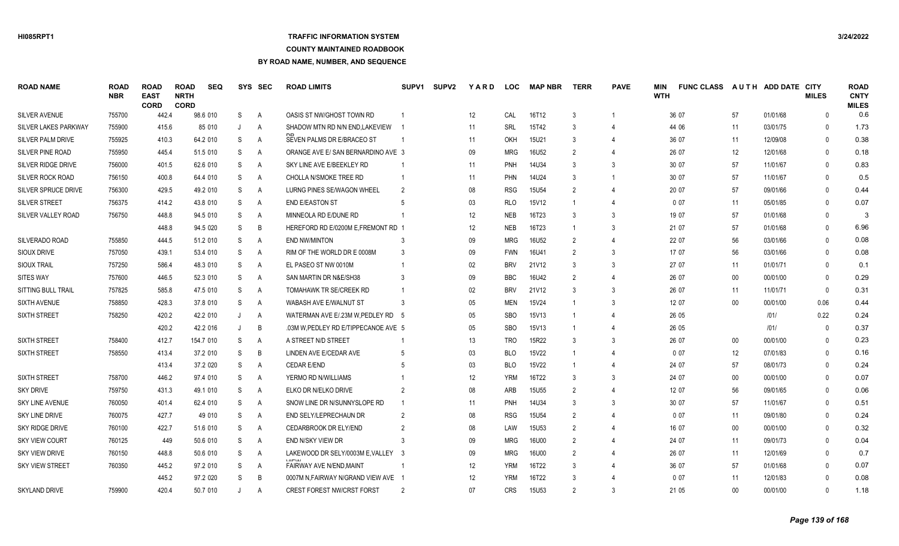**HI085RPT1**

**TRAFFIC INFORMATION SYSTEM**

**COUNTY MAINTAINED ROADBOOK**

**BY ROAD NAME, NUMBER, AND SEQUENCE**

3/24/2022

| ROAD NAME | ROAD NBR | ROAD EAST CORD | ROAD NRTH CORD | SEQ | SYS | SEC | ROAD LIMITS | SUPV1 | SUPV2 | YARD | LOC | MAP NBR | TERR | PAVE | MIN WTH | FUNC CLASS | AUTH | ADD DATE | CITY MILES | ROAD CNTY MILES |
|---|---|---|---|---|---|---|---|---|---|---|---|---|---|---|---|---|---|---|---|---|
| SILVER AVENUE | 755700 | 442.4 | 98.6 | 010 | S | A | OASIS ST NW/GHOST TOWN RD | 1 | | 12 | CAL | 16T12 | 3 | 1 | 36 | 07 | 57 | 01/01/68 | 0 | 0.6 |
| SILVER LAKES PARKWAY | 755900 | 415.6 | 85 | 010 | J | A | SHADOW MTN RD N/N END,LAKEVIEW DR | 1 | | 11 | SRL | 15T42 | 3 | 4 | 44 | 06 | 11 | 03/01/75 | 0 | 1.73 |
| SILVER PALM DRIVE | 755925 | 410.3 | 64.2 | 010 | S | A | SEVEN PALMS DR E/BRACEO ST | 1 | | 11 | OKH | 15U21 | 3 | 4 | 36 | 07 | 11 | 12/09/08 | 0 | 0.38 |
| SILVER PINE ROAD | 755950 | 445.4 | 51.5 | 010 | S | A | ORANGE AVE E/ SAN BERNARDINO AVE | 3 | | 09 | MRG | 16U52 | 2 | 4 | 26 | 07 | 12 | 12/01/68 | 0 | 0.18 |
| SILVER RIDGE DRIVE | 756000 | 401.5 | 62.6 | 010 | S | A | SKY LINE AVE E/BEEKLEY RD | 1 | | 11 | PNH | 14U34 | 3 | 3 | 30 | 07 | 57 | 11/01/67 | 0 | 0.83 |
| SILVER ROCK ROAD | 756150 | 400.8 | 64.4 | 010 | S | A | CHOLLA N/SMOKE TREE RD | 1 | | 11 | PHN | 14U24 | 3 | 1 | 30 | 07 | 57 | 11/01/67 | 0 | 0.5 |
| SILVER SPRUCE DRIVE | 756300 | 429.5 | 49.2 | 010 | S | A | LURNG PINES SE/WAGON WHEEL | 2 | | 08 | RSG | 15U54 | 2 | 4 | 20 | 07 | 57 | 09/01/66 | 0 | 0.44 |
| SILVER STREET | 756375 | 414.2 | 43.8 | 010 | S | A | END E/EASTON ST | 5 | | 03 | RLO | 15V12 | 1 | 4 | 0 | 07 | 11 | 05/01/85 | 0 | 0.07 |
| SILVER VALLEY ROAD | 756750 | 448.8 | 94.5 | 010 | S | A | MINNEOLA RD E/DUNE RD | 1 | | 12 | NEB | 16T23 | 3 | 3 | 19 | 07 | 57 | 01/01/68 | 0 | 3 |
| | | 448.8 | 94.5 | 020 | S | B | HEREFORD RD E/0200M E,FREMONT RD | 1 | | 12 | NEB | 16T23 | 1 | 3 | 21 | 07 | 57 | 01/01/68 | 0 | 6.96 |
| SILVERADO ROAD | 755850 | 444.5 | 51.2 | 010 | S | A | END NW/MINTON | 3 | | 09 | MRG | 16U52 | 2 | 4 | 22 | 07 | 56 | 03/01/66 | 0 | 0.08 |
| SIOUX DRIVE | 757050 | 439.1 | 53.4 | 010 | S | A | RIM OF THE WORLD DR E 0008M | 3 | | 09 | FWN | 16U41 | 2 | 3 | 17 | 07 | 56 | 03/01/66 | 0 | 0.08 |
| SIOUX TRAIL | 757250 | 586.4 | 48.3 | 010 | S | A | EL PASEO ST NW 0010M | 1 | | 02 | BRV | 21V12 | 3 | 3 | 27 | 07 | 11 | 01/01/71 | 0 | 0.1 |
| SITES WAY | 757600 | 446.5 | 52.3 | 010 | S | A | SAN MARTIN DR N&E/SH38 | 3 | | 09 | BBC | 16U42 | 2 | 4 | 26 | 07 | 00 | 00/01/00 | 0 | 0.29 |
| SITTING BULL TRAIL | 757825 | 585.8 | 47.5 | 010 | S | A | TOMAHAWK TR SE/CREEK RD | 1 | | 02 | BRV | 21V12 | 3 | 3 | 26 | 07 | 11 | 11/01/71 | 0 | 0.31 |
| SIXTH AVENUE | 758850 | 428.3 | 37.8 | 010 | S | A | WABASH AVE E/WALNUT ST | 3 | | 05 | MEN | 15V24 | 1 | 3 | 12 | 07 | 00 | 00/01/00 | 0.06 | 0.44 |
| SIXTH STREET | 758250 | 420.2 | 42.2 | 010 | J | A | WATERMAN AVE E/.23M W,PEDLEY RD | 5 | | 05 | SBO | 15V13 | 1 | 4 | 26 | 05 | | /01/ | 0.22 | 0.24 |
| | | 420.2 | 42.2 | 016 | J | B | .03M W,PEDLEY RD E/TIPPECANOE AVE | 5 | | 05 | SBO | 15V13 | 1 | 4 | 26 | 05 | | /01/ | 0 | 0.37 |
| SIXTH STREET | 758400 | 412.7 | 154.7 | 010 | S | A | A STREET N/D STREET | 1 | | 13 | TRO | 15R22 | 3 | 3 | 26 | 07 | 00 | 00/01/00 | 0 | 0.23 |
| SIXTH STREET | 758550 | 413.4 | 37.2 | 010 | S | B | LINDEN AVE E/CEDAR AVE | 5 | | 03 | BLO | 15V22 | 1 | 4 | 0 | 07 | 12 | 07/01/83 | 0 | 0.16 |
| | | 413.4 | 37.2 | 020 | S | A | CEDAR E/END | 5 | | 03 | BLO | 15V22 | 1 | 4 | 24 | 07 | 57 | 08/01/73 | 0 | 0.24 |
| SIXTH STREET | 758700 | 446.2 | 97.4 | 010 | S | A | YERMO RD N/WILLIAMS | 1 | | 12 | YRM | 16T22 | 3 | 3 | 24 | 07 | 00 | 00/01/00 | 0 | 0.07 |
| SKY DRIVE | 759750 | 431.3 | 49.1 | 010 | S | A | ELKO DR N/ELKO DRIVE | 2 | | 08 | ARB | 15U55 | 2 | 4 | 12 | 07 | 56 | 09/01/65 | 0 | 0.06 |
| SKY LINE AVENUE | 760050 | 401.4 | 62.4 | 010 | S | A | SNOW LINE DR N/SUNNYSLOPE RD | 1 | | 11 | PNH | 14U34 | 3 | 3 | 30 | 07 | 57 | 11/01/67 | 0 | 0.51 |
| SKY LINE DRIVE | 760075 | 427.7 | 49 | 010 | S | A | END SELY/LEPRECHAUN DR | 2 | | 08 | RSG | 15U54 | 2 | 4 | 0 | 07 | 11 | 09/01/80 | 0 | 0.24 |
| SKY RIDGE DRIVE | 760100 | 422.7 | 51.6 | 010 | S | A | CEDARBROOK DR ELY/END | 2 | | 08 | LAW | 15U53 | 2 | 4 | 16 | 07 | 00 | 00/01/00 | 0 | 0.32 |
| SKY VIEW COURT | 760125 | 449 | 50.6 | 010 | S | A | END N/SKY VIEW DR | 3 | | 09 | MRG | 16U00 | 2 | 4 | 24 | 07 | 11 | 09/01/73 | 0 | 0.04 |
| SKY VIEW DRIVE | 760150 | 448.8 | 50.6 | 010 | S | A | LAKEWOOD DR SELY/0003M E,VALLEY VIEW | 3 | | 09 | MRG | 16U00 | 2 | 4 | 26 | 07 | 11 | 12/01/69 | 0 | 0.7 |
| SKY VIEW STREET | 760350 | 445.2 | 97.2 | 010 | S | A | FAIRWAY AVE N/END,MAINT | 1 | | 12 | YRM | 16T22 | 3 | 4 | 36 | 07 | 57 | 01/01/68 | 0 | 0.07 |
| | | 445.2 | 97.2 | 020 | S | B | 0007M N,FAIRWAY N/GRAND VIEW AVE | 1 | | 12 | YRM | 16T22 | 3 | 4 | 0 | 07 | 11 | 12/01/83 | 0 | 0.08 |
| SKYLAND DRIVE | 759900 | 420.4 | 50.7 | 010 | J | A | CREST FOREST NW/CRST FORST | 2 | | 07 | CRS | 15U53 | 2 | 3 | 21 | 05 | 00 | 00/01/00 | 0 | 1.18 |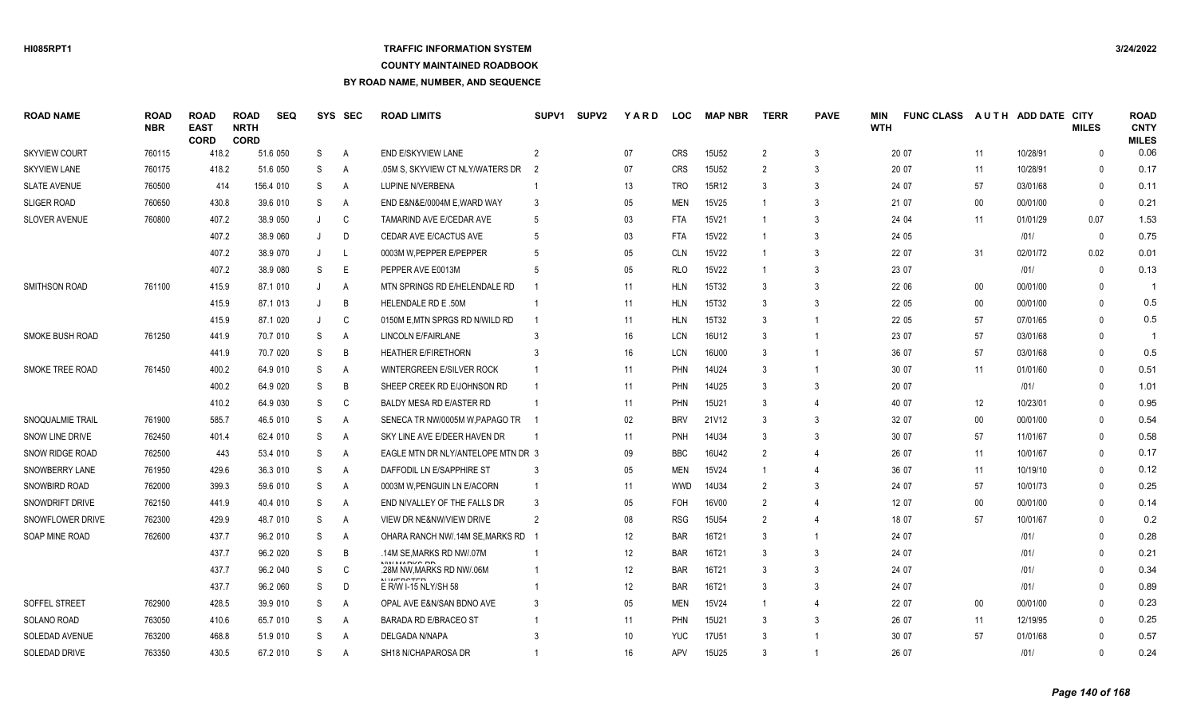HI085RPT1 — TRAFFIC INFORMATION SYSTEM — 3/24/2022

COUNTY MAINTAINED ROADBOOK

BY ROAD NAME, NUMBER, AND SEQUENCE

| ROAD NAME | ROAD NBR | ROAD EAST CORD | ROAD NRTH CORD | SEQ | SYS | SEC | ROAD LIMITS | SUPV1 | SUPV2 | YARD | LOC | MAP NBR | TERR | PAVE | MIN WTH | FUNC CLASS | AUTH | ADD DATE | CITY MILES | ROAD CNTY MILES |
|---|---|---|---|---|---|---|---|---|---|---|---|---|---|---|---|---|---|---|---|---|
| SKYVIEW COURT | 760115 | 418.2 | 51.6 | 050 | S | A | END E/SKYVIEW LANE | 2 | | 07 | CRS | 15U52 | 2 | 3 | 20 | 07 | 11 | 10/28/91 | 0 | 0.06 |
| SKYVIEW LANE | 760175 | 418.2 | 51.6 | 050 | S | A | .05M S, SKYVIEW CT NLY/WATERS DR | 2 | | 07 | CRS | 15U52 | 2 | 3 | 20 | 07 | 11 | 10/28/91 | 0 | 0.17 |
| SLATE AVENUE | 760500 | 414 | 156.4 | 010 | S | A | LUPINE N/VERBENA | 1 | | 13 | TRO | 15R12 | 3 | 3 | 24 | 07 | 57 | 03/01/68 | 0 | 0.11 |
| SLIGER ROAD | 760650 | 430.8 | 39.6 | 010 | S | A | END E&N&E/0004M E,WARD WAY | 3 | | 05 | MEN | 15V25 | 1 | 3 | 21 | 07 | 00 | 00/01/00 | 0 | 0.21 |
| SLOVER AVENUE | 760800 | 407.2 | 38.9 | 050 | J | C | TAMARIND AVE E/CEDAR AVE | 5 | | 03 | FTA | 15V21 | 1 | 3 | 24 | 04 | 11 | 01/01/29 | 0.07 | 1.53 |
| | | 407.2 | 38.9 | 060 | J | D | CEDAR AVE E/CACTUS AVE | 5 | | 03 | FTA | 15V22 | 1 | 3 | 24 | 05 | | /01/ | 0 | 0.75 |
| | | 407.2 | 38.9 | 070 | J | L | 0003M W,PEPPER E/PEPPER | 5 | | 05 | CLN | 15V22 | 1 | 3 | 22 | 07 | 31 | 02/01/72 | 0.02 | 0.01 |
| | | 407.2 | 38.9 | 080 | S | E | PEPPER AVE E0013M | 5 | | 05 | RLO | 15V22 | 1 | 3 | 23 | 07 | | /01/ | 0 | 0.13 |
| SMITHSON ROAD | 761100 | 415.9 | 87.1 | 010 | J | A | MTN SPRINGS RD E/HELENDALE RD | 1 | | 11 | HLN | 15T32 | 3 | 3 | 22 | 06 | 00 | 00/01/00 | 0 | 1 |
| | | 415.9 | 87.1 | 013 | J | B | HELENDALE RD E .50M | 1 | | 11 | HLN | 15T32 | 3 | 3 | 22 | 05 | 00 | 00/01/00 | 0 | 0.5 |
| | | 415.9 | 87.1 | 020 | J | C | 0150M E,MTN SPRGS RD N/WILD RD | 1 | | 11 | HLN | 15T32 | 3 | 1 | 22 | 05 | 57 | 07/01/65 | 0 | 0.5 |
| SMOKE BUSH ROAD | 761250 | 441.9 | 70.7 | 010 | S | A | LINCOLN E/FAIRLANE | 3 | | 16 | LCN | 16U12 | 3 | 1 | 23 | 07 | 57 | 03/01/68 | 0 | 1 |
| | | 441.9 | 70.7 | 020 | S | B | HEATHER E/FIRETHORN | 3 | | 16 | LCN | 16U00 | 3 | 1 | 36 | 07 | 57 | 03/01/68 | 0 | 0.5 |
| SMOKE TREE ROAD | 761450 | 400.2 | 64.9 | 010 | S | A | WINTERGREEN E/SILVER ROCK | 1 | | 11 | PHN | 14U24 | 3 | 1 | 30 | 07 | 11 | 01/01/60 | 0 | 0.51 |
| | | 400.2 | 64.9 | 020 | S | B | SHEEP CREEK RD E/JOHNSON RD | 1 | | 11 | PHN | 14U25 | 3 | 3 | 20 | 07 | | /01/ | 0 | 1.01 |
| | | 410.2 | 64.9 | 030 | S | C | BALDY MESA RD E/ASTER RD | 1 | | 11 | PHN | 15U21 | 3 | 4 | 40 | 07 | 12 | 10/23/01 | 0 | 0.95 |
| SNOQUALMIE TRAIL | 761900 | 585.7 | 46.5 | 010 | S | A | SENECA TR NW/0005M W,PAPAGO TR | 1 | | 02 | BRV | 21V12 | 3 | 3 | 32 | 07 | 00 | 00/01/00 | 0 | 0.54 |
| SNOW LINE DRIVE | 762450 | 401.4 | 62.4 | 010 | S | A | SKY LINE AVE E/DEER HAVEN DR | 1 | | 11 | PNH | 14U34 | 3 | 3 | 30 | 07 | 57 | 11/01/67 | 0 | 0.58 |
| SNOW RIDGE ROAD | 762500 | 443 | 53.4 | 010 | S | A | EAGLE MTN DR NLY/ANTELOPE MTN DR | 3 | | 09 | BBC | 16U42 | 2 | 4 | 26 | 07 | 11 | 10/01/67 | 0 | 0.17 |
| SNOWBERRY LANE | 761950 | 429.6 | 36.3 | 010 | S | A | DAFFODIL LN E/SAPPHIRE ST | 3 | | 05 | MEN | 15V24 | 1 | 4 | 36 | 07 | 11 | 10/19/10 | 0 | 0.12 |
| SNOWBIRD ROAD | 762000 | 399.3 | 59.6 | 010 | S | A | 0003M W,PENGUIN LN E/ACORN | 1 | | 11 | WWD | 14U34 | 2 | 3 | 24 | 07 | 57 | 10/01/73 | 0 | 0.25 |
| SNOWDRIFT DRIVE | 762150 | 441.9 | 40.4 | 010 | S | A | END N/VALLEY OF THE FALLS DR | 3 | | 05 | FOH | 16V00 | 2 | 4 | 12 | 07 | 00 | 00/01/00 | 0 | 0.14 |
| SNOWFLOWER DRIVE | 762300 | 429.9 | 48.7 | 010 | S | A | VIEW DR NE&NW/VIEW DRIVE | 2 | | 08 | RSG | 15U54 | 2 | 4 | 18 | 07 | 57 | 10/01/67 | 0 | 0.2 |
| SOAP MINE ROAD | 762600 | 437.7 | 96.2 | 010 | S | A | OHARA RANCH NW/.14M SE,MARKS RD | 1 | | 12 | BAR | 16T21 | 3 | 1 | 24 | 07 | | /01/ | 0 | 0.28 |
| | | 437.7 | 96.2 | 020 | S | B | .14M SE,MARKS RD NW/.07M NW,MARKS RD | 1 | | 12 | BAR | 16T21 | 3 | 3 | 24 | 07 | | /01/ | 0 | 0.21 |
| | | 437.7 | 96.2 | 040 | S | C | .28M NW,MARKS RD NW/.06M N,WEBSTER | 1 | | 12 | BAR | 16T21 | 3 | 3 | 24 | 07 | | /01/ | 0 | 0.34 |
| | | 437.7 | 96.2 | 060 | S | D | E R/W I-15 NLY/SH 58 | 1 | | 12 | BAR | 16T21 | 3 | 3 | 24 | 07 | | /01/ | 0 | 0.89 |
| SOFFEL STREET | 762900 | 428.5 | 39.9 | 010 | S | A | OPAL AVE E&N/SAN BDNO AVE | 3 | | 05 | MEN | 15V24 | 1 | 4 | 22 | 07 | 00 | 00/01/00 | 0 | 0.23 |
| SOLANO ROAD | 763050 | 410.6 | 65.7 | 010 | S | A | BARADA RD E/BRACEO ST | 1 | | 11 | PHN | 15U21 | 3 | 3 | 26 | 07 | 11 | 12/19/95 | 0 | 0.25 |
| SOLEDAD AVENUE | 763200 | 468.8 | 51.9 | 010 | S | A | DELGADA N/NAPA | 3 | | 10 | YUC | 17U51 | 3 | 1 | 30 | 07 | 57 | 01/01/68 | 0 | 0.57 |
| SOLEDAD DRIVE | 763350 | 430.5 | 67.2 | 010 | S | A | SH18 N/CHAPAROSA DR | 1 | | 16 | APV | 15U25 | 3 | 1 | 26 | 07 | | /01/ | 0 | 0.24 |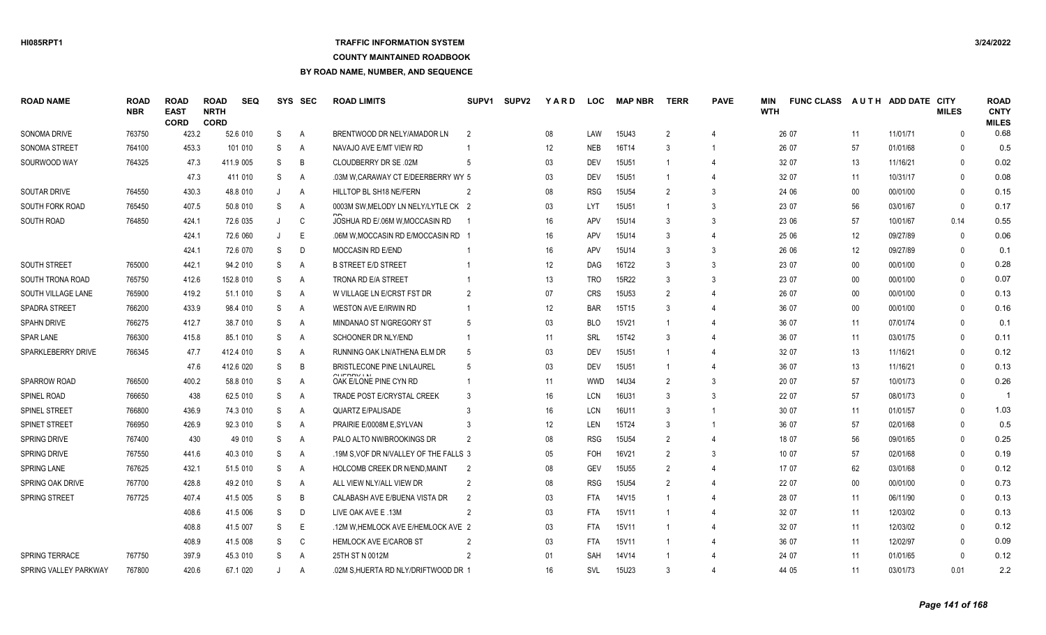# TRAFFIC INFORMATION SYSTEM

## COUNTY MAINTAINED ROADBOOK

### BY ROAD NAME, NUMBER, AND SEQUENCE

| ROAD NAME | ROAD NBR | ROAD EAST CORD | ROAD NRTH CORD | SEQ | SYS | SEC | ROAD LIMITS | SUPV1 | SUPV2 | YARD | LOC | MAP NBR | TERR | PAVE | MIN WTH | FUNC CLASS | AUTH | ADD DATE | CITY MILES | ROAD CNTY MILES |
|---|---|---|---|---|---|---|---|---|---|---|---|---|---|---|---|---|---|---|---|---|
| SONOMA DRIVE | 763750 | 423.2 | 52.6 | 010 | S | A | BRENTWOOD DR NELY/AMADOR LN | 2 | | 08 | LAW | 15U43 | 2 | 4 | 26 | 07 | 11 | 11/01/71 | 0 | 0.68 |
| SONOMA STREET | 764100 | 453.3 | 101 | 010 | S | A | NAVAJO AVE E/MT VIEW RD | 1 | | 12 | NEB | 16T14 | 3 | 1 | 26 | 07 | 57 | 01/01/68 | 0 | 0.5 |
| SOURWOOD WAY | 764325 | 47.3 | 411.9 | 005 | S | B | CLOUDBERRY DR SE .02M | 5 | | 03 | DEV | 15U51 | 1 | 4 | 32 | 07 | 13 | 11/16/21 | 0 | 0.02 |
| | | 47.3 | 411 | 010 | S | A | .03M W,CARAWAY CT E/DEERBERRY WY | 5 | | 03 | DEV | 15U51 | 1 | 4 | 32 | 07 | 11 | 10/31/17 | 0 | 0.08 |
| SOUTAR DRIVE | 764550 | 430.3 | 48.8 | 010 | J | A | HILLTOP BL SH18 NE/FERN | 2 | | 08 | RSG | 15U54 | 2 | 3 | 24 | 06 | 00 | 00/01/00 | 0 | 0.15 |
| SOUTH FORK ROAD | 765450 | 407.5 | 50.8 | 010 | S | A | 0003M SW,MELODY LN NELY/LYTLE CK | 2 | | 03 | LYT | 15U51 | 1 | 3 | 23 | 07 | 56 | 03/01/67 | 0 | 0.17 |
| SOUTH ROAD | 764850 | 424.1 | 72.6 | 035 | J | C | JOSHUA RD E/.06M W,MOCCASIN RD | 1 | | 16 | APV | 15U14 | 3 | 3 | 23 | 06 | 57 | 10/01/67 | 0.14 | 0.55 |
| | | 424.1 | 72.6 | 060 | J | E | .06M W,MOCCASIN RD E/MOCCASIN RD | 1 | | 16 | APV | 15U14 | 3 | 4 | 25 | 06 | 12 | 09/27/89 | 0 | 0.06 |
| | | 424.1 | 72.6 | 070 | S | D | MOCCASIN RD E/END | 1 | | 16 | APV | 15U14 | 3 | 3 | 26 | 06 | 12 | 09/27/89 | 0 | 0.1 |
| SOUTH STREET | 765000 | 442.1 | 94.2 | 010 | S | A | B STREET E/D STREET | 1 | | 12 | DAG | 16T22 | 3 | 3 | 23 | 07 | 00 | 00/01/00 | 0 | 0.28 |
| SOUTH TRONA ROAD | 765750 | 412.6 | 152.8 | 010 | S | A | TRONA RD E/A STREET | 1 | | 13 | TRO | 15R22 | 3 | 3 | 23 | 07 | 00 | 00/01/00 | 0 | 0.07 |
| SOUTH VILLAGE LANE | 765900 | 419.2 | 51.1 | 010 | S | A | W VILLAGE LN E/CRST FST DR | 2 | | 07 | CRS | 15U53 | 2 | 4 | 26 | 07 | 00 | 00/01/00 | 0 | 0.13 |
| SPADRA STREET | 766200 | 433.9 | 98.4 | 010 | S | A | WESTON AVE E/IRWIN RD | 1 | | 12 | BAR | 15T15 | 3 | 4 | 36 | 07 | 00 | 00/01/00 | 0 | 0.16 |
| SPAHN DRIVE | 766275 | 412.7 | 38.7 | 010 | S | A | MINDANAO ST N/GREGORY ST | 5 | | 03 | BLO | 15V21 | 1 | 4 | 36 | 07 | 11 | 07/01/74 | 0 | 0.1 |
| SPAR LANE | 766300 | 415.8 | 85.1 | 010 | S | A | SCHOONER DR NLY/END | 1 | | 11 | SRL | 15T42 | 3 | 4 | 36 | 07 | 11 | 03/01/75 | 0 | 0.11 |
| SPARKLEBERRY DRIVE | 766345 | 47.7 | 412.4 | 010 | S | A | RUNNING OAK LN/ATHENA ELM DR | 5 | | 03 | DEV | 15U51 | 1 | 4 | 32 | 07 | 13 | 11/16/21 | 0 | 0.12 |
| | | 47.6 | 412.6 | 020 | S | B | BRISTLECONE PINE LN/LAUREL CHERRY LN | 5 | | 03 | DEV | 15U51 | 1 | 4 | 36 | 07 | 13 | 11/16/21 | 0 | 0.13 |
| SPARROW ROAD | 766500 | 400.2 | 58.8 | 010 | S | A | OAK E/LONE PINE CYN RD | 1 | | 11 | WWD | 14U34 | 2 | 3 | 20 | 07 | 57 | 10/01/73 | 0 | 0.26 |
| SPINEL ROAD | 766650 | 438 | 62.5 | 010 | S | A | TRADE POST E/CRYSTAL CREEK | 3 | | 16 | LCN | 16U31 | 3 | 3 | 22 | 07 | 57 | 08/01/73 | 0 | 1 |
| SPINEL STREET | 766800 | 436.9 | 74.3 | 010 | S | A | QUARTZ E/PALISADE | 3 | | 16 | LCN | 16U11 | 3 | 1 | 30 | 07 | 11 | 01/01/57 | 0 | 1.03 |
| SPINET STREET | 766950 | 426.9 | 92.3 | 010 | S | A | PRAIRIE E/0008M E,SYLVAN | 3 | | 12 | LEN | 15T24 | 3 | 1 | 36 | 07 | 57 | 02/01/68 | 0 | 0.5 |
| SPRING DRIVE | 767400 | 430 | 49 | 010 | S | A | PALO ALTO NW/BROOKINGS DR | 2 | | 08 | RSG | 15U54 | 2 | 4 | 18 | 07 | 56 | 09/01/65 | 0 | 0.25 |
| SPRING DRIVE | 767550 | 441.6 | 40.3 | 010 | S | A | .19M S,VOF DR N/VALLEY OF THE FALLS | 3 | | 05 | FOH | 16V21 | 2 | 3 | 10 | 07 | 57 | 02/01/68 | 0 | 0.19 |
| SPRING LANE | 767625 | 432.1 | 51.5 | 010 | S | A | HOLCOMB CREEK DR N/END,MAINT | 2 | | 08 | GEV | 15U55 | 2 | 4 | 17 | 07 | 62 | 03/01/68 | 0 | 0.12 |
| SPRING OAK DRIVE | 767700 | 428.8 | 49.2 | 010 | S | A | ALL VIEW NLY/ALL VIEW DR | 2 | | 08 | RSG | 15U54 | 2 | 4 | 22 | 07 | 00 | 00/01/00 | 0 | 0.73 |
| SPRING STREET | 767725 | 407.4 | 41.5 | 005 | S | B | CALABASH AVE E/BUENA VISTA DR | 2 | | 03 | FTA | 14V15 | 1 | 4 | 28 | 07 | 11 | 06/11/90 | 0 | 0.13 |
| | | 408.6 | 41.5 | 006 | S | D | LIVE OAK AVE E .13M | 2 | | 03 | FTA | 15V11 | 1 | 4 | 32 | 07 | 11 | 12/03/02 | 0 | 0.13 |
| | | 408.8 | 41.5 | 007 | S | E | .12M W,HEMLOCK AVE E/HEMLOCK AVE | 2 | | 03 | FTA | 15V11 | 1 | 4 | 32 | 07 | 11 | 12/03/02 | 0 | 0.12 |
| | | 408.9 | 41.5 | 008 | S | C | HEMLOCK AVE E/CAROB ST | 2 | | 03 | FTA | 15V11 | 1 | 4 | 36 | 07 | 11 | 12/02/97 | 0 | 0.09 |
| SPRING TERRACE | 767750 | 397.9 | 45.3 | 010 | S | A | 25TH ST N 0012M | 2 | | 01 | SAH | 14V14 | 1 | 4 | 24 | 07 | 11 | 01/01/65 | 0 | 0.12 |
| SPRING VALLEY PARKWAY | 767800 | 420.6 | 67.1 | 020 | J | A | .02M S,HUERTA RD NLY/DRIFTWOOD DR | 1 | | 16 | SVL | 15U23 | 3 | 4 | 44 | 05 | 11 | 03/01/73 | 0.01 | 2.2 |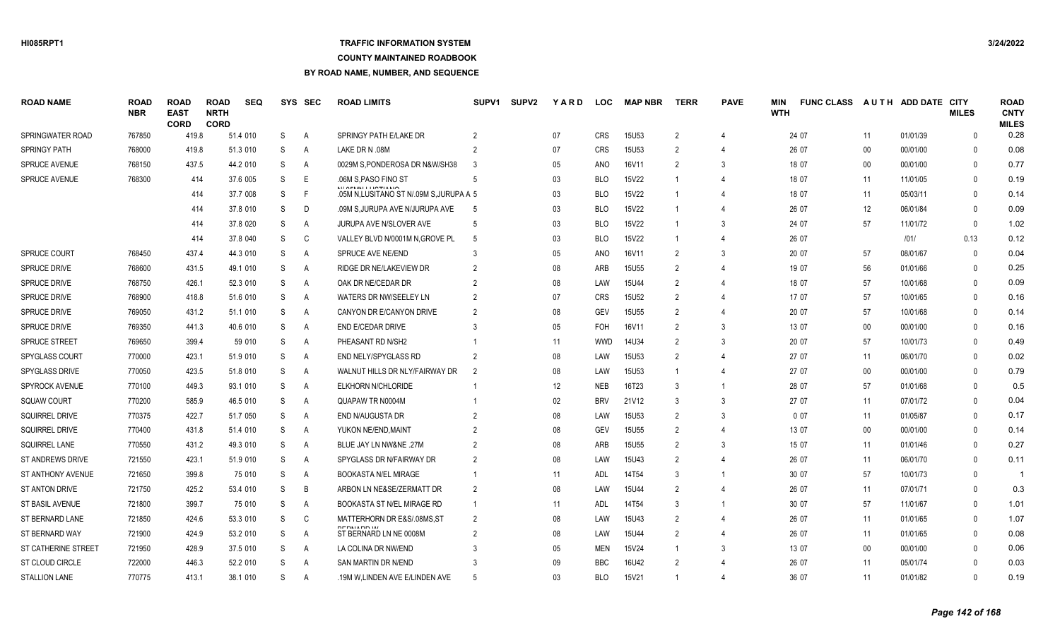# TRAFFIC INFORMATION SYSTEM

## COUNTY MAINTAINED ROADBOOK

### BY ROAD NAME, NUMBER, AND SEQUENCE

| ROAD NAME | ROAD NBR | ROAD EAST CORD | ROAD NRTH CORD | SEQ | SYS | SEC | ROAD LIMITS | SUPV1 | SUPV2 | YARD | LOC | MAP NBR | TERR | PAVE | MIN WTH | FUNC CLASS | AUTH | ADD DATE | CITY MILES | ROAD CNTY MILES |
|---|---|---|---|---|---|---|---|---|---|---|---|---|---|---|---|---|---|---|---|---|
| SPRINGWATER ROAD | 767850 | 419.8 | 51.4 | 010 | S | A | SPRINGY PATH E/LAKE DR | 2 | | 07 | CRS | 15U53 | 2 | 4 | 24 | 07 | 11 | 01/01/39 | 0 | 0.28 |
| SPRINGY PATH | 768000 | 419.8 | 51.3 | 010 | S | A | LAKE DR N .08M | 2 | | 07 | CRS | 15U53 | 2 | 4 | 26 | 07 | 00 | 00/01/00 | 0 | 0.08 |
| SPRUCE AVENUE | 768150 | 437.5 | 44.2 | 010 | S | A | 0029M S,PONDEROSA DR N&W/SH38 | 3 | | 05 | ANO | 16V11 | 2 | 3 | 18 | 07 | 00 | 00/01/00 | 0 | 0.77 |
| SPRUCE AVENUE | 768300 | 414 | 37.6 | 005 | S | E | .06M S,PASO FINO ST | 5 | | 03 | BLO | 15V22 | 1 | 4 | 18 | 07 | 11 | 11/01/05 | 0 | 0.19 |
| | | 414 | 37.7 | 008 | S | F | .05M N,LUSITANO ST N/.09M S,JURUPA A | 5 | | 03 | BLO | 15V22 | 1 | 4 | 18 | 07 | 11 | 05/03/11 | 0 | 0.14 |
| | | 414 | 37.8 | 010 | S | D | .09M S,JURUPA AVE N/JURUPA AVE | 5 | | 03 | BLO | 15V22 | 1 | 4 | 26 | 07 | 12 | 06/01/84 | 0 | 0.09 |
| | | 414 | 37.8 | 020 | S | A | JURUPA AVE N/SLOVER AVE | 5 | | 03 | BLO | 15V22 | 1 | 3 | 24 | 07 | 57 | 11/01/72 | 0 | 1.02 |
| | | 414 | 37.8 | 040 | S | C | VALLEY BLVD N/0001M N,GROVE PL | 5 | | 03 | BLO | 15V22 | 1 | 4 | 26 | 07 | | /01/ | 0.13 | 0.12 |
| SPRUCE COURT | 768450 | 437.4 | 44.3 | 010 | S | A | SPRUCE AVE NE/END | 3 | | 05 | ANO | 16V11 | 2 | 3 | 20 | 07 | 57 | 08/01/67 | 0 | 0.04 |
| SPRUCE DRIVE | 768600 | 431.5 | 49.1 | 010 | S | A | RIDGE DR NE/LAKEVIEW DR | 2 | | 08 | ARB | 15U55 | 2 | 4 | 19 | 07 | 56 | 01/01/66 | 0 | 0.25 |
| SPRUCE DRIVE | 768750 | 426.1 | 52.3 | 010 | S | A | OAK DR NE/CEDAR DR | 2 | | 08 | LAW | 15U44 | 2 | 4 | 18 | 07 | 57 | 10/01/68 | 0 | 0.09 |
| SPRUCE DRIVE | 768900 | 418.8 | 51.6 | 010 | S | A | WATERS DR NW/SEELEY LN | 2 | | 07 | CRS | 15U52 | 2 | 4 | 17 | 07 | 57 | 10/01/65 | 0 | 0.16 |
| SPRUCE DRIVE | 769050 | 431.2 | 51.1 | 010 | S | A | CANYON DR E/CANYON DRIVE | 2 | | 08 | GEV | 15U55 | 2 | 4 | 20 | 07 | 57 | 10/01/68 | 0 | 0.14 |
| SPRUCE DRIVE | 769350 | 441.3 | 40.6 | 010 | S | A | END E/CEDAR DRIVE | 3 | | 05 | FOH | 16V11 | 2 | 3 | 13 | 07 | 00 | 00/01/00 | 0 | 0.16 |
| SPRUCE STREET | 769650 | 399.4 | 59 | 010 | S | A | PHEASANT RD N/SH2 | 1 | | 11 | WWD | 14U34 | 2 | 3 | 20 | 07 | 57 | 10/01/73 | 0 | 0.49 |
| SPYGLASS COURT | 770000 | 423.1 | 51.9 | 010 | S | A | END NELY/SPYGLASS RD | 2 | | 08 | LAW | 15U53 | 2 | 4 | 27 | 07 | 11 | 06/01/70 | 0 | 0.02 |
| SPYGLASS DRIVE | 770050 | 423.5 | 51.8 | 010 | S | A | WALNUT HILLS DR NLY/FAIRWAY DR | 2 | | 08 | LAW | 15U53 | 1 | 4 | 27 | 07 | 00 | 00/01/00 | 0 | 0.79 |
| SPYROCK AVENUE | 770100 | 449.3 | 93.1 | 010 | S | A | ELKHORN N/CHLORIDE | 1 | | 12 | NEB | 16T23 | 3 | 1 | 28 | 07 | 57 | 01/01/68 | 0 | 0.5 |
| SQUAW COURT | 770200 | 585.9 | 46.5 | 010 | S | A | QUAPAW TR N0004M | 1 | | 02 | BRV | 21V12 | 3 | 3 | 27 | 07 | 11 | 07/01/72 | 0 | 0.04 |
| SQUIRREL DRIVE | 770375 | 422.7 | 51.7 | 050 | S | A | END N/AUGUSTA DR | 2 | | 08 | LAW | 15U53 | 2 | 3 | 0 | 07 | 11 | 01/05/87 | 0 | 0.17 |
| SQUIRREL DRIVE | 770400 | 431.8 | 51.4 | 010 | S | A | YUKON NE/END,MAINT | 2 | | 08 | GEV | 15U55 | 2 | 4 | 13 | 07 | 00 | 00/01/00 | 0 | 0.14 |
| SQUIRREL LANE | 770550 | 431.2 | 49.3 | 010 | S | A | BLUE JAY LN NW&NE .27M | 2 | | 08 | ARB | 15U55 | 2 | 3 | 15 | 07 | 11 | 01/01/46 | 0 | 0.27 |
| ST ANDREWS DRIVE | 721550 | 423.1 | 51.9 | 010 | S | A | SPYGLASS DR N/FAIRWAY DR | 2 | | 08 | LAW | 15U43 | 2 | 4 | 26 | 07 | 11 | 06/01/70 | 0 | 0.11 |
| ST ANTHONY AVENUE | 721650 | 399.8 | 75 | 010 | S | A | BOOKASTA N/EL MIRAGE | 1 | | 11 | ADL | 14T54 | 3 | 1 | 30 | 07 | 57 | 10/01/73 | 0 | 1 |
| ST ANTON DRIVE | 721750 | 425.2 | 53.4 | 010 | S | B | ARBON LN NE&SE/ZERMATT DR | 2 | | 08 | LAW | 15U44 | 2 | 4 | 26 | 07 | 11 | 07/01/71 | 0 | 0.3 |
| ST BASIL AVENUE | 721800 | 399.7 | 75 | 010 | S | A | BOOKASTA ST N/EL MIRAGE RD | 1 | | 11 | ADL | 14T54 | 3 | 1 | 30 | 07 | 57 | 11/01/67 | 0 | 1.01 |
| ST BERNARD LANE | 721850 | 424.6 | 53.3 | 010 | S | C | MATTERHORN DR E&S/.08MS,ST | 2 | | 08 | LAW | 15U43 | 2 | 4 | 26 | 07 | 11 | 01/01/65 | 0 | 1.07 |
| ST BERNARD WAY | 721900 | 424.9 | 53.2 | 010 | S | A | ST BERNARD LN NE 0008M | 2 | | 08 | LAW | 15U44 | 2 | 4 | 26 | 07 | 11 | 01/01/65 | 0 | 0.08 |
| ST CATHERINE STREET | 721950 | 428.9 | 37.5 | 010 | S | A | LA COLINA DR NW/END | 3 | | 05 | MEN | 15V24 | 1 | 3 | 13 | 07 | 00 | 00/01/00 | 0 | 0.06 |
| ST CLOUD CIRCLE | 722000 | 446.3 | 52.2 | 010 | S | A | SAN MARTIN DR N/END | 3 | | 09 | BBC | 16U42 | 2 | 4 | 26 | 07 | 11 | 05/01/74 | 0 | 0.03 |
| STALLION LANE | 770775 | 413.1 | 38.1 | 010 | S | A | .19M W,LINDEN AVE E/LINDEN AVE | 5 | | 03 | BLO | 15V21 | 1 | 4 | 36 | 07 | 11 | 01/01/82 | 0 | 0.19 |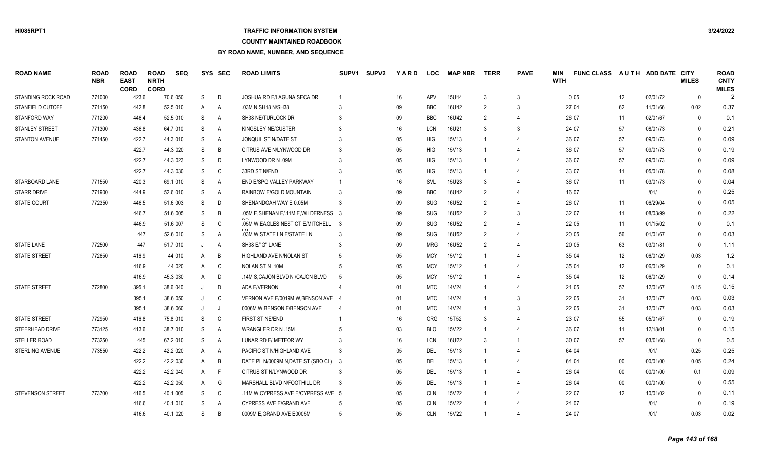**HI085RPT1**

# TRAFFIC INFORMATION SYSTEM

## COUNTY MAINTAINED ROADBOOK

### BY ROAD NAME, NUMBER, AND SEQUENCE

3/24/2022

| ROAD NAME | ROAD NBR | ROAD EAST CORD | ROAD NRTH CORD | SEQ | SYS | SEC | ROAD LIMITS | SUPV1 | SUPV2 | YARD | LOC | MAP NBR | TERR | PAVE | MIN WTH | FUNC CLASS | AUTH | ADD DATE | CITY MILES | ROAD CNTY MILES |
|---|---|---|---|---|---|---|---|---|---|---|---|---|---|---|---|---|---|---|---|---|
| STANDING ROCK ROAD | 771000 | 423.6 | 70.6 | 050 | S | D | JOSHUA RD E/LAGUNA SECA DR | 1 | | 16 | APV | 15U14 | 3 | 3 | 0 | 05 | 12 | 02/01/72 | 0 | 2 |
| STANFIELD CUTOFF | 771150 | 442.8 | 52.5 | 010 | A | A | .03M N,SH18 N/SH38 | 3 | | 09 | BBC | 16U42 | 2 | 3 | 27 | 04 | 62 | 11/01/66 | 0.02 | 0.37 |
| STANFORD WAY | 771200 | 446.4 | 52.5 | 010 | S | A | SH38 NE/TURLOCK DR | 3 | | 09 | BBC | 16U42 | 2 | 4 | 26 | 07 | 11 | 02/01/67 | 0 | 0.1 |
| STANLEY STREET | 771300 | 436.8 | 64.7 | 010 | S | A | KINGSLEY NE/CUSTER | 3 | | 16 | LCN | 16U21 | 3 | 3 | 24 | 07 | 57 | 08/01/73 | 0 | 0.21 |
| STANTON AVENUE | 771450 | 422.7 | 44.3 | 010 | S | A | JONQUIL ST N/DATE ST | 3 | | 05 | HIG | 15V13 | 1 | 4 | 36 | 07 | 57 | 09/01/73 | 0 | 0.09 |
| | | 422.7 | 44.3 | 020 | S | B | CITRUS AVE N/LYNWOOD DR | 3 | | 05 | HIG | 15V13 | 1 | 4 | 36 | 07 | 57 | 09/01/73 | 0 | 0.19 |
| | | 422.7 | 44.3 | 023 | S | D | LYNWOOD DR N .09M | 3 | | 05 | HIG | 15V13 | 1 | 4 | 36 | 07 | 57 | 09/01/73 | 0 | 0.09 |
| | | 422.7 | 44.3 | 030 | S | C | 33RD ST N/END | 3 | | 05 | HIG | 15V13 | 1 | 4 | 33 | 07 | 11 | 05/01/78 | 0 | 0.08 |
| STARBOARD LANE | 771550 | 420.3 | 69.1 | 010 | S | A | END E/SPG VALLEY PARKWAY | 1 | | 16 | SVL | 15U23 | 3 | 4 | 36 | 07 | 11 | 03/01/73 | 0 | 0.04 |
| STARR DRIVE | 771900 | 444.9 | 52.6 | 010 | S | A | RAINBOW E/GOLD MOUNTAIN | 3 | | 09 | BBC | 16U42 | 2 | 4 | 16 | 07 | | /01/ | 0 | 0.25 |
| STATE COURT | 772350 | 446.5 | 51.6 | 003 | S | D | SHENANDOAH WAY E 0.05M | 3 | | 09 | SUG | 16U52 | 2 | 4 | 26 | 07 | 11 | 06/29/04 | 0 | 0.05 |
| | | 446.7 | 51.6 | 005 | S | B | .05M E,SHENAN E/.11M E,WILDERNESS DR | 3 | | 09 | SUG | 16U52 | 2 | 3 | 32 | 07 | 11 | 08/03/99 | 0 | 0.22 |
| | | 446.9 | 51.6 | 007 | S | C | .05M W,EAGLES NEST CT E/MITCHELL LN | 3 | | 09 | SUG | 16U52 | 2 | 4 | 22 | 05 | 11 | 01/15/02 | 0 | 0.1 |
| | | 447 | 52.6 | 010 | S | A | .03M W,STATE LN E/STATE LN | 3 | | 09 | SUG | 16U52 | 2 | 4 | 20 | 05 | 56 | 01/01/67 | 0 | 0.03 |
| STATE LANE | 772500 | 447 | 51.7 | 010 | J | A | SH38 E/"G" LANE | 3 | | 09 | MRG | 16U52 | 2 | 4 | 20 | 05 | 63 | 03/01/81 | 0 | 1.11 |
| STATE STREET | 772650 | 416.9 | 44 | 010 | A | B | HIGHLAND AVE N/NOLAN ST | 5 | | 05 | MCY | 15V12 | 1 | 4 | 35 | 04 | 12 | 06/01/29 | 0.03 | 1.2 |
| | | 416.9 | 44 | 020 | A | C | NOLAN ST N .10M | 5 | | 05 | MCY | 15V12 | 1 | 4 | 35 | 04 | 12 | 06/01/29 | 0 | 0.1 |
| | | 416.9 | 45.3 | 030 | A | D | .14M S,CAJON BLVD N /CAJON BLVD | 5 | | 05 | MCY | 15V12 | 1 | 4 | 35 | 04 | 12 | 06/01/29 | 0 | 0.14 |
| STATE STREET | 772800 | 395.1 | 38.6 | 040 | J | D | ADA E/VERNON | 4 | | 01 | MTC | 14V24 | 1 | 4 | 21 | 05 | 57 | 12/01/67 | 0.15 | 0.15 |
| | | 395.1 | 38.6 | 050 | J | C | VERNON AVE E/0019M W,BENSON AVE | 4 | | 01 | MTC | 14V24 | 1 | 3 | 22 | 05 | 31 | 12/01/77 | 0.03 | 0.03 |
| | | 395.1 | 38.6 | 060 | J | J | 0006M W,BENSON E/BENSON AVE | 4 | | 01 | MTC | 14V24 | 1 | 3 | 22 | 05 | 31 | 12/01/77 | 0.03 | 0.03 |
| STATE STREET | 772950 | 416.8 | 75.8 | 010 | S | C | FIRST ST NE/END | 1 | | 16 | ORG | 15T52 | 3 | 4 | 23 | 07 | 55 | 05/01/67 | 0 | 0.19 |
| STEERHEAD DRIVE | 773125 | 413.6 | 38.7 | 010 | S | A | WRANGLER DR N .15M | 5 | | 03 | BLO | 15V22 | 1 | 4 | 36 | 07 | 11 | 12/18/01 | 0 | 0.15 |
| STELLER ROAD | 773250 | 445 | 67.2 | 010 | S | A | LUNAR RD E/ METEOR WY | 3 | | 16 | LCN | 16U22 | 3 | 1 | 30 | 07 | 57 | 03/01/68 | 0 | 0.5 |
| STERLING AVENUE | 773550 | 422.2 | 42.2 | 020 | A | A | PACIFIC ST N/HIGHLAND AVE | 3 | | 05 | DEL | 15V13 | 1 | 4 | 64 | 04 | | /01/ | 0.25 | 0.25 |
| | | 422.2 | 42.2 | 030 | A | B | DATE PL N/0009M N,DATE ST (SBO CL) | 3 | | 05 | DEL | 15V13 | 1 | 4 | 64 | 04 | 00 | 00/01/00 | 0.05 | 0.24 |
| | | 422.2 | 42.2 | 040 | A | F | CITRUS ST N/LYNWOOD DR | 3 | | 05 | DEL | 15V13 | 1 | 4 | 26 | 04 | 00 | 00/01/00 | 0.1 | 0.09 |
| | | 422.2 | 42.2 | 050 | A | G | MARSHALL BLVD N/FOOTHILL DR | 3 | | 05 | DEL | 15V13 | 1 | 4 | 26 | 04 | 00 | 00/01/00 | 0 | 0.55 |
| STEVENSON STREET | 773700 | 416.5 | 40.1 | 005 | S | C | .11M W,CYPRESS AVE E/CYPRESS AVE | 5 | | 05 | CLN | 15V22 | 1 | 4 | 22 | 07 | 12 | 10/01/02 | 0 | 0.11 |
| | | 416.6 | 40.1 | 010 | S | A | CYPRESS AVE E/GRAND AVE | 5 | | 05 | CLN | 15V22 | 1 | 4 | 24 | 07 | | /01/ | 0 | 0.19 |
| | | 416.6 | 40.1 | 020 | S | B | 0009M E,GRAND AVE E0005M | 5 | | 05 | CLN | 15V22 | 1 | 4 | 24 | 07 | | /01/ | 0.03 | 0.02 |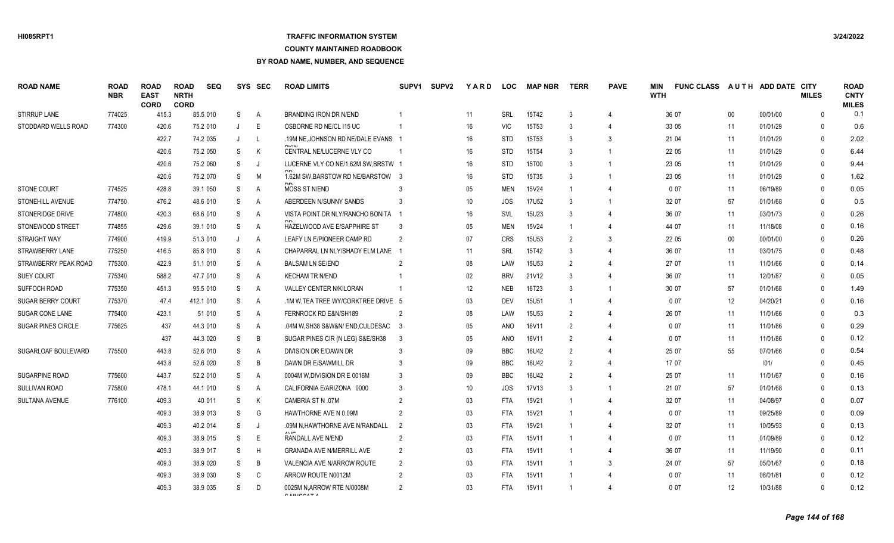**HI085RPT1**

**TRAFFIC INFORMATION SYSTEM**

**COUNTY MAINTAINED ROADBOOK**

**BY ROAD NAME, NUMBER, AND SEQUENCE**

3/24/2022

| ROAD NAME | ROAD NBR | ROAD EAST CORD | ROAD NRTH CORD | SEQ | SYS | SEC | ROAD LIMITS | SUPV1 | SUPV2 | YARD | LOC | MAP NBR | TERR | PAVE | MIN WTH | FUNC CLASS | AUTH | ADD DATE | CITY MILES | ROAD CNTY MILES |
|---|---|---|---|---|---|---|---|---|---|---|---|---|---|---|---|---|---|---|---|---|
| STIRRUP LANE | 774025 | 415.3 | 85.5 | 010 | S | A | BRANDING IRON DR N/END | 1 | | 11 | SRL | 15T42 | 3 | 4 | 36 | 07 | 00 | 00/01/00 | 0 | 0.1 |
| STODDARD WELLS ROAD | 774300 | 420.6 | 75.2 | 010 | J | E | OSBORNE RD NE/CL I15 UC | 1 | | 16 | VIC | 15T53 | 3 | 4 | 33 | 05 | 11 | 01/01/29 | 0 | 0.6 |
| | | 422.7 | 74.2 | 035 | J | L | .19M NE,JOHNSON RD NE/DALE EVANS PKWY | 1 | | 16 | STD | 15T53 | 3 | 3 | 21 | 04 | 11 | 01/01/29 | 0 | 2.02 |
| | | 420.6 | 75.2 | 050 | S | K | CENTRAL NE/LUCERNE VLY CO | 1 | | 16 | STD | 15T54 | 3 | 1 | 22 | 05 | 11 | 01/01/29 | 0 | 6.44 |
| | | 420.6 | 75.2 | 060 | S | J | LUCERNE VLY CO NE/1.62M SW,BRSTW RD | 1 | | 16 | STD | 15T00 | 3 | 1 | 23 | 05 | 11 | 01/01/29 | 0 | 9.44 |
| | | 420.6 | 75.2 | 070 | S | M | 1.62M SW,BARSTOW RD NE/BARSTOW RD | 3 | | 16 | STD | 15T35 | 3 | 1 | 23 | 05 | 11 | 01/01/29 | 0 | 1.62 |
| STONE COURT | 774525 | 428.8 | 39.1 | 050 | S | A | MOSS ST N/END | 3 | | 05 | MEN | 15V24 | 1 | 4 | 0 | 07 | 11 | 06/19/89 | 0 | 0.05 |
| STONEHILL AVENUE | 774750 | 476.2 | 48.6 | 010 | S | A | ABERDEEN N/SUNNY SANDS | 3 | | 10 | JOS | 17U52 | 3 | 1 | 32 | 07 | 57 | 01/01/68 | 0 | 0.5 |
| STONERIDGE DRIVE | 774800 | 420.3 | 68.6 | 010 | S | A | VISTA POINT DR NLY/RANCHO BONITA RD | 1 | | 16 | SVL | 15U23 | 3 | 4 | 36 | 07 | 11 | 03/01/73 | 0 | 0.26 |
| STONEWOOD STREET | 774855 | 429.6 | 39.1 | 010 | S | A | HAZELWOOD AVE E/SAPPHIRE ST | 3 | | 05 | MEN | 15V24 | 1 | 4 | 44 | 07 | 11 | 11/18/08 | 0 | 0.16 |
| STRAIGHT WAY | 774900 | 419.9 | 51.3 | 010 | J | A | LEAFY LN E/PIONEER CAMP RD | 2 | | 07 | CRS | 15U53 | 2 | 3 | 22 | 05 | 00 | 00/01/00 | 0 | 0.26 |
| STRAWBERRY LANE | 775250 | 416.5 | 85.8 | 010 | S | A | CHAPARRAL LN NLY/SHADY ELM LANE | 1 | | 11 | SRL | 15T42 | 3 | 4 | 36 | 07 | 11 | 03/01/75 | 0 | 0.48 |
| STRAWBERRY PEAK ROAD | 775300 | 422.9 | 51.1 | 010 | S | A | BALSAM LN SE/END | 2 | | 08 | LAW | 15U53 | 2 | 4 | 27 | 07 | 11 | 11/01/66 | 0 | 0.14 |
| SUEY COURT | 775340 | 588.2 | 47.7 | 010 | S | A | KECHAM TR N/END | 1 | | 02 | BRV | 21V12 | 3 | 4 | 36 | 07 | 11 | 12/01/87 | 0 | 0.05 |
| SUFFOCH ROAD | 775350 | 451.3 | 95.5 | 010 | S | A | VALLEY CENTER N/KILORAN | 1 | | 12 | NEB | 16T23 | 3 | 1 | 30 | 07 | 57 | 01/01/68 | 0 | 1.49 |
| SUGAR BERRY COURT | 775370 | 47.4 | 412.1 | 010 | S | A | .1M W,TEA TREE WY/CORKTREE DRIVE | 5 | | 03 | DEV | 15U51 | 1 | 4 | 0 | 07 | 12 | 04/20/21 | 0 | 0.16 |
| SUGAR CONE LANE | 775400 | 423.1 | 51 | 010 | S | A | FERNROCK RD E&N/SH189 | 2 | | 08 | LAW | 15U53 | 2 | 4 | 26 | 07 | 11 | 11/01/66 | 0 | 0.3 |
| SUGAR PINES CIRCLE | 775625 | 437 | 44.3 | 010 | S | A | .04M W,SH38 S&W&N/ END,CULDESAC | 3 | | 05 | ANO | 16V11 | 2 | 4 | 0 | 07 | 11 | 11/01/86 | 0 | 0.29 |
| | | 437 | 44.3 | 020 | S | B | SUGAR PINES CIR (N LEG) S&E/SH38 | 3 | | 05 | ANO | 16V11 | 2 | 4 | 0 | 07 | 11 | 11/01/86 | 0 | 0.12 |
| SUGARLOAF BOULEVARD | 775500 | 443.8 | 52.6 | 010 | S | A | DIVISION DR E/DAWN DR | 3 | | 09 | BBC | 16U42 | 2 | 4 | 25 | 07 | 55 | 07/01/66 | 0 | 0.54 |
| | | 443.8 | 52.6 | 020 | S | B | DAWN DR E/SAWMILL DR | 3 | | 09 | BBC | 16U42 | 2 | 4 | 17 | 07 | | /01/ | 0 | 0.45 |
| SUGARPINE ROAD | 775600 | 443.7 | 52.2 | 010 | S | A | 0004M W,DIVISION DR E 0016M | 3 | | 09 | BBC | 16U42 | 2 | 4 | 25 | 07 | 11 | 11/01/67 | 0 | 0.16 |
| SULLIVAN ROAD | 775800 | 478.1 | 44.1 | 010 | S | A | CALIFORNIA E/ARIZONA 0000 | 3 | | 10 | JOS | 17V13 | 3 | 1 | 21 | 07 | 57 | 01/01/68 | 0 | 0.13 |
| SULTANA AVENUE | 776100 | 409.3 | 40 | 011 | S | K | CAMBRIA ST N .07M | 2 | | 03 | FTA | 15V21 | 1 | 4 | 32 | 07 | 11 | 04/08/97 | 0 | 0.07 |
| | | 409.3 | 38.9 | 013 | S | G | HAWTHORNE AVE N 0.09M | 2 | | 03 | FTA | 15V21 | 1 | 4 | 0 | 07 | 11 | 09/25/89 | 0 | 0.09 |
| | | 409.3 | 40.2 | 014 | S | J | .09M N,HAWTHORNE AVE N/RANDALL AVE | 2 | | 03 | FTA | 15V21 | 1 | 4 | 32 | 07 | 11 | 10/05/93 | 0 | 0.13 |
| | | 409.3 | 38.9 | 015 | S | E | RANDALL AVE N/END | 2 | | 03 | FTA | 15V11 | 1 | 4 | 0 | 07 | 11 | 01/09/89 | 0 | 0.12 |
| | | 409.3 | 38.9 | 017 | S | H | GRANADA AVE N/MERRILL AVE | 2 | | 03 | FTA | 15V11 | 1 | 4 | 36 | 07 | 11 | 11/19/90 | 0 | 0.11 |
| | | 409.3 | 38.9 | 020 | S | B | VALENCIA AVE N/ARROW ROUTE | 2 | | 03 | FTA | 15V11 | 1 | 3 | 24 | 07 | 57 | 05/01/67 | 0 | 0.18 |
| | | 409.3 | 38.9 | 030 | S | C | ARROW ROUTE N0012M | 2 | | 03 | FTA | 15V11 | 1 | 4 | 0 | 07 | 11 | 08/01/81 | 0 | 0.12 |
| | | 409.3 | 38.9 | 035 | S | D | 0025M N,ARROW RTE N/0008M S,MUSCAT A | 2 | | 03 | FTA | 15V11 | 1 | 4 | 0 | 07 | 12 | 10/31/88 | 0 | 0.12 |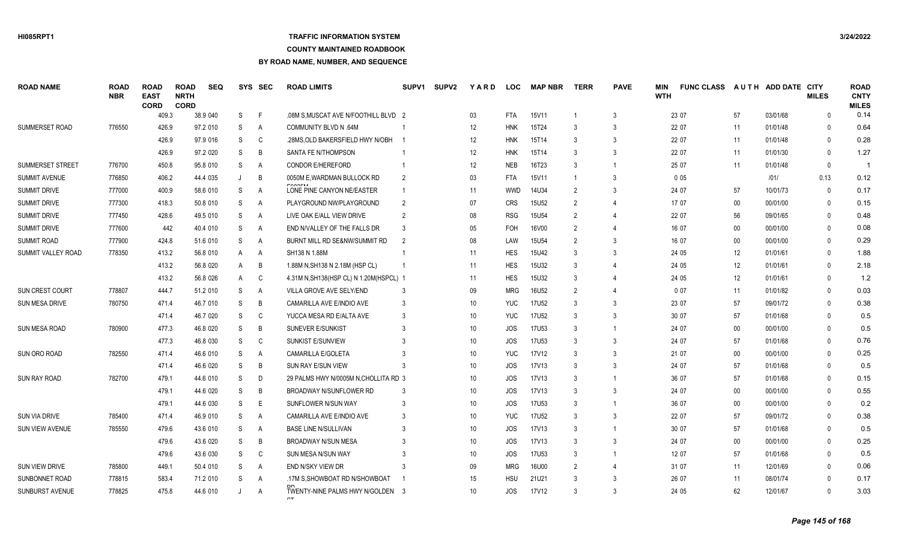**HI085RPT1**

**TRAFFIC INFORMATION SYSTEM**

**COUNTY MAINTAINED ROADBOOK**

**BY ROAD NAME, NUMBER, AND SEQUENCE**

**3/24/2022**

| ROAD NAME | ROAD NBR | ROAD EAST CORD | ROAD NRTH CORD | SEQ | SYS | SEC | ROAD LIMITS | SUPV1 | SUPV2 | YARD | LOC | MAP NBR | TERR | PAVE | MIN WTH | FUNC CLASS | AUTH | ADD DATE | CITY MILES | ROAD CNTY MILES |
|---|---|---|---|---|---|---|---|---|---|---|---|---|---|---|---|---|---|---|---|---|
| | | 409.3 | 38.9 | 040 | S | F | .08M S,MUSCAT AVE N/FOOTHILL BLVD | 2 | | 03 | FTA | 15V11 | 1 | 3 | 23 | 07 | 57 | 03/01/68 | 0 | 0.14 |
| SUMMERSET ROAD | 776550 | 426.9 | 97.2 | 010 | S | A | COMMUNITY BLVD N .64M | 1 | | 12 | HNK | 15T24 | 3 | 3 | 22 | 07 | 11 | 01/01/48 | 0 | 0.64 |
| | | 426.9 | 97.9 | 016 | S | C | .28MS,OLD BAKERSFIELD HWY N/OBH | 1 | | 12 | HNK | 15T14 | 3 | 3 | 22 | 07 | 11 | 01/01/48 | 0 | 0.28 |
| | | 426.9 | 97.2 | 020 | S | B | SANTA FE N/THOMPSON | 1 | | 12 | HNK | 15T14 | 3 | 3 | 22 | 07 | 11 | 01/01/30 | 0 | 1.27 |
| SUMMERSET STREET | 776700 | 450.8 | 95.8 | 010 | S | A | CONDOR E/HEREFORD | 1 | | 12 | NEB | 16T23 | 3 | 1 | 25 | 07 | 11 | 01/01/48 | 0 | 1 |
| SUMMIT AVENUE | 776850 | 406.2 | 44.4 | 035 | J | B | 0050M E,WARDMAN BULLOCK RD | 2 | | 03 | FTA | 15V11 | 1 | 3 | 0 | 05 | | /01/ | 0.13 | 0.12 |
| SUMMIT DRIVE | 777000 | 400.9 | 58.6 | 010 | S | A | LONE PINE CANYON NE/EASTER | 1 | | 11 | WWD | 14U34 | 2 | 3 | 24 | 07 | 57 | 10/01/73 | 0 | 0.17 |
| SUMMIT DRIVE | 777300 | 418.3 | 50.8 | 010 | S | A | PLAYGROUND NW/PLAYGROUND | 2 | | 07 | CRS | 15U52 | 2 | 4 | 17 | 07 | 00 | 00/01/00 | 0 | 0.15 |
| SUMMIT DRIVE | 777450 | 428.6 | 49.5 | 010 | S | A | LIVE OAK E/ALL VIEW DRIVE | 2 | | 08 | RSG | 15U54 | 2 | 4 | 22 | 07 | 56 | 09/01/65 | 0 | 0.48 |
| SUMMIT DRIVE | 777600 | 442 | 40.4 | 010 | S | A | END N/VALLEY OF THE FALLS DR | 3 | | 05 | FOH | 16V00 | 2 | 4 | 16 | 07 | 00 | 00/01/00 | 0 | 0.08 |
| SUMMIT ROAD | 777900 | 424.8 | 51.6 | 010 | S | A | BURNT MILL RD SE&NW/SUMMIT RD | 2 | | 08 | LAW | 15U54 | 2 | 3 | 16 | 07 | 00 | 00/01/00 | 0 | 0.29 |
| SUMMIT VALLEY ROAD | 778350 | 413.2 | 56.8 | 010 | A | A | SH138 N 1.88M | 1 | | 11 | HES | 15U42 | 3 | 3 | 24 | 05 | 12 | 01/01/61 | 0 | 1.88 |
| | | 413.2 | 56.8 | 020 | A | B | 1.88M N,SH138 N 2.18M (HSP CL) | 1 | | 11 | HES | 15U32 | 3 | 4 | 24 | 05 | 12 | 01/01/61 | 0 | 2.18 |
| | | 413.2 | 56.8 | 026 | A | C | 4.31M N,SH138(HSP CL) N 1.20M(HSPCL) | 1 | | 11 | HES | 15U32 | 3 | 4 | 24 | 05 | 12 | 01/01/61 | 0 | 1.2 |
| SUN CREST COURT | 778807 | 444.7 | 51.2 | 010 | S | A | VILLA GROVE AVE SELY/END | 3 | | 09 | MRG | 16U52 | 2 | 4 | 0 | 07 | 11 | 01/01/82 | 0 | 0.03 |
| SUN MESA DRIVE | 780750 | 471.4 | 46.7 | 010 | S | B | CAMARILLA AVE E/INDIO AVE | 3 | | 10 | YUC | 17U52 | 3 | 3 | 23 | 07 | 57 | 09/01/72 | 0 | 0.38 |
| | | 471.4 | 46.7 | 020 | S | C | YUCCA MESA RD E/ALTA AVE | 3 | | 10 | YUC | 17U52 | 3 | 3 | 30 | 07 | 57 | 01/01/68 | 0 | 0.5 |
| SUN MESA ROAD | 780900 | 477.3 | 46.8 | 020 | S | B | SUNEVER E/SUNKIST | 3 | | 10 | JOS | 17U53 | 3 | 1 | 24 | 07 | 00 | 00/01/00 | 0 | 0.5 |
| | | 477.3 | 46.8 | 030 | S | C | SUNKIST E/SUNVIEW | 3 | | 10 | JOS | 17U53 | 3 | 3 | 24 | 07 | 57 | 01/01/68 | 0 | 0.76 |
| SUN ORO ROAD | 782550 | 471.4 | 46.6 | 010 | S | A | CAMARILLA E/GOLETA | 3 | | 10 | YUC | 17V12 | 3 | 3 | 21 | 07 | 00 | 00/01/00 | 0 | 0.25 |
| | | 471.4 | 46.6 | 020 | S | B | SUN RAY E/SUN VIEW | 3 | | 10 | JOS | 17V13 | 3 | 3 | 24 | 07 | 57 | 01/01/68 | 0 | 0.5 |
| SUN RAY ROAD | 782700 | 479.1 | 44.6 | 010 | S | D | 29 PALMS HWY N/0005M N,CHOLLITA RD | 3 | | 10 | JOS | 17V13 | 3 | 1 | 36 | 07 | 57 | 01/01/68 | 0 | 0.15 |
| | | 479.1 | 44.6 | 020 | S | B | BROADWAY N/SUNFLOWER RD | 3 | | 10 | JOS | 17V13 | 3 | 3 | 24 | 07 | 00 | 00/01/00 | 0 | 0.55 |
| | | 479.1 | 44.6 | 030 | S | E | SUNFLOWER N/SUN WAY | 3 | | 10 | JOS | 17U53 | 3 | 1 | 36 | 07 | 00 | 00/01/00 | 0 | 0.2 |
| SUN VIA DRIVE | 785400 | 471.4 | 46.9 | 010 | S | A | CAMARILLA AVE E/INDIO AVE | 3 | | 10 | YUC | 17U52 | 3 | 3 | 22 | 07 | 57 | 09/01/72 | 0 | 0.38 |
| SUN VIEW AVENUE | 785550 | 479.6 | 43.6 | 010 | S | A | BASE LINE N/SULLIVAN | 3 | | 10 | JOS | 17V13 | 3 | 1 | 30 | 07 | 57 | 01/01/68 | 0 | 0.5 |
| | | 479.6 | 43.6 | 020 | S | B | BROADWAY N/SUN MESA | 3 | | 10 | JOS | 17V13 | 3 | 3 | 24 | 07 | 00 | 00/01/00 | 0 | 0.25 |
| | | 479.6 | 43.6 | 030 | S | C | SUN MESA N/SUN WAY | 3 | | 10 | JOS | 17U53 | 3 | 1 | 12 | 07 | 57 | 01/01/68 | 0 | 0.5 |
| SUN VIEW DRIVE | 785800 | 449.1 | 50.4 | 010 | S | A | END N/SKY VIEW DR | 3 | | 09 | MRG | 16U00 | 2 | 4 | 31 | 07 | 11 | 12/01/69 | 0 | 0.06 |
| SUNBONNET ROAD | 778815 | 583.4 | 71.2 | 010 | S | A | .17M S,SHOWBOAT RD N/SHOWBOAT RD | 1 | | 15 | HSU | 21U21 | 3 | 3 | 26 | 07 | 11 | 08/01/74 | 0 | 0.17 |
| SUNBURST AVENUE | 778825 | 475.8 | 44.6 | 010 | J | A | TWENTY-NINE PALMS HWY N/GOLDEN ST | 3 | | 10 | JOS | 17V12 | 3 | 3 | 24 | 05 | 62 | 12/01/67 | 0 | 3.03 |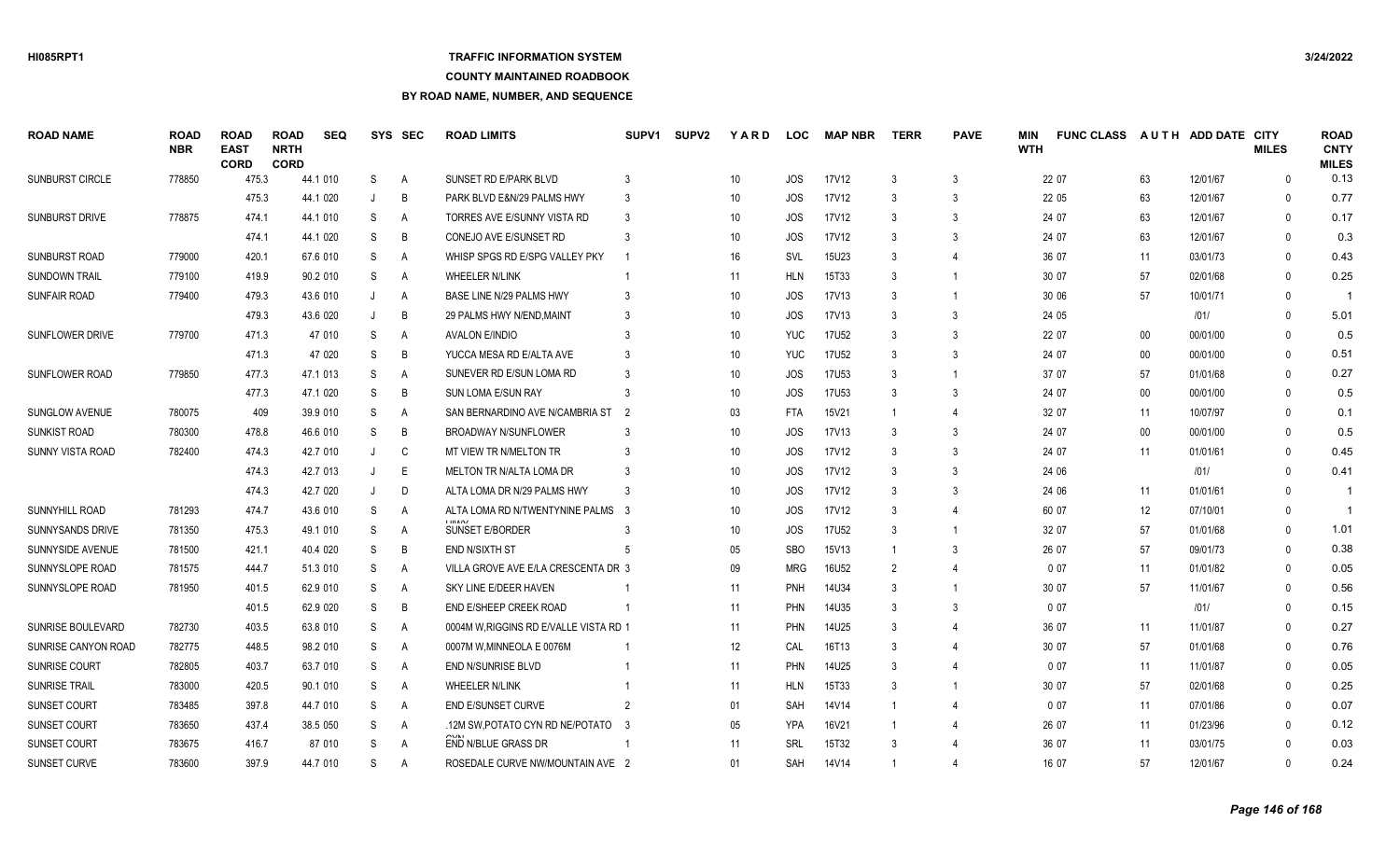HI085RPT1

**TRAFFIC INFORMATION SYSTEM**

**COUNTY MAINTAINED ROADBOOK**

**BY ROAD NAME, NUMBER, AND SEQUENCE**

3/24/2022

| ROAD NAME | ROAD NBR | ROAD EAST CORD | ROAD NRTH CORD | SEQ | SYS | SEC | ROAD LIMITS | SUPV1 | SUPV2 | YARD | LOC | MAP NBR | TERR | PAVE | MIN WTH | FUNC CLASS | AUTH | ADD DATE | CITY MILES | ROAD CNTY MILES |
|---|---|---|---|---|---|---|---|---|---|---|---|---|---|---|---|---|---|---|---|---|
| SUNBURST CIRCLE | 778850 | 475.3 | 44.1 | 010 | S | A | SUNSET RD E/PARK BLVD | 3 | | 10 | JOS | 17V12 | 3 | 3 | 22 | 07 | 63 | 12/01/67 | 0 | 0.13 |
| | | 475.3 | 44.1 | 020 | J | B | PARK BLVD E&N/29 PALMS HWY | 3 | | 10 | JOS | 17V12 | 3 | 3 | 22 | 05 | 63 | 12/01/67 | 0 | 0.77 |
| SUNBURST DRIVE | 778875 | 474.1 | 44.1 | 010 | S | A | TORRES AVE E/SUNNY VISTA RD | 3 | | 10 | JOS | 17V12 | 3 | 3 | 24 | 07 | 63 | 12/01/67 | 0 | 0.17 |
| | | 474.1 | 44.1 | 020 | S | B | CONEJO AVE E/SUNSET RD | 3 | | 10 | JOS | 17V12 | 3 | 3 | 24 | 07 | 63 | 12/01/67 | 0 | 0.3 |
| SUNBURST ROAD | 779000 | 420.1 | 67.6 | 010 | S | A | WHISP SPGS RD E/SPG VALLEY PKY | 1 | | 16 | SVL | 15U23 | 3 | 4 | 36 | 07 | 11 | 03/01/73 | 0 | 0.43 |
| SUNDOWN TRAIL | 779100 | 419.9 | 90.2 | 010 | S | A | WHEELER N/LINK | 1 | | 11 | HLN | 15T33 | 3 | 1 | 30 | 07 | 57 | 02/01/68 | 0 | 0.25 |
| SUNFAIR ROAD | 779400 | 479.3 | 43.6 | 010 | J | A | BASE LINE N/29 PALMS HWY | 3 | | 10 | JOS | 17V13 | 3 | 1 | 30 | 06 | 57 | 10/01/71 | 0 | 1 |
| | | 479.3 | 43.6 | 020 | J | B | 29 PALMS HWY N/END,MAINT | 3 | | 10 | JOS | 17V13 | 3 | 3 | 24 | 05 | | /01/ | 0 | 5.01 |
| SUNFLOWER DRIVE | 779700 | 471.3 | 47 | 010 | S | A | AVALON E/INDIO | 3 | | 10 | YUC | 17U52 | 3 | 3 | 22 | 07 | 00 | 00/01/00 | 0 | 0.5 |
| | | 471.3 | 47 | 020 | S | B | YUCCA MESA RD E/ALTA AVE | 3 | | 10 | YUC | 17U52 | 3 | 3 | 24 | 07 | 00 | 00/01/00 | 0 | 0.51 |
| SUNFLOWER ROAD | 779850 | 477.3 | 47.1 | 013 | S | A | SUNEVER RD E/SUN LOMA RD | 3 | | 10 | JOS | 17U53 | 3 | 1 | 37 | 07 | 57 | 01/01/68 | 0 | 0.27 |
| | | 477.3 | 47.1 | 020 | S | B | SUN LOMA E/SUN RAY | 3 | | 10 | JOS | 17U53 | 3 | 3 | 24 | 07 | 00 | 00/01/00 | 0 | 0.5 |
| SUNGLOW AVENUE | 780075 | 409 | 39.9 | 010 | S | A | SAN BERNARDINO AVE N/CAMBRIA ST | 2 | | 03 | FTA | 15V21 | 1 | 4 | 32 | 07 | 11 | 10/07/97 | 0 | 0.1 |
| SUNKIST ROAD | 780300 | 478.8 | 46.6 | 010 | S | B | BROADWAY N/SUNFLOWER | 3 | | 10 | JOS | 17V13 | 3 | 3 | 24 | 07 | 00 | 00/01/00 | 0 | 0.5 |
| SUNNY VISTA ROAD | 782400 | 474.3 | 42.7 | 010 | J | C | MT VIEW TR N/MELTON TR | 3 | | 10 | JOS | 17V12 | 3 | 3 | 24 | 07 | 11 | 01/01/61 | 0 | 0.45 |
| | | 474.3 | 42.7 | 013 | J | E | MELTON TR N/ALTA LOMA DR | 3 | | 10 | JOS | 17V12 | 3 | 3 | 24 | 06 | | /01/ | 0 | 0.41 |
| | | 474.3 | 42.7 | 020 | J | D | ALTA LOMA DR N/29 PALMS HWY | 3 | | 10 | JOS | 17V12 | 3 | 3 | 24 | 06 | 11 | 01/01/61 | 0 | 1 |
| SUNNYHILL ROAD | 781293 | 474.7 | 43.6 | 010 | S | A | ALTA LOMA RD N/TWENTYNINE PALMS HWY | 3 | | 10 | JOS | 17V12 | 3 | 4 | 60 | 07 | 12 | 07/10/01 | 0 | 1 |
| SUNNYSANDS DRIVE | 781350 | 475.3 | 49.1 | 010 | S | A | SUNSET E/BORDER | 3 | | 10 | JOS | 17U52 | 3 | 1 | 32 | 07 | 57 | 01/01/68 | 0 | 1.01 |
| SUNNYSIDE AVENUE | 781500 | 421.1 | 40.4 | 020 | S | B | END N/SIXTH ST | 5 | | 05 | SBO | 15V13 | 1 | 3 | 26 | 07 | 57 | 09/01/73 | 0 | 0.38 |
| SUNNYSLOPE ROAD | 781575 | 444.7 | 51.3 | 010 | S | A | VILLA GROVE AVE E/LA CRESCENTA DR | 3 | | 09 | MRG | 16U52 | 2 | 4 | 0 | 07 | 11 | 01/01/82 | 0 | 0.05 |
| SUNNYSLOPE ROAD | 781950 | 401.5 | 62.9 | 010 | S | A | SKY LINE E/DEER HAVEN | 1 | | 11 | PNH | 14U34 | 3 | 1 | 30 | 07 | 57 | 11/01/67 | 0 | 0.56 |
| | | 401.5 | 62.9 | 020 | S | B | END E/SHEEP CREEK ROAD | 1 | | 11 | PHN | 14U35 | 3 | 3 | 0 | 07 | | /01/ | 0 | 0.15 |
| SUNRISE BOULEVARD | 782730 | 403.5 | 63.8 | 010 | S | A | 0004M W,RIGGINS RD E/VALLE VISTA RD | 1 | | 11 | PHN | 14U25 | 3 | 4 | 36 | 07 | 11 | 11/01/87 | 0 | 0.27 |
| SUNRISE CANYON ROAD | 782775 | 448.5 | 98.2 | 010 | S | A | 0007M W,MINNEOLA E 0076M | 1 | | 12 | CAL | 16T13 | 3 | 4 | 30 | 07 | 57 | 01/01/68 | 0 | 0.76 |
| SUNRISE COURT | 782805 | 403.7 | 63.7 | 010 | S | A | END N/SUNRISE BLVD | 1 | | 11 | PHN | 14U25 | 3 | 4 | 0 | 07 | 11 | 11/01/87 | 0 | 0.05 |
| SUNRISE TRAIL | 783000 | 420.5 | 90.1 | 010 | S | A | WHEELER N/LINK | 1 | | 11 | HLN | 15T33 | 3 | 1 | 30 | 07 | 57 | 02/01/68 | 0 | 0.25 |
| SUNSET COURT | 783485 | 397.8 | 44.7 | 010 | S | A | END E/SUNSET CURVE | 2 | | 01 | SAH | 14V14 | 1 | 4 | 0 | 07 | 11 | 07/01/86 | 0 | 0.07 |
| SUNSET COURT | 783650 | 437.4 | 38.5 | 050 | S | A | .12M SW,POTATO CYN RD NE/POTATO CYN | 3 | | 05 | YPA | 16V21 | 1 | 4 | 26 | 07 | 11 | 01/23/96 | 0 | 0.12 |
| SUNSET COURT | 783675 | 416.7 | 87 | 010 | S | A | END N/BLUE GRASS DR | 1 | | 11 | SRL | 15T32 | 3 | 4 | 36 | 07 | 11 | 03/01/75 | 0 | 0.03 |
| SUNSET CURVE | 783600 | 397.9 | 44.7 | 010 | S | A | ROSEDALE CURVE NW/MOUNTAIN AVE | 2 | | 01 | SAH | 14V14 | 1 | 4 | 16 | 07 | 57 | 12/01/67 | 0 | 0.24 |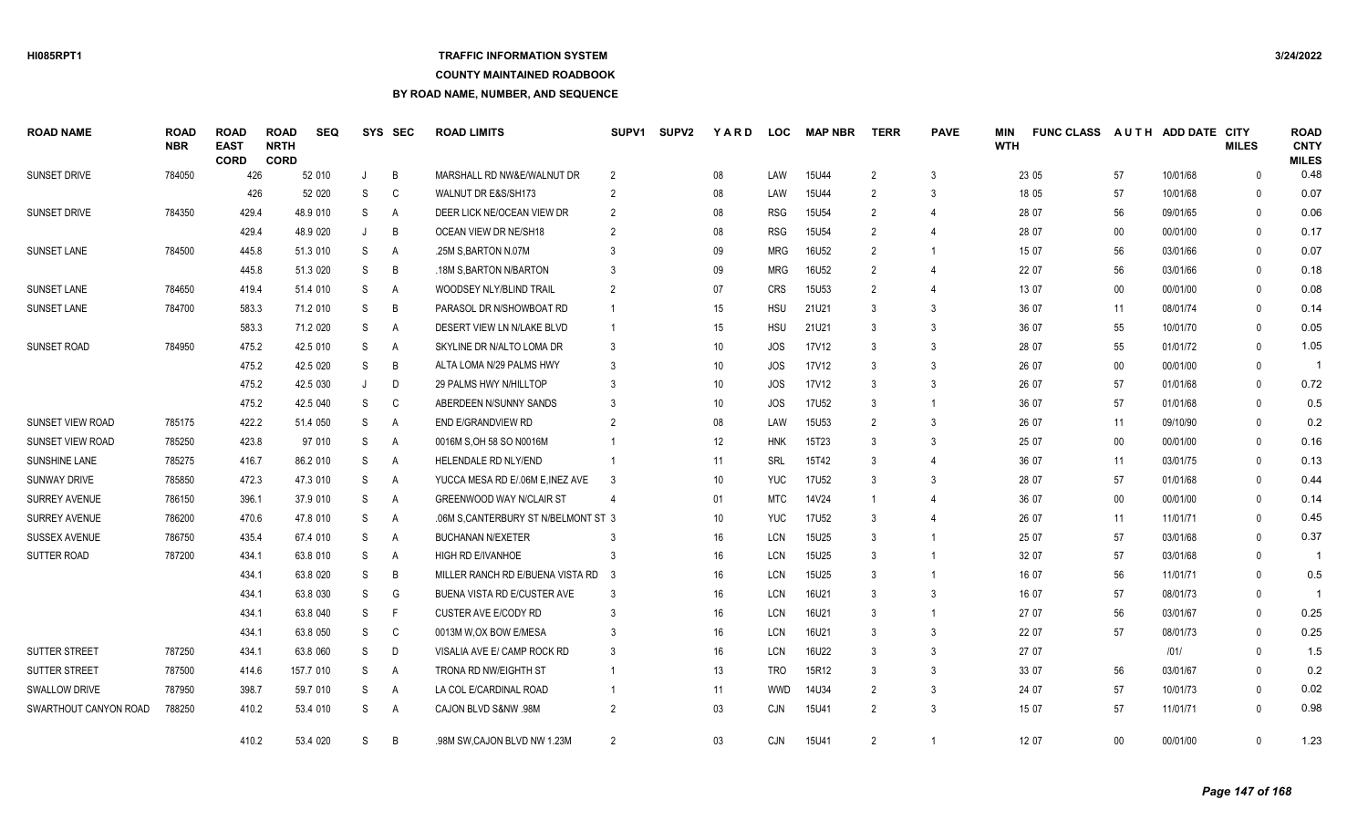**TRAFFIC INFORMATION SYSTEM**

**COUNTY MAINTAINED ROADBOOK**

**BY ROAD NAME, NUMBER, AND SEQUENCE**

| ROAD NAME | ROAD NBR | ROAD EAST CORD | ROAD NRTH CORD | SEQ | SYS | SEC | ROAD LIMITS | SUPV1 | SUPV2 | YARD | LOC | MAP NBR | TERR | PAVE | MIN WTH | FUNC CLASS | AUTH | ADD DATE | CITY MILES | ROAD CNTY MILES |
|---|---|---|---|---|---|---|---|---|---|---|---|---|---|---|---|---|---|---|---|---|
| SUNSET DRIVE | 784050 | 426 | 52 | 010 | J | B | MARSHALL RD NW&E/WALNUT DR | 2 | | 08 | LAW | 15U44 | 2 | 3 | 23 | 05 | 57 | 10/01/68 | 0 | 0.48 |
| | | 426 | 52 | 020 | S | C | WALNUT DR E&S/SH173 | 2 | | 08 | LAW | 15U44 | 2 | 3 | 18 | 05 | 57 | 10/01/68 | 0 | 0.07 |
| SUNSET DRIVE | 784350 | 429.4 | 48.9 | 010 | S | A | DEER LICK NE/OCEAN VIEW DR | 2 | | 08 | RSG | 15U54 | 2 | 4 | 28 | 07 | 56 | 09/01/65 | 0 | 0.06 |
| | | 429.4 | 48.9 | 020 | J | B | OCEAN VIEW DR NE/SH18 | 2 | | 08 | RSG | 15U54 | 2 | 4 | 28 | 07 | 00 | 00/01/00 | 0 | 0.17 |
| SUNSET LANE | 784500 | 445.8 | 51.3 | 010 | S | A | .25M S,BARTON N.07M | 3 | | 09 | MRG | 16U52 | 2 | 1 | 15 | 07 | 56 | 03/01/66 | 0 | 0.07 |
| | | 445.8 | 51.3 | 020 | S | B | .18M S,BARTON N/BARTON | 3 | | 09 | MRG | 16U52 | 2 | 4 | 22 | 07 | 56 | 03/01/66 | 0 | 0.18 |
| SUNSET LANE | 784650 | 419.4 | 51.4 | 010 | S | A | WOODSEY NLY/BLIND TRAIL | 2 | | 07 | CRS | 15U53 | 2 | 4 | 13 | 07 | 00 | 00/01/00 | 0 | 0.08 |
| SUNSET LANE | 784700 | 583.3 | 71.2 | 010 | S | B | PARASOL DR N/SHOWBOAT RD | 1 | | 15 | HSU | 21U21 | 3 | 3 | 36 | 07 | 11 | 08/01/74 | 0 | 0.14 |
| | | 583.3 | 71.2 | 020 | S | A | DESERT VIEW LN N/LAKE BLVD | 1 | | 15 | HSU | 21U21 | 3 | 3 | 36 | 07 | 55 | 10/01/70 | 0 | 0.05 |
| SUNSET ROAD | 784950 | 475.2 | 42.5 | 010 | S | A | SKYLINE DR N/ALTO LOMA DR | 3 | | 10 | JOS | 17V12 | 3 | 3 | 28 | 07 | 55 | 01/01/72 | 0 | 1.05 |
| | | 475.2 | 42.5 | 020 | S | B | ALTA LOMA N/29 PALMS HWY | 3 | | 10 | JOS | 17V12 | 3 | 3 | 26 | 07 | 00 | 00/01/00 | 0 | 1 |
| | | 475.2 | 42.5 | 030 | J | D | 29 PALMS HWY N/HILLTOP | 3 | | 10 | JOS | 17V12 | 3 | 3 | 26 | 07 | 57 | 01/01/68 | 0 | 0.72 |
| | | 475.2 | 42.5 | 040 | S | C | ABERDEEN N/SUNNY SANDS | 3 | | 10 | JOS | 17U52 | 3 | 1 | 36 | 07 | 57 | 01/01/68 | 0 | 0.5 |
| SUNSET VIEW ROAD | 785175 | 422.2 | 51.4 | 050 | S | A | END E/GRANDVIEW RD | 2 | | 08 | LAW | 15U53 | 2 | 3 | 26 | 07 | 11 | 09/10/90 | 0 | 0.2 |
| SUNSET VIEW ROAD | 785250 | 423.8 | 97 | 010 | S | A | 0016M S,OH 58 SO N0016M | 1 | | 12 | HNK | 15T23 | 3 | 3 | 25 | 07 | 00 | 00/01/00 | 0 | 0.16 |
| SUNSHINE LANE | 785275 | 416.7 | 86.2 | 010 | S | A | HELENDALE RD NLY/END | 1 | | 11 | SRL | 15T42 | 3 | 4 | 36 | 07 | 11 | 03/01/75 | 0 | 0.13 |
| SUNWAY DRIVE | 785850 | 472.3 | 47.3 | 010 | S | A | YUCCA MESA RD E/.06M E,INEZ AVE | 3 | | 10 | YUC | 17U52 | 3 | 3 | 28 | 07 | 57 | 01/01/68 | 0 | 0.44 |
| SURREY AVENUE | 786150 | 396.1 | 37.9 | 010 | S | A | GREENWOOD WAY N/CLAIR ST | 4 | | 01 | MTC | 14V24 | 1 | 4 | 36 | 07 | 00 | 00/01/00 | 0 | 0.14 |
| SURREY AVENUE | 786200 | 470.6 | 47.8 | 010 | S | A | .06M S,CANTERBURY ST N/BELMONT ST | 3 | | 10 | YUC | 17U52 | 3 | 4 | 26 | 07 | 11 | 11/01/71 | 0 | 0.45 |
| SUSSEX AVENUE | 786750 | 435.4 | 67.4 | 010 | S | A | BUCHANAN N/EXETER | 3 | | 16 | LCN | 15U25 | 3 | 1 | 25 | 07 | 57 | 03/01/68 | 0 | 0.37 |
| SUTTER ROAD | 787200 | 434.1 | 63.8 | 010 | S | A | HIGH RD E/IVANHOE | 3 | | 16 | LCN | 15U25 | 3 | 1 | 32 | 07 | 57 | 03/01/68 | 0 | 1 |
| | | 434.1 | 63.8 | 020 | S | B | MILLER RANCH RD E/BUENA VISTA RD | 3 | | 16 | LCN | 15U25 | 3 | 1 | 16 | 07 | 56 | 11/01/71 | 0 | 0.5 |
| | | 434.1 | 63.8 | 030 | S | G | BUENA VISTA RD E/CUSTER AVE | 3 | | 16 | LCN | 16U21 | 3 | 3 | 16 | 07 | 57 | 08/01/73 | 0 | 1 |
| | | 434.1 | 63.8 | 040 | S | F | CUSTER AVE E/CODY RD | 3 | | 16 | LCN | 16U21 | 3 | 1 | 27 | 07 | 56 | 03/01/67 | 0 | 0.25 |
| | | 434.1 | 63.8 | 050 | S | C | 0013M W,OX BOW E/MESA | 3 | | 16 | LCN | 16U21 | 3 | 3 | 22 | 07 | 57 | 08/01/73 | 0 | 0.25 |
| SUTTER STREET | 787250 | 434.1 | 63.8 | 060 | S | D | VISALIA AVE E/ CAMP ROCK RD | 3 | | 16 | LCN | 16U22 | 3 | 3 | 27 | 07 | | /01/ | 0 | 1.5 |
| SUTTER STREET | 787500 | 414.6 | 157.7 | 010 | S | A | TRONA RD NW/EIGHTH ST | 1 | | 13 | TRO | 15R12 | 3 | 3 | 33 | 07 | 56 | 03/01/67 | 0 | 0.2 |
| SWALLOW DRIVE | 787950 | 398.7 | 59.7 | 010 | S | A | LA COL E/CARDINAL ROAD | 1 | | 11 | WWD | 14U34 | 2 | 3 | 24 | 07 | 57 | 10/01/73 | 0 | 0.02 |
| SWARTHOUT CANYON ROAD | 788250 | 410.2 | 53.4 | 010 | S | A | CAJON BLVD S&NW .98M | 2 | | 03 | CJN | 15U41 | 2 | 3 | 15 | 07 | 57 | 11/01/71 | 0 | 0.98 |
| | | 410.2 | 53.4 | 020 | S | B | .98M SW,CAJON BLVD NW 1.23M | 2 | | 03 | CJN | 15U41 | 2 | 1 | 12 | 07 | 00 | 00/01/00 | 0 | 1.23 |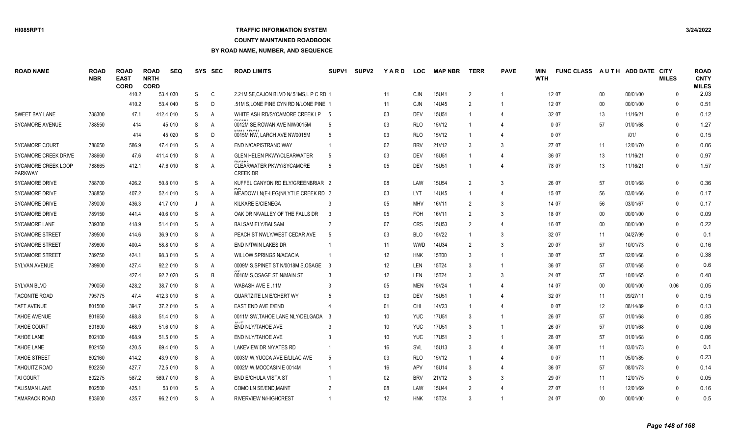# TRAFFIC INFORMATION SYSTEM

**COUNTY MAINTAINED ROADBOOK**

**BY ROAD NAME, NUMBER, AND SEQUENCE**

| ROAD NAME | ROAD NBR | ROAD EAST CORD | ROAD NRTH CORD | SEQ | SYS | SEC | ROAD LIMITS | SUPV1 | SUPV2 | YARD | LOC | MAP NBR | TERR | PAVE | MIN WTH | FUNC CLASS | AUTH | ADD DATE | CITY MILES | ROAD CNTY MILES |
|---|---|---|---|---|---|---|---|---|---|---|---|---|---|---|---|---|---|---|---|---|
| | | 410.2 | 53.4 | 030 | S | C | 2.21M SE,CAJON BLVD N/.51MS,L P C RD | 1 | | 11 | CJN | 15U41 | 2 | 1 | | 12 07 | 00 | 00/01/00 | 0 | 2.03 |
| | | 410.2 | 53.4 | 040 | S | D | .51M S,LONE PINE CYN RD N/LONE PINE | 1 | | 11 | CJN | 14U45 | 2 | 1 | | 12 07 | 00 | 00/01/00 | 0 | 0.51 |
| SWEET BAY LANE | 788300 | 47.1 | 412.4 | 010 | S | A | WHITE ASH RD/SYCAMORE CREEK LP | 5 | | 03 | DEV | 15U51 | 1 | 4 | | 32 07 | 13 | 11/16/21 | 0 | 0.12 |
| SYCAMORE AVENUE | 788550 | 414 | 45 | 010 | S | A | 0012M SE,ROWAN AVE NW/0015M | 5 | | 03 | RLO | 15V12 | 1 | 4 | | 0 07 | 57 | 01/01/68 | 0 | 1.27 |
| | | 414 | 45 | 020 | S | D | 0015M NW, LARCH AVE NW0015M | 5 | | 03 | RLO | 15V12 | 1 | 4 | | 0 07 | | /01/ | 0 | 0.15 |
| SYCAMORE COURT | 788650 | 586.9 | 47.4 | 010 | S | A | END N/CAPISTRANO WAY | 1 | | 02 | BRV | 21V12 | 3 | 3 | | 27 07 | 11 | 12/01/70 | 0 | 0.06 |
| SYCAMORE CREEK DRIVE | 788660 | 47.6 | 411.4 | 010 | S | A | GLEN HELEN PKWY/CLEARWATER | 5 | | 03 | DEV | 15U51 | 1 | 4 | | 36 07 | 13 | 11/16/21 | 0 | 0.97 |
| SYCAMORE CREEK LOOP PARKWAY | 788665 | 412.1 | 47.6 | 010 | S | A | CLEARWATER PKWY/SYCAMORE CREEK DR | 5 | | 05 | DEV | 15U51 | 1 | 4 | | 78 07 | 13 | 11/16/21 | 0 | 1.57 |
| SYCAMORE DRIVE | 788700 | 426.2 | 50.8 | 010 | S | A | KUFFEL CANYON RD ELY/GREENBRIAR | 2 | | 08 | LAW | 15U54 | 2 | 3 | | 26 07 | 57 | 01/01/68 | 0 | 0.36 |
| SYCAMORE DRIVE | 788850 | 407.2 | 52.4 | 010 | S | A | MEADOW LN(E-LEG)N/LYTLE CREEK RD | 2 | | 03 | LYT | 14U45 | 1 | 4 | | 15 07 | 56 | 03/01/66 | 0 | 0.17 |
| SYCAMORE DRIVE | 789000 | 436.3 | 41.7 | 010 | J | A | KILKARE E/CIENEGA | 3 | | 05 | MHV | 16V11 | 2 | 3 | | 14 07 | 56 | 03/01/67 | 0 | 0.17 |
| SYCAMORE DRIVE | 789150 | 441.4 | 40.6 | 010 | S | A | OAK DR N/VALLEY OF THE FALLS DR | 3 | | 05 | FOH | 16V11 | 2 | 3 | | 18 07 | 00 | 00/01/00 | 0 | 0.09 |
| SYCAMORE LANE | 789300 | 418.9 | 51.4 | 010 | S | A | BALSAM ELY/BALSAM | 2 | | 07 | CRS | 15U53 | 2 | 4 | | 16 07 | 00 | 00/01/00 | 0 | 0.22 |
| SYCAMORE STREET | 789500 | 414.6 | 36.9 | 010 | S | A | PEACH ST NWLY/WEST CEDAR AVE | 5 | | 03 | BLO | 15V22 | 1 | 3 | | 32 07 | 11 | 04/27/99 | 0 | 0.1 |
| SYCAMORE STREET | 789600 | 400.4 | 58.8 | 010 | S | A | END N/TWIN LAKES DR | 1 | | 11 | WWD | 14U34 | 2 | 3 | | 20 07 | 57 | 10/01/73 | 0 | 0.16 |
| SYCAMORE STREET | 789750 | 424.1 | 98.3 | 010 | S | A | WILLOW SPRINGS N/ACACIA | 1 | | 12 | HNK | 15T00 | 3 | 1 | | 30 07 | 57 | 02/01/68 | 0 | 0.38 |
| SYLVAN AVENUE | 789900 | 427.4 | 92.2 | 010 | S | A | 0009M S,SPINET ST N/0018M S,OSAGE | 3 | | 12 | LEN | 15T24 | 3 | 1 | | 36 07 | 57 | 07/01/65 | 0 | 0.6 |
| | | 427.4 | 92.2 | 020 | S | B | 0018M S,OSAGE ST N/MAIN ST | 3 | | 12 | LEN | 15T24 | 3 | 3 | | 24 07 | 57 | 10/01/65 | 0 | 0.48 |
| SYLVAN BLVD | 790050 | 428.2 | 38.7 | 010 | S | A | WABASH AVE E .11M | 3 | | 05 | MEN | 15V24 | 1 | 4 | | 14 07 | 00 | 00/01/00 | 0.06 | 0.05 |
| TACONITE ROAD | 795775 | 47.4 | 412.3 | 010 | S | A | QUARTZITE LN E/CHERT WY | 5 | | 03 | DEV | 15U51 | 1 | 4 | | 32 07 | 11 | 09/27/11 | 0 | 0.15 |
| TAFT AVENUE | 801500 | 394.7 | 37.2 | 010 | S | A | EAST END AVE E/END | 4 | | 01 | CHI | 14V23 | 1 | 4 | | 0 07 | 12 | 08/14/89 | 0 | 0.13 |
| TAHOE AVENUE | 801650 | 468.8 | 51.4 | 010 | S | A | 0011M SW,TAHOE LANE NLY/DELGADA | 3 | | 10 | YUC | 17U51 | 3 | 1 | | 26 07 | 57 | 01/01/68 | 0 | 0.85 |
| TAHOE COURT | 801800 | 468.9 | 51.6 | 010 | S | A | END NLY/TAHOE AVE | 3 | | 10 | YUC | 17U51 | 3 | 1 | | 26 07 | 57 | 01/01/68 | 0 | 0.06 |
| TAHOE LANE | 802100 | 468.9 | 51.5 | 010 | S | A | END NLY/TAHOE AVE | 3 | | 10 | YUC | 17U51 | 3 | 1 | | 28 07 | 57 | 01/01/68 | 0 | 0.06 |
| TAHOE LANE | 802150 | 420.5 | 69.4 | 010 | S | A | LAKEVIEW DR N/YATES RD | 1 | | 16 | SVL | 15U13 | 3 | 4 | | 36 07 | 11 | 03/01/73 | 0 | 0.1 |
| TAHOE STREET | 802160 | 414.2 | 43.9 | 010 | S | A | 0003M W,YUCCA AVE E/LILAC AVE | 5 | | 03 | RLO | 15V12 | 1 | 4 | | 0 07 | 11 | 05/01/85 | 0 | 0.23 |
| TAHQUITZ ROAD | 802250 | 427.7 | 72.5 | 010 | S | A | 0002M W,MOCCASIN E 0014M | 1 | | 16 | APV | 15U14 | 3 | 4 | | 36 07 | 57 | 08/01/73 | 0 | 0.14 |
| TAI COURT | 802275 | 587.2 | 589.7 | 010 | S | A | END E/CHULA VISTA ST | 1 | | 02 | BRV | 21V12 | 3 | 3 | | 29 07 | 11 | 12/01/75 | 0 | 0.05 |
| TALISMAN LANE | 802500 | 425.1 | 53 | 010 | S | A | COMO LN SE/END,MAINT | 2 | | 08 | LAW | 15U44 | 2 | 4 | | 27 07 | 11 | 12/01/69 | 0 | 0.16 |
| TAMARACK ROAD | 803600 | 425.7 | 96.2 | 010 | S | A | RIVERVIEW N/HIGHCREST | 1 | | 12 | HNK | 15T24 | 3 | 1 | | 24 07 | 00 | 00/01/00 | 0 | 0.5 |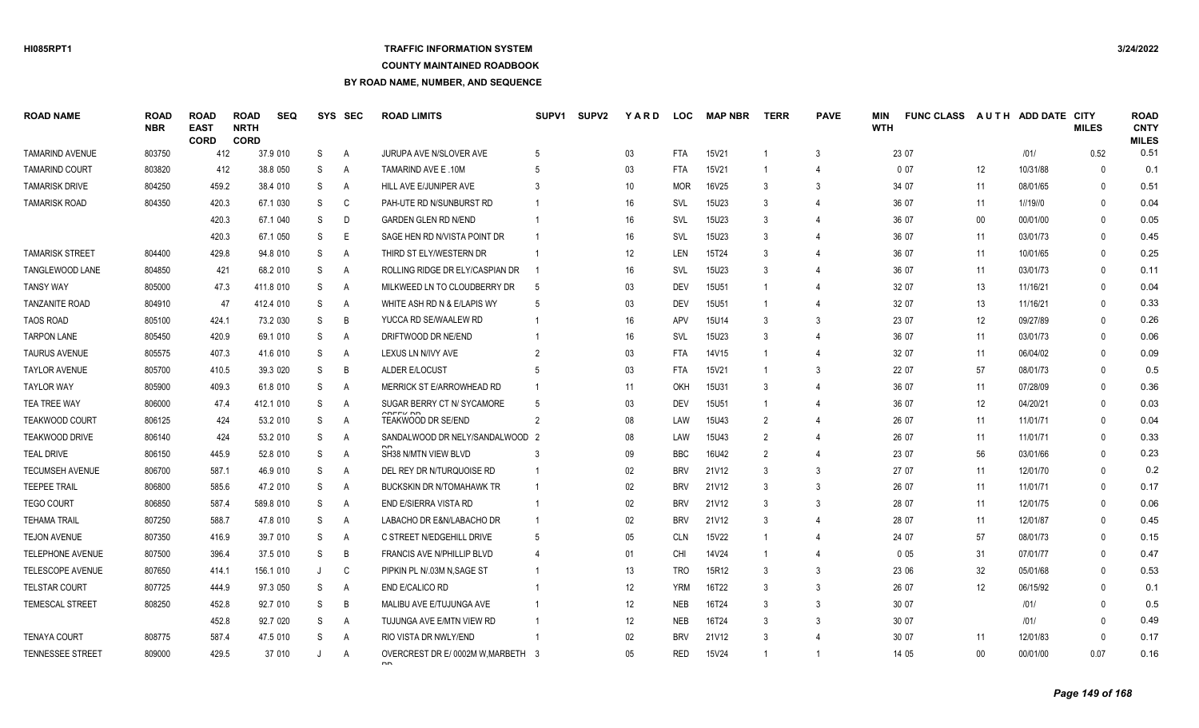HI085RPT1

# TRAFFIC INFORMATION SYSTEM

## COUNTY MAINTAINED ROADBOOK

### BY ROAD NAME, NUMBER, AND SEQUENCE

3/24/2022

| ROAD NAME | ROAD NBR | ROAD EAST CORD | ROAD NRTH CORD | SEQ | SYS | SEC | ROAD LIMITS | SUPV1 | SUPV2 | YARD | LOC | MAP NBR | TERR | PAVE | MIN WTH | FUNC CLASS | AUTH | ADD DATE | CITY MILES | ROAD CNTY MILES |
|---|---|---|---|---|---|---|---|---|---|---|---|---|---|---|---|---|---|---|---|---|
| TAMARIND AVENUE | 803750 | 412 | 37.9 | 010 | S | A | JURUPA AVE N/SLOVER AVE | 5 | | 03 | FTA | 15V21 | 1 | 3 | 23 | 07 | | /01/ | 0.52 | 0.51 |
| TAMARIND COURT | 803820 | 412 | 38.8 | 050 | S | A | TAMARIND AVE E .10M | 5 | | 03 | FTA | 15V21 | 1 | 4 | 0 | 07 | 12 | 10/31/88 | 0 | 0.1 |
| TAMARISK DRIVE | 804250 | 459.2 | 38.4 | 010 | S | A | HILL AVE E/JUNIPER AVE | 3 | | 10 | MOR | 16V25 | 3 | 3 | 34 | 07 | 11 | 08/01/65 | 0 | 0.51 |
| TAMARISK ROAD | 804350 | 420.3 | 67.1 | 030 | S | C | PAH-UTE RD N/SUNBURST RD | 1 | | 16 | SVL | 15U23 | 3 | 4 | 36 | 07 | 11 | 1//19//0 | 0 | 0.04 |
| | | 420.3 | 67.1 | 040 | S | D | GARDEN GLEN RD N/END | 1 | | 16 | SVL | 15U23 | 3 | 4 | 36 | 07 | 00 | 00/01/00 | 0 | 0.05 |
| | | 420.3 | 67.1 | 050 | S | E | SAGE HEN RD N/VISTA POINT DR | 1 | | 16 | SVL | 15U23 | 3 | 4 | 36 | 07 | 11 | 03/01/73 | 0 | 0.45 |
| TAMARISK STREET | 804400 | 429.8 | 94.8 | 010 | S | A | THIRD ST ELY/WESTERN DR | 1 | | 12 | LEN | 15T24 | 3 | 4 | 36 | 07 | 11 | 10/01/65 | 0 | 0.25 |
| TANGLEWOOD LANE | 804850 | 421 | 68.2 | 010 | S | A | ROLLING RIDGE DR ELY/CASPIAN DR | 1 | | 16 | SVL | 15U23 | 3 | 4 | 36 | 07 | 11 | 03/01/73 | 0 | 0.11 |
| TANSY WAY | 805000 | 47.3 | 411.8 | 010 | S | A | MILKWEED LN TO CLOUDBERRY DR | 5 | | 03 | DEV | 15U51 | 1 | 4 | 32 | 07 | 13 | 11/16/21 | 0 | 0.04 |
| TANZANITE ROAD | 804910 | 47 | 412.4 | 010 | S | A | WHITE ASH RD N & E/LAPIS WY | 5 | | 03 | DEV | 15U51 | 1 | 4 | 32 | 07 | 13 | 11/16/21 | 0 | 0.33 |
| TAOS ROAD | 805100 | 424.1 | 73.2 | 030 | S | B | YUCCA RD SE/WAALEW RD | 1 | | 16 | APV | 15U14 | 3 | 3 | 23 | 07 | 12 | 09/27/89 | 0 | 0.26 |
| TARPON LANE | 805450 | 420.9 | 69.1 | 010 | S | A | DRIFTWOOD DR NE/END | 1 | | 16 | SVL | 15U23 | 3 | 4 | 36 | 07 | 11 | 03/01/73 | 0 | 0.06 |
| TAURUS AVENUE | 805575 | 407.3 | 41.6 | 010 | S | A | LEXUS LN N/IVY AVE | 2 | | 03 | FTA | 14V15 | 1 | 4 | 32 | 07 | 11 | 06/04/02 | 0 | 0.09 |
| TAYLOR AVENUE | 805700 | 410.5 | 39.3 | 020 | S | B | ALDER E/LOCUST | 5 | | 03 | FTA | 15V21 | 1 | 3 | 22 | 07 | 57 | 08/01/73 | 0 | 0.5 |
| TAYLOR WAY | 805900 | 409.3 | 61.8 | 010 | S | A | MERRICK ST E/ARROWHEAD RD | 1 | | 11 | OKH | 15U31 | 3 | 4 | 36 | 07 | 11 | 07/28/09 | 0 | 0.36 |
| TEA TREE WAY | 806000 | 47.4 | 412.1 | 010 | S | A | SUGAR BERRY CT N/ SYCAMORE CREEK DR | 5 | | 03 | DEV | 15U51 | 1 | 4 | 36 | 07 | 12 | 04/20/21 | 0 | 0.03 |
| TEAKWOOD COURT | 806125 | 424 | 53.2 | 010 | S | A | TEAKWOOD DR SE/END | 2 | | 08 | LAW | 15U43 | 2 | 4 | 26 | 07 | 11 | 11/01/71 | 0 | 0.04 |
| TEAKWOOD DRIVE | 806140 | 424 | 53.2 | 010 | S | A | SANDALWOOD DR NELY/SANDALWOOD DR | 2 | | 08 | LAW | 15U43 | 2 | 4 | 26 | 07 | 11 | 11/01/71 | 0 | 0.33 |
| TEAL DRIVE | 806150 | 445.9 | 52.8 | 010 | S | A | SH38 N/MTN VIEW BLVD | 3 | | 09 | BBC | 16U42 | 2 | 4 | 23 | 07 | 56 | 03/01/66 | 0 | 0.23 |
| TECUMSEH AVENUE | 806700 | 587.1 | 46.9 | 010 | S | A | DEL REY DR N/TURQUOISE RD | 1 | | 02 | BRV | 21V12 | 3 | 3 | 27 | 07 | 11 | 12/01/70 | 0 | 0.2 |
| TEEPEE TRAIL | 806800 | 585.6 | 47.2 | 010 | S | A | BUCKSKIN DR N/TOMAHAWK TR | 1 | | 02 | BRV | 21V12 | 3 | 3 | 26 | 07 | 11 | 11/01/71 | 0 | 0.17 |
| TEGO COURT | 806850 | 587.4 | 589.8 | 010 | S | A | END E/SIERRA VISTA RD | 1 | | 02 | BRV | 21V12 | 3 | 3 | 28 | 07 | 11 | 12/01/75 | 0 | 0.06 |
| TEHAMA TRAIL | 807250 | 588.7 | 47.8 | 010 | S | A | LABACHO DR E&N/LABACHO DR | 1 | | 02 | BRV | 21V12 | 3 | 4 | 28 | 07 | 11 | 12/01/87 | 0 | 0.45 |
| TEJON AVENUE | 807350 | 416.9 | 39.7 | 010 | S | A | C STREET N/EDGEHILL DRIVE | 5 | | 05 | CLN | 15V22 | 1 | 4 | 24 | 07 | 57 | 08/01/73 | 0 | 0.15 |
| TELEPHONE AVENUE | 807500 | 396.4 | 37.5 | 010 | S | B | FRANCIS AVE N/PHILLIP BLVD | 4 | | 01 | CHI | 14V24 | 1 | 4 | 0 | 05 | 31 | 07/01/77 | 0 | 0.47 |
| TELESCOPE AVENUE | 807650 | 414.1 | 156.1 | 010 | J | C | PIPKIN PL N/.03M N,SAGE ST | 1 | | 13 | TRO | 15R12 | 3 | 3 | 23 | 06 | 32 | 05/01/68 | 0 | 0.53 |
| TELSTAR COURT | 807725 | 444.9 | 97.3 | 050 | S | A | END E/CALICO RD | 1 | | 12 | YRM | 16T22 | 3 | 3 | 26 | 07 | 12 | 06/15/92 | 0 | 0.1 |
| TEMESCAL STREET | 808250 | 452.8 | 92.7 | 010 | S | B | MALIBU AVE E/TUJUNGA AVE | 1 | | 12 | NEB | 16T24 | 3 | 3 | 30 | 07 | | /01/ | 0 | 0.5 |
| | | 452.8 | 92.7 | 020 | S | A | TUJUNGA AVE E/MTN VIEW RD | 1 | | 12 | NEB | 16T24 | 3 | 3 | 30 | 07 | | /01/ | 0 | 0.49 |
| TENAYA COURT | 808775 | 587.4 | 47.5 | 010 | S | A | RIO VISTA DR NWLY/END | 1 | | 02 | BRV | 21V12 | 3 | 4 | 30 | 07 | 11 | 12/01/83 | 0 | 0.17 |
| TENNESSEE STREET | 809000 | 429.5 | 37 | 010 | J | A | OVERCREST DR E/ 0002M W,MARBETH DR | 3 | | 05 | RED | 15V24 | 1 | 1 | 14 | 05 | 00 | 00/01/00 | 0.07 | 0.16 |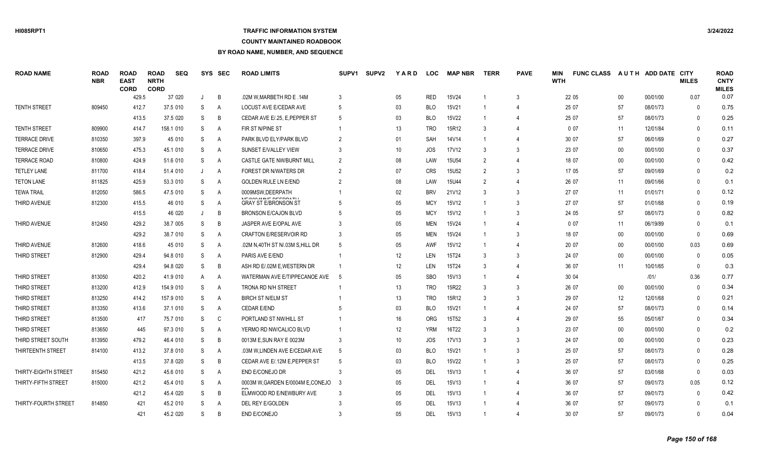**TRAFFIC INFORMATION SYSTEM**

**COUNTY MAINTAINED ROADBOOK**

**BY ROAD NAME, NUMBER, AND SEQUENCE**

| ROAD NAME | ROAD NBR | ROAD EAST CORD | ROAD NRTH CORD | SEQ | SYS | SEC | ROAD LIMITS | SUPV1 | SUPV2 | YARD | LOC | MAP NBR | TERR | PAVE | MIN WTH | FUNC CLASS | AUTH | ADD DATE | CITY MILES | ROAD CNTY MILES |
|---|---|---|---|---|---|---|---|---|---|---|---|---|---|---|---|---|---|---|---|---|
| | | 429.5 | 37 | 020 | J | B | .02M W,MARBETH RD E .14M | 3 | | 05 | RED | 15V24 | 1 | 3 | 22 | 05 | 00 | 00/01/00 | 0.07 | 0.07 |
| TENTH STREET | 809450 | 412.7 | 37.5 | 010 | S | A | LOCUST AVE E/CEDAR AVE | 5 | | 03 | BLO | 15V21 | 1 | 4 | 25 | 07 | 57 | 08/01/73 | 0 | 0.75 |
| | | 413.5 | 37.5 | 020 | S | B | CEDAR AVE E/.25, E,PEPPER ST | 5 | | 03 | BLO | 15V22 | 1 | 4 | 25 | 07 | 57 | 08/01/73 | 0 | 0.25 |
| TENTH STREET | 809900 | 414.7 | 158.1 | 010 | S | A | FIR ST N/PINE ST | 1 | | 13 | TRO | 15R12 | 3 | 4 | 0 | 07 | 11 | 12/01/84 | 0 | 0.11 |
| TERRACE DRIVE | 810350 | 397.9 | 45 | 010 | S | A | PARK BLVD ELY/PARK BLVD | 2 | | 01 | SAH | 14V14 | 1 | 4 | 30 | 07 | 57 | 06/01/69 | 0 | 0.27 |
| TERRACE DRIVE | 810650 | 475.3 | 45.1 | 010 | S | A | SUNSET E/VALLEY VIEW | 3 | | 10 | JOS | 17V12 | 3 | 3 | 23 | 07 | 00 | 00/01/00 | 0 | 0.37 |
| TERRACE ROAD | 810800 | 424.9 | 51.6 | 010 | S | A | CASTLE GATE NW/BURNT MILL | 2 | | 08 | LAW | 15U54 | 2 | 4 | 18 | 07 | 00 | 00/01/00 | 0 | 0.42 |
| TETLEY LANE | 811700 | 418.4 | 51.4 | 010 | J | A | FOREST DR N/WATERS DR | 2 | | 07 | CRS | 15U52 | 2 | 3 | 17 | 05 | 57 | 09/01/69 | 0 | 0.2 |
| TETON LANE | 811825 | 425.9 | 53.3 | 010 | S | A | GOLDEN RULE LN E/END | 2 | | 08 | LAW | 15U44 | 2 | 4 | 26 | 07 | 11 | 09/01/66 | 0 | 0.1 |
| TEWA TRAIL | 812050 | 586.5 | 47.5 | 010 | S | A | 0009MSW,DEERPATH | 1 | | 02 | BRV | 21V12 | 3 | 3 | 27 | 07 | 11 | 01/01/71 | 0 | 0.12 |
| THIRD AVENUE | 812300 | 415.5 | 46 | 010 | S | A | GRAY ST E/BRONSON ST | 5 | | 05 | MCY | 15V12 | 1 | 3 | 27 | 07 | 57 | 01/01/68 | 0 | 0.19 |
| | | 415.5 | 46 | 020 | J | B | BRONSON E/CAJON BLVD | 5 | | 05 | MCY | 15V12 | 1 | 3 | 24 | 05 | 57 | 08/01/73 | 0 | 0.82 |
| THIRD AVENUE | 812450 | 429.2 | 38.7 | 005 | S | B | JASPER AVE E/OPAL AVE | 3 | | 05 | MEN | 15V24 | 1 | 4 | 0 | 07 | 11 | 06/19/89 | 0 | 0.1 |
| | | 429.2 | 38.7 | 010 | S | A | CRAFTON E/RESERVOIR RD | 3 | | 05 | MEN | 15V24 | 1 | 3 | 18 | 07 | 00 | 00/01/00 | 0 | 0.69 |
| THIRD AVENUE | 812600 | 418.6 | 45 | 010 | S | A | .02M N,40TH ST N/.03M S,HILL DR | 5 | | 05 | AWF | 15V12 | 1 | 4 | 20 | 07 | 00 | 00/01/00 | 0.03 | 0.69 |
| THIRD STREET | 812900 | 429.4 | 94.8 | 010 | S | A | PARIS AVE E/END | 1 | | 12 | LEN | 15T24 | 3 | 3 | 24 | 07 | 00 | 00/01/00 | 0 | 0.05 |
| | | 429.4 | 94.8 | 020 | S | B | ASH RD E/.02M E,WESTERN DR | 1 | | 12 | LEN | 15T24 | 3 | 4 | 36 | 07 | 11 | 10/01/65 | 0 | 0.3 |
| THIRD STREET | 813050 | 420.2 | 41.9 | 010 | A | A | WATERMAN AVE E/TIPPECANOE AVE | 5 | | 05 | SBO | 15V13 | 1 | 4 | 30 | 04 | | /01/ | 0.36 | 0.77 |
| THIRD STREET | 813200 | 412.9 | 154.9 | 010 | S | A | TRONA RD N/H STREET | 1 | | 13 | TRO | 15R22 | 3 | 3 | 26 | 07 | 00 | 00/01/00 | 0 | 0.34 |
| THIRD STREET | 813250 | 414.2 | 157.9 | 010 | S | A | BIRCH ST N/ELM ST | 1 | | 13 | TRO | 15R12 | 3 | 3 | 29 | 07 | 12 | 12/01/68 | 0 | 0.21 |
| THIRD STREET | 813350 | 413.6 | 37.1 | 010 | S | A | CEDAR E/END | 5 | | 03 | BLO | 15V21 | 1 | 4 | 24 | 07 | 57 | 08/01/73 | 0 | 0.14 |
| THIRD STREET | 813500 | 417 | 75.7 | 010 | S | C | PORTLAND ST NW/HILL ST | 1 | | 16 | ORG | 15T52 | 3 | 4 | 29 | 07 | 55 | 05/01/67 | 0 | 0.34 |
| THIRD STREET | 813650 | 445 | 97.3 | 010 | S | A | YERMO RD NW/CALICO BLVD | 1 | | 12 | YRM | 16T22 | 3 | 3 | 23 | 07 | 00 | 00/01/00 | 0 | 0.2 |
| THIRD STREET SOUTH | 813950 | 479.2 | 46.4 | 010 | S | B | 0013M E,SUN RAY E 0023M | 3 | | 10 | JOS | 17V13 | 3 | 3 | 24 | 07 | 00 | 00/01/00 | 0 | 0.23 |
| THIRTEENTH STREET | 814100 | 413.2 | 37.8 | 010 | S | A | .03M W,LINDEN AVE E/CEDAR AVE | 5 | | 03 | BLO | 15V21 | 1 | 3 | 25 | 07 | 57 | 08/01/73 | 0 | 0.28 |
| | | 413.5 | 37.8 | 020 | S | B | CEDAR AVE E/.12M E,PEPPER ST | 5 | | 03 | BLO | 15V22 | 1 | 3 | 25 | 07 | 57 | 08/01/73 | 0 | 0.25 |
| THIRTY-EIGHTH STREET | 815450 | 421.2 | 45.6 | 010 | S | A | END E/CONEJO DR | 3 | | 05 | DEL | 15V13 | 1 | 4 | 36 | 07 | 57 | 03/01/68 | 0 | 0.03 |
| THIRTY-FIFTH STREET | 815000 | 421.2 | 45.4 | 010 | S | A | 0003M W,GARDEN E/0004M E,CONEJO | 3 | | 05 | DEL | 15V13 | 1 | 4 | 36 | 07 | 57 | 09/01/73 | 0.05 | 0.12 |
| | | 421.2 | 45.4 | 020 | S | B | ELMWOOD RD E/NEWBURY AVE | 3 | | 05 | DEL | 15V13 | 1 | 4 | 36 | 07 | 57 | 09/01/73 | 0 | 0.42 |
| THIRTY-FOURTH STREET | 814850 | 421 | 45.2 | 010 | S | A | DEL REY E/GOLDEN | 3 | | 05 | DEL | 15V13 | 1 | 4 | 36 | 07 | 57 | 09/01/73 | 0 | 0.1 |
| | | 421 | 45.2 | 020 | S | B | END E/CONEJO | 3 | | 05 | DEL | 15V13 | 1 | 4 | 30 | 07 | 57 | 09/01/73 | 0 | 0.04 |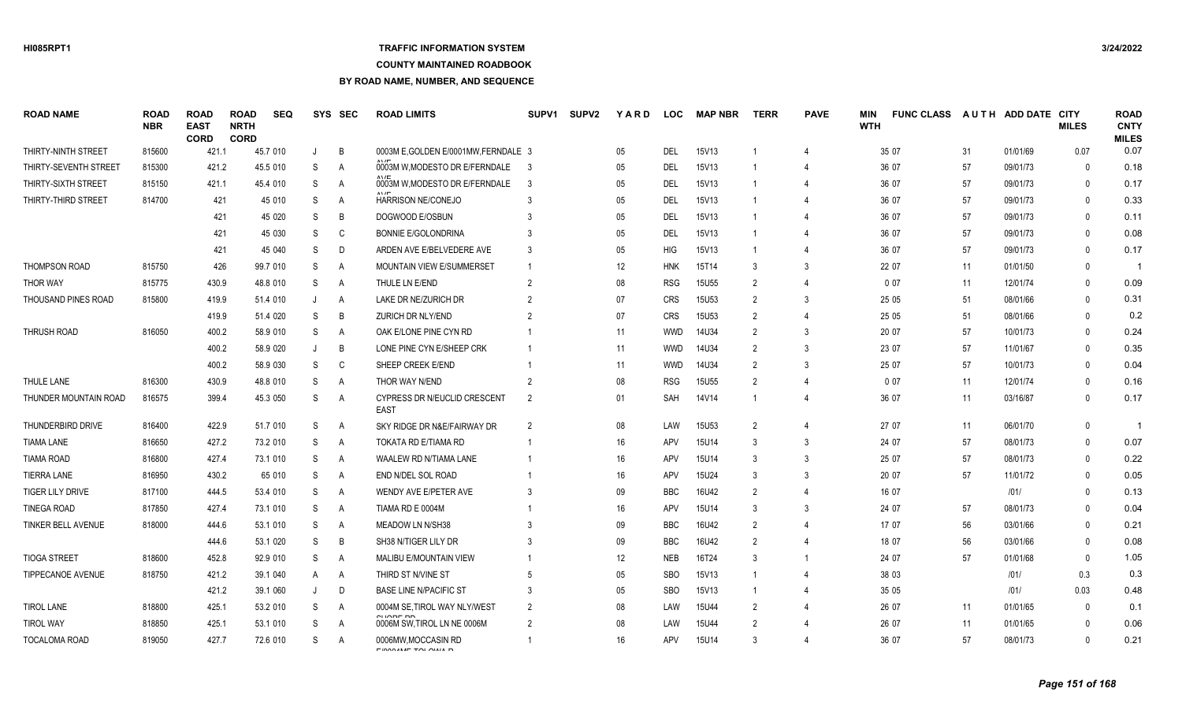# TRAFFIC INFORMATION SYSTEM

## COUNTY MAINTAINED ROADBOOK

### BY ROAD NAME, NUMBER, AND SEQUENCE

| ROAD NAME | ROAD NBR | ROAD EAST CORD | ROAD NRTH CORD | SEQ | SYS | SEC | ROAD LIMITS | SUPV1 | SUPV2 | YARD | LOC | MAP NBR | TERR | PAVE | MIN WTH | FUNC CLASS | AUTH | ADD DATE | CITY MILES | ROAD CNTY MILES |
|---|---|---|---|---|---|---|---|---|---|---|---|---|---|---|---|---|---|---|---|---|
| THIRTY-NINTH STREET | 815600 | 421.1 | 45.7 | 010 | J | B | 0003M E,GOLDEN E/0001MW,FERNDALE AVE | 3 | | 05 | DEL | 15V13 | 1 | 4 | 35 | 07 | 31 | 01/01/69 | 0.07 | 0.07 |
| THIRTY-SEVENTH STREET | 815300 | 421.2 | 45.5 | 010 | S | A | 0003M W,MODESTO DR E/FERNDALE AVE | 3 | | 05 | DEL | 15V13 | 1 | 4 | 36 | 07 | 57 | 09/01/73 | 0 | 0.18 |
| THIRTY-SIXTH STREET | 815150 | 421.1 | 45.4 | 010 | S | A | 0003M W,MODESTO DR E/FERNDALE AVE | 3 | | 05 | DEL | 15V13 | 1 | 4 | 36 | 07 | 57 | 09/01/73 | 0 | 0.17 |
| THIRTY-THIRD STREET | 814700 | 421 | 45 | 010 | S | A | HARRISON NE/CONEJO | 3 | | 05 | DEL | 15V13 | 1 | 4 | 36 | 07 | 57 | 09/01/73 | 0 | 0.33 |
| | | 421 | 45 | 020 | S | B | DOGWOOD E/OSBUN | 3 | | 05 | DEL | 15V13 | 1 | 4 | 36 | 07 | 57 | 09/01/73 | 0 | 0.11 |
| | | 421 | 45 | 030 | S | C | BONNIE E/GOLONDRINA | 3 | | 05 | DEL | 15V13 | 1 | 4 | 36 | 07 | 57 | 09/01/73 | 0 | 0.08 |
| | | 421 | 45 | 040 | S | D | ARDEN AVE E/BELVEDERE AVE | 3 | | 05 | HIG | 15V13 | 1 | 4 | 36 | 07 | 57 | 09/01/73 | 0 | 0.17 |
| THOMPSON ROAD | 815750 | 426 | 99.7 | 010 | S | A | MOUNTAIN VIEW E/SUMMERSET | 1 | | 12 | HNK | 15T14 | 3 | 3 | 22 | 07 | 11 | 01/01/50 | 0 | 1 |
| THOR WAY | 815775 | 430.9 | 48.8 | 010 | S | A | THULE LN E/END | 2 | | 08 | RSG | 15U55 | 2 | 4 | 0 | 07 | 11 | 12/01/74 | 0 | 0.09 |
| THOUSAND PINES ROAD | 815800 | 419.9 | 51.4 | 010 | J | A | LAKE DR NE/ZURICH DR | 2 | | 07 | CRS | 15U53 | 2 | 3 | 25 | 05 | 51 | 08/01/66 | 0 | 0.31 |
| | | 419.9 | 51.4 | 020 | S | B | ZURICH DR NLY/END | 2 | | 07 | CRS | 15U53 | 2 | 4 | 25 | 05 | 51 | 08/01/66 | 0 | 0.2 |
| THRUSH ROAD | 816050 | 400.2 | 58.9 | 010 | S | A | OAK E/LONE PINE CYN RD | 1 | | 11 | WWD | 14U34 | 2 | 3 | 20 | 07 | 57 | 10/01/73 | 0 | 0.24 |
| | | 400.2 | 58.9 | 020 | J | B | LONE PINE CYN E/SHEEP CRK | 1 | | 11 | WWD | 14U34 | 2 | 3 | 23 | 07 | 57 | 11/01/67 | 0 | 0.35 |
| | | 400.2 | 58.9 | 030 | S | C | SHEEP CREEK E/END | 1 | | 11 | WWD | 14U34 | 2 | 3 | 25 | 07 | 57 | 10/01/73 | 0 | 0.04 |
| THULE LANE | 816300 | 430.9 | 48.8 | 010 | S | A | THOR WAY N/END | 2 | | 08 | RSG | 15U55 | 2 | 4 | 0 | 07 | 11 | 12/01/74 | 0 | 0.16 |
| THUNDER MOUNTAIN ROAD | 816575 | 399.4 | 45.3 | 050 | S | A | CYPRESS DR N/EUCLID CRESCENT EAST | 2 | | 01 | SAH | 14V14 | 1 | 4 | 36 | 07 | 11 | 03/16/87 | 0 | 0.17 |
| THUNDERBIRD DRIVE | 816400 | 422.9 | 51.7 | 010 | S | A | SKY RIDGE DR N&E/FAIRWAY DR | 2 | | 08 | LAW | 15U53 | 2 | 4 | 27 | 07 | 11 | 06/01/70 | 0 | 1 |
| TIAMA LANE | 816650 | 427.2 | 73.2 | 010 | S | A | TOKATA RD E/TIAMA RD | 1 | | 16 | APV | 15U14 | 3 | 3 | 24 | 07 | 57 | 08/01/73 | 0 | 0.07 |
| TIAMA ROAD | 816800 | 427.4 | 73.1 | 010 | S | A | WAALEW RD N/TIAMA LANE | 1 | | 16 | APV | 15U14 | 3 | 3 | 25 | 07 | 57 | 08/01/73 | 0 | 0.22 |
| TIERRA LANE | 816950 | 430.2 | 65 | 010 | S | A | END N/DEL SOL ROAD | 1 | | 16 | APV | 15U24 | 3 | 3 | 20 | 07 | 57 | 11/01/72 | 0 | 0.05 |
| TIGER LILY DRIVE | 817100 | 444.5 | 53.4 | 010 | S | A | WENDY AVE E/PETER AVE | 3 | | 09 | BBC | 16U42 | 2 | 4 | 16 | 07 | | /01/ | 0 | 0.13 |
| TINEGA ROAD | 817850 | 427.4 | 73.1 | 010 | S | A | TIAMA RD E 0004M | 1 | | 16 | APV | 15U14 | 3 | 3 | 24 | 07 | 57 | 08/01/73 | 0 | 0.04 |
| TINKER BELL AVENUE | 818000 | 444.6 | 53.1 | 010 | S | A | MEADOW LN N/SH38 | 3 | | 09 | BBC | 16U42 | 2 | 4 | 17 | 07 | 56 | 03/01/66 | 0 | 0.21 |
| | | 444.6 | 53.1 | 020 | S | B | SH38 N/TIGER LILY DR | 3 | | 09 | BBC | 16U42 | 2 | 4 | 18 | 07 | 56 | 03/01/66 | 0 | 0.08 |
| TIOGA STREET | 818600 | 452.8 | 92.9 | 010 | S | A | MALIBU E/MOUNTAIN VIEW | 1 | | 12 | NEB | 16T24 | 3 | 1 | 24 | 07 | 57 | 01/01/68 | 0 | 1.05 |
| TIPPECANOE AVENUE | 818750 | 421.2 | 39.1 | 040 | A | A | THIRD ST N/VINE ST | 5 | | 05 | SBO | 15V13 | 1 | 4 | 38 | 03 | | /01/ | 0.3 | 0.3 |
| | | 421.2 | 39.1 | 060 | J | D | BASE LINE N/PACIFIC ST | 3 | | 05 | SBO | 15V13 | 1 | 4 | 35 | 05 | | /01/ | 0.03 | 0.48 |
| TIROL LANE | 818800 | 425.1 | 53.2 | 010 | S | A | 0004M SE,TIROL WAY NLY/WEST SHORE DR | 2 | | 08 | LAW | 15U44 | 2 | 4 | 26 | 07 | 11 | 01/01/65 | 0 | 0.1 |
| TIROL WAY | 818850 | 425.1 | 53.1 | 010 | S | A | 0006M SW,TIROL LN NE 0006M | 2 | | 08 | LAW | 15U44 | 2 | 4 | 26 | 07 | 11 | 01/01/65 | 0 | 0.06 |
| TOCALOMA ROAD | 819050 | 427.7 | 72.6 | 010 | S | A | 0006MW,MOCCASIN RD E/0004ME TOLOWA R | 1 | | 16 | APV | 15U14 | 3 | 4 | 36 | 07 | 57 | 08/01/73 | 0 | 0.21 |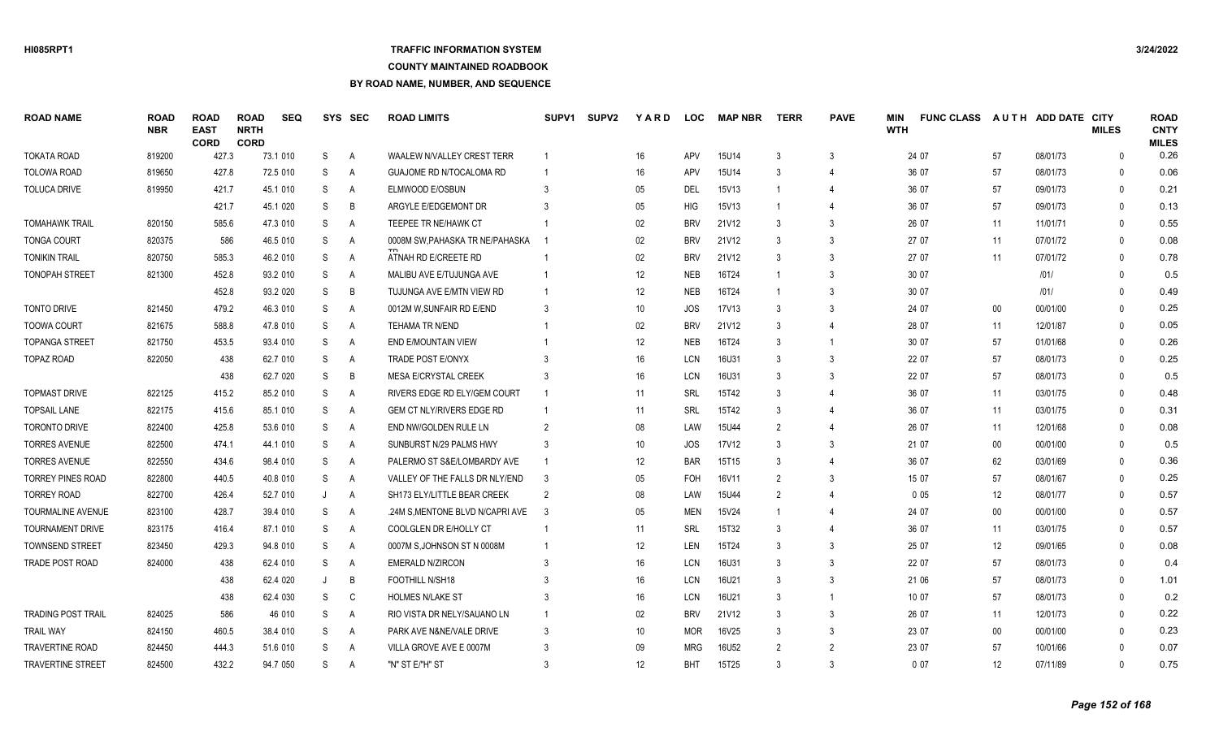# TRAFFIC INFORMATION SYSTEM

## COUNTY MAINTAINED ROADBOOK

### BY ROAD NAME, NUMBER, AND SEQUENCE

| ROAD NAME | ROAD NBR | ROAD EAST CORD | ROAD NRTH CORD | SEQ | SYS | SEC | ROAD LIMITS | SUPV1 | SUPV2 | YARD | LOC | MAP NBR | TERR | PAVE | MIN WTH | FUNC CLASS | AUTH | ADD DATE | CITY MILES | ROAD CNTY MILES |
|---|---|---|---|---|---|---|---|---|---|---|---|---|---|---|---|---|---|---|---|---|
| TOKATA ROAD | 819200 | 427.3 | 73.1 | 010 | S | A | WAALEW N/VALLEY CREST TERR | 1 | | 16 | APV | 15U14 | 3 | 3 | 24 | 07 | 57 | 08/01/73 | 0 | 0.26 |
| TOLOWA ROAD | 819650 | 427.8 | 72.5 | 010 | S | A | GUAJOME RD N/TOCALOMA RD | 1 | | 16 | APV | 15U14 | 3 | 4 | 36 | 07 | 57 | 08/01/73 | 0 | 0.06 |
| TOLUCA DRIVE | 819950 | 421.7 | 45.1 | 010 | S | A | ELMWOOD E/OSBUN | 3 | | 05 | DEL | 15V13 | 1 | 4 | 36 | 07 | 57 | 09/01/73 | 0 | 0.21 |
| | | 421.7 | 45.1 | 020 | S | B | ARGYLE E/EDGEMONT DR | 3 | | 05 | HIG | 15V13 | 1 | 4 | 36 | 07 | 57 | 09/01/73 | 0 | 0.13 |
| TOMAHAWK TRAIL | 820150 | 585.6 | 47.3 | 010 | S | A | TEEPEE TR NE/HAWK CT | 1 | | 02 | BRV | 21V12 | 3 | 3 | 26 | 07 | 11 | 11/01/71 | 0 | 0.55 |
| TONGA COURT | 820375 | 586 | 46.5 | 010 | S | A | 0008M SW,PAHASKA TR NE/PAHASKA TR | 1 | | 02 | BRV | 21V12 | 3 | 3 | 27 | 07 | 11 | 07/01/72 | 0 | 0.08 |
| TONIKIN TRAIL | 820750 | 585.3 | 46.2 | 010 | S | A | ATNAH RD E/CREETE RD | 1 | | 02 | BRV | 21V12 | 3 | 3 | 27 | 07 | 11 | 07/01/72 | 0 | 0.78 |
| TONOPAH STREET | 821300 | 452.8 | 93.2 | 010 | S | A | MALIBU AVE E/TUJUNGA AVE | 1 | | 12 | NEB | 16T24 | 1 | 3 | 30 | 07 | | /01/ | 0 | 0.5 |
| | | 452.8 | 93.2 | 020 | S | B | TUJUNGA AVE E/MTN VIEW RD | 1 | | 12 | NEB | 16T24 | 1 | 3 | 30 | 07 | | /01/ | 0 | 0.49 |
| TONTO DRIVE | 821450 | 479.2 | 46.3 | 010 | S | A | 0012M W,SUNFAIR RD E/END | 3 | | 10 | JOS | 17V13 | 3 | 3 | 24 | 07 | 00 | 00/01/00 | 0 | 0.25 |
| TOOWA COURT | 821675 | 588.8 | 47.8 | 010 | S | A | TEHAMA TR N/END | 1 | | 02 | BRV | 21V12 | 3 | 4 | 28 | 07 | 11 | 12/01/87 | 0 | 0.05 |
| TOPANGA STREET | 821750 | 453.5 | 93.4 | 010 | S | A | END E/MOUNTAIN VIEW | 1 | | 12 | NEB | 16T24 | 3 | 1 | 30 | 07 | 57 | 01/01/68 | 0 | 0.26 |
| TOPAZ ROAD | 822050 | 438 | 62.7 | 010 | S | A | TRADE POST E/ONYX | 3 | | 16 | LCN | 16U31 | 3 | 3 | 22 | 07 | 57 | 08/01/73 | 0 | 0.25 |
| | | 438 | 62.7 | 020 | S | B | MESA E/CRYSTAL CREEK | 3 | | 16 | LCN | 16U31 | 3 | 3 | 22 | 07 | 57 | 08/01/73 | 0 | 0.5 |
| TOPMAST DRIVE | 822125 | 415.2 | 85.2 | 010 | S | A | RIVERS EDGE RD ELY/GEM COURT | 1 | | 11 | SRL | 15T42 | 3 | 4 | 36 | 07 | 11 | 03/01/75 | 0 | 0.48 |
| TOPSAIL LANE | 822175 | 415.6 | 85.1 | 010 | S | A | GEM CT NLY/RIVERS EDGE RD | 1 | | 11 | SRL | 15T42 | 3 | 4 | 36 | 07 | 11 | 03/01/75 | 0 | 0.31 |
| TORONTO DRIVE | 822400 | 425.8 | 53.6 | 010 | S | A | END NW/GOLDEN RULE LN | 2 | | 08 | LAW | 15U44 | 2 | 4 | 26 | 07 | 11 | 12/01/68 | 0 | 0.08 |
| TORRES AVENUE | 822500 | 474.1 | 44.1 | 010 | S | A | SUNBURST N/29 PALMS HWY | 3 | | 10 | JOS | 17V12 | 3 | 3 | 21 | 07 | 00 | 00/01/00 | 0 | 0.5 |
| TORRES AVENUE | 822550 | 434.6 | 98.4 | 010 | S | A | PALERMO ST S&E/LOMBARDY AVE | 1 | | 12 | BAR | 15T15 | 3 | 4 | 36 | 07 | 62 | 03/01/69 | 0 | 0.36 |
| TORREY PINES ROAD | 822800 | 440.5 | 40.8 | 010 | S | A | VALLEY OF THE FALLS DR NLY/END | 3 | | 05 | FOH | 16V11 | 2 | 3 | 15 | 07 | 57 | 08/01/67 | 0 | 0.25 |
| TORREY ROAD | 822700 | 426.4 | 52.7 | 010 | J | A | SH173 ELY/LITTLE BEAR CREEK | 2 | | 08 | LAW | 15U44 | 2 | 4 | 0 | 05 | 12 | 08/01/77 | 0 | 0.57 |
| TOURMALINE AVENUE | 823100 | 428.7 | 39.4 | 010 | S | A | .24M S,MENTONE BLVD N/CAPRI AVE | 3 | | 05 | MEN | 15V24 | 1 | 4 | 24 | 07 | 00 | 00/01/00 | 0 | 0.57 |
| TOURNAMENT DRIVE | 823175 | 416.4 | 87.1 | 010 | S | A | COOLGLEN DR E/HOLLY CT | 1 | | 11 | SRL | 15T32 | 3 | 4 | 36 | 07 | 11 | 03/01/75 | 0 | 0.57 |
| TOWNSEND STREET | 823450 | 429.3 | 94.8 | 010 | S | A | 0007M S,JOHNSON ST N 0008M | 1 | | 12 | LEN | 15T24 | 3 | 3 | 25 | 07 | 12 | 09/01/65 | 0 | 0.08 |
| TRADE POST ROAD | 824000 | 438 | 62.4 | 010 | S | A | EMERALD N/ZIRCON | 3 | | 16 | LCN | 16U31 | 3 | 3 | 22 | 07 | 57 | 08/01/73 | 0 | 0.4 |
| | | 438 | 62.4 | 020 | J | B | FOOTHILL N/SH18 | 3 | | 16 | LCN | 16U21 | 3 | 3 | 21 | 06 | 57 | 08/01/73 | 0 | 1.01 |
| | | 438 | 62.4 | 030 | S | C | HOLMES N/LAKE ST | 3 | | 16 | LCN | 16U21 | 3 | 1 | 10 | 07 | 57 | 08/01/73 | 0 | 0.2 |
| TRADING POST TRAIL | 824025 | 586 | 46 | 010 | S | A | RIO VISTA DR NELY/SAUANO LN | 1 | | 02 | BRV | 21V12 | 3 | 3 | 26 | 07 | 11 | 12/01/73 | 0 | 0.22 |
| TRAIL WAY | 824150 | 460.5 | 38.4 | 010 | S | A | PARK AVE N&NE/VALE DRIVE | 3 | | 10 | MOR | 16V25 | 3 | 3 | 23 | 07 | 00 | 00/01/00 | 0 | 0.23 |
| TRAVERTINE ROAD | 824450 | 444.3 | 51.6 | 010 | S | A | VILLA GROVE AVE E 0007M | 3 | | 09 | MRG | 16U52 | 2 | 2 | 23 | 07 | 57 | 10/01/66 | 0 | 0.07 |
| TRAVERTINE STREET | 824500 | 432.2 | 94.7 | 050 | S | A | "N" ST E/"H" ST | 3 | | 12 | BHT | 15T25 | 3 | 3 | 0 | 07 | 12 | 07/11/89 | 0 | 0.75 |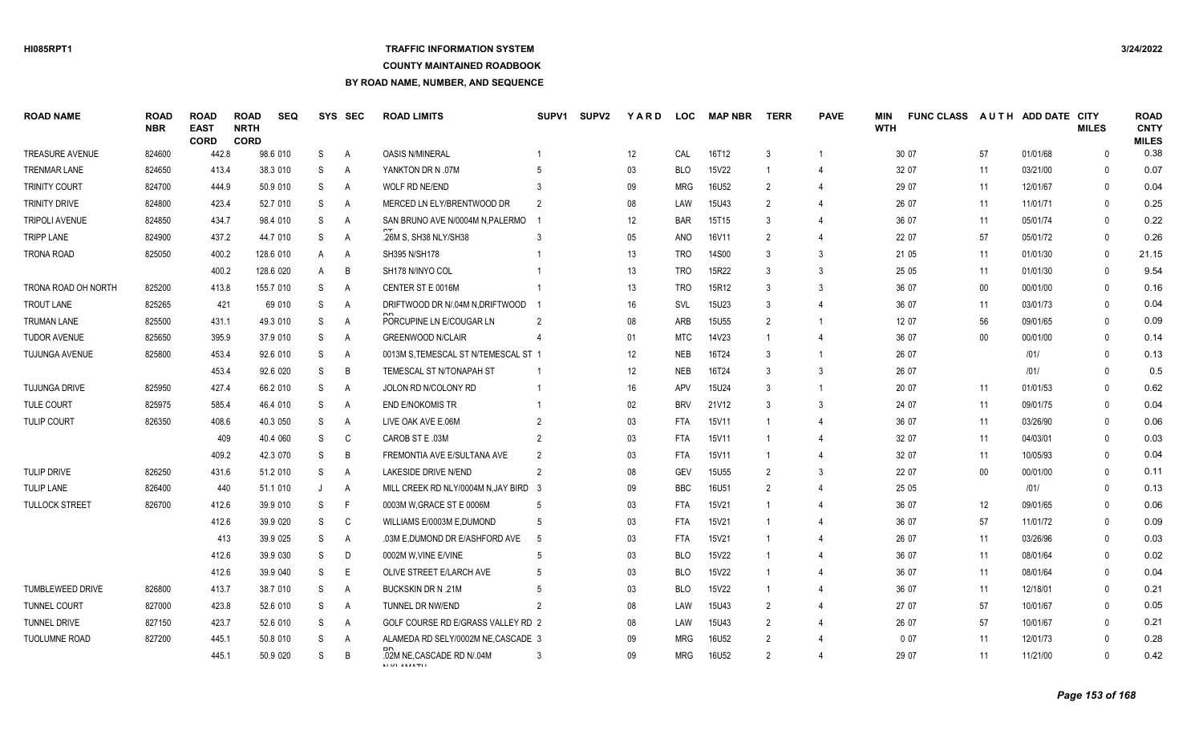**TRAFFIC INFORMATION SYSTEM**

**COUNTY MAINTAINED ROADBOOK**

**BY ROAD NAME, NUMBER, AND SEQUENCE**

| ROAD NAME | ROAD NBR | ROAD EAST CORD | ROAD NRTH CORD | SEQ | SYS | SEC | ROAD LIMITS | SUPV1 | SUPV2 | YARD | LOC | MAP NBR | TERR | PAVE | MIN WTH | FUNC CLASS | AUTH | ADD DATE | CITY MILES | ROAD CNTY MILES |
|---|---|---|---|---|---|---|---|---|---|---|---|---|---|---|---|---|---|---|---|---|
| TREASURE AVENUE | 824600 | 442.8 | 98.6 | 010 | S | A | OASIS N/MINERAL | 1 | | 12 | CAL | 16T12 | 3 | 1 | 30 | 07 | 57 | 01/01/68 | 0 | 0.38 |
| TRENMAR LANE | 824650 | 413.4 | 38.3 | 010 | S | A | YANKTON DR N .07M | 5 | | 03 | BLO | 15V22 | 1 | 4 | 32 | 07 | 11 | 03/21/00 | 0 | 0.07 |
| TRINITY COURT | 824700 | 444.9 | 50.9 | 010 | S | A | WOLF RD NE/END | 3 | | 09 | MRG | 16U52 | 2 | 4 | 29 | 07 | 11 | 12/01/67 | 0 | 0.04 |
| TRINITY DRIVE | 824800 | 423.4 | 52.7 | 010 | S | A | MERCED LN ELY/BRENTWOOD DR | 2 | | 08 | LAW | 15U43 | 2 | 4 | 26 | 07 | 11 | 11/01/71 | 0 | 0.25 |
| TRIPOLI AVENUE | 824850 | 434.7 | 98.4 | 010 | S | A | SAN BRUNO AVE N/0004M N,PALERMO CT | 1 | | 12 | BAR | 15T15 | 3 | 4 | 36 | 07 | 11 | 05/01/74 | 0 | 0.22 |
| TRIPP LANE | 824900 | 437.2 | 44.7 | 010 | S | A | .26M S, SH38 NLY/SH38 | 3 | | 05 | ANO | 16V11 | 2 | 4 | 22 | 07 | 57 | 05/01/72 | 0 | 0.26 |
| TRONA ROAD | 825050 | 400.2 | 128.6 | 010 | A | A | SH395 N/SH178 | 1 | | 13 | TRO | 14S00 | 3 | 3 | 21 | 05 | 11 | 01/01/30 | 0 | 21.15 |
| | | 400.2 | 128.6 | 020 | A | B | SH178 N/INYO COL | 1 | | 13 | TRO | 15R22 | 3 | 3 | 25 | 05 | 11 | 01/01/30 | 0 | 9.54 |
| TRONA ROAD OH NORTH | 825200 | 413.8 | 155.7 | 010 | S | A | CENTER ST E 0016M | 1 | | 13 | TRO | 15R12 | 3 | 3 | 36 | 07 | 00 | 00/01/00 | 0 | 0.16 |
| TROUT LANE | 825265 | 421 | 69 | 010 | S | A | DRIFTWOOD DR N/.04M N,DRIFTWOOD DR | 1 | | 16 | SVL | 15U23 | 3 | 4 | 36 | 07 | 11 | 03/01/73 | 0 | 0.04 |
| TRUMAN LANE | 825500 | 431.1 | 49.3 | 010 | S | A | PORCUPINE LN E/COUGAR LN | 2 | | 08 | ARB | 15U55 | 2 | 1 | 12 | 07 | 56 | 09/01/65 | 0 | 0.09 |
| TUDOR AVENUE | 825650 | 395.9 | 37.9 | 010 | S | A | GREENWOOD N/CLAIR | 4 | | 01 | MTC | 14V23 | 1 | 4 | 36 | 07 | 00 | 00/01/00 | 0 | 0.14 |
| TUJUNGA AVENUE | 825800 | 453.4 | 92.6 | 010 | S | A | 0013M S,TEMESCAL ST N/TEMESCAL ST | 1 | | 12 | NEB | 16T24 | 3 | 1 | 26 | 07 | | /01/ | 0 | 0.13 |
| | | 453.4 | 92.6 | 020 | S | B | TEMESCAL ST N/TONAPAH ST | 1 | | 12 | NEB | 16T24 | 3 | 3 | 26 | 07 | | /01/ | 0 | 0.5 |
| TUJUNGA DRIVE | 825950 | 427.4 | 66.2 | 010 | S | A | JOLON RD N/COLONY RD | 1 | | 16 | APV | 15U24 | 3 | 1 | 20 | 07 | 11 | 01/01/53 | 0 | 0.62 |
| TULE COURT | 825975 | 585.4 | 46.4 | 010 | S | A | END E/NOKOMIS TR | 1 | | 02 | BRV | 21V12 | 3 | 3 | 24 | 07 | 11 | 09/01/75 | 0 | 0.04 |
| TULIP COURT | 826350 | 408.6 | 40.3 | 050 | S | A | LIVE OAK AVE E.06M | 2 | | 03 | FTA | 15V11 | 1 | 4 | 36 | 07 | 11 | 03/26/90 | 0 | 0.06 |
| | | 409 | 40.4 | 060 | S | C | CAROB ST E .03M | 2 | | 03 | FTA | 15V11 | 1 | 4 | 32 | 07 | 11 | 04/03/01 | 0 | 0.03 |
| | | 409.2 | 42.3 | 070 | S | B | FREMONTIA AVE E/SULTANA AVE | 2 | | 03 | FTA | 15V11 | 1 | 4 | 32 | 07 | 11 | 10/05/93 | 0 | 0.04 |
| TULIP DRIVE | 826250 | 431.6 | 51.2 | 010 | S | A | LAKESIDE DRIVE N/END | 2 | | 08 | GEV | 15U55 | 2 | 3 | 22 | 07 | 00 | 00/01/00 | 0 | 0.11 |
| TULIP LANE | 826400 | 440 | 51.1 | 010 | J | A | MILL CREEK RD NLY/0004M N,JAY BIRD RD | 3 | | 09 | BBC | 16U51 | 2 | 4 | 25 | 05 | | /01/ | 0 | 0.13 |
| TULLOCK STREET | 826700 | 412.6 | 39.9 | 010 | S | F | 0003M W,GRACE ST E 0006M | 5 | | 03 | FTA | 15V21 | 1 | 4 | 36 | 07 | 12 | 09/01/65 | 0 | 0.06 |
| | | 412.6 | 39.9 | 020 | S | C | WILLIAMS E/0003M E,DUMOND | 5 | | 03 | FTA | 15V21 | 1 | 4 | 36 | 07 | 57 | 11/01/72 | 0 | 0.09 |
| | | 413 | 39.9 | 025 | S | A | .03M E,DUMOND DR E/ASHFORD AVE | 5 | | 03 | FTA | 15V21 | 1 | 4 | 26 | 07 | 11 | 03/26/96 | 0 | 0.03 |
| | | 412.6 | 39.9 | 030 | S | D | 0002M W,VINE E/VINE | 5 | | 03 | BLO | 15V22 | 1 | 4 | 36 | 07 | 11 | 08/01/64 | 0 | 0.02 |
| | | 412.6 | 39.9 | 040 | S | E | OLIVE STREET E/LARCH AVE | 5 | | 03 | BLO | 15V22 | 1 | 4 | 36 | 07 | 11 | 08/01/64 | 0 | 0.04 |
| TUMBLEWEED DRIVE | 826800 | 413.7 | 38.7 | 010 | S | A | BUCKSKIN DR N .21M | 5 | | 03 | BLO | 15V22 | 1 | 4 | 36 | 07 | 11 | 12/18/01 | 0 | 0.21 |
| TUNNEL COURT | 827000 | 423.8 | 52.6 | 010 | S | A | TUNNEL DR NW/END | 2 | | 08 | LAW | 15U43 | 2 | 4 | 27 | 07 | 57 | 10/01/67 | 0 | 0.05 |
| TUNNEL DRIVE | 827150 | 423.7 | 52.6 | 010 | S | A | GOLF COURSE RD E/GRASS VALLEY RD | 2 | | 08 | LAW | 15U43 | 2 | 4 | 26 | 07 | 57 | 10/01/67 | 0 | 0.21 |
| TUOLUMNE ROAD | 827200 | 445.1 | 50.8 | 010 | S | A | ALAMEDA RD SELY/0002M NE,CASCADE RD | 3 | | 09 | MRG | 16U52 | 2 | 4 | 0 | 07 | 11 | 12/01/73 | 0 | 0.28 |
| | | 445.1 | 50.9 | 020 | S | B | .02M NE,CASCADE RD N/.04M NW,AMATU | 3 | | 09 | MRG | 16U52 | 2 | 4 | 29 | 07 | 11 | 11/21/00 | 0 | 0.42 |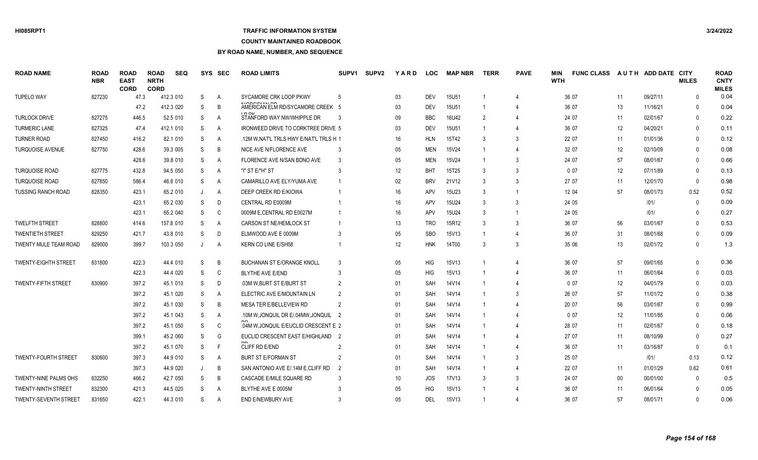HI085RPT1

# TRAFFIC INFORMATION SYSTEM

## COUNTY MAINTAINED ROADBOOK

### BY ROAD NAME, NUMBER, AND SEQUENCE

3/24/2022

| ROAD NAME | ROAD NBR | ROAD EAST CORD | ROAD NRTH CORD | SEQ | SYS | SEC | ROAD LIMITS | SUPV1 | SUPV2 | YARD | LOC | MAP NBR | TERR | PAVE | MIN WTH | FUNC CLASS | AUTH | ADD DATE | CITY MILES | ROAD CNTY MILES |
|---|---|---|---|---|---|---|---|---|---|---|---|---|---|---|---|---|---|---|---|---|
| TUPELO WAY | 827230 | 47.3 | 412.3 | 010 | S | A | SYCAMORE CRK LOOP PKWY | 5 | | 03 | DEV | 15U51 | 1 | 4 | 36 | 07 | 11 | 09/27/11 | 0 | 0.04 |
| | | 47.2 | 412.3 | 020 | S | B | N/ORSIDIAN RD AMERICAN ELM RD/SYCAMORE CREEK | 5 | | 03 | DEV | 15U51 | 1 | 4 | 36 | 07 | 13 | 11/16/21 | 0 | 0.04 |
| TURLOCK DRIVE | 827275 | 446.5 | 52.5 | 010 | S | A | LP DK STANFORD WAY NW/WHIPPLE DR | 3 | | 09 | BBC | 16U42 | 2 | 4 | 24 | 07 | 11 | 02/01/67 | 0 | 0.22 |
| TURMERIC LANE | 827325 | 47.4 | 412.1 | 010 | S | A | IRONWEED DRIVE TO CORKTREE DRIVE | 5 | | 03 | DEV | 15U51 | 1 | 4 | 36 | 07 | 12 | 04/20/21 | 0 | 0.11 |
| TURNER ROAD | 827450 | 416.2 | 82.1 | 010 | S | A | .12M W,NAT'L TRLS HWY E/NAT'L TRLS H | 1 | | 16 | HLN | 15T42 | 3 | 3 | 22 | 07 | 11 | 01/01/36 | 0 | 0.12 |
| TURQUOISE AVENUE | 827750 | 428.6 | 39.3 | 005 | S | B | NICE AVE N/FLORENCE AVE | 3 | | 05 | MEN | 15V24 | 1 | 4 | 32 | 07 | 12 | 02/10/09 | 0 | 0.08 |
| | | 428.6 | 39.8 | 010 | S | A | FLORENCE AVE N/SAN BDNO AVE | 3 | | 05 | MEN | 15V24 | 1 | 3 | 24 | 07 | 57 | 08/01/67 | 0 | 0.66 |
| TURQUOISE ROAD | 827775 | 432.8 | 94.5 | 050 | S | A | "I" ST E/"H" ST | 3 | | 12 | BHT | 15T25 | 3 | 3 | 0 | 07 | 12 | 07/11/89 | 0 | 0.13 |
| TURQUOISE ROAD | 827850 | 586.4 | 46.8 | 010 | S | A | CAMARILLO AVE ELY/YUMA AVE | 1 | | 02 | BRV | 21V12 | 3 | 3 | 27 | 07 | 11 | 12/01/70 | 0 | 0.98 |
| TUSSING RANCH ROAD | 828350 | 423.1 | 65.2 | 010 | J | A | DEEP CREEK RD E/KIOWA | 1 | | 16 | APV | 15U23 | 3 | 1 | 12 | 04 | 57 | 08/01/73 | 0.52 | 0.52 |
| | | 423.1 | 65.2 | 030 | S | D | CENTRAL RD E0009M | 1 | | 16 | APV | 15U24 | 3 | 3 | 24 | 05 | | /01/ | 0 | 0.09 |
| | | 423.1 | 65.2 | 040 | S | C | 0009M E,CENTRAL RD E0027M | 1 | | 16 | APV | 15U24 | 3 | 1 | 24 | 05 | | /01/ | 0 | 0.27 |
| TWELFTH STREET | 828800 | 414.6 | 157.8 | 010 | S | A | CARSON ST NE/HEMLOCK ST | 1 | | 13 | TRO | 15R12 | 3 | 3 | 36 | 07 | 56 | 03/01/67 | 0 | 0.53 |
| TWENTIETH STREET | 829250 | 421.7 | 43.8 | 010 | S | D | ELMWOOD AVE E 0009M | 3 | | 05 | SBO | 15V13 | 1 | 4 | 36 | 07 | 31 | 08/01/68 | 0 | 0.09 |
| TWENTY MULE TEAM ROAD | 829000 | 399.7 | 103.3 | 050 | J | A | KERN CO LINE E/SH58 | 1 | | 12 | HNK | 14T00 | 3 | 3 | 35 | 06 | 13 | 02/01/72 | 0 | 1.3 |
| TWENTY-EIGHTH STREET | 831800 | 422.3 | 44.4 | 010 | S | B | BUCHANAN ST E/ORANGE KNOLL | 3 | | 05 | HIG | 15V13 | 1 | 4 | 36 | 07 | 57 | 09/01/65 | 0 | 0.36 |
| | | 422.3 | 44.4 | 020 | S | C | BLYTHE AVE E/END | 3 | | 05 | HIG | 15V13 | 1 | 4 | 36 | 07 | 11 | 06/01/64 | 0 | 0.03 |
| TWENTY-FIFTH STREET | 830900 | 397.2 | 45.1 | 010 | S | D | .03M W,BURT ST E/BURT ST | 2 | | 01 | SAH | 14V14 | 1 | 4 | 0 | 07 | 12 | 04/01/79 | 0 | 0.03 |
| | | 397.2 | 45.1 | 020 | S | A | ELECTRIC AVE E/MOUNTAIN LN | 2 | | 01 | SAH | 14V14 | 1 | 3 | 26 | 07 | 57 | 11/01/72 | 0 | 0.38 |
| | | 397.2 | 45.1 | 030 | S | B | MESA TER E/BELLEVIEW RD | 2 | | 01 | SAH | 14V14 | 1 | 4 | 20 | 07 | 56 | 03/01/67 | 0 | 0.99 |
| | | 397.2 | 45.1 | 043 | S | A | .10M W,JONQUIL DR E/.04MW,JONQUIL | 2 | | 01 | SAH | 14V14 | 1 | 4 | 0 | 07 | 12 | 11/01/85 | 0 | 0.06 |
| | | 397.2 | 45.1 | 050 | S | C | DD .04M W,JONQUIL E/EUCLID CRESCENT E | 2 | | 01 | SAH | 14V14 | 1 | 4 | 28 | 07 | 11 | 02/01/67 | 0 | 0.18 |
| | | 399.1 | 45.2 | 060 | S | G | EUCLID CRESCENT EAST E/HIGHLAND | 2 | | 01 | SAH | 14V14 | 1 | 4 | 27 | 07 | 11 | 08/10/99 | 0 | 0.27 |
| | | 397.2 | 45.1 | 070 | S | F | DD CLIFF RD E/END | 2 | | 01 | SAH | 14V14 | 1 | 4 | 36 | 07 | 11 | 03/16/87 | 0 | 0.1 |
| TWENTY-FOURTH STREET | 830600 | 397.3 | 44.9 | 010 | S | A | BURT ST E/FORMAN ST | 2 | | 01 | SAH | 14V14 | 1 | 3 | 25 | 07 | | /01/ | 0.13 | 0.12 |
| | | 397.3 | 44.9 | 020 | J | B | SAN ANTONIO AVE E/.14M E,CLIFF RD | 2 | | 01 | SAH | 14V14 | 1 | 4 | 22 | 07 | 11 | 01/01/29 | 0.62 | 0.61 |
| TWENTY-NINE PALMS OHS | 832250 | 466.2 | 42.7 | 050 | S | B | CASCADE E/MILE SQUARE RD | 3 | | 10 | JOS | 17V13 | 3 | 3 | 24 | 07 | 00 | 00/01/00 | 0 | 0.5 |
| TWENTY-NINTH STREET | 832300 | 421.3 | 44.5 | 020 | S | A | BLYTHE AVE E 0005M | 3 | | 05 | HIG | 15V13 | 1 | 4 | 36 | 07 | 11 | 06/01/64 | 0 | 0.05 |
| TWENTY-SEVENTH STREET | 831650 | 422.1 | 44.3 | 010 | S | A | END E/NEWBURY AVE | 3 | | 05 | DEL | 15V13 | 1 | 4 | 36 | 07 | 57 | 08/01/71 | 0 | 0.06 |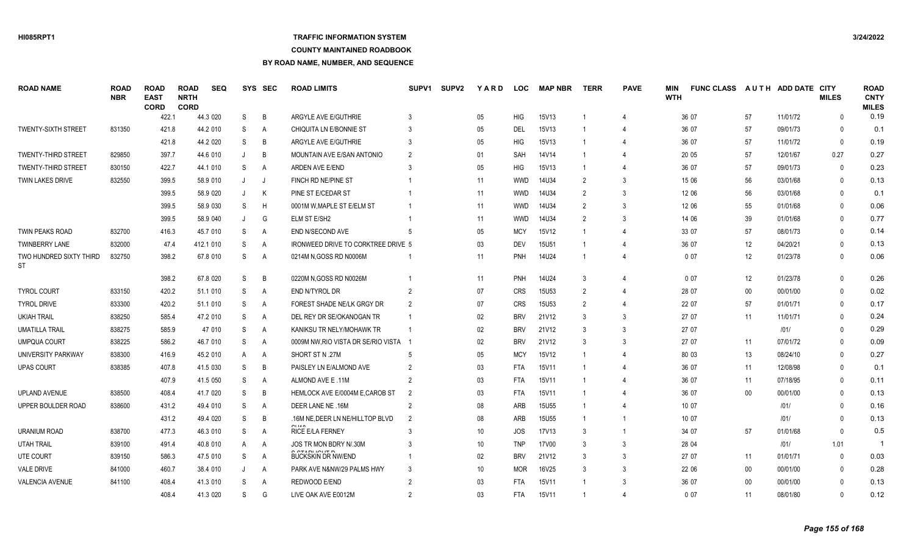| ROAD NAME | ROAD NBR | ROAD EAST CORD | ROAD NRTH CORD | SEQ | SYS | SEC | ROAD LIMITS | SUPV1 | SUPV2 | YARD | LOC | MAP NBR | TERR | PAVE | MIN WTH | FUNC CLASS | AUTH | ADD DATE | CITY MILES | ROAD CNTY MILES |
|---|---|---|---|---|---|---|---|---|---|---|---|---|---|---|---|---|---|---|---|---|
| | | 422.1 | 44.3 | 020 | S | B | ARGYLE AVE E/GUTHRIE | 3 | | 05 | HIG | 15V13 | 1 | 4 | 36 | 07 | 57 | 11/01/72 | 0 | 0.19 |
| TWENTY-SIXTH STREET | 831350 | 421.8 | 44.2 | 010 | S | A | CHIQUITA LN E/BONNIE ST | 3 | | 05 | DEL | 15V13 | 1 | 4 | 36 | 07 | 57 | 09/01/73 | 0 | 0.1 |
| | | 421.8 | 44.2 | 020 | S | B | ARGYLE AVE E/GUTHRIE | 3 | | 05 | HIG | 15V13 | 1 | 4 | 36 | 07 | 57 | 11/01/72 | 0 | 0.19 |
| TWENTY-THIRD STREET | 829850 | 397.7 | 44.6 | 010 | J | B | MOUNTAIN AVE E/SAN ANTONIO | 2 | | 01 | SAH | 14V14 | 1 | 4 | 20 | 05 | 57 | 12/01/67 | 0.27 | 0.27 |
| TWENTY-THIRD STREET | 830150 | 422.7 | 44.1 | 010 | S | A | ARDEN AVE E/END | 3 | | 05 | HIG | 15V13 | 1 | 4 | 36 | 07 | 57 | 09/01/73 | 0 | 0.23 |
| TWIN LAKES DRIVE | 832550 | 399.5 | 58.9 | 010 | J | J | FINCH RD NE/PINE ST | 1 | | 11 | WWD | 14U34 | 2 | 3 | 15 | 06 | 56 | 03/01/68 | 0 | 0.13 |
| | | 399.5 | 58.9 | 020 | J | K | PINE ST E/CEDAR ST | 1 | | 11 | WWD | 14U34 | 2 | 3 | 12 | 06 | 56 | 03/01/68 | 0 | 0.1 |
| | | 399.5 | 58.9 | 030 | S | H | 0001M W,MAPLE ST E/ELM ST | 1 | | 11 | WWD | 14U34 | 2 | 3 | 12 | 06 | 55 | 01/01/68 | 0 | 0.06 |
| | | 399.5 | 58.9 | 040 | J | G | ELM ST E/SH2 | 1 | | 11 | WWD | 14U34 | 2 | 3 | 14 | 06 | 39 | 01/01/68 | 0 | 0.77 |
| TWIN PEAKS ROAD | 832700 | 416.3 | 45.7 | 010 | S | A | END N/SECOND AVE | 5 | | 05 | MCY | 15V12 | 1 | 4 | 33 | 07 | 57 | 08/01/73 | 0 | 0.14 |
| TWINBERRY LANE | 832000 | 47.4 | 412.1 | 010 | S | A | IRONWEED DRIVE TO CORKTREE DRIVE | 5 | | 03 | DEV | 15U51 | 1 | 4 | 36 | 07 | 12 | 04/20/21 | 0 | 0.13 |
| TWO HUNDRED SIXTY THIRD ST | 832750 | 398.2 | 67.8 | 010 | S | A | 0214M N,GOSS RD N0006M | 1 | | 11 | PNH | 14U24 | 1 | 4 | 0 | 07 | 12 | 01/23/78 | 0 | 0.06 |
| | | 398.2 | 67.8 | 020 | S | B | 0220M N,GOSS RD N0026M | 1 | | 11 | PNH | 14U24 | 3 | 4 | 0 | 07 | 12 | 01/23/78 | 0 | 0.26 |
| TYROL COURT | 833150 | 420.2 | 51.1 | 010 | S | A | END N/TYROL DR | 2 | | 07 | CRS | 15U53 | 2 | 4 | 28 | 07 | 00 | 00/01/00 | 0 | 0.02 |
| TYROL DRIVE | 833300 | 420.2 | 51.1 | 010 | S | A | FOREST SHADE NE/LK GRGY DR | 2 | | 07 | CRS | 15U53 | 2 | 4 | 22 | 07 | 57 | 01/01/71 | 0 | 0.17 |
| UKIAH TRAIL | 838250 | 585.4 | 47.2 | 010 | S | A | DEL REY DR SE/OKANOGAN TR | 1 | | 02 | BRV | 21V12 | 3 | 3 | 27 | 07 | 11 | 11/01/71 | 0 | 0.24 |
| UMATILLA TRAIL | 838275 | 585.9 | 47 | 010 | S | A | KANIKSU TR NELY/MOHAWK TR | 1 | | 02 | BRV | 21V12 | 3 | 3 | 27 | 07 | | /01/ | 0 | 0.29 |
| UMPQUA COURT | 838225 | 586.2 | 46.7 | 010 | S | A | 0009M NW,RIO VISTA DR SE/RIO VISTA | 1 | | 02 | BRV | 21V12 | 3 | 3 | 27 | 07 | 11 | 07/01/72 | 0 | 0.09 |
| UNIVERSITY PARKWAY | 838300 | 416.9 | 45.2 | 010 | A | A | SHORT ST N .27M | 5 | | 05 | MCY | 15V12 | 1 | 4 | 80 | 03 | 13 | 08/24/10 | 0 | 0.27 |
| UPAS COURT | 838385 | 407.8 | 41.5 | 030 | S | B | PAISLEY LN E/ALMOND AVE | 2 | | 03 | FTA | 15V11 | 1 | 4 | 36 | 07 | 11 | 12/08/98 | 0 | 0.1 |
| | | 407.9 | 41.5 | 050 | S | A | ALMOND AVE E .11M | 2 | | 03 | FTA | 15V11 | 1 | 4 | 36 | 07 | 11 | 07/18/95 | 0 | 0.11 |
| UPLAND AVENUE | 838500 | 408.4 | 41.7 | 020 | S | B | HEMLOCK AVE E/0004M E,CAROB ST | 2 | | 03 | FTA | 15V11 | 1 | 4 | 36 | 07 | 00 | 00/01/00 | 0 | 0.13 |
| UPPER BOULDER ROAD | 838600 | 431.2 | 49.4 | 010 | S | A | DEER LANE NE .16M | 2 | | 08 | ARB | 15U55 | 1 | 4 | 10 | 07 | | /01/ | 0 | 0.16 |
| | | 431.2 | 49.4 | 020 | S | B | .16M NE,DEER LN NE/HILLTOP BLVD | 2 | | 08 | ARB | 15U55 | 1 | 1 | 10 | 07 | | /01/ | 0 | 0.13 |
| URANIUM ROAD | 838700 | 477.3 | 46.3 | 010 | S | A | RICE E/LA FERNEY | 3 | | 10 | JOS | 17V13 | 3 | 1 | 34 | 07 | 57 | 01/01/68 | 0 | 0.5 |
| UTAH TRAIL | 839100 | 491.4 | 40.8 | 010 | A | A | JOS TR MON BDRY N/.30M | 3 | | 10 | TNP | 17V00 | 3 | 3 | 28 | 04 | | /01/ | 1.01 | 1 |
| UTE COURT | 839150 | 586.3 | 47.5 | 010 | S | A | BUCKSKIN DR NW/END | 1 | | 02 | BRV | 21V12 | 3 | 3 | 27 | 07 | 11 | 01/01/71 | 0 | 0.03 |
| VALE DRIVE | 841000 | 460.7 | 38.4 | 010 | J | A | PARK AVE N&NW/29 PALMS HWY | 3 | | 10 | MOR | 16V25 | 3 | 3 | 22 | 06 | 00 | 00/01/00 | 0 | 0.28 |
| VALENCIA AVENUE | 841100 | 408.4 | 41.3 | 010 | S | A | REDWOOD E/END | 2 | | 03 | FTA | 15V11 | 1 | 3 | 36 | 07 | 00 | 00/01/00 | 0 | 0.13 |
| | | 408.4 | 41.3 | 020 | S | G | LIVE OAK AVE E0012M | 2 | | 03 | FTA | 15V11 | 1 | 4 | 0 | 07 | 11 | 08/01/80 | 0 | 0.12 |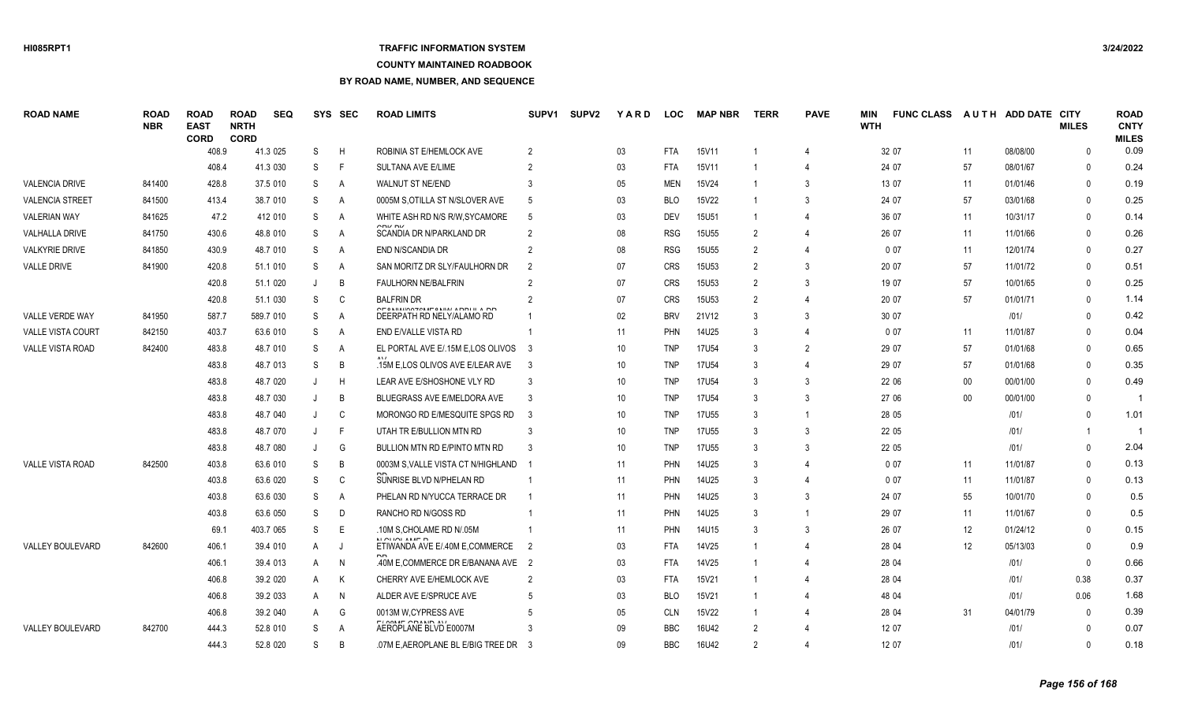**TRAFFIC INFORMATION SYSTEM**

**COUNTY MAINTAINED ROADBOOK**

**BY ROAD NAME, NUMBER, AND SEQUENCE**

HI085RPT1 3/24/2022

| ROAD NAME | ROAD NBR | ROAD EAST CORD | ROAD NRTH CORD | SEQ | SYS | SEC | ROAD LIMITS | SUPV1 | SUPV2 | YARD | LOC | MAP NBR | TERR | PAVE | MIN WTH | FUNC CLASS | AUTH | ADD DATE | CITY MILES | ROAD CNTY MILES |
|---|---|---|---|---|---|---|---|---|---|---|---|---|---|---|---|---|---|---|---|---|
| | | 408.9 | 41.3 | 025 | S | H | ROBINIA ST E/HEMLOCK AVE | 2 | | 03 | FTA | 15V11 | 1 | 4 | 32 | 07 | 11 | 08/08/00 | 0 | 0.09 |
| | | 408.4 | 41.3 | 030 | S | F | SULTANA AVE E/LIME | 2 | | 03 | FTA | 15V11 | 1 | 4 | 24 | 07 | 57 | 08/01/67 | 0 | 0.24 |
| VALENCIA DRIVE | 841400 | 428.8 | 37.5 | 010 | S | A | WALNUT ST NE/END | 3 | | 05 | MEN | 15V24 | 1 | 3 | 13 | 07 | 11 | 01/01/46 | 0 | 0.19 |
| VALENCIA STREET | 841500 | 413.4 | 38.7 | 010 | S | A | 0005M S,OTILLA ST N/SLOVER AVE | 5 | | 03 | BLO | 15V22 | 1 | 3 | 24 | 07 | 57 | 03/01/68 | 0 | 0.25 |
| VALERIAN WAY | 841625 | 47.2 | 412 | 010 | S | A | WHITE ASH RD N/S R/W,SYCAMORE | 5 | | 03 | DEV | 15U51 | 1 | 4 | 36 | 07 | 11 | 10/31/17 | 0 | 0.14 |
| VALHALLA DRIVE | 841750 | 430.6 | 48.8 | 010 | S | A | SCANDIA DR N/PARKLAND DR | 2 | | 08 | RSG | 15U55 | 2 | 4 | 26 | 07 | 11 | 11/01/66 | 0 | 0.26 |
| VALKYRIE DRIVE | 841850 | 430.9 | 48.7 | 010 | S | A | END N/SCANDIA DR | 2 | | 08 | RSG | 15U55 | 2 | 4 | 0 | 07 | 11 | 12/01/74 | 0 | 0.27 |
| VALLE DRIVE | 841900 | 420.8 | 51.1 | 010 | S | A | SAN MORITZ DR SLY/FAULHORN DR | 2 | | 07 | CRS | 15U53 | 2 | 3 | 20 | 07 | 57 | 11/01/72 | 0 | 0.51 |
| | | 420.8 | 51.1 | 020 | J | B | FAULHORN NE/BALFRIN | 2 | | 07 | CRS | 15U53 | 2 | 3 | 19 | 07 | 57 | 10/01/65 | 0 | 0.25 |
| | | 420.8 | 51.1 | 030 | S | C | BALFRIN DR | 2 | | 07 | CRS | 15U53 | 2 | 4 | 20 | 07 | 57 | 01/01/71 | 0 | 1.14 |
| VALLE VERDE WAY | 841950 | 587.7 | 589.7 | 010 | S | A | DEERPATH RD NELY/ALAMO RD | 1 | | 02 | BRV | 21V12 | 3 | 3 | 30 | 07 | | /01/ | 0 | 0.42 |
| VALLE VISTA COURT | 842150 | 403.7 | 63.6 | 010 | S | A | END E/VALLE VISTA RD | 1 | | 11 | PHN | 14U25 | 3 | 4 | 0 | 07 | 11 | 11/01/87 | 0 | 0.04 |
| VALLE VISTA ROAD | 842400 | 483.8 | 48.7 | 010 | S | A | EL PORTAL AVE E/.15M E,LOS OLIVOS | 3 | | 10 | TNP | 17U54 | 3 | 2 | 29 | 07 | 57 | 01/01/68 | 0 | 0.65 |
| | | 483.8 | 48.7 | 013 | S | B | .15M E,LOS OLIVOS AVE E/LEAR AVE | 3 | | 10 | TNP | 17U54 | 3 | 4 | 29 | 07 | 57 | 01/01/68 | 0 | 0.35 |
| | | 483.8 | 48.7 | 020 | J | H | LEAR AVE E/SHOSHONE VLY RD | 3 | | 10 | TNP | 17U54 | 3 | 3 | 22 | 06 | 00 | 00/01/00 | 0 | 0.49 |
| | | 483.8 | 48.7 | 030 | J | B | BLUEGRASS AVE E/MELDORA AVE | 3 | | 10 | TNP | 17U54 | 3 | 3 | 27 | 06 | 00 | 00/01/00 | 0 | 1 |
| | | 483.8 | 48.7 | 040 | J | C | MORONGO RD E/MESQUITE SPGS RD | 3 | | 10 | TNP | 17U55 | 3 | 1 | 28 | 05 | | /01/ | 0 | 1.01 |
| | | 483.8 | 48.7 | 070 | J | F | UTAH TR E/BULLION MTN RD | 3 | | 10 | TNP | 17U55 | 3 | 3 | 22 | 05 | | /01/ | 1 | 1 |
| | | 483.8 | 48.7 | 080 | J | G | BULLION MTN RD E/PINTO MTN RD | 3 | | 10 | TNP | 17U55 | 3 | 3 | 22 | 05 | | /01/ | 0 | 2.04 |
| VALLE VISTA ROAD | 842500 | 403.8 | 63.6 | 010 | S | B | 0003M S,VALLE VISTA CT N/HIGHLAND | 1 | | 11 | PHN | 14U25 | 3 | 4 | 0 | 07 | 11 | 11/01/87 | 0 | 0.13 |
| | | 403.8 | 63.6 | 020 | S | C | SUNRISE BLVD N/PHELAN RD | 1 | | 11 | PHN | 14U25 | 3 | 4 | 0 | 07 | 11 | 11/01/87 | 0 | 0.13 |
| | | 403.8 | 63.6 | 030 | S | A | PHELAN RD N/YUCCA TERRACE DR | 1 | | 11 | PHN | 14U25 | 3 | 3 | 24 | 07 | 55 | 10/01/70 | 0 | 0.5 |
| | | 403.8 | 63.6 | 050 | S | D | RANCHO RD N/GOSS RD | 1 | | 11 | PHN | 14U25 | 3 | 1 | 29 | 07 | 11 | 11/01/67 | 0 | 0.5 |
| | | 69.1 | 403.7 | 065 | S | E | .10M S,CHOLAME RD N/.05M | 1 | | 11 | PHN | 14U15 | 3 | 3 | 26 | 07 | 12 | 01/24/12 | 0 | 0.15 |
| VALLEY BOULEVARD | 842600 | 406.1 | 39.4 | 010 | A | J | ETIWANDA AVE E/.40M E,COMMERCE | 2 | | 03 | FTA | 14V25 | 1 | 4 | 28 | 04 | 12 | 05/13/03 | 0 | 0.9 |
| | | 406.1 | 39.4 | 013 | A | N | .40M E,COMMERCE DR E/BANANA AVE | 2 | | 03 | FTA | 14V25 | 1 | 4 | 28 | 04 | | /01/ | 0 | 0.66 |
| | | 406.8 | 39.2 | 020 | A | K | CHERRY AVE E/HEMLOCK AVE | 2 | | 03 | FTA | 15V21 | 1 | 4 | 28 | 04 | | /01/ | 0.38 | 0.37 |
| | | 406.8 | 39.2 | 033 | A | N | ALDER AVE E/SPRUCE AVE | 5 | | 03 | BLO | 15V21 | 1 | 4 | 48 | 04 | | /01/ | 0.06 | 1.68 |
| | | 406.8 | 39.2 | 040 | A | G | 0013M W,CYPRESS AVE | 5 | | 05 | CLN | 15V22 | 1 | 4 | 28 | 04 | 31 | 04/01/79 | 0 | 0.39 |
| VALLEY BOULEVARD | 842700 | 444.3 | 52.8 | 010 | S | A | AEROPLANE BLVD E0007M | 3 | | 09 | BBC | 16U42 | 2 | 4 | 12 | 07 | | /01/ | 0 | 0.07 |
| | | 444.3 | 52.8 | 020 | S | B | .07M E,AEROPLANE BL E/BIG TREE DR | 3 | | 09 | BBC | 16U42 | 2 | 4 | 12 | 07 | | /01/ | 0 | 0.18 |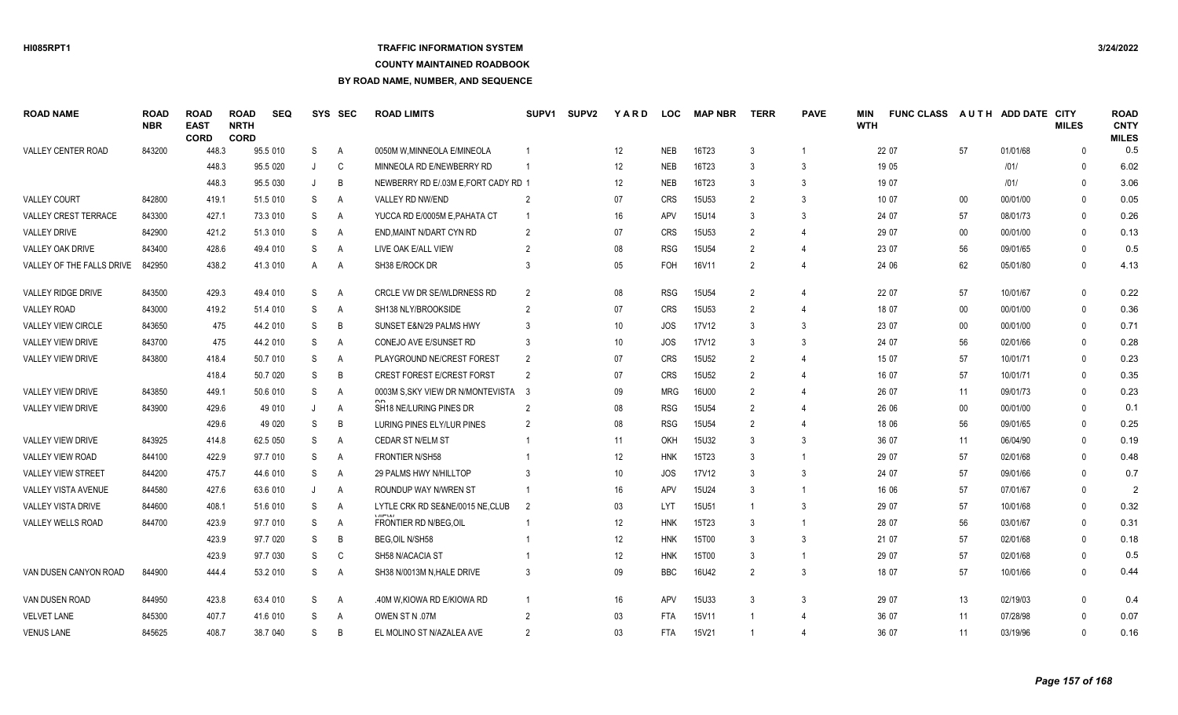HI085RPT1

**TRAFFIC INFORMATION SYSTEM**

**COUNTY MAINTAINED ROADBOOK**

**BY ROAD NAME, NUMBER, AND SEQUENCE**

3/24/2022

| ROAD NAME | ROAD NBR | ROAD EAST CORD | ROAD NRTH CORD | SEQ | SYS | SEC | ROAD LIMITS | SUPV1 | SUPV2 | YARD | LOC | MAP NBR | TERR | PAVE | MIN WTH | FUNC CLASS | AUTH | ADD DATE | CITY MILES | ROAD CNTY MILES |
|---|---|---|---|---|---|---|---|---|---|---|---|---|---|---|---|---|---|---|---|---|
| VALLEY CENTER ROAD | 843200 | 448.3 | 95.5 | 010 | S | A | 0050M W,MINNEOLA E/MINEOLA | 1 | | 12 | NEB | 16T23 | 3 | 1 | 22 | 07 | 57 | 01/01/68 | 0 | 0.5 |
| | | 448.3 | 95.5 | 020 | J | C | MINNEOLA RD E/NEWBERRY RD | 1 | | 12 | NEB | 16T23 | 3 | 3 | 19 | 05 | | /01/ | 0 | 6.02 |
| | | 448.3 | 95.5 | 030 | J | B | NEWBERRY RD E/.03M E,FORT CADY RD | 1 | | 12 | NEB | 16T23 | 3 | 3 | 19 | 07 | | /01/ | 0 | 3.06 |
| VALLEY COURT | 842800 | 419.1 | 51.5 | 010 | S | A | VALLEY RD NW/END | 2 | | 07 | CRS | 15U53 | 2 | 3 | 10 | 07 | 00 | 00/01/00 | 0 | 0.05 |
| VALLEY CREST TERRACE | 843300 | 427.1 | 73.3 | 010 | S | A | YUCCA RD E/0005M E,PAHATA CT | 1 | | 16 | APV | 15U14 | 3 | 3 | 24 | 07 | 57 | 08/01/73 | 0 | 0.26 |
| VALLEY DRIVE | 842900 | 421.2 | 51.3 | 010 | S | A | END,MAINT N/DART CYN RD | 2 | | 07 | CRS | 15U53 | 2 | 4 | 29 | 07 | 00 | 00/01/00 | 0 | 0.13 |
| VALLEY OAK DRIVE | 843400 | 428.6 | 49.4 | 010 | S | A | LIVE OAK E/ALL VIEW | 2 | | 08 | RSG | 15U54 | 2 | 4 | 23 | 07 | 56 | 09/01/65 | 0 | 0.5 |
| VALLEY OF THE FALLS DRIVE | 842950 | 438.2 | 41.3 | 010 | A | A | SH38 E/ROCK DR | 3 | | 05 | FOH | 16V11 | 2 | 4 | 24 | 06 | 62 | 05/01/80 | 0 | 4.13 |
| VALLEY RIDGE DRIVE | 843500 | 429.3 | 49.4 | 010 | S | A | CRCLE VW DR SE/WLDRNESS RD | 2 | | 08 | RSG | 15U54 | 2 | 4 | 22 | 07 | 57 | 10/01/67 | 0 | 0.22 |
| VALLEY ROAD | 843000 | 419.2 | 51.4 | 010 | S | A | SH138 NLY/BROOKSIDE | 2 | | 07 | CRS | 15U53 | 2 | 4 | 18 | 07 | 00 | 00/01/00 | 0 | 0.36 |
| VALLEY VIEW CIRCLE | 843650 | 475 | 44.2 | 010 | S | B | SUNSET E&N/29 PALMS HWY | 3 | | 10 | JOS | 17V12 | 3 | 3 | 23 | 07 | 00 | 00/01/00 | 0 | 0.71 |
| VALLEY VIEW DRIVE | 843700 | 475 | 44.2 | 010 | S | A | CONEJO AVE E/SUNSET RD | 3 | | 10 | JOS | 17V12 | 3 | 3 | 24 | 07 | 56 | 02/01/66 | 0 | 0.28 |
| VALLEY VIEW DRIVE | 843800 | 418.4 | 50.7 | 010 | S | A | PLAYGROUND NE/CREST FOREST | 2 | | 07 | CRS | 15U52 | 2 | 4 | 15 | 07 | 57 | 10/01/71 | 0 | 0.23 |
| | | 418.4 | 50.7 | 020 | S | B | CREST FOREST E/CREST FORST | 2 | | 07 | CRS | 15U52 | 2 | 4 | 16 | 07 | 57 | 10/01/71 | 0 | 0.35 |
| VALLEY VIEW DRIVE | 843850 | 449.1 | 50.6 | 010 | S | A | 0003M S,SKY VIEW DR N/MONTEVISTA RD | 3 | | 09 | MRG | 16U00 | 2 | 4 | 26 | 07 | 11 | 09/01/73 | 0 | 0.23 |
| VALLEY VIEW DRIVE | 843900 | 429.6 | 49 | 010 | J | A | SH18 NE/LURING PINES DR | 2 | | 08 | RSG | 15U54 | 2 | 4 | 26 | 06 | 00 | 00/01/00 | 0 | 0.1 |
| | | 429.6 | 49 | 020 | S | B | LURING PINES ELY/LUR PINES | 2 | | 08 | RSG | 15U54 | 2 | 4 | 18 | 06 | 56 | 09/01/65 | 0 | 0.25 |
| VALLEY VIEW DRIVE | 843925 | 414.8 | 62.5 | 050 | S | A | CEDAR ST N/ELM ST | 1 | | 11 | OKH | 15U32 | 3 | 3 | 36 | 07 | 11 | 06/04/90 | 0 | 0.19 |
| VALLEY VIEW ROAD | 844100 | 422.9 | 97.7 | 010 | S | A | FRONTIER N/SH58 | 1 | | 12 | HNK | 15T23 | 3 | 1 | 29 | 07 | 57 | 02/01/68 | 0 | 0.48 |
| VALLEY VIEW STREET | 844200 | 475.7 | 44.6 | 010 | S | A | 29 PALMS HWY N/HILLTOP | 3 | | 10 | JOS | 17V12 | 3 | 3 | 24 | 07 | 57 | 09/01/66 | 0 | 0.7 |
| VALLEY VISTA AVENUE | 844580 | 427.6 | 63.6 | 010 | J | A | ROUNDUP WAY N/WREN ST | 1 | | 16 | APV | 15U24 | 3 | 1 | 16 | 06 | 57 | 07/01/67 | 0 | 2 |
| VALLEY VISTA DRIVE | 844600 | 408.1 | 51.6 | 010 | S | A | LYTLE CRK RD SE&NE/0015 NE,CLUB VIEW | 2 | | 03 | LYT | 15U51 | 1 | 3 | 29 | 07 | 57 | 10/01/68 | 0 | 0.32 |
| VALLEY WELLS ROAD | 844700 | 423.9 | 97.7 | 010 | S | A | FRONTIER RD N/BEG,OIL | 1 | | 12 | HNK | 15T23 | 3 | 1 | 28 | 07 | 56 | 03/01/67 | 0 | 0.31 |
| | | 423.9 | 97.7 | 020 | S | B | BEG,OIL N/SH58 | 1 | | 12 | HNK | 15T00 | 3 | 3 | 21 | 07 | 57 | 02/01/68 | 0 | 0.18 |
| | | 423.9 | 97.7 | 030 | S | C | SH58 N/ACACIA ST | 1 | | 12 | HNK | 15T00 | 3 | 1 | 29 | 07 | 57 | 02/01/68 | 0 | 0.5 |
| VAN DUSEN CANYON ROAD | 844900 | 444.4 | 53.2 | 010 | S | A | SH38 N/0013M N,HALE DRIVE | 3 | | 09 | BBC | 16U42 | 2 | 3 | 18 | 07 | 57 | 10/01/66 | 0 | 0.44 |
| VAN DUSEN ROAD | 844950 | 423.8 | 63.4 | 010 | S | A | .40M W,KIOWA RD E/KIOWA RD | 1 | | 16 | APV | 15U33 | 3 | 3 | 29 | 07 | 13 | 02/19/03 | 0 | 0.4 |
| VELVET LANE | 845300 | 407.7 | 41.6 | 010 | S | A | OWEN ST N .07M | 2 | | 03 | FTA | 15V11 | 1 | 4 | 36 | 07 | 11 | 07/28/98 | 0 | 0.07 |
| VENUS LANE | 845625 | 408.7 | 38.7 | 040 | S | B | EL MOLINO ST N/AZALEA AVE | 2 | | 03 | FTA | 15V21 | 1 | 4 | 36 | 07 | 11 | 03/19/96 | 0 | 0.16 |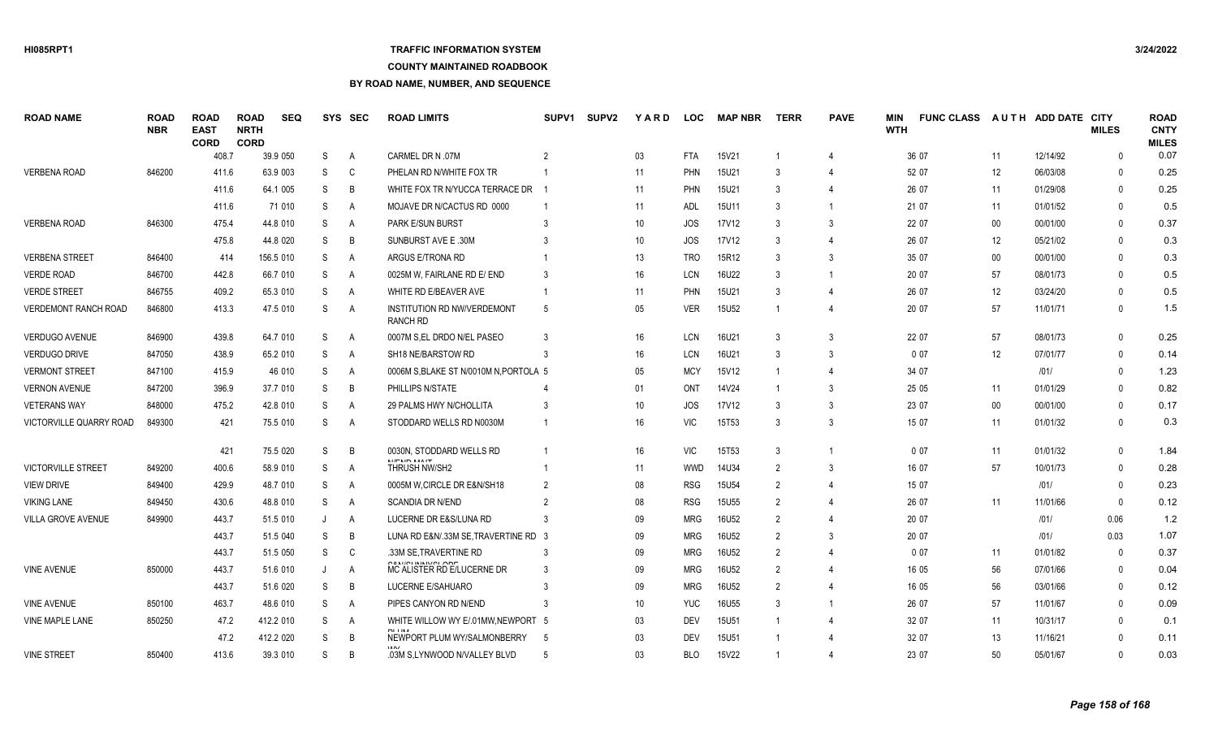HI085RPT1

# TRAFFIC INFORMATION SYSTEM

## COUNTY MAINTAINED ROADBOOK

### BY ROAD NAME, NUMBER, AND SEQUENCE

3/24/2022

| ROAD NAME | ROAD NBR | ROAD EAST CORD | ROAD NRTH CORD | SEQ | SYS | SEC | ROAD LIMITS | SUPV1 | SUPV2 | YARD | LOC | MAP NBR | TERR | PAVE | MIN WTH | FUNC CLASS | AUTH | ADD DATE | CITY MILES | ROAD CNTY MILES |
|---|---|---|---|---|---|---|---|---|---|---|---|---|---|---|---|---|---|---|---|---|
| | | 408.7 | 39.9 | 050 | S | A | CARMEL DR N .07M | 2 | | 03 | FTA | 15V21 | 1 | 4 | 36 | 07 | 11 | 12/14/92 | 0 | 0.07 |
| VERBENA ROAD | 846200 | 411.6 | 63.9 | 003 | S | C | PHELAN RD N/WHITE FOX TR | 1 | | 11 | PHN | 15U21 | 3 | 4 | 52 | 07 | 12 | 06/03/08 | 0 | 0.25 |
| | | 411.6 | 64.1 | 005 | S | B | WHITE FOX TR N/YUCCA TERRACE DR | 1 | | 11 | PHN | 15U21 | 3 | 4 | 26 | 07 | 11 | 01/29/08 | 0 | 0.25 |
| | | 411.6 | 71 | 010 | S | A | MOJAVE DR N/CACTUS RD 0000 | 1 | | 11 | ADL | 15U11 | 3 | 1 | 21 | 07 | 11 | 01/01/52 | 0 | 0.5 |
| VERBENA ROAD | 846300 | 475.4 | 44.8 | 010 | S | A | PARK E/SUN BURST | 3 | | 10 | JOS | 17V12 | 3 | 3 | 22 | 07 | 00 | 00/01/00 | 0 | 0.37 |
| | | 475.8 | 44.8 | 020 | S | B | SUNBURST AVE E .30M | 3 | | 10 | JOS | 17V12 | 3 | 4 | 26 | 07 | 12 | 05/21/02 | 0 | 0.3 |
| VERBENA STREET | 846400 | 414 | 156.5 | 010 | S | A | ARGUS E/TRONA RD | 1 | | 13 | TRO | 15R12 | 3 | 3 | 35 | 07 | 00 | 00/01/00 | 0 | 0.3 |
| VERDE ROAD | 846700 | 442.8 | 66.7 | 010 | S | A | 0025M W, FAIRLANE RD E/ END | 3 | | 16 | LCN | 16U22 | 3 | 1 | 20 | 07 | 57 | 08/01/73 | 0 | 0.5 |
| VERDE STREET | 846755 | 409.2 | 65.3 | 010 | S | A | WHITE RD E/BEAVER AVE | 1 | | 11 | PHN | 15U21 | 3 | 4 | 26 | 07 | 12 | 03/24/20 | 0 | 0.5 |
| VERDEMONT RANCH ROAD | 846800 | 413.3 | 47.5 | 010 | S | A | INSTITUTION RD NW/VERDEMONT RANCH RD | 5 | | 05 | VER | 15U52 | 1 | 4 | 20 | 07 | 57 | 11/01/71 | 0 | 1.5 |
| VERDUGO AVENUE | 846900 | 439.8 | 64.7 | 010 | S | A | 0007M S,EL DRDO N/EL PASEO | 3 | | 16 | LCN | 16U21 | 3 | 3 | 22 | 07 | 57 | 08/01/73 | 0 | 0.25 |
| VERDUGO DRIVE | 847050 | 438.9 | 65.2 | 010 | S | A | SH18 NE/BARSTOW RD | 3 | | 16 | LCN | 16U21 | 3 | 3 | 0 | 07 | 12 | 07/01/77 | 0 | 0.14 |
| VERMONT STREET | 847100 | 415.9 | 46 | 010 | S | A | 0006M S,BLAKE ST N/0010M N,PORTOLA | 5 | | 05 | MCY | 15V12 | 1 | 4 | 34 | 07 | | /01/ | 0 | 1.23 |
| VERNON AVENUE | 847200 | 396.9 | 37.7 | 010 | S | B | PHILLIPS N/STATE | 4 | | 01 | ONT | 14V24 | 1 | 3 | 25 | 05 | 11 | 01/01/29 | 0 | 0.82 |
| VETERANS WAY | 848000 | 475.2 | 42.8 | 010 | S | A | 29 PALMS HWY N/CHOLLITA | 3 | | 10 | JOS | 17V12 | 3 | 3 | 23 | 07 | 00 | 00/01/00 | 0 | 0.17 |
| VICTORVILLE QUARRY ROAD | 849300 | 421 | 75.5 | 010 | S | A | STODDARD WELLS RD N0030M | 1 | | 16 | VIC | 15T53 | 3 | 3 | 15 | 07 | 11 | 01/01/32 | 0 | 0.3 |
| | | 421 | 75.5 | 020 | S | B | 0030N, STODDARD WELLS RD N/END MAINT | 1 | | 16 | VIC | 15T53 | 3 | 1 | 0 | 07 | 11 | 01/01/32 | 0 | 1.84 |
| VICTORVILLE STREET | 849200 | 400.6 | 58.9 | 010 | S | A | THRUSH NW/SH2 | 1 | | 11 | WWD | 14U34 | 2 | 3 | 16 | 07 | 57 | 10/01/73 | 0 | 0.28 |
| VIEW DRIVE | 849400 | 429.9 | 48.7 | 010 | S | A | 0005M W,CIRCLE DR E&N/SH18 | 2 | | 08 | RSG | 15U54 | 2 | 4 | 15 | 07 | | /01/ | 0 | 0.23 |
| VIKING LANE | 849450 | 430.6 | 48.8 | 010 | S | A | SCANDIA DR N/END | 2 | | 08 | RSG | 15U55 | 2 | 4 | 26 | 07 | 11 | 11/01/66 | 0 | 0.12 |
| VILLA GROVE AVENUE | 849900 | 443.7 | 51.5 | 010 | J | A | LUCERNE DR E&S/LUNA RD | 3 | | 09 | MRG | 16U52 | 2 | 4 | 20 | 07 | | /01/ | 0.06 | 1.2 |
| | | 443.7 | 51.5 | 040 | S | B | LUNA RD E&N/.33M SE,TRAVERTINE RD | 3 | | 09 | MRG | 16U52 | 2 | 3 | 20 | 07 | | /01/ | 0.03 | 1.07 |
| | | 443.7 | 51.5 | 050 | S | C | .33M SE,TRAVERTINE RD S&N/SUNNYSLOPE | 3 | | 09 | MRG | 16U52 | 2 | 4 | 0 | 07 | 11 | 01/01/82 | 0 | 0.37 |
| VINE AVENUE | 850000 | 443.7 | 51.6 | 010 | J | A | MC ALISTER RD E/LUCERNE DR | 3 | | 09 | MRG | 16U52 | 2 | 4 | 16 | 05 | 56 | 07/01/66 | 0 | 0.04 |
| | | 443.7 | 51.6 | 020 | S | B | LUCERNE E/SAHUARO | 3 | | 09 | MRG | 16U52 | 2 | 4 | 16 | 05 | 56 | 03/01/66 | 0 | 0.12 |
| VINE AVENUE | 850100 | 463.7 | 48.6 | 010 | S | A | PIPES CANYON RD N/END | 3 | | 10 | YUC | 16U55 | 3 | 1 | 26 | 07 | 57 | 11/01/67 | 0 | 0.09 |
| VINE MAPLE LANE | 850250 | 47.2 | 412.2 | 010 | S | A | WHITE WILLOW WY E/.01MW,NEWPORT PLUM | 5 | | 03 | DEV | 15U51 | 1 | 4 | 32 | 07 | 11 | 10/31/17 | 0 | 0.1 |
| | | 47.2 | 412.2 | 020 | S | B | NEWPORT PLUM WY/SALMONBERRY WAY | 5 | | 03 | DEV | 15U51 | 1 | 4 | 32 | 07 | 13 | 11/16/21 | 0 | 0.11 |
| VINE STREET | 850400 | 413.6 | 39.3 | 010 | S | B | .03M S,LYNWOOD N/VALLEY BLVD | 5 | | 03 | BLO | 15V22 | 1 | 4 | 23 | 07 | 50 | 05/01/67 | 0 | 0.03 |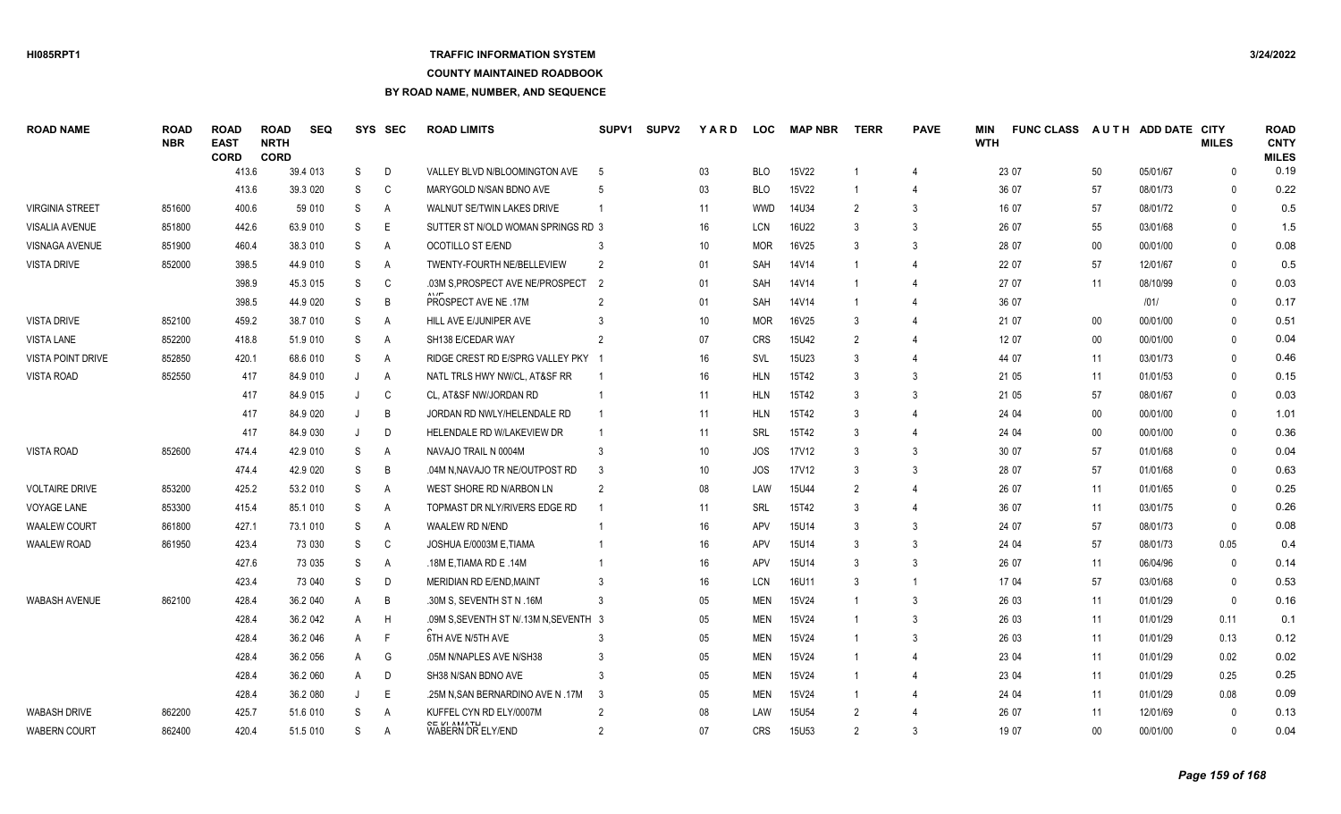**HI085RPT1** **TRAFFIC INFORMATION SYSTEM** **3/24/2022**

**COUNTY MAINTAINED ROADBOOK**

**BY ROAD NAME, NUMBER, AND SEQUENCE**

| ROAD NAME | ROAD NBR | ROAD EAST CORD | ROAD NRTH CORD | SEQ | SYS | SEC | ROAD LIMITS | SUPV1 | SUPV2 | YARD | LOC | MAP NBR | TERR | PAVE | MIN WTH | FUNC CLASS | AUTH | ADD DATE | CITY MILES | ROAD CNTY MILES |
|---|---|---|---|---|---|---|---|---|---|---|---|---|---|---|---|---|---|---|---|---|
| | | 413.6 | 39.4 | 013 | S | D | VALLEY BLVD N/BLOOMINGTON AVE | 5 | | 03 | BLO | 15V22 | 1 | 4 | 23 | 07 | 50 | 05/01/67 | 0 | 0.19 |
| | | 413.6 | 39.3 | 020 | S | C | MARYGOLD N/SAN BDNO AVE | 5 | | 03 | BLO | 15V22 | 1 | 4 | 36 | 07 | 57 | 08/01/73 | 0 | 0.22 |
| VIRGINIA STREET | 851600 | 400.6 | 59 | 010 | S | A | WALNUT SE/TWIN LAKES DRIVE | 1 | | 11 | WWD | 14U34 | 2 | 3 | 16 | 07 | 57 | 08/01/72 | 0 | 0.5 |
| VISALIA AVENUE | 851800 | 442.6 | 63.9 | 010 | S | E | SUTTER ST N/OLD WOMAN SPRINGS RD | 3 | | 16 | LCN | 16U22 | 3 | 3 | 26 | 07 | 55 | 03/01/68 | 0 | 1.5 |
| VISNAGA AVENUE | 851900 | 460.4 | 38.3 | 010 | S | A | OCOTILLO ST E/END | 3 | | 10 | MOR | 16V25 | 3 | 3 | 28 | 07 | 00 | 00/01/00 | 0 | 0.08 |
| VISTA DRIVE | 852000 | 398.5 | 44.9 | 010 | S | A | TWENTY-FOURTH NE/BELLEVIEW | 2 | | 01 | SAH | 14V14 | 1 | 4 | 22 | 07 | 57 | 12/01/67 | 0 | 0.5 |
| | | 398.9 | 45.3 | 015 | S | C | .03M S,PROSPECT AVE NE/PROSPECT AVE | 2 | | 01 | SAH | 14V14 | 1 | 4 | 27 | 07 | 11 | 08/10/99 | 0 | 0.03 |
| | | 398.5 | 44.9 | 020 | S | B | PROSPECT AVE NE .17M | 2 | | 01 | SAH | 14V14 | 1 | 4 | 36 | 07 | | /01/ | 0 | 0.17 |
| VISTA DRIVE | 852100 | 459.2 | 38.7 | 010 | S | A | HILL AVE E/JUNIPER AVE | 3 | | 10 | MOR | 16V25 | 3 | 4 | 21 | 07 | 00 | 00/01/00 | 0 | 0.51 |
| VISTA LANE | 852200 | 418.8 | 51.9 | 010 | S | A | SH138 E/CEDAR WAY | 2 | | 07 | CRS | 15U42 | 2 | 4 | 12 | 07 | 00 | 00/01/00 | 0 | 0.04 |
| VISTA POINT DRIVE | 852850 | 420.1 | 68.6 | 010 | S | A | RIDGE CREST RD E/SPRG VALLEY PKY | 1 | | 16 | SVL | 15U23 | 3 | 4 | 44 | 07 | 11 | 03/01/73 | 0 | 0.46 |
| VISTA ROAD | 852550 | 417 | 84.9 | 010 | J | A | NATL TRLS HWY NW/CL, AT&SF RR | 1 | | 16 | HLN | 15T42 | 3 | 3 | 21 | 05 | 11 | 01/01/53 | 0 | 0.15 |
| | | 417 | 84.9 | 015 | J | C | CL, AT&SF NW/JORDAN RD | 1 | | 11 | HLN | 15T42 | 3 | 3 | 21 | 05 | 57 | 08/01/67 | 0 | 0.03 |
| | | 417 | 84.9 | 020 | J | B | JORDAN RD NWLY/HELENDALE RD | 1 | | 11 | HLN | 15T42 | 3 | 4 | 24 | 04 | 00 | 00/01/00 | 0 | 1.01 |
| | | 417 | 84.9 | 030 | J | D | HELENDALE RD W/LAKEVIEW DR | 1 | | 11 | SRL | 15T42 | 3 | 4 | 24 | 04 | 00 | 00/01/00 | 0 | 0.36 |
| VISTA ROAD | 852600 | 474.4 | 42.9 | 010 | S | A | NAVAJO TRAIL N 0004M | 3 | | 10 | JOS | 17V12 | 3 | 3 | 30 | 07 | 57 | 01/01/68 | 0 | 0.04 |
| | | 474.4 | 42.9 | 020 | S | B | .04M N,NAVAJO TR NE/OUTPOST RD | 3 | | 10 | JOS | 17V12 | 3 | 3 | 28 | 07 | 57 | 01/01/68 | 0 | 0.63 |
| VOLTAIRE DRIVE | 853200 | 425.2 | 53.2 | 010 | S | A | WEST SHORE RD N/ARBON LN | 2 | | 08 | LAW | 15U44 | 2 | 4 | 26 | 07 | 11 | 01/01/65 | 0 | 0.25 |
| VOYAGE LANE | 853300 | 415.4 | 85.1 | 010 | S | A | TOPMAST DR NLY/RIVERS EDGE RD | 1 | | 11 | SRL | 15T42 | 3 | 4 | 36 | 07 | 11 | 03/01/75 | 0 | 0.26 |
| WAALEW COURT | 861800 | 427.1 | 73.1 | 010 | S | A | WAALEW RD N/END | 1 | | 16 | APV | 15U14 | 3 | 3 | 24 | 07 | 57 | 08/01/73 | 0 | 0.08 |
| WAALEW ROAD | 861950 | 423.4 | 73 | 030 | S | C | JOSHUA E/0003M E,TIAMA | 1 | | 16 | APV | 15U14 | 3 | 3 | 24 | 04 | 57 | 08/01/73 | 0.05 | 0.4 |
| | | 427.6 | 73 | 035 | S | A | .18M E,TIAMA RD E .14M | 1 | | 16 | APV | 15U14 | 3 | 3 | 26 | 07 | 11 | 06/04/96 | 0 | 0.14 |
| | | 423.4 | 73 | 040 | S | D | MERIDIAN RD E/END,MAINT | 3 | | 16 | LCN | 16U11 | 3 | 1 | 17 | 04 | 57 | 03/01/68 | 0 | 0.53 |
| WABASH AVENUE | 862100 | 428.4 | 36.2 | 040 | A | B | .30M S, SEVENTH ST N .16M | 3 | | 05 | MEN | 15V24 | 1 | 3 | 26 | 03 | 11 | 01/01/29 | 0 | 0.16 |
| | | 428.4 | 36.2 | 042 | A | H | .09M S,SEVENTH ST N/.13M N,SEVENTH S | 3 | | 05 | MEN | 15V24 | 1 | 3 | 26 | 03 | 11 | 01/01/29 | 0.11 | 0.1 |
| | | 428.4 | 36.2 | 046 | A | F | 6TH AVE N/5TH AVE | 3 | | 05 | MEN | 15V24 | 1 | 3 | 26 | 03 | 11 | 01/01/29 | 0.13 | 0.12 |
| | | 428.4 | 36.2 | 056 | A | G | .05M N/NAPLES AVE N/SH38 | 3 | | 05 | MEN | 15V24 | 1 | 4 | 23 | 04 | 11 | 01/01/29 | 0.02 | 0.02 |
| | | 428.4 | 36.2 | 060 | A | D | SH38 N/SAN BDNO AVE | 3 | | 05 | MEN | 15V24 | 1 | 4 | 23 | 04 | 11 | 01/01/29 | 0.25 | 0.25 |
| | | 428.4 | 36.2 | 080 | J | E | .25M N,SAN BERNARDINO AVE N .17M | 3 | | 05 | MEN | 15V24 | 1 | 4 | 24 | 04 | 11 | 01/01/29 | 0.08 | 0.09 |
| WABASH DRIVE | 862200 | 425.7 | 51.6 | 010 | S | A | KUFFEL CYN RD ELY/0007M SE KLAMATH | 2 | | 08 | LAW | 15U54 | 2 | 4 | 26 | 07 | 11 | 12/01/69 | 0 | 0.13 |
| WABERN COURT | 862400 | 420.4 | 51.5 | 010 | S | A | WABERN DR ELY/END | 2 | | 07 | CRS | 15U53 | 2 | 3 | 19 | 07 | 00 | 00/01/00 | 0 | 0.04 |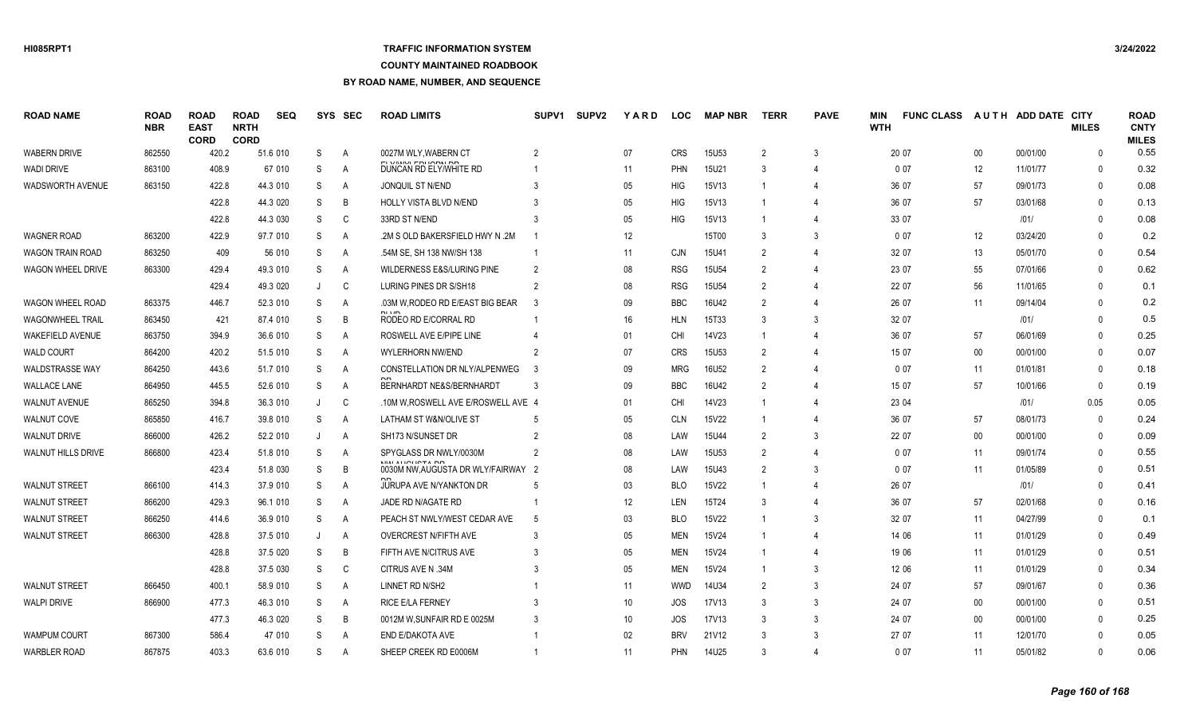**HI085RPT1** **TRAFFIC INFORMATION SYSTEM** **3/24/2022**

**COUNTY MAINTAINED ROADBOOK**

**BY ROAD NAME, NUMBER, AND SEQUENCE**

| ROAD NAME | ROAD NBR | ROAD EAST CORD | ROAD NRTH CORD | SEQ | SYS | SEC | ROAD LIMITS | SUPV1 | SUPV2 | YARD | LOC | MAP NBR | TERR | PAVE | MIN WTH | FUNC CLASS | AUTH | ADD DATE | CITY MILES | ROAD CNTY MILES |
|---|---|---|---|---|---|---|---|---|---|---|---|---|---|---|---|---|---|---|---|---|
| WABERN DRIVE | 862550 | 420.2 | 51.6 | 010 | S | A | 0027M WLY,WABERN CT | 2 | | 07 | CRS | 15U53 | 2 | 3 | 20 | 07 | 00 | 00/01/00 | 0 | 0.55 |
| WADI DRIVE | 863100 | 408.9 | 67 | 010 | S | A | DUNCAN RD ELY/WHITE RD | 1 | | 11 | PHN | 15U21 | 3 | 4 | 0 | 07 | 12 | 11/01/77 | 0 | 0.32 |
| WADSWORTH AVENUE | 863150 | 422.8 | 44.3 | 010 | S | A | JONQUIL ST N/END | 3 | | 05 | HIG | 15V13 | 1 | 4 | 36 | 07 | 57 | 09/01/73 | 0 | 0.08 |
| | | 422.8 | 44.3 | 020 | S | B | HOLLY VISTA BLVD N/END | 3 | | 05 | HIG | 15V13 | 1 | 4 | 36 | 07 | 57 | 03/01/68 | 0 | 0.13 |
| | | 422.8 | 44.3 | 030 | S | C | 33RD ST N/END | 3 | | 05 | HIG | 15V13 | 1 | 4 | 33 | 07 | | /01/ | 0 | 0.08 |
| WAGNER ROAD | 863200 | 422.9 | 97.7 | 010 | S | A | .2M S OLD BAKERSFIELD HWY N .2M | 1 | | 12 | | 15T00 | 3 | 3 | 0 | 07 | 12 | 03/24/20 | 0 | 0.2 |
| WAGON TRAIN ROAD | 863250 | 409 | 56 | 010 | S | A | .54M SE, SH 138 NW/SH 138 | 1 | | 11 | CJN | 15U41 | 2 | 4 | 32 | 07 | 13 | 05/01/70 | 0 | 0.54 |
| WAGON WHEEL DRIVE | 863300 | 429.4 | 49.3 | 010 | S | A | WILDERNESS E&S/LURING PINE | 2 | | 08 | RSG | 15U54 | 2 | 4 | 23 | 07 | 55 | 07/01/66 | 0 | 0.62 |
| | | 429.4 | 49.3 | 020 | J | C | LURING PINES DR S/SH18 | 2 | | 08 | RSG | 15U54 | 2 | 4 | 22 | 07 | 56 | 11/01/65 | 0 | 0.1 |
| WAGON WHEEL ROAD | 863375 | 446.7 | 52.3 | 010 | S | A | .03M W,RODEO RD E/EAST BIG BEAR | 3 | | 09 | BBC | 16U42 | 2 | 4 | 26 | 07 | 11 | 09/14/04 | 0 | 0.2 |
| WAGONWHEEL TRAIL | 863450 | 421 | 87.4 | 010 | S | B | RODEO RD E/CORRAL RD | 1 | | 16 | HLN | 15T33 | 3 | 3 | 32 | 07 | | /01/ | 0 | 0.5 |
| WAKEFIELD AVENUE | 863750 | 394.9 | 36.6 | 010 | S | A | ROSWELL AVE E/PIPE LINE | 4 | | 01 | CHI | 14V23 | 1 | 4 | 36 | 07 | 57 | 06/01/69 | 0 | 0.25 |
| WALD COURT | 864200 | 420.2 | 51.5 | 010 | S | A | WYLERHORN NW/END | 2 | | 07 | CRS | 15U53 | 2 | 4 | 15 | 07 | 00 | 00/01/00 | 0 | 0.07 |
| WALDSTRASSE WAY | 864250 | 443.6 | 51.7 | 010 | S | A | CONSTELLATION DR NLY/ALPENWEG | 3 | | 09 | MRG | 16U52 | 2 | 4 | 0 | 07 | 11 | 01/01/81 | 0 | 0.18 |
| WALLACE LANE | 864950 | 445.5 | 52.6 | 010 | S | A | BERNHARDT NE&S/BERNHARDT | 3 | | 09 | BBC | 16U42 | 2 | 4 | 15 | 07 | 57 | 10/01/66 | 0 | 0.19 |
| WALNUT AVENUE | 865250 | 394.8 | 36.3 | 010 | J | C | .10M W,ROSWELL AVE E/ROSWELL AVE | 4 | | 01 | CHI | 14V23 | 1 | 4 | 23 | 04 | | /01/ | 0.05 | 0.05 |
| WALNUT COVE | 865850 | 416.7 | 39.8 | 010 | S | A | LATHAM ST W&N/OLIVE ST | 5 | | 05 | CLN | 15V22 | 1 | 4 | 36 | 07 | 57 | 08/01/73 | 0 | 0.24 |
| WALNUT DRIVE | 866000 | 426.2 | 52.2 | 010 | J | A | SH173 N/SUNSET DR | 2 | | 08 | LAW | 15U44 | 2 | 3 | 22 | 07 | 00 | 00/01/00 | 0 | 0.09 |
| WALNUT HILLS DRIVE | 866800 | 423.4 | 51.8 | 010 | S | A | SPYGLASS DR NWLY/0030M | 2 | | 08 | LAW | 15U53 | 2 | 4 | 0 | 07 | 11 | 09/01/74 | 0 | 0.55 |
| | | 423.4 | 51.8 | 030 | S | B | 0030M NW,AUGUSTA DR WLY/FAIRWAY | 2 | | 08 | LAW | 15U43 | 2 | 3 | 0 | 07 | 11 | 01/05/89 | 0 | 0.51 |
| WALNUT STREET | 866100 | 414.3 | 37.9 | 010 | S | A | JURUPA AVE N/YANKTON DR | 5 | | 03 | BLO | 15V22 | 1 | 4 | 26 | 07 | | /01/ | 0 | 0.41 |
| WALNUT STREET | 866200 | 429.3 | 96.1 | 010 | S | A | JADE RD N/AGATE RD | 1 | | 12 | LEN | 15T24 | 3 | 4 | 36 | 07 | 57 | 02/01/68 | 0 | 0.16 |
| WALNUT STREET | 866250 | 414.6 | 36.9 | 010 | S | A | PEACH ST NWLY/WEST CEDAR AVE | 5 | | 03 | BLO | 15V22 | 1 | 3 | 32 | 07 | 11 | 04/27/99 | 0 | 0.1 |
| WALNUT STREET | 866300 | 428.8 | 37.5 | 010 | J | A | OVERCREST N/FIFTH AVE | 3 | | 05 | MEN | 15V24 | 1 | 4 | 14 | 06 | 11 | 01/01/29 | 0 | 0.49 |
| | | 428.8 | 37.5 | 020 | S | B | FIFTH AVE N/CITRUS AVE | 3 | | 05 | MEN | 15V24 | 1 | 4 | 19 | 06 | 11 | 01/01/29 | 0 | 0.51 |
| | | 428.8 | 37.5 | 030 | S | C | CITRUS AVE N .34M | 3 | | 05 | MEN | 15V24 | 1 | 3 | 12 | 06 | 11 | 01/01/29 | 0 | 0.34 |
| WALNUT STREET | 866450 | 400.1 | 58.9 | 010 | S | A | LINNET RD N/SH2 | 1 | | 11 | WWD | 14U34 | 2 | 3 | 24 | 07 | 57 | 09/01/67 | 0 | 0.36 |
| WALPI DRIVE | 866900 | 477.3 | 46.3 | 010 | S | A | RICE E/LA FERNEY | 3 | | 10 | JOS | 17V13 | 3 | 3 | 24 | 07 | 00 | 00/01/00 | 0 | 0.51 |
| | | 477.3 | 46.3 | 020 | S | B | 0012M W,SUNFAIR RD E 0025M | 3 | | 10 | JOS | 17V13 | 3 | 3 | 24 | 07 | 00 | 00/01/00 | 0 | 0.25 |
| WAMPUM COURT | 867300 | 586.4 | 47 | 010 | S | A | END E/DAKOTA AVE | 1 | | 02 | BRV | 21V12 | 3 | 3 | 27 | 07 | 11 | 12/01/70 | 0 | 0.05 |
| WARBLER ROAD | 867875 | 403.3 | 63.6 | 010 | S | A | SHEEP CREEK RD E0006M | 1 | | 11 | PHN | 14U25 | 3 | 4 | 0 | 07 | 11 | 05/01/82 | 0 | 0.06 |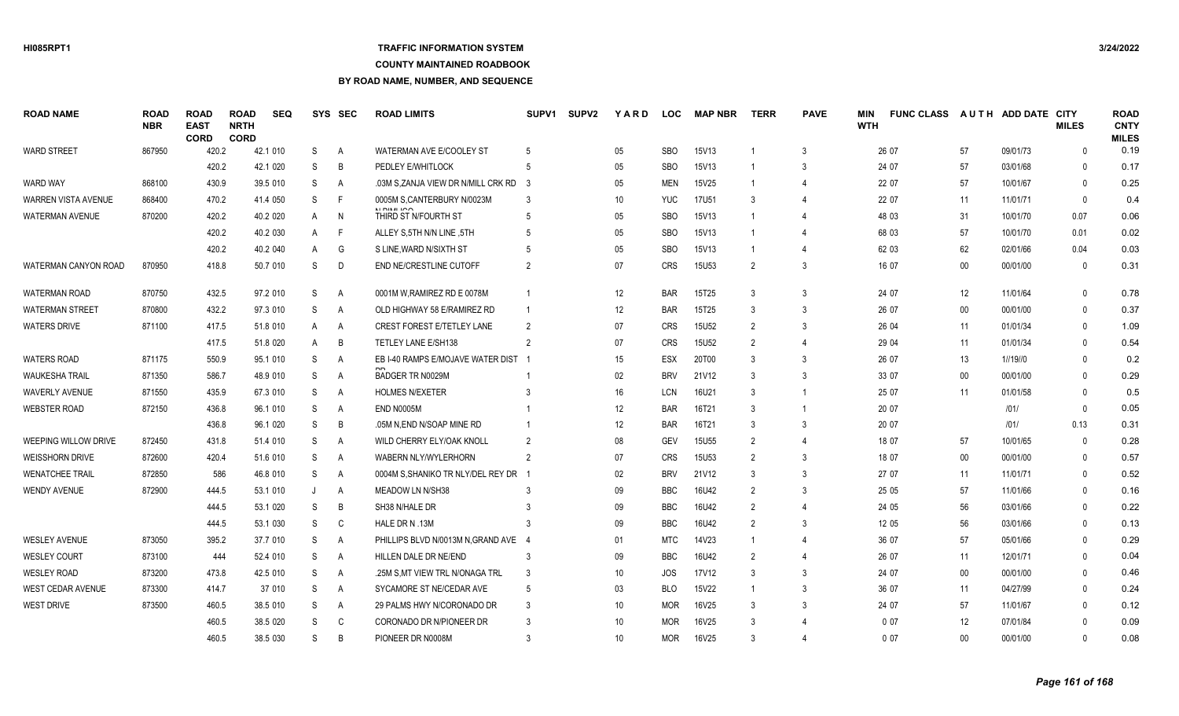HI085RPT1

**TRAFFIC INFORMATION SYSTEM**

**COUNTY MAINTAINED ROADBOOK**

**BY ROAD NAME, NUMBER, AND SEQUENCE**

3/24/2022

| ROAD NAME | ROAD NBR | ROAD EAST CORD | ROAD NRTH CORD | SEQ | SYS | SEC | ROAD LIMITS | SUPV1 | SUPV2 | YARD | LOC | MAP NBR | TERR | PAVE | MIN WTH | FUNC CLASS | AUTH | ADD DATE | CITY MILES | ROAD CNTY MILES |
|---|---|---|---|---|---|---|---|---|---|---|---|---|---|---|---|---|---|---|---|---|
| WARD STREET | 867950 | 420.2 | 42.1 | 010 | S | A | WATERMAN AVE E/COOLEY ST | 5 | | 05 | SBO | 15V13 | 1 | 3 | 26 | 07 | 57 | 09/01/73 | 0 | 0.19 |
| | | 420.2 | 42.1 | 020 | S | B | PEDLEY E/WHITLOCK | 5 | | 05 | SBO | 15V13 | 1 | 3 | 24 | 07 | 57 | 03/01/68 | 0 | 0.17 |
| WARD WAY | 868100 | 430.9 | 39.5 | 010 | S | A | .03M S,ZANJA VIEW DR N/MILL CRK RD | 3 | | 05 | MEN | 15V25 | 1 | 4 | 22 | 07 | 57 | 10/01/67 | 0 | 0.25 |
| WARREN VISTA AVENUE | 868400 | 470.2 | 41.4 | 050 | S | F | 0005M S,CANTERBURY N/0023M | 3 | | 10 | YUC | 17U51 | 3 | 4 | 22 | 07 | 11 | 11/01/71 | 0 | 0.4 |
| WATERMAN AVENUE | 870200 | 420.2 | 40.2 | 020 | A | N | THIRD ST N/FOURTH ST | 5 | | 05 | SBO | 15V13 | 1 | 4 | 48 | 03 | 31 | 10/01/70 | 0.07 | 0.06 |
| | | 420.2 | 40.2 | 030 | A | F | ALLEY S,5TH N/N LINE ,5TH | 5 | | 05 | SBO | 15V13 | 1 | 4 | 68 | 03 | 57 | 10/01/70 | 0.01 | 0.02 |
| | | 420.2 | 40.2 | 040 | A | G | S LINE,WARD N/SIXTH ST | 5 | | 05 | SBO | 15V13 | 1 | 4 | 62 | 03 | 62 | 02/01/66 | 0.04 | 0.03 |
| WATERMAN CANYON ROAD | 870950 | 418.8 | 50.7 | 010 | S | D | END NE/CRESTLINE CUTOFF | 2 | | 07 | CRS | 15U53 | 2 | 3 | 16 | 07 | 00 | 00/01/00 | 0 | 0.31 |
| WATERMAN ROAD | 870750 | 432.5 | 97.2 | 010 | S | A | 0001M W,RAMIREZ RD E 0078M | 1 | | 12 | BAR | 15T25 | 3 | 3 | 24 | 07 | 12 | 11/01/64 | 0 | 0.78 |
| WATERMAN STREET | 870800 | 432.2 | 97.3 | 010 | S | A | OLD HIGHWAY 58 E/RAMIREZ RD | 1 | | 12 | BAR | 15T25 | 3 | 3 | 26 | 07 | 00 | 00/01/00 | 0 | 0.37 |
| WATERS DRIVE | 871100 | 417.5 | 51.8 | 010 | A | A | CREST FOREST E/TETLEY LANE | 2 | | 07 | CRS | 15U52 | 2 | 3 | 26 | 04 | 11 | 01/01/34 | 0 | 1.09 |
| | | 417.5 | 51.8 | 020 | A | B | TETLEY LANE E/SH138 | 2 | | 07 | CRS | 15U52 | 2 | 4 | 29 | 04 | 11 | 01/01/34 | 0 | 0.54 |
| WATERS ROAD | 871175 | 550.9 | 95.1 | 010 | S | A | EB I-40 RAMPS E/MOJAVE WATER DIST | 1 | | 15 | ESX | 20T00 | 3 | 3 | 26 | 07 | 13 | 1//19//0 | 0 | 0.2 |
| WAUKESHA TRAIL | 871350 | 586.7 | 48.9 | 010 | S | A | BADGER TR N0029M | 1 | | 02 | BRV | 21V12 | 3 | 3 | 33 | 07 | 00 | 00/01/00 | 0 | 0.29 |
| WAVERLY AVENUE | 871550 | 435.9 | 67.3 | 010 | S | A | HOLMES N/EXETER | 3 | | 16 | LCN | 16U21 | 3 | 1 | 25 | 07 | 11 | 01/01/58 | 0 | 0.5 |
| WEBSTER ROAD | 872150 | 436.8 | 96.1 | 010 | S | A | END N0005M | 1 | | 12 | BAR | 16T21 | 3 | 1 | 20 | 07 | | /01/ | 0 | 0.05 |
| | | 436.8 | 96.1 | 020 | S | B | .05M N,END N/SOAP MINE RD | 1 | | 12 | BAR | 16T21 | 3 | 3 | 20 | 07 | | /01/ | 0.13 | 0.31 |
| WEEPING WILLOW DRIVE | 872450 | 431.8 | 51.4 | 010 | S | A | WILD CHERRY ELY/OAK KNOLL | 2 | | 08 | GEV | 15U55 | 2 | 4 | 18 | 07 | 57 | 10/01/65 | 0 | 0.28 |
| WEISSHORN DRIVE | 872600 | 420.4 | 51.6 | 010 | S | A | WABERN NLY/WYLERHORN | 2 | | 07 | CRS | 15U53 | 2 | 3 | 18 | 07 | 00 | 00/01/00 | 0 | 0.57 |
| WENATCHEE TRAIL | 872850 | 586 | 46.8 | 010 | S | A | 0004M S,SHANIKO TR NLY/DEL REY DR | 1 | | 02 | BRV | 21V12 | 3 | 3 | 27 | 07 | 11 | 11/01/71 | 0 | 0.52 |
| WENDY AVENUE | 872900 | 444.5 | 53.1 | 010 | J | A | MEADOW LN N/SH38 | 3 | | 09 | BBC | 16U42 | 2 | 3 | 25 | 05 | 57 | 11/01/66 | 0 | 0.16 |
| | | 444.5 | 53.1 | 020 | S | B | SH38 N/HALE DR | 3 | | 09 | BBC | 16U42 | 2 | 4 | 24 | 05 | 56 | 03/01/66 | 0 | 0.22 |
| | | 444.5 | 53.1 | 030 | S | C | HALE DR N .13M | 3 | | 09 | BBC | 16U42 | 2 | 3 | 12 | 05 | 56 | 03/01/66 | 0 | 0.13 |
| WESLEY AVENUE | 873050 | 395.2 | 37.7 | 010 | S | A | PHILLIPS BLVD N/0013M N,GRAND AVE | 4 | | 01 | MTC | 14V23 | 1 | 4 | 36 | 07 | 57 | 05/01/66 | 0 | 0.29 |
| WESLEY COURT | 873100 | 444 | 52.4 | 010 | S | A | HILLEN DALE DR NE/END | 3 | | 09 | BBC | 16U42 | 2 | 4 | 26 | 07 | 11 | 12/01/71 | 0 | 0.04 |
| WESLEY ROAD | 873200 | 473.8 | 42.5 | 010 | S | A | .25M S,MT VIEW TRL N/ONAGA TRL | 3 | | 10 | JOS | 17V12 | 3 | 3 | 24 | 07 | 00 | 00/01/00 | 0 | 0.46 |
| WEST CEDAR AVENUE | 873300 | 414.7 | 37 | 010 | S | A | SYCAMORE ST NE/CEDAR AVE | 5 | | 03 | BLO | 15V22 | 1 | 3 | 36 | 07 | 11 | 04/27/99 | 0 | 0.24 |
| WEST DRIVE | 873500 | 460.5 | 38.5 | 010 | S | A | 29 PALMS HWY N/CORONADO DR | 3 | | 10 | MOR | 16V25 | 3 | 3 | 24 | 07 | 57 | 11/01/67 | 0 | 0.12 |
| | | 460.5 | 38.5 | 020 | S | C | CORONADO DR N/PIONEER DR | 3 | | 10 | MOR | 16V25 | 3 | 4 | 0 | 07 | 12 | 07/01/84 | 0 | 0.09 |
| | | 460.5 | 38.5 | 030 | S | B | PIONEER DR N0008M | 3 | | 10 | MOR | 16V25 | 3 | 4 | 0 | 07 | 00 | 00/01/00 | 0 | 0.08 |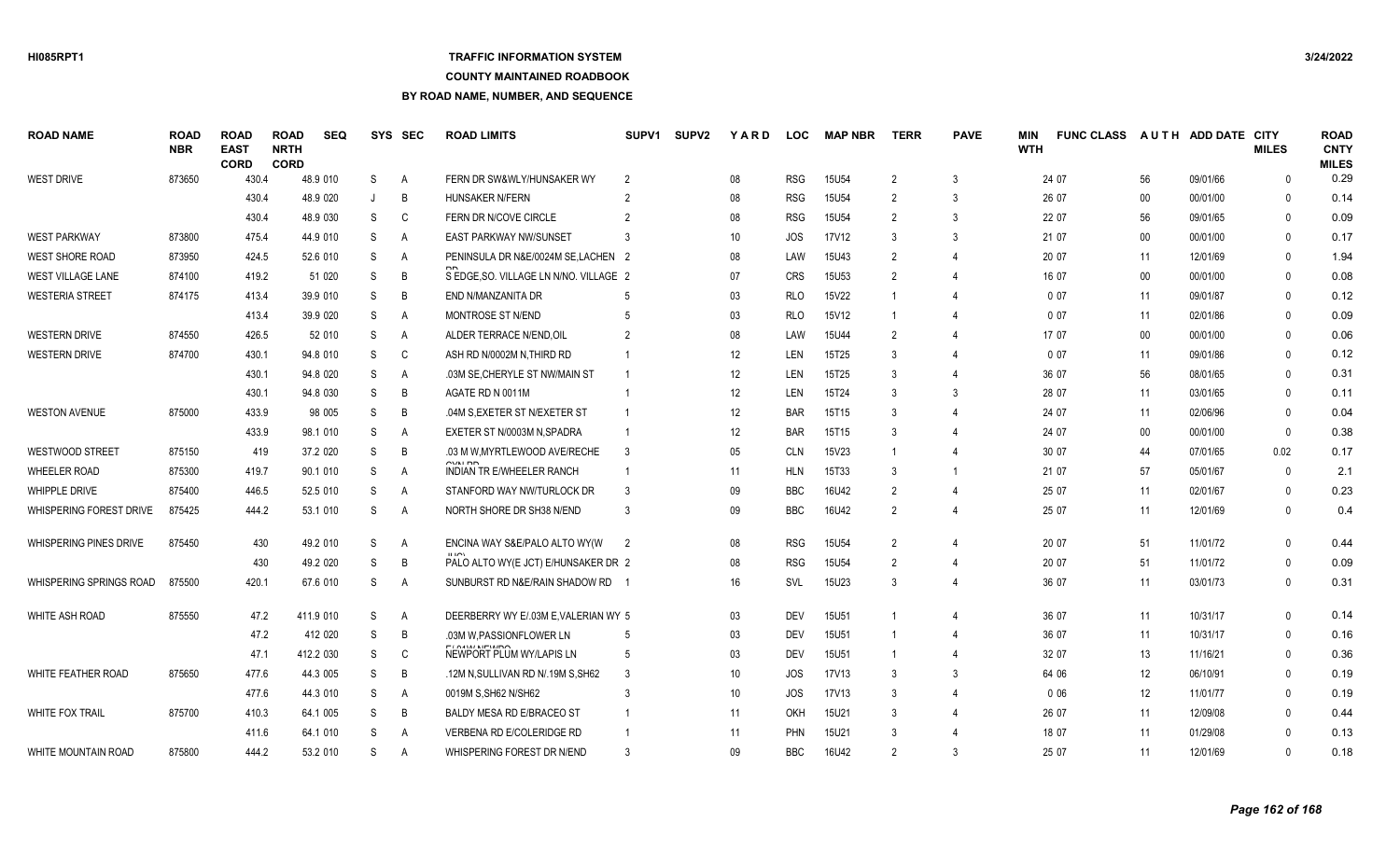HI085RPT1

# TRAFFIC INFORMATION SYSTEM

## COUNTY MAINTAINED ROADBOOK

### BY ROAD NAME, NUMBER, AND SEQUENCE

3/24/2022

| ROAD NAME | ROAD NBR | ROAD EAST CORD | ROAD NRTH CORD | SEQ | SYS | SEC | ROAD LIMITS | SUPV1 | SUPV2 | YARD | LOC | MAP NBR | TERR | PAVE | MIN WTH | FUNC CLASS | AUTH | ADD DATE | CITY MILES | ROAD CNTY MILES |
|---|---|---|---|---|---|---|---|---|---|---|---|---|---|---|---|---|---|---|---|---|
| WEST DRIVE | 873650 | 430.4 | 48.9 | 010 | S | A | FERN DR SW&WLY/HUNSAKER WY | 2 | | 08 | RSG | 15U54 | 2 | 3 | 24 | 07 | 56 | 09/01/66 | 0 | 0.29 |
| | | 430.4 | 48.9 | 020 | J | B | HUNSAKER N/FERN | 2 | | 08 | RSG | 15U54 | 2 | 3 | 26 | 07 | 00 | 00/01/00 | 0 | 0.14 |
| | | 430.4 | 48.9 | 030 | S | C | FERN DR N/COVE CIRCLE | 2 | | 08 | RSG | 15U54 | 2 | 3 | 22 | 07 | 56 | 09/01/65 | 0 | 0.09 |
| WEST PARKWAY | 873800 | 475.4 | 44.9 | 010 | S | A | EAST PARKWAY NW/SUNSET | 3 | | 10 | JOS | 17V12 | 3 | 3 | 21 | 07 | 00 | 00/01/00 | 0 | 0.17 |
| WEST SHORE ROAD | 873950 | 424.5 | 52.6 | 010 | S | A | PENINSULA DR N&E/0024M SE,LACHEN RD | 2 | | 08 | LAW | 15U43 | 2 | 4 | 20 | 07 | 11 | 12/01/69 | 0 | 1.94 |
| WEST VILLAGE LANE | 874100 | 419.2 | 51 | 020 | S | B | S EDGE,SO. VILLAGE LN N/NO. VILLAGE | 2 | | 07 | CRS | 15U53 | 2 | 4 | 16 | 07 | 00 | 00/01/00 | 0 | 0.08 |
| WESTERIA STREET | 874175 | 413.4 | 39.9 | 010 | S | B | END N/MANZANITA DR | 5 | | 03 | RLO | 15V22 | 1 | 4 | 0 | 07 | 11 | 09/01/87 | 0 | 0.12 |
| | | 413.4 | 39.9 | 020 | S | A | MONTROSE ST N/END | 5 | | 03 | RLO | 15V12 | 1 | 4 | 0 | 07 | 11 | 02/01/86 | 0 | 0.09 |
| WESTERN DRIVE | 874550 | 426.5 | 52 | 010 | S | A | ALDER TERRACE N/END,OIL | 2 | | 08 | LAW | 15U44 | 2 | 4 | 17 | 07 | 00 | 00/01/00 | 0 | 0.06 |
| WESTERN DRIVE | 874700 | 430.1 | 94.8 | 010 | S | C | ASH RD N/0002M N,THIRD RD | 1 | | 12 | LEN | 15T25 | 3 | 4 | 0 | 07 | 11 | 09/01/86 | 0 | 0.12 |
| | | 430.1 | 94.8 | 020 | S | A | .03M SE,CHERYLE ST NW/MAIN ST | 1 | | 12 | LEN | 15T25 | 3 | 4 | 36 | 07 | 56 | 08/01/65 | 0 | 0.31 |
| | | 430.1 | 94.8 | 030 | S | B | AGATE RD N 0011M | 1 | | 12 | LEN | 15T24 | 3 | 3 | 28 | 07 | 11 | 03/01/65 | 0 | 0.11 |
| WESTON AVENUE | 875000 | 433.9 | 98 | 005 | S | B | .04M S,EXETER ST N/EXETER ST | 1 | | 12 | BAR | 15T15 | 3 | 4 | 24 | 07 | 11 | 02/06/96 | 0 | 0.04 |
| | | 433.9 | 98.1 | 010 | S | A | EXETER ST N/0003M N,SPADRA | 1 | | 12 | BAR | 15T15 | 3 | 4 | 24 | 07 | 00 | 00/01/00 | 0 | 0.38 |
| WESTWOOD STREET | 875150 | 419 | 37.2 | 020 | S | B | .03 M W,MYRTLEWOOD AVE/RECHE CYN RD | 3 | | 05 | CLN | 15V23 | 1 | 4 | 30 | 07 | 44 | 07/01/65 | 0.02 | 0.17 |
| WHEELER ROAD | 875300 | 419.7 | 90.1 | 010 | S | A | INDIAN TR E/WHEELER RANCH | 1 | | 11 | HLN | 15T33 | 3 | 1 | 21 | 07 | 57 | 05/01/67 | 0 | 2.1 |
| WHIPPLE DRIVE | 875400 | 446.5 | 52.5 | 010 | S | A | STANFORD WAY NW/TURLOCK DR | 3 | | 09 | BBC | 16U42 | 2 | 4 | 25 | 07 | 11 | 02/01/67 | 0 | 0.23 |
| WHISPERING FOREST DRIVE | 875425 | 444.2 | 53.1 | 010 | S | A | NORTH SHORE DR SH38 N/END | 3 | | 09 | BBC | 16U42 | 2 | 4 | 25 | 07 | 11 | 12/01/69 | 0 | 0.4 |
| WHISPERING PINES DRIVE | 875450 | 430 | 49.2 | 010 | S | A | ENCINA WAY S&E/PALO ALTO WY(W JU) | 2 | | 08 | RSG | 15U54 | 2 | 4 | 20 | 07 | 51 | 11/01/72 | 0 | 0.44 |
| | | 430 | 49.2 | 020 | S | B | PALO ALTO WY(E JCT) E/HUNSAKER DR | 2 | | 08 | RSG | 15U54 | 2 | 4 | 20 | 07 | 51 | 11/01/72 | 0 | 0.09 |
| WHISPERING SPRINGS ROAD | 875500 | 420.1 | 67.6 | 010 | S | A | SUNBURST RD N&E/RAIN SHADOW RD | 1 | | 16 | SVL | 15U23 | 3 | 4 | 36 | 07 | 11 | 03/01/73 | 0 | 0.31 |
| WHITE ASH ROAD | 875550 | 47.2 | 411.9 | 010 | S | A | DEERBERRY WY E/.03M E,VALERIAN WY | 5 | | 03 | DEV | 15U51 | 1 | 4 | 36 | 07 | 11 | 10/31/17 | 0 | 0.14 |
| | | 47.2 | 412 | 020 | S | B | .03M W,PASSIONFLOWER LN | 5 | | 03 | DEV | 15U51 | 1 | 4 | 36 | 07 | 11 | 10/31/17 | 0 | 0.16 |
| | | 47.1 | 412.2 | 030 | S | C | NEWPORT PLUM WY/LAPIS LN | 5 | | 03 | DEV | 15U51 | 1 | 4 | 32 | 07 | 13 | 11/16/21 | 0 | 0.36 |
| WHITE FEATHER ROAD | 875650 | 477.6 | 44.3 | 005 | S | B | .12M N,SULLIVAN RD N/.19M S,SH62 | 3 | | 10 | JOS | 17V13 | 3 | 3 | 64 | 06 | 12 | 06/10/91 | 0 | 0.19 |
| | | 477.6 | 44.3 | 010 | S | A | 0019M S,SH62 N/SH62 | 3 | | 10 | JOS | 17V13 | 3 | 4 | 0 | 06 | 12 | 11/01/77 | 0 | 0.19 |
| WHITE FOX TRAIL | 875700 | 410.3 | 64.1 | 005 | S | B | BALDY MESA RD E/BRACEO ST | 1 | | 11 | OKH | 15U21 | 3 | 4 | 26 | 07 | 11 | 12/09/08 | 0 | 0.44 |
| | | 411.6 | 64.1 | 010 | S | A | VERBENA RD E/COLERIDGE RD | 1 | | 11 | PHN | 15U21 | 3 | 4 | 18 | 07 | 11 | 01/29/08 | 0 | 0.13 |
| WHITE MOUNTAIN ROAD | 875800 | 444.2 | 53.2 | 010 | S | A | WHISPERING FOREST DR N/END | 3 | | 09 | BBC | 16U42 | 2 | 3 | 25 | 07 | 11 | 12/01/69 | 0 | 0.18 |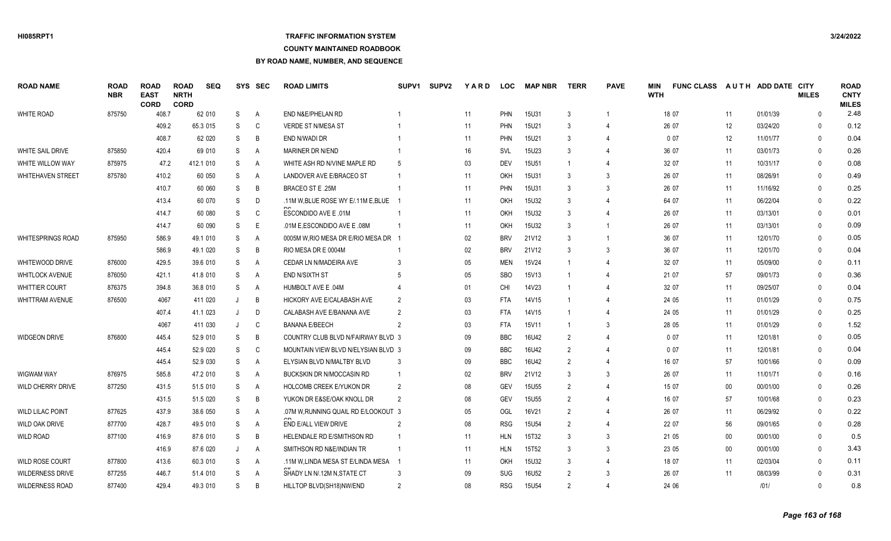HI085RPT1

**TRAFFIC INFORMATION SYSTEM**

**COUNTY MAINTAINED ROADBOOK**

**BY ROAD NAME, NUMBER, AND SEQUENCE**

3/24/2022

| ROAD NAME | ROAD NBR | ROAD EAST CORD | ROAD NRTH CORD | SEQ | SYS | SEC | ROAD LIMITS | SUPV1 | SUPV2 | YARD | LOC | MAP NBR | TERR | PAVE | MIN WTH | FUNC CLASS | AUTH | ADD DATE | CITY MILES | ROAD CNTY MILES |
|---|---|---|---|---|---|---|---|---|---|---|---|---|---|---|---|---|---|---|---|---|
| WHITE ROAD | 875750 | 408.7 | 62 | 010 | S | A | END N&E/PHELAN RD | 1 | | 11 | PHN | 15U31 | 3 | 1 | 18 | 07 | 11 | 01/01/39 | 0 | 2.48 |
| | | 409.2 | 65.3 | 015 | S | C | VERDE ST N/MESA ST | 1 | | 11 | PHN | 15U21 | 3 | 4 | 26 | 07 | 12 | 03/24/20 | 0 | 0.12 |
| | | 408.7 | 62 | 020 | S | B | END N/WADI DR | 1 | | 11 | PHN | 15U21 | 3 | 4 | 0 | 07 | 12 | 11/01/77 | 0 | 0.04 |
| WHITE SAIL DRIVE | 875850 | 420.4 | 69 | 010 | S | A | MARINER DR N/END | 1 | | 16 | SVL | 15U23 | 3 | 4 | 36 | 07 | 11 | 03/01/73 | 0 | 0.26 |
| WHITE WILLOW WAY | 875975 | 47.2 | 412.1 | 010 | S | A | WHITE ASH RD N/VINE MAPLE RD | 5 | | 03 | DEV | 15U51 | 1 | 4 | 32 | 07 | 11 | 10/31/17 | 0 | 0.08 |
| WHITEHAVEN STREET | 875780 | 410.2 | 60 | 050 | S | A | LANDOVER AVE E/BRACEO ST | 1 | | 11 | OKH | 15U31 | 3 | 3 | 26 | 07 | 11 | 08/26/91 | 0 | 0.49 |
| | | 410.7 | 60 | 060 | S | B | BRACEO ST E .25M | 1 | | 11 | PHN | 15U31 | 3 | 3 | 26 | 07 | 11 | 11/16/92 | 0 | 0.25 |
| | | 413.4 | 60 | 070 | S | D | .11M W,BLUE ROSE WY E/.11M E,BLUE RO | 1 | | 11 | OKH | 15U32 | 3 | 4 | 64 | 07 | 11 | 06/22/04 | 0 | 0.22 |
| | | 414.7 | 60 | 080 | S | C | ESCONDIDO AVE E .01M | 1 | | 11 | OKH | 15U32 | 3 | 4 | 26 | 07 | 11 | 03/13/01 | 0 | 0.01 |
| | | 414.7 | 60 | 090 | S | E | .01M E,ESCONDIDO AVE E .08M | 1 | | 11 | OKH | 15U32 | 3 | 1 | 26 | 07 | 11 | 03/13/01 | 0 | 0.09 |
| WHITESPRINGS ROAD | 875950 | 586.9 | 49.1 | 010 | S | A | 0005M W,RIO MESA DR E/RIO MESA DR | 1 | | 02 | BRV | 21V12 | 3 | 1 | 36 | 07 | 11 | 12/01/70 | 0 | 0.05 |
| | | 586.9 | 49.1 | 020 | S | B | RIO MESA DR E 0004M | 1 | | 02 | BRV | 21V12 | 3 | 3 | 36 | 07 | 11 | 12/01/70 | 0 | 0.04 |
| WHITEWOOD DRIVE | 876000 | 429.5 | 39.6 | 010 | S | A | CEDAR LN N/MADEIRA AVE | 3 | | 05 | MEN | 15V24 | 1 | 4 | 32 | 07 | 11 | 05/09/00 | 0 | 0.11 |
| WHITLOCK AVENUE | 876050 | 421.1 | 41.8 | 010 | S | A | END N/SIXTH ST | 5 | | 05 | SBO | 15V13 | 1 | 4 | 21 | 07 | 57 | 09/01/73 | 0 | 0.36 |
| WHITTIER COURT | 876375 | 394.8 | 36.8 | 010 | S | A | HUMBOLT AVE E .04M | 4 | | 01 | CHI | 14V23 | 1 | 4 | 32 | 07 | 11 | 09/25/07 | 0 | 0.04 |
| WHITTRAM AVENUE | 876500 | 4067 | 411 | 020 | J | B | HICKORY AVE E/CALABASH AVE | 2 | | 03 | FTA | 14V15 | 1 | 4 | 24 | 05 | 11 | 01/01/29 | 0 | 0.75 |
| | | 407.4 | 41.1 | 023 | J | D | CALABASH AVE E/BANANA AVE | 2 | | 03 | FTA | 14V15 | 1 | 4 | 24 | 05 | 11 | 01/01/29 | 0 | 0.25 |
| | | 4067 | 411 | 030 | J | C | BANANA E/BEECH | 2 | | 03 | FTA | 15V11 | 1 | 3 | 28 | 05 | 11 | 01/01/29 | 0 | 1.52 |
| WIDGEON DRIVE | 876800 | 445.4 | 52.9 | 010 | S | B | COUNTRY CLUB BLVD N/FAIRWAY BLVD | 3 | | 09 | BBC | 16U42 | 2 | 4 | 0 | 07 | 11 | 12/01/81 | 0 | 0.05 |
| | | 445.4 | 52.9 | 020 | S | C | MOUNTAIN VIEW BLVD N/ELYSIAN BLVD | 3 | | 09 | BBC | 16U42 | 2 | 4 | 0 | 07 | 11 | 12/01/81 | 0 | 0.04 |
| | | 445.4 | 52.9 | 030 | S | A | ELYSIAN BLVD N/MALTBY BLVD | 3 | | 09 | BBC | 16U42 | 2 | 4 | 16 | 07 | 57 | 10/01/66 | 0 | 0.09 |
| WIGWAM WAY | 876975 | 585.8 | 47.2 | 010 | S | A | BUCKSKIN DR N/MOCCASIN RD | 1 | | 02 | BRV | 21V12 | 3 | 3 | 26 | 07 | 11 | 11/01/71 | 0 | 0.16 |
| WILD CHERRY DRIVE | 877250 | 431.5 | 51.5 | 010 | S | A | HOLCOMB CREEK E/YUKON DR | 2 | | 08 | GEV | 15U55 | 2 | 4 | 15 | 07 | 00 | 00/01/00 | 0 | 0.26 |
| | | 431.5 | 51.5 | 020 | S | B | YUKON DR E&SE/OAK KNOLL DR | 2 | | 08 | GEV | 15U55 | 2 | 4 | 16 | 07 | 57 | 10/01/68 | 0 | 0.23 |
| WILD LILAC POINT | 877625 | 437.9 | 38.6 | 050 | S | A | .07M W,RUNNING QUAIL RD E/LOOKOUT CT | 3 | | 05 | OGL | 16V21 | 2 | 4 | 26 | 07 | 11 | 06/29/92 | 0 | 0.22 |
| WILD OAK DRIVE | 877700 | 428.7 | 49.5 | 010 | S | A | END E/ALL VIEW DRIVE | 2 | | 08 | RSG | 15U54 | 2 | 4 | 22 | 07 | 56 | 09/01/65 | 0 | 0.28 |
| WILD ROAD | 877100 | 416.9 | 87.6 | 010 | S | B | HELENDALE RD E/SMITHSON RD | 1 | | 11 | HLN | 15T32 | 3 | 3 | 21 | 05 | 00 | 00/01/00 | 0 | 0.5 |
| | | 416.9 | 87.6 | 020 | J | A | SMITHSON RD N&E/INDIAN TR | 1 | | 11 | HLN | 15T52 | 3 | 3 | 23 | 05 | 00 | 00/01/00 | 0 | 3.43 |
| WILD ROSE COURT | 877800 | 413.6 | 60.3 | 010 | S | A | .11M W,LINDA MESA ST E/LINDA MESA ST | 1 | | 11 | OKH | 15U32 | 3 | 4 | 18 | 07 | 11 | 02/03/04 | 0 | 0.11 |
| WILDERNESS DRIVE | 877255 | 446.7 | 51.4 | 010 | S | A | SHADY LN N/.12M N,STATE CT | 3 | | 09 | SUG | 16U52 | 2 | 3 | 26 | 07 | 11 | 08/03/99 | 0 | 0.31 |
| WILDERNESS ROAD | 877400 | 429.4 | 49.3 | 010 | S | B | HILLTOP BLVD(SH18)NW/END | 2 | | 08 | RSG | 15U54 | 2 | 4 | 24 | 06 | | /01/ | 0 | 0.8 |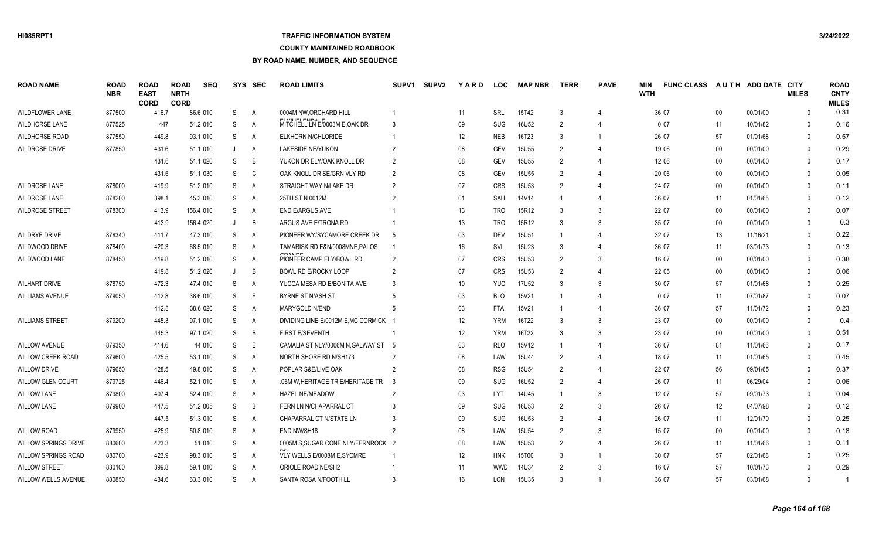# TRAFFIC INFORMATION SYSTEM

## COUNTY MAINTAINED ROADBOOK

### BY ROAD NAME, NUMBER, AND SEQUENCE

HI085RPT1 3/24/2022

| ROAD NAME | ROAD NBR | ROAD EAST CORD | ROAD NRTH CORD | SEQ | SYS | SEC | ROAD LIMITS | SUPV1 | SUPV2 | YARD | LOC | MAP NBR | TERR | PAVE | MIN WTH | FUNC CLASS | AUTH | ADD DATE | CITY MILES | ROAD CNTY MILES |
|---|---|---|---|---|---|---|---|---|---|---|---|---|---|---|---|---|---|---|---|---|
| WILDFLOWER LANE | 877500 | 416.7 | 86.6 | 010 | S | A | 0004M NW,ORCHARD HILL | 1 | | 11 | SRL | 15T42 | 3 | 4 | 36 | 07 | 00 | 00/01/00 | 0 | 0.31 |
| WILDHORSE LANE | 877525 | 447 | 51.2 | 010 | S | A | ELVIEL ENDALE MITCHELL LN E/0003M E,OAK DR | 3 | | 09 | SUG | 16U52 | 2 | 4 | 0 | 07 | 11 | 10/01/82 | 0 | 0.16 |
| WILDHORSE ROAD | 877550 | 449.8 | 93.1 | 010 | S | A | ELKHORN N/CHLORIDE | 1 | | 12 | NEB | 16T23 | 3 | 1 | 26 | 07 | 57 | 01/01/68 | 0 | 0.57 |
| WILDROSE DRIVE | 877850 | 431.6 | 51.1 | 010 | J | A | LAKESIDE NE/YUKON | 2 | | 08 | GEV | 15U55 | 2 | 4 | 19 | 06 | 00 | 00/01/00 | 0 | 0.29 |
| | | 431.6 | 51.1 | 020 | S | B | YUKON DR ELY/OAK KNOLL DR | 2 | | 08 | GEV | 15U55 | 2 | 4 | 12 | 06 | 00 | 00/01/00 | 0 | 0.17 |
| | | 431.6 | 51.1 | 030 | S | C | OAK KNOLL DR SE/GRN VLY RD | 2 | | 08 | GEV | 15U55 | 2 | 4 | 20 | 06 | 00 | 00/01/00 | 0 | 0.05 |
| WILDROSE LANE | 878000 | 419.9 | 51.2 | 010 | S | A | STRAIGHT WAY N/LAKE DR | 2 | | 07 | CRS | 15U53 | 2 | 4 | 24 | 07 | 00 | 00/01/00 | 0 | 0.11 |
| WILDROSE LANE | 878200 | 398.1 | 45.3 | 010 | S | A | 25TH ST N 0012M | 2 | | 01 | SAH | 14V14 | 1 | 4 | 36 | 07 | 11 | 01/01/65 | 0 | 0.12 |
| WILDROSE STREET | 878300 | 413.9 | 156.4 | 010 | S | A | END E/ARGUS AVE | 1 | | 13 | TRO | 15R12 | 3 | 3 | 22 | 07 | 00 | 00/01/00 | 0 | 0.07 |
| | | 413.9 | 156.4 | 020 | J | B | ARGUS AVE E/TRONA RD | 1 | | 13 | TRO | 15R12 | 3 | 3 | 35 | 07 | 00 | 00/01/00 | 0 | 0.3 |
| WILDRYE DRIVE | 878340 | 411.7 | 47.3 | 010 | S | A | PIONEER WY/SYCAMORE CREEK DR | 5 | | 03 | DEV | 15U51 | 1 | 4 | 32 | 07 | 13 | 11/16/21 | 0 | 0.22 |
| WILDWOOD DRIVE | 878400 | 420.3 | 68.5 | 010 | S | A | TAMARISK RD E&N/0008MNE,PALOS GRANDE | 1 | | 16 | SVL | 15U23 | 3 | 4 | 36 | 07 | 11 | 03/01/73 | 0 | 0.13 |
| WILDWOOD LANE | 878450 | 419.8 | 51.2 | 010 | S | A | PIONEER CAMP ELY/BOWL RD | 2 | | 07 | CRS | 15U53 | 2 | 3 | 16 | 07 | 00 | 00/01/00 | 0 | 0.38 |
| | | 419.8 | 51.2 | 020 | J | B | BOWL RD E/ROCKY LOOP | 2 | | 07 | CRS | 15U53 | 2 | 4 | 22 | 05 | 00 | 00/01/00 | 0 | 0.06 |
| WILHART DRIVE | 878750 | 472.3 | 47.4 | 010 | S | A | YUCCA MESA RD E/BONITA AVE | 3 | | 10 | YUC | 17U52 | 3 | 3 | 30 | 07 | 57 | 01/01/68 | 0 | 0.25 |
| WILLIAMS AVENUE | 879050 | 412.8 | 38.6 | 010 | S | F | BYRNE ST N/ASH ST | 5 | | 03 | BLO | 15V21 | 1 | 4 | 0 | 07 | 11 | 07/01/87 | 0 | 0.07 |
| | | 412.8 | 38.6 | 020 | S | A | MARYGOLD N/END | 5 | | 03 | FTA | 15V21 | 1 | 4 | 36 | 07 | 57 | 11/01/72 | 0 | 0.23 |
| WILLIAMS STREET | 879200 | 445.3 | 97.1 | 010 | S | A | DIVIDING LINE E/0012M E,MC CORMICK | 1 | | 12 | YRM | 16T22 | 3 | 3 | 23 | 07 | 00 | 00/01/00 | 0 | 0.4 |
| | | 445.3 | 97.1 | 020 | S | B | FIRST E/SEVENTH | 1 | | 12 | YRM | 16T22 | 3 | 3 | 23 | 07 | 00 | 00/01/00 | 0 | 0.51 |
| WILLOW AVENUE | 879350 | 414.6 | 44 | 010 | S | E | CAMALIA ST NLY/0006M N,GALWAY ST | 5 | | 03 | RLO | 15V12 | 1 | 4 | 36 | 07 | 81 | 11/01/66 | 0 | 0.17 |
| WILLOW CREEK ROAD | 879600 | 425.5 | 53.1 | 010 | S | A | NORTH SHORE RD N/SH173 | 2 | | 08 | LAW | 15U44 | 2 | 4 | 18 | 07 | 11 | 01/01/65 | 0 | 0.45 |
| WILLOW DRIVE | 879650 | 428.5 | 49.8 | 010 | S | A | POPLAR S&E/LIVE OAK | 2 | | 08 | RSG | 15U54 | 2 | 4 | 22 | 07 | 56 | 09/01/65 | 0 | 0.37 |
| WILLOW GLEN COURT | 879725 | 446.4 | 52.1 | 010 | S | A | .06M W,HERITAGE TR E/HERITAGE TR | 3 | | 09 | SUG | 16U52 | 2 | 4 | 26 | 07 | 11 | 06/29/04 | 0 | 0.06 |
| WILLOW LANE | 879800 | 407.4 | 52.4 | 010 | S | A | HAZEL NE/MEADOW | 2 | | 03 | LYT | 14U45 | 1 | 3 | 12 | 07 | 57 | 09/01/73 | 0 | 0.04 |
| WILLOW LANE | 879900 | 447.5 | 51.2 | 005 | S | B | FERN LN N/CHAPARRAL CT | 3 | | 09 | SUG | 16U53 | 2 | 3 | 26 | 07 | 12 | 04/07/98 | 0 | 0.12 |
| | | 447.5 | 51.3 | 010 | S | A | CHAPARRAL CT N/STATE LN | 3 | | 09 | SUG | 16U53 | 2 | 4 | 26 | 07 | 11 | 12/01/70 | 0 | 0.25 |
| WILLOW ROAD | 879950 | 425.9 | 50.8 | 010 | S | A | END NW/SH18 | 2 | | 08 | LAW | 15U54 | 2 | 3 | 15 | 07 | 00 | 00/01/00 | 0 | 0.18 |
| WILLOW SPRINGS DRIVE | 880600 | 423.3 | 51 | 010 | S | A | 0005M S,SUGAR CONE NLY/FERNROCK RD | 2 | | 08 | LAW | 15U53 | 2 | 4 | 26 | 07 | 11 | 11/01/66 | 0 | 0.11 |
| WILLOW SPRINGS ROAD | 880700 | 423.9 | 98.3 | 010 | S | A | VLY WELLS E/0008M E,SYCMRE | 1 | | 12 | HNK | 15T00 | 3 | 1 | 30 | 07 | 57 | 02/01/68 | 0 | 0.25 |
| WILLOW STREET | 880100 | 399.8 | 59.1 | 010 | S | A | ORIOLE ROAD NE/SH2 | 1 | | 11 | WWD | 14U34 | 2 | 3 | 16 | 07 | 57 | 10/01/73 | 0 | 0.29 |
| WILLOW WELLS AVENUE | 880850 | 434.6 | 63.3 | 010 | S | A | SANTA ROSA N/FOOTHILL | 3 | | 16 | LCN | 15U35 | 3 | 1 | 36 | 07 | 57 | 03/01/68 | 0 | 1 |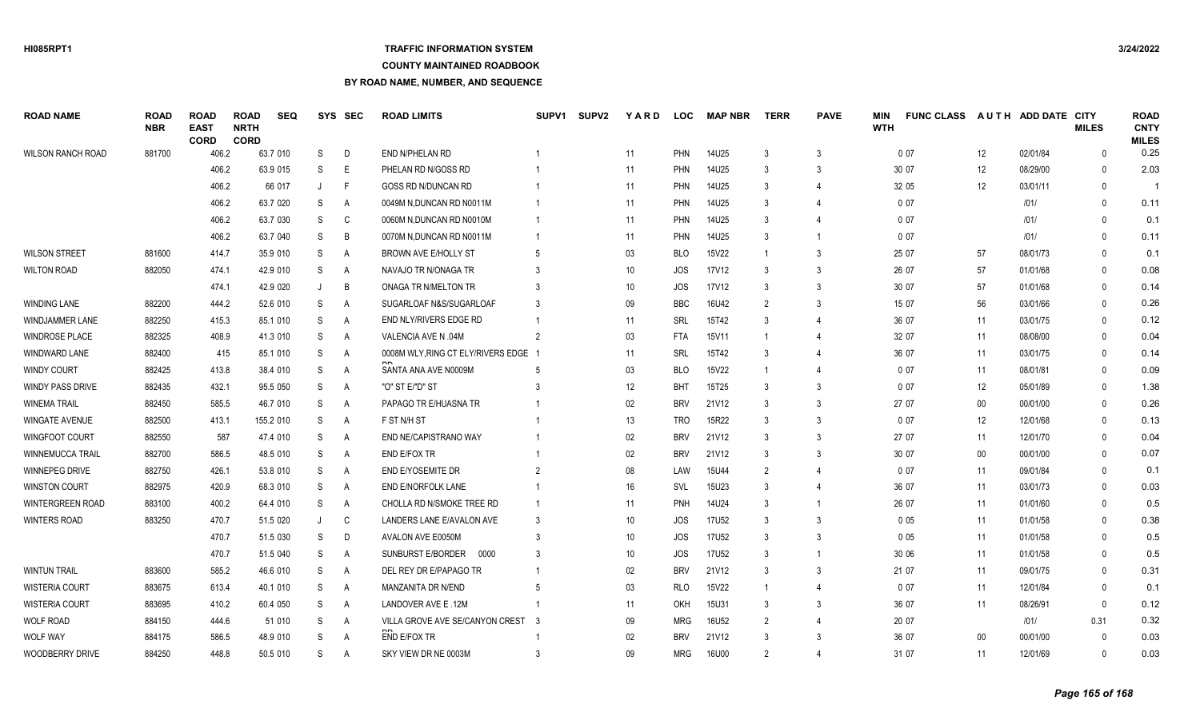**TRAFFIC INFORMATION SYSTEM**

**COUNTY MAINTAINED ROADBOOK**

**BY ROAD NAME, NUMBER, AND SEQUENCE**

| ROAD NAME | ROAD NBR | ROAD EAST CORD | ROAD NRTH CORD | SEQ | SYS | SEC | ROAD LIMITS | SUPV1 | SUPV2 | YARD | LOC | MAP NBR | TERR | PAVE | MIN WTH | FUNC CLASS | AUTH | ADD DATE | CITY MILES | ROAD CNTY MILES |
|---|---|---|---|---|---|---|---|---|---|---|---|---|---|---|---|---|---|---|---|---|
| WILSON RANCH ROAD | 881700 | 406.2 | 63.7 | 010 | S | D | END N/PHELAN RD | 1 | | 11 | PHN | 14U25 | 3 | 3 | 0 | 07 | 12 | 02/01/84 | 0 | 0.25 |
| | | 406.2 | 63.9 | 015 | S | E | PHELAN RD N/GOSS RD | 1 | | 11 | PHN | 14U25 | 3 | 3 | 30 | 07 | 12 | 08/29/00 | 0 | 2.03 |
| | | 406.2 | 66 | 017 | J | F | GOSS RD N/DUNCAN RD | 1 | | 11 | PHN | 14U25 | 3 | 4 | 32 | 05 | 12 | 03/01/11 | 0 | 1 |
| | | 406.2 | 63.7 | 020 | S | A | 0049M N,DUNCAN RD N0011M | 1 | | 11 | PHN | 14U25 | 3 | 4 | 0 | 07 | | /01/ | 0 | 0.11 |
| | | 406.2 | 63.7 | 030 | S | C | 0060M N,DUNCAN RD N0010M | 1 | | 11 | PHN | 14U25 | 3 | 4 | 0 | 07 | | /01/ | 0 | 0.1 |
| | | 406.2 | 63.7 | 040 | S | B | 0070M N,DUNCAN RD N0011M | 1 | | 11 | PHN | 14U25 | 3 | 1 | 0 | 07 | | /01/ | 0 | 0.11 |
| WILSON STREET | 881600 | 414.7 | 35.9 | 010 | S | A | BROWN AVE E/HOLLY ST | 5 | | 03 | BLO | 15V22 | 1 | 3 | 25 | 07 | 57 | 08/01/73 | 0 | 0.1 |
| WILTON ROAD | 882050 | 474.1 | 42.9 | 010 | S | A | NAVAJO TR N/ONAGA TR | 3 | | 10 | JOS | 17V12 | 3 | 3 | 26 | 07 | 57 | 01/01/68 | 0 | 0.08 |
| | | 474.1 | 42.9 | 020 | J | B | ONAGA TR N/MELTON TR | 3 | | 10 | JOS | 17V12 | 3 | 3 | 30 | 07 | 57 | 01/01/68 | 0 | 0.14 |
| WINDING LANE | 882200 | 444.2 | 52.6 | 010 | S | A | SUGARLOAF N&S/SUGARLOAF | 3 | | 09 | BBC | 16U42 | 2 | 3 | 15 | 07 | 56 | 03/01/66 | 0 | 0.26 |
| WINDJAMMER LANE | 882250 | 415.3 | 85.1 | 010 | S | A | END NLY/RIVERS EDGE RD | 1 | | 11 | SRL | 15T42 | 3 | 4 | 36 | 07 | 11 | 03/01/75 | 0 | 0.12 |
| WINDROSE PLACE | 882325 | 408.9 | 41.3 | 010 | S | A | VALENCIA AVE N .04M | 2 | | 03 | FTA | 15V11 | 1 | 4 | 32 | 07 | 11 | 08/08/00 | 0 | 0.04 |
| WINDWARD LANE | 882400 | 415 | 85.1 | 010 | S | A | 0008M WLY,RING CT ELY/RIVERS EDGE RD | 1 | | 11 | SRL | 15T42 | 3 | 4 | 36 | 07 | 11 | 03/01/75 | 0 | 0.14 |
| WINDY COURT | 882425 | 413.8 | 38.4 | 010 | S | A | SANTA ANA AVE N0009M | 5 | | 03 | BLO | 15V22 | 1 | 4 | 0 | 07 | 11 | 08/01/81 | 0 | 0.09 |
| WINDY PASS DRIVE | 882435 | 432.1 | 95.5 | 050 | S | A | "O" ST E/"D" ST | 3 | | 12 | BHT | 15T25 | 3 | 3 | 0 | 07 | 12 | 05/01/89 | 0 | 1.38 |
| WINEMA TRAIL | 882450 | 585.5 | 46.7 | 010 | S | A | PAPAGO TR E/HUASNA TR | 1 | | 02 | BRV | 21V12 | 3 | 3 | 27 | 07 | 00 | 00/01/00 | 0 | 0.26 |
| WINGATE AVENUE | 882500 | 413.1 | 155.2 | 010 | S | A | F ST N/H ST | 1 | | 13 | TRO | 15R22 | 3 | 3 | 0 | 07 | 12 | 12/01/68 | 0 | 0.13 |
| WINGFOOT COURT | 882550 | 587 | 47.4 | 010 | S | A | END NE/CAPISTRANO WAY | 1 | | 02 | BRV | 21V12 | 3 | 3 | 27 | 07 | 11 | 12/01/70 | 0 | 0.04 |
| WINNEMUCCA TRAIL | 882700 | 586.5 | 48.5 | 010 | S | A | END E/FOX TR | 1 | | 02 | BRV | 21V12 | 3 | 3 | 30 | 07 | 00 | 00/01/00 | 0 | 0.07 |
| WINNEPEG DRIVE | 882750 | 426.1 | 53.8 | 010 | S | A | END E/YOSEMITE DR | 2 | | 08 | LAW | 15U44 | 2 | 4 | 0 | 07 | 11 | 09/01/84 | 0 | 0.1 |
| WINSTON COURT | 882975 | 420.9 | 68.3 | 010 | S | A | END E/NORFOLK LANE | 1 | | 16 | SVL | 15U23 | 3 | 4 | 36 | 07 | 11 | 03/01/73 | 0 | 0.03 |
| WINTERGREEN ROAD | 883100 | 400.2 | 64.4 | 010 | S | A | CHOLLA RD N/SMOKE TREE RD | 1 | | 11 | PNH | 14U24 | 3 | 1 | 26 | 07 | 11 | 01/01/60 | 0 | 0.5 |
| WINTERS ROAD | 883250 | 470.7 | 51.5 | 020 | J | C | LANDERS LANE E/AVALON AVE | 3 | | 10 | JOS | 17U52 | 3 | 3 | 0 | 05 | 11 | 01/01/58 | 0 | 0.38 |
| | | 470.7 | 51.5 | 030 | S | D | AVALON AVE E0050M | 3 | | 10 | JOS | 17U52 | 3 | 3 | 0 | 05 | 11 | 01/01/58 | 0 | 0.5 |
| | | 470.7 | 51.5 | 040 | S | A | SUNBURST E/BORDER 0000 | 3 | | 10 | JOS | 17U52 | 3 | 1 | 30 | 06 | 11 | 01/01/58 | 0 | 0.5 |
| WINTUN TRAIL | 883600 | 585.2 | 46.6 | 010 | S | A | DEL REY DR E/PAPAGO TR | 1 | | 02 | BRV | 21V12 | 3 | 3 | 21 | 07 | 11 | 09/01/75 | 0 | 0.31 |
| WISTERIA COURT | 883675 | 613.4 | 40.1 | 010 | S | A | MANZANITA DR N/END | 5 | | 03 | RLO | 15V22 | 1 | 4 | 0 | 07 | 11 | 12/01/84 | 0 | 0.1 |
| WISTERIA COURT | 883695 | 410.2 | 60.4 | 050 | S | A | LANDOVER AVE E .12M | 1 | | 11 | OKH | 15U31 | 3 | 3 | 36 | 07 | 11 | 08/26/91 | 0 | 0.12 |
| WOLF ROAD | 884150 | 444.6 | 51 | 010 | S | A | VILLA GROVE AVE SE/CANYON CREST DR | 3 | | 09 | MRG | 16U52 | 2 | 4 | 20 | 07 | | /01/ | 0.31 | 0.32 |
| WOLF WAY | 884175 | 586.5 | 48.9 | 010 | S | A | END E/FOX TR | 1 | | 02 | BRV | 21V12 | 3 | 3 | 36 | 07 | 00 | 00/01/00 | 0 | 0.03 |
| WOODBERRY DRIVE | 884250 | 448.8 | 50.5 | 010 | S | A | SKY VIEW DR NE 0003M | 3 | | 09 | MRG | 16U00 | 2 | 4 | 31 | 07 | 11 | 12/01/69 | 0 | 0.03 |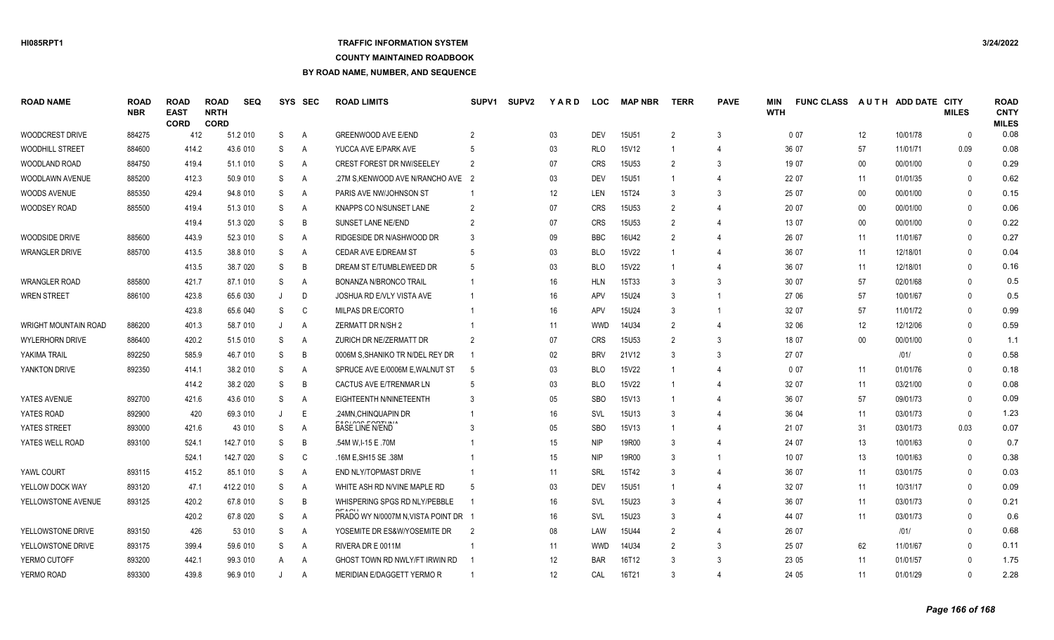HI085RPT1

**TRAFFIC INFORMATION SYSTEM**

**COUNTY MAINTAINED ROADBOOK**

**BY ROAD NAME, NUMBER, AND SEQUENCE**

3/24/2022

| ROAD NAME | ROAD NBR | ROAD EAST CORD | ROAD NRTH CORD | SEQ | SYS | SEC | ROAD LIMITS | SUPV1 | SUPV2 | YARD | LOC | MAP NBR | TERR | PAVE | MIN WTH | FUNC CLASS | AUTH | ADD DATE | CITY MILES | ROAD CNTY MILES |
|---|---|---|---|---|---|---|---|---|---|---|---|---|---|---|---|---|---|---|---|---|
| WOODCREST DRIVE | 884275 | 412 | 51.2 | 010 | S | A | GREENWOOD AVE E/END | 2 | | 03 | DEV | 15U51 | 2 | 3 | 0 | 07 | 12 | 10/01/78 | 0 | 0.08 |
| WOODHILL STREET | 884600 | 414.2 | 43.6 | 010 | S | A | YUCCA AVE E/PARK AVE | 5 | | 03 | RLO | 15V12 | 1 | 4 | 36 | 07 | 57 | 11/01/71 | 0.09 | 0.08 |
| WOODLAND ROAD | 884750 | 419.4 | 51.1 | 010 | S | A | CREST FOREST DR NW/SEELEY | 2 | | 07 | CRS | 15U53 | 2 | 3 | 19 | 07 | 00 | 00/01/00 | 0 | 0.29 |
| WOODLAWN AVENUE | 885200 | 412.3 | 50.9 | 010 | S | A | .27M S,KENWOOD AVE N/RANCHO AVE | 2 | | 03 | DEV | 15U51 | 1 | 4 | 22 | 07 | 11 | 01/01/35 | 0 | 0.62 |
| WOODS AVENUE | 885350 | 429.4 | 94.8 | 010 | S | A | PARIS AVE NW/JOHNSON ST | 1 | | 12 | LEN | 15T24 | 3 | 3 | 25 | 07 | 00 | 00/01/00 | 0 | 0.15 |
| WOODSEY ROAD | 885500 | 419.4 | 51.3 | 010 | S | A | KNAPPS CO N/SUNSET LANE | 2 | | 07 | CRS | 15U53 | 2 | 4 | 20 | 07 | 00 | 00/01/00 | 0 | 0.06 |
| | | 419.4 | 51.3 | 020 | S | B | SUNSET LANE NE/END | 2 | | 07 | CRS | 15U53 | 2 | 4 | 13 | 07 | 00 | 00/01/00 | 0 | 0.22 |
| WOODSIDE DRIVE | 885600 | 443.9 | 52.3 | 010 | S | A | RIDGESIDE DR N/ASHWOOD DR | 3 | | 09 | BBC | 16U42 | 2 | 4 | 26 | 07 | 11 | 11/01/67 | 0 | 0.27 |
| WRANGLER DRIVE | 885700 | 413.5 | 38.8 | 010 | S | A | CEDAR AVE E/DREAM ST | 5 | | 03 | BLO | 15V22 | 1 | 4 | 36 | 07 | 11 | 12/18/01 | 0 | 0.04 |
| | | 413.5 | 38.7 | 020 | S | B | DREAM ST E/TUMBLEWEED DR | 5 | | 03 | BLO | 15V22 | 1 | 4 | 36 | 07 | 11 | 12/18/01 | 0 | 0.16 |
| WRANGLER ROAD | 885800 | 421.7 | 87.1 | 010 | S | A | BONANZA N/BRONCO TRAIL | 1 | | 16 | HLN | 15T33 | 3 | 3 | 30 | 07 | 57 | 02/01/68 | 0 | 0.5 |
| WREN STREET | 886100 | 423.8 | 65.6 | 030 | J | D | JOSHUA RD E/VLY VISTA AVE | 1 | | 16 | APV | 15U24 | 3 | 1 | 27 | 06 | 57 | 10/01/67 | 0 | 0.5 |
| | | 423.8 | 65.6 | 040 | S | C | MILPAS DR E/CORTO | 1 | | 16 | APV | 15U24 | 3 | 1 | 32 | 07 | 57 | 11/01/72 | 0 | 0.99 |
| WRIGHT MOUNTAIN ROAD | 886200 | 401.3 | 58.7 | 010 | J | A | ZERMATT DR N/SH 2 | 1 | | 11 | WWD | 14U34 | 2 | 4 | 32 | 06 | 12 | 12/12/06 | 0 | 0.59 |
| WYLERHORN DRIVE | 886400 | 420.2 | 51.5 | 010 | S | A | ZURICH DR NE/ZERMATT DR | 2 | | 07 | CRS | 15U53 | 2 | 3 | 18 | 07 | 00 | 00/01/00 | 0 | 1.1 |
| YAKIMA TRAIL | 892250 | 585.9 | 46.7 | 010 | S | B | 0006M S,SHANIKO TR N/DEL REY DR | 1 | | 02 | BRV | 21V12 | 3 | 3 | 27 | 07 | | /01/ | 0 | 0.58 |
| YANKTON DRIVE | 892350 | 414.1 | 38.2 | 010 | S | A | SPRUCE AVE E/0006M E,WALNUT ST | 5 | | 03 | BLO | 15V22 | 1 | 4 | 0 | 07 | 11 | 01/01/76 | 0 | 0.18 |
| | | 414.2 | 38.2 | 020 | S | B | CACTUS AVE E/TRENMAR LN | 5 | | 03 | BLO | 15V22 | 1 | 4 | 32 | 07 | 11 | 03/21/00 | 0 | 0.08 |
| YATES AVENUE | 892700 | 421.6 | 43.6 | 010 | S | A | EIGHTEENTH N/NINETEENTH | 3 | | 05 | SBO | 15V13 | 1 | 4 | 36 | 07 | 57 | 09/01/73 | 0 | 0.09 |
| YATES ROAD | 892900 | 420 | 69.3 | 010 | J | E | .24MN,CHINQUAPIN DR | 1 | | 16 | SVL | 15U13 | 3 | 4 | 36 | 04 | 11 | 03/01/73 | 0 | 1.23 |
| YATES STREET | 893000 | 421.6 | 43 | 010 | S | A | BASE LINE N/END | 3 | | 05 | SBO | 15V13 | 1 | 4 | 21 | 07 | 31 | 03/01/73 | 0.03 | 0.07 |
| YATES WELL ROAD | 893100 | 524.1 | 142.7 | 010 | S | B | .54M W,I-15 E .70M | 1 | | 15 | NIP | 19R00 | 3 | 4 | 24 | 07 | 13 | 10/01/63 | 0 | 0.7 |
| | | 524.1 | 142.7 | 020 | S | C | .16M E,SH15 SE .38M | 1 | | 15 | NIP | 19R00 | 3 | 1 | 10 | 07 | 13 | 10/01/63 | 0 | 0.38 |
| YAWL COURT | 893115 | 415.2 | 85.1 | 010 | S | A | END NLY/TOPMAST DRIVE | 1 | | 11 | SRL | 15T42 | 3 | 4 | 36 | 07 | 11 | 03/01/75 | 0 | 0.03 |
| YELLOW DOCK WAY | 893120 | 47.1 | 412.2 | 010 | S | A | WHITE ASH RD N/VINE MAPLE RD | 5 | | 03 | DEV | 15U51 | 1 | 4 | 32 | 07 | 11 | 10/31/17 | 0 | 0.09 |
| YELLOWSTONE AVENUE | 893125 | 420.2 | 67.8 | 010 | S | B | WHISPERING SPGS RD NLY/PEBBLE BEACH | 1 | | 16 | SVL | 15U23 | 3 | 4 | 36 | 07 | 11 | 03/01/73 | 0 | 0.21 |
| | | 420.2 | 67.8 | 020 | S | A | PRADO WY N/0007M N,VISTA POINT DR | 1 | | 16 | SVL | 15U23 | 3 | 4 | 44 | 07 | 11 | 03/01/73 | 0 | 0.6 |
| YELLOWSTONE DRIVE | 893150 | 426 | 53 | 010 | S | A | YOSEMITE DR ES&W/YOSEMITE DR | 2 | | 08 | LAW | 15U44 | 2 | 4 | 26 | 07 | | /01/ | 0 | 0.68 |
| YELLOWSTONE DRIVE | 893175 | 399.4 | 59.6 | 010 | S | A | RIVERA DR E 0011M | 1 | | 11 | WWD | 14U34 | 2 | 3 | 25 | 07 | 62 | 11/01/67 | 0 | 0.11 |
| YERMO CUTOFF | 893200 | 442.1 | 99.3 | 010 | A | A | GHOST TOWN RD NWLY/FT IRWIN RD | 1 | | 12 | BAR | 16T12 | 3 | 3 | 23 | 05 | 11 | 01/01/57 | 0 | 1.75 |
| YERMO ROAD | 893300 | 439.8 | 96.9 | 010 | J | A | MERIDIAN E/DAGGETT YERMO R | 1 | | 12 | CAL | 16T21 | 3 | 4 | 24 | 05 | 11 | 01/01/29 | 0 | 2.28 |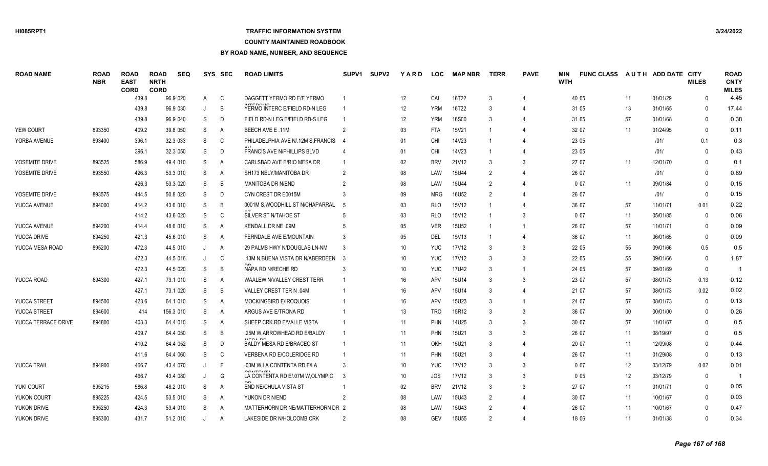HI085RPT1

# TRAFFIC INFORMATION SYSTEM

## COUNTY MAINTAINED ROADBOOK

### BY ROAD NAME, NUMBER, AND SEQUENCE

3/24/2022

| ROAD NAME | ROAD NBR | ROAD EAST CORD | ROAD NRTH CORD | SEQ | SYS | SEC | ROAD LIMITS | SUPV1 | SUPV2 | YARD | LOC | MAP NBR | TERR | PAVE | MIN WTH | FUNC CLASS | AUTH | ADD DATE | CITY MILES | ROAD CNTY MILES |
|---|---|---|---|---|---|---|---|---|---|---|---|---|---|---|---|---|---|---|---|---|
| | | 439.8 | 96.9 | 020 | A | C | DAGGETT YERMO RD E/E YERMO | 1 | | 12 | CAL | 16T22 | 3 | 4 | 40 | 05 | 11 | 01/01/29 | 0 | 4.45 |
| | | 439.8 | 96.9 | 030 | J | B | YERMO INTERC E/FIELD RD-N LEG | 1 | | 12 | YRM | 16T22 | 3 | 4 | 31 | 05 | 13 | 01/01/65 | 0 | 17.44 |
| | | 439.8 | 96.9 | 040 | S | D | FIELD RD-N LEG E/FIELD RD-S LEG | 1 | | 12 | YRM | 16S00 | 3 | 4 | 31 | 05 | 57 | 01/01/68 | 0 | 0.38 |
| YEW COURT | 893350 | 409.2 | 39.8 | 050 | S | A | BEECH AVE E .11M | 2 | | 03 | FTA | 15V21 | 1 | 4 | 32 | 07 | 11 | 01/24/95 | 0 | 0.11 |
| YORBA AVENUE | 893400 | 396.1 | 32.3 | 033 | S | C | PHILADELPHIA AVE N/.12M S,FRANCIS | 4 | | 01 | CHI | 14V23 | 1 | 4 | 23 | 05 | | /01/ | 0.1 | 0.3 |
| | | 396.1 | 32.3 | 050 | S | D | FRANCIS AVE N/PHILLIPS BLVD | 4 | | 01 | CHI | 14V23 | 1 | 4 | 23 | 05 | | /01/ | 0 | 0.43 |
| YOSEMITE DRIVE | 893525 | 586.9 | 49.4 | 010 | S | A | CARLSBAD AVE E/RIO MESA DR | 1 | | 02 | BRV | 21V12 | 3 | 3 | 27 | 07 | 11 | 12/01/70 | 0 | 0.1 |
| YOSEMITE DRIVE | 893550 | 426.3 | 53.3 | 010 | S | A | SH173 NELY/MANITOBA DR | 2 | | 08 | LAW | 15U44 | 2 | 4 | 26 | 07 | | /01/ | 0 | 0.89 |
| | | 426.3 | 53.3 | 020 | S | B | MANITOBA DR N/END | 2 | | 08 | LAW | 15U44 | 2 | 4 | 0 | 07 | 11 | 09/01/84 | 0 | 0.15 |
| YOSEMITE DRIVE | 893575 | 444.5 | 50.8 | 020 | S | D | CYN CREST DR E0015M | 3 | | 09 | MRG | 16U52 | 2 | 4 | 26 | 07 | | /01/ | 0 | 0.15 |
| YUCCA AVENUE | 894000 | 414.2 | 43.6 | 010 | S | B | 0001M S,WOODHILL ST N/CHAPARRAL | 5 | | 03 | RLO | 15V12 | 1 | 4 | 36 | 07 | 57 | 11/01/71 | 0.01 | 0.22 |
| | | 414.2 | 43.6 | 020 | S | C | SILVER ST N/TAHOE ST | 5 | | 03 | RLO | 15V12 | 1 | 3 | 0 | 07 | 11 | 05/01/85 | 0 | 0.06 |
| YUCCA AVENUE | 894200 | 414.4 | 48.6 | 010 | S | A | KENDALL DR NE .09M | 5 | | 05 | VER | 15U52 | 1 | 1 | 26 | 07 | 57 | 11/01/71 | 0 | 0.09 |
| YUCCA DRIVE | 894250 | 421.3 | 45.6 | 010 | S | A | FERNDALE AVE E/MOUNTAIN | 3 | | 05 | DEL | 15V13 | 1 | 4 | 36 | 07 | 11 | 06/01/65 | 0 | 0.09 |
| YUCCA MESA ROAD | 895200 | 472.3 | 44.5 | 010 | J | A | 29 PALMS HWY N/DOUGLAS LN-NM | 3 | | 10 | YUC | 17V12 | 3 | 3 | 22 | 05 | 55 | 09/01/66 | 0.5 | 0.5 |
| | | 472.3 | 44.5 | 016 | J | C | .13M N,BUENA VISTA DR N/ABERDEEN | 3 | | 10 | YUC | 17V12 | 3 | 3 | 22 | 05 | 55 | 09/01/66 | 0 | 1.87 |
| | | 472.3 | 44.5 | 020 | S | B | NAPA RD N/RECHE RD | 3 | | 10 | YUC | 17U42 | 3 | 1 | 24 | 05 | 57 | 09/01/69 | 0 | 1 |
| YUCCA ROAD | 894300 | 427.1 | 73.1 | 010 | S | A | WAALEW N/VALLEY CREST TERR | 1 | | 16 | APV | 15U14 | 3 | 3 | 23 | 07 | 57 | 08/01/73 | 0.13 | 0.12 |
| | | 427.1 | 73.1 | 020 | S | B | VALLEY CREST TER N .04M | 1 | | 16 | APV | 15U14 | 3 | 4 | 21 | 07 | 57 | 08/01/73 | 0.02 | 0.02 |
| YUCCA STREET | 894500 | 423.6 | 64.1 | 010 | S | A | MOCKINGBIRD E/IROQUOIS | 1 | | 16 | APV | 15U23 | 3 | 1 | 24 | 07 | 57 | 08/01/73 | 0 | 0.13 |
| YUCCA STREET | 894600 | 414 | 156.3 | 010 | S | A | ARGUS AVE E/TRONA RD | 1 | | 13 | TRO | 15R12 | 3 | 3 | 36 | 07 | 00 | 00/01/00 | 0 | 0.26 |
| YUCCA TERRACE DRIVE | 894800 | 403.3 | 64.4 | 010 | S | A | SHEEP CRK RD E/VALLE VISTA | 1 | | 11 | PHN | 14U25 | 3 | 3 | 30 | 07 | 57 | 11/01/67 | 0 | 0.5 |
| | | 409.7 | 64.4 | 050 | S | B | .25M W,ARROWHEAD RD E/BALDY | 1 | | 11 | PHN | 15U21 | 3 | 3 | 26 | 07 | 11 | 08/19/97 | 0 | 0.5 |
| | | 410.2 | 64.4 | 052 | S | D | BALDY MESA RD E/BRACEO ST | 1 | | 11 | OKH | 15U21 | 3 | 4 | 20 | 07 | 11 | 12/09/08 | 0 | 0.44 |
| | | 411.6 | 64.4 | 060 | S | C | VERBENA RD E/COLERIDGE RD | 1 | | 11 | PHN | 15U21 | 3 | 4 | 26 | 07 | 11 | 01/29/08 | 0 | 0.13 |
| YUCCA TRAIL | 894900 | 466.7 | 43.4 | 070 | J | F | .03M W,LA CONTENTA RD E/LA | 3 | | 10 | YUC | 17V12 | 3 | 3 | 0 | 07 | 12 | 03/12/79 | 0.02 | 0.01 |
| | | 466.7 | 43.4 | 080 | J | G | LA CONTENTA RD E/.07M W,OLYMPIC | 3 | | 10 | JOS | 17V12 | 3 | 3 | 0 | 05 | 12 | 03/12/79 | 0 | 1 |
| YUKI COURT | 895215 | 586.8 | 48.2 | 010 | S | A | END NE/CHULA VISTA ST | 1 | | 02 | BRV | 21V12 | 3 | 3 | 27 | 07 | 11 | 01/01/71 | 0 | 0.05 |
| YUKON COURT | 895225 | 424.5 | 53.5 | 010 | S | A | YUKON DR N/END | 2 | | 08 | LAW | 15U43 | 2 | 4 | 30 | 07 | 11 | 10/01/67 | 0 | 0.03 |
| YUKON DRIVE | 895250 | 424.3 | 53.4 | 010 | S | A | MATTERHORN DR NE/MATTERHORN DR | 2 | | 08 | LAW | 15U43 | 2 | 4 | 26 | 07 | 11 | 10/01/67 | 0 | 0.47 |
| YUKON DRIVE | 895300 | 431.7 | 51.2 | 010 | J | A | LAKESIDE DR N/HOLCOMB CRK | 2 | | 08 | GEV | 15U55 | 2 | 4 | 18 | 06 | 11 | 01/01/38 | 0 | 0.34 |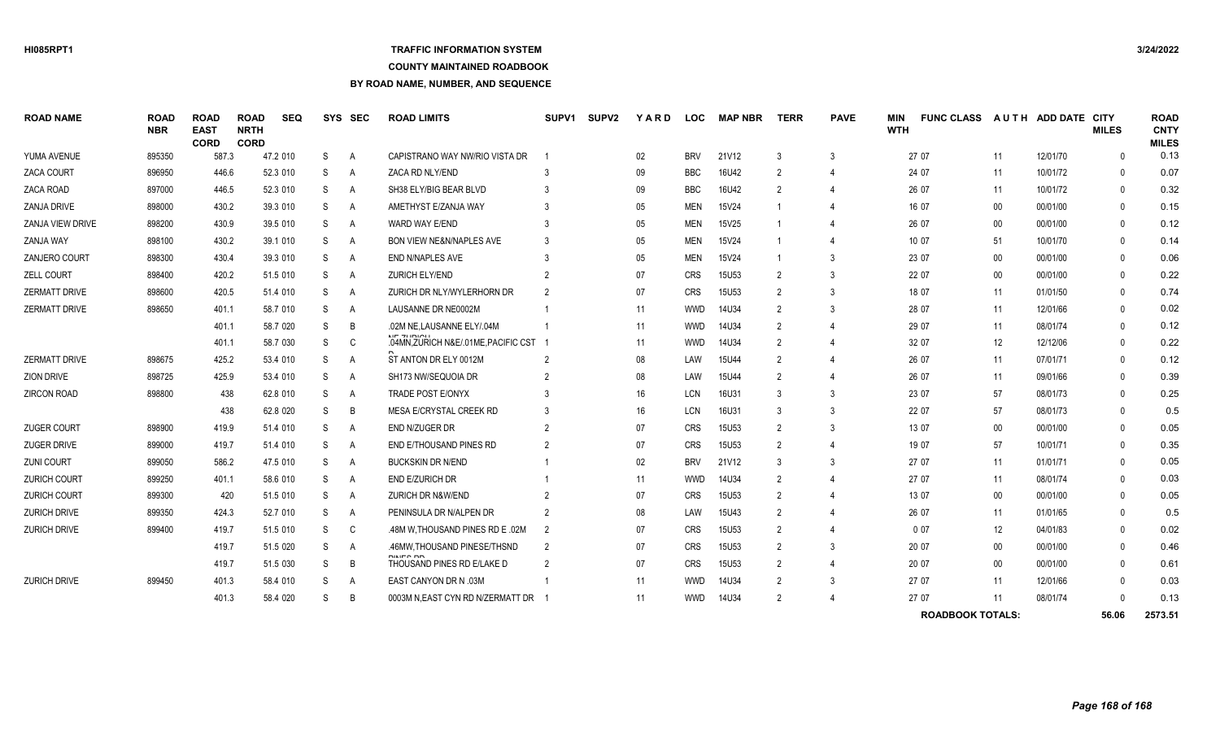# TRAFFIC INFORMATION SYSTEM

## COUNTY MAINTAINED ROADBOOK

### BY ROAD NAME, NUMBER, AND SEQUENCE

HI085RPT1

3/24/2022

| ROAD NAME | ROAD NBR | ROAD EAST CORD | ROAD NRTH CORD | SEQ | SYS | SEC | ROAD LIMITS | SUPV1 | SUPV2 | YARD | LOC | MAP NBR | TERR | PAVE | MIN WTH | FUNC CLASS | AUTH | ADD DATE | CITY MILES | ROAD CNTY MILES |
|---|---|---|---|---|---|---|---|---|---|---|---|---|---|---|---|---|---|---|---|---|
| YUMA AVENUE | 895350 | 587.3 | 47.2 | 010 | S | A | CAPISTRANO WAY NW/RIO VISTA DR | 1 | | 02 | BRV | 21V12 | 3 | 3 | 27 | 07 | 11 | 12/01/70 | 0 | 0.13 |
| ZACA COURT | 896950 | 446.6 | 52.3 | 010 | S | A | ZACA RD NLY/END | 3 | | 09 | BBC | 16U42 | 2 | 4 | 24 | 07 | 11 | 10/01/72 | 0 | 0.07 |
| ZACA ROAD | 897000 | 446.5 | 52.3 | 010 | S | A | SH38 ELY/BIG BEAR BLVD | 3 | | 09 | BBC | 16U42 | 2 | 4 | 26 | 07 | 11 | 10/01/72 | 0 | 0.32 |
| ZANJA DRIVE | 898000 | 430.2 | 39.3 | 010 | S | A | AMETHYST E/ZANJA WAY | 3 | | 05 | MEN | 15V24 | 1 | 4 | 16 | 07 | 00 | 00/01/00 | 0 | 0.15 |
| ZANJA VIEW DRIVE | 898200 | 430.9 | 39.5 | 010 | S | A | WARD WAY E/END | 3 | | 05 | MEN | 15V25 | 1 | 4 | 26 | 07 | 00 | 00/01/00 | 0 | 0.12 |
| ZANJA WAY | 898100 | 430.2 | 39.1 | 010 | S | A | BON VIEW NE&N/NAPLES AVE | 3 | | 05 | MEN | 15V24 | 1 | 4 | 10 | 07 | 51 | 10/01/70 | 0 | 0.14 |
| ZANJERO COURT | 898300 | 430.4 | 39.3 | 010 | S | A | END N/NAPLES AVE | 3 | | 05 | MEN | 15V24 | 1 | 3 | 23 | 07 | 00 | 00/01/00 | 0 | 0.06 |
| ZELL COURT | 898400 | 420.2 | 51.5 | 010 | S | A | ZURICH ELY/END | 2 | | 07 | CRS | 15U53 | 2 | 3 | 22 | 07 | 00 | 00/01/00 | 0 | 0.22 |
| ZERMATT DRIVE | 898600 | 420.5 | 51.4 | 010 | S | A | ZURICH DR NLY/WYLERHORN DR | 2 | | 07 | CRS | 15U53 | 2 | 3 | 18 | 07 | 11 | 01/01/50 | 0 | 0.74 |
| ZERMATT DRIVE | 898650 | 401.1 | 58.7 | 010 | S | A | LAUSANNE DR NE0002M | 1 | | 11 | WWD | 14U34 | 2 | 3 | 28 | 07 | 11 | 12/01/66 | 0 | 0.02 |
| | | 401.1 | 58.7 | 020 | S | B | .02M NE,LAUSANNE ELY/.04M NE,ZURICH | 1 | | 11 | WWD | 14U34 | 2 | 4 | 29 | 07 | 11 | 08/01/74 | 0 | 0.12 |
| | | 401.1 | 58.7 | 030 | S | C | .04MN,ZURICH N&E/.01ME,PACIFIC CST D | 1 | | 11 | WWD | 14U34 | 2 | 4 | 32 | 07 | 12 | 12/12/06 | 0 | 0.22 |
| ZERMATT DRIVE | 898675 | 425.2 | 53.4 | 010 | S | A | ST ANTON DR ELY 0012M | 2 | | 08 | LAW | 15U44 | 2 | 4 | 26 | 07 | 11 | 07/01/71 | 0 | 0.12 |
| ZION DRIVE | 898725 | 425.9 | 53.4 | 010 | S | A | SH173 NW/SEQUOIA DR | 2 | | 08 | LAW | 15U44 | 2 | 4 | 26 | 07 | 11 | 09/01/66 | 0 | 0.39 |
| ZIRCON ROAD | 898800 | 438 | 62.8 | 010 | S | A | TRADE POST E/ONYX | 3 | | 16 | LCN | 16U31 | 3 | 3 | 23 | 07 | 57 | 08/01/73 | 0 | 0.25 |
| | | 438 | 62.8 | 020 | S | B | MESA E/CRYSTAL CREEK RD | 3 | | 16 | LCN | 16U31 | 3 | 3 | 22 | 07 | 57 | 08/01/73 | 0 | 0.5 |
| ZUGER COURT | 898900 | 419.9 | 51.4 | 010 | S | A | END N/ZUGER DR | 2 | | 07 | CRS | 15U53 | 2 | 3 | 13 | 07 | 00 | 00/01/00 | 0 | 0.05 |
| ZUGER DRIVE | 899000 | 419.7 | 51.4 | 010 | S | A | END E/THOUSAND PINES RD | 2 | | 07 | CRS | 15U53 | 2 | 4 | 19 | 07 | 57 | 10/01/71 | 0 | 0.35 |
| ZUNI COURT | 899050 | 586.2 | 47.5 | 010 | S | A | BUCKSKIN DR N/END | 1 | | 02 | BRV | 21V12 | 3 | 3 | 27 | 07 | 11 | 01/01/71 | 0 | 0.05 |
| ZURICH COURT | 899250 | 401.1 | 58.6 | 010 | S | A | END E/ZURICH DR | 1 | | 11 | WWD | 14U34 | 2 | 4 | 27 | 07 | 11 | 08/01/74 | 0 | 0.03 |
| ZURICH COURT | 899300 | 420 | 51.5 | 010 | S | A | ZURICH DR N&W/END | 2 | | 07 | CRS | 15U53 | 2 | 4 | 13 | 07 | 00 | 00/01/00 | 0 | 0.05 |
| ZURICH DRIVE | 899350 | 424.3 | 52.7 | 010 | S | A | PENINSULA DR N/ALPEN DR | 2 | | 08 | LAW | 15U43 | 2 | 4 | 26 | 07 | 11 | 01/01/65 | 0 | 0.5 |
| ZURICH DRIVE | 899400 | 419.7 | 51.5 | 010 | S | C | .48M W,THOUSAND PINES RD E .02M | 2 | | 07 | CRS | 15U53 | 2 | 4 | 0 | 07 | 12 | 04/01/83 | 0 | 0.02 |
| | | 419.7 | 51.5 | 020 | S | A | .46MW,THOUSAND PINESE/THSND PINES RD | 2 | | 07 | CRS | 15U53 | 2 | 3 | 20 | 07 | 00 | 00/01/00 | 0 | 0.46 |
| | | 419.7 | 51.5 | 030 | S | B | THOUSAND PINES RD E/LAKE D | 2 | | 07 | CRS | 15U53 | 2 | 4 | 20 | 07 | 00 | 00/01/00 | 0 | 0.61 |
| ZURICH DRIVE | 899450 | 401.3 | 58.4 | 010 | S | A | EAST CANYON DR N .03M | 1 | | 11 | WWD | 14U34 | 2 | 3 | 27 | 07 | 11 | 12/01/66 | 0 | 0.03 |
| | | 401.3 | 58.4 | 020 | S | B | 0003M N,EAST CYN RD N/ZERMATT DR | 1 | | 11 | WWD | 14U34 | 2 | 4 | 27 | 07 | 11 | 08/01/74 | 0 | 0.13 |
| | | | | | | | | | | | | | | | | ROADBOOK TOTALS: | | | 56.06 | 2573.51 |